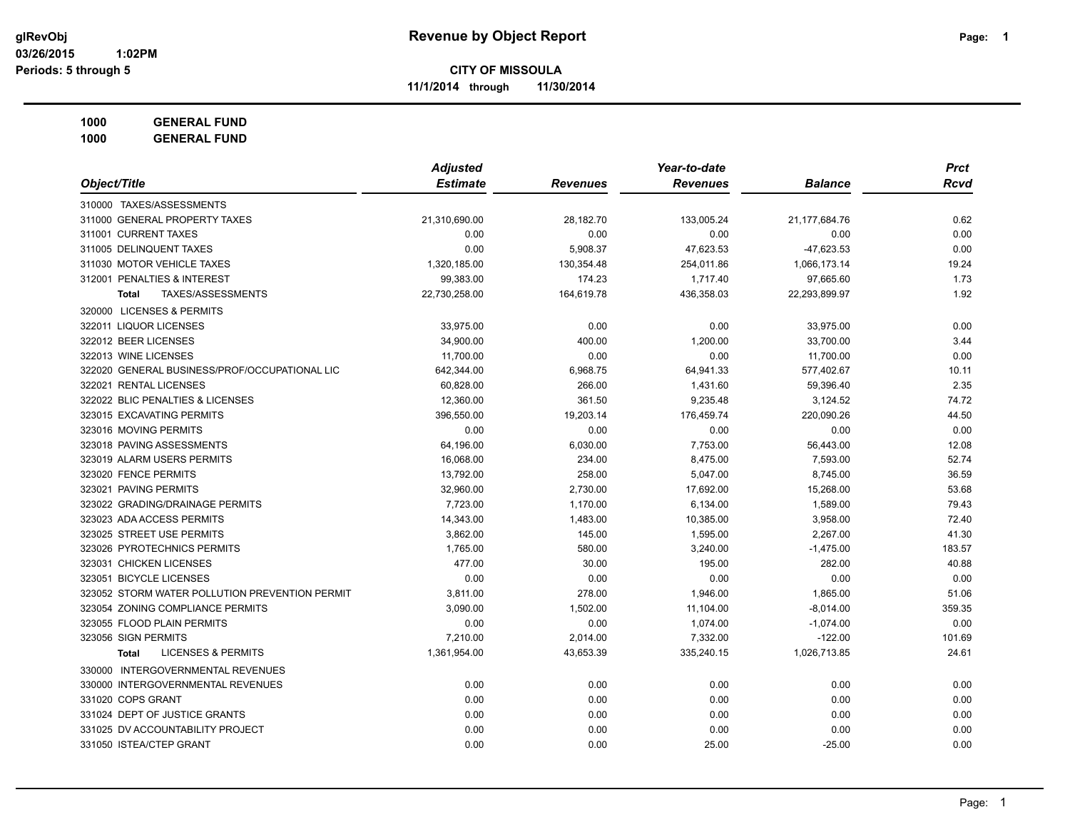# Revenue by Object Report

glRevObj
03/26/2015 1:02PM
Periods: 5 through 5

## CITY OF MISSOULA

**11/1/2014 through 11/30/2014**

**1000 GENERAL FUND**
**1000 GENERAL FUND**

| Object/Title | Adjusted Estimate | Revenues | Year-to-date Revenues | Balance | Prct Rcvd |
|---|---|---|---|---|---|
| 310000 TAXES/ASSESSMENTS | | | | | |
| 311000 GENERAL PROPERTY TAXES | 21,310,690.00 | 28,182.70 | 133,005.24 | 21,177,684.76 | 0.62 |
| 311001 CURRENT TAXES | 0.00 | 0.00 | 0.00 | 0.00 | 0.00 |
| 311005 DELINQUENT TAXES | 0.00 | 5,908.37 | 47,623.53 | -47,623.53 | 0.00 |
| 311030 MOTOR VEHICLE TAXES | 1,320,185.00 | 130,354.48 | 254,011.86 | 1,066,173.14 | 19.24 |
| 312001 PENALTIES & INTEREST | 99,383.00 | 174.23 | 1,717.40 | 97,665.60 | 1.73 |
| **Total** TAXES/ASSESSMENTS | 22,730,258.00 | 164,619.78 | 436,358.03 | 22,293,899.97 | 1.92 |
| 320000 LICENSES & PERMITS | | | | | |
| 322011 LIQUOR LICENSES | 33,975.00 | 0.00 | 0.00 | 33,975.00 | 0.00 |
| 322012 BEER LICENSES | 34,900.00 | 400.00 | 1,200.00 | 33,700.00 | 3.44 |
| 322013 WINE LICENSES | 11,700.00 | 0.00 | 0.00 | 11,700.00 | 0.00 |
| 322020 GENERAL BUSINESS/PROF/OCCUPATIONAL LIC | 642,344.00 | 6,968.75 | 64,941.33 | 577,402.67 | 10.11 |
| 322021 RENTAL LICENSES | 60,828.00 | 266.00 | 1,431.60 | 59,396.40 | 2.35 |
| 322022 BLIC PENALTIES & LICENSES | 12,360.00 | 361.50 | 9,235.48 | 3,124.52 | 74.72 |
| 323015 EXCAVATING PERMITS | 396,550.00 | 19,203.14 | 176,459.74 | 220,090.26 | 44.50 |
| 323016 MOVING PERMITS | 0.00 | 0.00 | 0.00 | 0.00 | 0.00 |
| 323018 PAVING ASSESSMENTS | 64,196.00 | 6,030.00 | 7,753.00 | 56,443.00 | 12.08 |
| 323019 ALARM USERS PERMITS | 16,068.00 | 234.00 | 8,475.00 | 7,593.00 | 52.74 |
| 323020 FENCE PERMITS | 13,792.00 | 258.00 | 5,047.00 | 8,745.00 | 36.59 |
| 323021 PAVING PERMITS | 32,960.00 | 2,730.00 | 17,692.00 | 15,268.00 | 53.68 |
| 323022 GRADING/DRAINAGE PERMITS | 7,723.00 | 1,170.00 | 6,134.00 | 1,589.00 | 79.43 |
| 323023 ADA ACCESS PERMITS | 14,343.00 | 1,483.00 | 10,385.00 | 3,958.00 | 72.40 |
| 323025 STREET USE PERMITS | 3,862.00 | 145.00 | 1,595.00 | 2,267.00 | 41.30 |
| 323026 PYROTECHNICS PERMITS | 1,765.00 | 580.00 | 3,240.00 | -1,475.00 | 183.57 |
| 323031 CHICKEN LICENSES | 477.00 | 30.00 | 195.00 | 282.00 | 40.88 |
| 323051 BICYCLE LICENSES | 0.00 | 0.00 | 0.00 | 0.00 | 0.00 |
| 323052 STORM WATER POLLUTION PREVENTION PERMIT | 3,811.00 | 278.00 | 1,946.00 | 1,865.00 | 51.06 |
| 323054 ZONING COMPLIANCE PERMITS | 3,090.00 | 1,502.00 | 11,104.00 | -8,014.00 | 359.35 |
| 323055 FLOOD PLAIN PERMITS | 0.00 | 0.00 | 1,074.00 | -1,074.00 | 0.00 |
| 323056 SIGN PERMITS | 7,210.00 | 2,014.00 | 7,332.00 | -122.00 | 101.69 |
| **Total** LICENSES & PERMITS | 1,361,954.00 | 43,653.39 | 335,240.15 | 1,026,713.85 | 24.61 |
| 330000 INTERGOVERNMENTAL REVENUES | | | | | |
| 330000 INTERGOVERNMENTAL REVENUES | 0.00 | 0.00 | 0.00 | 0.00 | 0.00 |
| 331020 COPS GRANT | 0.00 | 0.00 | 0.00 | 0.00 | 0.00 |
| 331024 DEPT OF JUSTICE GRANTS | 0.00 | 0.00 | 0.00 | 0.00 | 0.00 |
| 331025 DV ACCOUNTABILITY PROJECT | 0.00 | 0.00 | 0.00 | 0.00 | 0.00 |
| 331050 ISTEA/CTEP GRANT | 0.00 | 0.00 | 25.00 | -25.00 | 0.00 |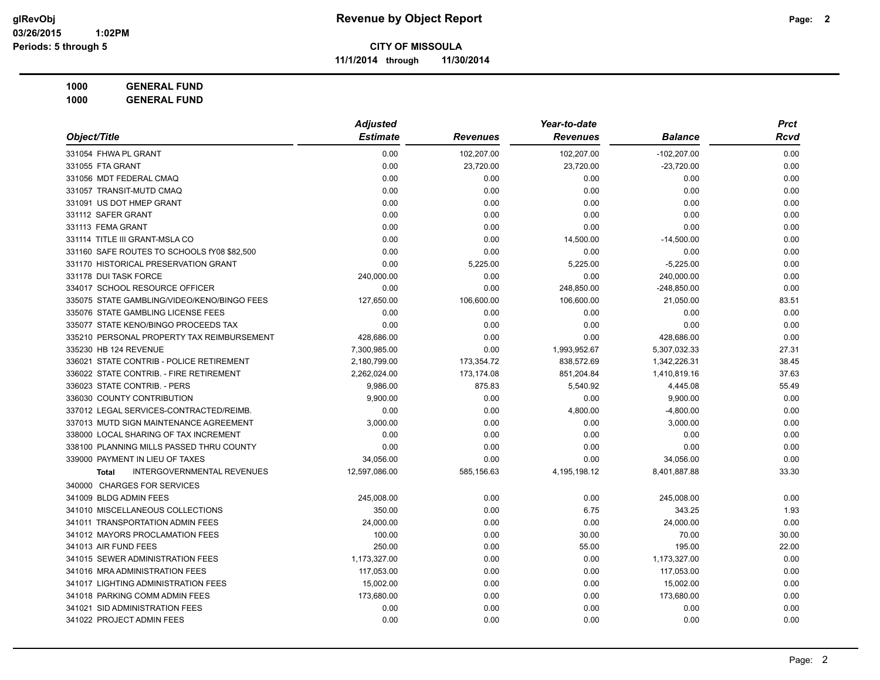# Revenue by Object Report

**CITY OF MISSOULA**

**11/1/2014 through 11/30/2014**

glRevObj
03/26/2015 1:02PM
Periods: 5 through 5

**1000 GENERAL FUND**
**1000 GENERAL FUND**

| Object/Title | Adjusted Estimate | Revenues | Year-to-date Revenues | Balance | Prct Rcvd |
|---|---|---|---|---|---|
| 331054 FHWA PL GRANT | 0.00 | 102,207.00 | 102,207.00 | -102,207.00 | 0.00 |
| 331055 FTA GRANT | 0.00 | 23,720.00 | 23,720.00 | -23,720.00 | 0.00 |
| 331056 MDT FEDERAL CMAQ | 0.00 | 0.00 | 0.00 | 0.00 | 0.00 |
| 331057 TRANSIT-MUTD CMAQ | 0.00 | 0.00 | 0.00 | 0.00 | 0.00 |
| 331091 US DOT HMEP GRANT | 0.00 | 0.00 | 0.00 | 0.00 | 0.00 |
| 331112 SAFER GRANT | 0.00 | 0.00 | 0.00 | 0.00 | 0.00 |
| 331113 FEMA GRANT | 0.00 | 0.00 | 0.00 | 0.00 | 0.00 |
| 331114 TITLE III GRANT-MSLA CO | 0.00 | 0.00 | 14,500.00 | -14,500.00 | 0.00 |
| 331160 SAFE ROUTES TO SCHOOLS fY08 $82,500 | 0.00 | 0.00 | 0.00 | 0.00 | 0.00 |
| 331170 HISTORICAL PRESERVATION GRANT | 0.00 | 5,225.00 | 5,225.00 | -5,225.00 | 0.00 |
| 331178 DUI TASK FORCE | 240,000.00 | 0.00 | 0.00 | 240,000.00 | 0.00 |
| 334017 SCHOOL RESOURCE OFFICER | 0.00 | 0.00 | 248,850.00 | -248,850.00 | 0.00 |
| 335075 STATE GAMBLING/VIDEO/KENO/BINGO FEES | 127,650.00 | 106,600.00 | 106,600.00 | 21,050.00 | 83.51 |
| 335076 STATE GAMBLING LICENSE FEES | 0.00 | 0.00 | 0.00 | 0.00 | 0.00 |
| 335077 STATE KENO/BINGO PROCEEDS TAX | 0.00 | 0.00 | 0.00 | 0.00 | 0.00 |
| 335210 PERSONAL PROPERTY TAX REIMBURSEMENT | 428,686.00 | 0.00 | 0.00 | 428,686.00 | 0.00 |
| 335230 HB 124 REVENUE | 7,300,985.00 | 0.00 | 1,993,952.67 | 5,307,032.33 | 27.31 |
| 336021 STATE CONTRIB - POLICE RETIREMENT | 2,180,799.00 | 173,354.72 | 838,572.69 | 1,342,226.31 | 38.45 |
| 336022 STATE CONTRIB. - FIRE RETIREMENT | 2,262,024.00 | 173,174.08 | 851,204.84 | 1,410,819.16 | 37.63 |
| 336023 STATE CONTRIB. - PERS | 9,986.00 | 875.83 | 5,540.92 | 4,445.08 | 55.49 |
| 336030 COUNTY CONTRIBUTION | 9,900.00 | 0.00 | 0.00 | 9,900.00 | 0.00 |
| 337012 LEGAL SERVICES-CONTRACTED/REIMB. | 0.00 | 0.00 | 4,800.00 | -4,800.00 | 0.00 |
| 337013 MUTD SIGN MAINTENANCE AGREEMENT | 3,000.00 | 0.00 | 0.00 | 3,000.00 | 0.00 |
| 338000 LOCAL SHARING OF TAX INCREMENT | 0.00 | 0.00 | 0.00 | 0.00 | 0.00 |
| 338100 PLANNING MILLS PASSED THRU COUNTY | 0.00 | 0.00 | 0.00 | 0.00 | 0.00 |
| 339000 PAYMENT IN LIEU OF TAXES | 34,056.00 | 0.00 | 0.00 | 34,056.00 | 0.00 |
| **Total** INTERGOVERNMENTAL REVENUES | 12,597,086.00 | 585,156.63 | 4,195,198.12 | 8,401,887.88 | 33.30 |
| 340000 CHARGES FOR SERVICES | | | | | |
| 341009 BLDG ADMIN FEES | 245,008.00 | 0.00 | 0.00 | 245,008.00 | 0.00 |
| 341010 MISCELLANEOUS COLLECTIONS | 350.00 | 0.00 | 6.75 | 343.25 | 1.93 |
| 341011 TRANSPORTATION ADMIN FEES | 24,000.00 | 0.00 | 0.00 | 24,000.00 | 0.00 |
| 341012 MAYORS PROCLAMATION FEES | 100.00 | 0.00 | 30.00 | 70.00 | 30.00 |
| 341013 AIR FUND FEES | 250.00 | 0.00 | 55.00 | 195.00 | 22.00 |
| 341015 SEWER ADMINISTRATION FEES | 1,173,327.00 | 0.00 | 0.00 | 1,173,327.00 | 0.00 |
| 341016 MRA ADMINISTRATION FEES | 117,053.00 | 0.00 | 0.00 | 117,053.00 | 0.00 |
| 341017 LIGHTING ADMINISTRATION FEES | 15,002.00 | 0.00 | 0.00 | 15,002.00 | 0.00 |
| 341018 PARKING COMM ADMIN FEES | 173,680.00 | 0.00 | 0.00 | 173,680.00 | 0.00 |
| 341021 SID ADMINISTRATION FEES | 0.00 | 0.00 | 0.00 | 0.00 | 0.00 |
| 341022 PROJECT ADMIN FEES | 0.00 | 0.00 | 0.00 | 0.00 | 0.00 |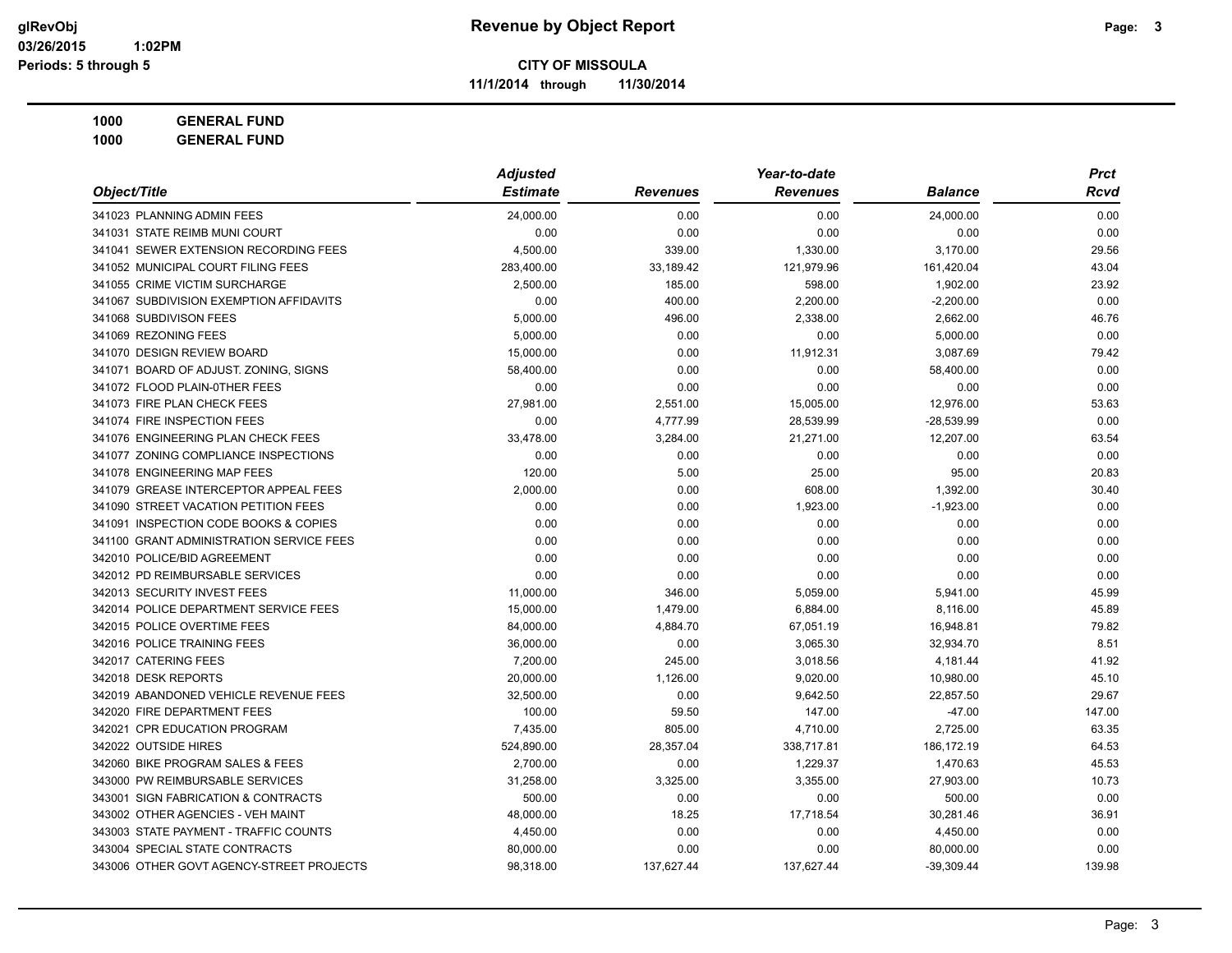**glRevObj** **Revenue by Object Report**
**03/26/2015 1:02PM**
**Periods: 5 through 5**

**CITY OF MISSOULA**
**11/1/2014 through 11/30/2014**

**1000 GENERAL FUND**
**1000 GENERAL FUND**

| Object/Title | Adjusted Estimate | Revenues | Year-to-date Revenues | Balance | Prct Rcvd |
|---|---|---|---|---|---|
| 341023 PLANNING ADMIN FEES | 24,000.00 | 0.00 | 0.00 | 24,000.00 | 0.00 |
| 341031 STATE REIMB MUNI COURT | 0.00 | 0.00 | 0.00 | 0.00 | 0.00 |
| 341041 SEWER EXTENSION RECORDING FEES | 4,500.00 | 339.00 | 1,330.00 | 3,170.00 | 29.56 |
| 341052 MUNICIPAL COURT FILING FEES | 283,400.00 | 33,189.42 | 121,979.96 | 161,420.04 | 43.04 |
| 341055 CRIME VICTIM SURCHARGE | 2,500.00 | 185.00 | 598.00 | 1,902.00 | 23.92 |
| 341067 SUBDIVISION EXEMPTION AFFIDAVITS | 0.00 | 400.00 | 2,200.00 | -2,200.00 | 0.00 |
| 341068 SUBDIVISON FEES | 5,000.00 | 496.00 | 2,338.00 | 2,662.00 | 46.76 |
| 341069 REZONING FEES | 5,000.00 | 0.00 | 0.00 | 5,000.00 | 0.00 |
| 341070 DESIGN REVIEW BOARD | 15,000.00 | 0.00 | 11,912.31 | 3,087.69 | 79.42 |
| 341071 BOARD OF ADJUST. ZONING, SIGNS | 58,400.00 | 0.00 | 0.00 | 58,400.00 | 0.00 |
| 341072 FLOOD PLAIN-0THER FEES | 0.00 | 0.00 | 0.00 | 0.00 | 0.00 |
| 341073 FIRE PLAN CHECK FEES | 27,981.00 | 2,551.00 | 15,005.00 | 12,976.00 | 53.63 |
| 341074 FIRE INSPECTION FEES | 0.00 | 4,777.99 | 28,539.99 | -28,539.99 | 0.00 |
| 341076 ENGINEERING PLAN CHECK FEES | 33,478.00 | 3,284.00 | 21,271.00 | 12,207.00 | 63.54 |
| 341077 ZONING COMPLIANCE INSPECTIONS | 0.00 | 0.00 | 0.00 | 0.00 | 0.00 |
| 341078 ENGINEERING MAP FEES | 120.00 | 5.00 | 25.00 | 95.00 | 20.83 |
| 341079 GREASE INTERCEPTOR APPEAL FEES | 2,000.00 | 0.00 | 608.00 | 1,392.00 | 30.40 |
| 341090 STREET VACATION PETITION FEES | 0.00 | 0.00 | 1,923.00 | -1,923.00 | 0.00 |
| 341091 INSPECTION CODE BOOKS & COPIES | 0.00 | 0.00 | 0.00 | 0.00 | 0.00 |
| 341100 GRANT ADMINISTRATION SERVICE FEES | 0.00 | 0.00 | 0.00 | 0.00 | 0.00 |
| 342010 POLICE/BID AGREEMENT | 0.00 | 0.00 | 0.00 | 0.00 | 0.00 |
| 342012 PD REIMBURSABLE SERVICES | 0.00 | 0.00 | 0.00 | 0.00 | 0.00 |
| 342013 SECURITY INVEST FEES | 11,000.00 | 346.00 | 5,059.00 | 5,941.00 | 45.99 |
| 342014 POLICE DEPARTMENT SERVICE FEES | 15,000.00 | 1,479.00 | 6,884.00 | 8,116.00 | 45.89 |
| 342015 POLICE OVERTIME FEES | 84,000.00 | 4,884.70 | 67,051.19 | 16,948.81 | 79.82 |
| 342016 POLICE TRAINING FEES | 36,000.00 | 0.00 | 3,065.30 | 32,934.70 | 8.51 |
| 342017 CATERING FEES | 7,200.00 | 245.00 | 3,018.56 | 4,181.44 | 41.92 |
| 342018 DESK REPORTS | 20,000.00 | 1,126.00 | 9,020.00 | 10,980.00 | 45.10 |
| 342019 ABANDONED VEHICLE REVENUE FEES | 32,500.00 | 0.00 | 9,642.50 | 22,857.50 | 29.67 |
| 342020 FIRE DEPARTMENT FEES | 100.00 | 59.50 | 147.00 | -47.00 | 147.00 |
| 342021 CPR EDUCATION PROGRAM | 7,435.00 | 805.00 | 4,710.00 | 2,725.00 | 63.35 |
| 342022 OUTSIDE HIRES | 524,890.00 | 28,357.04 | 338,717.81 | 186,172.19 | 64.53 |
| 342060 BIKE PROGRAM SALES & FEES | 2,700.00 | 0.00 | 1,229.37 | 1,470.63 | 45.53 |
| 343000 PW REIMBURSABLE SERVICES | 31,258.00 | 3,325.00 | 3,355.00 | 27,903.00 | 10.73 |
| 343001 SIGN FABRICATION & CONTRACTS | 500.00 | 0.00 | 0.00 | 500.00 | 0.00 |
| 343002 OTHER AGENCIES - VEH MAINT | 48,000.00 | 18.25 | 17,718.54 | 30,281.46 | 36.91 |
| 343003 STATE PAYMENT - TRAFFIC COUNTS | 4,450.00 | 0.00 | 0.00 | 4,450.00 | 0.00 |
| 343004 SPECIAL STATE CONTRACTS | 80,000.00 | 0.00 | 0.00 | 80,000.00 | 0.00 |
| 343006 OTHER GOVT AGENCY-STREET PROJECTS | 98,318.00 | 137,627.44 | 137,627.44 | -39,309.44 | 139.98 |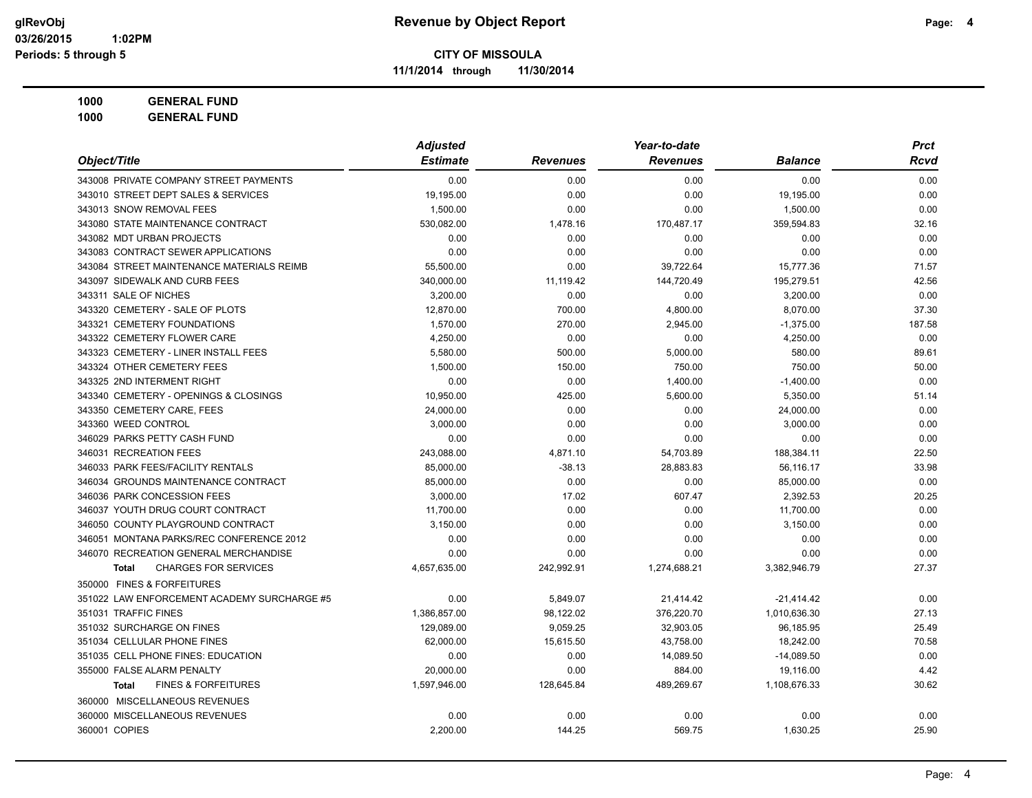**Revenue by Object Report**

**CITY OF MISSOULA**

**11/1/2014 through 11/30/2014**

glRevObj
03/26/2015 1:02PM
Periods: 5 through 5

**1000 GENERAL FUND**
**1000 GENERAL FUND**

| Object/Title | Adjusted Estimate | Revenues | Year-to-date Revenues | Balance | Prct Rcvd |
|---|---|---|---|---|---|
| 343008 PRIVATE COMPANY STREET PAYMENTS | 0.00 | 0.00 | 0.00 | 0.00 | 0.00 |
| 343010 STREET DEPT SALES & SERVICES | 19,195.00 | 0.00 | 0.00 | 19,195.00 | 0.00 |
| 343013 SNOW REMOVAL FEES | 1,500.00 | 0.00 | 0.00 | 1,500.00 | 0.00 |
| 343080 STATE MAINTENANCE CONTRACT | 530,082.00 | 1,478.16 | 170,487.17 | 359,594.83 | 32.16 |
| 343082 MDT URBAN PROJECTS | 0.00 | 0.00 | 0.00 | 0.00 | 0.00 |
| 343083 CONTRACT SEWER APPLICATIONS | 0.00 | 0.00 | 0.00 | 0.00 | 0.00 |
| 343084 STREET MAINTENANCE MATERIALS REIMB | 55,500.00 | 0.00 | 39,722.64 | 15,777.36 | 71.57 |
| 343097 SIDEWALK AND CURB FEES | 340,000.00 | 11,119.42 | 144,720.49 | 195,279.51 | 42.56 |
| 343311 SALE OF NICHES | 3,200.00 | 0.00 | 0.00 | 3,200.00 | 0.00 |
| 343320 CEMETERY - SALE OF PLOTS | 12,870.00 | 700.00 | 4,800.00 | 8,070.00 | 37.30 |
| 343321 CEMETERY FOUNDATIONS | 1,570.00 | 270.00 | 2,945.00 | -1,375.00 | 187.58 |
| 343322 CEMETERY FLOWER CARE | 4,250.00 | 0.00 | 0.00 | 4,250.00 | 0.00 |
| 343323 CEMETERY - LINER INSTALL FEES | 5,580.00 | 500.00 | 5,000.00 | 580.00 | 89.61 |
| 343324 OTHER CEMETERY FEES | 1,500.00 | 150.00 | 750.00 | 750.00 | 50.00 |
| 343325 2ND INTERMENT RIGHT | 0.00 | 0.00 | 1,400.00 | -1,400.00 | 0.00 |
| 343340 CEMETERY - OPENINGS & CLOSINGS | 10,950.00 | 425.00 | 5,600.00 | 5,350.00 | 51.14 |
| 343350 CEMETERY CARE, FEES | 24,000.00 | 0.00 | 0.00 | 24,000.00 | 0.00 |
| 343360 WEED CONTROL | 3,000.00 | 0.00 | 0.00 | 3,000.00 | 0.00 |
| 346029 PARKS PETTY CASH FUND | 0.00 | 0.00 | 0.00 | 0.00 | 0.00 |
| 346031 RECREATION FEES | 243,088.00 | 4,871.10 | 54,703.89 | 188,384.11 | 22.50 |
| 346033 PARK FEES/FACILITY RENTALS | 85,000.00 | -38.13 | 28,883.83 | 56,116.17 | 33.98 |
| 346034 GROUNDS MAINTENANCE CONTRACT | 85,000.00 | 0.00 | 0.00 | 85,000.00 | 0.00 |
| 346036 PARK CONCESSION FEES | 3,000.00 | 17.02 | 607.47 | 2,392.53 | 20.25 |
| 346037 YOUTH DRUG COURT CONTRACT | 11,700.00 | 0.00 | 0.00 | 11,700.00 | 0.00 |
| 346050 COUNTY PLAYGROUND CONTRACT | 3,150.00 | 0.00 | 0.00 | 3,150.00 | 0.00 |
| 346051 MONTANA PARKS/REC CONFERENCE 2012 | 0.00 | 0.00 | 0.00 | 0.00 | 0.00 |
| 346070 RECREATION GENERAL MERCHANDISE | 0.00 | 0.00 | 0.00 | 0.00 | 0.00 |
| **Total** CHARGES FOR SERVICES | 4,657,635.00 | 242,992.91 | 1,274,688.21 | 3,382,946.79 | 27.37 |
| 350000 FINES & FORFEITURES | | | | | |
| 351022 LAW ENFORCEMENT ACADEMY SURCHARGE #5 | 0.00 | 5,849.07 | 21,414.42 | -21,414.42 | 0.00 |
| 351031 TRAFFIC FINES | 1,386,857.00 | 98,122.02 | 376,220.70 | 1,010,636.30 | 27.13 |
| 351032 SURCHARGE ON FINES | 129,089.00 | 9,059.25 | 32,903.05 | 96,185.95 | 25.49 |
| 351034 CELLULAR PHONE FINES | 62,000.00 | 15,615.50 | 43,758.00 | 18,242.00 | 70.58 |
| 351035 CELL PHONE FINES: EDUCATION | 0.00 | 0.00 | 14,089.50 | -14,089.50 | 0.00 |
| 355000 FALSE ALARM PENALTY | 20,000.00 | 0.00 | 884.00 | 19,116.00 | 4.42 |
| **Total** FINES & FORFEITURES | 1,597,946.00 | 128,645.84 | 489,269.67 | 1,108,676.33 | 30.62 |
| 360000 MISCELLANEOUS REVENUES | | | | | |
| 360000 MISCELLANEOUS REVENUES | 0.00 | 0.00 | 0.00 | 0.00 | 0.00 |
| 360001 COPIES | 2,200.00 | 144.25 | 569.75 | 1,630.25 | 25.90 |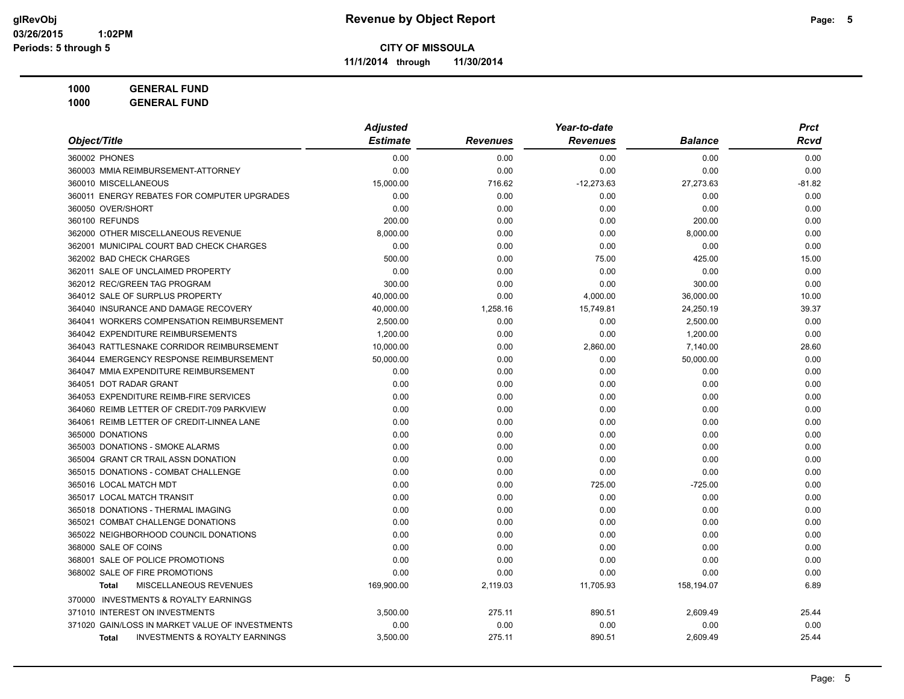**Revenue by Object Report**

**CITY OF MISSOULA**

**11/1/2014 through 11/30/2014**

glRevObj
03/26/2015 1:02PM
Periods: 5 through 5

**1000 GENERAL FUND**
**1000 GENERAL FUND**

| Object/Title | Adjusted Estimate | Revenues | Year-to-date Revenues | Balance | Prct Rcvd |
|---|---|---|---|---|---|
| 360002 PHONES | 0.00 | 0.00 | 0.00 | 0.00 | 0.00 |
| 360003 MMIA REIMBURSEMENT-ATTORNEY | 0.00 | 0.00 | 0.00 | 0.00 | 0.00 |
| 360010 MISCELLANEOUS | 15,000.00 | 716.62 | -12,273.63 | 27,273.63 | -81.82 |
| 360011 ENERGY REBATES FOR COMPUTER UPGRADES | 0.00 | 0.00 | 0.00 | 0.00 | 0.00 |
| 360050 OVER/SHORT | 0.00 | 0.00 | 0.00 | 0.00 | 0.00 |
| 360100 REFUNDS | 200.00 | 0.00 | 0.00 | 200.00 | 0.00 |
| 362000 OTHER MISCELLANEOUS REVENUE | 8,000.00 | 0.00 | 0.00 | 8,000.00 | 0.00 |
| 362001 MUNICIPAL COURT BAD CHECK CHARGES | 0.00 | 0.00 | 0.00 | 0.00 | 0.00 |
| 362002 BAD CHECK CHARGES | 500.00 | 0.00 | 75.00 | 425.00 | 15.00 |
| 362011 SALE OF UNCLAIMED PROPERTY | 0.00 | 0.00 | 0.00 | 0.00 | 0.00 |
| 362012 REC/GREEN TAG PROGRAM | 300.00 | 0.00 | 0.00 | 300.00 | 0.00 |
| 364012 SALE OF SURPLUS PROPERTY | 40,000.00 | 0.00 | 4,000.00 | 36,000.00 | 10.00 |
| 364040 INSURANCE AND DAMAGE RECOVERY | 40,000.00 | 1,258.16 | 15,749.81 | 24,250.19 | 39.37 |
| 364041 WORKERS COMPENSATION REIMBURSEMENT | 2,500.00 | 0.00 | 0.00 | 2,500.00 | 0.00 |
| 364042 EXPENDITURE REIMBURSEMENTS | 1,200.00 | 0.00 | 0.00 | 1,200.00 | 0.00 |
| 364043 RATTLESNAKE CORRIDOR REIMBURSEMENT | 10,000.00 | 0.00 | 2,860.00 | 7,140.00 | 28.60 |
| 364044 EMERGENCY RESPONSE REIMBURSEMENT | 50,000.00 | 0.00 | 0.00 | 50,000.00 | 0.00 |
| 364047 MMIA EXPENDITURE REIMBURSEMENT | 0.00 | 0.00 | 0.00 | 0.00 | 0.00 |
| 364051 DOT RADAR GRANT | 0.00 | 0.00 | 0.00 | 0.00 | 0.00 |
| 364053 EXPENDITURE REIMB-FIRE SERVICES | 0.00 | 0.00 | 0.00 | 0.00 | 0.00 |
| 364060 REIMB LETTER OF CREDIT-709 PARKVIEW | 0.00 | 0.00 | 0.00 | 0.00 | 0.00 |
| 364061 REIMB LETTER OF CREDIT-LINNEA LANE | 0.00 | 0.00 | 0.00 | 0.00 | 0.00 |
| 365000 DONATIONS | 0.00 | 0.00 | 0.00 | 0.00 | 0.00 |
| 365003 DONATIONS - SMOKE ALARMS | 0.00 | 0.00 | 0.00 | 0.00 | 0.00 |
| 365004 GRANT CR TRAIL ASSN DONATION | 0.00 | 0.00 | 0.00 | 0.00 | 0.00 |
| 365015 DONATIONS - COMBAT CHALLENGE | 0.00 | 0.00 | 0.00 | 0.00 | 0.00 |
| 365016 LOCAL MATCH MDT | 0.00 | 0.00 | 725.00 | -725.00 | 0.00 |
| 365017 LOCAL MATCH TRANSIT | 0.00 | 0.00 | 0.00 | 0.00 | 0.00 |
| 365018 DONATIONS - THERMAL IMAGING | 0.00 | 0.00 | 0.00 | 0.00 | 0.00 |
| 365021 COMBAT CHALLENGE DONATIONS | 0.00 | 0.00 | 0.00 | 0.00 | 0.00 |
| 365022 NEIGHBORHOOD COUNCIL DONATIONS | 0.00 | 0.00 | 0.00 | 0.00 | 0.00 |
| 368000 SALE OF COINS | 0.00 | 0.00 | 0.00 | 0.00 | 0.00 |
| 368001 SALE OF POLICE PROMOTIONS | 0.00 | 0.00 | 0.00 | 0.00 | 0.00 |
| 368002 SALE OF FIRE PROMOTIONS | 0.00 | 0.00 | 0.00 | 0.00 | 0.00 |
| **Total** MISCELLANEOUS REVENUES | 169,900.00 | 2,119.03 | 11,705.93 | 158,194.07 | 6.89 |
| 370000 INVESTMENTS & ROYALTY EARNINGS | | | | | |
| 371010 INTEREST ON INVESTMENTS | 3,500.00 | 275.11 | 890.51 | 2,609.49 | 25.44 |
| 371020 GAIN/LOSS IN MARKET VALUE OF INVESTMENTS | 0.00 | 0.00 | 0.00 | 0.00 | 0.00 |
| **Total** INVESTMENTS & ROYALTY EARNINGS | 3,500.00 | 275.11 | 890.51 | 2,609.49 | 25.44 |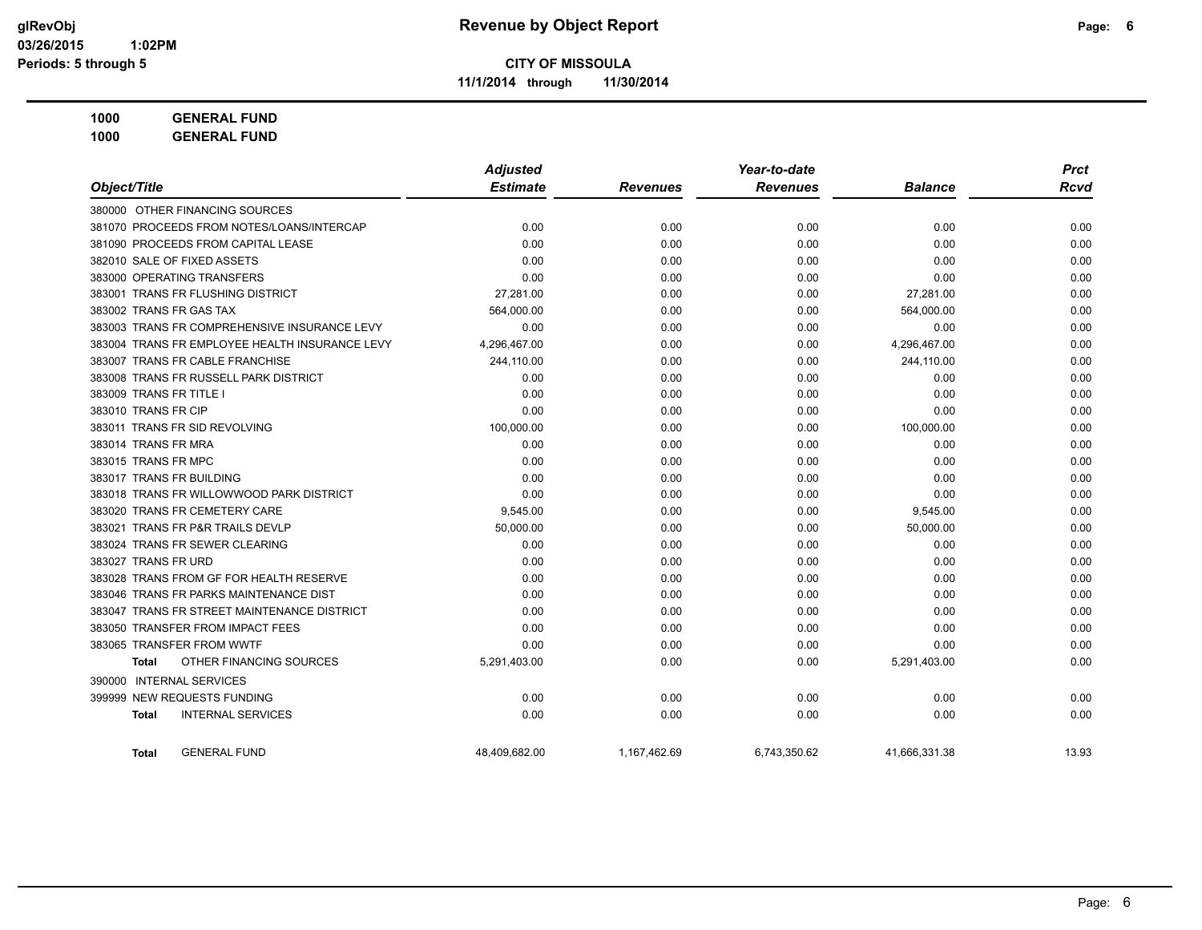**glRevObj**
**03/26/2015 1:02PM**
**Periods: 5 through 5**

# Revenue by Object Report

**CITY OF MISSOULA**
**11/1/2014 through 11/30/2014**

**1000 GENERAL FUND**
**1000 GENERAL FUND**

| Object/Title | Adjusted Estimate | Revenues | Year-to-date Revenues | Balance | Prct Rcvd |
|---|---|---|---|---|---|
| 380000 OTHER FINANCING SOURCES | | | | | |
| 381070 PROCEEDS FROM NOTES/LOANS/INTERCAP | 0.00 | 0.00 | 0.00 | 0.00 | 0.00 |
| 381090 PROCEEDS FROM CAPITAL LEASE | 0.00 | 0.00 | 0.00 | 0.00 | 0.00 |
| 382010 SALE OF FIXED ASSETS | 0.00 | 0.00 | 0.00 | 0.00 | 0.00 |
| 383000 OPERATING TRANSFERS | 0.00 | 0.00 | 0.00 | 0.00 | 0.00 |
| 383001 TRANS FR FLUSHING DISTRICT | 27,281.00 | 0.00 | 0.00 | 27,281.00 | 0.00 |
| 383002 TRANS FR GAS TAX | 564,000.00 | 0.00 | 0.00 | 564,000.00 | 0.00 |
| 383003 TRANS FR COMPREHENSIVE INSURANCE LEVY | 0.00 | 0.00 | 0.00 | 0.00 | 0.00 |
| 383004 TRANS FR EMPLOYEE HEALTH INSURANCE LEVY | 4,296,467.00 | 0.00 | 0.00 | 4,296,467.00 | 0.00 |
| 383007 TRANS FR CABLE FRANCHISE | 244,110.00 | 0.00 | 0.00 | 244,110.00 | 0.00 |
| 383008 TRANS FR RUSSELL PARK DISTRICT | 0.00 | 0.00 | 0.00 | 0.00 | 0.00 |
| 383009 TRANS FR TITLE I | 0.00 | 0.00 | 0.00 | 0.00 | 0.00 |
| 383010 TRANS FR CIP | 0.00 | 0.00 | 0.00 | 0.00 | 0.00 |
| 383011 TRANS FR SID REVOLVING | 100,000.00 | 0.00 | 0.00 | 100,000.00 | 0.00 |
| 383014 TRANS FR MRA | 0.00 | 0.00 | 0.00 | 0.00 | 0.00 |
| 383015 TRANS FR MPC | 0.00 | 0.00 | 0.00 | 0.00 | 0.00 |
| 383017 TRANS FR BUILDING | 0.00 | 0.00 | 0.00 | 0.00 | 0.00 |
| 383018 TRANS FR WILLOWWOOD PARK DISTRICT | 0.00 | 0.00 | 0.00 | 0.00 | 0.00 |
| 383020 TRANS FR CEMETERY CARE | 9,545.00 | 0.00 | 0.00 | 9,545.00 | 0.00 |
| 383021 TRANS FR P&R TRAILS DEVLP | 50,000.00 | 0.00 | 0.00 | 50,000.00 | 0.00 |
| 383024 TRANS FR SEWER CLEARING | 0.00 | 0.00 | 0.00 | 0.00 | 0.00 |
| 383027 TRANS FR URD | 0.00 | 0.00 | 0.00 | 0.00 | 0.00 |
| 383028 TRANS FROM GF FOR HEALTH RESERVE | 0.00 | 0.00 | 0.00 | 0.00 | 0.00 |
| 383046 TRANS FR PARKS MAINTENANCE DIST | 0.00 | 0.00 | 0.00 | 0.00 | 0.00 |
| 383047 TRANS FR STREET MAINTENANCE DISTRICT | 0.00 | 0.00 | 0.00 | 0.00 | 0.00 |
| 383050 TRANSFER FROM IMPACT FEES | 0.00 | 0.00 | 0.00 | 0.00 | 0.00 |
| 383065 TRANSFER FROM WWTF | 0.00 | 0.00 | 0.00 | 0.00 | 0.00 |
| **Total** OTHER FINANCING SOURCES | 5,291,403.00 | 0.00 | 0.00 | 5,291,403.00 | 0.00 |
| 390000 INTERNAL SERVICES | | | | | |
| 399999 NEW REQUESTS FUNDING | 0.00 | 0.00 | 0.00 | 0.00 | 0.00 |
| **Total** INTERNAL SERVICES | 0.00 | 0.00 | 0.00 | 0.00 | 0.00 |
| **Total** GENERAL FUND | 48,409,682.00 | 1,167,462.69 | 6,743,350.62 | 41,666,331.38 | 13.93 |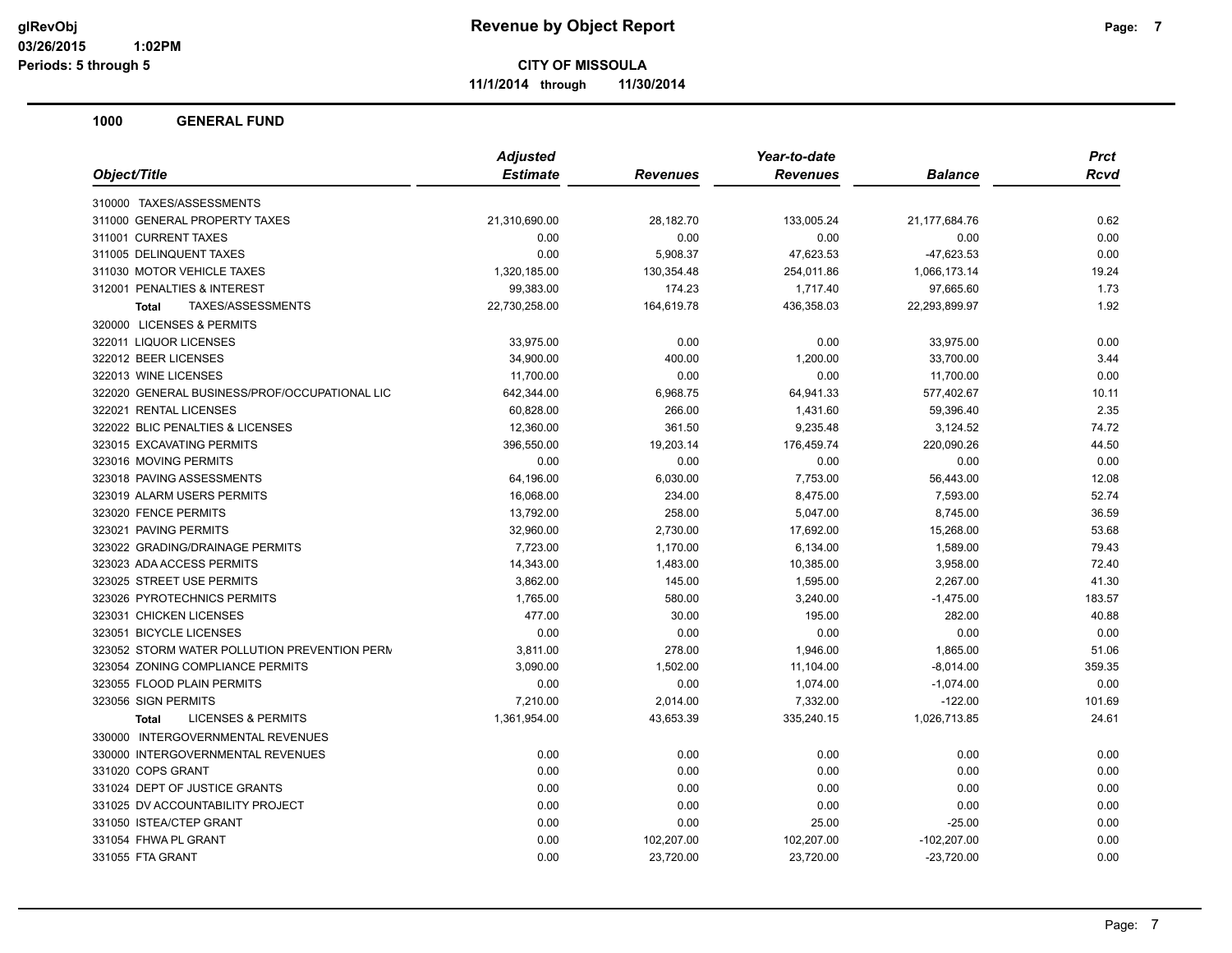# Revenue by Object Report

glRevObj
03/26/2015 1:02PM
Periods: 5 through 5

**CITY OF MISSOULA**

**11/1/2014 through 11/30/2014**

## 1000 GENERAL FUND

| Object/Title | Adjusted Estimate | Revenues | Year-to-date Revenues | Balance | Prct Rcvd |
|---|---|---|---|---|---|
| 310000 TAXES/ASSESSMENTS | | | | | |
| 311000 GENERAL PROPERTY TAXES | 21,310,690.00 | 28,182.70 | 133,005.24 | 21,177,684.76 | 0.62 |
| 311001 CURRENT TAXES | 0.00 | 0.00 | 0.00 | 0.00 | 0.00 |
| 311005 DELINQUENT TAXES | 0.00 | 5,908.37 | 47,623.53 | -47,623.53 | 0.00 |
| 311030 MOTOR VEHICLE TAXES | 1,320,185.00 | 130,354.48 | 254,011.86 | 1,066,173.14 | 19.24 |
| 312001 PENALTIES & INTEREST | 99,383.00 | 174.23 | 1,717.40 | 97,665.60 | 1.73 |
| **Total** TAXES/ASSESSMENTS | 22,730,258.00 | 164,619.78 | 436,358.03 | 22,293,899.97 | 1.92 |
| 320000 LICENSES & PERMITS | | | | | |
| 322011 LIQUOR LICENSES | 33,975.00 | 0.00 | 0.00 | 33,975.00 | 0.00 |
| 322012 BEER LICENSES | 34,900.00 | 400.00 | 1,200.00 | 33,700.00 | 3.44 |
| 322013 WINE LICENSES | 11,700.00 | 0.00 | 0.00 | 11,700.00 | 0.00 |
| 322020 GENERAL BUSINESS/PROF/OCCUPATIONAL LIC | 642,344.00 | 6,968.75 | 64,941.33 | 577,402.67 | 10.11 |
| 322021 RENTAL LICENSES | 60,828.00 | 266.00 | 1,431.60 | 59,396.40 | 2.35 |
| 322022 BLIC PENALTIES & LICENSES | 12,360.00 | 361.50 | 9,235.48 | 3,124.52 | 74.72 |
| 323015 EXCAVATING PERMITS | 396,550.00 | 19,203.14 | 176,459.74 | 220,090.26 | 44.50 |
| 323016 MOVING PERMITS | 0.00 | 0.00 | 0.00 | 0.00 | 0.00 |
| 323018 PAVING ASSESSMENTS | 64,196.00 | 6,030.00 | 7,753.00 | 56,443.00 | 12.08 |
| 323019 ALARM USERS PERMITS | 16,068.00 | 234.00 | 8,475.00 | 7,593.00 | 52.74 |
| 323020 FENCE PERMITS | 13,792.00 | 258.00 | 5,047.00 | 8,745.00 | 36.59 |
| 323021 PAVING PERMITS | 32,960.00 | 2,730.00 | 17,692.00 | 15,268.00 | 53.68 |
| 323022 GRADING/DRAINAGE PERMITS | 7,723.00 | 1,170.00 | 6,134.00 | 1,589.00 | 79.43 |
| 323023 ADA ACCESS PERMITS | 14,343.00 | 1,483.00 | 10,385.00 | 3,958.00 | 72.40 |
| 323025 STREET USE PERMITS | 3,862.00 | 145.00 | 1,595.00 | 2,267.00 | 41.30 |
| 323026 PYROTECHNICS PERMITS | 1,765.00 | 580.00 | 3,240.00 | -1,475.00 | 183.57 |
| 323031 CHICKEN LICENSES | 477.00 | 30.00 | 195.00 | 282.00 | 40.88 |
| 323051 BICYCLE LICENSES | 0.00 | 0.00 | 0.00 | 0.00 | 0.00 |
| 323052 STORM WATER POLLUTION PREVENTION PERM | 3,811.00 | 278.00 | 1,946.00 | 1,865.00 | 51.06 |
| 323054 ZONING COMPLIANCE PERMITS | 3,090.00 | 1,502.00 | 11,104.00 | -8,014.00 | 359.35 |
| 323055 FLOOD PLAIN PERMITS | 0.00 | 0.00 | 1,074.00 | -1,074.00 | 0.00 |
| 323056 SIGN PERMITS | 7,210.00 | 2,014.00 | 7,332.00 | -122.00 | 101.69 |
| **Total** LICENSES & PERMITS | 1,361,954.00 | 43,653.39 | 335,240.15 | 1,026,713.85 | 24.61 |
| 330000 INTERGOVERNMENTAL REVENUES | | | | | |
| 330000 INTERGOVERNMENTAL REVENUES | 0.00 | 0.00 | 0.00 | 0.00 | 0.00 |
| 331020 COPS GRANT | 0.00 | 0.00 | 0.00 | 0.00 | 0.00 |
| 331024 DEPT OF JUSTICE GRANTS | 0.00 | 0.00 | 0.00 | 0.00 | 0.00 |
| 331025 DV ACCOUNTABILITY PROJECT | 0.00 | 0.00 | 0.00 | 0.00 | 0.00 |
| 331050 ISTEA/CTEP GRANT | 0.00 | 0.00 | 25.00 | -25.00 | 0.00 |
| 331054 FHWA PL GRANT | 0.00 | 102,207.00 | 102,207.00 | -102,207.00 | 0.00 |
| 331055 FTA GRANT | 0.00 | 23,720.00 | 23,720.00 | -23,720.00 | 0.00 |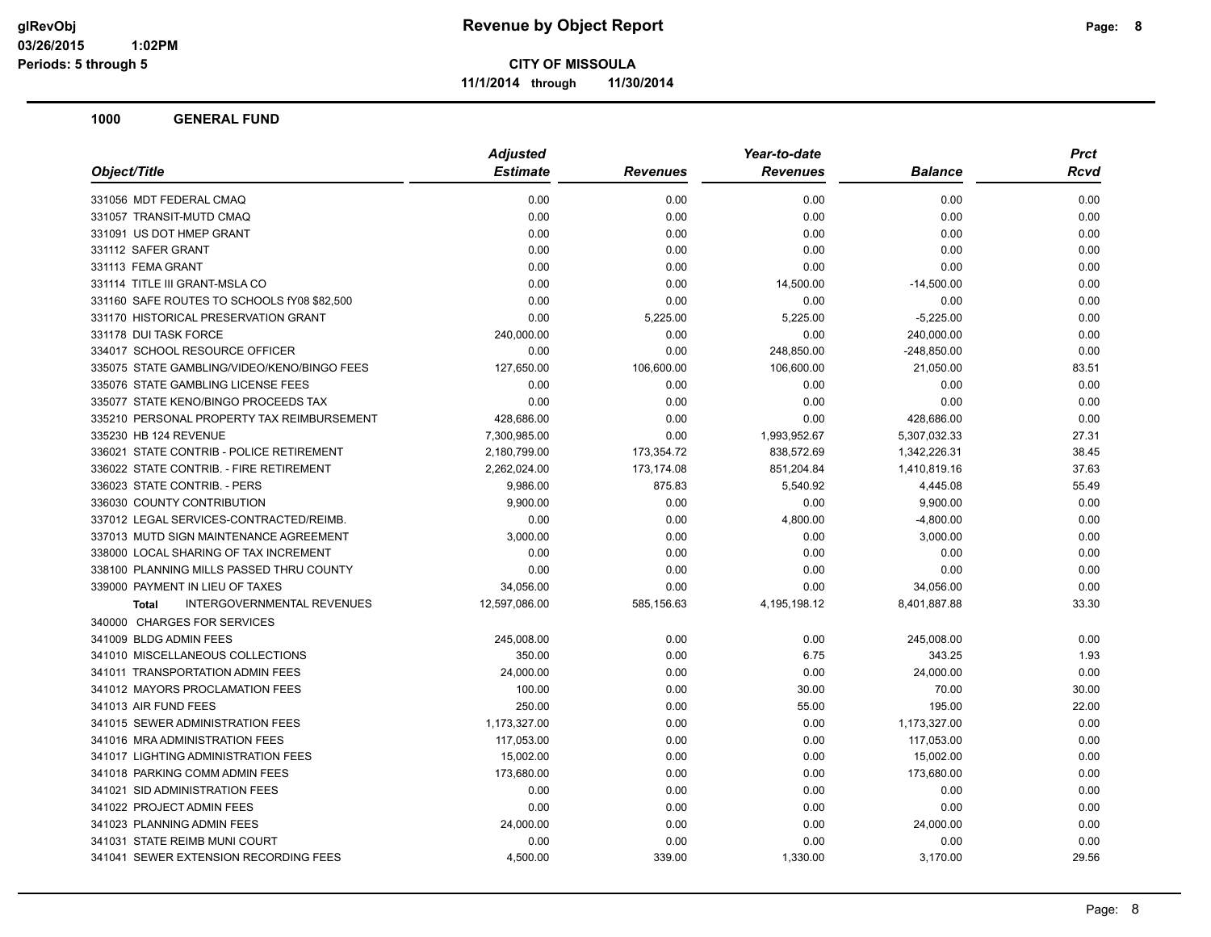# Revenue by Object Report

**CITY OF MISSOULA**

**11/1/2014 through 11/30/2014**

glRevObj
03/26/2015 1:02PM
Periods: 5 through 5

## 1000 GENERAL FUND

| Object/Title | Adjusted Estimate | Revenues | Year-to-date Revenues | Balance | Prct Rcvd |
|---|---|---|---|---|---|
| 331056 MDT FEDERAL CMAQ | 0.00 | 0.00 | 0.00 | 0.00 | 0.00 |
| 331057 TRANSIT-MUTD CMAQ | 0.00 | 0.00 | 0.00 | 0.00 | 0.00 |
| 331091 US DOT HMEP GRANT | 0.00 | 0.00 | 0.00 | 0.00 | 0.00 |
| 331112 SAFER GRANT | 0.00 | 0.00 | 0.00 | 0.00 | 0.00 |
| 331113 FEMA GRANT | 0.00 | 0.00 | 0.00 | 0.00 | 0.00 |
| 331114 TITLE III GRANT-MSLA CO | 0.00 | 0.00 | 14,500.00 | -14,500.00 | 0.00 |
| 331160 SAFE ROUTES TO SCHOOLS fY08 $82,500 | 0.00 | 0.00 | 0.00 | 0.00 | 0.00 |
| 331170 HISTORICAL PRESERVATION GRANT | 0.00 | 5,225.00 | 5,225.00 | -5,225.00 | 0.00 |
| 331178 DUI TASK FORCE | 240,000.00 | 0.00 | 0.00 | 240,000.00 | 0.00 |
| 334017 SCHOOL RESOURCE OFFICER | 0.00 | 0.00 | 248,850.00 | -248,850.00 | 0.00 |
| 335075 STATE GAMBLING/VIDEO/KENO/BINGO FEES | 127,650.00 | 106,600.00 | 106,600.00 | 21,050.00 | 83.51 |
| 335076 STATE GAMBLING LICENSE FEES | 0.00 | 0.00 | 0.00 | 0.00 | 0.00 |
| 335077 STATE KENO/BINGO PROCEEDS TAX | 0.00 | 0.00 | 0.00 | 0.00 | 0.00 |
| 335210 PERSONAL PROPERTY TAX REIMBURSEMENT | 428,686.00 | 0.00 | 0.00 | 428,686.00 | 0.00 |
| 335230 HB 124 REVENUE | 7,300,985.00 | 0.00 | 1,993,952.67 | 5,307,032.33 | 27.31 |
| 336021 STATE CONTRIB - POLICE RETIREMENT | 2,180,799.00 | 173,354.72 | 838,572.69 | 1,342,226.31 | 38.45 |
| 336022 STATE CONTRIB. - FIRE RETIREMENT | 2,262,024.00 | 173,174.08 | 851,204.84 | 1,410,819.16 | 37.63 |
| 336023 STATE CONTRIB. - PERS | 9,986.00 | 875.83 | 5,540.92 | 4,445.08 | 55.49 |
| 336030 COUNTY CONTRIBUTION | 9,900.00 | 0.00 | 0.00 | 9,900.00 | 0.00 |
| 337012 LEGAL SERVICES-CONTRACTED/REIMB. | 0.00 | 0.00 | 4,800.00 | -4,800.00 | 0.00 |
| 337013 MUTD SIGN MAINTENANCE AGREEMENT | 3,000.00 | 0.00 | 0.00 | 3,000.00 | 0.00 |
| 338000 LOCAL SHARING OF TAX INCREMENT | 0.00 | 0.00 | 0.00 | 0.00 | 0.00 |
| 338100 PLANNING MILLS PASSED THRU COUNTY | 0.00 | 0.00 | 0.00 | 0.00 | 0.00 |
| 339000 PAYMENT IN LIEU OF TAXES | 34,056.00 | 0.00 | 0.00 | 34,056.00 | 0.00 |
| **Total** INTERGOVERNMENTAL REVENUES | 12,597,086.00 | 585,156.63 | 4,195,198.12 | 8,401,887.88 | 33.30 |
| 340000 CHARGES FOR SERVICES | | | | | |
| 341009 BLDG ADMIN FEES | 245,008.00 | 0.00 | 0.00 | 245,008.00 | 0.00 |
| 341010 MISCELLANEOUS COLLECTIONS | 350.00 | 0.00 | 6.75 | 343.25 | 1.93 |
| 341011 TRANSPORTATION ADMIN FEES | 24,000.00 | 0.00 | 0.00 | 24,000.00 | 0.00 |
| 341012 MAYORS PROCLAMATION FEES | 100.00 | 0.00 | 30.00 | 70.00 | 30.00 |
| 341013 AIR FUND FEES | 250.00 | 0.00 | 55.00 | 195.00 | 22.00 |
| 341015 SEWER ADMINISTRATION FEES | 1,173,327.00 | 0.00 | 0.00 | 1,173,327.00 | 0.00 |
| 341016 MRA ADMINISTRATION FEES | 117,053.00 | 0.00 | 0.00 | 117,053.00 | 0.00 |
| 341017 LIGHTING ADMINISTRATION FEES | 15,002.00 | 0.00 | 0.00 | 15,002.00 | 0.00 |
| 341018 PARKING COMM ADMIN FEES | 173,680.00 | 0.00 | 0.00 | 173,680.00 | 0.00 |
| 341021 SID ADMINISTRATION FEES | 0.00 | 0.00 | 0.00 | 0.00 | 0.00 |
| 341022 PROJECT ADMIN FEES | 0.00 | 0.00 | 0.00 | 0.00 | 0.00 |
| 341023 PLANNING ADMIN FEES | 24,000.00 | 0.00 | 0.00 | 24,000.00 | 0.00 |
| 341031 STATE REIMB MUNI COURT | 0.00 | 0.00 | 0.00 | 0.00 | 0.00 |
| 341041 SEWER EXTENSION RECORDING FEES | 4,500.00 | 339.00 | 1,330.00 | 3,170.00 | 29.56 |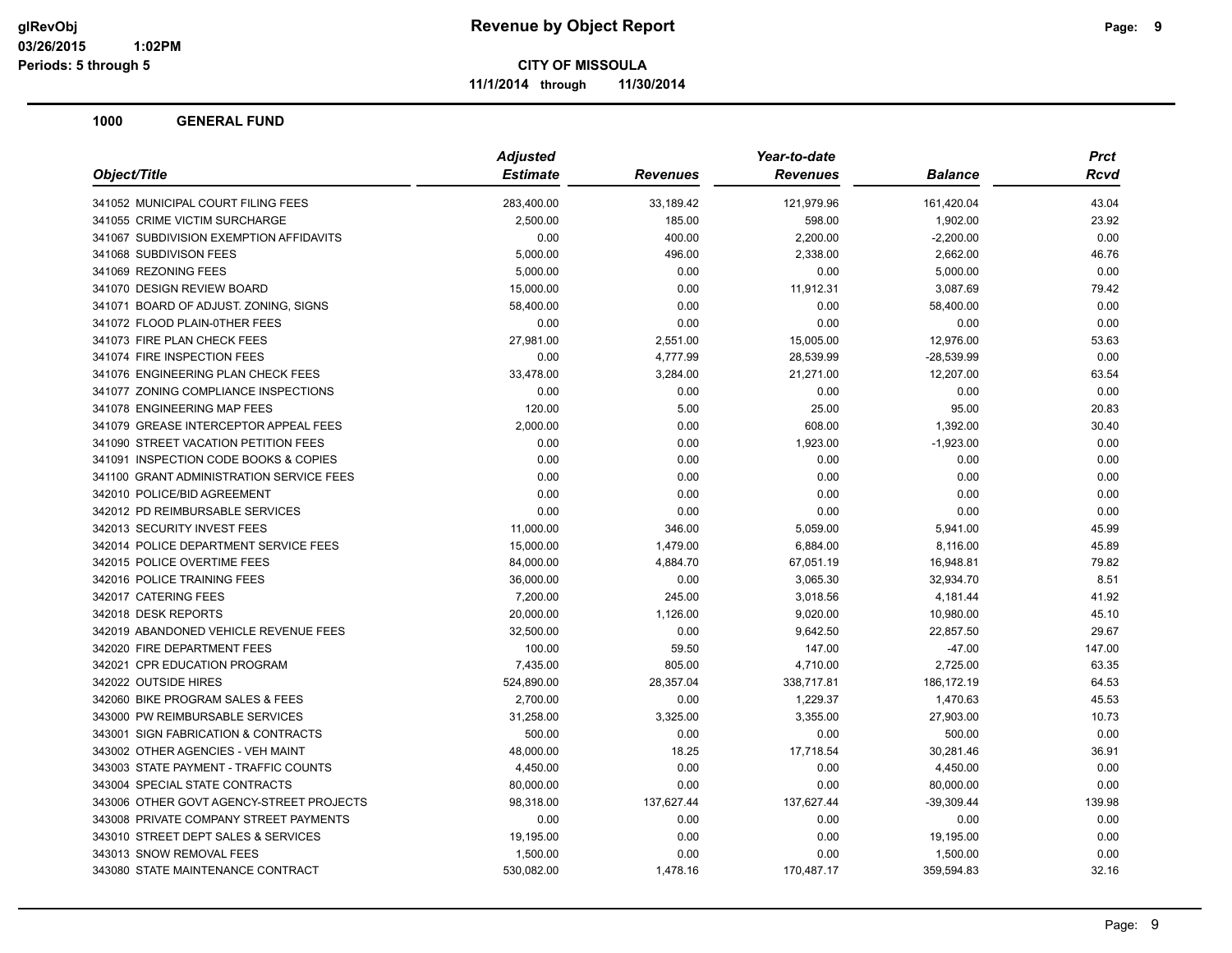# Revenue by Object Report

**CITY OF MISSOULA**

**11/1/2014 through 11/30/2014**

glRevObj
03/26/2015 1:02PM
Periods: 5 through 5

## 1000 GENERAL FUND

| Object/Title | Adjusted Estimate | Revenues | Year-to-date Revenues | Balance | Prct Rcvd |
|---|---|---|---|---|---|
| 341052 MUNICIPAL COURT FILING FEES | 283,400.00 | 33,189.42 | 121,979.96 | 161,420.04 | 43.04 |
| 341055 CRIME VICTIM SURCHARGE | 2,500.00 | 185.00 | 598.00 | 1,902.00 | 23.92 |
| 341067 SUBDIVISION EXEMPTION AFFIDAVITS | 0.00 | 400.00 | 2,200.00 | -2,200.00 | 0.00 |
| 341068 SUBDIVISON FEES | 5,000.00 | 496.00 | 2,338.00 | 2,662.00 | 46.76 |
| 341069 REZONING FEES | 5,000.00 | 0.00 | 0.00 | 5,000.00 | 0.00 |
| 341070 DESIGN REVIEW BOARD | 15,000.00 | 0.00 | 11,912.31 | 3,087.69 | 79.42 |
| 341071 BOARD OF ADJUST. ZONING, SIGNS | 58,400.00 | 0.00 | 0.00 | 58,400.00 | 0.00 |
| 341072 FLOOD PLAIN-0THER FEES | 0.00 | 0.00 | 0.00 | 0.00 | 0.00 |
| 341073 FIRE PLAN CHECK FEES | 27,981.00 | 2,551.00 | 15,005.00 | 12,976.00 | 53.63 |
| 341074 FIRE INSPECTION FEES | 0.00 | 4,777.99 | 28,539.99 | -28,539.99 | 0.00 |
| 341076 ENGINEERING PLAN CHECK FEES | 33,478.00 | 3,284.00 | 21,271.00 | 12,207.00 | 63.54 |
| 341077 ZONING COMPLIANCE INSPECTIONS | 0.00 | 0.00 | 0.00 | 0.00 | 0.00 |
| 341078 ENGINEERING MAP FEES | 120.00 | 5.00 | 25.00 | 95.00 | 20.83 |
| 341079 GREASE INTERCEPTOR APPEAL FEES | 2,000.00 | 0.00 | 608.00 | 1,392.00 | 30.40 |
| 341090 STREET VACATION PETITION FEES | 0.00 | 0.00 | 1,923.00 | -1,923.00 | 0.00 |
| 341091 INSPECTION CODE BOOKS & COPIES | 0.00 | 0.00 | 0.00 | 0.00 | 0.00 |
| 341100 GRANT ADMINISTRATION SERVICE FEES | 0.00 | 0.00 | 0.00 | 0.00 | 0.00 |
| 342010 POLICE/BID AGREEMENT | 0.00 | 0.00 | 0.00 | 0.00 | 0.00 |
| 342012 PD REIMBURSABLE SERVICES | 0.00 | 0.00 | 0.00 | 0.00 | 0.00 |
| 342013 SECURITY INVEST FEES | 11,000.00 | 346.00 | 5,059.00 | 5,941.00 | 45.99 |
| 342014 POLICE DEPARTMENT SERVICE FEES | 15,000.00 | 1,479.00 | 6,884.00 | 8,116.00 | 45.89 |
| 342015 POLICE OVERTIME FEES | 84,000.00 | 4,884.70 | 67,051.19 | 16,948.81 | 79.82 |
| 342016 POLICE TRAINING FEES | 36,000.00 | 0.00 | 3,065.30 | 32,934.70 | 8.51 |
| 342017 CATERING FEES | 7,200.00 | 245.00 | 3,018.56 | 4,181.44 | 41.92 |
| 342018 DESK REPORTS | 20,000.00 | 1,126.00 | 9,020.00 | 10,980.00 | 45.10 |
| 342019 ABANDONED VEHICLE REVENUE FEES | 32,500.00 | 0.00 | 9,642.50 | 22,857.50 | 29.67 |
| 342020 FIRE DEPARTMENT FEES | 100.00 | 59.50 | 147.00 | -47.00 | 147.00 |
| 342021 CPR EDUCATION PROGRAM | 7,435.00 | 805.00 | 4,710.00 | 2,725.00 | 63.35 |
| 342022 OUTSIDE HIRES | 524,890.00 | 28,357.04 | 338,717.81 | 186,172.19 | 64.53 |
| 342060 BIKE PROGRAM SALES & FEES | 2,700.00 | 0.00 | 1,229.37 | 1,470.63 | 45.53 |
| 343000 PW REIMBURSABLE SERVICES | 31,258.00 | 3,325.00 | 3,355.00 | 27,903.00 | 10.73 |
| 343001 SIGN FABRICATION & CONTRACTS | 500.00 | 0.00 | 0.00 | 500.00 | 0.00 |
| 343002 OTHER AGENCIES - VEH MAINT | 48,000.00 | 18.25 | 17,718.54 | 30,281.46 | 36.91 |
| 343003 STATE PAYMENT - TRAFFIC COUNTS | 4,450.00 | 0.00 | 0.00 | 4,450.00 | 0.00 |
| 343004 SPECIAL STATE CONTRACTS | 80,000.00 | 0.00 | 0.00 | 80,000.00 | 0.00 |
| 343006 OTHER GOVT AGENCY-STREET PROJECTS | 98,318.00 | 137,627.44 | 137,627.44 | -39,309.44 | 139.98 |
| 343008 PRIVATE COMPANY STREET PAYMENTS | 0.00 | 0.00 | 0.00 | 0.00 | 0.00 |
| 343010 STREET DEPT SALES & SERVICES | 19,195.00 | 0.00 | 0.00 | 19,195.00 | 0.00 |
| 343013 SNOW REMOVAL FEES | 1,500.00 | 0.00 | 0.00 | 1,500.00 | 0.00 |
| 343080 STATE MAINTENANCE CONTRACT | 530,082.00 | 1,478.16 | 170,487.17 | 359,594.83 | 32.16 |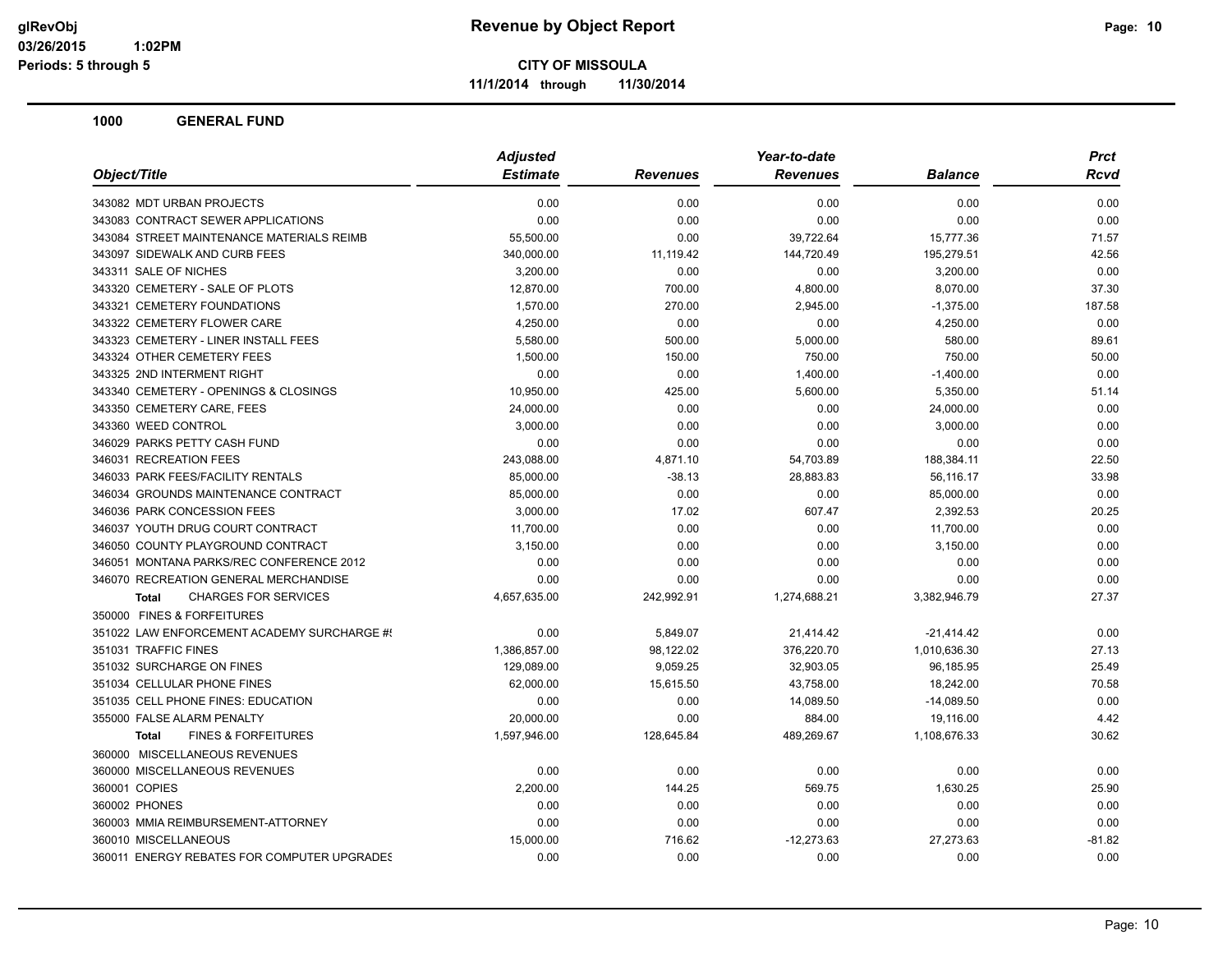**CITY OF MISSOULA**

**11/1/2014 through 11/30/2014**

## 1000 GENERAL FUND

| Object/Title | Adjusted Estimate | Revenues | Year-to-date Revenues | Balance | Prct Rcvd |
|---|---|---|---|---|---|
| 343082 MDT URBAN PROJECTS | 0.00 | 0.00 | 0.00 | 0.00 | 0.00 |
| 343083 CONTRACT SEWER APPLICATIONS | 0.00 | 0.00 | 0.00 | 0.00 | 0.00 |
| 343084 STREET MAINTENANCE MATERIALS REIMB | 55,500.00 | 0.00 | 39,722.64 | 15,777.36 | 71.57 |
| 343097 SIDEWALK AND CURB FEES | 340,000.00 | 11,119.42 | 144,720.49 | 195,279.51 | 42.56 |
| 343311 SALE OF NICHES | 3,200.00 | 0.00 | 0.00 | 3,200.00 | 0.00 |
| 343320 CEMETERY - SALE OF PLOTS | 12,870.00 | 700.00 | 4,800.00 | 8,070.00 | 37.30 |
| 343321 CEMETERY FOUNDATIONS | 1,570.00 | 270.00 | 2,945.00 | -1,375.00 | 187.58 |
| 343322 CEMETERY FLOWER CARE | 4,250.00 | 0.00 | 0.00 | 4,250.00 | 0.00 |
| 343323 CEMETERY - LINER INSTALL FEES | 5,580.00 | 500.00 | 5,000.00 | 580.00 | 89.61 |
| 343324 OTHER CEMETERY FEES | 1,500.00 | 150.00 | 750.00 | 750.00 | 50.00 |
| 343325 2ND INTERMENT RIGHT | 0.00 | 0.00 | 1,400.00 | -1,400.00 | 0.00 |
| 343340 CEMETERY - OPENINGS & CLOSINGS | 10,950.00 | 425.00 | 5,600.00 | 5,350.00 | 51.14 |
| 343350 CEMETERY CARE, FEES | 24,000.00 | 0.00 | 0.00 | 24,000.00 | 0.00 |
| 343360 WEED CONTROL | 3,000.00 | 0.00 | 0.00 | 3,000.00 | 0.00 |
| 346029 PARKS PETTY CASH FUND | 0.00 | 0.00 | 0.00 | 0.00 | 0.00 |
| 346031 RECREATION FEES | 243,088.00 | 4,871.10 | 54,703.89 | 188,384.11 | 22.50 |
| 346033 PARK FEES/FACILITY RENTALS | 85,000.00 | -38.13 | 28,883.83 | 56,116.17 | 33.98 |
| 346034 GROUNDS MAINTENANCE CONTRACT | 85,000.00 | 0.00 | 0.00 | 85,000.00 | 0.00 |
| 346036 PARK CONCESSION FEES | 3,000.00 | 17.02 | 607.47 | 2,392.53 | 20.25 |
| 346037 YOUTH DRUG COURT CONTRACT | 11,700.00 | 0.00 | 0.00 | 11,700.00 | 0.00 |
| 346050 COUNTY PLAYGROUND CONTRACT | 3,150.00 | 0.00 | 0.00 | 3,150.00 | 0.00 |
| 346051 MONTANA PARKS/REC CONFERENCE 2012 | 0.00 | 0.00 | 0.00 | 0.00 | 0.00 |
| 346070 RECREATION GENERAL MERCHANDISE | 0.00 | 0.00 | 0.00 | 0.00 | 0.00 |
| **Total** CHARGES FOR SERVICES | 4,657,635.00 | 242,992.91 | 1,274,688.21 | 3,382,946.79 | 27.37 |
| 350000 FINES & FORFEITURES | | | | | |
| 351022 LAW ENFORCEMENT ACADEMY SURCHARGE #! | 0.00 | 5,849.07 | 21,414.42 | -21,414.42 | 0.00 |
| 351031 TRAFFIC FINES | 1,386,857.00 | 98,122.02 | 376,220.70 | 1,010,636.30 | 27.13 |
| 351032 SURCHARGE ON FINES | 129,089.00 | 9,059.25 | 32,903.05 | 96,185.95 | 25.49 |
| 351034 CELLULAR PHONE FINES | 62,000.00 | 15,615.50 | 43,758.00 | 18,242.00 | 70.58 |
| 351035 CELL PHONE FINES: EDUCATION | 0.00 | 0.00 | 14,089.50 | -14,089.50 | 0.00 |
| 355000 FALSE ALARM PENALTY | 20,000.00 | 0.00 | 884.00 | 19,116.00 | 4.42 |
| **Total** FINES & FORFEITURES | 1,597,946.00 | 128,645.84 | 489,269.67 | 1,108,676.33 | 30.62 |
| 360000 MISCELLANEOUS REVENUES | | | | | |
| 360000 MISCELLANEOUS REVENUES | 0.00 | 0.00 | 0.00 | 0.00 | 0.00 |
| 360001 COPIES | 2,200.00 | 144.25 | 569.75 | 1,630.25 | 25.90 |
| 360002 PHONES | 0.00 | 0.00 | 0.00 | 0.00 | 0.00 |
| 360003 MMIA REIMBURSEMENT-ATTORNEY | 0.00 | 0.00 | 0.00 | 0.00 | 0.00 |
| 360010 MISCELLANEOUS | 15,000.00 | 716.62 | -12,273.63 | 27,273.63 | -81.82 |
| 360011 ENERGY REBATES FOR COMPUTER UPGRADES | 0.00 | 0.00 | 0.00 | 0.00 | 0.00 |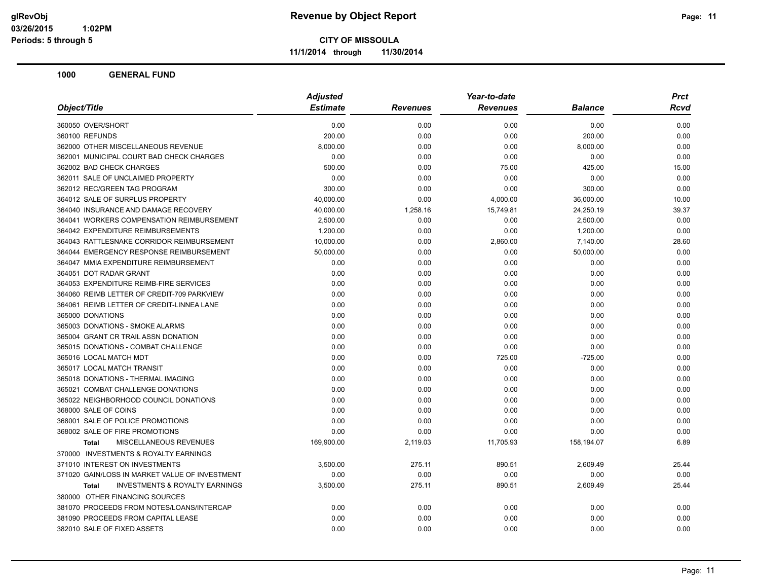# CITY OF MISSOULA

**Revenue by Object Report**

11/1/2014 through 11/30/2014

## 1000 GENERAL FUND

| Object/Title | Adjusted Estimate | Revenues | Year-to-date Revenues | Balance | Prct Rcvd |
|---|---|---|---|---|---|
| 360050 OVER/SHORT | 0.00 | 0.00 | 0.00 | 0.00 | 0.00 |
| 360100 REFUNDS | 200.00 | 0.00 | 0.00 | 200.00 | 0.00 |
| 362000 OTHER MISCELLANEOUS REVENUE | 8,000.00 | 0.00 | 0.00 | 8,000.00 | 0.00 |
| 362001 MUNICIPAL COURT BAD CHECK CHARGES | 0.00 | 0.00 | 0.00 | 0.00 | 0.00 |
| 362002 BAD CHECK CHARGES | 500.00 | 0.00 | 75.00 | 425.00 | 15.00 |
| 362011 SALE OF UNCLAIMED PROPERTY | 0.00 | 0.00 | 0.00 | 0.00 | 0.00 |
| 362012 REC/GREEN TAG PROGRAM | 300.00 | 0.00 | 0.00 | 300.00 | 0.00 |
| 364012 SALE OF SURPLUS PROPERTY | 40,000.00 | 0.00 | 4,000.00 | 36,000.00 | 10.00 |
| 364040 INSURANCE AND DAMAGE RECOVERY | 40,000.00 | 1,258.16 | 15,749.81 | 24,250.19 | 39.37 |
| 364041 WORKERS COMPENSATION REIMBURSEMENT | 2,500.00 | 0.00 | 0.00 | 2,500.00 | 0.00 |
| 364042 EXPENDITURE REIMBURSEMENTS | 1,200.00 | 0.00 | 0.00 | 1,200.00 | 0.00 |
| 364043 RATTLESNAKE CORRIDOR REIMBURSEMENT | 10,000.00 | 0.00 | 2,860.00 | 7,140.00 | 28.60 |
| 364044 EMERGENCY RESPONSE REIMBURSEMENT | 50,000.00 | 0.00 | 0.00 | 50,000.00 | 0.00 |
| 364047 MMIA EXPENDITURE REIMBURSEMENT | 0.00 | 0.00 | 0.00 | 0.00 | 0.00 |
| 364051 DOT RADAR GRANT | 0.00 | 0.00 | 0.00 | 0.00 | 0.00 |
| 364053 EXPENDITURE REIMB-FIRE SERVICES | 0.00 | 0.00 | 0.00 | 0.00 | 0.00 |
| 364060 REIMB LETTER OF CREDIT-709 PARKVIEW | 0.00 | 0.00 | 0.00 | 0.00 | 0.00 |
| 364061 REIMB LETTER OF CREDIT-LINNEA LANE | 0.00 | 0.00 | 0.00 | 0.00 | 0.00 |
| 365000 DONATIONS | 0.00 | 0.00 | 0.00 | 0.00 | 0.00 |
| 365003 DONATIONS - SMOKE ALARMS | 0.00 | 0.00 | 0.00 | 0.00 | 0.00 |
| 365004 GRANT CR TRAIL ASSN DONATION | 0.00 | 0.00 | 0.00 | 0.00 | 0.00 |
| 365015 DONATIONS - COMBAT CHALLENGE | 0.00 | 0.00 | 0.00 | 0.00 | 0.00 |
| 365016 LOCAL MATCH MDT | 0.00 | 0.00 | 725.00 | -725.00 | 0.00 |
| 365017 LOCAL MATCH TRANSIT | 0.00 | 0.00 | 0.00 | 0.00 | 0.00 |
| 365018 DONATIONS - THERMAL IMAGING | 0.00 | 0.00 | 0.00 | 0.00 | 0.00 |
| 365021 COMBAT CHALLENGE DONATIONS | 0.00 | 0.00 | 0.00 | 0.00 | 0.00 |
| 365022 NEIGHBORHOOD COUNCIL DONATIONS | 0.00 | 0.00 | 0.00 | 0.00 | 0.00 |
| 368000 SALE OF COINS | 0.00 | 0.00 | 0.00 | 0.00 | 0.00 |
| 368001 SALE OF POLICE PROMOTIONS | 0.00 | 0.00 | 0.00 | 0.00 | 0.00 |
| 368002 SALE OF FIRE PROMOTIONS | 0.00 | 0.00 | 0.00 | 0.00 | 0.00 |
| **Total** MISCELLANEOUS REVENUES | 169,900.00 | 2,119.03 | 11,705.93 | 158,194.07 | 6.89 |
| 370000 INVESTMENTS & ROYALTY EARNINGS | | | | | |
| 371010 INTEREST ON INVESTMENTS | 3,500.00 | 275.11 | 890.51 | 2,609.49 | 25.44 |
| 371020 GAIN/LOSS IN MARKET VALUE OF INVESTMENT | 0.00 | 0.00 | 0.00 | 0.00 | 0.00 |
| **Total** INVESTMENTS & ROYALTY EARNINGS | 3,500.00 | 275.11 | 890.51 | 2,609.49 | 25.44 |
| 380000 OTHER FINANCING SOURCES | | | | | |
| 381070 PROCEEDS FROM NOTES/LOANS/INTERCAP | 0.00 | 0.00 | 0.00 | 0.00 | 0.00 |
| 381090 PROCEEDS FROM CAPITAL LEASE | 0.00 | 0.00 | 0.00 | 0.00 | 0.00 |
| 382010 SALE OF FIXED ASSETS | 0.00 | 0.00 | 0.00 | 0.00 | 0.00 |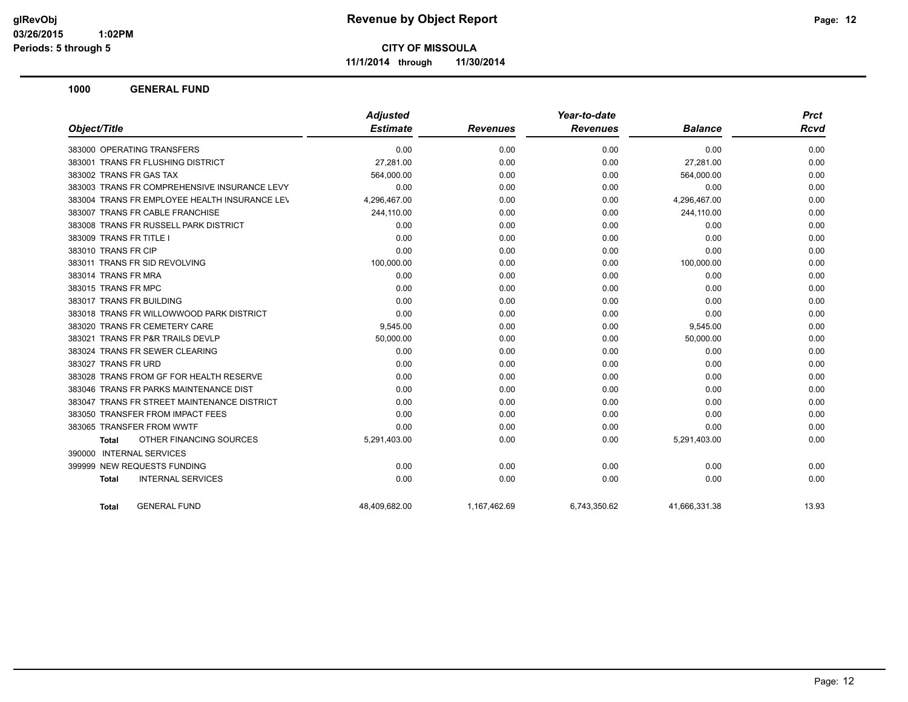**glRevObj**
**03/26/2015 1:02PM**
**Periods: 5 through 5**

# Revenue by Object Report

**CITY OF MISSOULA**

**11/1/2014 through 11/30/2014**

## 1000 GENERAL FUND

| Object/Title | Adjusted Estimate | Revenues | Year-to-date Revenues | Balance | Prct Rcvd |
|---|---|---|---|---|---|
| 383000 OPERATING TRANSFERS | 0.00 | 0.00 | 0.00 | 0.00 | 0.00 |
| 383001 TRANS FR FLUSHING DISTRICT | 27,281.00 | 0.00 | 0.00 | 27,281.00 | 0.00 |
| 383002 TRANS FR GAS TAX | 564,000.00 | 0.00 | 0.00 | 564,000.00 | 0.00 |
| 383003 TRANS FR COMPREHENSIVE INSURANCE LEVY | 0.00 | 0.00 | 0.00 | 0.00 | 0.00 |
| 383004 TRANS FR EMPLOYEE HEALTH INSURANCE LEV | 4,296,467.00 | 0.00 | 0.00 | 4,296,467.00 | 0.00 |
| 383007 TRANS FR CABLE FRANCHISE | 244,110.00 | 0.00 | 0.00 | 244,110.00 | 0.00 |
| 383008 TRANS FR RUSSELL PARK DISTRICT | 0.00 | 0.00 | 0.00 | 0.00 | 0.00 |
| 383009 TRANS FR TITLE I | 0.00 | 0.00 | 0.00 | 0.00 | 0.00 |
| 383010 TRANS FR CIP | 0.00 | 0.00 | 0.00 | 0.00 | 0.00 |
| 383011 TRANS FR SID REVOLVING | 100,000.00 | 0.00 | 0.00 | 100,000.00 | 0.00 |
| 383014 TRANS FR MRA | 0.00 | 0.00 | 0.00 | 0.00 | 0.00 |
| 383015 TRANS FR MPC | 0.00 | 0.00 | 0.00 | 0.00 | 0.00 |
| 383017 TRANS FR BUILDING | 0.00 | 0.00 | 0.00 | 0.00 | 0.00 |
| 383018 TRANS FR WILLOWWOOD PARK DISTRICT | 0.00 | 0.00 | 0.00 | 0.00 | 0.00 |
| 383020 TRANS FR CEMETERY CARE | 9,545.00 | 0.00 | 0.00 | 9,545.00 | 0.00 |
| 383021 TRANS FR P&R TRAILS DEVLP | 50,000.00 | 0.00 | 0.00 | 50,000.00 | 0.00 |
| 383024 TRANS FR SEWER CLEARING | 0.00 | 0.00 | 0.00 | 0.00 | 0.00 |
| 383027 TRANS FR URD | 0.00 | 0.00 | 0.00 | 0.00 | 0.00 |
| 383028 TRANS FROM GF FOR HEALTH RESERVE | 0.00 | 0.00 | 0.00 | 0.00 | 0.00 |
| 383046 TRANS FR PARKS MAINTENANCE DIST | 0.00 | 0.00 | 0.00 | 0.00 | 0.00 |
| 383047 TRANS FR STREET MAINTENANCE DISTRICT | 0.00 | 0.00 | 0.00 | 0.00 | 0.00 |
| 383050 TRANSFER FROM IMPACT FEES | 0.00 | 0.00 | 0.00 | 0.00 | 0.00 |
| 383065 TRANSFER FROM WWTF | 0.00 | 0.00 | 0.00 | 0.00 | 0.00 |
| **Total** OTHER FINANCING SOURCES | 5,291,403.00 | 0.00 | 0.00 | 5,291,403.00 | 0.00 |
| 390000 INTERNAL SERVICES | | | | | |
| 399999 NEW REQUESTS FUNDING | 0.00 | 0.00 | 0.00 | 0.00 | 0.00 |
| **Total** INTERNAL SERVICES | 0.00 | 0.00 | 0.00 | 0.00 | 0.00 |
| **Total** GENERAL FUND | 48,409,682.00 | 1,167,462.69 | 6,743,350.62 | 41,666,331.38 | 13.93 |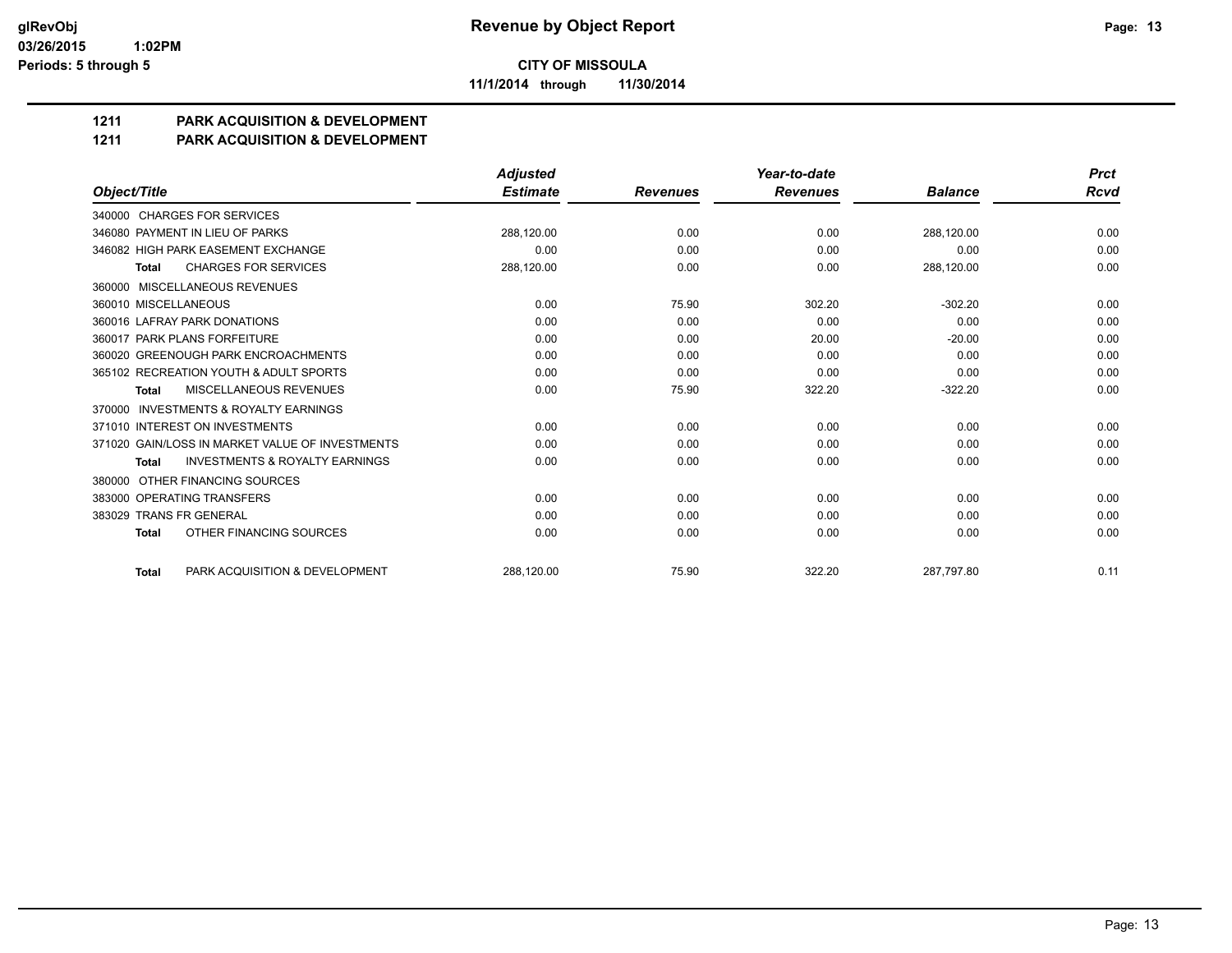**Revenue by Object Report**

**CITY OF MISSOULA**

**11/1/2014 through 11/30/2014**

glRevObj
03/26/2015 1:02PM
Periods: 5 through 5

## 1211 PARK ACQUISITION & DEVELOPMENT
## 1211 PARK ACQUISITION & DEVELOPMENT

| Object/Title | Adjusted Estimate | Revenues | Year-to-date Revenues | Balance | Prct Rcvd |
|---|---|---|---|---|---|
| 340000 CHARGES FOR SERVICES | | | | | |
| 346080 PAYMENT IN LIEU OF PARKS | 288,120.00 | 0.00 | 0.00 | 288,120.00 | 0.00 |
| 346082 HIGH PARK EASEMENT EXCHANGE | 0.00 | 0.00 | 0.00 | 0.00 | 0.00 |
| **Total** CHARGES FOR SERVICES | 288,120.00 | 0.00 | 0.00 | 288,120.00 | 0.00 |
| 360000 MISCELLANEOUS REVENUES | | | | | |
| 360010 MISCELLANEOUS | 0.00 | 75.90 | 302.20 | -302.20 | 0.00 |
| 360016 LAFRAY PARK DONATIONS | 0.00 | 0.00 | 0.00 | 0.00 | 0.00 |
| 360017 PARK PLANS FORFEITURE | 0.00 | 0.00 | 20.00 | -20.00 | 0.00 |
| 360020 GREENOUGH PARK ENCROACHMENTS | 0.00 | 0.00 | 0.00 | 0.00 | 0.00 |
| 365102 RECREATION YOUTH & ADULT SPORTS | 0.00 | 0.00 | 0.00 | 0.00 | 0.00 |
| **Total** MISCELLANEOUS REVENUES | 0.00 | 75.90 | 322.20 | -322.20 | 0.00 |
| 370000 INVESTMENTS & ROYALTY EARNINGS | | | | | |
| 371010 INTEREST ON INVESTMENTS | 0.00 | 0.00 | 0.00 | 0.00 | 0.00 |
| 371020 GAIN/LOSS IN MARKET VALUE OF INVESTMENTS | 0.00 | 0.00 | 0.00 | 0.00 | 0.00 |
| **Total** INVESTMENTS & ROYALTY EARNINGS | 0.00 | 0.00 | 0.00 | 0.00 | 0.00 |
| 380000 OTHER FINANCING SOURCES | | | | | |
| 383000 OPERATING TRANSFERS | 0.00 | 0.00 | 0.00 | 0.00 | 0.00 |
| 383029 TRANS FR GENERAL | 0.00 | 0.00 | 0.00 | 0.00 | 0.00 |
| **Total** OTHER FINANCING SOURCES | 0.00 | 0.00 | 0.00 | 0.00 | 0.00 |
| **Total** PARK ACQUISITION & DEVELOPMENT | 288,120.00 | 75.90 | 322.20 | 287,797.80 | 0.11 |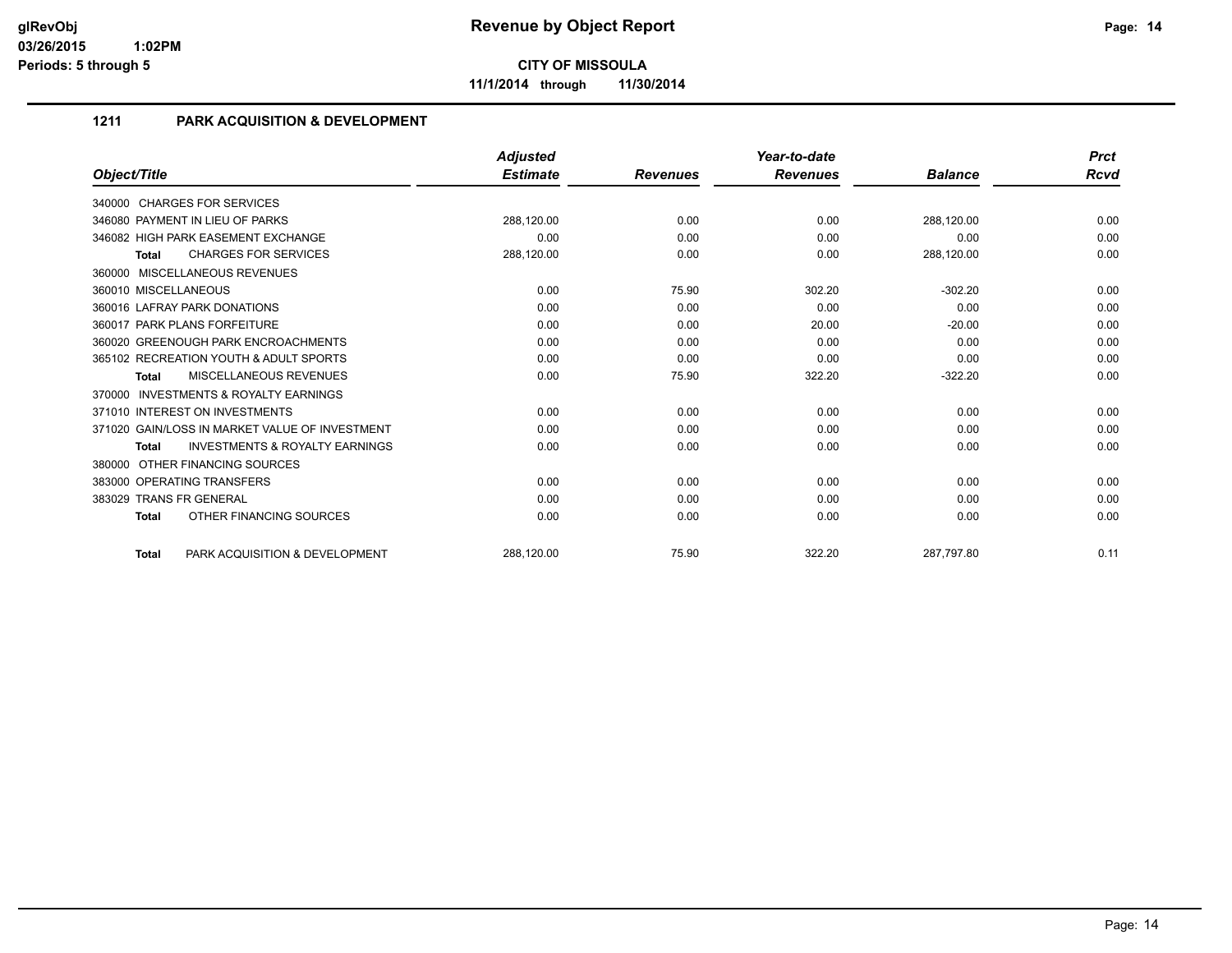# Revenue by Object Report

**CITY OF MISSOULA**

**11/1/2014 through 11/30/2014**

glRevObj
03/26/2015 1:02PM
Periods: 5 through 5

## 1211 PARK ACQUISITION & DEVELOPMENT

| Object/Title | Adjusted Estimate | Revenues | Year-to-date Revenues | Balance | Prct Rcvd |
|---|---|---|---|---|---|
| 340000 CHARGES FOR SERVICES | | | | | |
| 346080 PAYMENT IN LIEU OF PARKS | 288,120.00 | 0.00 | 0.00 | 288,120.00 | 0.00 |
| 346082 HIGH PARK EASEMENT EXCHANGE | 0.00 | 0.00 | 0.00 | 0.00 | 0.00 |
| **Total** CHARGES FOR SERVICES | 288,120.00 | 0.00 | 0.00 | 288,120.00 | 0.00 |
| 360000 MISCELLANEOUS REVENUES | | | | | |
| 360010 MISCELLANEOUS | 0.00 | 75.90 | 302.20 | -302.20 | 0.00 |
| 360016 LAFRAY PARK DONATIONS | 0.00 | 0.00 | 0.00 | 0.00 | 0.00 |
| 360017 PARK PLANS FORFEITURE | 0.00 | 0.00 | 20.00 | -20.00 | 0.00 |
| 360020 GREENOUGH PARK ENCROACHMENTS | 0.00 | 0.00 | 0.00 | 0.00 | 0.00 |
| 365102 RECREATION YOUTH & ADULT SPORTS | 0.00 | 0.00 | 0.00 | 0.00 | 0.00 |
| **Total** MISCELLANEOUS REVENUES | 0.00 | 75.90 | 322.20 | -322.20 | 0.00 |
| 370000 INVESTMENTS & ROYALTY EARNINGS | | | | | |
| 371010 INTEREST ON INVESTMENTS | 0.00 | 0.00 | 0.00 | 0.00 | 0.00 |
| 371020 GAIN/LOSS IN MARKET VALUE OF INVESTMENT | 0.00 | 0.00 | 0.00 | 0.00 | 0.00 |
| **Total** INVESTMENTS & ROYALTY EARNINGS | 0.00 | 0.00 | 0.00 | 0.00 | 0.00 |
| 380000 OTHER FINANCING SOURCES | | | | | |
| 383000 OPERATING TRANSFERS | 0.00 | 0.00 | 0.00 | 0.00 | 0.00 |
| 383029 TRANS FR GENERAL | 0.00 | 0.00 | 0.00 | 0.00 | 0.00 |
| **Total** OTHER FINANCING SOURCES | 0.00 | 0.00 | 0.00 | 0.00 | 0.00 |
| **Total** PARK ACQUISITION & DEVELOPMENT | 288,120.00 | 75.90 | 322.20 | 287,797.80 | 0.11 |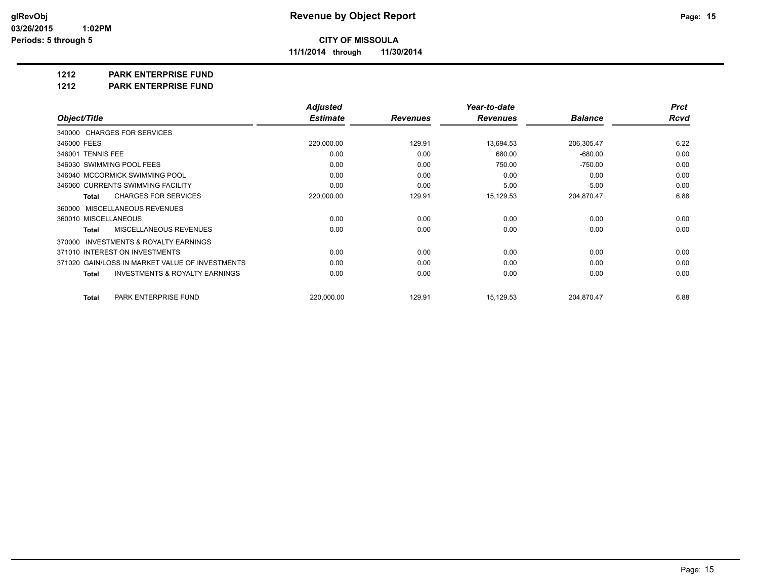**glRevObj**
**03/26/2015 1:02PM**
**Periods: 5 through 5**

# Revenue by Object Report

**CITY OF MISSOULA**
**11/1/2014 through 11/30/2014**

## 1212 PARK ENTERPRISE FUND
## 1212 PARK ENTERPRISE FUND

| Object/Title | Adjusted Estimate | Revenues | Year-to-date Revenues | Balance | Prct Rcvd |
|---|---|---|---|---|---|
| 340000 CHARGES FOR SERVICES | | | | | |
| 346000 FEES | 220,000.00 | 129.91 | 13,694.53 | 206,305.47 | 6.22 |
| 346001 TENNIS FEE | 0.00 | 0.00 | 680.00 | -680.00 | 0.00 |
| 346030 SWIMMING POOL FEES | 0.00 | 0.00 | 750.00 | -750.00 | 0.00 |
| 346040 MCCORMICK SWIMMING POOL | 0.00 | 0.00 | 0.00 | 0.00 | 0.00 |
| 346060 CURRENTS SWIMMING FACILITY | 0.00 | 0.00 | 5.00 | -5.00 | 0.00 |
| **Total** CHARGES FOR SERVICES | 220,000.00 | 129.91 | 15,129.53 | 204,870.47 | 6.88 |
| 360000 MISCELLANEOUS REVENUES | | | | | |
| 360010 MISCELLANEOUS | 0.00 | 0.00 | 0.00 | 0.00 | 0.00 |
| **Total** MISCELLANEOUS REVENUES | 0.00 | 0.00 | 0.00 | 0.00 | 0.00 |
| 370000 INVESTMENTS & ROYALTY EARNINGS | | | | | |
| 371010 INTEREST ON INVESTMENTS | 0.00 | 0.00 | 0.00 | 0.00 | 0.00 |
| 371020 GAIN/LOSS IN MARKET VALUE OF INVESTMENTS | 0.00 | 0.00 | 0.00 | 0.00 | 0.00 |
| **Total** INVESTMENTS & ROYALTY EARNINGS | 0.00 | 0.00 | 0.00 | 0.00 | 0.00 |
| **Total** PARK ENTERPRISE FUND | 220,000.00 | 129.91 | 15,129.53 | 204,870.47 | 6.88 |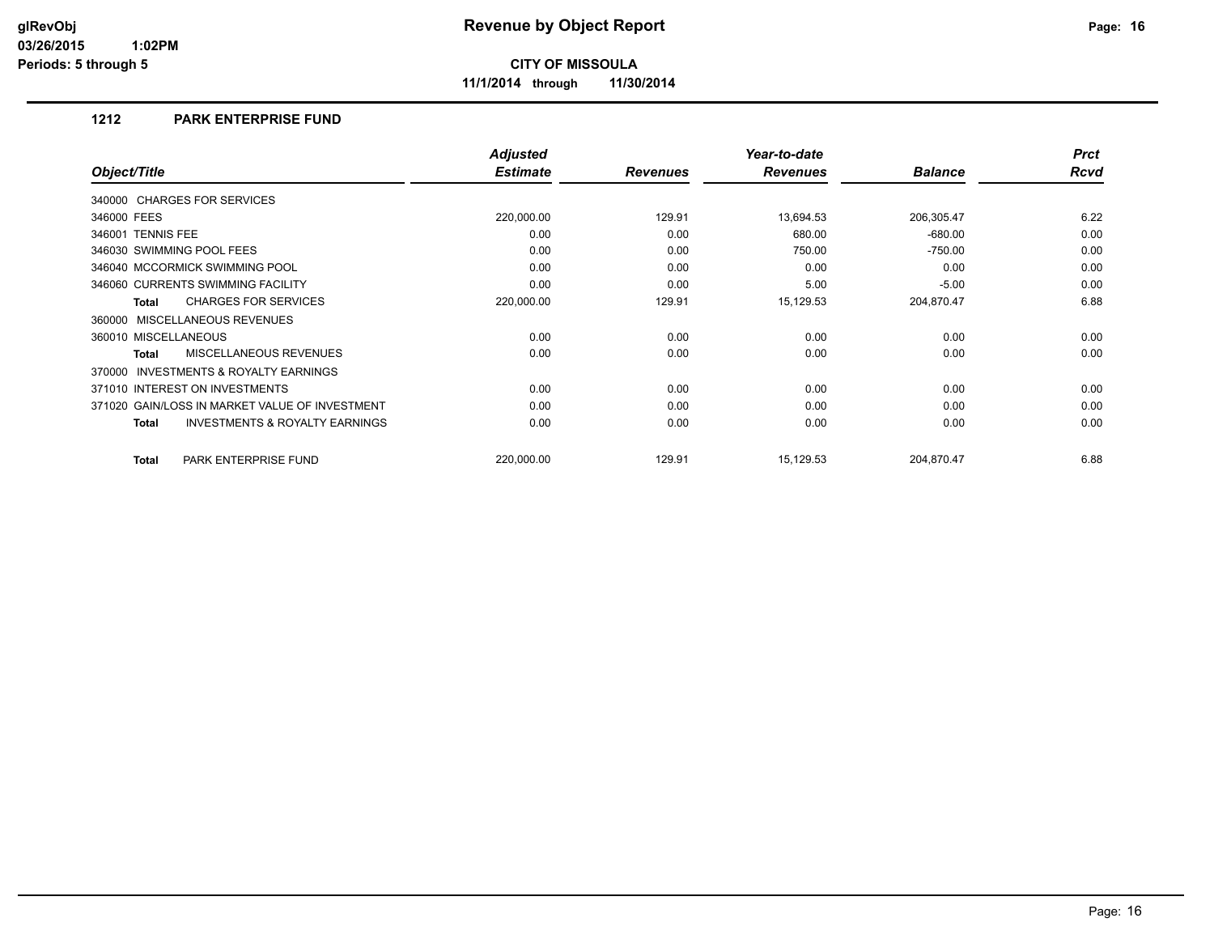glRevObj
03/26/2015 1:02PM
Periods: 5 through 5

# Revenue by Object Report

**CITY OF MISSOULA**

**11/1/2014 through 11/30/2014**

## 1212 PARK ENTERPRISE FUND

| Object/Title | Adjusted Estimate | Revenues | Year-to-date Revenues | Balance | Prct Rcvd |
|---|---|---|---|---|---|
| 340000 CHARGES FOR SERVICES | | | | | |
| 346000 FEES | 220,000.00 | 129.91 | 13,694.53 | 206,305.47 | 6.22 |
| 346001 TENNIS FEE | 0.00 | 0.00 | 680.00 | -680.00 | 0.00 |
| 346030 SWIMMING POOL FEES | 0.00 | 0.00 | 750.00 | -750.00 | 0.00 |
| 346040 MCCORMICK SWIMMING POOL | 0.00 | 0.00 | 0.00 | 0.00 | 0.00 |
| 346060 CURRENTS SWIMMING FACILITY | 0.00 | 0.00 | 5.00 | -5.00 | 0.00 |
| **Total** CHARGES FOR SERVICES | 220,000.00 | 129.91 | 15,129.53 | 204,870.47 | 6.88 |
| 360000 MISCELLANEOUS REVENUES | | | | | |
| 360010 MISCELLANEOUS | 0.00 | 0.00 | 0.00 | 0.00 | 0.00 |
| **Total** MISCELLANEOUS REVENUES | 0.00 | 0.00 | 0.00 | 0.00 | 0.00 |
| 370000 INVESTMENTS & ROYALTY EARNINGS | | | | | |
| 371010 INTEREST ON INVESTMENTS | 0.00 | 0.00 | 0.00 | 0.00 | 0.00 |
| 371020 GAIN/LOSS IN MARKET VALUE OF INVESTMENT | 0.00 | 0.00 | 0.00 | 0.00 | 0.00 |
| **Total** INVESTMENTS & ROYALTY EARNINGS | 0.00 | 0.00 | 0.00 | 0.00 | 0.00 |
| **Total** PARK ENTERPRISE FUND | 220,000.00 | 129.91 | 15,129.53 | 204,870.47 | 6.88 |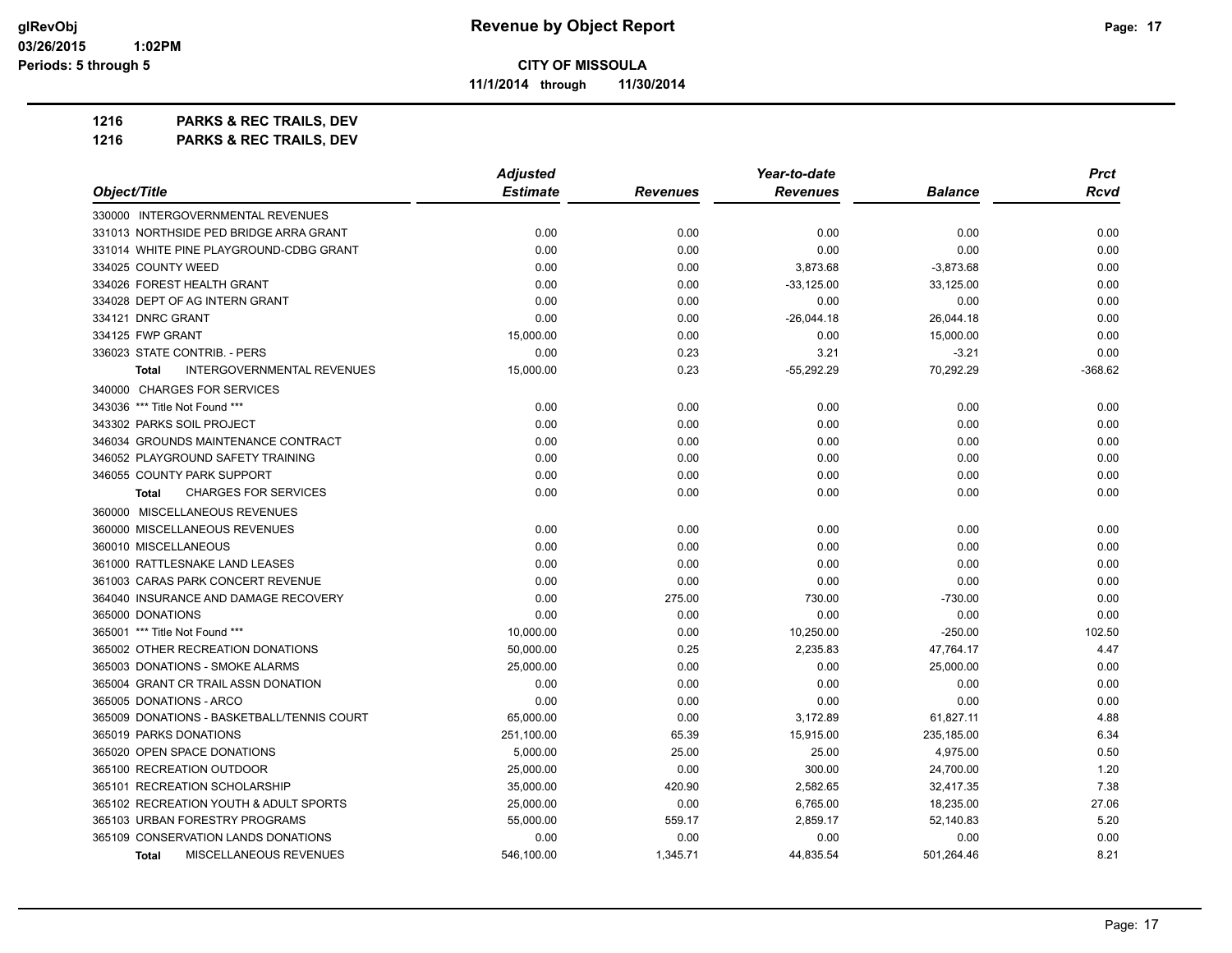# Revenue by Object Report

**CITY OF MISSOULA**

**11/1/2014 through 11/30/2014**

glRevObj
03/26/2015 1:02PM
Periods: 5 through 5

**1216 PARKS & REC TRAILS, DEV**

**1216 PARKS & REC TRAILS, DEV**

| Object/Title | Adjusted Estimate | Revenues | Year-to-date Revenues | Balance | Prct Rcvd |
|---|---|---|---|---|---|
| 330000 INTERGOVERNMENTAL REVENUES | | | | | |
| 331013 NORTHSIDE PED BRIDGE ARRA GRANT | 0.00 | 0.00 | 0.00 | 0.00 | 0.00 |
| 331014 WHITE PINE PLAYGROUND-CDBG GRANT | 0.00 | 0.00 | 0.00 | 0.00 | 0.00 |
| 334025 COUNTY WEED | 0.00 | 0.00 | 3,873.68 | -3,873.68 | 0.00 |
| 334026 FOREST HEALTH GRANT | 0.00 | 0.00 | -33,125.00 | 33,125.00 | 0.00 |
| 334028 DEPT OF AG INTERN GRANT | 0.00 | 0.00 | 0.00 | 0.00 | 0.00 |
| 334121 DNRC GRANT | 0.00 | 0.00 | -26,044.18 | 26,044.18 | 0.00 |
| 334125 FWP GRANT | 15,000.00 | 0.00 | 0.00 | 15,000.00 | 0.00 |
| 336023 STATE CONTRIB. - PERS | 0.00 | 0.23 | 3.21 | -3.21 | 0.00 |
| **Total** INTERGOVERNMENTAL REVENUES | 15,000.00 | 0.23 | -55,292.29 | 70,292.29 | -368.62 |
| 340000 CHARGES FOR SERVICES | | | | | |
| 343036 *** Title Not Found *** | 0.00 | 0.00 | 0.00 | 0.00 | 0.00 |
| 343302 PARKS SOIL PROJECT | 0.00 | 0.00 | 0.00 | 0.00 | 0.00 |
| 346034 GROUNDS MAINTENANCE CONTRACT | 0.00 | 0.00 | 0.00 | 0.00 | 0.00 |
| 346052 PLAYGROUND SAFETY TRAINING | 0.00 | 0.00 | 0.00 | 0.00 | 0.00 |
| 346055 COUNTY PARK SUPPORT | 0.00 | 0.00 | 0.00 | 0.00 | 0.00 |
| **Total** CHARGES FOR SERVICES | 0.00 | 0.00 | 0.00 | 0.00 | 0.00 |
| 360000 MISCELLANEOUS REVENUES | | | | | |
| 360000 MISCELLANEOUS REVENUES | 0.00 | 0.00 | 0.00 | 0.00 | 0.00 |
| 360010 MISCELLANEOUS | 0.00 | 0.00 | 0.00 | 0.00 | 0.00 |
| 361000 RATTLESNAKE LAND LEASES | 0.00 | 0.00 | 0.00 | 0.00 | 0.00 |
| 361003 CARAS PARK CONCERT REVENUE | 0.00 | 0.00 | 0.00 | 0.00 | 0.00 |
| 364040 INSURANCE AND DAMAGE RECOVERY | 0.00 | 275.00 | 730.00 | -730.00 | 0.00 |
| 365000 DONATIONS | 0.00 | 0.00 | 0.00 | 0.00 | 0.00 |
| 365001 *** Title Not Found *** | 10,000.00 | 0.00 | 10,250.00 | -250.00 | 102.50 |
| 365002 OTHER RECREATION DONATIONS | 50,000.00 | 0.25 | 2,235.83 | 47,764.17 | 4.47 |
| 365003 DONATIONS - SMOKE ALARMS | 25,000.00 | 0.00 | 0.00 | 25,000.00 | 0.00 |
| 365004 GRANT CR TRAIL ASSN DONATION | 0.00 | 0.00 | 0.00 | 0.00 | 0.00 |
| 365005 DONATIONS - ARCO | 0.00 | 0.00 | 0.00 | 0.00 | 0.00 |
| 365009 DONATIONS - BASKETBALL/TENNIS COURT | 65,000.00 | 0.00 | 3,172.89 | 61,827.11 | 4.88 |
| 365019 PARKS DONATIONS | 251,100.00 | 65.39 | 15,915.00 | 235,185.00 | 6.34 |
| 365020 OPEN SPACE DONATIONS | 5,000.00 | 25.00 | 25.00 | 4,975.00 | 0.50 |
| 365100 RECREATION OUTDOOR | 25,000.00 | 0.00 | 300.00 | 24,700.00 | 1.20 |
| 365101 RECREATION SCHOLARSHIP | 35,000.00 | 420.90 | 2,582.65 | 32,417.35 | 7.38 |
| 365102 RECREATION YOUTH & ADULT SPORTS | 25,000.00 | 0.00 | 6,765.00 | 18,235.00 | 27.06 |
| 365103 URBAN FORESTRY PROGRAMS | 55,000.00 | 559.17 | 2,859.17 | 52,140.83 | 5.20 |
| 365109 CONSERVATION LANDS DONATIONS | 0.00 | 0.00 | 0.00 | 0.00 | 0.00 |
| **Total** MISCELLANEOUS REVENUES | 546,100.00 | 1,345.71 | 44,835.54 | 501,264.46 | 8.21 |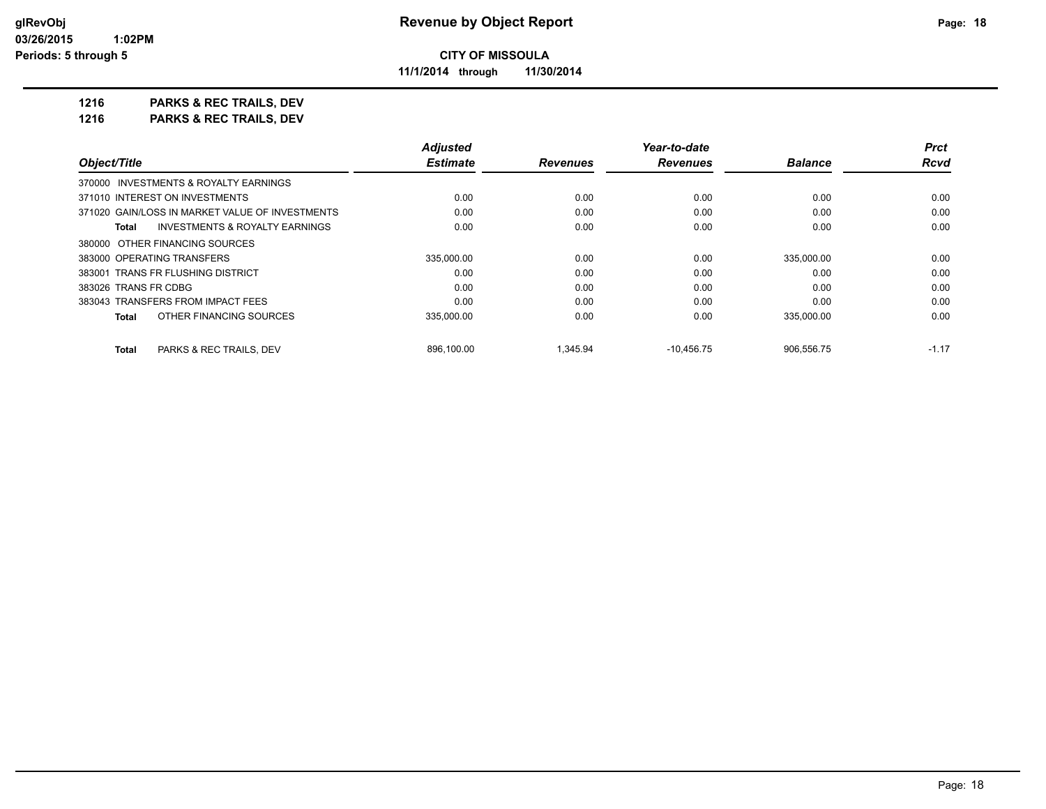**CITY OF MISSOULA**

**11/1/2014 through 11/30/2014**

## 1216 PARKS & REC TRAILS, DEV

## 1216 PARKS & REC TRAILS, DEV

| Object/Title | Adjusted Estimate | Revenues | Year-to-date Revenues | Balance | Prct Rcvd |
|---|---|---|---|---|---|
| 370000 INVESTMENTS & ROYALTY EARNINGS | | | | | |
| 371010 INTEREST ON INVESTMENTS | 0.00 | 0.00 | 0.00 | 0.00 | 0.00 |
| 371020 GAIN/LOSS IN MARKET VALUE OF INVESTMENTS | 0.00 | 0.00 | 0.00 | 0.00 | 0.00 |
| **Total** INVESTMENTS & ROYALTY EARNINGS | 0.00 | 0.00 | 0.00 | 0.00 | 0.00 |
| 380000 OTHER FINANCING SOURCES | | | | | |
| 383000 OPERATING TRANSFERS | 335,000.00 | 0.00 | 0.00 | 335,000.00 | 0.00 |
| 383001 TRANS FR FLUSHING DISTRICT | 0.00 | 0.00 | 0.00 | 0.00 | 0.00 |
| 383026 TRANS FR CDBG | 0.00 | 0.00 | 0.00 | 0.00 | 0.00 |
| 383043 TRANSFERS FROM IMPACT FEES | 0.00 | 0.00 | 0.00 | 0.00 | 0.00 |
| **Total** OTHER FINANCING SOURCES | 335,000.00 | 0.00 | 0.00 | 335,000.00 | 0.00 |
| **Total** PARKS & REC TRAILS, DEV | 896,100.00 | 1,345.94 | -10,456.75 | 906,556.75 | -1.17 |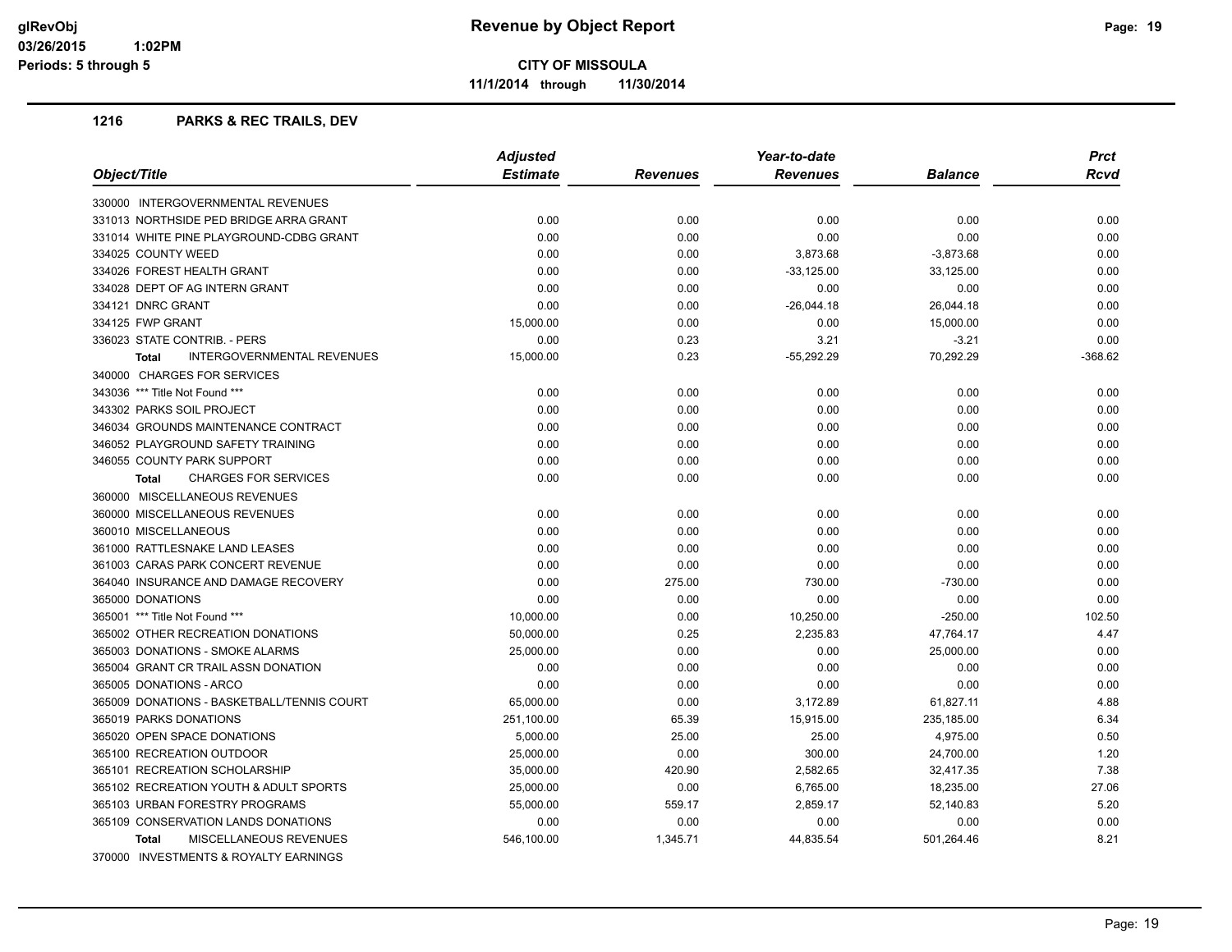# Revenue by Object Report

**CITY OF MISSOULA**

**11/1/2014 through 11/30/2014**

glRevObj
03/26/2015 1:02PM
Periods: 5 through 5

## 1216 PARKS & REC TRAILS, DEV

| Object/Title | Adjusted Estimate | Revenues | Year-to-date Revenues | Balance | Prct Rcvd |
|---|---|---|---|---|---|
| 330000 INTERGOVERNMENTAL REVENUES | | | | | |
| 331013 NORTHSIDE PED BRIDGE ARRA GRANT | 0.00 | 0.00 | 0.00 | 0.00 | 0.00 |
| 331014 WHITE PINE PLAYGROUND-CDBG GRANT | 0.00 | 0.00 | 0.00 | 0.00 | 0.00 |
| 334025 COUNTY WEED | 0.00 | 0.00 | 3,873.68 | -3,873.68 | 0.00 |
| 334026 FOREST HEALTH GRANT | 0.00 | 0.00 | -33,125.00 | 33,125.00 | 0.00 |
| 334028 DEPT OF AG INTERN GRANT | 0.00 | 0.00 | 0.00 | 0.00 | 0.00 |
| 334121 DNRC GRANT | 0.00 | 0.00 | -26,044.18 | 26,044.18 | 0.00 |
| 334125 FWP GRANT | 15,000.00 | 0.00 | 0.00 | 15,000.00 | 0.00 |
| 336023 STATE CONTRIB. - PERS | 0.00 | 0.23 | 3.21 | -3.21 | 0.00 |
| **Total** INTERGOVERNMENTAL REVENUES | 15,000.00 | 0.23 | -55,292.29 | 70,292.29 | -368.62 |
| 340000 CHARGES FOR SERVICES | | | | | |
| 343036 *** Title Not Found *** | 0.00 | 0.00 | 0.00 | 0.00 | 0.00 |
| 343302 PARKS SOIL PROJECT | 0.00 | 0.00 | 0.00 | 0.00 | 0.00 |
| 346034 GROUNDS MAINTENANCE CONTRACT | 0.00 | 0.00 | 0.00 | 0.00 | 0.00 |
| 346052 PLAYGROUND SAFETY TRAINING | 0.00 | 0.00 | 0.00 | 0.00 | 0.00 |
| 346055 COUNTY PARK SUPPORT | 0.00 | 0.00 | 0.00 | 0.00 | 0.00 |
| **Total** CHARGES FOR SERVICES | 0.00 | 0.00 | 0.00 | 0.00 | 0.00 |
| 360000 MISCELLANEOUS REVENUES | | | | | |
| 360000 MISCELLANEOUS REVENUES | 0.00 | 0.00 | 0.00 | 0.00 | 0.00 |
| 360010 MISCELLANEOUS | 0.00 | 0.00 | 0.00 | 0.00 | 0.00 |
| 361000 RATTLESNAKE LAND LEASES | 0.00 | 0.00 | 0.00 | 0.00 | 0.00 |
| 361003 CARAS PARK CONCERT REVENUE | 0.00 | 0.00 | 0.00 | 0.00 | 0.00 |
| 364040 INSURANCE AND DAMAGE RECOVERY | 0.00 | 275.00 | 730.00 | -730.00 | 0.00 |
| 365000 DONATIONS | 0.00 | 0.00 | 0.00 | 0.00 | 0.00 |
| 365001 *** Title Not Found *** | 10,000.00 | 0.00 | 10,250.00 | -250.00 | 102.50 |
| 365002 OTHER RECREATION DONATIONS | 50,000.00 | 0.25 | 2,235.83 | 47,764.17 | 4.47 |
| 365003 DONATIONS - SMOKE ALARMS | 25,000.00 | 0.00 | 0.00 | 25,000.00 | 0.00 |
| 365004 GRANT CR TRAIL ASSN DONATION | 0.00 | 0.00 | 0.00 | 0.00 | 0.00 |
| 365005 DONATIONS - ARCO | 0.00 | 0.00 | 0.00 | 0.00 | 0.00 |
| 365009 DONATIONS - BASKETBALL/TENNIS COURT | 65,000.00 | 0.00 | 3,172.89 | 61,827.11 | 4.88 |
| 365019 PARKS DONATIONS | 251,100.00 | 65.39 | 15,915.00 | 235,185.00 | 6.34 |
| 365020 OPEN SPACE DONATIONS | 5,000.00 | 25.00 | 25.00 | 4,975.00 | 0.50 |
| 365100 RECREATION OUTDOOR | 25,000.00 | 0.00 | 300.00 | 24,700.00 | 1.20 |
| 365101 RECREATION SCHOLARSHIP | 35,000.00 | 420.90 | 2,582.65 | 32,417.35 | 7.38 |
| 365102 RECREATION YOUTH & ADULT SPORTS | 25,000.00 | 0.00 | 6,765.00 | 18,235.00 | 27.06 |
| 365103 URBAN FORESTRY PROGRAMS | 55,000.00 | 559.17 | 2,859.17 | 52,140.83 | 5.20 |
| 365109 CONSERVATION LANDS DONATIONS | 0.00 | 0.00 | 0.00 | 0.00 | 0.00 |
| **Total** MISCELLANEOUS REVENUES | 546,100.00 | 1,345.71 | 44,835.54 | 501,264.46 | 8.21 |
| 370000 INVESTMENTS & ROYALTY EARNINGS | | | | | |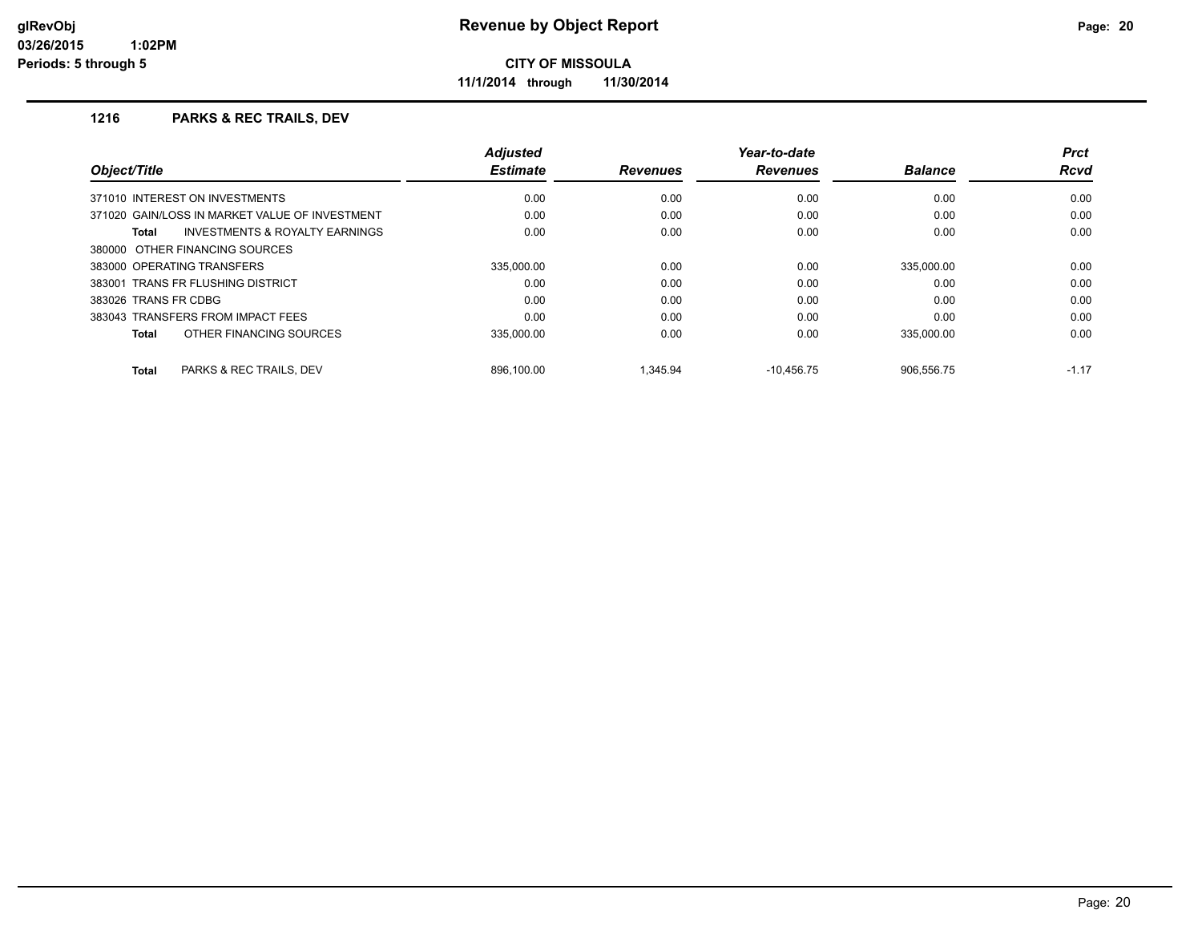**CITY OF MISSOULA**

**11/1/2014 through 11/30/2014**

## 1216 PARKS & REC TRAILS, DEV

| Object/Title | Adjusted Estimate | Revenues | Year-to-date Revenues | Balance | Prct Rcvd |
|---|---|---|---|---|---|
| 371010 INTEREST ON INVESTMENTS | 0.00 | 0.00 | 0.00 | 0.00 | 0.00 |
| 371020 GAIN/LOSS IN MARKET VALUE OF INVESTMENT | 0.00 | 0.00 | 0.00 | 0.00 | 0.00 |
| **Total** INVESTMENTS & ROYALTY EARNINGS | 0.00 | 0.00 | 0.00 | 0.00 | 0.00 |
| 380000 OTHER FINANCING SOURCES | | | | | |
| 383000 OPERATING TRANSFERS | 335,000.00 | 0.00 | 0.00 | 335,000.00 | 0.00 |
| 383001 TRANS FR FLUSHING DISTRICT | 0.00 | 0.00 | 0.00 | 0.00 | 0.00 |
| 383026 TRANS FR CDBG | 0.00 | 0.00 | 0.00 | 0.00 | 0.00 |
| 383043 TRANSFERS FROM IMPACT FEES | 0.00 | 0.00 | 0.00 | 0.00 | 0.00 |
| **Total** OTHER FINANCING SOURCES | 335,000.00 | 0.00 | 0.00 | 335,000.00 | 0.00 |
| **Total** PARKS & REC TRAILS, DEV | 896,100.00 | 1,345.94 | -10,456.75 | 906,556.75 | -1.17 |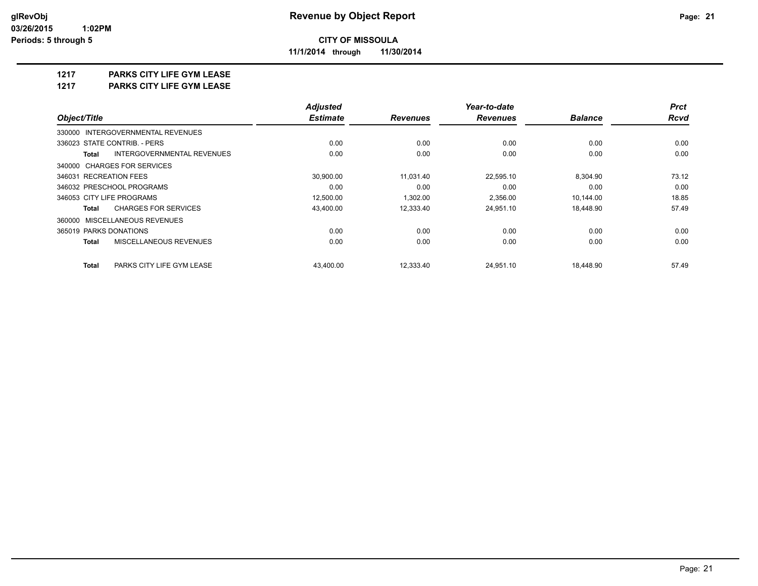# Revenue by Object Report

**CITY OF MISSOULA**

**11/1/2014 through 11/30/2014**

glRevObj
03/26/2015 1:02PM
Periods: 5 through 5

**1217 PARKS CITY LIFE GYM LEASE**
**1217 PARKS CITY LIFE GYM LEASE**

| Object/Title | Adjusted Estimate | Revenues | Year-to-date Revenues | Balance | Prct Rcvd |
|---|---|---|---|---|---|
| 330000 INTERGOVERNMENTAL REVENUES | | | | | |
| 336023 STATE CONTRIB. - PERS | 0.00 | 0.00 | 0.00 | 0.00 | 0.00 |
| **Total** INTERGOVERNMENTAL REVENUES | 0.00 | 0.00 | 0.00 | 0.00 | 0.00 |
| 340000 CHARGES FOR SERVICES | | | | | |
| 346031 RECREATION FEES | 30,900.00 | 11,031.40 | 22,595.10 | 8,304.90 | 73.12 |
| 346032 PRESCHOOL PROGRAMS | 0.00 | 0.00 | 0.00 | 0.00 | 0.00 |
| 346053 CITY LIFE PROGRAMS | 12,500.00 | 1,302.00 | 2,356.00 | 10,144.00 | 18.85 |
| **Total** CHARGES FOR SERVICES | 43,400.00 | 12,333.40 | 24,951.10 | 18,448.90 | 57.49 |
| 360000 MISCELLANEOUS REVENUES | | | | | |
| 365019 PARKS DONATIONS | 0.00 | 0.00 | 0.00 | 0.00 | 0.00 |
| **Total** MISCELLANEOUS REVENUES | 0.00 | 0.00 | 0.00 | 0.00 | 0.00 |
| **Total** PARKS CITY LIFE GYM LEASE | 43,400.00 | 12,333.40 | 24,951.10 | 18,448.90 | 57.49 |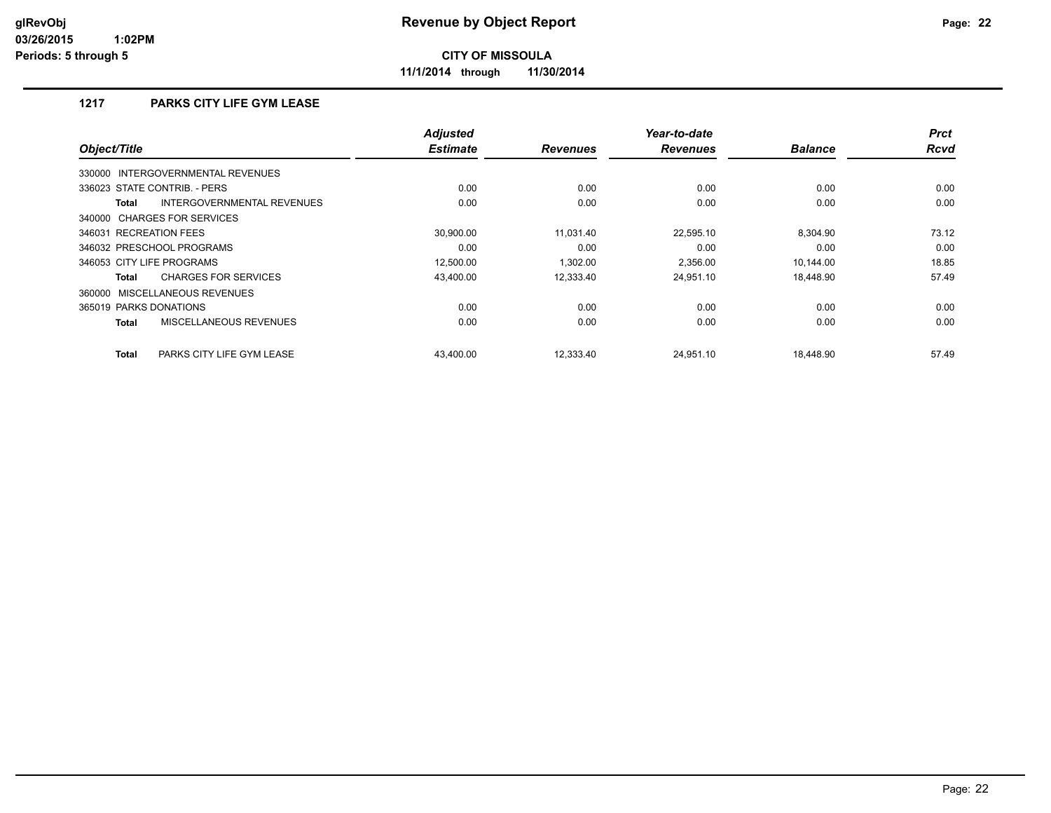**glRevObj**
**03/26/2015 1:02PM**
**Periods: 5 through 5**

# Revenue by Object Report

**CITY OF MISSOULA**

**11/1/2014 through 11/30/2014**

## 1217 PARKS CITY LIFE GYM LEASE

| Object/Title | Adjusted Estimate | Revenues | Year-to-date Revenues | Balance | Prct Rcvd |
|---|---|---|---|---|---|
| 330000 INTERGOVERNMENTAL REVENUES | | | | | |
| 336023 STATE CONTRIB. - PERS | 0.00 | 0.00 | 0.00 | 0.00 | 0.00 |
| **Total** INTERGOVERNMENTAL REVENUES | 0.00 | 0.00 | 0.00 | 0.00 | 0.00 |
| 340000 CHARGES FOR SERVICES | | | | | |
| 346031 RECREATION FEES | 30,900.00 | 11,031.40 | 22,595.10 | 8,304.90 | 73.12 |
| 346032 PRESCHOOL PROGRAMS | 0.00 | 0.00 | 0.00 | 0.00 | 0.00 |
| 346053 CITY LIFE PROGRAMS | 12,500.00 | 1,302.00 | 2,356.00 | 10,144.00 | 18.85 |
| **Total** CHARGES FOR SERVICES | 43,400.00 | 12,333.40 | 24,951.10 | 18,448.90 | 57.49 |
| 360000 MISCELLANEOUS REVENUES | | | | | |
| 365019 PARKS DONATIONS | 0.00 | 0.00 | 0.00 | 0.00 | 0.00 |
| **Total** MISCELLANEOUS REVENUES | 0.00 | 0.00 | 0.00 | 0.00 | 0.00 |
| **Total** PARKS CITY LIFE GYM LEASE | 43,400.00 | 12,333.40 | 24,951.10 | 18,448.90 | 57.49 |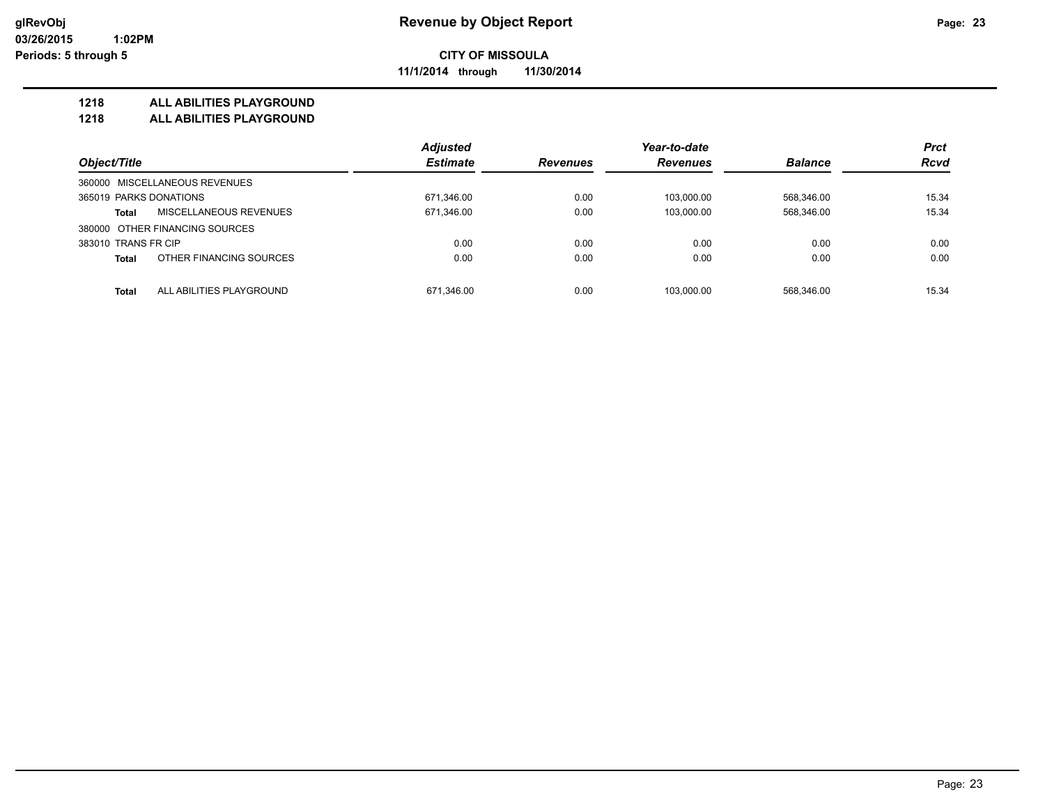**Revenue by Object Report**

**CITY OF MISSOULA**

**11/1/2014 through 11/30/2014**

glRevObj
03/26/2015 1:02PM
Periods: 5 through 5

## 1218 ALL ABILITIES PLAYGROUND
## 1218 ALL ABILITIES PLAYGROUND

| Object/Title | Adjusted Estimate | Revenues | Year-to-date Revenues | Balance | Prct Rcvd |
|---|---|---|---|---|---|
| 360000 MISCELLANEOUS REVENUES | | | | | |
| 365019 PARKS DONATIONS | 671,346.00 | 0.00 | 103,000.00 | 568,346.00 | 15.34 |
| **Total** MISCELLANEOUS REVENUES | 671,346.00 | 0.00 | 103,000.00 | 568,346.00 | 15.34 |
| 380000 OTHER FINANCING SOURCES | | | | | |
| 383010 TRANS FR CIP | 0.00 | 0.00 | 0.00 | 0.00 | 0.00 |
| **Total** OTHER FINANCING SOURCES | 0.00 | 0.00 | 0.00 | 0.00 | 0.00 |
| **Total** ALL ABILITIES PLAYGROUND | 671,346.00 | 0.00 | 103,000.00 | 568,346.00 | 15.34 |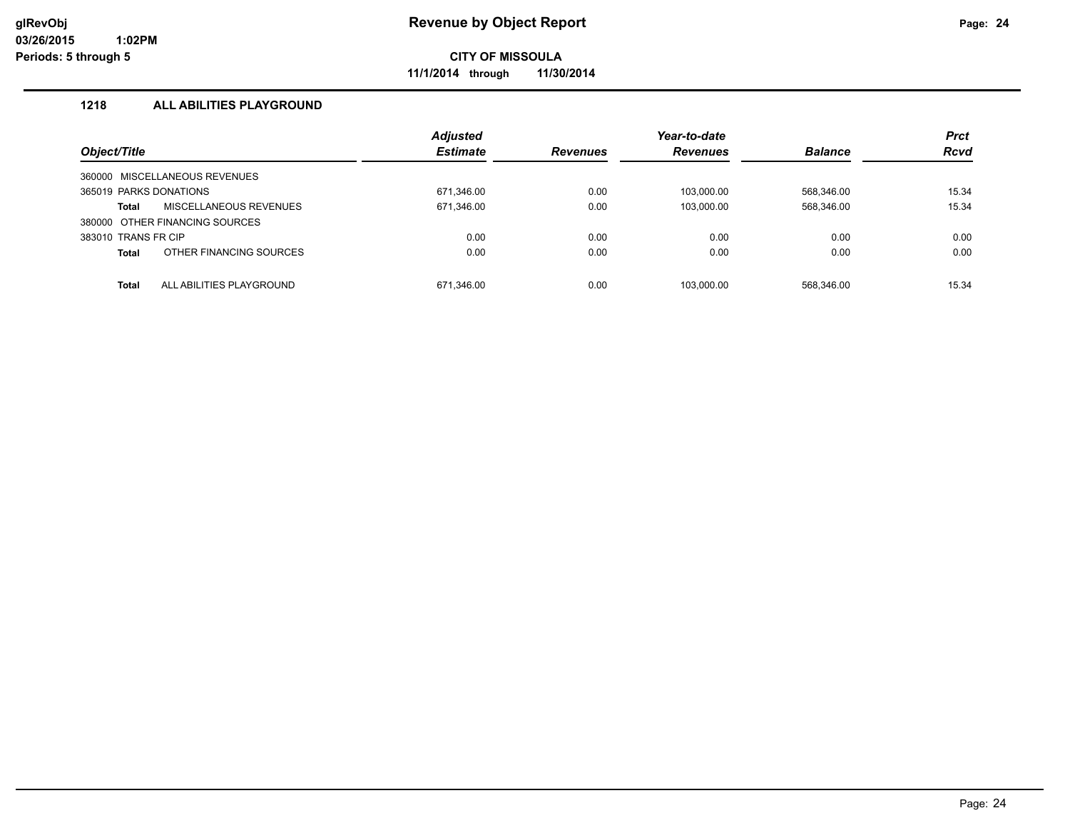# Revenue by Object Report

**CITY OF MISSOULA**

**11/1/2014 through 11/30/2014**

glRevObj
03/26/2015 1:02PM
Periods: 5 through 5

## 1218 ALL ABILITIES PLAYGROUND

| Object/Title | Adjusted Estimate | Revenues | Year-to-date Revenues | Balance | Prct Rcvd |
|---|---|---|---|---|---|
| 360000 MISCELLANEOUS REVENUES | | | | | |
| 365019 PARKS DONATIONS | 671,346.00 | 0.00 | 103,000.00 | 568,346.00 | 15.34 |
| **Total** MISCELLANEOUS REVENUES | 671,346.00 | 0.00 | 103,000.00 | 568,346.00 | 15.34 |
| 380000 OTHER FINANCING SOURCES | | | | | |
| 383010 TRANS FR CIP | 0.00 | 0.00 | 0.00 | 0.00 | 0.00 |
| **Total** OTHER FINANCING SOURCES | 0.00 | 0.00 | 0.00 | 0.00 | 0.00 |
| **Total** ALL ABILITIES PLAYGROUND | 671,346.00 | 0.00 | 103,000.00 | 568,346.00 | 15.34 |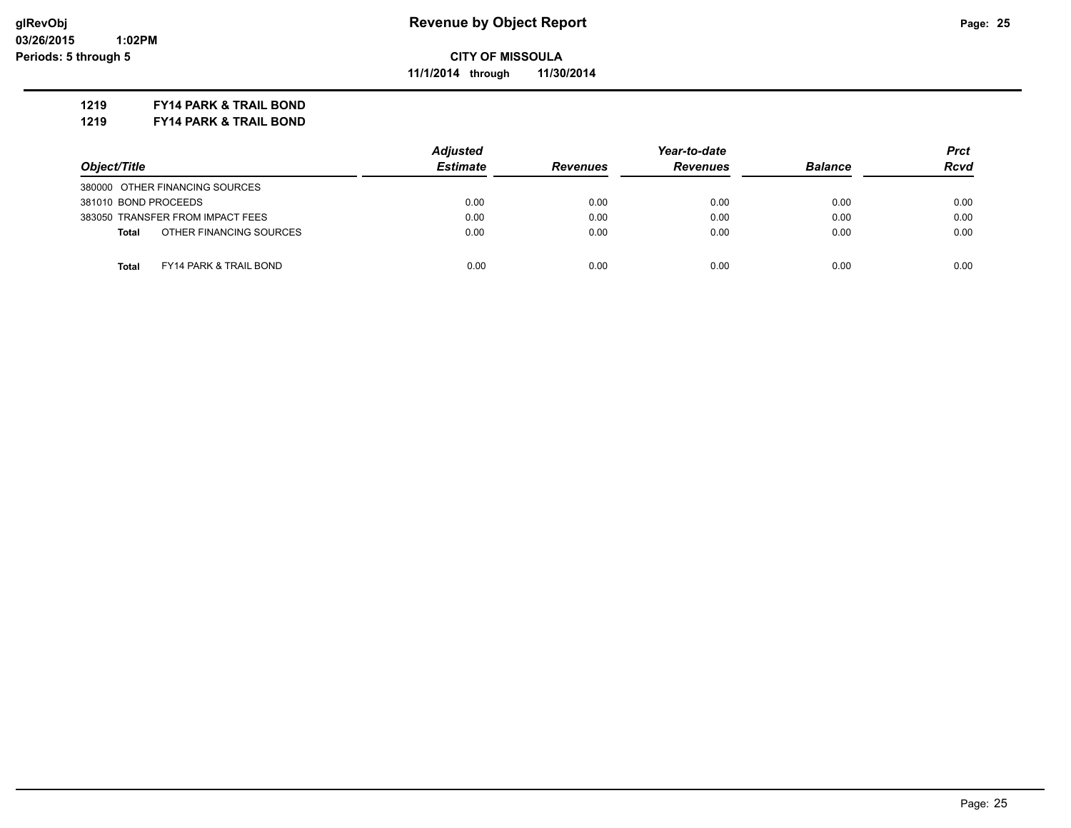**glRevObj**
**03/26/2015 1:02PM**
**Periods: 5 through 5**

# Revenue by Object Report

**CITY OF MISSOULA**

**11/1/2014 through 11/30/2014**

**1219 FY14 PARK & TRAIL BOND**
**1219 FY14 PARK & TRAIL BOND**

| Object/Title | | Adjusted Estimate | Revenues | Year-to-date Revenues | Balance | Prct Rcvd |
|---|---|---|---|---|---|---|
| 380000 OTHER FINANCING SOURCES | | | | | | |
| 381010 BOND PROCEEDS | | 0.00 | 0.00 | 0.00 | 0.00 | 0.00 |
| 383050 TRANSFER FROM IMPACT FEES | | 0.00 | 0.00 | 0.00 | 0.00 | 0.00 |
| **Total** | OTHER FINANCING SOURCES | 0.00 | 0.00 | 0.00 | 0.00 | 0.00 |
| **Total** | FY14 PARK & TRAIL BOND | 0.00 | 0.00 | 0.00 | 0.00 | 0.00 |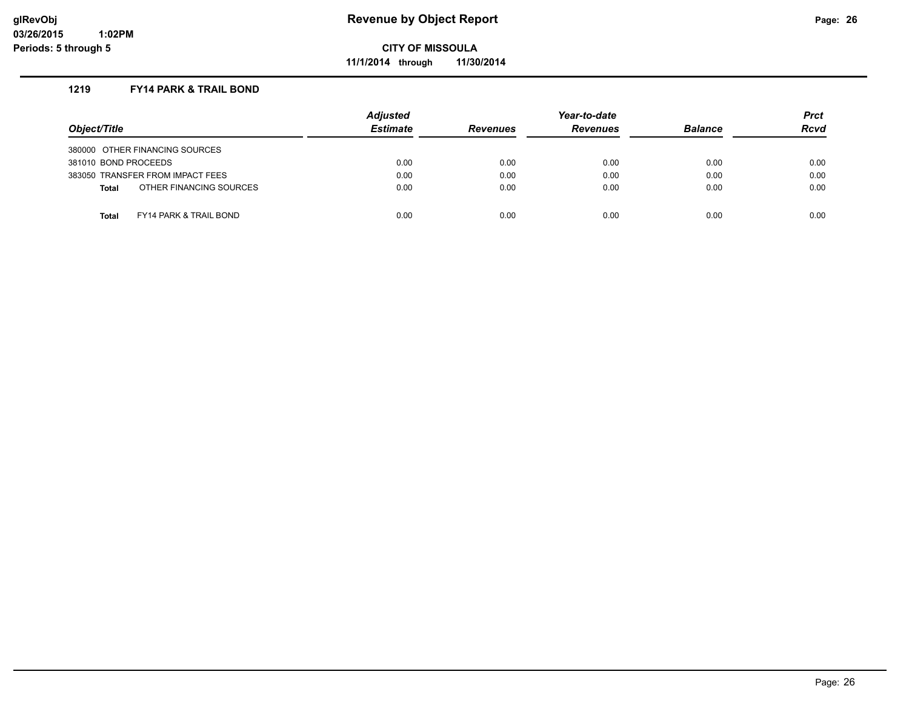glRevObj
03/26/2015 1:02PM
Periods: 5 through 5

# Revenue by Object Report

**CITY OF MISSOULA**

**11/1/2014 through 11/30/2014**

### 1219 FY14 PARK & TRAIL BOND

| Object/Title | Adjusted Estimate | Revenues | Year-to-date Revenues | Balance | Prct Rcvd |
|---|---|---|---|---|---|
| 380000 OTHER FINANCING SOURCES | | | | | |
| 381010 BOND PROCEEDS | 0.00 | 0.00 | 0.00 | 0.00 | 0.00 |
| 383050 TRANSFER FROM IMPACT FEES | 0.00 | 0.00 | 0.00 | 0.00 | 0.00 |
| **Total** OTHER FINANCING SOURCES | 0.00 | 0.00 | 0.00 | 0.00 | 0.00 |
| **Total** FY14 PARK & TRAIL BOND | 0.00 | 0.00 | 0.00 | 0.00 | 0.00 |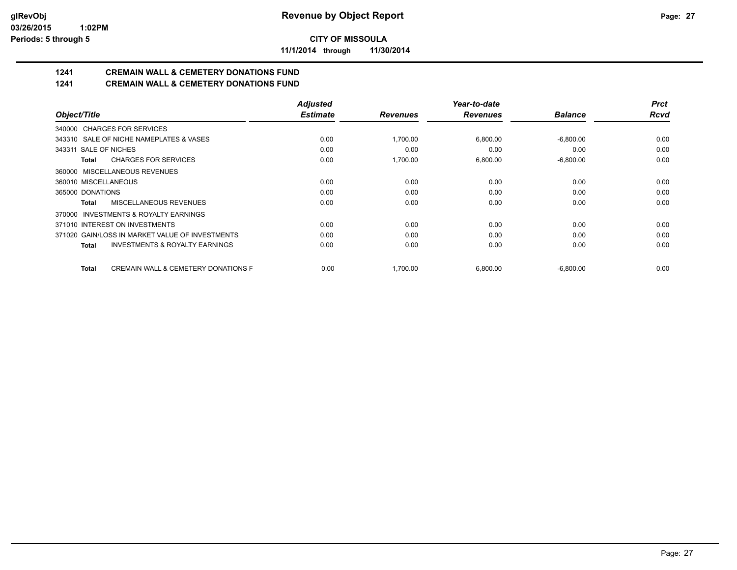**glRevObj** 
**03/26/2015 1:02PM** 
**Periods: 5 through 5**

# Revenue by Object Report

**CITY OF MISSOULA**

**11/1/2014 through 11/30/2014**

## 1241 CREMAIN WALL & CEMETERY DONATIONS FUND
## 1241 CREMAIN WALL & CEMETERY DONATIONS FUND

| Object/Title | Adjusted Estimate | Revenues | Year-to-date Revenues | Balance | Prct Rcvd |
|---|---|---|---|---|---|
| 340000 CHARGES FOR SERVICES | | | | | |
| 343310 SALE OF NICHE NAMEPLATES & VASES | 0.00 | 1,700.00 | 6,800.00 | -6,800.00 | 0.00 |
| 343311 SALE OF NICHES | 0.00 | 0.00 | 0.00 | 0.00 | 0.00 |
| **Total** CHARGES FOR SERVICES | 0.00 | 1,700.00 | 6,800.00 | -6,800.00 | 0.00 |
| 360000 MISCELLANEOUS REVENUES | | | | | |
| 360010 MISCELLANEOUS | 0.00 | 0.00 | 0.00 | 0.00 | 0.00 |
| 365000 DONATIONS | 0.00 | 0.00 | 0.00 | 0.00 | 0.00 |
| **Total** MISCELLANEOUS REVENUES | 0.00 | 0.00 | 0.00 | 0.00 | 0.00 |
| 370000 INVESTMENTS & ROYALTY EARNINGS | | | | | |
| 371010 INTEREST ON INVESTMENTS | 0.00 | 0.00 | 0.00 | 0.00 | 0.00 |
| 371020 GAIN/LOSS IN MARKET VALUE OF INVESTMENTS | 0.00 | 0.00 | 0.00 | 0.00 | 0.00 |
| **Total** INVESTMENTS & ROYALTY EARNINGS | 0.00 | 0.00 | 0.00 | 0.00 | 0.00 |
| **Total** CREMAIN WALL & CEMETERY DONATIONS F | 0.00 | 1,700.00 | 6,800.00 | -6,800.00 | 0.00 |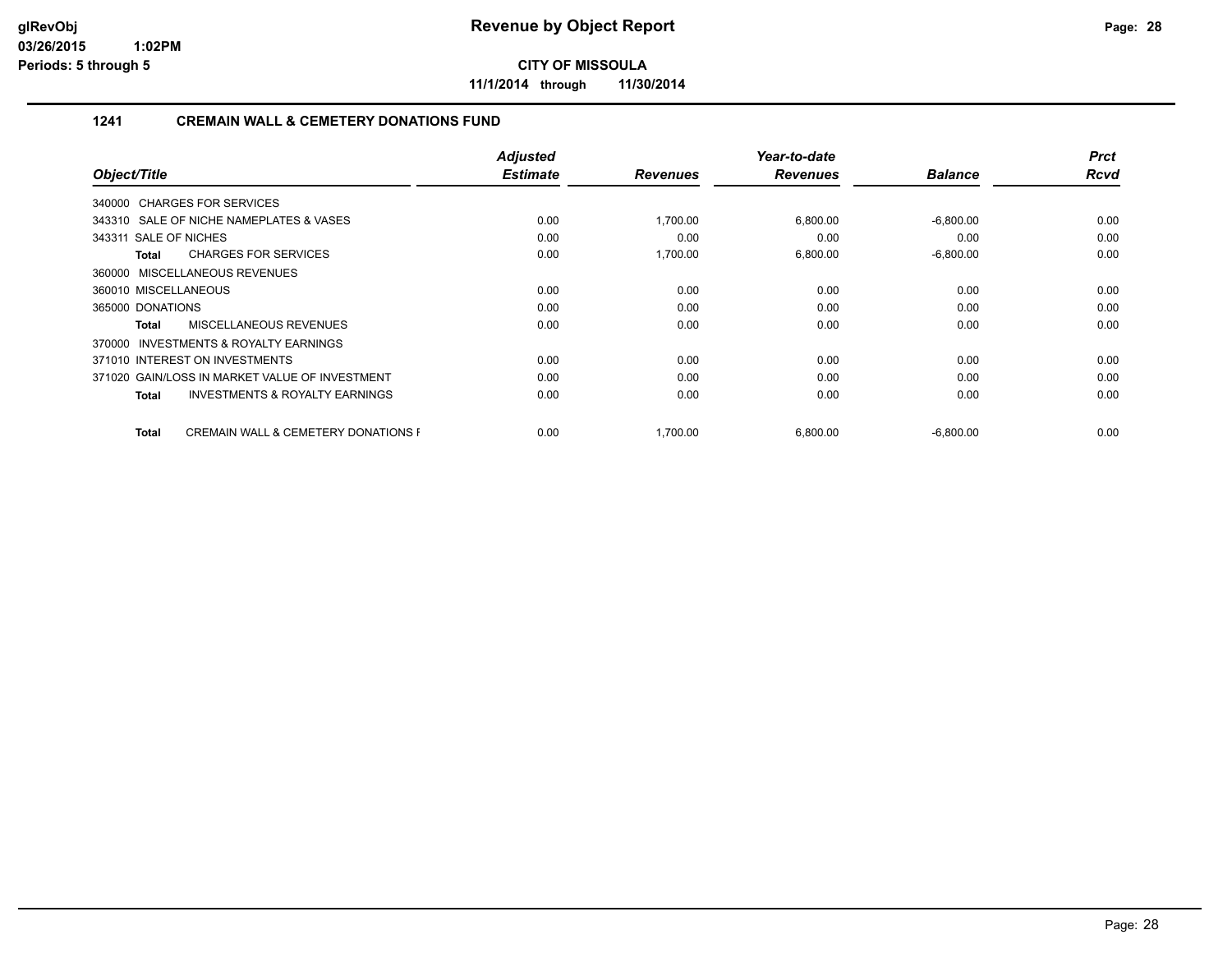# Revenue by Object Report

**CITY OF MISSOULA**

**11/1/2014 through 11/30/2014**

glRevObj
03/26/2015 1:02PM
Periods: 5 through 5

## 1241 CREMAIN WALL & CEMETERY DONATIONS FUND

| Object/Title | Adjusted Estimate | Revenues | Year-to-date Revenues | Balance | Prct Rcvd |
|---|---|---|---|---|---|
| 340000 CHARGES FOR SERVICES | | | | | |
| 343310 SALE OF NICHE NAMEPLATES & VASES | 0.00 | 1,700.00 | 6,800.00 | -6,800.00 | 0.00 |
| 343311 SALE OF NICHES | 0.00 | 0.00 | 0.00 | 0.00 | 0.00 |
| **Total** CHARGES FOR SERVICES | 0.00 | 1,700.00 | 6,800.00 | -6,800.00 | 0.00 |
| 360000 MISCELLANEOUS REVENUES | | | | | |
| 360010 MISCELLANEOUS | 0.00 | 0.00 | 0.00 | 0.00 | 0.00 |
| 365000 DONATIONS | 0.00 | 0.00 | 0.00 | 0.00 | 0.00 |
| **Total** MISCELLANEOUS REVENUES | 0.00 | 0.00 | 0.00 | 0.00 | 0.00 |
| 370000 INVESTMENTS & ROYALTY EARNINGS | | | | | |
| 371010 INTEREST ON INVESTMENTS | 0.00 | 0.00 | 0.00 | 0.00 | 0.00 |
| 371020 GAIN/LOSS IN MARKET VALUE OF INVESTMENT | 0.00 | 0.00 | 0.00 | 0.00 | 0.00 |
| **Total** INVESTMENTS & ROYALTY EARNINGS | 0.00 | 0.00 | 0.00 | 0.00 | 0.00 |
| **Total** CREMAIN WALL & CEMETERY DONATIONS F | 0.00 | 1,700.00 | 6,800.00 | -6,800.00 | 0.00 |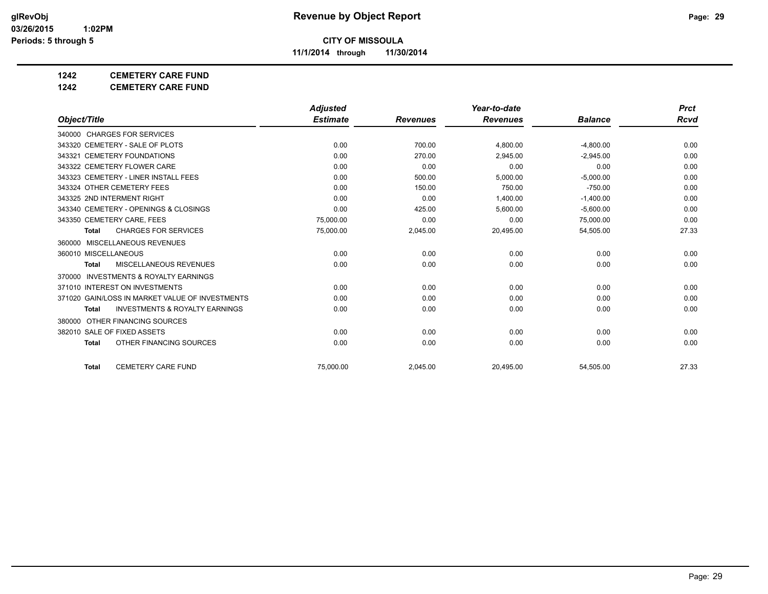**CITY OF MISSOULA**

**11/1/2014 through 11/30/2014**

**1242 CEMETERY CARE FUND**

**1242 CEMETERY CARE FUND**

| Object/Title | Adjusted Estimate | Revenues | Year-to-date Revenues | Balance | Prct Rcvd |
|---|---|---|---|---|---|
| 340000 CHARGES FOR SERVICES | | | | | |
| 343320 CEMETERY - SALE OF PLOTS | 0.00 | 700.00 | 4,800.00 | -4,800.00 | 0.00 |
| 343321 CEMETERY FOUNDATIONS | 0.00 | 270.00 | 2,945.00 | -2,945.00 | 0.00 |
| 343322 CEMETERY FLOWER CARE | 0.00 | 0.00 | 0.00 | 0.00 | 0.00 |
| 343323 CEMETERY - LINER INSTALL FEES | 0.00 | 500.00 | 5,000.00 | -5,000.00 | 0.00 |
| 343324 OTHER CEMETERY FEES | 0.00 | 150.00 | 750.00 | -750.00 | 0.00 |
| 343325 2ND INTERMENT RIGHT | 0.00 | 0.00 | 1,400.00 | -1,400.00 | 0.00 |
| 343340 CEMETERY - OPENINGS & CLOSINGS | 0.00 | 425.00 | 5,600.00 | -5,600.00 | 0.00 |
| 343350 CEMETERY CARE, FEES | 75,000.00 | 0.00 | 0.00 | 75,000.00 | 0.00 |
| **Total** CHARGES FOR SERVICES | 75,000.00 | 2,045.00 | 20,495.00 | 54,505.00 | 27.33 |
| 360000 MISCELLANEOUS REVENUES | | | | | |
| 360010 MISCELLANEOUS | 0.00 | 0.00 | 0.00 | 0.00 | 0.00 |
| **Total** MISCELLANEOUS REVENUES | 0.00 | 0.00 | 0.00 | 0.00 | 0.00 |
| 370000 INVESTMENTS & ROYALTY EARNINGS | | | | | |
| 371010 INTEREST ON INVESTMENTS | 0.00 | 0.00 | 0.00 | 0.00 | 0.00 |
| 371020 GAIN/LOSS IN MARKET VALUE OF INVESTMENTS | 0.00 | 0.00 | 0.00 | 0.00 | 0.00 |
| **Total** INVESTMENTS & ROYALTY EARNINGS | 0.00 | 0.00 | 0.00 | 0.00 | 0.00 |
| 380000 OTHER FINANCING SOURCES | | | | | |
| 382010 SALE OF FIXED ASSETS | 0.00 | 0.00 | 0.00 | 0.00 | 0.00 |
| **Total** OTHER FINANCING SOURCES | 0.00 | 0.00 | 0.00 | 0.00 | 0.00 |
| **Total** CEMETERY CARE FUND | 75,000.00 | 2,045.00 | 20,495.00 | 54,505.00 | 27.33 |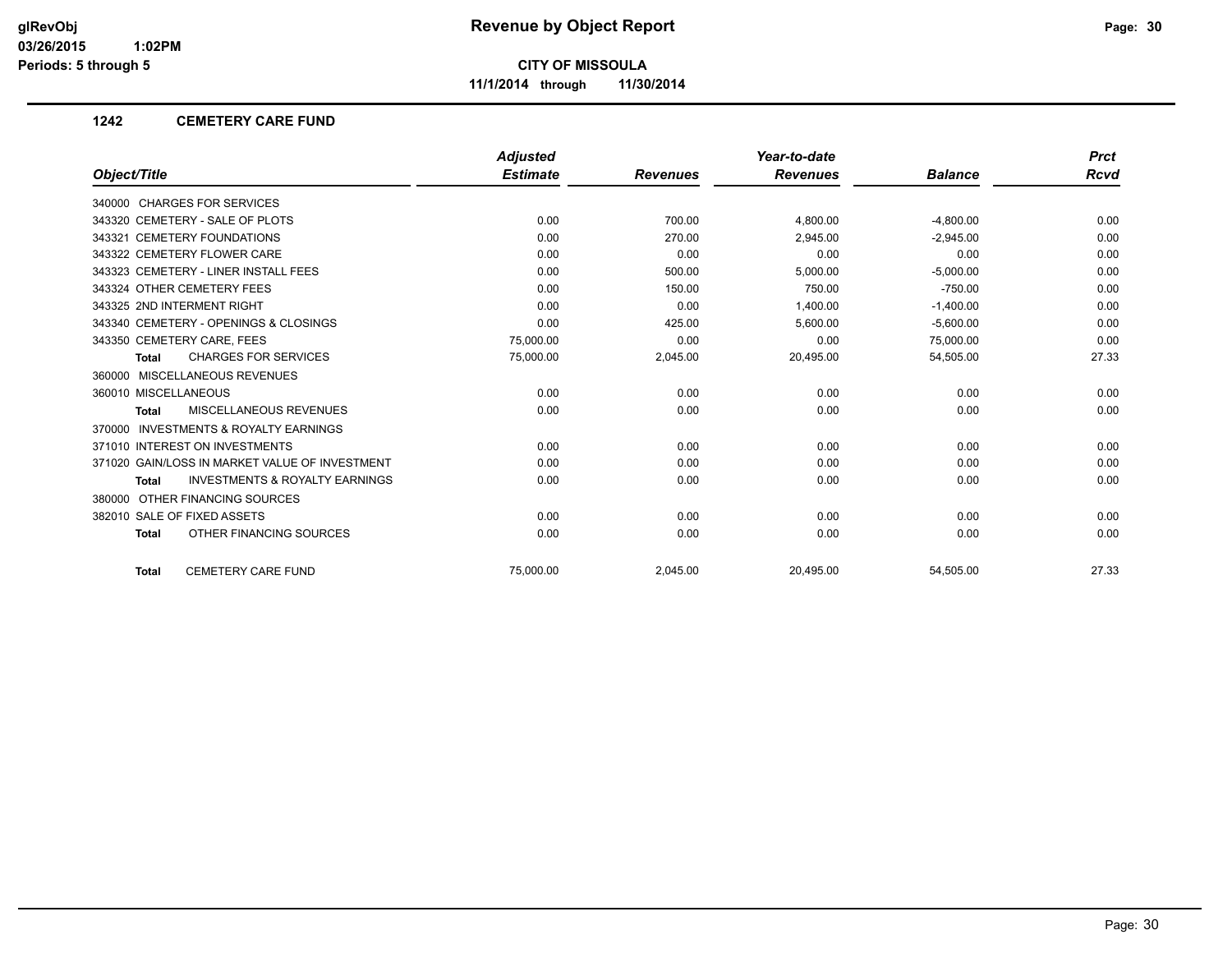# Revenue by Object Report

**CITY OF MISSOULA**

**11/1/2014 through 11/30/2014**

glRevObj
03/26/2015 1:02PM
Periods: 5 through 5

## 1242 CEMETERY CARE FUND

| Object/Title | Adjusted Estimate | Revenues | Year-to-date Revenues | Balance | Prct Rcvd |
|---|---|---|---|---|---|
| 340000 CHARGES FOR SERVICES | | | | | |
| 343320 CEMETERY - SALE OF PLOTS | 0.00 | 700.00 | 4,800.00 | -4,800.00 | 0.00 |
| 343321 CEMETERY FOUNDATIONS | 0.00 | 270.00 | 2,945.00 | -2,945.00 | 0.00 |
| 343322 CEMETERY FLOWER CARE | 0.00 | 0.00 | 0.00 | 0.00 | 0.00 |
| 343323 CEMETERY - LINER INSTALL FEES | 0.00 | 500.00 | 5,000.00 | -5,000.00 | 0.00 |
| 343324 OTHER CEMETERY FEES | 0.00 | 150.00 | 750.00 | -750.00 | 0.00 |
| 343325 2ND INTERMENT RIGHT | 0.00 | 0.00 | 1,400.00 | -1,400.00 | 0.00 |
| 343340 CEMETERY - OPENINGS & CLOSINGS | 0.00 | 425.00 | 5,600.00 | -5,600.00 | 0.00 |
| 343350 CEMETERY CARE, FEES | 75,000.00 | 0.00 | 0.00 | 75,000.00 | 0.00 |
| **Total** CHARGES FOR SERVICES | 75,000.00 | 2,045.00 | 20,495.00 | 54,505.00 | 27.33 |
| 360000 MISCELLANEOUS REVENUES | | | | | |
| 360010 MISCELLANEOUS | 0.00 | 0.00 | 0.00 | 0.00 | 0.00 |
| **Total** MISCELLANEOUS REVENUES | 0.00 | 0.00 | 0.00 | 0.00 | 0.00 |
| 370000 INVESTMENTS & ROYALTY EARNINGS | | | | | |
| 371010 INTEREST ON INVESTMENTS | 0.00 | 0.00 | 0.00 | 0.00 | 0.00 |
| 371020 GAIN/LOSS IN MARKET VALUE OF INVESTMENT | 0.00 | 0.00 | 0.00 | 0.00 | 0.00 |
| **Total** INVESTMENTS & ROYALTY EARNINGS | 0.00 | 0.00 | 0.00 | 0.00 | 0.00 |
| 380000 OTHER FINANCING SOURCES | | | | | |
| 382010 SALE OF FIXED ASSETS | 0.00 | 0.00 | 0.00 | 0.00 | 0.00 |
| **Total** OTHER FINANCING SOURCES | 0.00 | 0.00 | 0.00 | 0.00 | 0.00 |
| **Total** CEMETERY CARE FUND | 75,000.00 | 2,045.00 | 20,495.00 | 54,505.00 | 27.33 |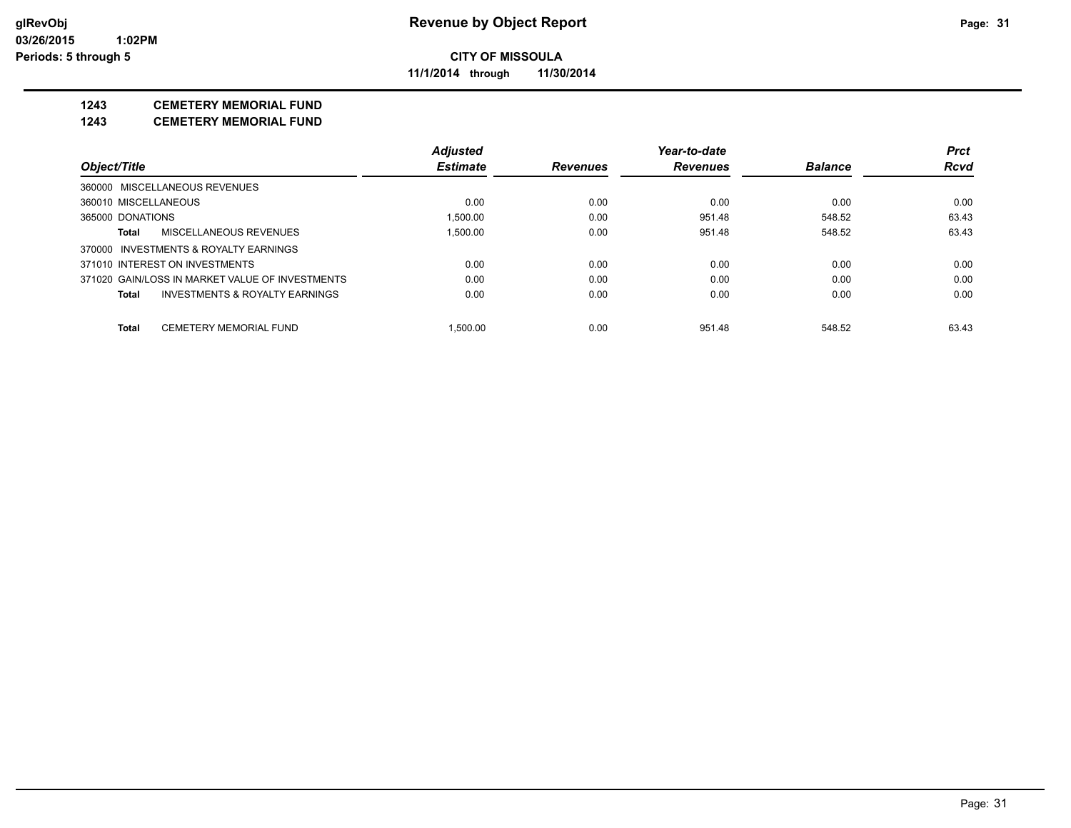**glRevObj** **Revenue by Object Report**

03/26/2015 1:02PM

Periods: 5 through 5

**CITY OF MISSOULA**

**11/1/2014 through 11/30/2014**

**1243 CEMETERY MEMORIAL FUND**

**1243 CEMETERY MEMORIAL FUND**

| Object/Title | Adjusted Estimate | Revenues | Year-to-date Revenues | Balance | Prct Rcvd |
|---|---|---|---|---|---|
| 360000 MISCELLANEOUS REVENUES | | | | | |
| 360010 MISCELLANEOUS | 0.00 | 0.00 | 0.00 | 0.00 | 0.00 |
| 365000 DONATIONS | 1,500.00 | 0.00 | 951.48 | 548.52 | 63.43 |
| **Total** MISCELLANEOUS REVENUES | 1,500.00 | 0.00 | 951.48 | 548.52 | 63.43 |
| 370000 INVESTMENTS & ROYALTY EARNINGS | | | | | |
| 371010 INTEREST ON INVESTMENTS | 0.00 | 0.00 | 0.00 | 0.00 | 0.00 |
| 371020 GAIN/LOSS IN MARKET VALUE OF INVESTMENTS | 0.00 | 0.00 | 0.00 | 0.00 | 0.00 |
| **Total** INVESTMENTS & ROYALTY EARNINGS | 0.00 | 0.00 | 0.00 | 0.00 | 0.00 |
| **Total** CEMETERY MEMORIAL FUND | 1,500.00 | 0.00 | 951.48 | 548.52 | 63.43 |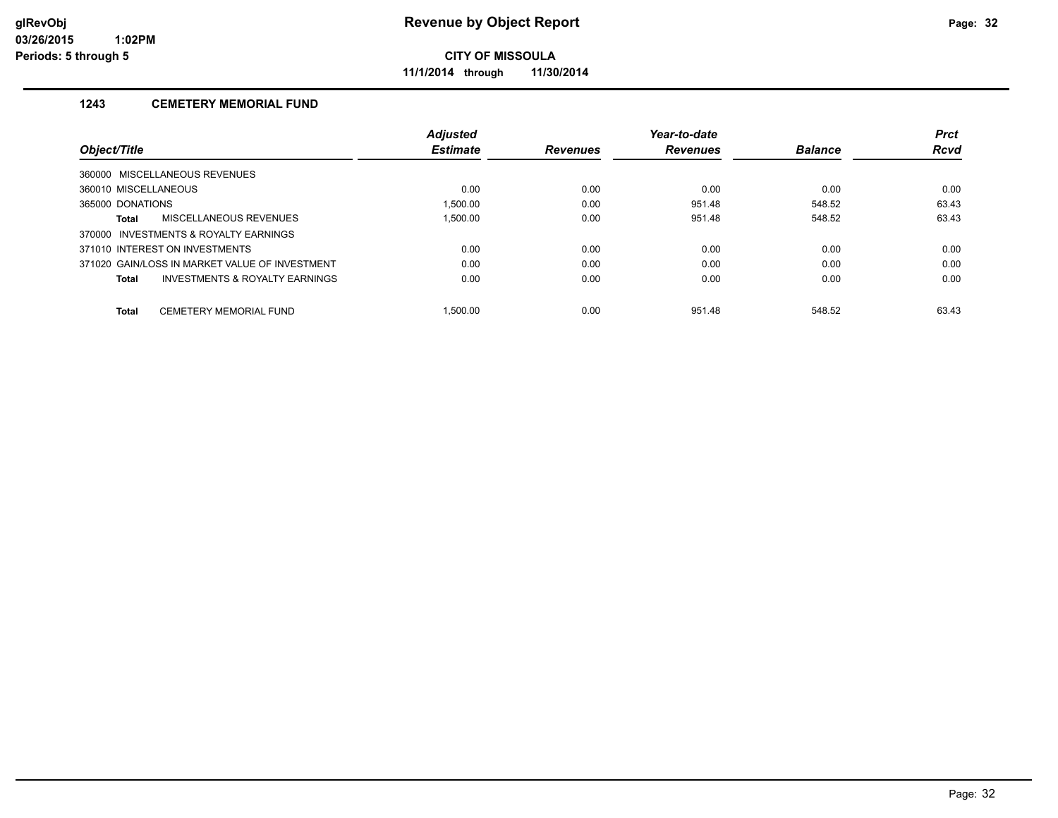**glRevObj**
**03/26/2015 1:02PM**
**Periods: 5 through 5**

# Revenue by Object Report

**CITY OF MISSOULA**

**11/1/2014 through 11/30/2014**

## 1243 CEMETERY MEMORIAL FUND

| Object/Title | Adjusted Estimate | Revenues | Year-to-date Revenues | Balance | Prct Rcvd |
|---|---|---|---|---|---|
| 360000 MISCELLANEOUS REVENUES | | | | | |
| 360010 MISCELLANEOUS | 0.00 | 0.00 | 0.00 | 0.00 | 0.00 |
| 365000 DONATIONS | 1,500.00 | 0.00 | 951.48 | 548.52 | 63.43 |
| **Total** MISCELLANEOUS REVENUES | 1,500.00 | 0.00 | 951.48 | 548.52 | 63.43 |
| 370000 INVESTMENTS & ROYALTY EARNINGS | | | | | |
| 371010 INTEREST ON INVESTMENTS | 0.00 | 0.00 | 0.00 | 0.00 | 0.00 |
| 371020 GAIN/LOSS IN MARKET VALUE OF INVESTMENT | 0.00 | 0.00 | 0.00 | 0.00 | 0.00 |
| **Total** INVESTMENTS & ROYALTY EARNINGS | 0.00 | 0.00 | 0.00 | 0.00 | 0.00 |
| **Total** CEMETERY MEMORIAL FUND | 1,500.00 | 0.00 | 951.48 | 548.52 | 63.43 |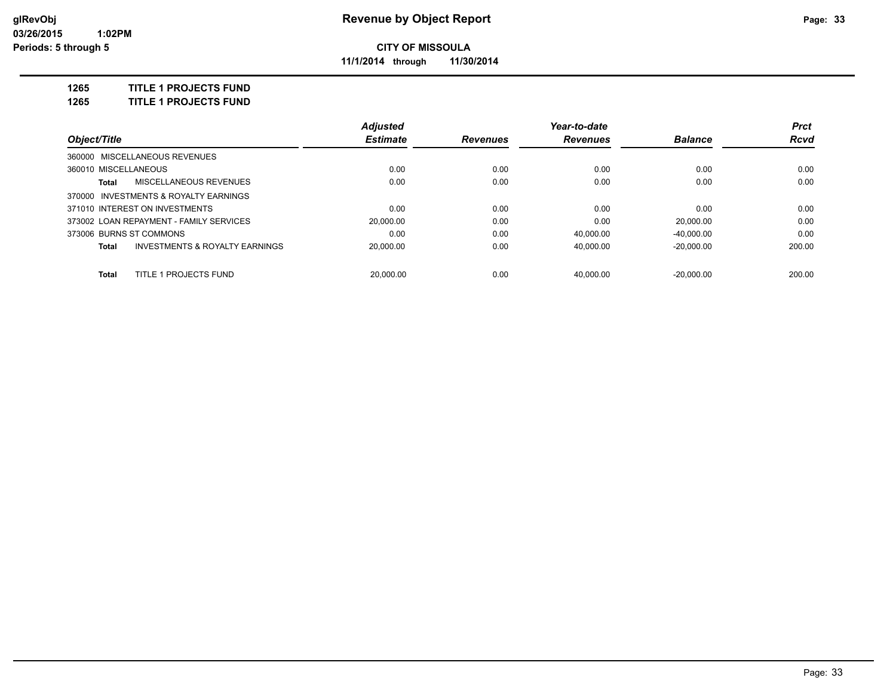# Revenue by Object Report

glRevObj
03/26/2015 1:02PM
Periods: 5 through 5

**CITY OF MISSOULA**
**11/1/2014 through 11/30/2014**

**1265 TITLE 1 PROJECTS FUND**
**1265 TITLE 1 PROJECTS FUND**

| Object/Title | Adjusted Estimate | Revenues | Year-to-date Revenues | Balance | Prct Rcvd |
|---|---|---|---|---|---|
| 360000 MISCELLANEOUS REVENUES | | | | | |
| 360010 MISCELLANEOUS | 0.00 | 0.00 | 0.00 | 0.00 | 0.00 |
| **Total** MISCELLANEOUS REVENUES | 0.00 | 0.00 | 0.00 | 0.00 | 0.00 |
| 370000 INVESTMENTS & ROYALTY EARNINGS | | | | | |
| 371010 INTEREST ON INVESTMENTS | 0.00 | 0.00 | 0.00 | 0.00 | 0.00 |
| 373002 LOAN REPAYMENT - FAMILY SERVICES | 20,000.00 | 0.00 | 0.00 | 20,000.00 | 0.00 |
| 373006 BURNS ST COMMONS | 0.00 | 0.00 | 40,000.00 | -40,000.00 | 0.00 |
| **Total** INVESTMENTS & ROYALTY EARNINGS | 20,000.00 | 0.00 | 40,000.00 | -20,000.00 | 200.00 |
| **Total** TITLE 1 PROJECTS FUND | 20,000.00 | 0.00 | 40,000.00 | -20,000.00 | 200.00 |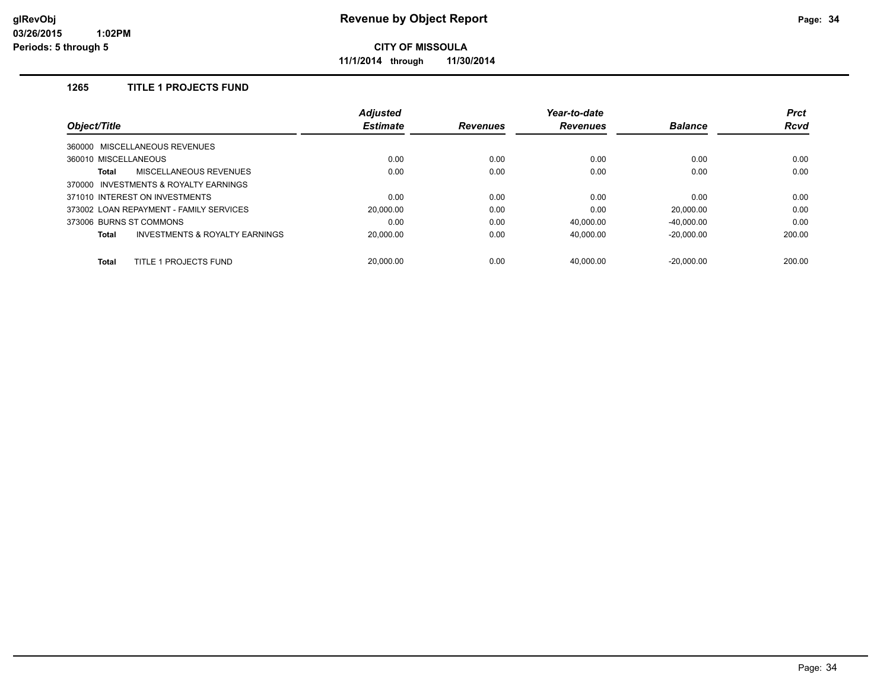# Revenue by Object Report

glRevObj
03/26/2015 1:02PM
Periods: 5 through 5

**CITY OF MISSOULA**

**11/1/2014 through 11/30/2014**

## 1265 TITLE 1 PROJECTS FUND

| Object/Title | Adjusted Estimate | Revenues | Year-to-date Revenues | Balance | Prct Rcvd |
|---|---|---|---|---|---|
| 360000 MISCELLANEOUS REVENUES | | | | | |
| 360010 MISCELLANEOUS | 0.00 | 0.00 | 0.00 | 0.00 | 0.00 |
| **Total** MISCELLANEOUS REVENUES | 0.00 | 0.00 | 0.00 | 0.00 | 0.00 |
| 370000 INVESTMENTS & ROYALTY EARNINGS | | | | | |
| 371010 INTEREST ON INVESTMENTS | 0.00 | 0.00 | 0.00 | 0.00 | 0.00 |
| 373002 LOAN REPAYMENT - FAMILY SERVICES | 20,000.00 | 0.00 | 0.00 | 20,000.00 | 0.00 |
| 373006 BURNS ST COMMONS | 0.00 | 0.00 | 40,000.00 | -40,000.00 | 0.00 |
| **Total** INVESTMENTS & ROYALTY EARNINGS | 20,000.00 | 0.00 | 40,000.00 | -20,000.00 | 200.00 |
| **Total** TITLE 1 PROJECTS FUND | 20,000.00 | 0.00 | 40,000.00 | -20,000.00 | 200.00 |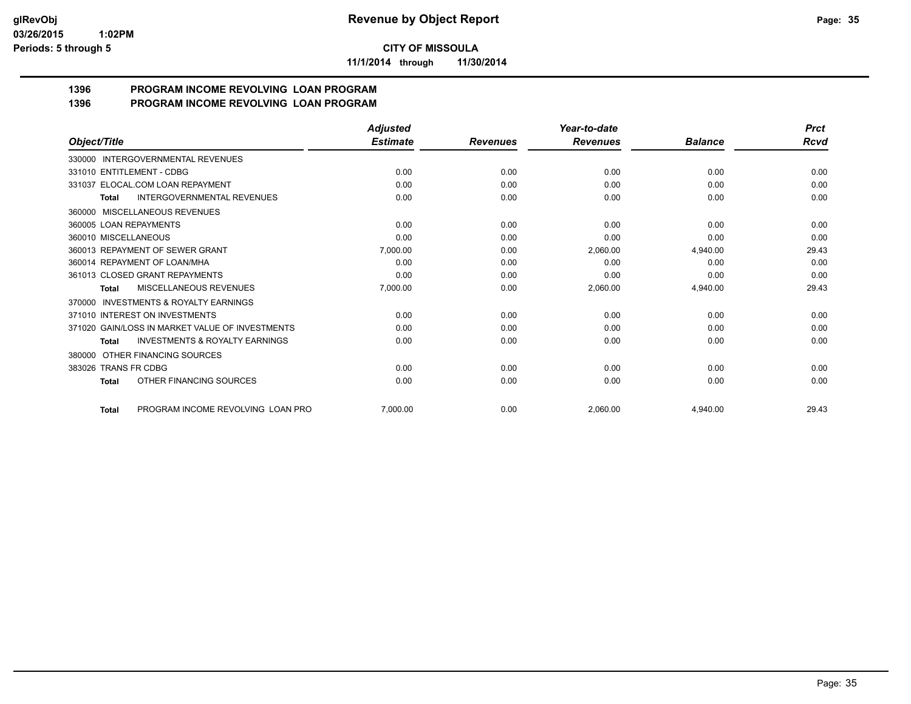**glRevObj** 
**03/26/2015 1:02PM** 
**Periods: 5 through 5**

# Revenue by Object Report

**CITY OF MISSOULA**

**11/1/2014 through 11/30/2014**

## 1396 PROGRAM INCOME REVOLVING LOAN PROGRAM
## 1396 PROGRAM INCOME REVOLVING LOAN PROGRAM

| Object/Title | Adjusted Estimate | Revenues | Year-to-date Revenues | Balance | Prct Rcvd |
|---|---|---|---|---|---|
| 330000 INTERGOVERNMENTAL REVENUES | | | | | |
| 331010 ENTITLEMENT - CDBG | 0.00 | 0.00 | 0.00 | 0.00 | 0.00 |
| 331037 ELOCAL.COM LOAN REPAYMENT | 0.00 | 0.00 | 0.00 | 0.00 | 0.00 |
| **Total** INTERGOVERNMENTAL REVENUES | 0.00 | 0.00 | 0.00 | 0.00 | 0.00 |
| 360000 MISCELLANEOUS REVENUES | | | | | |
| 360005 LOAN REPAYMENTS | 0.00 | 0.00 | 0.00 | 0.00 | 0.00 |
| 360010 MISCELLANEOUS | 0.00 | 0.00 | 0.00 | 0.00 | 0.00 |
| 360013 REPAYMENT OF SEWER GRANT | 7,000.00 | 0.00 | 2,060.00 | 4,940.00 | 29.43 |
| 360014 REPAYMENT OF LOAN/MHA | 0.00 | 0.00 | 0.00 | 0.00 | 0.00 |
| 361013 CLOSED GRANT REPAYMENTS | 0.00 | 0.00 | 0.00 | 0.00 | 0.00 |
| **Total** MISCELLANEOUS REVENUES | 7,000.00 | 0.00 | 2,060.00 | 4,940.00 | 29.43 |
| 370000 INVESTMENTS & ROYALTY EARNINGS | | | | | |
| 371010 INTEREST ON INVESTMENTS | 0.00 | 0.00 | 0.00 | 0.00 | 0.00 |
| 371020 GAIN/LOSS IN MARKET VALUE OF INVESTMENTS | 0.00 | 0.00 | 0.00 | 0.00 | 0.00 |
| **Total** INVESTMENTS & ROYALTY EARNINGS | 0.00 | 0.00 | 0.00 | 0.00 | 0.00 |
| 380000 OTHER FINANCING SOURCES | | | | | |
| 383026 TRANS FR CDBG | 0.00 | 0.00 | 0.00 | 0.00 | 0.00 |
| **Total** OTHER FINANCING SOURCES | 0.00 | 0.00 | 0.00 | 0.00 | 0.00 |
| **Total** PROGRAM INCOME REVOLVING LOAN PRO | 7,000.00 | 0.00 | 2,060.00 | 4,940.00 | 29.43 |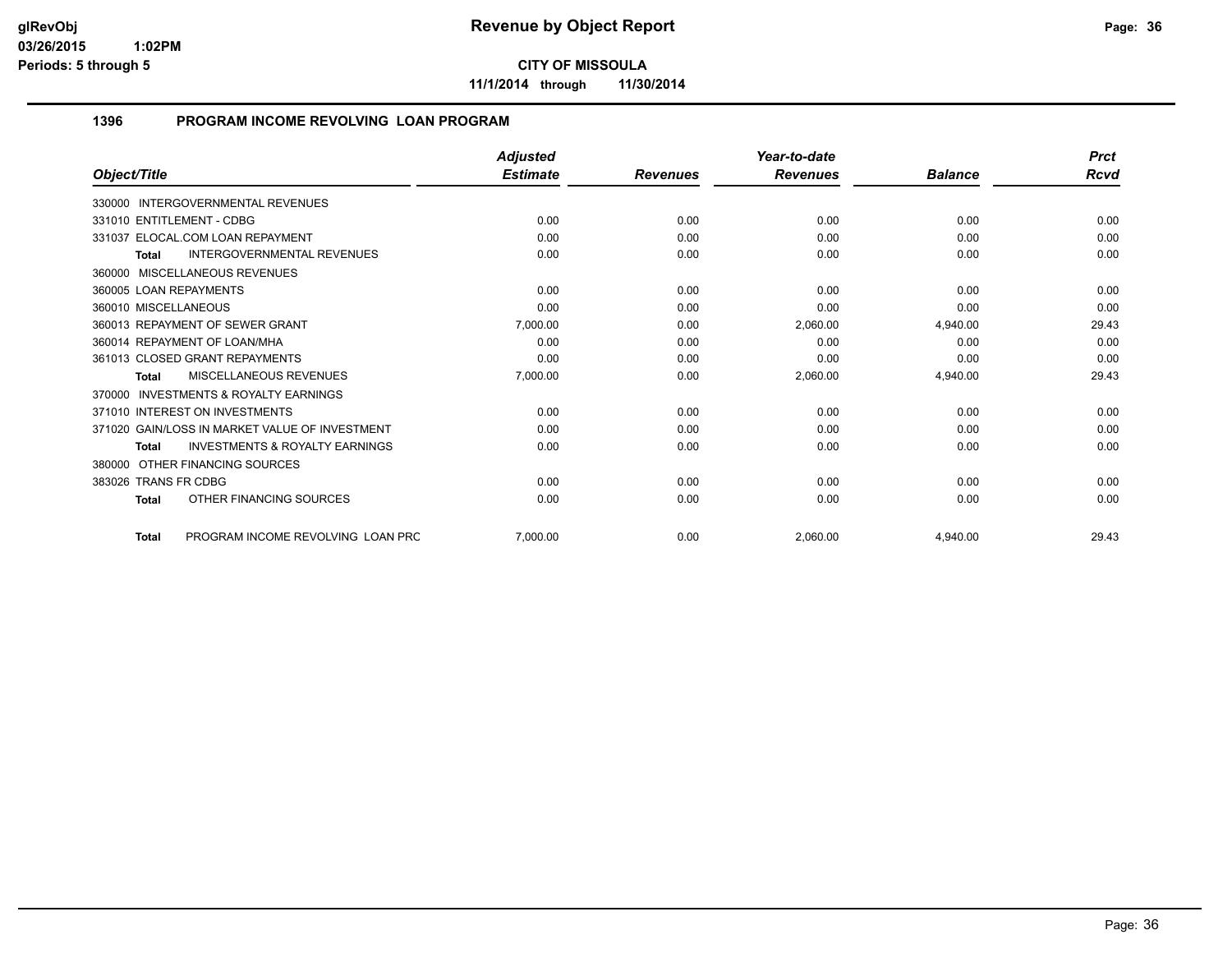**glRevObj**
**03/26/2015 1:02PM**
**Periods: 5 through 5**

# Revenue by Object Report

**CITY OF MISSOULA**

**11/1/2014 through 11/30/2014**

## 1396 PROGRAM INCOME REVOLVING LOAN PROGRAM

| Object/Title | Adjusted Estimate | Revenues | Year-to-date Revenues | Balance | Prct Rcvd |
|---|---|---|---|---|---|
| 330000 INTERGOVERNMENTAL REVENUES | | | | | |
| 331010 ENTITLEMENT - CDBG | 0.00 | 0.00 | 0.00 | 0.00 | 0.00 |
| 331037 ELOCAL.COM LOAN REPAYMENT | 0.00 | 0.00 | 0.00 | 0.00 | 0.00 |
| **Total** INTERGOVERNMENTAL REVENUES | 0.00 | 0.00 | 0.00 | 0.00 | 0.00 |
| 360000 MISCELLANEOUS REVENUES | | | | | |
| 360005 LOAN REPAYMENTS | 0.00 | 0.00 | 0.00 | 0.00 | 0.00 |
| 360010 MISCELLANEOUS | 0.00 | 0.00 | 0.00 | 0.00 | 0.00 |
| 360013 REPAYMENT OF SEWER GRANT | 7,000.00 | 0.00 | 2,060.00 | 4,940.00 | 29.43 |
| 360014 REPAYMENT OF LOAN/MHA | 0.00 | 0.00 | 0.00 | 0.00 | 0.00 |
| 361013 CLOSED GRANT REPAYMENTS | 0.00 | 0.00 | 0.00 | 0.00 | 0.00 |
| **Total** MISCELLANEOUS REVENUES | 7,000.00 | 0.00 | 2,060.00 | 4,940.00 | 29.43 |
| 370000 INVESTMENTS & ROYALTY EARNINGS | | | | | |
| 371010 INTEREST ON INVESTMENTS | 0.00 | 0.00 | 0.00 | 0.00 | 0.00 |
| 371020 GAIN/LOSS IN MARKET VALUE OF INVESTMENT | 0.00 | 0.00 | 0.00 | 0.00 | 0.00 |
| **Total** INVESTMENTS & ROYALTY EARNINGS | 0.00 | 0.00 | 0.00 | 0.00 | 0.00 |
| 380000 OTHER FINANCING SOURCES | | | | | |
| 383026 TRANS FR CDBG | 0.00 | 0.00 | 0.00 | 0.00 | 0.00 |
| **Total** OTHER FINANCING SOURCES | 0.00 | 0.00 | 0.00 | 0.00 | 0.00 |
| **Total** PROGRAM INCOME REVOLVING LOAN PRC | 7,000.00 | 0.00 | 2,060.00 | 4,940.00 | 29.43 |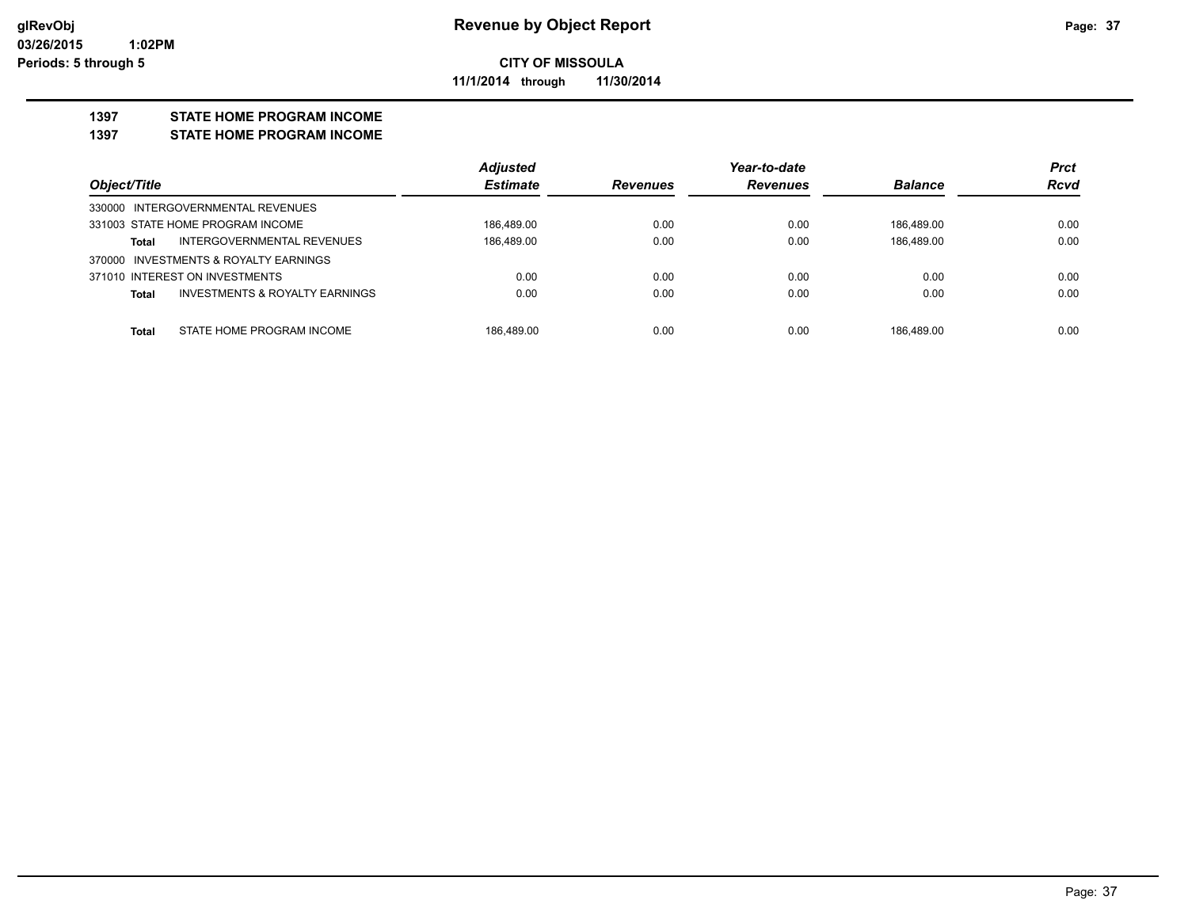**CITY OF MISSOULA**

**11/1/2014 through 11/30/2014**

**1397 STATE HOME PROGRAM INCOME**

**1397 STATE HOME PROGRAM INCOME**

| Object/Title | Adjusted Estimate | Revenues | Year-to-date Revenues | Balance | Prct Rcvd |
|---|---|---|---|---|---|
| 330000 INTERGOVERNMENTAL REVENUES | | | | | |
| 331003 STATE HOME PROGRAM INCOME | 186,489.00 | 0.00 | 0.00 | 186,489.00 | 0.00 |
| **Total** INTERGOVERNMENTAL REVENUES | 186,489.00 | 0.00 | 0.00 | 186,489.00 | 0.00 |
| 370000 INVESTMENTS & ROYALTY EARNINGS | | | | | |
| 371010 INTEREST ON INVESTMENTS | 0.00 | 0.00 | 0.00 | 0.00 | 0.00 |
| **Total** INVESTMENTS & ROYALTY EARNINGS | 0.00 | 0.00 | 0.00 | 0.00 | 0.00 |
| **Total** STATE HOME PROGRAM INCOME | 186,489.00 | 0.00 | 0.00 | 186,489.00 | 0.00 |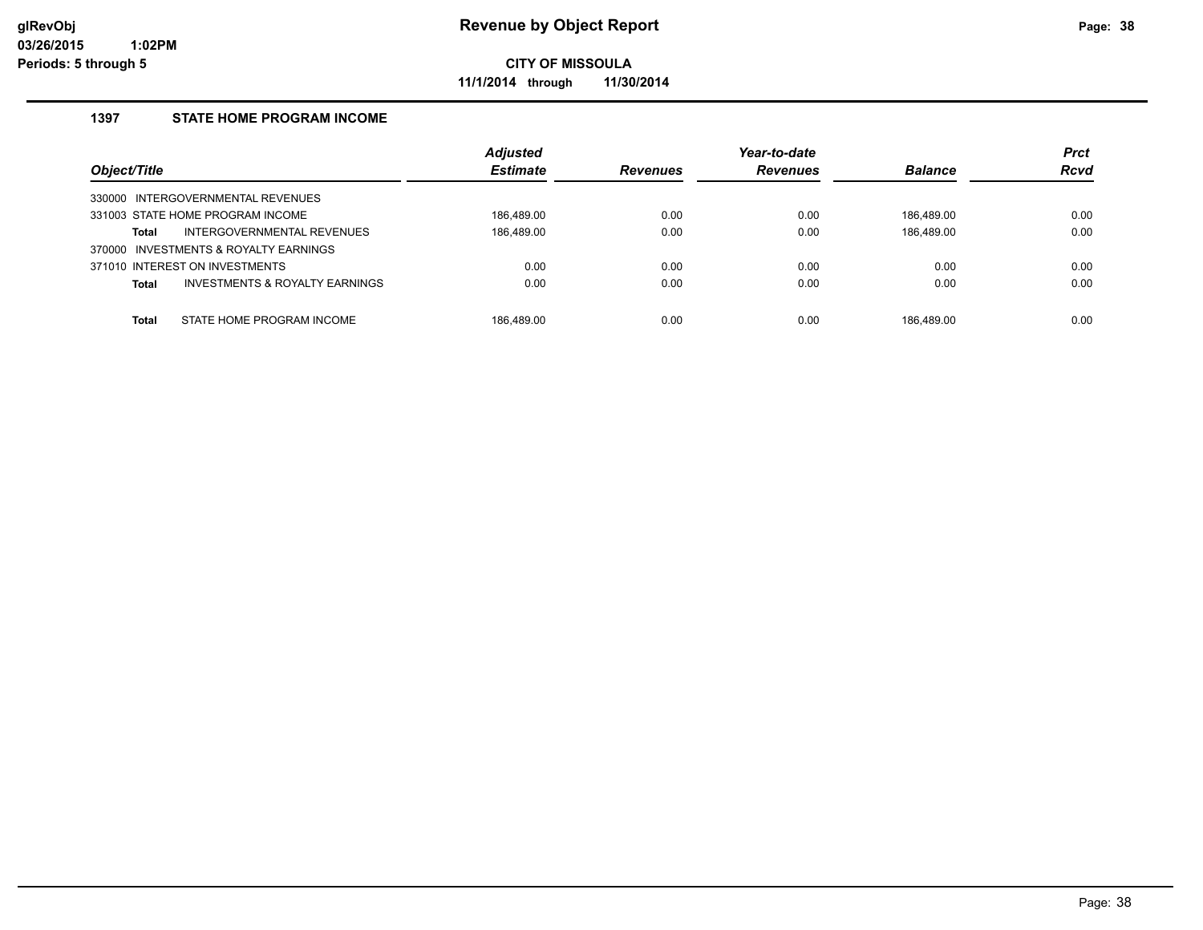# Revenue by Object Report

**CITY OF MISSOULA**

**11/1/2014 through 11/30/2014**

glRevObj
03/26/2015 1:02PM
Periods: 5 through 5

## 1397 STATE HOME PROGRAM INCOME

| Object/Title | | Adjusted Estimate | Revenues | Year-to-date Revenues | Balance | Prct Rcvd |
|---|---|---|---|---|---|---|
| 330000 INTERGOVERNMENTAL REVENUES | | | | | | |
| 331003 STATE HOME PROGRAM INCOME | | 186,489.00 | 0.00 | 0.00 | 186,489.00 | 0.00 |
| **Total** | INTERGOVERNMENTAL REVENUES | 186,489.00 | 0.00 | 0.00 | 186,489.00 | 0.00 |
| 370000 INVESTMENTS & ROYALTY EARNINGS | | | | | | |
| 371010 INTEREST ON INVESTMENTS | | 0.00 | 0.00 | 0.00 | 0.00 | 0.00 |
| **Total** | INVESTMENTS & ROYALTY EARNINGS | 0.00 | 0.00 | 0.00 | 0.00 | 0.00 |
| **Total** | STATE HOME PROGRAM INCOME | 186,489.00 | 0.00 | 0.00 | 186,489.00 | 0.00 |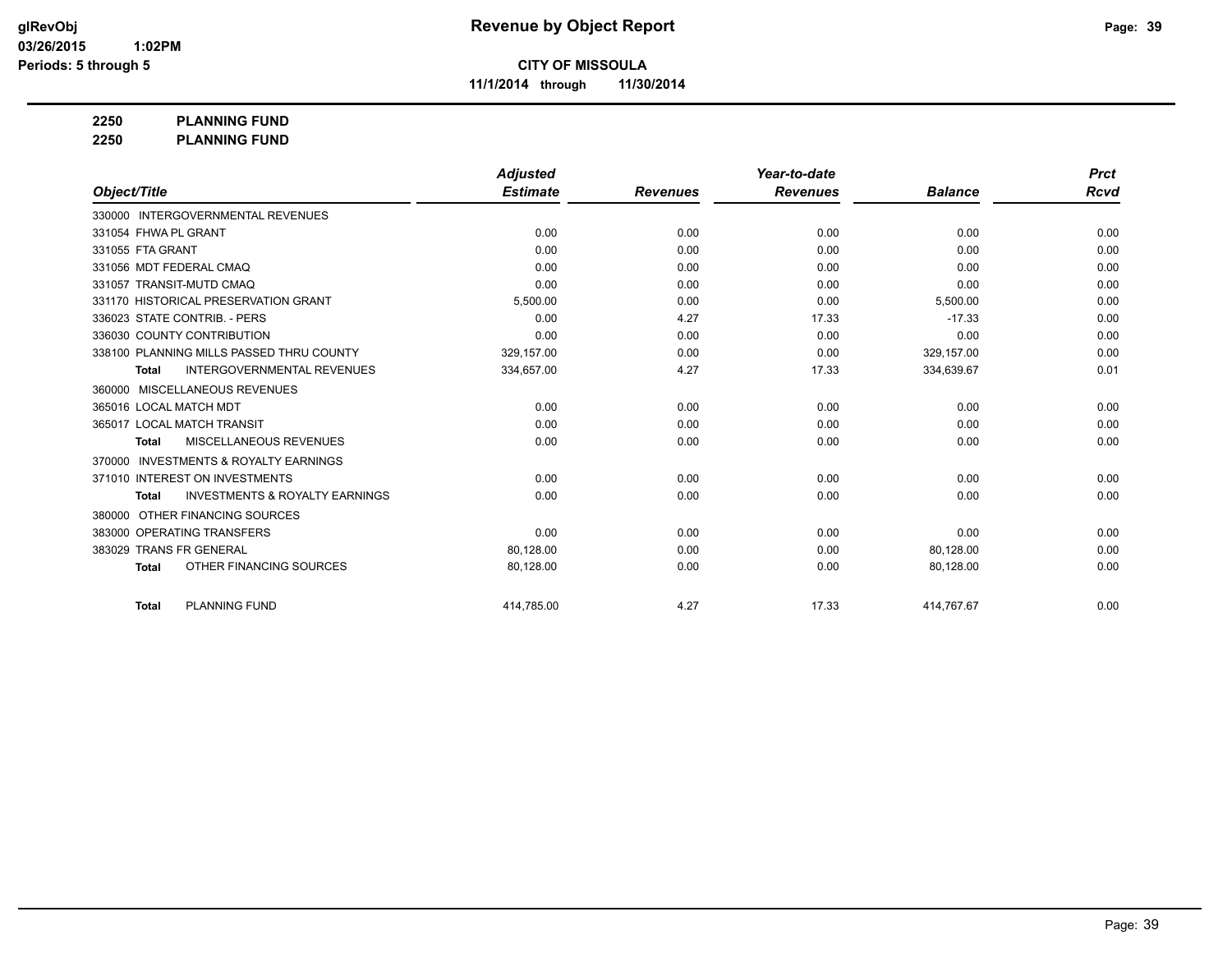# Revenue by Object Report

**CITY OF MISSOULA**

**11/1/2014 through 11/30/2014**

glRevObj
03/26/2015 1:02PM
Periods: 5 through 5

**2250 PLANNING FUND**
**2250 PLANNING FUND**

| Object/Title | Adjusted Estimate | Revenues | Year-to-date Revenues | Balance | Prct Rcvd |
|---|---|---|---|---|---|
| 330000 INTERGOVERNMENTAL REVENUES | | | | | |
| 331054 FHWA PL GRANT | 0.00 | 0.00 | 0.00 | 0.00 | 0.00 |
| 331055 FTA GRANT | 0.00 | 0.00 | 0.00 | 0.00 | 0.00 |
| 331056 MDT FEDERAL CMAQ | 0.00 | 0.00 | 0.00 | 0.00 | 0.00 |
| 331057 TRANSIT-MUTD CMAQ | 0.00 | 0.00 | 0.00 | 0.00 | 0.00 |
| 331170 HISTORICAL PRESERVATION GRANT | 5,500.00 | 0.00 | 0.00 | 5,500.00 | 0.00 |
| 336023 STATE CONTRIB. - PERS | 0.00 | 4.27 | 17.33 | -17.33 | 0.00 |
| 336030 COUNTY CONTRIBUTION | 0.00 | 0.00 | 0.00 | 0.00 | 0.00 |
| 338100 PLANNING MILLS PASSED THRU COUNTY | 329,157.00 | 0.00 | 0.00 | 329,157.00 | 0.00 |
| **Total** INTERGOVERNMENTAL REVENUES | 334,657.00 | 4.27 | 17.33 | 334,639.67 | 0.01 |
| 360000 MISCELLANEOUS REVENUES | | | | | |
| 365016 LOCAL MATCH MDT | 0.00 | 0.00 | 0.00 | 0.00 | 0.00 |
| 365017 LOCAL MATCH TRANSIT | 0.00 | 0.00 | 0.00 | 0.00 | 0.00 |
| **Total** MISCELLANEOUS REVENUES | 0.00 | 0.00 | 0.00 | 0.00 | 0.00 |
| 370000 INVESTMENTS & ROYALTY EARNINGS | | | | | |
| 371010 INTEREST ON INVESTMENTS | 0.00 | 0.00 | 0.00 | 0.00 | 0.00 |
| **Total** INVESTMENTS & ROYALTY EARNINGS | 0.00 | 0.00 | 0.00 | 0.00 | 0.00 |
| 380000 OTHER FINANCING SOURCES | | | | | |
| 383000 OPERATING TRANSFERS | 0.00 | 0.00 | 0.00 | 0.00 | 0.00 |
| 383029 TRANS FR GENERAL | 80,128.00 | 0.00 | 0.00 | 80,128.00 | 0.00 |
| **Total** OTHER FINANCING SOURCES | 80,128.00 | 0.00 | 0.00 | 80,128.00 | 0.00 |
| **Total** PLANNING FUND | 414,785.00 | 4.27 | 17.33 | 414,767.67 | 0.00 |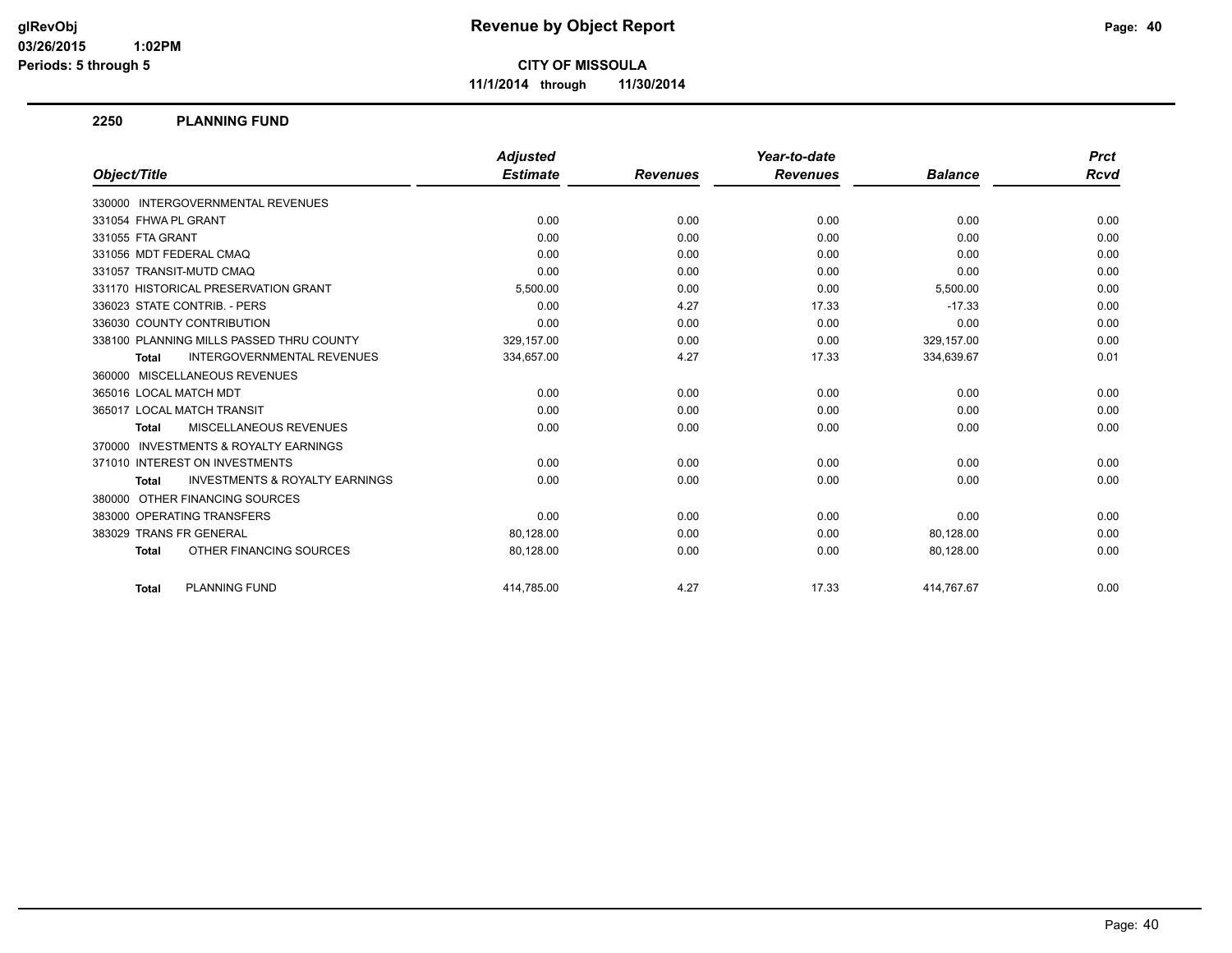# Revenue by Object Report

glRevObj
03/26/2015 1:02PM
Periods: 5 through 5

**CITY OF MISSOULA**

**11/1/2014 through 11/30/2014**

## 2250 PLANNING FUND

| Object/Title | Adjusted Estimate | Revenues | Year-to-date Revenues | Balance | Prct Rcvd |
|---|---|---|---|---|---|
| 330000 INTERGOVERNMENTAL REVENUES | | | | | |
| 331054 FHWA PL GRANT | 0.00 | 0.00 | 0.00 | 0.00 | 0.00 |
| 331055 FTA GRANT | 0.00 | 0.00 | 0.00 | 0.00 | 0.00 |
| 331056 MDT FEDERAL CMAQ | 0.00 | 0.00 | 0.00 | 0.00 | 0.00 |
| 331057 TRANSIT-MUTD CMAQ | 0.00 | 0.00 | 0.00 | 0.00 | 0.00 |
| 331170 HISTORICAL PRESERVATION GRANT | 5,500.00 | 0.00 | 0.00 | 5,500.00 | 0.00 |
| 336023 STATE CONTRIB. - PERS | 0.00 | 4.27 | 17.33 | -17.33 | 0.00 |
| 336030 COUNTY CONTRIBUTION | 0.00 | 0.00 | 0.00 | 0.00 | 0.00 |
| 338100 PLANNING MILLS PASSED THRU COUNTY | 329,157.00 | 0.00 | 0.00 | 329,157.00 | 0.00 |
| **Total** INTERGOVERNMENTAL REVENUES | 334,657.00 | 4.27 | 17.33 | 334,639.67 | 0.01 |
| 360000 MISCELLANEOUS REVENUES | | | | | |
| 365016 LOCAL MATCH MDT | 0.00 | 0.00 | 0.00 | 0.00 | 0.00 |
| 365017 LOCAL MATCH TRANSIT | 0.00 | 0.00 | 0.00 | 0.00 | 0.00 |
| **Total** MISCELLANEOUS REVENUES | 0.00 | 0.00 | 0.00 | 0.00 | 0.00 |
| 370000 INVESTMENTS & ROYALTY EARNINGS | | | | | |
| 371010 INTEREST ON INVESTMENTS | 0.00 | 0.00 | 0.00 | 0.00 | 0.00 |
| **Total** INVESTMENTS & ROYALTY EARNINGS | 0.00 | 0.00 | 0.00 | 0.00 | 0.00 |
| 380000 OTHER FINANCING SOURCES | | | | | |
| 383000 OPERATING TRANSFERS | 0.00 | 0.00 | 0.00 | 0.00 | 0.00 |
| 383029 TRANS FR GENERAL | 80,128.00 | 0.00 | 0.00 | 80,128.00 | 0.00 |
| **Total** OTHER FINANCING SOURCES | 80,128.00 | 0.00 | 0.00 | 80,128.00 | 0.00 |
| **Total** PLANNING FUND | 414,785.00 | 4.27 | 17.33 | 414,767.67 | 0.00 |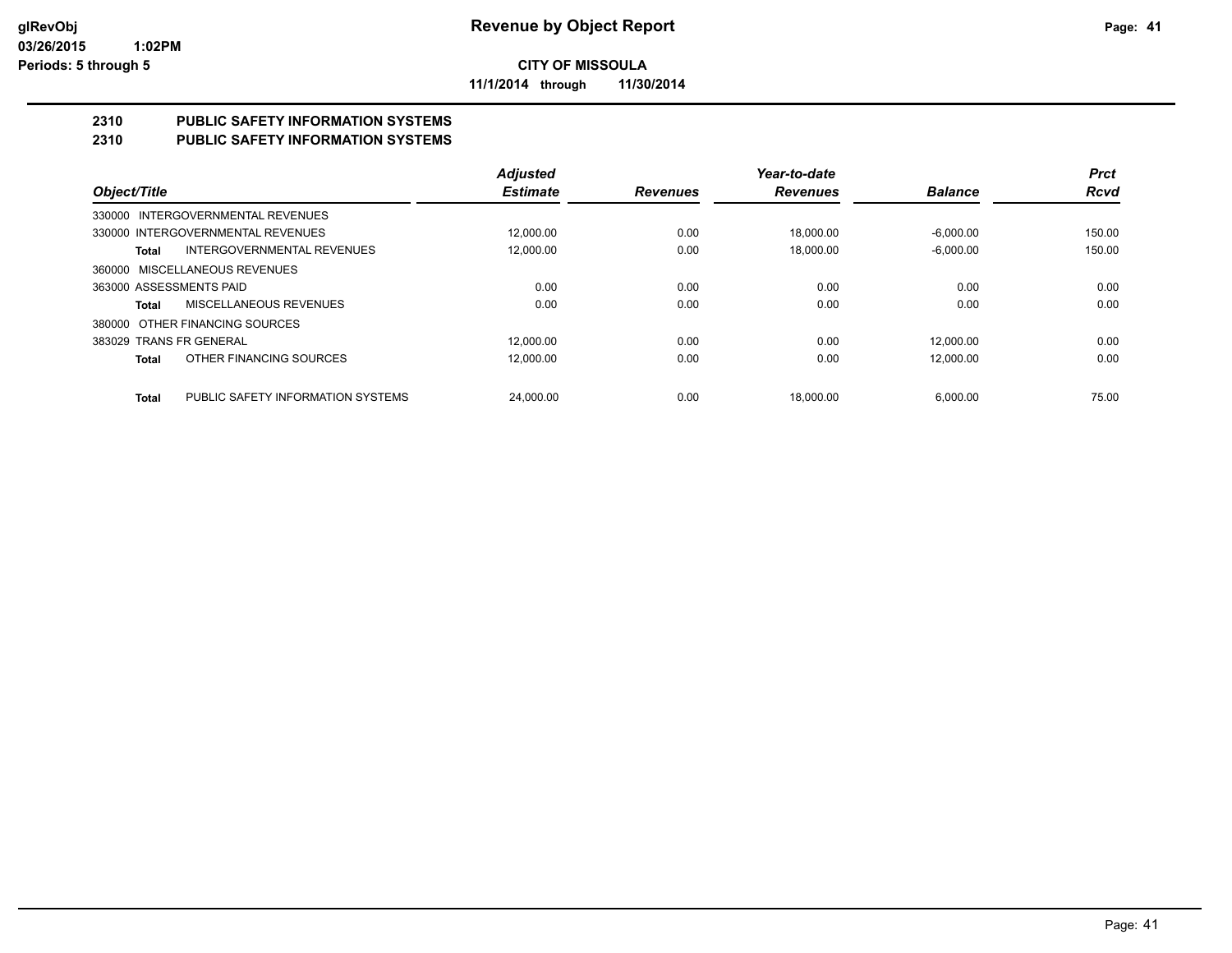# Revenue by Object Report

glRevObj
03/26/2015 1:02PM
Periods: 5 through 5

**CITY OF MISSOULA**

**11/1/2014 through 11/30/2014**

## 2310 PUBLIC SAFETY INFORMATION SYSTEMS
## 2310 PUBLIC SAFETY INFORMATION SYSTEMS

| Object/Title | Adjusted Estimate | Revenues | Year-to-date Revenues | Balance | Prct Rcvd |
|---|---|---|---|---|---|
| 330000 INTERGOVERNMENTAL REVENUES | | | | | |
| 330000 INTERGOVERNMENTAL REVENUES | 12,000.00 | 0.00 | 18,000.00 | -6,000.00 | 150.00 |
| **Total** INTERGOVERNMENTAL REVENUES | 12,000.00 | 0.00 | 18,000.00 | -6,000.00 | 150.00 |
| 360000 MISCELLANEOUS REVENUES | | | | | |
| 363000 ASSESSMENTS PAID | 0.00 | 0.00 | 0.00 | 0.00 | 0.00 |
| **Total** MISCELLANEOUS REVENUES | 0.00 | 0.00 | 0.00 | 0.00 | 0.00 |
| 380000 OTHER FINANCING SOURCES | | | | | |
| 383029 TRANS FR GENERAL | 12,000.00 | 0.00 | 0.00 | 12,000.00 | 0.00 |
| **Total** OTHER FINANCING SOURCES | 12,000.00 | 0.00 | 0.00 | 12,000.00 | 0.00 |
| **Total** PUBLIC SAFETY INFORMATION SYSTEMS | 24,000.00 | 0.00 | 18,000.00 | 6,000.00 | 75.00 |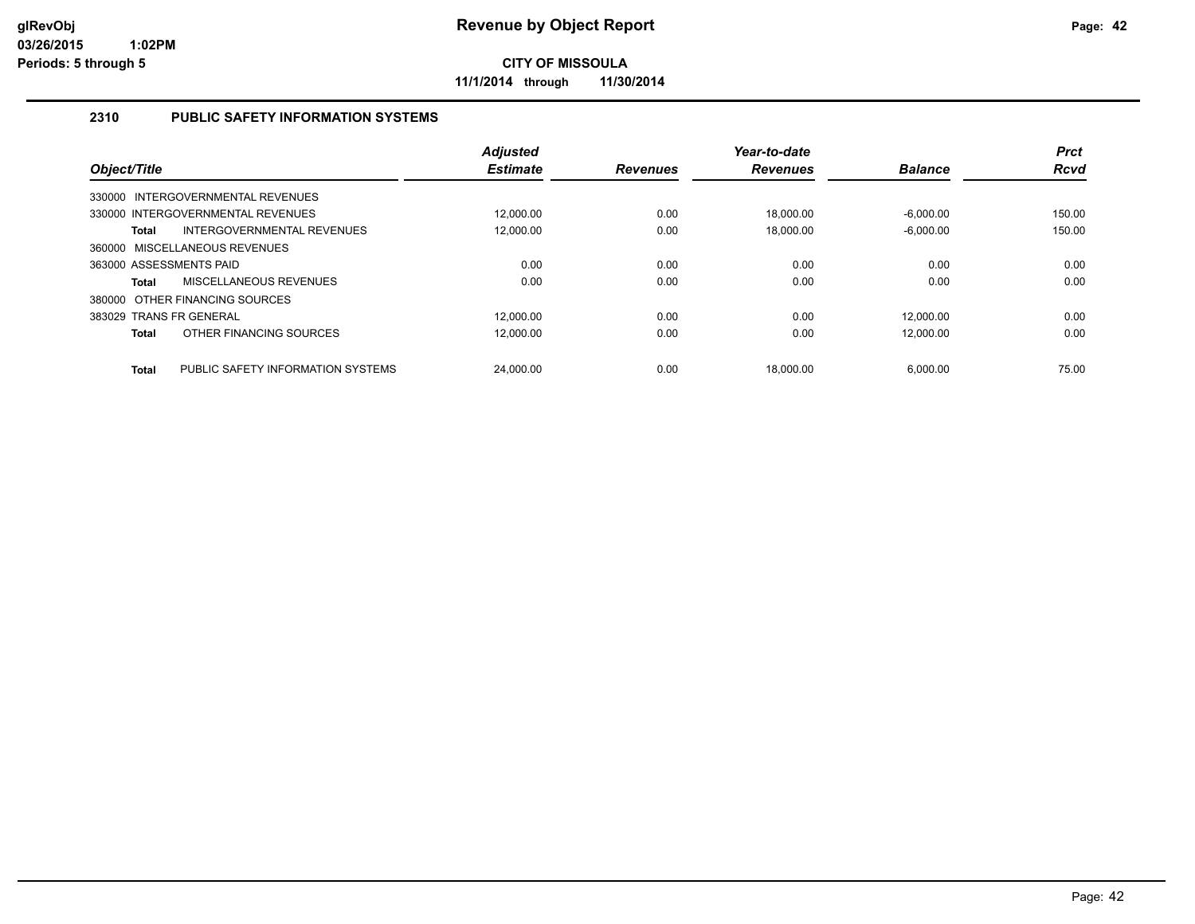# Revenue by Object Report

**CITY OF MISSOULA**

**11/1/2014 through 11/30/2014**

glRevObj
03/26/2015 1:02PM
Periods: 5 through 5

## 2310 PUBLIC SAFETY INFORMATION SYSTEMS

| Object/Title | Adjusted Estimate | Revenues | Year-to-date Revenues | Balance | Prct Rcvd |
|---|---|---|---|---|---|
| 330000 INTERGOVERNMENTAL REVENUES | | | | | |
| 330000 INTERGOVERNMENTAL REVENUES | 12,000.00 | 0.00 | 18,000.00 | -6,000.00 | 150.00 |
| **Total** INTERGOVERNMENTAL REVENUES | 12,000.00 | 0.00 | 18,000.00 | -6,000.00 | 150.00 |
| 360000 MISCELLANEOUS REVENUES | | | | | |
| 363000 ASSESSMENTS PAID | 0.00 | 0.00 | 0.00 | 0.00 | 0.00 |
| **Total** MISCELLANEOUS REVENUES | 0.00 | 0.00 | 0.00 | 0.00 | 0.00 |
| 380000 OTHER FINANCING SOURCES | | | | | |
| 383029 TRANS FR GENERAL | 12,000.00 | 0.00 | 0.00 | 12,000.00 | 0.00 |
| **Total** OTHER FINANCING SOURCES | 12,000.00 | 0.00 | 0.00 | 12,000.00 | 0.00 |
| **Total** PUBLIC SAFETY INFORMATION SYSTEMS | 24,000.00 | 0.00 | 18,000.00 | 6,000.00 | 75.00 |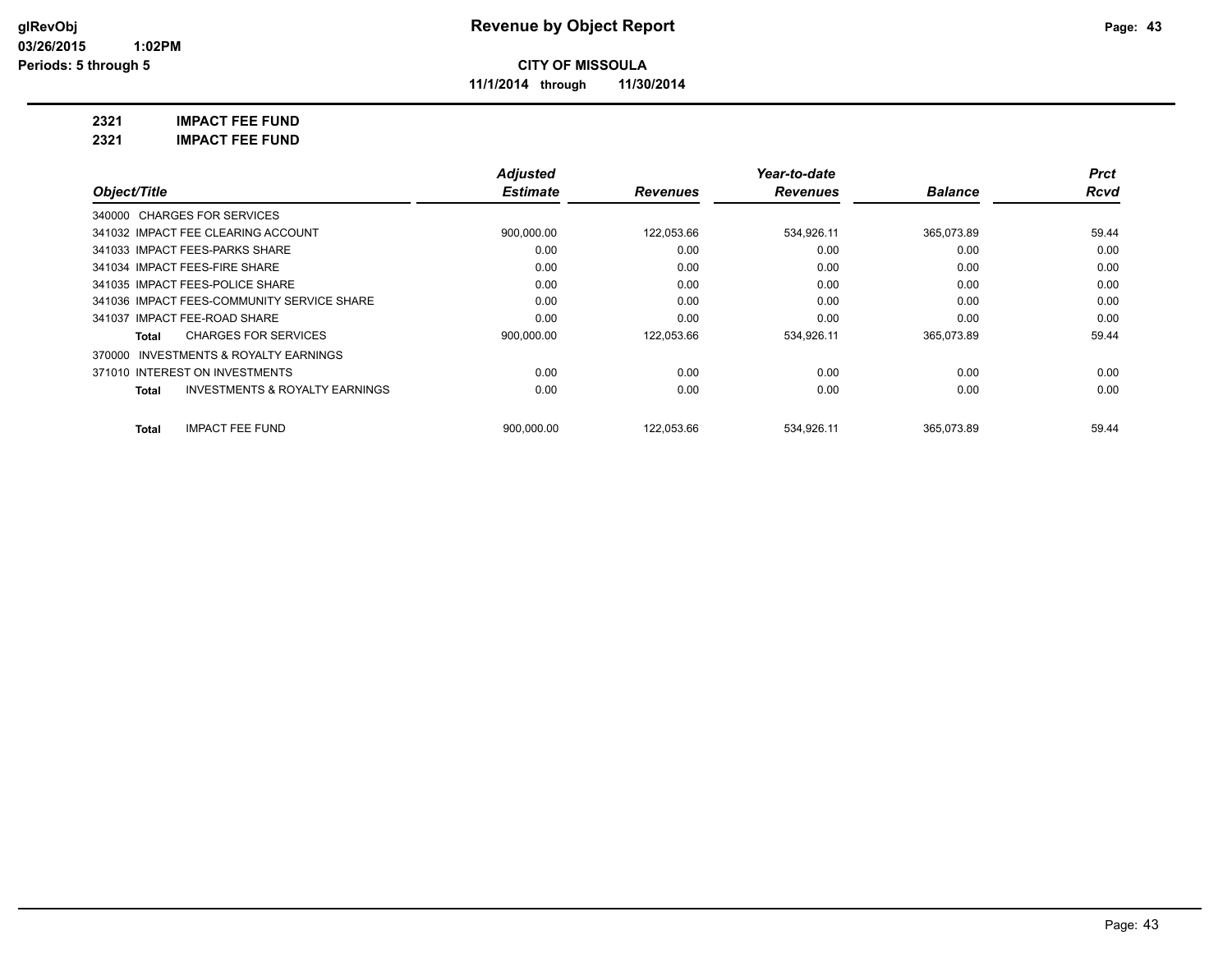# Revenue by Object Report

glRevObj
03/26/2015 1:02PM
Periods: 5 through 5

**CITY OF MISSOULA**

**11/1/2014 through 11/30/2014**

**2321 IMPACT FEE FUND**

**2321 IMPACT FEE FUND**

| Object/Title | Adjusted Estimate | Revenues | Year-to-date Revenues | Balance | Prct Rcvd |
|---|---|---|---|---|---|
| 340000 CHARGES FOR SERVICES | | | | | |
| 341032 IMPACT FEE CLEARING ACCOUNT | 900,000.00 | 122,053.66 | 534,926.11 | 365,073.89 | 59.44 |
| 341033 IMPACT FEES-PARKS SHARE | 0.00 | 0.00 | 0.00 | 0.00 | 0.00 |
| 341034 IMPACT FEES-FIRE SHARE | 0.00 | 0.00 | 0.00 | 0.00 | 0.00 |
| 341035 IMPACT FEES-POLICE SHARE | 0.00 | 0.00 | 0.00 | 0.00 | 0.00 |
| 341036 IMPACT FEES-COMMUNITY SERVICE SHARE | 0.00 | 0.00 | 0.00 | 0.00 | 0.00 |
| 341037 IMPACT FEE-ROAD SHARE | 0.00 | 0.00 | 0.00 | 0.00 | 0.00 |
| **Total** CHARGES FOR SERVICES | 900,000.00 | 122,053.66 | 534,926.11 | 365,073.89 | 59.44 |
| 370000 INVESTMENTS & ROYALTY EARNINGS | | | | | |
| 371010 INTEREST ON INVESTMENTS | 0.00 | 0.00 | 0.00 | 0.00 | 0.00 |
| **Total** INVESTMENTS & ROYALTY EARNINGS | 0.00 | 0.00 | 0.00 | 0.00 | 0.00 |
| **Total** IMPACT FEE FUND | 900,000.00 | 122,053.66 | 534,926.11 | 365,073.89 | 59.44 |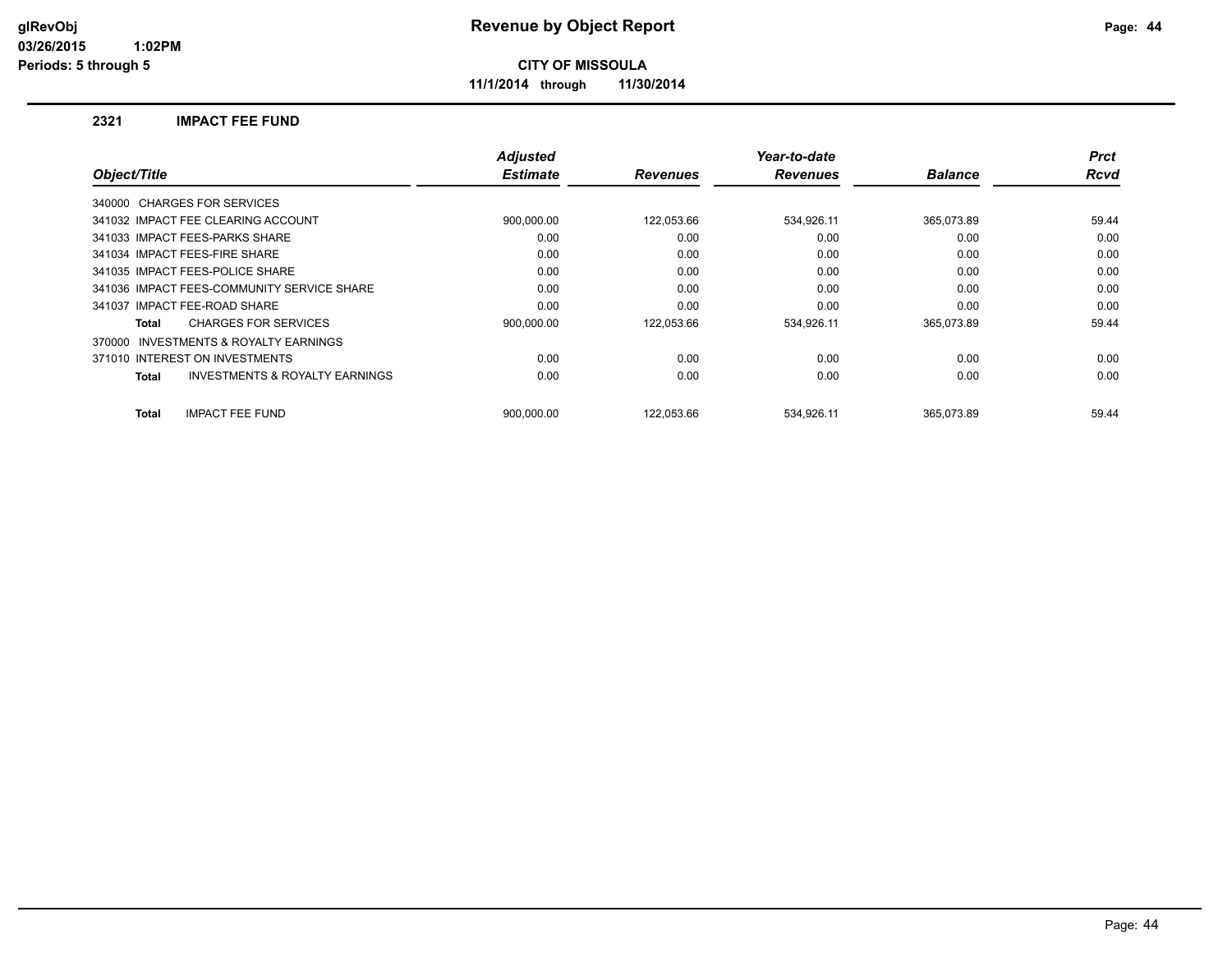# Revenue by Object Report

glRevObj
03/26/2015 1:02PM
Periods: 5 through 5

**CITY OF MISSOULA**

**11/1/2014 through 11/30/2014**

## 2321 IMPACT FEE FUND

| Object/Title | Adjusted Estimate | Revenues | Year-to-date Revenues | Balance | Prct Rcvd |
|---|---|---|---|---|---|
| 340000 CHARGES FOR SERVICES | | | | | |
| 341032 IMPACT FEE CLEARING ACCOUNT | 900,000.00 | 122,053.66 | 534,926.11 | 365,073.89 | 59.44 |
| 341033 IMPACT FEES-PARKS SHARE | 0.00 | 0.00 | 0.00 | 0.00 | 0.00 |
| 341034 IMPACT FEES-FIRE SHARE | 0.00 | 0.00 | 0.00 | 0.00 | 0.00 |
| 341035 IMPACT FEES-POLICE SHARE | 0.00 | 0.00 | 0.00 | 0.00 | 0.00 |
| 341036 IMPACT FEES-COMMUNITY SERVICE SHARE | 0.00 | 0.00 | 0.00 | 0.00 | 0.00 |
| 341037 IMPACT FEE-ROAD SHARE | 0.00 | 0.00 | 0.00 | 0.00 | 0.00 |
| **Total** CHARGES FOR SERVICES | 900,000.00 | 122,053.66 | 534,926.11 | 365,073.89 | 59.44 |
| 370000 INVESTMENTS & ROYALTY EARNINGS | | | | | |
| 371010 INTEREST ON INVESTMENTS | 0.00 | 0.00 | 0.00 | 0.00 | 0.00 |
| **Total** INVESTMENTS & ROYALTY EARNINGS | 0.00 | 0.00 | 0.00 | 0.00 | 0.00 |
| **Total** IMPACT FEE FUND | 900,000.00 | 122,053.66 | 534,926.11 | 365,073.89 | 59.44 |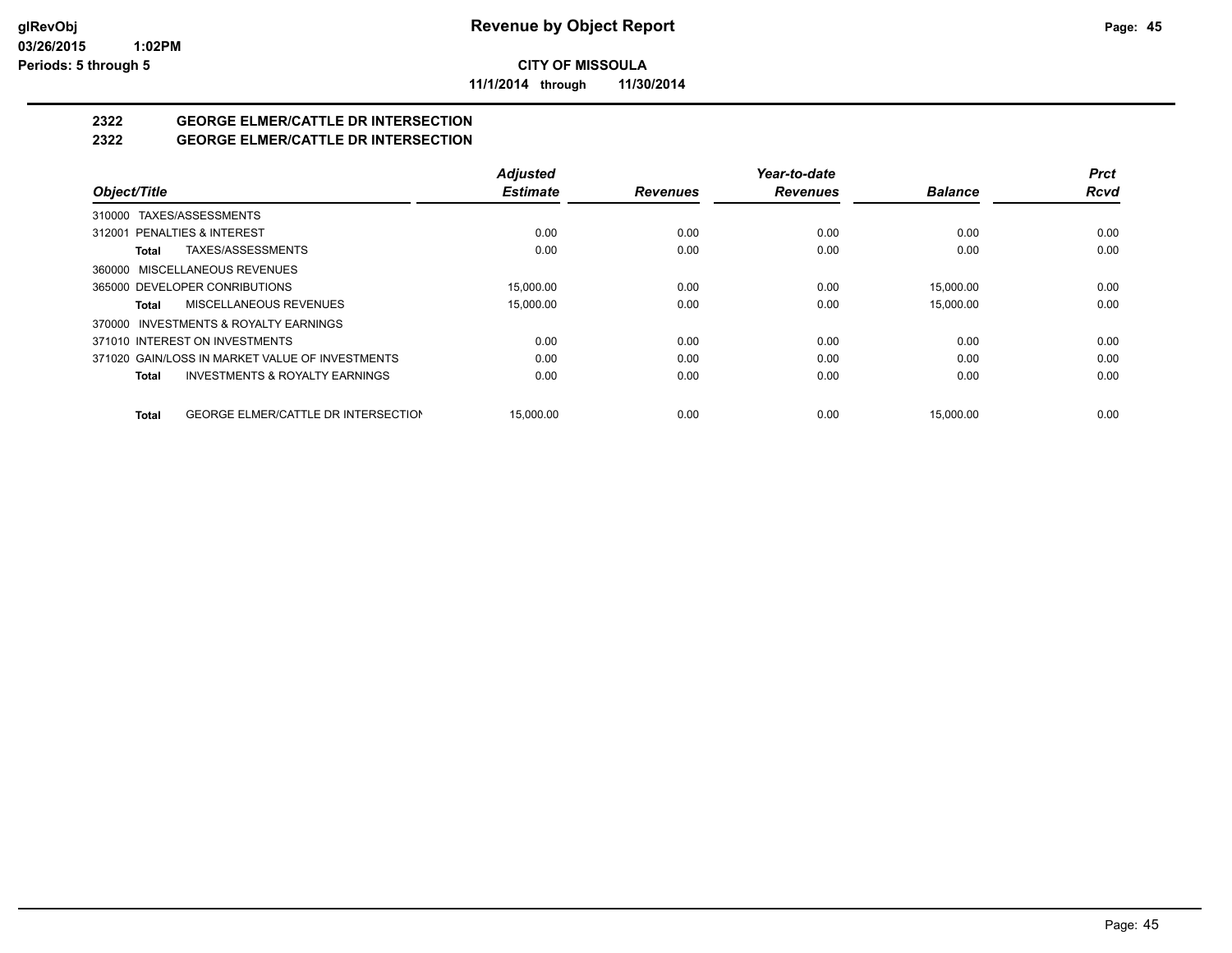**CITY OF MISSOULA**

**11/1/2014 through 11/30/2014**

## 2322 GEORGE ELMER/CATTLE DR INTERSECTION

## 2322 GEORGE ELMER/CATTLE DR INTERSECTION

| Object/Title | | Adjusted Estimate | Revenues | Year-to-date Revenues | Balance | Prct Rcvd |
|---|---|---|---|---|---|---|
| 310000 TAXES/ASSESSMENTS | | | | | | |
| 312001 PENALTIES & INTEREST | | 0.00 | 0.00 | 0.00 | 0.00 | 0.00 |
| Total | TAXES/ASSESSMENTS | 0.00 | 0.00 | 0.00 | 0.00 | 0.00 |
| 360000 MISCELLANEOUS REVENUES | | | | | | |
| 365000 DEVELOPER CONRIBUTIONS | | 15,000.00 | 0.00 | 0.00 | 15,000.00 | 0.00 |
| Total | MISCELLANEOUS REVENUES | 15,000.00 | 0.00 | 0.00 | 15,000.00 | 0.00 |
| 370000 INVESTMENTS & ROYALTY EARNINGS | | | | | | |
| 371010 INTEREST ON INVESTMENTS | | 0.00 | 0.00 | 0.00 | 0.00 | 0.00 |
| 371020 GAIN/LOSS IN MARKET VALUE OF INVESTMENTS | | 0.00 | 0.00 | 0.00 | 0.00 | 0.00 |
| Total | INVESTMENTS & ROYALTY EARNINGS | 0.00 | 0.00 | 0.00 | 0.00 | 0.00 |
| Total | GEORGE ELMER/CATTLE DR INTERSECTION | 15,000.00 | 0.00 | 0.00 | 15,000.00 | 0.00 |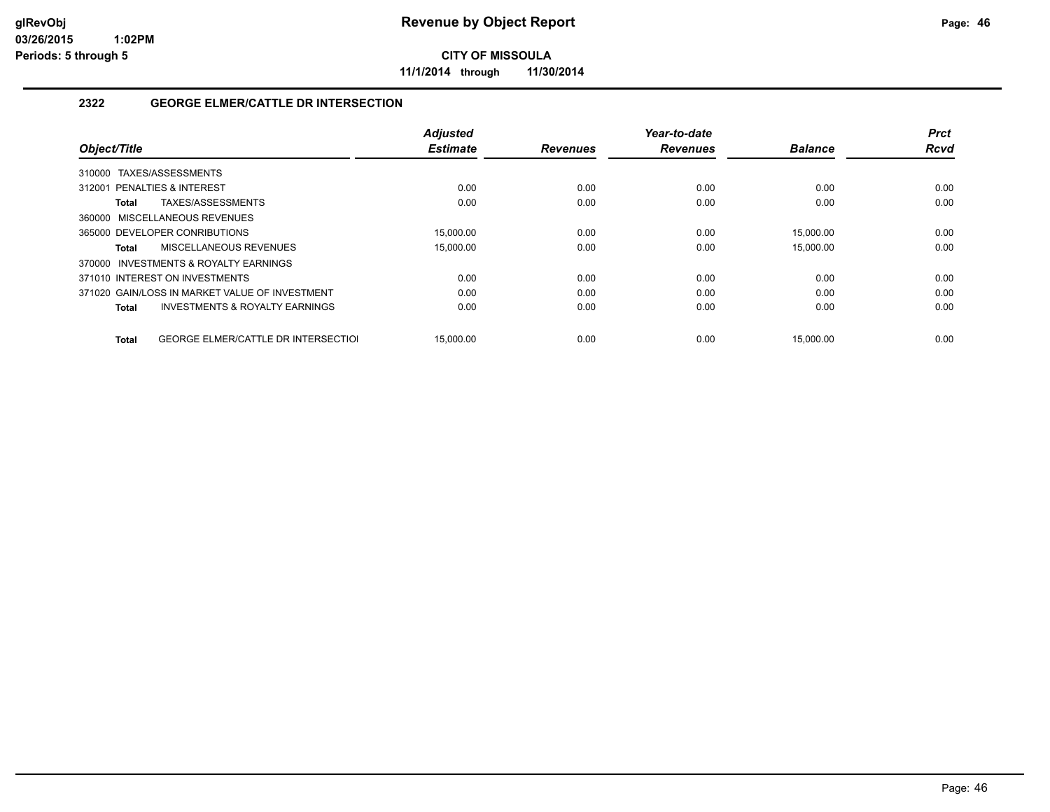**glRevObj** | **Revenue by Object Report**
**03/26/2015 1:02PM**
**Periods: 5 through 5**

**CITY OF MISSOULA**

**11/1/2014 through 11/30/2014**

## 2322 GEORGE ELMER/CATTLE DR INTERSECTION

| Object/Title | Adjusted Estimate | Revenues | Year-to-date Revenues | Balance | Prct Rcvd |
|---|---|---|---|---|---|
| 310000 TAXES/ASSESSMENTS | | | | | |
| 312001 PENALTIES & INTEREST | 0.00 | 0.00 | 0.00 | 0.00 | 0.00 |
| **Total** TAXES/ASSESSMENTS | 0.00 | 0.00 | 0.00 | 0.00 | 0.00 |
| 360000 MISCELLANEOUS REVENUES | | | | | |
| 365000 DEVELOPER CONRIBUTIONS | 15,000.00 | 0.00 | 0.00 | 15,000.00 | 0.00 |
| **Total** MISCELLANEOUS REVENUES | 15,000.00 | 0.00 | 0.00 | 15,000.00 | 0.00 |
| 370000 INVESTMENTS & ROYALTY EARNINGS | | | | | |
| 371010 INTEREST ON INVESTMENTS | 0.00 | 0.00 | 0.00 | 0.00 | 0.00 |
| 371020 GAIN/LOSS IN MARKET VALUE OF INVESTMENT | 0.00 | 0.00 | 0.00 | 0.00 | 0.00 |
| **Total** INVESTMENTS & ROYALTY EARNINGS | 0.00 | 0.00 | 0.00 | 0.00 | 0.00 |
| **Total** GEORGE ELMER/CATTLE DR INTERSECTIO | 15,000.00 | 0.00 | 0.00 | 15,000.00 | 0.00 |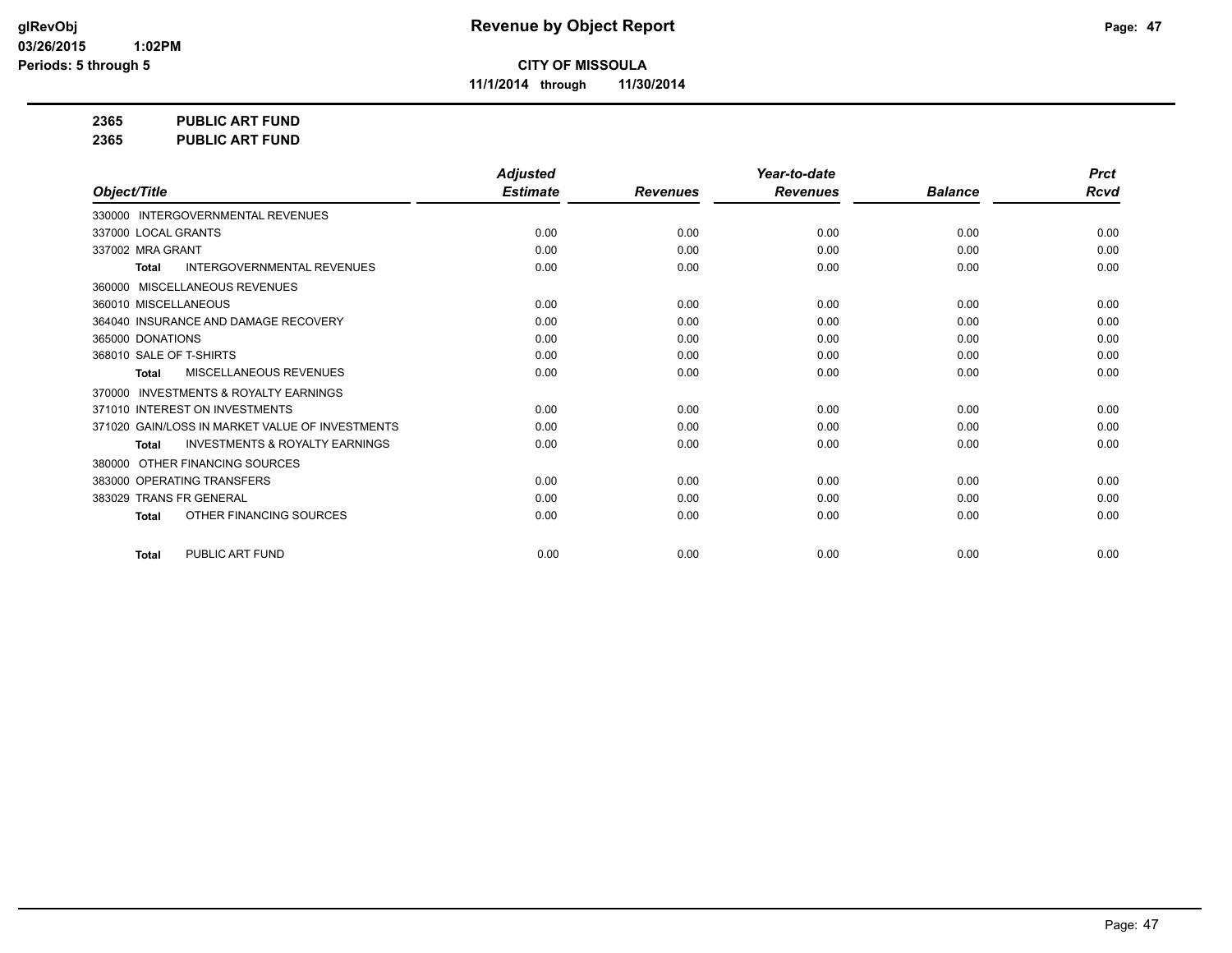**Revenue by Object Report**

**CITY OF MISSOULA**

**11/1/2014 through 11/30/2014**

glRevObj
03/26/2015 1:02PM
Periods: 5 through 5

**2365 PUBLIC ART FUND**
**2365 PUBLIC ART FUND**

| Object/Title | Adjusted Estimate | Revenues | Year-to-date Revenues | Balance | Prct Rcvd |
|---|---|---|---|---|---|
| 330000 INTERGOVERNMENTAL REVENUES | | | | | |
| 337000 LOCAL GRANTS | 0.00 | 0.00 | 0.00 | 0.00 | 0.00 |
| 337002 MRA GRANT | 0.00 | 0.00 | 0.00 | 0.00 | 0.00 |
| **Total** INTERGOVERNMENTAL REVENUES | 0.00 | 0.00 | 0.00 | 0.00 | 0.00 |
| 360000 MISCELLANEOUS REVENUES | | | | | |
| 360010 MISCELLANEOUS | 0.00 | 0.00 | 0.00 | 0.00 | 0.00 |
| 364040 INSURANCE AND DAMAGE RECOVERY | 0.00 | 0.00 | 0.00 | 0.00 | 0.00 |
| 365000 DONATIONS | 0.00 | 0.00 | 0.00 | 0.00 | 0.00 |
| 368010 SALE OF T-SHIRTS | 0.00 | 0.00 | 0.00 | 0.00 | 0.00 |
| **Total** MISCELLANEOUS REVENUES | 0.00 | 0.00 | 0.00 | 0.00 | 0.00 |
| 370000 INVESTMENTS & ROYALTY EARNINGS | | | | | |
| 371010 INTEREST ON INVESTMENTS | 0.00 | 0.00 | 0.00 | 0.00 | 0.00 |
| 371020 GAIN/LOSS IN MARKET VALUE OF INVESTMENTS | 0.00 | 0.00 | 0.00 | 0.00 | 0.00 |
| **Total** INVESTMENTS & ROYALTY EARNINGS | 0.00 | 0.00 | 0.00 | 0.00 | 0.00 |
| 380000 OTHER FINANCING SOURCES | | | | | |
| 383000 OPERATING TRANSFERS | 0.00 | 0.00 | 0.00 | 0.00 | 0.00 |
| 383029 TRANS FR GENERAL | 0.00 | 0.00 | 0.00 | 0.00 | 0.00 |
| **Total** OTHER FINANCING SOURCES | 0.00 | 0.00 | 0.00 | 0.00 | 0.00 |
| **Total** PUBLIC ART FUND | 0.00 | 0.00 | 0.00 | 0.00 | 0.00 |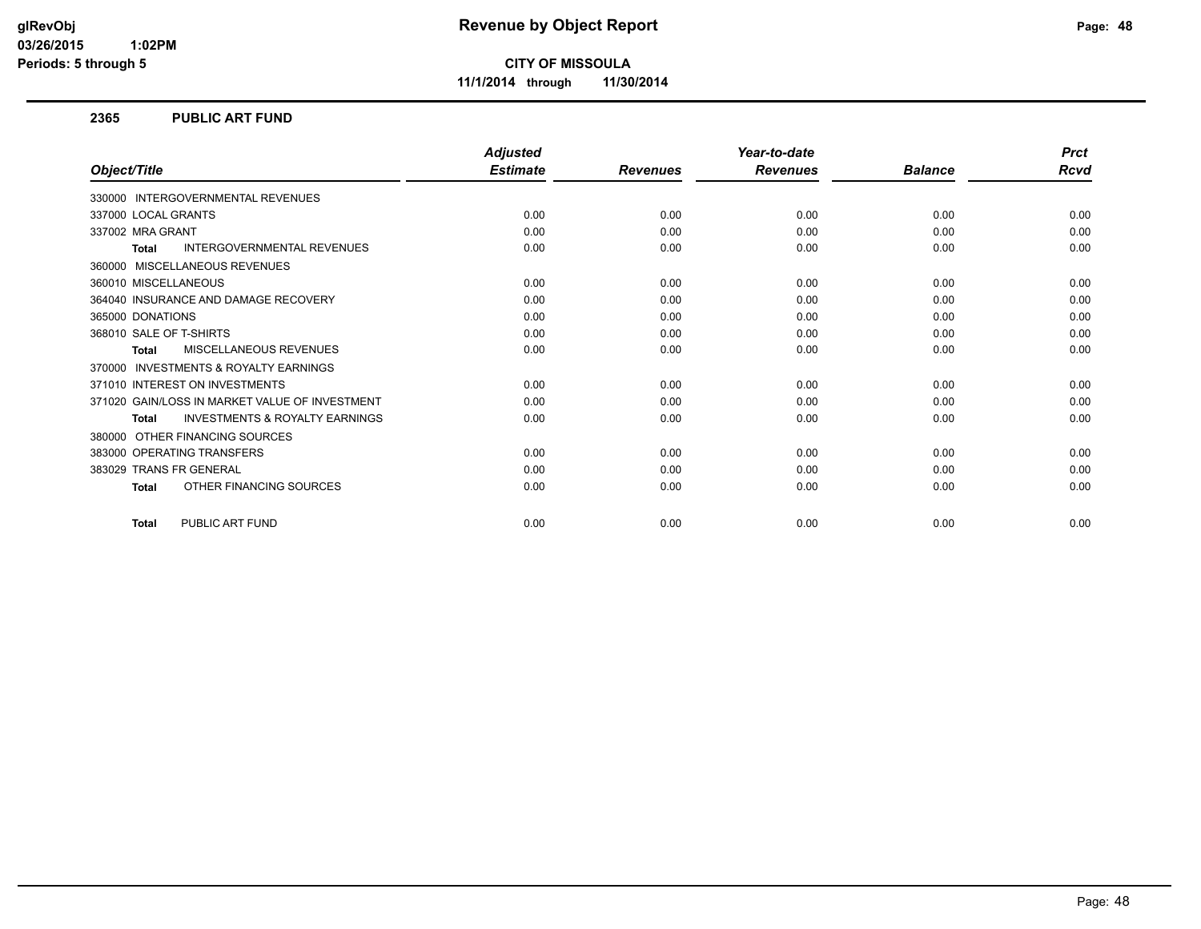# Revenue by Object Report

**CITY OF MISSOULA**

**11/1/2014 through 11/30/2014**

glRevObj
03/26/2015 1:02PM
Periods: 5 through 5

## 2365 PUBLIC ART FUND

| Object/Title | Adjusted Estimate | Revenues | Year-to-date Revenues | Balance | Prct Rcvd |
|---|---|---|---|---|---|
| 330000 INTERGOVERNMENTAL REVENUES | | | | | |
| 337000 LOCAL GRANTS | 0.00 | 0.00 | 0.00 | 0.00 | 0.00 |
| 337002 MRA GRANT | 0.00 | 0.00 | 0.00 | 0.00 | 0.00 |
| **Total** INTERGOVERNMENTAL REVENUES | 0.00 | 0.00 | 0.00 | 0.00 | 0.00 |
| 360000 MISCELLANEOUS REVENUES | | | | | |
| 360010 MISCELLANEOUS | 0.00 | 0.00 | 0.00 | 0.00 | 0.00 |
| 364040 INSURANCE AND DAMAGE RECOVERY | 0.00 | 0.00 | 0.00 | 0.00 | 0.00 |
| 365000 DONATIONS | 0.00 | 0.00 | 0.00 | 0.00 | 0.00 |
| 368010 SALE OF T-SHIRTS | 0.00 | 0.00 | 0.00 | 0.00 | 0.00 |
| **Total** MISCELLANEOUS REVENUES | 0.00 | 0.00 | 0.00 | 0.00 | 0.00 |
| 370000 INVESTMENTS & ROYALTY EARNINGS | | | | | |
| 371010 INTEREST ON INVESTMENTS | 0.00 | 0.00 | 0.00 | 0.00 | 0.00 |
| 371020 GAIN/LOSS IN MARKET VALUE OF INVESTMENT | 0.00 | 0.00 | 0.00 | 0.00 | 0.00 |
| **Total** INVESTMENTS & ROYALTY EARNINGS | 0.00 | 0.00 | 0.00 | 0.00 | 0.00 |
| 380000 OTHER FINANCING SOURCES | | | | | |
| 383000 OPERATING TRANSFERS | 0.00 | 0.00 | 0.00 | 0.00 | 0.00 |
| 383029 TRANS FR GENERAL | 0.00 | 0.00 | 0.00 | 0.00 | 0.00 |
| **Total** OTHER FINANCING SOURCES | 0.00 | 0.00 | 0.00 | 0.00 | 0.00 |
| **Total** PUBLIC ART FUND | 0.00 | 0.00 | 0.00 | 0.00 | 0.00 |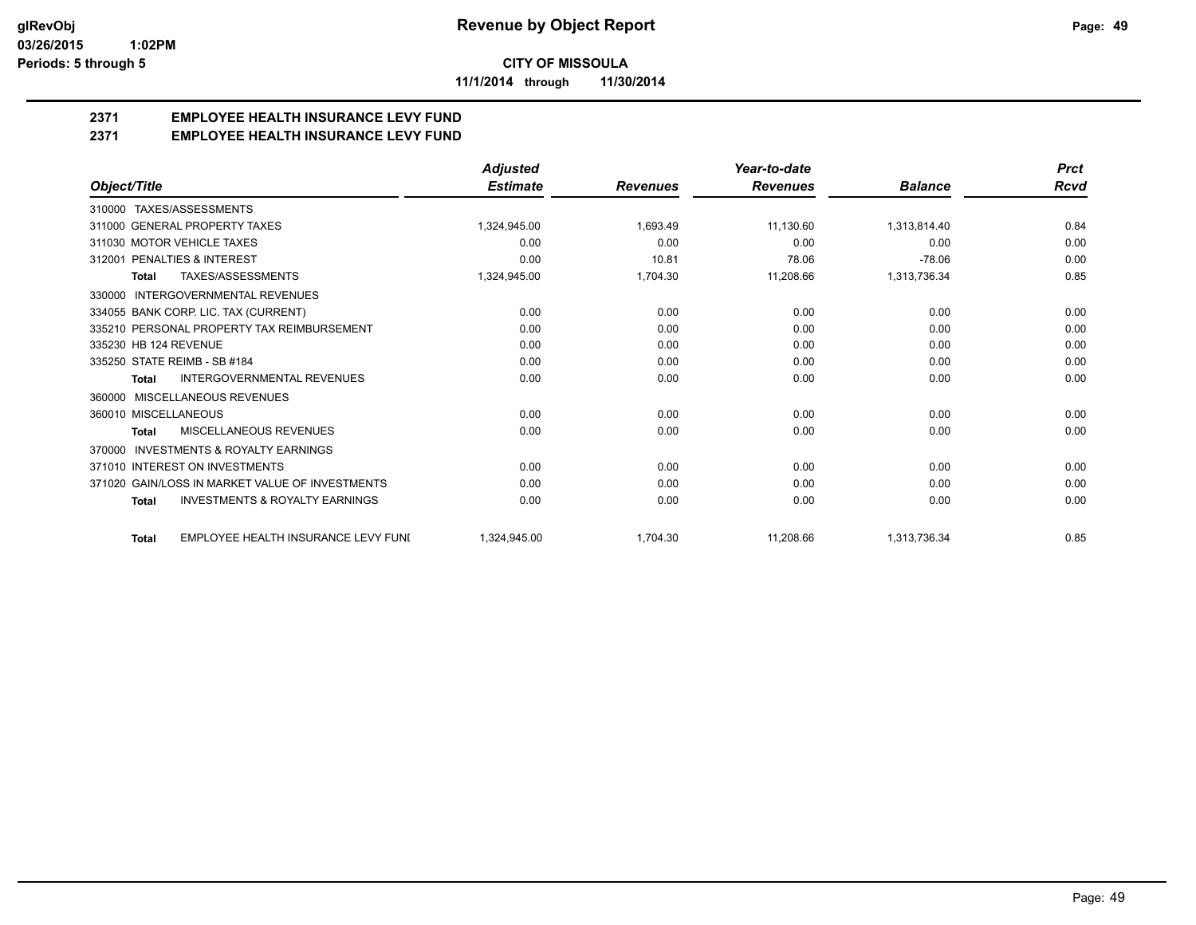**Revenue by Object Report**

glRevObj
03/26/2015 1:02PM
Periods: 5 through 5

**CITY OF MISSOULA**

**11/1/2014 through 11/30/2014**

## 2371 EMPLOYEE HEALTH INSURANCE LEVY FUND
## 2371 EMPLOYEE HEALTH INSURANCE LEVY FUND

| Object/Title | Adjusted Estimate | Revenues | Year-to-date Revenues | Balance | Prct Rcvd |
|---|---|---|---|---|---|
| 310000 TAXES/ASSESSMENTS | | | | | |
| 311000 GENERAL PROPERTY TAXES | 1,324,945.00 | 1,693.49 | 11,130.60 | 1,313,814.40 | 0.84 |
| 311030 MOTOR VEHICLE TAXES | 0.00 | 0.00 | 0.00 | 0.00 | 0.00 |
| 312001 PENALTIES & INTEREST | 0.00 | 10.81 | 78.06 | -78.06 | 0.00 |
| **Total** TAXES/ASSESSMENTS | 1,324,945.00 | 1,704.30 | 11,208.66 | 1,313,736.34 | 0.85 |
| 330000 INTERGOVERNMENTAL REVENUES | | | | | |
| 334055 BANK CORP. LIC. TAX (CURRENT) | 0.00 | 0.00 | 0.00 | 0.00 | 0.00 |
| 335210 PERSONAL PROPERTY TAX REIMBURSEMENT | 0.00 | 0.00 | 0.00 | 0.00 | 0.00 |
| 335230 HB 124 REVENUE | 0.00 | 0.00 | 0.00 | 0.00 | 0.00 |
| 335250 STATE REIMB - SB #184 | 0.00 | 0.00 | 0.00 | 0.00 | 0.00 |
| **Total** INTERGOVERNMENTAL REVENUES | 0.00 | 0.00 | 0.00 | 0.00 | 0.00 |
| 360000 MISCELLANEOUS REVENUES | | | | | |
| 360010 MISCELLANEOUS | 0.00 | 0.00 | 0.00 | 0.00 | 0.00 |
| **Total** MISCELLANEOUS REVENUES | 0.00 | 0.00 | 0.00 | 0.00 | 0.00 |
| 370000 INVESTMENTS & ROYALTY EARNINGS | | | | | |
| 371010 INTEREST ON INVESTMENTS | 0.00 | 0.00 | 0.00 | 0.00 | 0.00 |
| 371020 GAIN/LOSS IN MARKET VALUE OF INVESTMENTS | 0.00 | 0.00 | 0.00 | 0.00 | 0.00 |
| **Total** INVESTMENTS & ROYALTY EARNINGS | 0.00 | 0.00 | 0.00 | 0.00 | 0.00 |
| **Total** EMPLOYEE HEALTH INSURANCE LEVY FUNI | 1,324,945.00 | 1,704.30 | 11,208.66 | 1,313,736.34 | 0.85 |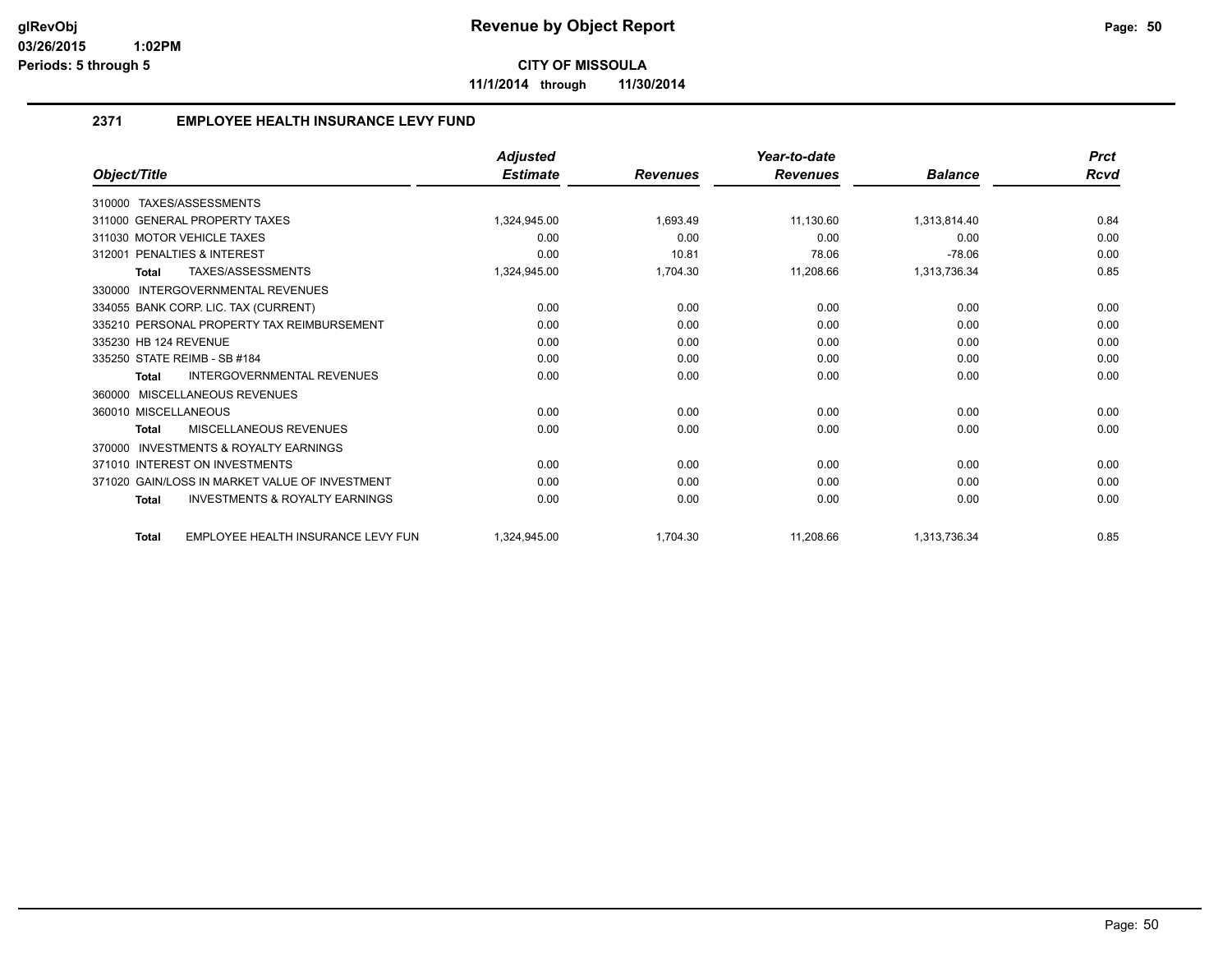# Revenue by Object Report

glRevObj
03/26/2015 1:02PM
Periods: 5 through 5

**CITY OF MISSOULA**

**11/1/2014 through 11/30/2014**

## 2371 EMPLOYEE HEALTH INSURANCE LEVY FUND

| Object/Title | Adjusted Estimate | Revenues | Year-to-date Revenues | Balance | Prct Rcvd |
|---|---|---|---|---|---|
| 310000 TAXES/ASSESSMENTS | | | | | |
| 311000 GENERAL PROPERTY TAXES | 1,324,945.00 | 1,693.49 | 11,130.60 | 1,313,814.40 | 0.84 |
| 311030 MOTOR VEHICLE TAXES | 0.00 | 0.00 | 0.00 | 0.00 | 0.00 |
| 312001 PENALTIES & INTEREST | 0.00 | 10.81 | 78.06 | -78.06 | 0.00 |
| **Total** TAXES/ASSESSMENTS | 1,324,945.00 | 1,704.30 | 11,208.66 | 1,313,736.34 | 0.85 |
| 330000 INTERGOVERNMENTAL REVENUES | | | | | |
| 334055 BANK CORP. LIC. TAX (CURRENT) | 0.00 | 0.00 | 0.00 | 0.00 | 0.00 |
| 335210 PERSONAL PROPERTY TAX REIMBURSEMENT | 0.00 | 0.00 | 0.00 | 0.00 | 0.00 |
| 335230 HB 124 REVENUE | 0.00 | 0.00 | 0.00 | 0.00 | 0.00 |
| 335250 STATE REIMB - SB #184 | 0.00 | 0.00 | 0.00 | 0.00 | 0.00 |
| **Total** INTERGOVERNMENTAL REVENUES | 0.00 | 0.00 | 0.00 | 0.00 | 0.00 |
| 360000 MISCELLANEOUS REVENUES | | | | | |
| 360010 MISCELLANEOUS | 0.00 | 0.00 | 0.00 | 0.00 | 0.00 |
| **Total** MISCELLANEOUS REVENUES | 0.00 | 0.00 | 0.00 | 0.00 | 0.00 |
| 370000 INVESTMENTS & ROYALTY EARNINGS | | | | | |
| 371010 INTEREST ON INVESTMENTS | 0.00 | 0.00 | 0.00 | 0.00 | 0.00 |
| 371020 GAIN/LOSS IN MARKET VALUE OF INVESTMENT | 0.00 | 0.00 | 0.00 | 0.00 | 0.00 |
| **Total** INVESTMENTS & ROYALTY EARNINGS | 0.00 | 0.00 | 0.00 | 0.00 | 0.00 |
| **Total** EMPLOYEE HEALTH INSURANCE LEVY FUN | 1,324,945.00 | 1,704.30 | 11,208.66 | 1,313,736.34 | 0.85 |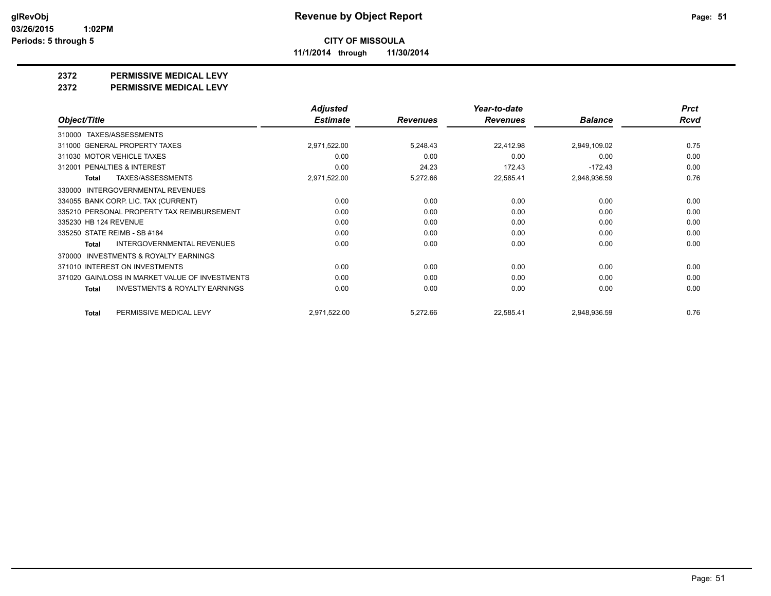**glRevObj**
**03/26/2015 1:02PM**
**Periods: 5 through 5**

# Revenue by Object Report

**CITY OF MISSOULA**

**11/1/2014 through 11/30/2014**

## 2372 PERMISSIVE MEDICAL LEVY
## 2372 PERMISSIVE MEDICAL LEVY

| Object/Title | Adjusted Estimate | Revenues | Year-to-date Revenues | Balance | Prct Rcvd |
|---|---|---|---|---|---|
| 310000 TAXES/ASSESSMENTS | | | | | |
| 311000 GENERAL PROPERTY TAXES | 2,971,522.00 | 5,248.43 | 22,412.98 | 2,949,109.02 | 0.75 |
| 311030 MOTOR VEHICLE TAXES | 0.00 | 0.00 | 0.00 | 0.00 | 0.00 |
| 312001 PENALTIES & INTEREST | 0.00 | 24.23 | 172.43 | -172.43 | 0.00 |
| **Total** TAXES/ASSESSMENTS | 2,971,522.00 | 5,272.66 | 22,585.41 | 2,948,936.59 | 0.76 |
| 330000 INTERGOVERNMENTAL REVENUES | | | | | |
| 334055 BANK CORP. LIC. TAX (CURRENT) | 0.00 | 0.00 | 0.00 | 0.00 | 0.00 |
| 335210 PERSONAL PROPERTY TAX REIMBURSEMENT | 0.00 | 0.00 | 0.00 | 0.00 | 0.00 |
| 335230 HB 124 REVENUE | 0.00 | 0.00 | 0.00 | 0.00 | 0.00 |
| 335250 STATE REIMB - SB #184 | 0.00 | 0.00 | 0.00 | 0.00 | 0.00 |
| **Total** INTERGOVERNMENTAL REVENUES | 0.00 | 0.00 | 0.00 | 0.00 | 0.00 |
| 370000 INVESTMENTS & ROYALTY EARNINGS | | | | | |
| 371010 INTEREST ON INVESTMENTS | 0.00 | 0.00 | 0.00 | 0.00 | 0.00 |
| 371020 GAIN/LOSS IN MARKET VALUE OF INVESTMENTS | 0.00 | 0.00 | 0.00 | 0.00 | 0.00 |
| **Total** INVESTMENTS & ROYALTY EARNINGS | 0.00 | 0.00 | 0.00 | 0.00 | 0.00 |
| **Total** PERMISSIVE MEDICAL LEVY | 2,971,522.00 | 5,272.66 | 22,585.41 | 2,948,936.59 | 0.76 |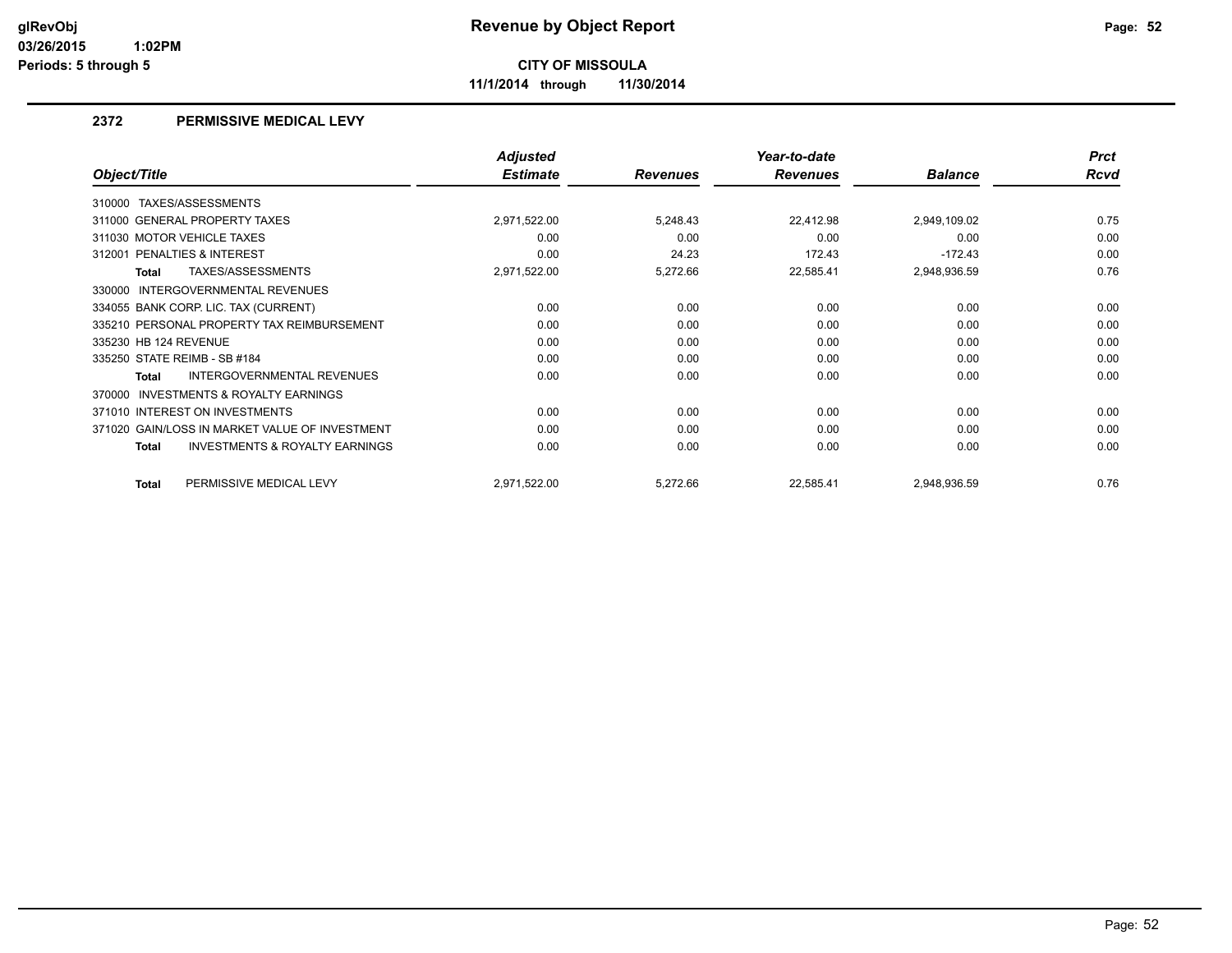# Revenue by Object Report

**CITY OF MISSOULA**

**11/1/2014 through 11/30/2014**

glRevObj
03/26/2015 1:02PM
Periods: 5 through 5

## 2372 PERMISSIVE MEDICAL LEVY

| Object/Title | Adjusted Estimate | Revenues | Year-to-date Revenues | Balance | Prct Rcvd |
|---|---|---|---|---|---|
| 310000 TAXES/ASSESSMENTS | | | | | |
| 311000 GENERAL PROPERTY TAXES | 2,971,522.00 | 5,248.43 | 22,412.98 | 2,949,109.02 | 0.75 |
| 311030 MOTOR VEHICLE TAXES | 0.00 | 0.00 | 0.00 | 0.00 | 0.00 |
| 312001 PENALTIES & INTEREST | 0.00 | 24.23 | 172.43 | -172.43 | 0.00 |
| **Total** TAXES/ASSESSMENTS | 2,971,522.00 | 5,272.66 | 22,585.41 | 2,948,936.59 | 0.76 |
| 330000 INTERGOVERNMENTAL REVENUES | | | | | |
| 334055 BANK CORP. LIC. TAX (CURRENT) | 0.00 | 0.00 | 0.00 | 0.00 | 0.00 |
| 335210 PERSONAL PROPERTY TAX REIMBURSEMENT | 0.00 | 0.00 | 0.00 | 0.00 | 0.00 |
| 335230 HB 124 REVENUE | 0.00 | 0.00 | 0.00 | 0.00 | 0.00 |
| 335250 STATE REIMB - SB #184 | 0.00 | 0.00 | 0.00 | 0.00 | 0.00 |
| **Total** INTERGOVERNMENTAL REVENUES | 0.00 | 0.00 | 0.00 | 0.00 | 0.00 |
| 370000 INVESTMENTS & ROYALTY EARNINGS | | | | | |
| 371010 INTEREST ON INVESTMENTS | 0.00 | 0.00 | 0.00 | 0.00 | 0.00 |
| 371020 GAIN/LOSS IN MARKET VALUE OF INVESTMENT | 0.00 | 0.00 | 0.00 | 0.00 | 0.00 |
| **Total** INVESTMENTS & ROYALTY EARNINGS | 0.00 | 0.00 | 0.00 | 0.00 | 0.00 |
| **Total** PERMISSIVE MEDICAL LEVY | 2,971,522.00 | 5,272.66 | 22,585.41 | 2,948,936.59 | 0.76 |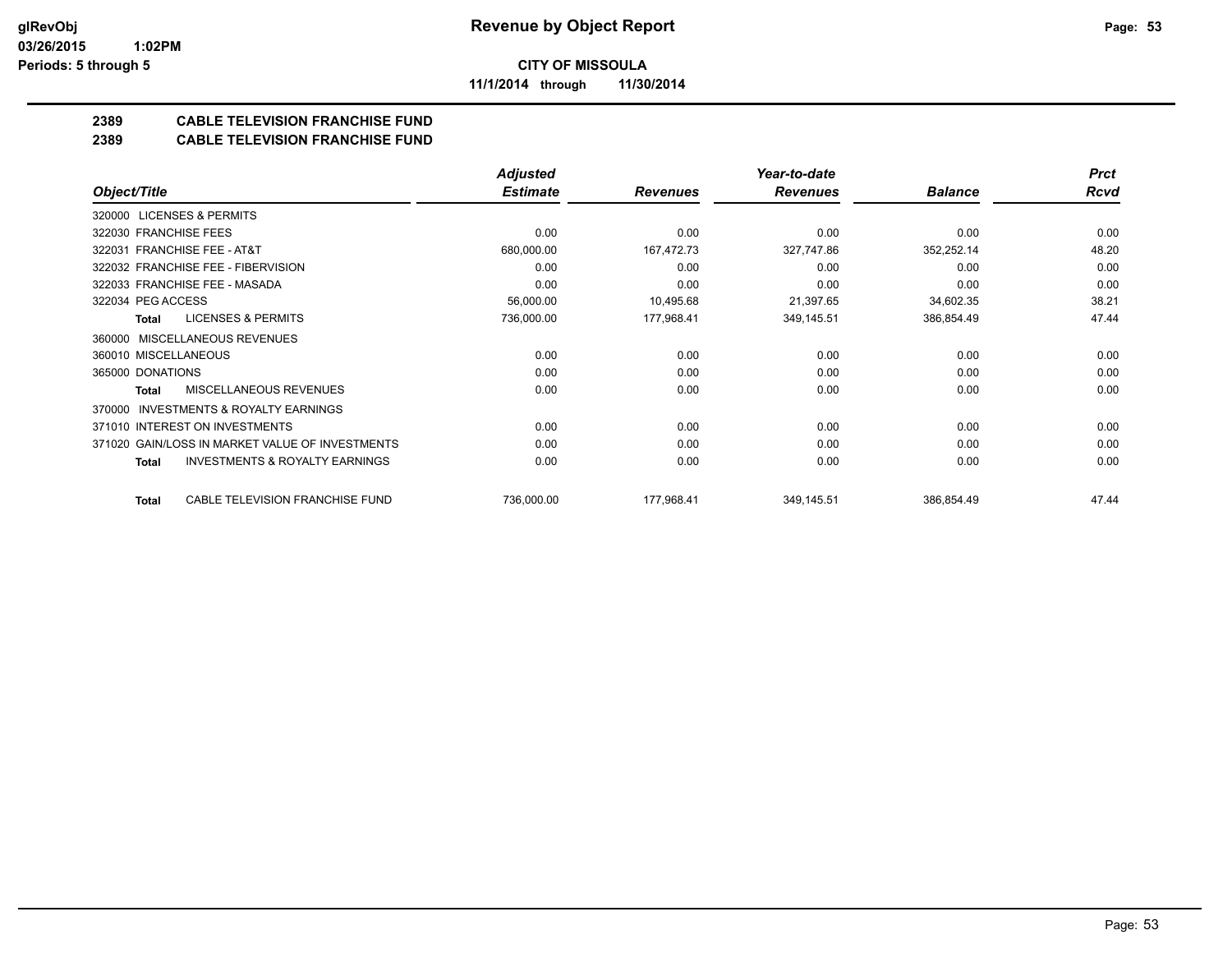**glRevObj**
**03/26/2015 1:02PM**
**Periods: 5 through 5**

# Revenue by Object Report

**CITY OF MISSOULA**

**11/1/2014 through 11/30/2014**

## 2389 CABLE TELEVISION FRANCHISE FUND
## 2389 CABLE TELEVISION FRANCHISE FUND

| Object/Title | Adjusted Estimate | Revenues | Year-to-date Revenues | Balance | Prct Rcvd |
|---|---|---|---|---|---|
| 320000 LICENSES & PERMITS | | | | | |
| 322030 FRANCHISE FEES | 0.00 | 0.00 | 0.00 | 0.00 | 0.00 |
| 322031 FRANCHISE FEE - AT&T | 680,000.00 | 167,472.73 | 327,747.86 | 352,252.14 | 48.20 |
| 322032 FRANCHISE FEE - FIBERVISION | 0.00 | 0.00 | 0.00 | 0.00 | 0.00 |
| 322033 FRANCHISE FEE - MASADA | 0.00 | 0.00 | 0.00 | 0.00 | 0.00 |
| 322034 PEG ACCESS | 56,000.00 | 10,495.68 | 21,397.65 | 34,602.35 | 38.21 |
| **Total** LICENSES & PERMITS | 736,000.00 | 177,968.41 | 349,145.51 | 386,854.49 | 47.44 |
| 360000 MISCELLANEOUS REVENUES | | | | | |
| 360010 MISCELLANEOUS | 0.00 | 0.00 | 0.00 | 0.00 | 0.00 |
| 365000 DONATIONS | 0.00 | 0.00 | 0.00 | 0.00 | 0.00 |
| **Total** MISCELLANEOUS REVENUES | 0.00 | 0.00 | 0.00 | 0.00 | 0.00 |
| 370000 INVESTMENTS & ROYALTY EARNINGS | | | | | |
| 371010 INTEREST ON INVESTMENTS | 0.00 | 0.00 | 0.00 | 0.00 | 0.00 |
| 371020 GAIN/LOSS IN MARKET VALUE OF INVESTMENTS | 0.00 | 0.00 | 0.00 | 0.00 | 0.00 |
| **Total** INVESTMENTS & ROYALTY EARNINGS | 0.00 | 0.00 | 0.00 | 0.00 | 0.00 |
| **Total** CABLE TELEVISION FRANCHISE FUND | 736,000.00 | 177,968.41 | 349,145.51 | 386,854.49 | 47.44 |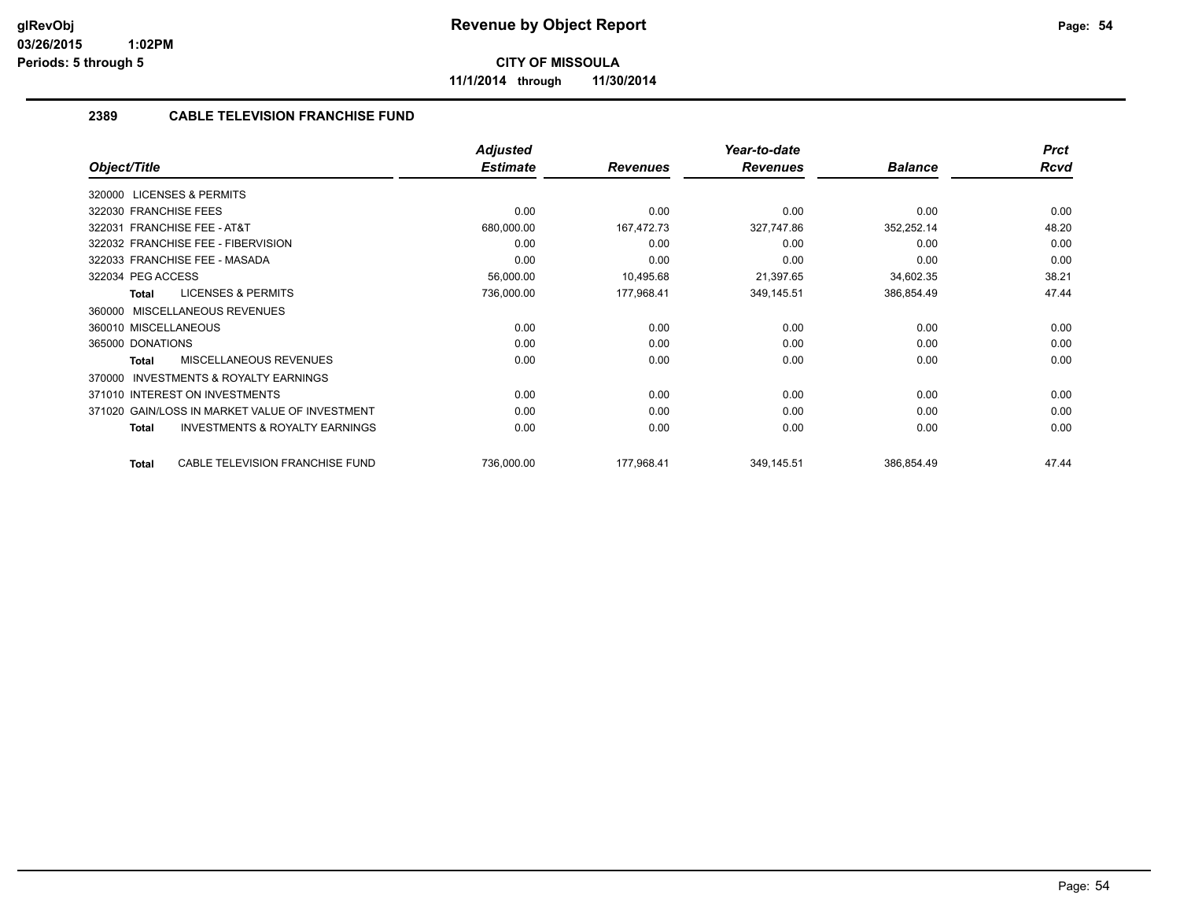glRevObj
03/26/2015 1:02PM
Periods: 5 through 5

# Revenue by Object Report

**CITY OF MISSOULA**

**11/1/2014 through 11/30/2014**

## 2389 CABLE TELEVISION FRANCHISE FUND

| Object/Title | Adjusted Estimate | Revenues | Year-to-date Revenues | Balance | Prct Rcvd |
|---|---|---|---|---|---|
| 320000 LICENSES & PERMITS | | | | | |
| 322030 FRANCHISE FEES | 0.00 | 0.00 | 0.00 | 0.00 | 0.00 |
| 322031 FRANCHISE FEE - AT&T | 680,000.00 | 167,472.73 | 327,747.86 | 352,252.14 | 48.20 |
| 322032 FRANCHISE FEE - FIBERVISION | 0.00 | 0.00 | 0.00 | 0.00 | 0.00 |
| 322033 FRANCHISE FEE - MASADA | 0.00 | 0.00 | 0.00 | 0.00 | 0.00 |
| 322034 PEG ACCESS | 56,000.00 | 10,495.68 | 21,397.65 | 34,602.35 | 38.21 |
| **Total** LICENSES & PERMITS | 736,000.00 | 177,968.41 | 349,145.51 | 386,854.49 | 47.44 |
| 360000 MISCELLANEOUS REVENUES | | | | | |
| 360010 MISCELLANEOUS | 0.00 | 0.00 | 0.00 | 0.00 | 0.00 |
| 365000 DONATIONS | 0.00 | 0.00 | 0.00 | 0.00 | 0.00 |
| **Total** MISCELLANEOUS REVENUES | 0.00 | 0.00 | 0.00 | 0.00 | 0.00 |
| 370000 INVESTMENTS & ROYALTY EARNINGS | | | | | |
| 371010 INTEREST ON INVESTMENTS | 0.00 | 0.00 | 0.00 | 0.00 | 0.00 |
| 371020 GAIN/LOSS IN MARKET VALUE OF INVESTMENT | 0.00 | 0.00 | 0.00 | 0.00 | 0.00 |
| **Total** INVESTMENTS & ROYALTY EARNINGS | 0.00 | 0.00 | 0.00 | 0.00 | 0.00 |
| **Total** CABLE TELEVISION FRANCHISE FUND | 736,000.00 | 177,968.41 | 349,145.51 | 386,854.49 | 47.44 |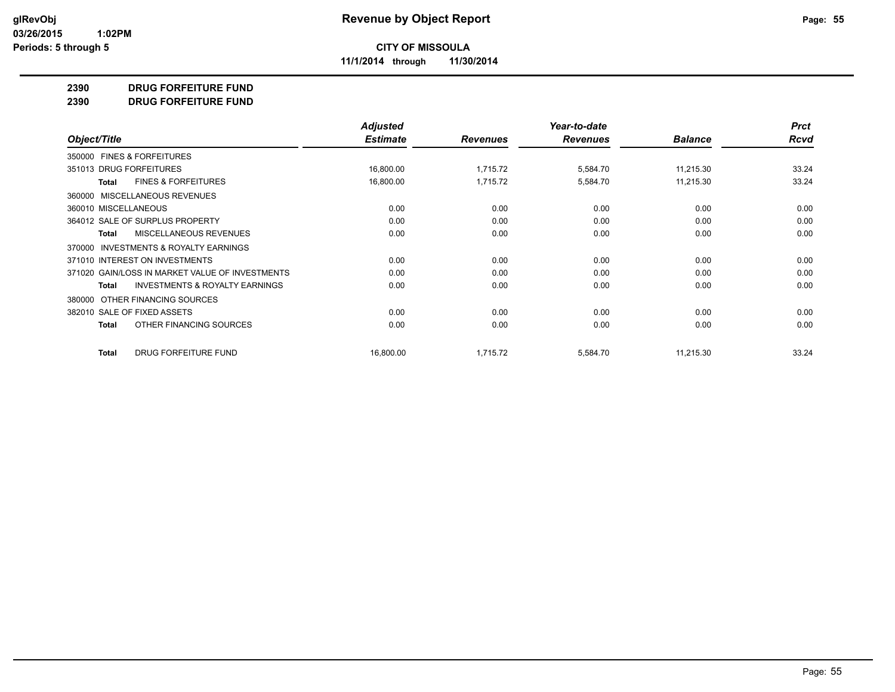**Revenue by Object Report**

**CITY OF MISSOULA**

**11/1/2014 through 11/30/2014**

glRevObj
03/26/2015 1:02PM
Periods: 5 through 5

**2390 DRUG FORFEITURE FUND**
**2390 DRUG FORFEITURE FUND**

| Object/Title | Adjusted Estimate | Revenues | Year-to-date Revenues | Balance | Prct Rcvd |
|---|---|---|---|---|---|
| 350000 FINES & FORFEITURES | | | | | |
| 351013 DRUG FORFEITURES | 16,800.00 | 1,715.72 | 5,584.70 | 11,215.30 | 33.24 |
| **Total** FINES & FORFEITURES | 16,800.00 | 1,715.72 | 5,584.70 | 11,215.30 | 33.24 |
| 360000 MISCELLANEOUS REVENUES | | | | | |
| 360010 MISCELLANEOUS | 0.00 | 0.00 | 0.00 | 0.00 | 0.00 |
| 364012 SALE OF SURPLUS PROPERTY | 0.00 | 0.00 | 0.00 | 0.00 | 0.00 |
| **Total** MISCELLANEOUS REVENUES | 0.00 | 0.00 | 0.00 | 0.00 | 0.00 |
| 370000 INVESTMENTS & ROYALTY EARNINGS | | | | | |
| 371010 INTEREST ON INVESTMENTS | 0.00 | 0.00 | 0.00 | 0.00 | 0.00 |
| 371020 GAIN/LOSS IN MARKET VALUE OF INVESTMENTS | 0.00 | 0.00 | 0.00 | 0.00 | 0.00 |
| **Total** INVESTMENTS & ROYALTY EARNINGS | 0.00 | 0.00 | 0.00 | 0.00 | 0.00 |
| 380000 OTHER FINANCING SOURCES | | | | | |
| 382010 SALE OF FIXED ASSETS | 0.00 | 0.00 | 0.00 | 0.00 | 0.00 |
| **Total** OTHER FINANCING SOURCES | 0.00 | 0.00 | 0.00 | 0.00 | 0.00 |
| **Total** DRUG FORFEITURE FUND | 16,800.00 | 1,715.72 | 5,584.70 | 11,215.30 | 33.24 |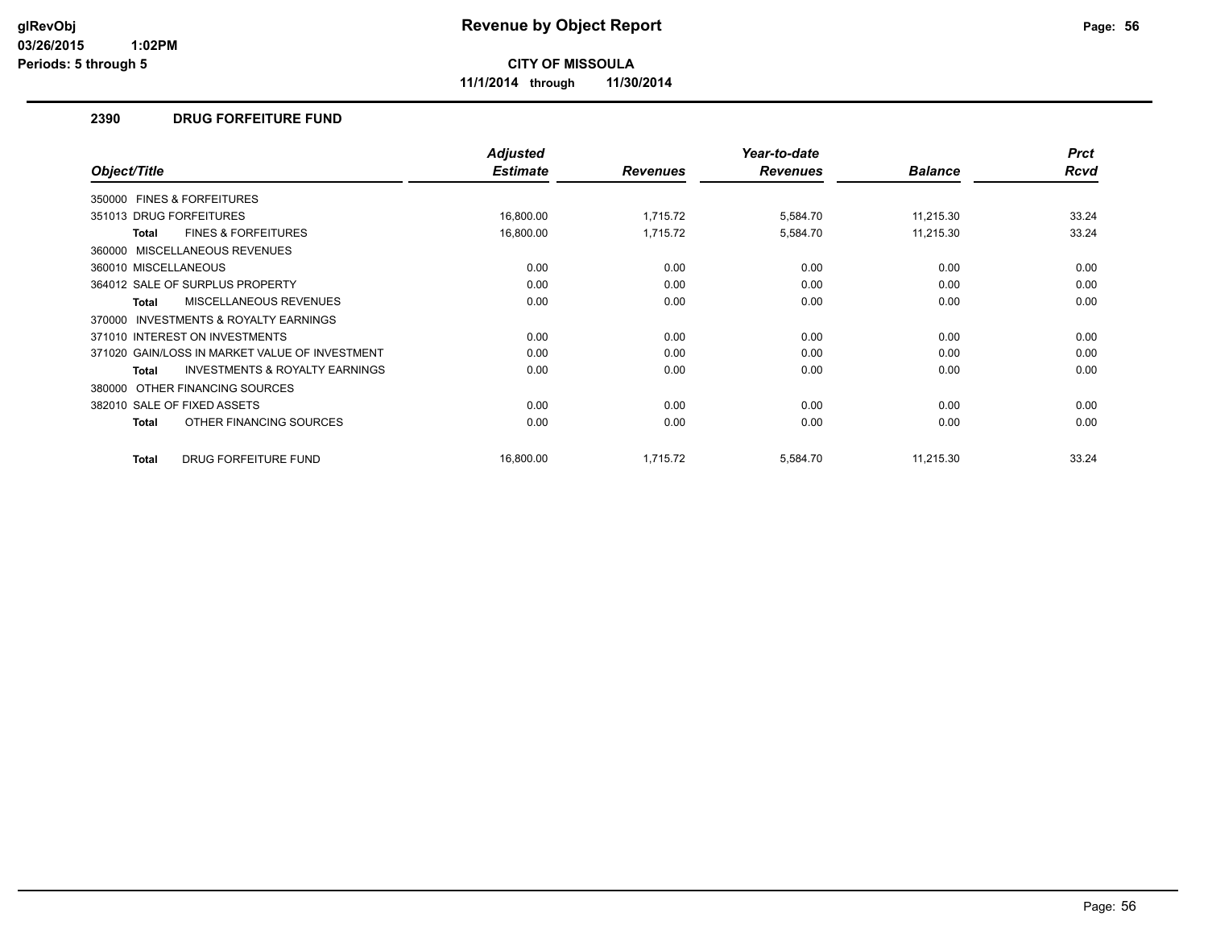# Revenue by Object Report

**CITY OF MISSOULA**

**11/1/2014 through 11/30/2014**

glRevObj
03/26/2015 1:02PM
Periods: 5 through 5

## 2390 DRUG FORFEITURE FUND

| Object/Title | Adjusted Estimate | Revenues | Year-to-date Revenues | Balance | Prct Rcvd |
|---|---|---|---|---|---|
| 350000 FINES & FORFEITURES | | | | | |
| 351013 DRUG FORFEITURES | 16,800.00 | 1,715.72 | 5,584.70 | 11,215.30 | 33.24 |
| **Total** FINES & FORFEITURES | 16,800.00 | 1,715.72 | 5,584.70 | 11,215.30 | 33.24 |
| 360000 MISCELLANEOUS REVENUES | | | | | |
| 360010 MISCELLANEOUS | 0.00 | 0.00 | 0.00 | 0.00 | 0.00 |
| 364012 SALE OF SURPLUS PROPERTY | 0.00 | 0.00 | 0.00 | 0.00 | 0.00 |
| **Total** MISCELLANEOUS REVENUES | 0.00 | 0.00 | 0.00 | 0.00 | 0.00 |
| 370000 INVESTMENTS & ROYALTY EARNINGS | | | | | |
| 371010 INTEREST ON INVESTMENTS | 0.00 | 0.00 | 0.00 | 0.00 | 0.00 |
| 371020 GAIN/LOSS IN MARKET VALUE OF INVESTMENT | 0.00 | 0.00 | 0.00 | 0.00 | 0.00 |
| **Total** INVESTMENTS & ROYALTY EARNINGS | 0.00 | 0.00 | 0.00 | 0.00 | 0.00 |
| 380000 OTHER FINANCING SOURCES | | | | | |
| 382010 SALE OF FIXED ASSETS | 0.00 | 0.00 | 0.00 | 0.00 | 0.00 |
| **Total** OTHER FINANCING SOURCES | 0.00 | 0.00 | 0.00 | 0.00 | 0.00 |
| **Total** DRUG FORFEITURE FUND | 16,800.00 | 1,715.72 | 5,584.70 | 11,215.30 | 33.24 |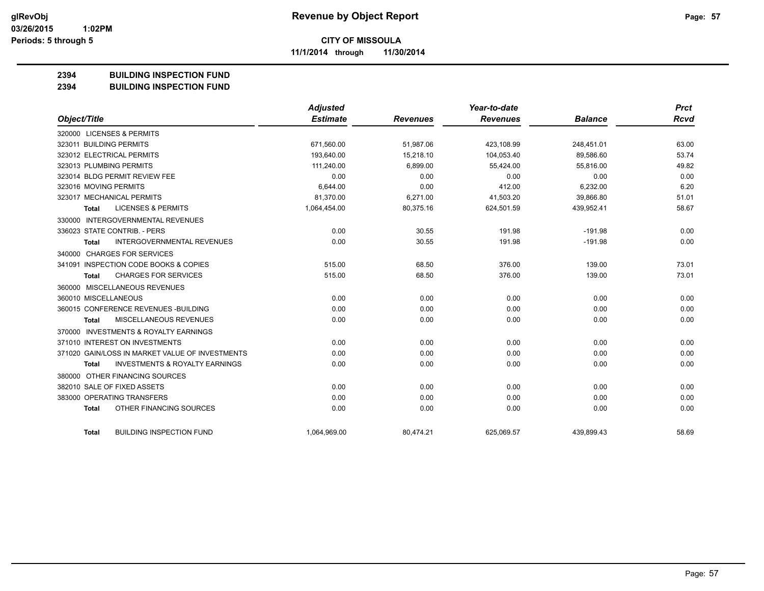# Revenue by Object Report

**CITY OF MISSOULA**

**11/1/2014 through 11/30/2014**

glRevObj
03/26/2015 1:02PM
Periods: 5 through 5

## 2394 BUILDING INSPECTION FUND
## 2394 BUILDING INSPECTION FUND

| Object/Title | Adjusted Estimate | Revenues | Year-to-date Revenues | Balance | Prct Rcvd |
|---|---|---|---|---|---|
| 320000 LICENSES & PERMITS | | | | | |
| 323011 BUILDING PERMITS | 671,560.00 | 51,987.06 | 423,108.99 | 248,451.01 | 63.00 |
| 323012 ELECTRICAL PERMITS | 193,640.00 | 15,218.10 | 104,053.40 | 89,586.60 | 53.74 |
| 323013 PLUMBING PERMITS | 111,240.00 | 6,899.00 | 55,424.00 | 55,816.00 | 49.82 |
| 323014 BLDG PERMIT REVIEW FEE | 0.00 | 0.00 | 0.00 | 0.00 | 0.00 |
| 323016 MOVING PERMITS | 6,644.00 | 0.00 | 412.00 | 6,232.00 | 6.20 |
| 323017 MECHANICAL PERMITS | 81,370.00 | 6,271.00 | 41,503.20 | 39,866.80 | 51.01 |
| **Total** LICENSES & PERMITS | 1,064,454.00 | 80,375.16 | 624,501.59 | 439,952.41 | 58.67 |
| 330000 INTERGOVERNMENTAL REVENUES | | | | | |
| 336023 STATE CONTRIB. - PERS | 0.00 | 30.55 | 191.98 | -191.98 | 0.00 |
| **Total** INTERGOVERNMENTAL REVENUES | 0.00 | 30.55 | 191.98 | -191.98 | 0.00 |
| 340000 CHARGES FOR SERVICES | | | | | |
| 341091 INSPECTION CODE BOOKS & COPIES | 515.00 | 68.50 | 376.00 | 139.00 | 73.01 |
| **Total** CHARGES FOR SERVICES | 515.00 | 68.50 | 376.00 | 139.00 | 73.01 |
| 360000 MISCELLANEOUS REVENUES | | | | | |
| 360010 MISCELLANEOUS | 0.00 | 0.00 | 0.00 | 0.00 | 0.00 |
| 360015 CONFERENCE REVENUES -BUILDING | 0.00 | 0.00 | 0.00 | 0.00 | 0.00 |
| **Total** MISCELLANEOUS REVENUES | 0.00 | 0.00 | 0.00 | 0.00 | 0.00 |
| 370000 INVESTMENTS & ROYALTY EARNINGS | | | | | |
| 371010 INTEREST ON INVESTMENTS | 0.00 | 0.00 | 0.00 | 0.00 | 0.00 |
| 371020 GAIN/LOSS IN MARKET VALUE OF INVESTMENTS | 0.00 | 0.00 | 0.00 | 0.00 | 0.00 |
| **Total** INVESTMENTS & ROYALTY EARNINGS | 0.00 | 0.00 | 0.00 | 0.00 | 0.00 |
| 380000 OTHER FINANCING SOURCES | | | | | |
| 382010 SALE OF FIXED ASSETS | 0.00 | 0.00 | 0.00 | 0.00 | 0.00 |
| 383000 OPERATING TRANSFERS | 0.00 | 0.00 | 0.00 | 0.00 | 0.00 |
| **Total** OTHER FINANCING SOURCES | 0.00 | 0.00 | 0.00 | 0.00 | 0.00 |
| **Total** BUILDING INSPECTION FUND | 1,064,969.00 | 80,474.21 | 625,069.57 | 439,899.43 | 58.69 |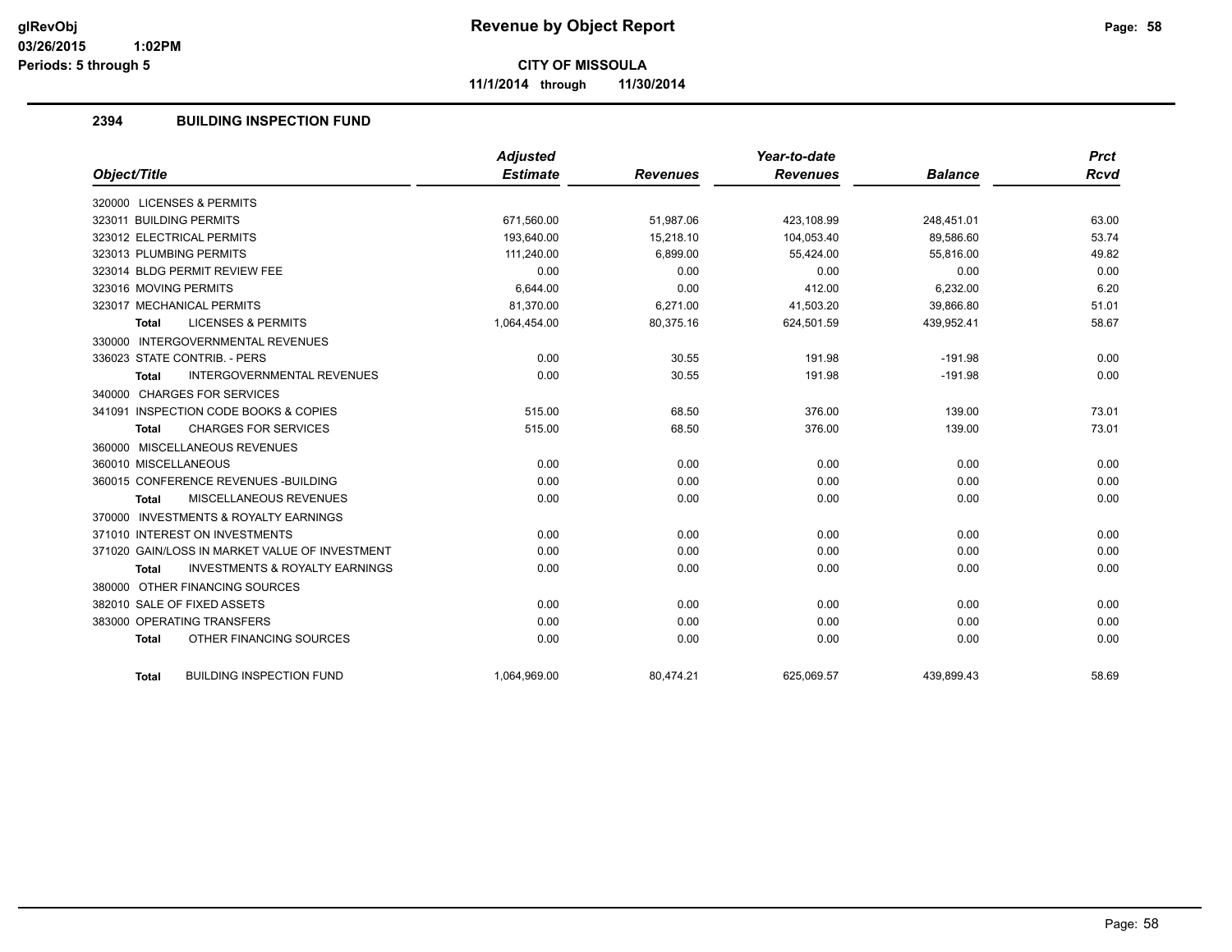**CITY OF MISSOULA**

**11/1/2014 through 11/30/2014**

## 2394 BUILDING INSPECTION FUND

| Object/Title | Adjusted Estimate | Revenues | Year-to-date Revenues | Balance | Prct Rcvd |
|---|---|---|---|---|---|
| 320000 LICENSES & PERMITS | | | | | |
| 323011 BUILDING PERMITS | 671,560.00 | 51,987.06 | 423,108.99 | 248,451.01 | 63.00 |
| 323012 ELECTRICAL PERMITS | 193,640.00 | 15,218.10 | 104,053.40 | 89,586.60 | 53.74 |
| 323013 PLUMBING PERMITS | 111,240.00 | 6,899.00 | 55,424.00 | 55,816.00 | 49.82 |
| 323014 BLDG PERMIT REVIEW FEE | 0.00 | 0.00 | 0.00 | 0.00 | 0.00 |
| 323016 MOVING PERMITS | 6,644.00 | 0.00 | 412.00 | 6,232.00 | 6.20 |
| 323017 MECHANICAL PERMITS | 81,370.00 | 6,271.00 | 41,503.20 | 39,866.80 | 51.01 |
| **Total** LICENSES & PERMITS | 1,064,454.00 | 80,375.16 | 624,501.59 | 439,952.41 | 58.67 |
| 330000 INTERGOVERNMENTAL REVENUES | | | | | |
| 336023 STATE CONTRIB. - PERS | 0.00 | 30.55 | 191.98 | -191.98 | 0.00 |
| **Total** INTERGOVERNMENTAL REVENUES | 0.00 | 30.55 | 191.98 | -191.98 | 0.00 |
| 340000 CHARGES FOR SERVICES | | | | | |
| 341091 INSPECTION CODE BOOKS & COPIES | 515.00 | 68.50 | 376.00 | 139.00 | 73.01 |
| **Total** CHARGES FOR SERVICES | 515.00 | 68.50 | 376.00 | 139.00 | 73.01 |
| 360000 MISCELLANEOUS REVENUES | | | | | |
| 360010 MISCELLANEOUS | 0.00 | 0.00 | 0.00 | 0.00 | 0.00 |
| 360015 CONFERENCE REVENUES -BUILDING | 0.00 | 0.00 | 0.00 | 0.00 | 0.00 |
| **Total** MISCELLANEOUS REVENUES | 0.00 | 0.00 | 0.00 | 0.00 | 0.00 |
| 370000 INVESTMENTS & ROYALTY EARNINGS | | | | | |
| 371010 INTEREST ON INVESTMENTS | 0.00 | 0.00 | 0.00 | 0.00 | 0.00 |
| 371020 GAIN/LOSS IN MARKET VALUE OF INVESTMENT | 0.00 | 0.00 | 0.00 | 0.00 | 0.00 |
| **Total** INVESTMENTS & ROYALTY EARNINGS | 0.00 | 0.00 | 0.00 | 0.00 | 0.00 |
| 380000 OTHER FINANCING SOURCES | | | | | |
| 382010 SALE OF FIXED ASSETS | 0.00 | 0.00 | 0.00 | 0.00 | 0.00 |
| 383000 OPERATING TRANSFERS | 0.00 | 0.00 | 0.00 | 0.00 | 0.00 |
| **Total** OTHER FINANCING SOURCES | 0.00 | 0.00 | 0.00 | 0.00 | 0.00 |
| **Total** BUILDING INSPECTION FUND | 1,064,969.00 | 80,474.21 | 625,069.57 | 439,899.43 | 58.69 |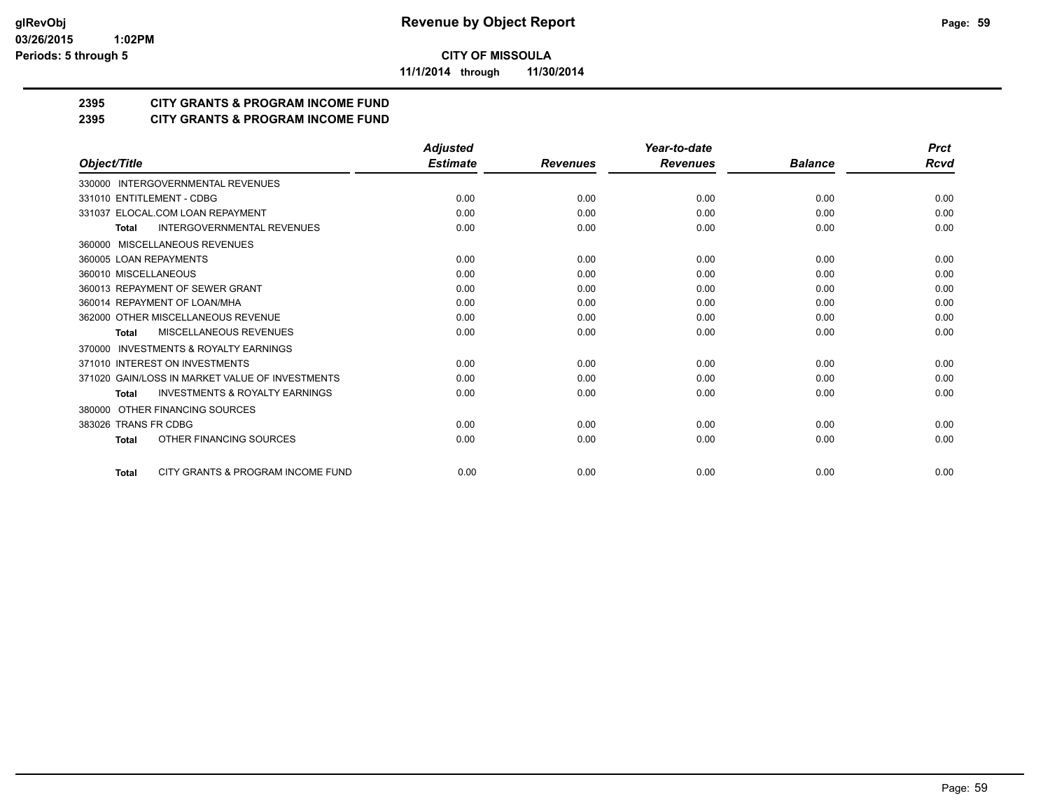**CITY OF MISSOULA**

**11/1/2014 through 11/30/2014**

## 2395 CITY GRANTS & PROGRAM INCOME FUND
## 2395 CITY GRANTS & PROGRAM INCOME FUND

| Object/Title | Adjusted Estimate | Revenues | Year-to-date Revenues | Balance | Prct Rcvd |
|---|---|---|---|---|---|
| 330000 INTERGOVERNMENTAL REVENUES | | | | | |
| 331010 ENTITLEMENT - CDBG | 0.00 | 0.00 | 0.00 | 0.00 | 0.00 |
| 331037 ELOCAL.COM LOAN REPAYMENT | 0.00 | 0.00 | 0.00 | 0.00 | 0.00 |
| **Total** INTERGOVERNMENTAL REVENUES | 0.00 | 0.00 | 0.00 | 0.00 | 0.00 |
| 360000 MISCELLANEOUS REVENUES | | | | | |
| 360005 LOAN REPAYMENTS | 0.00 | 0.00 | 0.00 | 0.00 | 0.00 |
| 360010 MISCELLANEOUS | 0.00 | 0.00 | 0.00 | 0.00 | 0.00 |
| 360013 REPAYMENT OF SEWER GRANT | 0.00 | 0.00 | 0.00 | 0.00 | 0.00 |
| 360014 REPAYMENT OF LOAN/MHA | 0.00 | 0.00 | 0.00 | 0.00 | 0.00 |
| 362000 OTHER MISCELLANEOUS REVENUE | 0.00 | 0.00 | 0.00 | 0.00 | 0.00 |
| **Total** MISCELLANEOUS REVENUES | 0.00 | 0.00 | 0.00 | 0.00 | 0.00 |
| 370000 INVESTMENTS & ROYALTY EARNINGS | | | | | |
| 371010 INTEREST ON INVESTMENTS | 0.00 | 0.00 | 0.00 | 0.00 | 0.00 |
| 371020 GAIN/LOSS IN MARKET VALUE OF INVESTMENTS | 0.00 | 0.00 | 0.00 | 0.00 | 0.00 |
| **Total** INVESTMENTS & ROYALTY EARNINGS | 0.00 | 0.00 | 0.00 | 0.00 | 0.00 |
| 380000 OTHER FINANCING SOURCES | | | | | |
| 383026 TRANS FR CDBG | 0.00 | 0.00 | 0.00 | 0.00 | 0.00 |
| **Total** OTHER FINANCING SOURCES | 0.00 | 0.00 | 0.00 | 0.00 | 0.00 |
| **Total** CITY GRANTS & PROGRAM INCOME FUND | 0.00 | 0.00 | 0.00 | 0.00 | 0.00 |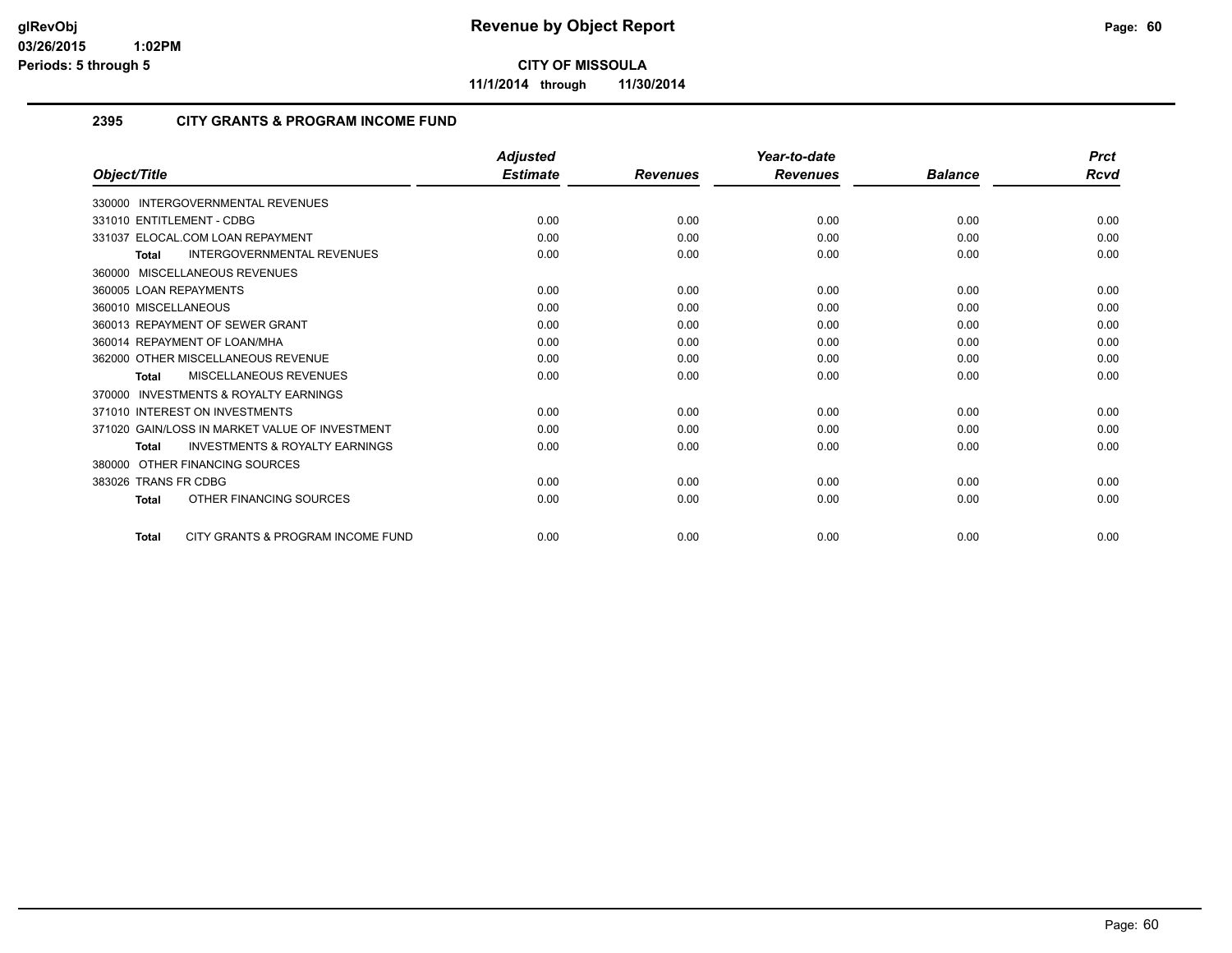**glRevObj**
**03/26/2015 1:02PM**
**Periods: 5 through 5**

# Revenue by Object Report

**CITY OF MISSOULA**

**11/1/2014 through 11/30/2014**

## 2395 CITY GRANTS & PROGRAM INCOME FUND

| Object/Title | Adjusted Estimate | Revenues | Year-to-date Revenues | Balance | Prct Rcvd |
|---|---|---|---|---|---|
| 330000 INTERGOVERNMENTAL REVENUES | | | | | |
| 331010 ENTITLEMENT - CDBG | 0.00 | 0.00 | 0.00 | 0.00 | 0.00 |
| 331037 ELOCAL.COM LOAN REPAYMENT | 0.00 | 0.00 | 0.00 | 0.00 | 0.00 |
| **Total** INTERGOVERNMENTAL REVENUES | 0.00 | 0.00 | 0.00 | 0.00 | 0.00 |
| 360000 MISCELLANEOUS REVENUES | | | | | |
| 360005 LOAN REPAYMENTS | 0.00 | 0.00 | 0.00 | 0.00 | 0.00 |
| 360010 MISCELLANEOUS | 0.00 | 0.00 | 0.00 | 0.00 | 0.00 |
| 360013 REPAYMENT OF SEWER GRANT | 0.00 | 0.00 | 0.00 | 0.00 | 0.00 |
| 360014 REPAYMENT OF LOAN/MHA | 0.00 | 0.00 | 0.00 | 0.00 | 0.00 |
| 362000 OTHER MISCELLANEOUS REVENUE | 0.00 | 0.00 | 0.00 | 0.00 | 0.00 |
| **Total** MISCELLANEOUS REVENUES | 0.00 | 0.00 | 0.00 | 0.00 | 0.00 |
| 370000 INVESTMENTS & ROYALTY EARNINGS | | | | | |
| 371010 INTEREST ON INVESTMENTS | 0.00 | 0.00 | 0.00 | 0.00 | 0.00 |
| 371020 GAIN/LOSS IN MARKET VALUE OF INVESTMENT | 0.00 | 0.00 | 0.00 | 0.00 | 0.00 |
| **Total** INVESTMENTS & ROYALTY EARNINGS | 0.00 | 0.00 | 0.00 | 0.00 | 0.00 |
| 380000 OTHER FINANCING SOURCES | | | | | |
| 383026 TRANS FR CDBG | 0.00 | 0.00 | 0.00 | 0.00 | 0.00 |
| **Total** OTHER FINANCING SOURCES | 0.00 | 0.00 | 0.00 | 0.00 | 0.00 |
| **Total** CITY GRANTS & PROGRAM INCOME FUND | 0.00 | 0.00 | 0.00 | 0.00 | 0.00 |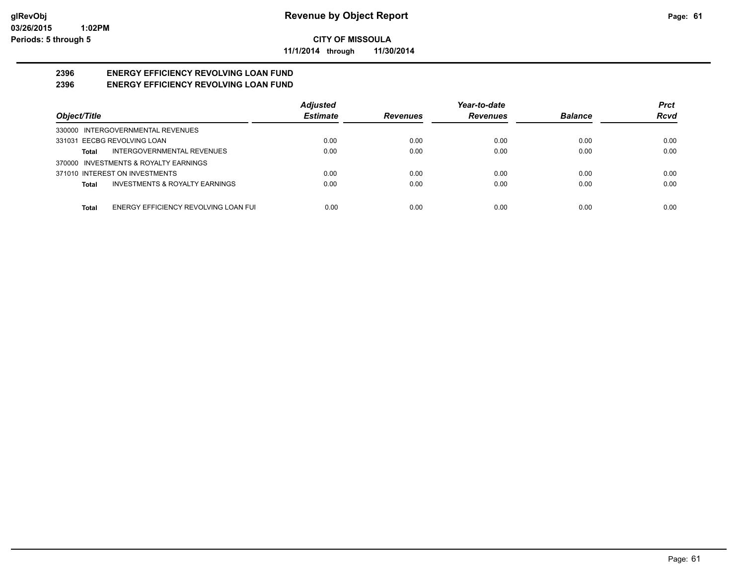# Revenue by Object Report

**CITY OF MISSOULA**

**11/1/2014 through 11/30/2014**

glRevObj
03/26/2015 1:02PM
Periods: 5 through 5

## 2396 ENERGY EFFICIENCY REVOLVING LOAN FUND
## 2396 ENERGY EFFICIENCY REVOLVING LOAN FUND

| Object/Title | Adjusted Estimate | Revenues | Year-to-date Revenues | Balance | Prct Rcvd |
|---|---|---|---|---|---|
| 330000 INTERGOVERNMENTAL REVENUES | | | | | |
| 331031 EECBG REVOLVING LOAN | 0.00 | 0.00 | 0.00 | 0.00 | 0.00 |
| **Total** INTERGOVERNMENTAL REVENUES | 0.00 | 0.00 | 0.00 | 0.00 | 0.00 |
| 370000 INVESTMENTS & ROYALTY EARNINGS | | | | | |
| 371010 INTEREST ON INVESTMENTS | 0.00 | 0.00 | 0.00 | 0.00 | 0.00 |
| **Total** INVESTMENTS & ROYALTY EARNINGS | 0.00 | 0.00 | 0.00 | 0.00 | 0.00 |
| **Total** ENERGY EFFICIENCY REVOLVING LOAN FUI | 0.00 | 0.00 | 0.00 | 0.00 | 0.00 |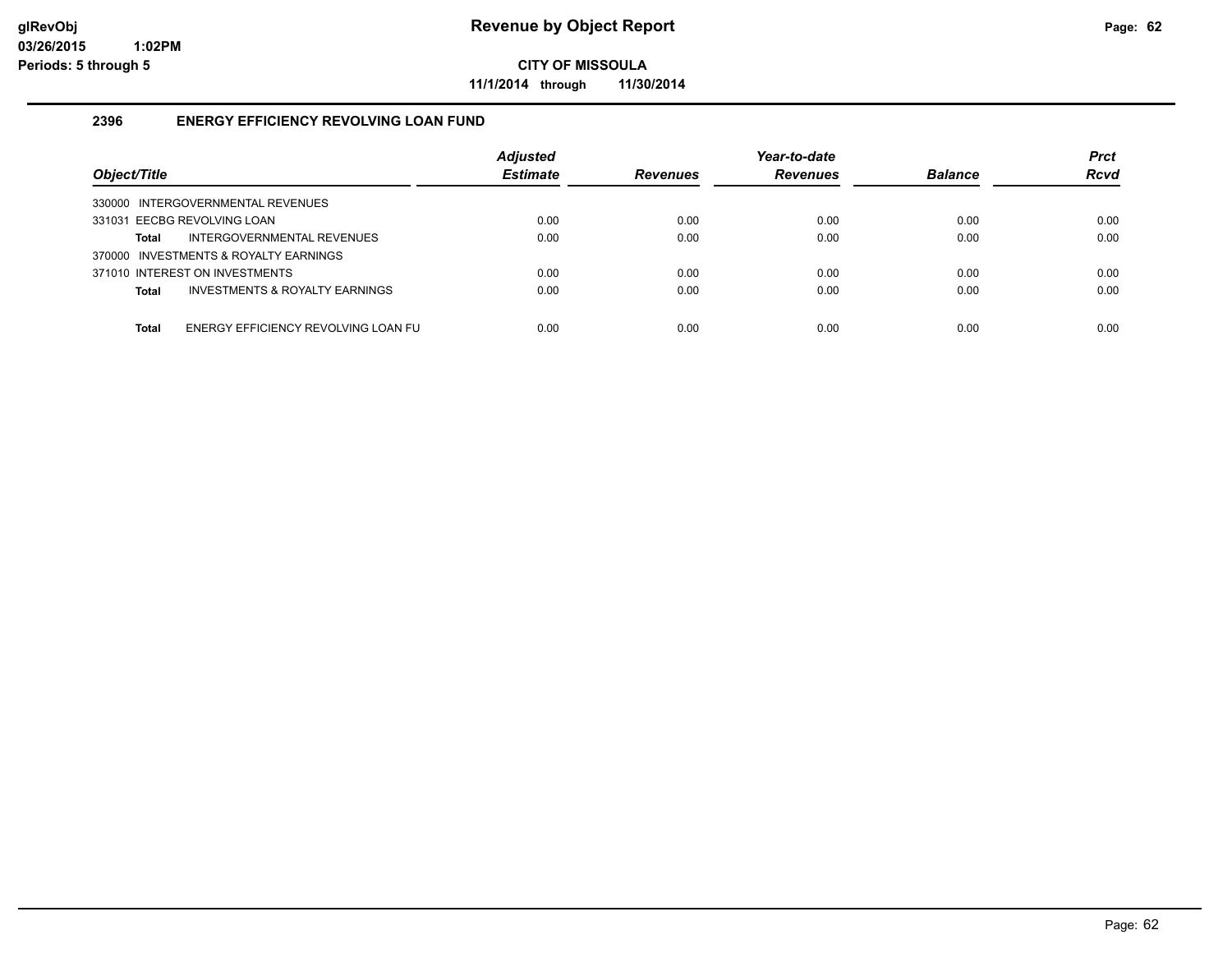# Revenue by Object Report

**CITY OF MISSOULA**

**11/1/2014 through 11/30/2014**

glRevObj
03/26/2015 1:02PM
Periods: 5 through 5

## 2396 ENERGY EFFICIENCY REVOLVING LOAN FUND

| Object/Title | Adjusted Estimate | Revenues | Year-to-date Revenues | Balance | Prct Rcvd |
|---|---|---|---|---|---|
| 330000 INTERGOVERNMENTAL REVENUES | | | | | |
| 331031 EECBG REVOLVING LOAN | 0.00 | 0.00 | 0.00 | 0.00 | 0.00 |
| **Total** INTERGOVERNMENTAL REVENUES | 0.00 | 0.00 | 0.00 | 0.00 | 0.00 |
| 370000 INVESTMENTS & ROYALTY EARNINGS | | | | | |
| 371010 INTEREST ON INVESTMENTS | 0.00 | 0.00 | 0.00 | 0.00 | 0.00 |
| **Total** INVESTMENTS & ROYALTY EARNINGS | 0.00 | 0.00 | 0.00 | 0.00 | 0.00 |
| **Total** ENERGY EFFICIENCY REVOLVING LOAN FU | 0.00 | 0.00 | 0.00 | 0.00 | 0.00 |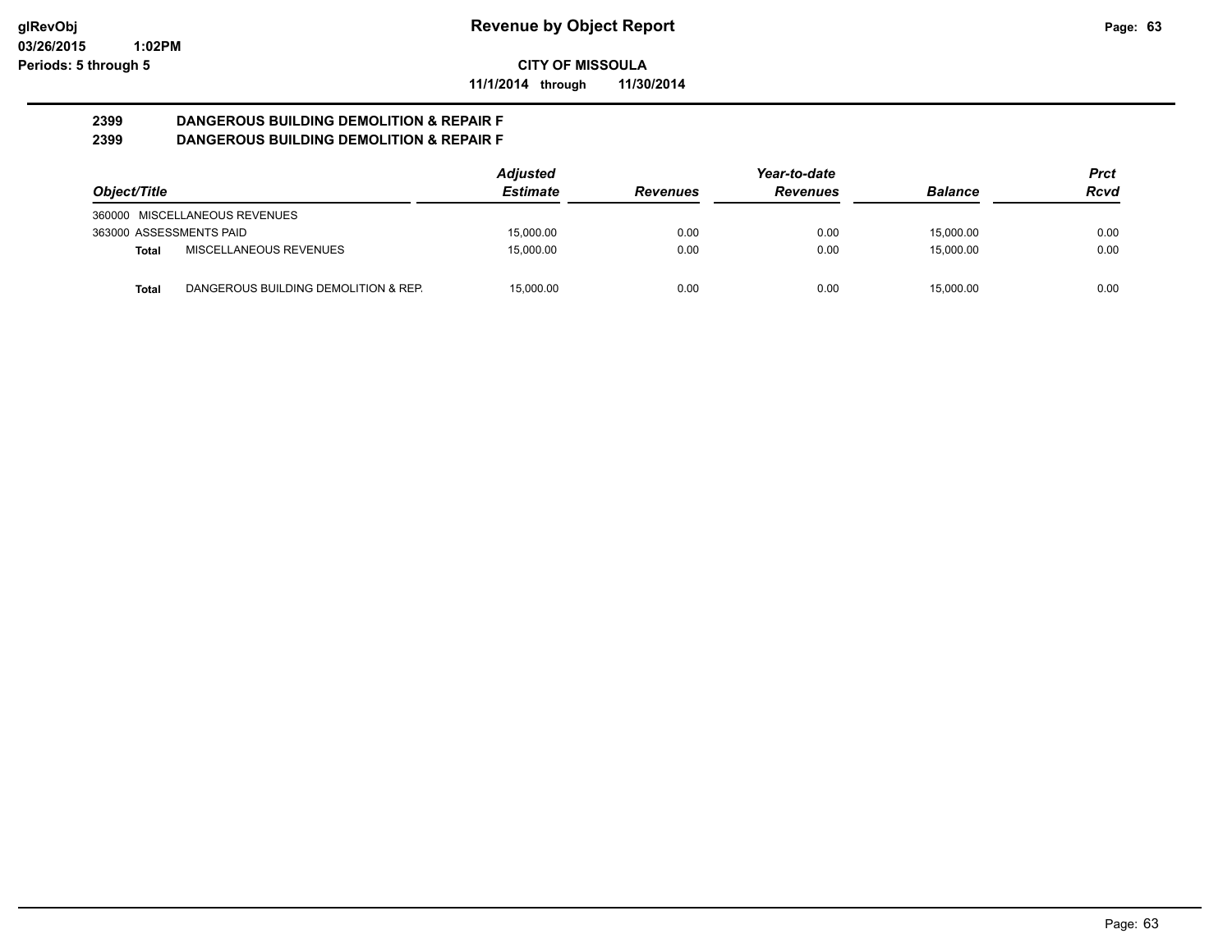**glRevObj**
**03/26/2015 1:02PM**
**Periods: 5 through 5**

# Revenue by Object Report

**CITY OF MISSOULA**

**11/1/2014 through 11/30/2014**

## 2399 DANGEROUS BUILDING DEMOLITION & REPAIR F
## 2399 DANGEROUS BUILDING DEMOLITION & REPAIR F

| *Object/Title* | *Adjusted Estimate* | *Revenues* | *Year-to-date Revenues* | *Balance* | *Prct Rcvd* |
|---|---|---|---|---|---|
| 360000 MISCELLANEOUS REVENUES | | | | | |
| 363000 ASSESSMENTS PAID | 15,000.00 | 0.00 | 0.00 | 15,000.00 | 0.00 |
| **Total** MISCELLANEOUS REVENUES | 15,000.00 | 0.00 | 0.00 | 15,000.00 | 0.00 |
| **Total** DANGEROUS BUILDING DEMOLITION & REP. | 15,000.00 | 0.00 | 0.00 | 15,000.00 | 0.00 |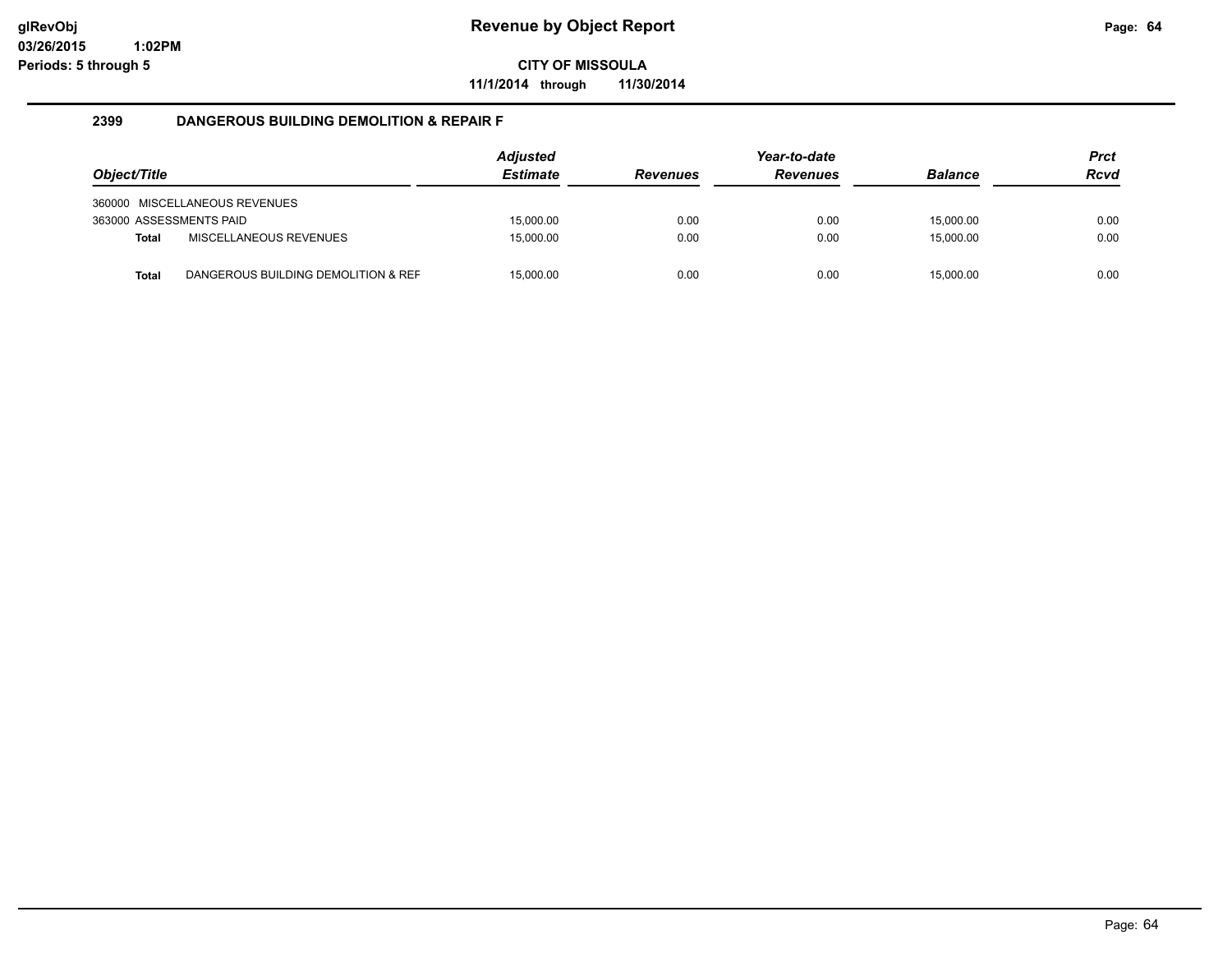# Revenue by Object Report

**CITY OF MISSOULA**

**11/1/2014 through 11/30/2014**

glRevObj
03/26/2015 1:02PM
Periods: 5 through 5

## 2399 DANGEROUS BUILDING DEMOLITION & REPAIR F

| Object/Title | | Adjusted Estimate | Revenues | Year-to-date Revenues | Balance | Prct Rcvd |
|---|---|---|---|---|---|---|
| 360000 | MISCELLANEOUS REVENUES | | | | | |
| 363000 ASSESSMENTS PAID | | 15,000.00 | 0.00 | 0.00 | 15,000.00 | 0.00 |
| **Total** | MISCELLANEOUS REVENUES | 15,000.00 | 0.00 | 0.00 | 15,000.00 | 0.00 |
| **Total** | DANGEROUS BUILDING DEMOLITION & REF | 15,000.00 | 0.00 | 0.00 | 15,000.00 | 0.00 |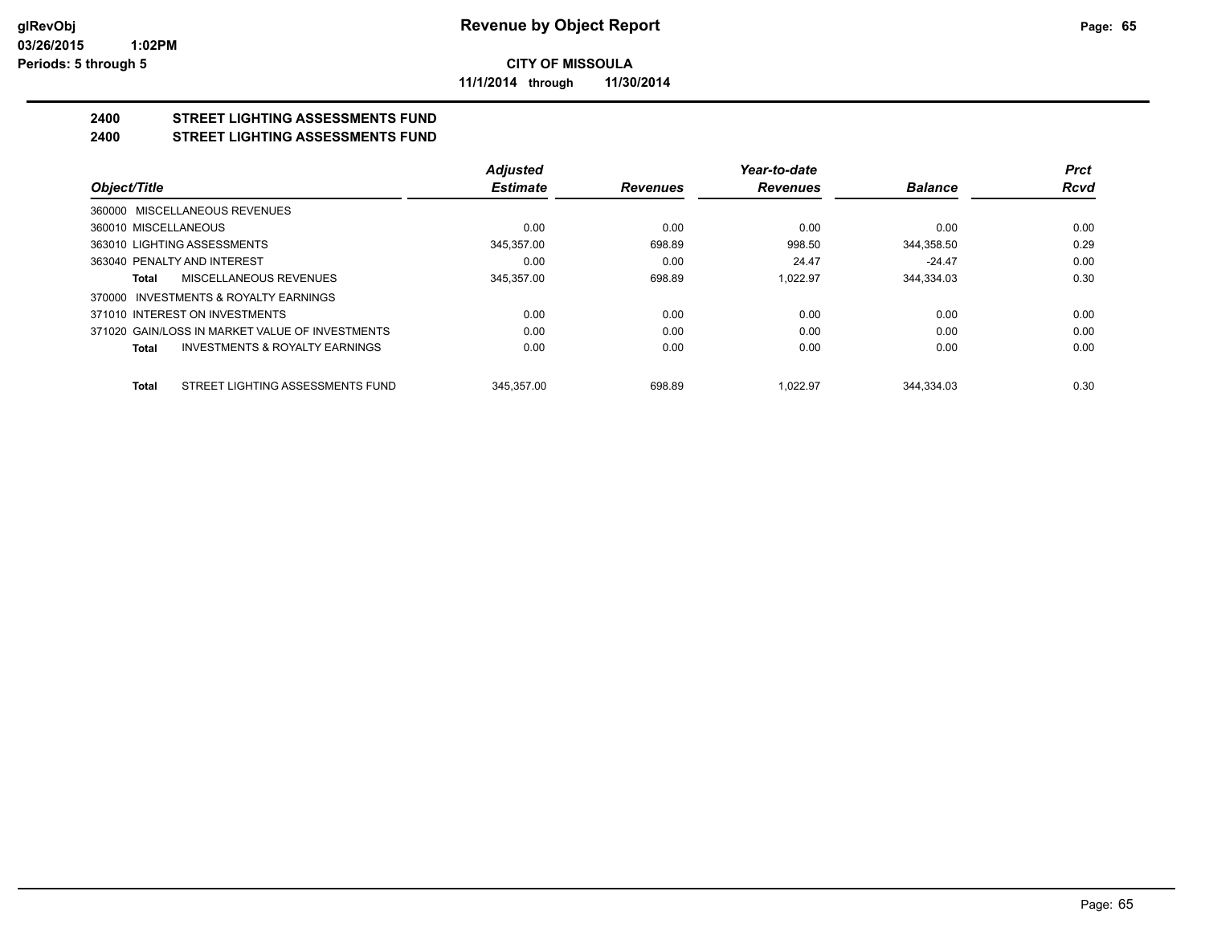**CITY OF MISSOULA**

**11/1/2014 through 11/30/2014**

# 2400 STREET LIGHTING ASSESSMENTS FUND

# 2400 STREET LIGHTING ASSESSMENTS FUND

| Object/Title | Adjusted Estimate | Revenues | Year-to-date Revenues | Balance | Prct Rcvd |
|---|---|---|---|---|---|
| 360000 MISCELLANEOUS REVENUES | | | | | |
| 360010 MISCELLANEOUS | 0.00 | 0.00 | 0.00 | 0.00 | 0.00 |
| 363010 LIGHTING ASSESSMENTS | 345,357.00 | 698.89 | 998.50 | 344,358.50 | 0.29 |
| 363040 PENALTY AND INTEREST | 0.00 | 0.00 | 24.47 | -24.47 | 0.00 |
| **Total** MISCELLANEOUS REVENUES | 345,357.00 | 698.89 | 1,022.97 | 344,334.03 | 0.30 |
| 370000 INVESTMENTS & ROYALTY EARNINGS | | | | | |
| 371010 INTEREST ON INVESTMENTS | 0.00 | 0.00 | 0.00 | 0.00 | 0.00 |
| 371020 GAIN/LOSS IN MARKET VALUE OF INVESTMENTS | 0.00 | 0.00 | 0.00 | 0.00 | 0.00 |
| **Total** INVESTMENTS & ROYALTY EARNINGS | 0.00 | 0.00 | 0.00 | 0.00 | 0.00 |
| **Total** STREET LIGHTING ASSESSMENTS FUND | 345,357.00 | 698.89 | 1,022.97 | 344,334.03 | 0.30 |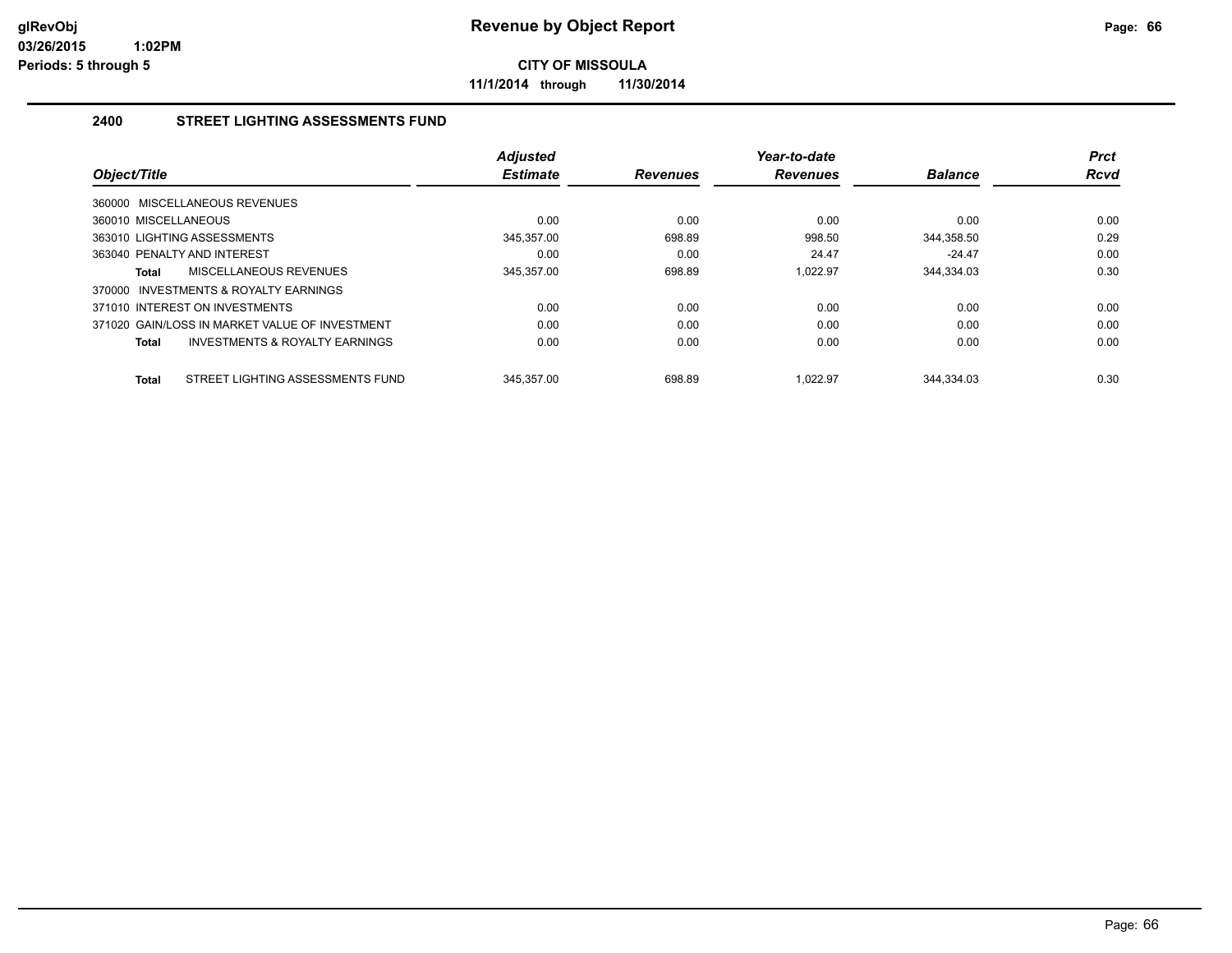# Revenue by Object Report

glRevObj
03/26/2015 1:02PM
Periods: 5 through 5

**CITY OF MISSOULA**

**11/1/2014 through 11/30/2014**

## 2400 STREET LIGHTING ASSESSMENTS FUND

| Object/Title | Adjusted Estimate | Revenues | Year-to-date Revenues | Balance | Prct Rcvd |
|---|---|---|---|---|---|
| 360000 MISCELLANEOUS REVENUES | | | | | |
| 360010 MISCELLANEOUS | 0.00 | 0.00 | 0.00 | 0.00 | 0.00 |
| 363010 LIGHTING ASSESSMENTS | 345,357.00 | 698.89 | 998.50 | 344,358.50 | 0.29 |
| 363040 PENALTY AND INTEREST | 0.00 | 0.00 | 24.47 | -24.47 | 0.00 |
| **Total** MISCELLANEOUS REVENUES | 345,357.00 | 698.89 | 1,022.97 | 344,334.03 | 0.30 |
| 370000 INVESTMENTS & ROYALTY EARNINGS | | | | | |
| 371010 INTEREST ON INVESTMENTS | 0.00 | 0.00 | 0.00 | 0.00 | 0.00 |
| 371020 GAIN/LOSS IN MARKET VALUE OF INVESTMENT | 0.00 | 0.00 | 0.00 | 0.00 | 0.00 |
| **Total** INVESTMENTS & ROYALTY EARNINGS | 0.00 | 0.00 | 0.00 | 0.00 | 0.00 |
| **Total** STREET LIGHTING ASSESSMENTS FUND | 345,357.00 | 698.89 | 1,022.97 | 344,334.03 | 0.30 |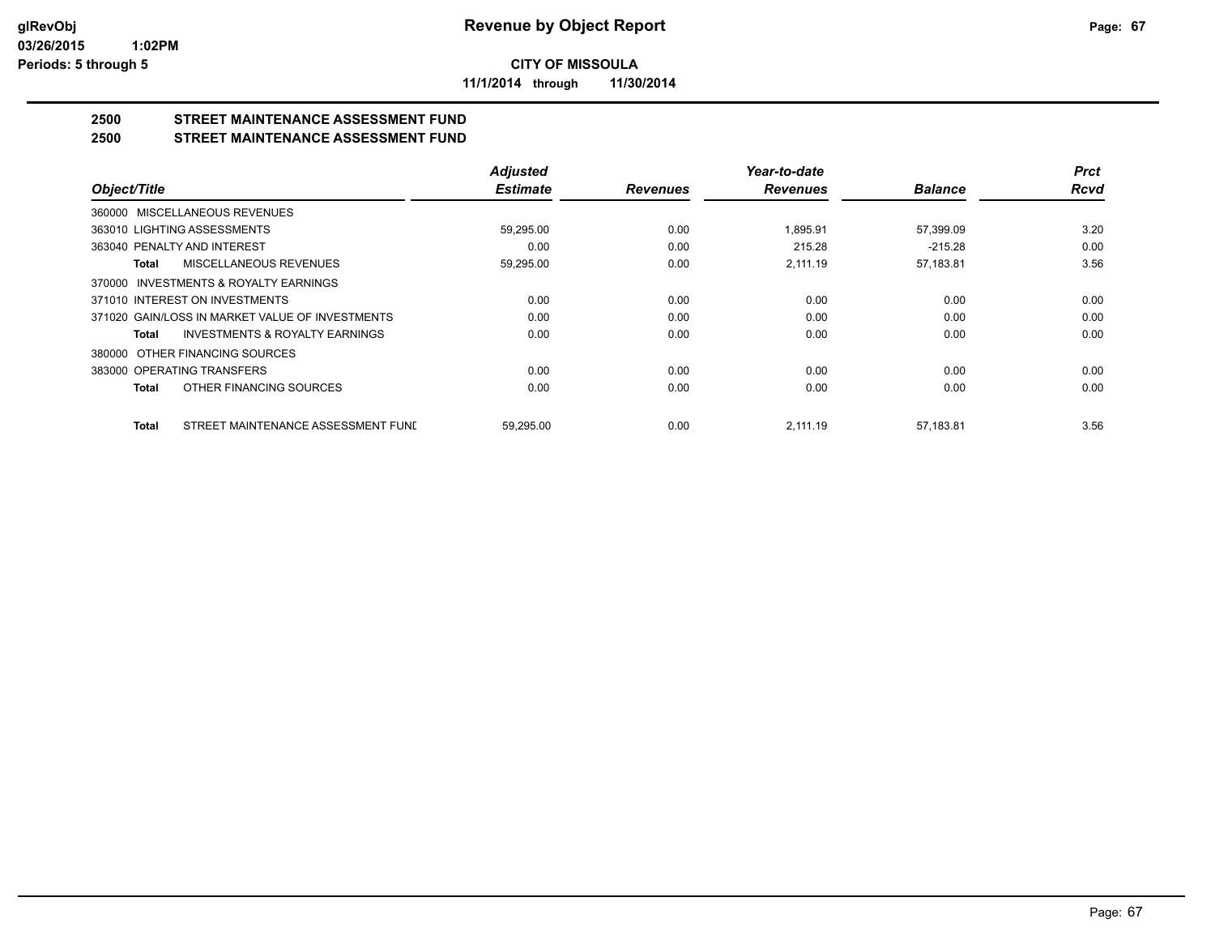# Revenue by Object Report

**CITY OF MISSOULA**

**11/1/2014 through 11/30/2014**

glRevObj
03/26/2015 1:02PM
Periods: 5 through 5

## 2500 STREET MAINTENANCE ASSESSMENT FUND
## 2500 STREET MAINTENANCE ASSESSMENT FUND

| Object/Title | Adjusted Estimate | Revenues | Year-to-date Revenues | Balance | Prct Rcvd |
|---|---|---|---|---|---|
| 360000 MISCELLANEOUS REVENUES | | | | | |
| 363010 LIGHTING ASSESSMENTS | 59,295.00 | 0.00 | 1,895.91 | 57,399.09 | 3.20 |
| 363040 PENALTY AND INTEREST | 0.00 | 0.00 | 215.28 | -215.28 | 0.00 |
| **Total** MISCELLANEOUS REVENUES | 59,295.00 | 0.00 | 2,111.19 | 57,183.81 | 3.56 |
| 370000 INVESTMENTS & ROYALTY EARNINGS | | | | | |
| 371010 INTEREST ON INVESTMENTS | 0.00 | 0.00 | 0.00 | 0.00 | 0.00 |
| 371020 GAIN/LOSS IN MARKET VALUE OF INVESTMENTS | 0.00 | 0.00 | 0.00 | 0.00 | 0.00 |
| **Total** INVESTMENTS & ROYALTY EARNINGS | 0.00 | 0.00 | 0.00 | 0.00 | 0.00 |
| 380000 OTHER FINANCING SOURCES | | | | | |
| 383000 OPERATING TRANSFERS | 0.00 | 0.00 | 0.00 | 0.00 | 0.00 |
| **Total** OTHER FINANCING SOURCES | 0.00 | 0.00 | 0.00 | 0.00 | 0.00 |
| **Total** STREET MAINTENANCE ASSESSMENT FUNI | 59,295.00 | 0.00 | 2,111.19 | 57,183.81 | 3.56 |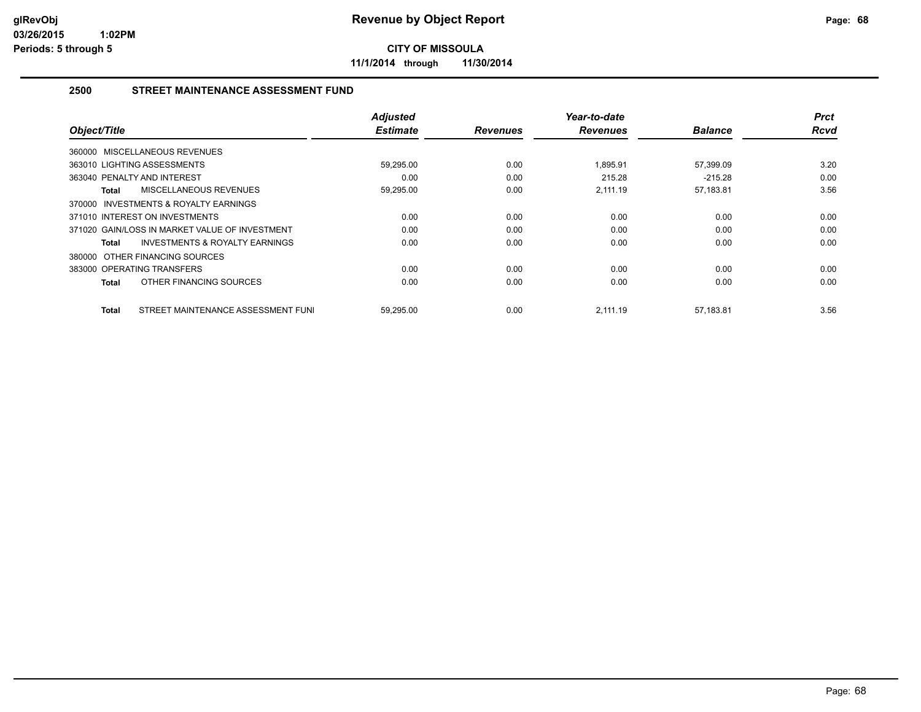# Revenue by Object Report

**CITY OF MISSOULA**

**11/1/2014 through 11/30/2014**

glRevObj
03/26/2015 1:02PM
Periods: 5 through 5

## 2500 STREET MAINTENANCE ASSESSMENT FUND

| Object/Title | Adjusted Estimate | Revenues | Year-to-date Revenues | Balance | Prct Rcvd |
|---|---|---|---|---|---|
| 360000 MISCELLANEOUS REVENUES | | | | | |
| 363010 LIGHTING ASSESSMENTS | 59,295.00 | 0.00 | 1,895.91 | 57,399.09 | 3.20 |
| 363040 PENALTY AND INTEREST | 0.00 | 0.00 | 215.28 | -215.28 | 0.00 |
| **Total** MISCELLANEOUS REVENUES | 59,295.00 | 0.00 | 2,111.19 | 57,183.81 | 3.56 |
| 370000 INVESTMENTS & ROYALTY EARNINGS | | | | | |
| 371010 INTEREST ON INVESTMENTS | 0.00 | 0.00 | 0.00 | 0.00 | 0.00 |
| 371020 GAIN/LOSS IN MARKET VALUE OF INVESTMENT | 0.00 | 0.00 | 0.00 | 0.00 | 0.00 |
| **Total** INVESTMENTS & ROYALTY EARNINGS | 0.00 | 0.00 | 0.00 | 0.00 | 0.00 |
| 380000 OTHER FINANCING SOURCES | | | | | |
| 383000 OPERATING TRANSFERS | 0.00 | 0.00 | 0.00 | 0.00 | 0.00 |
| **Total** OTHER FINANCING SOURCES | 0.00 | 0.00 | 0.00 | 0.00 | 0.00 |
| **Total** STREET MAINTENANCE ASSESSMENT FUNI | 59,295.00 | 0.00 | 2,111.19 | 57,183.81 | 3.56 |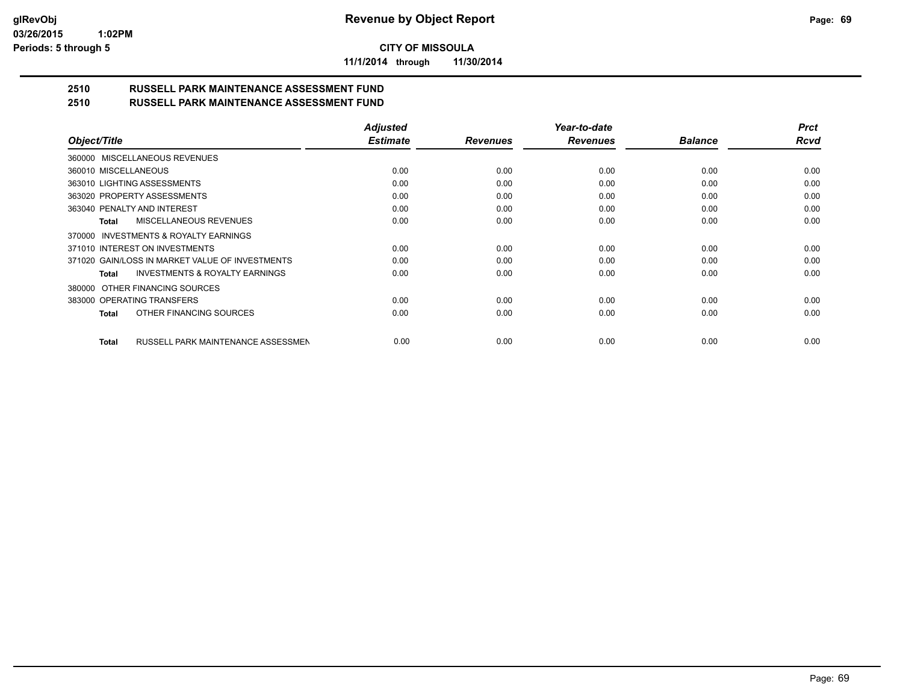# Revenue by Object Report

**CITY OF MISSOULA**

**11/1/2014 through 11/30/2014**

glRevObj
03/26/2015 1:02PM
Periods: 5 through 5

## 2510 RUSSELL PARK MAINTENANCE ASSESSMENT FUND
## 2510 RUSSELL PARK MAINTENANCE ASSESSMENT FUND

| Object/Title | Adjusted Estimate | Revenues | Year-to-date Revenues | Balance | Prct Rcvd |
|---|---|---|---|---|---|
| 360000 MISCELLANEOUS REVENUES | | | | | |
| 360010 MISCELLANEOUS | 0.00 | 0.00 | 0.00 | 0.00 | 0.00 |
| 363010 LIGHTING ASSESSMENTS | 0.00 | 0.00 | 0.00 | 0.00 | 0.00 |
| 363020 PROPERTY ASSESSMENTS | 0.00 | 0.00 | 0.00 | 0.00 | 0.00 |
| 363040 PENALTY AND INTEREST | 0.00 | 0.00 | 0.00 | 0.00 | 0.00 |
| **Total** MISCELLANEOUS REVENUES | 0.00 | 0.00 | 0.00 | 0.00 | 0.00 |
| 370000 INVESTMENTS & ROYALTY EARNINGS | | | | | |
| 371010 INTEREST ON INVESTMENTS | 0.00 | 0.00 | 0.00 | 0.00 | 0.00 |
| 371020 GAIN/LOSS IN MARKET VALUE OF INVESTMENTS | 0.00 | 0.00 | 0.00 | 0.00 | 0.00 |
| **Total** INVESTMENTS & ROYALTY EARNINGS | 0.00 | 0.00 | 0.00 | 0.00 | 0.00 |
| 380000 OTHER FINANCING SOURCES | | | | | |
| 383000 OPERATING TRANSFERS | 0.00 | 0.00 | 0.00 | 0.00 | 0.00 |
| **Total** OTHER FINANCING SOURCES | 0.00 | 0.00 | 0.00 | 0.00 | 0.00 |
| **Total** RUSSELL PARK MAINTENANCE ASSESSMEN | 0.00 | 0.00 | 0.00 | 0.00 | 0.00 |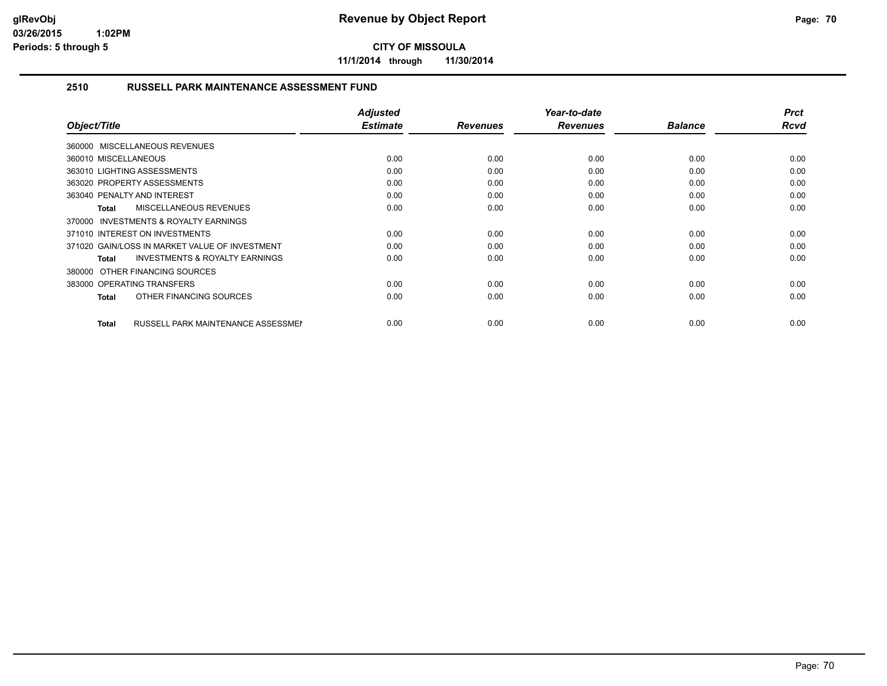# Revenue by Object Report

**CITY OF MISSOULA**

**11/1/2014 through 11/30/2014**

glRevObj
03/26/2015 1:02PM
Periods: 5 through 5

## 2510 RUSSELL PARK MAINTENANCE ASSESSMENT FUND

| Object/Title | Adjusted Estimate | Revenues | Year-to-date Revenues | Balance | Prct Rcvd |
|---|---|---|---|---|---|
| 360000 MISCELLANEOUS REVENUES | | | | | |
| 360010 MISCELLANEOUS | 0.00 | 0.00 | 0.00 | 0.00 | 0.00 |
| 363010 LIGHTING ASSESSMENTS | 0.00 | 0.00 | 0.00 | 0.00 | 0.00 |
| 363020 PROPERTY ASSESSMENTS | 0.00 | 0.00 | 0.00 | 0.00 | 0.00 |
| 363040 PENALTY AND INTEREST | 0.00 | 0.00 | 0.00 | 0.00 | 0.00 |
| **Total** MISCELLANEOUS REVENUES | 0.00 | 0.00 | 0.00 | 0.00 | 0.00 |
| 370000 INVESTMENTS & ROYALTY EARNINGS | | | | | |
| 371010 INTEREST ON INVESTMENTS | 0.00 | 0.00 | 0.00 | 0.00 | 0.00 |
| 371020 GAIN/LOSS IN MARKET VALUE OF INVESTMENT | 0.00 | 0.00 | 0.00 | 0.00 | 0.00 |
| **Total** INVESTMENTS & ROYALTY EARNINGS | 0.00 | 0.00 | 0.00 | 0.00 | 0.00 |
| 380000 OTHER FINANCING SOURCES | | | | | |
| 383000 OPERATING TRANSFERS | 0.00 | 0.00 | 0.00 | 0.00 | 0.00 |
| **Total** OTHER FINANCING SOURCES | 0.00 | 0.00 | 0.00 | 0.00 | 0.00 |
| **Total** RUSSELL PARK MAINTENANCE ASSESSMEN | 0.00 | 0.00 | 0.00 | 0.00 | 0.00 |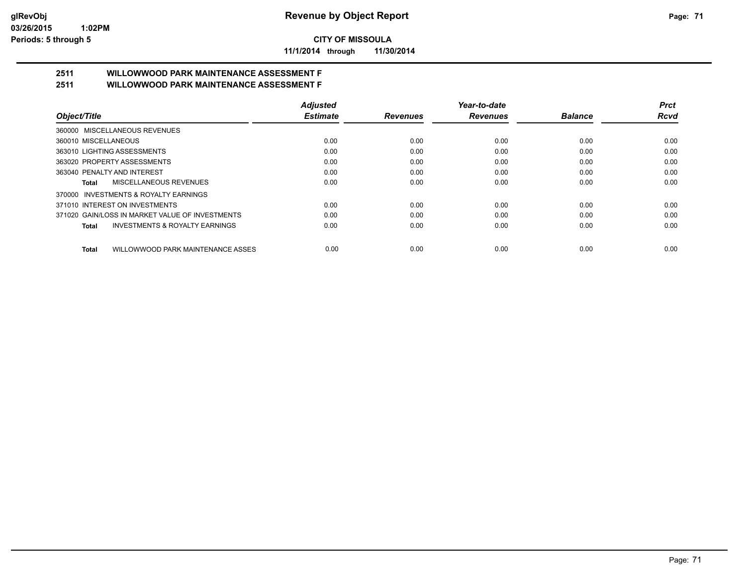**CITY OF MISSOULA**

**11/1/2014 through 11/30/2014**

**Revenue by Object Report**

glRevObj
03/26/2015 1:02PM
Periods: 5 through 5

## 2511 WILLOWWOOD PARK MAINTENANCE ASSESSMENT F
## 2511 WILLOWWOOD PARK MAINTENANCE ASSESSMENT F

| Object/Title | Adjusted Estimate | Revenues | Year-to-date Revenues | Balance | Prct Rcvd |
|---|---|---|---|---|---|
| 360000 MISCELLANEOUS REVENUES | | | | | |
| 360010 MISCELLANEOUS | 0.00 | 0.00 | 0.00 | 0.00 | 0.00 |
| 363010 LIGHTING ASSESSMENTS | 0.00 | 0.00 | 0.00 | 0.00 | 0.00 |
| 363020 PROPERTY ASSESSMENTS | 0.00 | 0.00 | 0.00 | 0.00 | 0.00 |
| 363040 PENALTY AND INTEREST | 0.00 | 0.00 | 0.00 | 0.00 | 0.00 |
| **Total** MISCELLANEOUS REVENUES | 0.00 | 0.00 | 0.00 | 0.00 | 0.00 |
| 370000 INVESTMENTS & ROYALTY EARNINGS | | | | | |
| 371010 INTEREST ON INVESTMENTS | 0.00 | 0.00 | 0.00 | 0.00 | 0.00 |
| 371020 GAIN/LOSS IN MARKET VALUE OF INVESTMENTS | 0.00 | 0.00 | 0.00 | 0.00 | 0.00 |
| **Total** INVESTMENTS & ROYALTY EARNINGS | 0.00 | 0.00 | 0.00 | 0.00 | 0.00 |
| **Total** WILLOWWOOD PARK MAINTENANCE ASSES | 0.00 | 0.00 | 0.00 | 0.00 | 0.00 |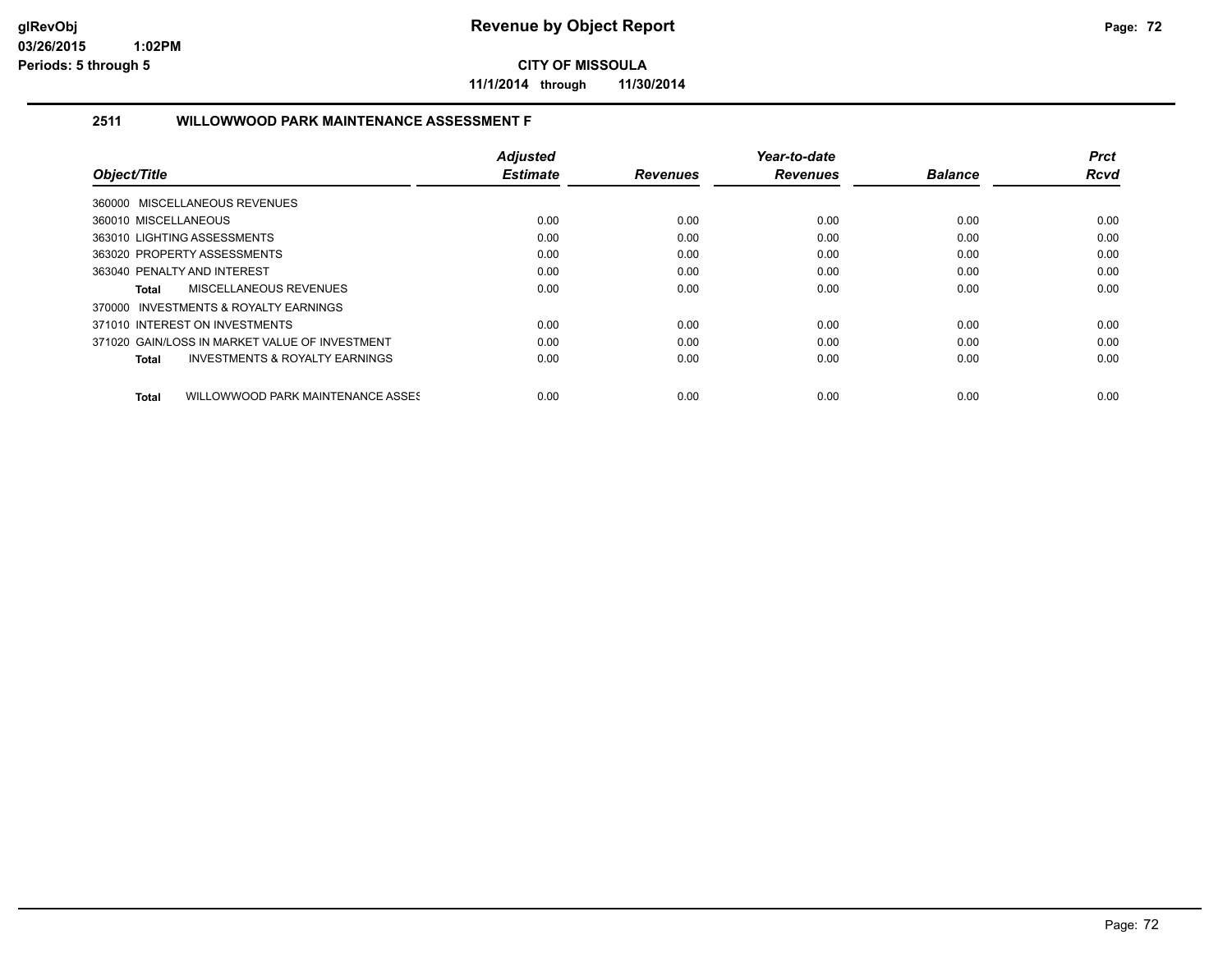# Revenue by Object Report

**CITY OF MISSOULA**

**11/1/2014 through 11/30/2014**

glRevObj
03/26/2015 1:02PM
Periods: 5 through 5

## 2511 WILLOWWOOD PARK MAINTENANCE ASSESSMENT F

| Object/Title | Adjusted Estimate | Revenues | Year-to-date Revenues | Balance | Prct Rcvd |
|---|---|---|---|---|---|
| 360000 MISCELLANEOUS REVENUES | | | | | |
| 360010 MISCELLANEOUS | 0.00 | 0.00 | 0.00 | 0.00 | 0.00 |
| 363010 LIGHTING ASSESSMENTS | 0.00 | 0.00 | 0.00 | 0.00 | 0.00 |
| 363020 PROPERTY ASSESSMENTS | 0.00 | 0.00 | 0.00 | 0.00 | 0.00 |
| 363040 PENALTY AND INTEREST | 0.00 | 0.00 | 0.00 | 0.00 | 0.00 |
| **Total** MISCELLANEOUS REVENUES | 0.00 | 0.00 | 0.00 | 0.00 | 0.00 |
| 370000 INVESTMENTS & ROYALTY EARNINGS | | | | | |
| 371010 INTEREST ON INVESTMENTS | 0.00 | 0.00 | 0.00 | 0.00 | 0.00 |
| 371020 GAIN/LOSS IN MARKET VALUE OF INVESTMENT | 0.00 | 0.00 | 0.00 | 0.00 | 0.00 |
| **Total** INVESTMENTS & ROYALTY EARNINGS | 0.00 | 0.00 | 0.00 | 0.00 | 0.00 |
| **Total** WILLOWWOOD PARK MAINTENANCE ASSES | 0.00 | 0.00 | 0.00 | 0.00 | 0.00 |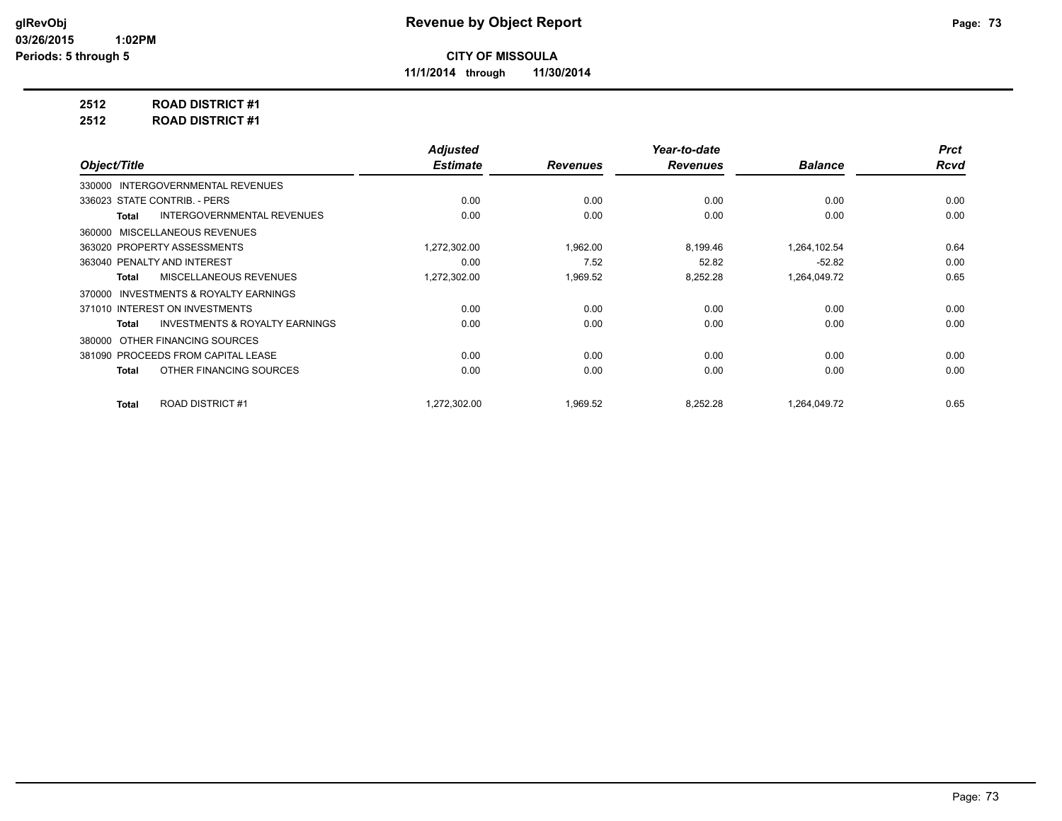# Revenue by Object Report

**CITY OF MISSOULA**

**11/1/2014 through 11/30/2014**

glRevObj
03/26/2015 1:02PM
Periods: 5 through 5

**2512 ROAD DISTRICT #1**

**2512 ROAD DISTRICT #1**

| Object/Title | Adjusted Estimate | Revenues | Year-to-date Revenues | Balance | Prct Rcvd |
|---|---|---|---|---|---|
| 330000 INTERGOVERNMENTAL REVENUES | | | | | |
| 336023 STATE CONTRIB. - PERS | 0.00 | 0.00 | 0.00 | 0.00 | 0.00 |
| **Total** INTERGOVERNMENTAL REVENUES | 0.00 | 0.00 | 0.00 | 0.00 | 0.00 |
| 360000 MISCELLANEOUS REVENUES | | | | | |
| 363020 PROPERTY ASSESSMENTS | 1,272,302.00 | 1,962.00 | 8,199.46 | 1,264,102.54 | 0.64 |
| 363040 PENALTY AND INTEREST | 0.00 | 7.52 | 52.82 | -52.82 | 0.00 |
| **Total** MISCELLANEOUS REVENUES | 1,272,302.00 | 1,969.52 | 8,252.28 | 1,264,049.72 | 0.65 |
| 370000 INVESTMENTS & ROYALTY EARNINGS | | | | | |
| 371010 INTEREST ON INVESTMENTS | 0.00 | 0.00 | 0.00 | 0.00 | 0.00 |
| **Total** INVESTMENTS & ROYALTY EARNINGS | 0.00 | 0.00 | 0.00 | 0.00 | 0.00 |
| 380000 OTHER FINANCING SOURCES | | | | | |
| 381090 PROCEEDS FROM CAPITAL LEASE | 0.00 | 0.00 | 0.00 | 0.00 | 0.00 |
| **Total** OTHER FINANCING SOURCES | 0.00 | 0.00 | 0.00 | 0.00 | 0.00 |
| **Total** ROAD DISTRICT #1 | 1,272,302.00 | 1,969.52 | 8,252.28 | 1,264,049.72 | 0.65 |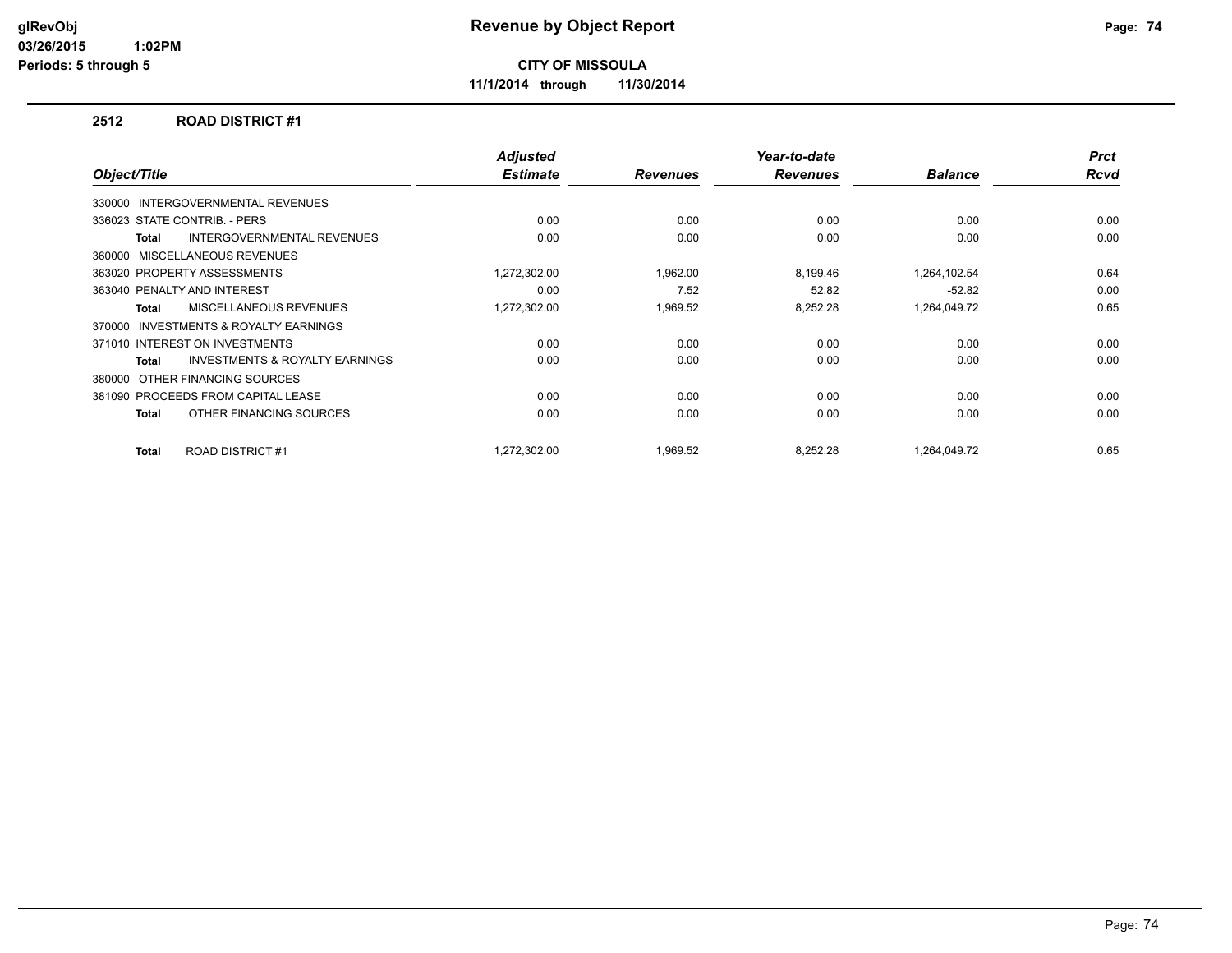# Revenue by Object Report

**CITY OF MISSOULA**

**11/1/2014 through 11/30/2014**

glRevObj
03/26/2015 1:02PM
Periods: 5 through 5

## 2512 ROAD DISTRICT #1

| Object/Title | Adjusted Estimate | Revenues | Year-to-date Revenues | Balance | Prct Rcvd |
|---|---|---|---|---|---|
| 330000 INTERGOVERNMENTAL REVENUES | | | | | |
| 336023 STATE CONTRIB. - PERS | 0.00 | 0.00 | 0.00 | 0.00 | 0.00 |
| **Total** INTERGOVERNMENTAL REVENUES | 0.00 | 0.00 | 0.00 | 0.00 | 0.00 |
| 360000 MISCELLANEOUS REVENUES | | | | | |
| 363020 PROPERTY ASSESSMENTS | 1,272,302.00 | 1,962.00 | 8,199.46 | 1,264,102.54 | 0.64 |
| 363040 PENALTY AND INTEREST | 0.00 | 7.52 | 52.82 | -52.82 | 0.00 |
| **Total** MISCELLANEOUS REVENUES | 1,272,302.00 | 1,969.52 | 8,252.28 | 1,264,049.72 | 0.65 |
| 370000 INVESTMENTS & ROYALTY EARNINGS | | | | | |
| 371010 INTEREST ON INVESTMENTS | 0.00 | 0.00 | 0.00 | 0.00 | 0.00 |
| **Total** INVESTMENTS & ROYALTY EARNINGS | 0.00 | 0.00 | 0.00 | 0.00 | 0.00 |
| 380000 OTHER FINANCING SOURCES | | | | | |
| 381090 PROCEEDS FROM CAPITAL LEASE | 0.00 | 0.00 | 0.00 | 0.00 | 0.00 |
| **Total** OTHER FINANCING SOURCES | 0.00 | 0.00 | 0.00 | 0.00 | 0.00 |
| **Total** ROAD DISTRICT #1 | 1,272,302.00 | 1,969.52 | 8,252.28 | 1,264,049.72 | 0.65 |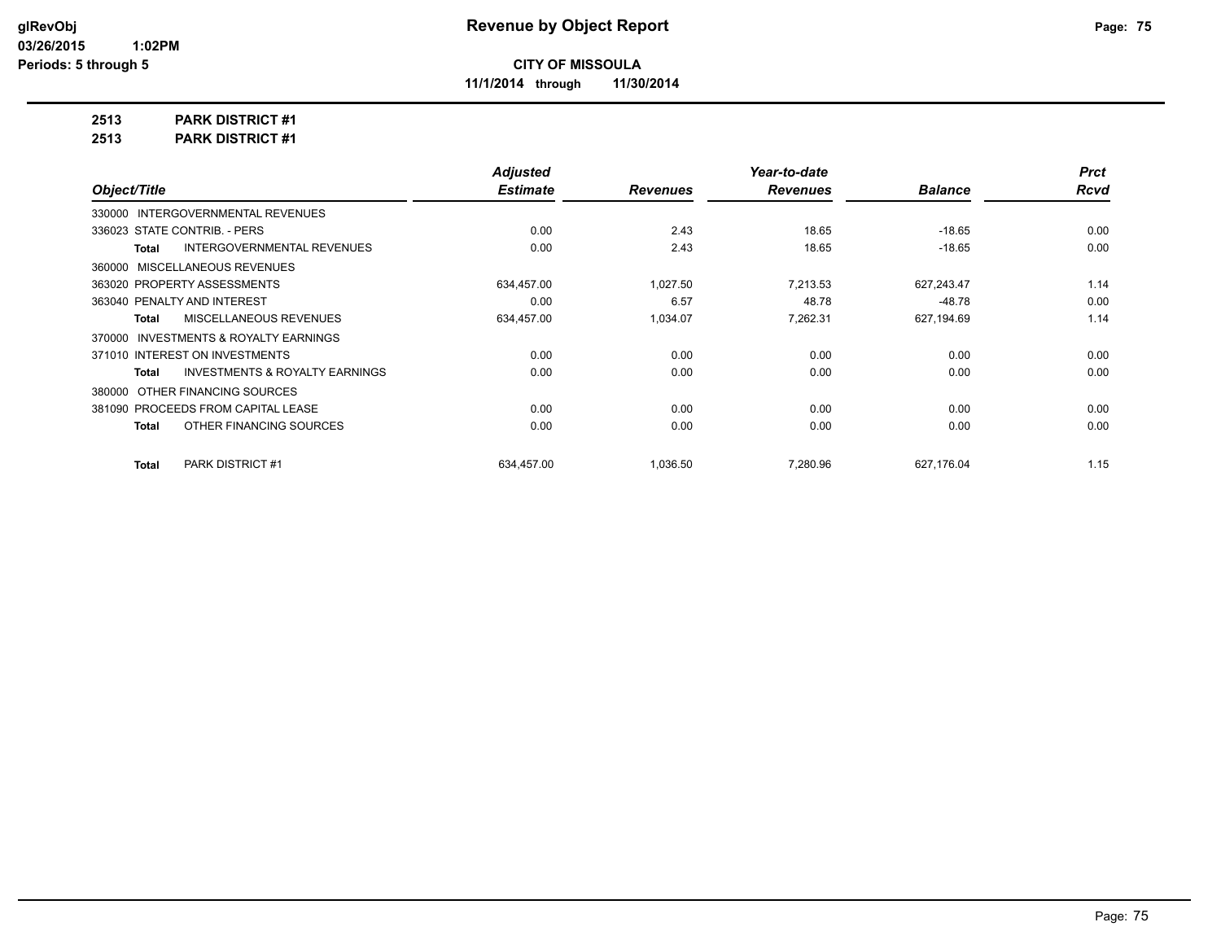# Revenue by Object Report

**CITY OF MISSOULA**

**11/1/2014 through 11/30/2014**

glRevObj
03/26/2015 1:02PM
Periods: 5 through 5

**2513 PARK DISTRICT #1**
**2513 PARK DISTRICT #1**

| Object/Title | Adjusted Estimate | Revenues | Year-to-date Revenues | Balance | Prct Rcvd |
|---|---|---|---|---|---|
| 330000 INTERGOVERNMENTAL REVENUES | | | | | |
| 336023 STATE CONTRIB. - PERS | 0.00 | 2.43 | 18.65 | -18.65 | 0.00 |
| **Total** INTERGOVERNMENTAL REVENUES | 0.00 | 2.43 | 18.65 | -18.65 | 0.00 |
| 360000 MISCELLANEOUS REVENUES | | | | | |
| 363020 PROPERTY ASSESSMENTS | 634,457.00 | 1,027.50 | 7,213.53 | 627,243.47 | 1.14 |
| 363040 PENALTY AND INTEREST | 0.00 | 6.57 | 48.78 | -48.78 | 0.00 |
| **Total** MISCELLANEOUS REVENUES | 634,457.00 | 1,034.07 | 7,262.31 | 627,194.69 | 1.14 |
| 370000 INVESTMENTS & ROYALTY EARNINGS | | | | | |
| 371010 INTEREST ON INVESTMENTS | 0.00 | 0.00 | 0.00 | 0.00 | 0.00 |
| **Total** INVESTMENTS & ROYALTY EARNINGS | 0.00 | 0.00 | 0.00 | 0.00 | 0.00 |
| 380000 OTHER FINANCING SOURCES | | | | | |
| 381090 PROCEEDS FROM CAPITAL LEASE | 0.00 | 0.00 | 0.00 | 0.00 | 0.00 |
| **Total** OTHER FINANCING SOURCES | 0.00 | 0.00 | 0.00 | 0.00 | 0.00 |
| **Total** PARK DISTRICT #1 | 634,457.00 | 1,036.50 | 7,280.96 | 627,176.04 | 1.15 |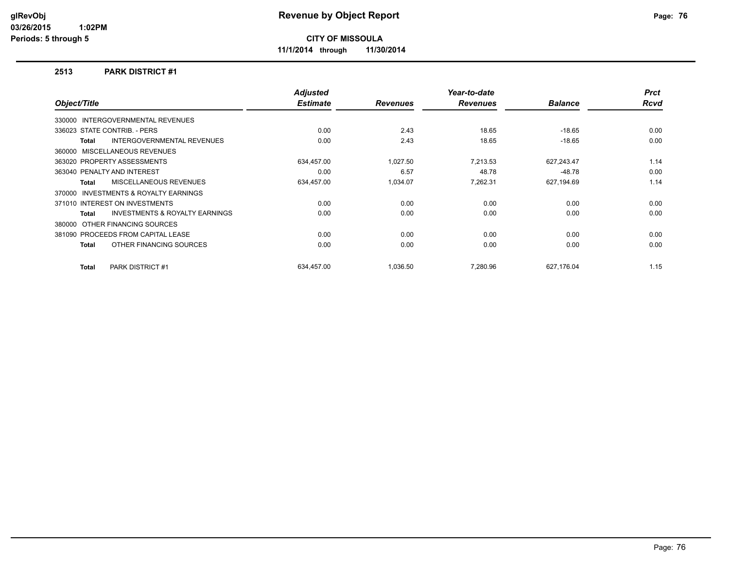**Revenue by Object Report**

**CITY OF MISSOULA**

**11/1/2014 through 11/30/2014**

glRevObj
03/26/2015 1:02PM
Periods: 5 through 5

## 2513 PARK DISTRICT #1

| Object/Title | Adjusted Estimate | Revenues | Year-to-date Revenues | Balance | Prct Rcvd |
|---|---|---|---|---|---|
| 330000 INTERGOVERNMENTAL REVENUES | | | | | |
| 336023 STATE CONTRIB. - PERS | 0.00 | 2.43 | 18.65 | -18.65 | 0.00 |
| **Total** INTERGOVERNMENTAL REVENUES | 0.00 | 2.43 | 18.65 | -18.65 | 0.00 |
| 360000 MISCELLANEOUS REVENUES | | | | | |
| 363020 PROPERTY ASSESSMENTS | 634,457.00 | 1,027.50 | 7,213.53 | 627,243.47 | 1.14 |
| 363040 PENALTY AND INTEREST | 0.00 | 6.57 | 48.78 | -48.78 | 0.00 |
| **Total** MISCELLANEOUS REVENUES | 634,457.00 | 1,034.07 | 7,262.31 | 627,194.69 | 1.14 |
| 370000 INVESTMENTS & ROYALTY EARNINGS | | | | | |
| 371010 INTEREST ON INVESTMENTS | 0.00 | 0.00 | 0.00 | 0.00 | 0.00 |
| **Total** INVESTMENTS & ROYALTY EARNINGS | 0.00 | 0.00 | 0.00 | 0.00 | 0.00 |
| 380000 OTHER FINANCING SOURCES | | | | | |
| 381090 PROCEEDS FROM CAPITAL LEASE | 0.00 | 0.00 | 0.00 | 0.00 | 0.00 |
| **Total** OTHER FINANCING SOURCES | 0.00 | 0.00 | 0.00 | 0.00 | 0.00 |
| **Total** PARK DISTRICT #1 | 634,457.00 | 1,036.50 | 7,280.96 | 627,176.04 | 1.15 |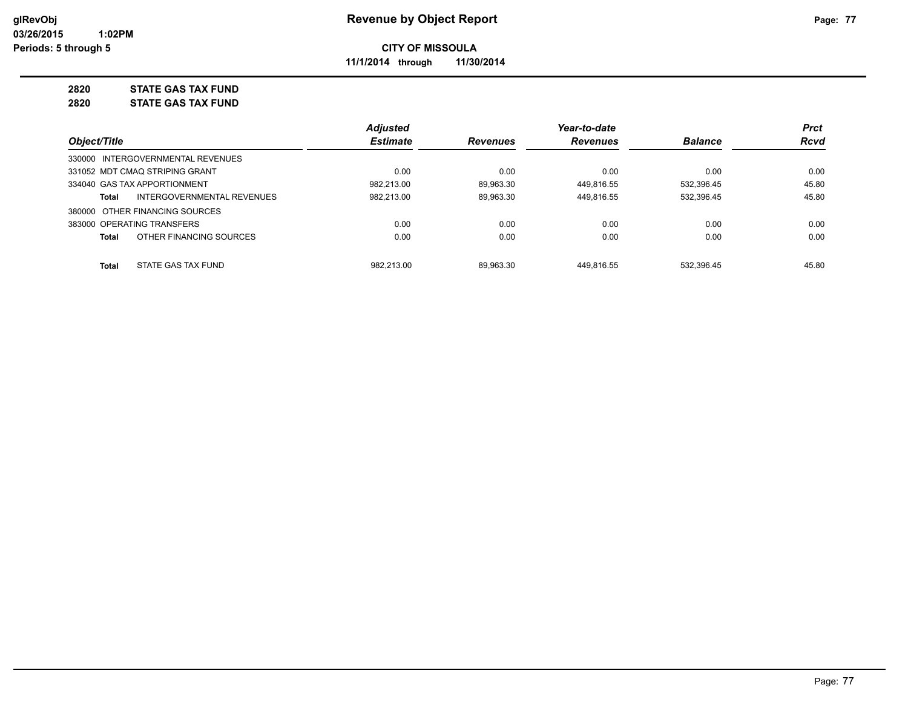# Revenue by Object Report

**CITY OF MISSOULA**

**11/1/2014 through 11/30/2014**

glRevObj
03/26/2015 1:02PM
Periods: 5 through 5

**2820 STATE GAS TAX FUND**

**2820 STATE GAS TAX FUND**

| Object/Title | Adjusted Estimate | Revenues | Year-to-date Revenues | Balance | Prct Rcvd |
|---|---|---|---|---|---|
| 330000 INTERGOVERNMENTAL REVENUES | | | | | |
| 331052 MDT CMAQ STRIPING GRANT | 0.00 | 0.00 | 0.00 | 0.00 | 0.00 |
| 334040 GAS TAX APPORTIONMENT | 982,213.00 | 89,963.30 | 449,816.55 | 532,396.45 | 45.80 |
| **Total** INTERGOVERNMENTAL REVENUES | 982,213.00 | 89,963.30 | 449,816.55 | 532,396.45 | 45.80 |
| 380000 OTHER FINANCING SOURCES | | | | | |
| 383000 OPERATING TRANSFERS | 0.00 | 0.00 | 0.00 | 0.00 | 0.00 |
| **Total** OTHER FINANCING SOURCES | 0.00 | 0.00 | 0.00 | 0.00 | 0.00 |
| **Total** STATE GAS TAX FUND | 982,213.00 | 89,963.30 | 449,816.55 | 532,396.45 | 45.80 |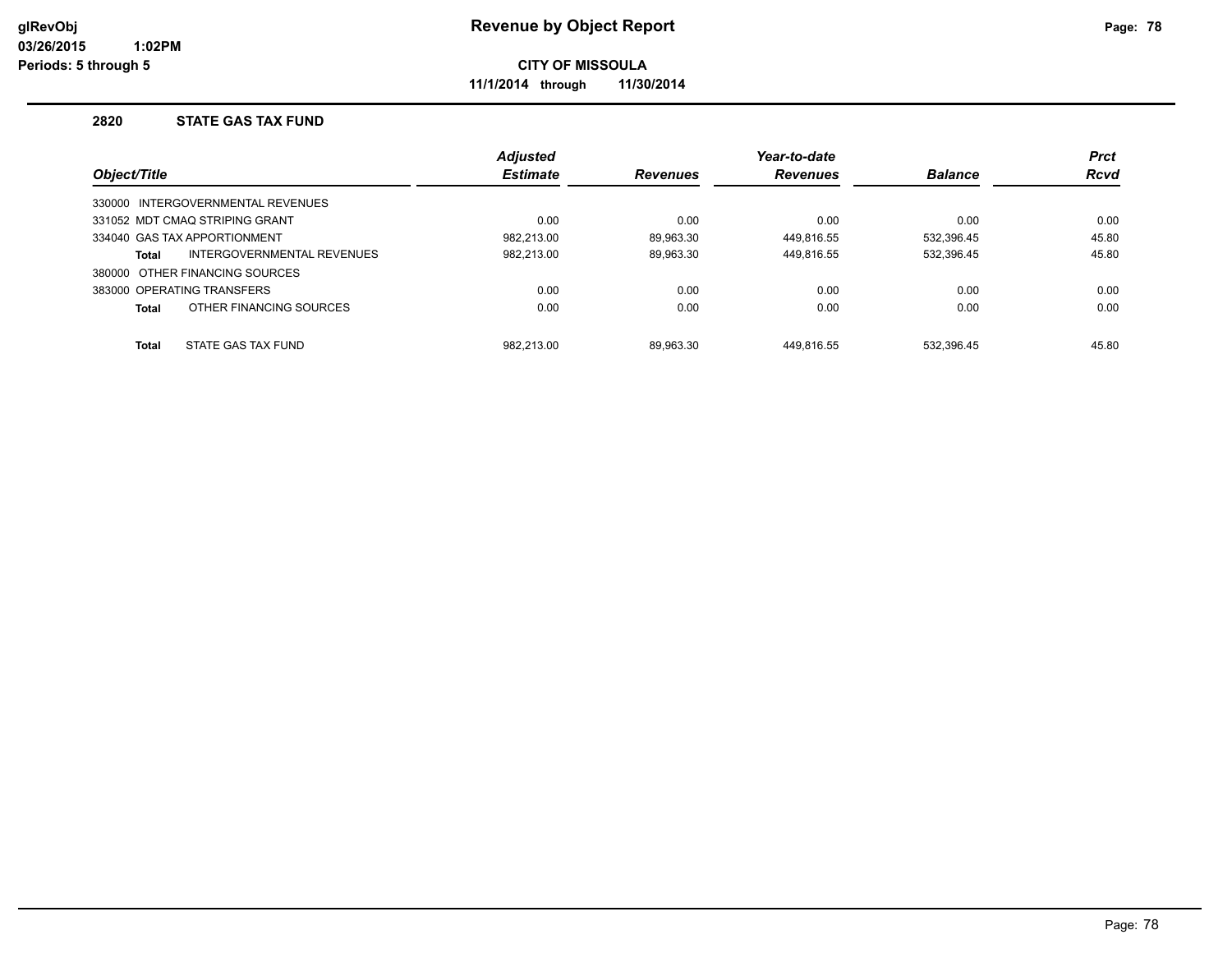**Revenue by Object Report**

**CITY OF MISSOULA**

**11/1/2014 through 11/30/2014**

glRevObj
03/26/2015 1:02PM
Periods: 5 through 5

## 2820 STATE GAS TAX FUND

| Object/Title | Adjusted Estimate | Revenues | Year-to-date Revenues | Balance | Prct Rcvd |
|---|---|---|---|---|---|
| 330000 INTERGOVERNMENTAL REVENUES | | | | | |
| 331052 MDT CMAQ STRIPING GRANT | 0.00 | 0.00 | 0.00 | 0.00 | 0.00 |
| 334040 GAS TAX APPORTIONMENT | 982,213.00 | 89,963.30 | 449,816.55 | 532,396.45 | 45.80 |
| **Total** INTERGOVERNMENTAL REVENUES | 982,213.00 | 89,963.30 | 449,816.55 | 532,396.45 | 45.80 |
| 380000 OTHER FINANCING SOURCES | | | | | |
| 383000 OPERATING TRANSFERS | 0.00 | 0.00 | 0.00 | 0.00 | 0.00 |
| **Total** OTHER FINANCING SOURCES | 0.00 | 0.00 | 0.00 | 0.00 | 0.00 |
| **Total** STATE GAS TAX FUND | 982,213.00 | 89,963.30 | 449,816.55 | 532,396.45 | 45.80 |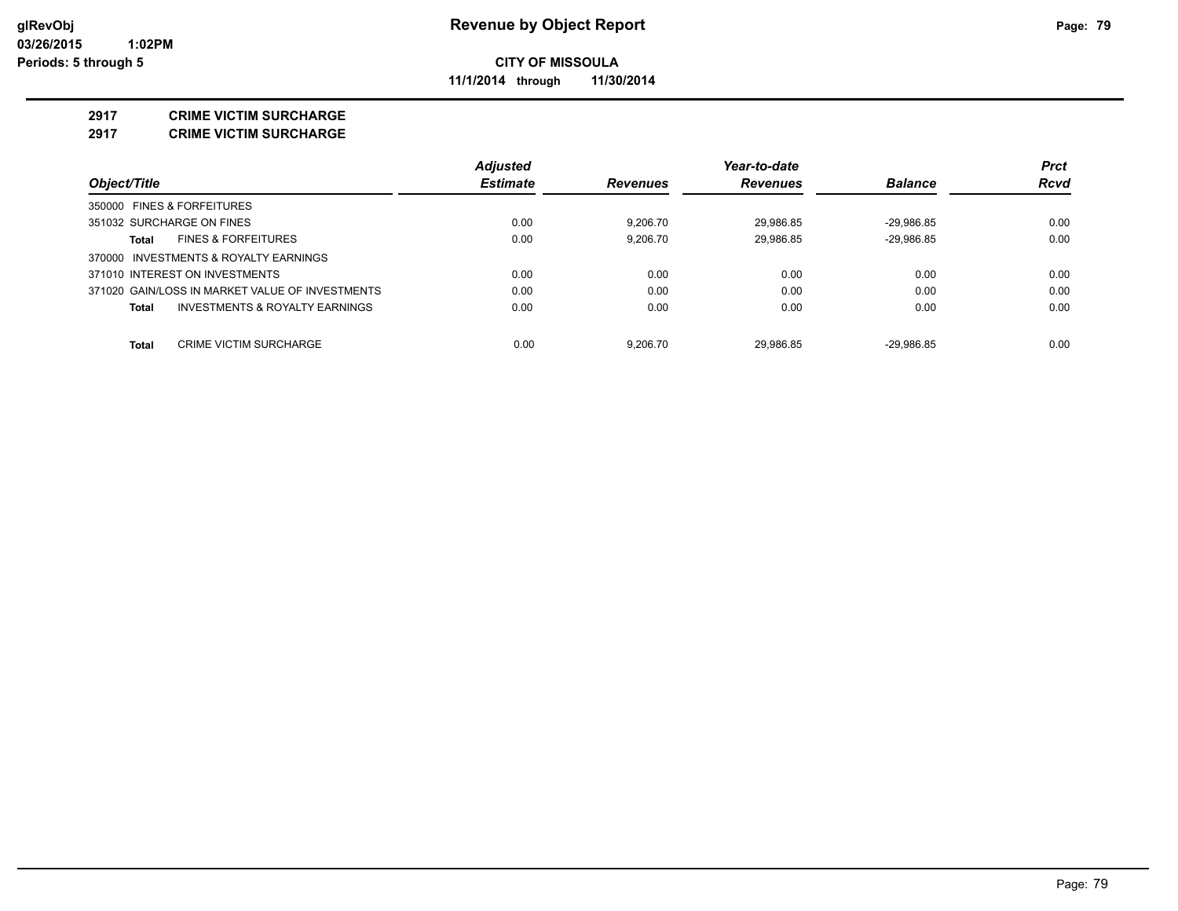**Revenue by Object Report**

**CITY OF MISSOULA**

**11/1/2014 through 11/30/2014**

glRevObj
03/26/2015 1:02PM
Periods: 5 through 5

## 2917 CRIME VICTIM SURCHARGE
## 2917 CRIME VICTIM SURCHARGE

| Object/Title | Adjusted Estimate | Revenues | Year-to-date Revenues | Balance | Prct Rcvd |
|---|---|---|---|---|---|
| 350000 FINES & FORFEITURES | | | | | |
| 351032 SURCHARGE ON FINES | 0.00 | 9,206.70 | 29,986.85 | -29,986.85 | 0.00 |
| **Total** FINES & FORFEITURES | 0.00 | 9,206.70 | 29,986.85 | -29,986.85 | 0.00 |
| 370000 INVESTMENTS & ROYALTY EARNINGS | | | | | |
| 371010 INTEREST ON INVESTMENTS | 0.00 | 0.00 | 0.00 | 0.00 | 0.00 |
| 371020 GAIN/LOSS IN MARKET VALUE OF INVESTMENTS | 0.00 | 0.00 | 0.00 | 0.00 | 0.00 |
| **Total** INVESTMENTS & ROYALTY EARNINGS | 0.00 | 0.00 | 0.00 | 0.00 | 0.00 |
| **Total** CRIME VICTIM SURCHARGE | 0.00 | 9,206.70 | 29,986.85 | -29,986.85 | 0.00 |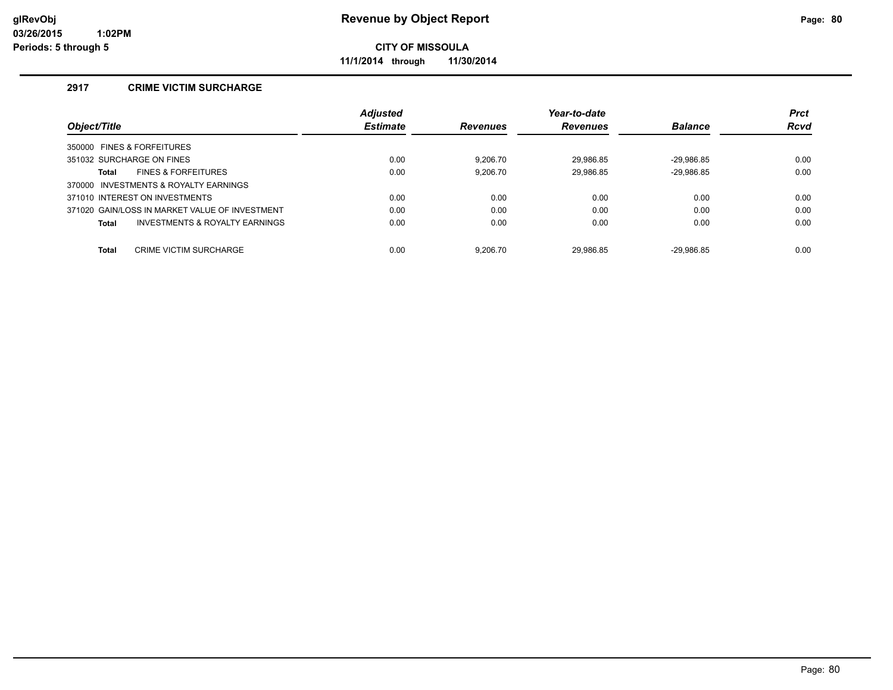# Revenue by Object Report

**CITY OF MISSOULA**

**11/1/2014 through 11/30/2014**

glRevObj
03/26/2015 1:02PM
Periods: 5 through 5

## 2917 CRIME VICTIM SURCHARGE

| Object/Title | Adjusted Estimate | Revenues | Year-to-date Revenues | Balance | Prct Rcvd |
|---|---|---|---|---|---|
| 350000 FINES & FORFEITURES | | | | | |
| 351032 SURCHARGE ON FINES | 0.00 | 9,206.70 | 29,986.85 | -29,986.85 | 0.00 |
| **Total** FINES & FORFEITURES | 0.00 | 9,206.70 | 29,986.85 | -29,986.85 | 0.00 |
| 370000 INVESTMENTS & ROYALTY EARNINGS | | | | | |
| 371010 INTEREST ON INVESTMENTS | 0.00 | 0.00 | 0.00 | 0.00 | 0.00 |
| 371020 GAIN/LOSS IN MARKET VALUE OF INVESTMENT | 0.00 | 0.00 | 0.00 | 0.00 | 0.00 |
| **Total** INVESTMENTS & ROYALTY EARNINGS | 0.00 | 0.00 | 0.00 | 0.00 | 0.00 |
| **Total** CRIME VICTIM SURCHARGE | 0.00 | 9,206.70 | 29,986.85 | -29,986.85 | 0.00 |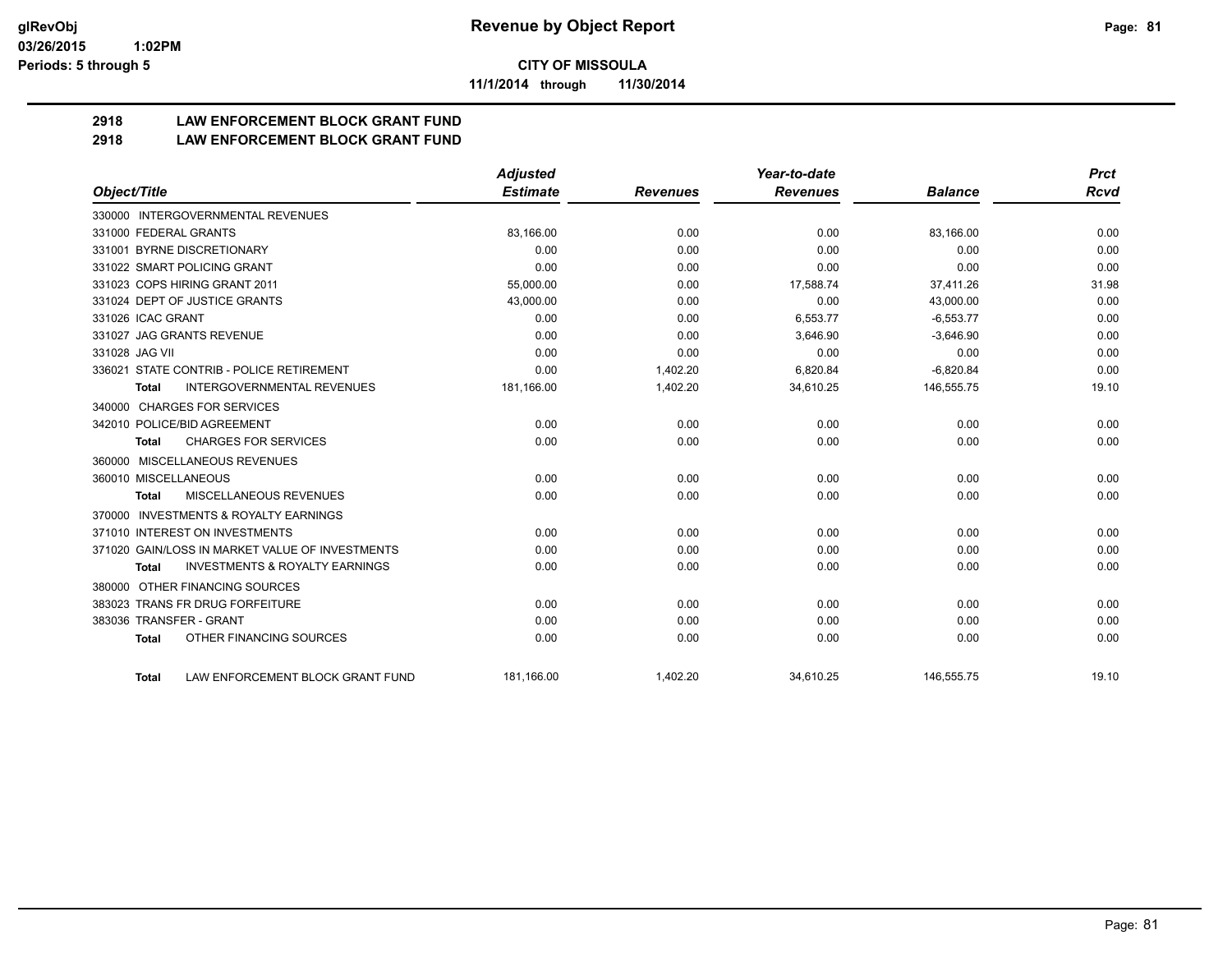**CITY OF MISSOULA**

**11/1/2014 through 11/30/2014**

# 2918 LAW ENFORCEMENT BLOCK GRANT FUND
## 2918 LAW ENFORCEMENT BLOCK GRANT FUND

| Object/Title | Adjusted Estimate | Revenues | Year-to-date Revenues | Balance | Prct Rcvd |
|---|---|---|---|---|---|
| 330000 INTERGOVERNMENTAL REVENUES | | | | | |
| 331000 FEDERAL GRANTS | 83,166.00 | 0.00 | 0.00 | 83,166.00 | 0.00 |
| 331001 BYRNE DISCRETIONARY | 0.00 | 0.00 | 0.00 | 0.00 | 0.00 |
| 331022 SMART POLICING GRANT | 0.00 | 0.00 | 0.00 | 0.00 | 0.00 |
| 331023 COPS HIRING GRANT 2011 | 55,000.00 | 0.00 | 17,588.74 | 37,411.26 | 31.98 |
| 331024 DEPT OF JUSTICE GRANTS | 43,000.00 | 0.00 | 0.00 | 43,000.00 | 0.00 |
| 331026 ICAC GRANT | 0.00 | 0.00 | 6,553.77 | -6,553.77 | 0.00 |
| 331027 JAG GRANTS REVENUE | 0.00 | 0.00 | 3,646.90 | -3,646.90 | 0.00 |
| 331028 JAG VII | 0.00 | 0.00 | 0.00 | 0.00 | 0.00 |
| 336021 STATE CONTRIB - POLICE RETIREMENT | 0.00 | 1,402.20 | 6,820.84 | -6,820.84 | 0.00 |
| **Total** INTERGOVERNMENTAL REVENUES | 181,166.00 | 1,402.20 | 34,610.25 | 146,555.75 | 19.10 |
| 340000 CHARGES FOR SERVICES | | | | | |
| 342010 POLICE/BID AGREEMENT | 0.00 | 0.00 | 0.00 | 0.00 | 0.00 |
| **Total** CHARGES FOR SERVICES | 0.00 | 0.00 | 0.00 | 0.00 | 0.00 |
| 360000 MISCELLANEOUS REVENUES | | | | | |
| 360010 MISCELLANEOUS | 0.00 | 0.00 | 0.00 | 0.00 | 0.00 |
| **Total** MISCELLANEOUS REVENUES | 0.00 | 0.00 | 0.00 | 0.00 | 0.00 |
| 370000 INVESTMENTS & ROYALTY EARNINGS | | | | | |
| 371010 INTEREST ON INVESTMENTS | 0.00 | 0.00 | 0.00 | 0.00 | 0.00 |
| 371020 GAIN/LOSS IN MARKET VALUE OF INVESTMENTS | 0.00 | 0.00 | 0.00 | 0.00 | 0.00 |
| **Total** INVESTMENTS & ROYALTY EARNINGS | 0.00 | 0.00 | 0.00 | 0.00 | 0.00 |
| 380000 OTHER FINANCING SOURCES | | | | | |
| 383023 TRANS FR DRUG FORFEITURE | 0.00 | 0.00 | 0.00 | 0.00 | 0.00 |
| 383036 TRANSFER - GRANT | 0.00 | 0.00 | 0.00 | 0.00 | 0.00 |
| **Total** OTHER FINANCING SOURCES | 0.00 | 0.00 | 0.00 | 0.00 | 0.00 |
| **Total** LAW ENFORCEMENT BLOCK GRANT FUND | 181,166.00 | 1,402.20 | 34,610.25 | 146,555.75 | 19.10 |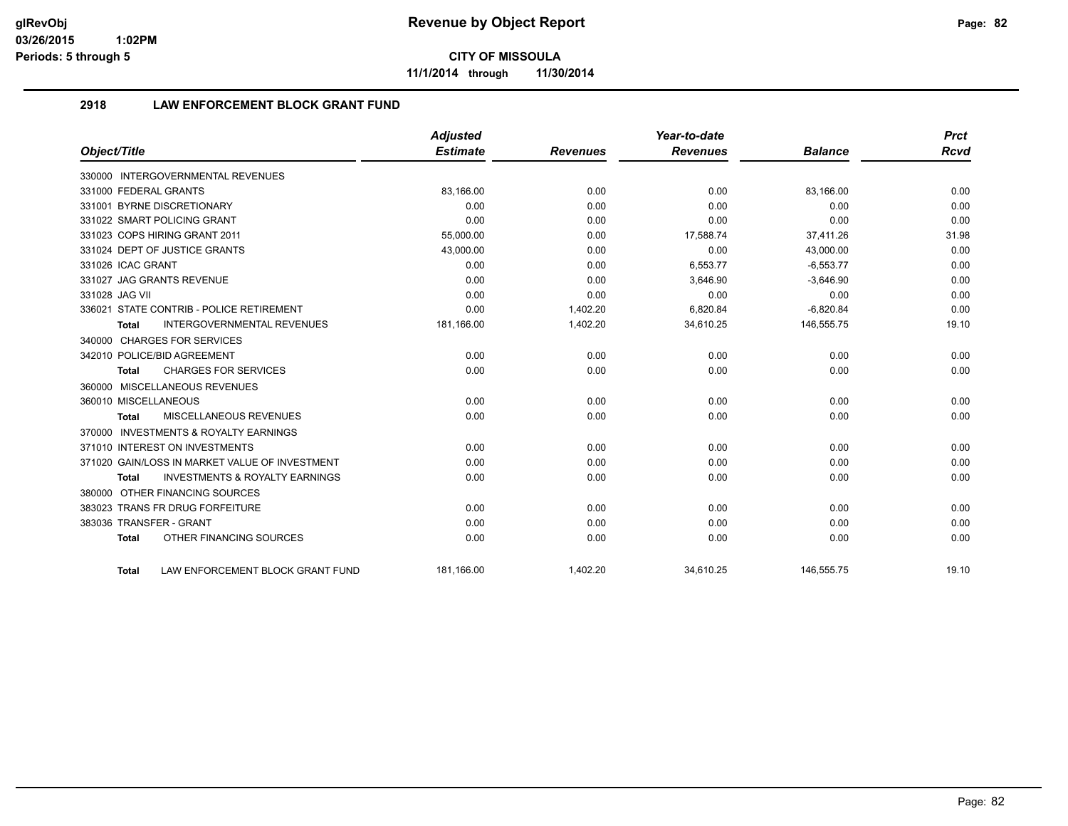# Revenue by Object Report

glRevObj
03/26/2015 1:02PM
Periods: 5 through 5

**CITY OF MISSOULA**

**11/1/2014 through 11/30/2014**

## 2918 LAW ENFORCEMENT BLOCK GRANT FUND

| Object/Title | Adjusted Estimate | Revenues | Year-to-date Revenues | Balance | Prct Rcvd |
|---|---|---|---|---|---|
| 330000 INTERGOVERNMENTAL REVENUES | | | | | |
| 331000 FEDERAL GRANTS | 83,166.00 | 0.00 | 0.00 | 83,166.00 | 0.00 |
| 331001 BYRNE DISCRETIONARY | 0.00 | 0.00 | 0.00 | 0.00 | 0.00 |
| 331022 SMART POLICING GRANT | 0.00 | 0.00 | 0.00 | 0.00 | 0.00 |
| 331023 COPS HIRING GRANT 2011 | 55,000.00 | 0.00 | 17,588.74 | 37,411.26 | 31.98 |
| 331024 DEPT OF JUSTICE GRANTS | 43,000.00 | 0.00 | 0.00 | 43,000.00 | 0.00 |
| 331026 ICAC GRANT | 0.00 | 0.00 | 6,553.77 | -6,553.77 | 0.00 |
| 331027 JAG GRANTS REVENUE | 0.00 | 0.00 | 3,646.90 | -3,646.90 | 0.00 |
| 331028 JAG VII | 0.00 | 0.00 | 0.00 | 0.00 | 0.00 |
| 336021 STATE CONTRIB - POLICE RETIREMENT | 0.00 | 1,402.20 | 6,820.84 | -6,820.84 | 0.00 |
| **Total** INTERGOVERNMENTAL REVENUES | 181,166.00 | 1,402.20 | 34,610.25 | 146,555.75 | 19.10 |
| 340000 CHARGES FOR SERVICES | | | | | |
| 342010 POLICE/BID AGREEMENT | 0.00 | 0.00 | 0.00 | 0.00 | 0.00 |
| **Total** CHARGES FOR SERVICES | 0.00 | 0.00 | 0.00 | 0.00 | 0.00 |
| 360000 MISCELLANEOUS REVENUES | | | | | |
| 360010 MISCELLANEOUS | 0.00 | 0.00 | 0.00 | 0.00 | 0.00 |
| **Total** MISCELLANEOUS REVENUES | 0.00 | 0.00 | 0.00 | 0.00 | 0.00 |
| 370000 INVESTMENTS & ROYALTY EARNINGS | | | | | |
| 371010 INTEREST ON INVESTMENTS | 0.00 | 0.00 | 0.00 | 0.00 | 0.00 |
| 371020 GAIN/LOSS IN MARKET VALUE OF INVESTMENT | 0.00 | 0.00 | 0.00 | 0.00 | 0.00 |
| **Total** INVESTMENTS & ROYALTY EARNINGS | 0.00 | 0.00 | 0.00 | 0.00 | 0.00 |
| 380000 OTHER FINANCING SOURCES | | | | | |
| 383023 TRANS FR DRUG FORFEITURE | 0.00 | 0.00 | 0.00 | 0.00 | 0.00 |
| 383036 TRANSFER - GRANT | 0.00 | 0.00 | 0.00 | 0.00 | 0.00 |
| **Total** OTHER FINANCING SOURCES | 0.00 | 0.00 | 0.00 | 0.00 | 0.00 |
| **Total** LAW ENFORCEMENT BLOCK GRANT FUND | 181,166.00 | 1,402.20 | 34,610.25 | 146,555.75 | 19.10 |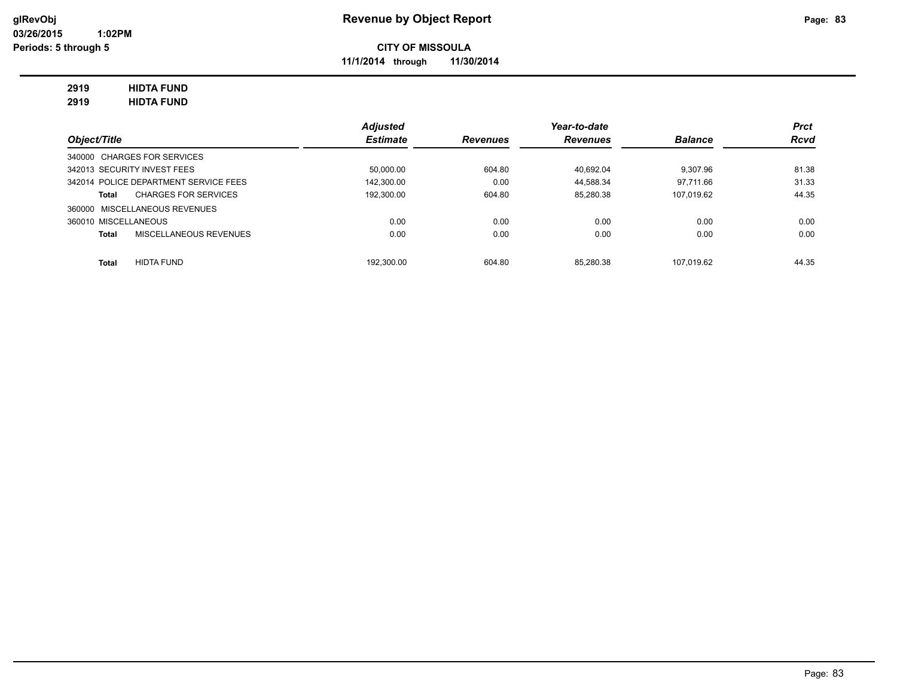**glRevObj**
**03/26/2015 1:02PM**
**Periods: 5 through 5**

# Revenue by Object Report

**CITY OF MISSOULA**

**11/1/2014 through 11/30/2014**

**2919 HIDTA FUND**
**2919 HIDTA FUND**

| Object/Title | Adjusted Estimate | Revenues | Year-to-date Revenues | Balance | Prct Rcvd |
|---|---|---|---|---|---|
| 340000 CHARGES FOR SERVICES | | | | | |
| 342013 SECURITY INVEST FEES | 50,000.00 | 604.80 | 40,692.04 | 9,307.96 | 81.38 |
| 342014 POLICE DEPARTMENT SERVICE FEES | 142,300.00 | 0.00 | 44,588.34 | 97,711.66 | 31.33 |
| **Total** CHARGES FOR SERVICES | 192,300.00 | 604.80 | 85,280.38 | 107,019.62 | 44.35 |
| 360000 MISCELLANEOUS REVENUES | | | | | |
| 360010 MISCELLANEOUS | 0.00 | 0.00 | 0.00 | 0.00 | 0.00 |
| **Total** MISCELLANEOUS REVENUES | 0.00 | 0.00 | 0.00 | 0.00 | 0.00 |
| **Total** HIDTA FUND | 192,300.00 | 604.80 | 85,280.38 | 107,019.62 | 44.35 |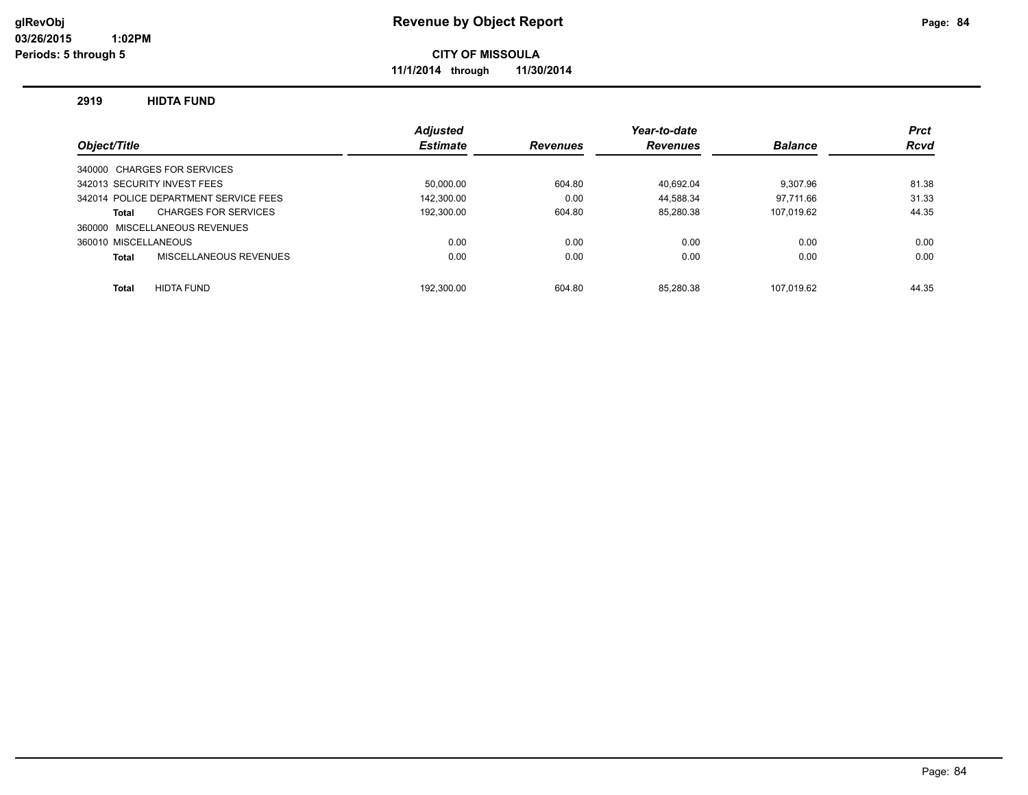glRevObj
03/26/2015 1:02PM
Periods: 5 through 5

# Revenue by Object Report

**CITY OF MISSOULA**

**11/1/2014 through 11/30/2014**

## 2919 HIDTA FUND

| Object/Title | Adjusted Estimate | Revenues | Year-to-date Revenues | Balance | Prct Rcvd |
|---|---|---|---|---|---|
| 340000 CHARGES FOR SERVICES | | | | | |
| 342013 SECURITY INVEST FEES | 50,000.00 | 604.80 | 40,692.04 | 9,307.96 | 81.38 |
| 342014 POLICE DEPARTMENT SERVICE FEES | 142,300.00 | 0.00 | 44,588.34 | 97,711.66 | 31.33 |
| **Total** CHARGES FOR SERVICES | 192,300.00 | 604.80 | 85,280.38 | 107,019.62 | 44.35 |
| 360000 MISCELLANEOUS REVENUES | | | | | |
| 360010 MISCELLANEOUS | 0.00 | 0.00 | 0.00 | 0.00 | 0.00 |
| **Total** MISCELLANEOUS REVENUES | 0.00 | 0.00 | 0.00 | 0.00 | 0.00 |
| **Total** HIDTA FUND | 192,300.00 | 604.80 | 85,280.38 | 107,019.62 | 44.35 |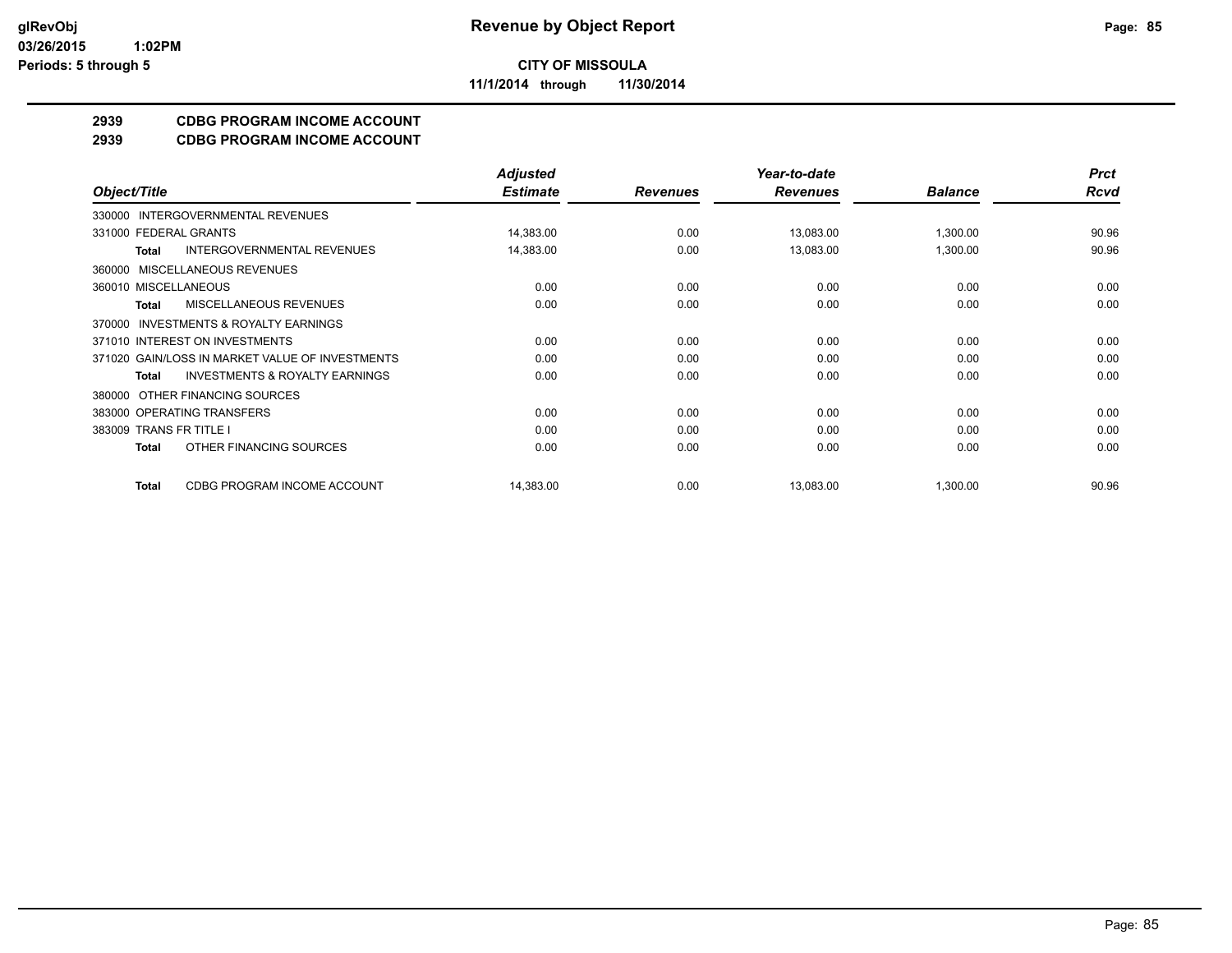**Revenue by Object Report**

**CITY OF MISSOULA**

**11/1/2014 through 11/30/2014**

## 2939 CDBG PROGRAM INCOME ACCOUNT
## 2939 CDBG PROGRAM INCOME ACCOUNT

| Object/Title | Adjusted Estimate | Revenues | Year-to-date Revenues | Balance | Prct Rcvd |
|---|---|---|---|---|---|
| 330000 INTERGOVERNMENTAL REVENUES | | | | | |
| 331000 FEDERAL GRANTS | 14,383.00 | 0.00 | 13,083.00 | 1,300.00 | 90.96 |
| **Total** INTERGOVERNMENTAL REVENUES | 14,383.00 | 0.00 | 13,083.00 | 1,300.00 | 90.96 |
| 360000 MISCELLANEOUS REVENUES | | | | | |
| 360010 MISCELLANEOUS | 0.00 | 0.00 | 0.00 | 0.00 | 0.00 |
| **Total** MISCELLANEOUS REVENUES | 0.00 | 0.00 | 0.00 | 0.00 | 0.00 |
| 370000 INVESTMENTS & ROYALTY EARNINGS | | | | | |
| 371010 INTEREST ON INVESTMENTS | 0.00 | 0.00 | 0.00 | 0.00 | 0.00 |
| 371020 GAIN/LOSS IN MARKET VALUE OF INVESTMENTS | 0.00 | 0.00 | 0.00 | 0.00 | 0.00 |
| **Total** INVESTMENTS & ROYALTY EARNINGS | 0.00 | 0.00 | 0.00 | 0.00 | 0.00 |
| 380000 OTHER FINANCING SOURCES | | | | | |
| 383000 OPERATING TRANSFERS | 0.00 | 0.00 | 0.00 | 0.00 | 0.00 |
| 383009 TRANS FR TITLE I | 0.00 | 0.00 | 0.00 | 0.00 | 0.00 |
| **Total** OTHER FINANCING SOURCES | 0.00 | 0.00 | 0.00 | 0.00 | 0.00 |
| **Total** CDBG PROGRAM INCOME ACCOUNT | 14,383.00 | 0.00 | 13,083.00 | 1,300.00 | 90.96 |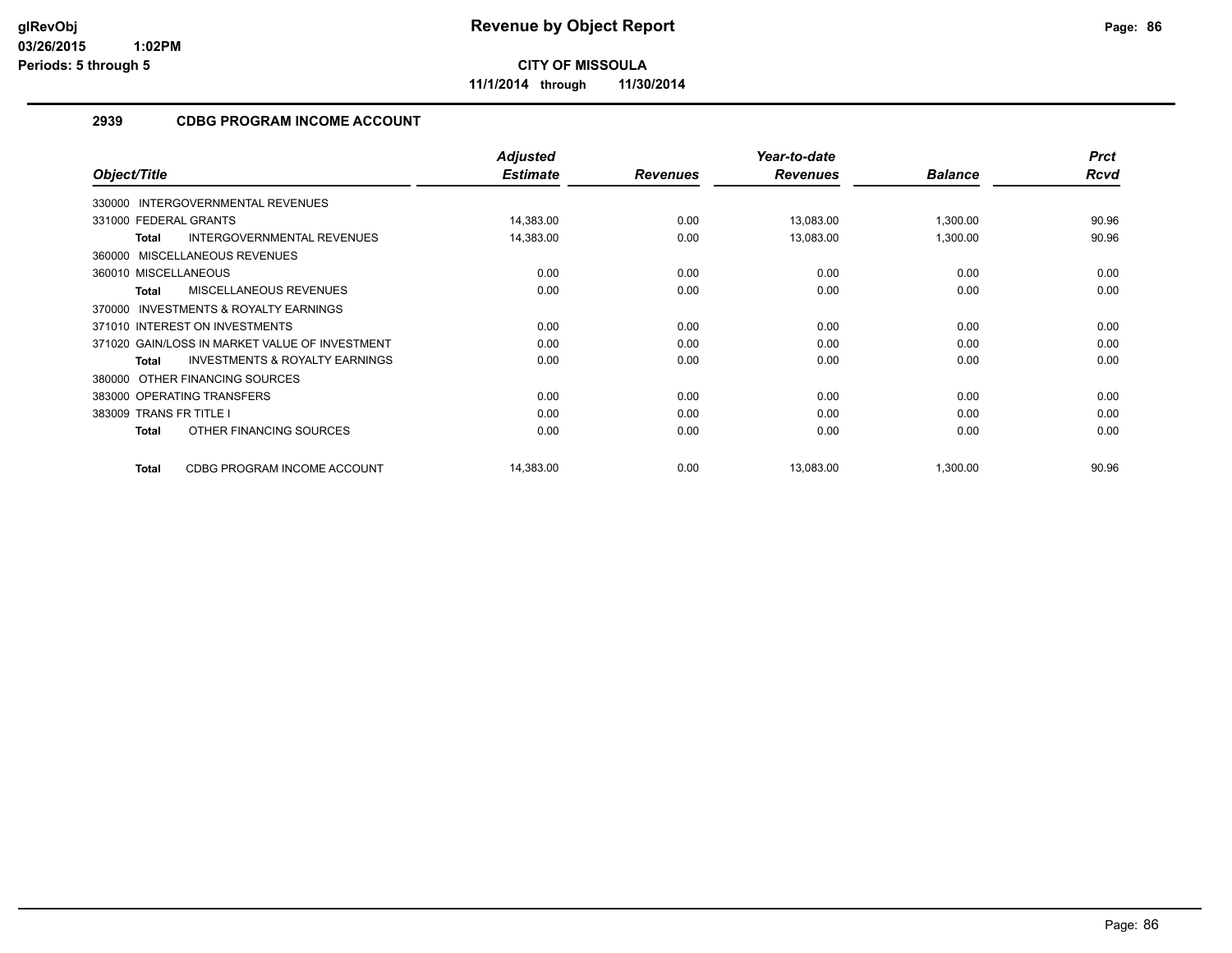**glRevObj**
**03/26/2015 1:02PM**
**Periods: 5 through 5**

# Revenue by Object Report

**CITY OF MISSOULA**

**11/1/2014 through 11/30/2014**

## 2939 CDBG PROGRAM INCOME ACCOUNT

| Object/Title | Adjusted Estimate | Revenues | Year-to-date Revenues | Balance | Prct Rcvd |
|---|---|---|---|---|---|
| 330000 INTERGOVERNMENTAL REVENUES | | | | | |
| 331000 FEDERAL GRANTS | 14,383.00 | 0.00 | 13,083.00 | 1,300.00 | 90.96 |
| **Total** INTERGOVERNMENTAL REVENUES | 14,383.00 | 0.00 | 13,083.00 | 1,300.00 | 90.96 |
| 360000 MISCELLANEOUS REVENUES | | | | | |
| 360010 MISCELLANEOUS | 0.00 | 0.00 | 0.00 | 0.00 | 0.00 |
| **Total** MISCELLANEOUS REVENUES | 0.00 | 0.00 | 0.00 | 0.00 | 0.00 |
| 370000 INVESTMENTS & ROYALTY EARNINGS | | | | | |
| 371010 INTEREST ON INVESTMENTS | 0.00 | 0.00 | 0.00 | 0.00 | 0.00 |
| 371020 GAIN/LOSS IN MARKET VALUE OF INVESTMENT | 0.00 | 0.00 | 0.00 | 0.00 | 0.00 |
| **Total** INVESTMENTS & ROYALTY EARNINGS | 0.00 | 0.00 | 0.00 | 0.00 | 0.00 |
| 380000 OTHER FINANCING SOURCES | | | | | |
| 383000 OPERATING TRANSFERS | 0.00 | 0.00 | 0.00 | 0.00 | 0.00 |
| 383009 TRANS FR TITLE I | 0.00 | 0.00 | 0.00 | 0.00 | 0.00 |
| **Total** OTHER FINANCING SOURCES | 0.00 | 0.00 | 0.00 | 0.00 | 0.00 |
| **Total** CDBG PROGRAM INCOME ACCOUNT | 14,383.00 | 0.00 | 13,083.00 | 1,300.00 | 90.96 |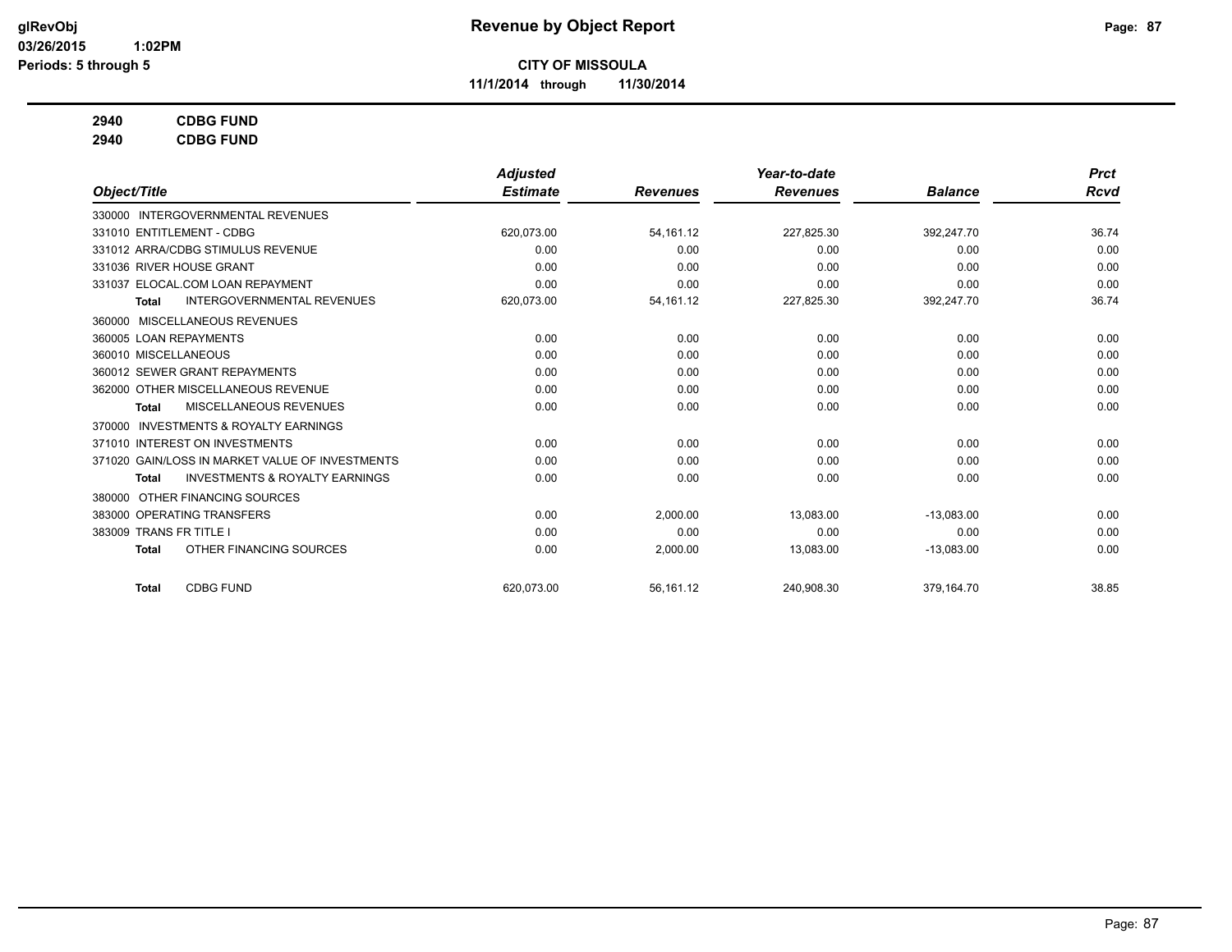# Revenue by Object Report

**CITY OF MISSOULA**

**11/1/2014 through 11/30/2014**

glRevObj
03/26/2015 1:02PM
Periods: 5 through 5

**2940 CDBG FUND**
**2940 CDBG FUND**

| Object/Title | Adjusted Estimate | Revenues | Year-to-date Revenues | Balance | Prct Rcvd |
|---|---|---|---|---|---|
| 330000 INTERGOVERNMENTAL REVENUES | | | | | |
| 331010 ENTITLEMENT - CDBG | 620,073.00 | 54,161.12 | 227,825.30 | 392,247.70 | 36.74 |
| 331012 ARRA/CDBG STIMULUS REVENUE | 0.00 | 0.00 | 0.00 | 0.00 | 0.00 |
| 331036 RIVER HOUSE GRANT | 0.00 | 0.00 | 0.00 | 0.00 | 0.00 |
| 331037 ELOCAL.COM LOAN REPAYMENT | 0.00 | 0.00 | 0.00 | 0.00 | 0.00 |
| **Total** INTERGOVERNMENTAL REVENUES | 620,073.00 | 54,161.12 | 227,825.30 | 392,247.70 | 36.74 |
| 360000 MISCELLANEOUS REVENUES | | | | | |
| 360005 LOAN REPAYMENTS | 0.00 | 0.00 | 0.00 | 0.00 | 0.00 |
| 360010 MISCELLANEOUS | 0.00 | 0.00 | 0.00 | 0.00 | 0.00 |
| 360012 SEWER GRANT REPAYMENTS | 0.00 | 0.00 | 0.00 | 0.00 | 0.00 |
| 362000 OTHER MISCELLANEOUS REVENUE | 0.00 | 0.00 | 0.00 | 0.00 | 0.00 |
| **Total** MISCELLANEOUS REVENUES | 0.00 | 0.00 | 0.00 | 0.00 | 0.00 |
| 370000 INVESTMENTS & ROYALTY EARNINGS | | | | | |
| 371010 INTEREST ON INVESTMENTS | 0.00 | 0.00 | 0.00 | 0.00 | 0.00 |
| 371020 GAIN/LOSS IN MARKET VALUE OF INVESTMENTS | 0.00 | 0.00 | 0.00 | 0.00 | 0.00 |
| **Total** INVESTMENTS & ROYALTY EARNINGS | 0.00 | 0.00 | 0.00 | 0.00 | 0.00 |
| 380000 OTHER FINANCING SOURCES | | | | | |
| 383000 OPERATING TRANSFERS | 0.00 | 2,000.00 | 13,083.00 | -13,083.00 | 0.00 |
| 383009 TRANS FR TITLE I | 0.00 | 0.00 | 0.00 | 0.00 | 0.00 |
| **Total** OTHER FINANCING SOURCES | 0.00 | 2,000.00 | 13,083.00 | -13,083.00 | 0.00 |
| **Total** CDBG FUND | 620,073.00 | 56,161.12 | 240,908.30 | 379,164.70 | 38.85 |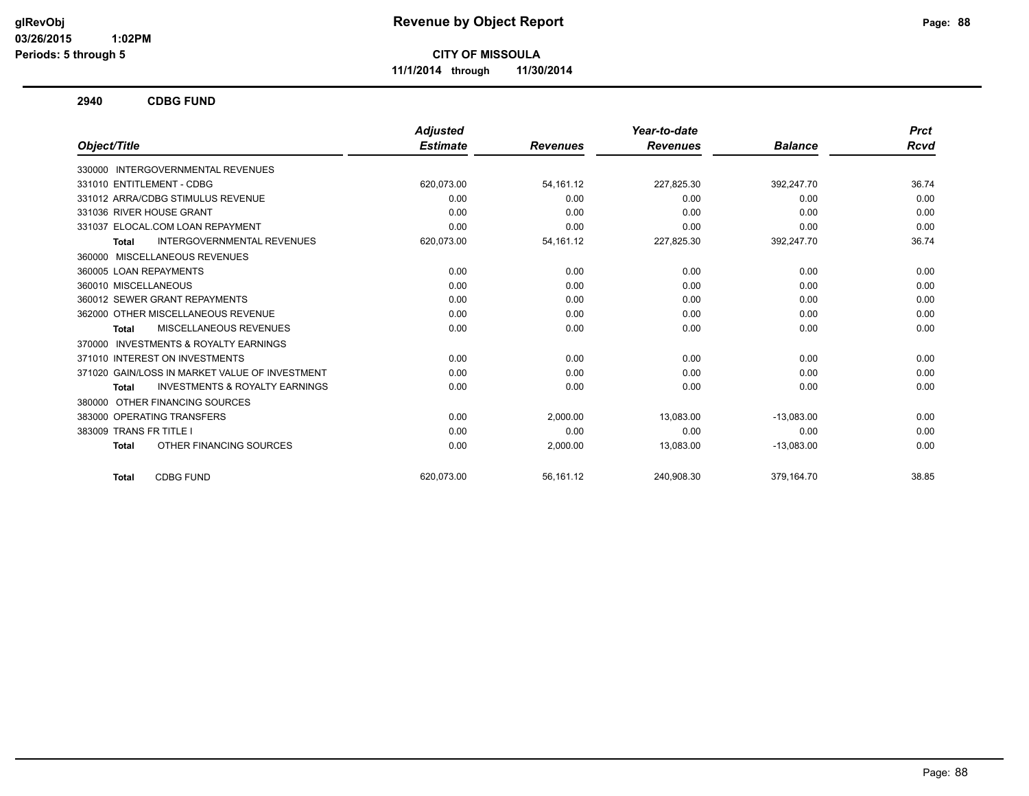**Revenue by Object Report**

**CITY OF MISSOULA**

**11/1/2014 through 11/30/2014**

glRevObj
03/26/2015 1:02PM
Periods: 5 through 5

**2940 CDBG FUND**

| Object/Title | Adjusted Estimate | Revenues | Year-to-date Revenues | Balance | Prct Rcvd |
|---|---|---|---|---|---|
| 330000 INTERGOVERNMENTAL REVENUES | | | | | |
| 331010 ENTITLEMENT - CDBG | 620,073.00 | 54,161.12 | 227,825.30 | 392,247.70 | 36.74 |
| 331012 ARRA/CDBG STIMULUS REVENUE | 0.00 | 0.00 | 0.00 | 0.00 | 0.00 |
| 331036 RIVER HOUSE GRANT | 0.00 | 0.00 | 0.00 | 0.00 | 0.00 |
| 331037 ELOCAL.COM LOAN REPAYMENT | 0.00 | 0.00 | 0.00 | 0.00 | 0.00 |
| **Total** INTERGOVERNMENTAL REVENUES | 620,073.00 | 54,161.12 | 227,825.30 | 392,247.70 | 36.74 |
| 360000 MISCELLANEOUS REVENUES | | | | | |
| 360005 LOAN REPAYMENTS | 0.00 | 0.00 | 0.00 | 0.00 | 0.00 |
| 360010 MISCELLANEOUS | 0.00 | 0.00 | 0.00 | 0.00 | 0.00 |
| 360012 SEWER GRANT REPAYMENTS | 0.00 | 0.00 | 0.00 | 0.00 | 0.00 |
| 362000 OTHER MISCELLANEOUS REVENUE | 0.00 | 0.00 | 0.00 | 0.00 | 0.00 |
| **Total** MISCELLANEOUS REVENUES | 0.00 | 0.00 | 0.00 | 0.00 | 0.00 |
| 370000 INVESTMENTS & ROYALTY EARNINGS | | | | | |
| 371010 INTEREST ON INVESTMENTS | 0.00 | 0.00 | 0.00 | 0.00 | 0.00 |
| 371020 GAIN/LOSS IN MARKET VALUE OF INVESTMENT | 0.00 | 0.00 | 0.00 | 0.00 | 0.00 |
| **Total** INVESTMENTS & ROYALTY EARNINGS | 0.00 | 0.00 | 0.00 | 0.00 | 0.00 |
| 380000 OTHER FINANCING SOURCES | | | | | |
| 383000 OPERATING TRANSFERS | 0.00 | 2,000.00 | 13,083.00 | -13,083.00 | 0.00 |
| 383009 TRANS FR TITLE I | 0.00 | 0.00 | 0.00 | 0.00 | 0.00 |
| **Total** OTHER FINANCING SOURCES | 0.00 | 2,000.00 | 13,083.00 | -13,083.00 | 0.00 |
| **Total** CDBG FUND | 620,073.00 | 56,161.12 | 240,908.30 | 379,164.70 | 38.85 |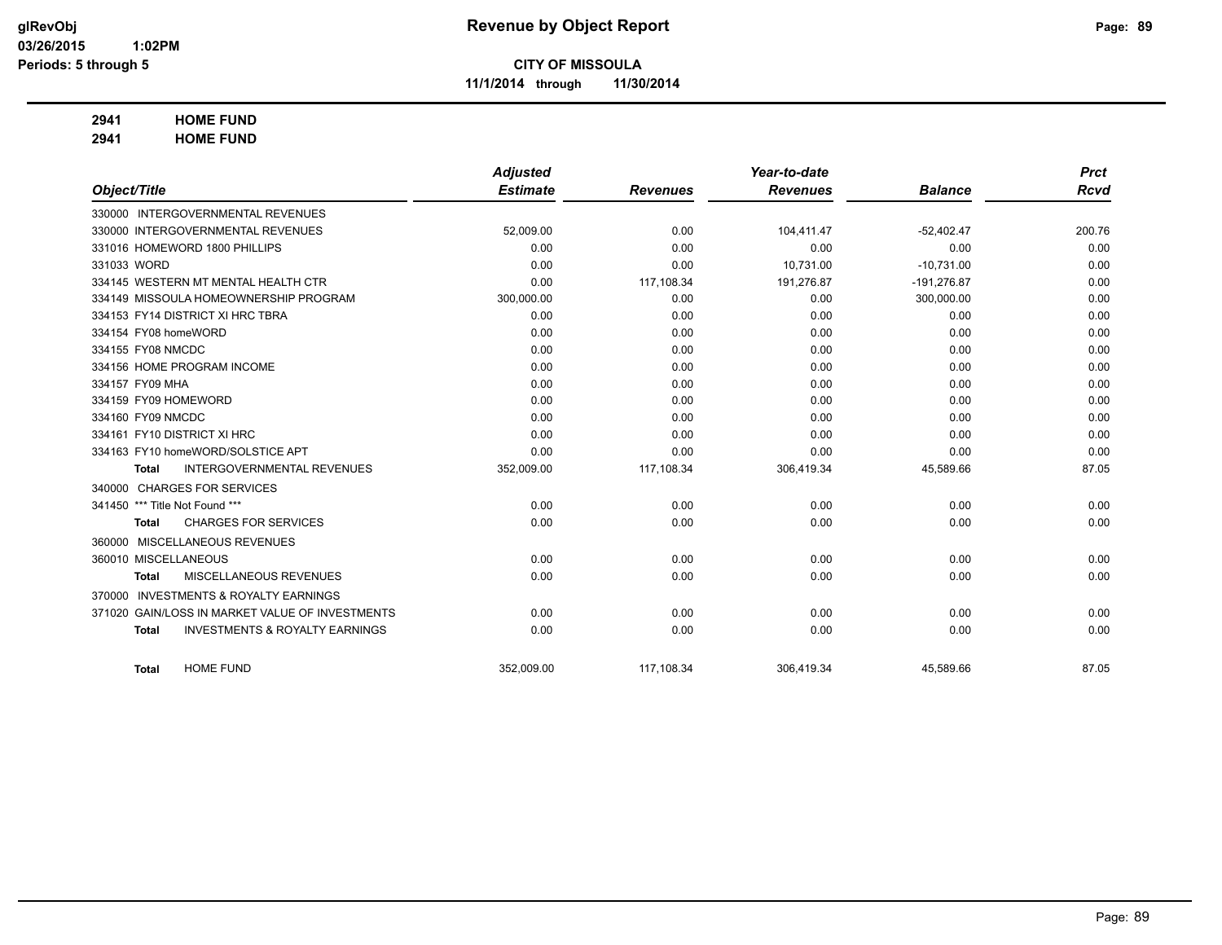**CITY OF MISSOULA**

**11/1/2014 through 11/30/2014**

# Revenue by Object Report

glRevObj
03/26/2015 1:02PM
Periods: 5 through 5

**2941 HOME FUND**
**2941 HOME FUND**

| Object/Title | Adjusted Estimate | Revenues | Year-to-date Revenues | Balance | Prct Rcvd |
|---|---|---|---|---|---|
| 330000 INTERGOVERNMENTAL REVENUES | | | | | |
| 330000 INTERGOVERNMENTAL REVENUES | 52,009.00 | 0.00 | 104,411.47 | -52,402.47 | 200.76 |
| 331016 HOMEWORD 1800 PHILLIPS | 0.00 | 0.00 | 0.00 | 0.00 | 0.00 |
| 331033 WORD | 0.00 | 0.00 | 10,731.00 | -10,731.00 | 0.00 |
| 334145 WESTERN MT MENTAL HEALTH CTR | 0.00 | 117,108.34 | 191,276.87 | -191,276.87 | 0.00 |
| 334149 MISSOULA HOMEOWNERSHIP PROGRAM | 300,000.00 | 0.00 | 0.00 | 300,000.00 | 0.00 |
| 334153 FY14 DISTRICT XI HRC TBRA | 0.00 | 0.00 | 0.00 | 0.00 | 0.00 |
| 334154 FY08 homeWORD | 0.00 | 0.00 | 0.00 | 0.00 | 0.00 |
| 334155 FY08 NMCDC | 0.00 | 0.00 | 0.00 | 0.00 | 0.00 |
| 334156 HOME PROGRAM INCOME | 0.00 | 0.00 | 0.00 | 0.00 | 0.00 |
| 334157 FY09 MHA | 0.00 | 0.00 | 0.00 | 0.00 | 0.00 |
| 334159 FY09 HOMEWORD | 0.00 | 0.00 | 0.00 | 0.00 | 0.00 |
| 334160 FY09 NMCDC | 0.00 | 0.00 | 0.00 | 0.00 | 0.00 |
| 334161 FY10 DISTRICT XI HRC | 0.00 | 0.00 | 0.00 | 0.00 | 0.00 |
| 334163 FY10 homeWORD/SOLSTICE APT | 0.00 | 0.00 | 0.00 | 0.00 | 0.00 |
| **Total** INTERGOVERNMENTAL REVENUES | 352,009.00 | 117,108.34 | 306,419.34 | 45,589.66 | 87.05 |
| 340000 CHARGES FOR SERVICES | | | | | |
| 341450 *** Title Not Found *** | 0.00 | 0.00 | 0.00 | 0.00 | 0.00 |
| **Total** CHARGES FOR SERVICES | 0.00 | 0.00 | 0.00 | 0.00 | 0.00 |
| 360000 MISCELLANEOUS REVENUES | | | | | |
| 360010 MISCELLANEOUS | 0.00 | 0.00 | 0.00 | 0.00 | 0.00 |
| **Total** MISCELLANEOUS REVENUES | 0.00 | 0.00 | 0.00 | 0.00 | 0.00 |
| 370000 INVESTMENTS & ROYALTY EARNINGS | | | | | |
| 371020 GAIN/LOSS IN MARKET VALUE OF INVESTMENTS | 0.00 | 0.00 | 0.00 | 0.00 | 0.00 |
| **Total** INVESTMENTS & ROYALTY EARNINGS | 0.00 | 0.00 | 0.00 | 0.00 | 0.00 |
| **Total** HOME FUND | 352,009.00 | 117,108.34 | 306,419.34 | 45,589.66 | 87.05 |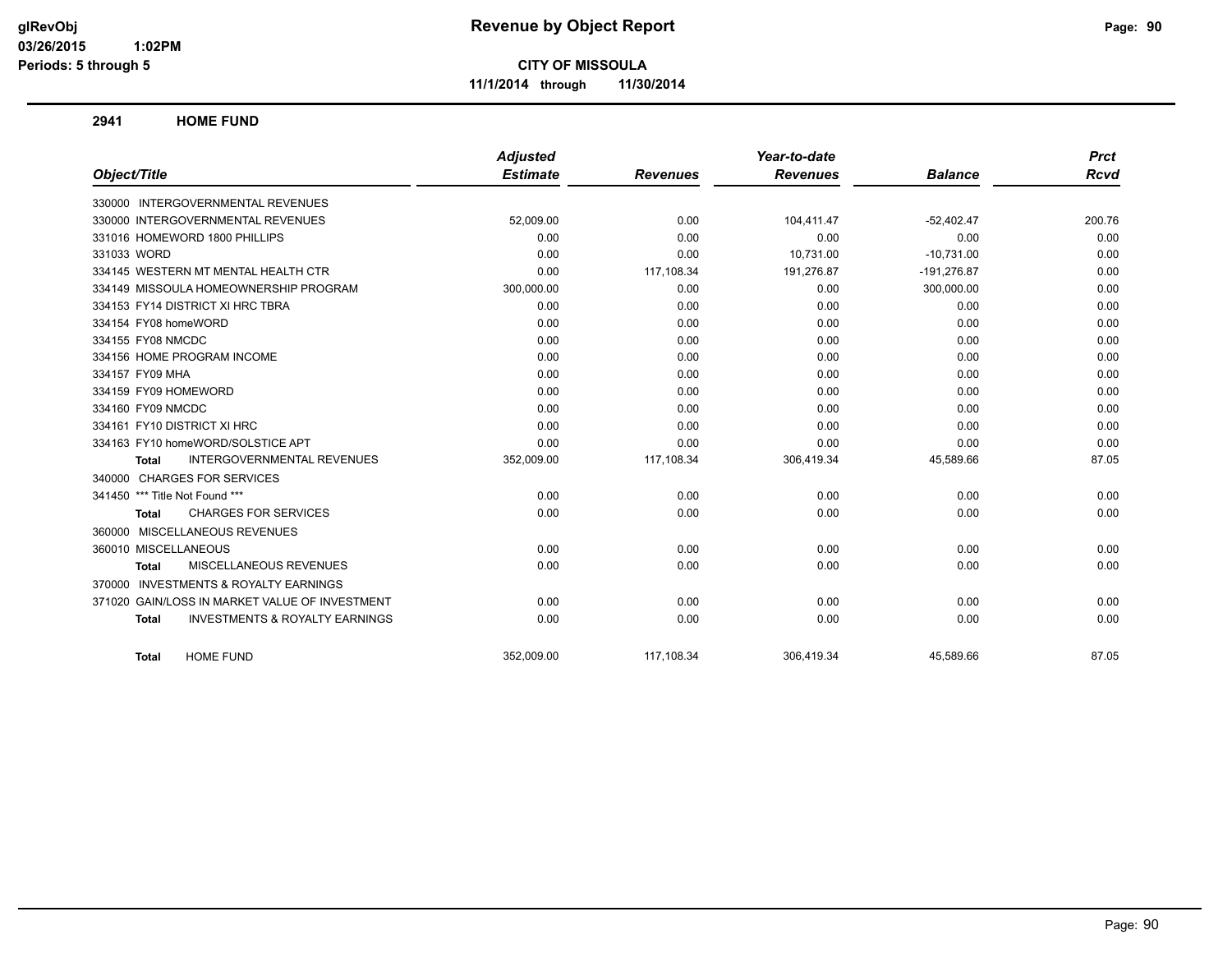# Revenue by Object Report

**CITY OF MISSOULA**

**11/1/2014 through 11/30/2014**

glRevObj
03/26/2015 1:02PM
Periods: 5 through 5

## 2941 HOME FUND

| Object/Title | Adjusted Estimate | Revenues | Year-to-date Revenues | Balance | Prct Rcvd |
|---|---|---|---|---|---|
| 330000 INTERGOVERNMENTAL REVENUES | | | | | |
| 330000 INTERGOVERNMENTAL REVENUES | 52,009.00 | 0.00 | 104,411.47 | -52,402.47 | 200.76 |
| 331016 HOMEWORD 1800 PHILLIPS | 0.00 | 0.00 | 0.00 | 0.00 | 0.00 |
| 331033 WORD | 0.00 | 0.00 | 10,731.00 | -10,731.00 | 0.00 |
| 334145 WESTERN MT MENTAL HEALTH CTR | 0.00 | 117,108.34 | 191,276.87 | -191,276.87 | 0.00 |
| 334149 MISSOULA HOMEOWNERSHIP PROGRAM | 300,000.00 | 0.00 | 0.00 | 300,000.00 | 0.00 |
| 334153 FY14 DISTRICT XI HRC TBRA | 0.00 | 0.00 | 0.00 | 0.00 | 0.00 |
| 334154 FY08 homeWORD | 0.00 | 0.00 | 0.00 | 0.00 | 0.00 |
| 334155 FY08 NMCDC | 0.00 | 0.00 | 0.00 | 0.00 | 0.00 |
| 334156 HOME PROGRAM INCOME | 0.00 | 0.00 | 0.00 | 0.00 | 0.00 |
| 334157 FY09 MHA | 0.00 | 0.00 | 0.00 | 0.00 | 0.00 |
| 334159 FY09 HOMEWORD | 0.00 | 0.00 | 0.00 | 0.00 | 0.00 |
| 334160 FY09 NMCDC | 0.00 | 0.00 | 0.00 | 0.00 | 0.00 |
| 334161 FY10 DISTRICT XI HRC | 0.00 | 0.00 | 0.00 | 0.00 | 0.00 |
| 334163 FY10 homeWORD/SOLSTICE APT | 0.00 | 0.00 | 0.00 | 0.00 | 0.00 |
| **Total** INTERGOVERNMENTAL REVENUES | 352,009.00 | 117,108.34 | 306,419.34 | 45,589.66 | 87.05 |
| 340000 CHARGES FOR SERVICES | | | | | |
| 341450 *** Title Not Found *** | 0.00 | 0.00 | 0.00 | 0.00 | 0.00 |
| **Total** CHARGES FOR SERVICES | 0.00 | 0.00 | 0.00 | 0.00 | 0.00 |
| 360000 MISCELLANEOUS REVENUES | | | | | |
| 360010 MISCELLANEOUS | 0.00 | 0.00 | 0.00 | 0.00 | 0.00 |
| **Total** MISCELLANEOUS REVENUES | 0.00 | 0.00 | 0.00 | 0.00 | 0.00 |
| 370000 INVESTMENTS & ROYALTY EARNINGS | | | | | |
| 371020 GAIN/LOSS IN MARKET VALUE OF INVESTMENT | 0.00 | 0.00 | 0.00 | 0.00 | 0.00 |
| **Total** INVESTMENTS & ROYALTY EARNINGS | 0.00 | 0.00 | 0.00 | 0.00 | 0.00 |
| **Total** HOME FUND | 352,009.00 | 117,108.34 | 306,419.34 | 45,589.66 | 87.05 |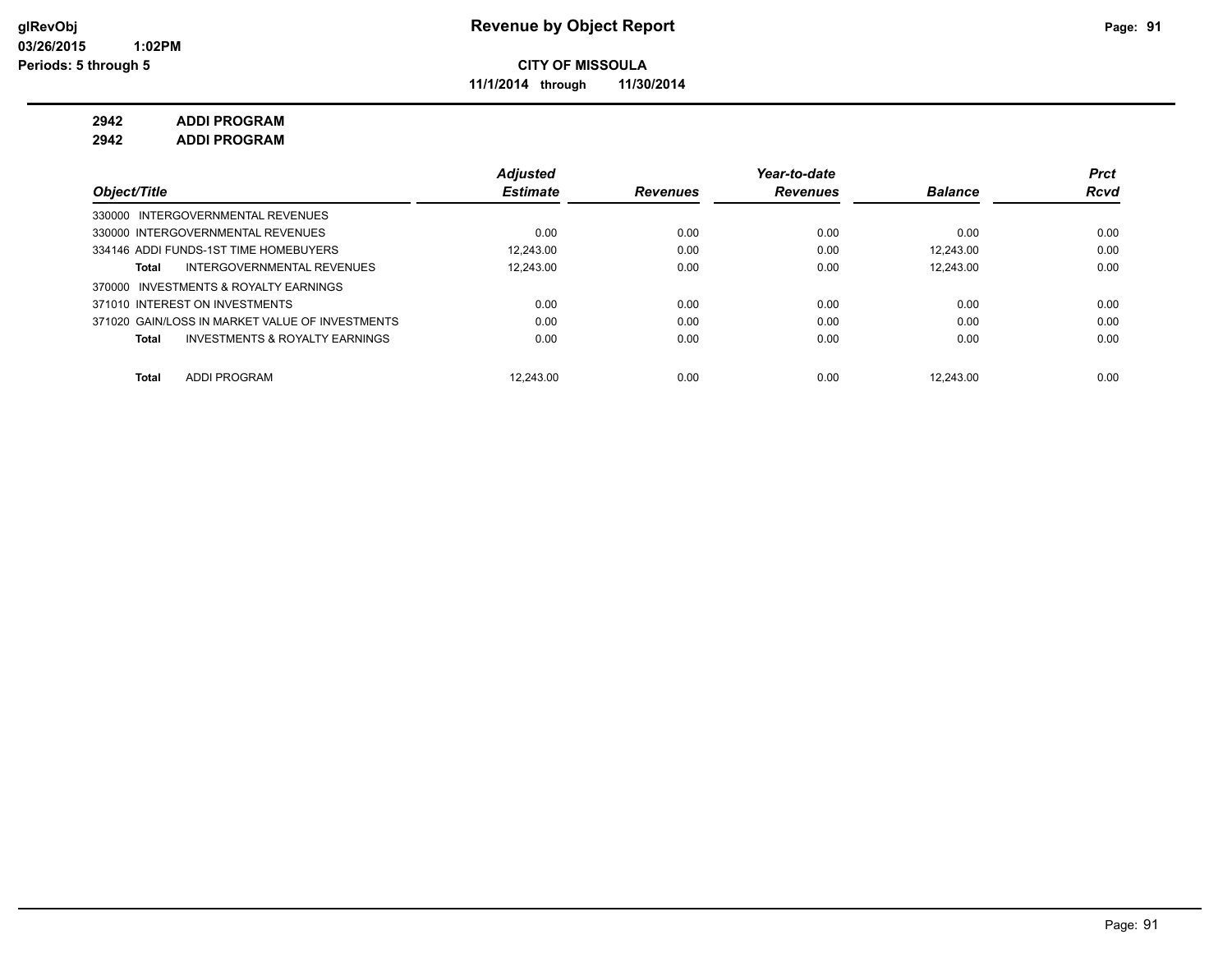**Revenue by Object Report**

**CITY OF MISSOULA**

**11/1/2014 through 11/30/2014**

glRevObj
03/26/2015 1:02PM
Periods: 5 through 5

**2942 ADDI PROGRAM**

**2942 ADDI PROGRAM**

| Object/Title | Adjusted Estimate | Revenues | Year-to-date Revenues | Balance | Prct Rcvd |
|---|---|---|---|---|---|
| 330000 INTERGOVERNMENTAL REVENUES | | | | | |
| 330000 INTERGOVERNMENTAL REVENUES | 0.00 | 0.00 | 0.00 | 0.00 | 0.00 |
| 334146 ADDI FUNDS-1ST TIME HOMEBUYERS | 12,243.00 | 0.00 | 0.00 | 12,243.00 | 0.00 |
| **Total** INTERGOVERNMENTAL REVENUES | 12,243.00 | 0.00 | 0.00 | 12,243.00 | 0.00 |
| 370000 INVESTMENTS & ROYALTY EARNINGS | | | | | |
| 371010 INTEREST ON INVESTMENTS | 0.00 | 0.00 | 0.00 | 0.00 | 0.00 |
| 371020 GAIN/LOSS IN MARKET VALUE OF INVESTMENTS | 0.00 | 0.00 | 0.00 | 0.00 | 0.00 |
| **Total** INVESTMENTS & ROYALTY EARNINGS | 0.00 | 0.00 | 0.00 | 0.00 | 0.00 |
| **Total** ADDI PROGRAM | 12,243.00 | 0.00 | 0.00 | 12,243.00 | 0.00 |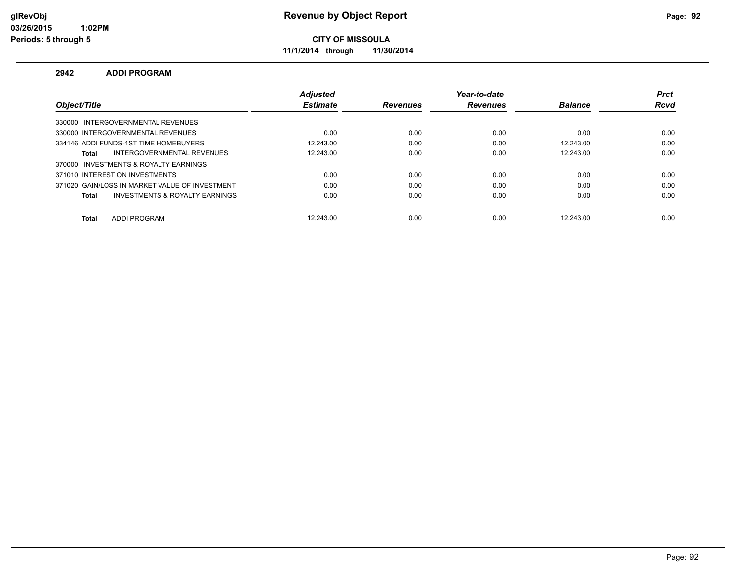# Revenue by Object Report

glRevObj
03/26/2015 1:02PM
Periods: 5 through 5

**CITY OF MISSOULA**

**11/1/2014 through 11/30/2014**

## 2942 ADDI PROGRAM

| Object/Title | Adjusted Estimate | Revenues | Year-to-date Revenues | Balance | Prct Rcvd |
|---|---|---|---|---|---|
| 330000 INTERGOVERNMENTAL REVENUES | | | | | |
| 330000 INTERGOVERNMENTAL REVENUES | 0.00 | 0.00 | 0.00 | 0.00 | 0.00 |
| 334146 ADDI FUNDS-1ST TIME HOMEBUYERS | 12,243.00 | 0.00 | 0.00 | 12,243.00 | 0.00 |
| **Total** INTERGOVERNMENTAL REVENUES | 12,243.00 | 0.00 | 0.00 | 12,243.00 | 0.00 |
| 370000 INVESTMENTS & ROYALTY EARNINGS | | | | | |
| 371010 INTEREST ON INVESTMENTS | 0.00 | 0.00 | 0.00 | 0.00 | 0.00 |
| 371020 GAIN/LOSS IN MARKET VALUE OF INVESTMENT | 0.00 | 0.00 | 0.00 | 0.00 | 0.00 |
| **Total** INVESTMENTS & ROYALTY EARNINGS | 0.00 | 0.00 | 0.00 | 0.00 | 0.00 |
| **Total** ADDI PROGRAM | 12,243.00 | 0.00 | 0.00 | 12,243.00 | 0.00 |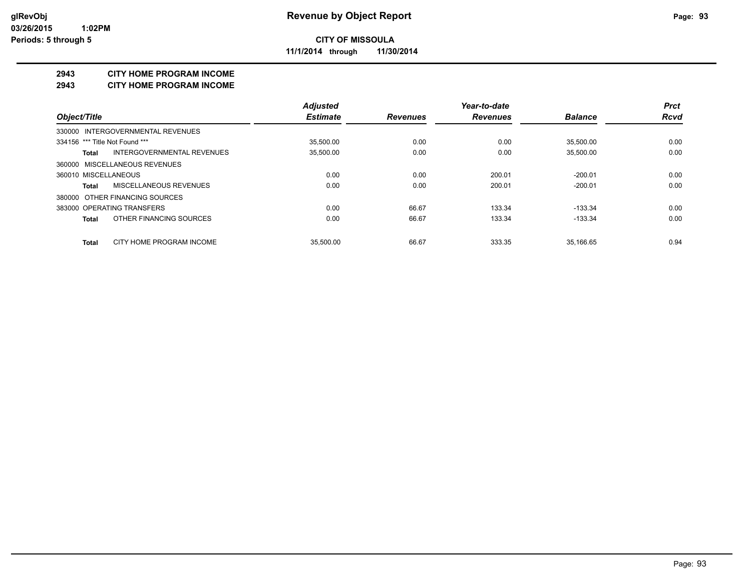**CITY OF MISSOULA**

**11/1/2014 through 11/30/2014**

# 2943 CITY HOME PROGRAM INCOME

## 2943 CITY HOME PROGRAM INCOME

| Object/Title | Adjusted Estimate | Revenues | Year-to-date Revenues | Balance | Prct Rcvd |
|---|---|---|---|---|---|
| 330000 INTERGOVERNMENTAL REVENUES | | | | | |
| 334156 *** Title Not Found *** | 35,500.00 | 0.00 | 0.00 | 35,500.00 | 0.00 |
| **Total** INTERGOVERNMENTAL REVENUES | 35,500.00 | 0.00 | 0.00 | 35,500.00 | 0.00 |
| 360000 MISCELLANEOUS REVENUES | | | | | |
| 360010 MISCELLANEOUS | 0.00 | 0.00 | 200.01 | -200.01 | 0.00 |
| **Total** MISCELLANEOUS REVENUES | 0.00 | 0.00 | 200.01 | -200.01 | 0.00 |
| 380000 OTHER FINANCING SOURCES | | | | | |
| 383000 OPERATING TRANSFERS | 0.00 | 66.67 | 133.34 | -133.34 | 0.00 |
| **Total** OTHER FINANCING SOURCES | 0.00 | 66.67 | 133.34 | -133.34 | 0.00 |
| **Total** CITY HOME PROGRAM INCOME | 35,500.00 | 66.67 | 333.35 | 35,166.65 | 0.94 |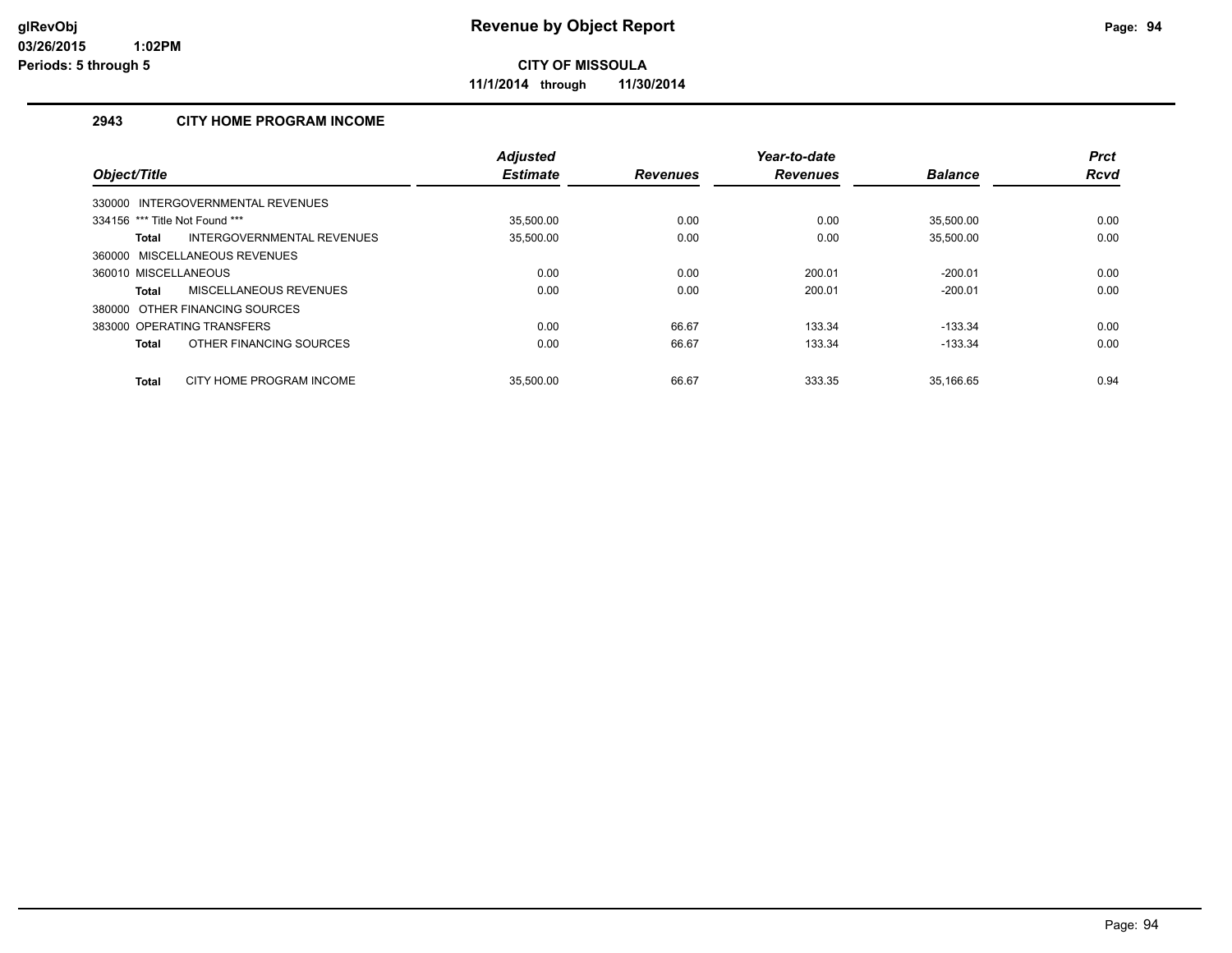**glRevObj**
**03/26/2015 1:02PM**
**Periods: 5 through 5**

# Revenue by Object Report

**CITY OF MISSOULA**

**11/1/2014 through 11/30/2014**

## 2943 CITY HOME PROGRAM INCOME

| Object/Title | Adjusted Estimate | Revenues | Year-to-date Revenues | Balance | Prct Rcvd |
|---|---|---|---|---|---|
| 330000 INTERGOVERNMENTAL REVENUES | | | | | |
| 334156 *** Title Not Found *** | 35,500.00 | 0.00 | 0.00 | 35,500.00 | 0.00 |
| **Total** INTERGOVERNMENTAL REVENUES | 35,500.00 | 0.00 | 0.00 | 35,500.00 | 0.00 |
| 360000 MISCELLANEOUS REVENUES | | | | | |
| 360010 MISCELLANEOUS | 0.00 | 0.00 | 200.01 | -200.01 | 0.00 |
| **Total** MISCELLANEOUS REVENUES | 0.00 | 0.00 | 200.01 | -200.01 | 0.00 |
| 380000 OTHER FINANCING SOURCES | | | | | |
| 383000 OPERATING TRANSFERS | 0.00 | 66.67 | 133.34 | -133.34 | 0.00 |
| **Total** OTHER FINANCING SOURCES | 0.00 | 66.67 | 133.34 | -133.34 | 0.00 |
| **Total** CITY HOME PROGRAM INCOME | 35,500.00 | 66.67 | 333.35 | 35,166.65 | 0.94 |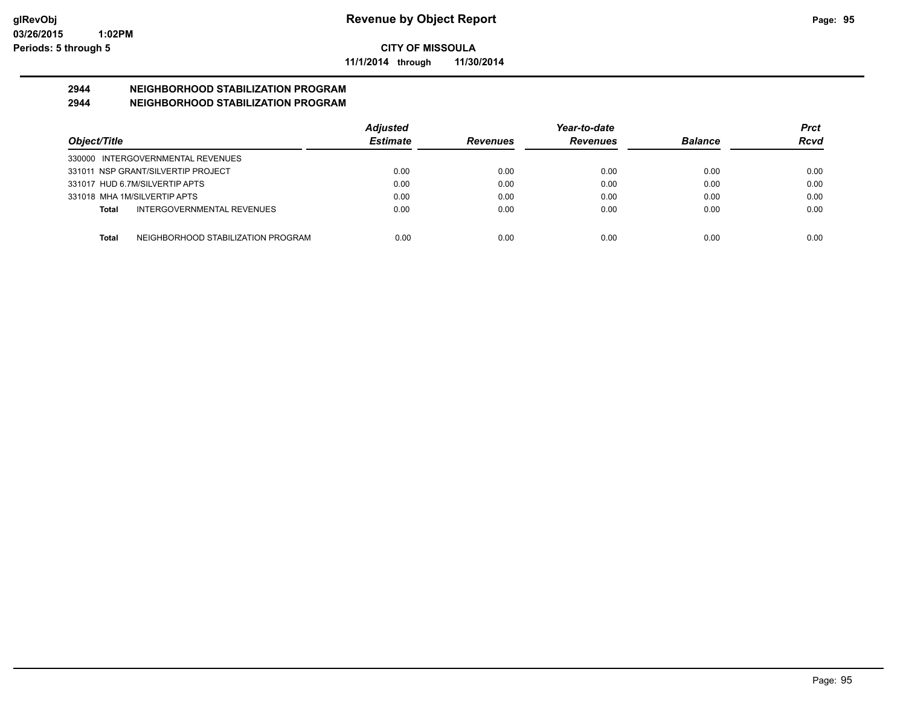**CITY OF MISSOULA**

**11/1/2014 through 11/30/2014**

## 2944 NEIGHBORHOOD STABILIZATION PROGRAM
## 2944 NEIGHBORHOOD STABILIZATION PROGRAM

| Object/Title | Adjusted Estimate | Revenues | Year-to-date Revenues | Balance | Prct Rcvd |
|---|---|---|---|---|---|
| 330000 INTERGOVERNMENTAL REVENUES | | | | | |
| 331011 NSP GRANT/SILVERTIP PROJECT | 0.00 | 0.00 | 0.00 | 0.00 | 0.00 |
| 331017 HUD 6.7M/SILVERTIP APTS | 0.00 | 0.00 | 0.00 | 0.00 | 0.00 |
| 331018 MHA 1M/SILVERTIP APTS | 0.00 | 0.00 | 0.00 | 0.00 | 0.00 |
| **Total** INTERGOVERNMENTAL REVENUES | 0.00 | 0.00 | 0.00 | 0.00 | 0.00 |
| **Total** NEIGHBORHOOD STABILIZATION PROGRAM | 0.00 | 0.00 | 0.00 | 0.00 | 0.00 |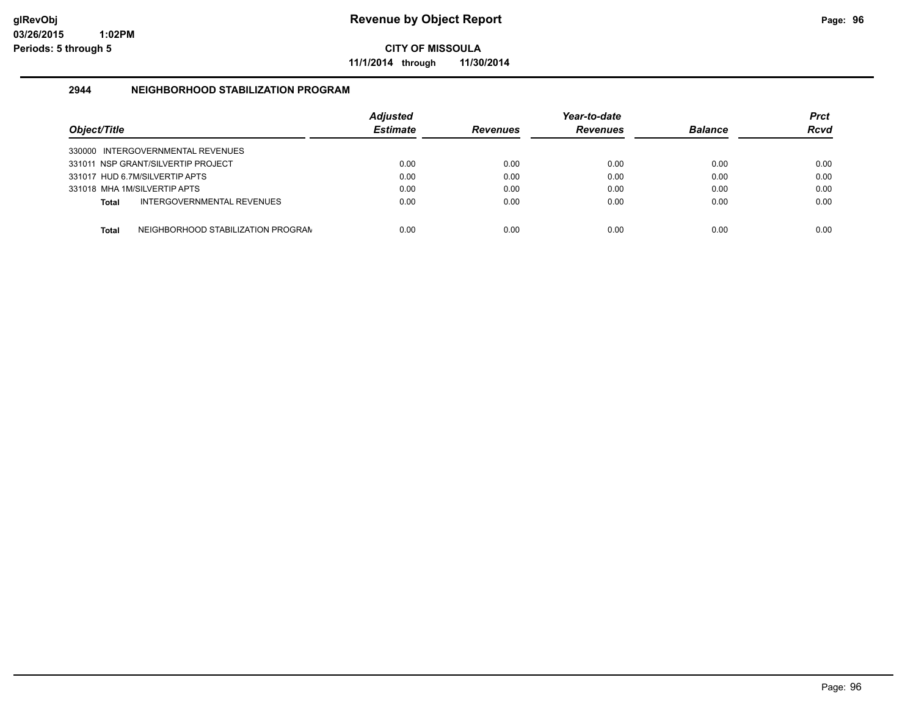**glRevObj**
**03/26/2015 1:02PM**
**Periods: 5 through 5**

# Revenue by Object Report

**CITY OF MISSOULA**

**11/1/2014 through 11/30/2014**

## 2944 NEIGHBORHOOD STABILIZATION PROGRAM

| Object/Title | Adjusted Estimate | Revenues | Year-to-date Revenues | Balance | Prct Rcvd |
|---|---|---|---|---|---|
| 330000 INTERGOVERNMENTAL REVENUES | | | | | |
| 331011 NSP GRANT/SILVERTIP PROJECT | 0.00 | 0.00 | 0.00 | 0.00 | 0.00 |
| 331017 HUD 6.7M/SILVERTIP APTS | 0.00 | 0.00 | 0.00 | 0.00 | 0.00 |
| 331018 MHA 1M/SILVERTIP APTS | 0.00 | 0.00 | 0.00 | 0.00 | 0.00 |
| **Total** INTERGOVERNMENTAL REVENUES | 0.00 | 0.00 | 0.00 | 0.00 | 0.00 |
| **Total** NEIGHBORHOOD STABILIZATION PROGRAM | 0.00 | 0.00 | 0.00 | 0.00 | 0.00 |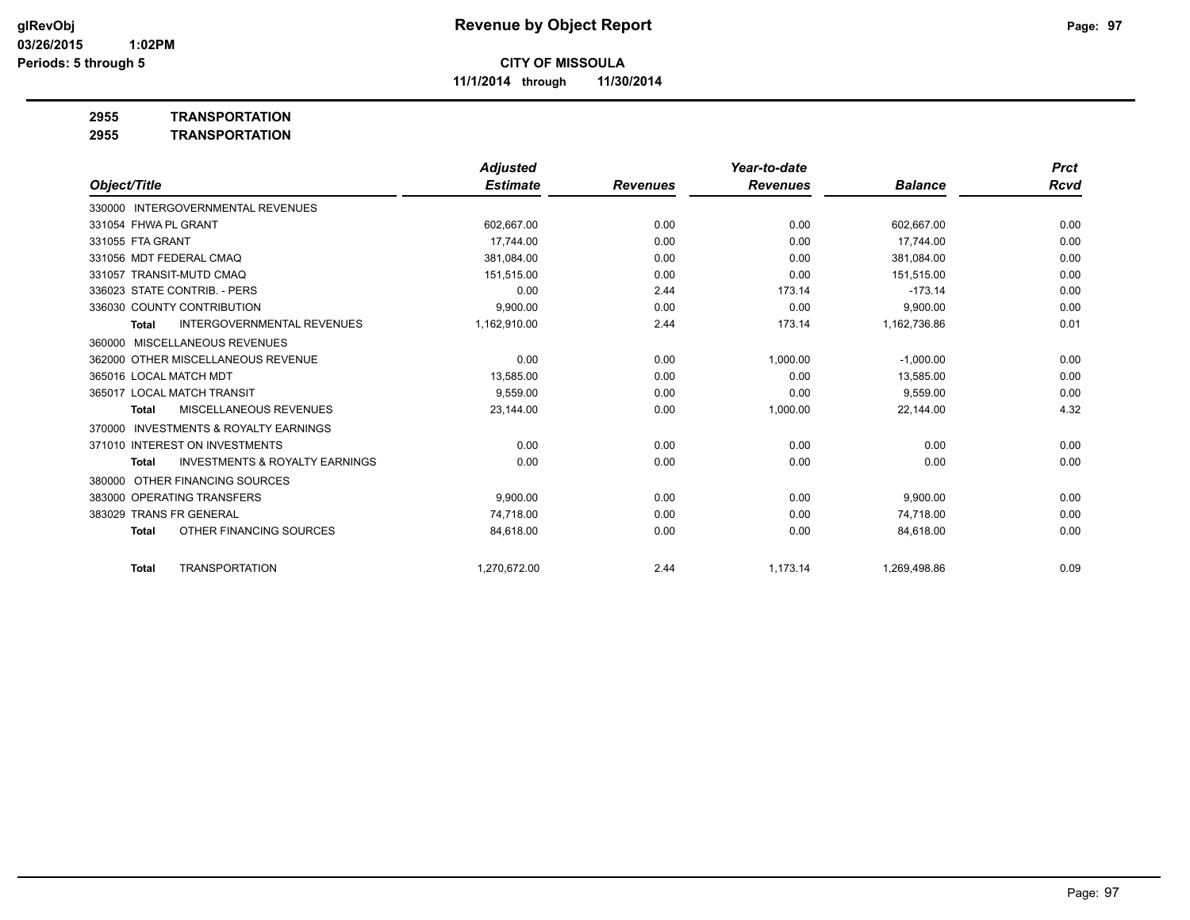**Revenue by Object Report**

**CITY OF MISSOULA**

**11/1/2014 through 11/30/2014**

glRevObj
03/26/2015 1:02PM
Periods: 5 through 5

**2955 TRANSPORTATION**

**2955 TRANSPORTATION**

| Object/Title | Adjusted Estimate | Revenues | Year-to-date Revenues | Balance | Prct Rcvd |
|---|---|---|---|---|---|
| 330000 INTERGOVERNMENTAL REVENUES | | | | | |
| 331054 FHWA PL GRANT | 602,667.00 | 0.00 | 0.00 | 602,667.00 | 0.00 |
| 331055 FTA GRANT | 17,744.00 | 0.00 | 0.00 | 17,744.00 | 0.00 |
| 331056 MDT FEDERAL CMAQ | 381,084.00 | 0.00 | 0.00 | 381,084.00 | 0.00 |
| 331057 TRANSIT-MUTD CMAQ | 151,515.00 | 0.00 | 0.00 | 151,515.00 | 0.00 |
| 336023 STATE CONTRIB. - PERS | 0.00 | 2.44 | 173.14 | -173.14 | 0.00 |
| 336030 COUNTY CONTRIBUTION | 9,900.00 | 0.00 | 0.00 | 9,900.00 | 0.00 |
| **Total** INTERGOVERNMENTAL REVENUES | 1,162,910.00 | 2.44 | 173.14 | 1,162,736.86 | 0.01 |
| 360000 MISCELLANEOUS REVENUES | | | | | |
| 362000 OTHER MISCELLANEOUS REVENUE | 0.00 | 0.00 | 1,000.00 | -1,000.00 | 0.00 |
| 365016 LOCAL MATCH MDT | 13,585.00 | 0.00 | 0.00 | 13,585.00 | 0.00 |
| 365017 LOCAL MATCH TRANSIT | 9,559.00 | 0.00 | 0.00 | 9,559.00 | 0.00 |
| **Total** MISCELLANEOUS REVENUES | 23,144.00 | 0.00 | 1,000.00 | 22,144.00 | 4.32 |
| 370000 INVESTMENTS & ROYALTY EARNINGS | | | | | |
| 371010 INTEREST ON INVESTMENTS | 0.00 | 0.00 | 0.00 | 0.00 | 0.00 |
| **Total** INVESTMENTS & ROYALTY EARNINGS | 0.00 | 0.00 | 0.00 | 0.00 | 0.00 |
| 380000 OTHER FINANCING SOURCES | | | | | |
| 383000 OPERATING TRANSFERS | 9,900.00 | 0.00 | 0.00 | 9,900.00 | 0.00 |
| 383029 TRANS FR GENERAL | 74,718.00 | 0.00 | 0.00 | 74,718.00 | 0.00 |
| **Total** OTHER FINANCING SOURCES | 84,618.00 | 0.00 | 0.00 | 84,618.00 | 0.00 |
| **Total** TRANSPORTATION | 1,270,672.00 | 2.44 | 1,173.14 | 1,269,498.86 | 0.09 |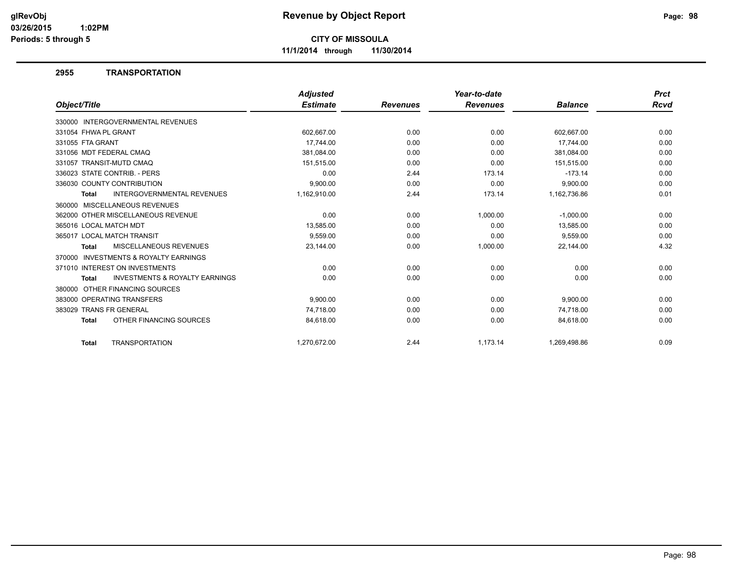# Revenue by Object Report

glRevObj
03/26/2015 1:02PM
Periods: 5 through 5

**CITY OF MISSOULA**

**11/1/2014 through 11/30/2014**

## 2955 TRANSPORTATION

| Object/Title | Adjusted Estimate | Revenues | Year-to-date Revenues | Balance | Prct Rcvd |
|---|---|---|---|---|---|
| 330000 INTERGOVERNMENTAL REVENUES | | | | | |
| 331054 FHWA PL GRANT | 602,667.00 | 0.00 | 0.00 | 602,667.00 | 0.00 |
| 331055 FTA GRANT | 17,744.00 | 0.00 | 0.00 | 17,744.00 | 0.00 |
| 331056 MDT FEDERAL CMAQ | 381,084.00 | 0.00 | 0.00 | 381,084.00 | 0.00 |
| 331057 TRANSIT-MUTD CMAQ | 151,515.00 | 0.00 | 0.00 | 151,515.00 | 0.00 |
| 336023 STATE CONTRIB. - PERS | 0.00 | 2.44 | 173.14 | -173.14 | 0.00 |
| 336030 COUNTY CONTRIBUTION | 9,900.00 | 0.00 | 0.00 | 9,900.00 | 0.00 |
| **Total** INTERGOVERNMENTAL REVENUES | 1,162,910.00 | 2.44 | 173.14 | 1,162,736.86 | 0.01 |
| 360000 MISCELLANEOUS REVENUES | | | | | |
| 362000 OTHER MISCELLANEOUS REVENUE | 0.00 | 0.00 | 1,000.00 | -1,000.00 | 0.00 |
| 365016 LOCAL MATCH MDT | 13,585.00 | 0.00 | 0.00 | 13,585.00 | 0.00 |
| 365017 LOCAL MATCH TRANSIT | 9,559.00 | 0.00 | 0.00 | 9,559.00 | 0.00 |
| **Total** MISCELLANEOUS REVENUES | 23,144.00 | 0.00 | 1,000.00 | 22,144.00 | 4.32 |
| 370000 INVESTMENTS & ROYALTY EARNINGS | | | | | |
| 371010 INTEREST ON INVESTMENTS | 0.00 | 0.00 | 0.00 | 0.00 | 0.00 |
| **Total** INVESTMENTS & ROYALTY EARNINGS | 0.00 | 0.00 | 0.00 | 0.00 | 0.00 |
| 380000 OTHER FINANCING SOURCES | | | | | |
| 383000 OPERATING TRANSFERS | 9,900.00 | 0.00 | 0.00 | 9,900.00 | 0.00 |
| 383029 TRANS FR GENERAL | 74,718.00 | 0.00 | 0.00 | 74,718.00 | 0.00 |
| **Total** OTHER FINANCING SOURCES | 84,618.00 | 0.00 | 0.00 | 84,618.00 | 0.00 |
| **Total** TRANSPORTATION | 1,270,672.00 | 2.44 | 1,173.14 | 1,269,498.86 | 0.09 |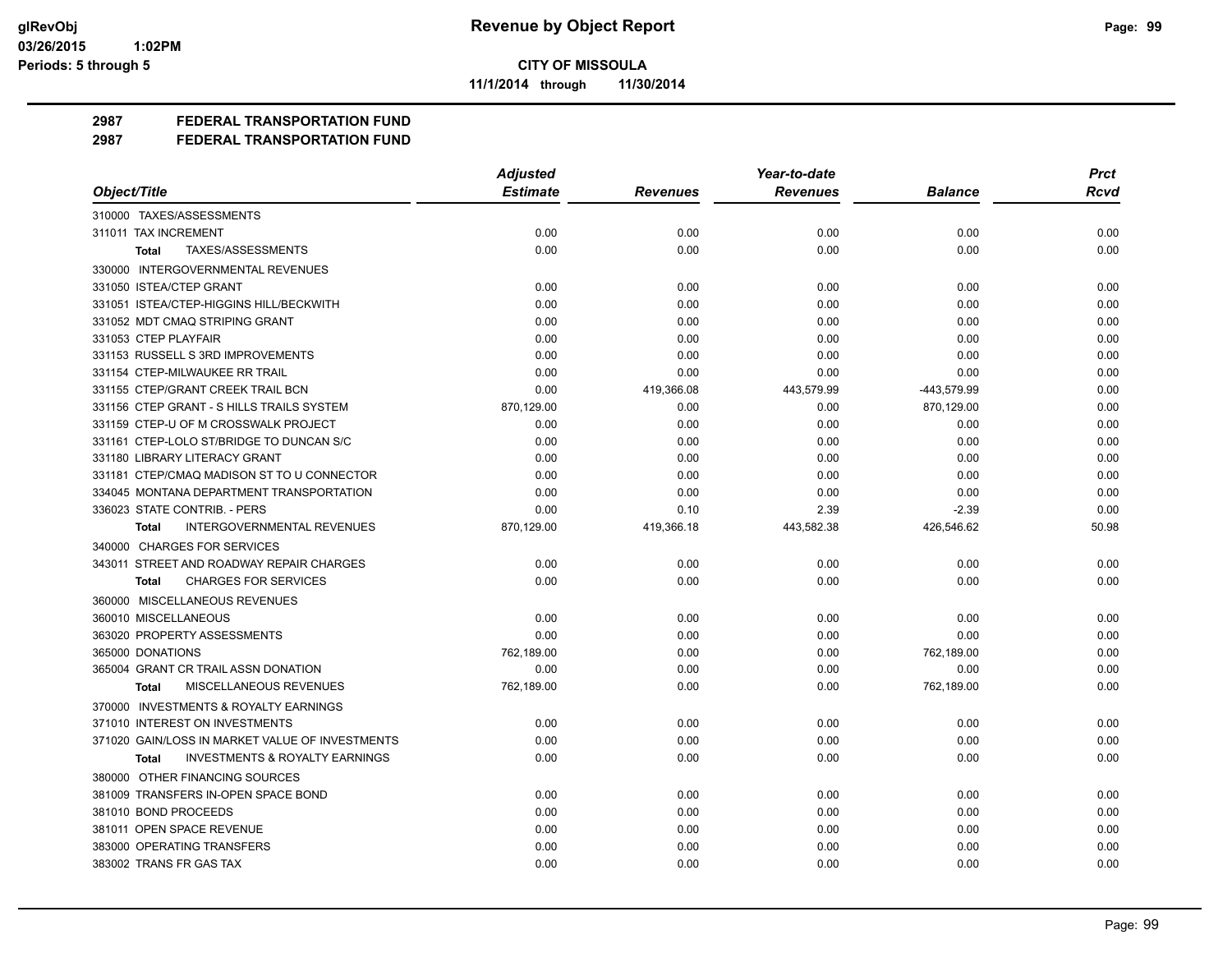**CITY OF MISSOULA**

**11/1/2014 through 11/30/2014**

**2987 FEDERAL TRANSPORTATION FUND**

**2987 FEDERAL TRANSPORTATION FUND**

| Object/Title | Adjusted Estimate | Revenues | Year-to-date Revenues | Balance | Prct Rcvd |
|---|---|---|---|---|---|
| 310000 TAXES/ASSESSMENTS | | | | | |
| 311011 TAX INCREMENT | 0.00 | 0.00 | 0.00 | 0.00 | 0.00 |
| Total TAXES/ASSESSMENTS | 0.00 | 0.00 | 0.00 | 0.00 | 0.00 |
| 330000 INTERGOVERNMENTAL REVENUES | | | | | |
| 331050 ISTEA/CTEP GRANT | 0.00 | 0.00 | 0.00 | 0.00 | 0.00 |
| 331051 ISTEA/CTEP-HIGGINS HILL/BECKWITH | 0.00 | 0.00 | 0.00 | 0.00 | 0.00 |
| 331052 MDT CMAQ STRIPING GRANT | 0.00 | 0.00 | 0.00 | 0.00 | 0.00 |
| 331053 CTEP PLAYFAIR | 0.00 | 0.00 | 0.00 | 0.00 | 0.00 |
| 331153 RUSSELL S 3RD IMPROVEMENTS | 0.00 | 0.00 | 0.00 | 0.00 | 0.00 |
| 331154 CTEP-MILWAUKEE RR TRAIL | 0.00 | 0.00 | 0.00 | 0.00 | 0.00 |
| 331155 CTEP/GRANT CREEK TRAIL BCN | 0.00 | 419,366.08 | 443,579.99 | -443,579.99 | 0.00 |
| 331156 CTEP GRANT - S HILLS TRAILS SYSTEM | 870,129.00 | 0.00 | 0.00 | 870,129.00 | 0.00 |
| 331159 CTEP-U OF M CROSSWALK PROJECT | 0.00 | 0.00 | 0.00 | 0.00 | 0.00 |
| 331161 CTEP-LOLO ST/BRIDGE TO DUNCAN S/C | 0.00 | 0.00 | 0.00 | 0.00 | 0.00 |
| 331180 LIBRARY LITERACY GRANT | 0.00 | 0.00 | 0.00 | 0.00 | 0.00 |
| 331181 CTEP/CMAQ MADISON ST TO U CONNECTOR | 0.00 | 0.00 | 0.00 | 0.00 | 0.00 |
| 334045 MONTANA DEPARTMENT TRANSPORTATION | 0.00 | 0.00 | 0.00 | 0.00 | 0.00 |
| 336023 STATE CONTRIB. - PERS | 0.00 | 0.10 | 2.39 | -2.39 | 0.00 |
| Total INTERGOVERNMENTAL REVENUES | 870,129.00 | 419,366.18 | 443,582.38 | 426,546.62 | 50.98 |
| 340000 CHARGES FOR SERVICES | | | | | |
| 343011 STREET AND ROADWAY REPAIR CHARGES | 0.00 | 0.00 | 0.00 | 0.00 | 0.00 |
| Total CHARGES FOR SERVICES | 0.00 | 0.00 | 0.00 | 0.00 | 0.00 |
| 360000 MISCELLANEOUS REVENUES | | | | | |
| 360010 MISCELLANEOUS | 0.00 | 0.00 | 0.00 | 0.00 | 0.00 |
| 363020 PROPERTY ASSESSMENTS | 0.00 | 0.00 | 0.00 | 0.00 | 0.00 |
| 365000 DONATIONS | 762,189.00 | 0.00 | 0.00 | 762,189.00 | 0.00 |
| 365004 GRANT CR TRAIL ASSN DONATION | 0.00 | 0.00 | 0.00 | 0.00 | 0.00 |
| Total MISCELLANEOUS REVENUES | 762,189.00 | 0.00 | 0.00 | 762,189.00 | 0.00 |
| 370000 INVESTMENTS & ROYALTY EARNINGS | | | | | |
| 371010 INTEREST ON INVESTMENTS | 0.00 | 0.00 | 0.00 | 0.00 | 0.00 |
| 371020 GAIN/LOSS IN MARKET VALUE OF INVESTMENTS | 0.00 | 0.00 | 0.00 | 0.00 | 0.00 |
| Total INVESTMENTS & ROYALTY EARNINGS | 0.00 | 0.00 | 0.00 | 0.00 | 0.00 |
| 380000 OTHER FINANCING SOURCES | | | | | |
| 381009 TRANSFERS IN-OPEN SPACE BOND | 0.00 | 0.00 | 0.00 | 0.00 | 0.00 |
| 381010 BOND PROCEEDS | 0.00 | 0.00 | 0.00 | 0.00 | 0.00 |
| 381011 OPEN SPACE REVENUE | 0.00 | 0.00 | 0.00 | 0.00 | 0.00 |
| 383000 OPERATING TRANSFERS | 0.00 | 0.00 | 0.00 | 0.00 | 0.00 |
| 383002 TRANS FR GAS TAX | 0.00 | 0.00 | 0.00 | 0.00 | 0.00 |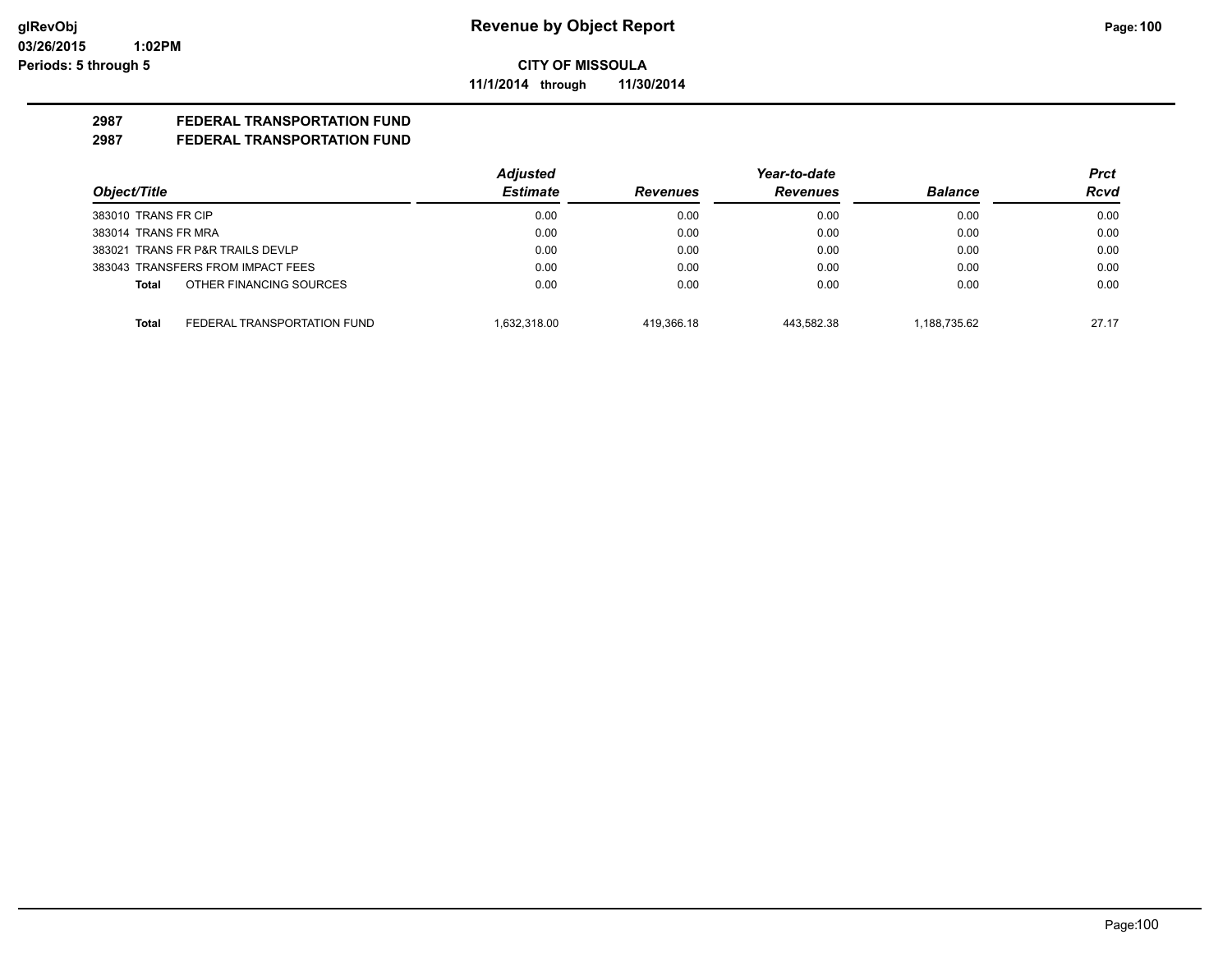**Revenue by Object Report**

**CITY OF MISSOULA**

**11/1/2014 through 11/30/2014**

glRevObj
03/26/2015 1:02PM
Periods: 5 through 5

## 2987 FEDERAL TRANSPORTATION FUND
## 2987 FEDERAL TRANSPORTATION FUND

| Object/Title | | Adjusted Estimate | Revenues | Year-to-date Revenues | Balance | Prct Rcvd |
|---|---|---|---|---|---|---|
| 383010 TRANS FR CIP | | 0.00 | 0.00 | 0.00 | 0.00 | 0.00 |
| 383014 TRANS FR MRA | | 0.00 | 0.00 | 0.00 | 0.00 | 0.00 |
| 383021 TRANS FR P&R TRAILS DEVLP | | 0.00 | 0.00 | 0.00 | 0.00 | 0.00 |
| 383043 TRANSFERS FROM IMPACT FEES | | 0.00 | 0.00 | 0.00 | 0.00 | 0.00 |
| **Total** | OTHER FINANCING SOURCES | 0.00 | 0.00 | 0.00 | 0.00 | 0.00 |
| **Total** | FEDERAL TRANSPORTATION FUND | 1,632,318.00 | 419,366.18 | 443,582.38 | 1,188,735.62 | 27.17 |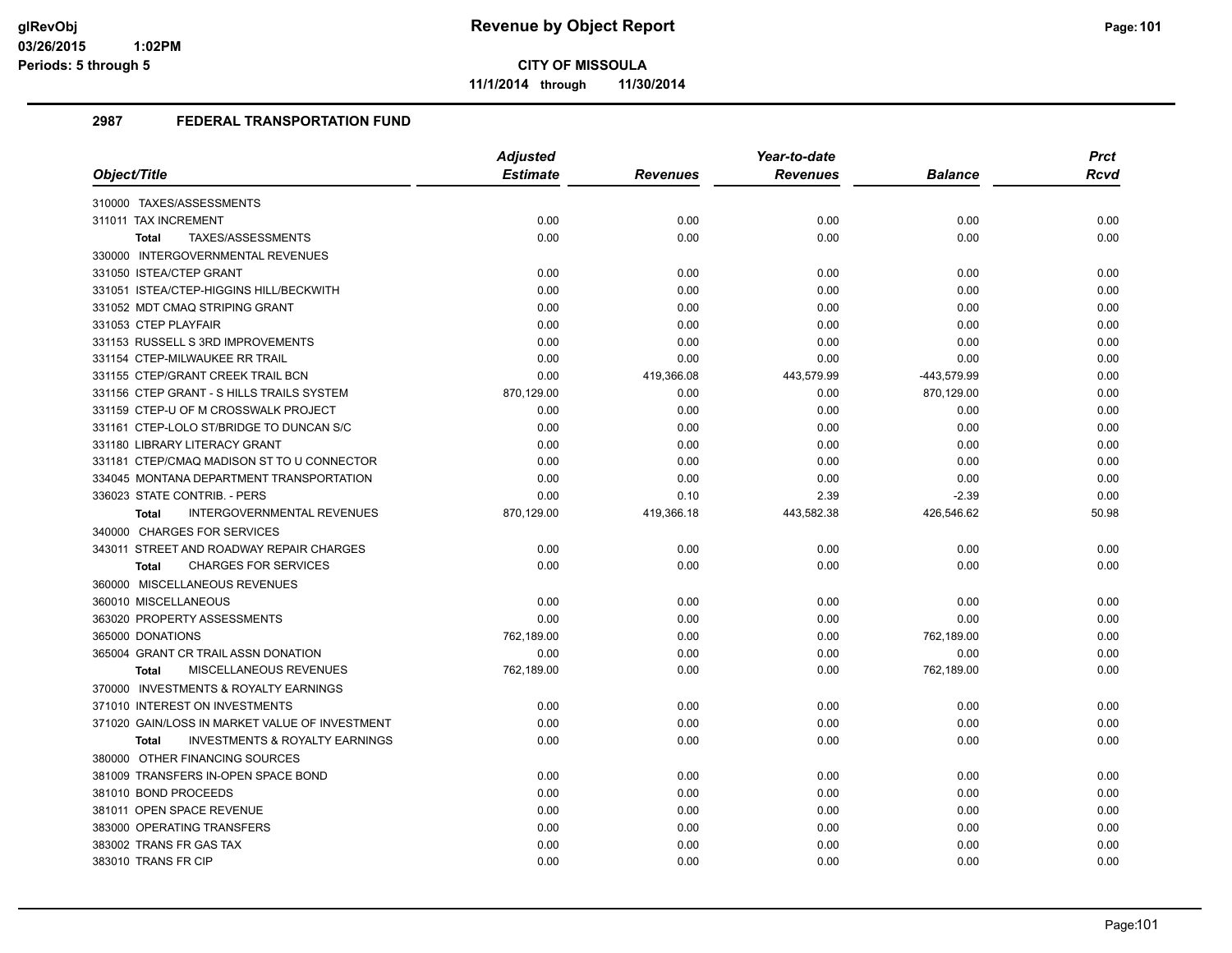# Revenue by Object Report

**CITY OF MISSOULA**

**11/1/2014 through 11/30/2014**

glRevObj
03/26/2015 1:02PM
Periods: 5 through 5

## 2987 FEDERAL TRANSPORTATION FUND

| Object/Title | Adjusted Estimate | Revenues | Year-to-date Revenues | Balance | Prct Rcvd |
|---|---|---|---|---|---|
| 310000 TAXES/ASSESSMENTS | | | | | |
| 311011 TAX INCREMENT | 0.00 | 0.00 | 0.00 | 0.00 | 0.00 |
| **Total** TAXES/ASSESSMENTS | 0.00 | 0.00 | 0.00 | 0.00 | 0.00 |
| 330000 INTERGOVERNMENTAL REVENUES | | | | | |
| 331050 ISTEA/CTEP GRANT | 0.00 | 0.00 | 0.00 | 0.00 | 0.00 |
| 331051 ISTEA/CTEP-HIGGINS HILL/BECKWITH | 0.00 | 0.00 | 0.00 | 0.00 | 0.00 |
| 331052 MDT CMAQ STRIPING GRANT | 0.00 | 0.00 | 0.00 | 0.00 | 0.00 |
| 331053 CTEP PLAYFAIR | 0.00 | 0.00 | 0.00 | 0.00 | 0.00 |
| 331153 RUSSELL S 3RD IMPROVEMENTS | 0.00 | 0.00 | 0.00 | 0.00 | 0.00 |
| 331154 CTEP-MILWAUKEE RR TRAIL | 0.00 | 0.00 | 0.00 | 0.00 | 0.00 |
| 331155 CTEP/GRANT CREEK TRAIL BCN | 0.00 | 419,366.08 | 443,579.99 | -443,579.99 | 0.00 |
| 331156 CTEP GRANT - S HILLS TRAILS SYSTEM | 870,129.00 | 0.00 | 0.00 | 870,129.00 | 0.00 |
| 331159 CTEP-U OF M CROSSWALK PROJECT | 0.00 | 0.00 | 0.00 | 0.00 | 0.00 |
| 331161 CTEP-LOLO ST/BRIDGE TO DUNCAN S/C | 0.00 | 0.00 | 0.00 | 0.00 | 0.00 |
| 331180 LIBRARY LITERACY GRANT | 0.00 | 0.00 | 0.00 | 0.00 | 0.00 |
| 331181 CTEP/CMAQ MADISON ST TO U CONNECTOR | 0.00 | 0.00 | 0.00 | 0.00 | 0.00 |
| 334045 MONTANA DEPARTMENT TRANSPORTATION | 0.00 | 0.00 | 0.00 | 0.00 | 0.00 |
| 336023 STATE CONTRIB. - PERS | 0.00 | 0.10 | 2.39 | -2.39 | 0.00 |
| **Total** INTERGOVERNMENTAL REVENUES | 870,129.00 | 419,366.18 | 443,582.38 | 426,546.62 | 50.98 |
| 340000 CHARGES FOR SERVICES | | | | | |
| 343011 STREET AND ROADWAY REPAIR CHARGES | 0.00 | 0.00 | 0.00 | 0.00 | 0.00 |
| **Total** CHARGES FOR SERVICES | 0.00 | 0.00 | 0.00 | 0.00 | 0.00 |
| 360000 MISCELLANEOUS REVENUES | | | | | |
| 360010 MISCELLANEOUS | 0.00 | 0.00 | 0.00 | 0.00 | 0.00 |
| 363020 PROPERTY ASSESSMENTS | 0.00 | 0.00 | 0.00 | 0.00 | 0.00 |
| 365000 DONATIONS | 762,189.00 | 0.00 | 0.00 | 762,189.00 | 0.00 |
| 365004 GRANT CR TRAIL ASSN DONATION | 0.00 | 0.00 | 0.00 | 0.00 | 0.00 |
| **Total** MISCELLANEOUS REVENUES | 762,189.00 | 0.00 | 0.00 | 762,189.00 | 0.00 |
| 370000 INVESTMENTS & ROYALTY EARNINGS | | | | | |
| 371010 INTEREST ON INVESTMENTS | 0.00 | 0.00 | 0.00 | 0.00 | 0.00 |
| 371020 GAIN/LOSS IN MARKET VALUE OF INVESTMENT | 0.00 | 0.00 | 0.00 | 0.00 | 0.00 |
| **Total** INVESTMENTS & ROYALTY EARNINGS | 0.00 | 0.00 | 0.00 | 0.00 | 0.00 |
| 380000 OTHER FINANCING SOURCES | | | | | |
| 381009 TRANSFERS IN-OPEN SPACE BOND | 0.00 | 0.00 | 0.00 | 0.00 | 0.00 |
| 381010 BOND PROCEEDS | 0.00 | 0.00 | 0.00 | 0.00 | 0.00 |
| 381011 OPEN SPACE REVENUE | 0.00 | 0.00 | 0.00 | 0.00 | 0.00 |
| 383000 OPERATING TRANSFERS | 0.00 | 0.00 | 0.00 | 0.00 | 0.00 |
| 383002 TRANS FR GAS TAX | 0.00 | 0.00 | 0.00 | 0.00 | 0.00 |
| 383010 TRANS FR CIP | 0.00 | 0.00 | 0.00 | 0.00 | 0.00 |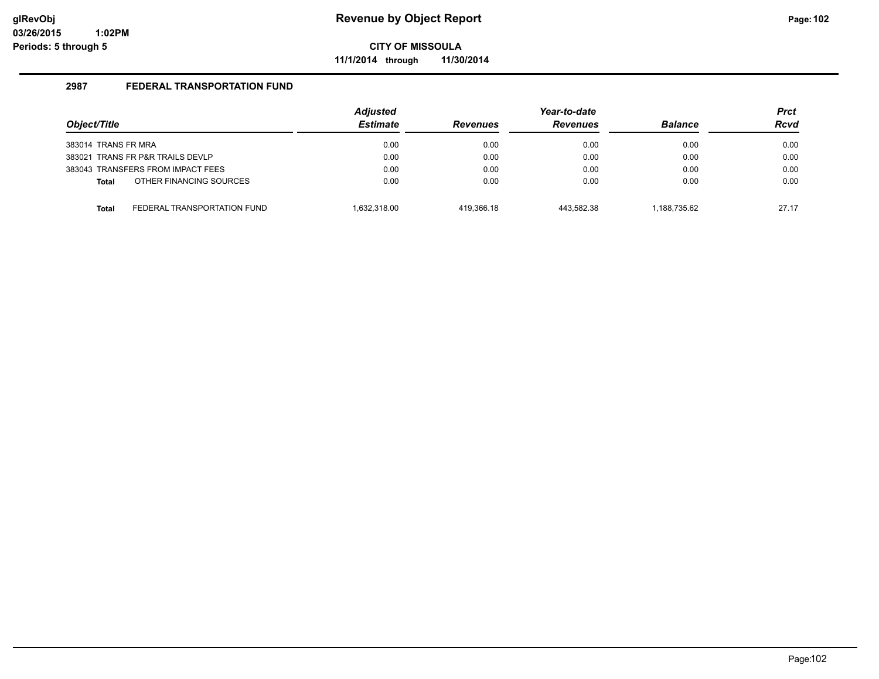# Revenue by Object Report

**CITY OF MISSOULA**

**11/1/2014 through 11/30/2014**

glRevObj
03/26/2015 1:02PM
Periods: 5 through 5

## 2987 FEDERAL TRANSPORTATION FUND

| Object/Title | Adjusted Estimate | Revenues | Year-to-date Revenues | Balance | Prct Rcvd |
|---|---|---|---|---|---|
| 383014 TRANS FR MRA | 0.00 | 0.00 | 0.00 | 0.00 | 0.00 |
| 383021 TRANS FR P&R TRAILS DEVLP | 0.00 | 0.00 | 0.00 | 0.00 | 0.00 |
| 383043 TRANSFERS FROM IMPACT FEES | 0.00 | 0.00 | 0.00 | 0.00 | 0.00 |
| **Total** OTHER FINANCING SOURCES | 0.00 | 0.00 | 0.00 | 0.00 | 0.00 |
| **Total** FEDERAL TRANSPORTATION FUND | 1,632,318.00 | 419,366.18 | 443,582.38 | 1,188,735.62 | 27.17 |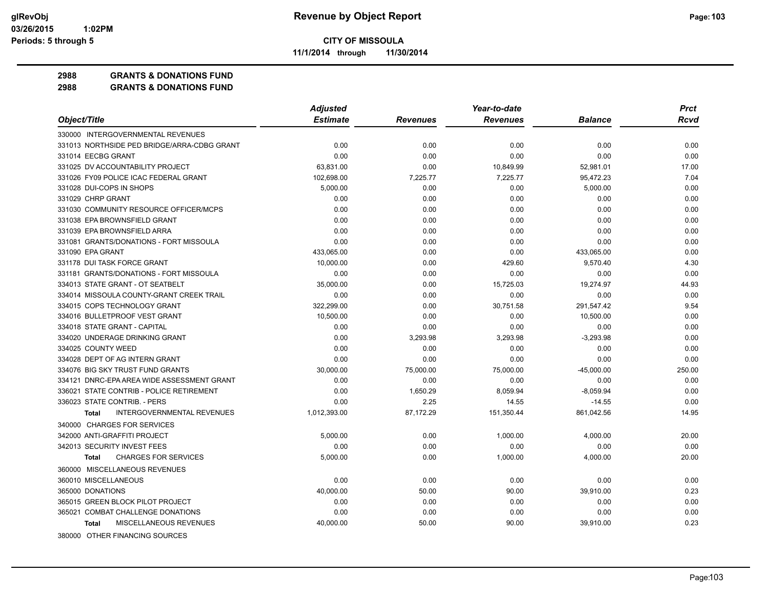**CITY OF MISSOULA**

**11/1/2014 through 11/30/2014**

**2988 GRANTS & DONATIONS FUND**

**2988 GRANTS & DONATIONS FUND**

| Object/Title | Adjusted Estimate | Revenues | Year-to-date Revenues | Balance | Prct Rcvd |
|---|---|---|---|---|---|
| 330000 INTERGOVERNMENTAL REVENUES | | | | | |
| 331013 NORTHSIDE PED BRIDGE/ARRA-CDBG GRANT | 0.00 | 0.00 | 0.00 | 0.00 | 0.00 |
| 331014 EECBG GRANT | 0.00 | 0.00 | 0.00 | 0.00 | 0.00 |
| 331025 DV ACCOUNTABILITY PROJECT | 63,831.00 | 0.00 | 10,849.99 | 52,981.01 | 17.00 |
| 331026 FY09 POLICE ICAC FEDERAL GRANT | 102,698.00 | 7,225.77 | 7,225.77 | 95,472.23 | 7.04 |
| 331028 DUI-COPS IN SHOPS | 5,000.00 | 0.00 | 0.00 | 5,000.00 | 0.00 |
| 331029 CHRP GRANT | 0.00 | 0.00 | 0.00 | 0.00 | 0.00 |
| 331030 COMMUNITY RESOURCE OFFICER/MCPS | 0.00 | 0.00 | 0.00 | 0.00 | 0.00 |
| 331038 EPA BROWNSFIELD GRANT | 0.00 | 0.00 | 0.00 | 0.00 | 0.00 |
| 331039 EPA BROWNSFIELD ARRA | 0.00 | 0.00 | 0.00 | 0.00 | 0.00 |
| 331081 GRANTS/DONATIONS - FORT MISSOULA | 0.00 | 0.00 | 0.00 | 0.00 | 0.00 |
| 331090 EPA GRANT | 433,065.00 | 0.00 | 0.00 | 433,065.00 | 0.00 |
| 331178 DUI TASK FORCE GRANT | 10,000.00 | 0.00 | 429.60 | 9,570.40 | 4.30 |
| 331181 GRANTS/DONATIONS - FORT MISSOULA | 0.00 | 0.00 | 0.00 | 0.00 | 0.00 |
| 334013 STATE GRANT - OT SEATBELT | 35,000.00 | 0.00 | 15,725.03 | 19,274.97 | 44.93 |
| 334014 MISSOULA COUNTY-GRANT CREEK TRAIL | 0.00 | 0.00 | 0.00 | 0.00 | 0.00 |
| 334015 COPS TECHNOLOGY GRANT | 322,299.00 | 0.00 | 30,751.58 | 291,547.42 | 9.54 |
| 334016 BULLETPROOF VEST GRANT | 10,500.00 | 0.00 | 0.00 | 10,500.00 | 0.00 |
| 334018 STATE GRANT - CAPITAL | 0.00 | 0.00 | 0.00 | 0.00 | 0.00 |
| 334020 UNDERAGE DRINKING GRANT | 0.00 | 3,293.98 | 3,293.98 | -3,293.98 | 0.00 |
| 334025 COUNTY WEED | 0.00 | 0.00 | 0.00 | 0.00 | 0.00 |
| 334028 DEPT OF AG INTERN GRANT | 0.00 | 0.00 | 0.00 | 0.00 | 0.00 |
| 334076 BIG SKY TRUST FUND GRANTS | 30,000.00 | 75,000.00 | 75,000.00 | -45,000.00 | 250.00 |
| 334121 DNRC-EPA AREA WIDE ASSESSMENT GRANT | 0.00 | 0.00 | 0.00 | 0.00 | 0.00 |
| 336021 STATE CONTRIB - POLICE RETIREMENT | 0.00 | 1,650.29 | 8,059.94 | -8,059.94 | 0.00 |
| 336023 STATE CONTRIB. - PERS | 0.00 | 2.25 | 14.55 | -14.55 | 0.00 |
| **Total** INTERGOVERNMENTAL REVENUES | 1,012,393.00 | 87,172.29 | 151,350.44 | 861,042.56 | 14.95 |
| 340000 CHARGES FOR SERVICES | | | | | |
| 342000 ANTI-GRAFFITI PROJECT | 5,000.00 | 0.00 | 1,000.00 | 4,000.00 | 20.00 |
| 342013 SECURITY INVEST FEES | 0.00 | 0.00 | 0.00 | 0.00 | 0.00 |
| **Total** CHARGES FOR SERVICES | 5,000.00 | 0.00 | 1,000.00 | 4,000.00 | 20.00 |
| 360000 MISCELLANEOUS REVENUES | | | | | |
| 360010 MISCELLANEOUS | 0.00 | 0.00 | 0.00 | 0.00 | 0.00 |
| 365000 DONATIONS | 40,000.00 | 50.00 | 90.00 | 39,910.00 | 0.23 |
| 365015 GREEN BLOCK PILOT PROJECT | 0.00 | 0.00 | 0.00 | 0.00 | 0.00 |
| 365021 COMBAT CHALLENGE DONATIONS | 0.00 | 0.00 | 0.00 | 0.00 | 0.00 |
| **Total** MISCELLANEOUS REVENUES | 40,000.00 | 50.00 | 90.00 | 39,910.00 | 0.23 |
| 380000 OTHER FINANCING SOURCES | | | | | |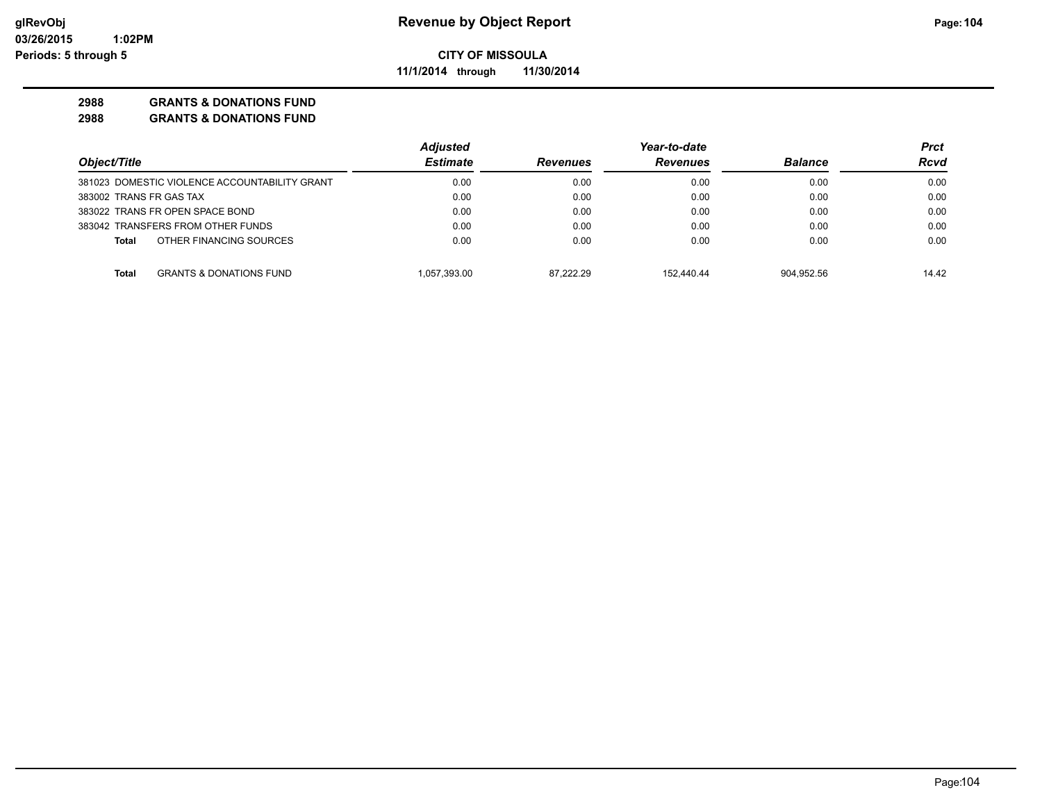**Revenue by Object Report**

**CITY OF MISSOULA**

**11/1/2014 through 11/30/2014**

glRevObj
03/26/2015 1:02PM
Periods: 5 through 5

## 2988 GRANTS & DONATIONS FUND
## 2988 GRANTS & DONATIONS FUND

| Object/Title | Adjusted Estimate | Revenues | Year-to-date Revenues | Balance | Prct Rcvd |
|---|---|---|---|---|---|
| 381023 DOMESTIC VIOLENCE ACCOUNTABILITY GRANT | 0.00 | 0.00 | 0.00 | 0.00 | 0.00 |
| 383002 TRANS FR GAS TAX | 0.00 | 0.00 | 0.00 | 0.00 | 0.00 |
| 383022 TRANS FR OPEN SPACE BOND | 0.00 | 0.00 | 0.00 | 0.00 | 0.00 |
| 383042 TRANSFERS FROM OTHER FUNDS | 0.00 | 0.00 | 0.00 | 0.00 | 0.00 |
| **Total** OTHER FINANCING SOURCES | 0.00 | 0.00 | 0.00 | 0.00 | 0.00 |
| **Total** GRANTS & DONATIONS FUND | 1,057,393.00 | 87,222.29 | 152,440.44 | 904,952.56 | 14.42 |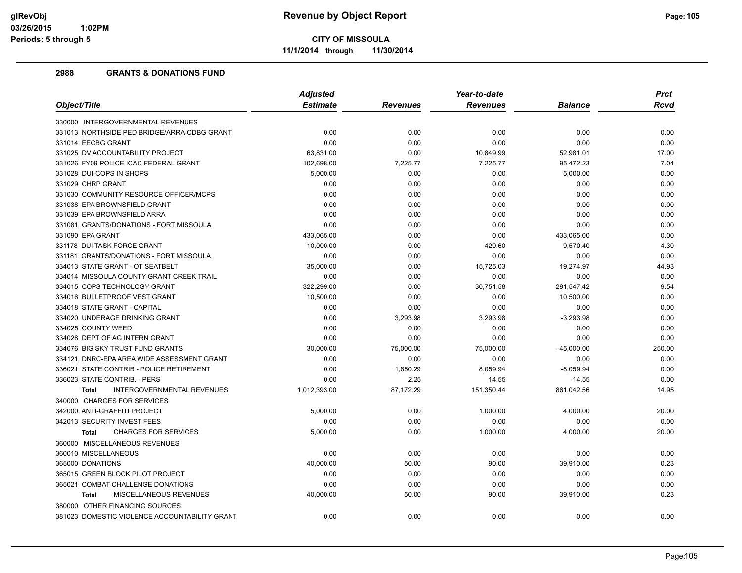# Revenue by Object Report

**CITY OF MISSOULA**

**11/1/2014 through 11/30/2014**

glRevObj
03/26/2015 1:02PM
Periods: 5 through 5

## 2988 GRANTS & DONATIONS FUND

| Object/Title | Adjusted Estimate | Revenues | Year-to-date Revenues | Balance | Prct Rcvd |
|---|---|---|---|---|---|
| 330000 INTERGOVERNMENTAL REVENUES | | | | | |
| 331013 NORTHSIDE PED BRIDGE/ARRA-CDBG GRANT | 0.00 | 0.00 | 0.00 | 0.00 | 0.00 |
| 331014 EECBG GRANT | 0.00 | 0.00 | 0.00 | 0.00 | 0.00 |
| 331025 DV ACCOUNTABILITY PROJECT | 63,831.00 | 0.00 | 10,849.99 | 52,981.01 | 17.00 |
| 331026 FY09 POLICE ICAC FEDERAL GRANT | 102,698.00 | 7,225.77 | 7,225.77 | 95,472.23 | 7.04 |
| 331028 DUI-COPS IN SHOPS | 5,000.00 | 0.00 | 0.00 | 5,000.00 | 0.00 |
| 331029 CHRP GRANT | 0.00 | 0.00 | 0.00 | 0.00 | 0.00 |
| 331030 COMMUNITY RESOURCE OFFICER/MCPS | 0.00 | 0.00 | 0.00 | 0.00 | 0.00 |
| 331038 EPA BROWNSFIELD GRANT | 0.00 | 0.00 | 0.00 | 0.00 | 0.00 |
| 331039 EPA BROWNSFIELD ARRA | 0.00 | 0.00 | 0.00 | 0.00 | 0.00 |
| 331081 GRANTS/DONATIONS - FORT MISSOULA | 0.00 | 0.00 | 0.00 | 0.00 | 0.00 |
| 331090 EPA GRANT | 433,065.00 | 0.00 | 0.00 | 433,065.00 | 0.00 |
| 331178 DUI TASK FORCE GRANT | 10,000.00 | 0.00 | 429.60 | 9,570.40 | 4.30 |
| 331181 GRANTS/DONATIONS - FORT MISSOULA | 0.00 | 0.00 | 0.00 | 0.00 | 0.00 |
| 334013 STATE GRANT - OT SEATBELT | 35,000.00 | 0.00 | 15,725.03 | 19,274.97 | 44.93 |
| 334014 MISSOULA COUNTY-GRANT CREEK TRAIL | 0.00 | 0.00 | 0.00 | 0.00 | 0.00 |
| 334015 COPS TECHNOLOGY GRANT | 322,299.00 | 0.00 | 30,751.58 | 291,547.42 | 9.54 |
| 334016 BULLETPROOF VEST GRANT | 10,500.00 | 0.00 | 0.00 | 10,500.00 | 0.00 |
| 334018 STATE GRANT - CAPITAL | 0.00 | 0.00 | 0.00 | 0.00 | 0.00 |
| 334020 UNDERAGE DRINKING GRANT | 0.00 | 3,293.98 | 3,293.98 | -3,293.98 | 0.00 |
| 334025 COUNTY WEED | 0.00 | 0.00 | 0.00 | 0.00 | 0.00 |
| 334028 DEPT OF AG INTERN GRANT | 0.00 | 0.00 | 0.00 | 0.00 | 0.00 |
| 334076 BIG SKY TRUST FUND GRANTS | 30,000.00 | 75,000.00 | 75,000.00 | -45,000.00 | 250.00 |
| 334121 DNRC-EPA AREA WIDE ASSESSMENT GRANT | 0.00 | 0.00 | 0.00 | 0.00 | 0.00 |
| 336021 STATE CONTRIB - POLICE RETIREMENT | 0.00 | 1,650.29 | 8,059.94 | -8,059.94 | 0.00 |
| 336023 STATE CONTRIB. - PERS | 0.00 | 2.25 | 14.55 | -14.55 | 0.00 |
| **Total** INTERGOVERNMENTAL REVENUES | 1,012,393.00 | 87,172.29 | 151,350.44 | 861,042.56 | 14.95 |
| 340000 CHARGES FOR SERVICES | | | | | |
| 342000 ANTI-GRAFFITI PROJECT | 5,000.00 | 0.00 | 1,000.00 | 4,000.00 | 20.00 |
| 342013 SECURITY INVEST FEES | 0.00 | 0.00 | 0.00 | 0.00 | 0.00 |
| **Total** CHARGES FOR SERVICES | 5,000.00 | 0.00 | 1,000.00 | 4,000.00 | 20.00 |
| 360000 MISCELLANEOUS REVENUES | | | | | |
| 360010 MISCELLANEOUS | 0.00 | 0.00 | 0.00 | 0.00 | 0.00 |
| 365000 DONATIONS | 40,000.00 | 50.00 | 90.00 | 39,910.00 | 0.23 |
| 365015 GREEN BLOCK PILOT PROJECT | 0.00 | 0.00 | 0.00 | 0.00 | 0.00 |
| 365021 COMBAT CHALLENGE DONATIONS | 0.00 | 0.00 | 0.00 | 0.00 | 0.00 |
| **Total** MISCELLANEOUS REVENUES | 40,000.00 | 50.00 | 90.00 | 39,910.00 | 0.23 |
| 380000 OTHER FINANCING SOURCES | | | | | |
| 381023 DOMESTIC VIOLENCE ACCOUNTABILITY GRANT | 0.00 | 0.00 | 0.00 | 0.00 | 0.00 |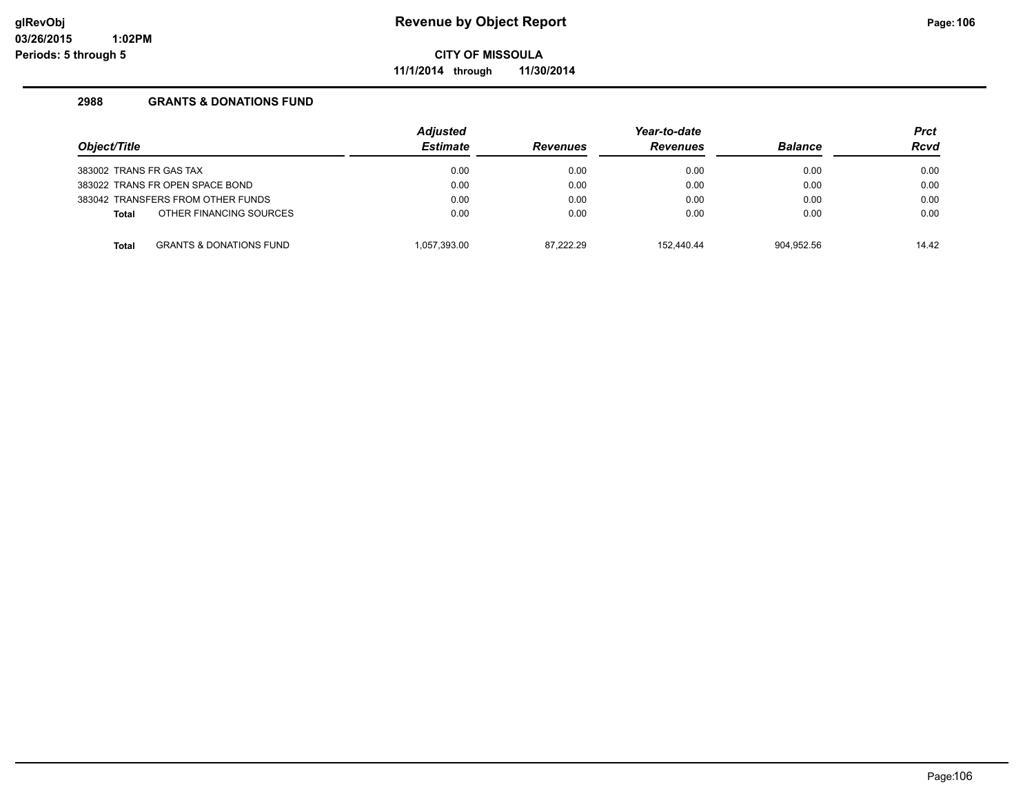**Revenue by Object Report**

**CITY OF MISSOULA**

**11/1/2014 through 11/30/2014**

glRevObj
03/26/2015 1:02PM
Periods: 5 through 5

### 2988 GRANTS & DONATIONS FUND

| Object/Title | Adjusted Estimate | Revenues | Year-to-date Revenues | Balance | Prct Rcvd |
|---|---|---|---|---|---|
| 383002 TRANS FR GAS TAX | 0.00 | 0.00 | 0.00 | 0.00 | 0.00 |
| 383022 TRANS FR OPEN SPACE BOND | 0.00 | 0.00 | 0.00 | 0.00 | 0.00 |
| 383042 TRANSFERS FROM OTHER FUNDS | 0.00 | 0.00 | 0.00 | 0.00 | 0.00 |
| **Total** OTHER FINANCING SOURCES | 0.00 | 0.00 | 0.00 | 0.00 | 0.00 |
| **Total** GRANTS & DONATIONS FUND | 1,057,393.00 | 87,222.29 | 152,440.44 | 904,952.56 | 14.42 |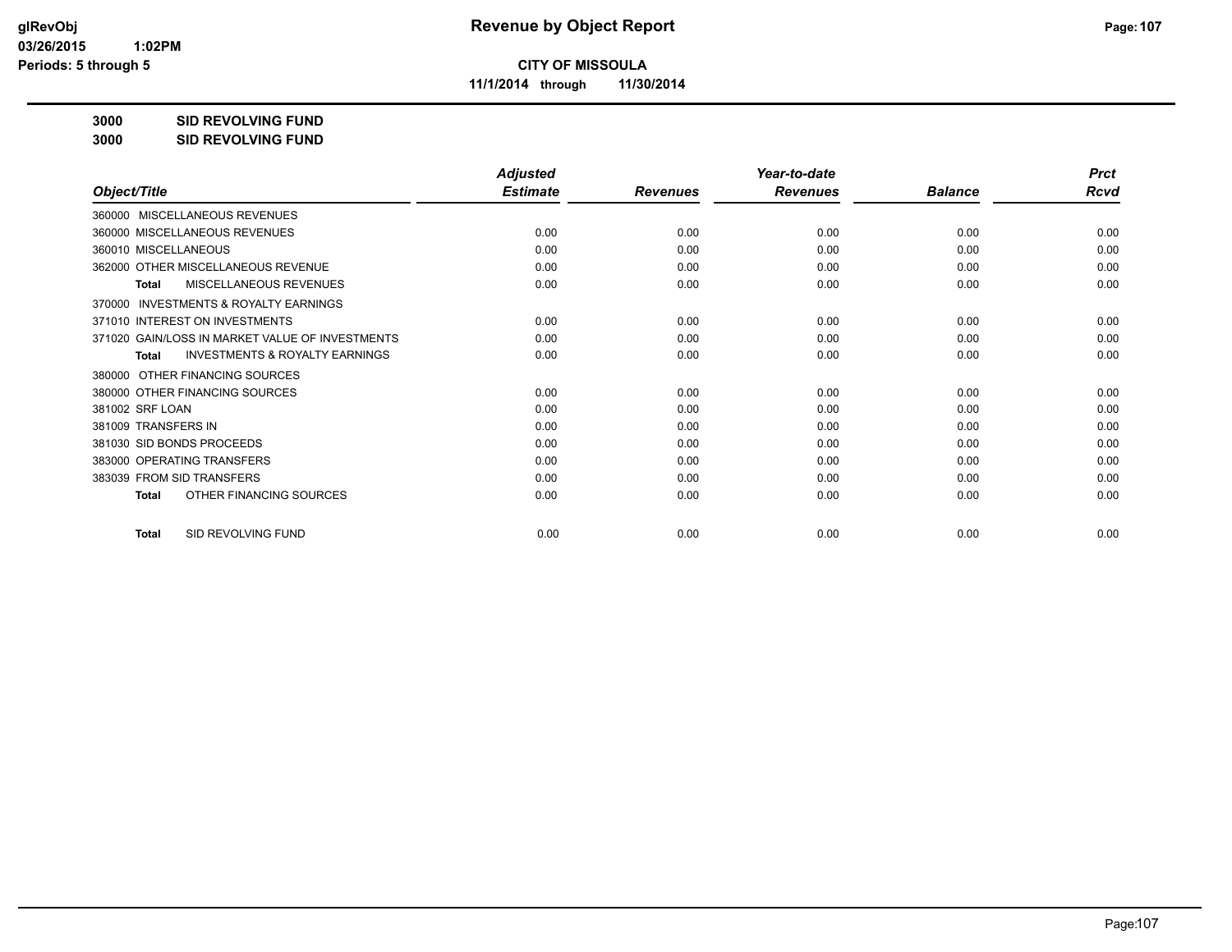**CITY OF MISSOULA**

**11/1/2014 through 11/30/2014**

**3000 SID REVOLVING FUND**

**3000 SID REVOLVING FUND**

| Object/Title | Adjusted Estimate | Revenues | Year-to-date Revenues | Balance | Prct Rcvd |
|---|---|---|---|---|---|
| 360000 MISCELLANEOUS REVENUES | | | | | |
| 360000 MISCELLANEOUS REVENUES | 0.00 | 0.00 | 0.00 | 0.00 | 0.00 |
| 360010 MISCELLANEOUS | 0.00 | 0.00 | 0.00 | 0.00 | 0.00 |
| 362000 OTHER MISCELLANEOUS REVENUE | 0.00 | 0.00 | 0.00 | 0.00 | 0.00 |
| **Total** MISCELLANEOUS REVENUES | 0.00 | 0.00 | 0.00 | 0.00 | 0.00 |
| 370000 INVESTMENTS & ROYALTY EARNINGS | | | | | |
| 371010 INTEREST ON INVESTMENTS | 0.00 | 0.00 | 0.00 | 0.00 | 0.00 |
| 371020 GAIN/LOSS IN MARKET VALUE OF INVESTMENTS | 0.00 | 0.00 | 0.00 | 0.00 | 0.00 |
| **Total** INVESTMENTS & ROYALTY EARNINGS | 0.00 | 0.00 | 0.00 | 0.00 | 0.00 |
| 380000 OTHER FINANCING SOURCES | | | | | |
| 380000 OTHER FINANCING SOURCES | 0.00 | 0.00 | 0.00 | 0.00 | 0.00 |
| 381002 SRF LOAN | 0.00 | 0.00 | 0.00 | 0.00 | 0.00 |
| 381009 TRANSFERS IN | 0.00 | 0.00 | 0.00 | 0.00 | 0.00 |
| 381030 SID BONDS PROCEEDS | 0.00 | 0.00 | 0.00 | 0.00 | 0.00 |
| 383000 OPERATING TRANSFERS | 0.00 | 0.00 | 0.00 | 0.00 | 0.00 |
| 383039 FROM SID TRANSFERS | 0.00 | 0.00 | 0.00 | 0.00 | 0.00 |
| **Total** OTHER FINANCING SOURCES | 0.00 | 0.00 | 0.00 | 0.00 | 0.00 |
| **Total** SID REVOLVING FUND | 0.00 | 0.00 | 0.00 | 0.00 | 0.00 |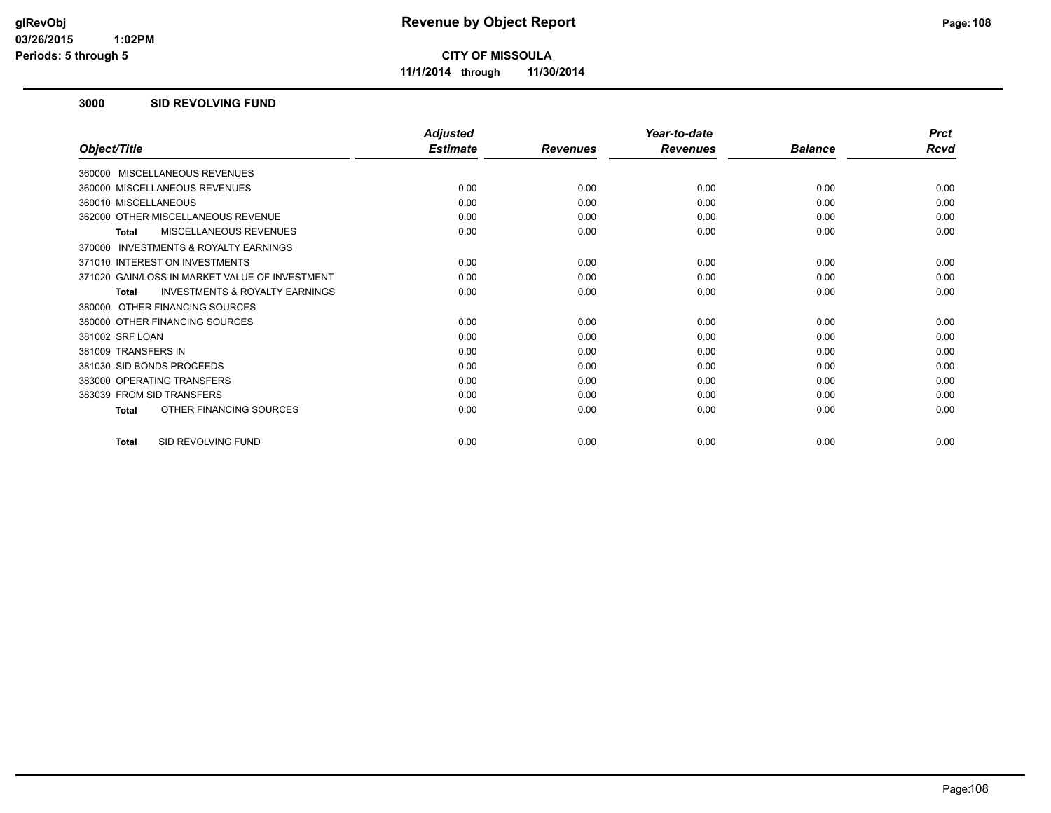# Revenue by Object Report

**CITY OF MISSOULA**

**11/1/2014 through 11/30/2014**

glRevObj
03/26/2015 1:02PM
Periods: 5 through 5

## 3000 SID REVOLVING FUND

| Object/Title | Adjusted Estimate | Revenues | Year-to-date Revenues | Balance | Prct Rcvd |
|---|---|---|---|---|---|
| 360000 MISCELLANEOUS REVENUES | | | | | |
| 360000 MISCELLANEOUS REVENUES | 0.00 | 0.00 | 0.00 | 0.00 | 0.00 |
| 360010 MISCELLANEOUS | 0.00 | 0.00 | 0.00 | 0.00 | 0.00 |
| 362000 OTHER MISCELLANEOUS REVENUE | 0.00 | 0.00 | 0.00 | 0.00 | 0.00 |
| **Total** MISCELLANEOUS REVENUES | 0.00 | 0.00 | 0.00 | 0.00 | 0.00 |
| 370000 INVESTMENTS & ROYALTY EARNINGS | | | | | |
| 371010 INTEREST ON INVESTMENTS | 0.00 | 0.00 | 0.00 | 0.00 | 0.00 |
| 371020 GAIN/LOSS IN MARKET VALUE OF INVESTMENT | 0.00 | 0.00 | 0.00 | 0.00 | 0.00 |
| **Total** INVESTMENTS & ROYALTY EARNINGS | 0.00 | 0.00 | 0.00 | 0.00 | 0.00 |
| 380000 OTHER FINANCING SOURCES | | | | | |
| 380000 OTHER FINANCING SOURCES | 0.00 | 0.00 | 0.00 | 0.00 | 0.00 |
| 381002 SRF LOAN | 0.00 | 0.00 | 0.00 | 0.00 | 0.00 |
| 381009 TRANSFERS IN | 0.00 | 0.00 | 0.00 | 0.00 | 0.00 |
| 381030 SID BONDS PROCEEDS | 0.00 | 0.00 | 0.00 | 0.00 | 0.00 |
| 383000 OPERATING TRANSFERS | 0.00 | 0.00 | 0.00 | 0.00 | 0.00 |
| 383039 FROM SID TRANSFERS | 0.00 | 0.00 | 0.00 | 0.00 | 0.00 |
| **Total** OTHER FINANCING SOURCES | 0.00 | 0.00 | 0.00 | 0.00 | 0.00 |
| **Total** SID REVOLVING FUND | 0.00 | 0.00 | 0.00 | 0.00 | 0.00 |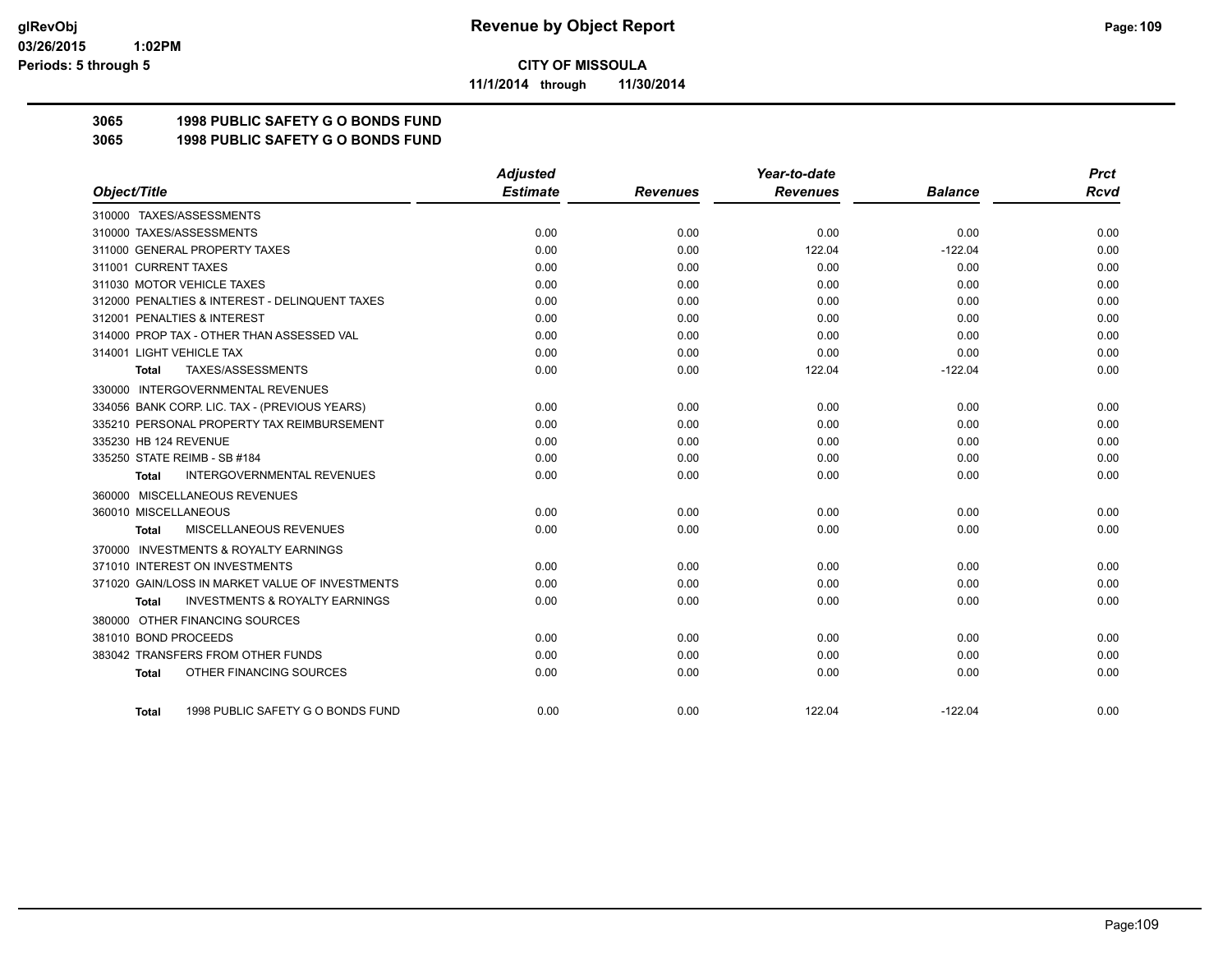# Revenue by Object Report

**CITY OF MISSOULA**

**11/1/2014 through 11/30/2014**

glRevObj
03/26/2015 1:02PM
Periods: 5 through 5

## 3065 1998 PUBLIC SAFETY G O BONDS FUND
## 3065 1998 PUBLIC SAFETY G O BONDS FUND

| Object/Title | Adjusted Estimate | Revenues | Year-to-date Revenues | Balance | Prct Rcvd |
|---|---|---|---|---|---|
| 310000 TAXES/ASSESSMENTS | | | | | |
| 310000 TAXES/ASSESSMENTS | 0.00 | 0.00 | 0.00 | 0.00 | 0.00 |
| 311000 GENERAL PROPERTY TAXES | 0.00 | 0.00 | 122.04 | -122.04 | 0.00 |
| 311001 CURRENT TAXES | 0.00 | 0.00 | 0.00 | 0.00 | 0.00 |
| 311030 MOTOR VEHICLE TAXES | 0.00 | 0.00 | 0.00 | 0.00 | 0.00 |
| 312000 PENALTIES & INTEREST - DELINQUENT TAXES | 0.00 | 0.00 | 0.00 | 0.00 | 0.00 |
| 312001 PENALTIES & INTEREST | 0.00 | 0.00 | 0.00 | 0.00 | 0.00 |
| 314000 PROP TAX - OTHER THAN ASSESSED VAL | 0.00 | 0.00 | 0.00 | 0.00 | 0.00 |
| 314001 LIGHT VEHICLE TAX | 0.00 | 0.00 | 0.00 | 0.00 | 0.00 |
| **Total** TAXES/ASSESSMENTS | 0.00 | 0.00 | 122.04 | -122.04 | 0.00 |
| 330000 INTERGOVERNMENTAL REVENUES | | | | | |
| 334056 BANK CORP. LIC. TAX - (PREVIOUS YEARS) | 0.00 | 0.00 | 0.00 | 0.00 | 0.00 |
| 335210 PERSONAL PROPERTY TAX REIMBURSEMENT | 0.00 | 0.00 | 0.00 | 0.00 | 0.00 |
| 335230 HB 124 REVENUE | 0.00 | 0.00 | 0.00 | 0.00 | 0.00 |
| 335250 STATE REIMB - SB #184 | 0.00 | 0.00 | 0.00 | 0.00 | 0.00 |
| **Total** INTERGOVERNMENTAL REVENUES | 0.00 | 0.00 | 0.00 | 0.00 | 0.00 |
| 360000 MISCELLANEOUS REVENUES | | | | | |
| 360010 MISCELLANEOUS | 0.00 | 0.00 | 0.00 | 0.00 | 0.00 |
| **Total** MISCELLANEOUS REVENUES | 0.00 | 0.00 | 0.00 | 0.00 | 0.00 |
| 370000 INVESTMENTS & ROYALTY EARNINGS | | | | | |
| 371010 INTEREST ON INVESTMENTS | 0.00 | 0.00 | 0.00 | 0.00 | 0.00 |
| 371020 GAIN/LOSS IN MARKET VALUE OF INVESTMENTS | 0.00 | 0.00 | 0.00 | 0.00 | 0.00 |
| **Total** INVESTMENTS & ROYALTY EARNINGS | 0.00 | 0.00 | 0.00 | 0.00 | 0.00 |
| 380000 OTHER FINANCING SOURCES | | | | | |
| 381010 BOND PROCEEDS | 0.00 | 0.00 | 0.00 | 0.00 | 0.00 |
| 383042 TRANSFERS FROM OTHER FUNDS | 0.00 | 0.00 | 0.00 | 0.00 | 0.00 |
| **Total** OTHER FINANCING SOURCES | 0.00 | 0.00 | 0.00 | 0.00 | 0.00 |
| **Total** 1998 PUBLIC SAFETY G O BONDS FUND | 0.00 | 0.00 | 122.04 | -122.04 | 0.00 |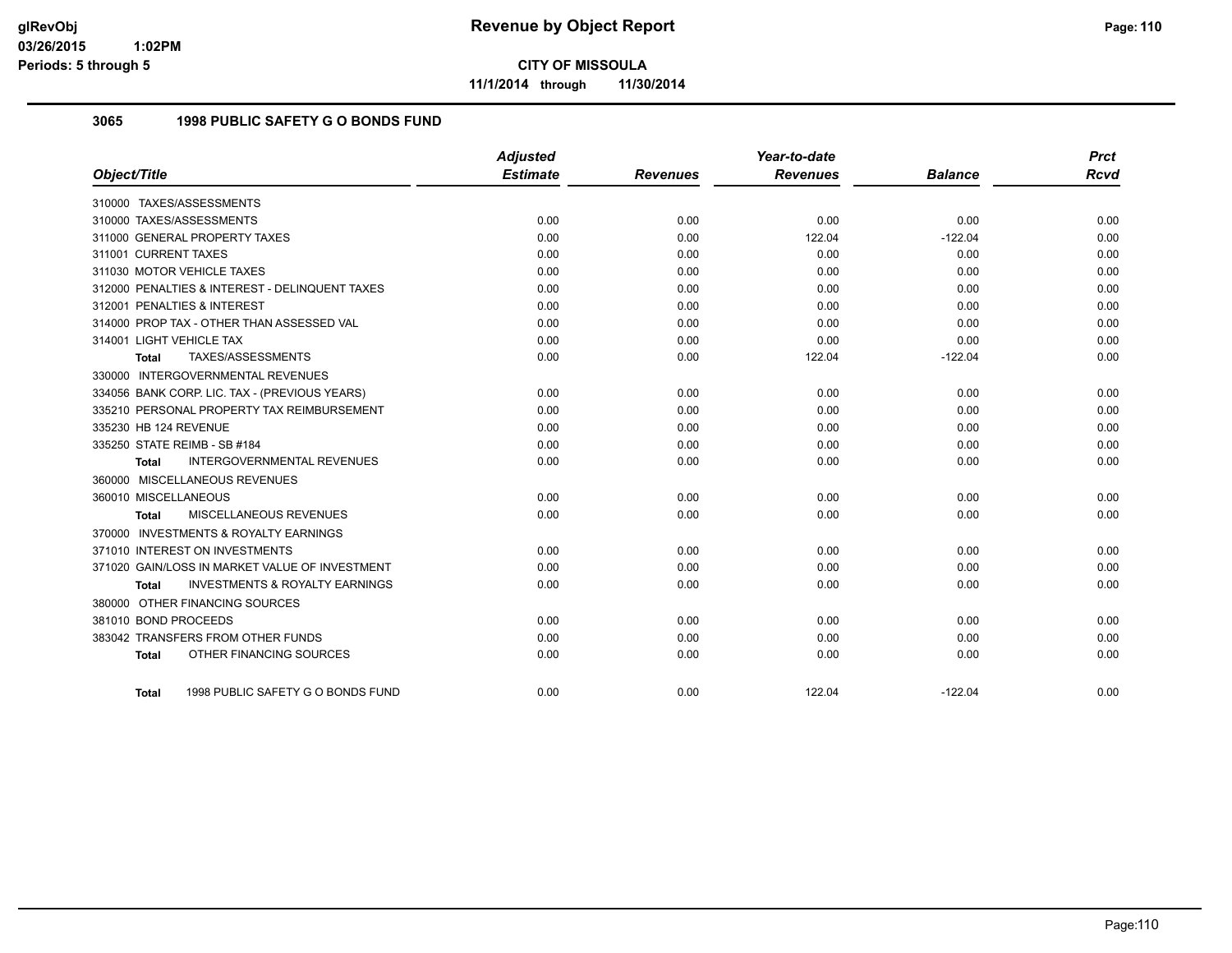# Revenue by Object Report

**CITY OF MISSOULA**

**11/1/2014 through 11/30/2014**

glRevObj
03/26/2015 1:02PM
Periods: 5 through 5

### 3065 1998 PUBLIC SAFETY G O BONDS FUND

| Object/Title | Adjusted Estimate | Revenues | Year-to-date Revenues | Balance | Prct Rcvd |
|---|---|---|---|---|---|
| 310000 TAXES/ASSESSMENTS | | | | | |
| 310000 TAXES/ASSESSMENTS | 0.00 | 0.00 | 0.00 | 0.00 | 0.00 |
| 311000 GENERAL PROPERTY TAXES | 0.00 | 0.00 | 122.04 | -122.04 | 0.00 |
| 311001 CURRENT TAXES | 0.00 | 0.00 | 0.00 | 0.00 | 0.00 |
| 311030 MOTOR VEHICLE TAXES | 0.00 | 0.00 | 0.00 | 0.00 | 0.00 |
| 312000 PENALTIES & INTEREST - DELINQUENT TAXES | 0.00 | 0.00 | 0.00 | 0.00 | 0.00 |
| 312001 PENALTIES & INTEREST | 0.00 | 0.00 | 0.00 | 0.00 | 0.00 |
| 314000 PROP TAX - OTHER THAN ASSESSED VAL | 0.00 | 0.00 | 0.00 | 0.00 | 0.00 |
| 314001 LIGHT VEHICLE TAX | 0.00 | 0.00 | 0.00 | 0.00 | 0.00 |
| **Total** TAXES/ASSESSMENTS | 0.00 | 0.00 | 122.04 | -122.04 | 0.00 |
| 330000 INTERGOVERNMENTAL REVENUES | | | | | |
| 334056 BANK CORP. LIC. TAX - (PREVIOUS YEARS) | 0.00 | 0.00 | 0.00 | 0.00 | 0.00 |
| 335210 PERSONAL PROPERTY TAX REIMBURSEMENT | 0.00 | 0.00 | 0.00 | 0.00 | 0.00 |
| 335230 HB 124 REVENUE | 0.00 | 0.00 | 0.00 | 0.00 | 0.00 |
| 335250 STATE REIMB - SB #184 | 0.00 | 0.00 | 0.00 | 0.00 | 0.00 |
| **Total** INTERGOVERNMENTAL REVENUES | 0.00 | 0.00 | 0.00 | 0.00 | 0.00 |
| 360000 MISCELLANEOUS REVENUES | | | | | |
| 360010 MISCELLANEOUS | 0.00 | 0.00 | 0.00 | 0.00 | 0.00 |
| **Total** MISCELLANEOUS REVENUES | 0.00 | 0.00 | 0.00 | 0.00 | 0.00 |
| 370000 INVESTMENTS & ROYALTY EARNINGS | | | | | |
| 371010 INTEREST ON INVESTMENTS | 0.00 | 0.00 | 0.00 | 0.00 | 0.00 |
| 371020 GAIN/LOSS IN MARKET VALUE OF INVESTMENT | 0.00 | 0.00 | 0.00 | 0.00 | 0.00 |
| **Total** INVESTMENTS & ROYALTY EARNINGS | 0.00 | 0.00 | 0.00 | 0.00 | 0.00 |
| 380000 OTHER FINANCING SOURCES | | | | | |
| 381010 BOND PROCEEDS | 0.00 | 0.00 | 0.00 | 0.00 | 0.00 |
| 383042 TRANSFERS FROM OTHER FUNDS | 0.00 | 0.00 | 0.00 | 0.00 | 0.00 |
| **Total** OTHER FINANCING SOURCES | 0.00 | 0.00 | 0.00 | 0.00 | 0.00 |
| **Total** 1998 PUBLIC SAFETY G O BONDS FUND | 0.00 | 0.00 | 122.04 | -122.04 | 0.00 |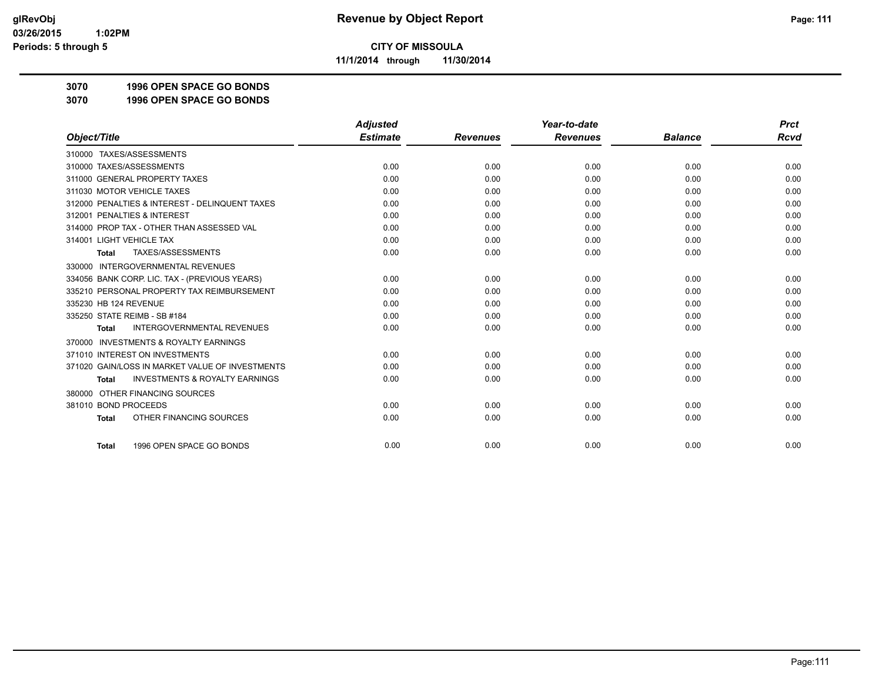# Revenue by Object Report

glRevObj
03/26/2015 1:02PM
Periods: 5 through 5

**CITY OF MISSOULA**
11/1/2014 through 11/30/2014

**3070 1996 OPEN SPACE GO BONDS**
**3070 1996 OPEN SPACE GO BONDS**

| Object/Title | Adjusted Estimate | Revenues | Year-to-date Revenues | Balance | Prct Rcvd |
|---|---|---|---|---|---|
| 310000 TAXES/ASSESSMENTS | | | | | |
| 310000 TAXES/ASSESSMENTS | 0.00 | 0.00 | 0.00 | 0.00 | 0.00 |
| 311000 GENERAL PROPERTY TAXES | 0.00 | 0.00 | 0.00 | 0.00 | 0.00 |
| 311030 MOTOR VEHICLE TAXES | 0.00 | 0.00 | 0.00 | 0.00 | 0.00 |
| 312000 PENALTIES & INTEREST - DELINQUENT TAXES | 0.00 | 0.00 | 0.00 | 0.00 | 0.00 |
| 312001 PENALTIES & INTEREST | 0.00 | 0.00 | 0.00 | 0.00 | 0.00 |
| 314000 PROP TAX - OTHER THAN ASSESSED VAL | 0.00 | 0.00 | 0.00 | 0.00 | 0.00 |
| 314001 LIGHT VEHICLE TAX | 0.00 | 0.00 | 0.00 | 0.00 | 0.00 |
| **Total** TAXES/ASSESSMENTS | 0.00 | 0.00 | 0.00 | 0.00 | 0.00 |
| 330000 INTERGOVERNMENTAL REVENUES | | | | | |
| 334056 BANK CORP. LIC. TAX - (PREVIOUS YEARS) | 0.00 | 0.00 | 0.00 | 0.00 | 0.00 |
| 335210 PERSONAL PROPERTY TAX REIMBURSEMENT | 0.00 | 0.00 | 0.00 | 0.00 | 0.00 |
| 335230 HB 124 REVENUE | 0.00 | 0.00 | 0.00 | 0.00 | 0.00 |
| 335250 STATE REIMB - SB #184 | 0.00 | 0.00 | 0.00 | 0.00 | 0.00 |
| **Total** INTERGOVERNMENTAL REVENUES | 0.00 | 0.00 | 0.00 | 0.00 | 0.00 |
| 370000 INVESTMENTS & ROYALTY EARNINGS | | | | | |
| 371010 INTEREST ON INVESTMENTS | 0.00 | 0.00 | 0.00 | 0.00 | 0.00 |
| 371020 GAIN/LOSS IN MARKET VALUE OF INVESTMENTS | 0.00 | 0.00 | 0.00 | 0.00 | 0.00 |
| **Total** INVESTMENTS & ROYALTY EARNINGS | 0.00 | 0.00 | 0.00 | 0.00 | 0.00 |
| 380000 OTHER FINANCING SOURCES | | | | | |
| 381010 BOND PROCEEDS | 0.00 | 0.00 | 0.00 | 0.00 | 0.00 |
| **Total** OTHER FINANCING SOURCES | 0.00 | 0.00 | 0.00 | 0.00 | 0.00 |
| **Total** 1996 OPEN SPACE GO BONDS | 0.00 | 0.00 | 0.00 | 0.00 | 0.00 |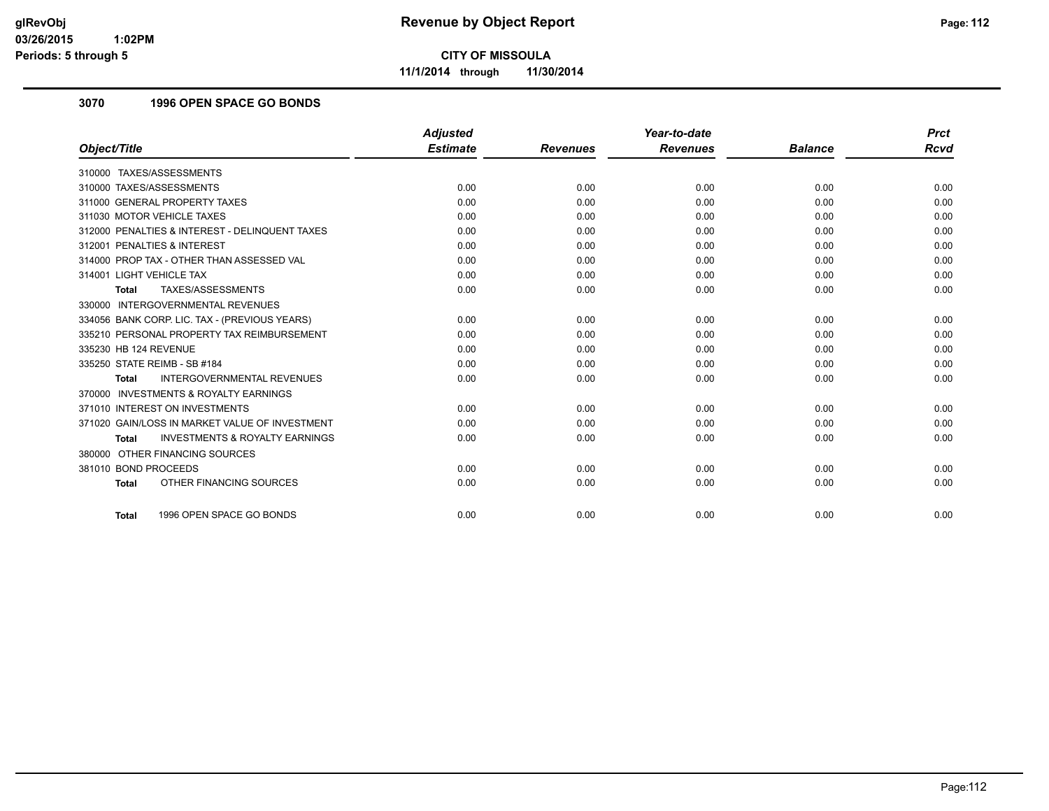# Revenue by Object Report

**CITY OF MISSOULA**

**11/1/2014 through 11/30/2014**

glRevObj
03/26/2015 1:02PM
Periods: 5 through 5

## 3070 1996 OPEN SPACE GO BONDS

| Object/Title | Adjusted Estimate | Revenues | Year-to-date Revenues | Balance | Prct Rcvd |
|---|---|---|---|---|---|
| 310000 TAXES/ASSESSMENTS | | | | | |
| 310000 TAXES/ASSESSMENTS | 0.00 | 0.00 | 0.00 | 0.00 | 0.00 |
| 311000 GENERAL PROPERTY TAXES | 0.00 | 0.00 | 0.00 | 0.00 | 0.00 |
| 311030 MOTOR VEHICLE TAXES | 0.00 | 0.00 | 0.00 | 0.00 | 0.00 |
| 312000 PENALTIES & INTEREST - DELINQUENT TAXES | 0.00 | 0.00 | 0.00 | 0.00 | 0.00 |
| 312001 PENALTIES & INTEREST | 0.00 | 0.00 | 0.00 | 0.00 | 0.00 |
| 314000 PROP TAX - OTHER THAN ASSESSED VAL | 0.00 | 0.00 | 0.00 | 0.00 | 0.00 |
| 314001 LIGHT VEHICLE TAX | 0.00 | 0.00 | 0.00 | 0.00 | 0.00 |
| **Total** TAXES/ASSESSMENTS | 0.00 | 0.00 | 0.00 | 0.00 | 0.00 |
| 330000 INTERGOVERNMENTAL REVENUES | | | | | |
| 334056 BANK CORP. LIC. TAX - (PREVIOUS YEARS) | 0.00 | 0.00 | 0.00 | 0.00 | 0.00 |
| 335210 PERSONAL PROPERTY TAX REIMBURSEMENT | 0.00 | 0.00 | 0.00 | 0.00 | 0.00 |
| 335230 HB 124 REVENUE | 0.00 | 0.00 | 0.00 | 0.00 | 0.00 |
| 335250 STATE REIMB - SB #184 | 0.00 | 0.00 | 0.00 | 0.00 | 0.00 |
| **Total** INTERGOVERNMENTAL REVENUES | 0.00 | 0.00 | 0.00 | 0.00 | 0.00 |
| 370000 INVESTMENTS & ROYALTY EARNINGS | | | | | |
| 371010 INTEREST ON INVESTMENTS | 0.00 | 0.00 | 0.00 | 0.00 | 0.00 |
| 371020 GAIN/LOSS IN MARKET VALUE OF INVESTMENT | 0.00 | 0.00 | 0.00 | 0.00 | 0.00 |
| **Total** INVESTMENTS & ROYALTY EARNINGS | 0.00 | 0.00 | 0.00 | 0.00 | 0.00 |
| 380000 OTHER FINANCING SOURCES | | | | | |
| 381010 BOND PROCEEDS | 0.00 | 0.00 | 0.00 | 0.00 | 0.00 |
| **Total** OTHER FINANCING SOURCES | 0.00 | 0.00 | 0.00 | 0.00 | 0.00 |
| **Total** 1996 OPEN SPACE GO BONDS | 0.00 | 0.00 | 0.00 | 0.00 | 0.00 |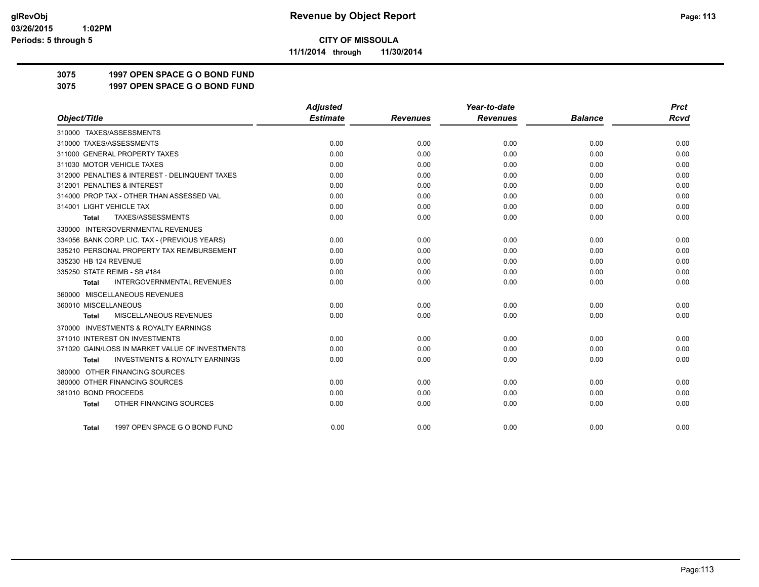# Revenue by Object Report

**CITY OF MISSOULA**

**11/1/2014 through 11/30/2014**

glRevObj
03/26/2015 1:02PM
Periods: 5 through 5

## 3075 1997 OPEN SPACE G O BOND FUND
## 3075 1997 OPEN SPACE G O BOND FUND

| Object/Title | Adjusted Estimate | Revenues | Year-to-date Revenues | Balance | Prct Rcvd |
|---|---|---|---|---|---|
| 310000 TAXES/ASSESSMENTS | | | | | |
| 310000 TAXES/ASSESSMENTS | 0.00 | 0.00 | 0.00 | 0.00 | 0.00 |
| 311000 GENERAL PROPERTY TAXES | 0.00 | 0.00 | 0.00 | 0.00 | 0.00 |
| 311030 MOTOR VEHICLE TAXES | 0.00 | 0.00 | 0.00 | 0.00 | 0.00 |
| 312000 PENALTIES & INTEREST - DELINQUENT TAXES | 0.00 | 0.00 | 0.00 | 0.00 | 0.00 |
| 312001 PENALTIES & INTEREST | 0.00 | 0.00 | 0.00 | 0.00 | 0.00 |
| 314000 PROP TAX - OTHER THAN ASSESSED VAL | 0.00 | 0.00 | 0.00 | 0.00 | 0.00 |
| 314001 LIGHT VEHICLE TAX | 0.00 | 0.00 | 0.00 | 0.00 | 0.00 |
| **Total** TAXES/ASSESSMENTS | 0.00 | 0.00 | 0.00 | 0.00 | 0.00 |
| 330000 INTERGOVERNMENTAL REVENUES | | | | | |
| 334056 BANK CORP. LIC. TAX - (PREVIOUS YEARS) | 0.00 | 0.00 | 0.00 | 0.00 | 0.00 |
| 335210 PERSONAL PROPERTY TAX REIMBURSEMENT | 0.00 | 0.00 | 0.00 | 0.00 | 0.00 |
| 335230 HB 124 REVENUE | 0.00 | 0.00 | 0.00 | 0.00 | 0.00 |
| 335250 STATE REIMB - SB #184 | 0.00 | 0.00 | 0.00 | 0.00 | 0.00 |
| **Total** INTERGOVERNMENTAL REVENUES | 0.00 | 0.00 | 0.00 | 0.00 | 0.00 |
| 360000 MISCELLANEOUS REVENUES | | | | | |
| 360010 MISCELLANEOUS | 0.00 | 0.00 | 0.00 | 0.00 | 0.00 |
| **Total** MISCELLANEOUS REVENUES | 0.00 | 0.00 | 0.00 | 0.00 | 0.00 |
| 370000 INVESTMENTS & ROYALTY EARNINGS | | | | | |
| 371010 INTEREST ON INVESTMENTS | 0.00 | 0.00 | 0.00 | 0.00 | 0.00 |
| 371020 GAIN/LOSS IN MARKET VALUE OF INVESTMENTS | 0.00 | 0.00 | 0.00 | 0.00 | 0.00 |
| **Total** INVESTMENTS & ROYALTY EARNINGS | 0.00 | 0.00 | 0.00 | 0.00 | 0.00 |
| 380000 OTHER FINANCING SOURCES | | | | | |
| 380000 OTHER FINANCING SOURCES | 0.00 | 0.00 | 0.00 | 0.00 | 0.00 |
| 381010 BOND PROCEEDS | 0.00 | 0.00 | 0.00 | 0.00 | 0.00 |
| **Total** OTHER FINANCING SOURCES | 0.00 | 0.00 | 0.00 | 0.00 | 0.00 |
| **Total** 1997 OPEN SPACE G O BOND FUND | 0.00 | 0.00 | 0.00 | 0.00 | 0.00 |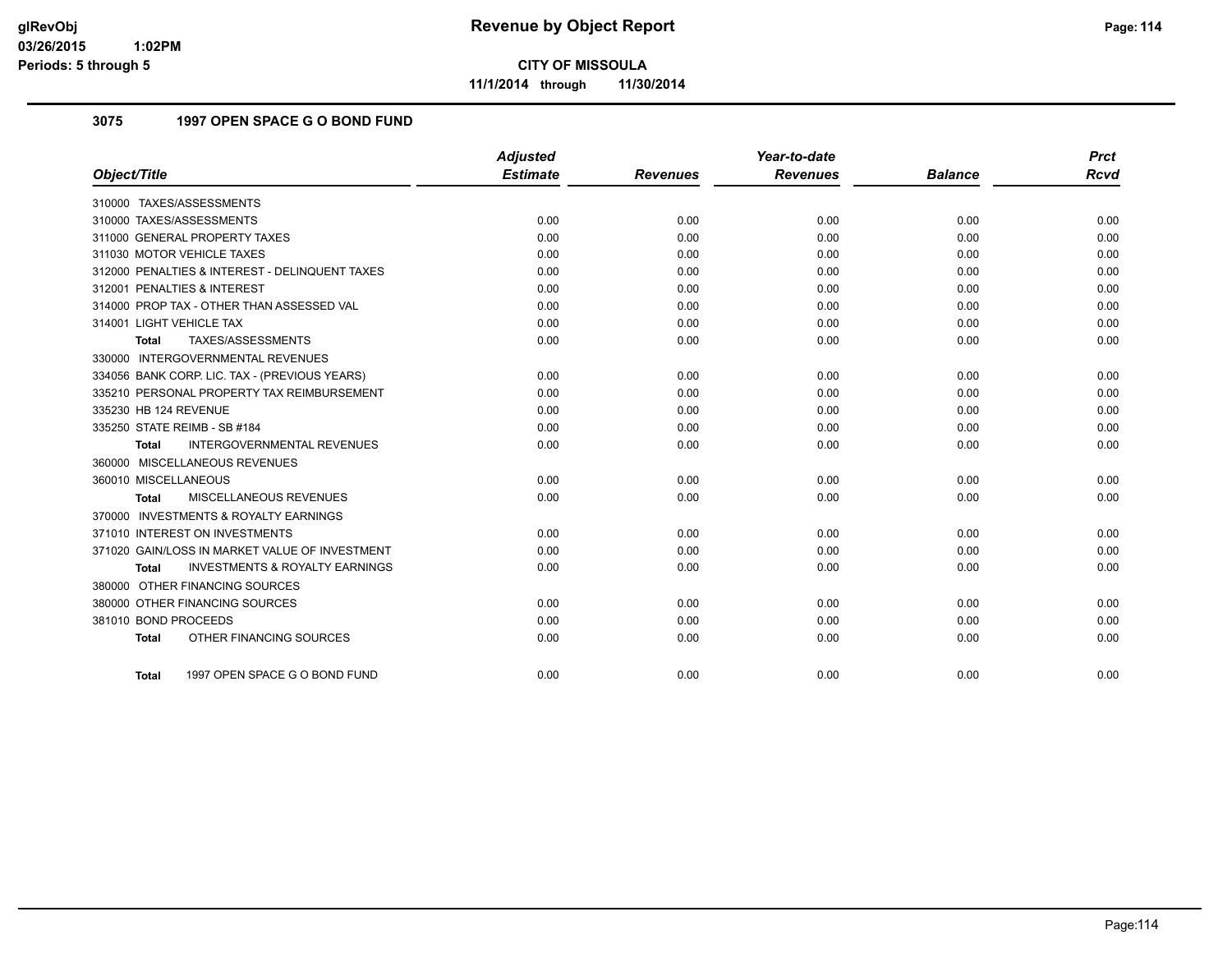# Revenue by Object Report

**CITY OF MISSOULA**

**11/1/2014 through 11/30/2014**

glRevObj
03/26/2015 1:02PM
Periods: 5 through 5

## 3075 1997 OPEN SPACE G O BOND FUND

| Object/Title | Adjusted Estimate | Revenues | Year-to-date Revenues | Balance | Prct Rcvd |
|---|---|---|---|---|---|
| 310000 TAXES/ASSESSMENTS | | | | | |
| 310000 TAXES/ASSESSMENTS | 0.00 | 0.00 | 0.00 | 0.00 | 0.00 |
| 311000 GENERAL PROPERTY TAXES | 0.00 | 0.00 | 0.00 | 0.00 | 0.00 |
| 311030 MOTOR VEHICLE TAXES | 0.00 | 0.00 | 0.00 | 0.00 | 0.00 |
| 312000 PENALTIES & INTEREST - DELINQUENT TAXES | 0.00 | 0.00 | 0.00 | 0.00 | 0.00 |
| 312001 PENALTIES & INTEREST | 0.00 | 0.00 | 0.00 | 0.00 | 0.00 |
| 314000 PROP TAX - OTHER THAN ASSESSED VAL | 0.00 | 0.00 | 0.00 | 0.00 | 0.00 |
| 314001 LIGHT VEHICLE TAX | 0.00 | 0.00 | 0.00 | 0.00 | 0.00 |
| **Total** TAXES/ASSESSMENTS | 0.00 | 0.00 | 0.00 | 0.00 | 0.00 |
| 330000 INTERGOVERNMENTAL REVENUES | | | | | |
| 334056 BANK CORP. LIC. TAX - (PREVIOUS YEARS) | 0.00 | 0.00 | 0.00 | 0.00 | 0.00 |
| 335210 PERSONAL PROPERTY TAX REIMBURSEMENT | 0.00 | 0.00 | 0.00 | 0.00 | 0.00 |
| 335230 HB 124 REVENUE | 0.00 | 0.00 | 0.00 | 0.00 | 0.00 |
| 335250 STATE REIMB - SB #184 | 0.00 | 0.00 | 0.00 | 0.00 | 0.00 |
| **Total** INTERGOVERNMENTAL REVENUES | 0.00 | 0.00 | 0.00 | 0.00 | 0.00 |
| 360000 MISCELLANEOUS REVENUES | | | | | |
| 360010 MISCELLANEOUS | 0.00 | 0.00 | 0.00 | 0.00 | 0.00 |
| **Total** MISCELLANEOUS REVENUES | 0.00 | 0.00 | 0.00 | 0.00 | 0.00 |
| 370000 INVESTMENTS & ROYALTY EARNINGS | | | | | |
| 371010 INTEREST ON INVESTMENTS | 0.00 | 0.00 | 0.00 | 0.00 | 0.00 |
| 371020 GAIN/LOSS IN MARKET VALUE OF INVESTMENT | 0.00 | 0.00 | 0.00 | 0.00 | 0.00 |
| **Total** INVESTMENTS & ROYALTY EARNINGS | 0.00 | 0.00 | 0.00 | 0.00 | 0.00 |
| 380000 OTHER FINANCING SOURCES | | | | | |
| 380000 OTHER FINANCING SOURCES | 0.00 | 0.00 | 0.00 | 0.00 | 0.00 |
| 381010 BOND PROCEEDS | 0.00 | 0.00 | 0.00 | 0.00 | 0.00 |
| **Total** OTHER FINANCING SOURCES | 0.00 | 0.00 | 0.00 | 0.00 | 0.00 |
| **Total** 1997 OPEN SPACE G O BOND FUND | 0.00 | 0.00 | 0.00 | 0.00 | 0.00 |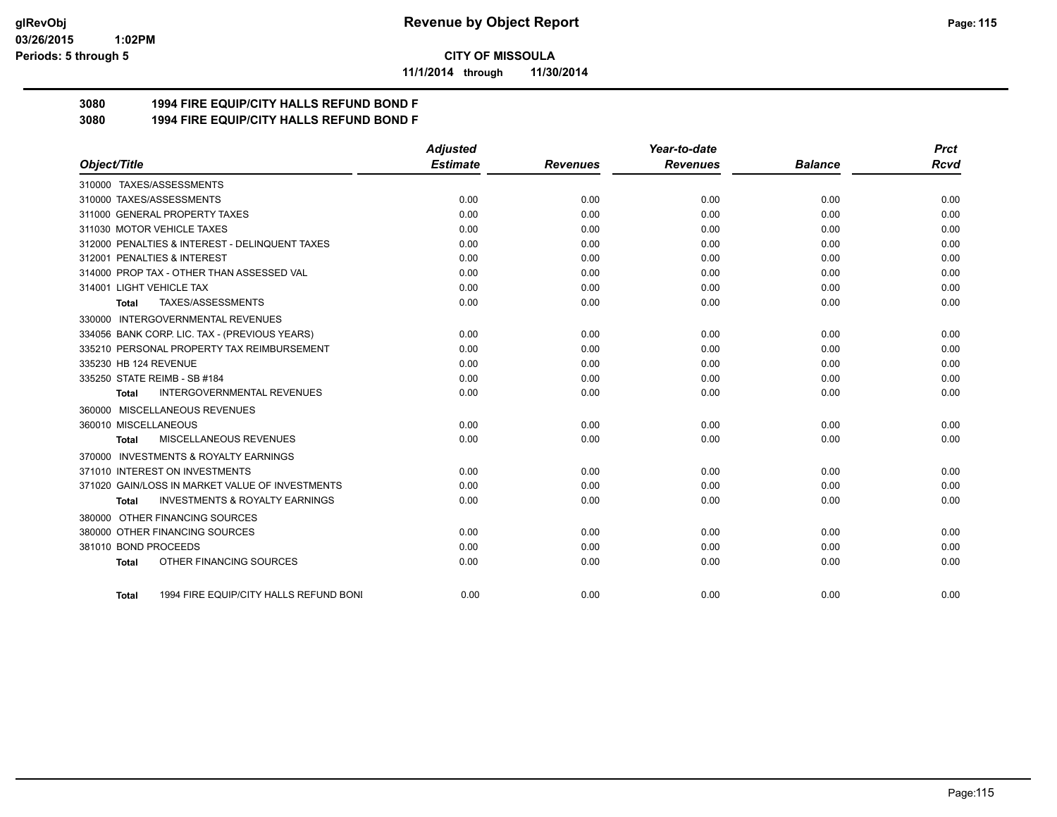**CITY OF MISSOULA**

**11/1/2014 through 11/30/2014**

## 3080 1994 FIRE EQUIP/CITY HALLS REFUND BOND F
## 3080 1994 FIRE EQUIP/CITY HALLS REFUND BOND F

| Object/Title | Adjusted Estimate | Revenues | Year-to-date Revenues | Balance | Prct Rcvd |
|---|---|---|---|---|---|
| 310000 TAXES/ASSESSMENTS | | | | | |
| 310000 TAXES/ASSESSMENTS | 0.00 | 0.00 | 0.00 | 0.00 | 0.00 |
| 311000 GENERAL PROPERTY TAXES | 0.00 | 0.00 | 0.00 | 0.00 | 0.00 |
| 311030 MOTOR VEHICLE TAXES | 0.00 | 0.00 | 0.00 | 0.00 | 0.00 |
| 312000 PENALTIES & INTEREST - DELINQUENT TAXES | 0.00 | 0.00 | 0.00 | 0.00 | 0.00 |
| 312001 PENALTIES & INTEREST | 0.00 | 0.00 | 0.00 | 0.00 | 0.00 |
| 314000 PROP TAX - OTHER THAN ASSESSED VAL | 0.00 | 0.00 | 0.00 | 0.00 | 0.00 |
| 314001 LIGHT VEHICLE TAX | 0.00 | 0.00 | 0.00 | 0.00 | 0.00 |
| **Total** TAXES/ASSESSMENTS | 0.00 | 0.00 | 0.00 | 0.00 | 0.00 |
| 330000 INTERGOVERNMENTAL REVENUES | | | | | |
| 334056 BANK CORP. LIC. TAX - (PREVIOUS YEARS) | 0.00 | 0.00 | 0.00 | 0.00 | 0.00 |
| 335210 PERSONAL PROPERTY TAX REIMBURSEMENT | 0.00 | 0.00 | 0.00 | 0.00 | 0.00 |
| 335230 HB 124 REVENUE | 0.00 | 0.00 | 0.00 | 0.00 | 0.00 |
| 335250 STATE REIMB - SB #184 | 0.00 | 0.00 | 0.00 | 0.00 | 0.00 |
| **Total** INTERGOVERNMENTAL REVENUES | 0.00 | 0.00 | 0.00 | 0.00 | 0.00 |
| 360000 MISCELLANEOUS REVENUES | | | | | |
| 360010 MISCELLANEOUS | 0.00 | 0.00 | 0.00 | 0.00 | 0.00 |
| **Total** MISCELLANEOUS REVENUES | 0.00 | 0.00 | 0.00 | 0.00 | 0.00 |
| 370000 INVESTMENTS & ROYALTY EARNINGS | | | | | |
| 371010 INTEREST ON INVESTMENTS | 0.00 | 0.00 | 0.00 | 0.00 | 0.00 |
| 371020 GAIN/LOSS IN MARKET VALUE OF INVESTMENTS | 0.00 | 0.00 | 0.00 | 0.00 | 0.00 |
| **Total** INVESTMENTS & ROYALTY EARNINGS | 0.00 | 0.00 | 0.00 | 0.00 | 0.00 |
| 380000 OTHER FINANCING SOURCES | | | | | |
| 380000 OTHER FINANCING SOURCES | 0.00 | 0.00 | 0.00 | 0.00 | 0.00 |
| 381010 BOND PROCEEDS | 0.00 | 0.00 | 0.00 | 0.00 | 0.00 |
| **Total** OTHER FINANCING SOURCES | 0.00 | 0.00 | 0.00 | 0.00 | 0.00 |
| **Total** 1994 FIRE EQUIP/CITY HALLS REFUND BONI | 0.00 | 0.00 | 0.00 | 0.00 | 0.00 |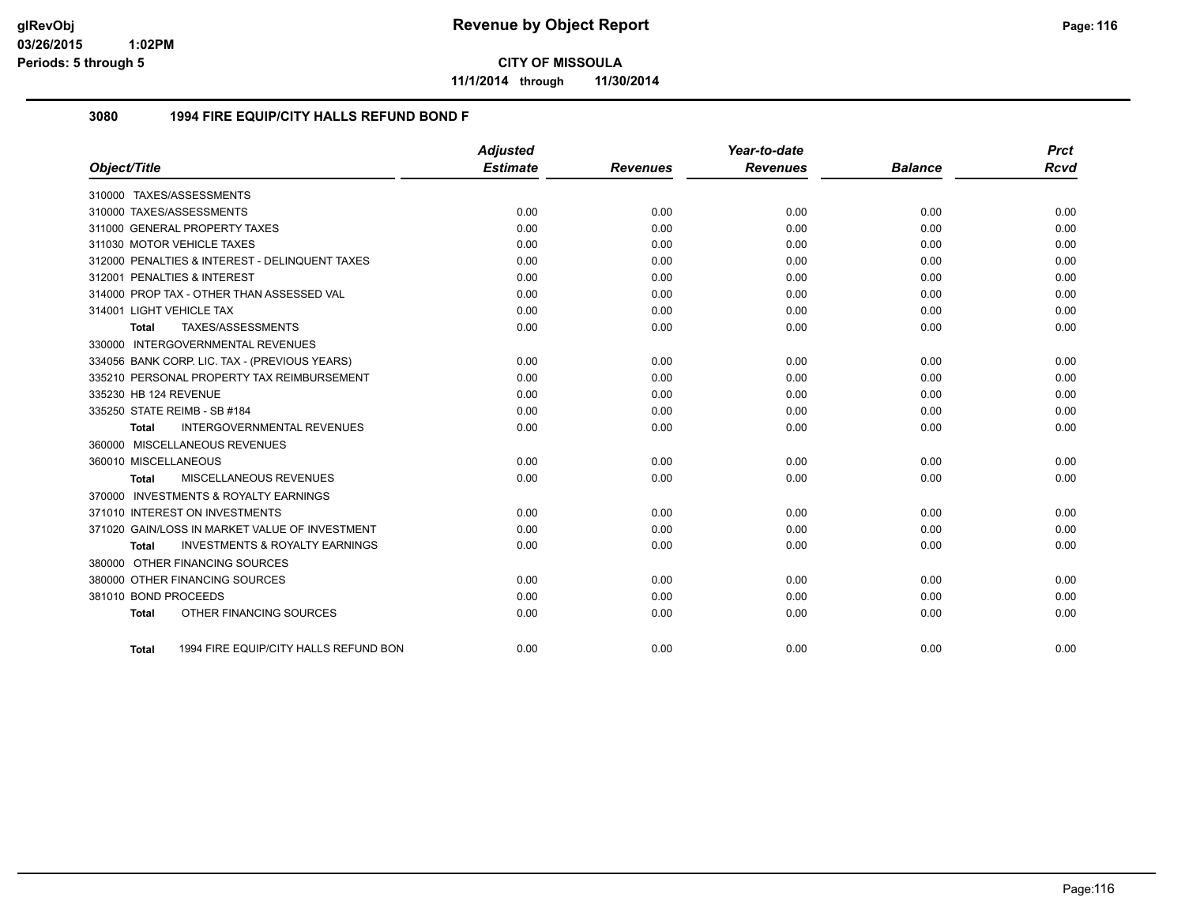**CITY OF MISSOULA**

**11/1/2014 through 11/30/2014**

### 3080 1994 FIRE EQUIP/CITY HALLS REFUND BOND F

| Object/Title | Adjusted Estimate | Revenues | Year-to-date Revenues | Balance | Prct Rcvd |
|---|---|---|---|---|---|
| 310000 TAXES/ASSESSMENTS | | | | | |
| 310000 TAXES/ASSESSMENTS | 0.00 | 0.00 | 0.00 | 0.00 | 0.00 |
| 311000 GENERAL PROPERTY TAXES | 0.00 | 0.00 | 0.00 | 0.00 | 0.00 |
| 311030 MOTOR VEHICLE TAXES | 0.00 | 0.00 | 0.00 | 0.00 | 0.00 |
| 312000 PENALTIES & INTEREST - DELINQUENT TAXES | 0.00 | 0.00 | 0.00 | 0.00 | 0.00 |
| 312001 PENALTIES & INTEREST | 0.00 | 0.00 | 0.00 | 0.00 | 0.00 |
| 314000 PROP TAX - OTHER THAN ASSESSED VAL | 0.00 | 0.00 | 0.00 | 0.00 | 0.00 |
| 314001 LIGHT VEHICLE TAX | 0.00 | 0.00 | 0.00 | 0.00 | 0.00 |
| **Total** TAXES/ASSESSMENTS | 0.00 | 0.00 | 0.00 | 0.00 | 0.00 |
| 330000 INTERGOVERNMENTAL REVENUES | | | | | |
| 334056 BANK CORP. LIC. TAX - (PREVIOUS YEARS) | 0.00 | 0.00 | 0.00 | 0.00 | 0.00 |
| 335210 PERSONAL PROPERTY TAX REIMBURSEMENT | 0.00 | 0.00 | 0.00 | 0.00 | 0.00 |
| 335230 HB 124 REVENUE | 0.00 | 0.00 | 0.00 | 0.00 | 0.00 |
| 335250 STATE REIMB - SB #184 | 0.00 | 0.00 | 0.00 | 0.00 | 0.00 |
| **Total** INTERGOVERNMENTAL REVENUES | 0.00 | 0.00 | 0.00 | 0.00 | 0.00 |
| 360000 MISCELLANEOUS REVENUES | | | | | |
| 360010 MISCELLANEOUS | 0.00 | 0.00 | 0.00 | 0.00 | 0.00 |
| **Total** MISCELLANEOUS REVENUES | 0.00 | 0.00 | 0.00 | 0.00 | 0.00 |
| 370000 INVESTMENTS & ROYALTY EARNINGS | | | | | |
| 371010 INTEREST ON INVESTMENTS | 0.00 | 0.00 | 0.00 | 0.00 | 0.00 |
| 371020 GAIN/LOSS IN MARKET VALUE OF INVESTMENT | 0.00 | 0.00 | 0.00 | 0.00 | 0.00 |
| **Total** INVESTMENTS & ROYALTY EARNINGS | 0.00 | 0.00 | 0.00 | 0.00 | 0.00 |
| 380000 OTHER FINANCING SOURCES | | | | | |
| 380000 OTHER FINANCING SOURCES | 0.00 | 0.00 | 0.00 | 0.00 | 0.00 |
| 381010 BOND PROCEEDS | 0.00 | 0.00 | 0.00 | 0.00 | 0.00 |
| **Total** OTHER FINANCING SOURCES | 0.00 | 0.00 | 0.00 | 0.00 | 0.00 |
| **Total** 1994 FIRE EQUIP/CITY HALLS REFUND BON | 0.00 | 0.00 | 0.00 | 0.00 | 0.00 |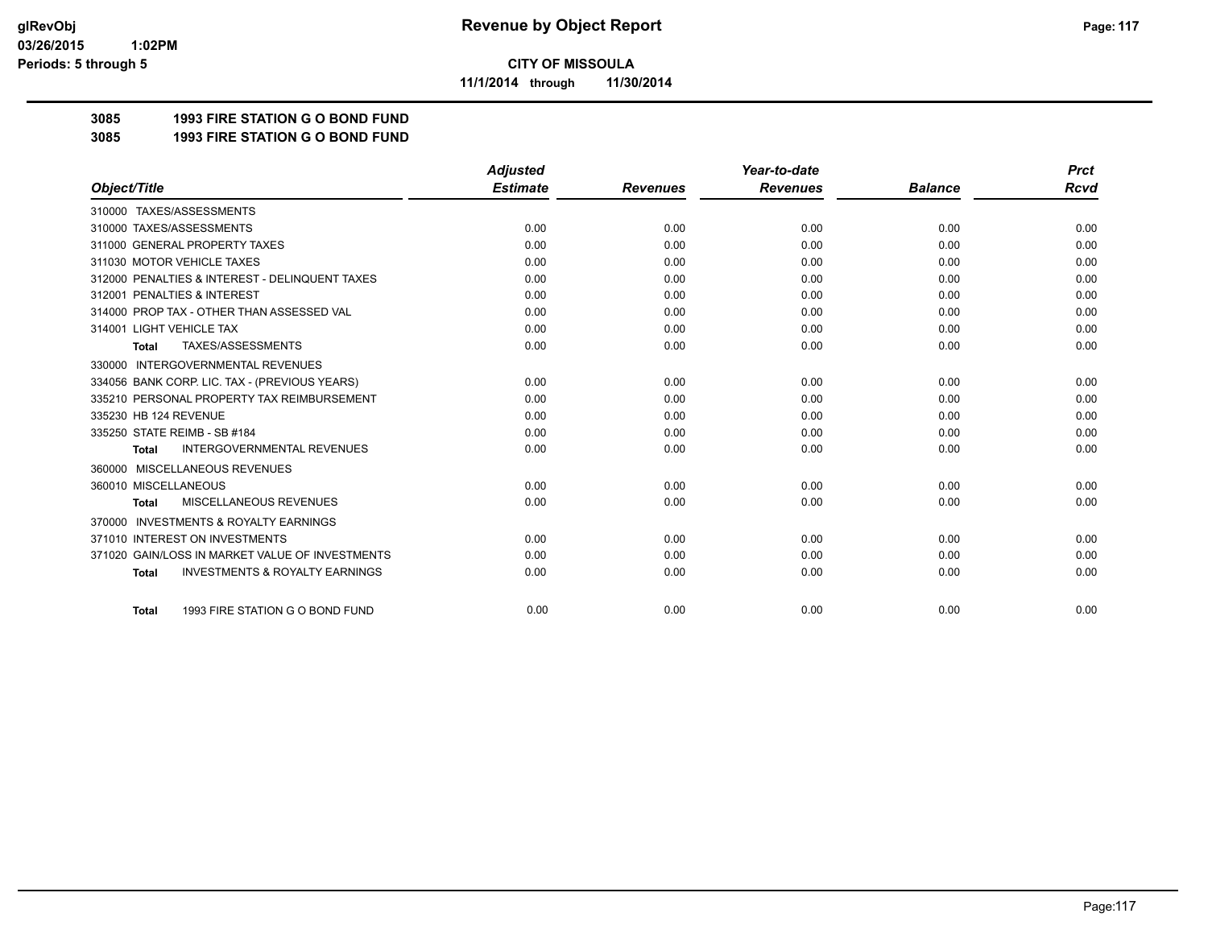**CITY OF MISSOULA**

**11/1/2014 through 11/30/2014**

**3085 1993 FIRE STATION G O BOND FUND**

**3085 1993 FIRE STATION G O BOND FUND**

| Object/Title | Adjusted Estimate | Revenues | Year-to-date Revenues | Balance | Prct Rcvd |
|---|---|---|---|---|---|
| 310000 TAXES/ASSESSMENTS | | | | | |
| 310000 TAXES/ASSESSMENTS | 0.00 | 0.00 | 0.00 | 0.00 | 0.00 |
| 311000 GENERAL PROPERTY TAXES | 0.00 | 0.00 | 0.00 | 0.00 | 0.00 |
| 311030 MOTOR VEHICLE TAXES | 0.00 | 0.00 | 0.00 | 0.00 | 0.00 |
| 312000 PENALTIES & INTEREST - DELINQUENT TAXES | 0.00 | 0.00 | 0.00 | 0.00 | 0.00 |
| 312001 PENALTIES & INTEREST | 0.00 | 0.00 | 0.00 | 0.00 | 0.00 |
| 314000 PROP TAX - OTHER THAN ASSESSED VAL | 0.00 | 0.00 | 0.00 | 0.00 | 0.00 |
| 314001 LIGHT VEHICLE TAX | 0.00 | 0.00 | 0.00 | 0.00 | 0.00 |
| **Total** TAXES/ASSESSMENTS | 0.00 | 0.00 | 0.00 | 0.00 | 0.00 |
| 330000 INTERGOVERNMENTAL REVENUES | | | | | |
| 334056 BANK CORP. LIC. TAX - (PREVIOUS YEARS) | 0.00 | 0.00 | 0.00 | 0.00 | 0.00 |
| 335210 PERSONAL PROPERTY TAX REIMBURSEMENT | 0.00 | 0.00 | 0.00 | 0.00 | 0.00 |
| 335230 HB 124 REVENUE | 0.00 | 0.00 | 0.00 | 0.00 | 0.00 |
| 335250 STATE REIMB - SB #184 | 0.00 | 0.00 | 0.00 | 0.00 | 0.00 |
| **Total** INTERGOVERNMENTAL REVENUES | 0.00 | 0.00 | 0.00 | 0.00 | 0.00 |
| 360000 MISCELLANEOUS REVENUES | | | | | |
| 360010 MISCELLANEOUS | 0.00 | 0.00 | 0.00 | 0.00 | 0.00 |
| **Total** MISCELLANEOUS REVENUES | 0.00 | 0.00 | 0.00 | 0.00 | 0.00 |
| 370000 INVESTMENTS & ROYALTY EARNINGS | | | | | |
| 371010 INTEREST ON INVESTMENTS | 0.00 | 0.00 | 0.00 | 0.00 | 0.00 |
| 371020 GAIN/LOSS IN MARKET VALUE OF INVESTMENTS | 0.00 | 0.00 | 0.00 | 0.00 | 0.00 |
| **Total** INVESTMENTS & ROYALTY EARNINGS | 0.00 | 0.00 | 0.00 | 0.00 | 0.00 |
| **Total** 1993 FIRE STATION G O BOND FUND | 0.00 | 0.00 | 0.00 | 0.00 | 0.00 |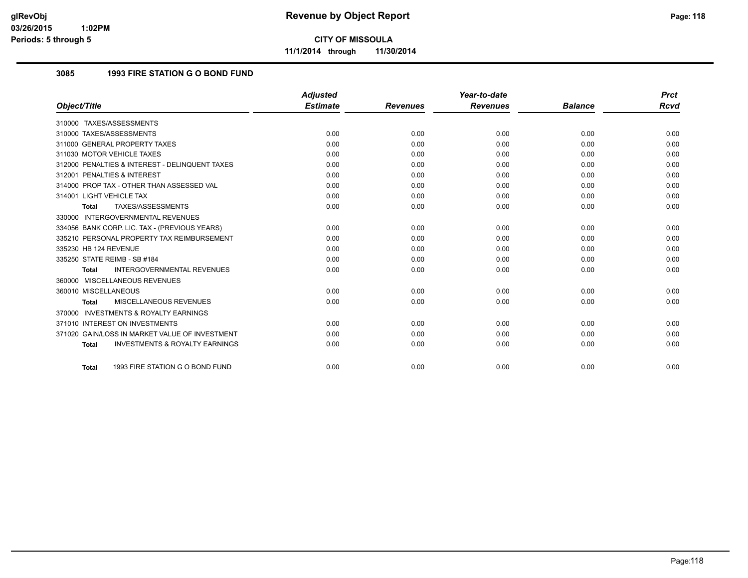# Revenue by Object Report

**CITY OF MISSOULA**

11/1/2014 through 11/30/2014

## 3085 1993 FIRE STATION G O BOND FUND

| Object/Title | Adjusted Estimate | Revenues | Year-to-date Revenues | Balance | Prct Rcvd |
|---|---|---|---|---|---|
| 310000 TAXES/ASSESSMENTS | | | | | |
| 310000 TAXES/ASSESSMENTS | 0.00 | 0.00 | 0.00 | 0.00 | 0.00 |
| 311000 GENERAL PROPERTY TAXES | 0.00 | 0.00 | 0.00 | 0.00 | 0.00 |
| 311030 MOTOR VEHICLE TAXES | 0.00 | 0.00 | 0.00 | 0.00 | 0.00 |
| 312000 PENALTIES & INTEREST - DELINQUENT TAXES | 0.00 | 0.00 | 0.00 | 0.00 | 0.00 |
| 312001 PENALTIES & INTEREST | 0.00 | 0.00 | 0.00 | 0.00 | 0.00 |
| 314000 PROP TAX - OTHER THAN ASSESSED VAL | 0.00 | 0.00 | 0.00 | 0.00 | 0.00 |
| 314001 LIGHT VEHICLE TAX | 0.00 | 0.00 | 0.00 | 0.00 | 0.00 |
| **Total** TAXES/ASSESSMENTS | 0.00 | 0.00 | 0.00 | 0.00 | 0.00 |
| 330000 INTERGOVERNMENTAL REVENUES | | | | | |
| 334056 BANK CORP. LIC. TAX - (PREVIOUS YEARS) | 0.00 | 0.00 | 0.00 | 0.00 | 0.00 |
| 335210 PERSONAL PROPERTY TAX REIMBURSEMENT | 0.00 | 0.00 | 0.00 | 0.00 | 0.00 |
| 335230 HB 124 REVENUE | 0.00 | 0.00 | 0.00 | 0.00 | 0.00 |
| 335250 STATE REIMB - SB #184 | 0.00 | 0.00 | 0.00 | 0.00 | 0.00 |
| **Total** INTERGOVERNMENTAL REVENUES | 0.00 | 0.00 | 0.00 | 0.00 | 0.00 |
| 360000 MISCELLANEOUS REVENUES | | | | | |
| 360010 MISCELLANEOUS | 0.00 | 0.00 | 0.00 | 0.00 | 0.00 |
| **Total** MISCELLANEOUS REVENUES | 0.00 | 0.00 | 0.00 | 0.00 | 0.00 |
| 370000 INVESTMENTS & ROYALTY EARNINGS | | | | | |
| 371010 INTEREST ON INVESTMENTS | 0.00 | 0.00 | 0.00 | 0.00 | 0.00 |
| 371020 GAIN/LOSS IN MARKET VALUE OF INVESTMENT | 0.00 | 0.00 | 0.00 | 0.00 | 0.00 |
| **Total** INVESTMENTS & ROYALTY EARNINGS | 0.00 | 0.00 | 0.00 | 0.00 | 0.00 |
| **Total** 1993 FIRE STATION G O BOND FUND | 0.00 | 0.00 | 0.00 | 0.00 | 0.00 |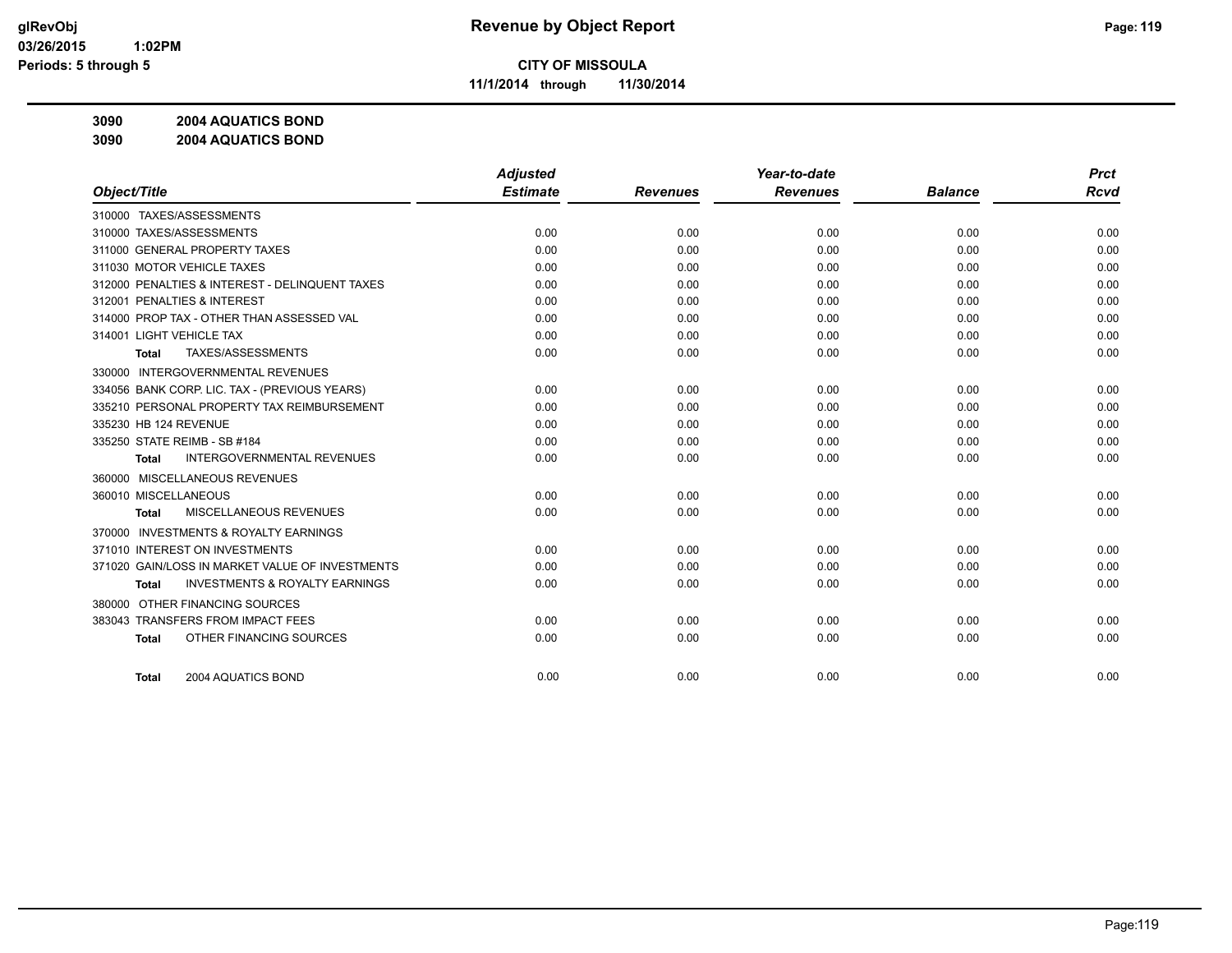**glRevObj**
**03/26/2015 1:02PM**
**Periods: 5 through 5**

# Revenue by Object Report

**CITY OF MISSOULA**
**11/1/2014 through 11/30/2014**

**3090 2004 AQUATICS BOND**
**3090 2004 AQUATICS BOND**

| Object/Title | Adjusted Estimate | Revenues | Year-to-date Revenues | Balance | Prct Rcvd |
|---|---|---|---|---|---|
| 310000 TAXES/ASSESSMENTS | | | | | |
| 310000 TAXES/ASSESSMENTS | 0.00 | 0.00 | 0.00 | 0.00 | 0.00 |
| 311000 GENERAL PROPERTY TAXES | 0.00 | 0.00 | 0.00 | 0.00 | 0.00 |
| 311030 MOTOR VEHICLE TAXES | 0.00 | 0.00 | 0.00 | 0.00 | 0.00 |
| 312000 PENALTIES & INTEREST - DELINQUENT TAXES | 0.00 | 0.00 | 0.00 | 0.00 | 0.00 |
| 312001 PENALTIES & INTEREST | 0.00 | 0.00 | 0.00 | 0.00 | 0.00 |
| 314000 PROP TAX - OTHER THAN ASSESSED VAL | 0.00 | 0.00 | 0.00 | 0.00 | 0.00 |
| 314001 LIGHT VEHICLE TAX | 0.00 | 0.00 | 0.00 | 0.00 | 0.00 |
| **Total** TAXES/ASSESSMENTS | 0.00 | 0.00 | 0.00 | 0.00 | 0.00 |
| 330000 INTERGOVERNMENTAL REVENUES | | | | | |
| 334056 BANK CORP. LIC. TAX - (PREVIOUS YEARS) | 0.00 | 0.00 | 0.00 | 0.00 | 0.00 |
| 335210 PERSONAL PROPERTY TAX REIMBURSEMENT | 0.00 | 0.00 | 0.00 | 0.00 | 0.00 |
| 335230 HB 124 REVENUE | 0.00 | 0.00 | 0.00 | 0.00 | 0.00 |
| 335250 STATE REIMB - SB #184 | 0.00 | 0.00 | 0.00 | 0.00 | 0.00 |
| **Total** INTERGOVERNMENTAL REVENUES | 0.00 | 0.00 | 0.00 | 0.00 | 0.00 |
| 360000 MISCELLANEOUS REVENUES | | | | | |
| 360010 MISCELLANEOUS | 0.00 | 0.00 | 0.00 | 0.00 | 0.00 |
| **Total** MISCELLANEOUS REVENUES | 0.00 | 0.00 | 0.00 | 0.00 | 0.00 |
| 370000 INVESTMENTS & ROYALTY EARNINGS | | | | | |
| 371010 INTEREST ON INVESTMENTS | 0.00 | 0.00 | 0.00 | 0.00 | 0.00 |
| 371020 GAIN/LOSS IN MARKET VALUE OF INVESTMENTS | 0.00 | 0.00 | 0.00 | 0.00 | 0.00 |
| **Total** INVESTMENTS & ROYALTY EARNINGS | 0.00 | 0.00 | 0.00 | 0.00 | 0.00 |
| 380000 OTHER FINANCING SOURCES | | | | | |
| 383043 TRANSFERS FROM IMPACT FEES | 0.00 | 0.00 | 0.00 | 0.00 | 0.00 |
| **Total** OTHER FINANCING SOURCES | 0.00 | 0.00 | 0.00 | 0.00 | 0.00 |
| **Total** 2004 AQUATICS BOND | 0.00 | 0.00 | 0.00 | 0.00 | 0.00 |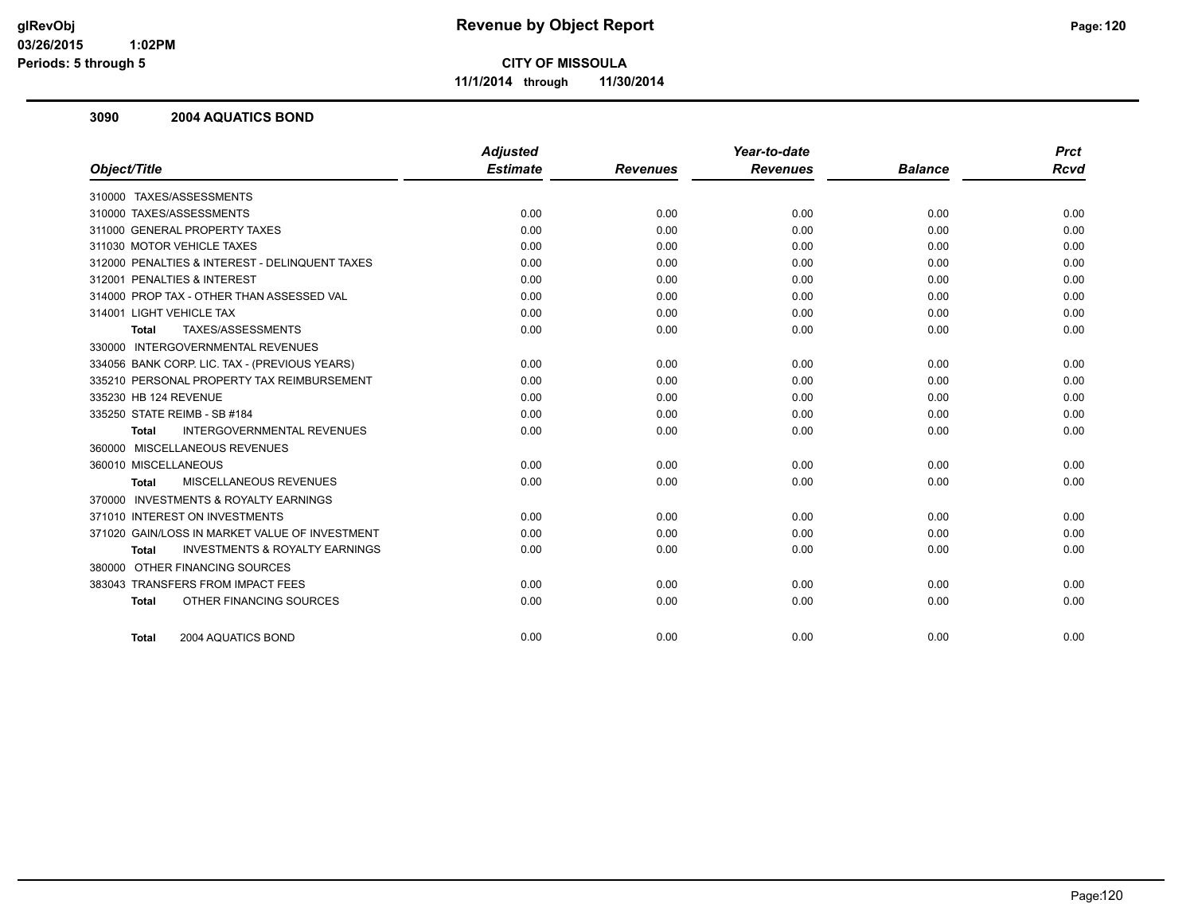# Revenue by Object Report

**CITY OF MISSOULA**

**11/1/2014 through 11/30/2014**

glRevObj
03/26/2015 1:02PM
Periods: 5 through 5

## 3090 2004 AQUATICS BOND

| Object/Title | Adjusted Estimate | Revenues | Year-to-date Revenues | Balance | Prct Rcvd |
|---|---|---|---|---|---|
| 310000 TAXES/ASSESSMENTS | | | | | |
| 310000 TAXES/ASSESSMENTS | 0.00 | 0.00 | 0.00 | 0.00 | 0.00 |
| 311000 GENERAL PROPERTY TAXES | 0.00 | 0.00 | 0.00 | 0.00 | 0.00 |
| 311030 MOTOR VEHICLE TAXES | 0.00 | 0.00 | 0.00 | 0.00 | 0.00 |
| 312000 PENALTIES & INTEREST - DELINQUENT TAXES | 0.00 | 0.00 | 0.00 | 0.00 | 0.00 |
| 312001 PENALTIES & INTEREST | 0.00 | 0.00 | 0.00 | 0.00 | 0.00 |
| 314000 PROP TAX - OTHER THAN ASSESSED VAL | 0.00 | 0.00 | 0.00 | 0.00 | 0.00 |
| 314001 LIGHT VEHICLE TAX | 0.00 | 0.00 | 0.00 | 0.00 | 0.00 |
| **Total** TAXES/ASSESSMENTS | 0.00 | 0.00 | 0.00 | 0.00 | 0.00 |
| 330000 INTERGOVERNMENTAL REVENUES | | | | | |
| 334056 BANK CORP. LIC. TAX - (PREVIOUS YEARS) | 0.00 | 0.00 | 0.00 | 0.00 | 0.00 |
| 335210 PERSONAL PROPERTY TAX REIMBURSEMENT | 0.00 | 0.00 | 0.00 | 0.00 | 0.00 |
| 335230 HB 124 REVENUE | 0.00 | 0.00 | 0.00 | 0.00 | 0.00 |
| 335250 STATE REIMB - SB #184 | 0.00 | 0.00 | 0.00 | 0.00 | 0.00 |
| **Total** INTERGOVERNMENTAL REVENUES | 0.00 | 0.00 | 0.00 | 0.00 | 0.00 |
| 360000 MISCELLANEOUS REVENUES | | | | | |
| 360010 MISCELLANEOUS | 0.00 | 0.00 | 0.00 | 0.00 | 0.00 |
| **Total** MISCELLANEOUS REVENUES | 0.00 | 0.00 | 0.00 | 0.00 | 0.00 |
| 370000 INVESTMENTS & ROYALTY EARNINGS | | | | | |
| 371010 INTEREST ON INVESTMENTS | 0.00 | 0.00 | 0.00 | 0.00 | 0.00 |
| 371020 GAIN/LOSS IN MARKET VALUE OF INVESTMENT | 0.00 | 0.00 | 0.00 | 0.00 | 0.00 |
| **Total** INVESTMENTS & ROYALTY EARNINGS | 0.00 | 0.00 | 0.00 | 0.00 | 0.00 |
| 380000 OTHER FINANCING SOURCES | | | | | |
| 383043 TRANSFERS FROM IMPACT FEES | 0.00 | 0.00 | 0.00 | 0.00 | 0.00 |
| **Total** OTHER FINANCING SOURCES | 0.00 | 0.00 | 0.00 | 0.00 | 0.00 |
| **Total** 2004 AQUATICS BOND | 0.00 | 0.00 | 0.00 | 0.00 | 0.00 |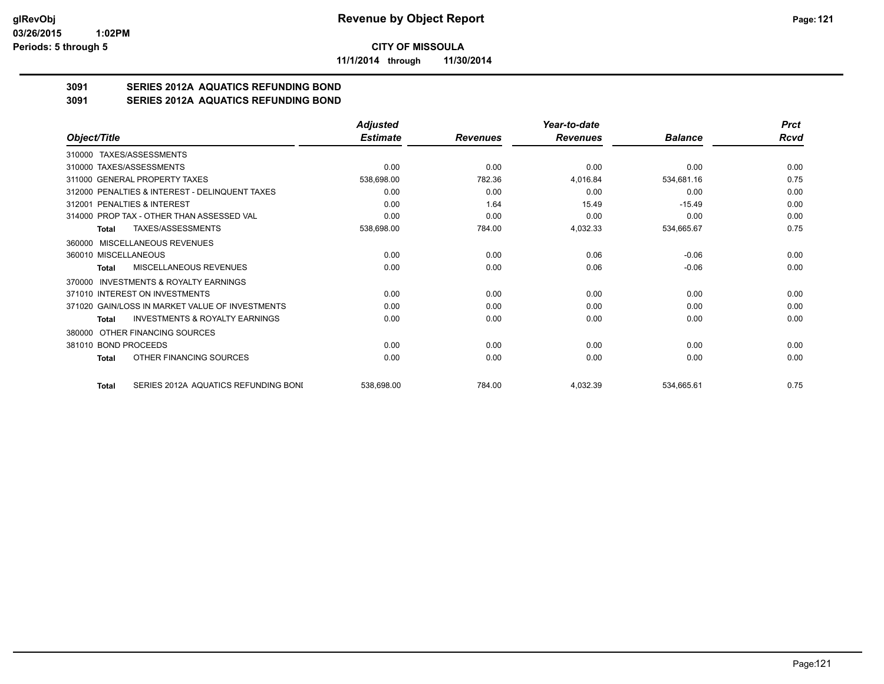**CITY OF MISSOULA**

**11/1/2014 through 11/30/2014**

# 3091 SERIES 2012A AQUATICS REFUNDING BOND

## 3091 SERIES 2012A AQUATICS REFUNDING BOND

| Object/Title | Adjusted Estimate | Revenues | Year-to-date Revenues | Balance | Prct Rcvd |
|---|---|---|---|---|---|
| 310000 TAXES/ASSESSMENTS | | | | | |
| 310000 TAXES/ASSESSMENTS | 0.00 | 0.00 | 0.00 | 0.00 | 0.00 |
| 311000 GENERAL PROPERTY TAXES | 538,698.00 | 782.36 | 4,016.84 | 534,681.16 | 0.75 |
| 312000 PENALTIES & INTEREST - DELINQUENT TAXES | 0.00 | 0.00 | 0.00 | 0.00 | 0.00 |
| 312001 PENALTIES & INTEREST | 0.00 | 1.64 | 15.49 | -15.49 | 0.00 |
| 314000 PROP TAX - OTHER THAN ASSESSED VAL | 0.00 | 0.00 | 0.00 | 0.00 | 0.00 |
| **Total** TAXES/ASSESSMENTS | 538,698.00 | 784.00 | 4,032.33 | 534,665.67 | 0.75 |
| 360000 MISCELLANEOUS REVENUES | | | | | |
| 360010 MISCELLANEOUS | 0.00 | 0.00 | 0.06 | -0.06 | 0.00 |
| **Total** MISCELLANEOUS REVENUES | 0.00 | 0.00 | 0.06 | -0.06 | 0.00 |
| 370000 INVESTMENTS & ROYALTY EARNINGS | | | | | |
| 371010 INTEREST ON INVESTMENTS | 0.00 | 0.00 | 0.00 | 0.00 | 0.00 |
| 371020 GAIN/LOSS IN MARKET VALUE OF INVESTMENTS | 0.00 | 0.00 | 0.00 | 0.00 | 0.00 |
| **Total** INVESTMENTS & ROYALTY EARNINGS | 0.00 | 0.00 | 0.00 | 0.00 | 0.00 |
| 380000 OTHER FINANCING SOURCES | | | | | |
| 381010 BOND PROCEEDS | 0.00 | 0.00 | 0.00 | 0.00 | 0.00 |
| **Total** OTHER FINANCING SOURCES | 0.00 | 0.00 | 0.00 | 0.00 | 0.00 |
| **Total** SERIES 2012A AQUATICS REFUNDING BONI | 538,698.00 | 784.00 | 4,032.39 | 534,665.61 | 0.75 |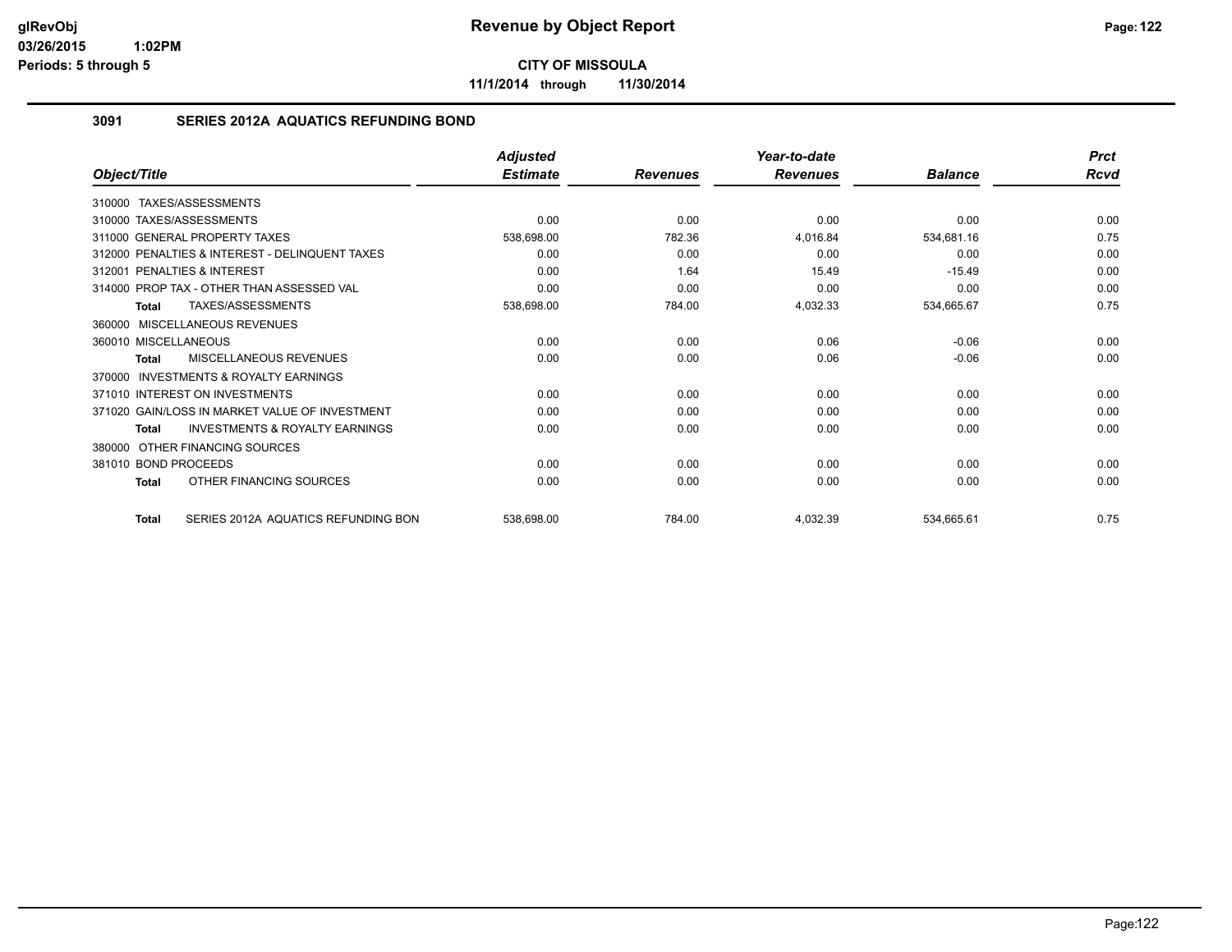**CITY OF MISSOULA**

**11/1/2014 through 11/30/2014**

### 3091 SERIES 2012A AQUATICS REFUNDING BOND

| Object/Title | Adjusted Estimate | Revenues | Year-to-date Revenues | Balance | Prct Rcvd |
|---|---|---|---|---|---|
| 310000 TAXES/ASSESSMENTS | | | | | |
| 310000 TAXES/ASSESSMENTS | 0.00 | 0.00 | 0.00 | 0.00 | 0.00 |
| 311000 GENERAL PROPERTY TAXES | 538,698.00 | 782.36 | 4,016.84 | 534,681.16 | 0.75 |
| 312000 PENALTIES & INTEREST - DELINQUENT TAXES | 0.00 | 0.00 | 0.00 | 0.00 | 0.00 |
| 312001 PENALTIES & INTEREST | 0.00 | 1.64 | 15.49 | -15.49 | 0.00 |
| 314000 PROP TAX - OTHER THAN ASSESSED VAL | 0.00 | 0.00 | 0.00 | 0.00 | 0.00 |
| **Total** TAXES/ASSESSMENTS | 538,698.00 | 784.00 | 4,032.33 | 534,665.67 | 0.75 |
| 360000 MISCELLANEOUS REVENUES | | | | | |
| 360010 MISCELLANEOUS | 0.00 | 0.00 | 0.06 | -0.06 | 0.00 |
| **Total** MISCELLANEOUS REVENUES | 0.00 | 0.00 | 0.06 | -0.06 | 0.00 |
| 370000 INVESTMENTS & ROYALTY EARNINGS | | | | | |
| 371010 INTEREST ON INVESTMENTS | 0.00 | 0.00 | 0.00 | 0.00 | 0.00 |
| 371020 GAIN/LOSS IN MARKET VALUE OF INVESTMENT | 0.00 | 0.00 | 0.00 | 0.00 | 0.00 |
| **Total** INVESTMENTS & ROYALTY EARNINGS | 0.00 | 0.00 | 0.00 | 0.00 | 0.00 |
| 380000 OTHER FINANCING SOURCES | | | | | |
| 381010 BOND PROCEEDS | 0.00 | 0.00 | 0.00 | 0.00 | 0.00 |
| **Total** OTHER FINANCING SOURCES | 0.00 | 0.00 | 0.00 | 0.00 | 0.00 |
| **Total** SERIES 2012A AQUATICS REFUNDING BON | 538,698.00 | 784.00 | 4,032.39 | 534,665.61 | 0.75 |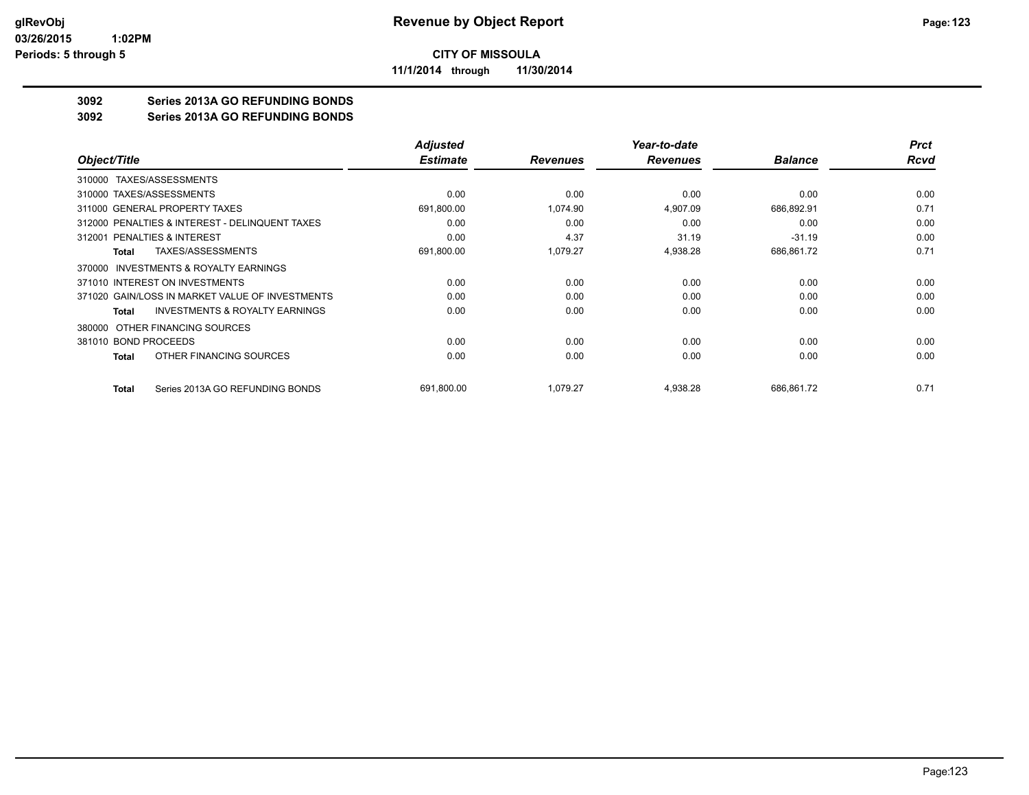# Revenue by Object Report

**CITY OF MISSOULA**

**11/1/2014 through 11/30/2014**

glRevObj
03/26/2015 1:02PM
Periods: 5 through 5

## 3092 Series 2013A GO REFUNDING BONDS
## 3092 Series 2013A GO REFUNDING BONDS

| Object/Title | Adjusted Estimate | Revenues | Year-to-date Revenues | Balance | Prct Rcvd |
|---|---|---|---|---|---|
| 310000 TAXES/ASSESSMENTS | | | | | |
| 310000 TAXES/ASSESSMENTS | 0.00 | 0.00 | 0.00 | 0.00 | 0.00 |
| 311000 GENERAL PROPERTY TAXES | 691,800.00 | 1,074.90 | 4,907.09 | 686,892.91 | 0.71 |
| 312000 PENALTIES & INTEREST - DELINQUENT TAXES | 0.00 | 0.00 | 0.00 | 0.00 | 0.00 |
| 312001 PENALTIES & INTEREST | 0.00 | 4.37 | 31.19 | -31.19 | 0.00 |
| **Total** TAXES/ASSESSMENTS | 691,800.00 | 1,079.27 | 4,938.28 | 686,861.72 | 0.71 |
| 370000 INVESTMENTS & ROYALTY EARNINGS | | | | | |
| 371010 INTEREST ON INVESTMENTS | 0.00 | 0.00 | 0.00 | 0.00 | 0.00 |
| 371020 GAIN/LOSS IN MARKET VALUE OF INVESTMENTS | 0.00 | 0.00 | 0.00 | 0.00 | 0.00 |
| **Total** INVESTMENTS & ROYALTY EARNINGS | 0.00 | 0.00 | 0.00 | 0.00 | 0.00 |
| 380000 OTHER FINANCING SOURCES | | | | | |
| 381010 BOND PROCEEDS | 0.00 | 0.00 | 0.00 | 0.00 | 0.00 |
| **Total** OTHER FINANCING SOURCES | 0.00 | 0.00 | 0.00 | 0.00 | 0.00 |
| **Total** Series 2013A GO REFUNDING BONDS | 691,800.00 | 1,079.27 | 4,938.28 | 686,861.72 | 0.71 |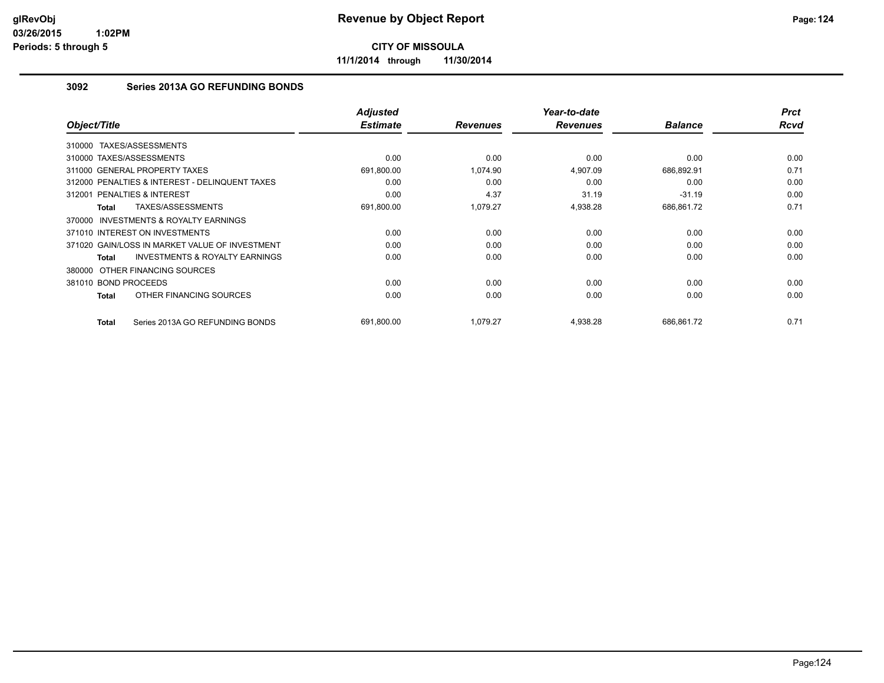# Revenue by Object Report

**CITY OF MISSOULA**

**11/1/2014 through 11/30/2014**

glRevObj
03/26/2015 1:02PM
Periods: 5 through 5

## 3092 Series 2013A GO REFUNDING BONDS

| Object/Title | Adjusted Estimate | Revenues | Year-to-date Revenues | Balance | Prct Rcvd |
|---|---|---|---|---|---|
| 310000 TAXES/ASSESSMENTS | | | | | |
| 310000 TAXES/ASSESSMENTS | 0.00 | 0.00 | 0.00 | 0.00 | 0.00 |
| 311000 GENERAL PROPERTY TAXES | 691,800.00 | 1,074.90 | 4,907.09 | 686,892.91 | 0.71 |
| 312000 PENALTIES & INTEREST - DELINQUENT TAXES | 0.00 | 0.00 | 0.00 | 0.00 | 0.00 |
| 312001 PENALTIES & INTEREST | 0.00 | 4.37 | 31.19 | -31.19 | 0.00 |
| **Total** TAXES/ASSESSMENTS | 691,800.00 | 1,079.27 | 4,938.28 | 686,861.72 | 0.71 |
| 370000 INVESTMENTS & ROYALTY EARNINGS | | | | | |
| 371010 INTEREST ON INVESTMENTS | 0.00 | 0.00 | 0.00 | 0.00 | 0.00 |
| 371020 GAIN/LOSS IN MARKET VALUE OF INVESTMENT | 0.00 | 0.00 | 0.00 | 0.00 | 0.00 |
| **Total** INVESTMENTS & ROYALTY EARNINGS | 0.00 | 0.00 | 0.00 | 0.00 | 0.00 |
| 380000 OTHER FINANCING SOURCES | | | | | |
| 381010 BOND PROCEEDS | 0.00 | 0.00 | 0.00 | 0.00 | 0.00 |
| **Total** OTHER FINANCING SOURCES | 0.00 | 0.00 | 0.00 | 0.00 | 0.00 |
| **Total** Series 2013A GO REFUNDING BONDS | 691,800.00 | 1,079.27 | 4,938.28 | 686,861.72 | 0.71 |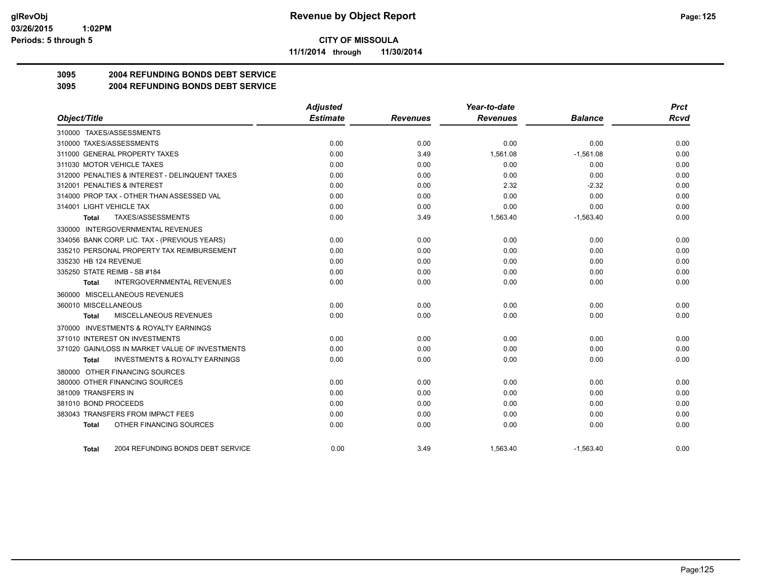**CITY OF MISSOULA**

**11/1/2014 through 11/30/2014**

## 3095 2004 REFUNDING BONDS DEBT SERVICE

## 3095 2004 REFUNDING BONDS DEBT SERVICE

| Object/Title | Adjusted Estimate | Revenues | Year-to-date Revenues | Balance | Prct Rcvd |
|---|---|---|---|---|---|
| 310000 TAXES/ASSESSMENTS | | | | | |
| 310000 TAXES/ASSESSMENTS | 0.00 | 0.00 | 0.00 | 0.00 | 0.00 |
| 311000 GENERAL PROPERTY TAXES | 0.00 | 3.49 | 1,561.08 | -1,561.08 | 0.00 |
| 311030 MOTOR VEHICLE TAXES | 0.00 | 0.00 | 0.00 | 0.00 | 0.00 |
| 312000 PENALTIES & INTEREST - DELINQUENT TAXES | 0.00 | 0.00 | 0.00 | 0.00 | 0.00 |
| 312001 PENALTIES & INTEREST | 0.00 | 0.00 | 2.32 | -2.32 | 0.00 |
| 314000 PROP TAX - OTHER THAN ASSESSED VAL | 0.00 | 0.00 | 0.00 | 0.00 | 0.00 |
| 314001 LIGHT VEHICLE TAX | 0.00 | 0.00 | 0.00 | 0.00 | 0.00 |
| **Total** TAXES/ASSESSMENTS | 0.00 | 3.49 | 1,563.40 | -1,563.40 | 0.00 |
| 330000 INTERGOVERNMENTAL REVENUES | | | | | |
| 334056 BANK CORP. LIC. TAX - (PREVIOUS YEARS) | 0.00 | 0.00 | 0.00 | 0.00 | 0.00 |
| 335210 PERSONAL PROPERTY TAX REIMBURSEMENT | 0.00 | 0.00 | 0.00 | 0.00 | 0.00 |
| 335230 HB 124 REVENUE | 0.00 | 0.00 | 0.00 | 0.00 | 0.00 |
| 335250 STATE REIMB - SB #184 | 0.00 | 0.00 | 0.00 | 0.00 | 0.00 |
| **Total** INTERGOVERNMENTAL REVENUES | 0.00 | 0.00 | 0.00 | 0.00 | 0.00 |
| 360000 MISCELLANEOUS REVENUES | | | | | |
| 360010 MISCELLANEOUS | 0.00 | 0.00 | 0.00 | 0.00 | 0.00 |
| **Total** MISCELLANEOUS REVENUES | 0.00 | 0.00 | 0.00 | 0.00 | 0.00 |
| 370000 INVESTMENTS & ROYALTY EARNINGS | | | | | |
| 371010 INTEREST ON INVESTMENTS | 0.00 | 0.00 | 0.00 | 0.00 | 0.00 |
| 371020 GAIN/LOSS IN MARKET VALUE OF INVESTMENTS | 0.00 | 0.00 | 0.00 | 0.00 | 0.00 |
| **Total** INVESTMENTS & ROYALTY EARNINGS | 0.00 | 0.00 | 0.00 | 0.00 | 0.00 |
| 380000 OTHER FINANCING SOURCES | | | | | |
| 380000 OTHER FINANCING SOURCES | 0.00 | 0.00 | 0.00 | 0.00 | 0.00 |
| 381009 TRANSFERS IN | 0.00 | 0.00 | 0.00 | 0.00 | 0.00 |
| 381010 BOND PROCEEDS | 0.00 | 0.00 | 0.00 | 0.00 | 0.00 |
| 383043 TRANSFERS FROM IMPACT FEES | 0.00 | 0.00 | 0.00 | 0.00 | 0.00 |
| **Total** OTHER FINANCING SOURCES | 0.00 | 0.00 | 0.00 | 0.00 | 0.00 |
| **Total** 2004 REFUNDING BONDS DEBT SERVICE | 0.00 | 3.49 | 1,563.40 | -1,563.40 | 0.00 |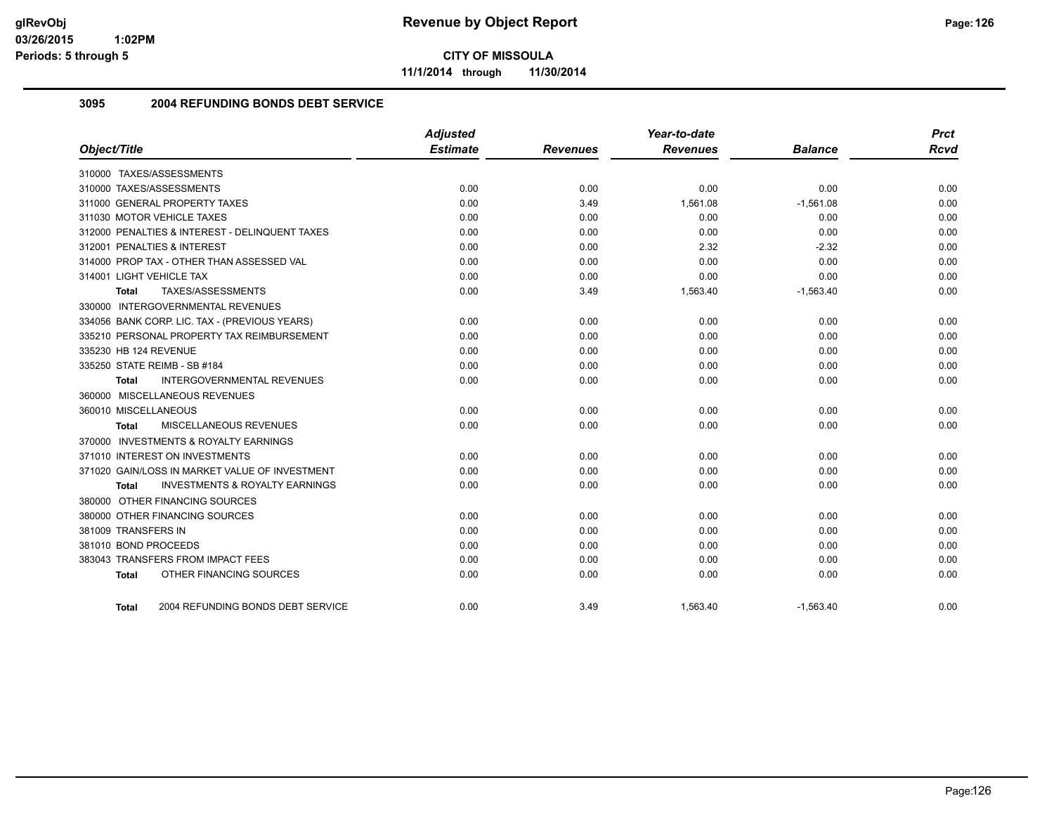**CITY OF MISSOULA**

**11/1/2014 through 11/30/2014**

## 3095 2004 REFUNDING BONDS DEBT SERVICE

| Object/Title | Adjusted Estimate | Revenues | Year-to-date Revenues | Balance | Prct Rcvd |
|---|---|---|---|---|---|
| 310000 TAXES/ASSESSMENTS | | | | | |
| 310000 TAXES/ASSESSMENTS | 0.00 | 0.00 | 0.00 | 0.00 | 0.00 |
| 311000 GENERAL PROPERTY TAXES | 0.00 | 3.49 | 1,561.08 | -1,561.08 | 0.00 |
| 311030 MOTOR VEHICLE TAXES | 0.00 | 0.00 | 0.00 | 0.00 | 0.00 |
| 312000 PENALTIES & INTEREST - DELINQUENT TAXES | 0.00 | 0.00 | 0.00 | 0.00 | 0.00 |
| 312001 PENALTIES & INTEREST | 0.00 | 0.00 | 2.32 | -2.32 | 0.00 |
| 314000 PROP TAX - OTHER THAN ASSESSED VAL | 0.00 | 0.00 | 0.00 | 0.00 | 0.00 |
| 314001 LIGHT VEHICLE TAX | 0.00 | 0.00 | 0.00 | 0.00 | 0.00 |
| **Total** TAXES/ASSESSMENTS | 0.00 | 3.49 | 1,563.40 | -1,563.40 | 0.00 |
| 330000 INTERGOVERNMENTAL REVENUES | | | | | |
| 334056 BANK CORP. LIC. TAX - (PREVIOUS YEARS) | 0.00 | 0.00 | 0.00 | 0.00 | 0.00 |
| 335210 PERSONAL PROPERTY TAX REIMBURSEMENT | 0.00 | 0.00 | 0.00 | 0.00 | 0.00 |
| 335230 HB 124 REVENUE | 0.00 | 0.00 | 0.00 | 0.00 | 0.00 |
| 335250 STATE REIMB - SB #184 | 0.00 | 0.00 | 0.00 | 0.00 | 0.00 |
| **Total** INTERGOVERNMENTAL REVENUES | 0.00 | 0.00 | 0.00 | 0.00 | 0.00 |
| 360000 MISCELLANEOUS REVENUES | | | | | |
| 360010 MISCELLANEOUS | 0.00 | 0.00 | 0.00 | 0.00 | 0.00 |
| **Total** MISCELLANEOUS REVENUES | 0.00 | 0.00 | 0.00 | 0.00 | 0.00 |
| 370000 INVESTMENTS & ROYALTY EARNINGS | | | | | |
| 371010 INTEREST ON INVESTMENTS | 0.00 | 0.00 | 0.00 | 0.00 | 0.00 |
| 371020 GAIN/LOSS IN MARKET VALUE OF INVESTMENT | 0.00 | 0.00 | 0.00 | 0.00 | 0.00 |
| **Total** INVESTMENTS & ROYALTY EARNINGS | 0.00 | 0.00 | 0.00 | 0.00 | 0.00 |
| 380000 OTHER FINANCING SOURCES | | | | | |
| 380000 OTHER FINANCING SOURCES | 0.00 | 0.00 | 0.00 | 0.00 | 0.00 |
| 381009 TRANSFERS IN | 0.00 | 0.00 | 0.00 | 0.00 | 0.00 |
| 381010 BOND PROCEEDS | 0.00 | 0.00 | 0.00 | 0.00 | 0.00 |
| 383043 TRANSFERS FROM IMPACT FEES | 0.00 | 0.00 | 0.00 | 0.00 | 0.00 |
| **Total** OTHER FINANCING SOURCES | 0.00 | 0.00 | 0.00 | 0.00 | 0.00 |
| **Total** 2004 REFUNDING BONDS DEBT SERVICE | 0.00 | 3.49 | 1,563.40 | -1,563.40 | 0.00 |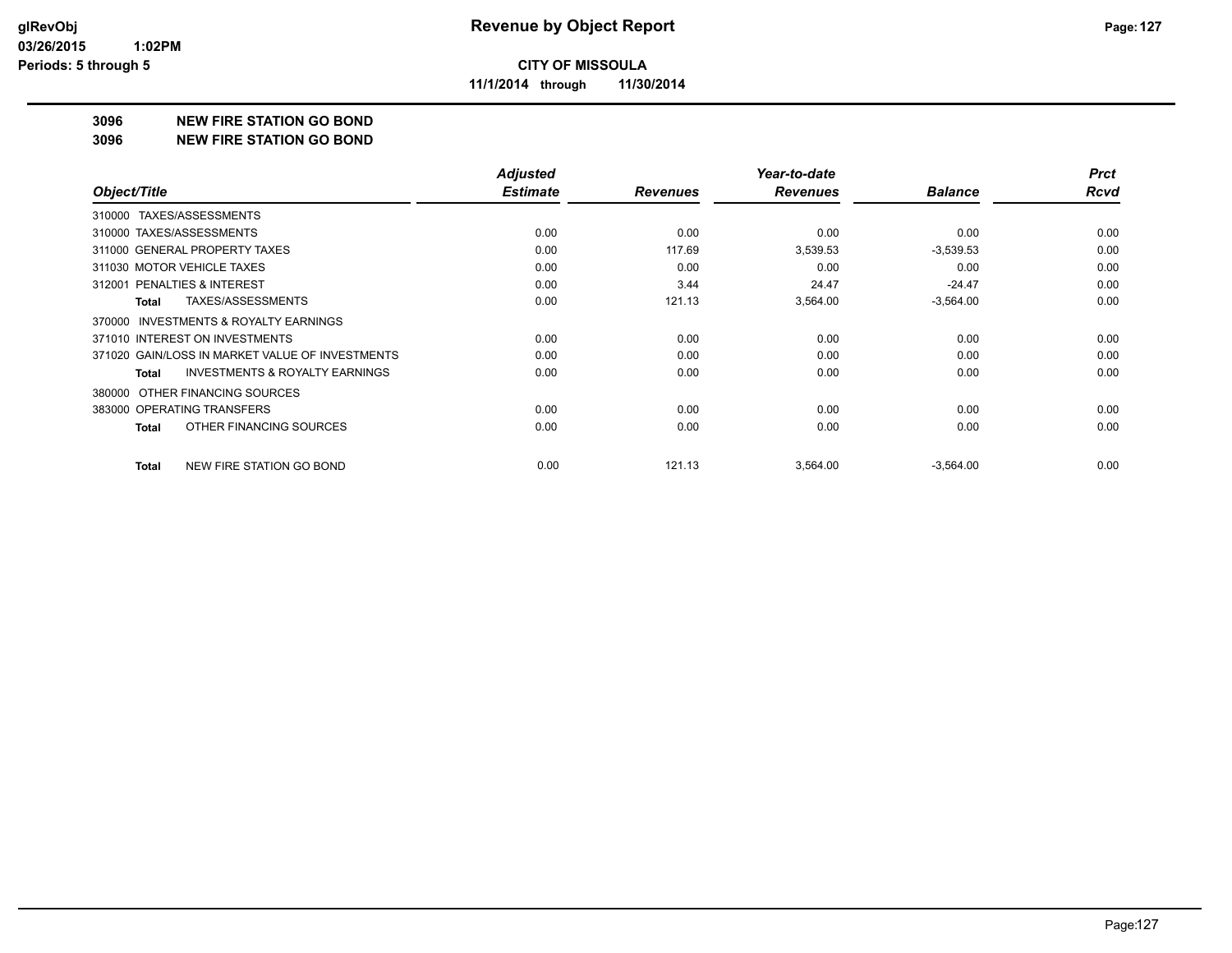# Revenue by Object Report

**CITY OF MISSOULA**

**11/1/2014 through 11/30/2014**

glRevObj
03/26/2015 1:02PM
Periods: 5 through 5

## 3096 NEW FIRE STATION GO BOND
## 3096 NEW FIRE STATION GO BOND

| Object/Title | Adjusted Estimate | Revenues | Year-to-date Revenues | Balance | Prct Rcvd |
|---|---|---|---|---|---|
| 310000 TAXES/ASSESSMENTS | | | | | |
| 310000 TAXES/ASSESSMENTS | 0.00 | 0.00 | 0.00 | 0.00 | 0.00 |
| 311000 GENERAL PROPERTY TAXES | 0.00 | 117.69 | 3,539.53 | -3,539.53 | 0.00 |
| 311030 MOTOR VEHICLE TAXES | 0.00 | 0.00 | 0.00 | 0.00 | 0.00 |
| 312001 PENALTIES & INTEREST | 0.00 | 3.44 | 24.47 | -24.47 | 0.00 |
| **Total** TAXES/ASSESSMENTS | 0.00 | 121.13 | 3,564.00 | -3,564.00 | 0.00 |
| 370000 INVESTMENTS & ROYALTY EARNINGS | | | | | |
| 371010 INTEREST ON INVESTMENTS | 0.00 | 0.00 | 0.00 | 0.00 | 0.00 |
| 371020 GAIN/LOSS IN MARKET VALUE OF INVESTMENTS | 0.00 | 0.00 | 0.00 | 0.00 | 0.00 |
| **Total** INVESTMENTS & ROYALTY EARNINGS | 0.00 | 0.00 | 0.00 | 0.00 | 0.00 |
| 380000 OTHER FINANCING SOURCES | | | | | |
| 383000 OPERATING TRANSFERS | 0.00 | 0.00 | 0.00 | 0.00 | 0.00 |
| **Total** OTHER FINANCING SOURCES | 0.00 | 0.00 | 0.00 | 0.00 | 0.00 |
| **Total** NEW FIRE STATION GO BOND | 0.00 | 121.13 | 3,564.00 | -3,564.00 | 0.00 |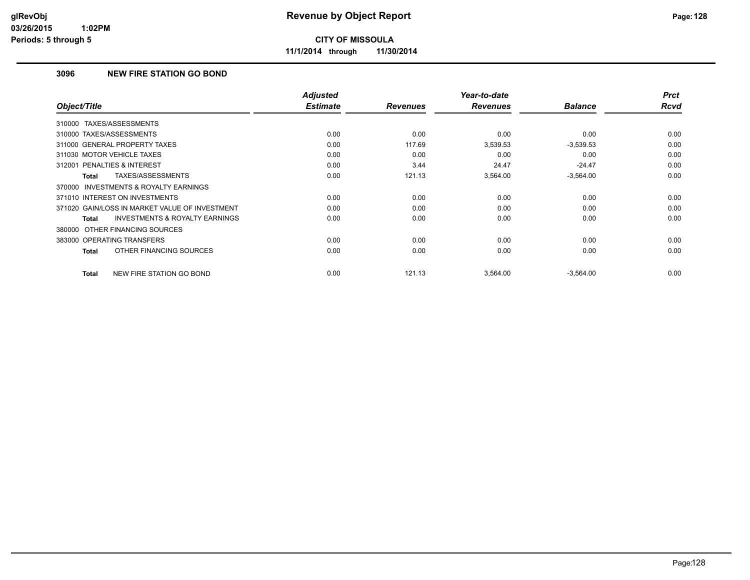# Revenue by Object Report

**CITY OF MISSOULA**

**11/1/2014 through 11/30/2014**

glRevObj
03/26/2015 1:02PM
Periods: 5 through 5

### 3096 NEW FIRE STATION GO BOND

| Object/Title | Adjusted Estimate | Revenues | Year-to-date Revenues | Balance | Prct Rcvd |
|---|---|---|---|---|---|
| 310000 TAXES/ASSESSMENTS | | | | | |
| 310000 TAXES/ASSESSMENTS | 0.00 | 0.00 | 0.00 | 0.00 | 0.00 |
| 311000 GENERAL PROPERTY TAXES | 0.00 | 117.69 | 3,539.53 | -3,539.53 | 0.00 |
| 311030 MOTOR VEHICLE TAXES | 0.00 | 0.00 | 0.00 | 0.00 | 0.00 |
| 312001 PENALTIES & INTEREST | 0.00 | 3.44 | 24.47 | -24.47 | 0.00 |
| **Total** TAXES/ASSESSMENTS | 0.00 | 121.13 | 3,564.00 | -3,564.00 | 0.00 |
| 370000 INVESTMENTS & ROYALTY EARNINGS | | | | | |
| 371010 INTEREST ON INVESTMENTS | 0.00 | 0.00 | 0.00 | 0.00 | 0.00 |
| 371020 GAIN/LOSS IN MARKET VALUE OF INVESTMENT | 0.00 | 0.00 | 0.00 | 0.00 | 0.00 |
| **Total** INVESTMENTS & ROYALTY EARNINGS | 0.00 | 0.00 | 0.00 | 0.00 | 0.00 |
| 380000 OTHER FINANCING SOURCES | | | | | |
| 383000 OPERATING TRANSFERS | 0.00 | 0.00 | 0.00 | 0.00 | 0.00 |
| **Total** OTHER FINANCING SOURCES | 0.00 | 0.00 | 0.00 | 0.00 | 0.00 |
| **Total** NEW FIRE STATION GO BOND | 0.00 | 121.13 | 3,564.00 | -3,564.00 | 0.00 |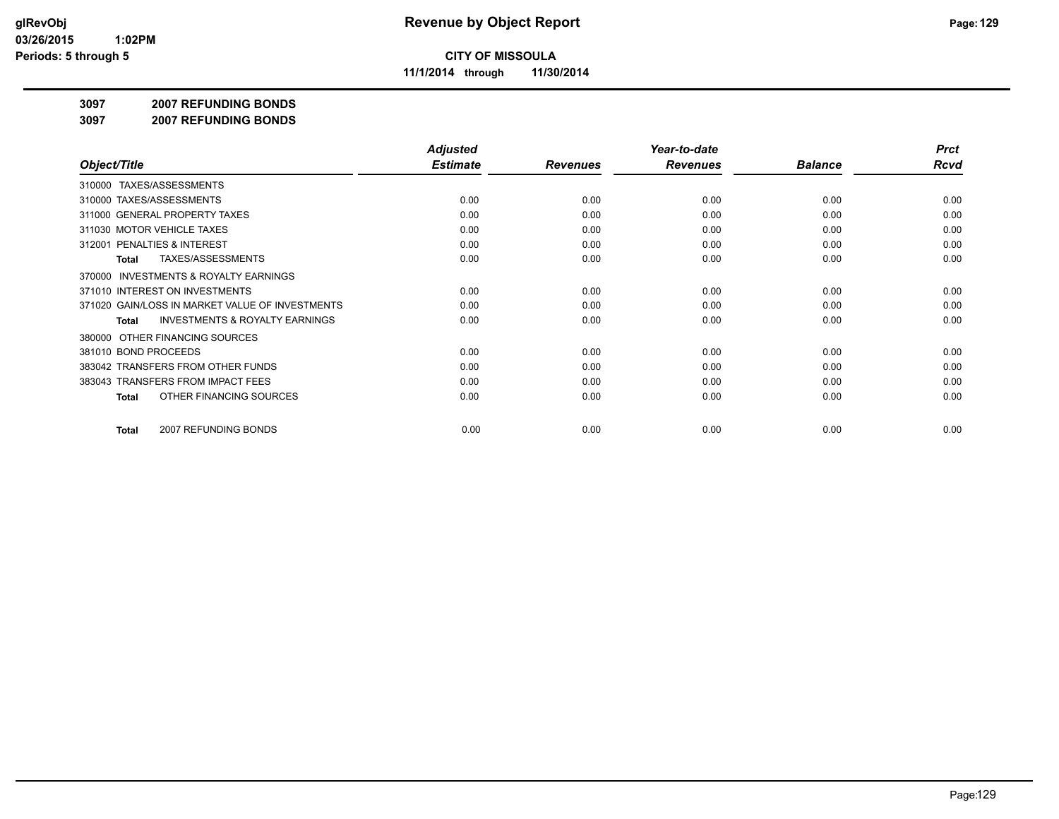# Revenue by Object Report

**CITY OF MISSOULA**

**11/1/2014 through 11/30/2014**

glRevObj
03/26/2015 1:02PM
Periods: 5 through 5

## 3097 2007 REFUNDING BONDS

## 3097 2007 REFUNDING BONDS

| Object/Title | Adjusted Estimate | Revenues | Year-to-date Revenues | Balance | Prct Rcvd |
|---|---|---|---|---|---|
| 310000 TAXES/ASSESSMENTS | | | | | |
| 310000 TAXES/ASSESSMENTS | 0.00 | 0.00 | 0.00 | 0.00 | 0.00 |
| 311000 GENERAL PROPERTY TAXES | 0.00 | 0.00 | 0.00 | 0.00 | 0.00 |
| 311030 MOTOR VEHICLE TAXES | 0.00 | 0.00 | 0.00 | 0.00 | 0.00 |
| 312001 PENALTIES & INTEREST | 0.00 | 0.00 | 0.00 | 0.00 | 0.00 |
| **Total** TAXES/ASSESSMENTS | 0.00 | 0.00 | 0.00 | 0.00 | 0.00 |
| 370000 INVESTMENTS & ROYALTY EARNINGS | | | | | |
| 371010 INTEREST ON INVESTMENTS | 0.00 | 0.00 | 0.00 | 0.00 | 0.00 |
| 371020 GAIN/LOSS IN MARKET VALUE OF INVESTMENTS | 0.00 | 0.00 | 0.00 | 0.00 | 0.00 |
| **Total** INVESTMENTS & ROYALTY EARNINGS | 0.00 | 0.00 | 0.00 | 0.00 | 0.00 |
| 380000 OTHER FINANCING SOURCES | | | | | |
| 381010 BOND PROCEEDS | 0.00 | 0.00 | 0.00 | 0.00 | 0.00 |
| 383042 TRANSFERS FROM OTHER FUNDS | 0.00 | 0.00 | 0.00 | 0.00 | 0.00 |
| 383043 TRANSFERS FROM IMPACT FEES | 0.00 | 0.00 | 0.00 | 0.00 | 0.00 |
| **Total** OTHER FINANCING SOURCES | 0.00 | 0.00 | 0.00 | 0.00 | 0.00 |
| **Total** 2007 REFUNDING BONDS | 0.00 | 0.00 | 0.00 | 0.00 | 0.00 |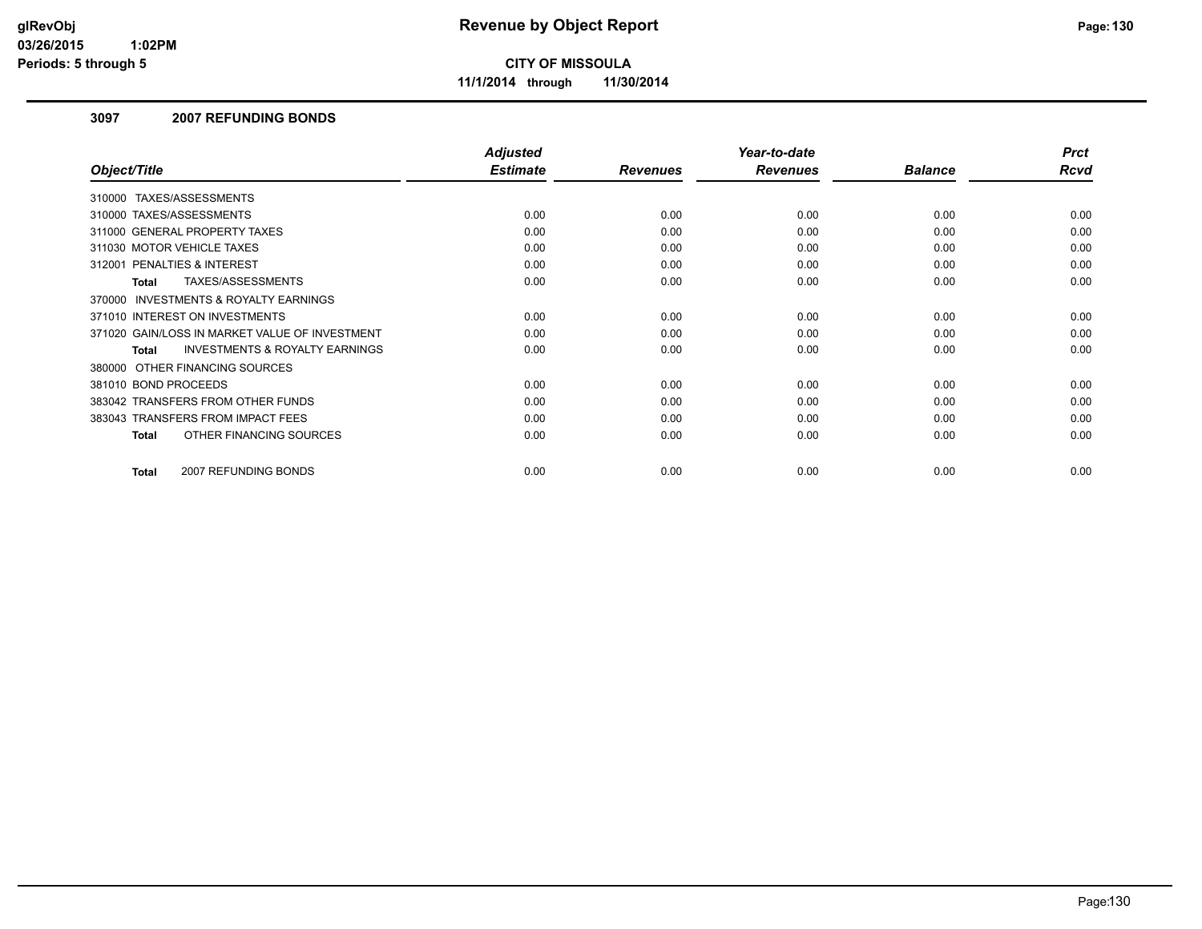# Revenue by Object Report

**CITY OF MISSOULA**

**11/1/2014 through 11/30/2014**

glRevObj
03/26/2015 1:02PM
Periods: 5 through 5

### 3097 2007 REFUNDING BONDS

| Object/Title | Adjusted Estimate | Revenues | Year-to-date Revenues | Balance | Prct Rcvd |
|---|---|---|---|---|---|
| 310000 TAXES/ASSESSMENTS | | | | | |
| 310000 TAXES/ASSESSMENTS | 0.00 | 0.00 | 0.00 | 0.00 | 0.00 |
| 311000 GENERAL PROPERTY TAXES | 0.00 | 0.00 | 0.00 | 0.00 | 0.00 |
| 311030 MOTOR VEHICLE TAXES | 0.00 | 0.00 | 0.00 | 0.00 | 0.00 |
| 312001 PENALTIES & INTEREST | 0.00 | 0.00 | 0.00 | 0.00 | 0.00 |
| **Total** TAXES/ASSESSMENTS | 0.00 | 0.00 | 0.00 | 0.00 | 0.00 |
| 370000 INVESTMENTS & ROYALTY EARNINGS | | | | | |
| 371010 INTEREST ON INVESTMENTS | 0.00 | 0.00 | 0.00 | 0.00 | 0.00 |
| 371020 GAIN/LOSS IN MARKET VALUE OF INVESTMENT | 0.00 | 0.00 | 0.00 | 0.00 | 0.00 |
| **Total** INVESTMENTS & ROYALTY EARNINGS | 0.00 | 0.00 | 0.00 | 0.00 | 0.00 |
| 380000 OTHER FINANCING SOURCES | | | | | |
| 381010 BOND PROCEEDS | 0.00 | 0.00 | 0.00 | 0.00 | 0.00 |
| 383042 TRANSFERS FROM OTHER FUNDS | 0.00 | 0.00 | 0.00 | 0.00 | 0.00 |
| 383043 TRANSFERS FROM IMPACT FEES | 0.00 | 0.00 | 0.00 | 0.00 | 0.00 |
| **Total** OTHER FINANCING SOURCES | 0.00 | 0.00 | 0.00 | 0.00 | 0.00 |
| **Total** 2007 REFUNDING BONDS | 0.00 | 0.00 | 0.00 | 0.00 | 0.00 |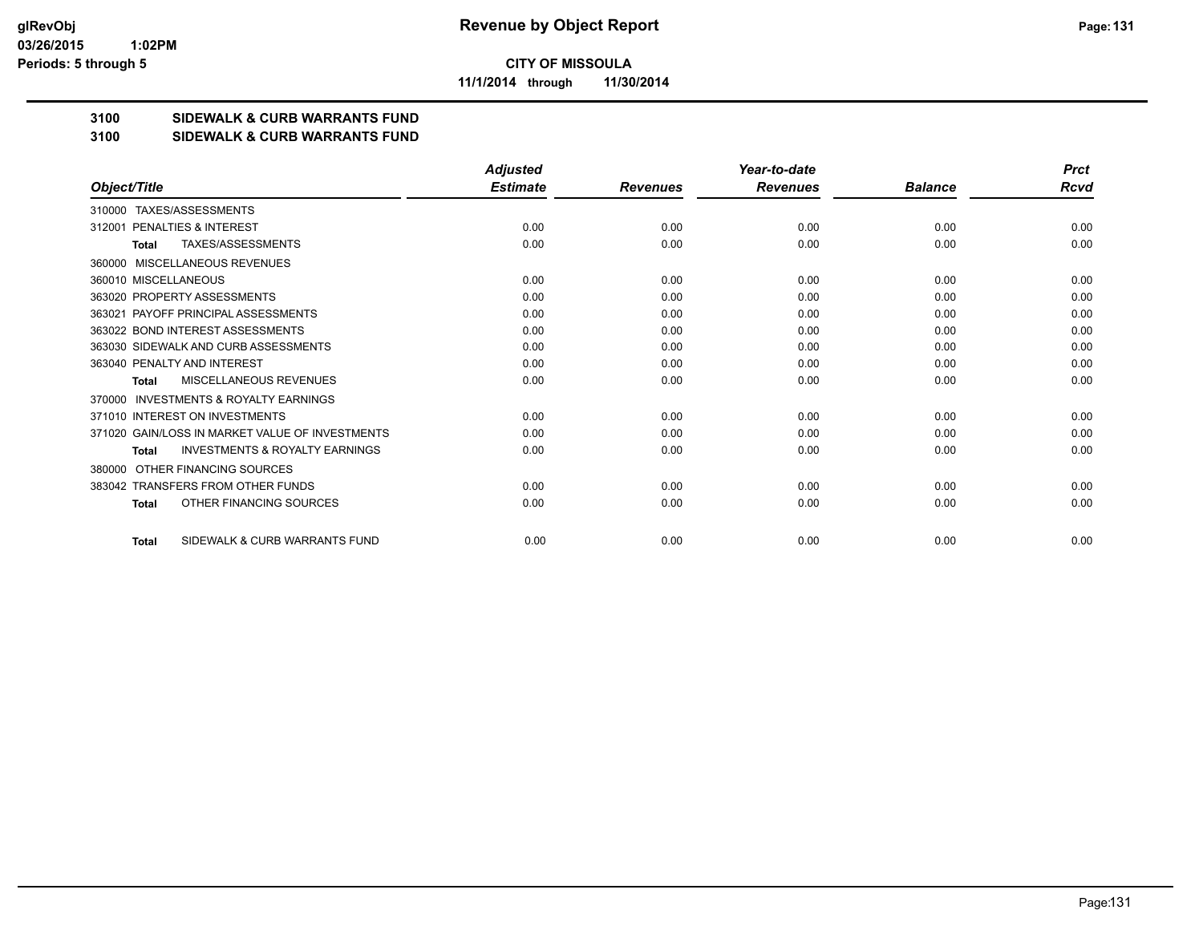# Revenue by Object Report

**CITY OF MISSOULA**

**11/1/2014 through 11/30/2014**

glRevObj
03/26/2015 1:02PM
Periods: 5 through 5

**3100 SIDEWALK & CURB WARRANTS FUND**

**3100 SIDEWALK & CURB WARRANTS FUND**

| Object/Title | Adjusted Estimate | Revenues | Year-to-date Revenues | Balance | Prct Rcvd |
|---|---|---|---|---|---|
| 310000 TAXES/ASSESSMENTS | | | | | |
| 312001 PENALTIES & INTEREST | 0.00 | 0.00 | 0.00 | 0.00 | 0.00 |
| **Total** TAXES/ASSESSMENTS | 0.00 | 0.00 | 0.00 | 0.00 | 0.00 |
| 360000 MISCELLANEOUS REVENUES | | | | | |
| 360010 MISCELLANEOUS | 0.00 | 0.00 | 0.00 | 0.00 | 0.00 |
| 363020 PROPERTY ASSESSMENTS | 0.00 | 0.00 | 0.00 | 0.00 | 0.00 |
| 363021 PAYOFF PRINCIPAL ASSESSMENTS | 0.00 | 0.00 | 0.00 | 0.00 | 0.00 |
| 363022 BOND INTEREST ASSESSMENTS | 0.00 | 0.00 | 0.00 | 0.00 | 0.00 |
| 363030 SIDEWALK AND CURB ASSESSMENTS | 0.00 | 0.00 | 0.00 | 0.00 | 0.00 |
| 363040 PENALTY AND INTEREST | 0.00 | 0.00 | 0.00 | 0.00 | 0.00 |
| **Total** MISCELLANEOUS REVENUES | 0.00 | 0.00 | 0.00 | 0.00 | 0.00 |
| 370000 INVESTMENTS & ROYALTY EARNINGS | | | | | |
| 371010 INTEREST ON INVESTMENTS | 0.00 | 0.00 | 0.00 | 0.00 | 0.00 |
| 371020 GAIN/LOSS IN MARKET VALUE OF INVESTMENTS | 0.00 | 0.00 | 0.00 | 0.00 | 0.00 |
| **Total** INVESTMENTS & ROYALTY EARNINGS | 0.00 | 0.00 | 0.00 | 0.00 | 0.00 |
| 380000 OTHER FINANCING SOURCES | | | | | |
| 383042 TRANSFERS FROM OTHER FUNDS | 0.00 | 0.00 | 0.00 | 0.00 | 0.00 |
| **Total** OTHER FINANCING SOURCES | 0.00 | 0.00 | 0.00 | 0.00 | 0.00 |
| **Total** SIDEWALK & CURB WARRANTS FUND | 0.00 | 0.00 | 0.00 | 0.00 | 0.00 |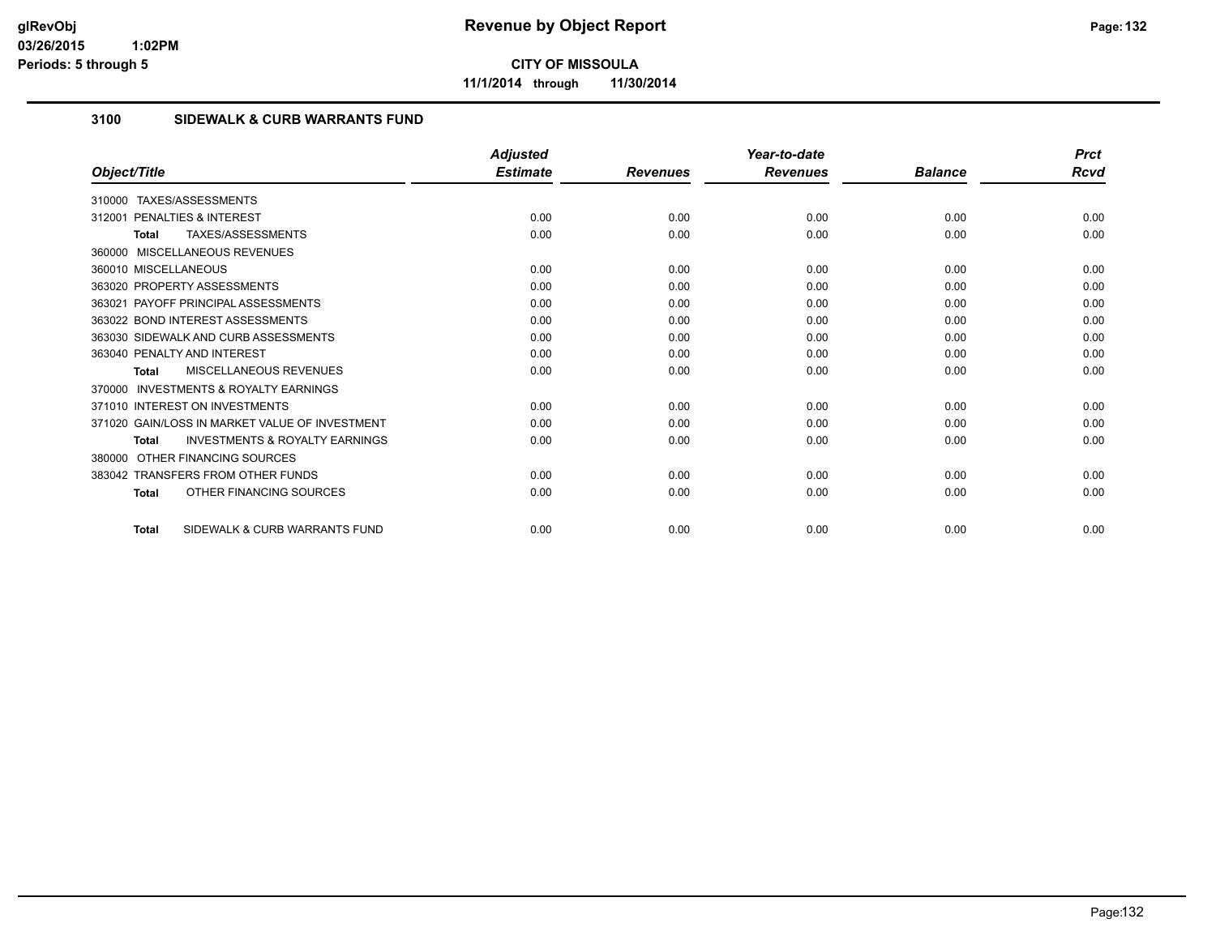**CITY OF MISSOULA**

**11/1/2014 through 11/30/2014**

## 3100 SIDEWALK & CURB WARRANTS FUND

| Object/Title | Adjusted Estimate | Revenues | Year-to-date Revenues | Balance | Prct Rcvd |
|---|---|---|---|---|---|
| 310000 TAXES/ASSESSMENTS | | | | | |
| 312001 PENALTIES & INTEREST | 0.00 | 0.00 | 0.00 | 0.00 | 0.00 |
| **Total** TAXES/ASSESSMENTS | 0.00 | 0.00 | 0.00 | 0.00 | 0.00 |
| 360000 MISCELLANEOUS REVENUES | | | | | |
| 360010 MISCELLANEOUS | 0.00 | 0.00 | 0.00 | 0.00 | 0.00 |
| 363020 PROPERTY ASSESSMENTS | 0.00 | 0.00 | 0.00 | 0.00 | 0.00 |
| 363021 PAYOFF PRINCIPAL ASSESSMENTS | 0.00 | 0.00 | 0.00 | 0.00 | 0.00 |
| 363022 BOND INTEREST ASSESSMENTS | 0.00 | 0.00 | 0.00 | 0.00 | 0.00 |
| 363030 SIDEWALK AND CURB ASSESSMENTS | 0.00 | 0.00 | 0.00 | 0.00 | 0.00 |
| 363040 PENALTY AND INTEREST | 0.00 | 0.00 | 0.00 | 0.00 | 0.00 |
| **Total** MISCELLANEOUS REVENUES | 0.00 | 0.00 | 0.00 | 0.00 | 0.00 |
| 370000 INVESTMENTS & ROYALTY EARNINGS | | | | | |
| 371010 INTEREST ON INVESTMENTS | 0.00 | 0.00 | 0.00 | 0.00 | 0.00 |
| 371020 GAIN/LOSS IN MARKET VALUE OF INVESTMENT | 0.00 | 0.00 | 0.00 | 0.00 | 0.00 |
| **Total** INVESTMENTS & ROYALTY EARNINGS | 0.00 | 0.00 | 0.00 | 0.00 | 0.00 |
| 380000 OTHER FINANCING SOURCES | | | | | |
| 383042 TRANSFERS FROM OTHER FUNDS | 0.00 | 0.00 | 0.00 | 0.00 | 0.00 |
| **Total** OTHER FINANCING SOURCES | 0.00 | 0.00 | 0.00 | 0.00 | 0.00 |
| **Total** SIDEWALK & CURB WARRANTS FUND | 0.00 | 0.00 | 0.00 | 0.00 | 0.00 |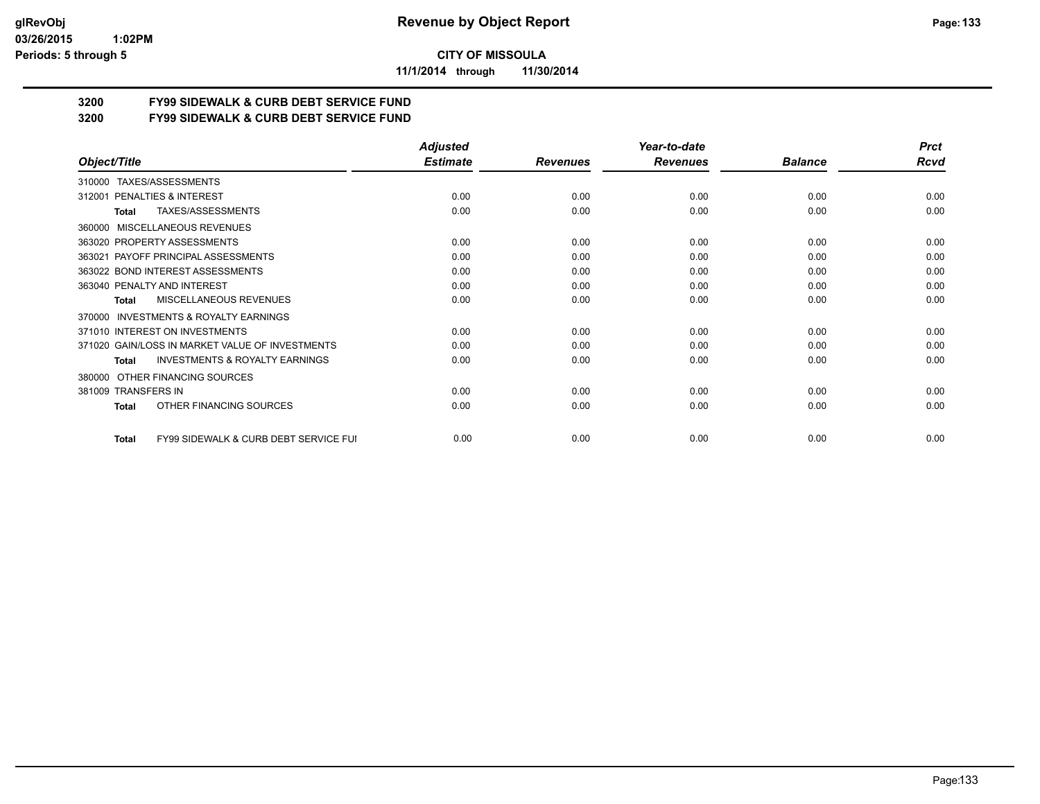**CITY OF MISSOULA**

**11/1/2014 through 11/30/2014**

## 3200 FY99 SIDEWALK & CURB DEBT SERVICE FUND
## 3200 FY99 SIDEWALK & CURB DEBT SERVICE FUND

| Object/Title | Adjusted Estimate | Revenues | Year-to-date Revenues | Balance | Prct Rcvd |
|---|---|---|---|---|---|
| 310000 TAXES/ASSESSMENTS | | | | | |
| 312001 PENALTIES & INTEREST | 0.00 | 0.00 | 0.00 | 0.00 | 0.00 |
| **Total** TAXES/ASSESSMENTS | 0.00 | 0.00 | 0.00 | 0.00 | 0.00 |
| 360000 MISCELLANEOUS REVENUES | | | | | |
| 363020 PROPERTY ASSESSMENTS | 0.00 | 0.00 | 0.00 | 0.00 | 0.00 |
| 363021 PAYOFF PRINCIPAL ASSESSMENTS | 0.00 | 0.00 | 0.00 | 0.00 | 0.00 |
| 363022 BOND INTEREST ASSESSMENTS | 0.00 | 0.00 | 0.00 | 0.00 | 0.00 |
| 363040 PENALTY AND INTEREST | 0.00 | 0.00 | 0.00 | 0.00 | 0.00 |
| **Total** MISCELLANEOUS REVENUES | 0.00 | 0.00 | 0.00 | 0.00 | 0.00 |
| 370000 INVESTMENTS & ROYALTY EARNINGS | | | | | |
| 371010 INTEREST ON INVESTMENTS | 0.00 | 0.00 | 0.00 | 0.00 | 0.00 |
| 371020 GAIN/LOSS IN MARKET VALUE OF INVESTMENTS | 0.00 | 0.00 | 0.00 | 0.00 | 0.00 |
| **Total** INVESTMENTS & ROYALTY EARNINGS | 0.00 | 0.00 | 0.00 | 0.00 | 0.00 |
| 380000 OTHER FINANCING SOURCES | | | | | |
| 381009 TRANSFERS IN | 0.00 | 0.00 | 0.00 | 0.00 | 0.00 |
| **Total** OTHER FINANCING SOURCES | 0.00 | 0.00 | 0.00 | 0.00 | 0.00 |
| **Total** FY99 SIDEWALK & CURB DEBT SERVICE FUI | 0.00 | 0.00 | 0.00 | 0.00 | 0.00 |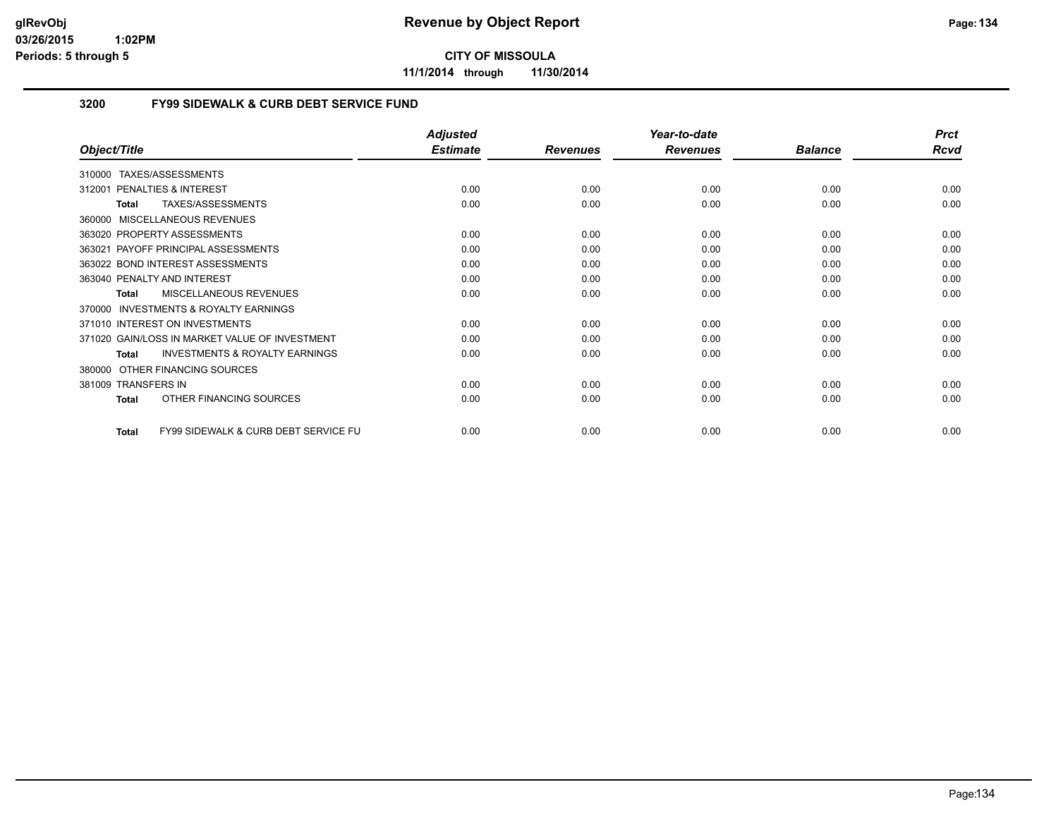# Revenue by Object Report

**CITY OF MISSOULA**

**11/1/2014 through 11/30/2014**

glRevObj
03/26/2015 1:02PM
Periods: 5 through 5

## 3200 FY99 SIDEWALK & CURB DEBT SERVICE FUND

| Object/Title | Adjusted Estimate | Revenues | Year-to-date Revenues | Balance | Prct Rcvd |
|---|---|---|---|---|---|
| 310000 TAXES/ASSESSMENTS | | | | | |
| 312001 PENALTIES & INTEREST | 0.00 | 0.00 | 0.00 | 0.00 | 0.00 |
| **Total** TAXES/ASSESSMENTS | 0.00 | 0.00 | 0.00 | 0.00 | 0.00 |
| 360000 MISCELLANEOUS REVENUES | | | | | |
| 363020 PROPERTY ASSESSMENTS | 0.00 | 0.00 | 0.00 | 0.00 | 0.00 |
| 363021 PAYOFF PRINCIPAL ASSESSMENTS | 0.00 | 0.00 | 0.00 | 0.00 | 0.00 |
| 363022 BOND INTEREST ASSESSMENTS | 0.00 | 0.00 | 0.00 | 0.00 | 0.00 |
| 363040 PENALTY AND INTEREST | 0.00 | 0.00 | 0.00 | 0.00 | 0.00 |
| **Total** MISCELLANEOUS REVENUES | 0.00 | 0.00 | 0.00 | 0.00 | 0.00 |
| 370000 INVESTMENTS & ROYALTY EARNINGS | | | | | |
| 371010 INTEREST ON INVESTMENTS | 0.00 | 0.00 | 0.00 | 0.00 | 0.00 |
| 371020 GAIN/LOSS IN MARKET VALUE OF INVESTMENT | 0.00 | 0.00 | 0.00 | 0.00 | 0.00 |
| **Total** INVESTMENTS & ROYALTY EARNINGS | 0.00 | 0.00 | 0.00 | 0.00 | 0.00 |
| 380000 OTHER FINANCING SOURCES | | | | | |
| 381009 TRANSFERS IN | 0.00 | 0.00 | 0.00 | 0.00 | 0.00 |
| **Total** OTHER FINANCING SOURCES | 0.00 | 0.00 | 0.00 | 0.00 | 0.00 |
| **Total** FY99 SIDEWALK & CURB DEBT SERVICE FU | 0.00 | 0.00 | 0.00 | 0.00 | 0.00 |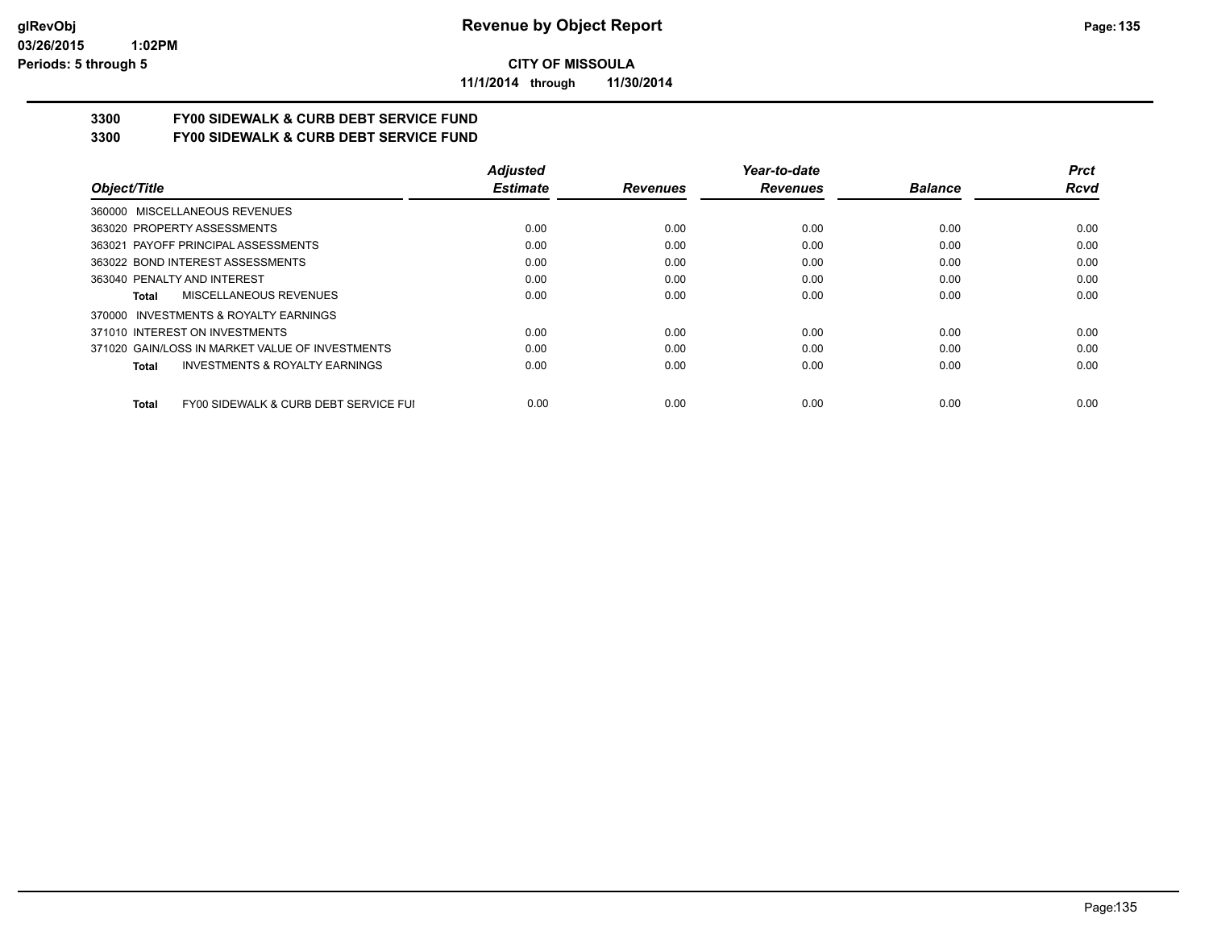**CITY OF MISSOULA**

**11/1/2014 through 11/30/2014**

**Revenue by Object Report**

glRevObj
03/26/2015 1:02PM
Periods: 5 through 5

## 3300 FY00 SIDEWALK & CURB DEBT SERVICE FUND
## 3300 FY00 SIDEWALK & CURB DEBT SERVICE FUND

| Object/Title | Adjusted Estimate | Revenues | Year-to-date Revenues | Balance | Prct Rcvd |
|---|---|---|---|---|---|
| 360000 MISCELLANEOUS REVENUES | | | | | |
| 363020 PROPERTY ASSESSMENTS | 0.00 | 0.00 | 0.00 | 0.00 | 0.00 |
| 363021 PAYOFF PRINCIPAL ASSESSMENTS | 0.00 | 0.00 | 0.00 | 0.00 | 0.00 |
| 363022 BOND INTEREST ASSESSMENTS | 0.00 | 0.00 | 0.00 | 0.00 | 0.00 |
| 363040 PENALTY AND INTEREST | 0.00 | 0.00 | 0.00 | 0.00 | 0.00 |
| **Total** MISCELLANEOUS REVENUES | 0.00 | 0.00 | 0.00 | 0.00 | 0.00 |
| 370000 INVESTMENTS & ROYALTY EARNINGS | | | | | |
| 371010 INTEREST ON INVESTMENTS | 0.00 | 0.00 | 0.00 | 0.00 | 0.00 |
| 371020 GAIN/LOSS IN MARKET VALUE OF INVESTMENTS | 0.00 | 0.00 | 0.00 | 0.00 | 0.00 |
| **Total** INVESTMENTS & ROYALTY EARNINGS | 0.00 | 0.00 | 0.00 | 0.00 | 0.00 |
| **Total** FY00 SIDEWALK & CURB DEBT SERVICE FUI | 0.00 | 0.00 | 0.00 | 0.00 | 0.00 |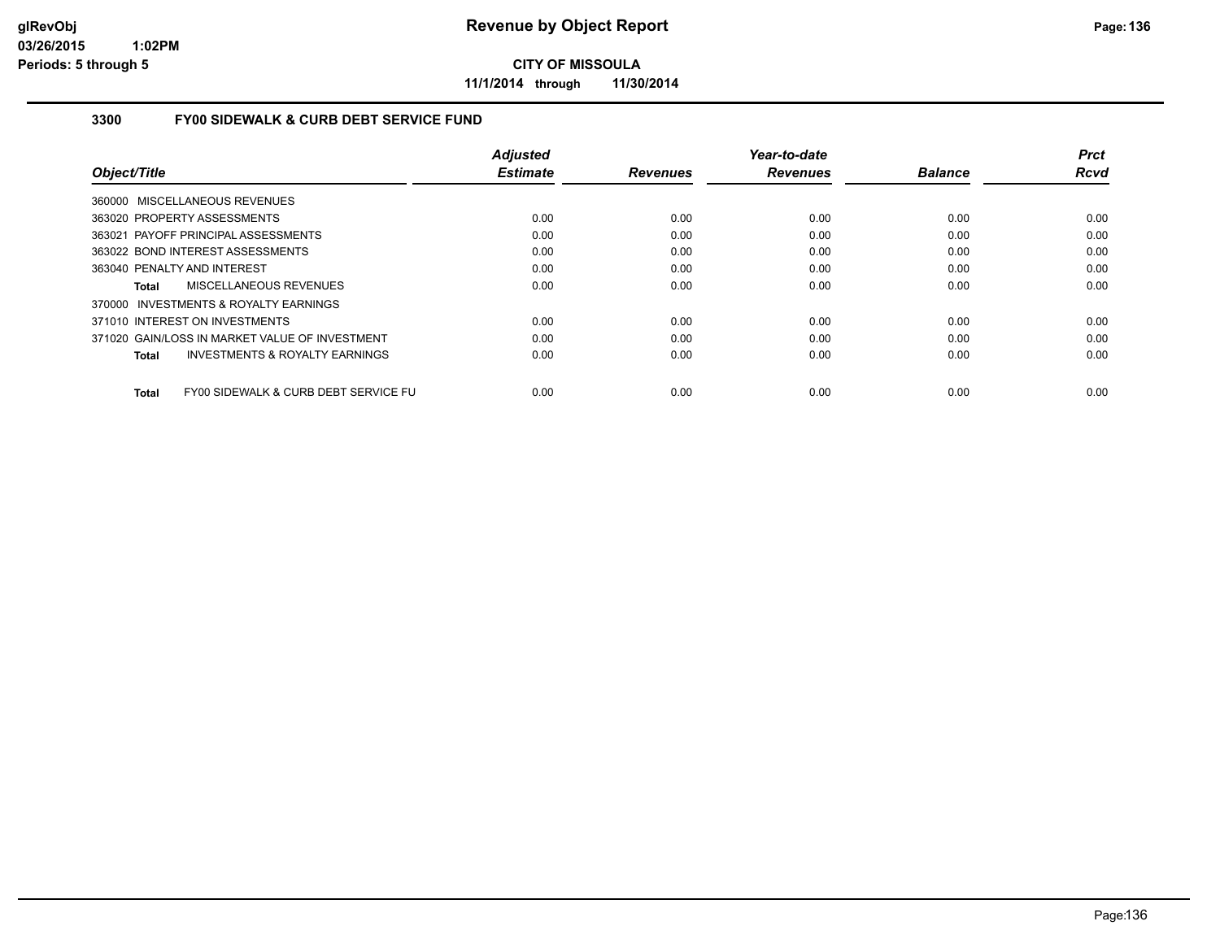**CITY OF MISSOULA**

**11/1/2014 through 11/30/2014**

## 3300 FY00 SIDEWALK & CURB DEBT SERVICE FUND

| Object/Title | Adjusted Estimate | Revenues | Year-to-date Revenues | Balance | Prct Rcvd |
|---|---|---|---|---|---|
| 360000 MISCELLANEOUS REVENUES | | | | | |
| 363020 PROPERTY ASSESSMENTS | 0.00 | 0.00 | 0.00 | 0.00 | 0.00 |
| 363021 PAYOFF PRINCIPAL ASSESSMENTS | 0.00 | 0.00 | 0.00 | 0.00 | 0.00 |
| 363022 BOND INTEREST ASSESSMENTS | 0.00 | 0.00 | 0.00 | 0.00 | 0.00 |
| 363040 PENALTY AND INTEREST | 0.00 | 0.00 | 0.00 | 0.00 | 0.00 |
| **Total** MISCELLANEOUS REVENUES | 0.00 | 0.00 | 0.00 | 0.00 | 0.00 |
| 370000 INVESTMENTS & ROYALTY EARNINGS | | | | | |
| 371010 INTEREST ON INVESTMENTS | 0.00 | 0.00 | 0.00 | 0.00 | 0.00 |
| 371020 GAIN/LOSS IN MARKET VALUE OF INVESTMENT | 0.00 | 0.00 | 0.00 | 0.00 | 0.00 |
| **Total** INVESTMENTS & ROYALTY EARNINGS | 0.00 | 0.00 | 0.00 | 0.00 | 0.00 |
| **Total** FY00 SIDEWALK & CURB DEBT SERVICE FU | 0.00 | 0.00 | 0.00 | 0.00 | 0.00 |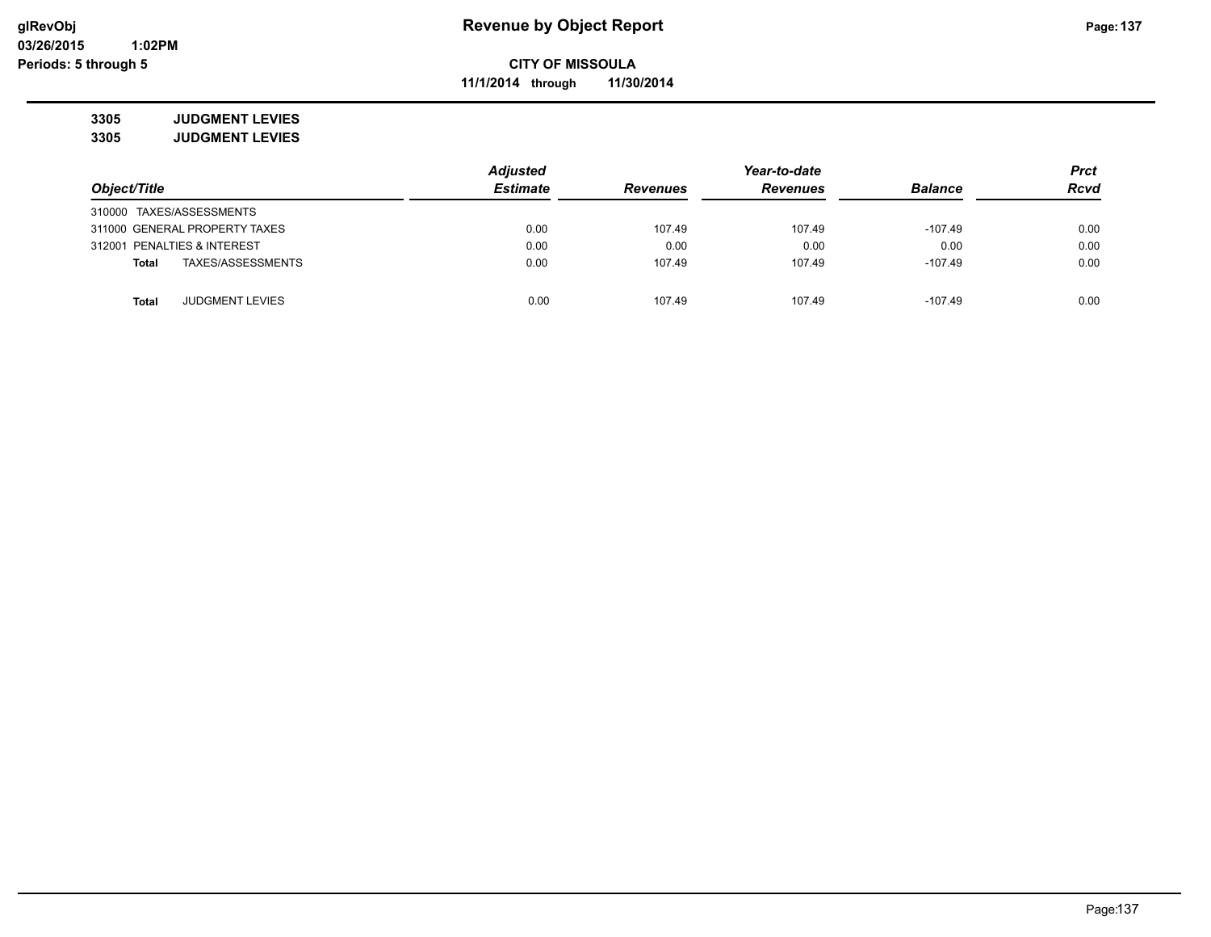# Revenue by Object Report

**CITY OF MISSOULA**

**11/1/2014 through 11/30/2014**

glRevObj
03/26/2015 1:02PM
Periods: 5 through 5

## 3305 JUDGMENT LEVIES
## 3305 JUDGMENT LEVIES

| Object/Title | Adjusted Estimate | Revenues | Year-to-date Revenues | Balance | Prct Rcvd |
|---|---|---|---|---|---|
| 310000 TAXES/ASSESSMENTS | | | | | |
| 311000 GENERAL PROPERTY TAXES | 0.00 | 107.49 | 107.49 | -107.49 | 0.00 |
| 312001 PENALTIES & INTEREST | 0.00 | 0.00 | 0.00 | 0.00 | 0.00 |
| **Total** TAXES/ASSESSMENTS | 0.00 | 107.49 | 107.49 | -107.49 | 0.00 |
| **Total** JUDGMENT LEVIES | 0.00 | 107.49 | 107.49 | -107.49 | 0.00 |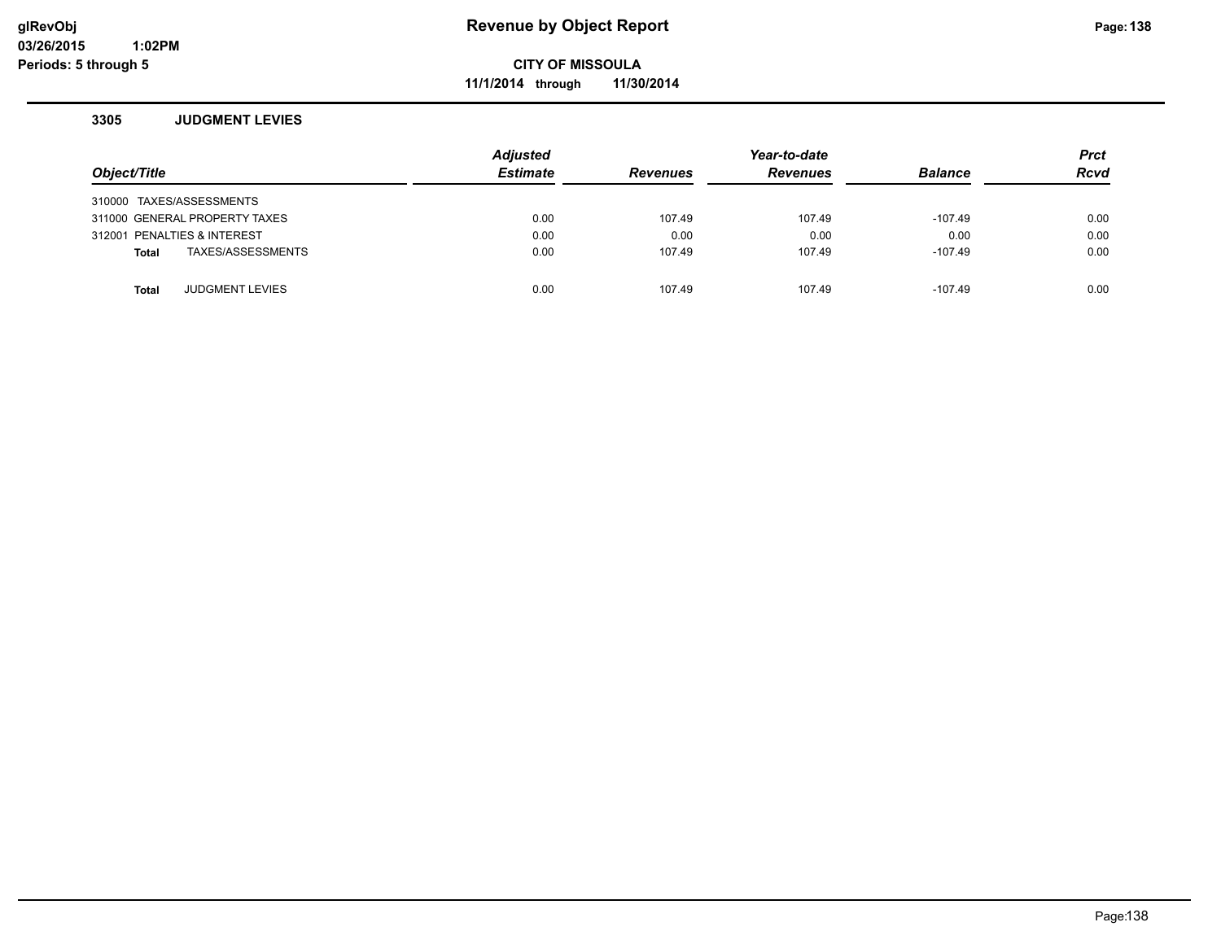# Revenue by Object Report

**CITY OF MISSOULA**

**11/1/2014 through 11/30/2014**

glRevObj
03/26/2015 1:02PM
Periods: 5 through 5

### 3305 JUDGMENT LEVIES

| Object/Title | Adjusted Estimate | Revenues | Year-to-date Revenues | Balance | Prct Rcvd |
|---|---|---|---|---|---|
| 310000 TAXES/ASSESSMENTS | | | | | |
| 311000 GENERAL PROPERTY TAXES | 0.00 | 107.49 | 107.49 | -107.49 | 0.00 |
| 312001 PENALTIES & INTEREST | 0.00 | 0.00 | 0.00 | 0.00 | 0.00 |
| **Total** TAXES/ASSESSMENTS | 0.00 | 107.49 | 107.49 | -107.49 | 0.00 |
| | | | | | |
| **Total** JUDGMENT LEVIES | 0.00 | 107.49 | 107.49 | -107.49 | 0.00 |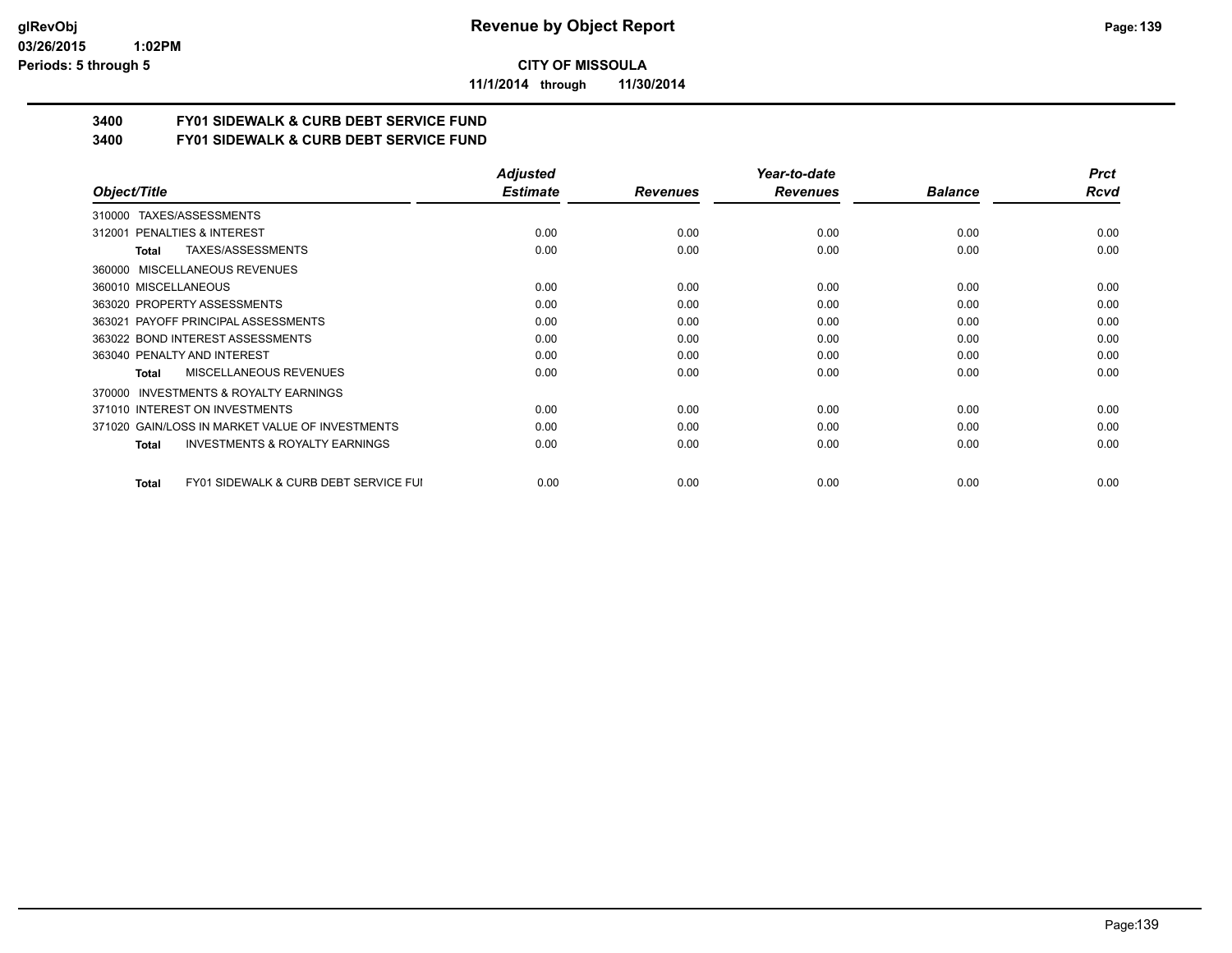**CITY OF MISSOULA**

**11/1/2014 through 11/30/2014**

**Revenue by Object Report**

glRevObj
03/26/2015 1:02PM
Periods: 5 through 5

## 3400 FY01 SIDEWALK & CURB DEBT SERVICE FUND
## 3400 FY01 SIDEWALK & CURB DEBT SERVICE FUND

| Object/Title | Adjusted Estimate | Revenues | Year-to-date Revenues | Balance | Prct Rcvd |
|---|---|---|---|---|---|
| 310000 TAXES/ASSESSMENTS | | | | | |
| 312001 PENALTIES & INTEREST | 0.00 | 0.00 | 0.00 | 0.00 | 0.00 |
| **Total** TAXES/ASSESSMENTS | 0.00 | 0.00 | 0.00 | 0.00 | 0.00 |
| 360000 MISCELLANEOUS REVENUES | | | | | |
| 360010 MISCELLANEOUS | 0.00 | 0.00 | 0.00 | 0.00 | 0.00 |
| 363020 PROPERTY ASSESSMENTS | 0.00 | 0.00 | 0.00 | 0.00 | 0.00 |
| 363021 PAYOFF PRINCIPAL ASSESSMENTS | 0.00 | 0.00 | 0.00 | 0.00 | 0.00 |
| 363022 BOND INTEREST ASSESSMENTS | 0.00 | 0.00 | 0.00 | 0.00 | 0.00 |
| 363040 PENALTY AND INTEREST | 0.00 | 0.00 | 0.00 | 0.00 | 0.00 |
| **Total** MISCELLANEOUS REVENUES | 0.00 | 0.00 | 0.00 | 0.00 | 0.00 |
| 370000 INVESTMENTS & ROYALTY EARNINGS | | | | | |
| 371010 INTEREST ON INVESTMENTS | 0.00 | 0.00 | 0.00 | 0.00 | 0.00 |
| 371020 GAIN/LOSS IN MARKET VALUE OF INVESTMENTS | 0.00 | 0.00 | 0.00 | 0.00 | 0.00 |
| **Total** INVESTMENTS & ROYALTY EARNINGS | 0.00 | 0.00 | 0.00 | 0.00 | 0.00 |
| **Total** FY01 SIDEWALK & CURB DEBT SERVICE FUI | 0.00 | 0.00 | 0.00 | 0.00 | 0.00 |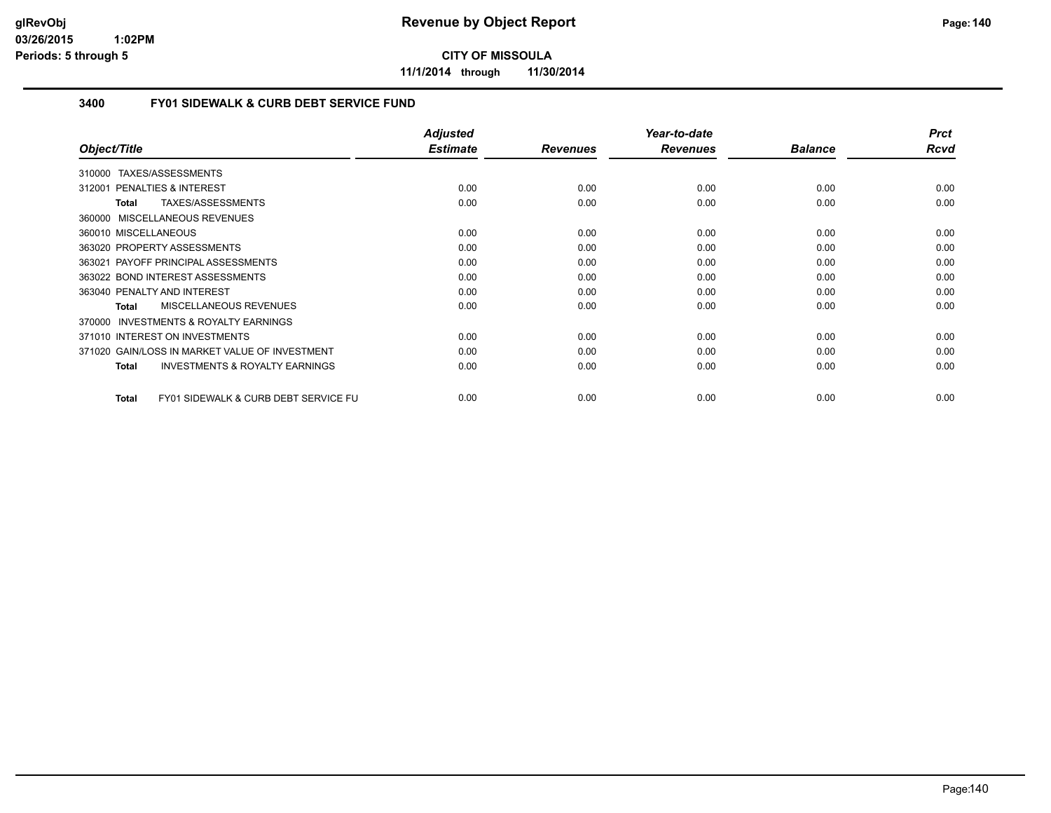# Revenue by Object Report

**CITY OF MISSOULA**

**11/1/2014 through 11/30/2014**

glRevObj
03/26/2015 1:02PM
Periods: 5 through 5

## 3400 FY01 SIDEWALK & CURB DEBT SERVICE FUND

| Object/Title | Adjusted Estimate | Revenues | Year-to-date Revenues | Balance | Prct Rcvd |
|---|---|---|---|---|---|
| 310000 TAXES/ASSESSMENTS | | | | | |
| 312001 PENALTIES & INTEREST | 0.00 | 0.00 | 0.00 | 0.00 | 0.00 |
| **Total** TAXES/ASSESSMENTS | 0.00 | 0.00 | 0.00 | 0.00 | 0.00 |
| 360000 MISCELLANEOUS REVENUES | | | | | |
| 360010 MISCELLANEOUS | 0.00 | 0.00 | 0.00 | 0.00 | 0.00 |
| 363020 PROPERTY ASSESSMENTS | 0.00 | 0.00 | 0.00 | 0.00 | 0.00 |
| 363021 PAYOFF PRINCIPAL ASSESSMENTS | 0.00 | 0.00 | 0.00 | 0.00 | 0.00 |
| 363022 BOND INTEREST ASSESSMENTS | 0.00 | 0.00 | 0.00 | 0.00 | 0.00 |
| 363040 PENALTY AND INTEREST | 0.00 | 0.00 | 0.00 | 0.00 | 0.00 |
| **Total** MISCELLANEOUS REVENUES | 0.00 | 0.00 | 0.00 | 0.00 | 0.00 |
| 370000 INVESTMENTS & ROYALTY EARNINGS | | | | | |
| 371010 INTEREST ON INVESTMENTS | 0.00 | 0.00 | 0.00 | 0.00 | 0.00 |
| 371020 GAIN/LOSS IN MARKET VALUE OF INVESTMENT | 0.00 | 0.00 | 0.00 | 0.00 | 0.00 |
| **Total** INVESTMENTS & ROYALTY EARNINGS | 0.00 | 0.00 | 0.00 | 0.00 | 0.00 |
| **Total** FY01 SIDEWALK & CURB DEBT SERVICE FU | 0.00 | 0.00 | 0.00 | 0.00 | 0.00 |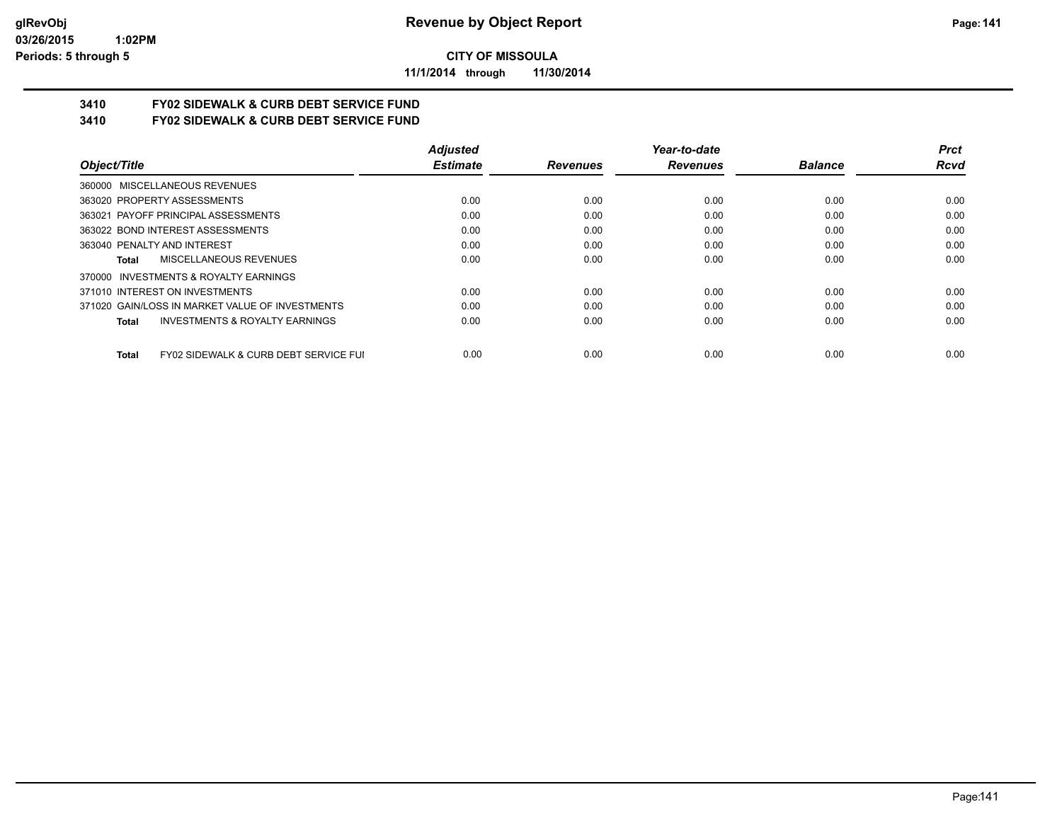**CITY OF MISSOULA**

**11/1/2014 through 11/30/2014**

## 3410 FY02 SIDEWALK & CURB DEBT SERVICE FUND

## 3410 FY02 SIDEWALK & CURB DEBT SERVICE FUND

| Object/Title | Adjusted Estimate | Revenues | Year-to-date Revenues | Balance | Prct Rcvd |
|---|---|---|---|---|---|
| 360000 MISCELLANEOUS REVENUES | | | | | |
| 363020 PROPERTY ASSESSMENTS | 0.00 | 0.00 | 0.00 | 0.00 | 0.00 |
| 363021 PAYOFF PRINCIPAL ASSESSMENTS | 0.00 | 0.00 | 0.00 | 0.00 | 0.00 |
| 363022 BOND INTEREST ASSESSMENTS | 0.00 | 0.00 | 0.00 | 0.00 | 0.00 |
| 363040 PENALTY AND INTEREST | 0.00 | 0.00 | 0.00 | 0.00 | 0.00 |
| **Total** MISCELLANEOUS REVENUES | 0.00 | 0.00 | 0.00 | 0.00 | 0.00 |
| 370000 INVESTMENTS & ROYALTY EARNINGS | | | | | |
| 371010 INTEREST ON INVESTMENTS | 0.00 | 0.00 | 0.00 | 0.00 | 0.00 |
| 371020 GAIN/LOSS IN MARKET VALUE OF INVESTMENTS | 0.00 | 0.00 | 0.00 | 0.00 | 0.00 |
| **Total** INVESTMENTS & ROYALTY EARNINGS | 0.00 | 0.00 | 0.00 | 0.00 | 0.00 |
| **Total** FY02 SIDEWALK & CURB DEBT SERVICE FUI | 0.00 | 0.00 | 0.00 | 0.00 | 0.00 |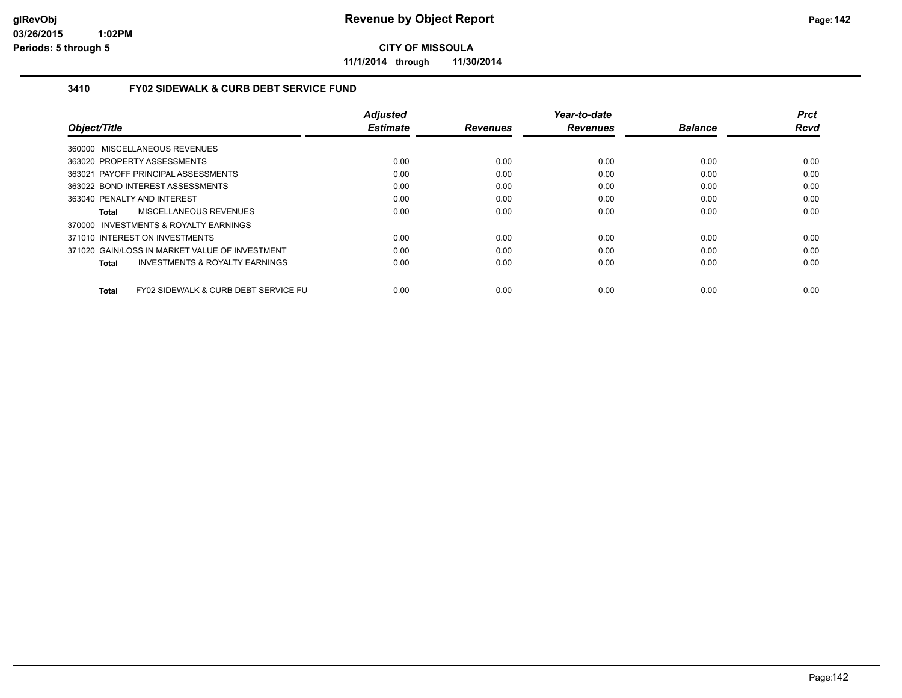**glRevObj**
**03/26/2015 1:02PM**
**Periods: 5 through 5**

# Revenue by Object Report

**CITY OF MISSOULA**

**11/1/2014 through 11/30/2014**

## 3410 FY02 SIDEWALK & CURB DEBT SERVICE FUND

| Object/Title | Adjusted Estimate | Revenues | Year-to-date Revenues | Balance | Prct Rcvd |
|---|---|---|---|---|---|
| 360000 MISCELLANEOUS REVENUES | | | | | |
| 363020 PROPERTY ASSESSMENTS | 0.00 | 0.00 | 0.00 | 0.00 | 0.00 |
| 363021 PAYOFF PRINCIPAL ASSESSMENTS | 0.00 | 0.00 | 0.00 | 0.00 | 0.00 |
| 363022 BOND INTEREST ASSESSMENTS | 0.00 | 0.00 | 0.00 | 0.00 | 0.00 |
| 363040 PENALTY AND INTEREST | 0.00 | 0.00 | 0.00 | 0.00 | 0.00 |
| **Total** MISCELLANEOUS REVENUES | 0.00 | 0.00 | 0.00 | 0.00 | 0.00 |
| 370000 INVESTMENTS & ROYALTY EARNINGS | | | | | |
| 371010 INTEREST ON INVESTMENTS | 0.00 | 0.00 | 0.00 | 0.00 | 0.00 |
| 371020 GAIN/LOSS IN MARKET VALUE OF INVESTMENT | 0.00 | 0.00 | 0.00 | 0.00 | 0.00 |
| **Total** INVESTMENTS & ROYALTY EARNINGS | 0.00 | 0.00 | 0.00 | 0.00 | 0.00 |
| **Total** FY02 SIDEWALK & CURB DEBT SERVICE FU | 0.00 | 0.00 | 0.00 | 0.00 | 0.00 |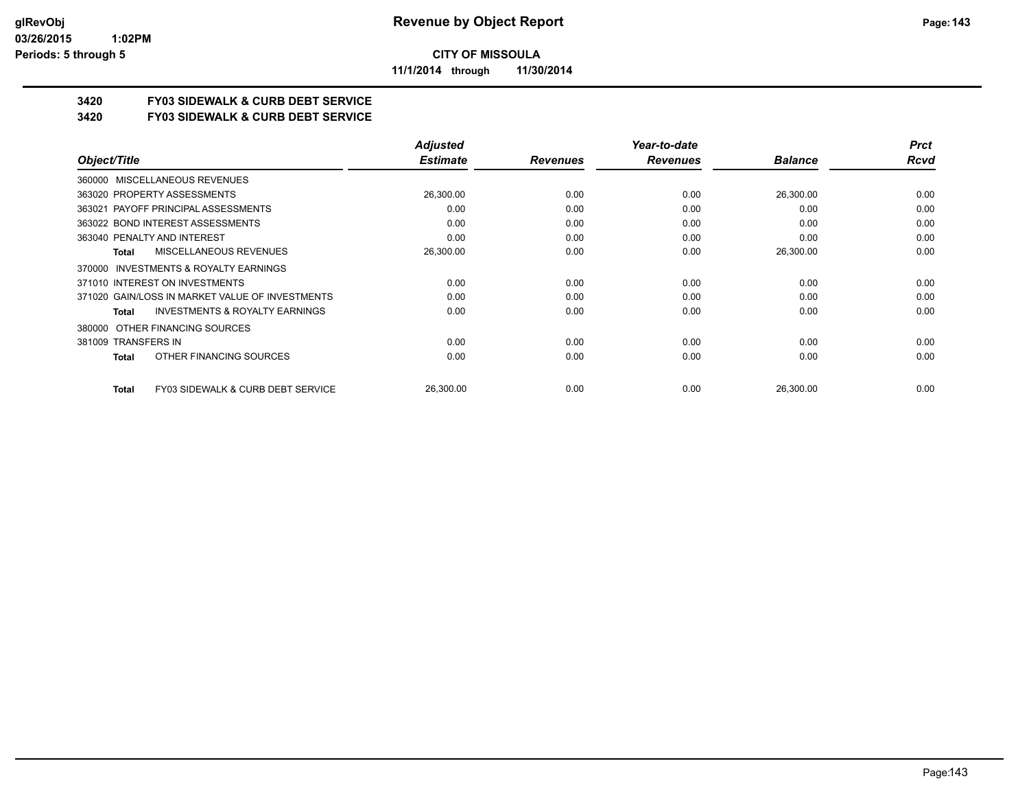**CITY OF MISSOULA**

**11/1/2014 through 11/30/2014**

## 3420 FY03 SIDEWALK & CURB DEBT SERVICE

## 3420 FY03 SIDEWALK & CURB DEBT SERVICE

| Object/Title | Adjusted Estimate | Revenues | Year-to-date Revenues | Balance | Prct Rcvd |
|---|---|---|---|---|---|
| 360000 MISCELLANEOUS REVENUES | | | | | |
| 363020 PROPERTY ASSESSMENTS | 26,300.00 | 0.00 | 0.00 | 26,300.00 | 0.00 |
| 363021 PAYOFF PRINCIPAL ASSESSMENTS | 0.00 | 0.00 | 0.00 | 0.00 | 0.00 |
| 363022 BOND INTEREST ASSESSMENTS | 0.00 | 0.00 | 0.00 | 0.00 | 0.00 |
| 363040 PENALTY AND INTEREST | 0.00 | 0.00 | 0.00 | 0.00 | 0.00 |
| **Total** MISCELLANEOUS REVENUES | 26,300.00 | 0.00 | 0.00 | 26,300.00 | 0.00 |
| 370000 INVESTMENTS & ROYALTY EARNINGS | | | | | |
| 371010 INTEREST ON INVESTMENTS | 0.00 | 0.00 | 0.00 | 0.00 | 0.00 |
| 371020 GAIN/LOSS IN MARKET VALUE OF INVESTMENTS | 0.00 | 0.00 | 0.00 | 0.00 | 0.00 |
| **Total** INVESTMENTS & ROYALTY EARNINGS | 0.00 | 0.00 | 0.00 | 0.00 | 0.00 |
| 380000 OTHER FINANCING SOURCES | | | | | |
| 381009 TRANSFERS IN | 0.00 | 0.00 | 0.00 | 0.00 | 0.00 |
| **Total** OTHER FINANCING SOURCES | 0.00 | 0.00 | 0.00 | 0.00 | 0.00 |
| **Total** FY03 SIDEWALK & CURB DEBT SERVICE | 26,300.00 | 0.00 | 0.00 | 26,300.00 | 0.00 |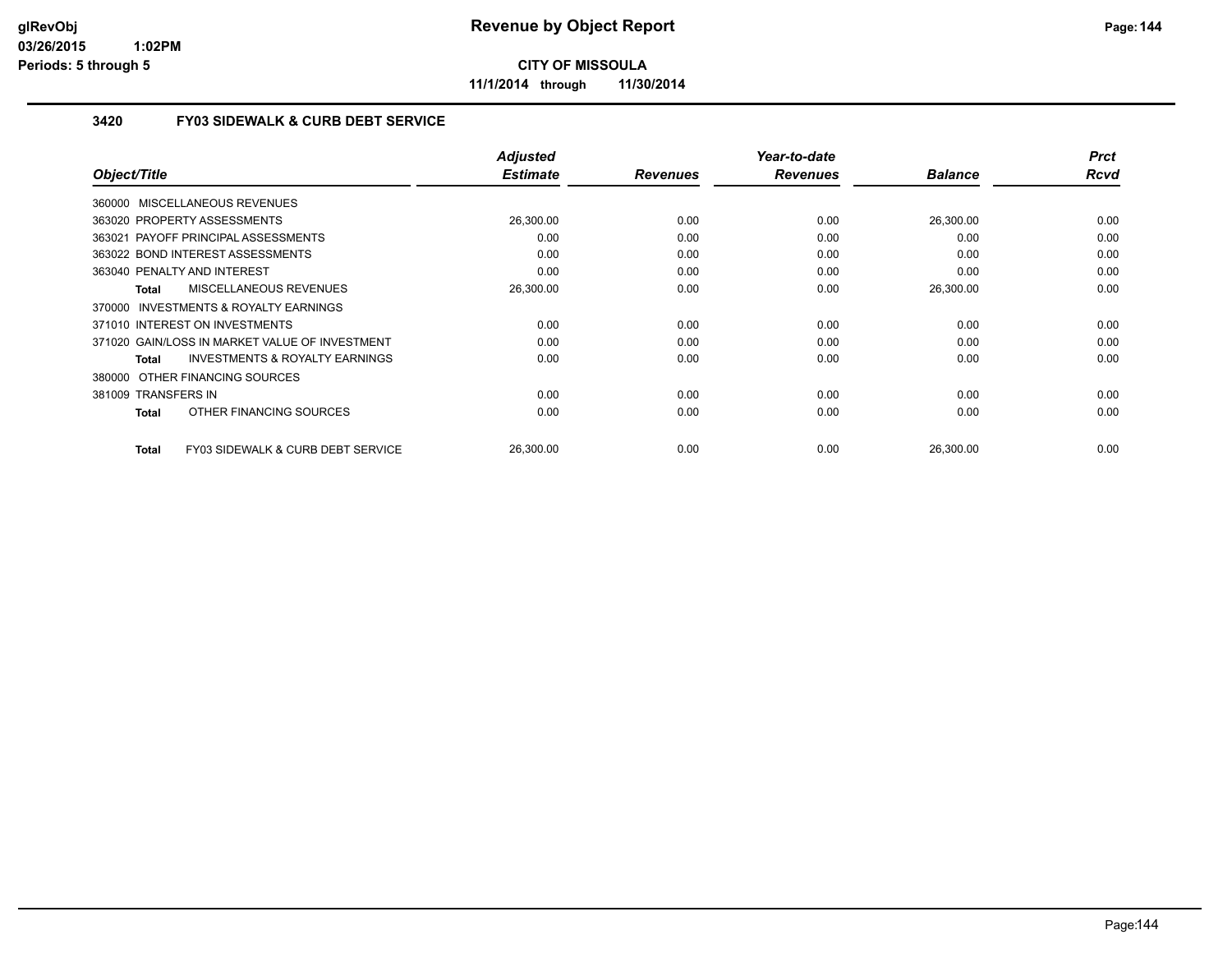**CITY OF MISSOULA**

**11/1/2014 through 11/30/2014**

### 3420 FY03 SIDEWALK & CURB DEBT SERVICE

| Object/Title | Adjusted Estimate | Revenues | Year-to-date Revenues | Balance | Prct Rcvd |
|---|---|---|---|---|---|
| 360000 MISCELLANEOUS REVENUES | | | | | |
| 363020 PROPERTY ASSESSMENTS | 26,300.00 | 0.00 | 0.00 | 26,300.00 | 0.00 |
| 363021 PAYOFF PRINCIPAL ASSESSMENTS | 0.00 | 0.00 | 0.00 | 0.00 | 0.00 |
| 363022 BOND INTEREST ASSESSMENTS | 0.00 | 0.00 | 0.00 | 0.00 | 0.00 |
| 363040 PENALTY AND INTEREST | 0.00 | 0.00 | 0.00 | 0.00 | 0.00 |
| **Total** MISCELLANEOUS REVENUES | 26,300.00 | 0.00 | 0.00 | 26,300.00 | 0.00 |
| 370000 INVESTMENTS & ROYALTY EARNINGS | | | | | |
| 371010 INTEREST ON INVESTMENTS | 0.00 | 0.00 | 0.00 | 0.00 | 0.00 |
| 371020 GAIN/LOSS IN MARKET VALUE OF INVESTMENT | 0.00 | 0.00 | 0.00 | 0.00 | 0.00 |
| **Total** INVESTMENTS & ROYALTY EARNINGS | 0.00 | 0.00 | 0.00 | 0.00 | 0.00 |
| 380000 OTHER FINANCING SOURCES | | | | | |
| 381009 TRANSFERS IN | 0.00 | 0.00 | 0.00 | 0.00 | 0.00 |
| **Total** OTHER FINANCING SOURCES | 0.00 | 0.00 | 0.00 | 0.00 | 0.00 |
| **Total** FY03 SIDEWALK & CURB DEBT SERVICE | 26,300.00 | 0.00 | 0.00 | 26,300.00 | 0.00 |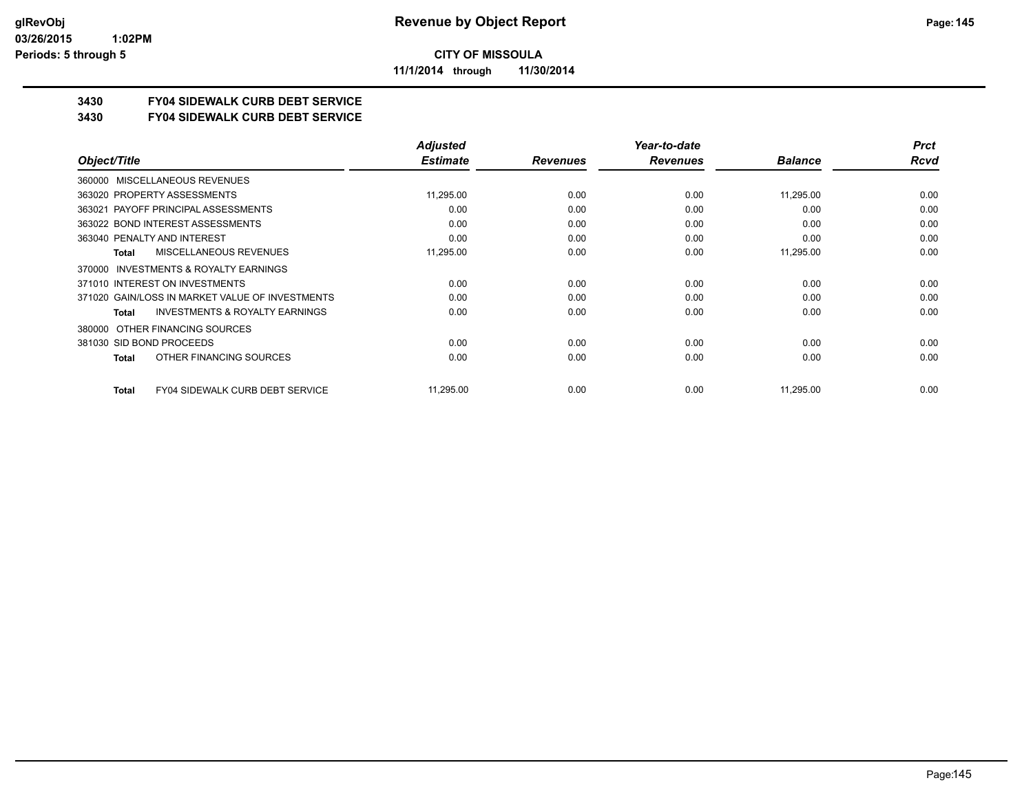**CITY OF MISSOULA**

**11/1/2014 through 11/30/2014**

## 3430 FY04 SIDEWALK CURB DEBT SERVICE

## 3430 FY04 SIDEWALK CURB DEBT SERVICE

| Object/Title | Adjusted Estimate | Revenues | Year-to-date Revenues | Balance | Prct Rcvd |
|---|---|---|---|---|---|
| 360000 MISCELLANEOUS REVENUES | | | | | |
| 363020 PROPERTY ASSESSMENTS | 11,295.00 | 0.00 | 0.00 | 11,295.00 | 0.00 |
| 363021 PAYOFF PRINCIPAL ASSESSMENTS | 0.00 | 0.00 | 0.00 | 0.00 | 0.00 |
| 363022 BOND INTEREST ASSESSMENTS | 0.00 | 0.00 | 0.00 | 0.00 | 0.00 |
| 363040 PENALTY AND INTEREST | 0.00 | 0.00 | 0.00 | 0.00 | 0.00 |
| **Total** MISCELLANEOUS REVENUES | 11,295.00 | 0.00 | 0.00 | 11,295.00 | 0.00 |
| 370000 INVESTMENTS & ROYALTY EARNINGS | | | | | |
| 371010 INTEREST ON INVESTMENTS | 0.00 | 0.00 | 0.00 | 0.00 | 0.00 |
| 371020 GAIN/LOSS IN MARKET VALUE OF INVESTMENTS | 0.00 | 0.00 | 0.00 | 0.00 | 0.00 |
| **Total** INVESTMENTS & ROYALTY EARNINGS | 0.00 | 0.00 | 0.00 | 0.00 | 0.00 |
| 380000 OTHER FINANCING SOURCES | | | | | |
| 381030 SID BOND PROCEEDS | 0.00 | 0.00 | 0.00 | 0.00 | 0.00 |
| **Total** OTHER FINANCING SOURCES | 0.00 | 0.00 | 0.00 | 0.00 | 0.00 |
| **Total** FY04 SIDEWALK CURB DEBT SERVICE | 11,295.00 | 0.00 | 0.00 | 11,295.00 | 0.00 |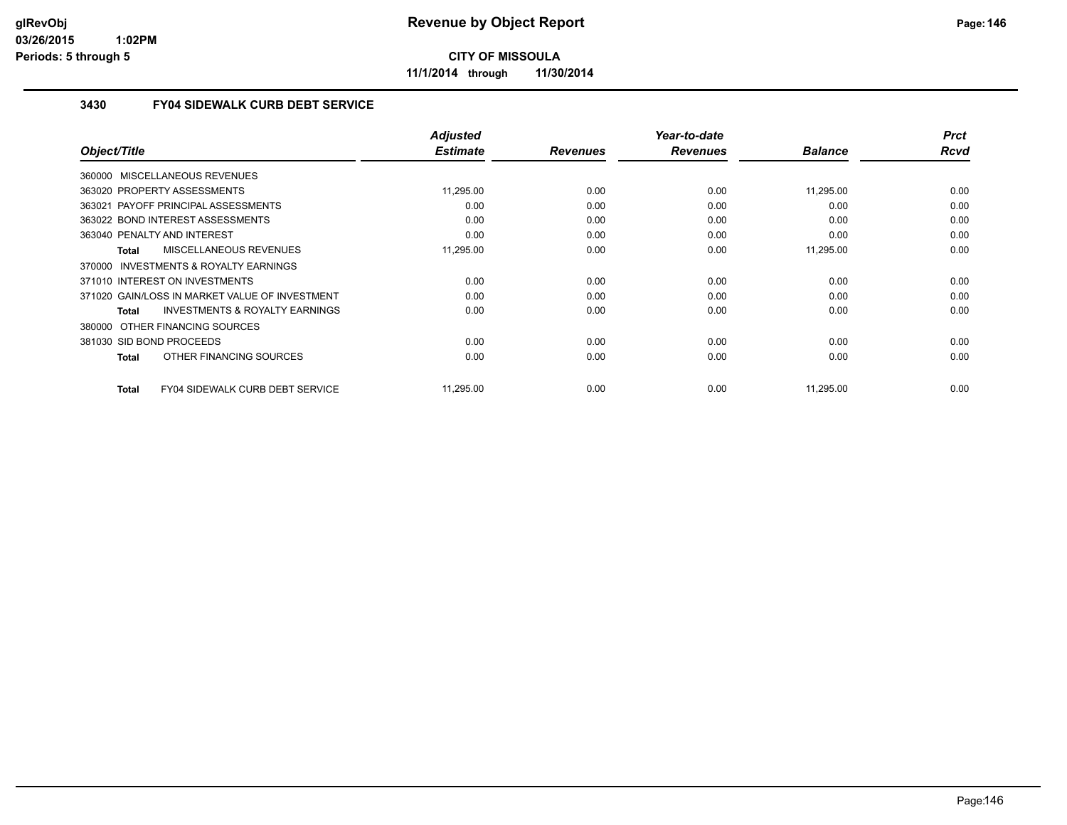# Revenue by Object Report

**CITY OF MISSOULA**

**11/1/2014 through 11/30/2014**

### 3430 FY04 SIDEWALK CURB DEBT SERVICE

| Object/Title | Adjusted Estimate | Revenues | Year-to-date Revenues | Balance | Prct Rcvd |
|---|---|---|---|---|---|
| 360000 MISCELLANEOUS REVENUES | | | | | |
| 363020 PROPERTY ASSESSMENTS | 11,295.00 | 0.00 | 0.00 | 11,295.00 | 0.00 |
| 363021 PAYOFF PRINCIPAL ASSESSMENTS | 0.00 | 0.00 | 0.00 | 0.00 | 0.00 |
| 363022 BOND INTEREST ASSESSMENTS | 0.00 | 0.00 | 0.00 | 0.00 | 0.00 |
| 363040 PENALTY AND INTEREST | 0.00 | 0.00 | 0.00 | 0.00 | 0.00 |
| **Total** MISCELLANEOUS REVENUES | 11,295.00 | 0.00 | 0.00 | 11,295.00 | 0.00 |
| 370000 INVESTMENTS & ROYALTY EARNINGS | | | | | |
| 371010 INTEREST ON INVESTMENTS | 0.00 | 0.00 | 0.00 | 0.00 | 0.00 |
| 371020 GAIN/LOSS IN MARKET VALUE OF INVESTMENT | 0.00 | 0.00 | 0.00 | 0.00 | 0.00 |
| **Total** INVESTMENTS & ROYALTY EARNINGS | 0.00 | 0.00 | 0.00 | 0.00 | 0.00 |
| 380000 OTHER FINANCING SOURCES | | | | | |
| 381030 SID BOND PROCEEDS | 0.00 | 0.00 | 0.00 | 0.00 | 0.00 |
| **Total** OTHER FINANCING SOURCES | 0.00 | 0.00 | 0.00 | 0.00 | 0.00 |
| **Total** FY04 SIDEWALK CURB DEBT SERVICE | 11,295.00 | 0.00 | 0.00 | 11,295.00 | 0.00 |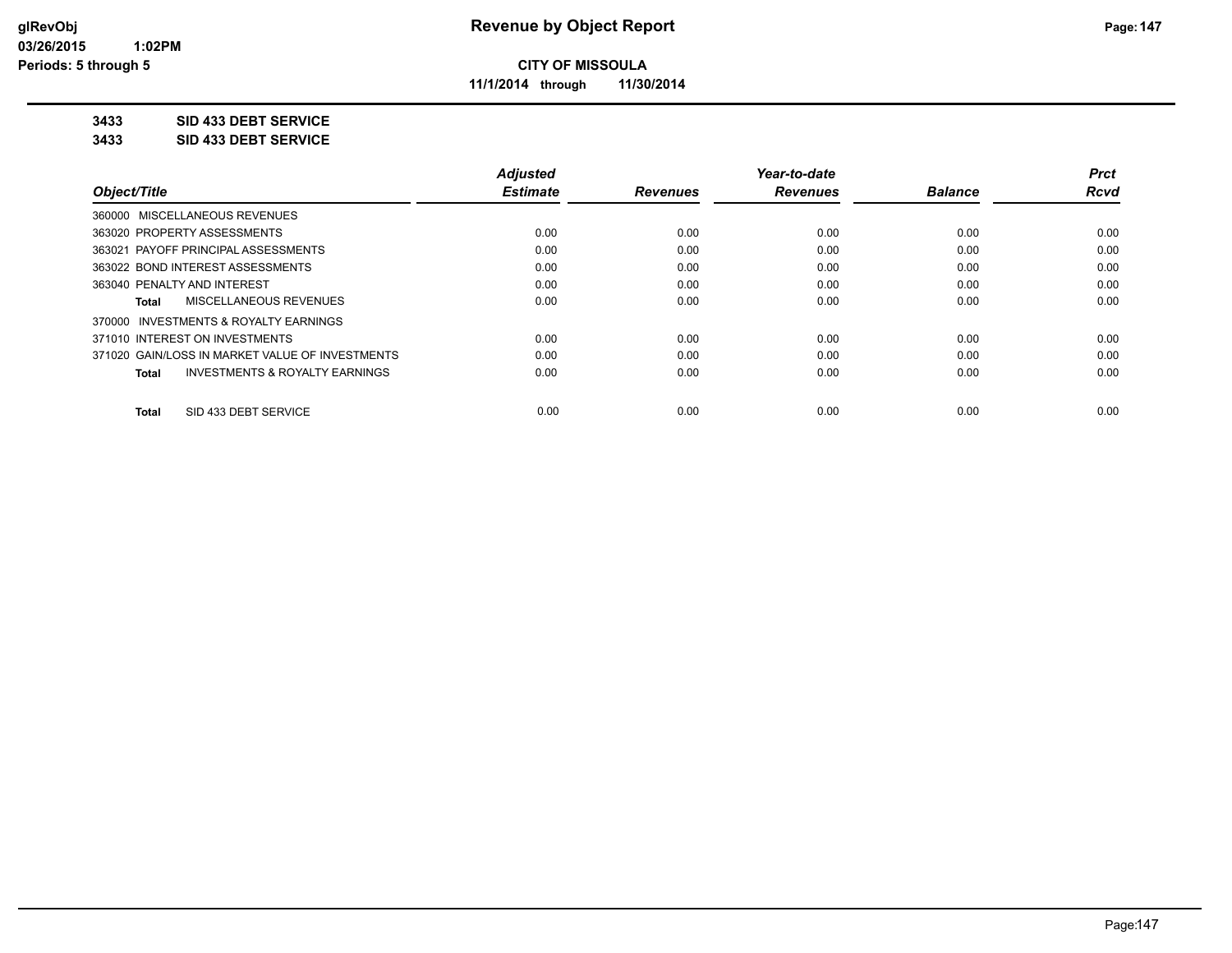**Revenue by Object Report**

**CITY OF MISSOULA**

**11/1/2014 through 11/30/2014**

glRevObj
03/26/2015 1:02PM
Periods: 5 through 5

**3433 SID 433 DEBT SERVICE**

**3433 SID 433 DEBT SERVICE**

| Object/Title | Adjusted Estimate | Revenues | Year-to-date Revenues | Balance | Prct Rcvd |
|---|---|---|---|---|---|
| 360000 MISCELLANEOUS REVENUES | | | | | |
| 363020 PROPERTY ASSESSMENTS | 0.00 | 0.00 | 0.00 | 0.00 | 0.00 |
| 363021 PAYOFF PRINCIPAL ASSESSMENTS | 0.00 | 0.00 | 0.00 | 0.00 | 0.00 |
| 363022 BOND INTEREST ASSESSMENTS | 0.00 | 0.00 | 0.00 | 0.00 | 0.00 |
| 363040 PENALTY AND INTEREST | 0.00 | 0.00 | 0.00 | 0.00 | 0.00 |
| **Total** MISCELLANEOUS REVENUES | 0.00 | 0.00 | 0.00 | 0.00 | 0.00 |
| 370000 INVESTMENTS & ROYALTY EARNINGS | | | | | |
| 371010 INTEREST ON INVESTMENTS | 0.00 | 0.00 | 0.00 | 0.00 | 0.00 |
| 371020 GAIN/LOSS IN MARKET VALUE OF INVESTMENTS | 0.00 | 0.00 | 0.00 | 0.00 | 0.00 |
| **Total** INVESTMENTS & ROYALTY EARNINGS | 0.00 | 0.00 | 0.00 | 0.00 | 0.00 |
| **Total** SID 433 DEBT SERVICE | 0.00 | 0.00 | 0.00 | 0.00 | 0.00 |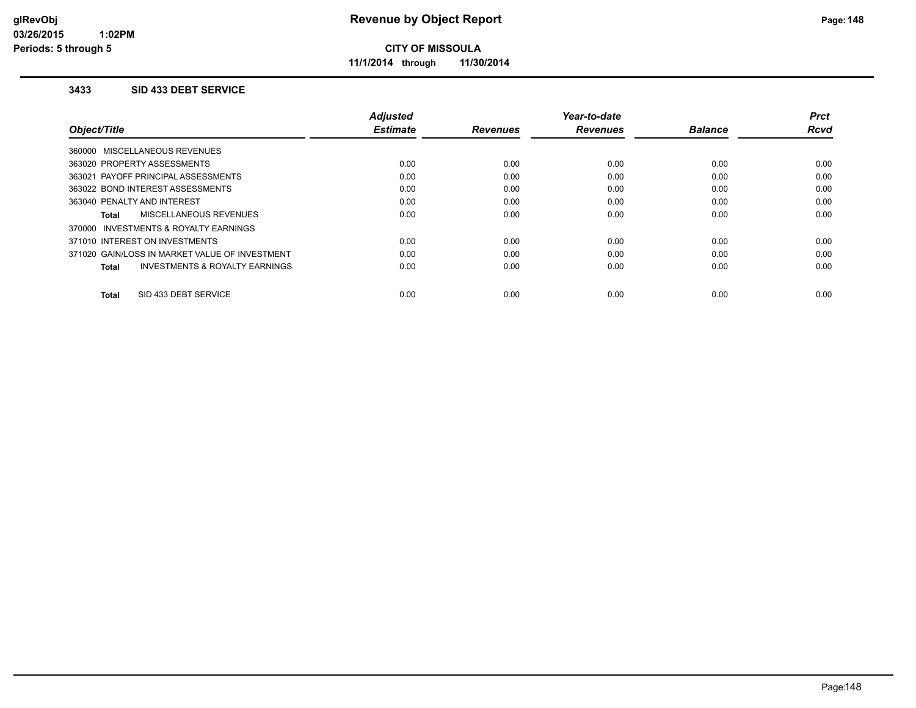# Revenue by Object Report

**CITY OF MISSOULA**

**11/1/2014 through 11/30/2014**

glRevObj
03/26/2015 1:02PM
Periods: 5 through 5

### 3433 SID 433 DEBT SERVICE

| Object/Title | Adjusted Estimate | Revenues | Year-to-date Revenues | Balance | Prct Rcvd |
|---|---|---|---|---|---|
| 360000 MISCELLANEOUS REVENUES | | | | | |
| 363020 PROPERTY ASSESSMENTS | 0.00 | 0.00 | 0.00 | 0.00 | 0.00 |
| 363021 PAYOFF PRINCIPAL ASSESSMENTS | 0.00 | 0.00 | 0.00 | 0.00 | 0.00 |
| 363022 BOND INTEREST ASSESSMENTS | 0.00 | 0.00 | 0.00 | 0.00 | 0.00 |
| 363040 PENALTY AND INTEREST | 0.00 | 0.00 | 0.00 | 0.00 | 0.00 |
| **Total** MISCELLANEOUS REVENUES | 0.00 | 0.00 | 0.00 | 0.00 | 0.00 |
| 370000 INVESTMENTS & ROYALTY EARNINGS | | | | | |
| 371010 INTEREST ON INVESTMENTS | 0.00 | 0.00 | 0.00 | 0.00 | 0.00 |
| 371020 GAIN/LOSS IN MARKET VALUE OF INVESTMENT | 0.00 | 0.00 | 0.00 | 0.00 | 0.00 |
| **Total** INVESTMENTS & ROYALTY EARNINGS | 0.00 | 0.00 | 0.00 | 0.00 | 0.00 |
| **Total** SID 433 DEBT SERVICE | 0.00 | 0.00 | 0.00 | 0.00 | 0.00 |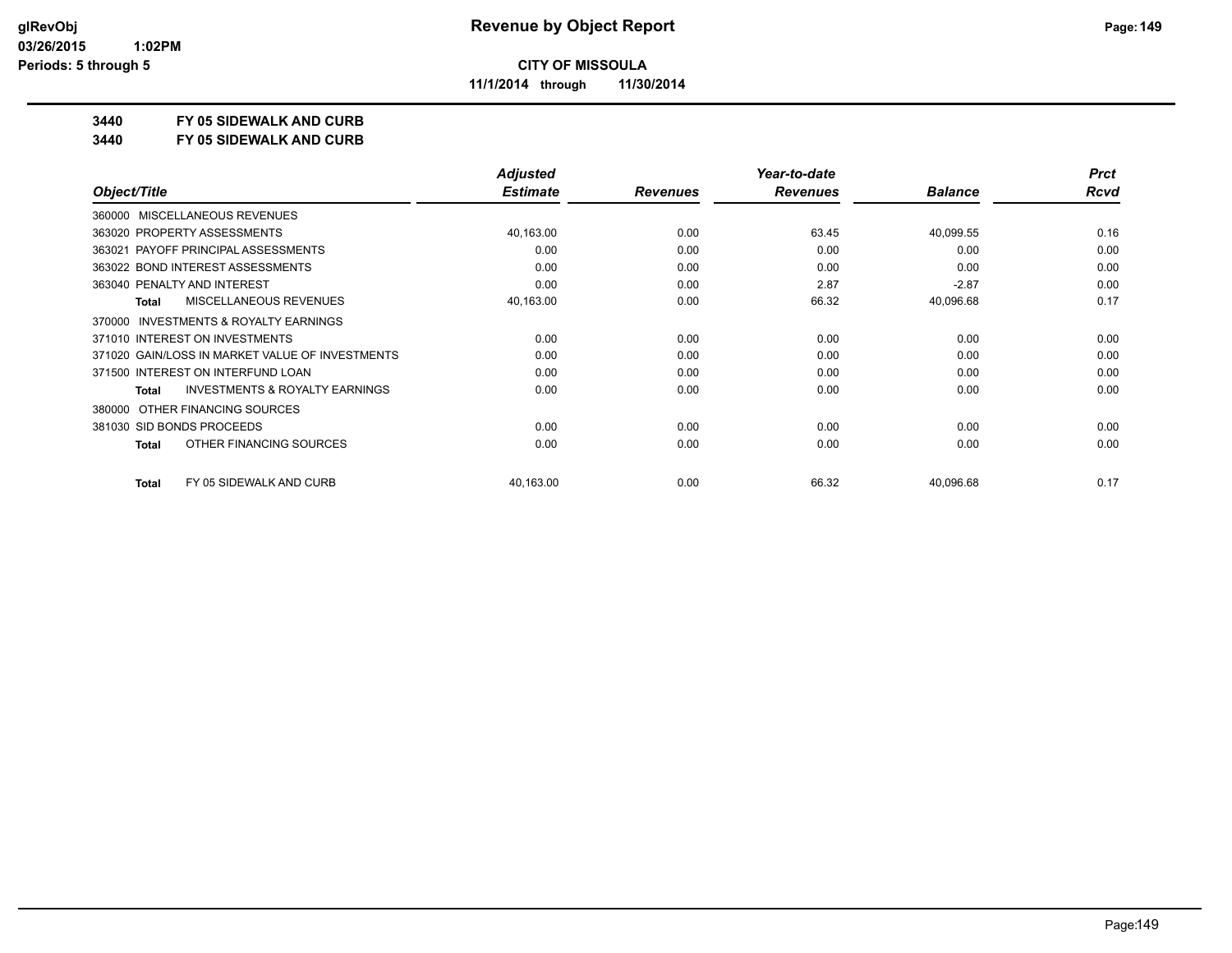**Revenue by Object Report**

**CITY OF MISSOULA**

**11/1/2014 through 11/30/2014**

glRevObj
03/26/2015 1:02PM
Periods: 5 through 5

**3440 FY 05 SIDEWALK AND CURB**

**3440 FY 05 SIDEWALK AND CURB**

| Object/Title | Adjusted Estimate | Revenues | Year-to-date Revenues | Balance | Prct Rcvd |
|---|---|---|---|---|---|
| 360000 MISCELLANEOUS REVENUES | | | | | |
| 363020 PROPERTY ASSESSMENTS | 40,163.00 | 0.00 | 63.45 | 40,099.55 | 0.16 |
| 363021 PAYOFF PRINCIPAL ASSESSMENTS | 0.00 | 0.00 | 0.00 | 0.00 | 0.00 |
| 363022 BOND INTEREST ASSESSMENTS | 0.00 | 0.00 | 0.00 | 0.00 | 0.00 |
| 363040 PENALTY AND INTEREST | 0.00 | 0.00 | 2.87 | -2.87 | 0.00 |
| **Total** MISCELLANEOUS REVENUES | 40,163.00 | 0.00 | 66.32 | 40,096.68 | 0.17 |
| 370000 INVESTMENTS & ROYALTY EARNINGS | | | | | |
| 371010 INTEREST ON INVESTMENTS | 0.00 | 0.00 | 0.00 | 0.00 | 0.00 |
| 371020 GAIN/LOSS IN MARKET VALUE OF INVESTMENTS | 0.00 | 0.00 | 0.00 | 0.00 | 0.00 |
| 371500 INTEREST ON INTERFUND LOAN | 0.00 | 0.00 | 0.00 | 0.00 | 0.00 |
| **Total** INVESTMENTS & ROYALTY EARNINGS | 0.00 | 0.00 | 0.00 | 0.00 | 0.00 |
| 380000 OTHER FINANCING SOURCES | | | | | |
| 381030 SID BONDS PROCEEDS | 0.00 | 0.00 | 0.00 | 0.00 | 0.00 |
| **Total** OTHER FINANCING SOURCES | 0.00 | 0.00 | 0.00 | 0.00 | 0.00 |
| **Total** FY 05 SIDEWALK AND CURB | 40,163.00 | 0.00 | 66.32 | 40,096.68 | 0.17 |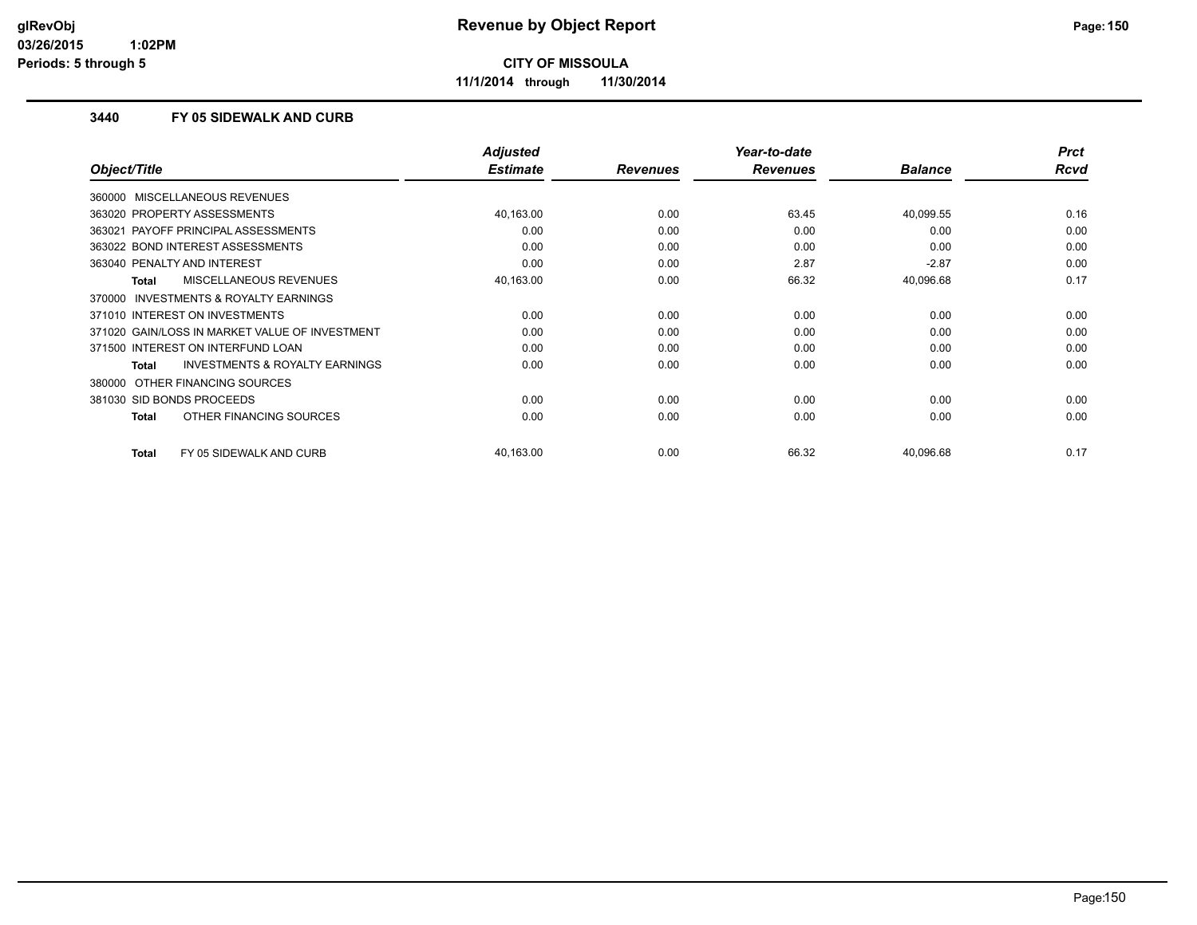**CITY OF MISSOULA**

**11/1/2014 through 11/30/2014**

### 3440 FY 05 SIDEWALK AND CURB

| Object/Title | Adjusted Estimate | Revenues | Year-to-date Revenues | Balance | Prct Rcvd |
|---|---|---|---|---|---|
| 360000 MISCELLANEOUS REVENUES | | | | | |
| 363020 PROPERTY ASSESSMENTS | 40,163.00 | 0.00 | 63.45 | 40,099.55 | 0.16 |
| 363021 PAYOFF PRINCIPAL ASSESSMENTS | 0.00 | 0.00 | 0.00 | 0.00 | 0.00 |
| 363022 BOND INTEREST ASSESSMENTS | 0.00 | 0.00 | 0.00 | 0.00 | 0.00 |
| 363040 PENALTY AND INTEREST | 0.00 | 0.00 | 2.87 | -2.87 | 0.00 |
| **Total** MISCELLANEOUS REVENUES | 40,163.00 | 0.00 | 66.32 | 40,096.68 | 0.17 |
| 370000 INVESTMENTS & ROYALTY EARNINGS | | | | | |
| 371010 INTEREST ON INVESTMENTS | 0.00 | 0.00 | 0.00 | 0.00 | 0.00 |
| 371020 GAIN/LOSS IN MARKET VALUE OF INVESTMENT | 0.00 | 0.00 | 0.00 | 0.00 | 0.00 |
| 371500 INTEREST ON INTERFUND LOAN | 0.00 | 0.00 | 0.00 | 0.00 | 0.00 |
| **Total** INVESTMENTS & ROYALTY EARNINGS | 0.00 | 0.00 | 0.00 | 0.00 | 0.00 |
| 380000 OTHER FINANCING SOURCES | | | | | |
| 381030 SID BONDS PROCEEDS | 0.00 | 0.00 | 0.00 | 0.00 | 0.00 |
| **Total** OTHER FINANCING SOURCES | 0.00 | 0.00 | 0.00 | 0.00 | 0.00 |
| **Total** FY 05 SIDEWALK AND CURB | 40,163.00 | 0.00 | 66.32 | 40,096.68 | 0.17 |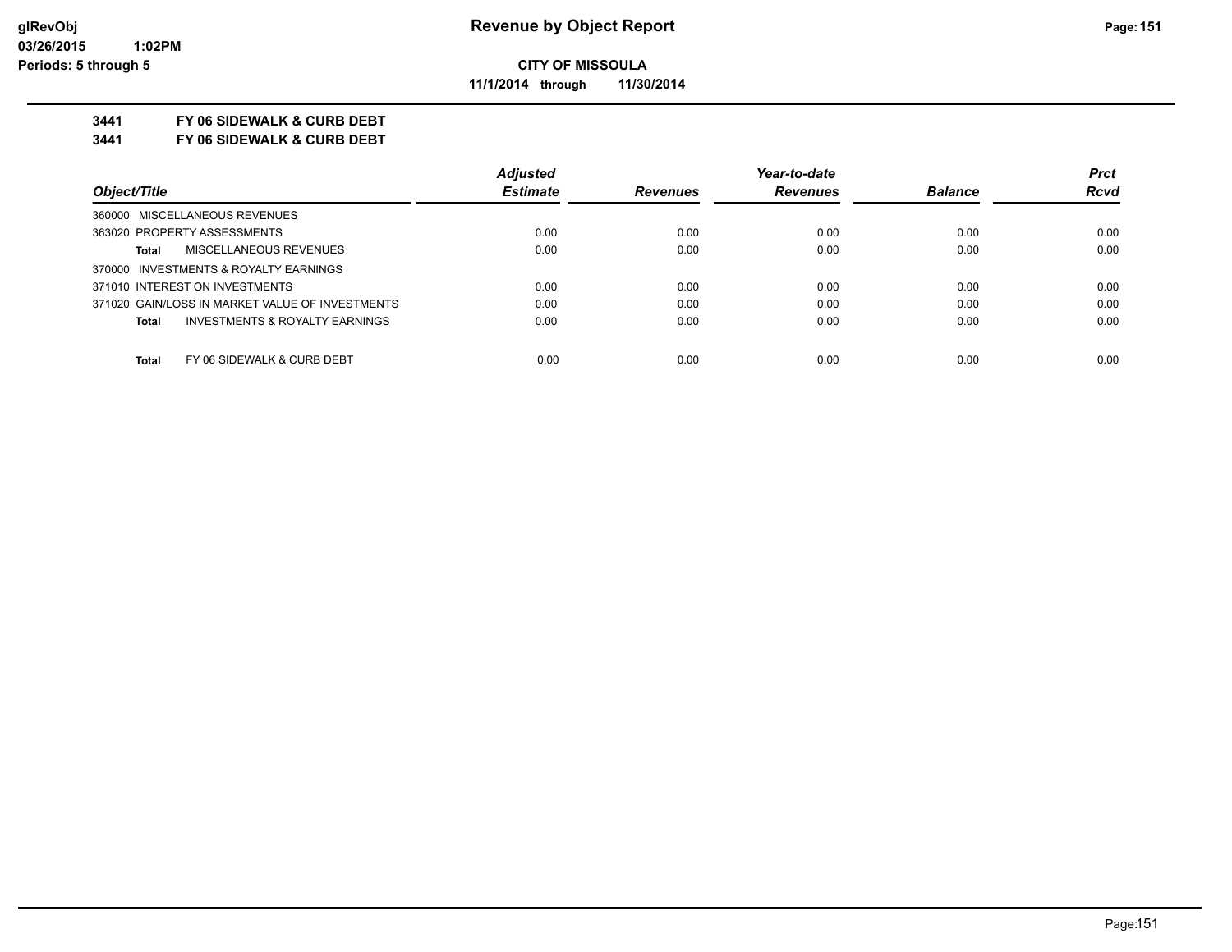# Revenue by Object Report

**CITY OF MISSOULA**

**11/1/2014 through 11/30/2014**

glRevObj
03/26/2015 1:02PM
Periods: 5 through 5

## 3441 FY 06 SIDEWALK & CURB DEBT
## 3441 FY 06 SIDEWALK & CURB DEBT

| Object/Title | Adjusted Estimate | Revenues | Year-to-date Revenues | Balance | Prct Rcvd |
|---|---|---|---|---|---|
| 360000 MISCELLANEOUS REVENUES | | | | | |
| 363020 PROPERTY ASSESSMENTS | 0.00 | 0.00 | 0.00 | 0.00 | 0.00 |
| **Total** MISCELLANEOUS REVENUES | 0.00 | 0.00 | 0.00 | 0.00 | 0.00 |
| 370000 INVESTMENTS & ROYALTY EARNINGS | | | | | |
| 371010 INTEREST ON INVESTMENTS | 0.00 | 0.00 | 0.00 | 0.00 | 0.00 |
| 371020 GAIN/LOSS IN MARKET VALUE OF INVESTMENTS | 0.00 | 0.00 | 0.00 | 0.00 | 0.00 |
| **Total** INVESTMENTS & ROYALTY EARNINGS | 0.00 | 0.00 | 0.00 | 0.00 | 0.00 |
| **Total** FY 06 SIDEWALK & CURB DEBT | 0.00 | 0.00 | 0.00 | 0.00 | 0.00 |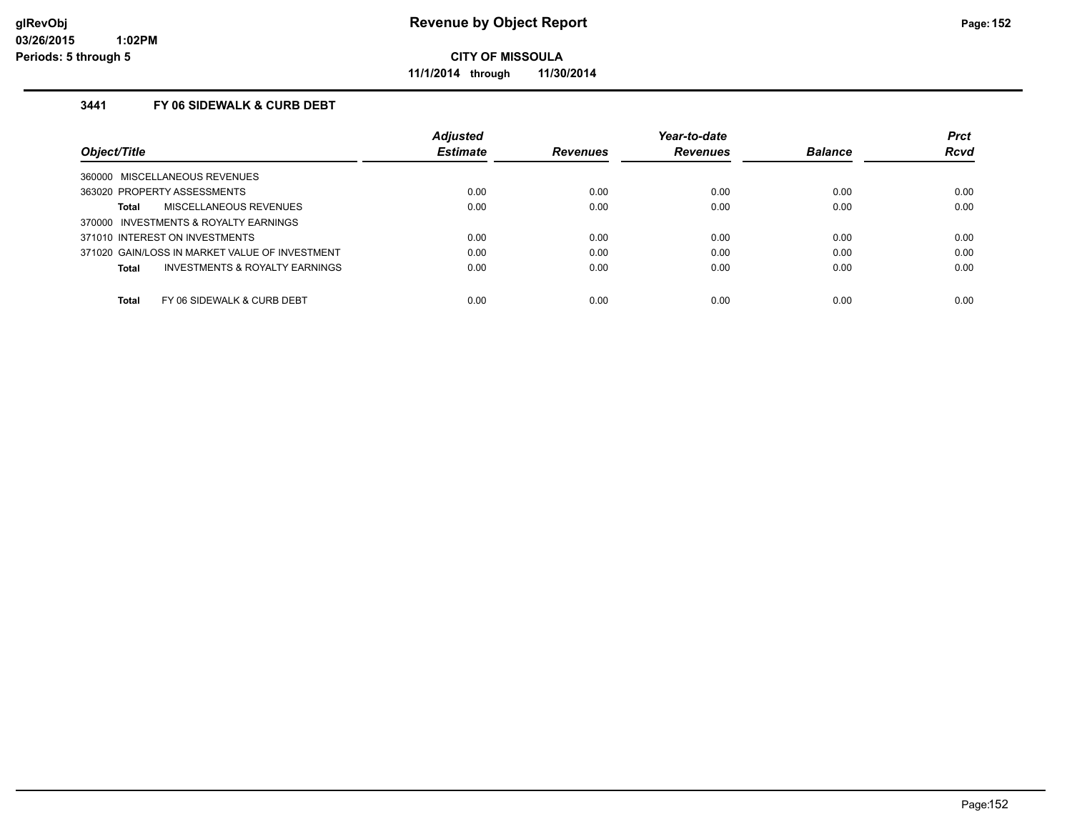**glRevObj**
**03/26/2015 1:02PM**
**Periods: 5 through 5**

# Revenue by Object Report

**CITY OF MISSOULA**

**11/1/2014 through 11/30/2014**

### 3441 FY 06 SIDEWALK & CURB DEBT

| Object/Title | Adjusted Estimate | Revenues | Year-to-date Revenues | Balance | Prct Rcvd |
|---|---|---|---|---|---|
| 360000 MISCELLANEOUS REVENUES | | | | | |
| 363020 PROPERTY ASSESSMENTS | 0.00 | 0.00 | 0.00 | 0.00 | 0.00 |
| **Total** MISCELLANEOUS REVENUES | 0.00 | 0.00 | 0.00 | 0.00 | 0.00 |
| 370000 INVESTMENTS & ROYALTY EARNINGS | | | | | |
| 371010 INTEREST ON INVESTMENTS | 0.00 | 0.00 | 0.00 | 0.00 | 0.00 |
| 371020 GAIN/LOSS IN MARKET VALUE OF INVESTMENT | 0.00 | 0.00 | 0.00 | 0.00 | 0.00 |
| **Total** INVESTMENTS & ROYALTY EARNINGS | 0.00 | 0.00 | 0.00 | 0.00 | 0.00 |
| **Total** FY 06 SIDEWALK & CURB DEBT | 0.00 | 0.00 | 0.00 | 0.00 | 0.00 |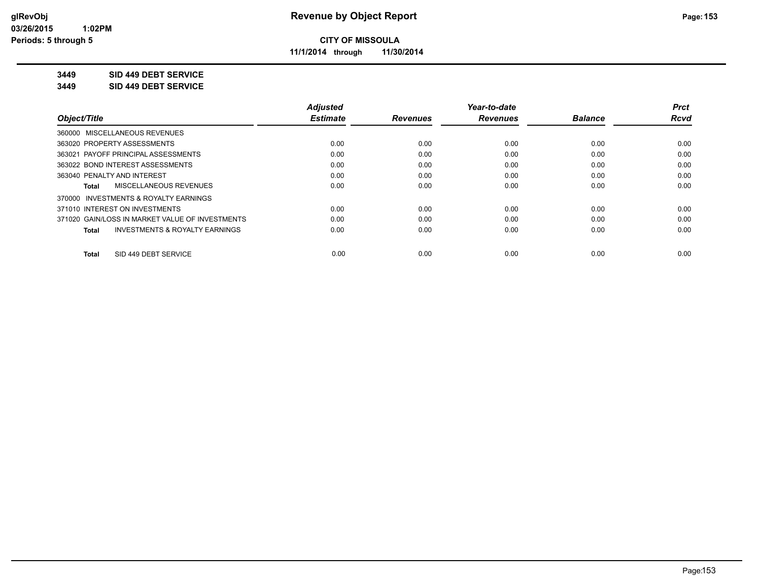**Revenue by Object Report**

**CITY OF MISSOULA**

**11/1/2014 through 11/30/2014**

**3449 SID 449 DEBT SERVICE**

**3449 SID 449 DEBT SERVICE**

| Object/Title | Adjusted Estimate | Revenues | Year-to-date Revenues | Balance | Prct Rcvd |
|---|---|---|---|---|---|
| 360000 MISCELLANEOUS REVENUES | | | | | |
| 363020 PROPERTY ASSESSMENTS | 0.00 | 0.00 | 0.00 | 0.00 | 0.00 |
| 363021 PAYOFF PRINCIPAL ASSESSMENTS | 0.00 | 0.00 | 0.00 | 0.00 | 0.00 |
| 363022 BOND INTEREST ASSESSMENTS | 0.00 | 0.00 | 0.00 | 0.00 | 0.00 |
| 363040 PENALTY AND INTEREST | 0.00 | 0.00 | 0.00 | 0.00 | 0.00 |
| **Total** MISCELLANEOUS REVENUES | 0.00 | 0.00 | 0.00 | 0.00 | 0.00 |
| 370000 INVESTMENTS & ROYALTY EARNINGS | | | | | |
| 371010 INTEREST ON INVESTMENTS | 0.00 | 0.00 | 0.00 | 0.00 | 0.00 |
| 371020 GAIN/LOSS IN MARKET VALUE OF INVESTMENTS | 0.00 | 0.00 | 0.00 | 0.00 | 0.00 |
| **Total** INVESTMENTS & ROYALTY EARNINGS | 0.00 | 0.00 | 0.00 | 0.00 | 0.00 |
| **Total** SID 449 DEBT SERVICE | 0.00 | 0.00 | 0.00 | 0.00 | 0.00 |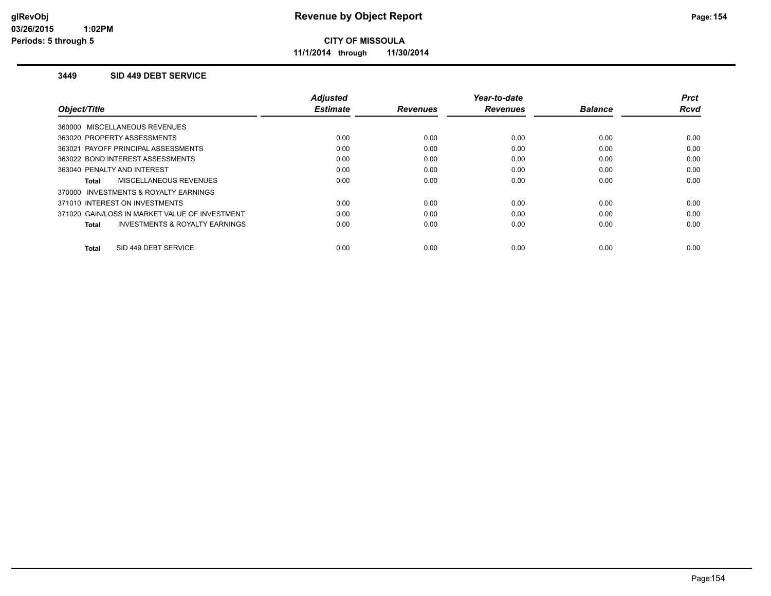**Revenue by Object Report**

**CITY OF MISSOULA**

**11/1/2014 through 11/30/2014**

glRevObj
03/26/2015 1:02PM
Periods: 5 through 5

### 3449 SID 449 DEBT SERVICE

| Object/Title | Adjusted Estimate | Revenues | Year-to-date Revenues | Balance | Prct Rcvd |
|---|---|---|---|---|---|
| 360000 MISCELLANEOUS REVENUES | | | | | |
| 363020 PROPERTY ASSESSMENTS | 0.00 | 0.00 | 0.00 | 0.00 | 0.00 |
| 363021 PAYOFF PRINCIPAL ASSESSMENTS | 0.00 | 0.00 | 0.00 | 0.00 | 0.00 |
| 363022 BOND INTEREST ASSESSMENTS | 0.00 | 0.00 | 0.00 | 0.00 | 0.00 |
| 363040 PENALTY AND INTEREST | 0.00 | 0.00 | 0.00 | 0.00 | 0.00 |
| **Total** MISCELLANEOUS REVENUES | 0.00 | 0.00 | 0.00 | 0.00 | 0.00 |
| 370000 INVESTMENTS & ROYALTY EARNINGS | | | | | |
| 371010 INTEREST ON INVESTMENTS | 0.00 | 0.00 | 0.00 | 0.00 | 0.00 |
| 371020 GAIN/LOSS IN MARKET VALUE OF INVESTMENT | 0.00 | 0.00 | 0.00 | 0.00 | 0.00 |
| **Total** INVESTMENTS & ROYALTY EARNINGS | 0.00 | 0.00 | 0.00 | 0.00 | 0.00 |
| **Total** SID 449 DEBT SERVICE | 0.00 | 0.00 | 0.00 | 0.00 | 0.00 |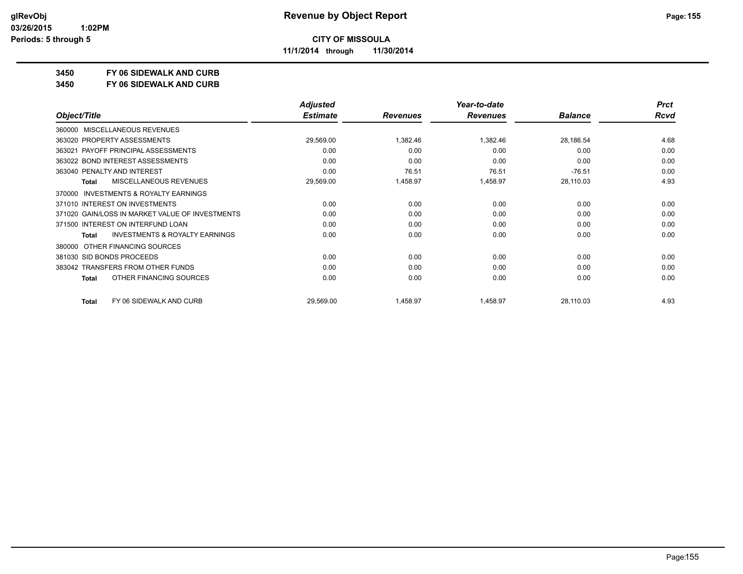**CITY OF MISSOULA**

**11/1/2014 through 11/30/2014**

## 3450 FY 06 SIDEWALK AND CURB

## 3450 FY 06 SIDEWALK AND CURB

| Object/Title | Adjusted Estimate | Revenues | Year-to-date Revenues | Balance | Prct Rcvd |
|---|---|---|---|---|---|
| 360000 MISCELLANEOUS REVENUES | | | | | |
| 363020 PROPERTY ASSESSMENTS | 29,569.00 | 1,382.46 | 1,382.46 | 28,186.54 | 4.68 |
| 363021 PAYOFF PRINCIPAL ASSESSMENTS | 0.00 | 0.00 | 0.00 | 0.00 | 0.00 |
| 363022 BOND INTEREST ASSESSMENTS | 0.00 | 0.00 | 0.00 | 0.00 | 0.00 |
| 363040 PENALTY AND INTEREST | 0.00 | 76.51 | 76.51 | -76.51 | 0.00 |
| **Total** MISCELLANEOUS REVENUES | 29,569.00 | 1,458.97 | 1,458.97 | 28,110.03 | 4.93 |
| 370000 INVESTMENTS & ROYALTY EARNINGS | | | | | |
| 371010 INTEREST ON INVESTMENTS | 0.00 | 0.00 | 0.00 | 0.00 | 0.00 |
| 371020 GAIN/LOSS IN MARKET VALUE OF INVESTMENTS | 0.00 | 0.00 | 0.00 | 0.00 | 0.00 |
| 371500 INTEREST ON INTERFUND LOAN | 0.00 | 0.00 | 0.00 | 0.00 | 0.00 |
| **Total** INVESTMENTS & ROYALTY EARNINGS | 0.00 | 0.00 | 0.00 | 0.00 | 0.00 |
| 380000 OTHER FINANCING SOURCES | | | | | |
| 381030 SID BONDS PROCEEDS | 0.00 | 0.00 | 0.00 | 0.00 | 0.00 |
| 383042 TRANSFERS FROM OTHER FUNDS | 0.00 | 0.00 | 0.00 | 0.00 | 0.00 |
| **Total** OTHER FINANCING SOURCES | 0.00 | 0.00 | 0.00 | 0.00 | 0.00 |
| **Total** FY 06 SIDEWALK AND CURB | 29,569.00 | 1,458.97 | 1,458.97 | 28,110.03 | 4.93 |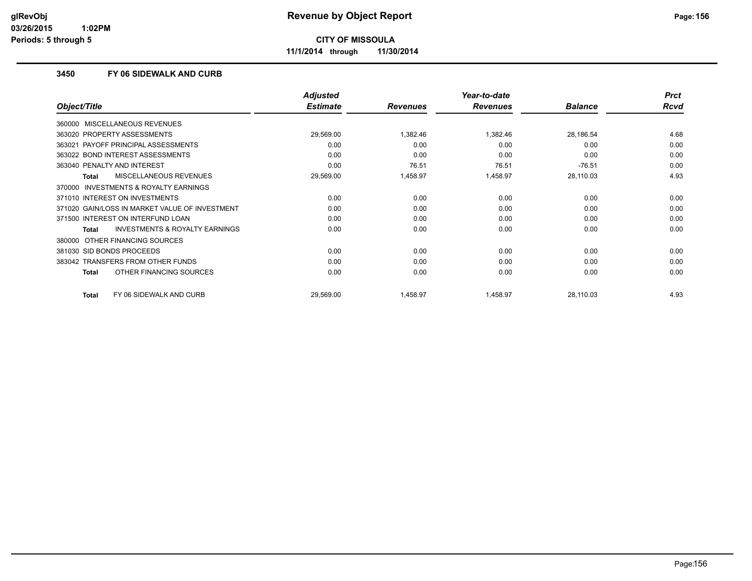# Revenue by Object Report

**CITY OF MISSOULA**

**11/1/2014 through 11/30/2014**

glRevObj
03/26/2015 1:02PM
Periods: 5 through 5

## 3450 FY 06 SIDEWALK AND CURB

| Object/Title | Adjusted Estimate | Revenues | Year-to-date Revenues | Balance | Prct Rcvd |
|---|---|---|---|---|---|
| 360000 MISCELLANEOUS REVENUES | | | | | |
| 363020 PROPERTY ASSESSMENTS | 29,569.00 | 1,382.46 | 1,382.46 | 28,186.54 | 4.68 |
| 363021 PAYOFF PRINCIPAL ASSESSMENTS | 0.00 | 0.00 | 0.00 | 0.00 | 0.00 |
| 363022 BOND INTEREST ASSESSMENTS | 0.00 | 0.00 | 0.00 | 0.00 | 0.00 |
| 363040 PENALTY AND INTEREST | 0.00 | 76.51 | 76.51 | -76.51 | 0.00 |
| **Total** MISCELLANEOUS REVENUES | 29,569.00 | 1,458.97 | 1,458.97 | 28,110.03 | 4.93 |
| 370000 INVESTMENTS & ROYALTY EARNINGS | | | | | |
| 371010 INTEREST ON INVESTMENTS | 0.00 | 0.00 | 0.00 | 0.00 | 0.00 |
| 371020 GAIN/LOSS IN MARKET VALUE OF INVESTMENT | 0.00 | 0.00 | 0.00 | 0.00 | 0.00 |
| 371500 INTEREST ON INTERFUND LOAN | 0.00 | 0.00 | 0.00 | 0.00 | 0.00 |
| **Total** INVESTMENTS & ROYALTY EARNINGS | 0.00 | 0.00 | 0.00 | 0.00 | 0.00 |
| 380000 OTHER FINANCING SOURCES | | | | | |
| 381030 SID BONDS PROCEEDS | 0.00 | 0.00 | 0.00 | 0.00 | 0.00 |
| 383042 TRANSFERS FROM OTHER FUNDS | 0.00 | 0.00 | 0.00 | 0.00 | 0.00 |
| **Total** OTHER FINANCING SOURCES | 0.00 | 0.00 | 0.00 | 0.00 | 0.00 |
| **Total** FY 06 SIDEWALK AND CURB | 29,569.00 | 1,458.97 | 1,458.97 | 28,110.03 | 4.93 |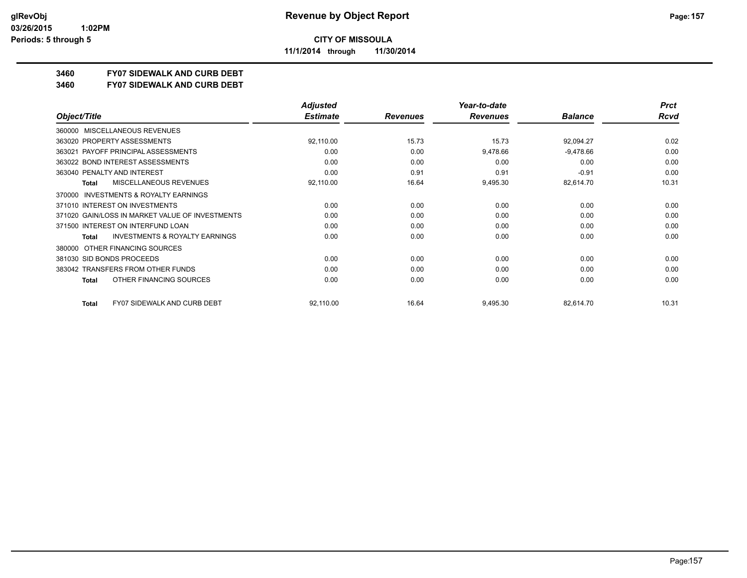**CITY OF MISSOULA**

**11/1/2014 through 11/30/2014**

**Revenue by Object Report**

## 3460 FY07 SIDEWALK AND CURB DEBT

## 3460 FY07 SIDEWALK AND CURB DEBT

| Object/Title | Adjusted Estimate | Revenues | Year-to-date Revenues | Balance | Prct Rcvd |
|---|---|---|---|---|---|
| 360000 MISCELLANEOUS REVENUES | | | | | |
| 363020 PROPERTY ASSESSMENTS | 92,110.00 | 15.73 | 15.73 | 92,094.27 | 0.02 |
| 363021 PAYOFF PRINCIPAL ASSESSMENTS | 0.00 | 0.00 | 9,478.66 | -9,478.66 | 0.00 |
| 363022 BOND INTEREST ASSESSMENTS | 0.00 | 0.00 | 0.00 | 0.00 | 0.00 |
| 363040 PENALTY AND INTEREST | 0.00 | 0.91 | 0.91 | -0.91 | 0.00 |
| **Total** MISCELLANEOUS REVENUES | 92,110.00 | 16.64 | 9,495.30 | 82,614.70 | 10.31 |
| 370000 INVESTMENTS & ROYALTY EARNINGS | | | | | |
| 371010 INTEREST ON INVESTMENTS | 0.00 | 0.00 | 0.00 | 0.00 | 0.00 |
| 371020 GAIN/LOSS IN MARKET VALUE OF INVESTMENTS | 0.00 | 0.00 | 0.00 | 0.00 | 0.00 |
| 371500 INTEREST ON INTERFUND LOAN | 0.00 | 0.00 | 0.00 | 0.00 | 0.00 |
| **Total** INVESTMENTS & ROYALTY EARNINGS | 0.00 | 0.00 | 0.00 | 0.00 | 0.00 |
| 380000 OTHER FINANCING SOURCES | | | | | |
| 381030 SID BONDS PROCEEDS | 0.00 | 0.00 | 0.00 | 0.00 | 0.00 |
| 383042 TRANSFERS FROM OTHER FUNDS | 0.00 | 0.00 | 0.00 | 0.00 | 0.00 |
| **Total** OTHER FINANCING SOURCES | 0.00 | 0.00 | 0.00 | 0.00 | 0.00 |
| **Total** FY07 SIDEWALK AND CURB DEBT | 92,110.00 | 16.64 | 9,495.30 | 82,614.70 | 10.31 |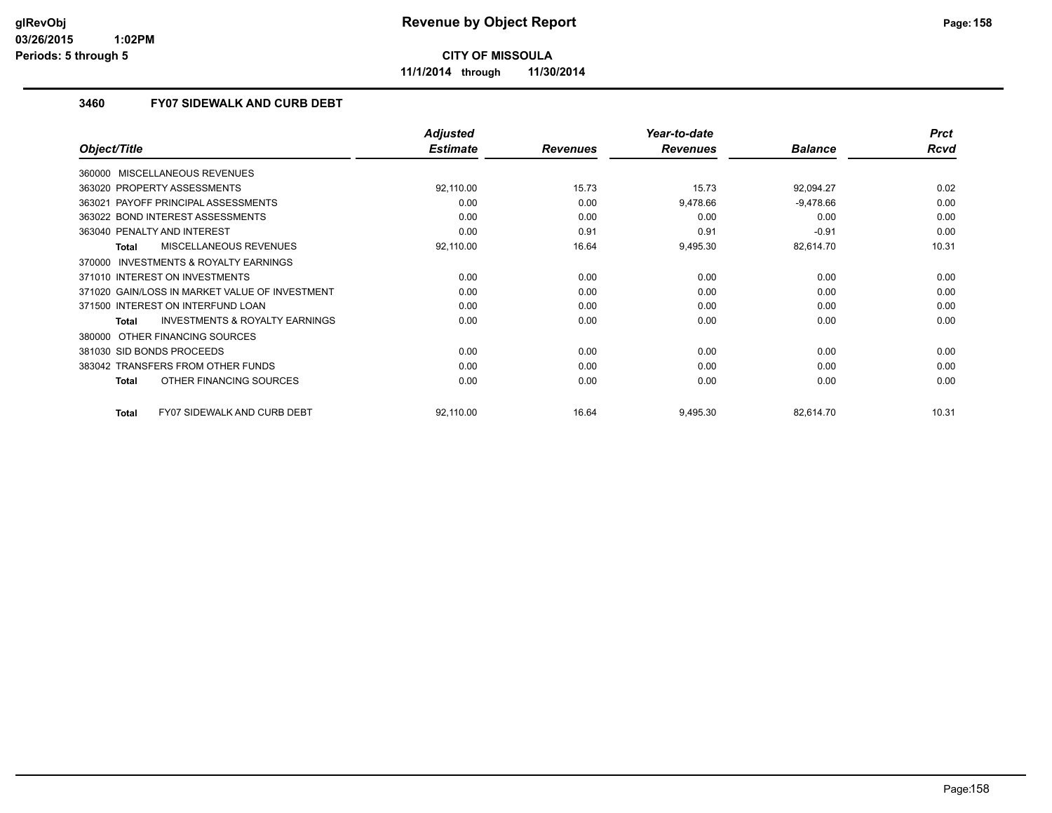# Revenue by Object Report

**CITY OF MISSOULA**

**11/1/2014 through 11/30/2014**

glRevObj
03/26/2015 1:02PM
Periods: 5 through 5

### 3460 FY07 SIDEWALK AND CURB DEBT

| Object/Title | Adjusted Estimate | Revenues | Year-to-date Revenues | Balance | Prct Rcvd |
|---|---|---|---|---|---|
| 360000 MISCELLANEOUS REVENUES | | | | | |
| 363020 PROPERTY ASSESSMENTS | 92,110.00 | 15.73 | 15.73 | 92,094.27 | 0.02 |
| 363021 PAYOFF PRINCIPAL ASSESSMENTS | 0.00 | 0.00 | 9,478.66 | -9,478.66 | 0.00 |
| 363022 BOND INTEREST ASSESSMENTS | 0.00 | 0.00 | 0.00 | 0.00 | 0.00 |
| 363040 PENALTY AND INTEREST | 0.00 | 0.91 | 0.91 | -0.91 | 0.00 |
| **Total** MISCELLANEOUS REVENUES | 92,110.00 | 16.64 | 9,495.30 | 82,614.70 | 10.31 |
| 370000 INVESTMENTS & ROYALTY EARNINGS | | | | | |
| 371010 INTEREST ON INVESTMENTS | 0.00 | 0.00 | 0.00 | 0.00 | 0.00 |
| 371020 GAIN/LOSS IN MARKET VALUE OF INVESTMENT | 0.00 | 0.00 | 0.00 | 0.00 | 0.00 |
| 371500 INTEREST ON INTERFUND LOAN | 0.00 | 0.00 | 0.00 | 0.00 | 0.00 |
| **Total** INVESTMENTS & ROYALTY EARNINGS | 0.00 | 0.00 | 0.00 | 0.00 | 0.00 |
| 380000 OTHER FINANCING SOURCES | | | | | |
| 381030 SID BONDS PROCEEDS | 0.00 | 0.00 | 0.00 | 0.00 | 0.00 |
| 383042 TRANSFERS FROM OTHER FUNDS | 0.00 | 0.00 | 0.00 | 0.00 | 0.00 |
| **Total** OTHER FINANCING SOURCES | 0.00 | 0.00 | 0.00 | 0.00 | 0.00 |
| **Total** FY07 SIDEWALK AND CURB DEBT | 92,110.00 | 16.64 | 9,495.30 | 82,614.70 | 10.31 |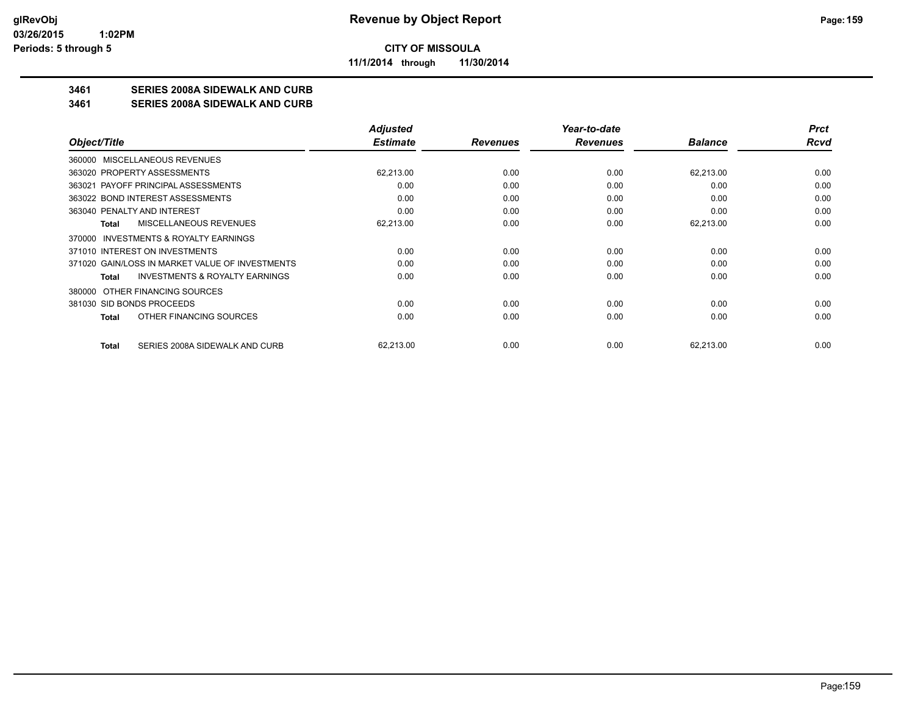# CITY OF MISSOULA

**11/1/2014 through 11/30/2014**

## 3461 SERIES 2008A SIDEWALK AND CURB
## 3461 SERIES 2008A SIDEWALK AND CURB

| Object/Title | Adjusted Estimate | Revenues | Year-to-date Revenues | Balance | Prct Rcvd |
|---|---|---|---|---|---|
| 360000 MISCELLANEOUS REVENUES | | | | | |
| 363020 PROPERTY ASSESSMENTS | 62,213.00 | 0.00 | 0.00 | 62,213.00 | 0.00 |
| 363021 PAYOFF PRINCIPAL ASSESSMENTS | 0.00 | 0.00 | 0.00 | 0.00 | 0.00 |
| 363022 BOND INTEREST ASSESSMENTS | 0.00 | 0.00 | 0.00 | 0.00 | 0.00 |
| 363040 PENALTY AND INTEREST | 0.00 | 0.00 | 0.00 | 0.00 | 0.00 |
| **Total** MISCELLANEOUS REVENUES | 62,213.00 | 0.00 | 0.00 | 62,213.00 | 0.00 |
| 370000 INVESTMENTS & ROYALTY EARNINGS | | | | | |
| 371010 INTEREST ON INVESTMENTS | 0.00 | 0.00 | 0.00 | 0.00 | 0.00 |
| 371020 GAIN/LOSS IN MARKET VALUE OF INVESTMENTS | 0.00 | 0.00 | 0.00 | 0.00 | 0.00 |
| **Total** INVESTMENTS & ROYALTY EARNINGS | 0.00 | 0.00 | 0.00 | 0.00 | 0.00 |
| 380000 OTHER FINANCING SOURCES | | | | | |
| 381030 SID BONDS PROCEEDS | 0.00 | 0.00 | 0.00 | 0.00 | 0.00 |
| **Total** OTHER FINANCING SOURCES | 0.00 | 0.00 | 0.00 | 0.00 | 0.00 |
| **Total** SERIES 2008A SIDEWALK AND CURB | 62,213.00 | 0.00 | 0.00 | 62,213.00 | 0.00 |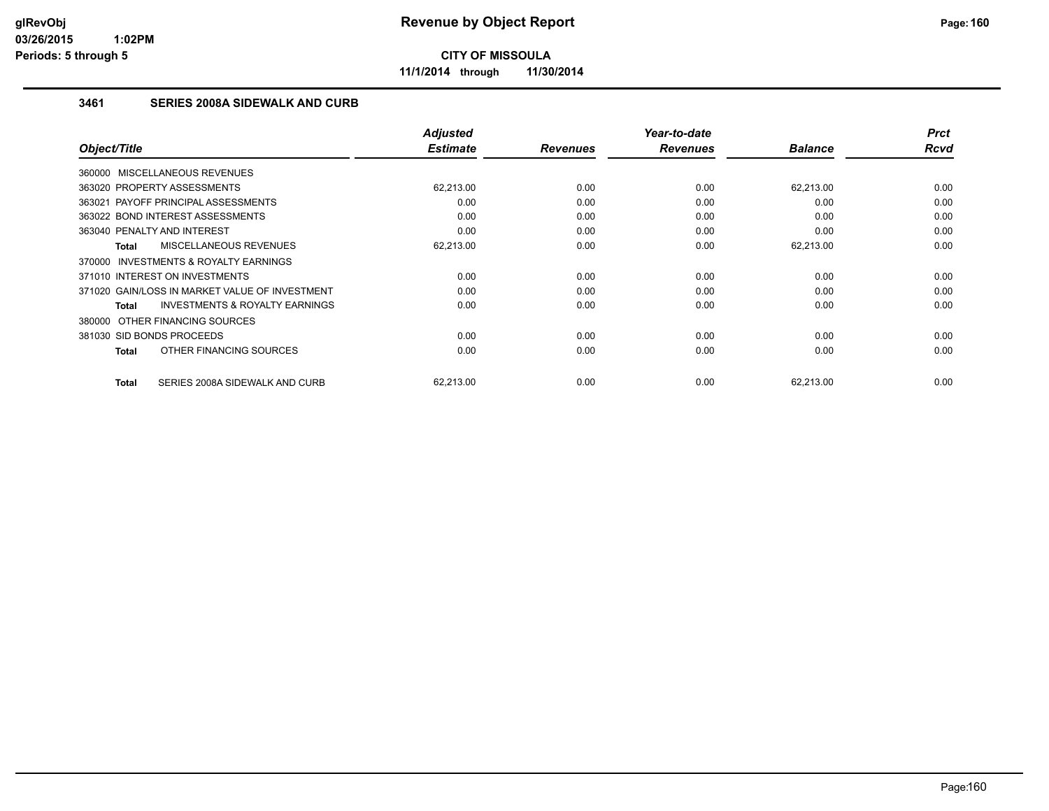# Revenue by Object Report

**CITY OF MISSOULA**

**11/1/2014 through 11/30/2014**

glRevObj
03/26/2015 1:02PM
Periods: 5 through 5

### 3461 SERIES 2008A SIDEWALK AND CURB

| Object/Title | Adjusted Estimate | Revenues | Year-to-date Revenues | Balance | Prct Rcvd |
|---|---|---|---|---|---|
| 360000 MISCELLANEOUS REVENUES | | | | | |
| 363020 PROPERTY ASSESSMENTS | 62,213.00 | 0.00 | 0.00 | 62,213.00 | 0.00 |
| 363021 PAYOFF PRINCIPAL ASSESSMENTS | 0.00 | 0.00 | 0.00 | 0.00 | 0.00 |
| 363022 BOND INTEREST ASSESSMENTS | 0.00 | 0.00 | 0.00 | 0.00 | 0.00 |
| 363040 PENALTY AND INTEREST | 0.00 | 0.00 | 0.00 | 0.00 | 0.00 |
| **Total** MISCELLANEOUS REVENUES | 62,213.00 | 0.00 | 0.00 | 62,213.00 | 0.00 |
| 370000 INVESTMENTS & ROYALTY EARNINGS | | | | | |
| 371010 INTEREST ON INVESTMENTS | 0.00 | 0.00 | 0.00 | 0.00 | 0.00 |
| 371020 GAIN/LOSS IN MARKET VALUE OF INVESTMENT | 0.00 | 0.00 | 0.00 | 0.00 | 0.00 |
| **Total** INVESTMENTS & ROYALTY EARNINGS | 0.00 | 0.00 | 0.00 | 0.00 | 0.00 |
| 380000 OTHER FINANCING SOURCES | | | | | |
| 381030 SID BONDS PROCEEDS | 0.00 | 0.00 | 0.00 | 0.00 | 0.00 |
| **Total** OTHER FINANCING SOURCES | 0.00 | 0.00 | 0.00 | 0.00 | 0.00 |
| **Total** SERIES 2008A SIDEWALK AND CURB | 62,213.00 | 0.00 | 0.00 | 62,213.00 | 0.00 |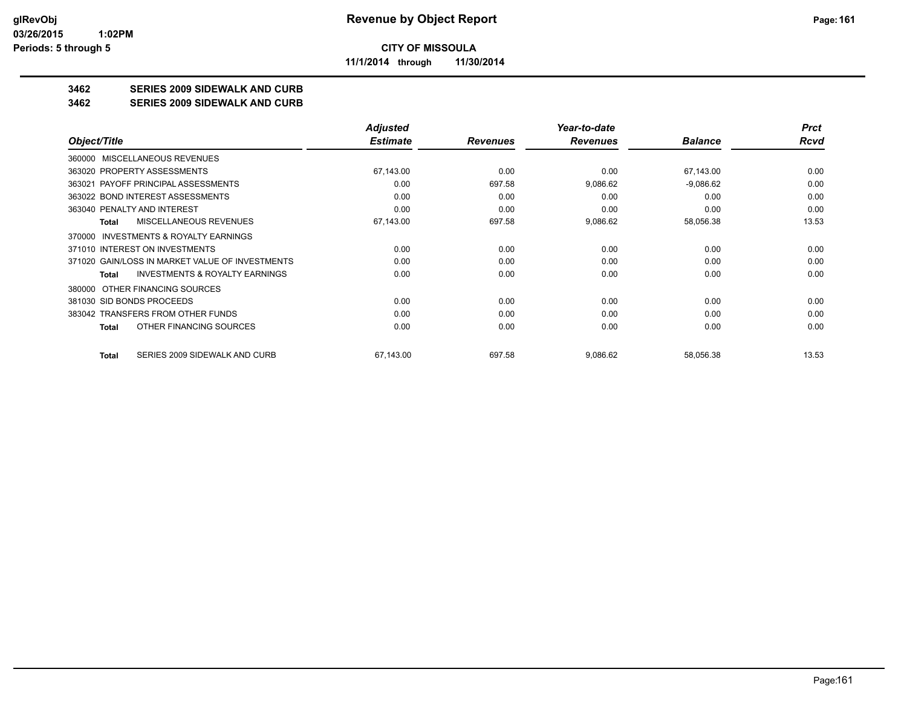**CITY OF MISSOULA**

**11/1/2014 through 11/30/2014**

**3462 SERIES 2009 SIDEWALK AND CURB**

**3462 SERIES 2009 SIDEWALK AND CURB**

| Object/Title | Adjusted Estimate | Revenues | Year-to-date Revenues | Balance | Prct Rcvd |
|---|---|---|---|---|---|
| 360000 MISCELLANEOUS REVENUES | | | | | |
| 363020 PROPERTY ASSESSMENTS | 67,143.00 | 0.00 | 0.00 | 67,143.00 | 0.00 |
| 363021 PAYOFF PRINCIPAL ASSESSMENTS | 0.00 | 697.58 | 9,086.62 | -9,086.62 | 0.00 |
| 363022 BOND INTEREST ASSESSMENTS | 0.00 | 0.00 | 0.00 | 0.00 | 0.00 |
| 363040 PENALTY AND INTEREST | 0.00 | 0.00 | 0.00 | 0.00 | 0.00 |
| **Total** MISCELLANEOUS REVENUES | 67,143.00 | 697.58 | 9,086.62 | 58,056.38 | 13.53 |
| 370000 INVESTMENTS & ROYALTY EARNINGS | | | | | |
| 371010 INTEREST ON INVESTMENTS | 0.00 | 0.00 | 0.00 | 0.00 | 0.00 |
| 371020 GAIN/LOSS IN MARKET VALUE OF INVESTMENTS | 0.00 | 0.00 | 0.00 | 0.00 | 0.00 |
| **Total** INVESTMENTS & ROYALTY EARNINGS | 0.00 | 0.00 | 0.00 | 0.00 | 0.00 |
| 380000 OTHER FINANCING SOURCES | | | | | |
| 381030 SID BONDS PROCEEDS | 0.00 | 0.00 | 0.00 | 0.00 | 0.00 |
| 383042 TRANSFERS FROM OTHER FUNDS | 0.00 | 0.00 | 0.00 | 0.00 | 0.00 |
| **Total** OTHER FINANCING SOURCES | 0.00 | 0.00 | 0.00 | 0.00 | 0.00 |
| **Total** SERIES 2009 SIDEWALK AND CURB | 67,143.00 | 697.58 | 9,086.62 | 58,056.38 | 13.53 |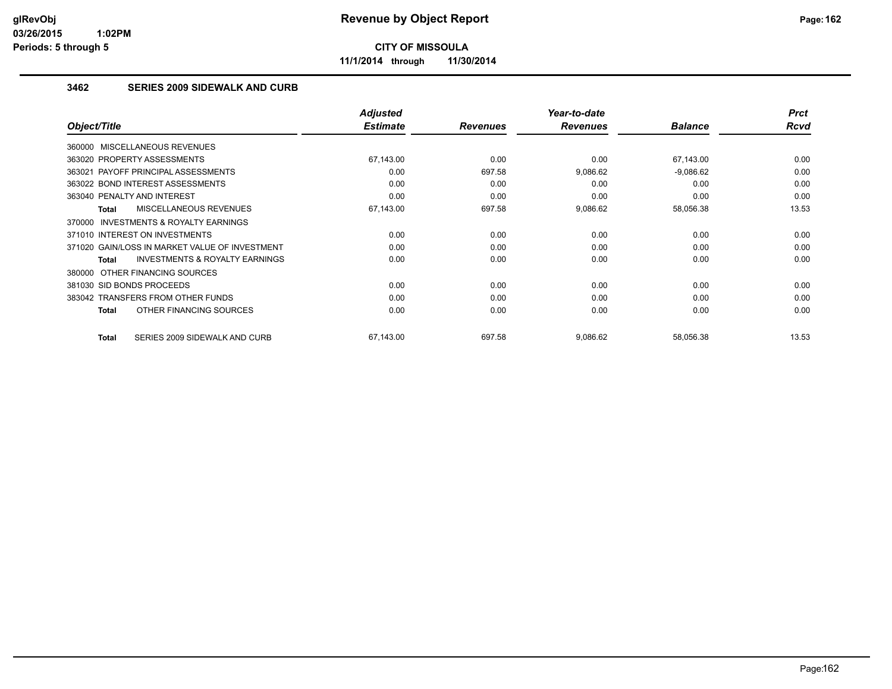glRevObj
03/26/2015 1:02PM
Periods: 5 through 5

# Revenue by Object Report

**CITY OF MISSOULA**

**11/1/2014 through 11/30/2014**

## 3462 SERIES 2009 SIDEWALK AND CURB

| Object/Title | Adjusted Estimate | Revenues | Year-to-date Revenues | Balance | Prct Rcvd |
|---|---|---|---|---|---|
| 360000 MISCELLANEOUS REVENUES | | | | | |
| 363020 PROPERTY ASSESSMENTS | 67,143.00 | 0.00 | 0.00 | 67,143.00 | 0.00 |
| 363021 PAYOFF PRINCIPAL ASSESSMENTS | 0.00 | 697.58 | 9,086.62 | -9,086.62 | 0.00 |
| 363022 BOND INTEREST ASSESSMENTS | 0.00 | 0.00 | 0.00 | 0.00 | 0.00 |
| 363040 PENALTY AND INTEREST | 0.00 | 0.00 | 0.00 | 0.00 | 0.00 |
| **Total** MISCELLANEOUS REVENUES | 67,143.00 | 697.58 | 9,086.62 | 58,056.38 | 13.53 |
| 370000 INVESTMENTS & ROYALTY EARNINGS | | | | | |
| 371010 INTEREST ON INVESTMENTS | 0.00 | 0.00 | 0.00 | 0.00 | 0.00 |
| 371020 GAIN/LOSS IN MARKET VALUE OF INVESTMENT | 0.00 | 0.00 | 0.00 | 0.00 | 0.00 |
| **Total** INVESTMENTS & ROYALTY EARNINGS | 0.00 | 0.00 | 0.00 | 0.00 | 0.00 |
| 380000 OTHER FINANCING SOURCES | | | | | |
| 381030 SID BONDS PROCEEDS | 0.00 | 0.00 | 0.00 | 0.00 | 0.00 |
| 383042 TRANSFERS FROM OTHER FUNDS | 0.00 | 0.00 | 0.00 | 0.00 | 0.00 |
| **Total** OTHER FINANCING SOURCES | 0.00 | 0.00 | 0.00 | 0.00 | 0.00 |
| **Total** SERIES 2009 SIDEWALK AND CURB | 67,143.00 | 697.58 | 9,086.62 | 58,056.38 | 13.53 |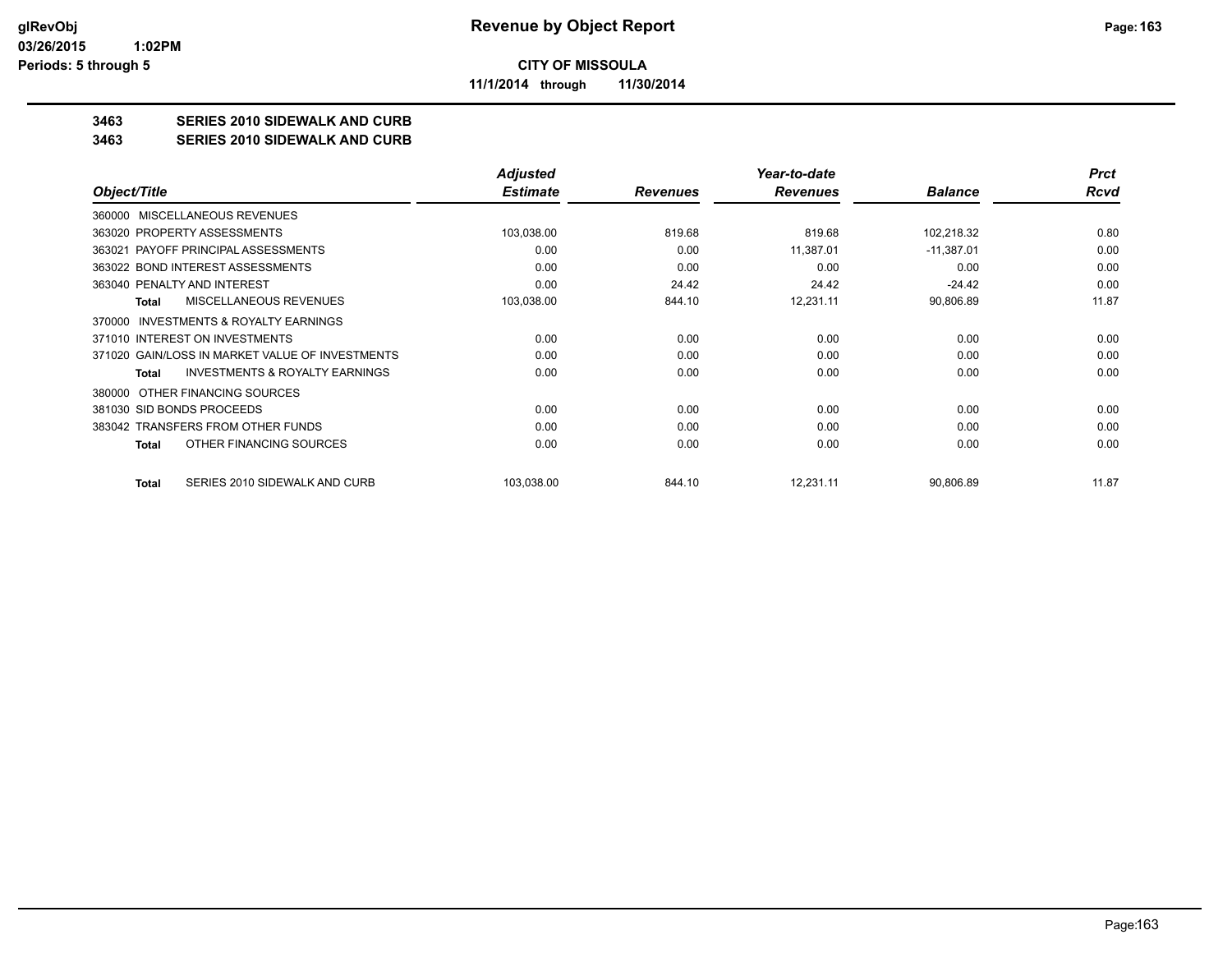**CITY OF MISSOULA**

**11/1/2014 through 11/30/2014**

## 3463 SERIES 2010 SIDEWALK AND CURB
## 3463 SERIES 2010 SIDEWALK AND CURB

| Object/Title | Adjusted Estimate | Revenues | Year-to-date Revenues | Balance | Prct Rcvd |
|---|---|---|---|---|---|
| 360000 MISCELLANEOUS REVENUES | | | | | |
| 363020 PROPERTY ASSESSMENTS | 103,038.00 | 819.68 | 819.68 | 102,218.32 | 0.80 |
| 363021 PAYOFF PRINCIPAL ASSESSMENTS | 0.00 | 0.00 | 11,387.01 | -11,387.01 | 0.00 |
| 363022 BOND INTEREST ASSESSMENTS | 0.00 | 0.00 | 0.00 | 0.00 | 0.00 |
| 363040 PENALTY AND INTEREST | 0.00 | 24.42 | 24.42 | -24.42 | 0.00 |
| **Total** MISCELLANEOUS REVENUES | 103,038.00 | 844.10 | 12,231.11 | 90,806.89 | 11.87 |
| 370000 INVESTMENTS & ROYALTY EARNINGS | | | | | |
| 371010 INTEREST ON INVESTMENTS | 0.00 | 0.00 | 0.00 | 0.00 | 0.00 |
| 371020 GAIN/LOSS IN MARKET VALUE OF INVESTMENTS | 0.00 | 0.00 | 0.00 | 0.00 | 0.00 |
| **Total** INVESTMENTS & ROYALTY EARNINGS | 0.00 | 0.00 | 0.00 | 0.00 | 0.00 |
| 380000 OTHER FINANCING SOURCES | | | | | |
| 381030 SID BONDS PROCEEDS | 0.00 | 0.00 | 0.00 | 0.00 | 0.00 |
| 383042 TRANSFERS FROM OTHER FUNDS | 0.00 | 0.00 | 0.00 | 0.00 | 0.00 |
| **Total** OTHER FINANCING SOURCES | 0.00 | 0.00 | 0.00 | 0.00 | 0.00 |
| **Total** SERIES 2010 SIDEWALK AND CURB | 103,038.00 | 844.10 | 12,231.11 | 90,806.89 | 11.87 |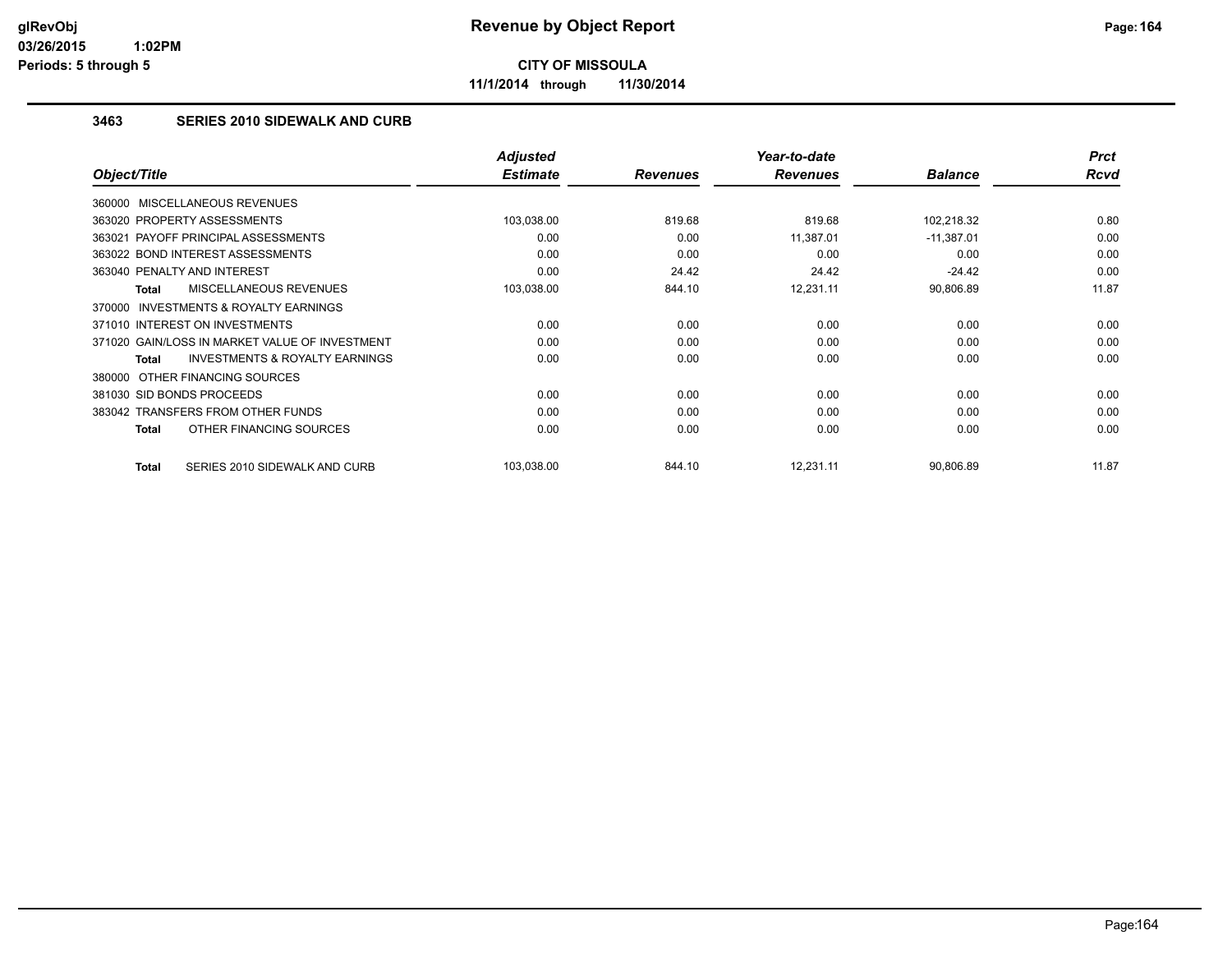# Revenue by Object Report

**CITY OF MISSOULA**

**11/1/2014 through 11/30/2014**

glRevObj
03/26/2015 1:02PM
Periods: 5 through 5

### 3463 SERIES 2010 SIDEWALK AND CURB

| Object/Title | Adjusted Estimate | Revenues | Year-to-date Revenues | Balance | Prct Rcvd |
|---|---|---|---|---|---|
| 360000 MISCELLANEOUS REVENUES | | | | | |
| 363020 PROPERTY ASSESSMENTS | 103,038.00 | 819.68 | 819.68 | 102,218.32 | 0.80 |
| 363021 PAYOFF PRINCIPAL ASSESSMENTS | 0.00 | 0.00 | 11,387.01 | -11,387.01 | 0.00 |
| 363022 BOND INTEREST ASSESSMENTS | 0.00 | 0.00 | 0.00 | 0.00 | 0.00 |
| 363040 PENALTY AND INTEREST | 0.00 | 24.42 | 24.42 | -24.42 | 0.00 |
| **Total** MISCELLANEOUS REVENUES | 103,038.00 | 844.10 | 12,231.11 | 90,806.89 | 11.87 |
| 370000 INVESTMENTS & ROYALTY EARNINGS | | | | | |
| 371010 INTEREST ON INVESTMENTS | 0.00 | 0.00 | 0.00 | 0.00 | 0.00 |
| 371020 GAIN/LOSS IN MARKET VALUE OF INVESTMENT | 0.00 | 0.00 | 0.00 | 0.00 | 0.00 |
| **Total** INVESTMENTS & ROYALTY EARNINGS | 0.00 | 0.00 | 0.00 | 0.00 | 0.00 |
| 380000 OTHER FINANCING SOURCES | | | | | |
| 381030 SID BONDS PROCEEDS | 0.00 | 0.00 | 0.00 | 0.00 | 0.00 |
| 383042 TRANSFERS FROM OTHER FUNDS | 0.00 | 0.00 | 0.00 | 0.00 | 0.00 |
| **Total** OTHER FINANCING SOURCES | 0.00 | 0.00 | 0.00 | 0.00 | 0.00 |
| **Total** SERIES 2010 SIDEWALK AND CURB | 103,038.00 | 844.10 | 12,231.11 | 90,806.89 | 11.87 |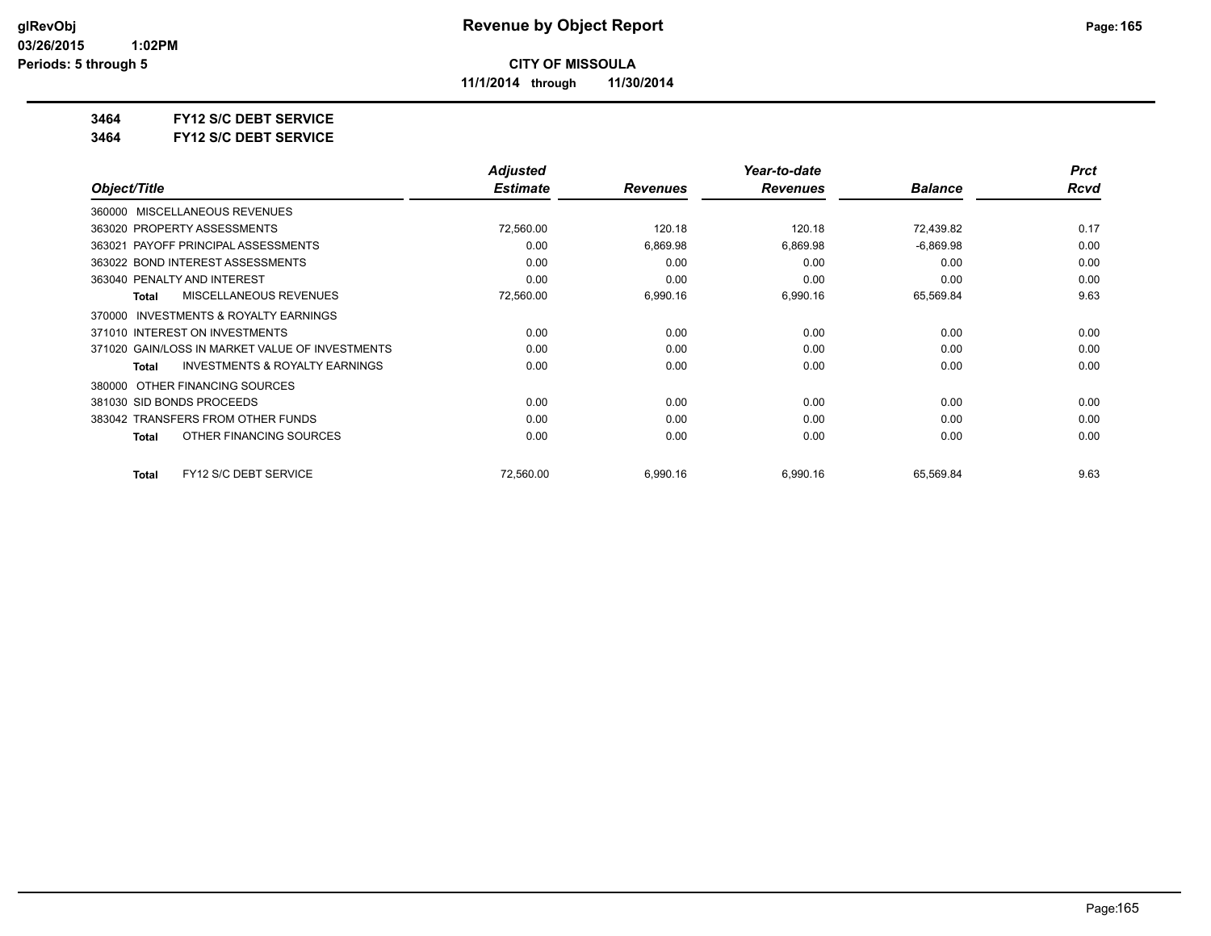**Revenue by Object Report**

**CITY OF MISSOULA**

**11/1/2014 through 11/30/2014**

glRevObj
03/26/2015 1:02PM
Periods: 5 through 5

**3464 FY12 S/C DEBT SERVICE**

**3464 FY12 S/C DEBT SERVICE**

| Object/Title | Adjusted Estimate | Revenues | Year-to-date Revenues | Balance | Prct Rcvd |
|---|---|---|---|---|---|
| 360000 MISCELLANEOUS REVENUES | | | | | |
| 363020 PROPERTY ASSESSMENTS | 72,560.00 | 120.18 | 120.18 | 72,439.82 | 0.17 |
| 363021 PAYOFF PRINCIPAL ASSESSMENTS | 0.00 | 6,869.98 | 6,869.98 | -6,869.98 | 0.00 |
| 363022 BOND INTEREST ASSESSMENTS | 0.00 | 0.00 | 0.00 | 0.00 | 0.00 |
| 363040 PENALTY AND INTEREST | 0.00 | 0.00 | 0.00 | 0.00 | 0.00 |
| **Total** MISCELLANEOUS REVENUES | 72,560.00 | 6,990.16 | 6,990.16 | 65,569.84 | 9.63 |
| 370000 INVESTMENTS & ROYALTY EARNINGS | | | | | |
| 371010 INTEREST ON INVESTMENTS | 0.00 | 0.00 | 0.00 | 0.00 | 0.00 |
| 371020 GAIN/LOSS IN MARKET VALUE OF INVESTMENTS | 0.00 | 0.00 | 0.00 | 0.00 | 0.00 |
| **Total** INVESTMENTS & ROYALTY EARNINGS | 0.00 | 0.00 | 0.00 | 0.00 | 0.00 |
| 380000 OTHER FINANCING SOURCES | | | | | |
| 381030 SID BONDS PROCEEDS | 0.00 | 0.00 | 0.00 | 0.00 | 0.00 |
| 383042 TRANSFERS FROM OTHER FUNDS | 0.00 | 0.00 | 0.00 | 0.00 | 0.00 |
| **Total** OTHER FINANCING SOURCES | 0.00 | 0.00 | 0.00 | 0.00 | 0.00 |
| **Total** FY12 S/C DEBT SERVICE | 72,560.00 | 6,990.16 | 6,990.16 | 65,569.84 | 9.63 |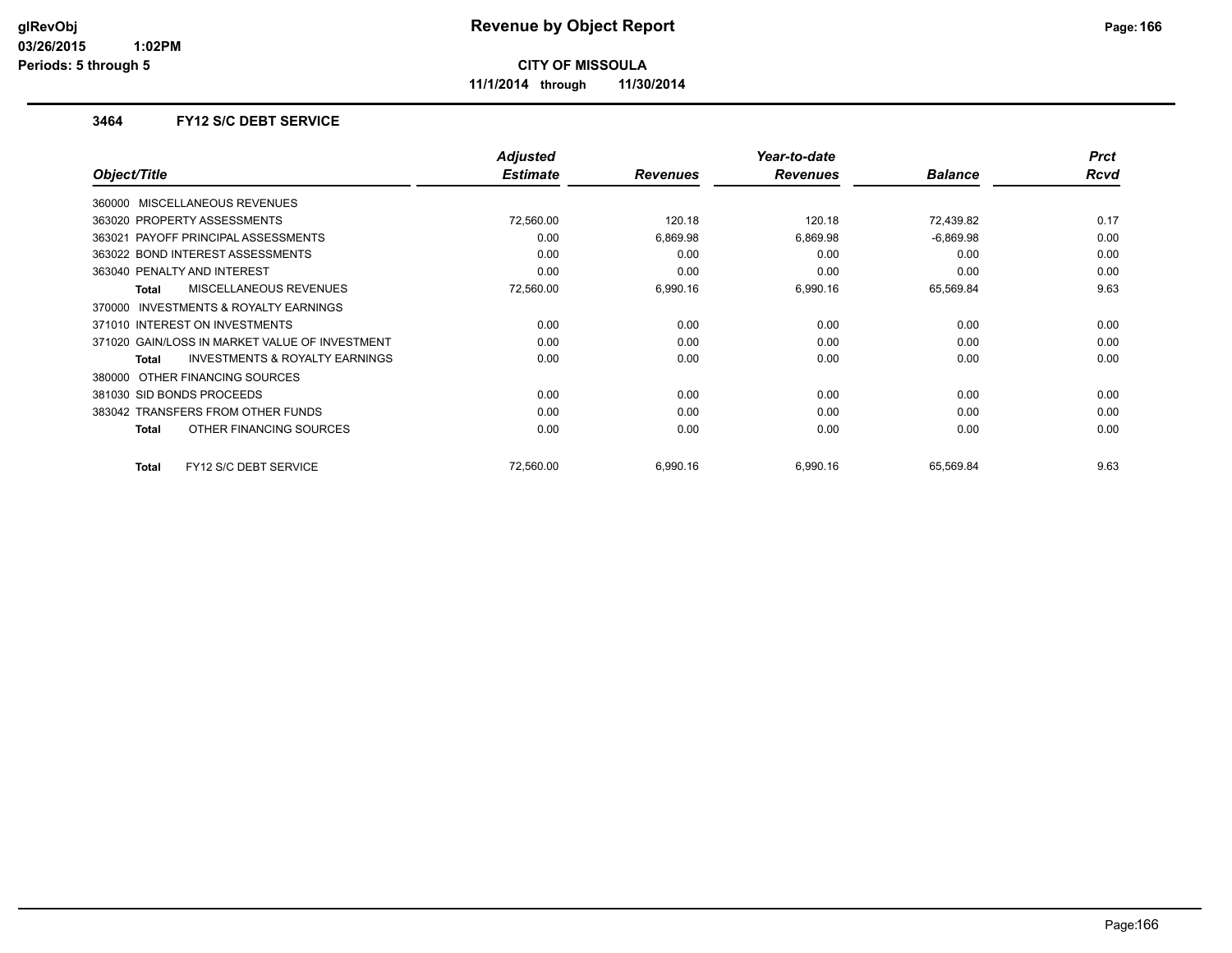# Revenue by Object Report

**CITY OF MISSOULA**

**11/1/2014 through 11/30/2014**

glRevObj
03/26/2015 1:02PM
Periods: 5 through 5

### 3464 FY12 S/C DEBT SERVICE

| Object/Title | Adjusted Estimate | Revenues | Year-to-date Revenues | Balance | Prct Rcvd |
|---|---|---|---|---|---|
| 360000 MISCELLANEOUS REVENUES | | | | | |
| 363020 PROPERTY ASSESSMENTS | 72,560.00 | 120.18 | 120.18 | 72,439.82 | 0.17 |
| 363021 PAYOFF PRINCIPAL ASSESSMENTS | 0.00 | 6,869.98 | 6,869.98 | -6,869.98 | 0.00 |
| 363022 BOND INTEREST ASSESSMENTS | 0.00 | 0.00 | 0.00 | 0.00 | 0.00 |
| 363040 PENALTY AND INTEREST | 0.00 | 0.00 | 0.00 | 0.00 | 0.00 |
| **Total** MISCELLANEOUS REVENUES | 72,560.00 | 6,990.16 | 6,990.16 | 65,569.84 | 9.63 |
| 370000 INVESTMENTS & ROYALTY EARNINGS | | | | | |
| 371010 INTEREST ON INVESTMENTS | 0.00 | 0.00 | 0.00 | 0.00 | 0.00 |
| 371020 GAIN/LOSS IN MARKET VALUE OF INVESTMENT | 0.00 | 0.00 | 0.00 | 0.00 | 0.00 |
| **Total** INVESTMENTS & ROYALTY EARNINGS | 0.00 | 0.00 | 0.00 | 0.00 | 0.00 |
| 380000 OTHER FINANCING SOURCES | | | | | |
| 381030 SID BONDS PROCEEDS | 0.00 | 0.00 | 0.00 | 0.00 | 0.00 |
| 383042 TRANSFERS FROM OTHER FUNDS | 0.00 | 0.00 | 0.00 | 0.00 | 0.00 |
| **Total** OTHER FINANCING SOURCES | 0.00 | 0.00 | 0.00 | 0.00 | 0.00 |
| **Total** FY12 S/C DEBT SERVICE | 72,560.00 | 6,990.16 | 6,990.16 | 65,569.84 | 9.63 |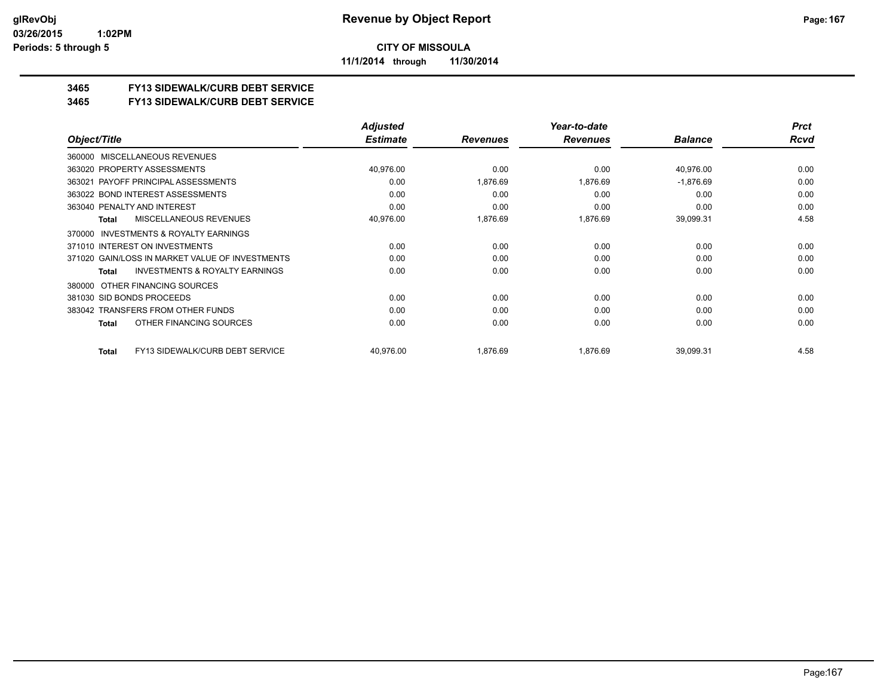**CITY OF MISSOULA**

**11/1/2014 through 11/30/2014**

**3465 FY13 SIDEWALK/CURB DEBT SERVICE**

**3465 FY13 SIDEWALK/CURB DEBT SERVICE**

| Object/Title | Adjusted Estimate | Revenues | Year-to-date Revenues | Balance | Prct Rcvd |
|---|---|---|---|---|---|
| 360000 MISCELLANEOUS REVENUES | | | | | |
| 363020 PROPERTY ASSESSMENTS | 40,976.00 | 0.00 | 0.00 | 40,976.00 | 0.00 |
| 363021 PAYOFF PRINCIPAL ASSESSMENTS | 0.00 | 1,876.69 | 1,876.69 | -1,876.69 | 0.00 |
| 363022 BOND INTEREST ASSESSMENTS | 0.00 | 0.00 | 0.00 | 0.00 | 0.00 |
| 363040 PENALTY AND INTEREST | 0.00 | 0.00 | 0.00 | 0.00 | 0.00 |
| **Total** MISCELLANEOUS REVENUES | 40,976.00 | 1,876.69 | 1,876.69 | 39,099.31 | 4.58 |
| 370000 INVESTMENTS & ROYALTY EARNINGS | | | | | |
| 371010 INTEREST ON INVESTMENTS | 0.00 | 0.00 | 0.00 | 0.00 | 0.00 |
| 371020 GAIN/LOSS IN MARKET VALUE OF INVESTMENTS | 0.00 | 0.00 | 0.00 | 0.00 | 0.00 |
| **Total** INVESTMENTS & ROYALTY EARNINGS | 0.00 | 0.00 | 0.00 | 0.00 | 0.00 |
| 380000 OTHER FINANCING SOURCES | | | | | |
| 381030 SID BONDS PROCEEDS | 0.00 | 0.00 | 0.00 | 0.00 | 0.00 |
| 383042 TRANSFERS FROM OTHER FUNDS | 0.00 | 0.00 | 0.00 | 0.00 | 0.00 |
| **Total** OTHER FINANCING SOURCES | 0.00 | 0.00 | 0.00 | 0.00 | 0.00 |
| **Total** FY13 SIDEWALK/CURB DEBT SERVICE | 40,976.00 | 1,876.69 | 1,876.69 | 39,099.31 | 4.58 |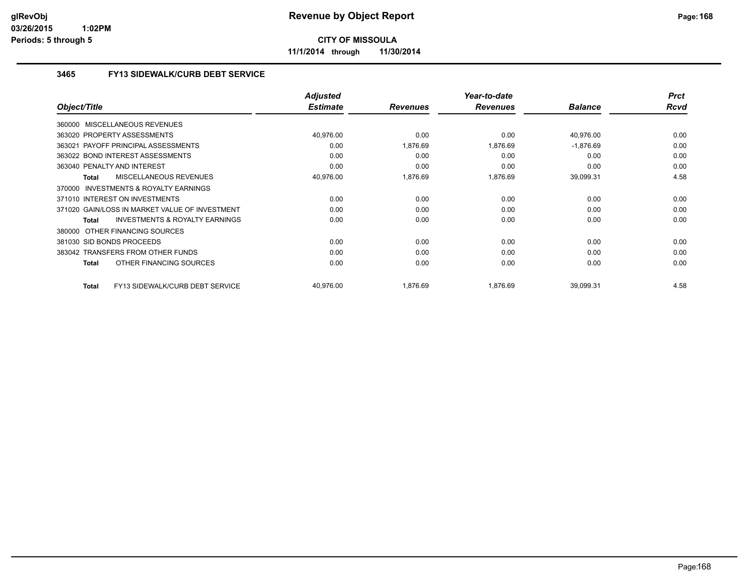**glRevObj**
**03/26/2015 1:02PM**
**Periods: 5 through 5**

# Revenue by Object Report

**CITY OF MISSOULA**

**11/1/2014 through 11/30/2014**

## 3465 FY13 SIDEWALK/CURB DEBT SERVICE

| Object/Title | Adjusted Estimate | Revenues | Year-to-date Revenues | Balance | Prct Rcvd |
|---|---|---|---|---|---|
| 360000 MISCELLANEOUS REVENUES | | | | | |
| 363020 PROPERTY ASSESSMENTS | 40,976.00 | 0.00 | 0.00 | 40,976.00 | 0.00 |
| 363021 PAYOFF PRINCIPAL ASSESSMENTS | 0.00 | 1,876.69 | 1,876.69 | -1,876.69 | 0.00 |
| 363022 BOND INTEREST ASSESSMENTS | 0.00 | 0.00 | 0.00 | 0.00 | 0.00 |
| 363040 PENALTY AND INTEREST | 0.00 | 0.00 | 0.00 | 0.00 | 0.00 |
| **Total** MISCELLANEOUS REVENUES | 40,976.00 | 1,876.69 | 1,876.69 | 39,099.31 | 4.58 |
| 370000 INVESTMENTS & ROYALTY EARNINGS | | | | | |
| 371010 INTEREST ON INVESTMENTS | 0.00 | 0.00 | 0.00 | 0.00 | 0.00 |
| 371020 GAIN/LOSS IN MARKET VALUE OF INVESTMENT | 0.00 | 0.00 | 0.00 | 0.00 | 0.00 |
| **Total** INVESTMENTS & ROYALTY EARNINGS | 0.00 | 0.00 | 0.00 | 0.00 | 0.00 |
| 380000 OTHER FINANCING SOURCES | | | | | |
| 381030 SID BONDS PROCEEDS | 0.00 | 0.00 | 0.00 | 0.00 | 0.00 |
| 383042 TRANSFERS FROM OTHER FUNDS | 0.00 | 0.00 | 0.00 | 0.00 | 0.00 |
| **Total** OTHER FINANCING SOURCES | 0.00 | 0.00 | 0.00 | 0.00 | 0.00 |
| **Total** FY13 SIDEWALK/CURB DEBT SERVICE | 40,976.00 | 1,876.69 | 1,876.69 | 39,099.31 | 4.58 |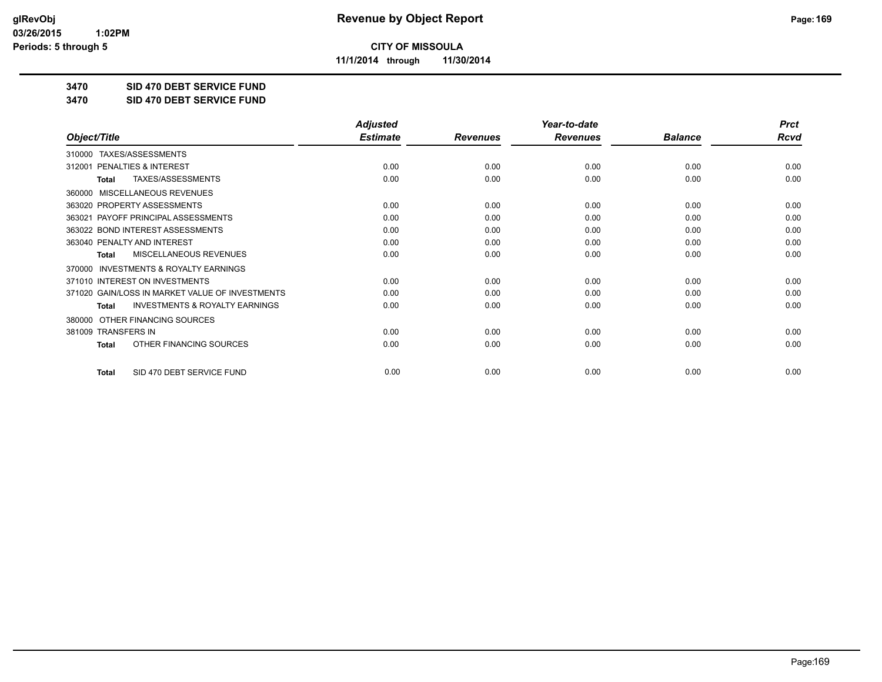glRevObj
03/26/2015 1:02PM
Periods: 5 through 5

# Revenue by Object Report

**CITY OF MISSOULA**

**11/1/2014 through 11/30/2014**

**3470 SID 470 DEBT SERVICE FUND**

**3470 SID 470 DEBT SERVICE FUND**

| Object/Title | Adjusted Estimate | Revenues | Year-to-date Revenues | Balance | Prct Rcvd |
|---|---|---|---|---|---|
| 310000 TAXES/ASSESSMENTS | | | | | |
| 312001 PENALTIES & INTEREST | 0.00 | 0.00 | 0.00 | 0.00 | 0.00 |
| **Total** TAXES/ASSESSMENTS | 0.00 | 0.00 | 0.00 | 0.00 | 0.00 |
| 360000 MISCELLANEOUS REVENUES | | | | | |
| 363020 PROPERTY ASSESSMENTS | 0.00 | 0.00 | 0.00 | 0.00 | 0.00 |
| 363021 PAYOFF PRINCIPAL ASSESSMENTS | 0.00 | 0.00 | 0.00 | 0.00 | 0.00 |
| 363022 BOND INTEREST ASSESSMENTS | 0.00 | 0.00 | 0.00 | 0.00 | 0.00 |
| 363040 PENALTY AND INTEREST | 0.00 | 0.00 | 0.00 | 0.00 | 0.00 |
| **Total** MISCELLANEOUS REVENUES | 0.00 | 0.00 | 0.00 | 0.00 | 0.00 |
| 370000 INVESTMENTS & ROYALTY EARNINGS | | | | | |
| 371010 INTEREST ON INVESTMENTS | 0.00 | 0.00 | 0.00 | 0.00 | 0.00 |
| 371020 GAIN/LOSS IN MARKET VALUE OF INVESTMENTS | 0.00 | 0.00 | 0.00 | 0.00 | 0.00 |
| **Total** INVESTMENTS & ROYALTY EARNINGS | 0.00 | 0.00 | 0.00 | 0.00 | 0.00 |
| 380000 OTHER FINANCING SOURCES | | | | | |
| 381009 TRANSFERS IN | 0.00 | 0.00 | 0.00 | 0.00 | 0.00 |
| **Total** OTHER FINANCING SOURCES | 0.00 | 0.00 | 0.00 | 0.00 | 0.00 |
| **Total** SID 470 DEBT SERVICE FUND | 0.00 | 0.00 | 0.00 | 0.00 | 0.00 |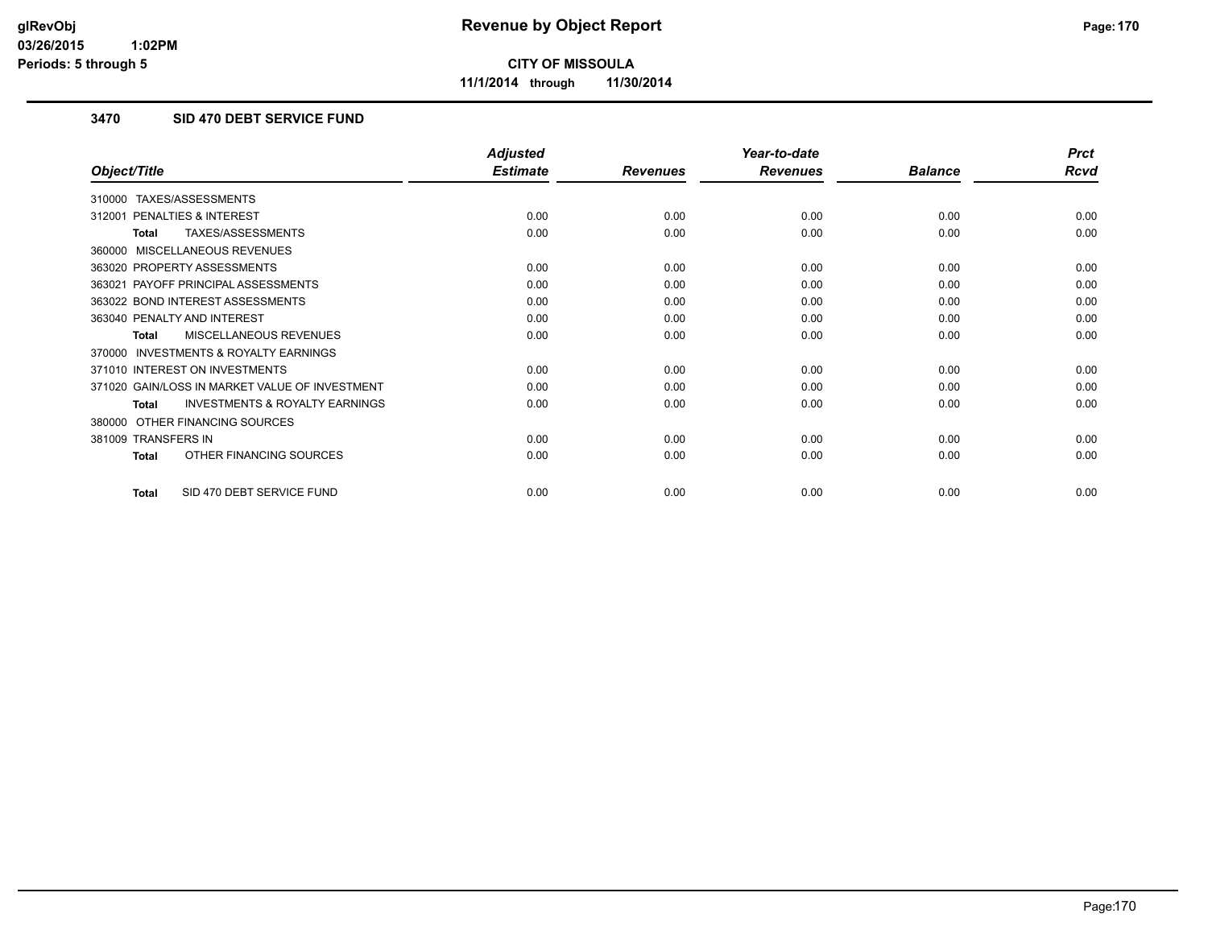# Revenue by Object Report

**CITY OF MISSOULA**

**11/1/2014 through 11/30/2014**

glRevObj
03/26/2015 1:02PM
Periods: 5 through 5

## 3470 SID 470 DEBT SERVICE FUND

| Object/Title | Adjusted Estimate | Revenues | Year-to-date Revenues | Balance | Prct Rcvd |
|---|---|---|---|---|---|
| 310000 TAXES/ASSESSMENTS | | | | | |
| 312001 PENALTIES & INTEREST | 0.00 | 0.00 | 0.00 | 0.00 | 0.00 |
| **Total** TAXES/ASSESSMENTS | 0.00 | 0.00 | 0.00 | 0.00 | 0.00 |
| 360000 MISCELLANEOUS REVENUES | | | | | |
| 363020 PROPERTY ASSESSMENTS | 0.00 | 0.00 | 0.00 | 0.00 | 0.00 |
| 363021 PAYOFF PRINCIPAL ASSESSMENTS | 0.00 | 0.00 | 0.00 | 0.00 | 0.00 |
| 363022 BOND INTEREST ASSESSMENTS | 0.00 | 0.00 | 0.00 | 0.00 | 0.00 |
| 363040 PENALTY AND INTEREST | 0.00 | 0.00 | 0.00 | 0.00 | 0.00 |
| **Total** MISCELLANEOUS REVENUES | 0.00 | 0.00 | 0.00 | 0.00 | 0.00 |
| 370000 INVESTMENTS & ROYALTY EARNINGS | | | | | |
| 371010 INTEREST ON INVESTMENTS | 0.00 | 0.00 | 0.00 | 0.00 | 0.00 |
| 371020 GAIN/LOSS IN MARKET VALUE OF INVESTMENT | 0.00 | 0.00 | 0.00 | 0.00 | 0.00 |
| **Total** INVESTMENTS & ROYALTY EARNINGS | 0.00 | 0.00 | 0.00 | 0.00 | 0.00 |
| 380000 OTHER FINANCING SOURCES | | | | | |
| 381009 TRANSFERS IN | 0.00 | 0.00 | 0.00 | 0.00 | 0.00 |
| **Total** OTHER FINANCING SOURCES | 0.00 | 0.00 | 0.00 | 0.00 | 0.00 |
| **Total** SID 470 DEBT SERVICE FUND | 0.00 | 0.00 | 0.00 | 0.00 | 0.00 |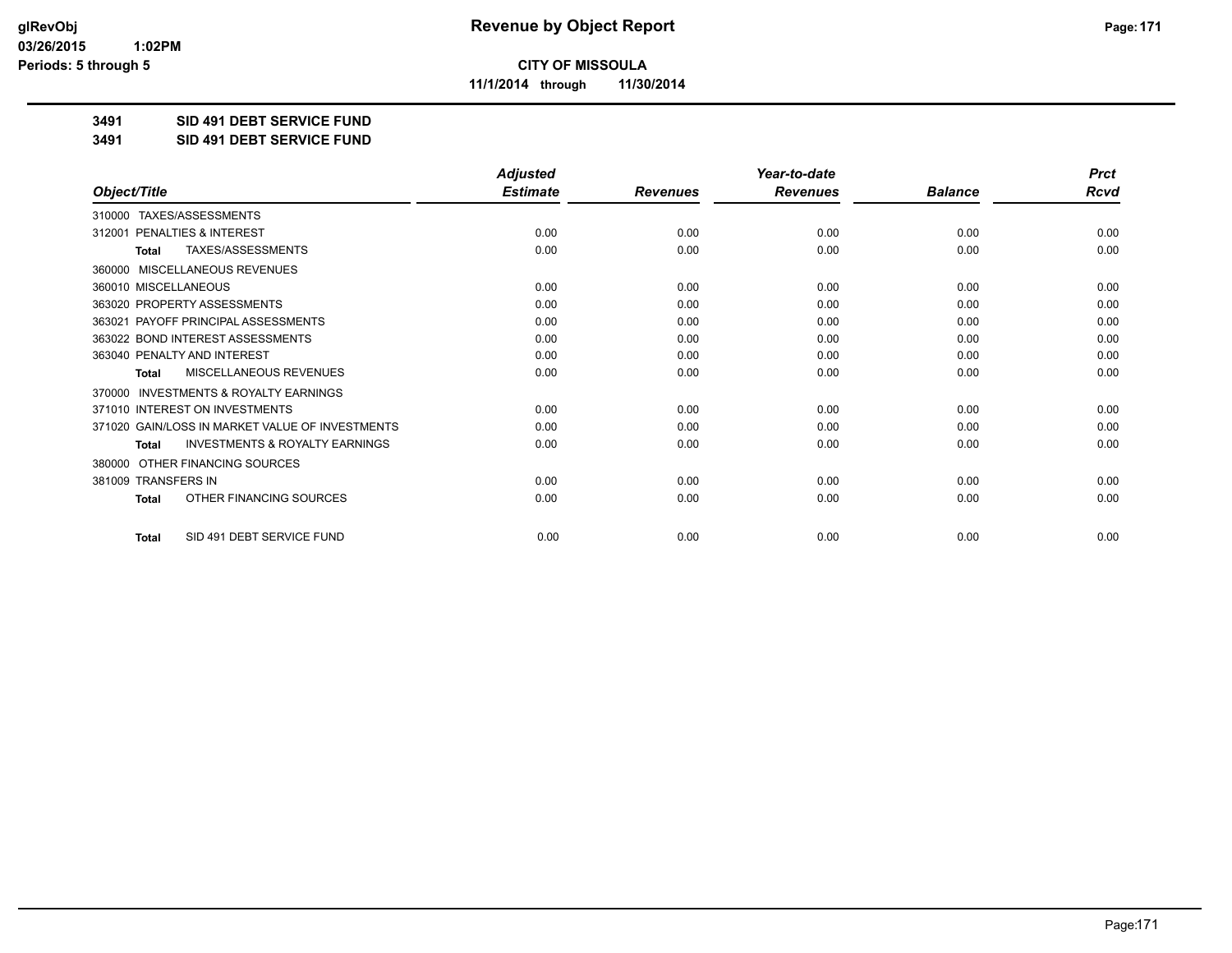# Revenue by Object Report

**CITY OF MISSOULA**

**11/1/2014 through 11/30/2014**

glRevObj
03/26/2015 1:02PM
Periods: 5 through 5

**3491 SID 491 DEBT SERVICE FUND**

**3491 SID 491 DEBT SERVICE FUND**

| Object/Title | Adjusted Estimate | Revenues | Year-to-date Revenues | Balance | Prct Rcvd |
|---|---|---|---|---|---|
| 310000 TAXES/ASSESSMENTS | | | | | |
| 312001 PENALTIES & INTEREST | 0.00 | 0.00 | 0.00 | 0.00 | 0.00 |
| **Total** TAXES/ASSESSMENTS | 0.00 | 0.00 | 0.00 | 0.00 | 0.00 |
| 360000 MISCELLANEOUS REVENUES | | | | | |
| 360010 MISCELLANEOUS | 0.00 | 0.00 | 0.00 | 0.00 | 0.00 |
| 363020 PROPERTY ASSESSMENTS | 0.00 | 0.00 | 0.00 | 0.00 | 0.00 |
| 363021 PAYOFF PRINCIPAL ASSESSMENTS | 0.00 | 0.00 | 0.00 | 0.00 | 0.00 |
| 363022 BOND INTEREST ASSESSMENTS | 0.00 | 0.00 | 0.00 | 0.00 | 0.00 |
| 363040 PENALTY AND INTEREST | 0.00 | 0.00 | 0.00 | 0.00 | 0.00 |
| **Total** MISCELLANEOUS REVENUES | 0.00 | 0.00 | 0.00 | 0.00 | 0.00 |
| 370000 INVESTMENTS & ROYALTY EARNINGS | | | | | |
| 371010 INTEREST ON INVESTMENTS | 0.00 | 0.00 | 0.00 | 0.00 | 0.00 |
| 371020 GAIN/LOSS IN MARKET VALUE OF INVESTMENTS | 0.00 | 0.00 | 0.00 | 0.00 | 0.00 |
| **Total** INVESTMENTS & ROYALTY EARNINGS | 0.00 | 0.00 | 0.00 | 0.00 | 0.00 |
| 380000 OTHER FINANCING SOURCES | | | | | |
| 381009 TRANSFERS IN | 0.00 | 0.00 | 0.00 | 0.00 | 0.00 |
| **Total** OTHER FINANCING SOURCES | 0.00 | 0.00 | 0.00 | 0.00 | 0.00 |
| **Total** SID 491 DEBT SERVICE FUND | 0.00 | 0.00 | 0.00 | 0.00 | 0.00 |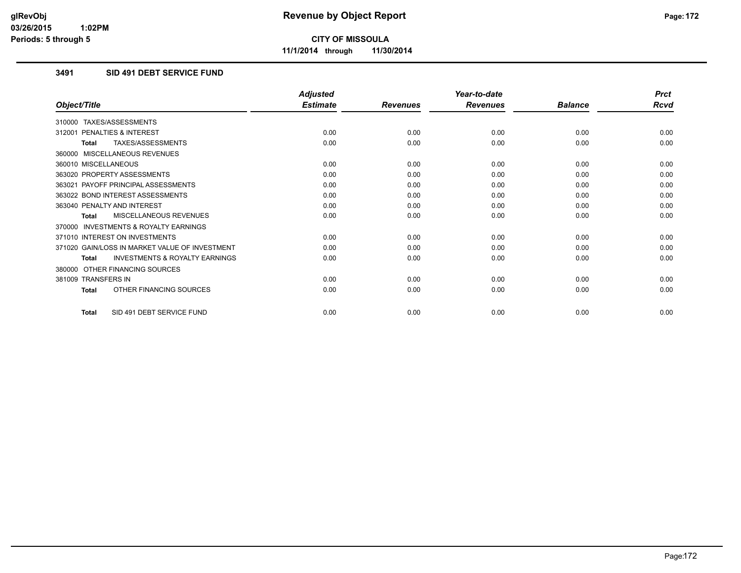glRevObj
03/26/2015 1:02PM
Periods: 5 through 5

# Revenue by Object Report

**CITY OF MISSOULA**

**11/1/2014 through 11/30/2014**

### 3491 SID 491 DEBT SERVICE FUND

| Object/Title | Adjusted Estimate | Revenues | Year-to-date Revenues | Balance | Prct Rcvd |
|---|---|---|---|---|---|
| 310000 TAXES/ASSESSMENTS | | | | | |
| 312001 PENALTIES & INTEREST | 0.00 | 0.00 | 0.00 | 0.00 | 0.00 |
| **Total** TAXES/ASSESSMENTS | 0.00 | 0.00 | 0.00 | 0.00 | 0.00 |
| 360000 MISCELLANEOUS REVENUES | | | | | |
| 360010 MISCELLANEOUS | 0.00 | 0.00 | 0.00 | 0.00 | 0.00 |
| 363020 PROPERTY ASSESSMENTS | 0.00 | 0.00 | 0.00 | 0.00 | 0.00 |
| 363021 PAYOFF PRINCIPAL ASSESSMENTS | 0.00 | 0.00 | 0.00 | 0.00 | 0.00 |
| 363022 BOND INTEREST ASSESSMENTS | 0.00 | 0.00 | 0.00 | 0.00 | 0.00 |
| 363040 PENALTY AND INTEREST | 0.00 | 0.00 | 0.00 | 0.00 | 0.00 |
| **Total** MISCELLANEOUS REVENUES | 0.00 | 0.00 | 0.00 | 0.00 | 0.00 |
| 370000 INVESTMENTS & ROYALTY EARNINGS | | | | | |
| 371010 INTEREST ON INVESTMENTS | 0.00 | 0.00 | 0.00 | 0.00 | 0.00 |
| 371020 GAIN/LOSS IN MARKET VALUE OF INVESTMENT | 0.00 | 0.00 | 0.00 | 0.00 | 0.00 |
| **Total** INVESTMENTS & ROYALTY EARNINGS | 0.00 | 0.00 | 0.00 | 0.00 | 0.00 |
| 380000 OTHER FINANCING SOURCES | | | | | |
| 381009 TRANSFERS IN | 0.00 | 0.00 | 0.00 | 0.00 | 0.00 |
| **Total** OTHER FINANCING SOURCES | 0.00 | 0.00 | 0.00 | 0.00 | 0.00 |
| **Total** SID 491 DEBT SERVICE FUND | 0.00 | 0.00 | 0.00 | 0.00 | 0.00 |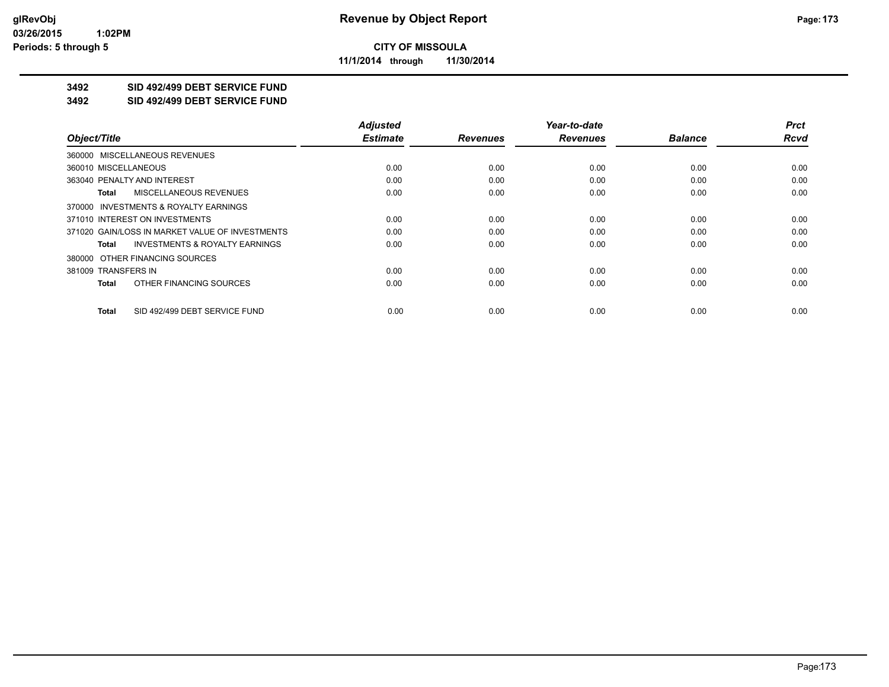# Revenue by Object Report

**CITY OF MISSOULA**

**11/1/2014 through 11/30/2014**

glRevObj
03/26/2015 1:02PM
Periods: 5 through 5

**3492 SID 492/499 DEBT SERVICE FUND**

**3492 SID 492/499 DEBT SERVICE FUND**

| Object/Title | Adjusted Estimate | Revenues | Year-to-date Revenues | Balance | Prct Rcvd |
|---|---|---|---|---|---|
| 360000 MISCELLANEOUS REVENUES | | | | | |
| 360010 MISCELLANEOUS | 0.00 | 0.00 | 0.00 | 0.00 | 0.00 |
| 363040 PENALTY AND INTEREST | 0.00 | 0.00 | 0.00 | 0.00 | 0.00 |
| **Total** MISCELLANEOUS REVENUES | 0.00 | 0.00 | 0.00 | 0.00 | 0.00 |
| 370000 INVESTMENTS & ROYALTY EARNINGS | | | | | |
| 371010 INTEREST ON INVESTMENTS | 0.00 | 0.00 | 0.00 | 0.00 | 0.00 |
| 371020 GAIN/LOSS IN MARKET VALUE OF INVESTMENTS | 0.00 | 0.00 | 0.00 | 0.00 | 0.00 |
| **Total** INVESTMENTS & ROYALTY EARNINGS | 0.00 | 0.00 | 0.00 | 0.00 | 0.00 |
| 380000 OTHER FINANCING SOURCES | | | | | |
| 381009 TRANSFERS IN | 0.00 | 0.00 | 0.00 | 0.00 | 0.00 |
| **Total** OTHER FINANCING SOURCES | 0.00 | 0.00 | 0.00 | 0.00 | 0.00 |
| **Total** SID 492/499 DEBT SERVICE FUND | 0.00 | 0.00 | 0.00 | 0.00 | 0.00 |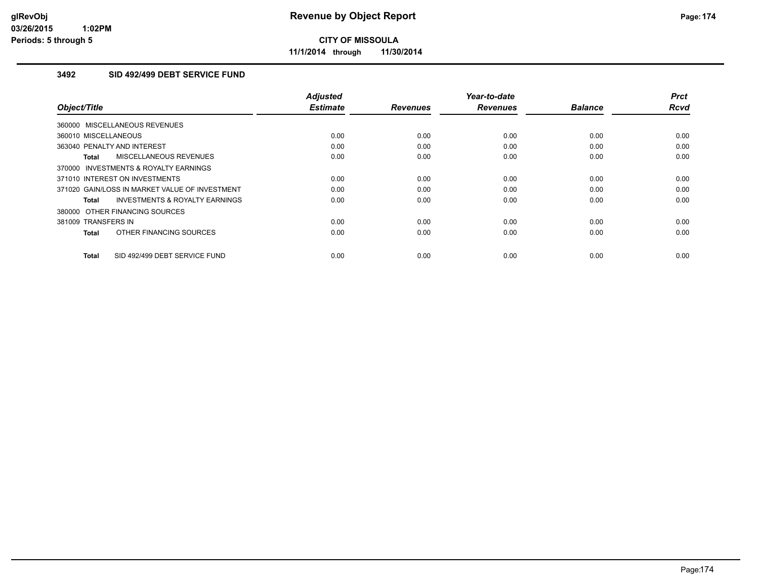# Revenue by Object Report

**CITY OF MISSOULA**

**11/1/2014 through 11/30/2014**

glRevObj
03/26/2015 1:02PM
Periods: 5 through 5

### 3492 SID 492/499 DEBT SERVICE FUND

| Object/Title | Adjusted Estimate | Revenues | Year-to-date Revenues | Balance | Prct Rcvd |
|---|---|---|---|---|---|
| 360000 MISCELLANEOUS REVENUES | | | | | |
| 360010 MISCELLANEOUS | 0.00 | 0.00 | 0.00 | 0.00 | 0.00 |
| 363040 PENALTY AND INTEREST | 0.00 | 0.00 | 0.00 | 0.00 | 0.00 |
| **Total** MISCELLANEOUS REVENUES | 0.00 | 0.00 | 0.00 | 0.00 | 0.00 |
| 370000 INVESTMENTS & ROYALTY EARNINGS | | | | | |
| 371010 INTEREST ON INVESTMENTS | 0.00 | 0.00 | 0.00 | 0.00 | 0.00 |
| 371020 GAIN/LOSS IN MARKET VALUE OF INVESTMENT | 0.00 | 0.00 | 0.00 | 0.00 | 0.00 |
| **Total** INVESTMENTS & ROYALTY EARNINGS | 0.00 | 0.00 | 0.00 | 0.00 | 0.00 |
| 380000 OTHER FINANCING SOURCES | | | | | |
| 381009 TRANSFERS IN | 0.00 | 0.00 | 0.00 | 0.00 | 0.00 |
| **Total** OTHER FINANCING SOURCES | 0.00 | 0.00 | 0.00 | 0.00 | 0.00 |
| **Total** SID 492/499 DEBT SERVICE FUND | 0.00 | 0.00 | 0.00 | 0.00 | 0.00 |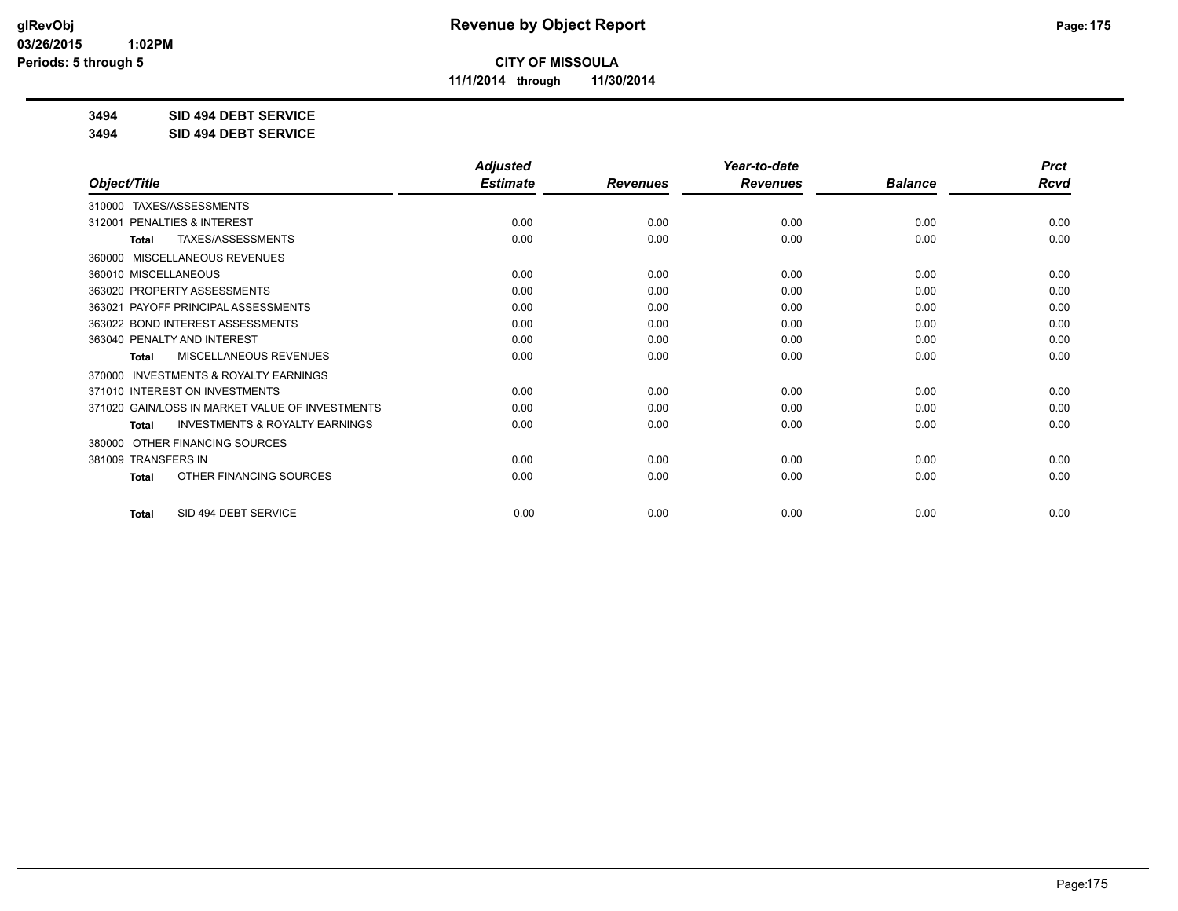# Revenue by Object Report

**CITY OF MISSOULA**

**11/1/2014 through 11/30/2014**

glRevObj
03/26/2015 1:02PM
Periods: 5 through 5

**3494 SID 494 DEBT SERVICE**

**3494 SID 494 DEBT SERVICE**

| Object/Title | Adjusted Estimate | Revenues | Year-to-date Revenues | Balance | Prct Rcvd |
|---|---|---|---|---|---|
| 310000 TAXES/ASSESSMENTS | | | | | |
| 312001 PENALTIES & INTEREST | 0.00 | 0.00 | 0.00 | 0.00 | 0.00 |
| **Total** TAXES/ASSESSMENTS | 0.00 | 0.00 | 0.00 | 0.00 | 0.00 |
| 360000 MISCELLANEOUS REVENUES | | | | | |
| 360010 MISCELLANEOUS | 0.00 | 0.00 | 0.00 | 0.00 | 0.00 |
| 363020 PROPERTY ASSESSMENTS | 0.00 | 0.00 | 0.00 | 0.00 | 0.00 |
| 363021 PAYOFF PRINCIPAL ASSESSMENTS | 0.00 | 0.00 | 0.00 | 0.00 | 0.00 |
| 363022 BOND INTEREST ASSESSMENTS | 0.00 | 0.00 | 0.00 | 0.00 | 0.00 |
| 363040 PENALTY AND INTEREST | 0.00 | 0.00 | 0.00 | 0.00 | 0.00 |
| **Total** MISCELLANEOUS REVENUES | 0.00 | 0.00 | 0.00 | 0.00 | 0.00 |
| 370000 INVESTMENTS & ROYALTY EARNINGS | | | | | |
| 371010 INTEREST ON INVESTMENTS | 0.00 | 0.00 | 0.00 | 0.00 | 0.00 |
| 371020 GAIN/LOSS IN MARKET VALUE OF INVESTMENTS | 0.00 | 0.00 | 0.00 | 0.00 | 0.00 |
| **Total** INVESTMENTS & ROYALTY EARNINGS | 0.00 | 0.00 | 0.00 | 0.00 | 0.00 |
| 380000 OTHER FINANCING SOURCES | | | | | |
| 381009 TRANSFERS IN | 0.00 | 0.00 | 0.00 | 0.00 | 0.00 |
| **Total** OTHER FINANCING SOURCES | 0.00 | 0.00 | 0.00 | 0.00 | 0.00 |
| **Total** SID 494 DEBT SERVICE | 0.00 | 0.00 | 0.00 | 0.00 | 0.00 |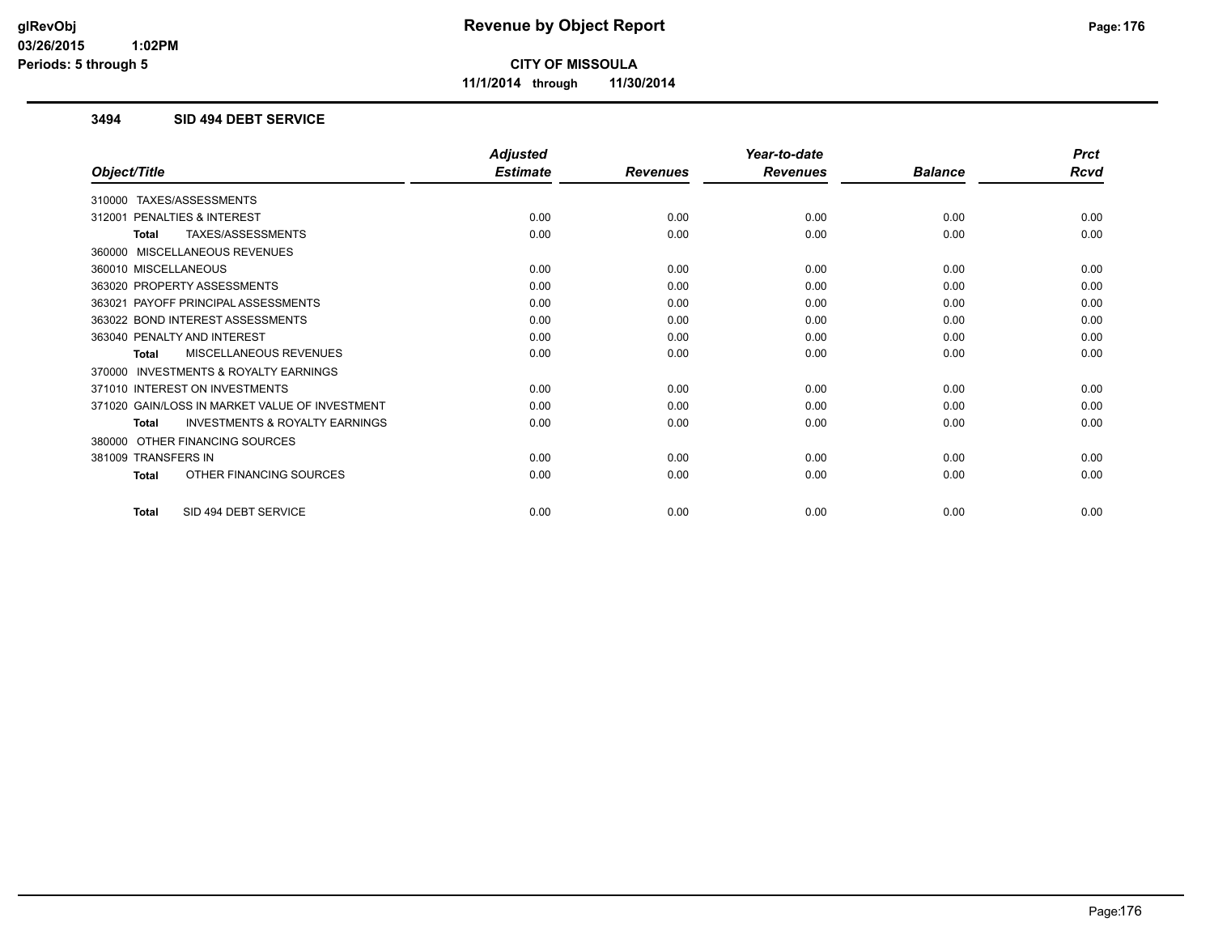# Revenue by Object Report

**CITY OF MISSOULA**

**11/1/2014 through 11/30/2014**

glRevObj
03/26/2015 1:02PM
Periods: 5 through 5

### 3494 SID 494 DEBT SERVICE

| Object/Title | Adjusted Estimate | Revenues | Year-to-date Revenues | Balance | Prct Rcvd |
|---|---|---|---|---|---|
| 310000 TAXES/ASSESSMENTS | | | | | |
| 312001 PENALTIES & INTEREST | 0.00 | 0.00 | 0.00 | 0.00 | 0.00 |
| **Total** TAXES/ASSESSMENTS | 0.00 | 0.00 | 0.00 | 0.00 | 0.00 |
| 360000 MISCELLANEOUS REVENUES | | | | | |
| 360010 MISCELLANEOUS | 0.00 | 0.00 | 0.00 | 0.00 | 0.00 |
| 363020 PROPERTY ASSESSMENTS | 0.00 | 0.00 | 0.00 | 0.00 | 0.00 |
| 363021 PAYOFF PRINCIPAL ASSESSMENTS | 0.00 | 0.00 | 0.00 | 0.00 | 0.00 |
| 363022 BOND INTEREST ASSESSMENTS | 0.00 | 0.00 | 0.00 | 0.00 | 0.00 |
| 363040 PENALTY AND INTEREST | 0.00 | 0.00 | 0.00 | 0.00 | 0.00 |
| **Total** MISCELLANEOUS REVENUES | 0.00 | 0.00 | 0.00 | 0.00 | 0.00 |
| 370000 INVESTMENTS & ROYALTY EARNINGS | | | | | |
| 371010 INTEREST ON INVESTMENTS | 0.00 | 0.00 | 0.00 | 0.00 | 0.00 |
| 371020 GAIN/LOSS IN MARKET VALUE OF INVESTMENT | 0.00 | 0.00 | 0.00 | 0.00 | 0.00 |
| **Total** INVESTMENTS & ROYALTY EARNINGS | 0.00 | 0.00 | 0.00 | 0.00 | 0.00 |
| 380000 OTHER FINANCING SOURCES | | | | | |
| 381009 TRANSFERS IN | 0.00 | 0.00 | 0.00 | 0.00 | 0.00 |
| **Total** OTHER FINANCING SOURCES | 0.00 | 0.00 | 0.00 | 0.00 | 0.00 |
| **Total** SID 494 DEBT SERVICE | 0.00 | 0.00 | 0.00 | 0.00 | 0.00 |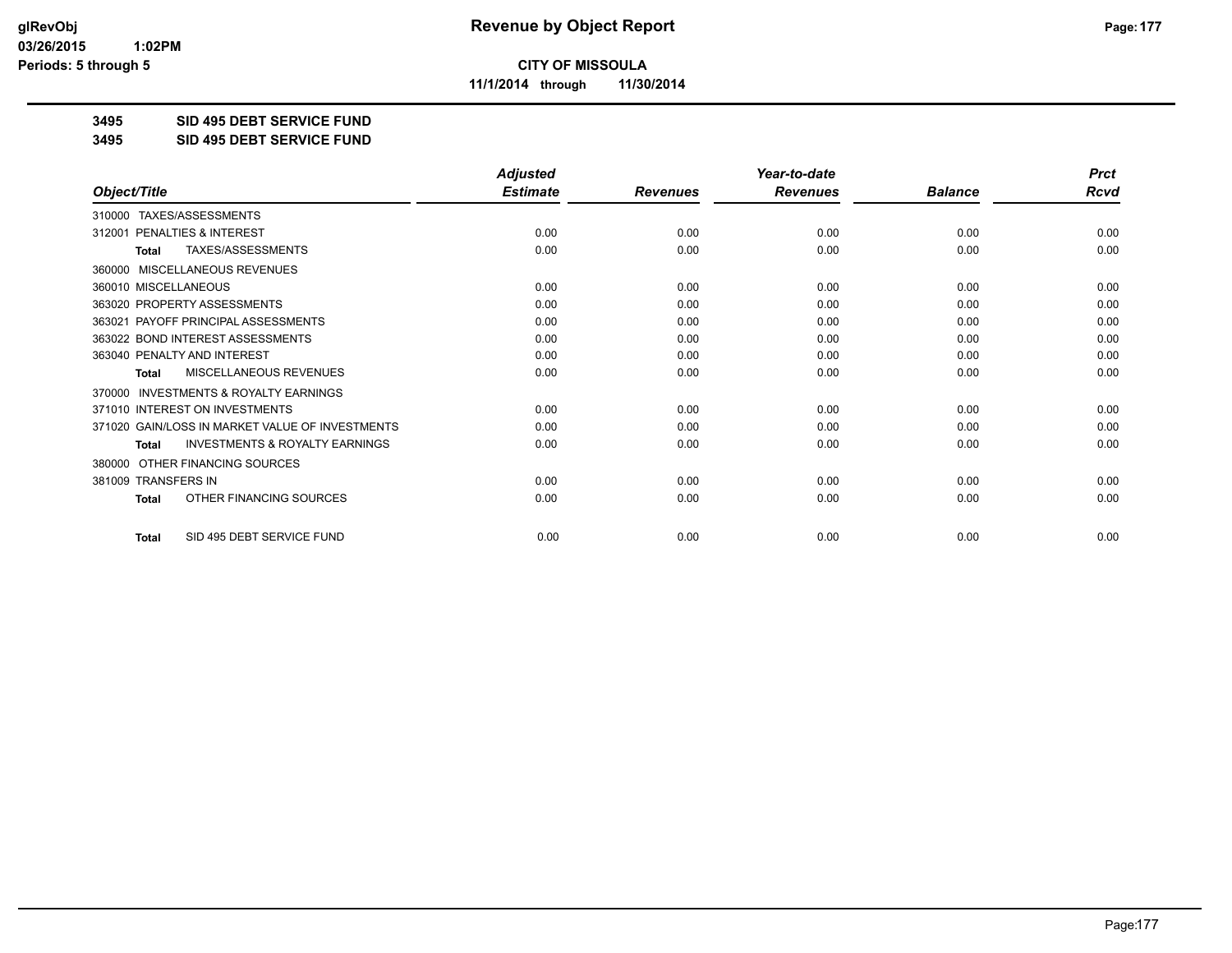# Revenue by Object Report

**CITY OF MISSOULA**

**11/1/2014 through 11/30/2014**

glRevObj
03/26/2015 1:02PM
Periods: 5 through 5

**3495 SID 495 DEBT SERVICE FUND**

**3495 SID 495 DEBT SERVICE FUND**

| Object/Title | Adjusted Estimate | Revenues | Year-to-date Revenues | Balance | Prct Rcvd |
|---|---|---|---|---|---|
| 310000 TAXES/ASSESSMENTS | | | | | |
| 312001 PENALTIES & INTEREST | 0.00 | 0.00 | 0.00 | 0.00 | 0.00 |
| **Total** TAXES/ASSESSMENTS | 0.00 | 0.00 | 0.00 | 0.00 | 0.00 |
| 360000 MISCELLANEOUS REVENUES | | | | | |
| 360010 MISCELLANEOUS | 0.00 | 0.00 | 0.00 | 0.00 | 0.00 |
| 363020 PROPERTY ASSESSMENTS | 0.00 | 0.00 | 0.00 | 0.00 | 0.00 |
| 363021 PAYOFF PRINCIPAL ASSESSMENTS | 0.00 | 0.00 | 0.00 | 0.00 | 0.00 |
| 363022 BOND INTEREST ASSESSMENTS | 0.00 | 0.00 | 0.00 | 0.00 | 0.00 |
| 363040 PENALTY AND INTEREST | 0.00 | 0.00 | 0.00 | 0.00 | 0.00 |
| **Total** MISCELLANEOUS REVENUES | 0.00 | 0.00 | 0.00 | 0.00 | 0.00 |
| 370000 INVESTMENTS & ROYALTY EARNINGS | | | | | |
| 371010 INTEREST ON INVESTMENTS | 0.00 | 0.00 | 0.00 | 0.00 | 0.00 |
| 371020 GAIN/LOSS IN MARKET VALUE OF INVESTMENTS | 0.00 | 0.00 | 0.00 | 0.00 | 0.00 |
| **Total** INVESTMENTS & ROYALTY EARNINGS | 0.00 | 0.00 | 0.00 | 0.00 | 0.00 |
| 380000 OTHER FINANCING SOURCES | | | | | |
| 381009 TRANSFERS IN | 0.00 | 0.00 | 0.00 | 0.00 | 0.00 |
| **Total** OTHER FINANCING SOURCES | 0.00 | 0.00 | 0.00 | 0.00 | 0.00 |
| **Total** SID 495 DEBT SERVICE FUND | 0.00 | 0.00 | 0.00 | 0.00 | 0.00 |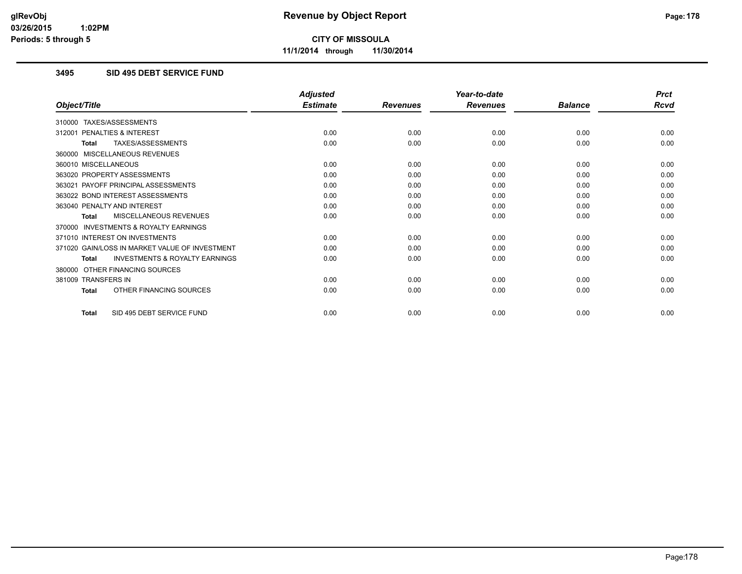**CITY OF MISSOULA**

**11/1/2014 through 11/30/2014**

## 3495 SID 495 DEBT SERVICE FUND

| Object/Title | Adjusted Estimate | Revenues | Year-to-date Revenues | Balance | Prct Rcvd |
|---|---|---|---|---|---|
| 310000 TAXES/ASSESSMENTS | | | | | |
| 312001 PENALTIES & INTEREST | 0.00 | 0.00 | 0.00 | 0.00 | 0.00 |
| **Total** TAXES/ASSESSMENTS | 0.00 | 0.00 | 0.00 | 0.00 | 0.00 |
| 360000 MISCELLANEOUS REVENUES | | | | | |
| 360010 MISCELLANEOUS | 0.00 | 0.00 | 0.00 | 0.00 | 0.00 |
| 363020 PROPERTY ASSESSMENTS | 0.00 | 0.00 | 0.00 | 0.00 | 0.00 |
| 363021 PAYOFF PRINCIPAL ASSESSMENTS | 0.00 | 0.00 | 0.00 | 0.00 | 0.00 |
| 363022 BOND INTEREST ASSESSMENTS | 0.00 | 0.00 | 0.00 | 0.00 | 0.00 |
| 363040 PENALTY AND INTEREST | 0.00 | 0.00 | 0.00 | 0.00 | 0.00 |
| **Total** MISCELLANEOUS REVENUES | 0.00 | 0.00 | 0.00 | 0.00 | 0.00 |
| 370000 INVESTMENTS & ROYALTY EARNINGS | | | | | |
| 371010 INTEREST ON INVESTMENTS | 0.00 | 0.00 | 0.00 | 0.00 | 0.00 |
| 371020 GAIN/LOSS IN MARKET VALUE OF INVESTMENT | 0.00 | 0.00 | 0.00 | 0.00 | 0.00 |
| **Total** INVESTMENTS & ROYALTY EARNINGS | 0.00 | 0.00 | 0.00 | 0.00 | 0.00 |
| 380000 OTHER FINANCING SOURCES | | | | | |
| 381009 TRANSFERS IN | 0.00 | 0.00 | 0.00 | 0.00 | 0.00 |
| **Total** OTHER FINANCING SOURCES | 0.00 | 0.00 | 0.00 | 0.00 | 0.00 |
| **Total** SID 495 DEBT SERVICE FUND | 0.00 | 0.00 | 0.00 | 0.00 | 0.00 |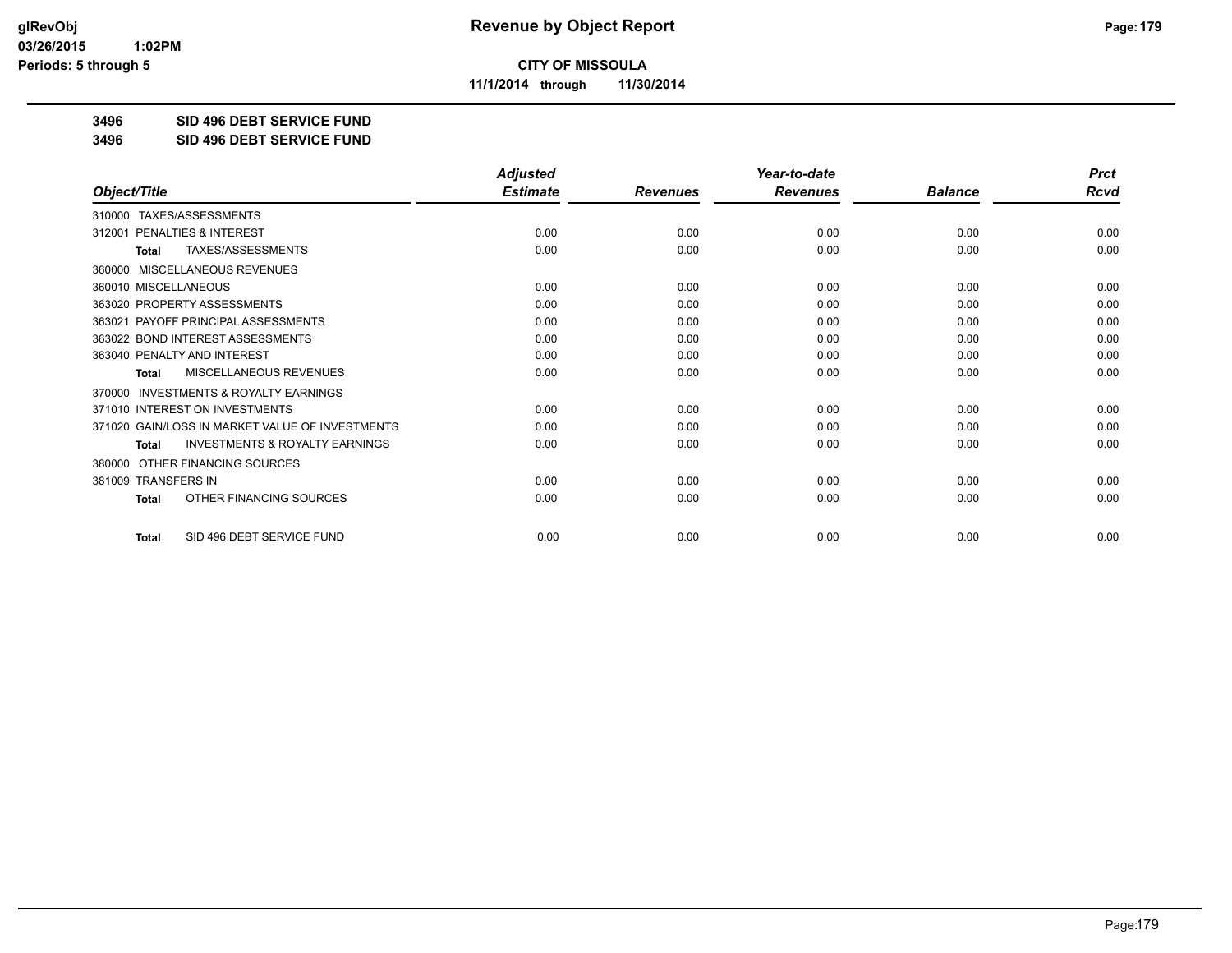# CITY OF MISSOULA

**11/1/2014 through 11/30/2014**

## 3496 SID 496 DEBT SERVICE FUND

## 3496 SID 496 DEBT SERVICE FUND

| Object/Title | Adjusted Estimate | Revenues | Year-to-date Revenues | Balance | Prct Rcvd |
|---|---|---|---|---|---|
| 310000 TAXES/ASSESSMENTS | | | | | |
| 312001 PENALTIES & INTEREST | 0.00 | 0.00 | 0.00 | 0.00 | 0.00 |
| **Total** TAXES/ASSESSMENTS | 0.00 | 0.00 | 0.00 | 0.00 | 0.00 |
| 360000 MISCELLANEOUS REVENUES | | | | | |
| 360010 MISCELLANEOUS | 0.00 | 0.00 | 0.00 | 0.00 | 0.00 |
| 363020 PROPERTY ASSESSMENTS | 0.00 | 0.00 | 0.00 | 0.00 | 0.00 |
| 363021 PAYOFF PRINCIPAL ASSESSMENTS | 0.00 | 0.00 | 0.00 | 0.00 | 0.00 |
| 363022 BOND INTEREST ASSESSMENTS | 0.00 | 0.00 | 0.00 | 0.00 | 0.00 |
| 363040 PENALTY AND INTEREST | 0.00 | 0.00 | 0.00 | 0.00 | 0.00 |
| **Total** MISCELLANEOUS REVENUES | 0.00 | 0.00 | 0.00 | 0.00 | 0.00 |
| 370000 INVESTMENTS & ROYALTY EARNINGS | | | | | |
| 371010 INTEREST ON INVESTMENTS | 0.00 | 0.00 | 0.00 | 0.00 | 0.00 |
| 371020 GAIN/LOSS IN MARKET VALUE OF INVESTMENTS | 0.00 | 0.00 | 0.00 | 0.00 | 0.00 |
| **Total** INVESTMENTS & ROYALTY EARNINGS | 0.00 | 0.00 | 0.00 | 0.00 | 0.00 |
| 380000 OTHER FINANCING SOURCES | | | | | |
| 381009 TRANSFERS IN | 0.00 | 0.00 | 0.00 | 0.00 | 0.00 |
| **Total** OTHER FINANCING SOURCES | 0.00 | 0.00 | 0.00 | 0.00 | 0.00 |
| **Total** SID 496 DEBT SERVICE FUND | 0.00 | 0.00 | 0.00 | 0.00 | 0.00 |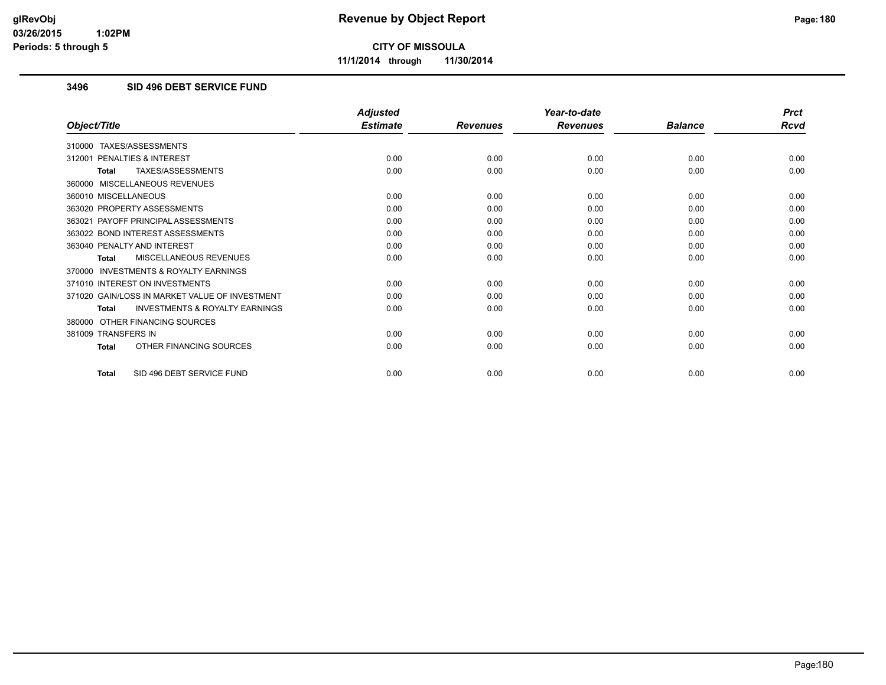**CITY OF MISSOULA**

**11/1/2014 through 11/30/2014**

## 3496 SID 496 DEBT SERVICE FUND

| Object/Title | Adjusted Estimate | Revenues | Year-to-date Revenues | Balance | Prct Rcvd |
|---|---|---|---|---|---|
| 310000 TAXES/ASSESSMENTS | | | | | |
| 312001 PENALTIES & INTEREST | 0.00 | 0.00 | 0.00 | 0.00 | 0.00 |
| **Total** TAXES/ASSESSMENTS | 0.00 | 0.00 | 0.00 | 0.00 | 0.00 |
| 360000 MISCELLANEOUS REVENUES | | | | | |
| 360010 MISCELLANEOUS | 0.00 | 0.00 | 0.00 | 0.00 | 0.00 |
| 363020 PROPERTY ASSESSMENTS | 0.00 | 0.00 | 0.00 | 0.00 | 0.00 |
| 363021 PAYOFF PRINCIPAL ASSESSMENTS | 0.00 | 0.00 | 0.00 | 0.00 | 0.00 |
| 363022 BOND INTEREST ASSESSMENTS | 0.00 | 0.00 | 0.00 | 0.00 | 0.00 |
| 363040 PENALTY AND INTEREST | 0.00 | 0.00 | 0.00 | 0.00 | 0.00 |
| **Total** MISCELLANEOUS REVENUES | 0.00 | 0.00 | 0.00 | 0.00 | 0.00 |
| 370000 INVESTMENTS & ROYALTY EARNINGS | | | | | |
| 371010 INTEREST ON INVESTMENTS | 0.00 | 0.00 | 0.00 | 0.00 | 0.00 |
| 371020 GAIN/LOSS IN MARKET VALUE OF INVESTMENT | 0.00 | 0.00 | 0.00 | 0.00 | 0.00 |
| **Total** INVESTMENTS & ROYALTY EARNINGS | 0.00 | 0.00 | 0.00 | 0.00 | 0.00 |
| 380000 OTHER FINANCING SOURCES | | | | | |
| 381009 TRANSFERS IN | 0.00 | 0.00 | 0.00 | 0.00 | 0.00 |
| **Total** OTHER FINANCING SOURCES | 0.00 | 0.00 | 0.00 | 0.00 | 0.00 |
| **Total** SID 496 DEBT SERVICE FUND | 0.00 | 0.00 | 0.00 | 0.00 | 0.00 |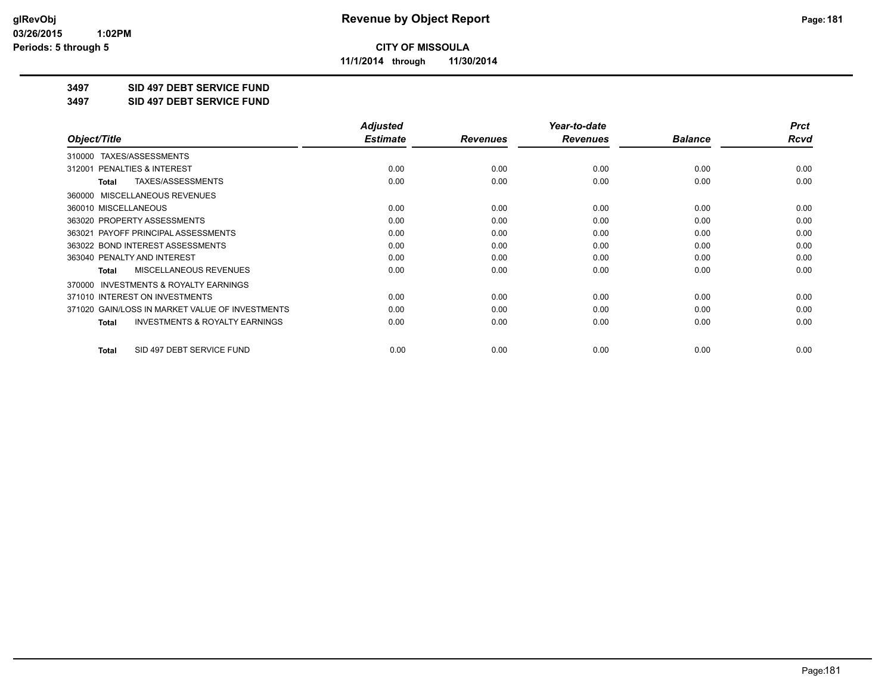# Revenue by Object Report

**CITY OF MISSOULA**

**11/1/2014 through 11/30/2014**

glRevObj
03/26/2015 1:02PM
Periods: 5 through 5

**3497 SID 497 DEBT SERVICE FUND**

**3497 SID 497 DEBT SERVICE FUND**

| Object/Title | Adjusted Estimate | Revenues | Year-to-date Revenues | Balance | Prct Rcvd |
|---|---|---|---|---|---|
| 310000 TAXES/ASSESSMENTS | | | | | |
| 312001 PENALTIES & INTEREST | 0.00 | 0.00 | 0.00 | 0.00 | 0.00 |
| **Total** TAXES/ASSESSMENTS | 0.00 | 0.00 | 0.00 | 0.00 | 0.00 |
| 360000 MISCELLANEOUS REVENUES | | | | | |
| 360010 MISCELLANEOUS | 0.00 | 0.00 | 0.00 | 0.00 | 0.00 |
| 363020 PROPERTY ASSESSMENTS | 0.00 | 0.00 | 0.00 | 0.00 | 0.00 |
| 363021 PAYOFF PRINCIPAL ASSESSMENTS | 0.00 | 0.00 | 0.00 | 0.00 | 0.00 |
| 363022 BOND INTEREST ASSESSMENTS | 0.00 | 0.00 | 0.00 | 0.00 | 0.00 |
| 363040 PENALTY AND INTEREST | 0.00 | 0.00 | 0.00 | 0.00 | 0.00 |
| **Total** MISCELLANEOUS REVENUES | 0.00 | 0.00 | 0.00 | 0.00 | 0.00 |
| 370000 INVESTMENTS & ROYALTY EARNINGS | | | | | |
| 371010 INTEREST ON INVESTMENTS | 0.00 | 0.00 | 0.00 | 0.00 | 0.00 |
| 371020 GAIN/LOSS IN MARKET VALUE OF INVESTMENTS | 0.00 | 0.00 | 0.00 | 0.00 | 0.00 |
| **Total** INVESTMENTS & ROYALTY EARNINGS | 0.00 | 0.00 | 0.00 | 0.00 | 0.00 |
| **Total** SID 497 DEBT SERVICE FUND | 0.00 | 0.00 | 0.00 | 0.00 | 0.00 |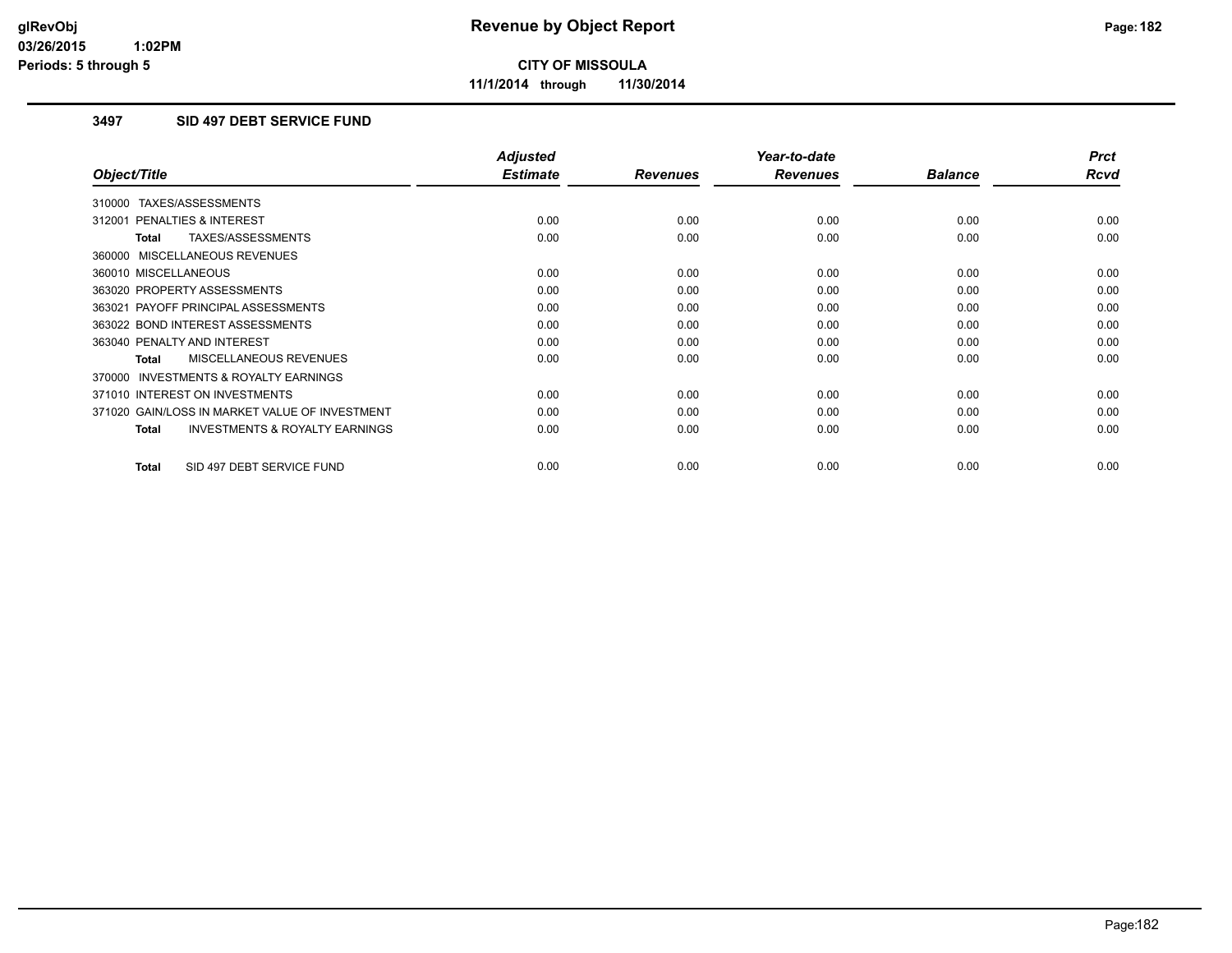# Revenue by Object Report

**CITY OF MISSOULA**

**11/1/2014 through 11/30/2014**

glRevObj
03/26/2015 1:02PM
Periods: 5 through 5

### 3497 SID 497 DEBT SERVICE FUND

| Object/Title | Adjusted Estimate | Revenues | Year-to-date Revenues | Balance | Prct Rcvd |
|---|---|---|---|---|---|
| 310000 TAXES/ASSESSMENTS | | | | | |
| 312001 PENALTIES & INTEREST | 0.00 | 0.00 | 0.00 | 0.00 | 0.00 |
| **Total** TAXES/ASSESSMENTS | 0.00 | 0.00 | 0.00 | 0.00 | 0.00 |
| 360000 MISCELLANEOUS REVENUES | | | | | |
| 360010 MISCELLANEOUS | 0.00 | 0.00 | 0.00 | 0.00 | 0.00 |
| 363020 PROPERTY ASSESSMENTS | 0.00 | 0.00 | 0.00 | 0.00 | 0.00 |
| 363021 PAYOFF PRINCIPAL ASSESSMENTS | 0.00 | 0.00 | 0.00 | 0.00 | 0.00 |
| 363022 BOND INTEREST ASSESSMENTS | 0.00 | 0.00 | 0.00 | 0.00 | 0.00 |
| 363040 PENALTY AND INTEREST | 0.00 | 0.00 | 0.00 | 0.00 | 0.00 |
| **Total** MISCELLANEOUS REVENUES | 0.00 | 0.00 | 0.00 | 0.00 | 0.00 |
| 370000 INVESTMENTS & ROYALTY EARNINGS | | | | | |
| 371010 INTEREST ON INVESTMENTS | 0.00 | 0.00 | 0.00 | 0.00 | 0.00 |
| 371020 GAIN/LOSS IN MARKET VALUE OF INVESTMENT | 0.00 | 0.00 | 0.00 | 0.00 | 0.00 |
| **Total** INVESTMENTS & ROYALTY EARNINGS | 0.00 | 0.00 | 0.00 | 0.00 | 0.00 |
| **Total** SID 497 DEBT SERVICE FUND | 0.00 | 0.00 | 0.00 | 0.00 | 0.00 |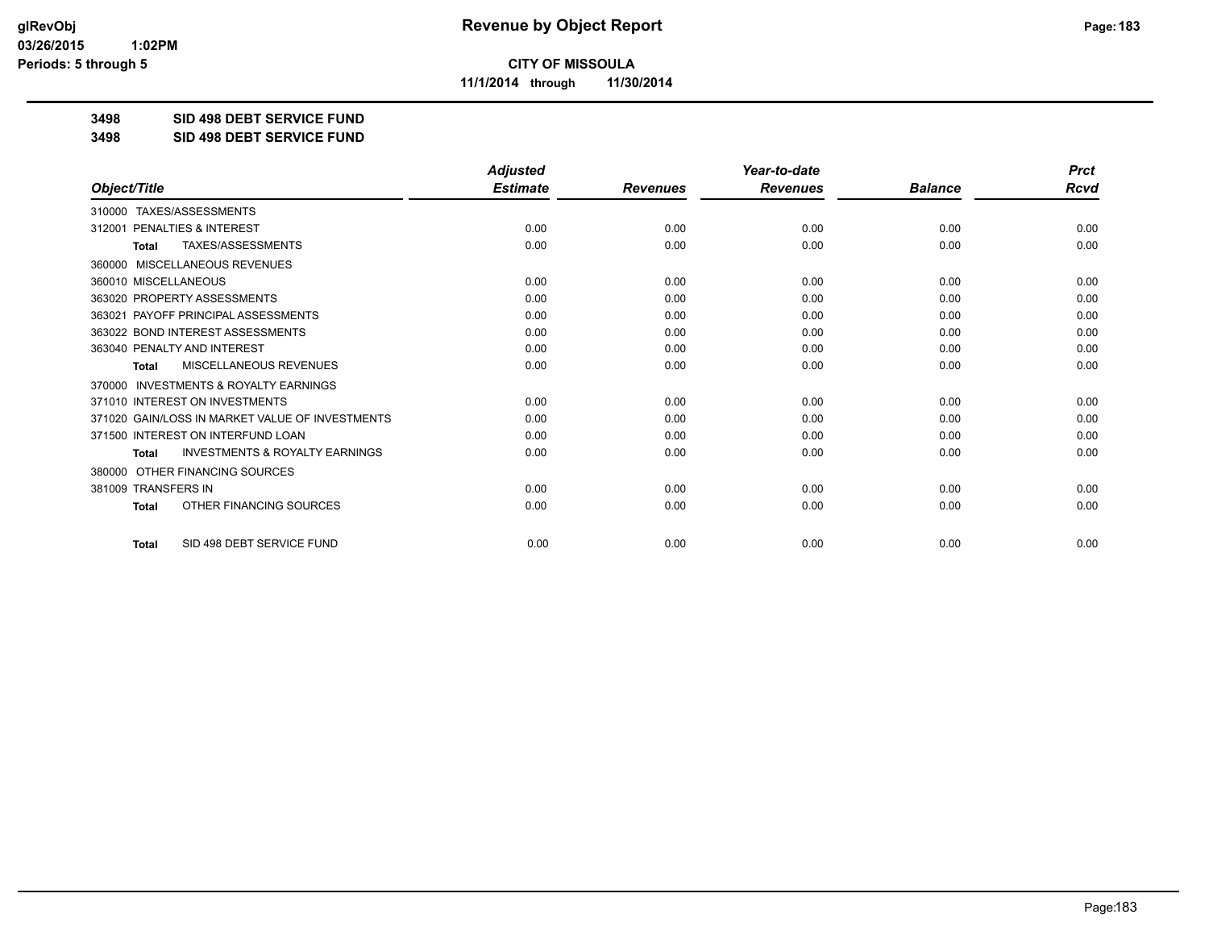**CITY OF MISSOULA**

**11/1/2014 through 11/30/2014**

**3498 SID 498 DEBT SERVICE FUND**

**3498 SID 498 DEBT SERVICE FUND**

| Object/Title | Adjusted Estimate | Revenues | Year-to-date Revenues | Balance | Prct Rcvd |
|---|---|---|---|---|---|
| 310000 TAXES/ASSESSMENTS | | | | | |
| 312001 PENALTIES & INTEREST | 0.00 | 0.00 | 0.00 | 0.00 | 0.00 |
| **Total** TAXES/ASSESSMENTS | 0.00 | 0.00 | 0.00 | 0.00 | 0.00 |
| 360000 MISCELLANEOUS REVENUES | | | | | |
| 360010 MISCELLANEOUS | 0.00 | 0.00 | 0.00 | 0.00 | 0.00 |
| 363020 PROPERTY ASSESSMENTS | 0.00 | 0.00 | 0.00 | 0.00 | 0.00 |
| 363021 PAYOFF PRINCIPAL ASSESSMENTS | 0.00 | 0.00 | 0.00 | 0.00 | 0.00 |
| 363022 BOND INTEREST ASSESSMENTS | 0.00 | 0.00 | 0.00 | 0.00 | 0.00 |
| 363040 PENALTY AND INTEREST | 0.00 | 0.00 | 0.00 | 0.00 | 0.00 |
| **Total** MISCELLANEOUS REVENUES | 0.00 | 0.00 | 0.00 | 0.00 | 0.00 |
| 370000 INVESTMENTS & ROYALTY EARNINGS | | | | | |
| 371010 INTEREST ON INVESTMENTS | 0.00 | 0.00 | 0.00 | 0.00 | 0.00 |
| 371020 GAIN/LOSS IN MARKET VALUE OF INVESTMENTS | 0.00 | 0.00 | 0.00 | 0.00 | 0.00 |
| 371500 INTEREST ON INTERFUND LOAN | 0.00 | 0.00 | 0.00 | 0.00 | 0.00 |
| **Total** INVESTMENTS & ROYALTY EARNINGS | 0.00 | 0.00 | 0.00 | 0.00 | 0.00 |
| 380000 OTHER FINANCING SOURCES | | | | | |
| 381009 TRANSFERS IN | 0.00 | 0.00 | 0.00 | 0.00 | 0.00 |
| **Total** OTHER FINANCING SOURCES | 0.00 | 0.00 | 0.00 | 0.00 | 0.00 |
| **Total** SID 498 DEBT SERVICE FUND | 0.00 | 0.00 | 0.00 | 0.00 | 0.00 |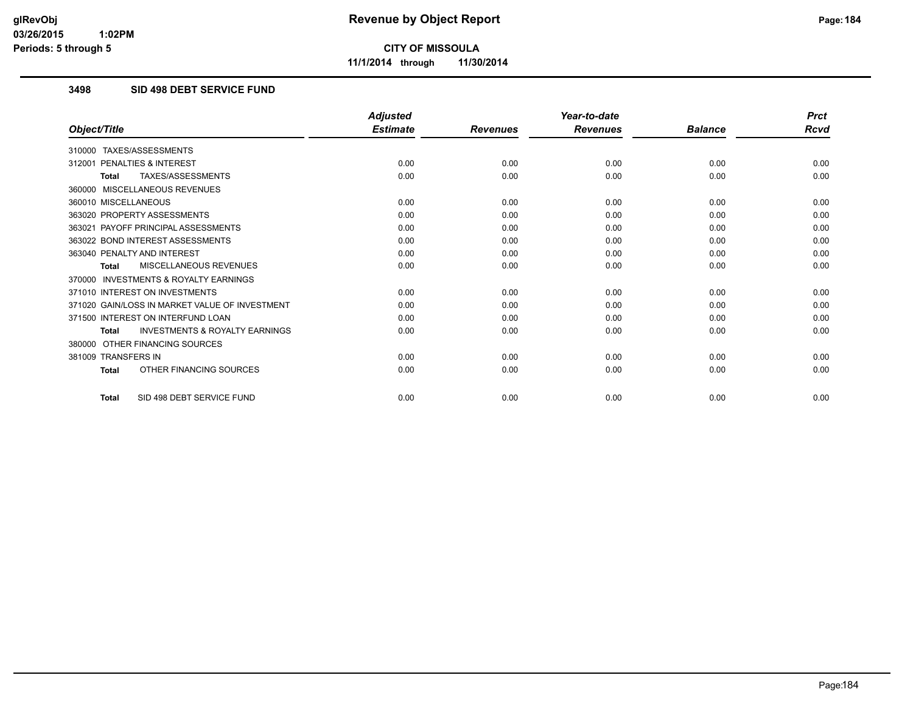# Revenue by Object Report

**CITY OF MISSOULA**

**11/1/2014 through 11/30/2014**

glRevObj
03/26/2015 1:02PM
Periods: 5 through 5

## 3498 SID 498 DEBT SERVICE FUND

| Object/Title | Adjusted Estimate | Revenues | Year-to-date Revenues | Balance | Prct Rcvd |
|---|---|---|---|---|---|
| 310000 TAXES/ASSESSMENTS | | | | | |
| 312001 PENALTIES & INTEREST | 0.00 | 0.00 | 0.00 | 0.00 | 0.00 |
| **Total** TAXES/ASSESSMENTS | 0.00 | 0.00 | 0.00 | 0.00 | 0.00 |
| 360000 MISCELLANEOUS REVENUES | | | | | |
| 360010 MISCELLANEOUS | 0.00 | 0.00 | 0.00 | 0.00 | 0.00 |
| 363020 PROPERTY ASSESSMENTS | 0.00 | 0.00 | 0.00 | 0.00 | 0.00 |
| 363021 PAYOFF PRINCIPAL ASSESSMENTS | 0.00 | 0.00 | 0.00 | 0.00 | 0.00 |
| 363022 BOND INTEREST ASSESSMENTS | 0.00 | 0.00 | 0.00 | 0.00 | 0.00 |
| 363040 PENALTY AND INTEREST | 0.00 | 0.00 | 0.00 | 0.00 | 0.00 |
| **Total** MISCELLANEOUS REVENUES | 0.00 | 0.00 | 0.00 | 0.00 | 0.00 |
| 370000 INVESTMENTS & ROYALTY EARNINGS | | | | | |
| 371010 INTEREST ON INVESTMENTS | 0.00 | 0.00 | 0.00 | 0.00 | 0.00 |
| 371020 GAIN/LOSS IN MARKET VALUE OF INVESTMENT | 0.00 | 0.00 | 0.00 | 0.00 | 0.00 |
| 371500 INTEREST ON INTERFUND LOAN | 0.00 | 0.00 | 0.00 | 0.00 | 0.00 |
| **Total** INVESTMENTS & ROYALTY EARNINGS | 0.00 | 0.00 | 0.00 | 0.00 | 0.00 |
| 380000 OTHER FINANCING SOURCES | | | | | |
| 381009 TRANSFERS IN | 0.00 | 0.00 | 0.00 | 0.00 | 0.00 |
| **Total** OTHER FINANCING SOURCES | 0.00 | 0.00 | 0.00 | 0.00 | 0.00 |
| **Total** SID 498 DEBT SERVICE FUND | 0.00 | 0.00 | 0.00 | 0.00 | 0.00 |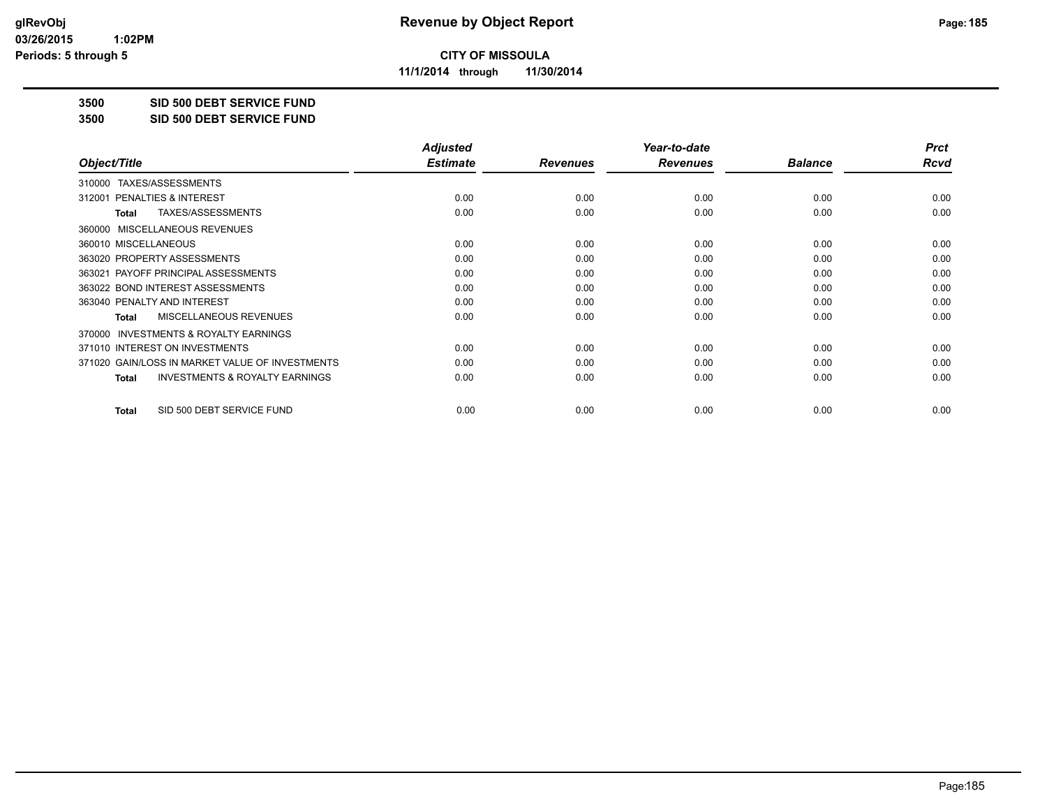**CITY OF MISSOULA**

**11/1/2014 through 11/30/2014**

**3500 SID 500 DEBT SERVICE FUND**

**3500 SID 500 DEBT SERVICE FUND**

| Object/Title | Adjusted Estimate | Revenues | Year-to-date Revenues | Balance | Prct Rcvd |
|---|---|---|---|---|---|
| 310000 TAXES/ASSESSMENTS | | | | | |
| 312001 PENALTIES & INTEREST | 0.00 | 0.00 | 0.00 | 0.00 | 0.00 |
| **Total** TAXES/ASSESSMENTS | 0.00 | 0.00 | 0.00 | 0.00 | 0.00 |
| 360000 MISCELLANEOUS REVENUES | | | | | |
| 360010 MISCELLANEOUS | 0.00 | 0.00 | 0.00 | 0.00 | 0.00 |
| 363020 PROPERTY ASSESSMENTS | 0.00 | 0.00 | 0.00 | 0.00 | 0.00 |
| 363021 PAYOFF PRINCIPAL ASSESSMENTS | 0.00 | 0.00 | 0.00 | 0.00 | 0.00 |
| 363022 BOND INTEREST ASSESSMENTS | 0.00 | 0.00 | 0.00 | 0.00 | 0.00 |
| 363040 PENALTY AND INTEREST | 0.00 | 0.00 | 0.00 | 0.00 | 0.00 |
| **Total** MISCELLANEOUS REVENUES | 0.00 | 0.00 | 0.00 | 0.00 | 0.00 |
| 370000 INVESTMENTS & ROYALTY EARNINGS | | | | | |
| 371010 INTEREST ON INVESTMENTS | 0.00 | 0.00 | 0.00 | 0.00 | 0.00 |
| 371020 GAIN/LOSS IN MARKET VALUE OF INVESTMENTS | 0.00 | 0.00 | 0.00 | 0.00 | 0.00 |
| **Total** INVESTMENTS & ROYALTY EARNINGS | 0.00 | 0.00 | 0.00 | 0.00 | 0.00 |
| **Total** SID 500 DEBT SERVICE FUND | 0.00 | 0.00 | 0.00 | 0.00 | 0.00 |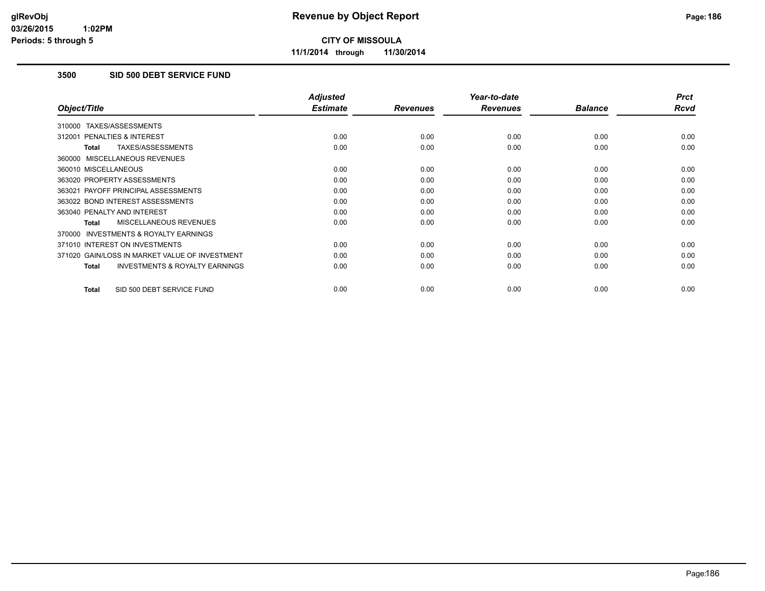# Revenue by Object Report

**CITY OF MISSOULA**

**11/1/2014 through 11/30/2014**

glRevObj
03/26/2015 1:02PM
Periods: 5 through 5

## 3500 SID 500 DEBT SERVICE FUND

| Object/Title | Adjusted Estimate | Revenues | Year-to-date Revenues | Balance | Prct Rcvd |
|---|---|---|---|---|---|
| 310000 TAXES/ASSESSMENTS | | | | | |
| 312001 PENALTIES & INTEREST | 0.00 | 0.00 | 0.00 | 0.00 | 0.00 |
| **Total** TAXES/ASSESSMENTS | 0.00 | 0.00 | 0.00 | 0.00 | 0.00 |
| 360000 MISCELLANEOUS REVENUES | | | | | |
| 360010 MISCELLANEOUS | 0.00 | 0.00 | 0.00 | 0.00 | 0.00 |
| 363020 PROPERTY ASSESSMENTS | 0.00 | 0.00 | 0.00 | 0.00 | 0.00 |
| 363021 PAYOFF PRINCIPAL ASSESSMENTS | 0.00 | 0.00 | 0.00 | 0.00 | 0.00 |
| 363022 BOND INTEREST ASSESSMENTS | 0.00 | 0.00 | 0.00 | 0.00 | 0.00 |
| 363040 PENALTY AND INTEREST | 0.00 | 0.00 | 0.00 | 0.00 | 0.00 |
| **Total** MISCELLANEOUS REVENUES | 0.00 | 0.00 | 0.00 | 0.00 | 0.00 |
| 370000 INVESTMENTS & ROYALTY EARNINGS | | | | | |
| 371010 INTEREST ON INVESTMENTS | 0.00 | 0.00 | 0.00 | 0.00 | 0.00 |
| 371020 GAIN/LOSS IN MARKET VALUE OF INVESTMENT | 0.00 | 0.00 | 0.00 | 0.00 | 0.00 |
| **Total** INVESTMENTS & ROYALTY EARNINGS | 0.00 | 0.00 | 0.00 | 0.00 | 0.00 |
| **Total** SID 500 DEBT SERVICE FUND | 0.00 | 0.00 | 0.00 | 0.00 | 0.00 |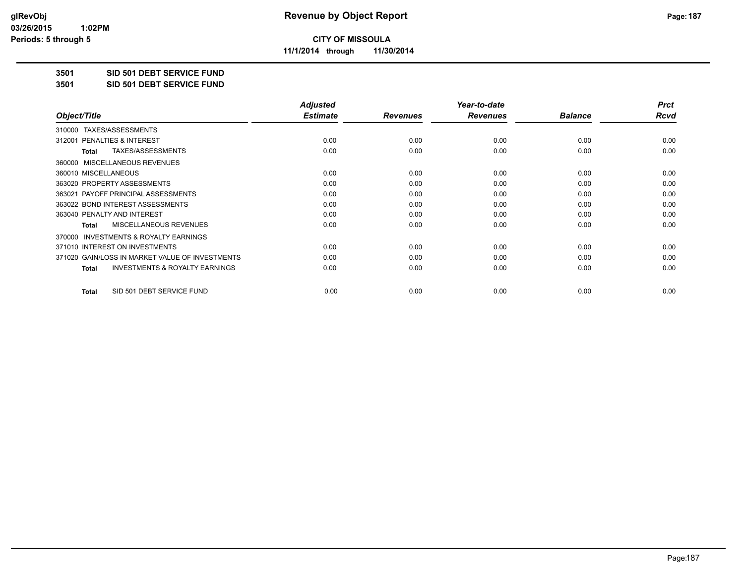**CITY OF MISSOULA**

**11/1/2014 through 11/30/2014**

**3501 SID 501 DEBT SERVICE FUND**

**3501 SID 501 DEBT SERVICE FUND**

| Object/Title | Adjusted Estimate | Revenues | Year-to-date Revenues | Balance | Prct Rcvd |
|---|---|---|---|---|---|
| 310000 TAXES/ASSESSMENTS | | | | | |
| 312001 PENALTIES & INTEREST | 0.00 | 0.00 | 0.00 | 0.00 | 0.00 |
| **Total** TAXES/ASSESSMENTS | 0.00 | 0.00 | 0.00 | 0.00 | 0.00 |
| 360000 MISCELLANEOUS REVENUES | | | | | |
| 360010 MISCELLANEOUS | 0.00 | 0.00 | 0.00 | 0.00 | 0.00 |
| 363020 PROPERTY ASSESSMENTS | 0.00 | 0.00 | 0.00 | 0.00 | 0.00 |
| 363021 PAYOFF PRINCIPAL ASSESSMENTS | 0.00 | 0.00 | 0.00 | 0.00 | 0.00 |
| 363022 BOND INTEREST ASSESSMENTS | 0.00 | 0.00 | 0.00 | 0.00 | 0.00 |
| 363040 PENALTY AND INTEREST | 0.00 | 0.00 | 0.00 | 0.00 | 0.00 |
| **Total** MISCELLANEOUS REVENUES | 0.00 | 0.00 | 0.00 | 0.00 | 0.00 |
| 370000 INVESTMENTS & ROYALTY EARNINGS | | | | | |
| 371010 INTEREST ON INVESTMENTS | 0.00 | 0.00 | 0.00 | 0.00 | 0.00 |
| 371020 GAIN/LOSS IN MARKET VALUE OF INVESTMENTS | 0.00 | 0.00 | 0.00 | 0.00 | 0.00 |
| **Total** INVESTMENTS & ROYALTY EARNINGS | 0.00 | 0.00 | 0.00 | 0.00 | 0.00 |
| **Total** SID 501 DEBT SERVICE FUND | 0.00 | 0.00 | 0.00 | 0.00 | 0.00 |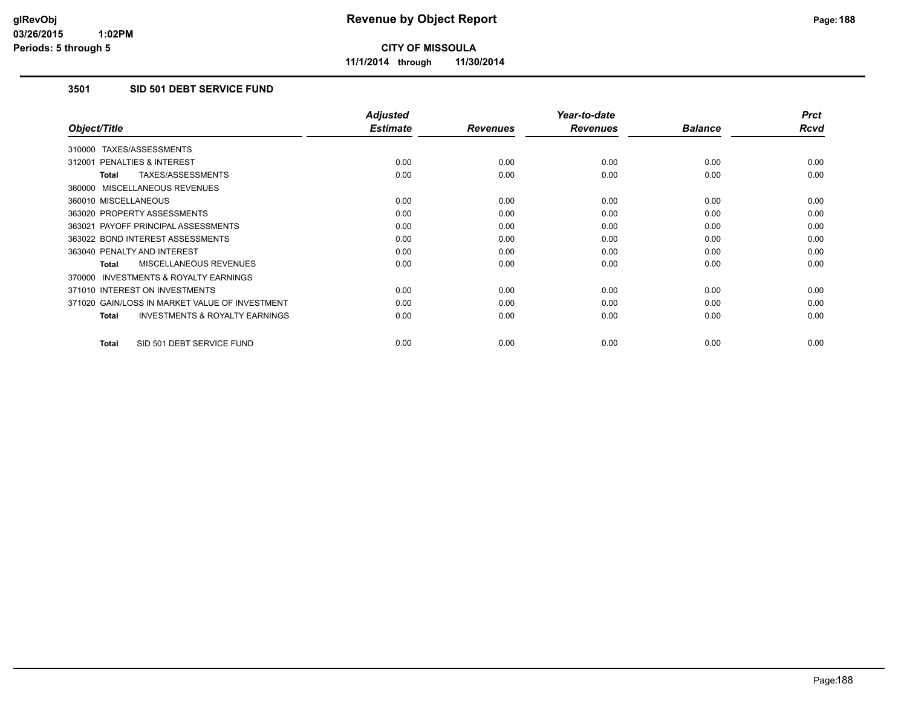# Revenue by Object Report

**CITY OF MISSOULA**

**11/1/2014 through 11/30/2014**

glRevObj
03/26/2015 1:02PM
Periods: 5 through 5

### 3501 SID 501 DEBT SERVICE FUND

| Object/Title | Adjusted Estimate | Revenues | Year-to-date Revenues | Balance | Prct Rcvd |
|---|---|---|---|---|---|
| 310000 TAXES/ASSESSMENTS | | | | | |
| 312001 PENALTIES & INTEREST | 0.00 | 0.00 | 0.00 | 0.00 | 0.00 |
| **Total** TAXES/ASSESSMENTS | 0.00 | 0.00 | 0.00 | 0.00 | 0.00 |
| 360000 MISCELLANEOUS REVENUES | | | | | |
| 360010 MISCELLANEOUS | 0.00 | 0.00 | 0.00 | 0.00 | 0.00 |
| 363020 PROPERTY ASSESSMENTS | 0.00 | 0.00 | 0.00 | 0.00 | 0.00 |
| 363021 PAYOFF PRINCIPAL ASSESSMENTS | 0.00 | 0.00 | 0.00 | 0.00 | 0.00 |
| 363022 BOND INTEREST ASSESSMENTS | 0.00 | 0.00 | 0.00 | 0.00 | 0.00 |
| 363040 PENALTY AND INTEREST | 0.00 | 0.00 | 0.00 | 0.00 | 0.00 |
| **Total** MISCELLANEOUS REVENUES | 0.00 | 0.00 | 0.00 | 0.00 | 0.00 |
| 370000 INVESTMENTS & ROYALTY EARNINGS | | | | | |
| 371010 INTEREST ON INVESTMENTS | 0.00 | 0.00 | 0.00 | 0.00 | 0.00 |
| 371020 GAIN/LOSS IN MARKET VALUE OF INVESTMENT | 0.00 | 0.00 | 0.00 | 0.00 | 0.00 |
| **Total** INVESTMENTS & ROYALTY EARNINGS | 0.00 | 0.00 | 0.00 | 0.00 | 0.00 |
| **Total** SID 501 DEBT SERVICE FUND | 0.00 | 0.00 | 0.00 | 0.00 | 0.00 |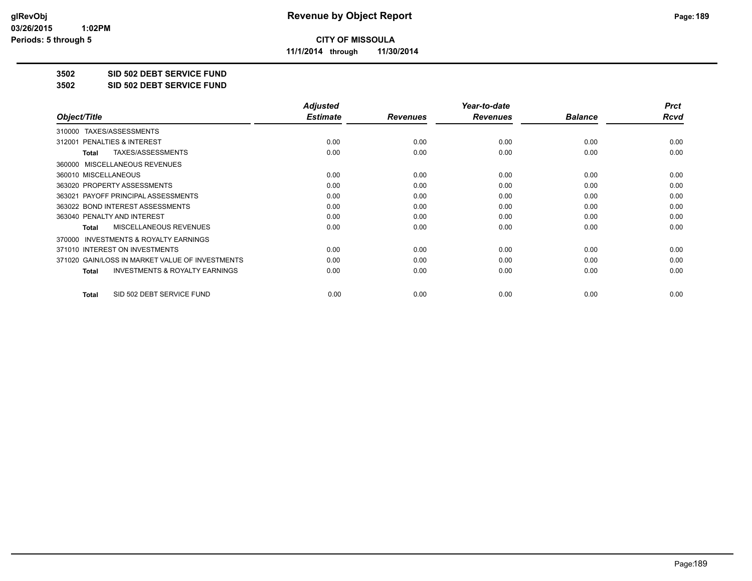**CITY OF MISSOULA**

**11/1/2014 through 11/30/2014**

**3502 SID 502 DEBT SERVICE FUND**

**3502 SID 502 DEBT SERVICE FUND**

| Object/Title | Adjusted Estimate | Revenues | Year-to-date Revenues | Balance | Prct Rcvd |
|---|---|---|---|---|---|
| 310000 TAXES/ASSESSMENTS | | | | | |
| 312001 PENALTIES & INTEREST | 0.00 | 0.00 | 0.00 | 0.00 | 0.00 |
| **Total** TAXES/ASSESSMENTS | 0.00 | 0.00 | 0.00 | 0.00 | 0.00 |
| 360000 MISCELLANEOUS REVENUES | | | | | |
| 360010 MISCELLANEOUS | 0.00 | 0.00 | 0.00 | 0.00 | 0.00 |
| 363020 PROPERTY ASSESSMENTS | 0.00 | 0.00 | 0.00 | 0.00 | 0.00 |
| 363021 PAYOFF PRINCIPAL ASSESSMENTS | 0.00 | 0.00 | 0.00 | 0.00 | 0.00 |
| 363022 BOND INTEREST ASSESSMENTS | 0.00 | 0.00 | 0.00 | 0.00 | 0.00 |
| 363040 PENALTY AND INTEREST | 0.00 | 0.00 | 0.00 | 0.00 | 0.00 |
| **Total** MISCELLANEOUS REVENUES | 0.00 | 0.00 | 0.00 | 0.00 | 0.00 |
| 370000 INVESTMENTS & ROYALTY EARNINGS | | | | | |
| 371010 INTEREST ON INVESTMENTS | 0.00 | 0.00 | 0.00 | 0.00 | 0.00 |
| 371020 GAIN/LOSS IN MARKET VALUE OF INVESTMENTS | 0.00 | 0.00 | 0.00 | 0.00 | 0.00 |
| **Total** INVESTMENTS & ROYALTY EARNINGS | 0.00 | 0.00 | 0.00 | 0.00 | 0.00 |
| **Total** SID 502 DEBT SERVICE FUND | 0.00 | 0.00 | 0.00 | 0.00 | 0.00 |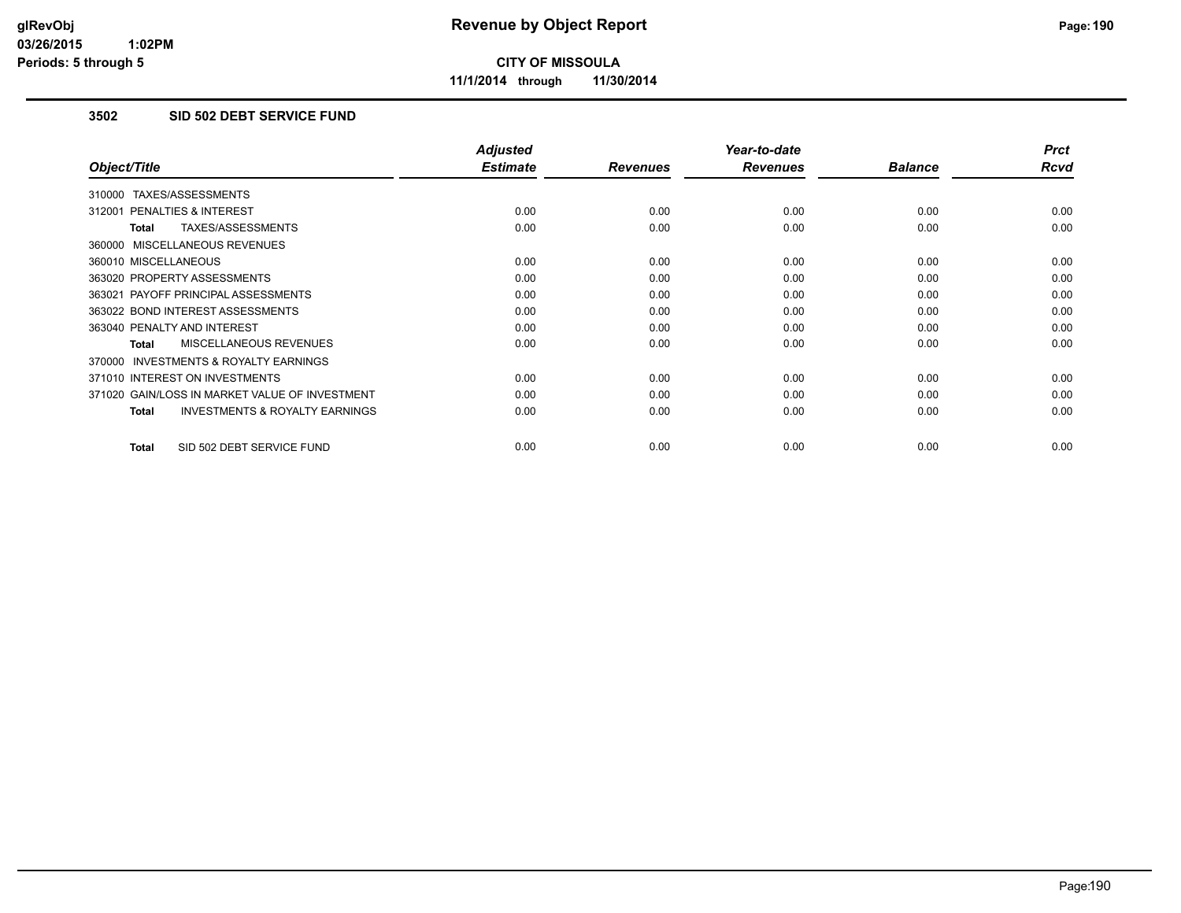**Revenue by Object Report**

**CITY OF MISSOULA**

**11/1/2014 through 11/30/2014**

### 3502 SID 502 DEBT SERVICE FUND

| Object/Title | Adjusted Estimate | Revenues | Year-to-date Revenues | Balance | Prct Rcvd |
|---|---|---|---|---|---|
| 310000 TAXES/ASSESSMENTS | | | | | |
| 312001 PENALTIES & INTEREST | 0.00 | 0.00 | 0.00 | 0.00 | 0.00 |
| **Total** TAXES/ASSESSMENTS | 0.00 | 0.00 | 0.00 | 0.00 | 0.00 |
| 360000 MISCELLANEOUS REVENUES | | | | | |
| 360010 MISCELLANEOUS | 0.00 | 0.00 | 0.00 | 0.00 | 0.00 |
| 363020 PROPERTY ASSESSMENTS | 0.00 | 0.00 | 0.00 | 0.00 | 0.00 |
| 363021 PAYOFF PRINCIPAL ASSESSMENTS | 0.00 | 0.00 | 0.00 | 0.00 | 0.00 |
| 363022 BOND INTEREST ASSESSMENTS | 0.00 | 0.00 | 0.00 | 0.00 | 0.00 |
| 363040 PENALTY AND INTEREST | 0.00 | 0.00 | 0.00 | 0.00 | 0.00 |
| **Total** MISCELLANEOUS REVENUES | 0.00 | 0.00 | 0.00 | 0.00 | 0.00 |
| 370000 INVESTMENTS & ROYALTY EARNINGS | | | | | |
| 371010 INTEREST ON INVESTMENTS | 0.00 | 0.00 | 0.00 | 0.00 | 0.00 |
| 371020 GAIN/LOSS IN MARKET VALUE OF INVESTMENT | 0.00 | 0.00 | 0.00 | 0.00 | 0.00 |
| **Total** INVESTMENTS & ROYALTY EARNINGS | 0.00 | 0.00 | 0.00 | 0.00 | 0.00 |
| **Total** SID 502 DEBT SERVICE FUND | 0.00 | 0.00 | 0.00 | 0.00 | 0.00 |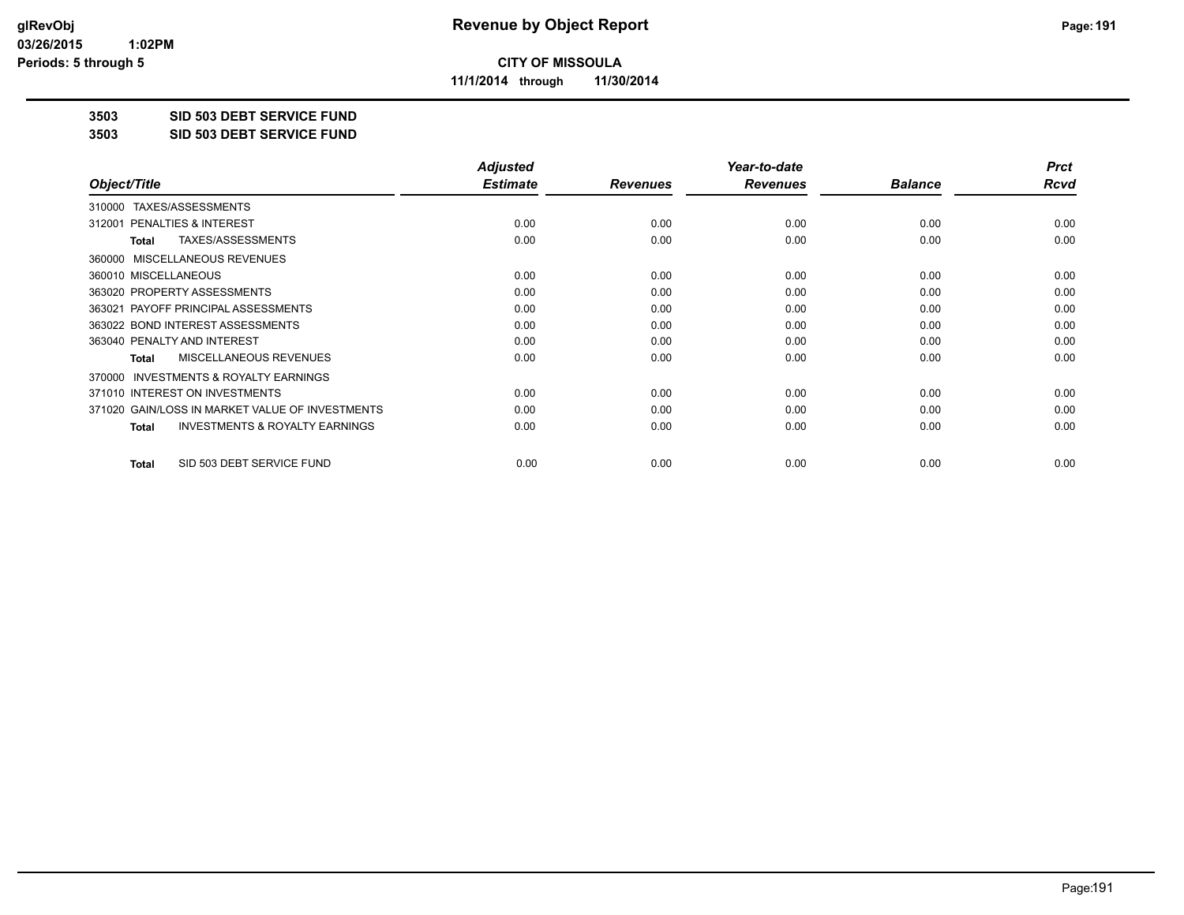# CITY OF MISSOULA

**11/1/2014 through 11/30/2014**

**3503 SID 503 DEBT SERVICE FUND**

**3503 SID 503 DEBT SERVICE FUND**

| Object/Title | Adjusted Estimate | Revenues | Year-to-date Revenues | Balance | Prct Rcvd |
|---|---|---|---|---|---|
| 310000 TAXES/ASSESSMENTS | | | | | |
| 312001 PENALTIES & INTEREST | 0.00 | 0.00 | 0.00 | 0.00 | 0.00 |
| **Total** TAXES/ASSESSMENTS | 0.00 | 0.00 | 0.00 | 0.00 | 0.00 |
| 360000 MISCELLANEOUS REVENUES | | | | | |
| 360010 MISCELLANEOUS | 0.00 | 0.00 | 0.00 | 0.00 | 0.00 |
| 363020 PROPERTY ASSESSMENTS | 0.00 | 0.00 | 0.00 | 0.00 | 0.00 |
| 363021 PAYOFF PRINCIPAL ASSESSMENTS | 0.00 | 0.00 | 0.00 | 0.00 | 0.00 |
| 363022 BOND INTEREST ASSESSMENTS | 0.00 | 0.00 | 0.00 | 0.00 | 0.00 |
| 363040 PENALTY AND INTEREST | 0.00 | 0.00 | 0.00 | 0.00 | 0.00 |
| **Total** MISCELLANEOUS REVENUES | 0.00 | 0.00 | 0.00 | 0.00 | 0.00 |
| 370000 INVESTMENTS & ROYALTY EARNINGS | | | | | |
| 371010 INTEREST ON INVESTMENTS | 0.00 | 0.00 | 0.00 | 0.00 | 0.00 |
| 371020 GAIN/LOSS IN MARKET VALUE OF INVESTMENTS | 0.00 | 0.00 | 0.00 | 0.00 | 0.00 |
| **Total** INVESTMENTS & ROYALTY EARNINGS | 0.00 | 0.00 | 0.00 | 0.00 | 0.00 |
| **Total** SID 503 DEBT SERVICE FUND | 0.00 | 0.00 | 0.00 | 0.00 | 0.00 |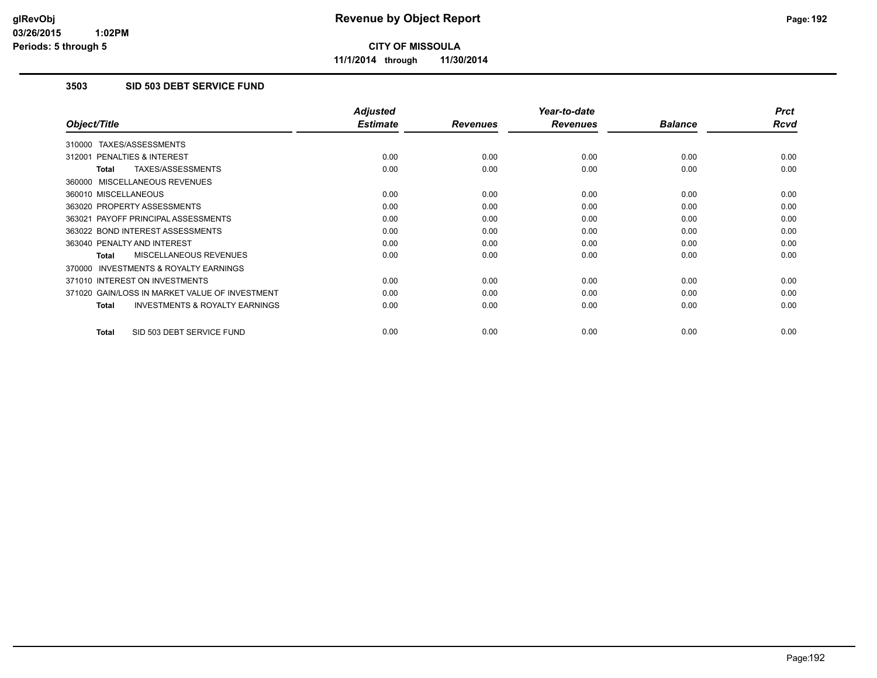# Revenue by Object Report

**CITY OF MISSOULA**

**11/1/2014 through 11/30/2014**

glRevObj
03/26/2015 1:02PM
Periods: 5 through 5

## 3503 SID 503 DEBT SERVICE FUND

| Object/Title | Adjusted Estimate | Revenues | Year-to-date Revenues | Balance | Prct Rcvd |
|---|---|---|---|---|---|
| 310000 TAXES/ASSESSMENTS | | | | | |
| 312001 PENALTIES & INTEREST | 0.00 | 0.00 | 0.00 | 0.00 | 0.00 |
| **Total** TAXES/ASSESSMENTS | 0.00 | 0.00 | 0.00 | 0.00 | 0.00 |
| 360000 MISCELLANEOUS REVENUES | | | | | |
| 360010 MISCELLANEOUS | 0.00 | 0.00 | 0.00 | 0.00 | 0.00 |
| 363020 PROPERTY ASSESSMENTS | 0.00 | 0.00 | 0.00 | 0.00 | 0.00 |
| 363021 PAYOFF PRINCIPAL ASSESSMENTS | 0.00 | 0.00 | 0.00 | 0.00 | 0.00 |
| 363022 BOND INTEREST ASSESSMENTS | 0.00 | 0.00 | 0.00 | 0.00 | 0.00 |
| 363040 PENALTY AND INTEREST | 0.00 | 0.00 | 0.00 | 0.00 | 0.00 |
| **Total** MISCELLANEOUS REVENUES | 0.00 | 0.00 | 0.00 | 0.00 | 0.00 |
| 370000 INVESTMENTS & ROYALTY EARNINGS | | | | | |
| 371010 INTEREST ON INVESTMENTS | 0.00 | 0.00 | 0.00 | 0.00 | 0.00 |
| 371020 GAIN/LOSS IN MARKET VALUE OF INVESTMENT | 0.00 | 0.00 | 0.00 | 0.00 | 0.00 |
| **Total** INVESTMENTS & ROYALTY EARNINGS | 0.00 | 0.00 | 0.00 | 0.00 | 0.00 |
| **Total** SID 503 DEBT SERVICE FUND | 0.00 | 0.00 | 0.00 | 0.00 | 0.00 |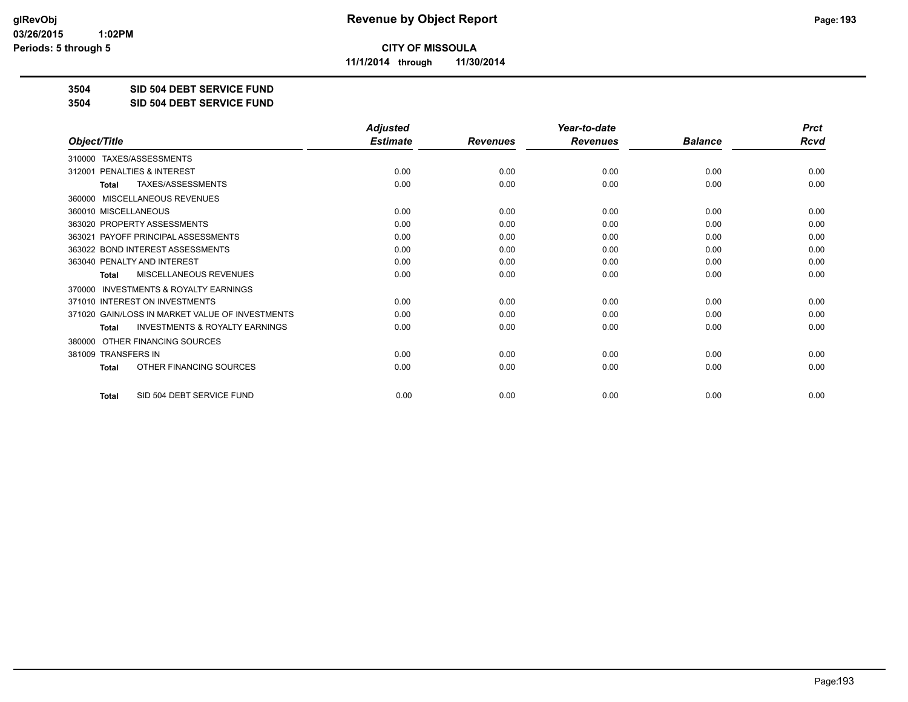# CITY OF MISSOULA

**11/1/2014 through 11/30/2014**

**3504 SID 504 DEBT SERVICE FUND**

**3504 SID 504 DEBT SERVICE FUND**

| Object/Title | Adjusted Estimate | Revenues | Year-to-date Revenues | Balance | Prct Rcvd |
|---|---|---|---|---|---|
| 310000 TAXES/ASSESSMENTS | | | | | |
| 312001 PENALTIES & INTEREST | 0.00 | 0.00 | 0.00 | 0.00 | 0.00 |
| **Total** TAXES/ASSESSMENTS | 0.00 | 0.00 | 0.00 | 0.00 | 0.00 |
| 360000 MISCELLANEOUS REVENUES | | | | | |
| 360010 MISCELLANEOUS | 0.00 | 0.00 | 0.00 | 0.00 | 0.00 |
| 363020 PROPERTY ASSESSMENTS | 0.00 | 0.00 | 0.00 | 0.00 | 0.00 |
| 363021 PAYOFF PRINCIPAL ASSESSMENTS | 0.00 | 0.00 | 0.00 | 0.00 | 0.00 |
| 363022 BOND INTEREST ASSESSMENTS | 0.00 | 0.00 | 0.00 | 0.00 | 0.00 |
| 363040 PENALTY AND INTEREST | 0.00 | 0.00 | 0.00 | 0.00 | 0.00 |
| **Total** MISCELLANEOUS REVENUES | 0.00 | 0.00 | 0.00 | 0.00 | 0.00 |
| 370000 INVESTMENTS & ROYALTY EARNINGS | | | | | |
| 371010 INTEREST ON INVESTMENTS | 0.00 | 0.00 | 0.00 | 0.00 | 0.00 |
| 371020 GAIN/LOSS IN MARKET VALUE OF INVESTMENTS | 0.00 | 0.00 | 0.00 | 0.00 | 0.00 |
| **Total** INVESTMENTS & ROYALTY EARNINGS | 0.00 | 0.00 | 0.00 | 0.00 | 0.00 |
| 380000 OTHER FINANCING SOURCES | | | | | |
| 381009 TRANSFERS IN | 0.00 | 0.00 | 0.00 | 0.00 | 0.00 |
| **Total** OTHER FINANCING SOURCES | 0.00 | 0.00 | 0.00 | 0.00 | 0.00 |
| **Total** SID 504 DEBT SERVICE FUND | 0.00 | 0.00 | 0.00 | 0.00 | 0.00 |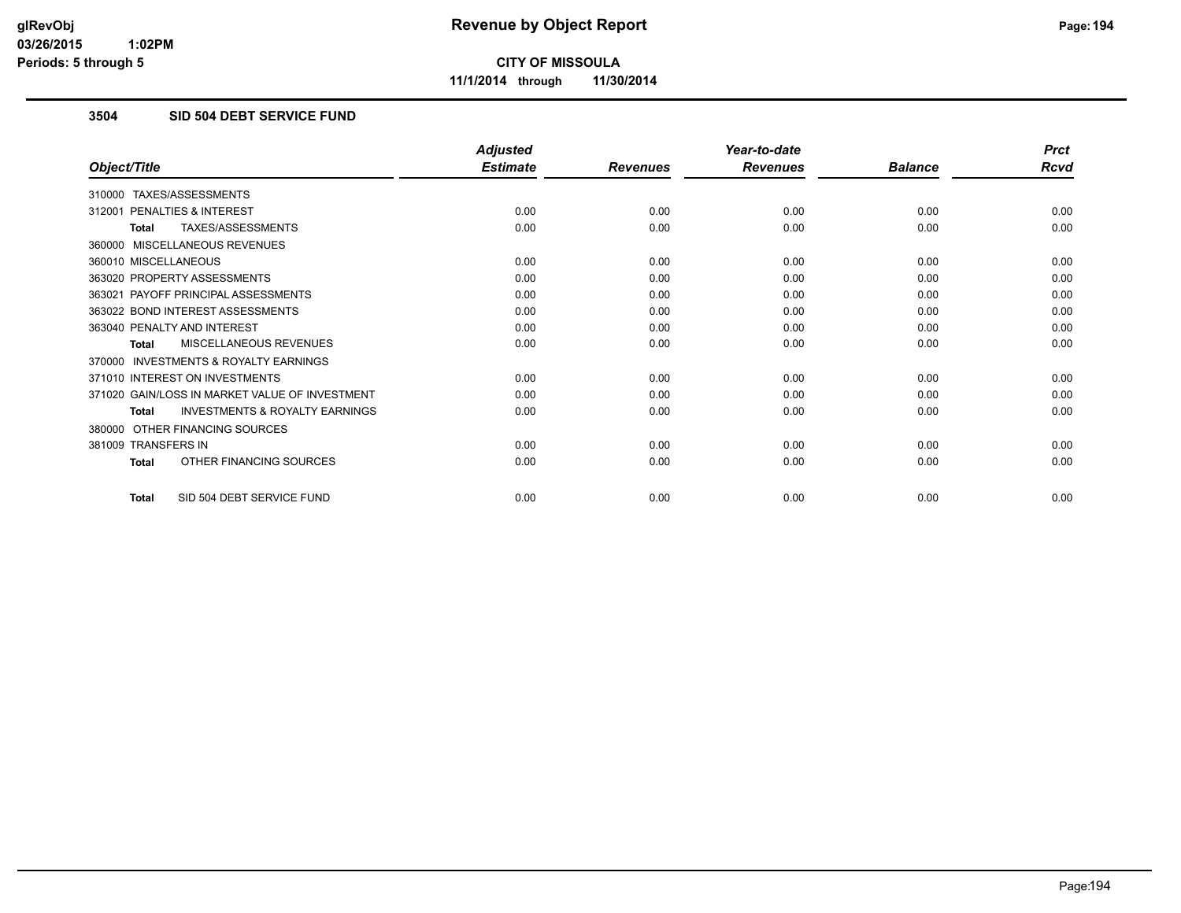**CITY OF MISSOULA**

**11/1/2014 through 11/30/2014**

### 3504 SID 504 DEBT SERVICE FUND

| Object/Title | Adjusted Estimate | Revenues | Year-to-date Revenues | Balance | Prct Rcvd |
|---|---|---|---|---|---|
| 310000 TAXES/ASSESSMENTS | | | | | |
| 312001 PENALTIES & INTEREST | 0.00 | 0.00 | 0.00 | 0.00 | 0.00 |
| **Total** TAXES/ASSESSMENTS | 0.00 | 0.00 | 0.00 | 0.00 | 0.00 |
| 360000 MISCELLANEOUS REVENUES | | | | | |
| 360010 MISCELLANEOUS | 0.00 | 0.00 | 0.00 | 0.00 | 0.00 |
| 363020 PROPERTY ASSESSMENTS | 0.00 | 0.00 | 0.00 | 0.00 | 0.00 |
| 363021 PAYOFF PRINCIPAL ASSESSMENTS | 0.00 | 0.00 | 0.00 | 0.00 | 0.00 |
| 363022 BOND INTEREST ASSESSMENTS | 0.00 | 0.00 | 0.00 | 0.00 | 0.00 |
| 363040 PENALTY AND INTEREST | 0.00 | 0.00 | 0.00 | 0.00 | 0.00 |
| **Total** MISCELLANEOUS REVENUES | 0.00 | 0.00 | 0.00 | 0.00 | 0.00 |
| 370000 INVESTMENTS & ROYALTY EARNINGS | | | | | |
| 371010 INTEREST ON INVESTMENTS | 0.00 | 0.00 | 0.00 | 0.00 | 0.00 |
| 371020 GAIN/LOSS IN MARKET VALUE OF INVESTMENT | 0.00 | 0.00 | 0.00 | 0.00 | 0.00 |
| **Total** INVESTMENTS & ROYALTY EARNINGS | 0.00 | 0.00 | 0.00 | 0.00 | 0.00 |
| 380000 OTHER FINANCING SOURCES | | | | | |
| 381009 TRANSFERS IN | 0.00 | 0.00 | 0.00 | 0.00 | 0.00 |
| **Total** OTHER FINANCING SOURCES | 0.00 | 0.00 | 0.00 | 0.00 | 0.00 |
| **Total** SID 504 DEBT SERVICE FUND | 0.00 | 0.00 | 0.00 | 0.00 | 0.00 |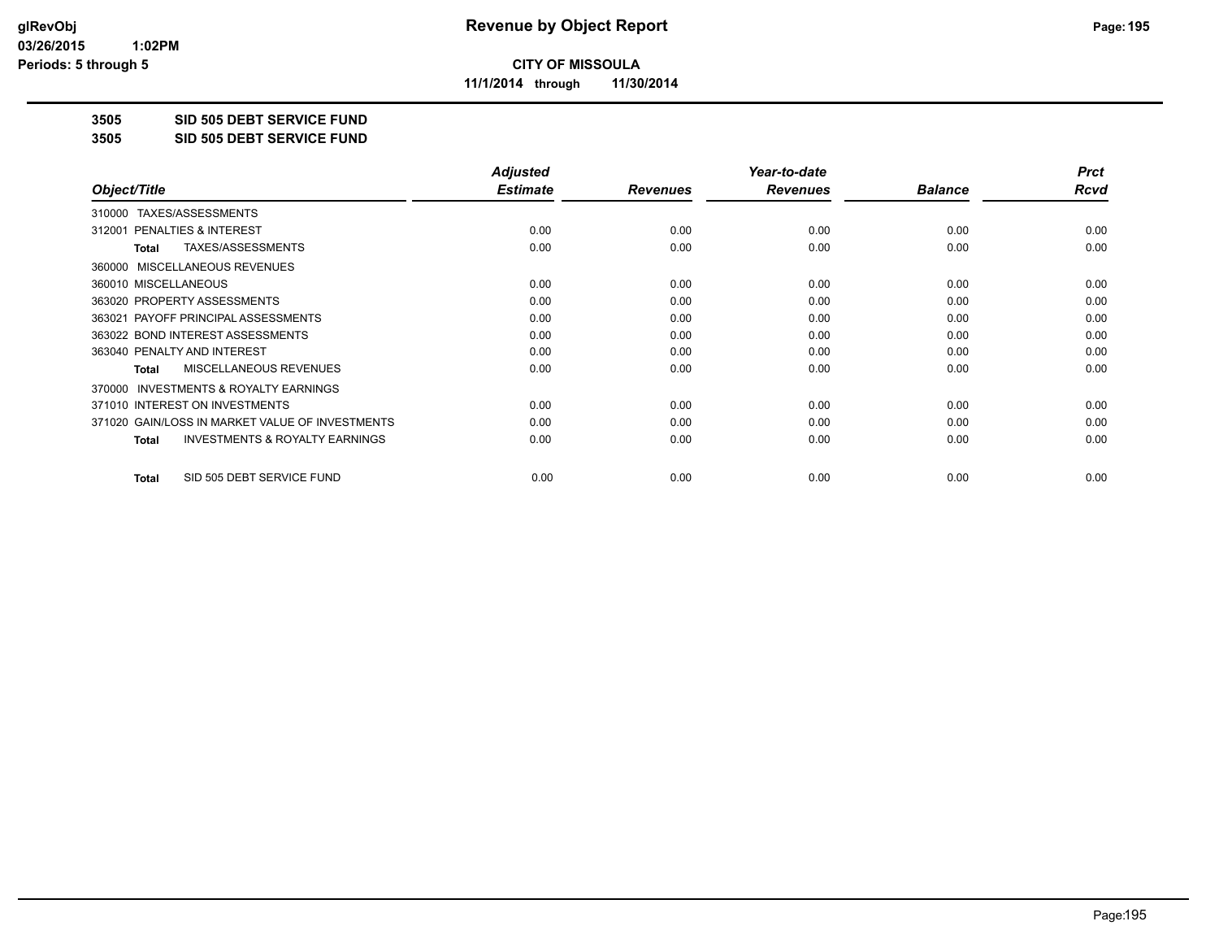**CITY OF MISSOULA**

**11/1/2014 through 11/30/2014**

**3505 SID 505 DEBT SERVICE FUND**

**3505 SID 505 DEBT SERVICE FUND**

| Object/Title | Adjusted Estimate | Revenues | Year-to-date Revenues | Balance | Prct Rcvd |
|---|---|---|---|---|---|
| 310000 TAXES/ASSESSMENTS | | | | | |
| 312001 PENALTIES & INTEREST | 0.00 | 0.00 | 0.00 | 0.00 | 0.00 |
| **Total** TAXES/ASSESSMENTS | 0.00 | 0.00 | 0.00 | 0.00 | 0.00 |
| 360000 MISCELLANEOUS REVENUES | | | | | |
| 360010 MISCELLANEOUS | 0.00 | 0.00 | 0.00 | 0.00 | 0.00 |
| 363020 PROPERTY ASSESSMENTS | 0.00 | 0.00 | 0.00 | 0.00 | 0.00 |
| 363021 PAYOFF PRINCIPAL ASSESSMENTS | 0.00 | 0.00 | 0.00 | 0.00 | 0.00 |
| 363022 BOND INTEREST ASSESSMENTS | 0.00 | 0.00 | 0.00 | 0.00 | 0.00 |
| 363040 PENALTY AND INTEREST | 0.00 | 0.00 | 0.00 | 0.00 | 0.00 |
| **Total** MISCELLANEOUS REVENUES | 0.00 | 0.00 | 0.00 | 0.00 | 0.00 |
| 370000 INVESTMENTS & ROYALTY EARNINGS | | | | | |
| 371010 INTEREST ON INVESTMENTS | 0.00 | 0.00 | 0.00 | 0.00 | 0.00 |
| 371020 GAIN/LOSS IN MARKET VALUE OF INVESTMENTS | 0.00 | 0.00 | 0.00 | 0.00 | 0.00 |
| **Total** INVESTMENTS & ROYALTY EARNINGS | 0.00 | 0.00 | 0.00 | 0.00 | 0.00 |
| **Total** SID 505 DEBT SERVICE FUND | 0.00 | 0.00 | 0.00 | 0.00 | 0.00 |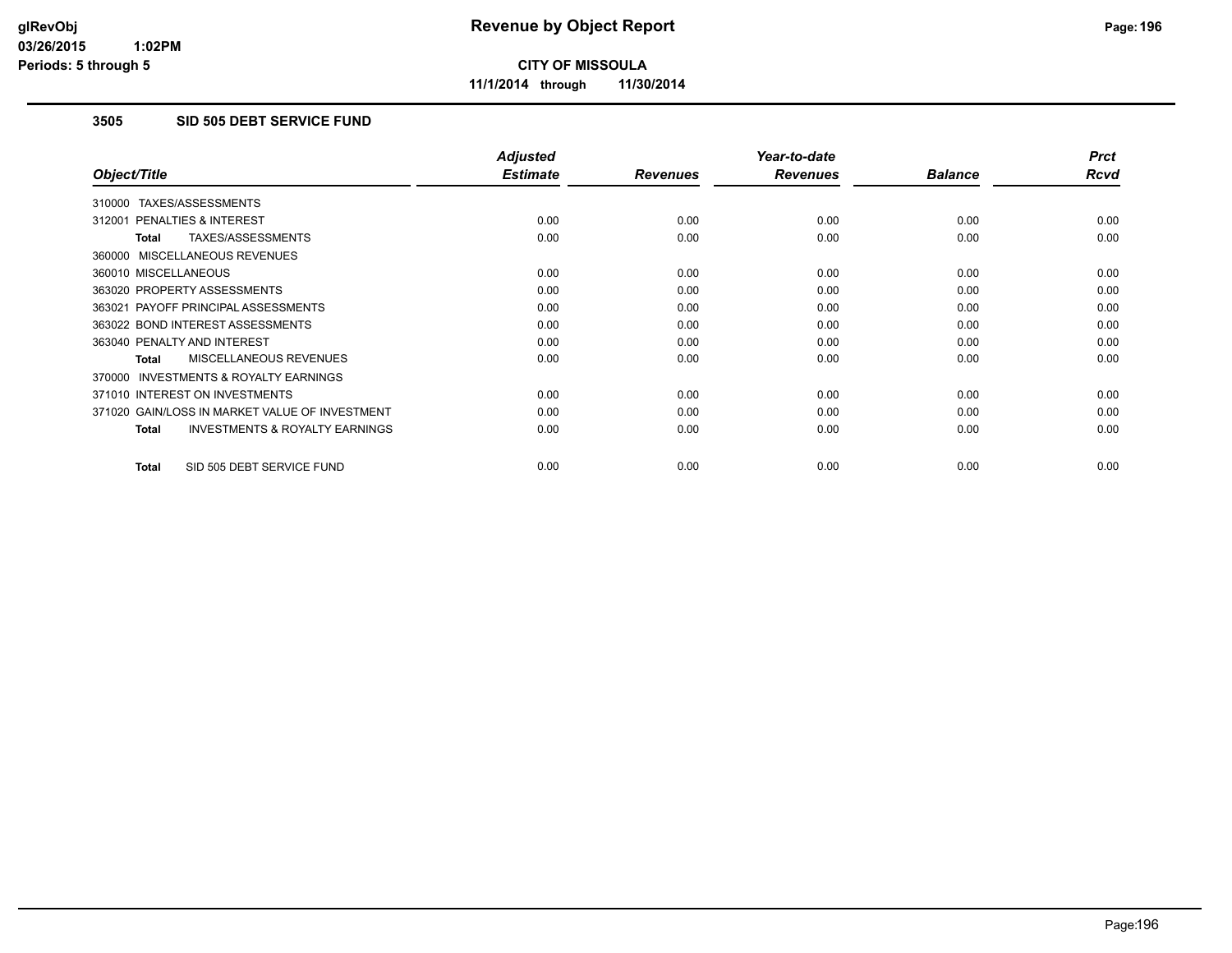# Revenue by Object Report

**CITY OF MISSOULA**

**11/1/2014 through 11/30/2014**

glRevObj
03/26/2015 1:02PM
Periods: 5 through 5

## 3505 SID 505 DEBT SERVICE FUND

| Object/Title | Adjusted Estimate | Revenues | Year-to-date Revenues | Balance | Prct Rcvd |
|---|---|---|---|---|---|
| 310000 TAXES/ASSESSMENTS | | | | | |
| 312001 PENALTIES & INTEREST | 0.00 | 0.00 | 0.00 | 0.00 | 0.00 |
| **Total** TAXES/ASSESSMENTS | 0.00 | 0.00 | 0.00 | 0.00 | 0.00 |
| 360000 MISCELLANEOUS REVENUES | | | | | |
| 360010 MISCELLANEOUS | 0.00 | 0.00 | 0.00 | 0.00 | 0.00 |
| 363020 PROPERTY ASSESSMENTS | 0.00 | 0.00 | 0.00 | 0.00 | 0.00 |
| 363021 PAYOFF PRINCIPAL ASSESSMENTS | 0.00 | 0.00 | 0.00 | 0.00 | 0.00 |
| 363022 BOND INTEREST ASSESSMENTS | 0.00 | 0.00 | 0.00 | 0.00 | 0.00 |
| 363040 PENALTY AND INTEREST | 0.00 | 0.00 | 0.00 | 0.00 | 0.00 |
| **Total** MISCELLANEOUS REVENUES | 0.00 | 0.00 | 0.00 | 0.00 | 0.00 |
| 370000 INVESTMENTS & ROYALTY EARNINGS | | | | | |
| 371010 INTEREST ON INVESTMENTS | 0.00 | 0.00 | 0.00 | 0.00 | 0.00 |
| 371020 GAIN/LOSS IN MARKET VALUE OF INVESTMENT | 0.00 | 0.00 | 0.00 | 0.00 | 0.00 |
| **Total** INVESTMENTS & ROYALTY EARNINGS | 0.00 | 0.00 | 0.00 | 0.00 | 0.00 |
| **Total** SID 505 DEBT SERVICE FUND | 0.00 | 0.00 | 0.00 | 0.00 | 0.00 |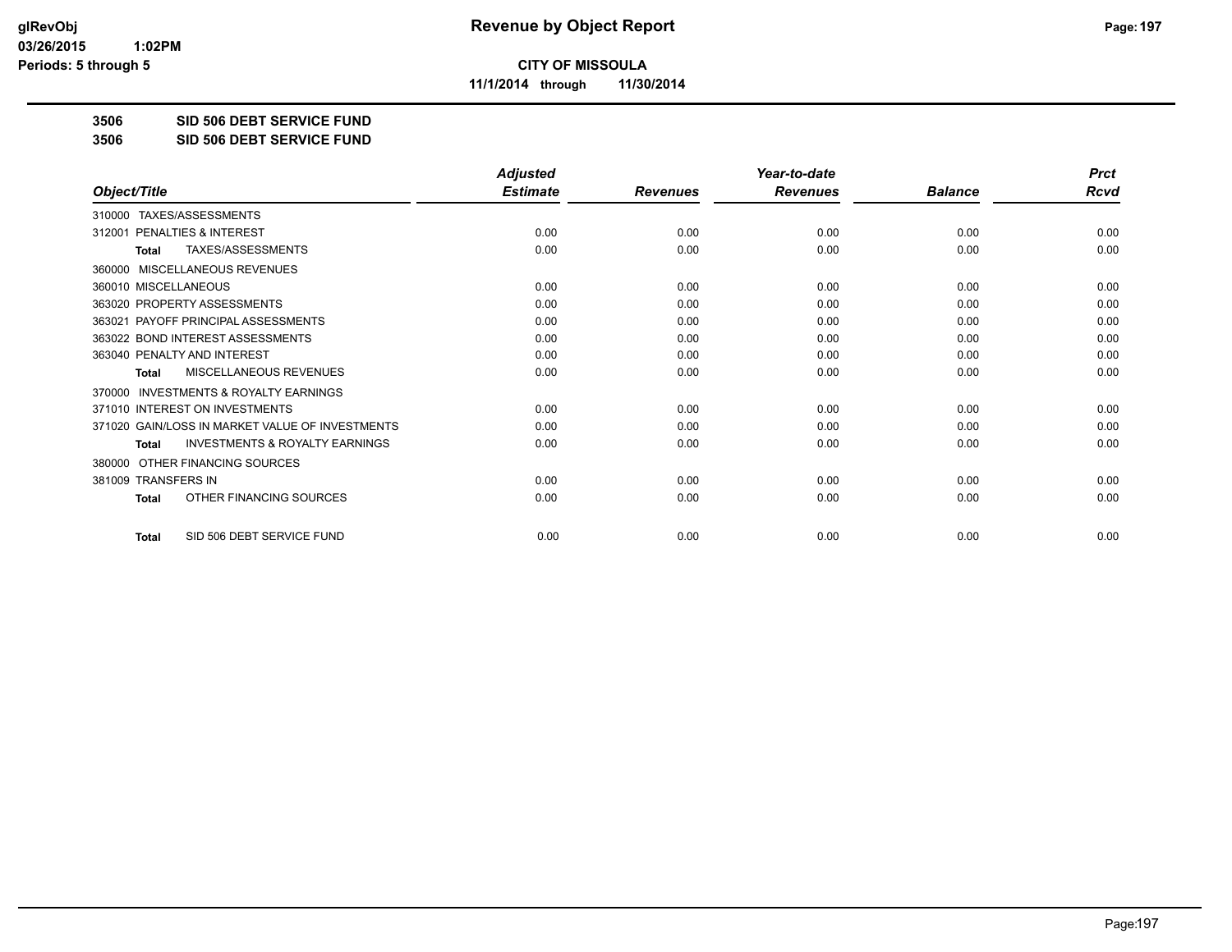# Revenue by Object Report

**CITY OF MISSOULA**

**11/1/2014 through 11/30/2014**

glRevObj
03/26/2015 1:02PM
Periods: 5 through 5

## 3506 SID 506 DEBT SERVICE FUND
## 3506 SID 506 DEBT SERVICE FUND

| Object/Title | Adjusted Estimate | Revenues | Year-to-date Revenues | Balance | Prct Rcvd |
|---|---|---|---|---|---|
| 310000 TAXES/ASSESSMENTS | | | | | |
| 312001 PENALTIES & INTEREST | 0.00 | 0.00 | 0.00 | 0.00 | 0.00 |
| **Total** TAXES/ASSESSMENTS | 0.00 | 0.00 | 0.00 | 0.00 | 0.00 |
| 360000 MISCELLANEOUS REVENUES | | | | | |
| 360010 MISCELLANEOUS | 0.00 | 0.00 | 0.00 | 0.00 | 0.00 |
| 363020 PROPERTY ASSESSMENTS | 0.00 | 0.00 | 0.00 | 0.00 | 0.00 |
| 363021 PAYOFF PRINCIPAL ASSESSMENTS | 0.00 | 0.00 | 0.00 | 0.00 | 0.00 |
| 363022 BOND INTEREST ASSESSMENTS | 0.00 | 0.00 | 0.00 | 0.00 | 0.00 |
| 363040 PENALTY AND INTEREST | 0.00 | 0.00 | 0.00 | 0.00 | 0.00 |
| **Total** MISCELLANEOUS REVENUES | 0.00 | 0.00 | 0.00 | 0.00 | 0.00 |
| 370000 INVESTMENTS & ROYALTY EARNINGS | | | | | |
| 371010 INTEREST ON INVESTMENTS | 0.00 | 0.00 | 0.00 | 0.00 | 0.00 |
| 371020 GAIN/LOSS IN MARKET VALUE OF INVESTMENTS | 0.00 | 0.00 | 0.00 | 0.00 | 0.00 |
| **Total** INVESTMENTS & ROYALTY EARNINGS | 0.00 | 0.00 | 0.00 | 0.00 | 0.00 |
| 380000 OTHER FINANCING SOURCES | | | | | |
| 381009 TRANSFERS IN | 0.00 | 0.00 | 0.00 | 0.00 | 0.00 |
| **Total** OTHER FINANCING SOURCES | 0.00 | 0.00 | 0.00 | 0.00 | 0.00 |
| **Total** SID 506 DEBT SERVICE FUND | 0.00 | 0.00 | 0.00 | 0.00 | 0.00 |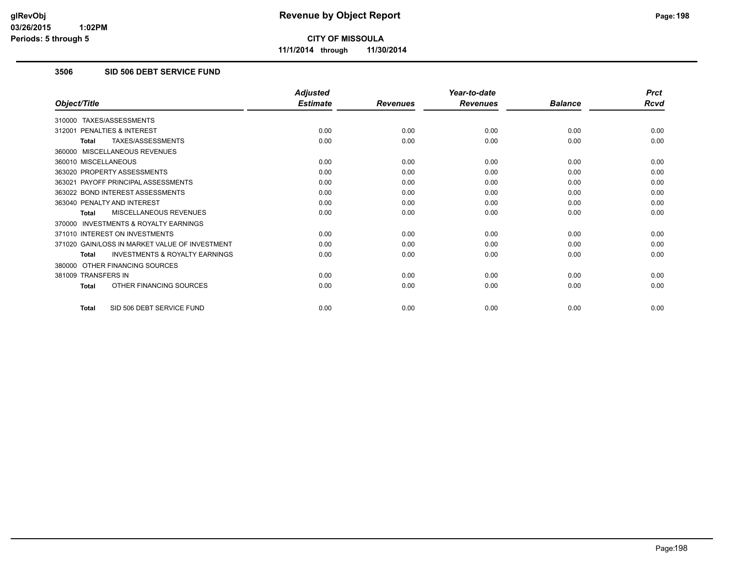**CITY OF MISSOULA**

**11/1/2014 through 11/30/2014**

## 3506 SID 506 DEBT SERVICE FUND

| Object/Title | Adjusted Estimate | Revenues | Year-to-date Revenues | Balance | Prct Rcvd |
|---|---|---|---|---|---|
| 310000 TAXES/ASSESSMENTS | | | | | |
| 312001 PENALTIES & INTEREST | 0.00 | 0.00 | 0.00 | 0.00 | 0.00 |
| **Total** TAXES/ASSESSMENTS | 0.00 | 0.00 | 0.00 | 0.00 | 0.00 |
| 360000 MISCELLANEOUS REVENUES | | | | | |
| 360010 MISCELLANEOUS | 0.00 | 0.00 | 0.00 | 0.00 | 0.00 |
| 363020 PROPERTY ASSESSMENTS | 0.00 | 0.00 | 0.00 | 0.00 | 0.00 |
| 363021 PAYOFF PRINCIPAL ASSESSMENTS | 0.00 | 0.00 | 0.00 | 0.00 | 0.00 |
| 363022 BOND INTEREST ASSESSMENTS | 0.00 | 0.00 | 0.00 | 0.00 | 0.00 |
| 363040 PENALTY AND INTEREST | 0.00 | 0.00 | 0.00 | 0.00 | 0.00 |
| **Total** MISCELLANEOUS REVENUES | 0.00 | 0.00 | 0.00 | 0.00 | 0.00 |
| 370000 INVESTMENTS & ROYALTY EARNINGS | | | | | |
| 371010 INTEREST ON INVESTMENTS | 0.00 | 0.00 | 0.00 | 0.00 | 0.00 |
| 371020 GAIN/LOSS IN MARKET VALUE OF INVESTMENT | 0.00 | 0.00 | 0.00 | 0.00 | 0.00 |
| **Total** INVESTMENTS & ROYALTY EARNINGS | 0.00 | 0.00 | 0.00 | 0.00 | 0.00 |
| 380000 OTHER FINANCING SOURCES | | | | | |
| 381009 TRANSFERS IN | 0.00 | 0.00 | 0.00 | 0.00 | 0.00 |
| **Total** OTHER FINANCING SOURCES | 0.00 | 0.00 | 0.00 | 0.00 | 0.00 |
| **Total** SID 506 DEBT SERVICE FUND | 0.00 | 0.00 | 0.00 | 0.00 | 0.00 |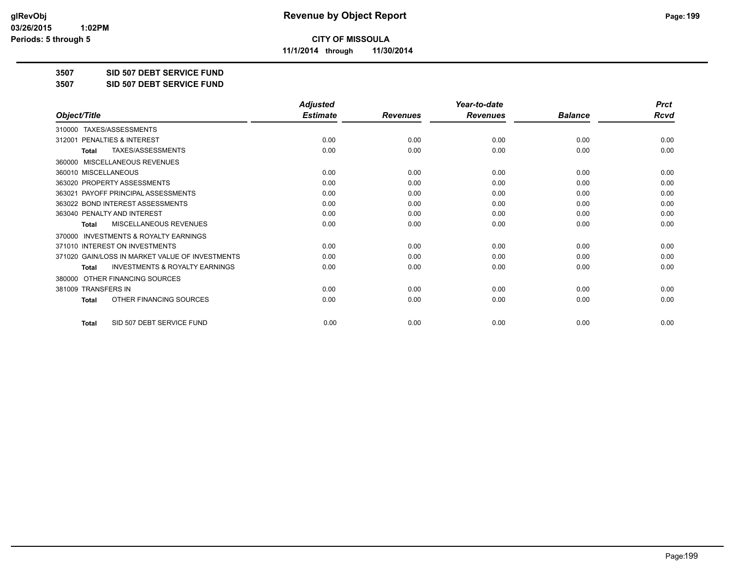**CITY OF MISSOULA**

**11/1/2014 through 11/30/2014**

**Revenue by Object Report**

**3507 SID 507 DEBT SERVICE FUND**

**3507 SID 507 DEBT SERVICE FUND**

| Object/Title | Adjusted Estimate | Revenues | Year-to-date Revenues | Balance | Prct Rcvd |
|---|---|---|---|---|---|
| 310000 TAXES/ASSESSMENTS | | | | | |
| 312001 PENALTIES & INTEREST | 0.00 | 0.00 | 0.00 | 0.00 | 0.00 |
| **Total** TAXES/ASSESSMENTS | 0.00 | 0.00 | 0.00 | 0.00 | 0.00 |
| 360000 MISCELLANEOUS REVENUES | | | | | |
| 360010 MISCELLANEOUS | 0.00 | 0.00 | 0.00 | 0.00 | 0.00 |
| 363020 PROPERTY ASSESSMENTS | 0.00 | 0.00 | 0.00 | 0.00 | 0.00 |
| 363021 PAYOFF PRINCIPAL ASSESSMENTS | 0.00 | 0.00 | 0.00 | 0.00 | 0.00 |
| 363022 BOND INTEREST ASSESSMENTS | 0.00 | 0.00 | 0.00 | 0.00 | 0.00 |
| 363040 PENALTY AND INTEREST | 0.00 | 0.00 | 0.00 | 0.00 | 0.00 |
| **Total** MISCELLANEOUS REVENUES | 0.00 | 0.00 | 0.00 | 0.00 | 0.00 |
| 370000 INVESTMENTS & ROYALTY EARNINGS | | | | | |
| 371010 INTEREST ON INVESTMENTS | 0.00 | 0.00 | 0.00 | 0.00 | 0.00 |
| 371020 GAIN/LOSS IN MARKET VALUE OF INVESTMENTS | 0.00 | 0.00 | 0.00 | 0.00 | 0.00 |
| **Total** INVESTMENTS & ROYALTY EARNINGS | 0.00 | 0.00 | 0.00 | 0.00 | 0.00 |
| 380000 OTHER FINANCING SOURCES | | | | | |
| 381009 TRANSFERS IN | 0.00 | 0.00 | 0.00 | 0.00 | 0.00 |
| **Total** OTHER FINANCING SOURCES | 0.00 | 0.00 | 0.00 | 0.00 | 0.00 |
| **Total** SID 507 DEBT SERVICE FUND | 0.00 | 0.00 | 0.00 | 0.00 | 0.00 |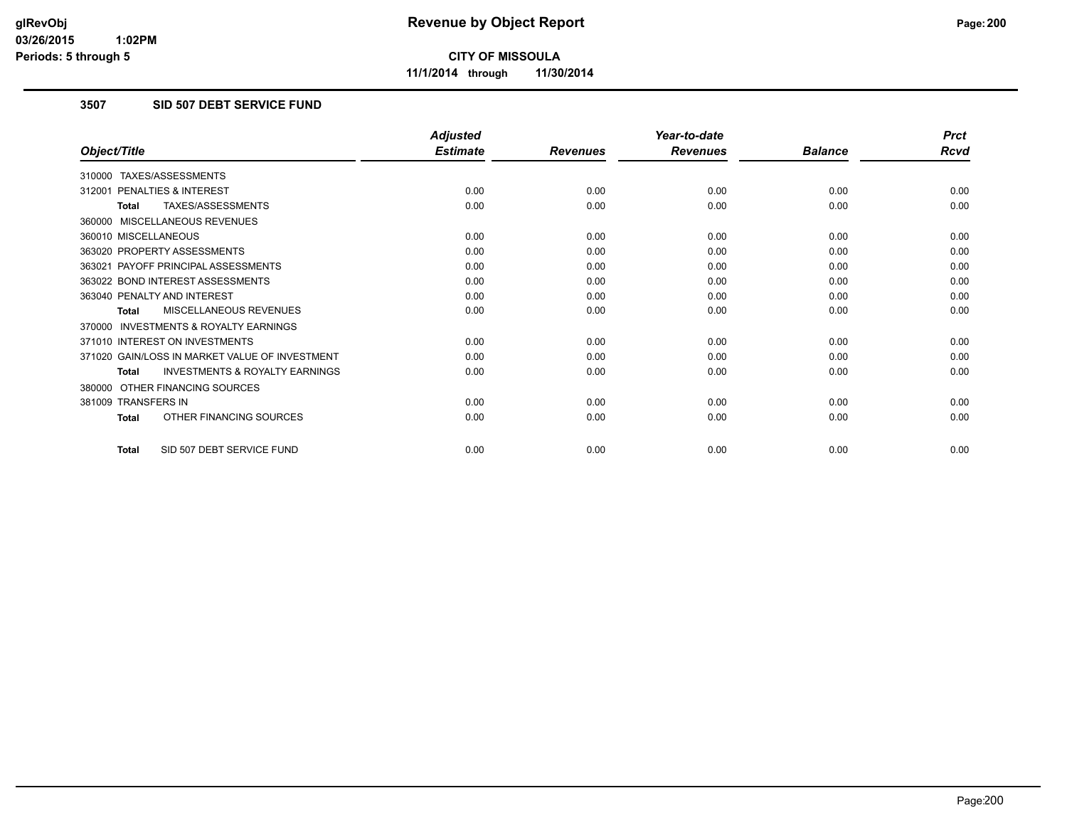**CITY OF MISSOULA**

**11/1/2014 through 11/30/2014**

### 3507 SID 507 DEBT SERVICE FUND

| Object/Title | Adjusted Estimate | Revenues | Year-to-date Revenues | Balance | Prct Rcvd |
|---|---|---|---|---|---|
| 310000 TAXES/ASSESSMENTS | | | | | |
| 312001 PENALTIES & INTEREST | 0.00 | 0.00 | 0.00 | 0.00 | 0.00 |
| **Total** TAXES/ASSESSMENTS | 0.00 | 0.00 | 0.00 | 0.00 | 0.00 |
| 360000 MISCELLANEOUS REVENUES | | | | | |
| 360010 MISCELLANEOUS | 0.00 | 0.00 | 0.00 | 0.00 | 0.00 |
| 363020 PROPERTY ASSESSMENTS | 0.00 | 0.00 | 0.00 | 0.00 | 0.00 |
| 363021 PAYOFF PRINCIPAL ASSESSMENTS | 0.00 | 0.00 | 0.00 | 0.00 | 0.00 |
| 363022 BOND INTEREST ASSESSMENTS | 0.00 | 0.00 | 0.00 | 0.00 | 0.00 |
| 363040 PENALTY AND INTEREST | 0.00 | 0.00 | 0.00 | 0.00 | 0.00 |
| **Total** MISCELLANEOUS REVENUES | 0.00 | 0.00 | 0.00 | 0.00 | 0.00 |
| 370000 INVESTMENTS & ROYALTY EARNINGS | | | | | |
| 371010 INTEREST ON INVESTMENTS | 0.00 | 0.00 | 0.00 | 0.00 | 0.00 |
| 371020 GAIN/LOSS IN MARKET VALUE OF INVESTMENT | 0.00 | 0.00 | 0.00 | 0.00 | 0.00 |
| **Total** INVESTMENTS & ROYALTY EARNINGS | 0.00 | 0.00 | 0.00 | 0.00 | 0.00 |
| 380000 OTHER FINANCING SOURCES | | | | | |
| 381009 TRANSFERS IN | 0.00 | 0.00 | 0.00 | 0.00 | 0.00 |
| **Total** OTHER FINANCING SOURCES | 0.00 | 0.00 | 0.00 | 0.00 | 0.00 |
| **Total** SID 507 DEBT SERVICE FUND | 0.00 | 0.00 | 0.00 | 0.00 | 0.00 |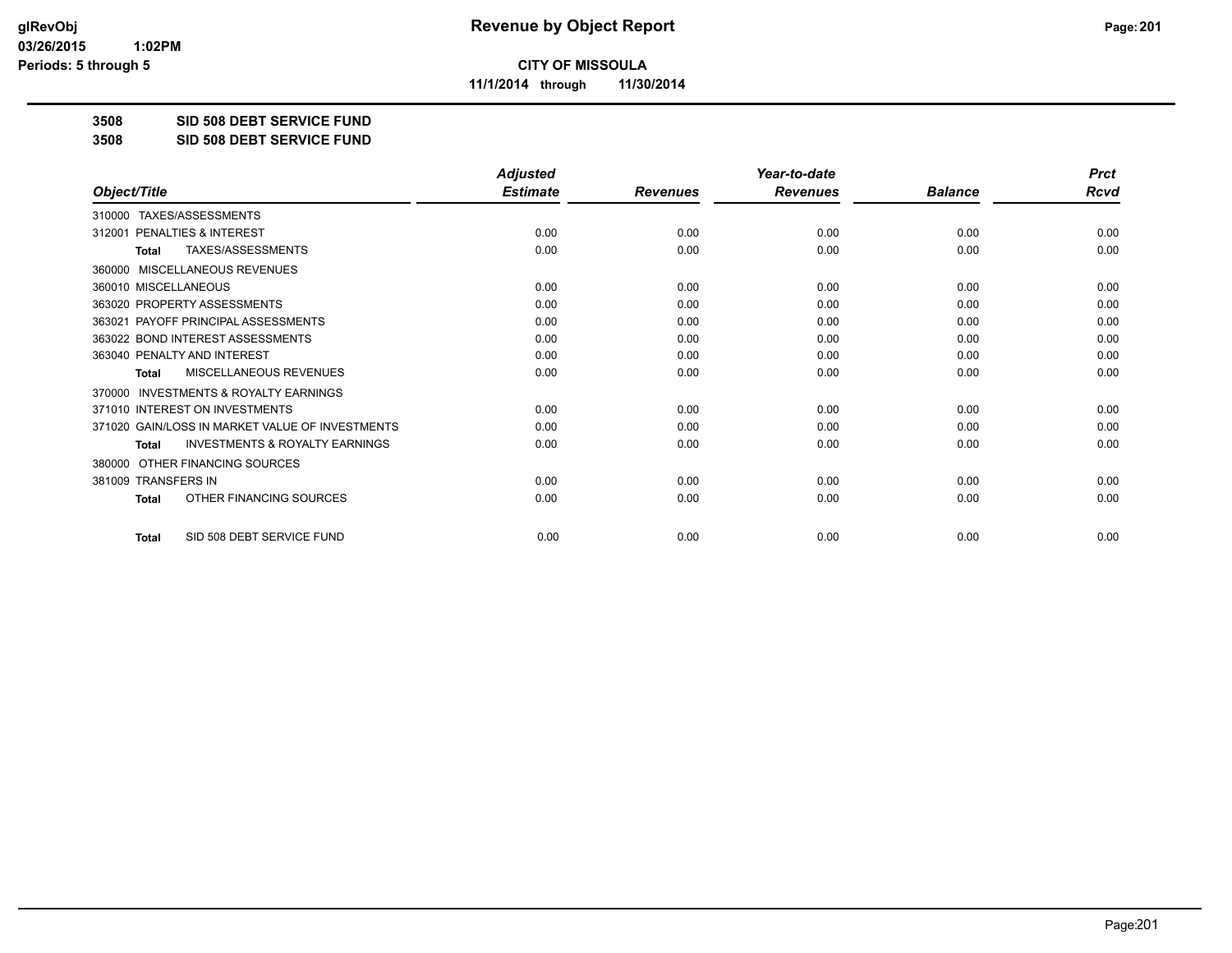# Revenue by Object Report

**CITY OF MISSOULA**

**11/1/2014 through 11/30/2014**

**3508 SID 508 DEBT SERVICE FUND**

**3508 SID 508 DEBT SERVICE FUND**

| Object/Title | Adjusted Estimate | Revenues | Year-to-date Revenues | Balance | Prct Rcvd |
|---|---|---|---|---|---|
| 310000 TAXES/ASSESSMENTS | | | | | |
| 312001 PENALTIES & INTEREST | 0.00 | 0.00 | 0.00 | 0.00 | 0.00 |
| **Total** TAXES/ASSESSMENTS | 0.00 | 0.00 | 0.00 | 0.00 | 0.00 |
| 360000 MISCELLANEOUS REVENUES | | | | | |
| 360010 MISCELLANEOUS | 0.00 | 0.00 | 0.00 | 0.00 | 0.00 |
| 363020 PROPERTY ASSESSMENTS | 0.00 | 0.00 | 0.00 | 0.00 | 0.00 |
| 363021 PAYOFF PRINCIPAL ASSESSMENTS | 0.00 | 0.00 | 0.00 | 0.00 | 0.00 |
| 363022 BOND INTEREST ASSESSMENTS | 0.00 | 0.00 | 0.00 | 0.00 | 0.00 |
| 363040 PENALTY AND INTEREST | 0.00 | 0.00 | 0.00 | 0.00 | 0.00 |
| **Total** MISCELLANEOUS REVENUES | 0.00 | 0.00 | 0.00 | 0.00 | 0.00 |
| 370000 INVESTMENTS & ROYALTY EARNINGS | | | | | |
| 371010 INTEREST ON INVESTMENTS | 0.00 | 0.00 | 0.00 | 0.00 | 0.00 |
| 371020 GAIN/LOSS IN MARKET VALUE OF INVESTMENTS | 0.00 | 0.00 | 0.00 | 0.00 | 0.00 |
| **Total** INVESTMENTS & ROYALTY EARNINGS | 0.00 | 0.00 | 0.00 | 0.00 | 0.00 |
| 380000 OTHER FINANCING SOURCES | | | | | |
| 381009 TRANSFERS IN | 0.00 | 0.00 | 0.00 | 0.00 | 0.00 |
| **Total** OTHER FINANCING SOURCES | 0.00 | 0.00 | 0.00 | 0.00 | 0.00 |
| **Total** SID 508 DEBT SERVICE FUND | 0.00 | 0.00 | 0.00 | 0.00 | 0.00 |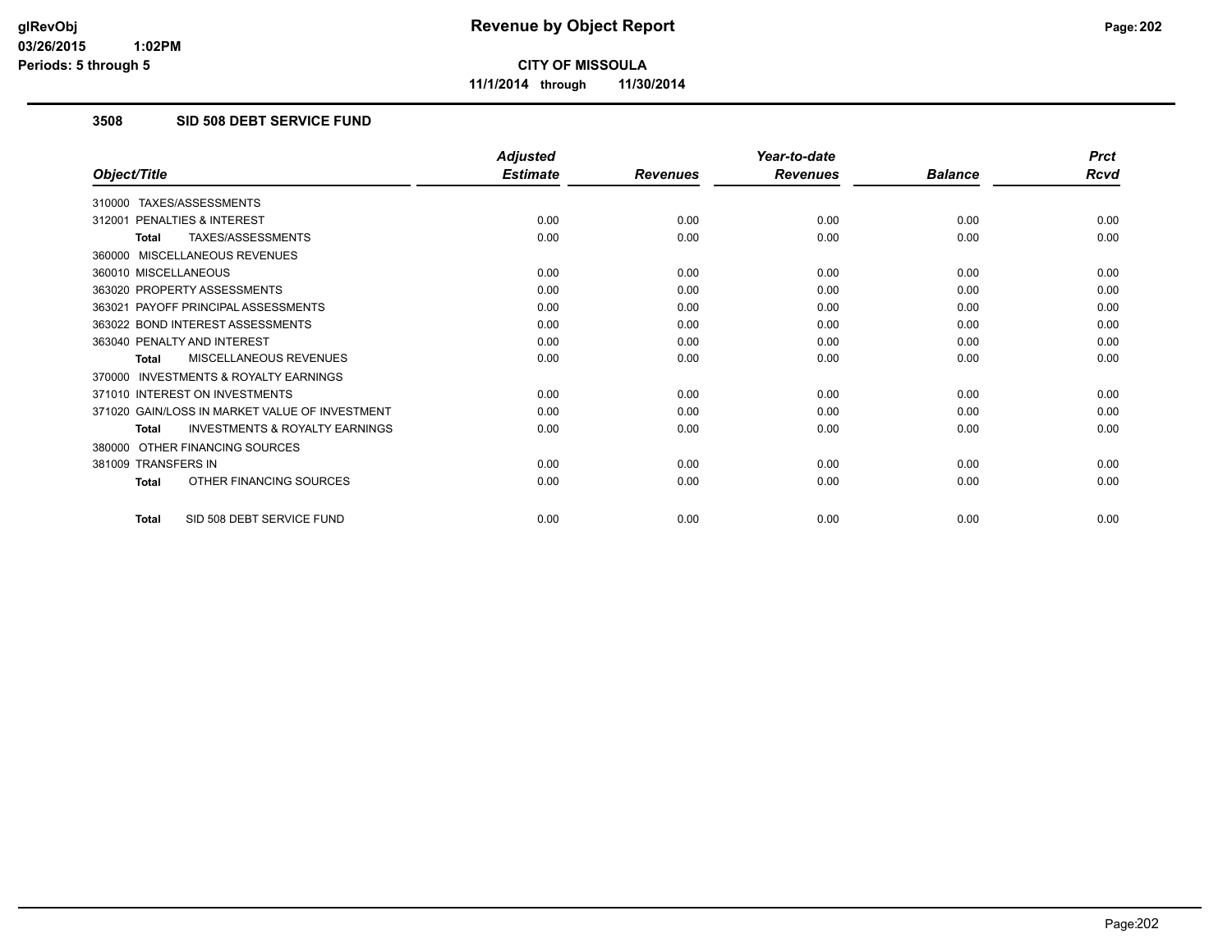**CITY OF MISSOULA**

**11/1/2014 through 11/30/2014**

## 3508 SID 508 DEBT SERVICE FUND

| Object/Title | Adjusted Estimate | Revenues | Year-to-date Revenues | Balance | Prct Rcvd |
|---|---|---|---|---|---|
| 310000 TAXES/ASSESSMENTS | | | | | |
| 312001 PENALTIES & INTEREST | 0.00 | 0.00 | 0.00 | 0.00 | 0.00 |
| **Total** TAXES/ASSESSMENTS | 0.00 | 0.00 | 0.00 | 0.00 | 0.00 |
| 360000 MISCELLANEOUS REVENUES | | | | | |
| 360010 MISCELLANEOUS | 0.00 | 0.00 | 0.00 | 0.00 | 0.00 |
| 363020 PROPERTY ASSESSMENTS | 0.00 | 0.00 | 0.00 | 0.00 | 0.00 |
| 363021 PAYOFF PRINCIPAL ASSESSMENTS | 0.00 | 0.00 | 0.00 | 0.00 | 0.00 |
| 363022 BOND INTEREST ASSESSMENTS | 0.00 | 0.00 | 0.00 | 0.00 | 0.00 |
| 363040 PENALTY AND INTEREST | 0.00 | 0.00 | 0.00 | 0.00 | 0.00 |
| **Total** MISCELLANEOUS REVENUES | 0.00 | 0.00 | 0.00 | 0.00 | 0.00 |
| 370000 INVESTMENTS & ROYALTY EARNINGS | | | | | |
| 371010 INTEREST ON INVESTMENTS | 0.00 | 0.00 | 0.00 | 0.00 | 0.00 |
| 371020 GAIN/LOSS IN MARKET VALUE OF INVESTMENT | 0.00 | 0.00 | 0.00 | 0.00 | 0.00 |
| **Total** INVESTMENTS & ROYALTY EARNINGS | 0.00 | 0.00 | 0.00 | 0.00 | 0.00 |
| 380000 OTHER FINANCING SOURCES | | | | | |
| 381009 TRANSFERS IN | 0.00 | 0.00 | 0.00 | 0.00 | 0.00 |
| **Total** OTHER FINANCING SOURCES | 0.00 | 0.00 | 0.00 | 0.00 | 0.00 |
| **Total** SID 508 DEBT SERVICE FUND | 0.00 | 0.00 | 0.00 | 0.00 | 0.00 |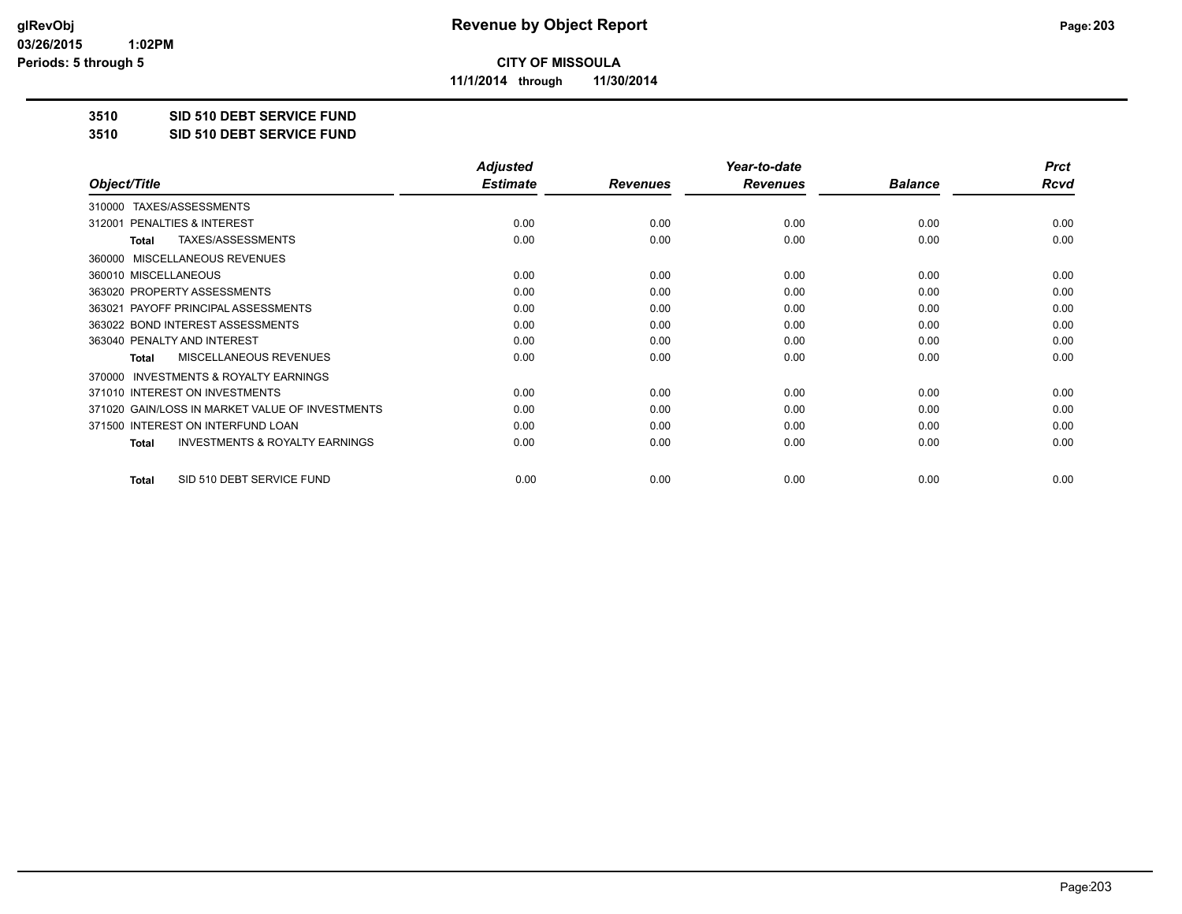**Revenue by Object Report**

**CITY OF MISSOULA**

**11/1/2014 through 11/30/2014**

glRevObj
03/26/2015 1:02PM
Periods: 5 through 5

## 3510 SID 510 DEBT SERVICE FUND
## 3510 SID 510 DEBT SERVICE FUND

| Object/Title | Adjusted Estimate | Revenues | Year-to-date Revenues | Balance | Prct Rcvd |
|---|---|---|---|---|---|
| 310000 TAXES/ASSESSMENTS | | | | | |
| 312001 PENALTIES & INTEREST | 0.00 | 0.00 | 0.00 | 0.00 | 0.00 |
| **Total** TAXES/ASSESSMENTS | 0.00 | 0.00 | 0.00 | 0.00 | 0.00 |
| 360000 MISCELLANEOUS REVENUES | | | | | |
| 360010 MISCELLANEOUS | 0.00 | 0.00 | 0.00 | 0.00 | 0.00 |
| 363020 PROPERTY ASSESSMENTS | 0.00 | 0.00 | 0.00 | 0.00 | 0.00 |
| 363021 PAYOFF PRINCIPAL ASSESSMENTS | 0.00 | 0.00 | 0.00 | 0.00 | 0.00 |
| 363022 BOND INTEREST ASSESSMENTS | 0.00 | 0.00 | 0.00 | 0.00 | 0.00 |
| 363040 PENALTY AND INTEREST | 0.00 | 0.00 | 0.00 | 0.00 | 0.00 |
| **Total** MISCELLANEOUS REVENUES | 0.00 | 0.00 | 0.00 | 0.00 | 0.00 |
| 370000 INVESTMENTS & ROYALTY EARNINGS | | | | | |
| 371010 INTEREST ON INVESTMENTS | 0.00 | 0.00 | 0.00 | 0.00 | 0.00 |
| 371020 GAIN/LOSS IN MARKET VALUE OF INVESTMENTS | 0.00 | 0.00 | 0.00 | 0.00 | 0.00 |
| 371500 INTEREST ON INTERFUND LOAN | 0.00 | 0.00 | 0.00 | 0.00 | 0.00 |
| **Total** INVESTMENTS & ROYALTY EARNINGS | 0.00 | 0.00 | 0.00 | 0.00 | 0.00 |
| **Total** SID 510 DEBT SERVICE FUND | 0.00 | 0.00 | 0.00 | 0.00 | 0.00 |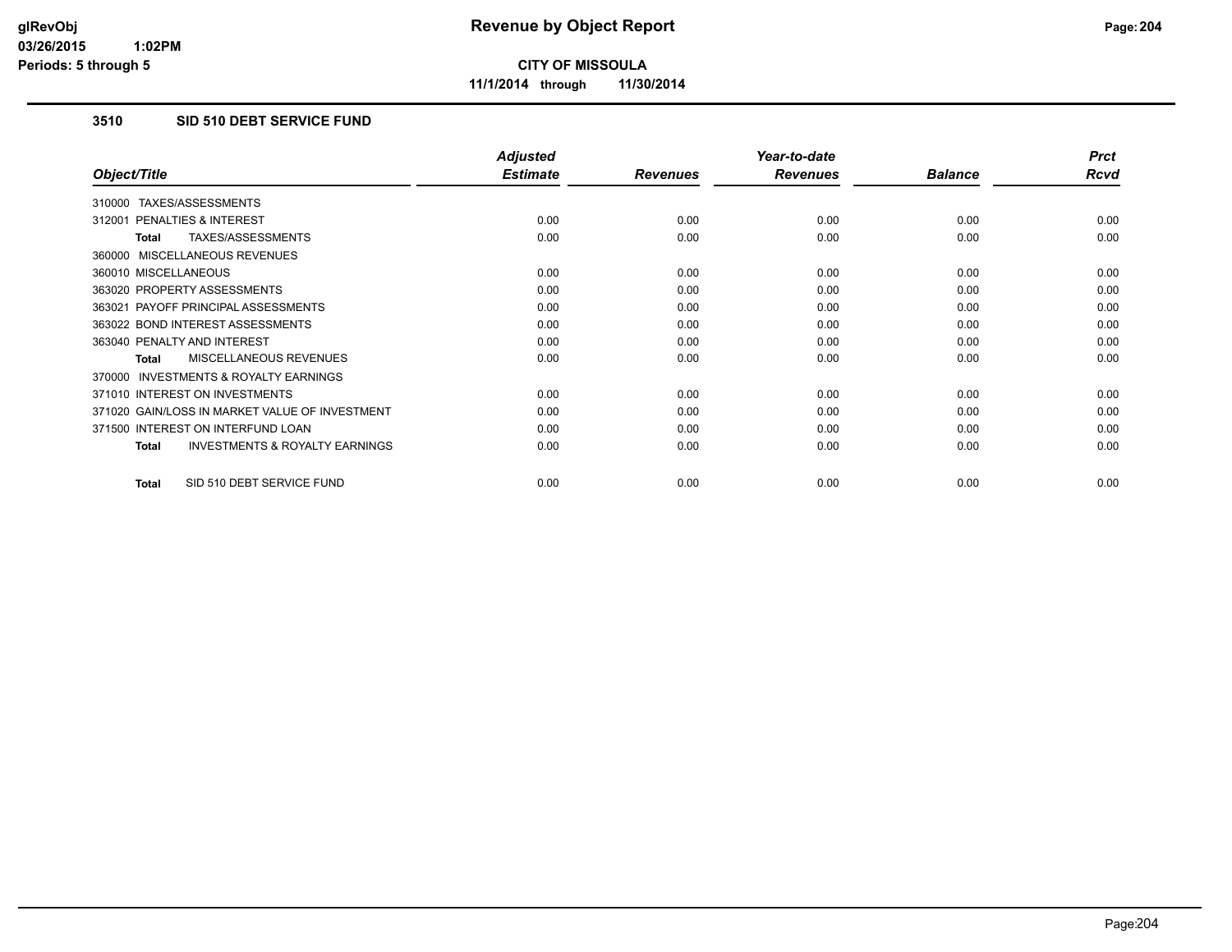# Revenue by Object Report

**CITY OF MISSOULA**

**11/1/2014 through 11/30/2014**

glRevObj
03/26/2015 1:02PM
Periods: 5 through 5

### 3510 SID 510 DEBT SERVICE FUND

| Object/Title | Adjusted Estimate | Revenues | Year-to-date Revenues | Balance | Prct Rcvd |
|---|---|---|---|---|---|
| 310000 TAXES/ASSESSMENTS | | | | | |
| 312001 PENALTIES & INTEREST | 0.00 | 0.00 | 0.00 | 0.00 | 0.00 |
| **Total** TAXES/ASSESSMENTS | 0.00 | 0.00 | 0.00 | 0.00 | 0.00 |
| 360000 MISCELLANEOUS REVENUES | | | | | |
| 360010 MISCELLANEOUS | 0.00 | 0.00 | 0.00 | 0.00 | 0.00 |
| 363020 PROPERTY ASSESSMENTS | 0.00 | 0.00 | 0.00 | 0.00 | 0.00 |
| 363021 PAYOFF PRINCIPAL ASSESSMENTS | 0.00 | 0.00 | 0.00 | 0.00 | 0.00 |
| 363022 BOND INTEREST ASSESSMENTS | 0.00 | 0.00 | 0.00 | 0.00 | 0.00 |
| 363040 PENALTY AND INTEREST | 0.00 | 0.00 | 0.00 | 0.00 | 0.00 |
| **Total** MISCELLANEOUS REVENUES | 0.00 | 0.00 | 0.00 | 0.00 | 0.00 |
| 370000 INVESTMENTS & ROYALTY EARNINGS | | | | | |
| 371010 INTEREST ON INVESTMENTS | 0.00 | 0.00 | 0.00 | 0.00 | 0.00 |
| 371020 GAIN/LOSS IN MARKET VALUE OF INVESTMENT | 0.00 | 0.00 | 0.00 | 0.00 | 0.00 |
| 371500 INTEREST ON INTERFUND LOAN | 0.00 | 0.00 | 0.00 | 0.00 | 0.00 |
| **Total** INVESTMENTS & ROYALTY EARNINGS | 0.00 | 0.00 | 0.00 | 0.00 | 0.00 |
| **Total** SID 510 DEBT SERVICE FUND | 0.00 | 0.00 | 0.00 | 0.00 | 0.00 |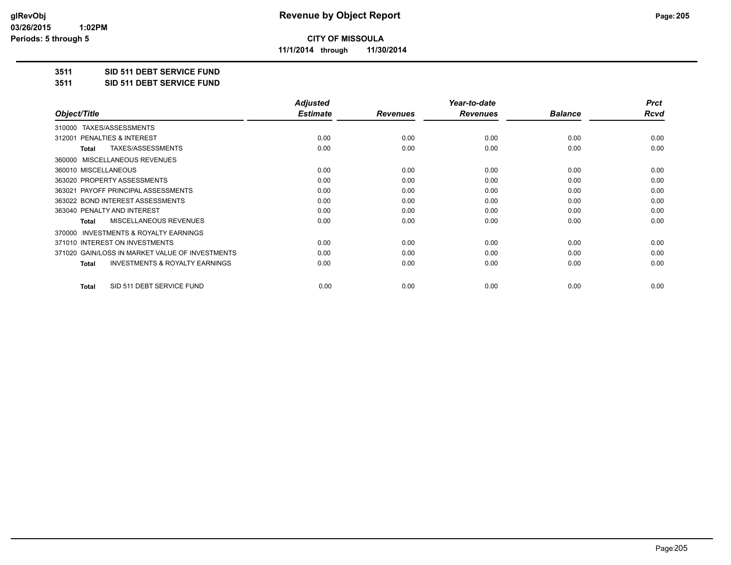**CITY OF MISSOULA**

**11/1/2014 through 11/30/2014**

**3511 SID 511 DEBT SERVICE FUND**

**3511 SID 511 DEBT SERVICE FUND**

| Object/Title | Adjusted Estimate | Revenues | Year-to-date Revenues | Balance | Prct Rcvd |
|---|---|---|---|---|---|
| 310000 TAXES/ASSESSMENTS | | | | | |
| 312001 PENALTIES & INTEREST | 0.00 | 0.00 | 0.00 | 0.00 | 0.00 |
| **Total** TAXES/ASSESSMENTS | 0.00 | 0.00 | 0.00 | 0.00 | 0.00 |
| 360000 MISCELLANEOUS REVENUES | | | | | |
| 360010 MISCELLANEOUS | 0.00 | 0.00 | 0.00 | 0.00 | 0.00 |
| 363020 PROPERTY ASSESSMENTS | 0.00 | 0.00 | 0.00 | 0.00 | 0.00 |
| 363021 PAYOFF PRINCIPAL ASSESSMENTS | 0.00 | 0.00 | 0.00 | 0.00 | 0.00 |
| 363022 BOND INTEREST ASSESSMENTS | 0.00 | 0.00 | 0.00 | 0.00 | 0.00 |
| 363040 PENALTY AND INTEREST | 0.00 | 0.00 | 0.00 | 0.00 | 0.00 |
| **Total** MISCELLANEOUS REVENUES | 0.00 | 0.00 | 0.00 | 0.00 | 0.00 |
| 370000 INVESTMENTS & ROYALTY EARNINGS | | | | | |
| 371010 INTEREST ON INVESTMENTS | 0.00 | 0.00 | 0.00 | 0.00 | 0.00 |
| 371020 GAIN/LOSS IN MARKET VALUE OF INVESTMENTS | 0.00 | 0.00 | 0.00 | 0.00 | 0.00 |
| **Total** INVESTMENTS & ROYALTY EARNINGS | 0.00 | 0.00 | 0.00 | 0.00 | 0.00 |
| **Total** SID 511 DEBT SERVICE FUND | 0.00 | 0.00 | 0.00 | 0.00 | 0.00 |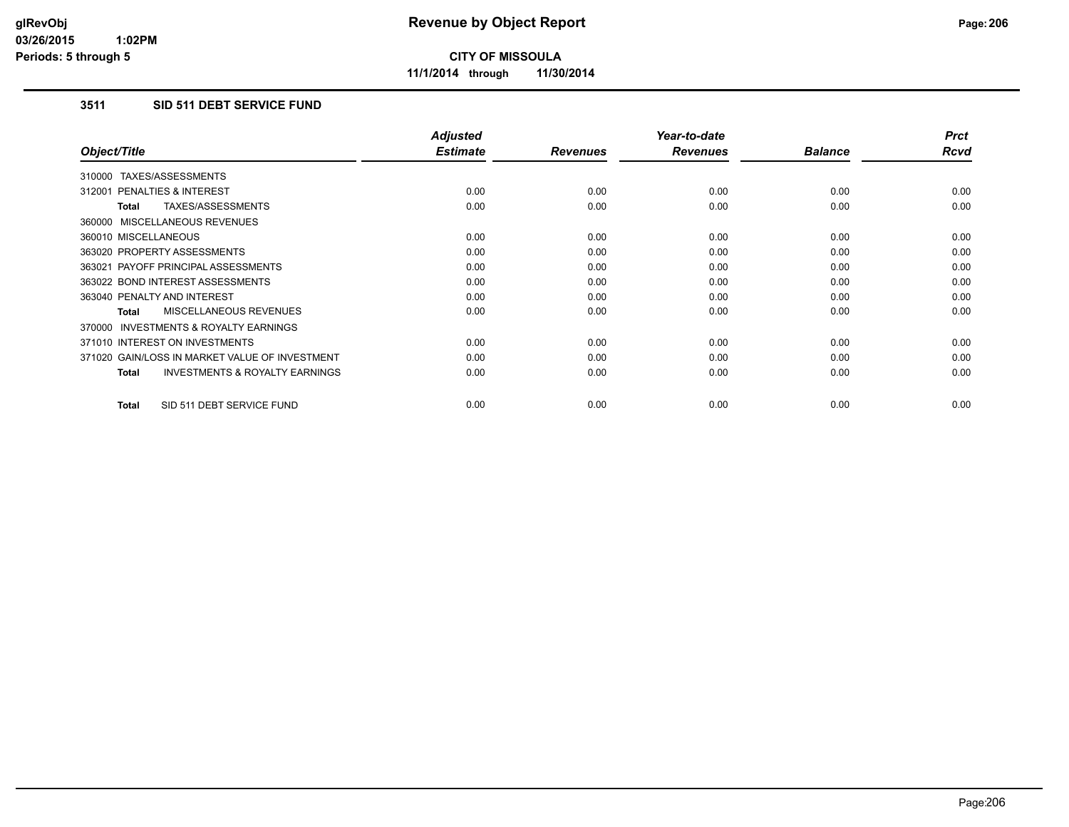**CITY OF MISSOULA**

**11/1/2014 through 11/30/2014**

### 3511 SID 511 DEBT SERVICE FUND

| Object/Title | Adjusted Estimate | Revenues | Year-to-date Revenues | Balance | Prct Rcvd |
|---|---|---|---|---|---|
| 310000 TAXES/ASSESSMENTS | | | | | |
| 312001 PENALTIES & INTEREST | 0.00 | 0.00 | 0.00 | 0.00 | 0.00 |
| **Total** TAXES/ASSESSMENTS | 0.00 | 0.00 | 0.00 | 0.00 | 0.00 |
| 360000 MISCELLANEOUS REVENUES | | | | | |
| 360010 MISCELLANEOUS | 0.00 | 0.00 | 0.00 | 0.00 | 0.00 |
| 363020 PROPERTY ASSESSMENTS | 0.00 | 0.00 | 0.00 | 0.00 | 0.00 |
| 363021 PAYOFF PRINCIPAL ASSESSMENTS | 0.00 | 0.00 | 0.00 | 0.00 | 0.00 |
| 363022 BOND INTEREST ASSESSMENTS | 0.00 | 0.00 | 0.00 | 0.00 | 0.00 |
| 363040 PENALTY AND INTEREST | 0.00 | 0.00 | 0.00 | 0.00 | 0.00 |
| **Total** MISCELLANEOUS REVENUES | 0.00 | 0.00 | 0.00 | 0.00 | 0.00 |
| 370000 INVESTMENTS & ROYALTY EARNINGS | | | | | |
| 371010 INTEREST ON INVESTMENTS | 0.00 | 0.00 | 0.00 | 0.00 | 0.00 |
| 371020 GAIN/LOSS IN MARKET VALUE OF INVESTMENT | 0.00 | 0.00 | 0.00 | 0.00 | 0.00 |
| **Total** INVESTMENTS & ROYALTY EARNINGS | 0.00 | 0.00 | 0.00 | 0.00 | 0.00 |
| **Total** SID 511 DEBT SERVICE FUND | 0.00 | 0.00 | 0.00 | 0.00 | 0.00 |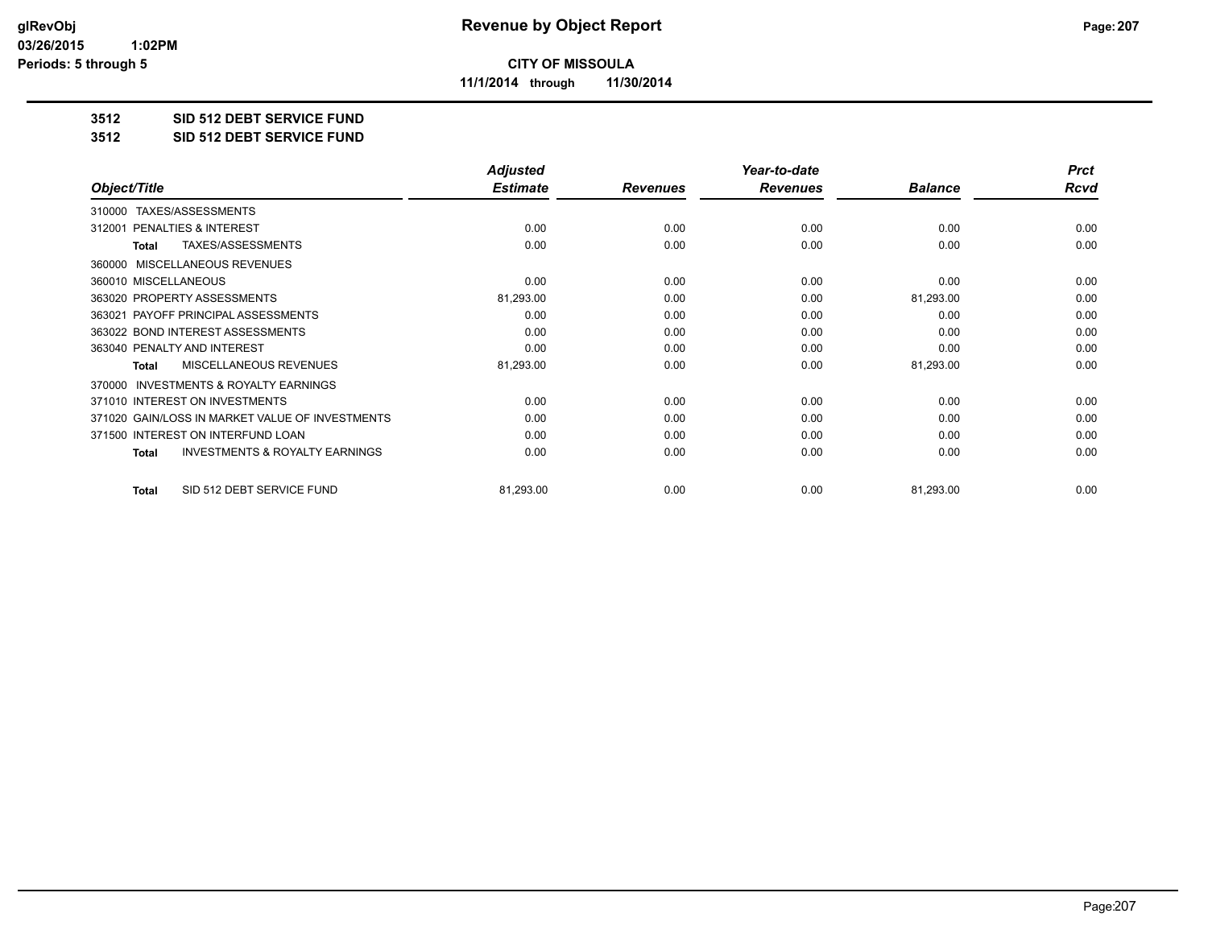**CITY OF MISSOULA**

**11/1/2014 through 11/30/2014**

**3512 SID 512 DEBT SERVICE FUND**

**3512 SID 512 DEBT SERVICE FUND**

| Object/Title | Adjusted Estimate | Revenues | Year-to-date Revenues | Balance | Prct Rcvd |
|---|---|---|---|---|---|
| 310000 TAXES/ASSESSMENTS | | | | | |
| 312001 PENALTIES & INTEREST | 0.00 | 0.00 | 0.00 | 0.00 | 0.00 |
| **Total** TAXES/ASSESSMENTS | 0.00 | 0.00 | 0.00 | 0.00 | 0.00 |
| 360000 MISCELLANEOUS REVENUES | | | | | |
| 360010 MISCELLANEOUS | 0.00 | 0.00 | 0.00 | 0.00 | 0.00 |
| 363020 PROPERTY ASSESSMENTS | 81,293.00 | 0.00 | 0.00 | 81,293.00 | 0.00 |
| 363021 PAYOFF PRINCIPAL ASSESSMENTS | 0.00 | 0.00 | 0.00 | 0.00 | 0.00 |
| 363022 BOND INTEREST ASSESSMENTS | 0.00 | 0.00 | 0.00 | 0.00 | 0.00 |
| 363040 PENALTY AND INTEREST | 0.00 | 0.00 | 0.00 | 0.00 | 0.00 |
| **Total** MISCELLANEOUS REVENUES | 81,293.00 | 0.00 | 0.00 | 81,293.00 | 0.00 |
| 370000 INVESTMENTS & ROYALTY EARNINGS | | | | | |
| 371010 INTEREST ON INVESTMENTS | 0.00 | 0.00 | 0.00 | 0.00 | 0.00 |
| 371020 GAIN/LOSS IN MARKET VALUE OF INVESTMENTS | 0.00 | 0.00 | 0.00 | 0.00 | 0.00 |
| 371500 INTEREST ON INTERFUND LOAN | 0.00 | 0.00 | 0.00 | 0.00 | 0.00 |
| **Total** INVESTMENTS & ROYALTY EARNINGS | 0.00 | 0.00 | 0.00 | 0.00 | 0.00 |
| **Total** SID 512 DEBT SERVICE FUND | 81,293.00 | 0.00 | 0.00 | 81,293.00 | 0.00 |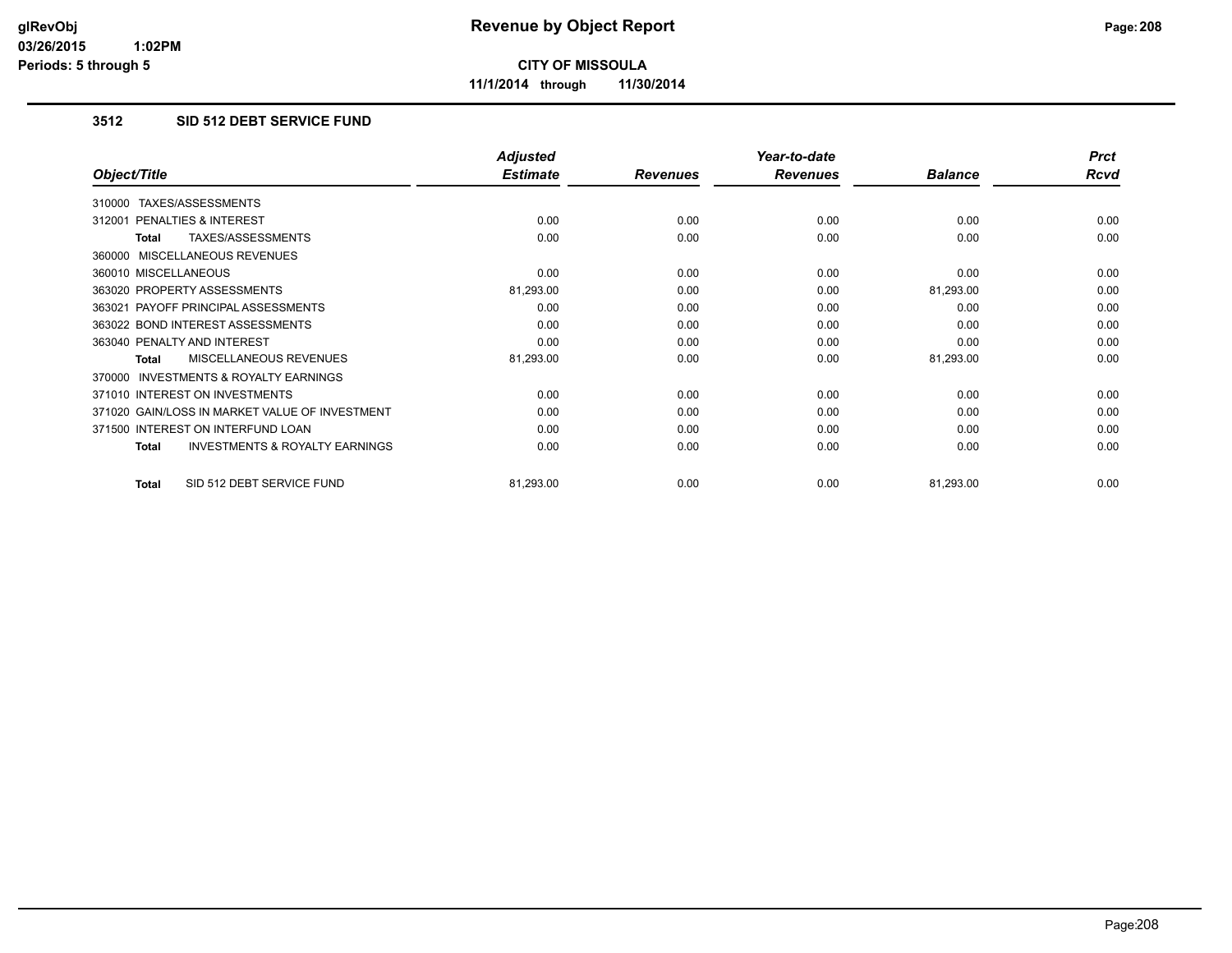**CITY OF MISSOULA**

**11/1/2014 through 11/30/2014**

## 3512 SID 512 DEBT SERVICE FUND

| Object/Title | Adjusted Estimate | Revenues | Year-to-date Revenues | Balance | Prct Rcvd |
|---|---|---|---|---|---|
| 310000 TAXES/ASSESSMENTS | | | | | |
| 312001 PENALTIES & INTEREST | 0.00 | 0.00 | 0.00 | 0.00 | 0.00 |
| **Total** TAXES/ASSESSMENTS | 0.00 | 0.00 | 0.00 | 0.00 | 0.00 |
| 360000 MISCELLANEOUS REVENUES | | | | | |
| 360010 MISCELLANEOUS | 0.00 | 0.00 | 0.00 | 0.00 | 0.00 |
| 363020 PROPERTY ASSESSMENTS | 81,293.00 | 0.00 | 0.00 | 81,293.00 | 0.00 |
| 363021 PAYOFF PRINCIPAL ASSESSMENTS | 0.00 | 0.00 | 0.00 | 0.00 | 0.00 |
| 363022 BOND INTEREST ASSESSMENTS | 0.00 | 0.00 | 0.00 | 0.00 | 0.00 |
| 363040 PENALTY AND INTEREST | 0.00 | 0.00 | 0.00 | 0.00 | 0.00 |
| **Total** MISCELLANEOUS REVENUES | 81,293.00 | 0.00 | 0.00 | 81,293.00 | 0.00 |
| 370000 INVESTMENTS & ROYALTY EARNINGS | | | | | |
| 371010 INTEREST ON INVESTMENTS | 0.00 | 0.00 | 0.00 | 0.00 | 0.00 |
| 371020 GAIN/LOSS IN MARKET VALUE OF INVESTMENT | 0.00 | 0.00 | 0.00 | 0.00 | 0.00 |
| 371500 INTEREST ON INTERFUND LOAN | 0.00 | 0.00 | 0.00 | 0.00 | 0.00 |
| **Total** INVESTMENTS & ROYALTY EARNINGS | 0.00 | 0.00 | 0.00 | 0.00 | 0.00 |
| **Total** SID 512 DEBT SERVICE FUND | 81,293.00 | 0.00 | 0.00 | 81,293.00 | 0.00 |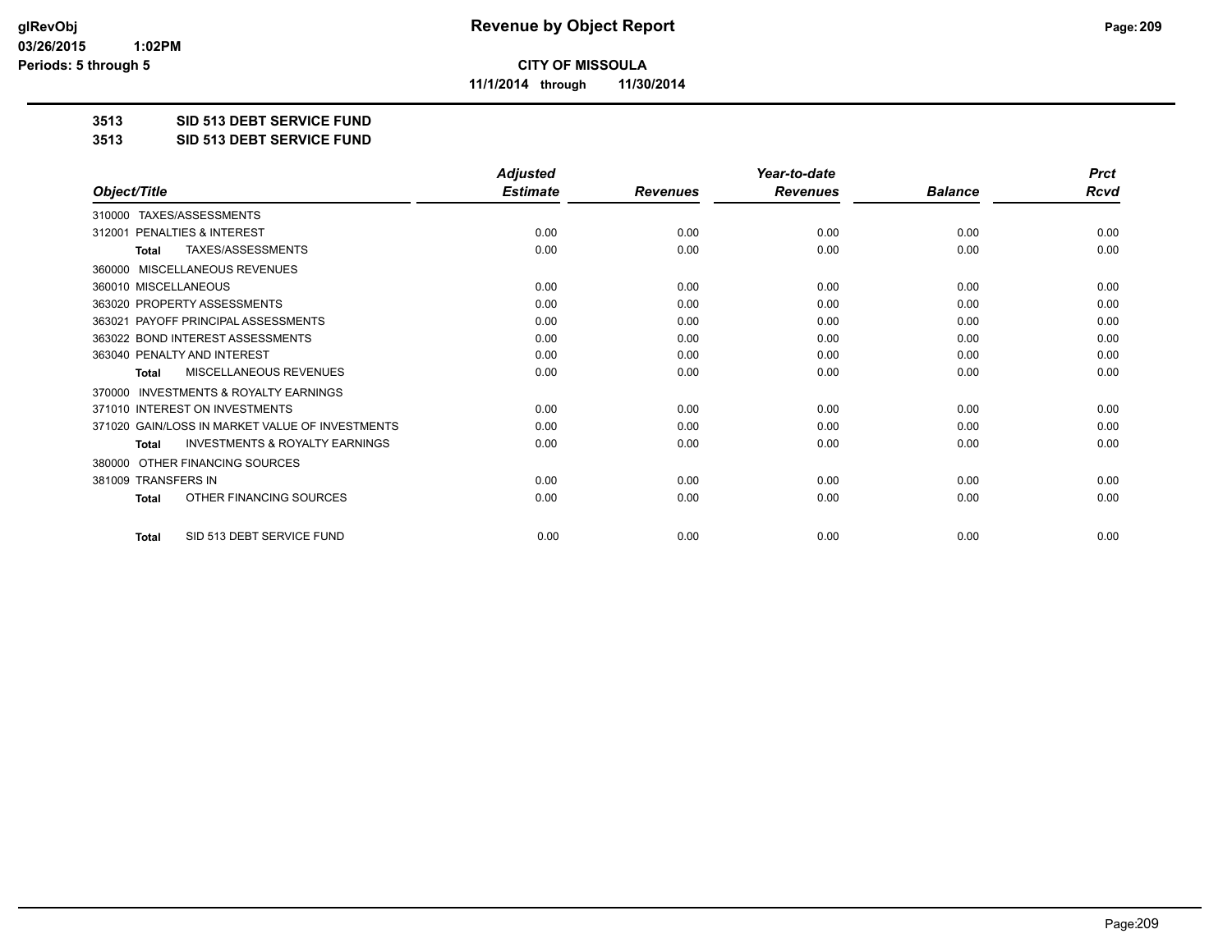**CITY OF MISSOULA**

**11/1/2014 through 11/30/2014**

**3513 SID 513 DEBT SERVICE FUND**

**3513 SID 513 DEBT SERVICE FUND**

| Object/Title | Adjusted Estimate | Revenues | Year-to-date Revenues | Balance | Prct Rcvd |
|---|---|---|---|---|---|
| 310000 TAXES/ASSESSMENTS | | | | | |
| 312001 PENALTIES & INTEREST | 0.00 | 0.00 | 0.00 | 0.00 | 0.00 |
| **Total** TAXES/ASSESSMENTS | 0.00 | 0.00 | 0.00 | 0.00 | 0.00 |
| 360000 MISCELLANEOUS REVENUES | | | | | |
| 360010 MISCELLANEOUS | 0.00 | 0.00 | 0.00 | 0.00 | 0.00 |
| 363020 PROPERTY ASSESSMENTS | 0.00 | 0.00 | 0.00 | 0.00 | 0.00 |
| 363021 PAYOFF PRINCIPAL ASSESSMENTS | 0.00 | 0.00 | 0.00 | 0.00 | 0.00 |
| 363022 BOND INTEREST ASSESSMENTS | 0.00 | 0.00 | 0.00 | 0.00 | 0.00 |
| 363040 PENALTY AND INTEREST | 0.00 | 0.00 | 0.00 | 0.00 | 0.00 |
| **Total** MISCELLANEOUS REVENUES | 0.00 | 0.00 | 0.00 | 0.00 | 0.00 |
| 370000 INVESTMENTS & ROYALTY EARNINGS | | | | | |
| 371010 INTEREST ON INVESTMENTS | 0.00 | 0.00 | 0.00 | 0.00 | 0.00 |
| 371020 GAIN/LOSS IN MARKET VALUE OF INVESTMENTS | 0.00 | 0.00 | 0.00 | 0.00 | 0.00 |
| **Total** INVESTMENTS & ROYALTY EARNINGS | 0.00 | 0.00 | 0.00 | 0.00 | 0.00 |
| 380000 OTHER FINANCING SOURCES | | | | | |
| 381009 TRANSFERS IN | 0.00 | 0.00 | 0.00 | 0.00 | 0.00 |
| **Total** OTHER FINANCING SOURCES | 0.00 | 0.00 | 0.00 | 0.00 | 0.00 |
| **Total** SID 513 DEBT SERVICE FUND | 0.00 | 0.00 | 0.00 | 0.00 | 0.00 |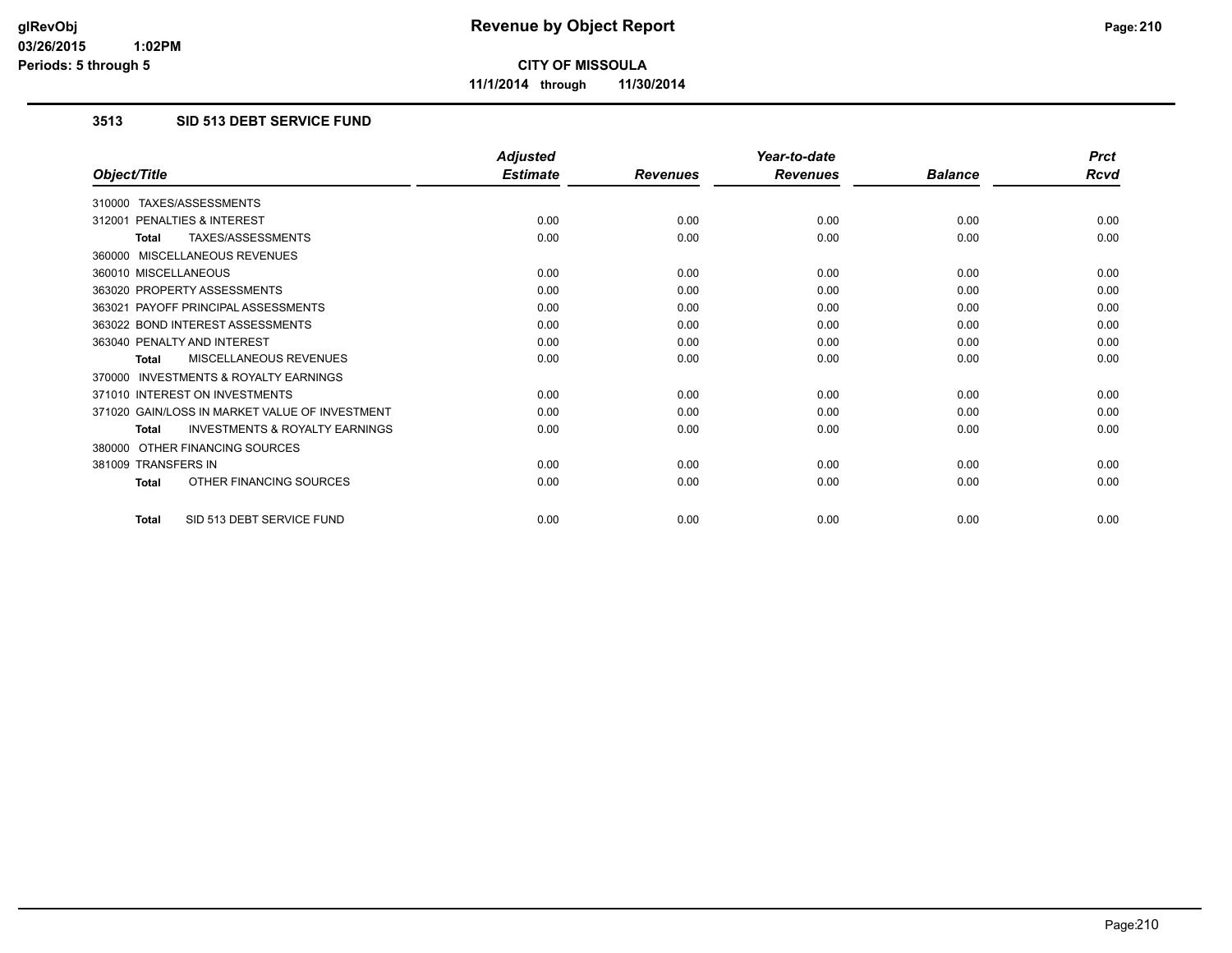glRevObj
03/26/2015 1:02PM
Periods: 5 through 5

# Revenue by Object Report

**CITY OF MISSOULA**

**11/1/2014 through 11/30/2014**

## 3513 SID 513 DEBT SERVICE FUND

| Object/Title | Adjusted Estimate | Revenues | Year-to-date Revenues | Balance | Prct Rcvd |
|---|---|---|---|---|---|
| 310000 TAXES/ASSESSMENTS | | | | | |
| 312001 PENALTIES & INTEREST | 0.00 | 0.00 | 0.00 | 0.00 | 0.00 |
| **Total** TAXES/ASSESSMENTS | 0.00 | 0.00 | 0.00 | 0.00 | 0.00 |
| 360000 MISCELLANEOUS REVENUES | | | | | |
| 360010 MISCELLANEOUS | 0.00 | 0.00 | 0.00 | 0.00 | 0.00 |
| 363020 PROPERTY ASSESSMENTS | 0.00 | 0.00 | 0.00 | 0.00 | 0.00 |
| 363021 PAYOFF PRINCIPAL ASSESSMENTS | 0.00 | 0.00 | 0.00 | 0.00 | 0.00 |
| 363022 BOND INTEREST ASSESSMENTS | 0.00 | 0.00 | 0.00 | 0.00 | 0.00 |
| 363040 PENALTY AND INTEREST | 0.00 | 0.00 | 0.00 | 0.00 | 0.00 |
| **Total** MISCELLANEOUS REVENUES | 0.00 | 0.00 | 0.00 | 0.00 | 0.00 |
| 370000 INVESTMENTS & ROYALTY EARNINGS | | | | | |
| 371010 INTEREST ON INVESTMENTS | 0.00 | 0.00 | 0.00 | 0.00 | 0.00 |
| 371020 GAIN/LOSS IN MARKET VALUE OF INVESTMENT | 0.00 | 0.00 | 0.00 | 0.00 | 0.00 |
| **Total** INVESTMENTS & ROYALTY EARNINGS | 0.00 | 0.00 | 0.00 | 0.00 | 0.00 |
| 380000 OTHER FINANCING SOURCES | | | | | |
| 381009 TRANSFERS IN | 0.00 | 0.00 | 0.00 | 0.00 | 0.00 |
| **Total** OTHER FINANCING SOURCES | 0.00 | 0.00 | 0.00 | 0.00 | 0.00 |
| **Total** SID 513 DEBT SERVICE FUND | 0.00 | 0.00 | 0.00 | 0.00 | 0.00 |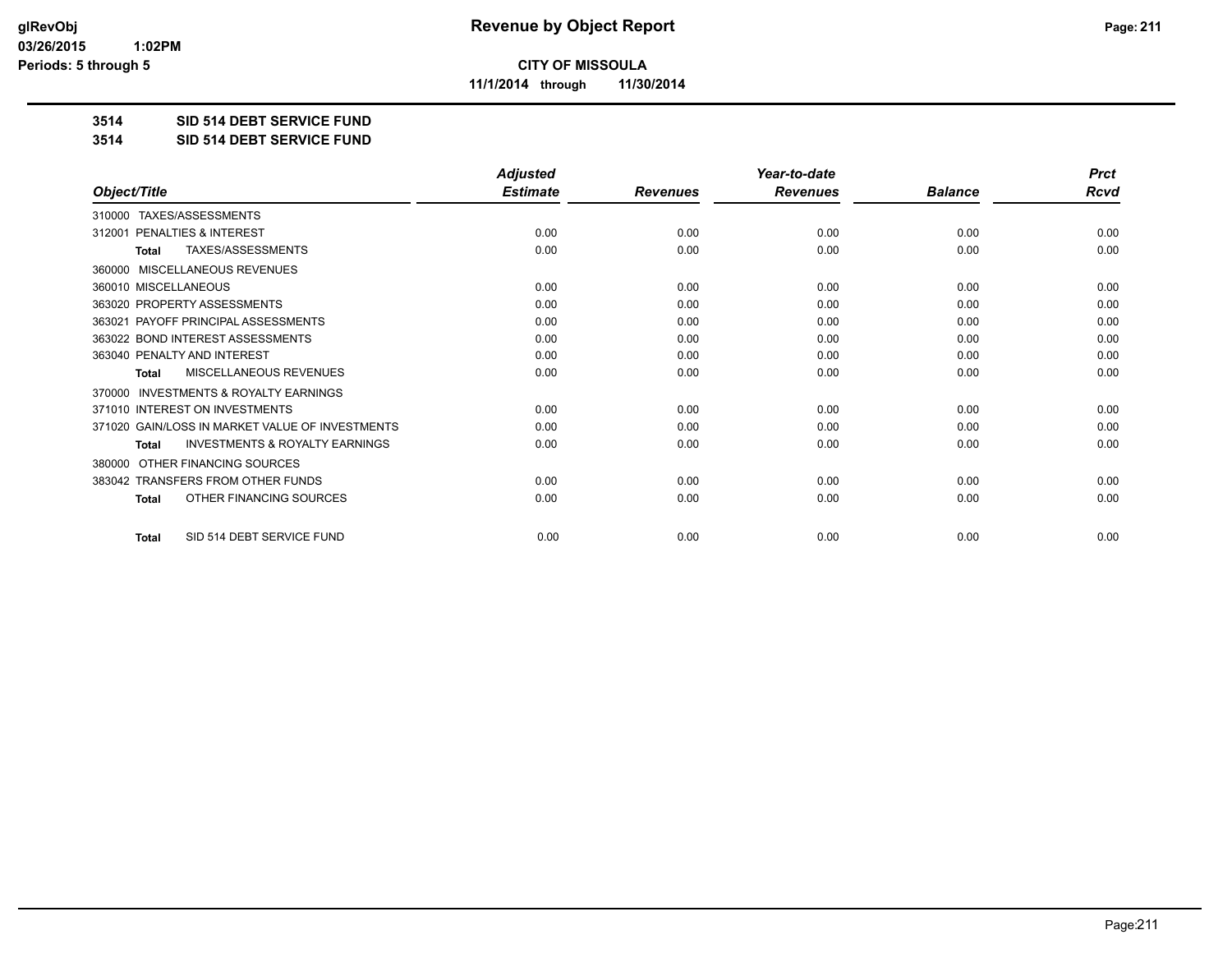**CITY OF MISSOULA**

**11/1/2014 through 11/30/2014**

**3514 SID 514 DEBT SERVICE FUND**

**3514 SID 514 DEBT SERVICE FUND**

| Object/Title | Adjusted Estimate | Revenues | Year-to-date Revenues | Balance | Prct Rcvd |
|---|---|---|---|---|---|
| 310000 TAXES/ASSESSMENTS | | | | | |
| 312001 PENALTIES & INTEREST | 0.00 | 0.00 | 0.00 | 0.00 | 0.00 |
| **Total** TAXES/ASSESSMENTS | 0.00 | 0.00 | 0.00 | 0.00 | 0.00 |
| 360000 MISCELLANEOUS REVENUES | | | | | |
| 360010 MISCELLANEOUS | 0.00 | 0.00 | 0.00 | 0.00 | 0.00 |
| 363020 PROPERTY ASSESSMENTS | 0.00 | 0.00 | 0.00 | 0.00 | 0.00 |
| 363021 PAYOFF PRINCIPAL ASSESSMENTS | 0.00 | 0.00 | 0.00 | 0.00 | 0.00 |
| 363022 BOND INTEREST ASSESSMENTS | 0.00 | 0.00 | 0.00 | 0.00 | 0.00 |
| 363040 PENALTY AND INTEREST | 0.00 | 0.00 | 0.00 | 0.00 | 0.00 |
| **Total** MISCELLANEOUS REVENUES | 0.00 | 0.00 | 0.00 | 0.00 | 0.00 |
| 370000 INVESTMENTS & ROYALTY EARNINGS | | | | | |
| 371010 INTEREST ON INVESTMENTS | 0.00 | 0.00 | 0.00 | 0.00 | 0.00 |
| 371020 GAIN/LOSS IN MARKET VALUE OF INVESTMENTS | 0.00 | 0.00 | 0.00 | 0.00 | 0.00 |
| **Total** INVESTMENTS & ROYALTY EARNINGS | 0.00 | 0.00 | 0.00 | 0.00 | 0.00 |
| 380000 OTHER FINANCING SOURCES | | | | | |
| 383042 TRANSFERS FROM OTHER FUNDS | 0.00 | 0.00 | 0.00 | 0.00 | 0.00 |
| **Total** OTHER FINANCING SOURCES | 0.00 | 0.00 | 0.00 | 0.00 | 0.00 |
| **Total** SID 514 DEBT SERVICE FUND | 0.00 | 0.00 | 0.00 | 0.00 | 0.00 |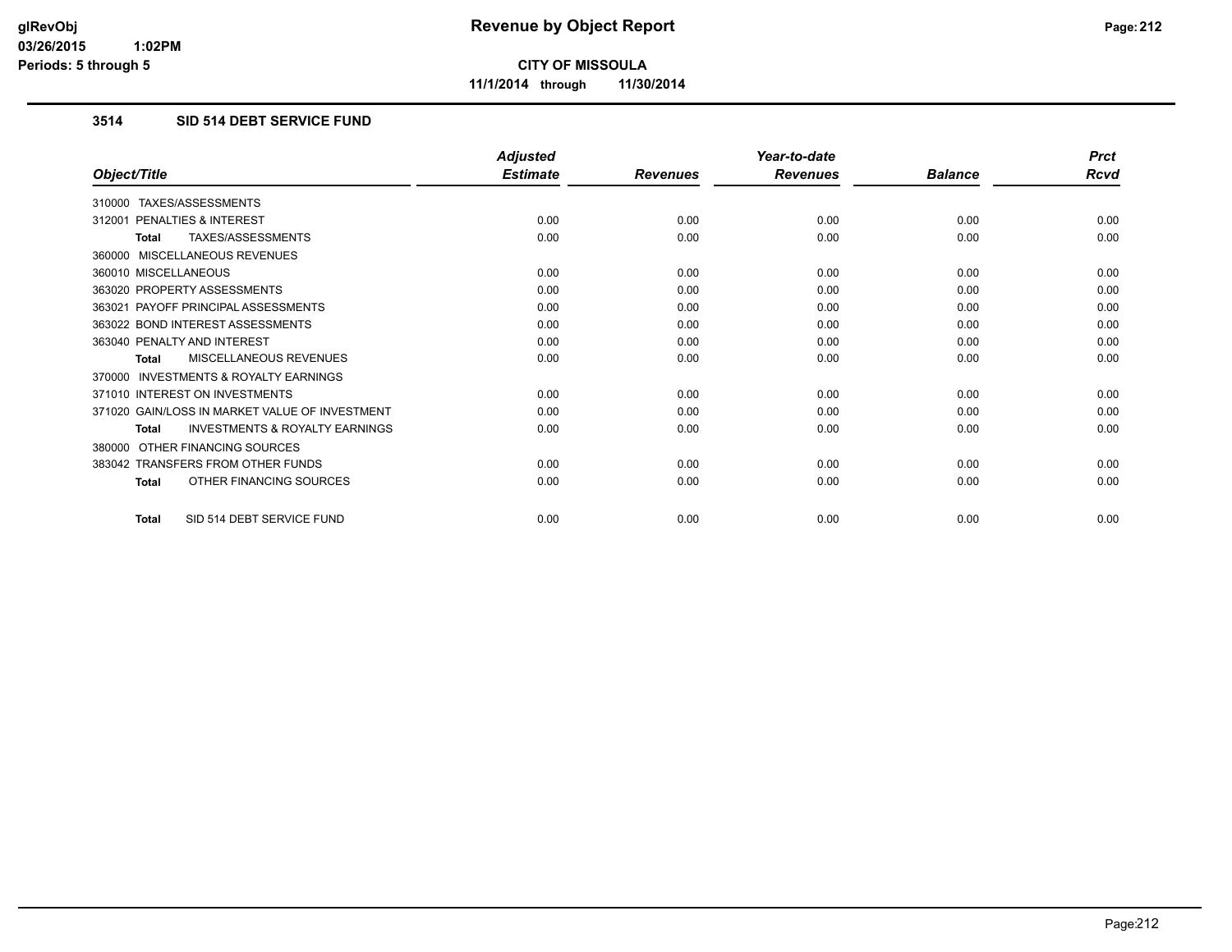# Revenue by Object Report

**CITY OF MISSOULA**

**11/1/2014 through 11/30/2014**

glRevObj
03/26/2015 1:02PM
Periods: 5 through 5

## 3514 SID 514 DEBT SERVICE FUND

| Object/Title | Adjusted Estimate | Revenues | Year-to-date Revenues | Balance | Prct Rcvd |
|---|---|---|---|---|---|
| 310000 TAXES/ASSESSMENTS | | | | | |
| 312001 PENALTIES & INTEREST | 0.00 | 0.00 | 0.00 | 0.00 | 0.00 |
| **Total** TAXES/ASSESSMENTS | 0.00 | 0.00 | 0.00 | 0.00 | 0.00 |
| 360000 MISCELLANEOUS REVENUES | | | | | |
| 360010 MISCELLANEOUS | 0.00 | 0.00 | 0.00 | 0.00 | 0.00 |
| 363020 PROPERTY ASSESSMENTS | 0.00 | 0.00 | 0.00 | 0.00 | 0.00 |
| 363021 PAYOFF PRINCIPAL ASSESSMENTS | 0.00 | 0.00 | 0.00 | 0.00 | 0.00 |
| 363022 BOND INTEREST ASSESSMENTS | 0.00 | 0.00 | 0.00 | 0.00 | 0.00 |
| 363040 PENALTY AND INTEREST | 0.00 | 0.00 | 0.00 | 0.00 | 0.00 |
| **Total** MISCELLANEOUS REVENUES | 0.00 | 0.00 | 0.00 | 0.00 | 0.00 |
| 370000 INVESTMENTS & ROYALTY EARNINGS | | | | | |
| 371010 INTEREST ON INVESTMENTS | 0.00 | 0.00 | 0.00 | 0.00 | 0.00 |
| 371020 GAIN/LOSS IN MARKET VALUE OF INVESTMENT | 0.00 | 0.00 | 0.00 | 0.00 | 0.00 |
| **Total** INVESTMENTS & ROYALTY EARNINGS | 0.00 | 0.00 | 0.00 | 0.00 | 0.00 |
| 380000 OTHER FINANCING SOURCES | | | | | |
| 383042 TRANSFERS FROM OTHER FUNDS | 0.00 | 0.00 | 0.00 | 0.00 | 0.00 |
| **Total** OTHER FINANCING SOURCES | 0.00 | 0.00 | 0.00 | 0.00 | 0.00 |
| **Total** SID 514 DEBT SERVICE FUND | 0.00 | 0.00 | 0.00 | 0.00 | 0.00 |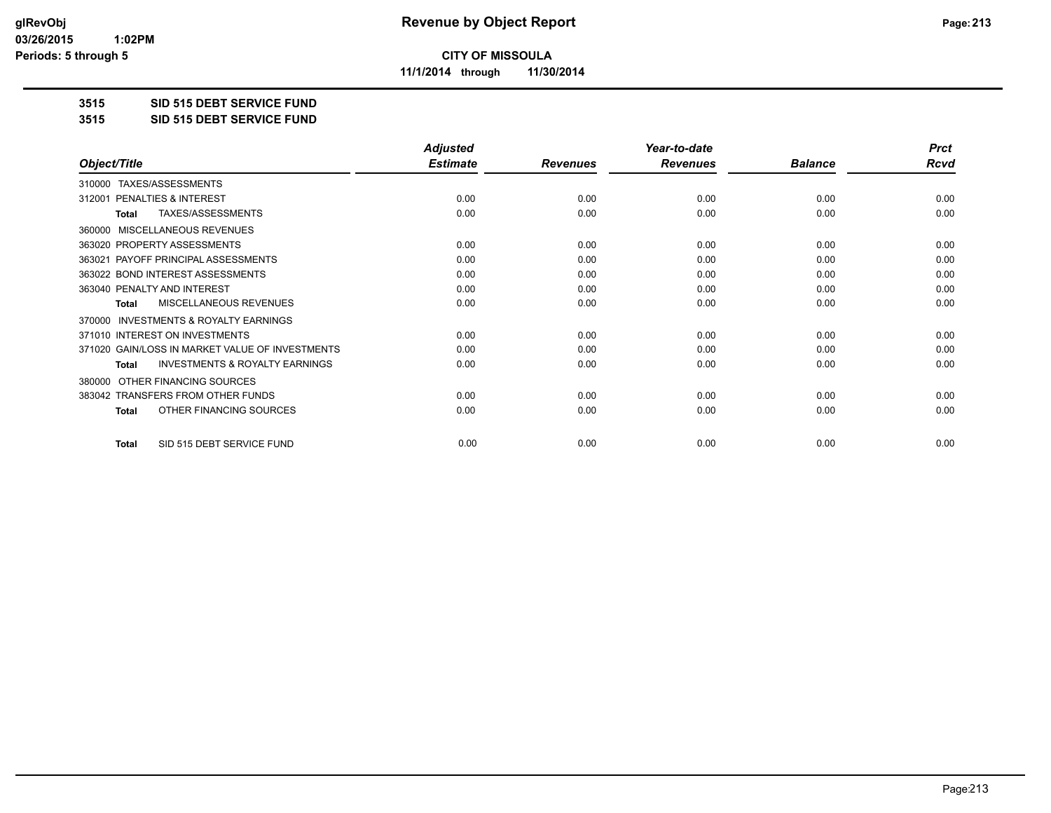glRevObj
03/26/2015 1:02PM
Periods: 5 through 5

# Revenue by Object Report

**CITY OF MISSOULA**

**11/1/2014 through 11/30/2014**

**3515 SID 515 DEBT SERVICE FUND**

**3515 SID 515 DEBT SERVICE FUND**

| Object/Title | Adjusted Estimate | Revenues | Year-to-date Revenues | Balance | Prct Rcvd |
|---|---|---|---|---|---|
| 310000 TAXES/ASSESSMENTS | | | | | |
| 312001 PENALTIES & INTEREST | 0.00 | 0.00 | 0.00 | 0.00 | 0.00 |
| **Total** TAXES/ASSESSMENTS | 0.00 | 0.00 | 0.00 | 0.00 | 0.00 |
| 360000 MISCELLANEOUS REVENUES | | | | | |
| 363020 PROPERTY ASSESSMENTS | 0.00 | 0.00 | 0.00 | 0.00 | 0.00 |
| 363021 PAYOFF PRINCIPAL ASSESSMENTS | 0.00 | 0.00 | 0.00 | 0.00 | 0.00 |
| 363022 BOND INTEREST ASSESSMENTS | 0.00 | 0.00 | 0.00 | 0.00 | 0.00 |
| 363040 PENALTY AND INTEREST | 0.00 | 0.00 | 0.00 | 0.00 | 0.00 |
| **Total** MISCELLANEOUS REVENUES | 0.00 | 0.00 | 0.00 | 0.00 | 0.00 |
| 370000 INVESTMENTS & ROYALTY EARNINGS | | | | | |
| 371010 INTEREST ON INVESTMENTS | 0.00 | 0.00 | 0.00 | 0.00 | 0.00 |
| 371020 GAIN/LOSS IN MARKET VALUE OF INVESTMENTS | 0.00 | 0.00 | 0.00 | 0.00 | 0.00 |
| **Total** INVESTMENTS & ROYALTY EARNINGS | 0.00 | 0.00 | 0.00 | 0.00 | 0.00 |
| 380000 OTHER FINANCING SOURCES | | | | | |
| 383042 TRANSFERS FROM OTHER FUNDS | 0.00 | 0.00 | 0.00 | 0.00 | 0.00 |
| **Total** OTHER FINANCING SOURCES | 0.00 | 0.00 | 0.00 | 0.00 | 0.00 |
| **Total** SID 515 DEBT SERVICE FUND | 0.00 | 0.00 | 0.00 | 0.00 | 0.00 |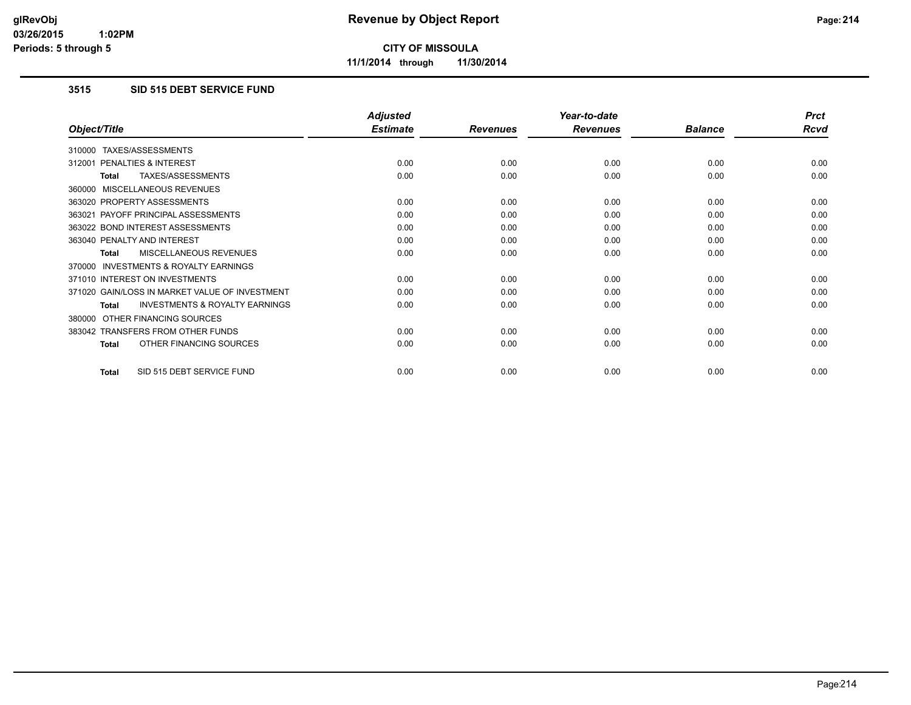# Revenue by Object Report

**CITY OF MISSOULA**

**11/1/2014 through 11/30/2014**

glRevObj
03/26/2015 1:02PM
Periods: 5 through 5

### 3515 SID 515 DEBT SERVICE FUND

| Object/Title | Adjusted Estimate | Revenues | Year-to-date Revenues | Balance | Prct Rcvd |
|---|---|---|---|---|---|
| 310000 TAXES/ASSESSMENTS | | | | | |
| 312001 PENALTIES & INTEREST | 0.00 | 0.00 | 0.00 | 0.00 | 0.00 |
| **Total** TAXES/ASSESSMENTS | 0.00 | 0.00 | 0.00 | 0.00 | 0.00 |
| 360000 MISCELLANEOUS REVENUES | | | | | |
| 363020 PROPERTY ASSESSMENTS | 0.00 | 0.00 | 0.00 | 0.00 | 0.00 |
| 363021 PAYOFF PRINCIPAL ASSESSMENTS | 0.00 | 0.00 | 0.00 | 0.00 | 0.00 |
| 363022 BOND INTEREST ASSESSMENTS | 0.00 | 0.00 | 0.00 | 0.00 | 0.00 |
| 363040 PENALTY AND INTEREST | 0.00 | 0.00 | 0.00 | 0.00 | 0.00 |
| **Total** MISCELLANEOUS REVENUES | 0.00 | 0.00 | 0.00 | 0.00 | 0.00 |
| 370000 INVESTMENTS & ROYALTY EARNINGS | | | | | |
| 371010 INTEREST ON INVESTMENTS | 0.00 | 0.00 | 0.00 | 0.00 | 0.00 |
| 371020 GAIN/LOSS IN MARKET VALUE OF INVESTMENT | 0.00 | 0.00 | 0.00 | 0.00 | 0.00 |
| **Total** INVESTMENTS & ROYALTY EARNINGS | 0.00 | 0.00 | 0.00 | 0.00 | 0.00 |
| 380000 OTHER FINANCING SOURCES | | | | | |
| 383042 TRANSFERS FROM OTHER FUNDS | 0.00 | 0.00 | 0.00 | 0.00 | 0.00 |
| **Total** OTHER FINANCING SOURCES | 0.00 | 0.00 | 0.00 | 0.00 | 0.00 |
| **Total** SID 515 DEBT SERVICE FUND | 0.00 | 0.00 | 0.00 | 0.00 | 0.00 |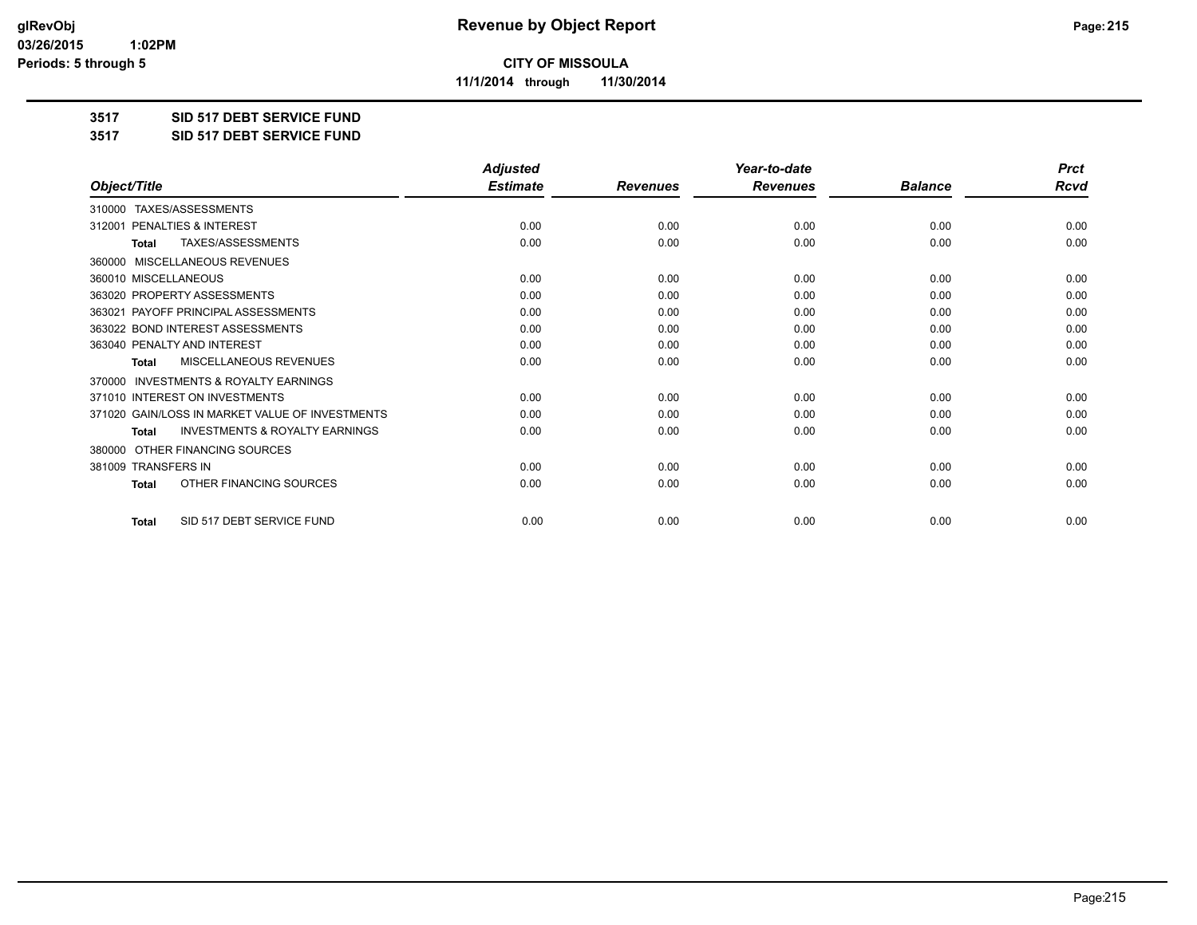# Revenue by Object Report

## CITY OF MISSOULA

11/1/2014 through 11/30/2014

glRevObj
03/26/2015 1:02PM
Periods: 5 through 5

### 3517 SID 517 DEBT SERVICE FUND
### 3517 SID 517 DEBT SERVICE FUND

| Object/Title | Adjusted Estimate | Revenues | Year-to-date Revenues | Balance | Prct Rcvd |
|---|---|---|---|---|---|
| 310000 TAXES/ASSESSMENTS | | | | | |
| 312001 PENALTIES & INTEREST | 0.00 | 0.00 | 0.00 | 0.00 | 0.00 |
| Total TAXES/ASSESSMENTS | 0.00 | 0.00 | 0.00 | 0.00 | 0.00 |
| 360000 MISCELLANEOUS REVENUES | | | | | |
| 360010 MISCELLANEOUS | 0.00 | 0.00 | 0.00 | 0.00 | 0.00 |
| 363020 PROPERTY ASSESSMENTS | 0.00 | 0.00 | 0.00 | 0.00 | 0.00 |
| 363021 PAYOFF PRINCIPAL ASSESSMENTS | 0.00 | 0.00 | 0.00 | 0.00 | 0.00 |
| 363022 BOND INTEREST ASSESSMENTS | 0.00 | 0.00 | 0.00 | 0.00 | 0.00 |
| 363040 PENALTY AND INTEREST | 0.00 | 0.00 | 0.00 | 0.00 | 0.00 |
| Total MISCELLANEOUS REVENUES | 0.00 | 0.00 | 0.00 | 0.00 | 0.00 |
| 370000 INVESTMENTS & ROYALTY EARNINGS | | | | | |
| 371010 INTEREST ON INVESTMENTS | 0.00 | 0.00 | 0.00 | 0.00 | 0.00 |
| 371020 GAIN/LOSS IN MARKET VALUE OF INVESTMENTS | 0.00 | 0.00 | 0.00 | 0.00 | 0.00 |
| Total INVESTMENTS & ROYALTY EARNINGS | 0.00 | 0.00 | 0.00 | 0.00 | 0.00 |
| 380000 OTHER FINANCING SOURCES | | | | | |
| 381009 TRANSFERS IN | 0.00 | 0.00 | 0.00 | 0.00 | 0.00 |
| Total OTHER FINANCING SOURCES | 0.00 | 0.00 | 0.00 | 0.00 | 0.00 |
| Total SID 517 DEBT SERVICE FUND | 0.00 | 0.00 | 0.00 | 0.00 | 0.00 |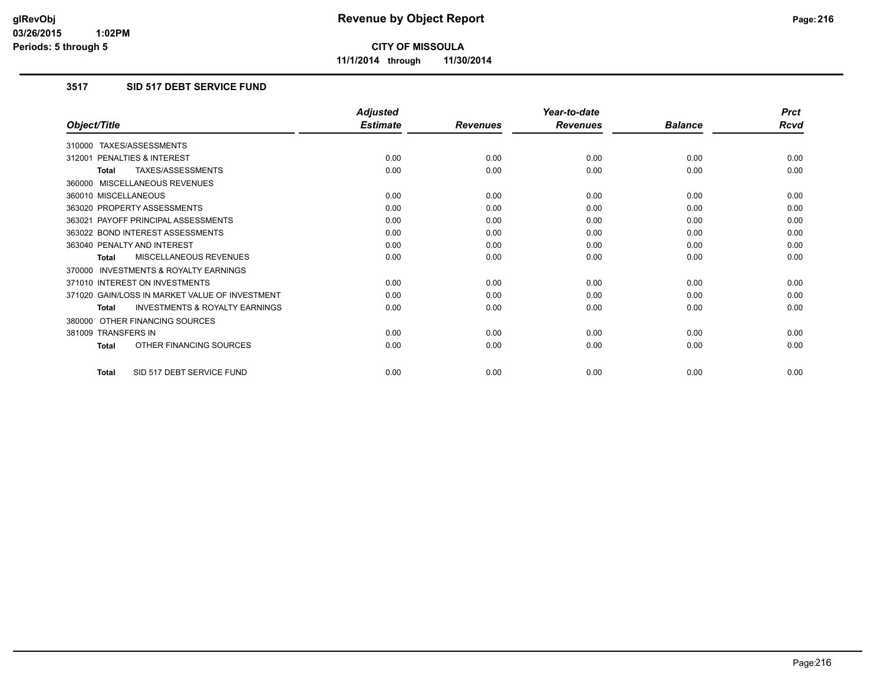# CITY OF MISSOULA

**11/1/2014 through 11/30/2014**

## 3517 SID 517 DEBT SERVICE FUND

| Object/Title | Adjusted Estimate | Revenues | Year-to-date Revenues | Balance | Prct Rcvd |
|---|---|---|---|---|---|
| 310000 TAXES/ASSESSMENTS | | | | | |
| 312001 PENALTIES & INTEREST | 0.00 | 0.00 | 0.00 | 0.00 | 0.00 |
| **Total** TAXES/ASSESSMENTS | 0.00 | 0.00 | 0.00 | 0.00 | 0.00 |
| 360000 MISCELLANEOUS REVENUES | | | | | |
| 360010 MISCELLANEOUS | 0.00 | 0.00 | 0.00 | 0.00 | 0.00 |
| 363020 PROPERTY ASSESSMENTS | 0.00 | 0.00 | 0.00 | 0.00 | 0.00 |
| 363021 PAYOFF PRINCIPAL ASSESSMENTS | 0.00 | 0.00 | 0.00 | 0.00 | 0.00 |
| 363022 BOND INTEREST ASSESSMENTS | 0.00 | 0.00 | 0.00 | 0.00 | 0.00 |
| 363040 PENALTY AND INTEREST | 0.00 | 0.00 | 0.00 | 0.00 | 0.00 |
| **Total** MISCELLANEOUS REVENUES | 0.00 | 0.00 | 0.00 | 0.00 | 0.00 |
| 370000 INVESTMENTS & ROYALTY EARNINGS | | | | | |
| 371010 INTEREST ON INVESTMENTS | 0.00 | 0.00 | 0.00 | 0.00 | 0.00 |
| 371020 GAIN/LOSS IN MARKET VALUE OF INVESTMENT | 0.00 | 0.00 | 0.00 | 0.00 | 0.00 |
| **Total** INVESTMENTS & ROYALTY EARNINGS | 0.00 | 0.00 | 0.00 | 0.00 | 0.00 |
| 380000 OTHER FINANCING SOURCES | | | | | |
| 381009 TRANSFERS IN | 0.00 | 0.00 | 0.00 | 0.00 | 0.00 |
| **Total** OTHER FINANCING SOURCES | 0.00 | 0.00 | 0.00 | 0.00 | 0.00 |
| **Total** SID 517 DEBT SERVICE FUND | 0.00 | 0.00 | 0.00 | 0.00 | 0.00 |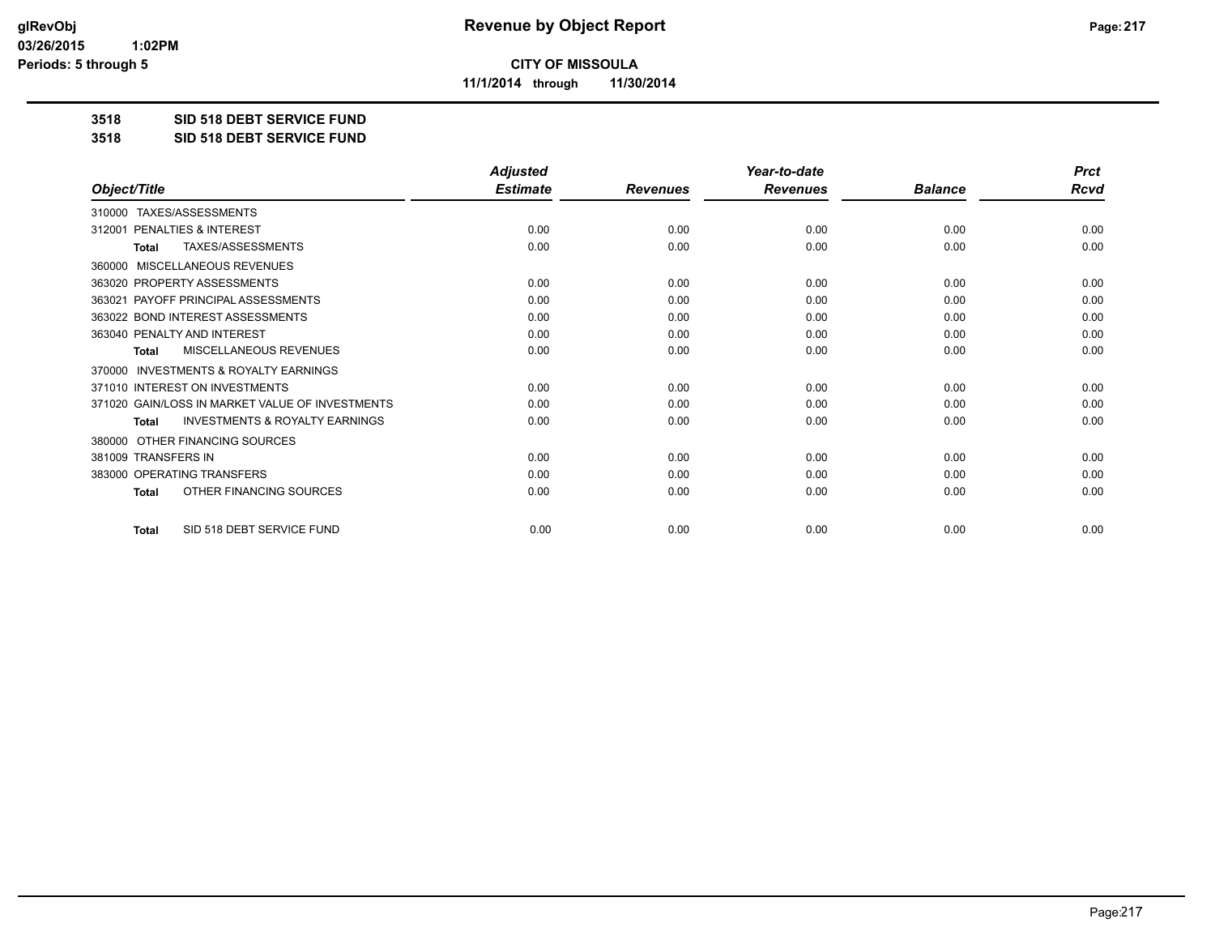# Revenue by Object Report

**CITY OF MISSOULA**

**11/1/2014 through 11/30/2014**

glRevObj
03/26/2015 1:02PM
Periods: 5 through 5

**3518 SID 518 DEBT SERVICE FUND**

**3518 SID 518 DEBT SERVICE FUND**

| Object/Title | Adjusted Estimate | Revenues | Year-to-date Revenues | Balance | Prct Rcvd |
|---|---|---|---|---|---|
| 310000 TAXES/ASSESSMENTS | | | | | |
| 312001 PENALTIES & INTEREST | 0.00 | 0.00 | 0.00 | 0.00 | 0.00 |
| **Total** TAXES/ASSESSMENTS | 0.00 | 0.00 | 0.00 | 0.00 | 0.00 |
| 360000 MISCELLANEOUS REVENUES | | | | | |
| 363020 PROPERTY ASSESSMENTS | 0.00 | 0.00 | 0.00 | 0.00 | 0.00 |
| 363021 PAYOFF PRINCIPAL ASSESSMENTS | 0.00 | 0.00 | 0.00 | 0.00 | 0.00 |
| 363022 BOND INTEREST ASSESSMENTS | 0.00 | 0.00 | 0.00 | 0.00 | 0.00 |
| 363040 PENALTY AND INTEREST | 0.00 | 0.00 | 0.00 | 0.00 | 0.00 |
| **Total** MISCELLANEOUS REVENUES | 0.00 | 0.00 | 0.00 | 0.00 | 0.00 |
| 370000 INVESTMENTS & ROYALTY EARNINGS | | | | | |
| 371010 INTEREST ON INVESTMENTS | 0.00 | 0.00 | 0.00 | 0.00 | 0.00 |
| 371020 GAIN/LOSS IN MARKET VALUE OF INVESTMENTS | 0.00 | 0.00 | 0.00 | 0.00 | 0.00 |
| **Total** INVESTMENTS & ROYALTY EARNINGS | 0.00 | 0.00 | 0.00 | 0.00 | 0.00 |
| 380000 OTHER FINANCING SOURCES | | | | | |
| 381009 TRANSFERS IN | 0.00 | 0.00 | 0.00 | 0.00 | 0.00 |
| 383000 OPERATING TRANSFERS | 0.00 | 0.00 | 0.00 | 0.00 | 0.00 |
| **Total** OTHER FINANCING SOURCES | 0.00 | 0.00 | 0.00 | 0.00 | 0.00 |
| **Total** SID 518 DEBT SERVICE FUND | 0.00 | 0.00 | 0.00 | 0.00 | 0.00 |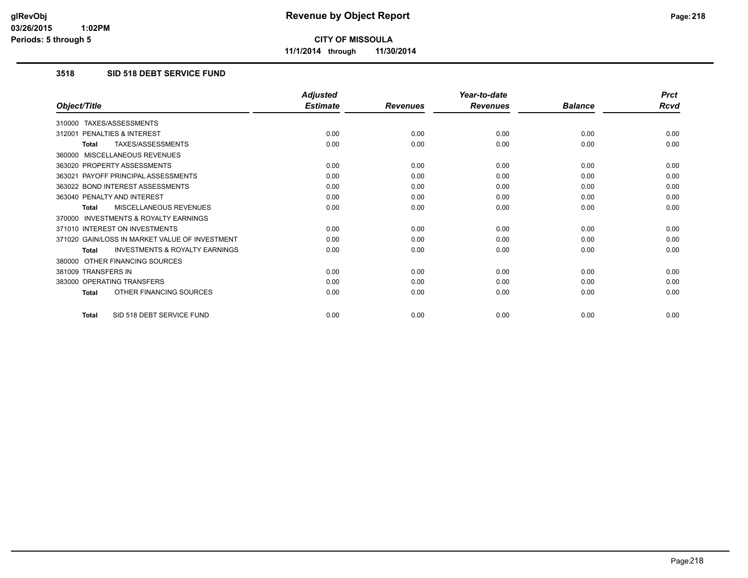# Revenue by Object Report

**CITY OF MISSOULA**

**11/1/2014 through 11/30/2014**

glRevObj
03/26/2015 1:02PM
Periods: 5 through 5

### 3518 SID 518 DEBT SERVICE FUND

| Object/Title | Adjusted Estimate | Revenues | Year-to-date Revenues | Balance | Prct Rcvd |
|---|---|---|---|---|---|
| 310000 TAXES/ASSESSMENTS | | | | | |
| 312001 PENALTIES & INTEREST | 0.00 | 0.00 | 0.00 | 0.00 | 0.00 |
| **Total** TAXES/ASSESSMENTS | 0.00 | 0.00 | 0.00 | 0.00 | 0.00 |
| 360000 MISCELLANEOUS REVENUES | | | | | |
| 363020 PROPERTY ASSESSMENTS | 0.00 | 0.00 | 0.00 | 0.00 | 0.00 |
| 363021 PAYOFF PRINCIPAL ASSESSMENTS | 0.00 | 0.00 | 0.00 | 0.00 | 0.00 |
| 363022 BOND INTEREST ASSESSMENTS | 0.00 | 0.00 | 0.00 | 0.00 | 0.00 |
| 363040 PENALTY AND INTEREST | 0.00 | 0.00 | 0.00 | 0.00 | 0.00 |
| **Total** MISCELLANEOUS REVENUES | 0.00 | 0.00 | 0.00 | 0.00 | 0.00 |
| 370000 INVESTMENTS & ROYALTY EARNINGS | | | | | |
| 371010 INTEREST ON INVESTMENTS | 0.00 | 0.00 | 0.00 | 0.00 | 0.00 |
| 371020 GAIN/LOSS IN MARKET VALUE OF INVESTMENT | 0.00 | 0.00 | 0.00 | 0.00 | 0.00 |
| **Total** INVESTMENTS & ROYALTY EARNINGS | 0.00 | 0.00 | 0.00 | 0.00 | 0.00 |
| 380000 OTHER FINANCING SOURCES | | | | | |
| 381009 TRANSFERS IN | 0.00 | 0.00 | 0.00 | 0.00 | 0.00 |
| 383000 OPERATING TRANSFERS | 0.00 | 0.00 | 0.00 | 0.00 | 0.00 |
| **Total** OTHER FINANCING SOURCES | 0.00 | 0.00 | 0.00 | 0.00 | 0.00 |
| **Total** SID 518 DEBT SERVICE FUND | 0.00 | 0.00 | 0.00 | 0.00 | 0.00 |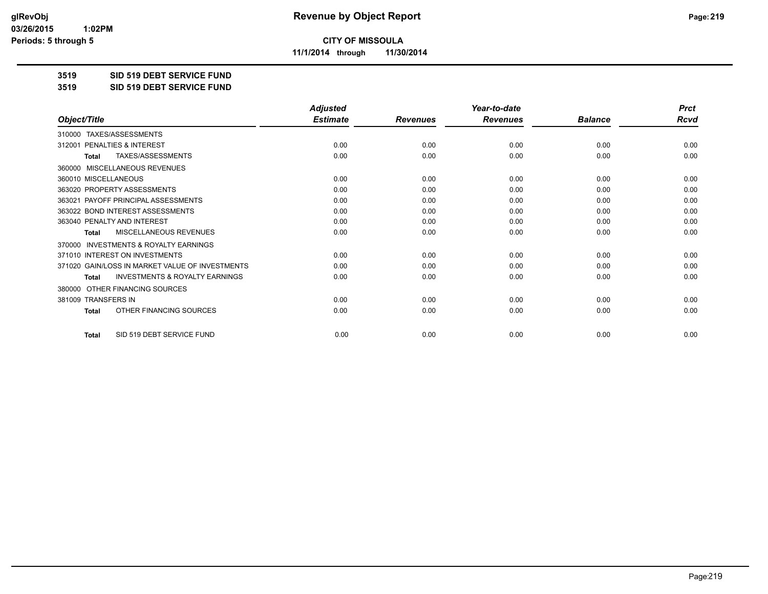# Revenue by Object Report

**CITY OF MISSOULA**

**11/1/2014 through 11/30/2014**

glRevObj
03/26/2015 1:02PM
Periods: 5 through 5

**3519 SID 519 DEBT SERVICE FUND**

**3519 SID 519 DEBT SERVICE FUND**

| Object/Title | Adjusted Estimate | Revenues | Year-to-date Revenues | Balance | Prct Rcvd |
|---|---|---|---|---|---|
| 310000 TAXES/ASSESSMENTS | | | | | |
| 312001 PENALTIES & INTEREST | 0.00 | 0.00 | 0.00 | 0.00 | 0.00 |
| **Total** TAXES/ASSESSMENTS | 0.00 | 0.00 | 0.00 | 0.00 | 0.00 |
| 360000 MISCELLANEOUS REVENUES | | | | | |
| 360010 MISCELLANEOUS | 0.00 | 0.00 | 0.00 | 0.00 | 0.00 |
| 363020 PROPERTY ASSESSMENTS | 0.00 | 0.00 | 0.00 | 0.00 | 0.00 |
| 363021 PAYOFF PRINCIPAL ASSESSMENTS | 0.00 | 0.00 | 0.00 | 0.00 | 0.00 |
| 363022 BOND INTEREST ASSESSMENTS | 0.00 | 0.00 | 0.00 | 0.00 | 0.00 |
| 363040 PENALTY AND INTEREST | 0.00 | 0.00 | 0.00 | 0.00 | 0.00 |
| **Total** MISCELLANEOUS REVENUES | 0.00 | 0.00 | 0.00 | 0.00 | 0.00 |
| 370000 INVESTMENTS & ROYALTY EARNINGS | | | | | |
| 371010 INTEREST ON INVESTMENTS | 0.00 | 0.00 | 0.00 | 0.00 | 0.00 |
| 371020 GAIN/LOSS IN MARKET VALUE OF INVESTMENTS | 0.00 | 0.00 | 0.00 | 0.00 | 0.00 |
| **Total** INVESTMENTS & ROYALTY EARNINGS | 0.00 | 0.00 | 0.00 | 0.00 | 0.00 |
| 380000 OTHER FINANCING SOURCES | | | | | |
| 381009 TRANSFERS IN | 0.00 | 0.00 | 0.00 | 0.00 | 0.00 |
| **Total** OTHER FINANCING SOURCES | 0.00 | 0.00 | 0.00 | 0.00 | 0.00 |
| **Total** SID 519 DEBT SERVICE FUND | 0.00 | 0.00 | 0.00 | 0.00 | 0.00 |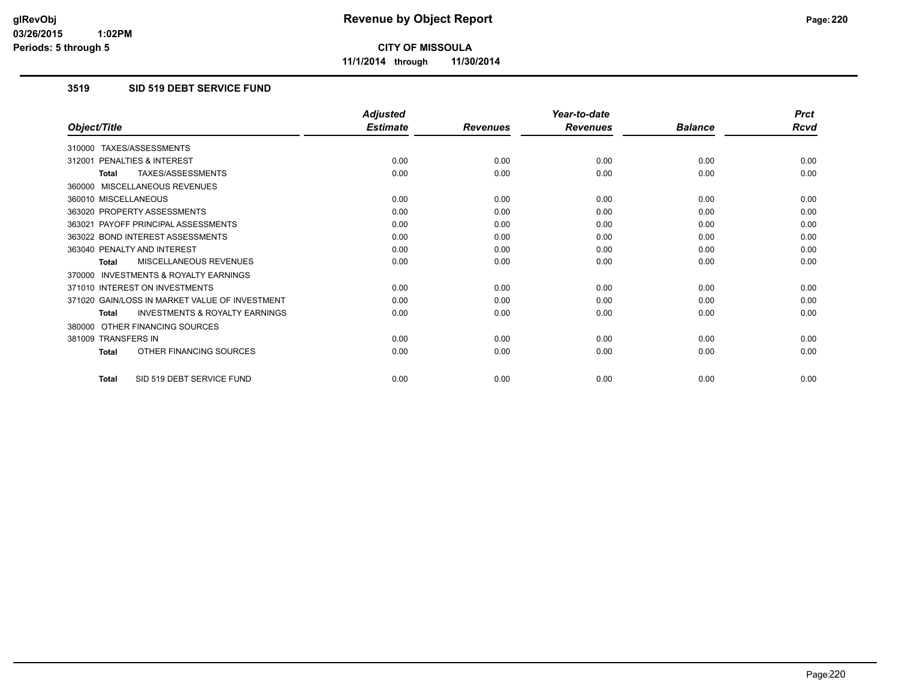CITY OF MISSOULA

11/1/2014 through 11/30/2014

### 3519 SID 519 DEBT SERVICE FUND

| Object/Title | Adjusted Estimate | Revenues | Year-to-date Revenues | Balance | Prct Rcvd |
|---|---|---|---|---|---|
| 310000 TAXES/ASSESSMENTS | | | | | |
| 312001 PENALTIES & INTEREST | 0.00 | 0.00 | 0.00 | 0.00 | 0.00 |
| **Total** TAXES/ASSESSMENTS | 0.00 | 0.00 | 0.00 | 0.00 | 0.00 |
| 360000 MISCELLANEOUS REVENUES | | | | | |
| 360010 MISCELLANEOUS | 0.00 | 0.00 | 0.00 | 0.00 | 0.00 |
| 363020 PROPERTY ASSESSMENTS | 0.00 | 0.00 | 0.00 | 0.00 | 0.00 |
| 363021 PAYOFF PRINCIPAL ASSESSMENTS | 0.00 | 0.00 | 0.00 | 0.00 | 0.00 |
| 363022 BOND INTEREST ASSESSMENTS | 0.00 | 0.00 | 0.00 | 0.00 | 0.00 |
| 363040 PENALTY AND INTEREST | 0.00 | 0.00 | 0.00 | 0.00 | 0.00 |
| **Total** MISCELLANEOUS REVENUES | 0.00 | 0.00 | 0.00 | 0.00 | 0.00 |
| 370000 INVESTMENTS & ROYALTY EARNINGS | | | | | |
| 371010 INTEREST ON INVESTMENTS | 0.00 | 0.00 | 0.00 | 0.00 | 0.00 |
| 371020 GAIN/LOSS IN MARKET VALUE OF INVESTMENT | 0.00 | 0.00 | 0.00 | 0.00 | 0.00 |
| **Total** INVESTMENTS & ROYALTY EARNINGS | 0.00 | 0.00 | 0.00 | 0.00 | 0.00 |
| 380000 OTHER FINANCING SOURCES | | | | | |
| 381009 TRANSFERS IN | 0.00 | 0.00 | 0.00 | 0.00 | 0.00 |
| **Total** OTHER FINANCING SOURCES | 0.00 | 0.00 | 0.00 | 0.00 | 0.00 |
| **Total** SID 519 DEBT SERVICE FUND | 0.00 | 0.00 | 0.00 | 0.00 | 0.00 |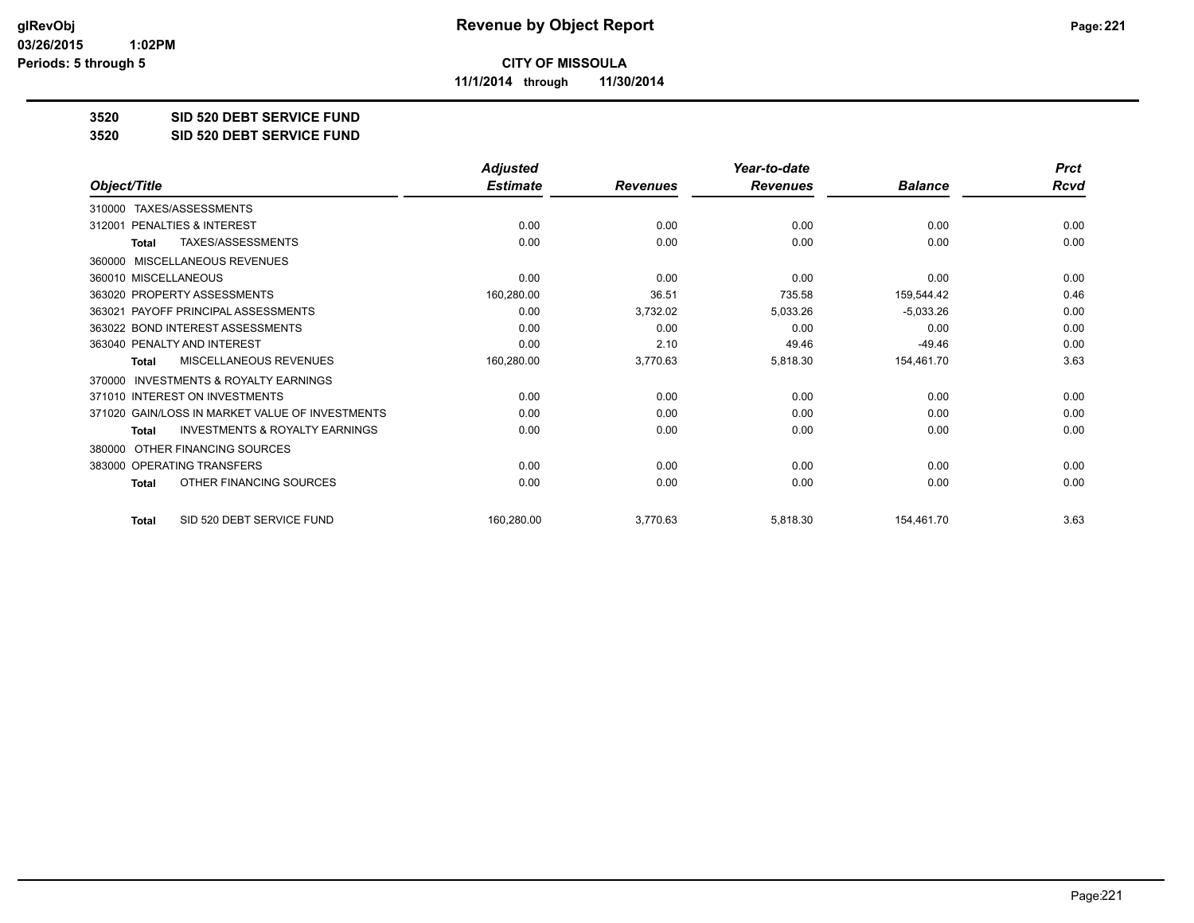# Revenue by Object Report

**CITY OF MISSOULA**

**11/1/2014 through 11/30/2014**

glRevObj
03/26/2015 1:02PM
Periods: 5 through 5

## 3520 SID 520 DEBT SERVICE FUND
## 3520 SID 520 DEBT SERVICE FUND

| Object/Title | Adjusted Estimate | Revenues | Year-to-date Revenues | Balance | Prct Rcvd |
|---|---|---|---|---|---|
| 310000 TAXES/ASSESSMENTS | | | | | |
| 312001 PENALTIES & INTEREST | 0.00 | 0.00 | 0.00 | 0.00 | 0.00 |
| **Total** TAXES/ASSESSMENTS | 0.00 | 0.00 | 0.00 | 0.00 | 0.00 |
| 360000 MISCELLANEOUS REVENUES | | | | | |
| 360010 MISCELLANEOUS | 0.00 | 0.00 | 0.00 | 0.00 | 0.00 |
| 363020 PROPERTY ASSESSMENTS | 160,280.00 | 36.51 | 735.58 | 159,544.42 | 0.46 |
| 363021 PAYOFF PRINCIPAL ASSESSMENTS | 0.00 | 3,732.02 | 5,033.26 | -5,033.26 | 0.00 |
| 363022 BOND INTEREST ASSESSMENTS | 0.00 | 0.00 | 0.00 | 0.00 | 0.00 |
| 363040 PENALTY AND INTEREST | 0.00 | 2.10 | 49.46 | -49.46 | 0.00 |
| **Total** MISCELLANEOUS REVENUES | 160,280.00 | 3,770.63 | 5,818.30 | 154,461.70 | 3.63 |
| 370000 INVESTMENTS & ROYALTY EARNINGS | | | | | |
| 371010 INTEREST ON INVESTMENTS | 0.00 | 0.00 | 0.00 | 0.00 | 0.00 |
| 371020 GAIN/LOSS IN MARKET VALUE OF INVESTMENTS | 0.00 | 0.00 | 0.00 | 0.00 | 0.00 |
| **Total** INVESTMENTS & ROYALTY EARNINGS | 0.00 | 0.00 | 0.00 | 0.00 | 0.00 |
| 380000 OTHER FINANCING SOURCES | | | | | |
| 383000 OPERATING TRANSFERS | 0.00 | 0.00 | 0.00 | 0.00 | 0.00 |
| **Total** OTHER FINANCING SOURCES | 0.00 | 0.00 | 0.00 | 0.00 | 0.00 |
| **Total** SID 520 DEBT SERVICE FUND | 160,280.00 | 3,770.63 | 5,818.30 | 154,461.70 | 3.63 |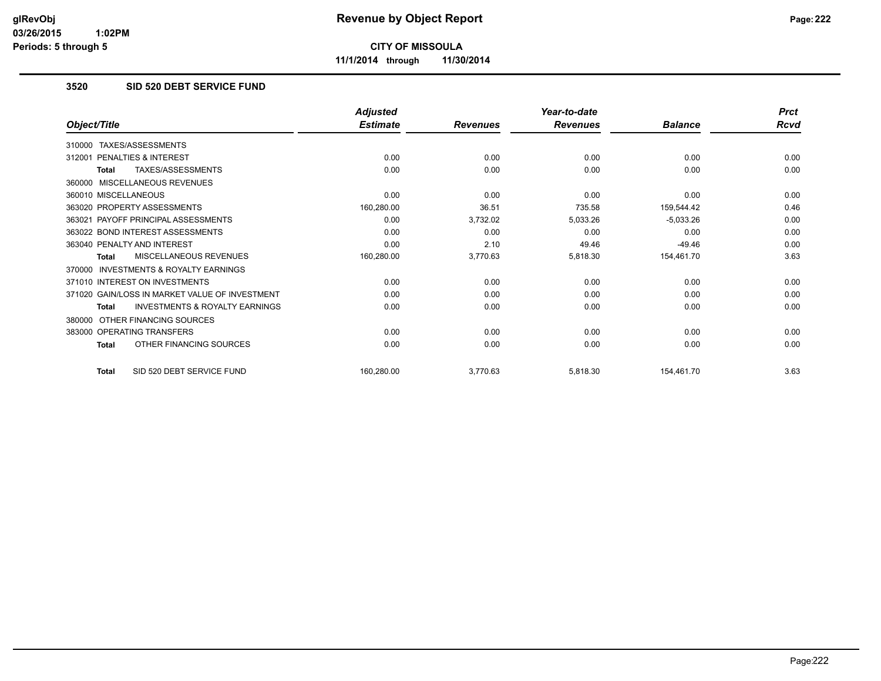**glRevObj**
**03/26/2015 1:02PM**
**Periods: 5 through 5**

# Revenue by Object Report

**CITY OF MISSOULA**

**11/1/2014 through 11/30/2014**

### 3520 SID 520 DEBT SERVICE FUND

| Object/Title | Adjusted Estimate | Revenues | Year-to-date Revenues | Balance | Prct Rcvd |
|---|---|---|---|---|---|
| 310000 TAXES/ASSESSMENTS | | | | | |
| 312001 PENALTIES & INTEREST | 0.00 | 0.00 | 0.00 | 0.00 | 0.00 |
| **Total** TAXES/ASSESSMENTS | 0.00 | 0.00 | 0.00 | 0.00 | 0.00 |
| 360000 MISCELLANEOUS REVENUES | | | | | |
| 360010 MISCELLANEOUS | 0.00 | 0.00 | 0.00 | 0.00 | 0.00 |
| 363020 PROPERTY ASSESSMENTS | 160,280.00 | 36.51 | 735.58 | 159,544.42 | 0.46 |
| 363021 PAYOFF PRINCIPAL ASSESSMENTS | 0.00 | 3,732.02 | 5,033.26 | -5,033.26 | 0.00 |
| 363022 BOND INTEREST ASSESSMENTS | 0.00 | 0.00 | 0.00 | 0.00 | 0.00 |
| 363040 PENALTY AND INTEREST | 0.00 | 2.10 | 49.46 | -49.46 | 0.00 |
| **Total** MISCELLANEOUS REVENUES | 160,280.00 | 3,770.63 | 5,818.30 | 154,461.70 | 3.63 |
| 370000 INVESTMENTS & ROYALTY EARNINGS | | | | | |
| 371010 INTEREST ON INVESTMENTS | 0.00 | 0.00 | 0.00 | 0.00 | 0.00 |
| 371020 GAIN/LOSS IN MARKET VALUE OF INVESTMENT | 0.00 | 0.00 | 0.00 | 0.00 | 0.00 |
| **Total** INVESTMENTS & ROYALTY EARNINGS | 0.00 | 0.00 | 0.00 | 0.00 | 0.00 |
| 380000 OTHER FINANCING SOURCES | | | | | |
| 383000 OPERATING TRANSFERS | 0.00 | 0.00 | 0.00 | 0.00 | 0.00 |
| **Total** OTHER FINANCING SOURCES | 0.00 | 0.00 | 0.00 | 0.00 | 0.00 |
| **Total** SID 520 DEBT SERVICE FUND | 160,280.00 | 3,770.63 | 5,818.30 | 154,461.70 | 3.63 |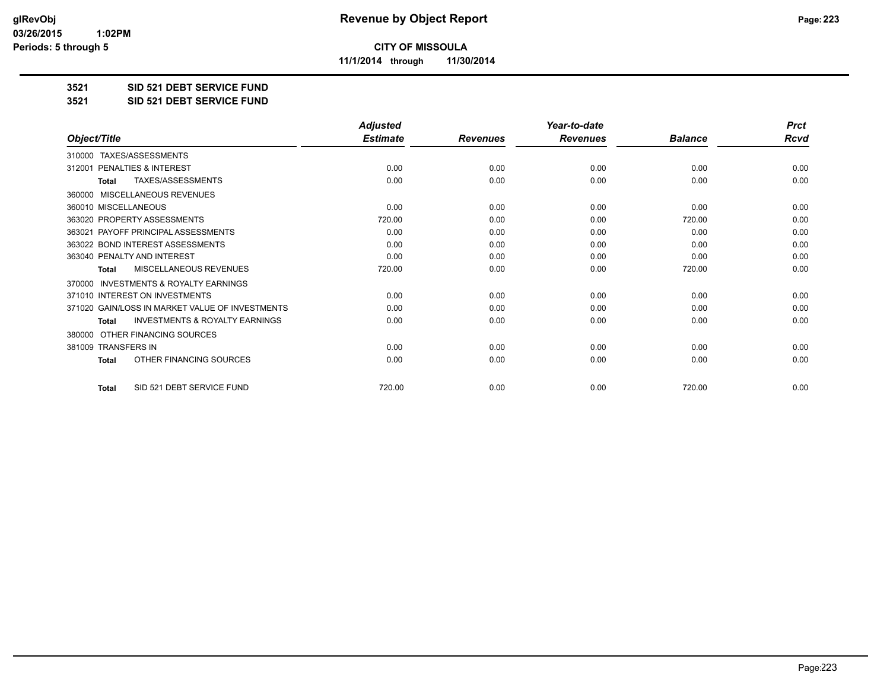**CITY OF MISSOULA**

**11/1/2014 through 11/30/2014**

**3521 SID 521 DEBT SERVICE FUND**

**3521 SID 521 DEBT SERVICE FUND**

| Object/Title | Adjusted Estimate | Revenues | Year-to-date Revenues | Balance | Prct Rcvd |
|---|---|---|---|---|---|
| 310000 TAXES/ASSESSMENTS | | | | | |
| 312001 PENALTIES & INTEREST | 0.00 | 0.00 | 0.00 | 0.00 | 0.00 |
| Total TAXES/ASSESSMENTS | 0.00 | 0.00 | 0.00 | 0.00 | 0.00 |
| 360000 MISCELLANEOUS REVENUES | | | | | |
| 360010 MISCELLANEOUS | 0.00 | 0.00 | 0.00 | 0.00 | 0.00 |
| 363020 PROPERTY ASSESSMENTS | 720.00 | 0.00 | 0.00 | 720.00 | 0.00 |
| 363021 PAYOFF PRINCIPAL ASSESSMENTS | 0.00 | 0.00 | 0.00 | 0.00 | 0.00 |
| 363022 BOND INTEREST ASSESSMENTS | 0.00 | 0.00 | 0.00 | 0.00 | 0.00 |
| 363040 PENALTY AND INTEREST | 0.00 | 0.00 | 0.00 | 0.00 | 0.00 |
| Total MISCELLANEOUS REVENUES | 720.00 | 0.00 | 0.00 | 720.00 | 0.00 |
| 370000 INVESTMENTS & ROYALTY EARNINGS | | | | | |
| 371010 INTEREST ON INVESTMENTS | 0.00 | 0.00 | 0.00 | 0.00 | 0.00 |
| 371020 GAIN/LOSS IN MARKET VALUE OF INVESTMENTS | 0.00 | 0.00 | 0.00 | 0.00 | 0.00 |
| Total INVESTMENTS & ROYALTY EARNINGS | 0.00 | 0.00 | 0.00 | 0.00 | 0.00 |
| 380000 OTHER FINANCING SOURCES | | | | | |
| 381009 TRANSFERS IN | 0.00 | 0.00 | 0.00 | 0.00 | 0.00 |
| Total OTHER FINANCING SOURCES | 0.00 | 0.00 | 0.00 | 0.00 | 0.00 |
| Total SID 521 DEBT SERVICE FUND | 720.00 | 0.00 | 0.00 | 720.00 | 0.00 |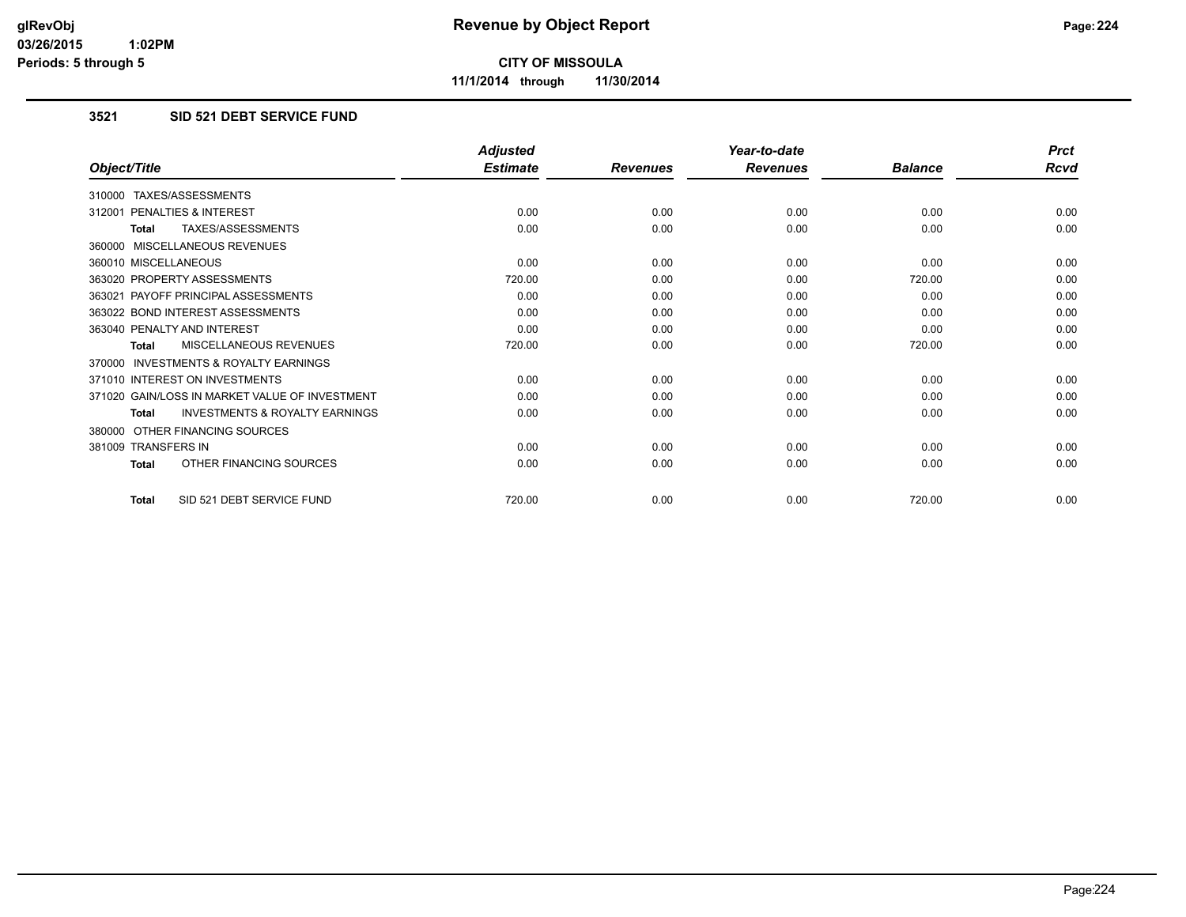**CITY OF MISSOULA**

**11/1/2014 through 11/30/2014**

### 3521 SID 521 DEBT SERVICE FUND

| Object/Title | Adjusted Estimate | Revenues | Year-to-date Revenues | Balance | Prct Rcvd |
|---|---|---|---|---|---|
| 310000 TAXES/ASSESSMENTS | | | | | |
| 312001 PENALTIES & INTEREST | 0.00 | 0.00 | 0.00 | 0.00 | 0.00 |
| **Total** TAXES/ASSESSMENTS | 0.00 | 0.00 | 0.00 | 0.00 | 0.00 |
| 360000 MISCELLANEOUS REVENUES | | | | | |
| 360010 MISCELLANEOUS | 0.00 | 0.00 | 0.00 | 0.00 | 0.00 |
| 363020 PROPERTY ASSESSMENTS | 720.00 | 0.00 | 0.00 | 720.00 | 0.00 |
| 363021 PAYOFF PRINCIPAL ASSESSMENTS | 0.00 | 0.00 | 0.00 | 0.00 | 0.00 |
| 363022 BOND INTEREST ASSESSMENTS | 0.00 | 0.00 | 0.00 | 0.00 | 0.00 |
| 363040 PENALTY AND INTEREST | 0.00 | 0.00 | 0.00 | 0.00 | 0.00 |
| **Total** MISCELLANEOUS REVENUES | 720.00 | 0.00 | 0.00 | 720.00 | 0.00 |
| 370000 INVESTMENTS & ROYALTY EARNINGS | | | | | |
| 371010 INTEREST ON INVESTMENTS | 0.00 | 0.00 | 0.00 | 0.00 | 0.00 |
| 371020 GAIN/LOSS IN MARKET VALUE OF INVESTMENT | 0.00 | 0.00 | 0.00 | 0.00 | 0.00 |
| **Total** INVESTMENTS & ROYALTY EARNINGS | 0.00 | 0.00 | 0.00 | 0.00 | 0.00 |
| 380000 OTHER FINANCING SOURCES | | | | | |
| 381009 TRANSFERS IN | 0.00 | 0.00 | 0.00 | 0.00 | 0.00 |
| **Total** OTHER FINANCING SOURCES | 0.00 | 0.00 | 0.00 | 0.00 | 0.00 |
| **Total** SID 521 DEBT SERVICE FUND | 720.00 | 0.00 | 0.00 | 720.00 | 0.00 |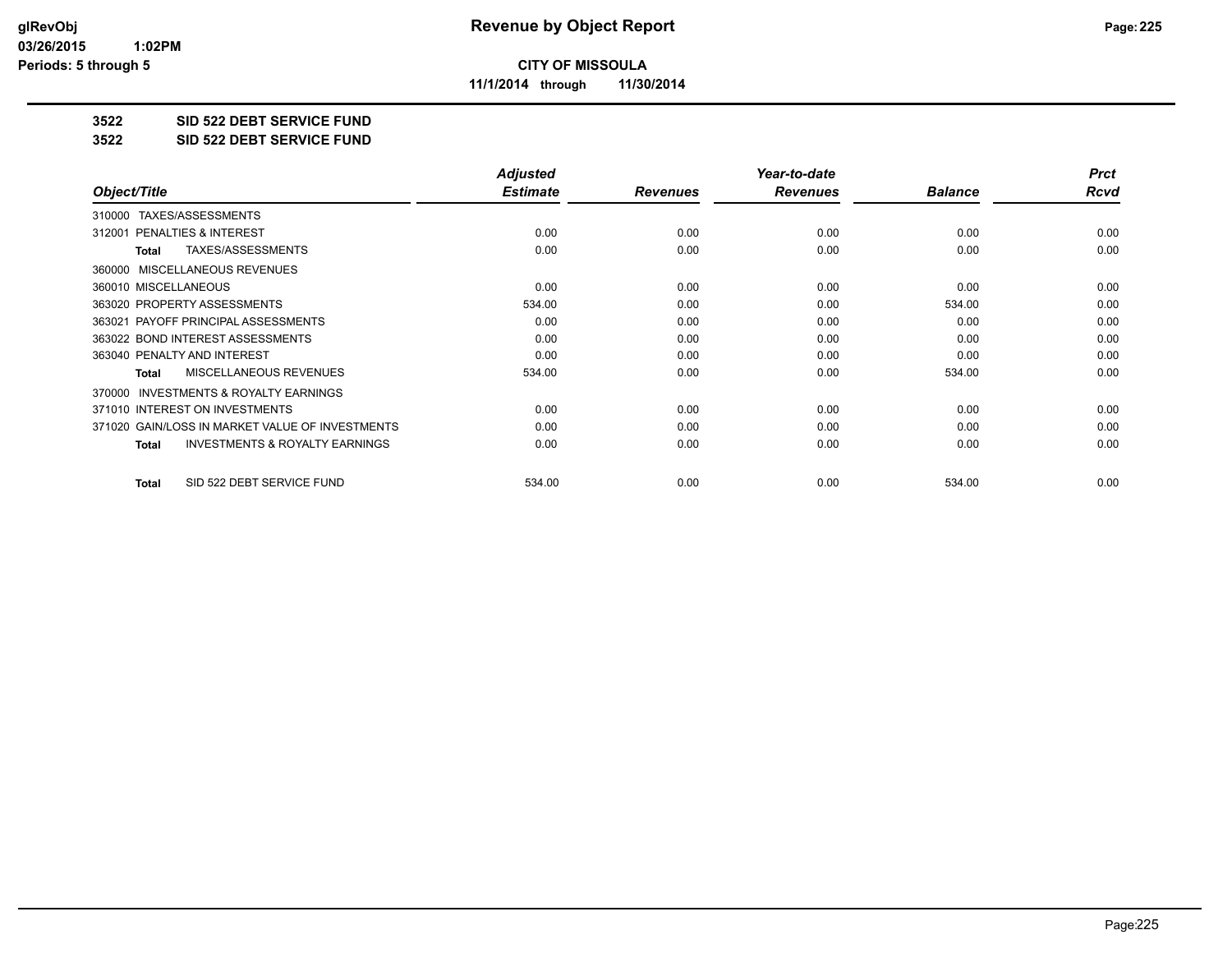# Revenue by Object Report

glRevObj
03/26/2015 1:02PM
Periods: 5 through 5

**CITY OF MISSOULA**
**11/1/2014 through 11/30/2014**

**3522 SID 522 DEBT SERVICE FUND**
**3522 SID 522 DEBT SERVICE FUND**

| Object/Title | Adjusted Estimate | Revenues | Year-to-date Revenues | Balance | Prct Rcvd |
|---|---|---|---|---|---|
| 310000 TAXES/ASSESSMENTS | | | | | |
| 312001 PENALTIES & INTEREST | 0.00 | 0.00 | 0.00 | 0.00 | 0.00 |
| **Total** TAXES/ASSESSMENTS | 0.00 | 0.00 | 0.00 | 0.00 | 0.00 |
| 360000 MISCELLANEOUS REVENUES | | | | | |
| 360010 MISCELLANEOUS | 0.00 | 0.00 | 0.00 | 0.00 | 0.00 |
| 363020 PROPERTY ASSESSMENTS | 534.00 | 0.00 | 0.00 | 534.00 | 0.00 |
| 363021 PAYOFF PRINCIPAL ASSESSMENTS | 0.00 | 0.00 | 0.00 | 0.00 | 0.00 |
| 363022 BOND INTEREST ASSESSMENTS | 0.00 | 0.00 | 0.00 | 0.00 | 0.00 |
| 363040 PENALTY AND INTEREST | 0.00 | 0.00 | 0.00 | 0.00 | 0.00 |
| **Total** MISCELLANEOUS REVENUES | 534.00 | 0.00 | 0.00 | 534.00 | 0.00 |
| 370000 INVESTMENTS & ROYALTY EARNINGS | | | | | |
| 371010 INTEREST ON INVESTMENTS | 0.00 | 0.00 | 0.00 | 0.00 | 0.00 |
| 371020 GAIN/LOSS IN MARKET VALUE OF INVESTMENTS | 0.00 | 0.00 | 0.00 | 0.00 | 0.00 |
| **Total** INVESTMENTS & ROYALTY EARNINGS | 0.00 | 0.00 | 0.00 | 0.00 | 0.00 |
| **Total** SID 522 DEBT SERVICE FUND | 534.00 | 0.00 | 0.00 | 534.00 | 0.00 |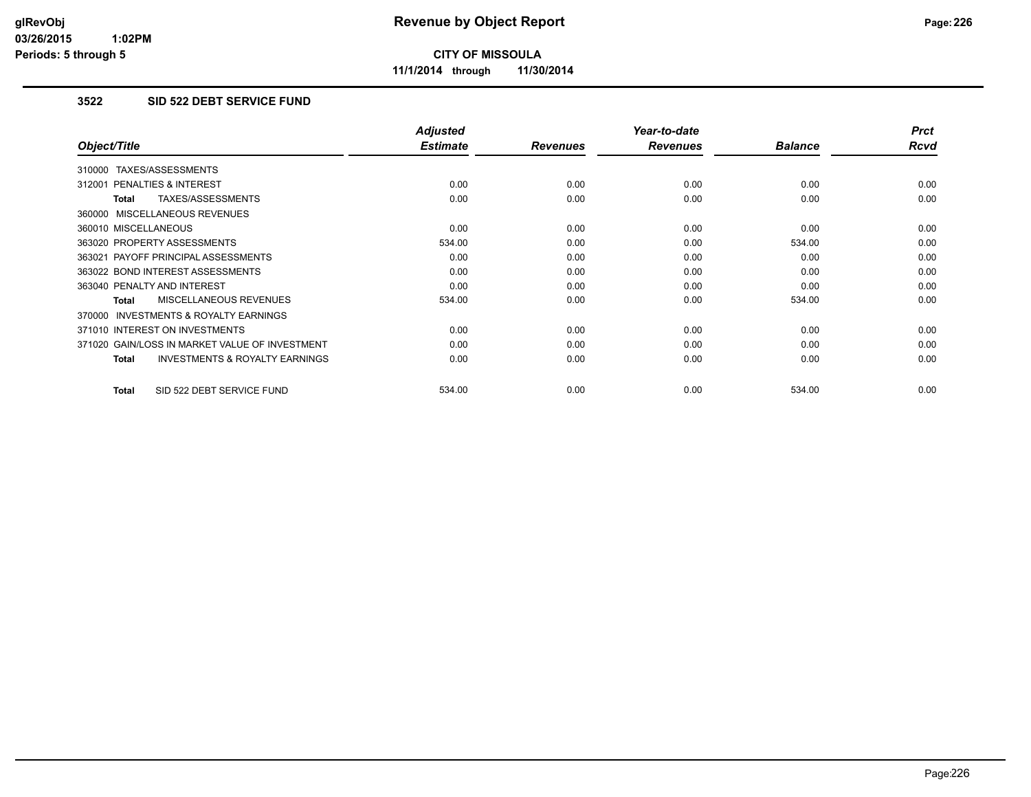**CITY OF MISSOULA**

**11/1/2014 through 11/30/2014**

### 3522 SID 522 DEBT SERVICE FUND

| Object/Title | Adjusted Estimate | Revenues | Year-to-date Revenues | Balance | Prct Rcvd |
|---|---|---|---|---|---|
| 310000 TAXES/ASSESSMENTS | | | | | |
| 312001 PENALTIES & INTEREST | 0.00 | 0.00 | 0.00 | 0.00 | 0.00 |
| **Total** TAXES/ASSESSMENTS | 0.00 | 0.00 | 0.00 | 0.00 | 0.00 |
| 360000 MISCELLANEOUS REVENUES | | | | | |
| 360010 MISCELLANEOUS | 0.00 | 0.00 | 0.00 | 0.00 | 0.00 |
| 363020 PROPERTY ASSESSMENTS | 534.00 | 0.00 | 0.00 | 534.00 | 0.00 |
| 363021 PAYOFF PRINCIPAL ASSESSMENTS | 0.00 | 0.00 | 0.00 | 0.00 | 0.00 |
| 363022 BOND INTEREST ASSESSMENTS | 0.00 | 0.00 | 0.00 | 0.00 | 0.00 |
| 363040 PENALTY AND INTEREST | 0.00 | 0.00 | 0.00 | 0.00 | 0.00 |
| **Total** MISCELLANEOUS REVENUES | 534.00 | 0.00 | 0.00 | 534.00 | 0.00 |
| 370000 INVESTMENTS & ROYALTY EARNINGS | | | | | |
| 371010 INTEREST ON INVESTMENTS | 0.00 | 0.00 | 0.00 | 0.00 | 0.00 |
| 371020 GAIN/LOSS IN MARKET VALUE OF INVESTMENT | 0.00 | 0.00 | 0.00 | 0.00 | 0.00 |
| **Total** INVESTMENTS & ROYALTY EARNINGS | 0.00 | 0.00 | 0.00 | 0.00 | 0.00 |
| **Total** SID 522 DEBT SERVICE FUND | 534.00 | 0.00 | 0.00 | 534.00 | 0.00 |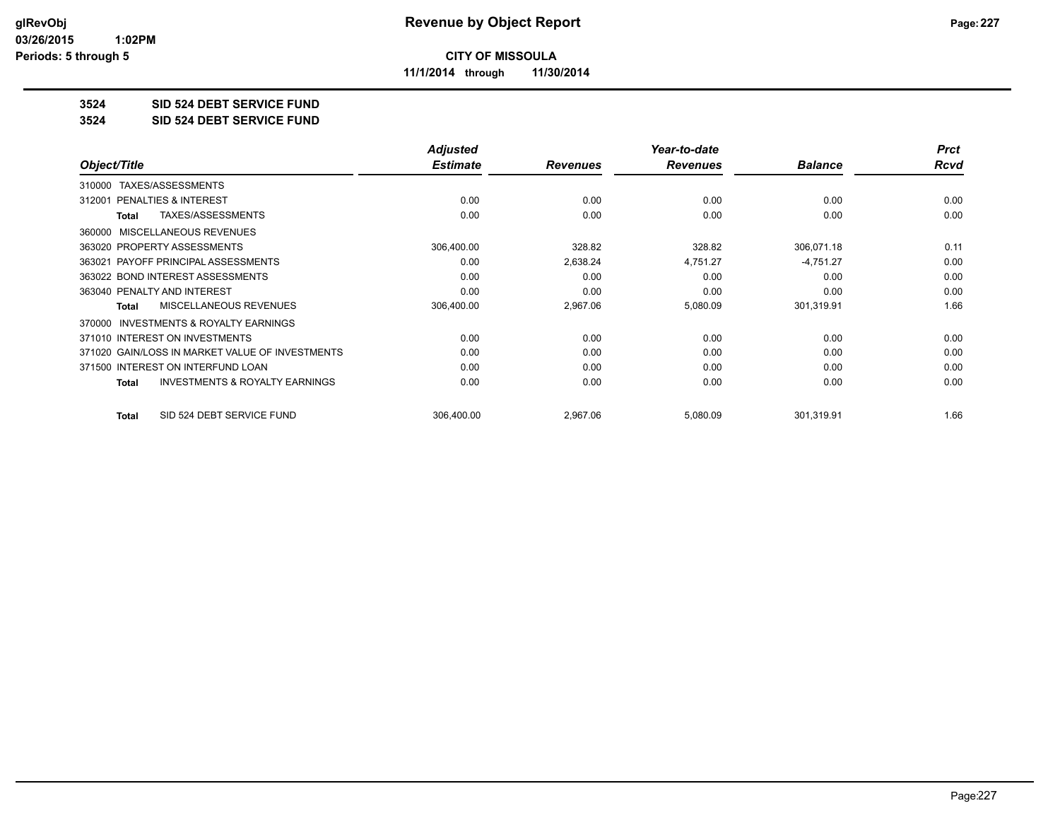# Revenue by Object Report

**CITY OF MISSOULA**

**11/1/2014 through 11/30/2014**

glRevObj
03/26/2015 1:02PM
Periods: 5 through 5

**3524 SID 524 DEBT SERVICE FUND**

**3524 SID 524 DEBT SERVICE FUND**

| Object/Title | Adjusted Estimate | Revenues | Year-to-date Revenues | Balance | Prct Rcvd |
|---|---|---|---|---|---|
| 310000 TAXES/ASSESSMENTS | | | | | |
| 312001 PENALTIES & INTEREST | 0.00 | 0.00 | 0.00 | 0.00 | 0.00 |
| **Total** TAXES/ASSESSMENTS | 0.00 | 0.00 | 0.00 | 0.00 | 0.00 |
| 360000 MISCELLANEOUS REVENUES | | | | | |
| 363020 PROPERTY ASSESSMENTS | 306,400.00 | 328.82 | 328.82 | 306,071.18 | 0.11 |
| 363021 PAYOFF PRINCIPAL ASSESSMENTS | 0.00 | 2,638.24 | 4,751.27 | -4,751.27 | 0.00 |
| 363022 BOND INTEREST ASSESSMENTS | 0.00 | 0.00 | 0.00 | 0.00 | 0.00 |
| 363040 PENALTY AND INTEREST | 0.00 | 0.00 | 0.00 | 0.00 | 0.00 |
| **Total** MISCELLANEOUS REVENUES | 306,400.00 | 2,967.06 | 5,080.09 | 301,319.91 | 1.66 |
| 370000 INVESTMENTS & ROYALTY EARNINGS | | | | | |
| 371010 INTEREST ON INVESTMENTS | 0.00 | 0.00 | 0.00 | 0.00 | 0.00 |
| 371020 GAIN/LOSS IN MARKET VALUE OF INVESTMENTS | 0.00 | 0.00 | 0.00 | 0.00 | 0.00 |
| 371500 INTEREST ON INTERFUND LOAN | 0.00 | 0.00 | 0.00 | 0.00 | 0.00 |
| **Total** INVESTMENTS & ROYALTY EARNINGS | 0.00 | 0.00 | 0.00 | 0.00 | 0.00 |
| **Total** SID 524 DEBT SERVICE FUND | 306,400.00 | 2,967.06 | 5,080.09 | 301,319.91 | 1.66 |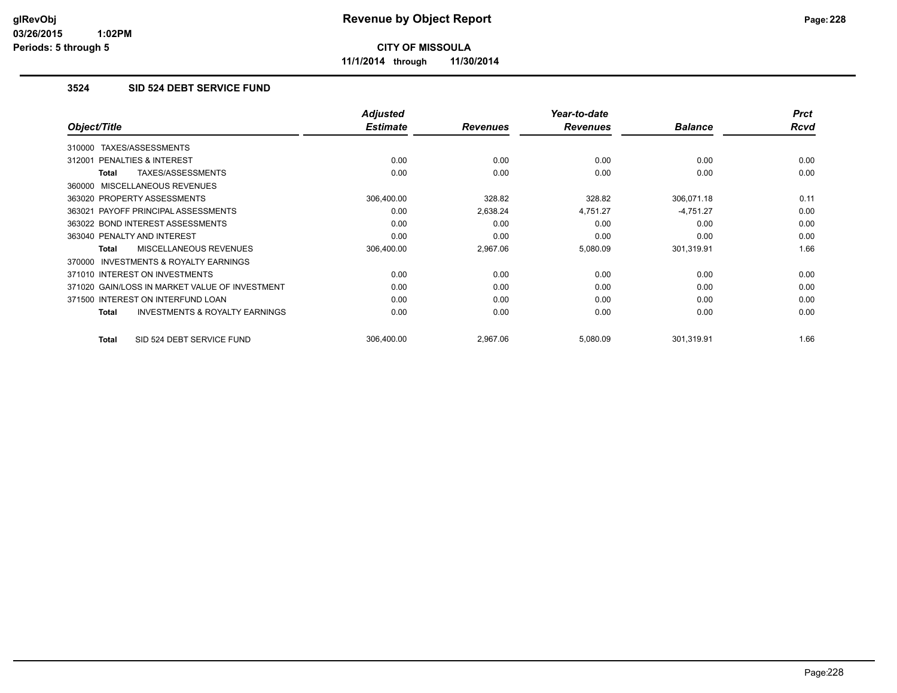**CITY OF MISSOULA**

**11/1/2014 through 11/30/2014**

## 3524 SID 524 DEBT SERVICE FUND

| Object/Title | Adjusted Estimate | Revenues | Year-to-date Revenues | Balance | Prct Rcvd |
|---|---|---|---|---|---|
| 310000 TAXES/ASSESSMENTS | | | | | |
| 312001 PENALTIES & INTEREST | 0.00 | 0.00 | 0.00 | 0.00 | 0.00 |
| **Total** TAXES/ASSESSMENTS | 0.00 | 0.00 | 0.00 | 0.00 | 0.00 |
| 360000 MISCELLANEOUS REVENUES | | | | | |
| 363020 PROPERTY ASSESSMENTS | 306,400.00 | 328.82 | 328.82 | 306,071.18 | 0.11 |
| 363021 PAYOFF PRINCIPAL ASSESSMENTS | 0.00 | 2,638.24 | 4,751.27 | -4,751.27 | 0.00 |
| 363022 BOND INTEREST ASSESSMENTS | 0.00 | 0.00 | 0.00 | 0.00 | 0.00 |
| 363040 PENALTY AND INTEREST | 0.00 | 0.00 | 0.00 | 0.00 | 0.00 |
| **Total** MISCELLANEOUS REVENUES | 306,400.00 | 2,967.06 | 5,080.09 | 301,319.91 | 1.66 |
| 370000 INVESTMENTS & ROYALTY EARNINGS | | | | | |
| 371010 INTEREST ON INVESTMENTS | 0.00 | 0.00 | 0.00 | 0.00 | 0.00 |
| 371020 GAIN/LOSS IN MARKET VALUE OF INVESTMENT | 0.00 | 0.00 | 0.00 | 0.00 | 0.00 |
| 371500 INTEREST ON INTERFUND LOAN | 0.00 | 0.00 | 0.00 | 0.00 | 0.00 |
| **Total** INVESTMENTS & ROYALTY EARNINGS | 0.00 | 0.00 | 0.00 | 0.00 | 0.00 |
| **Total** SID 524 DEBT SERVICE FUND | 306,400.00 | 2,967.06 | 5,080.09 | 301,319.91 | 1.66 |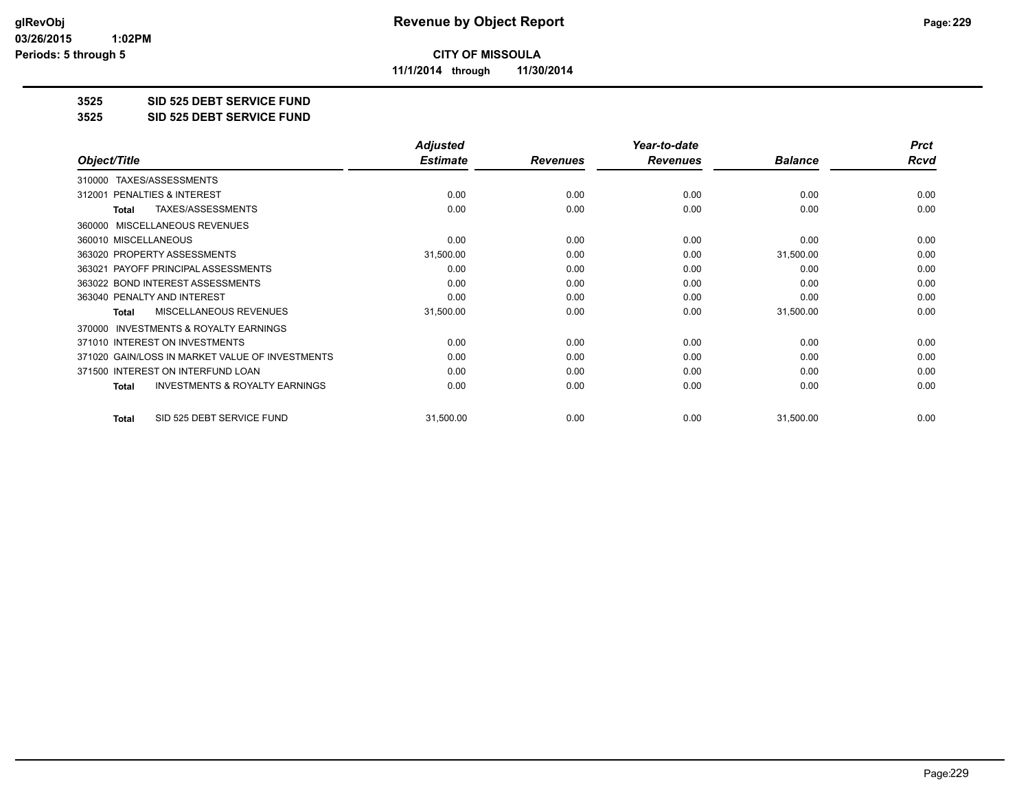**CITY OF MISSOULA**

**11/1/2014 through 11/30/2014**

**3525 SID 525 DEBT SERVICE FUND**

**3525 SID 525 DEBT SERVICE FUND**

| Object/Title | Adjusted Estimate | Revenues | Year-to-date Revenues | Balance | Prct Rcvd |
|---|---|---|---|---|---|
| 310000 TAXES/ASSESSMENTS | | | | | |
| 312001 PENALTIES & INTEREST | 0.00 | 0.00 | 0.00 | 0.00 | 0.00 |
| **Total** TAXES/ASSESSMENTS | 0.00 | 0.00 | 0.00 | 0.00 | 0.00 |
| 360000 MISCELLANEOUS REVENUES | | | | | |
| 360010 MISCELLANEOUS | 0.00 | 0.00 | 0.00 | 0.00 | 0.00 |
| 363020 PROPERTY ASSESSMENTS | 31,500.00 | 0.00 | 0.00 | 31,500.00 | 0.00 |
| 363021 PAYOFF PRINCIPAL ASSESSMENTS | 0.00 | 0.00 | 0.00 | 0.00 | 0.00 |
| 363022 BOND INTEREST ASSESSMENTS | 0.00 | 0.00 | 0.00 | 0.00 | 0.00 |
| 363040 PENALTY AND INTEREST | 0.00 | 0.00 | 0.00 | 0.00 | 0.00 |
| **Total** MISCELLANEOUS REVENUES | 31,500.00 | 0.00 | 0.00 | 31,500.00 | 0.00 |
| 370000 INVESTMENTS & ROYALTY EARNINGS | | | | | |
| 371010 INTEREST ON INVESTMENTS | 0.00 | 0.00 | 0.00 | 0.00 | 0.00 |
| 371020 GAIN/LOSS IN MARKET VALUE OF INVESTMENTS | 0.00 | 0.00 | 0.00 | 0.00 | 0.00 |
| 371500 INTEREST ON INTERFUND LOAN | 0.00 | 0.00 | 0.00 | 0.00 | 0.00 |
| **Total** INVESTMENTS & ROYALTY EARNINGS | 0.00 | 0.00 | 0.00 | 0.00 | 0.00 |
| **Total** SID 525 DEBT SERVICE FUND | 31,500.00 | 0.00 | 0.00 | 31,500.00 | 0.00 |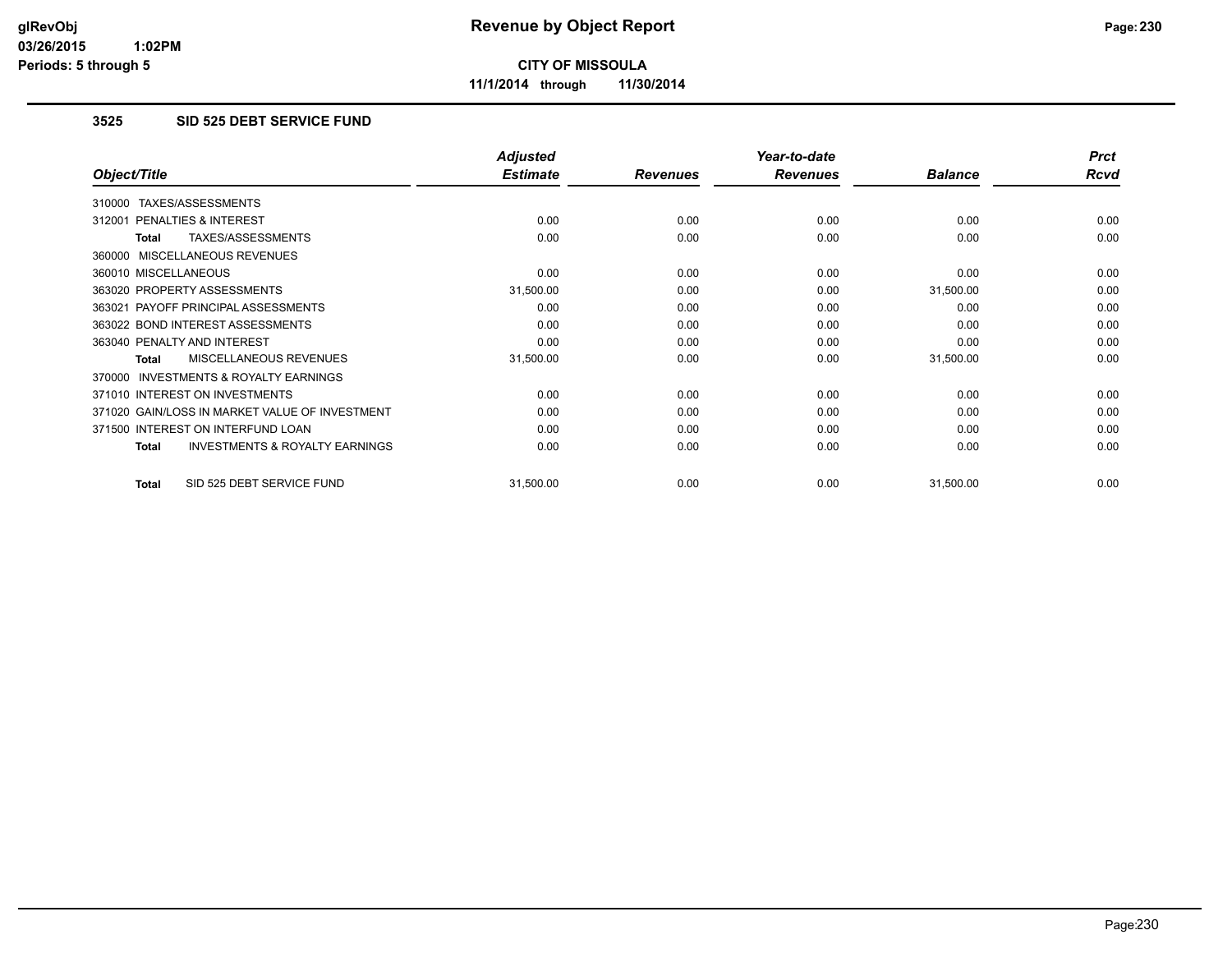**CITY OF MISSOULA**

**11/1/2014 through 11/30/2014**

### 3525 SID 525 DEBT SERVICE FUND

| Object/Title | Adjusted Estimate | Revenues | Year-to-date Revenues | Balance | Prct Rcvd |
|---|---|---|---|---|---|
| 310000 TAXES/ASSESSMENTS | | | | | |
| 312001 PENALTIES & INTEREST | 0.00 | 0.00 | 0.00 | 0.00 | 0.00 |
| **Total** TAXES/ASSESSMENTS | 0.00 | 0.00 | 0.00 | 0.00 | 0.00 |
| 360000 MISCELLANEOUS REVENUES | | | | | |
| 360010 MISCELLANEOUS | 0.00 | 0.00 | 0.00 | 0.00 | 0.00 |
| 363020 PROPERTY ASSESSMENTS | 31,500.00 | 0.00 | 0.00 | 31,500.00 | 0.00 |
| 363021 PAYOFF PRINCIPAL ASSESSMENTS | 0.00 | 0.00 | 0.00 | 0.00 | 0.00 |
| 363022 BOND INTEREST ASSESSMENTS | 0.00 | 0.00 | 0.00 | 0.00 | 0.00 |
| 363040 PENALTY AND INTEREST | 0.00 | 0.00 | 0.00 | 0.00 | 0.00 |
| **Total** MISCELLANEOUS REVENUES | 31,500.00 | 0.00 | 0.00 | 31,500.00 | 0.00 |
| 370000 INVESTMENTS & ROYALTY EARNINGS | | | | | |
| 371010 INTEREST ON INVESTMENTS | 0.00 | 0.00 | 0.00 | 0.00 | 0.00 |
| 371020 GAIN/LOSS IN MARKET VALUE OF INVESTMENT | 0.00 | 0.00 | 0.00 | 0.00 | 0.00 |
| 371500 INTEREST ON INTERFUND LOAN | 0.00 | 0.00 | 0.00 | 0.00 | 0.00 |
| **Total** INVESTMENTS & ROYALTY EARNINGS | 0.00 | 0.00 | 0.00 | 0.00 | 0.00 |
| **Total** SID 525 DEBT SERVICE FUND | 31,500.00 | 0.00 | 0.00 | 31,500.00 | 0.00 |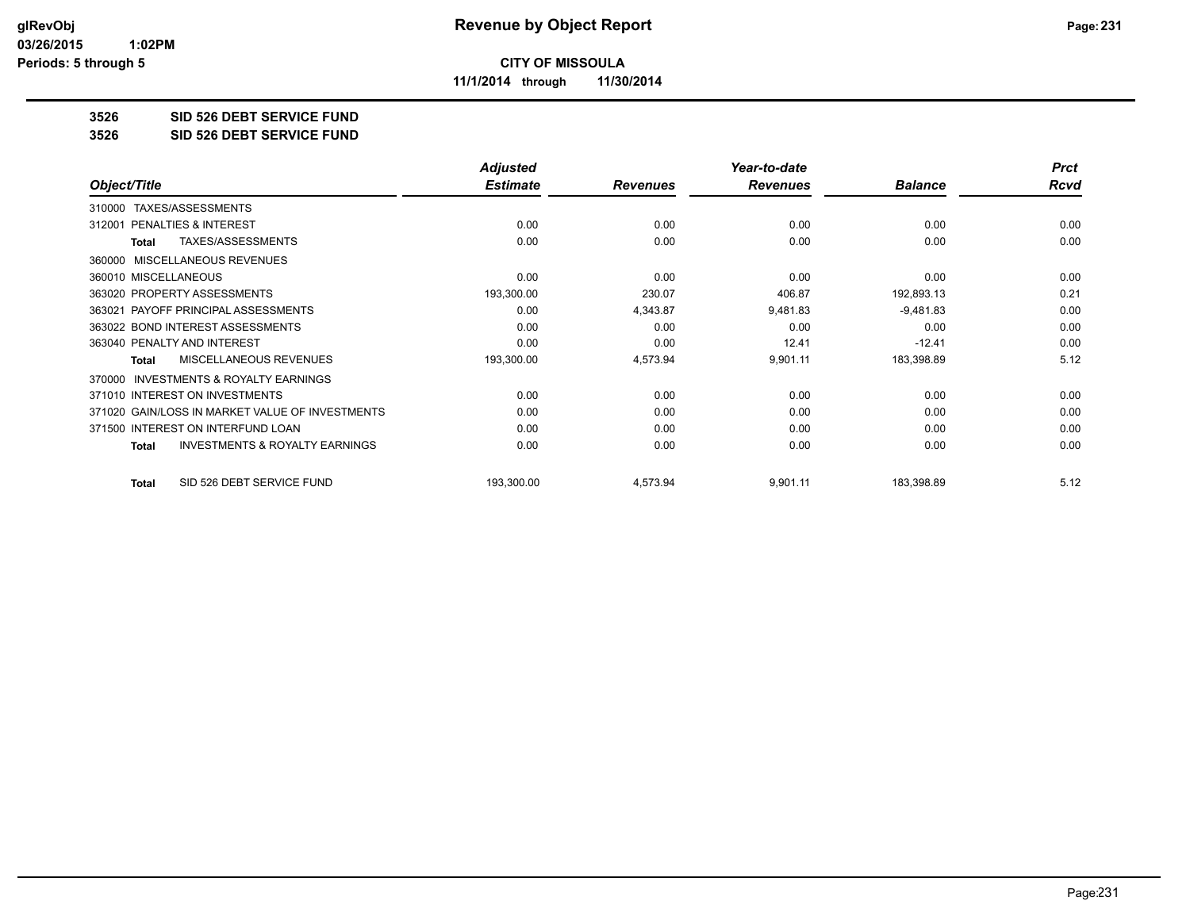**CITY OF MISSOULA**

**11/1/2014 through 11/30/2014**

**3526 SID 526 DEBT SERVICE FUND**

**3526 SID 526 DEBT SERVICE FUND**

| Object/Title | Adjusted Estimate | Revenues | Year-to-date Revenues | Balance | Prct Rcvd |
|---|---|---|---|---|---|
| 310000 TAXES/ASSESSMENTS | | | | | |
| 312001 PENALTIES & INTEREST | 0.00 | 0.00 | 0.00 | 0.00 | 0.00 |
| Total TAXES/ASSESSMENTS | 0.00 | 0.00 | 0.00 | 0.00 | 0.00 |
| 360000 MISCELLANEOUS REVENUES | | | | | |
| 360010 MISCELLANEOUS | 0.00 | 0.00 | 0.00 | 0.00 | 0.00 |
| 363020 PROPERTY ASSESSMENTS | 193,300.00 | 230.07 | 406.87 | 192,893.13 | 0.21 |
| 363021 PAYOFF PRINCIPAL ASSESSMENTS | 0.00 | 4,343.87 | 9,481.83 | -9,481.83 | 0.00 |
| 363022 BOND INTEREST ASSESSMENTS | 0.00 | 0.00 | 0.00 | 0.00 | 0.00 |
| 363040 PENALTY AND INTEREST | 0.00 | 0.00 | 12.41 | -12.41 | 0.00 |
| Total MISCELLANEOUS REVENUES | 193,300.00 | 4,573.94 | 9,901.11 | 183,398.89 | 5.12 |
| 370000 INVESTMENTS & ROYALTY EARNINGS | | | | | |
| 371010 INTEREST ON INVESTMENTS | 0.00 | 0.00 | 0.00 | 0.00 | 0.00 |
| 371020 GAIN/LOSS IN MARKET VALUE OF INVESTMENTS | 0.00 | 0.00 | 0.00 | 0.00 | 0.00 |
| 371500 INTEREST ON INTERFUND LOAN | 0.00 | 0.00 | 0.00 | 0.00 | 0.00 |
| Total INVESTMENTS & ROYALTY EARNINGS | 0.00 | 0.00 | 0.00 | 0.00 | 0.00 |
| Total SID 526 DEBT SERVICE FUND | 193,300.00 | 4,573.94 | 9,901.11 | 183,398.89 | 5.12 |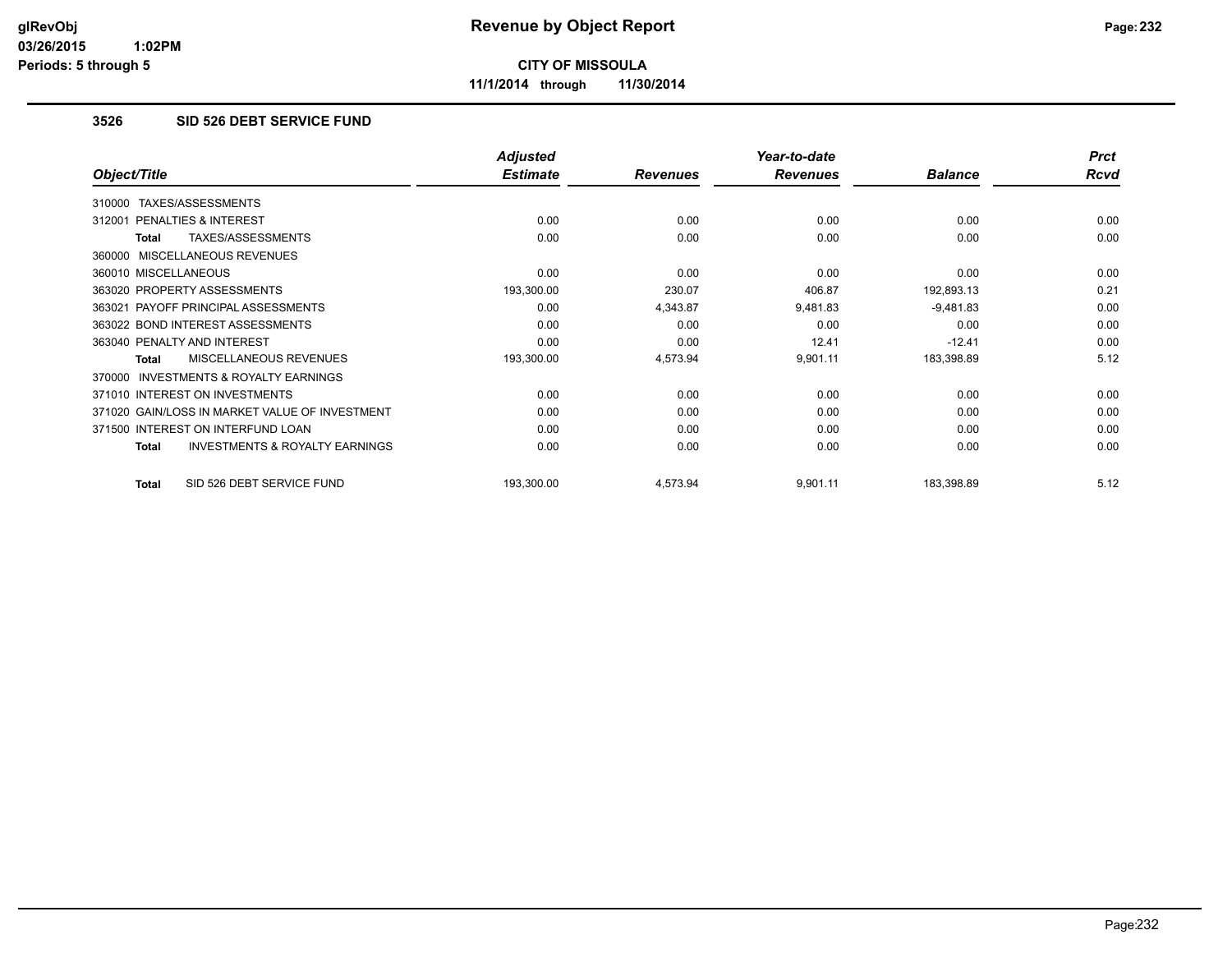# Revenue by Object Report

**CITY OF MISSOULA**

**11/1/2014 through 11/30/2014**

### 3526 SID 526 DEBT SERVICE FUND

| Object/Title | Adjusted Estimate | Revenues | Year-to-date Revenues | Balance | Prct Rcvd |
|---|---|---|---|---|---|
| 310000 TAXES/ASSESSMENTS | | | | | |
| 312001 PENALTIES & INTEREST | 0.00 | 0.00 | 0.00 | 0.00 | 0.00 |
| **Total** TAXES/ASSESSMENTS | 0.00 | 0.00 | 0.00 | 0.00 | 0.00 |
| 360000 MISCELLANEOUS REVENUES | | | | | |
| 360010 MISCELLANEOUS | 0.00 | 0.00 | 0.00 | 0.00 | 0.00 |
| 363020 PROPERTY ASSESSMENTS | 193,300.00 | 230.07 | 406.87 | 192,893.13 | 0.21 |
| 363021 PAYOFF PRINCIPAL ASSESSMENTS | 0.00 | 4,343.87 | 9,481.83 | -9,481.83 | 0.00 |
| 363022 BOND INTEREST ASSESSMENTS | 0.00 | 0.00 | 0.00 | 0.00 | 0.00 |
| 363040 PENALTY AND INTEREST | 0.00 | 0.00 | 12.41 | -12.41 | 0.00 |
| **Total** MISCELLANEOUS REVENUES | 193,300.00 | 4,573.94 | 9,901.11 | 183,398.89 | 5.12 |
| 370000 INVESTMENTS & ROYALTY EARNINGS | | | | | |
| 371010 INTEREST ON INVESTMENTS | 0.00 | 0.00 | 0.00 | 0.00 | 0.00 |
| 371020 GAIN/LOSS IN MARKET VALUE OF INVESTMENT | 0.00 | 0.00 | 0.00 | 0.00 | 0.00 |
| 371500 INTEREST ON INTERFUND LOAN | 0.00 | 0.00 | 0.00 | 0.00 | 0.00 |
| **Total** INVESTMENTS & ROYALTY EARNINGS | 0.00 | 0.00 | 0.00 | 0.00 | 0.00 |
| **Total** SID 526 DEBT SERVICE FUND | 193,300.00 | 4,573.94 | 9,901.11 | 183,398.89 | 5.12 |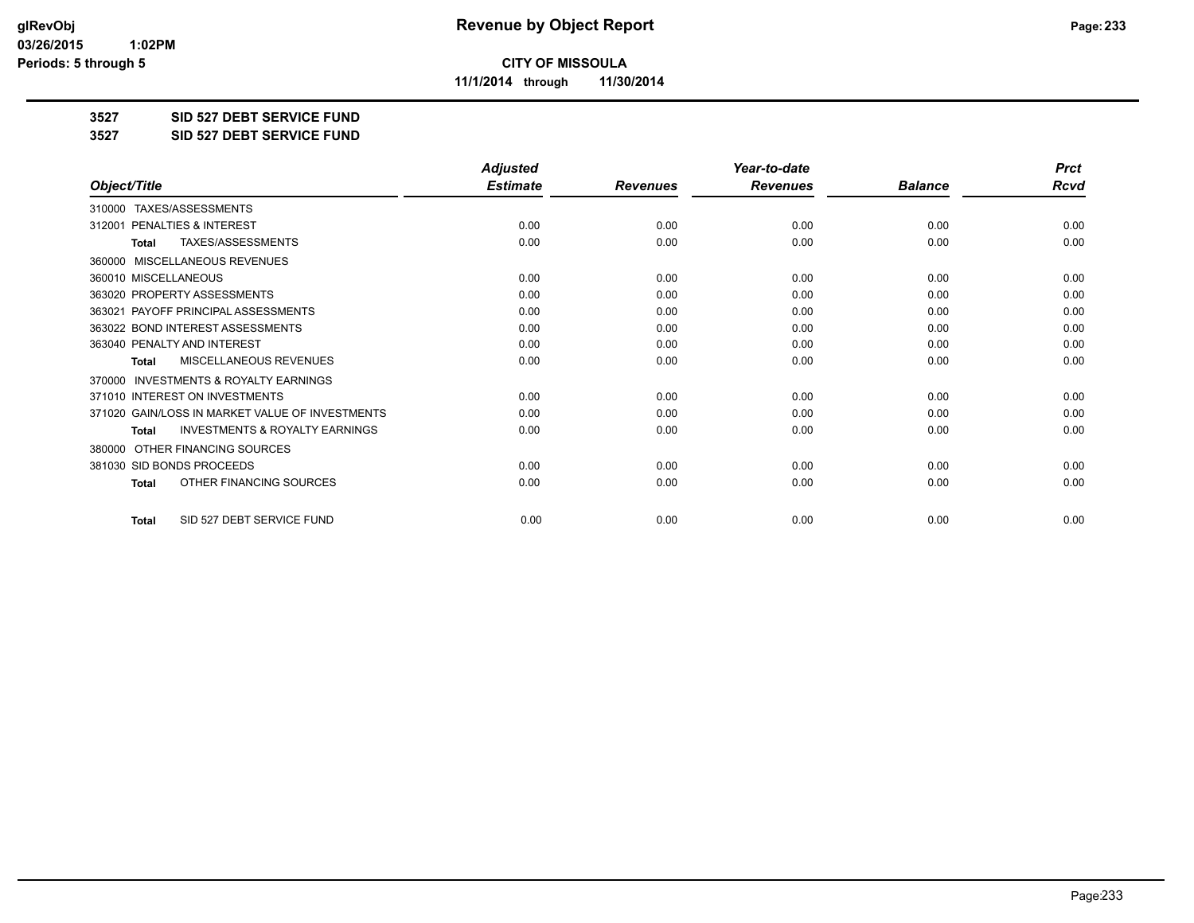**CITY OF MISSOULA**

**11/1/2014 through 11/30/2014**

**3527 SID 527 DEBT SERVICE FUND**

**3527 SID 527 DEBT SERVICE FUND**

| Object/Title | Adjusted Estimate | Revenues | Year-to-date Revenues | Balance | Prct Rcvd |
|---|---|---|---|---|---|
| 310000 TAXES/ASSESSMENTS | | | | | |
| 312001 PENALTIES & INTEREST | 0.00 | 0.00 | 0.00 | 0.00 | 0.00 |
| Total TAXES/ASSESSMENTS | 0.00 | 0.00 | 0.00 | 0.00 | 0.00 |
| 360000 MISCELLANEOUS REVENUES | | | | | |
| 360010 MISCELLANEOUS | 0.00 | 0.00 | 0.00 | 0.00 | 0.00 |
| 363020 PROPERTY ASSESSMENTS | 0.00 | 0.00 | 0.00 | 0.00 | 0.00 |
| 363021 PAYOFF PRINCIPAL ASSESSMENTS | 0.00 | 0.00 | 0.00 | 0.00 | 0.00 |
| 363022 BOND INTEREST ASSESSMENTS | 0.00 | 0.00 | 0.00 | 0.00 | 0.00 |
| 363040 PENALTY AND INTEREST | 0.00 | 0.00 | 0.00 | 0.00 | 0.00 |
| Total MISCELLANEOUS REVENUES | 0.00 | 0.00 | 0.00 | 0.00 | 0.00 |
| 370000 INVESTMENTS & ROYALTY EARNINGS | | | | | |
| 371010 INTEREST ON INVESTMENTS | 0.00 | 0.00 | 0.00 | 0.00 | 0.00 |
| 371020 GAIN/LOSS IN MARKET VALUE OF INVESTMENTS | 0.00 | 0.00 | 0.00 | 0.00 | 0.00 |
| Total INVESTMENTS & ROYALTY EARNINGS | 0.00 | 0.00 | 0.00 | 0.00 | 0.00 |
| 380000 OTHER FINANCING SOURCES | | | | | |
| 381030 SID BONDS PROCEEDS | 0.00 | 0.00 | 0.00 | 0.00 | 0.00 |
| Total OTHER FINANCING SOURCES | 0.00 | 0.00 | 0.00 | 0.00 | 0.00 |
| Total SID 527 DEBT SERVICE FUND | 0.00 | 0.00 | 0.00 | 0.00 | 0.00 |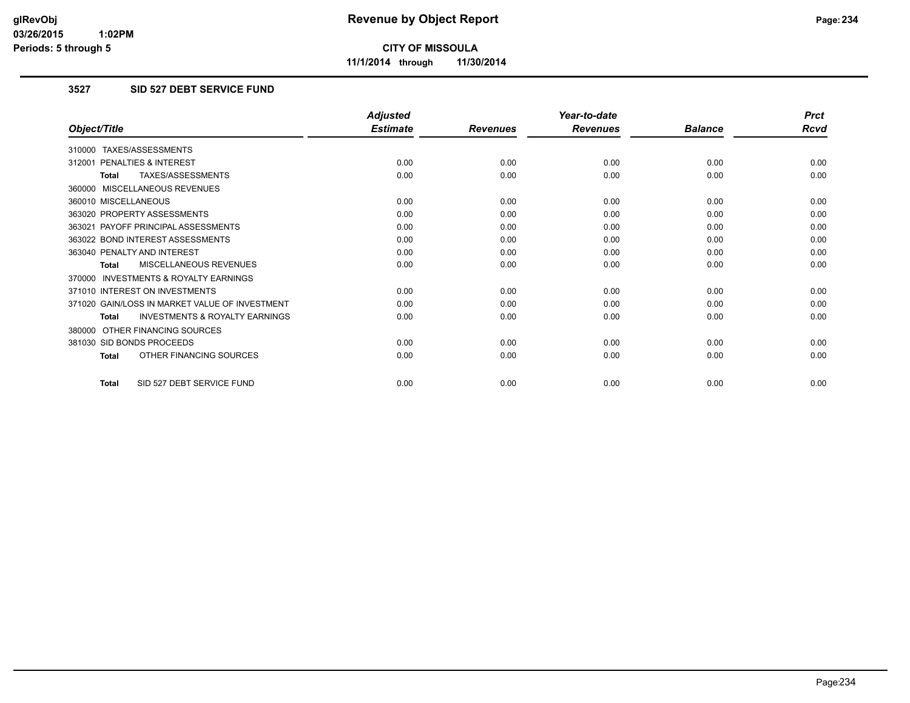**CITY OF MISSOULA**

**11/1/2014 through 11/30/2014**

### 3527 SID 527 DEBT SERVICE FUND

| Object/Title | Adjusted Estimate | Revenues | Year-to-date Revenues | Balance | Prct Rcvd |
|---|---|---|---|---|---|
| 310000 TAXES/ASSESSMENTS | | | | | |
| 312001 PENALTIES & INTEREST | 0.00 | 0.00 | 0.00 | 0.00 | 0.00 |
| **Total** TAXES/ASSESSMENTS | 0.00 | 0.00 | 0.00 | 0.00 | 0.00 |
| 360000 MISCELLANEOUS REVENUES | | | | | |
| 360010 MISCELLANEOUS | 0.00 | 0.00 | 0.00 | 0.00 | 0.00 |
| 363020 PROPERTY ASSESSMENTS | 0.00 | 0.00 | 0.00 | 0.00 | 0.00 |
| 363021 PAYOFF PRINCIPAL ASSESSMENTS | 0.00 | 0.00 | 0.00 | 0.00 | 0.00 |
| 363022 BOND INTEREST ASSESSMENTS | 0.00 | 0.00 | 0.00 | 0.00 | 0.00 |
| 363040 PENALTY AND INTEREST | 0.00 | 0.00 | 0.00 | 0.00 | 0.00 |
| **Total** MISCELLANEOUS REVENUES | 0.00 | 0.00 | 0.00 | 0.00 | 0.00 |
| 370000 INVESTMENTS & ROYALTY EARNINGS | | | | | |
| 371010 INTEREST ON INVESTMENTS | 0.00 | 0.00 | 0.00 | 0.00 | 0.00 |
| 371020 GAIN/LOSS IN MARKET VALUE OF INVESTMENT | 0.00 | 0.00 | 0.00 | 0.00 | 0.00 |
| **Total** INVESTMENTS & ROYALTY EARNINGS | 0.00 | 0.00 | 0.00 | 0.00 | 0.00 |
| 380000 OTHER FINANCING SOURCES | | | | | |
| 381030 SID BONDS PROCEEDS | 0.00 | 0.00 | 0.00 | 0.00 | 0.00 |
| **Total** OTHER FINANCING SOURCES | 0.00 | 0.00 | 0.00 | 0.00 | 0.00 |
| **Total** SID 527 DEBT SERVICE FUND | 0.00 | 0.00 | 0.00 | 0.00 | 0.00 |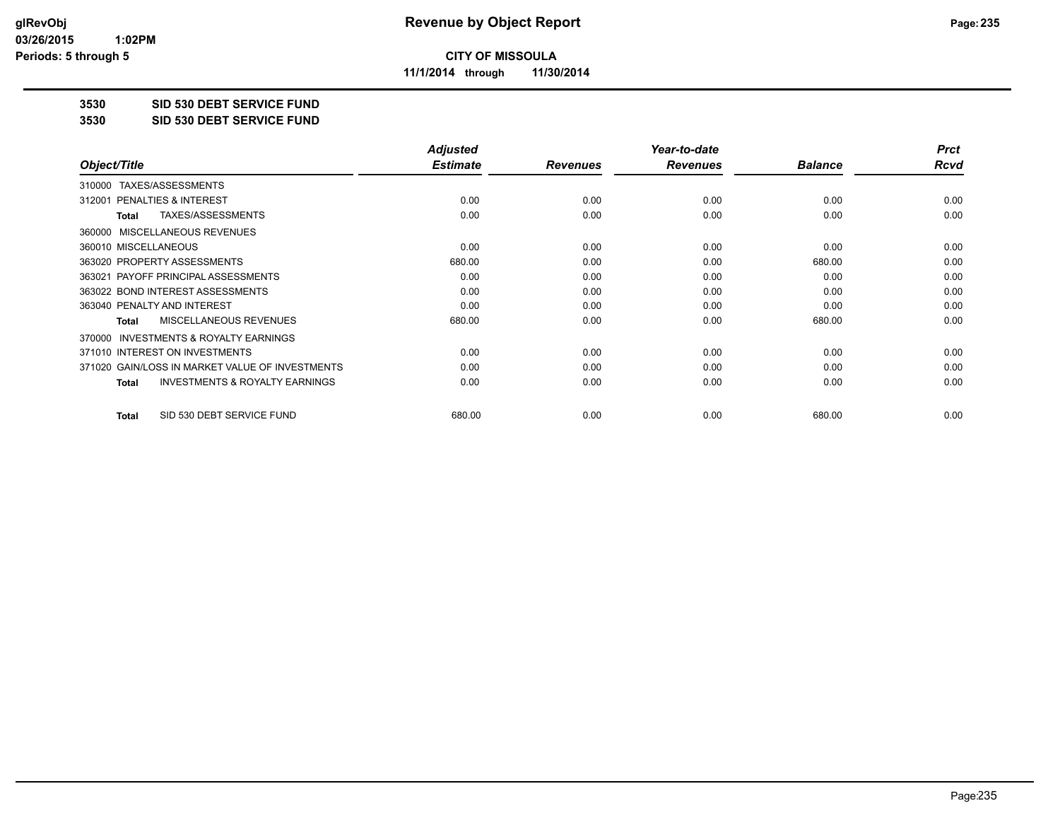**CITY OF MISSOULA**

**11/1/2014 through 11/30/2014**

## 3530 SID 530 DEBT SERVICE FUND

## 3530 SID 530 DEBT SERVICE FUND

| Object/Title | Adjusted Estimate | Revenues | Year-to-date Revenues | Balance | Prct Rcvd |
|---|---|---|---|---|---|
| 310000 TAXES/ASSESSMENTS | | | | | |
| 312001 PENALTIES & INTEREST | 0.00 | 0.00 | 0.00 | 0.00 | 0.00 |
| **Total** TAXES/ASSESSMENTS | 0.00 | 0.00 | 0.00 | 0.00 | 0.00 |
| 360000 MISCELLANEOUS REVENUES | | | | | |
| 360010 MISCELLANEOUS | 0.00 | 0.00 | 0.00 | 0.00 | 0.00 |
| 363020 PROPERTY ASSESSMENTS | 680.00 | 0.00 | 0.00 | 680.00 | 0.00 |
| 363021 PAYOFF PRINCIPAL ASSESSMENTS | 0.00 | 0.00 | 0.00 | 0.00 | 0.00 |
| 363022 BOND INTEREST ASSESSMENTS | 0.00 | 0.00 | 0.00 | 0.00 | 0.00 |
| 363040 PENALTY AND INTEREST | 0.00 | 0.00 | 0.00 | 0.00 | 0.00 |
| **Total** MISCELLANEOUS REVENUES | 680.00 | 0.00 | 0.00 | 680.00 | 0.00 |
| 370000 INVESTMENTS & ROYALTY EARNINGS | | | | | |
| 371010 INTEREST ON INVESTMENTS | 0.00 | 0.00 | 0.00 | 0.00 | 0.00 |
| 371020 GAIN/LOSS IN MARKET VALUE OF INVESTMENTS | 0.00 | 0.00 | 0.00 | 0.00 | 0.00 |
| **Total** INVESTMENTS & ROYALTY EARNINGS | 0.00 | 0.00 | 0.00 | 0.00 | 0.00 |
| **Total** SID 530 DEBT SERVICE FUND | 680.00 | 0.00 | 0.00 | 680.00 | 0.00 |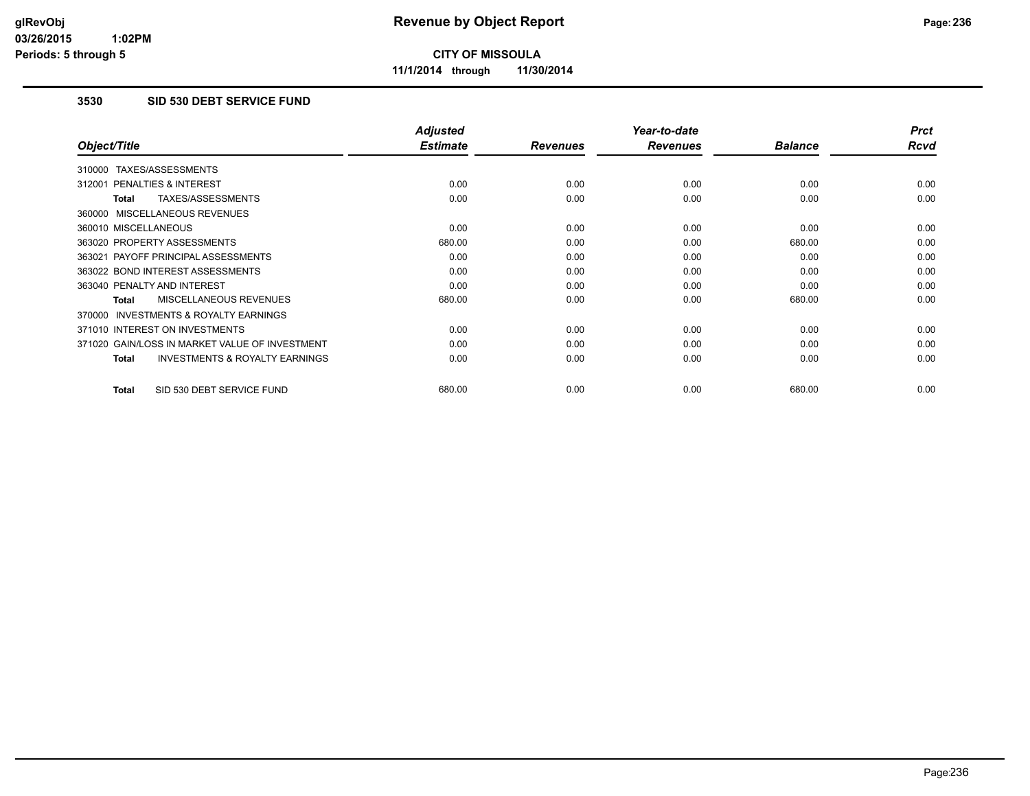**CITY OF MISSOULA**

**11/1/2014 through 11/30/2014**

### 3530 SID 530 DEBT SERVICE FUND

| Object/Title | Adjusted Estimate | Revenues | Year-to-date Revenues | Balance | Prct Rcvd |
|---|---|---|---|---|---|
| 310000 TAXES/ASSESSMENTS | | | | | |
| 312001 PENALTIES & INTEREST | 0.00 | 0.00 | 0.00 | 0.00 | 0.00 |
| **Total** TAXES/ASSESSMENTS | 0.00 | 0.00 | 0.00 | 0.00 | 0.00 |
| 360000 MISCELLANEOUS REVENUES | | | | | |
| 360010 MISCELLANEOUS | 0.00 | 0.00 | 0.00 | 0.00 | 0.00 |
| 363020 PROPERTY ASSESSMENTS | 680.00 | 0.00 | 0.00 | 680.00 | 0.00 |
| 363021 PAYOFF PRINCIPAL ASSESSMENTS | 0.00 | 0.00 | 0.00 | 0.00 | 0.00 |
| 363022 BOND INTEREST ASSESSMENTS | 0.00 | 0.00 | 0.00 | 0.00 | 0.00 |
| 363040 PENALTY AND INTEREST | 0.00 | 0.00 | 0.00 | 0.00 | 0.00 |
| **Total** MISCELLANEOUS REVENUES | 680.00 | 0.00 | 0.00 | 680.00 | 0.00 |
| 370000 INVESTMENTS & ROYALTY EARNINGS | | | | | |
| 371010 INTEREST ON INVESTMENTS | 0.00 | 0.00 | 0.00 | 0.00 | 0.00 |
| 371020 GAIN/LOSS IN MARKET VALUE OF INVESTMENT | 0.00 | 0.00 | 0.00 | 0.00 | 0.00 |
| **Total** INVESTMENTS & ROYALTY EARNINGS | 0.00 | 0.00 | 0.00 | 0.00 | 0.00 |
| **Total** SID 530 DEBT SERVICE FUND | 680.00 | 0.00 | 0.00 | 680.00 | 0.00 |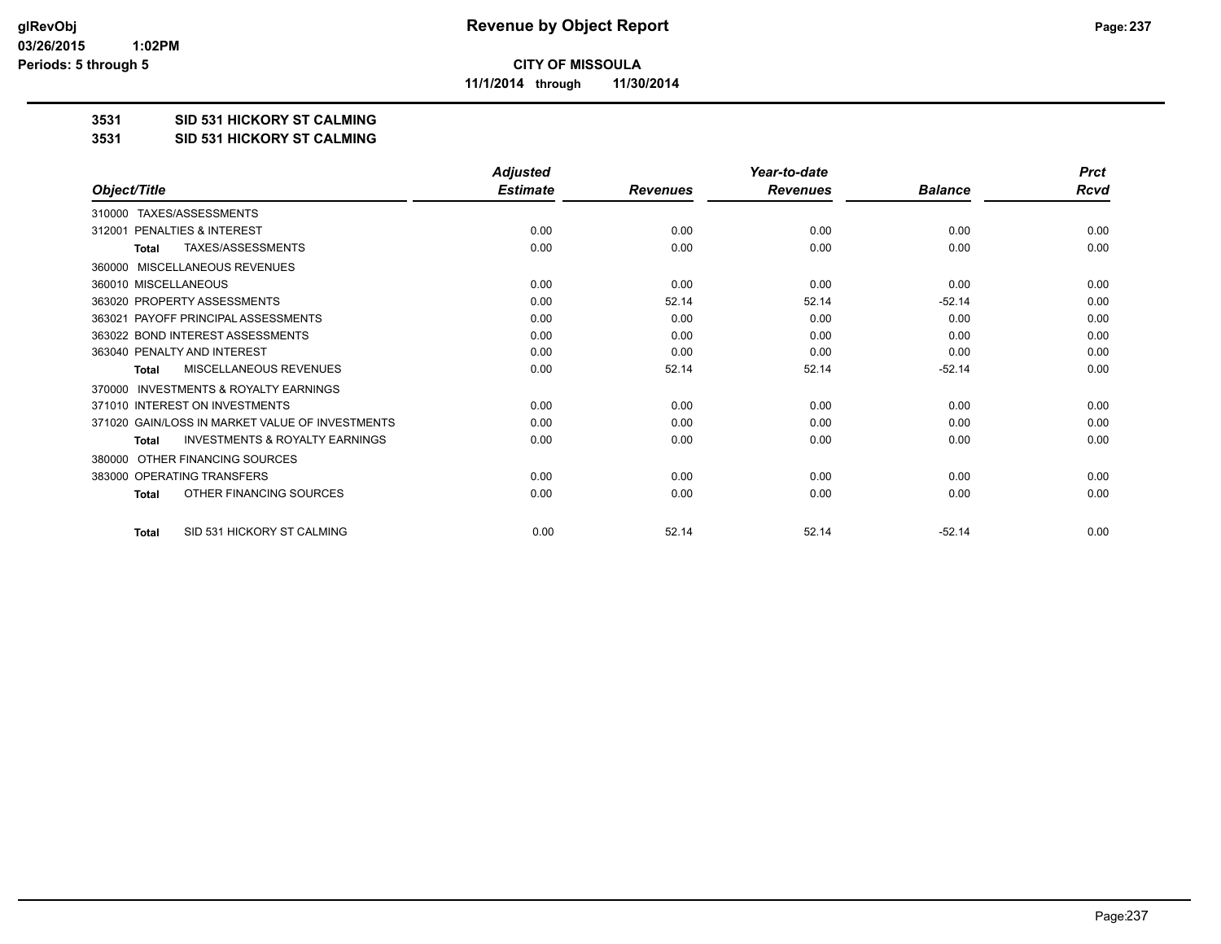# Revenue by Object Report

**CITY OF MISSOULA**

**11/1/2014 through 11/30/2014**

glRevObj
03/26/2015 1:02PM
Periods: 5 through 5

**3531 SID 531 HICKORY ST CALMING**

**3531 SID 531 HICKORY ST CALMING**

| Object/Title | Adjusted Estimate | Revenues | Year-to-date Revenues | Balance | Prct Rcvd |
|---|---|---|---|---|---|
| 310000 TAXES/ASSESSMENTS | | | | | |
| 312001 PENALTIES & INTEREST | 0.00 | 0.00 | 0.00 | 0.00 | 0.00 |
| **Total** TAXES/ASSESSMENTS | 0.00 | 0.00 | 0.00 | 0.00 | 0.00 |
| 360000 MISCELLANEOUS REVENUES | | | | | |
| 360010 MISCELLANEOUS | 0.00 | 0.00 | 0.00 | 0.00 | 0.00 |
| 363020 PROPERTY ASSESSMENTS | 0.00 | 52.14 | 52.14 | -52.14 | 0.00 |
| 363021 PAYOFF PRINCIPAL ASSESSMENTS | 0.00 | 0.00 | 0.00 | 0.00 | 0.00 |
| 363022 BOND INTEREST ASSESSMENTS | 0.00 | 0.00 | 0.00 | 0.00 | 0.00 |
| 363040 PENALTY AND INTEREST | 0.00 | 0.00 | 0.00 | 0.00 | 0.00 |
| **Total** MISCELLANEOUS REVENUES | 0.00 | 52.14 | 52.14 | -52.14 | 0.00 |
| 370000 INVESTMENTS & ROYALTY EARNINGS | | | | | |
| 371010 INTEREST ON INVESTMENTS | 0.00 | 0.00 | 0.00 | 0.00 | 0.00 |
| 371020 GAIN/LOSS IN MARKET VALUE OF INVESTMENTS | 0.00 | 0.00 | 0.00 | 0.00 | 0.00 |
| **Total** INVESTMENTS & ROYALTY EARNINGS | 0.00 | 0.00 | 0.00 | 0.00 | 0.00 |
| 380000 OTHER FINANCING SOURCES | | | | | |
| 383000 OPERATING TRANSFERS | 0.00 | 0.00 | 0.00 | 0.00 | 0.00 |
| **Total** OTHER FINANCING SOURCES | 0.00 | 0.00 | 0.00 | 0.00 | 0.00 |
| **Total** SID 531 HICKORY ST CALMING | 0.00 | 52.14 | 52.14 | -52.14 | 0.00 |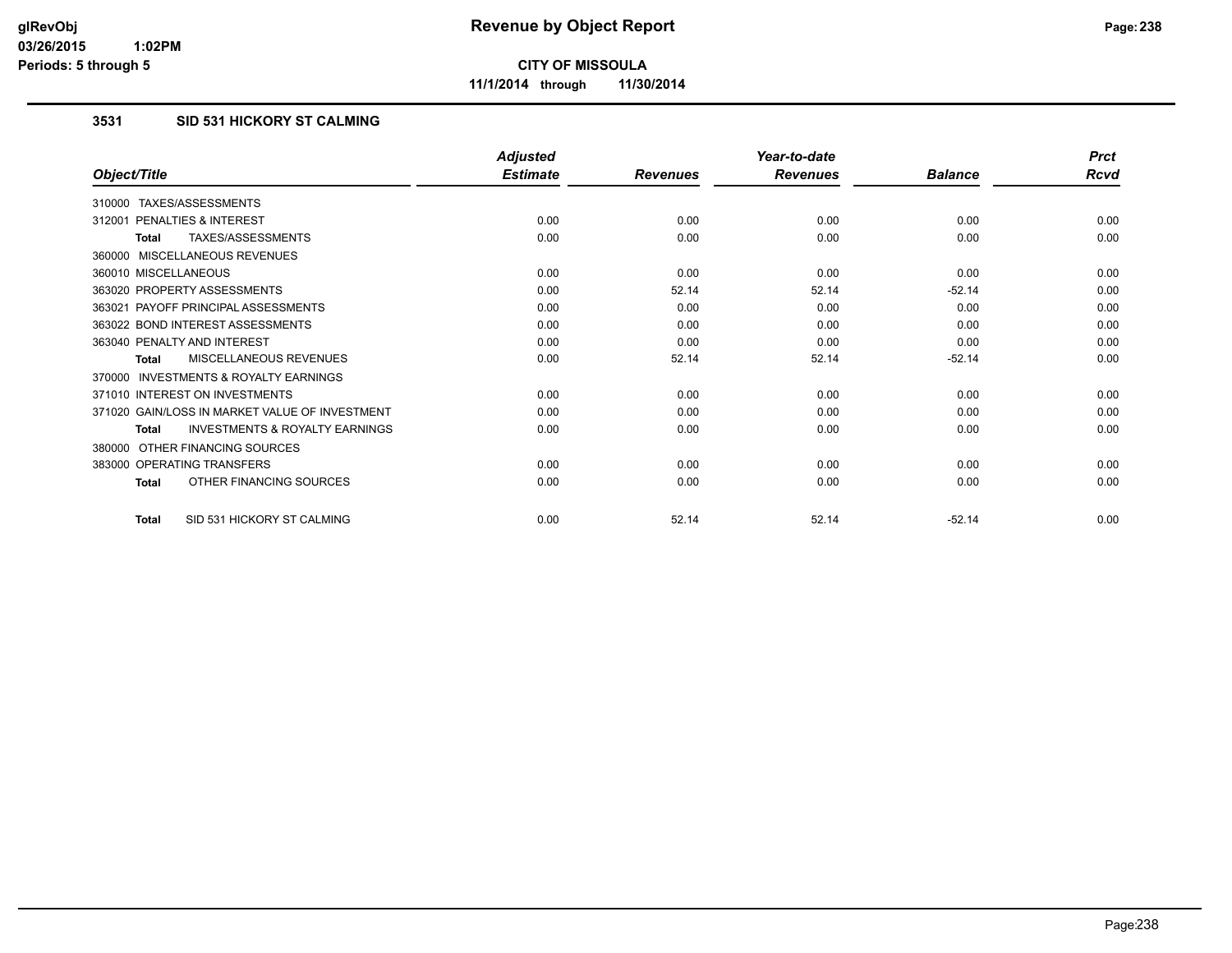# CITY OF MISSOULA

**11/1/2014 through 11/30/2014**

### 3531 SID 531 HICKORY ST CALMING

| Object/Title | Adjusted Estimate | Revenues | Year-to-date Revenues | Balance | Prct Rcvd |
|---|---|---|---|---|---|
| 310000 TAXES/ASSESSMENTS | | | | | |
| 312001 PENALTIES & INTEREST | 0.00 | 0.00 | 0.00 | 0.00 | 0.00 |
| **Total** TAXES/ASSESSMENTS | 0.00 | 0.00 | 0.00 | 0.00 | 0.00 |
| 360000 MISCELLANEOUS REVENUES | | | | | |
| 360010 MISCELLANEOUS | 0.00 | 0.00 | 0.00 | 0.00 | 0.00 |
| 363020 PROPERTY ASSESSMENTS | 0.00 | 52.14 | 52.14 | -52.14 | 0.00 |
| 363021 PAYOFF PRINCIPAL ASSESSMENTS | 0.00 | 0.00 | 0.00 | 0.00 | 0.00 |
| 363022 BOND INTEREST ASSESSMENTS | 0.00 | 0.00 | 0.00 | 0.00 | 0.00 |
| 363040 PENALTY AND INTEREST | 0.00 | 0.00 | 0.00 | 0.00 | 0.00 |
| **Total** MISCELLANEOUS REVENUES | 0.00 | 52.14 | 52.14 | -52.14 | 0.00 |
| 370000 INVESTMENTS & ROYALTY EARNINGS | | | | | |
| 371010 INTEREST ON INVESTMENTS | 0.00 | 0.00 | 0.00 | 0.00 | 0.00 |
| 371020 GAIN/LOSS IN MARKET VALUE OF INVESTMENT | 0.00 | 0.00 | 0.00 | 0.00 | 0.00 |
| **Total** INVESTMENTS & ROYALTY EARNINGS | 0.00 | 0.00 | 0.00 | 0.00 | 0.00 |
| 380000 OTHER FINANCING SOURCES | | | | | |
| 383000 OPERATING TRANSFERS | 0.00 | 0.00 | 0.00 | 0.00 | 0.00 |
| **Total** OTHER FINANCING SOURCES | 0.00 | 0.00 | 0.00 | 0.00 | 0.00 |
| **Total** SID 531 HICKORY ST CALMING | 0.00 | 52.14 | 52.14 | -52.14 | 0.00 |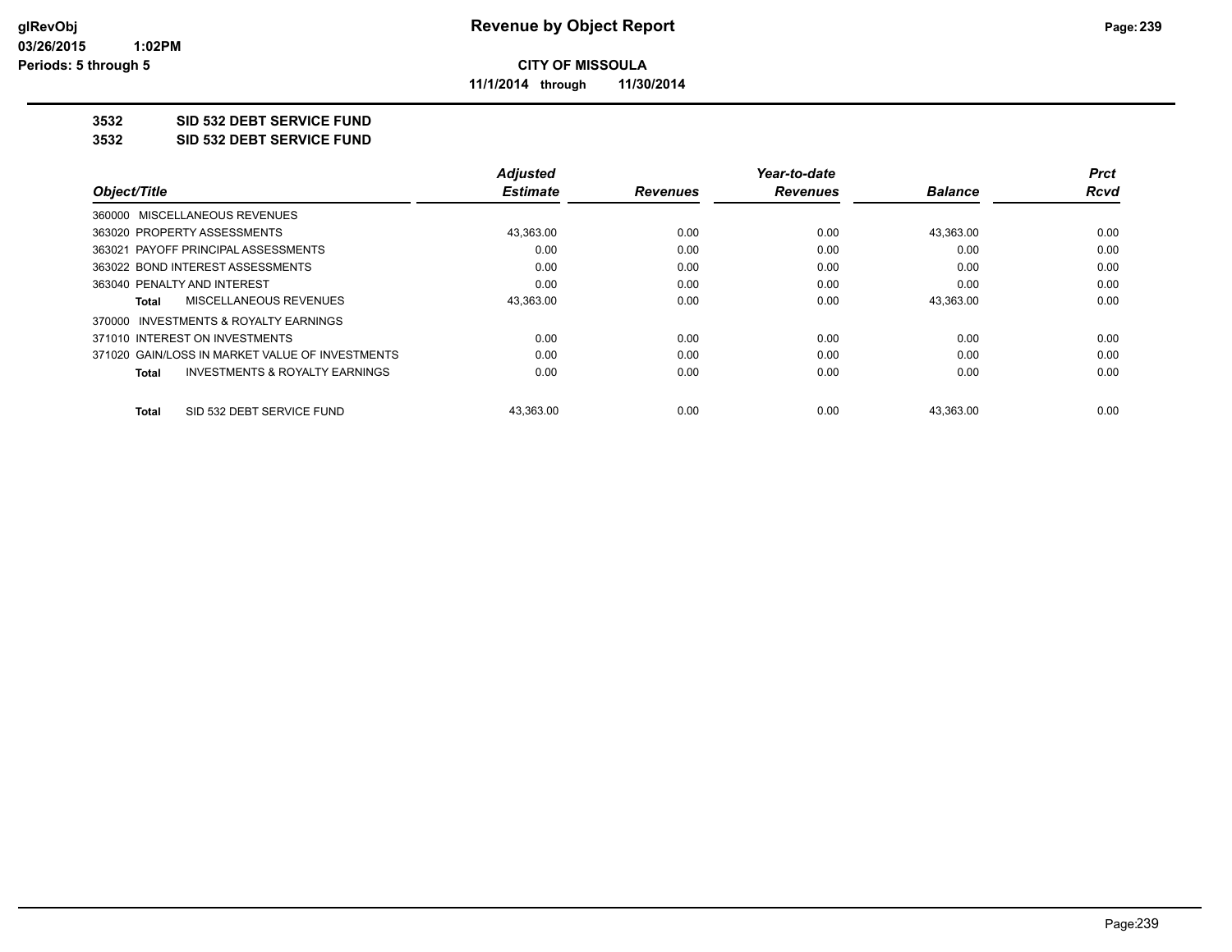# Revenue by Object Report

**CITY OF MISSOULA**

**11/1/2014 through 11/30/2014**

glRevObj
03/26/2015 1:02PM
Periods: 5 through 5

**3532 SID 532 DEBT SERVICE FUND**

**3532 SID 532 DEBT SERVICE FUND**

| Object/Title | Adjusted Estimate | Revenues | Year-to-date Revenues | Balance | Prct Rcvd |
|---|---|---|---|---|---|
| 360000 MISCELLANEOUS REVENUES | | | | | |
| 363020 PROPERTY ASSESSMENTS | 43,363.00 | 0.00 | 0.00 | 43,363.00 | 0.00 |
| 363021 PAYOFF PRINCIPAL ASSESSMENTS | 0.00 | 0.00 | 0.00 | 0.00 | 0.00 |
| 363022 BOND INTEREST ASSESSMENTS | 0.00 | 0.00 | 0.00 | 0.00 | 0.00 |
| 363040 PENALTY AND INTEREST | 0.00 | 0.00 | 0.00 | 0.00 | 0.00 |
| **Total** MISCELLANEOUS REVENUES | 43,363.00 | 0.00 | 0.00 | 43,363.00 | 0.00 |
| 370000 INVESTMENTS & ROYALTY EARNINGS | | | | | |
| 371010 INTEREST ON INVESTMENTS | 0.00 | 0.00 | 0.00 | 0.00 | 0.00 |
| 371020 GAIN/LOSS IN MARKET VALUE OF INVESTMENTS | 0.00 | 0.00 | 0.00 | 0.00 | 0.00 |
| **Total** INVESTMENTS & ROYALTY EARNINGS | 0.00 | 0.00 | 0.00 | 0.00 | 0.00 |
| **Total** SID 532 DEBT SERVICE FUND | 43,363.00 | 0.00 | 0.00 | 43,363.00 | 0.00 |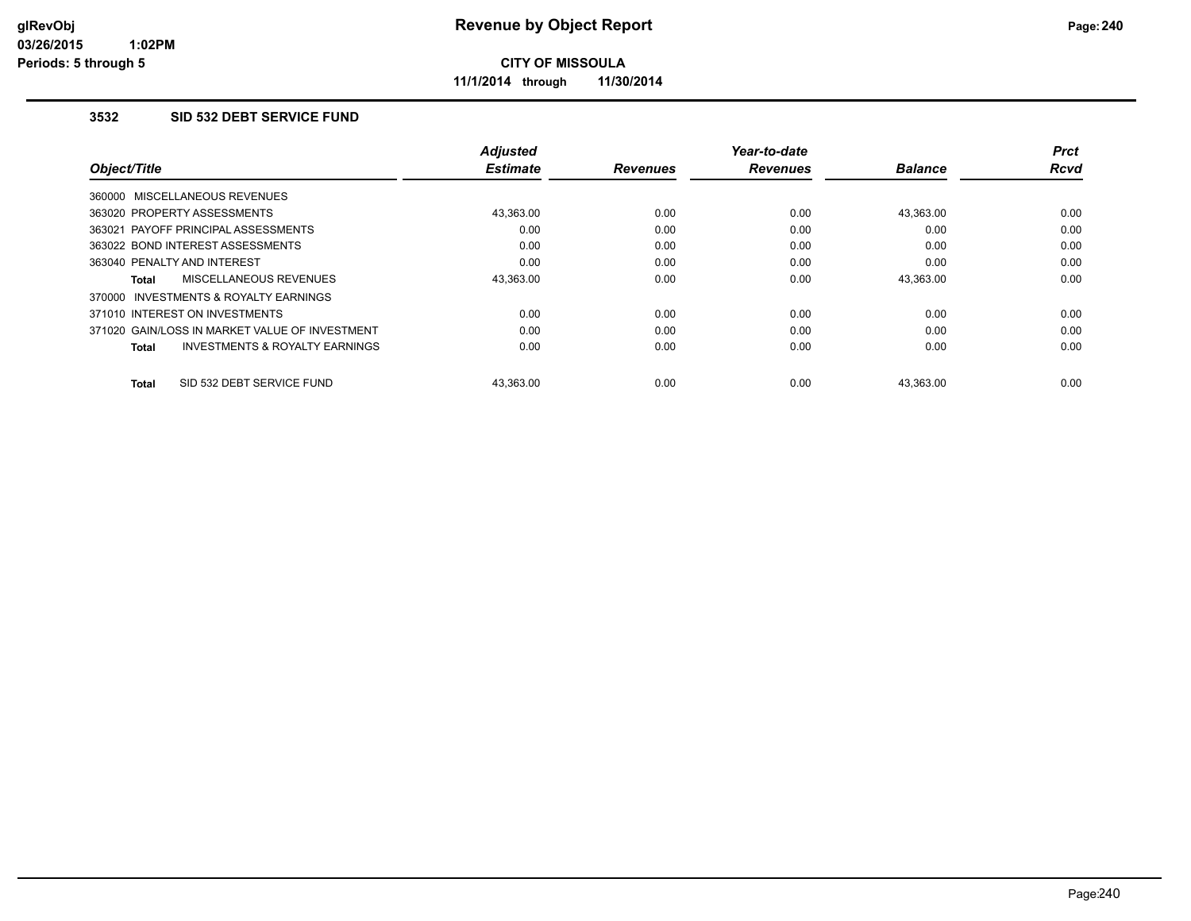# Revenue by Object Report

**CITY OF MISSOULA**

**11/1/2014 through 11/30/2014**

glRevObj
03/26/2015 1:02PM
Periods: 5 through 5

## 3532 SID 532 DEBT SERVICE FUND

| Object/Title | Adjusted Estimate | Revenues | Year-to-date Revenues | Balance | Prct Rcvd |
|---|---|---|---|---|---|
| 360000 MISCELLANEOUS REVENUES | | | | | |
| 363020 PROPERTY ASSESSMENTS | 43,363.00 | 0.00 | 0.00 | 43,363.00 | 0.00 |
| 363021 PAYOFF PRINCIPAL ASSESSMENTS | 0.00 | 0.00 | 0.00 | 0.00 | 0.00 |
| 363022 BOND INTEREST ASSESSMENTS | 0.00 | 0.00 | 0.00 | 0.00 | 0.00 |
| 363040 PENALTY AND INTEREST | 0.00 | 0.00 | 0.00 | 0.00 | 0.00 |
| **Total** MISCELLANEOUS REVENUES | 43,363.00 | 0.00 | 0.00 | 43,363.00 | 0.00 |
| 370000 INVESTMENTS & ROYALTY EARNINGS | | | | | |
| 371010 INTEREST ON INVESTMENTS | 0.00 | 0.00 | 0.00 | 0.00 | 0.00 |
| 371020 GAIN/LOSS IN MARKET VALUE OF INVESTMENT | 0.00 | 0.00 | 0.00 | 0.00 | 0.00 |
| **Total** INVESTMENTS & ROYALTY EARNINGS | 0.00 | 0.00 | 0.00 | 0.00 | 0.00 |
| **Total** SID 532 DEBT SERVICE FUND | 43,363.00 | 0.00 | 0.00 | 43,363.00 | 0.00 |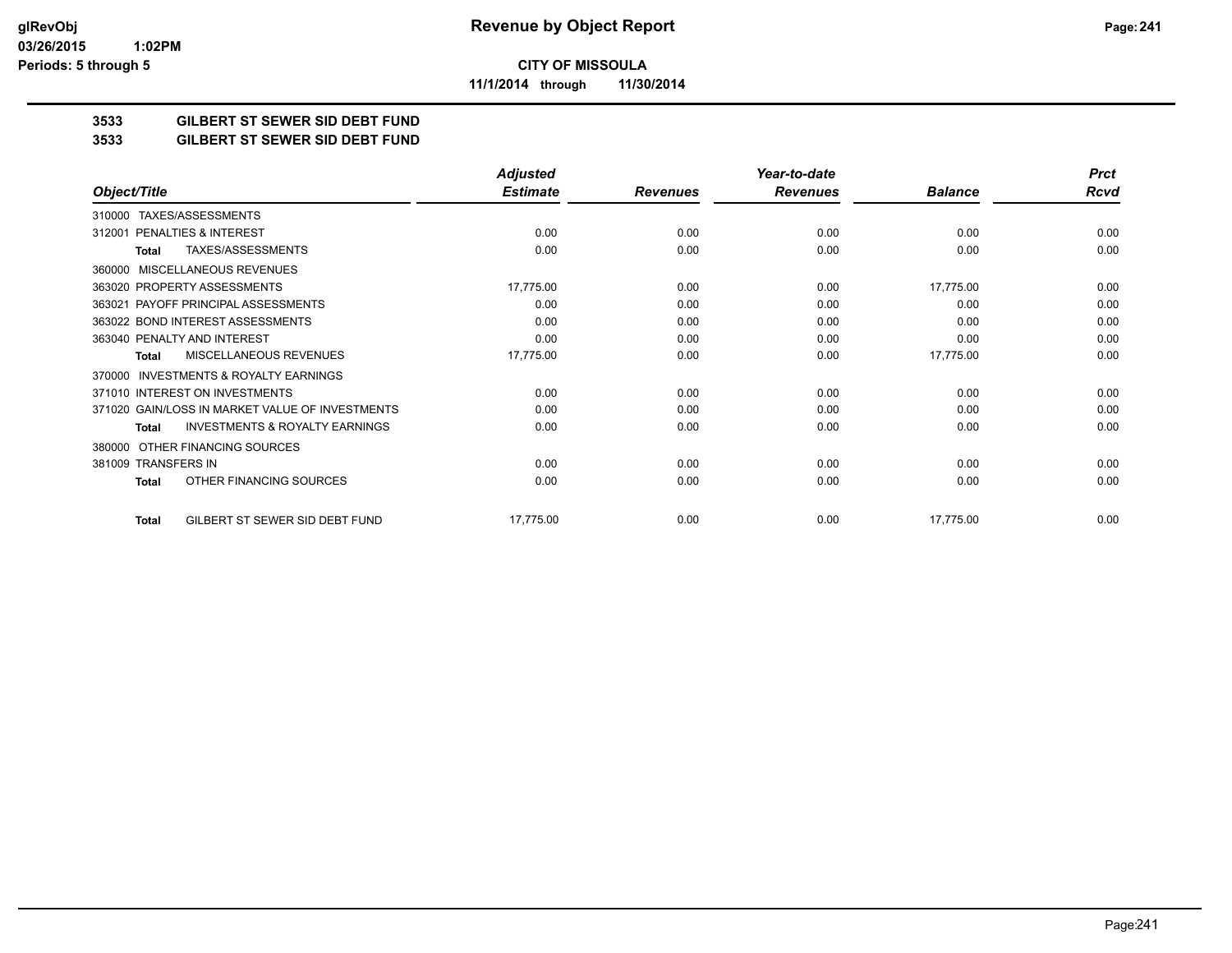**CITY OF MISSOULA**

**11/1/2014 through 11/30/2014**

**3533 GILBERT ST SEWER SID DEBT FUND**

**3533 GILBERT ST SEWER SID DEBT FUND**

| Object/Title | Adjusted Estimate | Revenues | Year-to-date Revenues | Balance | Prct Rcvd |
|---|---|---|---|---|---|
| 310000 TAXES/ASSESSMENTS | | | | | |
| 312001 PENALTIES & INTEREST | 0.00 | 0.00 | 0.00 | 0.00 | 0.00 |
| **Total** TAXES/ASSESSMENTS | 0.00 | 0.00 | 0.00 | 0.00 | 0.00 |
| 360000 MISCELLANEOUS REVENUES | | | | | |
| 363020 PROPERTY ASSESSMENTS | 17,775.00 | 0.00 | 0.00 | 17,775.00 | 0.00 |
| 363021 PAYOFF PRINCIPAL ASSESSMENTS | 0.00 | 0.00 | 0.00 | 0.00 | 0.00 |
| 363022 BOND INTEREST ASSESSMENTS | 0.00 | 0.00 | 0.00 | 0.00 | 0.00 |
| 363040 PENALTY AND INTEREST | 0.00 | 0.00 | 0.00 | 0.00 | 0.00 |
| **Total** MISCELLANEOUS REVENUES | 17,775.00 | 0.00 | 0.00 | 17,775.00 | 0.00 |
| 370000 INVESTMENTS & ROYALTY EARNINGS | | | | | |
| 371010 INTEREST ON INVESTMENTS | 0.00 | 0.00 | 0.00 | 0.00 | 0.00 |
| 371020 GAIN/LOSS IN MARKET VALUE OF INVESTMENTS | 0.00 | 0.00 | 0.00 | 0.00 | 0.00 |
| **Total** INVESTMENTS & ROYALTY EARNINGS | 0.00 | 0.00 | 0.00 | 0.00 | 0.00 |
| 380000 OTHER FINANCING SOURCES | | | | | |
| 381009 TRANSFERS IN | 0.00 | 0.00 | 0.00 | 0.00 | 0.00 |
| **Total** OTHER FINANCING SOURCES | 0.00 | 0.00 | 0.00 | 0.00 | 0.00 |
| **Total** GILBERT ST SEWER SID DEBT FUND | 17,775.00 | 0.00 | 0.00 | 17,775.00 | 0.00 |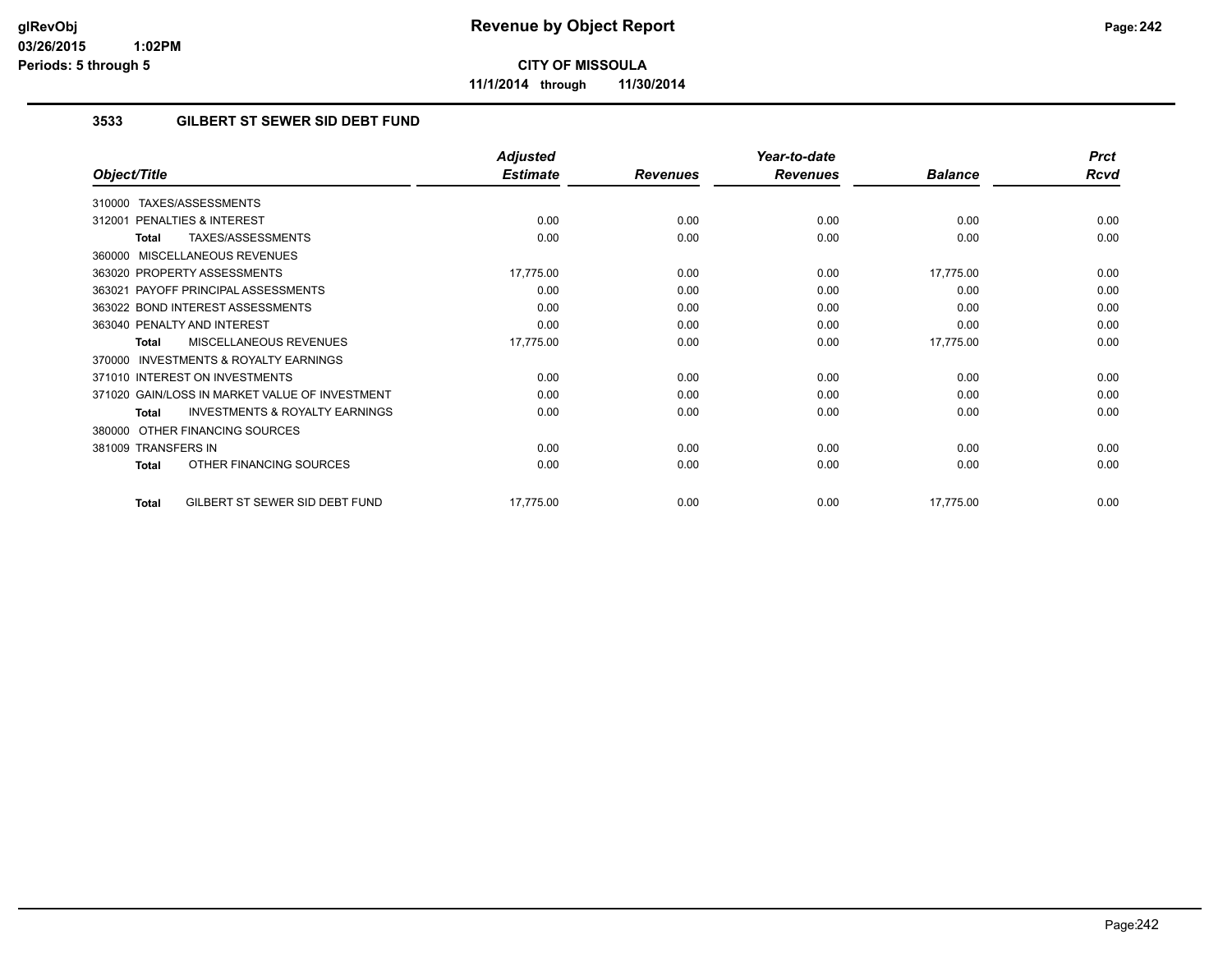# Revenue by Object Report

**CITY OF MISSOULA**

**11/1/2014 through 11/30/2014**

glRevObj
03/26/2015 1:02PM
Periods: 5 through 5

### 3533 GILBERT ST SEWER SID DEBT FUND

| Object/Title | Adjusted Estimate | Revenues | Year-to-date Revenues | Balance | Prct Rcvd |
|---|---|---|---|---|---|
| 310000 TAXES/ASSESSMENTS | | | | | |
| 312001 PENALTIES & INTEREST | 0.00 | 0.00 | 0.00 | 0.00 | 0.00 |
| **Total** TAXES/ASSESSMENTS | 0.00 | 0.00 | 0.00 | 0.00 | 0.00 |
| 360000 MISCELLANEOUS REVENUES | | | | | |
| 363020 PROPERTY ASSESSMENTS | 17,775.00 | 0.00 | 0.00 | 17,775.00 | 0.00 |
| 363021 PAYOFF PRINCIPAL ASSESSMENTS | 0.00 | 0.00 | 0.00 | 0.00 | 0.00 |
| 363022 BOND INTEREST ASSESSMENTS | 0.00 | 0.00 | 0.00 | 0.00 | 0.00 |
| 363040 PENALTY AND INTEREST | 0.00 | 0.00 | 0.00 | 0.00 | 0.00 |
| **Total** MISCELLANEOUS REVENUES | 17,775.00 | 0.00 | 0.00 | 17,775.00 | 0.00 |
| 370000 INVESTMENTS & ROYALTY EARNINGS | | | | | |
| 371010 INTEREST ON INVESTMENTS | 0.00 | 0.00 | 0.00 | 0.00 | 0.00 |
| 371020 GAIN/LOSS IN MARKET VALUE OF INVESTMENT | 0.00 | 0.00 | 0.00 | 0.00 | 0.00 |
| **Total** INVESTMENTS & ROYALTY EARNINGS | 0.00 | 0.00 | 0.00 | 0.00 | 0.00 |
| 380000 OTHER FINANCING SOURCES | | | | | |
| 381009 TRANSFERS IN | 0.00 | 0.00 | 0.00 | 0.00 | 0.00 |
| **Total** OTHER FINANCING SOURCES | 0.00 | 0.00 | 0.00 | 0.00 | 0.00 |
| **Total** GILBERT ST SEWER SID DEBT FUND | 17,775.00 | 0.00 | 0.00 | 17,775.00 | 0.00 |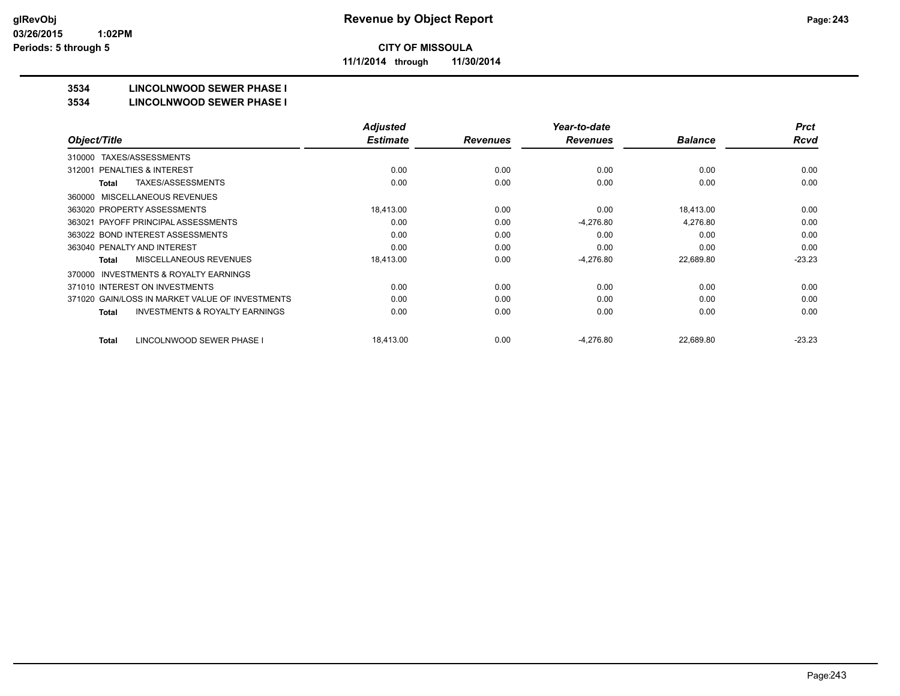**Revenue by Object Report**

**CITY OF MISSOULA**

**11/1/2014 through 11/30/2014**

**3534 LINCOLNWOOD SEWER PHASE I**

**3534 LINCOLNWOOD SEWER PHASE I**

| Object/Title | Adjusted Estimate | Revenues | Year-to-date Revenues | Balance | Prct Rcvd |
|---|---|---|---|---|---|
| 310000 TAXES/ASSESSMENTS | | | | | |
| 312001 PENALTIES & INTEREST | 0.00 | 0.00 | 0.00 | 0.00 | 0.00 |
| **Total** TAXES/ASSESSMENTS | 0.00 | 0.00 | 0.00 | 0.00 | 0.00 |
| 360000 MISCELLANEOUS REVENUES | | | | | |
| 363020 PROPERTY ASSESSMENTS | 18,413.00 | 0.00 | 0.00 | 18,413.00 | 0.00 |
| 363021 PAYOFF PRINCIPAL ASSESSMENTS | 0.00 | 0.00 | -4,276.80 | 4,276.80 | 0.00 |
| 363022 BOND INTEREST ASSESSMENTS | 0.00 | 0.00 | 0.00 | 0.00 | 0.00 |
| 363040 PENALTY AND INTEREST | 0.00 | 0.00 | 0.00 | 0.00 | 0.00 |
| **Total** MISCELLANEOUS REVENUES | 18,413.00 | 0.00 | -4,276.80 | 22,689.80 | -23.23 |
| 370000 INVESTMENTS & ROYALTY EARNINGS | | | | | |
| 371010 INTEREST ON INVESTMENTS | 0.00 | 0.00 | 0.00 | 0.00 | 0.00 |
| 371020 GAIN/LOSS IN MARKET VALUE OF INVESTMENTS | 0.00 | 0.00 | 0.00 | 0.00 | 0.00 |
| **Total** INVESTMENTS & ROYALTY EARNINGS | 0.00 | 0.00 | 0.00 | 0.00 | 0.00 |
| **Total** LINCOLNWOOD SEWER PHASE I | 18,413.00 | 0.00 | -4,276.80 | 22,689.80 | -23.23 |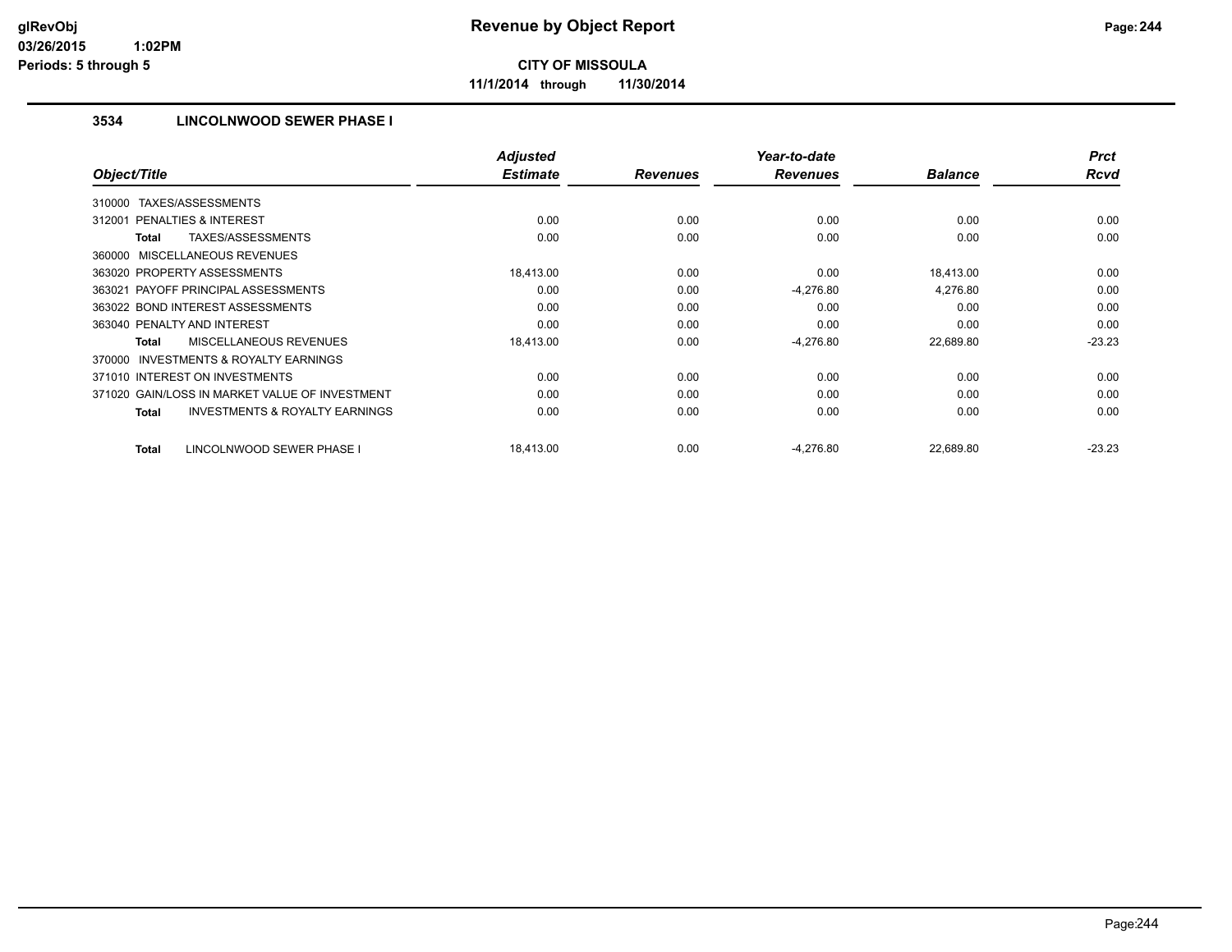**CITY OF MISSOULA**

**11/1/2014 through 11/30/2014**

### 3534 LINCOLNWOOD SEWER PHASE I

| Object/Title | Adjusted Estimate | Revenues | Year-to-date Revenues | Balance | Prct Rcvd |
|---|---|---|---|---|---|
| 310000 TAXES/ASSESSMENTS | | | | | |
| 312001 PENALTIES & INTEREST | 0.00 | 0.00 | 0.00 | 0.00 | 0.00 |
| **Total** TAXES/ASSESSMENTS | 0.00 | 0.00 | 0.00 | 0.00 | 0.00 |
| 360000 MISCELLANEOUS REVENUES | | | | | |
| 363020 PROPERTY ASSESSMENTS | 18,413.00 | 0.00 | 0.00 | 18,413.00 | 0.00 |
| 363021 PAYOFF PRINCIPAL ASSESSMENTS | 0.00 | 0.00 | -4,276.80 | 4,276.80 | 0.00 |
| 363022 BOND INTEREST ASSESSMENTS | 0.00 | 0.00 | 0.00 | 0.00 | 0.00 |
| 363040 PENALTY AND INTEREST | 0.00 | 0.00 | 0.00 | 0.00 | 0.00 |
| **Total** MISCELLANEOUS REVENUES | 18,413.00 | 0.00 | -4,276.80 | 22,689.80 | -23.23 |
| 370000 INVESTMENTS & ROYALTY EARNINGS | | | | | |
| 371010 INTEREST ON INVESTMENTS | 0.00 | 0.00 | 0.00 | 0.00 | 0.00 |
| 371020 GAIN/LOSS IN MARKET VALUE OF INVESTMENT | 0.00 | 0.00 | 0.00 | 0.00 | 0.00 |
| **Total** INVESTMENTS & ROYALTY EARNINGS | 0.00 | 0.00 | 0.00 | 0.00 | 0.00 |
| **Total** LINCOLNWOOD SEWER PHASE I | 18,413.00 | 0.00 | -4,276.80 | 22,689.80 | -23.23 |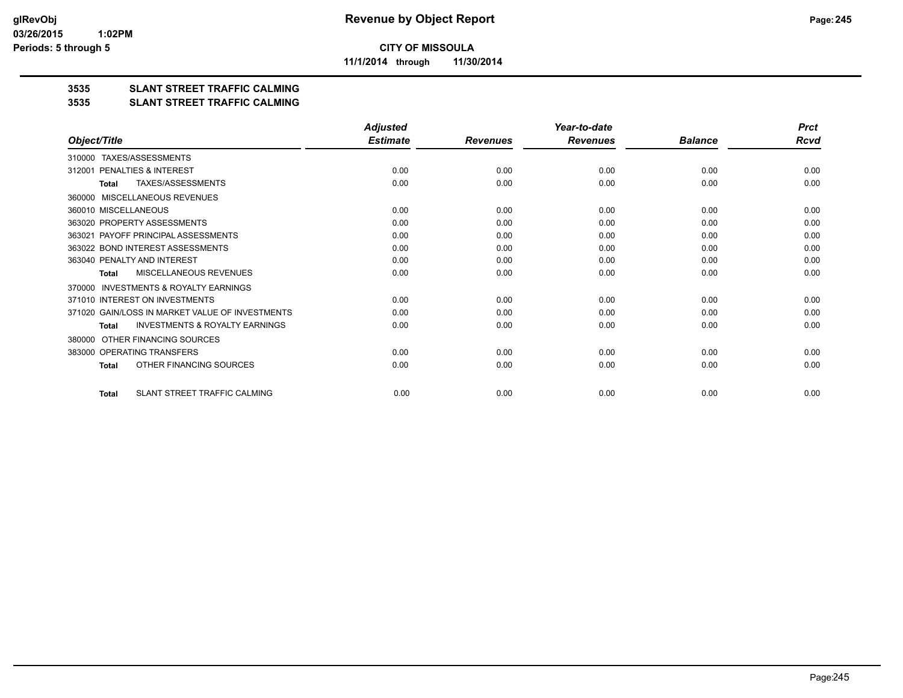**glRevObj**
**03/26/2015 1:02PM**
**Periods: 5 through 5**

# Revenue by Object Report

**CITY OF MISSOULA**

**11/1/2014 through 11/30/2014**

## 3535 SLANT STREET TRAFFIC CALMING
## 3535 SLANT STREET TRAFFIC CALMING

| Object/Title | Adjusted Estimate | Revenues | Year-to-date Revenues | Balance | Prct Rcvd |
|---|---|---|---|---|---|
| 310000 TAXES/ASSESSMENTS | | | | | |
| 312001 PENALTIES & INTEREST | 0.00 | 0.00 | 0.00 | 0.00 | 0.00 |
| **Total** TAXES/ASSESSMENTS | 0.00 | 0.00 | 0.00 | 0.00 | 0.00 |
| 360000 MISCELLANEOUS REVENUES | | | | | |
| 360010 MISCELLANEOUS | 0.00 | 0.00 | 0.00 | 0.00 | 0.00 |
| 363020 PROPERTY ASSESSMENTS | 0.00 | 0.00 | 0.00 | 0.00 | 0.00 |
| 363021 PAYOFF PRINCIPAL ASSESSMENTS | 0.00 | 0.00 | 0.00 | 0.00 | 0.00 |
| 363022 BOND INTEREST ASSESSMENTS | 0.00 | 0.00 | 0.00 | 0.00 | 0.00 |
| 363040 PENALTY AND INTEREST | 0.00 | 0.00 | 0.00 | 0.00 | 0.00 |
| **Total** MISCELLANEOUS REVENUES | 0.00 | 0.00 | 0.00 | 0.00 | 0.00 |
| 370000 INVESTMENTS & ROYALTY EARNINGS | | | | | |
| 371010 INTEREST ON INVESTMENTS | 0.00 | 0.00 | 0.00 | 0.00 | 0.00 |
| 371020 GAIN/LOSS IN MARKET VALUE OF INVESTMENTS | 0.00 | 0.00 | 0.00 | 0.00 | 0.00 |
| **Total** INVESTMENTS & ROYALTY EARNINGS | 0.00 | 0.00 | 0.00 | 0.00 | 0.00 |
| 380000 OTHER FINANCING SOURCES | | | | | |
| 383000 OPERATING TRANSFERS | 0.00 | 0.00 | 0.00 | 0.00 | 0.00 |
| **Total** OTHER FINANCING SOURCES | 0.00 | 0.00 | 0.00 | 0.00 | 0.00 |
| **Total** SLANT STREET TRAFFIC CALMING | 0.00 | 0.00 | 0.00 | 0.00 | 0.00 |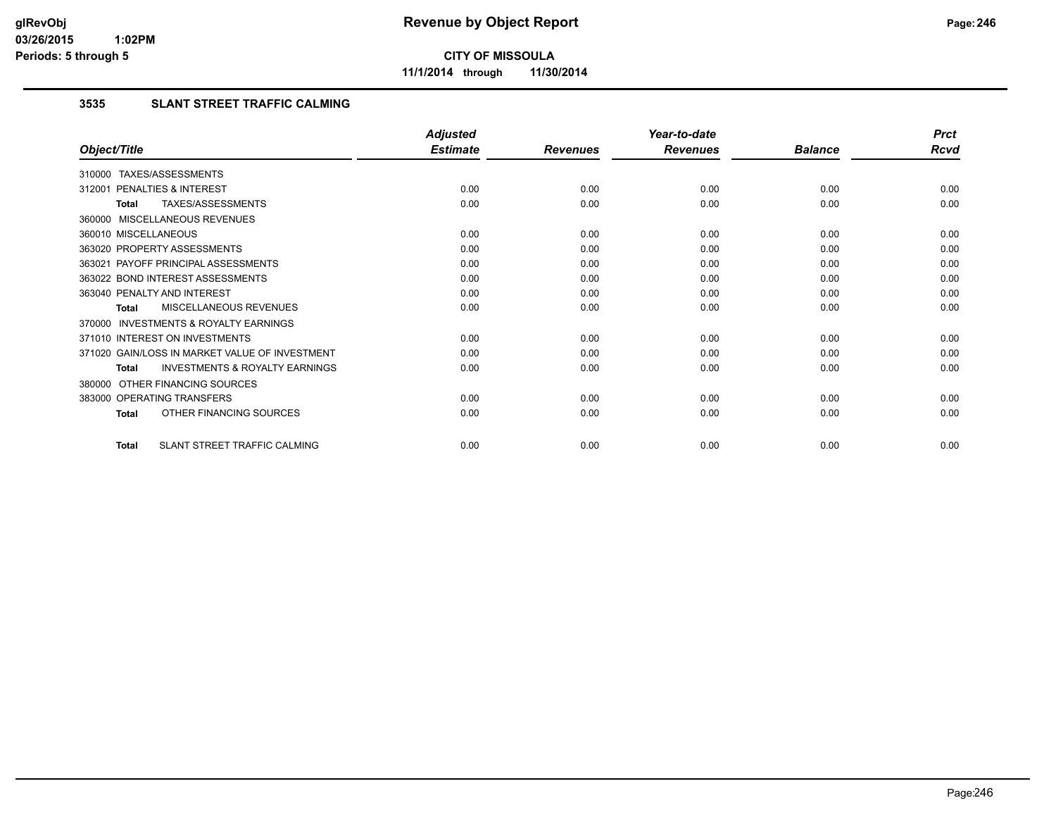**CITY OF MISSOULA**

**11/1/2014 through 11/30/2014**

### 3535 SLANT STREET TRAFFIC CALMING

| Object/Title | Adjusted Estimate | Revenues | Year-to-date Revenues | Balance | Prct Rcvd |
|---|---|---|---|---|---|
| 310000 TAXES/ASSESSMENTS | | | | | |
| 312001 PENALTIES & INTEREST | 0.00 | 0.00 | 0.00 | 0.00 | 0.00 |
| **Total** TAXES/ASSESSMENTS | 0.00 | 0.00 | 0.00 | 0.00 | 0.00 |
| 360000 MISCELLANEOUS REVENUES | | | | | |
| 360010 MISCELLANEOUS | 0.00 | 0.00 | 0.00 | 0.00 | 0.00 |
| 363020 PROPERTY ASSESSMENTS | 0.00 | 0.00 | 0.00 | 0.00 | 0.00 |
| 363021 PAYOFF PRINCIPAL ASSESSMENTS | 0.00 | 0.00 | 0.00 | 0.00 | 0.00 |
| 363022 BOND INTEREST ASSESSMENTS | 0.00 | 0.00 | 0.00 | 0.00 | 0.00 |
| 363040 PENALTY AND INTEREST | 0.00 | 0.00 | 0.00 | 0.00 | 0.00 |
| **Total** MISCELLANEOUS REVENUES | 0.00 | 0.00 | 0.00 | 0.00 | 0.00 |
| 370000 INVESTMENTS & ROYALTY EARNINGS | | | | | |
| 371010 INTEREST ON INVESTMENTS | 0.00 | 0.00 | 0.00 | 0.00 | 0.00 |
| 371020 GAIN/LOSS IN MARKET VALUE OF INVESTMENT | 0.00 | 0.00 | 0.00 | 0.00 | 0.00 |
| **Total** INVESTMENTS & ROYALTY EARNINGS | 0.00 | 0.00 | 0.00 | 0.00 | 0.00 |
| 380000 OTHER FINANCING SOURCES | | | | | |
| 383000 OPERATING TRANSFERS | 0.00 | 0.00 | 0.00 | 0.00 | 0.00 |
| **Total** OTHER FINANCING SOURCES | 0.00 | 0.00 | 0.00 | 0.00 | 0.00 |
| **Total** SLANT STREET TRAFFIC CALMING | 0.00 | 0.00 | 0.00 | 0.00 | 0.00 |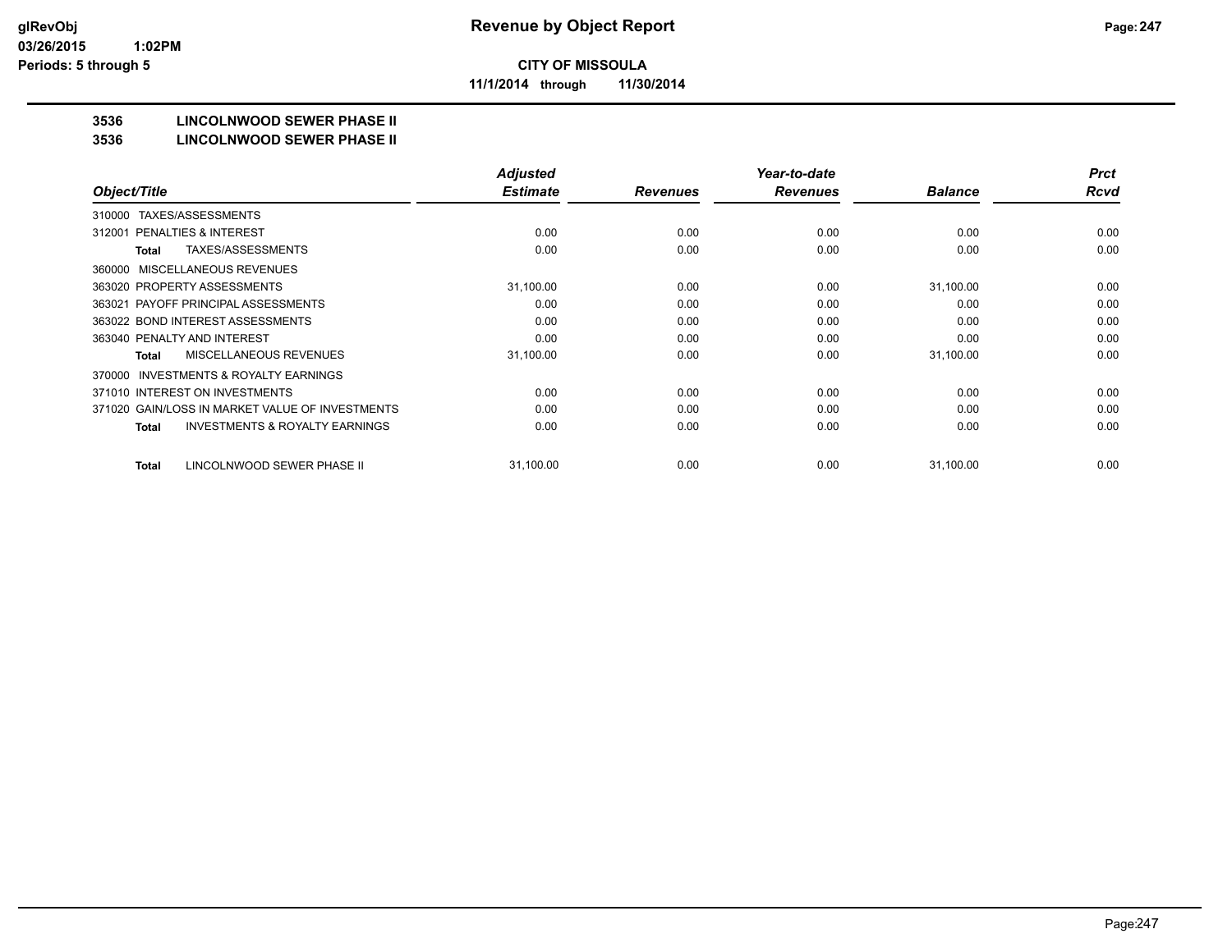# Revenue by Object Report

**CITY OF MISSOULA**

**11/1/2014 through 11/30/2014**

glRevObj
03/26/2015 1:02PM
Periods: 5 through 5

**3536 LINCOLNWOOD SEWER PHASE II**

**3536 LINCOLNWOOD SEWER PHASE II**

| Object/Title | Adjusted Estimate | Revenues | Year-to-date Revenues | Balance | Prct Rcvd |
|---|---|---|---|---|---|
| 310000 TAXES/ASSESSMENTS | | | | | |
| 312001 PENALTIES & INTEREST | 0.00 | 0.00 | 0.00 | 0.00 | 0.00 |
| **Total** TAXES/ASSESSMENTS | 0.00 | 0.00 | 0.00 | 0.00 | 0.00 |
| 360000 MISCELLANEOUS REVENUES | | | | | |
| 363020 PROPERTY ASSESSMENTS | 31,100.00 | 0.00 | 0.00 | 31,100.00 | 0.00 |
| 363021 PAYOFF PRINCIPAL ASSESSMENTS | 0.00 | 0.00 | 0.00 | 0.00 | 0.00 |
| 363022 BOND INTEREST ASSESSMENTS | 0.00 | 0.00 | 0.00 | 0.00 | 0.00 |
| 363040 PENALTY AND INTEREST | 0.00 | 0.00 | 0.00 | 0.00 | 0.00 |
| **Total** MISCELLANEOUS REVENUES | 31,100.00 | 0.00 | 0.00 | 31,100.00 | 0.00 |
| 370000 INVESTMENTS & ROYALTY EARNINGS | | | | | |
| 371010 INTEREST ON INVESTMENTS | 0.00 | 0.00 | 0.00 | 0.00 | 0.00 |
| 371020 GAIN/LOSS IN MARKET VALUE OF INVESTMENTS | 0.00 | 0.00 | 0.00 | 0.00 | 0.00 |
| **Total** INVESTMENTS & ROYALTY EARNINGS | 0.00 | 0.00 | 0.00 | 0.00 | 0.00 |
| **Total** LINCOLNWOOD SEWER PHASE II | 31,100.00 | 0.00 | 0.00 | 31,100.00 | 0.00 |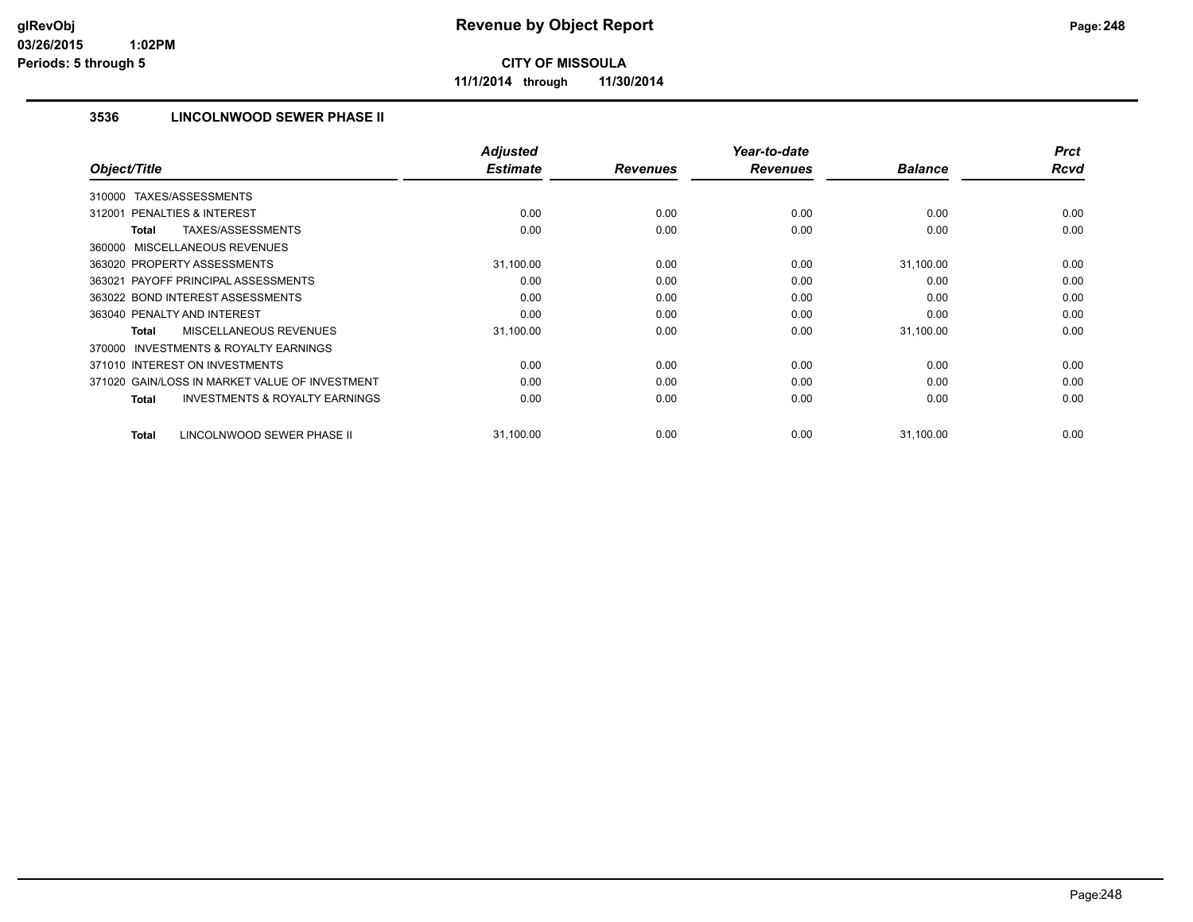# Revenue by Object Report

**CITY OF MISSOULA**

**11/1/2014 through 11/30/2014**

glRevObj
03/26/2015 1:02PM
Periods: 5 through 5

### 3536 LINCOLNWOOD SEWER PHASE II

| Object/Title | Adjusted Estimate | Revenues | Year-to-date Revenues | Balance | Prct Rcvd |
|---|---|---|---|---|---|
| 310000 TAXES/ASSESSMENTS | | | | | |
| 312001 PENALTIES & INTEREST | 0.00 | 0.00 | 0.00 | 0.00 | 0.00 |
| **Total** TAXES/ASSESSMENTS | 0.00 | 0.00 | 0.00 | 0.00 | 0.00 |
| 360000 MISCELLANEOUS REVENUES | | | | | |
| 363020 PROPERTY ASSESSMENTS | 31,100.00 | 0.00 | 0.00 | 31,100.00 | 0.00 |
| 363021 PAYOFF PRINCIPAL ASSESSMENTS | 0.00 | 0.00 | 0.00 | 0.00 | 0.00 |
| 363022 BOND INTEREST ASSESSMENTS | 0.00 | 0.00 | 0.00 | 0.00 | 0.00 |
| 363040 PENALTY AND INTEREST | 0.00 | 0.00 | 0.00 | 0.00 | 0.00 |
| **Total** MISCELLANEOUS REVENUES | 31,100.00 | 0.00 | 0.00 | 31,100.00 | 0.00 |
| 370000 INVESTMENTS & ROYALTY EARNINGS | | | | | |
| 371010 INTEREST ON INVESTMENTS | 0.00 | 0.00 | 0.00 | 0.00 | 0.00 |
| 371020 GAIN/LOSS IN MARKET VALUE OF INVESTMENT | 0.00 | 0.00 | 0.00 | 0.00 | 0.00 |
| **Total** INVESTMENTS & ROYALTY EARNINGS | 0.00 | 0.00 | 0.00 | 0.00 | 0.00 |
| **Total** LINCOLNWOOD SEWER PHASE II | 31,100.00 | 0.00 | 0.00 | 31,100.00 | 0.00 |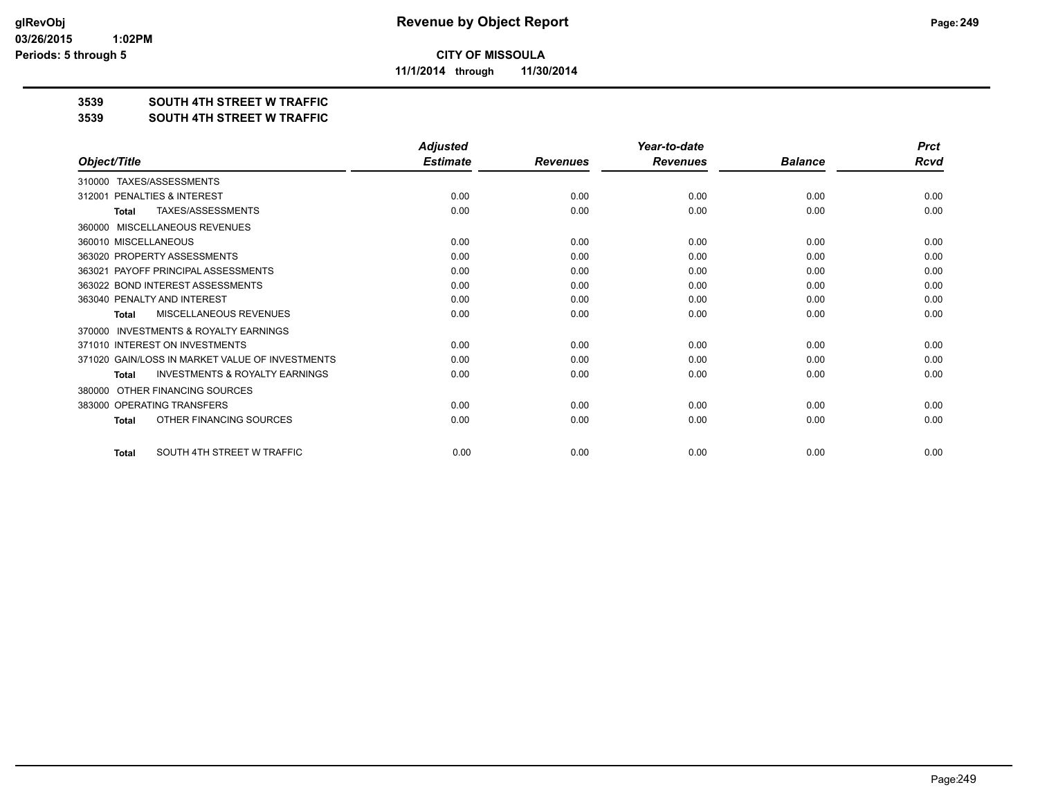**CITY OF MISSOULA**

**11/1/2014 through 11/30/2014**

## 3539 SOUTH 4TH STREET W TRAFFIC

## 3539 SOUTH 4TH STREET W TRAFFIC

| Object/Title | Adjusted Estimate | Revenues | Year-to-date Revenues | Balance | Prct Rcvd |
|---|---|---|---|---|---|
| 310000 TAXES/ASSESSMENTS | | | | | |
| 312001 PENALTIES & INTEREST | 0.00 | 0.00 | 0.00 | 0.00 | 0.00 |
| Total TAXES/ASSESSMENTS | 0.00 | 0.00 | 0.00 | 0.00 | 0.00 |
| 360000 MISCELLANEOUS REVENUES | | | | | |
| 360010 MISCELLANEOUS | 0.00 | 0.00 | 0.00 | 0.00 | 0.00 |
| 363020 PROPERTY ASSESSMENTS | 0.00 | 0.00 | 0.00 | 0.00 | 0.00 |
| 363021 PAYOFF PRINCIPAL ASSESSMENTS | 0.00 | 0.00 | 0.00 | 0.00 | 0.00 |
| 363022 BOND INTEREST ASSESSMENTS | 0.00 | 0.00 | 0.00 | 0.00 | 0.00 |
| 363040 PENALTY AND INTEREST | 0.00 | 0.00 | 0.00 | 0.00 | 0.00 |
| Total MISCELLANEOUS REVENUES | 0.00 | 0.00 | 0.00 | 0.00 | 0.00 |
| 370000 INVESTMENTS & ROYALTY EARNINGS | | | | | |
| 371010 INTEREST ON INVESTMENTS | 0.00 | 0.00 | 0.00 | 0.00 | 0.00 |
| 371020 GAIN/LOSS IN MARKET VALUE OF INVESTMENTS | 0.00 | 0.00 | 0.00 | 0.00 | 0.00 |
| Total INVESTMENTS & ROYALTY EARNINGS | 0.00 | 0.00 | 0.00 | 0.00 | 0.00 |
| 380000 OTHER FINANCING SOURCES | | | | | |
| 383000 OPERATING TRANSFERS | 0.00 | 0.00 | 0.00 | 0.00 | 0.00 |
| Total OTHER FINANCING SOURCES | 0.00 | 0.00 | 0.00 | 0.00 | 0.00 |
| Total SOUTH 4TH STREET W TRAFFIC | 0.00 | 0.00 | 0.00 | 0.00 | 0.00 |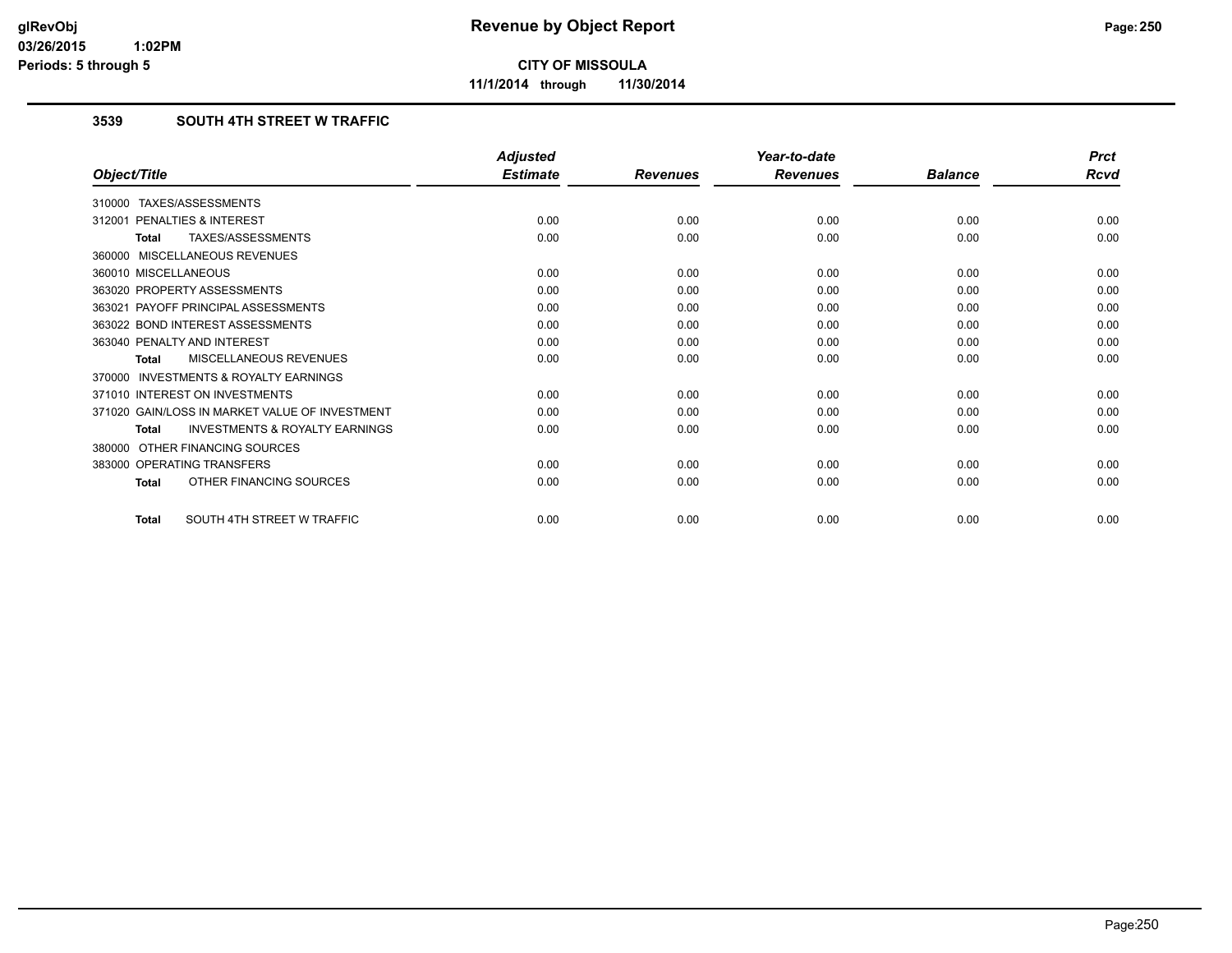# CITY OF MISSOULA

**11/1/2014 through 11/30/2014**

## 3539 SOUTH 4TH STREET W TRAFFIC

| Object/Title | Adjusted Estimate | Revenues | Year-to-date Revenues | Balance | Prct Rcvd |
|---|---|---|---|---|---|
| 310000 TAXES/ASSESSMENTS | | | | | |
| 312001 PENALTIES & INTEREST | 0.00 | 0.00 | 0.00 | 0.00 | 0.00 |
| **Total** TAXES/ASSESSMENTS | 0.00 | 0.00 | 0.00 | 0.00 | 0.00 |
| 360000 MISCELLANEOUS REVENUES | | | | | |
| 360010 MISCELLANEOUS | 0.00 | 0.00 | 0.00 | 0.00 | 0.00 |
| 363020 PROPERTY ASSESSMENTS | 0.00 | 0.00 | 0.00 | 0.00 | 0.00 |
| 363021 PAYOFF PRINCIPAL ASSESSMENTS | 0.00 | 0.00 | 0.00 | 0.00 | 0.00 |
| 363022 BOND INTEREST ASSESSMENTS | 0.00 | 0.00 | 0.00 | 0.00 | 0.00 |
| 363040 PENALTY AND INTEREST | 0.00 | 0.00 | 0.00 | 0.00 | 0.00 |
| **Total** MISCELLANEOUS REVENUES | 0.00 | 0.00 | 0.00 | 0.00 | 0.00 |
| 370000 INVESTMENTS & ROYALTY EARNINGS | | | | | |
| 371010 INTEREST ON INVESTMENTS | 0.00 | 0.00 | 0.00 | 0.00 | 0.00 |
| 371020 GAIN/LOSS IN MARKET VALUE OF INVESTMENT | 0.00 | 0.00 | 0.00 | 0.00 | 0.00 |
| **Total** INVESTMENTS & ROYALTY EARNINGS | 0.00 | 0.00 | 0.00 | 0.00 | 0.00 |
| 380000 OTHER FINANCING SOURCES | | | | | |
| 383000 OPERATING TRANSFERS | 0.00 | 0.00 | 0.00 | 0.00 | 0.00 |
| **Total** OTHER FINANCING SOURCES | 0.00 | 0.00 | 0.00 | 0.00 | 0.00 |
| **Total** SOUTH 4TH STREET W TRAFFIC | 0.00 | 0.00 | 0.00 | 0.00 | 0.00 |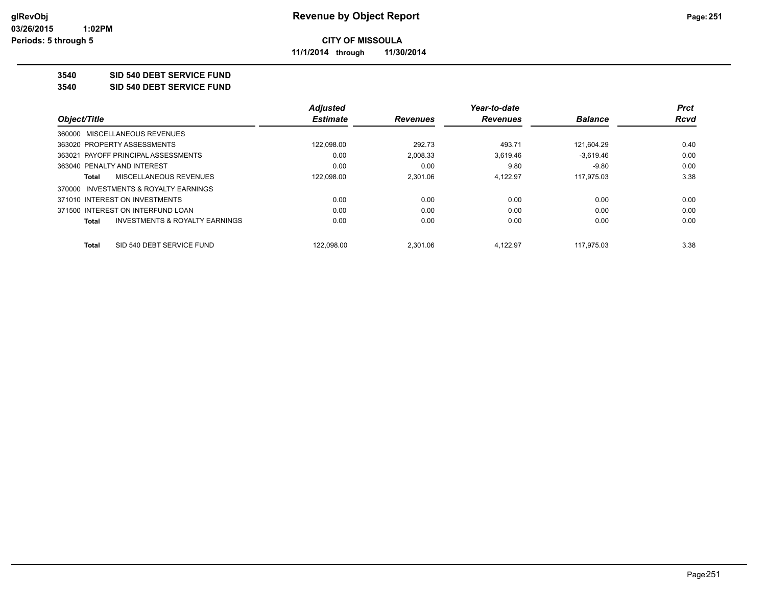# Revenue by Object Report

glRevObj
03/26/2015 1:02PM
Periods: 5 through 5

**CITY OF MISSOULA**

**11/1/2014 through 11/30/2014**

**3540 SID 540 DEBT SERVICE FUND**

**3540 SID 540 DEBT SERVICE FUND**

| Object/Title | Adjusted Estimate | Revenues | Year-to-date Revenues | Balance | Prct Rcvd |
|---|---|---|---|---|---|
| 360000 MISCELLANEOUS REVENUES | | | | | |
| 363020 PROPERTY ASSESSMENTS | 122,098.00 | 292.73 | 493.71 | 121,604.29 | 0.40 |
| 363021 PAYOFF PRINCIPAL ASSESSMENTS | 0.00 | 2,008.33 | 3,619.46 | -3,619.46 | 0.00 |
| 363040 PENALTY AND INTEREST | 0.00 | 0.00 | 9.80 | -9.80 | 0.00 |
| **Total** MISCELLANEOUS REVENUES | 122,098.00 | 2,301.06 | 4,122.97 | 117,975.03 | 3.38 |
| 370000 INVESTMENTS & ROYALTY EARNINGS | | | | | |
| 371010 INTEREST ON INVESTMENTS | 0.00 | 0.00 | 0.00 | 0.00 | 0.00 |
| 371500 INTEREST ON INTERFUND LOAN | 0.00 | 0.00 | 0.00 | 0.00 | 0.00 |
| **Total** INVESTMENTS & ROYALTY EARNINGS | 0.00 | 0.00 | 0.00 | 0.00 | 0.00 |
| **Total** SID 540 DEBT SERVICE FUND | 122,098.00 | 2,301.06 | 4,122.97 | 117,975.03 | 3.38 |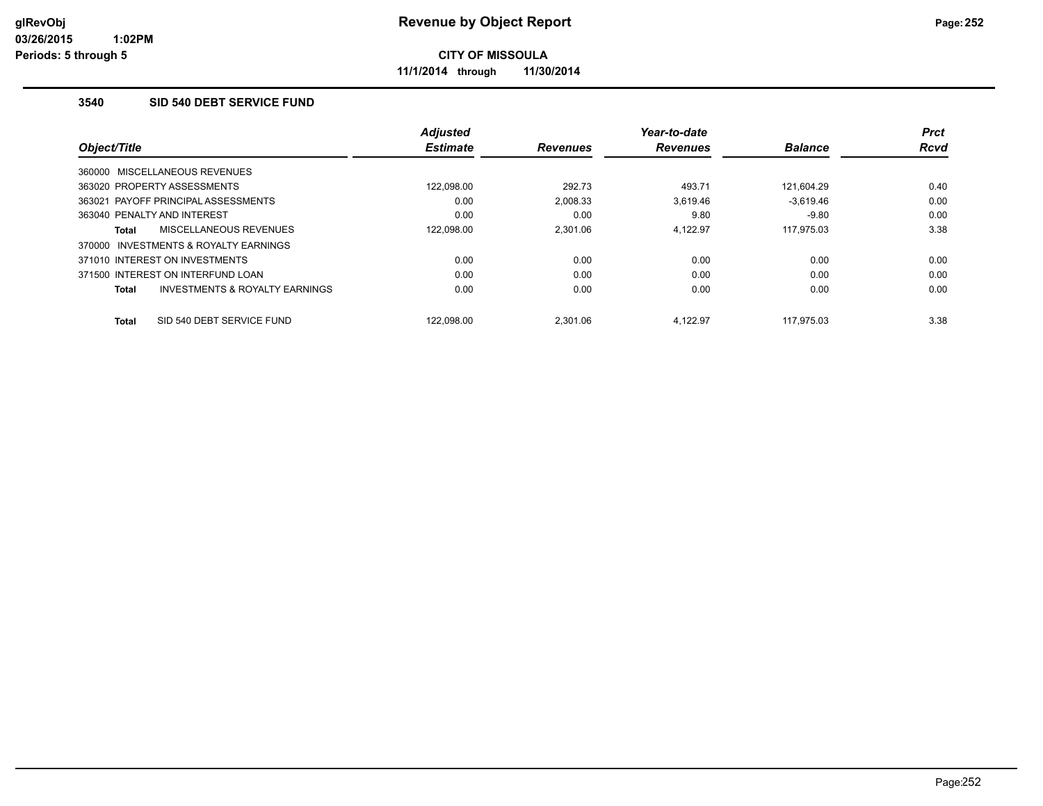# Revenue by Object Report

**CITY OF MISSOULA**

**11/1/2014 through 11/30/2014**

### 3540 SID 540 DEBT SERVICE FUND

| Object/Title | Adjusted Estimate | Revenues | Year-to-date Revenues | Balance | Prct Rcvd |
|---|---|---|---|---|---|
| 360000 MISCELLANEOUS REVENUES | | | | | |
| 363020 PROPERTY ASSESSMENTS | 122,098.00 | 292.73 | 493.71 | 121,604.29 | 0.40 |
| 363021 PAYOFF PRINCIPAL ASSESSMENTS | 0.00 | 2,008.33 | 3,619.46 | -3,619.46 | 0.00 |
| 363040 PENALTY AND INTEREST | 0.00 | 0.00 | 9.80 | -9.80 | 0.00 |
| **Total** MISCELLANEOUS REVENUES | 122,098.00 | 2,301.06 | 4,122.97 | 117,975.03 | 3.38 |
| 370000 INVESTMENTS & ROYALTY EARNINGS | | | | | |
| 371010 INTEREST ON INVESTMENTS | 0.00 | 0.00 | 0.00 | 0.00 | 0.00 |
| 371500 INTEREST ON INTERFUND LOAN | 0.00 | 0.00 | 0.00 | 0.00 | 0.00 |
| **Total** INVESTMENTS & ROYALTY EARNINGS | 0.00 | 0.00 | 0.00 | 0.00 | 0.00 |
| **Total** SID 540 DEBT SERVICE FUND | 122,098.00 | 2,301.06 | 4,122.97 | 117,975.03 | 3.38 |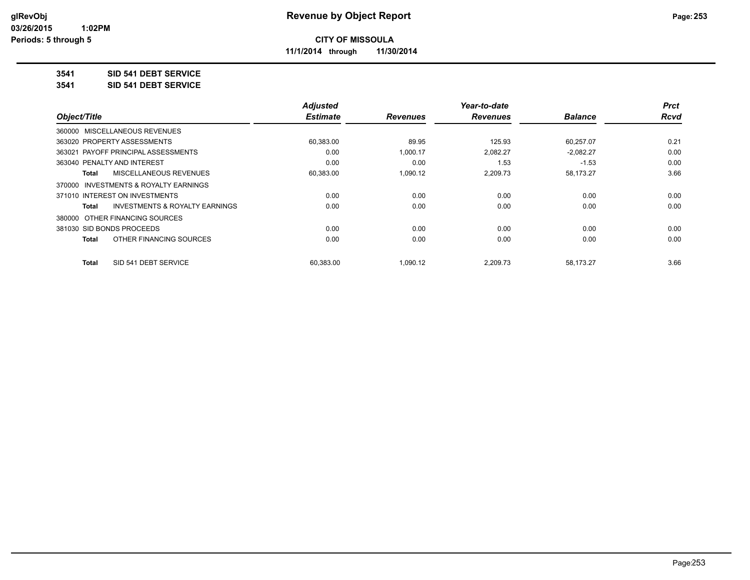# Revenue by Object Report

**CITY OF MISSOULA**

**11/1/2014 through 11/30/2014**

glRevObj
03/26/2015 1:02PM
Periods: 5 through 5

**3541 SID 541 DEBT SERVICE**
**3541 SID 541 DEBT SERVICE**

| Object/Title | Adjusted Estimate | Revenues | Year-to-date Revenues | Balance | Prct Rcvd |
|---|---|---|---|---|---|
| 360000 MISCELLANEOUS REVENUES | | | | | |
| 363020 PROPERTY ASSESSMENTS | 60,383.00 | 89.95 | 125.93 | 60,257.07 | 0.21 |
| 363021 PAYOFF PRINCIPAL ASSESSMENTS | 0.00 | 1,000.17 | 2,082.27 | -2,082.27 | 0.00 |
| 363040 PENALTY AND INTEREST | 0.00 | 0.00 | 1.53 | -1.53 | 0.00 |
| **Total** MISCELLANEOUS REVENUES | 60,383.00 | 1,090.12 | 2,209.73 | 58,173.27 | 3.66 |
| 370000 INVESTMENTS & ROYALTY EARNINGS | | | | | |
| 371010 INTEREST ON INVESTMENTS | 0.00 | 0.00 | 0.00 | 0.00 | 0.00 |
| **Total** INVESTMENTS & ROYALTY EARNINGS | 0.00 | 0.00 | 0.00 | 0.00 | 0.00 |
| 380000 OTHER FINANCING SOURCES | | | | | |
| 381030 SID BONDS PROCEEDS | 0.00 | 0.00 | 0.00 | 0.00 | 0.00 |
| **Total** OTHER FINANCING SOURCES | 0.00 | 0.00 | 0.00 | 0.00 | 0.00 |
| **Total** SID 541 DEBT SERVICE | 60,383.00 | 1,090.12 | 2,209.73 | 58,173.27 | 3.66 |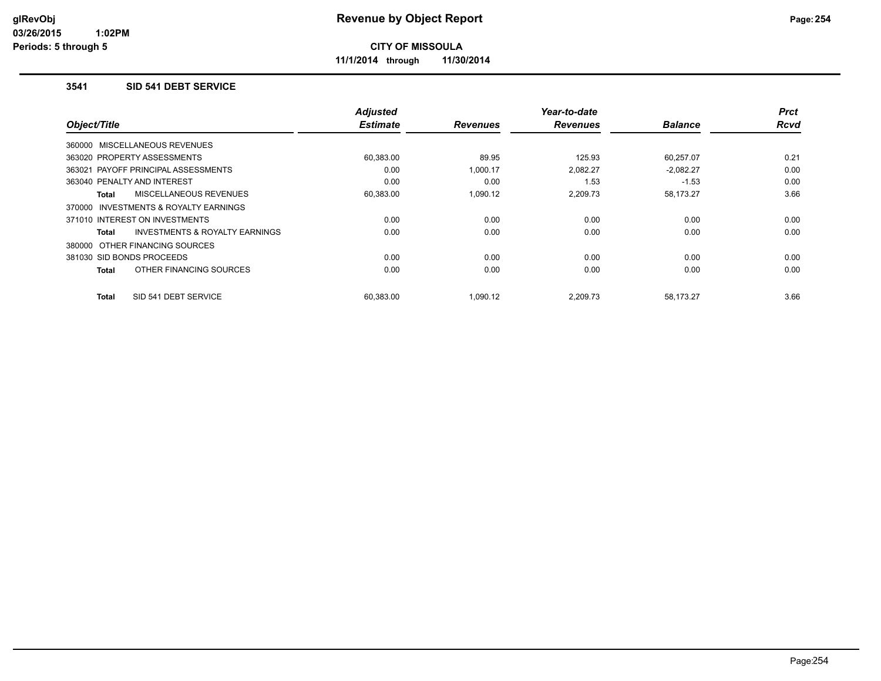**CITY OF MISSOULA**

**11/1/2014 through 11/30/2014**

### 3541 SID 541 DEBT SERVICE

| Object/Title | Adjusted Estimate | Revenues | Year-to-date Revenues | Balance | Prct Rcvd |
|---|---|---|---|---|---|
| 360000 MISCELLANEOUS REVENUES | | | | | |
| 363020 PROPERTY ASSESSMENTS | 60,383.00 | 89.95 | 125.93 | 60,257.07 | 0.21 |
| 363021 PAYOFF PRINCIPAL ASSESSMENTS | 0.00 | 1,000.17 | 2,082.27 | -2,082.27 | 0.00 |
| 363040 PENALTY AND INTEREST | 0.00 | 0.00 | 1.53 | -1.53 | 0.00 |
| **Total** MISCELLANEOUS REVENUES | 60,383.00 | 1,090.12 | 2,209.73 | 58,173.27 | 3.66 |
| 370000 INVESTMENTS & ROYALTY EARNINGS | | | | | |
| 371010 INTEREST ON INVESTMENTS | 0.00 | 0.00 | 0.00 | 0.00 | 0.00 |
| **Total** INVESTMENTS & ROYALTY EARNINGS | 0.00 | 0.00 | 0.00 | 0.00 | 0.00 |
| 380000 OTHER FINANCING SOURCES | | | | | |
| 381030 SID BONDS PROCEEDS | 0.00 | 0.00 | 0.00 | 0.00 | 0.00 |
| **Total** OTHER FINANCING SOURCES | 0.00 | 0.00 | 0.00 | 0.00 | 0.00 |
| **Total** SID 541 DEBT SERVICE | 60,383.00 | 1,090.12 | 2,209.73 | 58,173.27 | 3.66 |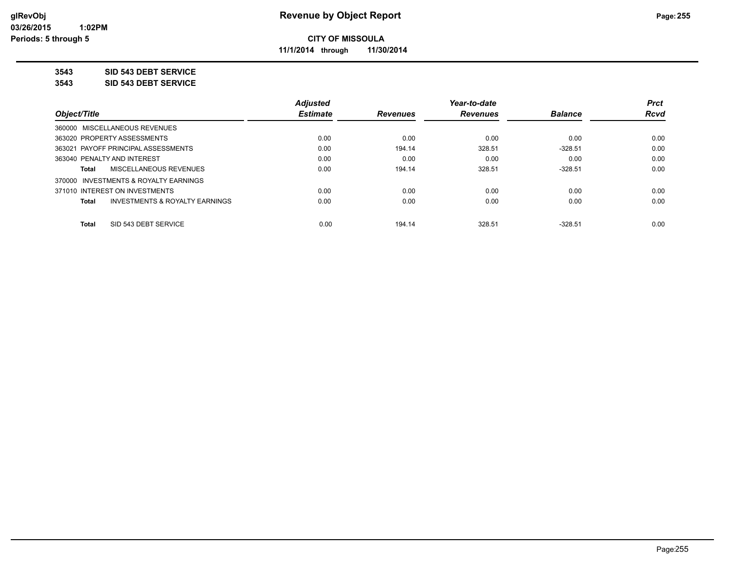# Revenue by Object Report

**CITY OF MISSOULA**

**11/1/2014 through 11/30/2014**

glRevObj
03/26/2015 1:02PM
Periods: 5 through 5

**3543 SID 543 DEBT SERVICE**

**3543 SID 543 DEBT SERVICE**

| Object/Title | Adjusted Estimate | Revenues | Year-to-date Revenues | Balance | Prct Rcvd |
|---|---|---|---|---|---|
| 360000 MISCELLANEOUS REVENUES | | | | | |
| 363020 PROPERTY ASSESSMENTS | 0.00 | 0.00 | 0.00 | 0.00 | 0.00 |
| 363021 PAYOFF PRINCIPAL ASSESSMENTS | 0.00 | 194.14 | 328.51 | -328.51 | 0.00 |
| 363040 PENALTY AND INTEREST | 0.00 | 0.00 | 0.00 | 0.00 | 0.00 |
| **Total** MISCELLANEOUS REVENUES | 0.00 | 194.14 | 328.51 | -328.51 | 0.00 |
| 370000 INVESTMENTS & ROYALTY EARNINGS | | | | | |
| 371010 INTEREST ON INVESTMENTS | 0.00 | 0.00 | 0.00 | 0.00 | 0.00 |
| **Total** INVESTMENTS & ROYALTY EARNINGS | 0.00 | 0.00 | 0.00 | 0.00 | 0.00 |
| **Total** SID 543 DEBT SERVICE | 0.00 | 194.14 | 328.51 | -328.51 | 0.00 |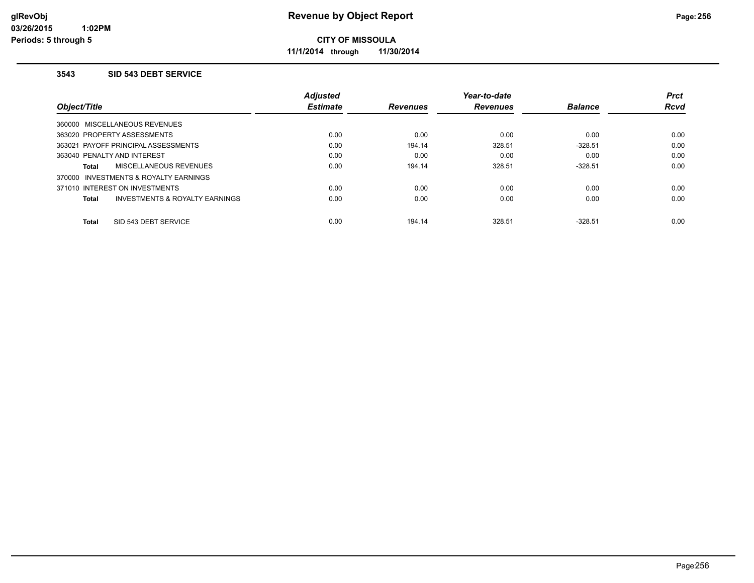**Revenue by Object Report**

**CITY OF MISSOULA**

**11/1/2014 through 11/30/2014**

glRevObj
03/26/2015 1:02PM
Periods: 5 through 5

### 3543 SID 543 DEBT SERVICE

| Object/Title | Adjusted Estimate | Revenues | Year-to-date Revenues | Balance | Prct Rcvd |
|---|---|---|---|---|---|
| 360000 MISCELLANEOUS REVENUES | | | | | |
| 363020 PROPERTY ASSESSMENTS | 0.00 | 0.00 | 0.00 | 0.00 | 0.00 |
| 363021 PAYOFF PRINCIPAL ASSESSMENTS | 0.00 | 194.14 | 328.51 | -328.51 | 0.00 |
| 363040 PENALTY AND INTEREST | 0.00 | 0.00 | 0.00 | 0.00 | 0.00 |
| **Total** MISCELLANEOUS REVENUES | 0.00 | 194.14 | 328.51 | -328.51 | 0.00 |
| 370000 INVESTMENTS & ROYALTY EARNINGS | | | | | |
| 371010 INTEREST ON INVESTMENTS | 0.00 | 0.00 | 0.00 | 0.00 | 0.00 |
| **Total** INVESTMENTS & ROYALTY EARNINGS | 0.00 | 0.00 | 0.00 | 0.00 | 0.00 |
| **Total** SID 543 DEBT SERVICE | 0.00 | 194.14 | 328.51 | -328.51 | 0.00 |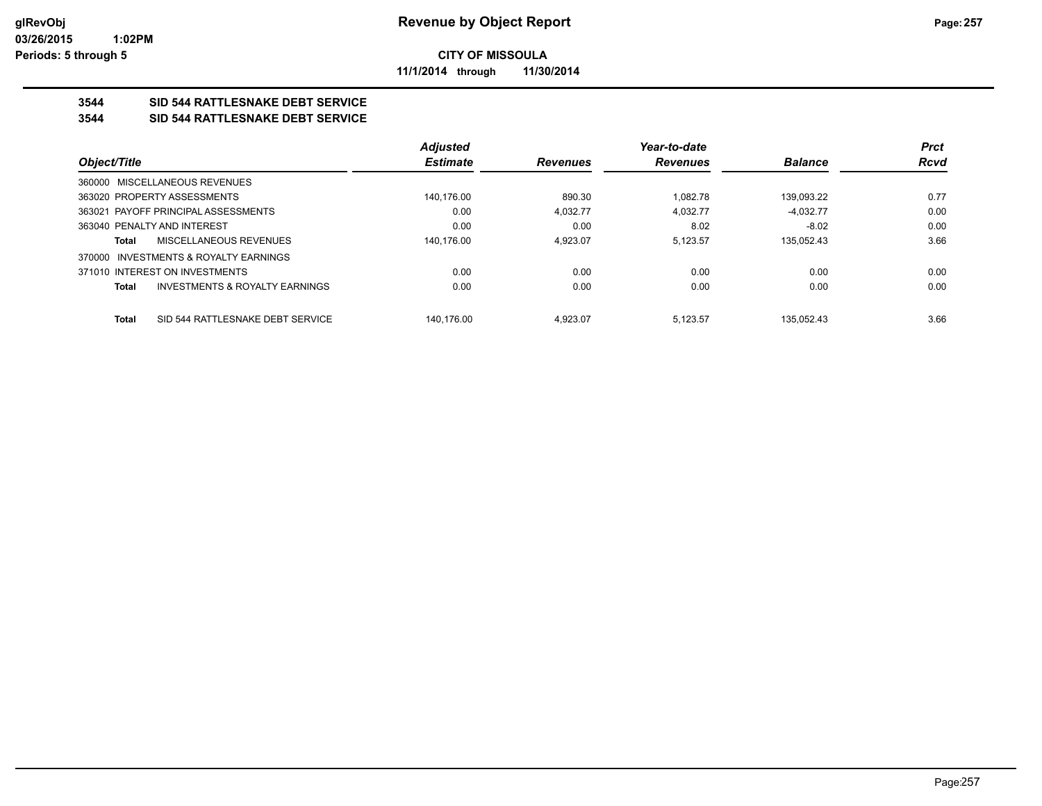**glRevObj**
**03/26/2015 1:02PM**
**Periods: 5 through 5**

# Revenue by Object Report

**CITY OF MISSOULA**

**11/1/2014 through 11/30/2014**

## 3544 SID 544 RATTLESNAKE DEBT SERVICE

## 3544 SID 544 RATTLESNAKE DEBT SERVICE

| Object/Title | Adjusted Estimate | Revenues | Year-to-date Revenues | Balance | Prct Rcvd |
|---|---|---|---|---|---|
| 360000 MISCELLANEOUS REVENUES | | | | | |
| 363020 PROPERTY ASSESSMENTS | 140,176.00 | 890.30 | 1,082.78 | 139,093.22 | 0.77 |
| 363021 PAYOFF PRINCIPAL ASSESSMENTS | 0.00 | 4,032.77 | 4,032.77 | -4,032.77 | 0.00 |
| 363040 PENALTY AND INTEREST | 0.00 | 0.00 | 8.02 | -8.02 | 0.00 |
| **Total** MISCELLANEOUS REVENUES | 140,176.00 | 4,923.07 | 5,123.57 | 135,052.43 | 3.66 |
| 370000 INVESTMENTS & ROYALTY EARNINGS | | | | | |
| 371010 INTEREST ON INVESTMENTS | 0.00 | 0.00 | 0.00 | 0.00 | 0.00 |
| **Total** INVESTMENTS & ROYALTY EARNINGS | 0.00 | 0.00 | 0.00 | 0.00 | 0.00 |
| **Total** SID 544 RATTLESNAKE DEBT SERVICE | 140,176.00 | 4,923.07 | 5,123.57 | 135,052.43 | 3.66 |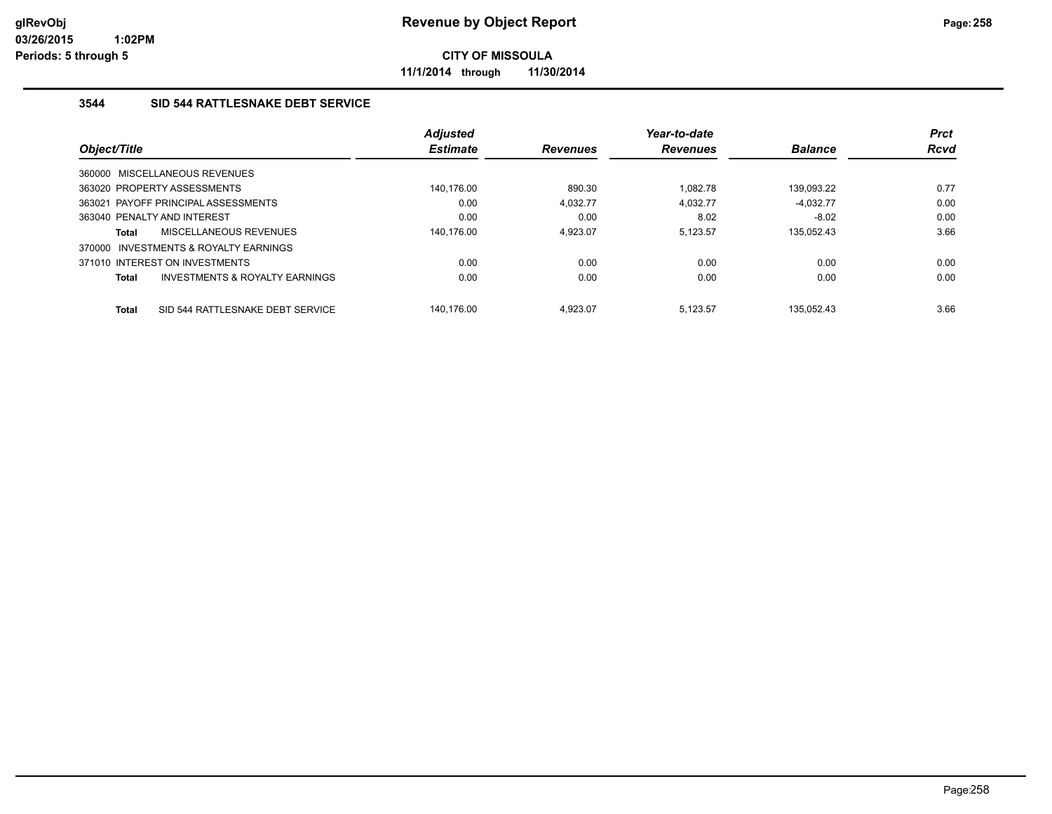# Revenue by Object Report

**CITY OF MISSOULA**

**11/1/2014 through 11/30/2014**

glRevObj
03/26/2015 1:02PM
Periods: 5 through 5

### 3544 SID 544 RATTLESNAKE DEBT SERVICE

| Object/Title | Adjusted Estimate | Revenues | Year-to-date Revenues | Balance | Prct Rcvd |
|---|---|---|---|---|---|
| 360000 MISCELLANEOUS REVENUES | | | | | |
| 363020 PROPERTY ASSESSMENTS | 140,176.00 | 890.30 | 1,082.78 | 139,093.22 | 0.77 |
| 363021 PAYOFF PRINCIPAL ASSESSMENTS | 0.00 | 4,032.77 | 4,032.77 | -4,032.77 | 0.00 |
| 363040 PENALTY AND INTEREST | 0.00 | 0.00 | 8.02 | -8.02 | 0.00 |
| **Total** MISCELLANEOUS REVENUES | 140,176.00 | 4,923.07 | 5,123.57 | 135,052.43 | 3.66 |
| 370000 INVESTMENTS & ROYALTY EARNINGS | | | | | |
| 371010 INTEREST ON INVESTMENTS | 0.00 | 0.00 | 0.00 | 0.00 | 0.00 |
| **Total** INVESTMENTS & ROYALTY EARNINGS | 0.00 | 0.00 | 0.00 | 0.00 | 0.00 |
| **Total** SID 544 RATTLESNAKE DEBT SERVICE | 140,176.00 | 4,923.07 | 5,123.57 | 135,052.43 | 3.66 |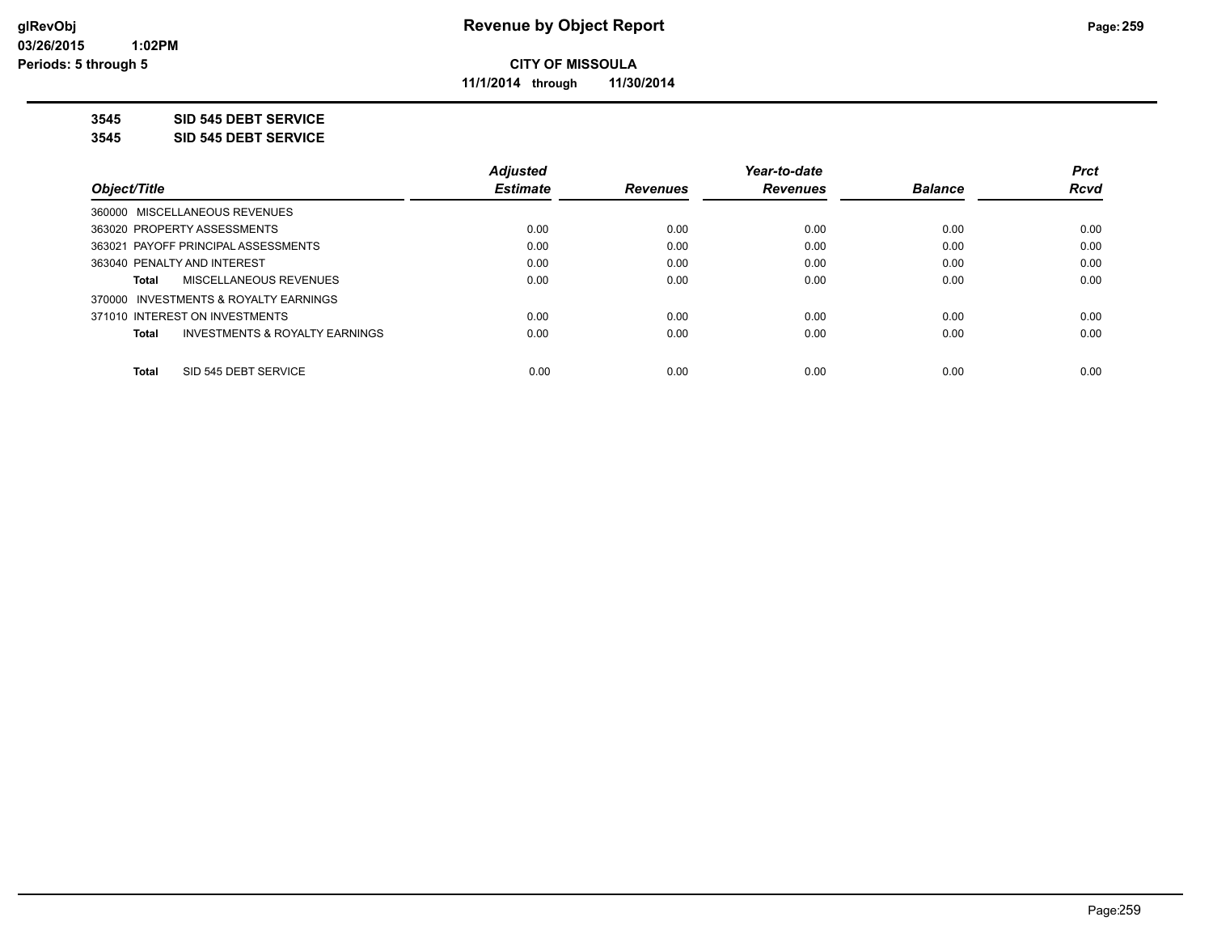**Revenue by Object Report**

**CITY OF MISSOULA**

**11/1/2014 through 11/30/2014**

**3545 SID 545 DEBT SERVICE**

**3545 SID 545 DEBT SERVICE**

| Object/Title | Adjusted Estimate | Revenues | Year-to-date Revenues | Balance | Prct Rcvd |
|---|---|---|---|---|---|
| 360000 MISCELLANEOUS REVENUES | | | | | |
| 363020 PROPERTY ASSESSMENTS | 0.00 | 0.00 | 0.00 | 0.00 | 0.00 |
| 363021 PAYOFF PRINCIPAL ASSESSMENTS | 0.00 | 0.00 | 0.00 | 0.00 | 0.00 |
| 363040 PENALTY AND INTEREST | 0.00 | 0.00 | 0.00 | 0.00 | 0.00 |
| **Total** MISCELLANEOUS REVENUES | 0.00 | 0.00 | 0.00 | 0.00 | 0.00 |
| 370000 INVESTMENTS & ROYALTY EARNINGS | | | | | |
| 371010 INTEREST ON INVESTMENTS | 0.00 | 0.00 | 0.00 | 0.00 | 0.00 |
| **Total** INVESTMENTS & ROYALTY EARNINGS | 0.00 | 0.00 | 0.00 | 0.00 | 0.00 |
| **Total** SID 545 DEBT SERVICE | 0.00 | 0.00 | 0.00 | 0.00 | 0.00 |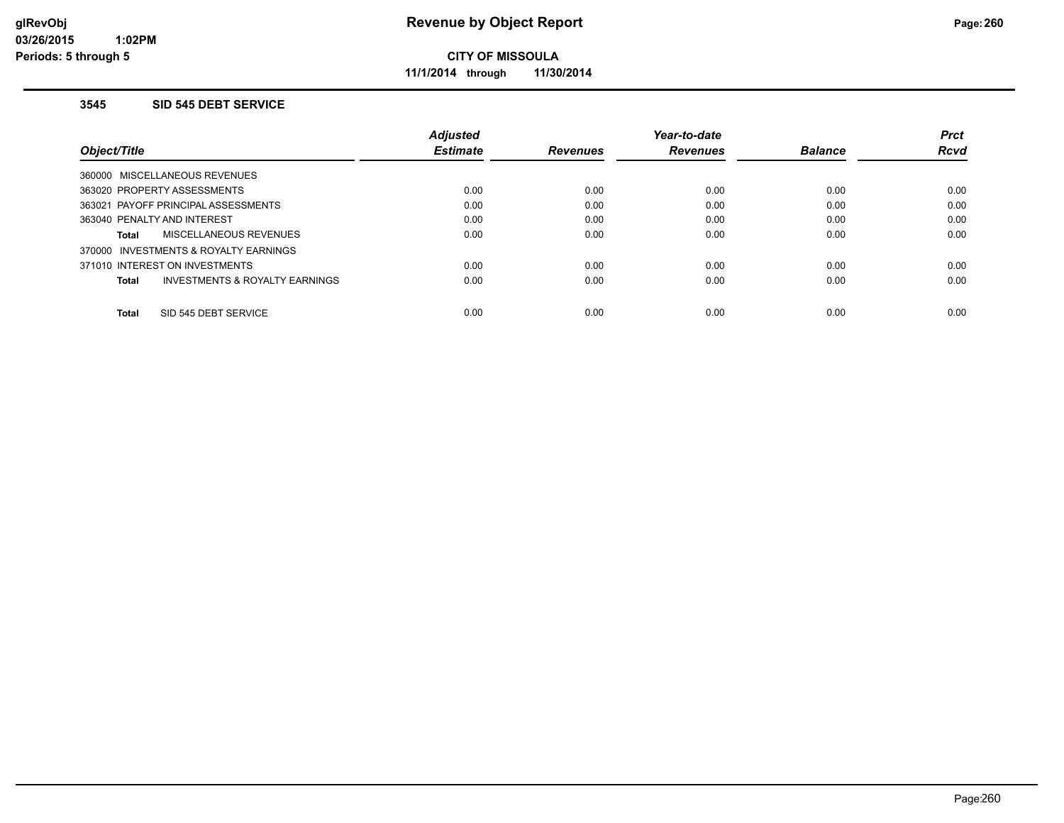# Revenue by Object Report

**CITY OF MISSOULA**

**11/1/2014 through 11/30/2014**

glRevObj
03/26/2015 1:02PM
Periods: 5 through 5

### 3545 SID 545 DEBT SERVICE

| Object/Title | Adjusted Estimate | Revenues | Year-to-date Revenues | Balance | Prct Rcvd |
|---|---|---|---|---|---|
| 360000 MISCELLANEOUS REVENUES | | | | | |
| 363020 PROPERTY ASSESSMENTS | 0.00 | 0.00 | 0.00 | 0.00 | 0.00 |
| 363021 PAYOFF PRINCIPAL ASSESSMENTS | 0.00 | 0.00 | 0.00 | 0.00 | 0.00 |
| 363040 PENALTY AND INTEREST | 0.00 | 0.00 | 0.00 | 0.00 | 0.00 |
| **Total** MISCELLANEOUS REVENUES | 0.00 | 0.00 | 0.00 | 0.00 | 0.00 |
| 370000 INVESTMENTS & ROYALTY EARNINGS | | | | | |
| 371010 INTEREST ON INVESTMENTS | 0.00 | 0.00 | 0.00 | 0.00 | 0.00 |
| **Total** INVESTMENTS & ROYALTY EARNINGS | 0.00 | 0.00 | 0.00 | 0.00 | 0.00 |
| **Total** SID 545 DEBT SERVICE | 0.00 | 0.00 | 0.00 | 0.00 | 0.00 |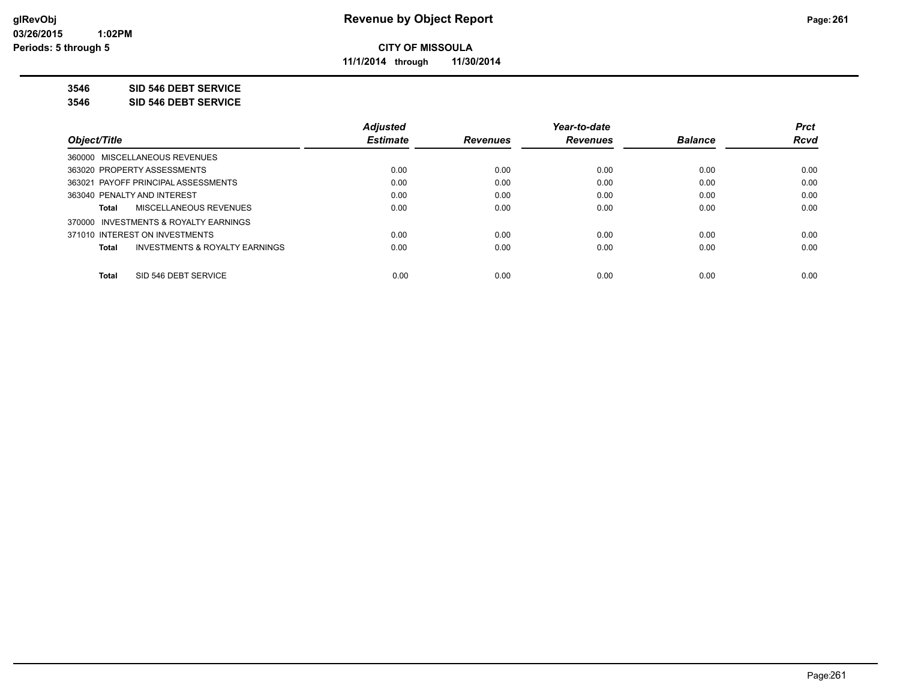**CITY OF MISSOULA**

**11/1/2014 through 11/30/2014**

**3546 SID 546 DEBT SERVICE**

**3546 SID 546 DEBT SERVICE**

| Object/Title | Adjusted Estimate | Revenues | Year-to-date Revenues | Balance | Prct Rcvd |
|---|---|---|---|---|---|
| 360000 MISCELLANEOUS REVENUES | | | | | |
| 363020 PROPERTY ASSESSMENTS | 0.00 | 0.00 | 0.00 | 0.00 | 0.00 |
| 363021 PAYOFF PRINCIPAL ASSESSMENTS | 0.00 | 0.00 | 0.00 | 0.00 | 0.00 |
| 363040 PENALTY AND INTEREST | 0.00 | 0.00 | 0.00 | 0.00 | 0.00 |
| **Total** MISCELLANEOUS REVENUES | 0.00 | 0.00 | 0.00 | 0.00 | 0.00 |
| 370000 INVESTMENTS & ROYALTY EARNINGS | | | | | |
| 371010 INTEREST ON INVESTMENTS | 0.00 | 0.00 | 0.00 | 0.00 | 0.00 |
| **Total** INVESTMENTS & ROYALTY EARNINGS | 0.00 | 0.00 | 0.00 | 0.00 | 0.00 |
| **Total** SID 546 DEBT SERVICE | 0.00 | 0.00 | 0.00 | 0.00 | 0.00 |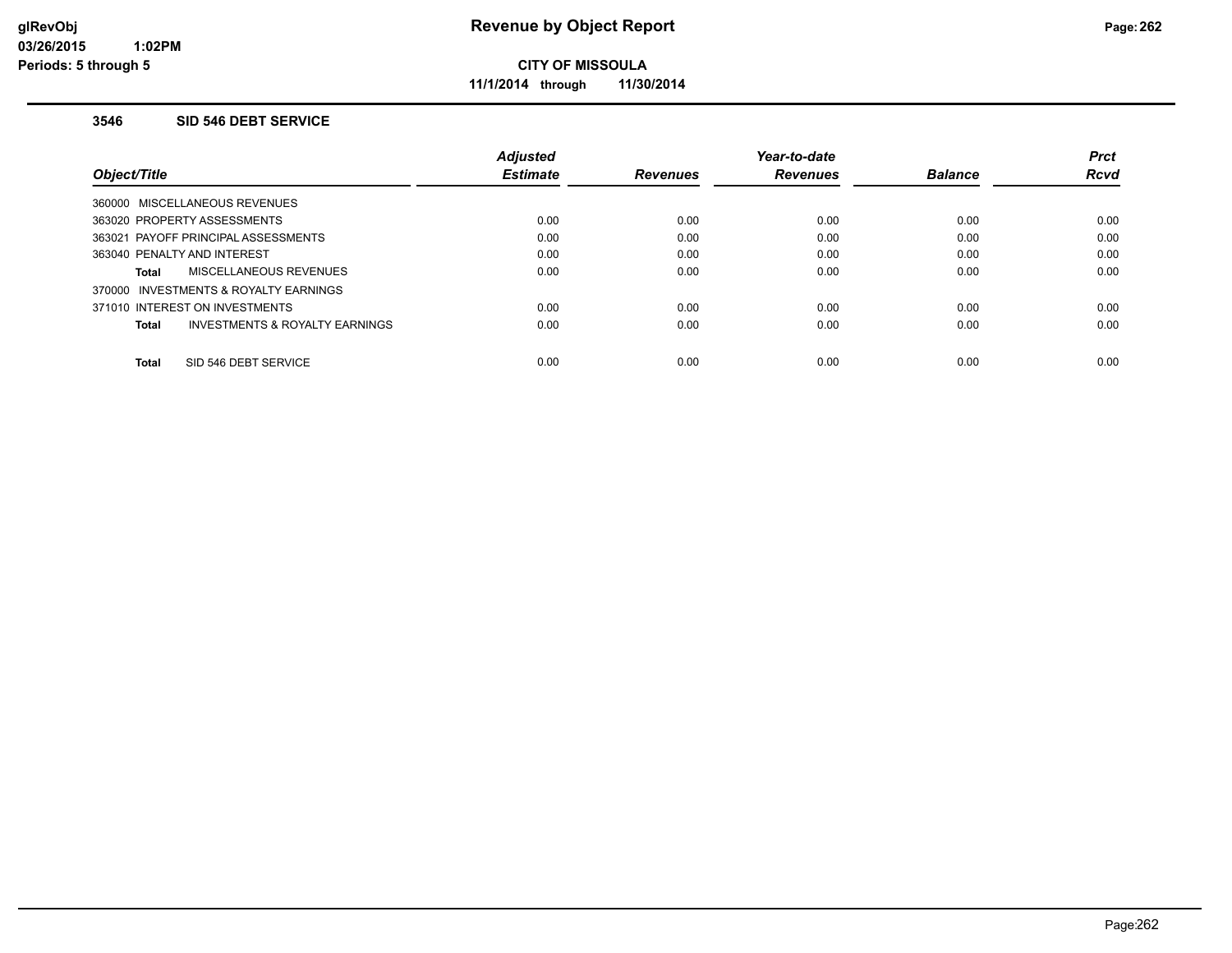**Revenue by Object Report**

**CITY OF MISSOULA**

**11/1/2014 through 11/30/2014**

glRevObj
03/26/2015 1:02PM
Periods: 5 through 5

### 3546 SID 546 DEBT SERVICE

| Object/Title | Adjusted Estimate | Revenues | Year-to-date Revenues | Balance | Prct Rcvd |
|---|---|---|---|---|---|
| 360000 MISCELLANEOUS REVENUES | | | | | |
| 363020 PROPERTY ASSESSMENTS | 0.00 | 0.00 | 0.00 | 0.00 | 0.00 |
| 363021 PAYOFF PRINCIPAL ASSESSMENTS | 0.00 | 0.00 | 0.00 | 0.00 | 0.00 |
| 363040 PENALTY AND INTEREST | 0.00 | 0.00 | 0.00 | 0.00 | 0.00 |
| **Total** MISCELLANEOUS REVENUES | 0.00 | 0.00 | 0.00 | 0.00 | 0.00 |
| 370000 INVESTMENTS & ROYALTY EARNINGS | | | | | |
| 371010 INTEREST ON INVESTMENTS | 0.00 | 0.00 | 0.00 | 0.00 | 0.00 |
| **Total** INVESTMENTS & ROYALTY EARNINGS | 0.00 | 0.00 | 0.00 | 0.00 | 0.00 |
| **Total** SID 546 DEBT SERVICE | 0.00 | 0.00 | 0.00 | 0.00 | 0.00 |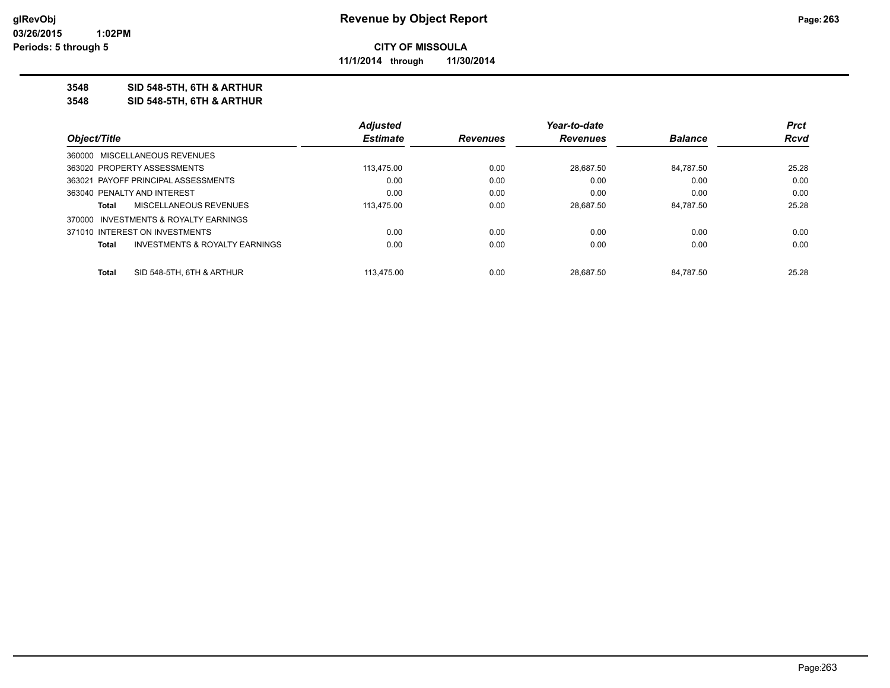**CITY OF MISSOULA**

**11/1/2014 through 11/30/2014**

**3548 SID 548-5TH, 6TH & ARTHUR**

**3548 SID 548-5TH, 6TH & ARTHUR**

| Object/Title | Adjusted Estimate | Revenues | Year-to-date Revenues | Balance | Prct Rcvd |
|---|---|---|---|---|---|
| 360000 MISCELLANEOUS REVENUES | | | | | |
| 363020 PROPERTY ASSESSMENTS | 113,475.00 | 0.00 | 28,687.50 | 84,787.50 | 25.28 |
| 363021 PAYOFF PRINCIPAL ASSESSMENTS | 0.00 | 0.00 | 0.00 | 0.00 | 0.00 |
| 363040 PENALTY AND INTEREST | 0.00 | 0.00 | 0.00 | 0.00 | 0.00 |
| **Total** MISCELLANEOUS REVENUES | 113,475.00 | 0.00 | 28,687.50 | 84,787.50 | 25.28 |
| 370000 INVESTMENTS & ROYALTY EARNINGS | | | | | |
| 371010 INTEREST ON INVESTMENTS | 0.00 | 0.00 | 0.00 | 0.00 | 0.00 |
| **Total** INVESTMENTS & ROYALTY EARNINGS | 0.00 | 0.00 | 0.00 | 0.00 | 0.00 |
| **Total** SID 548-5TH, 6TH & ARTHUR | 113,475.00 | 0.00 | 28,687.50 | 84,787.50 | 25.28 |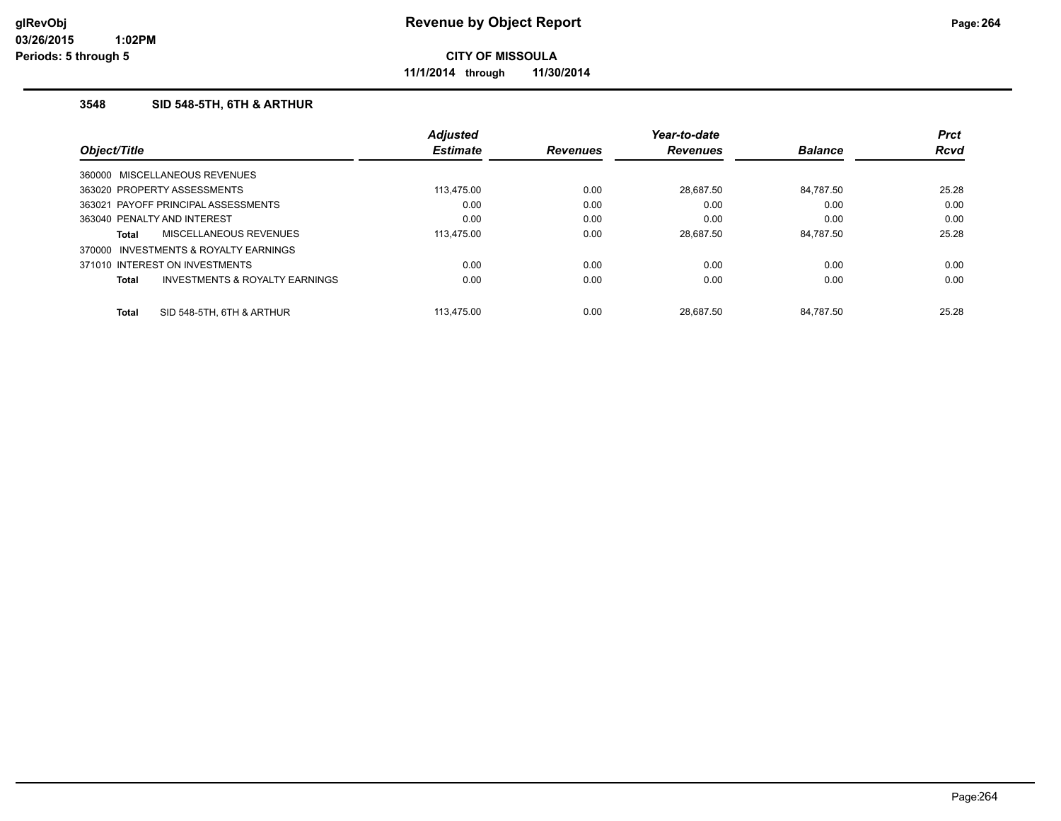# Revenue by Object Report

glRevObj
03/26/2015 1:02PM
Periods: 5 through 5

**CITY OF MISSOULA**

**11/1/2014 through 11/30/2014**

### 3548 SID 548-5TH, 6TH & ARTHUR

| Object/Title | Adjusted Estimate | Revenues | Year-to-date Revenues | Balance | Prct Rcvd |
|---|---|---|---|---|---|
| 360000 MISCELLANEOUS REVENUES | | | | | |
| 363020 PROPERTY ASSESSMENTS | 113,475.00 | 0.00 | 28,687.50 | 84,787.50 | 25.28 |
| 363021 PAYOFF PRINCIPAL ASSESSMENTS | 0.00 | 0.00 | 0.00 | 0.00 | 0.00 |
| 363040 PENALTY AND INTEREST | 0.00 | 0.00 | 0.00 | 0.00 | 0.00 |
| **Total** MISCELLANEOUS REVENUES | 113,475.00 | 0.00 | 28,687.50 | 84,787.50 | 25.28 |
| 370000 INVESTMENTS & ROYALTY EARNINGS | | | | | |
| 371010 INTEREST ON INVESTMENTS | 0.00 | 0.00 | 0.00 | 0.00 | 0.00 |
| **Total** INVESTMENTS & ROYALTY EARNINGS | 0.00 | 0.00 | 0.00 | 0.00 | 0.00 |
| **Total** SID 548-5TH, 6TH & ARTHUR | 113,475.00 | 0.00 | 28,687.50 | 84,787.50 | 25.28 |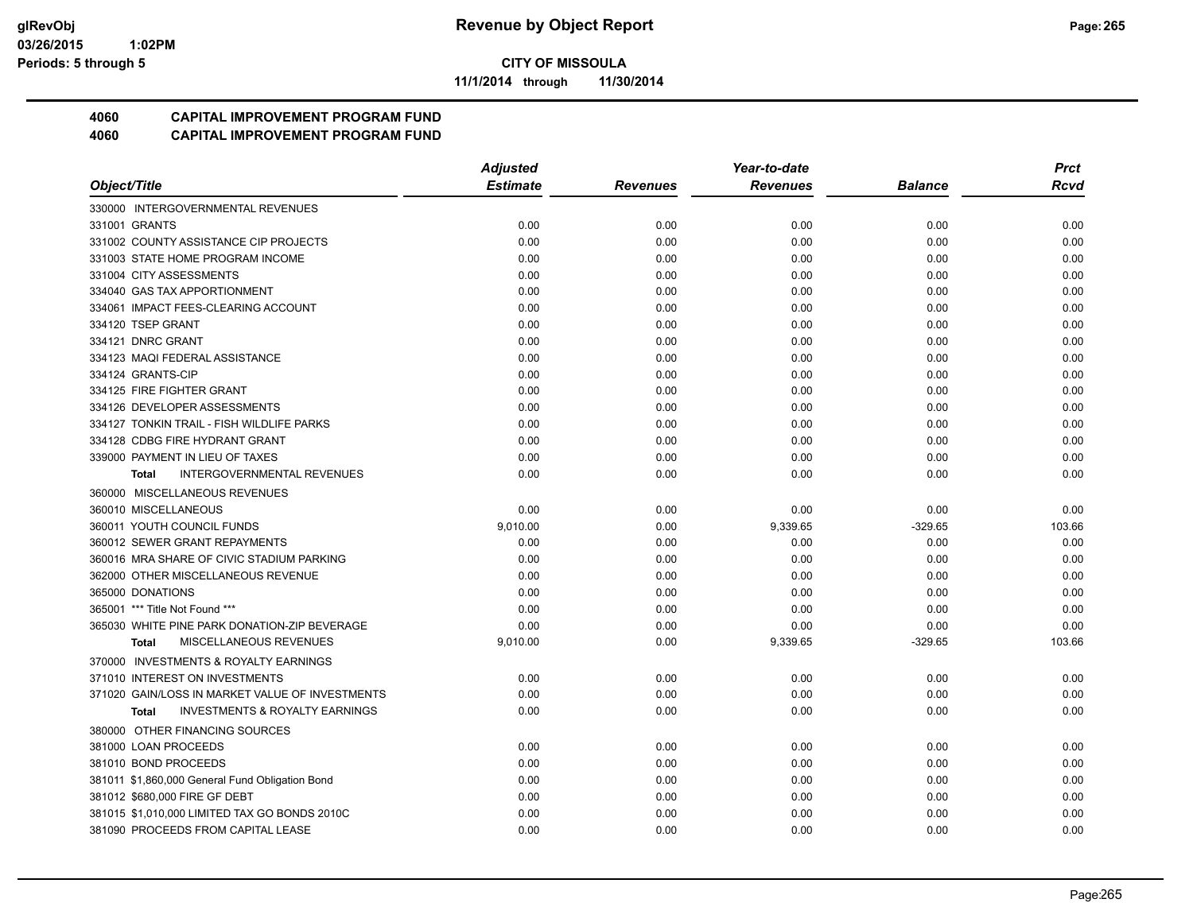**CITY OF MISSOULA**

**11/1/2014 through 11/30/2014**

# 4060 CAPITAL IMPROVEMENT PROGRAM FUND
## 4060 CAPITAL IMPROVEMENT PROGRAM FUND

| Object/Title | Adjusted Estimate | Revenues | Year-to-date Revenues | Balance | Prct Rcvd |
|---|---|---|---|---|---|
| 330000 INTERGOVERNMENTAL REVENUES | | | | | |
| 331001 GRANTS | 0.00 | 0.00 | 0.00 | 0.00 | 0.00 |
| 331002 COUNTY ASSISTANCE CIP PROJECTS | 0.00 | 0.00 | 0.00 | 0.00 | 0.00 |
| 331003 STATE HOME PROGRAM INCOME | 0.00 | 0.00 | 0.00 | 0.00 | 0.00 |
| 331004 CITY ASSESSMENTS | 0.00 | 0.00 | 0.00 | 0.00 | 0.00 |
| 334040 GAS TAX APPORTIONMENT | 0.00 | 0.00 | 0.00 | 0.00 | 0.00 |
| 334061 IMPACT FEES-CLEARING ACCOUNT | 0.00 | 0.00 | 0.00 | 0.00 | 0.00 |
| 334120 TSEP GRANT | 0.00 | 0.00 | 0.00 | 0.00 | 0.00 |
| 334121 DNRC GRANT | 0.00 | 0.00 | 0.00 | 0.00 | 0.00 |
| 334123 MAQI FEDERAL ASSISTANCE | 0.00 | 0.00 | 0.00 | 0.00 | 0.00 |
| 334124 GRANTS-CIP | 0.00 | 0.00 | 0.00 | 0.00 | 0.00 |
| 334125 FIRE FIGHTER GRANT | 0.00 | 0.00 | 0.00 | 0.00 | 0.00 |
| 334126 DEVELOPER ASSESSMENTS | 0.00 | 0.00 | 0.00 | 0.00 | 0.00 |
| 334127 TONKIN TRAIL - FISH WILDLIFE PARKS | 0.00 | 0.00 | 0.00 | 0.00 | 0.00 |
| 334128 CDBG FIRE HYDRANT GRANT | 0.00 | 0.00 | 0.00 | 0.00 | 0.00 |
| 339000 PAYMENT IN LIEU OF TAXES | 0.00 | 0.00 | 0.00 | 0.00 | 0.00 |
| **Total** INTERGOVERNMENTAL REVENUES | 0.00 | 0.00 | 0.00 | 0.00 | 0.00 |
| 360000 MISCELLANEOUS REVENUES | | | | | |
| 360010 MISCELLANEOUS | 0.00 | 0.00 | 0.00 | 0.00 | 0.00 |
| 360011 YOUTH COUNCIL FUNDS | 9,010.00 | 0.00 | 9,339.65 | -329.65 | 103.66 |
| 360012 SEWER GRANT REPAYMENTS | 0.00 | 0.00 | 0.00 | 0.00 | 0.00 |
| 360016 MRA SHARE OF CIVIC STADIUM PARKING | 0.00 | 0.00 | 0.00 | 0.00 | 0.00 |
| 362000 OTHER MISCELLANEOUS REVENUE | 0.00 | 0.00 | 0.00 | 0.00 | 0.00 |
| 365000 DONATIONS | 0.00 | 0.00 | 0.00 | 0.00 | 0.00 |
| 365001 *** Title Not Found *** | 0.00 | 0.00 | 0.00 | 0.00 | 0.00 |
| 365030 WHITE PINE PARK DONATION-ZIP BEVERAGE | 0.00 | 0.00 | 0.00 | 0.00 | 0.00 |
| **Total** MISCELLANEOUS REVENUES | 9,010.00 | 0.00 | 9,339.65 | -329.65 | 103.66 |
| 370000 INVESTMENTS & ROYALTY EARNINGS | | | | | |
| 371010 INTEREST ON INVESTMENTS | 0.00 | 0.00 | 0.00 | 0.00 | 0.00 |
| 371020 GAIN/LOSS IN MARKET VALUE OF INVESTMENTS | 0.00 | 0.00 | 0.00 | 0.00 | 0.00 |
| **Total** INVESTMENTS & ROYALTY EARNINGS | 0.00 | 0.00 | 0.00 | 0.00 | 0.00 |
| 380000 OTHER FINANCING SOURCES | | | | | |
| 381000 LOAN PROCEEDS | 0.00 | 0.00 | 0.00 | 0.00 | 0.00 |
| 381010 BOND PROCEEDS | 0.00 | 0.00 | 0.00 | 0.00 | 0.00 |
| 381011 $1,860,000 General Fund Obligation Bond | 0.00 | 0.00 | 0.00 | 0.00 | 0.00 |
| 381012 $680,000 FIRE GF DEBT | 0.00 | 0.00 | 0.00 | 0.00 | 0.00 |
| 381015 $1,010,000 LIMITED TAX GO BONDS 2010C | 0.00 | 0.00 | 0.00 | 0.00 | 0.00 |
| 381090 PROCEEDS FROM CAPITAL LEASE | 0.00 | 0.00 | 0.00 | 0.00 | 0.00 |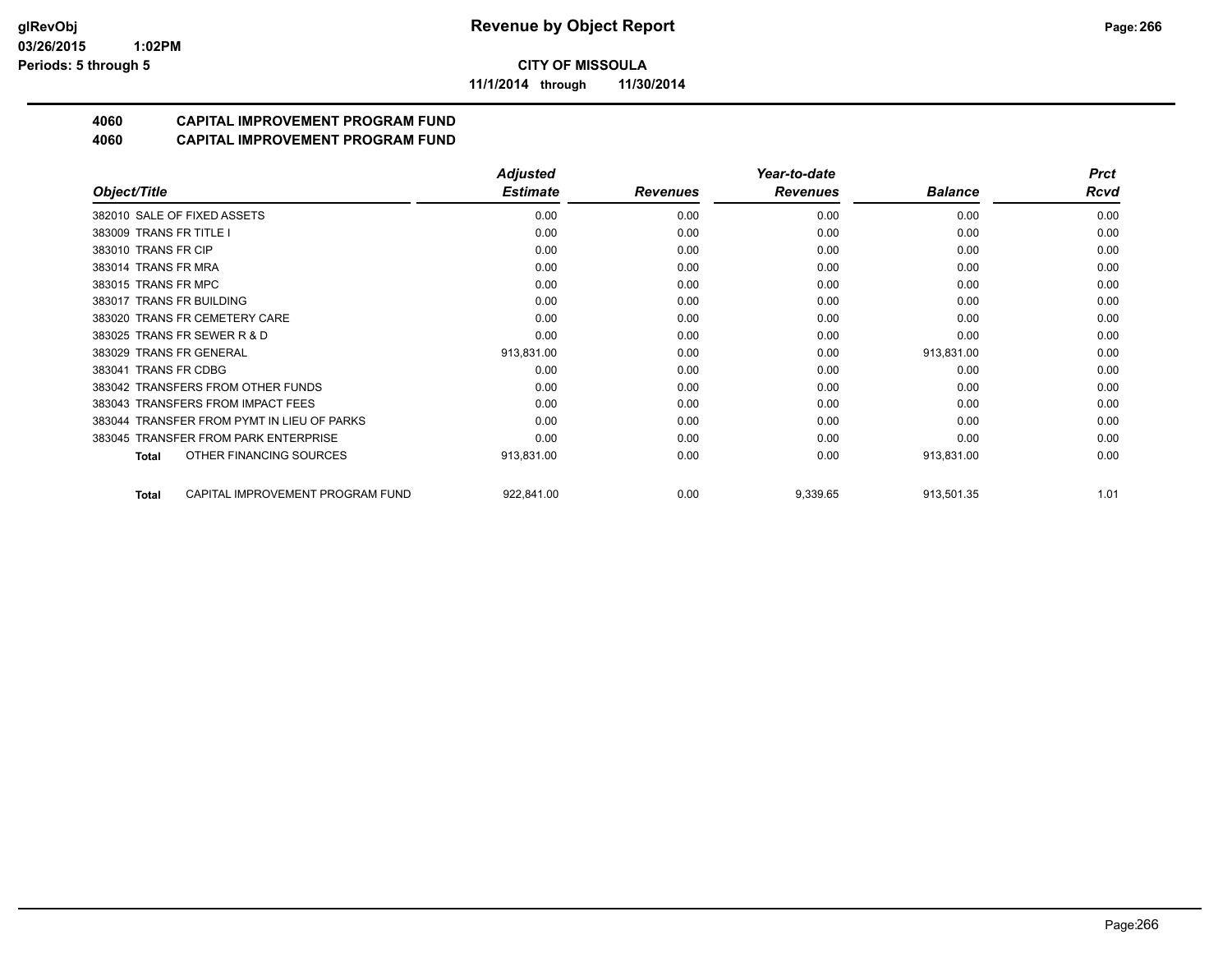**CITY OF MISSOULA**

**11/1/2014 through 11/30/2014**

**Revenue by Object Report**

glRevObj
03/26/2015 1:02PM
Periods: 5 through 5

## 4060 CAPITAL IMPROVEMENT PROGRAM FUND
## 4060 CAPITAL IMPROVEMENT PROGRAM FUND

| Object/Title | Adjusted Estimate | Revenues | Year-to-date Revenues | Balance | Prct Rcvd |
|---|---|---|---|---|---|
| 382010 SALE OF FIXED ASSETS | 0.00 | 0.00 | 0.00 | 0.00 | 0.00 |
| 383009 TRANS FR TITLE I | 0.00 | 0.00 | 0.00 | 0.00 | 0.00 |
| 383010 TRANS FR CIP | 0.00 | 0.00 | 0.00 | 0.00 | 0.00 |
| 383014 TRANS FR MRA | 0.00 | 0.00 | 0.00 | 0.00 | 0.00 |
| 383015 TRANS FR MPC | 0.00 | 0.00 | 0.00 | 0.00 | 0.00 |
| 383017 TRANS FR BUILDING | 0.00 | 0.00 | 0.00 | 0.00 | 0.00 |
| 383020 TRANS FR CEMETERY CARE | 0.00 | 0.00 | 0.00 | 0.00 | 0.00 |
| 383025 TRANS FR SEWER R & D | 0.00 | 0.00 | 0.00 | 0.00 | 0.00 |
| 383029 TRANS FR GENERAL | 913,831.00 | 0.00 | 0.00 | 913,831.00 | 0.00 |
| 383041 TRANS FR CDBG | 0.00 | 0.00 | 0.00 | 0.00 | 0.00 |
| 383042 TRANSFERS FROM OTHER FUNDS | 0.00 | 0.00 | 0.00 | 0.00 | 0.00 |
| 383043 TRANSFERS FROM IMPACT FEES | 0.00 | 0.00 | 0.00 | 0.00 | 0.00 |
| 383044 TRANSFER FROM PYMT IN LIEU OF PARKS | 0.00 | 0.00 | 0.00 | 0.00 | 0.00 |
| 383045 TRANSFER FROM PARK ENTERPRISE | 0.00 | 0.00 | 0.00 | 0.00 | 0.00 |
| **Total** OTHER FINANCING SOURCES | 913,831.00 | 0.00 | 0.00 | 913,831.00 | 0.00 |
| **Total** CAPITAL IMPROVEMENT PROGRAM FUND | 922,841.00 | 0.00 | 9,339.65 | 913,501.35 | 1.01 |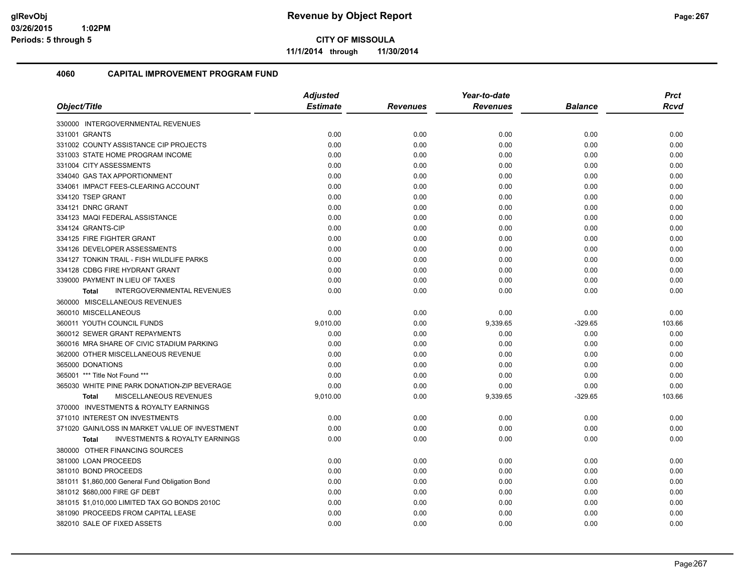**Revenue by Object Report**

**CITY OF MISSOULA**

**11/1/2014 through 11/30/2014**

## 4060 CAPITAL IMPROVEMENT PROGRAM FUND

| Object/Title | Adjusted Estimate | Revenues | Year-to-date Revenues | Balance | Prct Rcvd |
|---|---|---|---|---|---|
| 330000 INTERGOVERNMENTAL REVENUES | | | | | |
| 331001 GRANTS | 0.00 | 0.00 | 0.00 | 0.00 | 0.00 |
| 331002 COUNTY ASSISTANCE CIP PROJECTS | 0.00 | 0.00 | 0.00 | 0.00 | 0.00 |
| 331003 STATE HOME PROGRAM INCOME | 0.00 | 0.00 | 0.00 | 0.00 | 0.00 |
| 331004 CITY ASSESSMENTS | 0.00 | 0.00 | 0.00 | 0.00 | 0.00 |
| 334040 GAS TAX APPORTIONMENT | 0.00 | 0.00 | 0.00 | 0.00 | 0.00 |
| 334061 IMPACT FEES-CLEARING ACCOUNT | 0.00 | 0.00 | 0.00 | 0.00 | 0.00 |
| 334120 TSEP GRANT | 0.00 | 0.00 | 0.00 | 0.00 | 0.00 |
| 334121 DNRC GRANT | 0.00 | 0.00 | 0.00 | 0.00 | 0.00 |
| 334123 MAQI FEDERAL ASSISTANCE | 0.00 | 0.00 | 0.00 | 0.00 | 0.00 |
| 334124 GRANTS-CIP | 0.00 | 0.00 | 0.00 | 0.00 | 0.00 |
| 334125 FIRE FIGHTER GRANT | 0.00 | 0.00 | 0.00 | 0.00 | 0.00 |
| 334126 DEVELOPER ASSESSMENTS | 0.00 | 0.00 | 0.00 | 0.00 | 0.00 |
| 334127 TONKIN TRAIL - FISH WILDLIFE PARKS | 0.00 | 0.00 | 0.00 | 0.00 | 0.00 |
| 334128 CDBG FIRE HYDRANT GRANT | 0.00 | 0.00 | 0.00 | 0.00 | 0.00 |
| 339000 PAYMENT IN LIEU OF TAXES | 0.00 | 0.00 | 0.00 | 0.00 | 0.00 |
| **Total** INTERGOVERNMENTAL REVENUES | 0.00 | 0.00 | 0.00 | 0.00 | 0.00 |
| 360000 MISCELLANEOUS REVENUES | | | | | |
| 360010 MISCELLANEOUS | 0.00 | 0.00 | 0.00 | 0.00 | 0.00 |
| 360011 YOUTH COUNCIL FUNDS | 9,010.00 | 0.00 | 9,339.65 | -329.65 | 103.66 |
| 360012 SEWER GRANT REPAYMENTS | 0.00 | 0.00 | 0.00 | 0.00 | 0.00 |
| 360016 MRA SHARE OF CIVIC STADIUM PARKING | 0.00 | 0.00 | 0.00 | 0.00 | 0.00 |
| 362000 OTHER MISCELLANEOUS REVENUE | 0.00 | 0.00 | 0.00 | 0.00 | 0.00 |
| 365000 DONATIONS | 0.00 | 0.00 | 0.00 | 0.00 | 0.00 |
| 365001 *** Title Not Found *** | 0.00 | 0.00 | 0.00 | 0.00 | 0.00 |
| 365030 WHITE PINE PARK DONATION-ZIP BEVERAGE | 0.00 | 0.00 | 0.00 | 0.00 | 0.00 |
| **Total** MISCELLANEOUS REVENUES | 9,010.00 | 0.00 | 9,339.65 | -329.65 | 103.66 |
| 370000 INVESTMENTS & ROYALTY EARNINGS | | | | | |
| 371010 INTEREST ON INVESTMENTS | 0.00 | 0.00 | 0.00 | 0.00 | 0.00 |
| 371020 GAIN/LOSS IN MARKET VALUE OF INVESTMENT | 0.00 | 0.00 | 0.00 | 0.00 | 0.00 |
| **Total** INVESTMENTS & ROYALTY EARNINGS | 0.00 | 0.00 | 0.00 | 0.00 | 0.00 |
| 380000 OTHER FINANCING SOURCES | | | | | |
| 381000 LOAN PROCEEDS | 0.00 | 0.00 | 0.00 | 0.00 | 0.00 |
| 381010 BOND PROCEEDS | 0.00 | 0.00 | 0.00 | 0.00 | 0.00 |
| 381011 $1,860,000 General Fund Obligation Bond | 0.00 | 0.00 | 0.00 | 0.00 | 0.00 |
| 381012 $680,000 FIRE GF DEBT | 0.00 | 0.00 | 0.00 | 0.00 | 0.00 |
| 381015 $1,010,000 LIMITED TAX GO BONDS 2010C | 0.00 | 0.00 | 0.00 | 0.00 | 0.00 |
| 381090 PROCEEDS FROM CAPITAL LEASE | 0.00 | 0.00 | 0.00 | 0.00 | 0.00 |
| 382010 SALE OF FIXED ASSETS | 0.00 | 0.00 | 0.00 | 0.00 | 0.00 |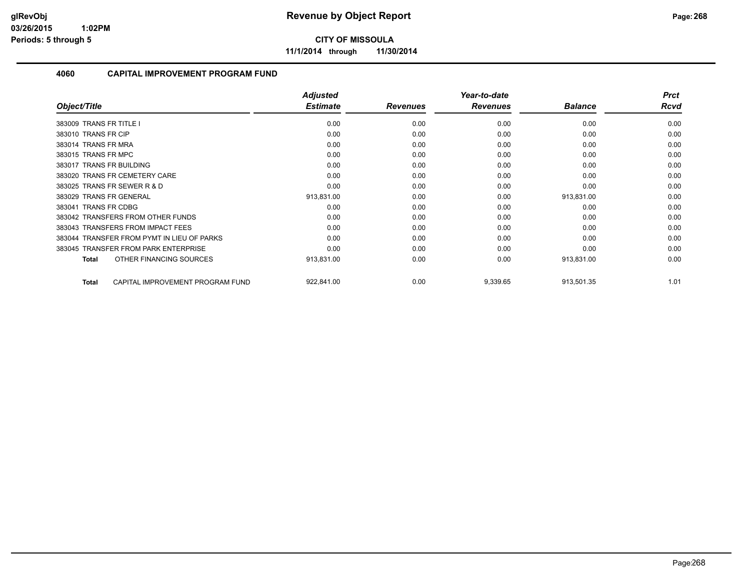# Revenue by Object Report

**CITY OF MISSOULA**

**11/1/2014 through 11/30/2014**

glRevObj
03/26/2015 1:02PM
Periods: 5 through 5

## 4060 CAPITAL IMPROVEMENT PROGRAM FUND

| Object/Title | Adjusted Estimate | Revenues | Year-to-date Revenues | Balance | Prct Rcvd |
|---|---|---|---|---|---|
| 383009 TRANS FR TITLE I | 0.00 | 0.00 | 0.00 | 0.00 | 0.00 |
| 383010 TRANS FR CIP | 0.00 | 0.00 | 0.00 | 0.00 | 0.00 |
| 383014 TRANS FR MRA | 0.00 | 0.00 | 0.00 | 0.00 | 0.00 |
| 383015 TRANS FR MPC | 0.00 | 0.00 | 0.00 | 0.00 | 0.00 |
| 383017 TRANS FR BUILDING | 0.00 | 0.00 | 0.00 | 0.00 | 0.00 |
| 383020 TRANS FR CEMETERY CARE | 0.00 | 0.00 | 0.00 | 0.00 | 0.00 |
| 383025 TRANS FR SEWER R & D | 0.00 | 0.00 | 0.00 | 0.00 | 0.00 |
| 383029 TRANS FR GENERAL | 913,831.00 | 0.00 | 0.00 | 913,831.00 | 0.00 |
| 383041 TRANS FR CDBG | 0.00 | 0.00 | 0.00 | 0.00 | 0.00 |
| 383042 TRANSFERS FROM OTHER FUNDS | 0.00 | 0.00 | 0.00 | 0.00 | 0.00 |
| 383043 TRANSFERS FROM IMPACT FEES | 0.00 | 0.00 | 0.00 | 0.00 | 0.00 |
| 383044 TRANSFER FROM PYMT IN LIEU OF PARKS | 0.00 | 0.00 | 0.00 | 0.00 | 0.00 |
| 383045 TRANSFER FROM PARK ENTERPRISE | 0.00 | 0.00 | 0.00 | 0.00 | 0.00 |
| **Total** OTHER FINANCING SOURCES | 913,831.00 | 0.00 | 0.00 | 913,831.00 | 0.00 |
| **Total** CAPITAL IMPROVEMENT PROGRAM FUND | 922,841.00 | 0.00 | 9,339.65 | 913,501.35 | 1.01 |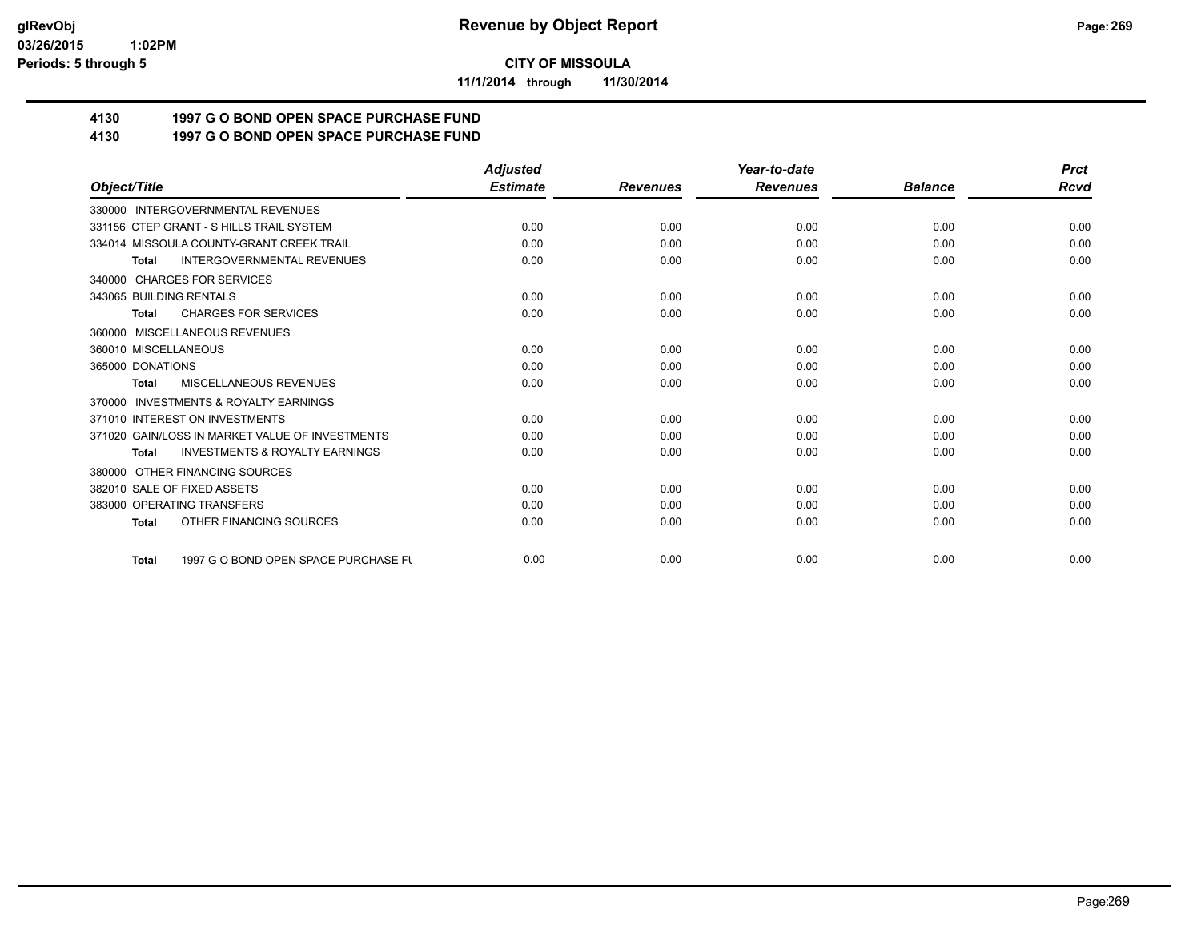# Revenue by Object Report

**CITY OF MISSOULA**

**11/1/2014 through 11/30/2014**

glRevObj
03/26/2015 1:02PM
Periods: 5 through 5

## 4130 1997 G O BOND OPEN SPACE PURCHASE FUND
## 4130 1997 G O BOND OPEN SPACE PURCHASE FUND

| Object/Title | Adjusted Estimate | Revenues | Year-to-date Revenues | Balance | Prct Rcvd |
|---|---|---|---|---|---|
| 330000 INTERGOVERNMENTAL REVENUES | | | | | |
| 331156 CTEP GRANT - S HILLS TRAIL SYSTEM | 0.00 | 0.00 | 0.00 | 0.00 | 0.00 |
| 334014 MISSOULA COUNTY-GRANT CREEK TRAIL | 0.00 | 0.00 | 0.00 | 0.00 | 0.00 |
| Total INTERGOVERNMENTAL REVENUES | 0.00 | 0.00 | 0.00 | 0.00 | 0.00 |
| 340000 CHARGES FOR SERVICES | | | | | |
| 343065 BUILDING RENTALS | 0.00 | 0.00 | 0.00 | 0.00 | 0.00 |
| Total CHARGES FOR SERVICES | 0.00 | 0.00 | 0.00 | 0.00 | 0.00 |
| 360000 MISCELLANEOUS REVENUES | | | | | |
| 360010 MISCELLANEOUS | 0.00 | 0.00 | 0.00 | 0.00 | 0.00 |
| 365000 DONATIONS | 0.00 | 0.00 | 0.00 | 0.00 | 0.00 |
| Total MISCELLANEOUS REVENUES | 0.00 | 0.00 | 0.00 | 0.00 | 0.00 |
| 370000 INVESTMENTS & ROYALTY EARNINGS | | | | | |
| 371010 INTEREST ON INVESTMENTS | 0.00 | 0.00 | 0.00 | 0.00 | 0.00 |
| 371020 GAIN/LOSS IN MARKET VALUE OF INVESTMENTS | 0.00 | 0.00 | 0.00 | 0.00 | 0.00 |
| Total INVESTMENTS & ROYALTY EARNINGS | 0.00 | 0.00 | 0.00 | 0.00 | 0.00 |
| 380000 OTHER FINANCING SOURCES | | | | | |
| 382010 SALE OF FIXED ASSETS | 0.00 | 0.00 | 0.00 | 0.00 | 0.00 |
| 383000 OPERATING TRANSFERS | 0.00 | 0.00 | 0.00 | 0.00 | 0.00 |
| Total OTHER FINANCING SOURCES | 0.00 | 0.00 | 0.00 | 0.00 | 0.00 |
| Total 1997 G O BOND OPEN SPACE PURCHASE FU | 0.00 | 0.00 | 0.00 | 0.00 | 0.00 |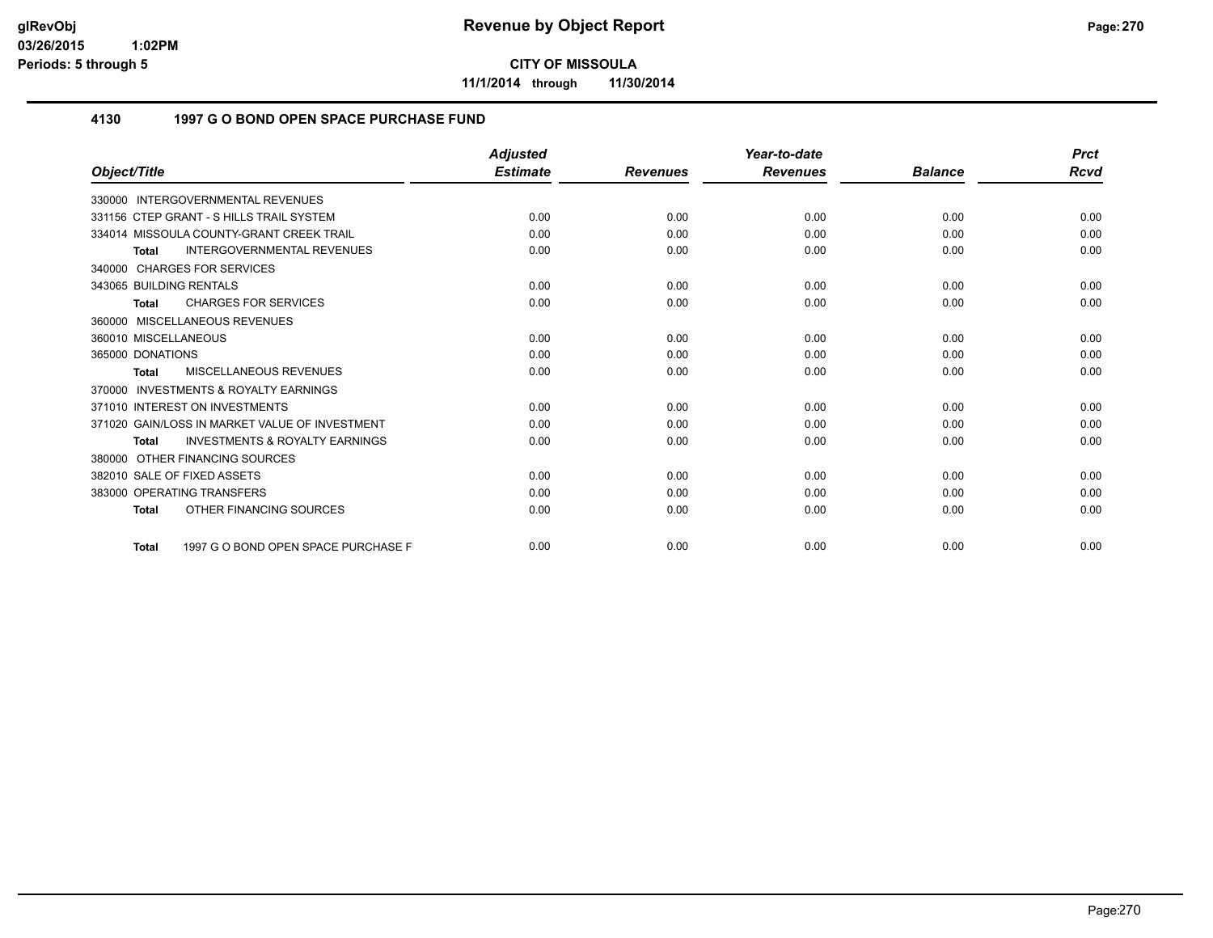**CITY OF MISSOULA**

**11/1/2014 through 11/30/2014**

## 4130 1997 G O BOND OPEN SPACE PURCHASE FUND

| Object/Title | Adjusted Estimate | Revenues | Year-to-date Revenues | Balance | Prct Rcvd |
|---|---|---|---|---|---|
| 330000 INTERGOVERNMENTAL REVENUES | | | | | |
| 331156 CTEP GRANT - S HILLS TRAIL SYSTEM | 0.00 | 0.00 | 0.00 | 0.00 | 0.00 |
| 334014 MISSOULA COUNTY-GRANT CREEK TRAIL | 0.00 | 0.00 | 0.00 | 0.00 | 0.00 |
| **Total** INTERGOVERNMENTAL REVENUES | 0.00 | 0.00 | 0.00 | 0.00 | 0.00 |
| 340000 CHARGES FOR SERVICES | | | | | |
| 343065 BUILDING RENTALS | 0.00 | 0.00 | 0.00 | 0.00 | 0.00 |
| **Total** CHARGES FOR SERVICES | 0.00 | 0.00 | 0.00 | 0.00 | 0.00 |
| 360000 MISCELLANEOUS REVENUES | | | | | |
| 360010 MISCELLANEOUS | 0.00 | 0.00 | 0.00 | 0.00 | 0.00 |
| 365000 DONATIONS | 0.00 | 0.00 | 0.00 | 0.00 | 0.00 |
| **Total** MISCELLANEOUS REVENUES | 0.00 | 0.00 | 0.00 | 0.00 | 0.00 |
| 370000 INVESTMENTS & ROYALTY EARNINGS | | | | | |
| 371010 INTEREST ON INVESTMENTS | 0.00 | 0.00 | 0.00 | 0.00 | 0.00 |
| 371020 GAIN/LOSS IN MARKET VALUE OF INVESTMENT | 0.00 | 0.00 | 0.00 | 0.00 | 0.00 |
| **Total** INVESTMENTS & ROYALTY EARNINGS | 0.00 | 0.00 | 0.00 | 0.00 | 0.00 |
| 380000 OTHER FINANCING SOURCES | | | | | |
| 382010 SALE OF FIXED ASSETS | 0.00 | 0.00 | 0.00 | 0.00 | 0.00 |
| 383000 OPERATING TRANSFERS | 0.00 | 0.00 | 0.00 | 0.00 | 0.00 |
| **Total** OTHER FINANCING SOURCES | 0.00 | 0.00 | 0.00 | 0.00 | 0.00 |
| **Total** 1997 G O BOND OPEN SPACE PURCHASE F | 0.00 | 0.00 | 0.00 | 0.00 | 0.00 |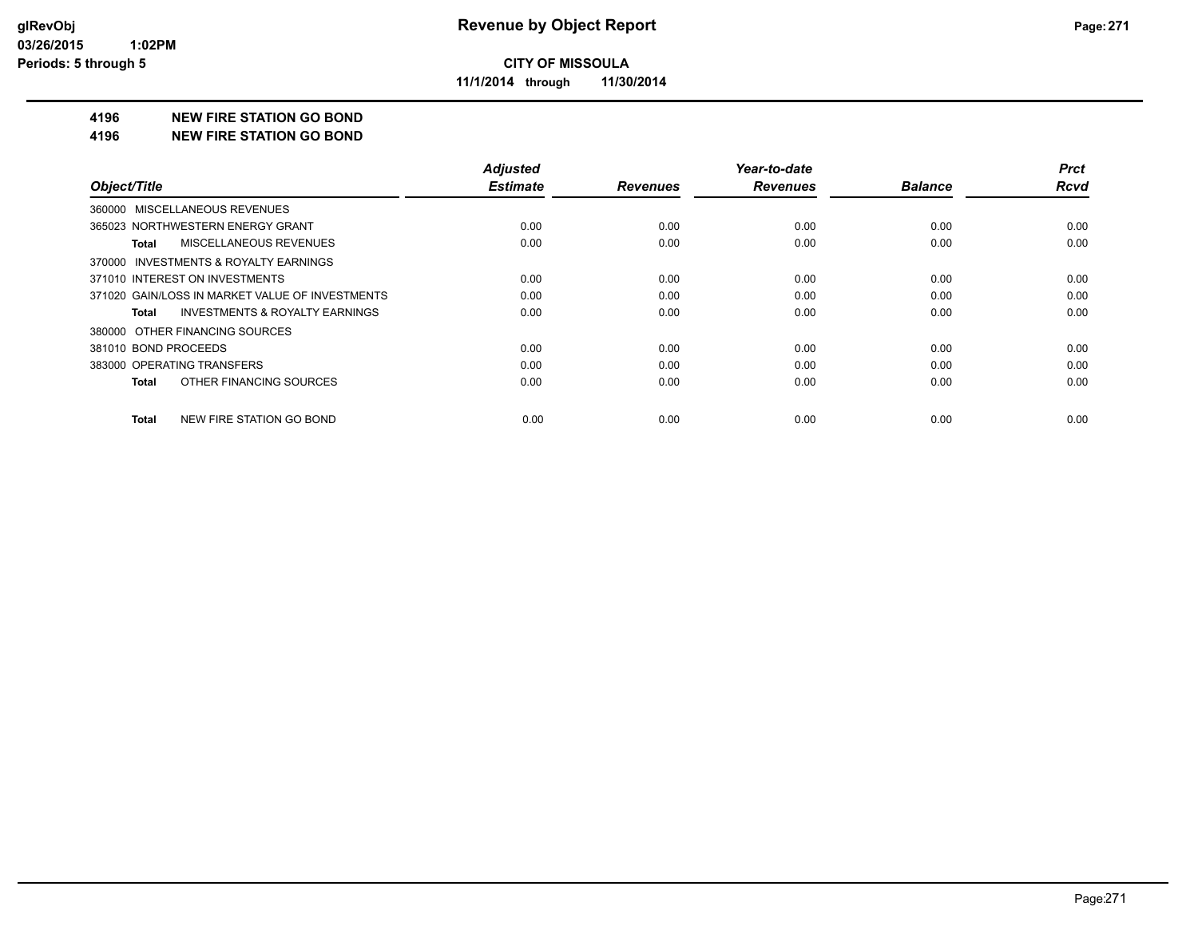# CITY OF MISSOULA

**11/1/2014 through 11/30/2014**

## 4196 NEW FIRE STATION GO BOND

## 4196 NEW FIRE STATION GO BOND

| Object/Title | Adjusted Estimate | Revenues | Year-to-date Revenues | Balance | Prct Rcvd |
|---|---|---|---|---|---|
| 360000 MISCELLANEOUS REVENUES | | | | | |
| 365023 NORTHWESTERN ENERGY GRANT | 0.00 | 0.00 | 0.00 | 0.00 | 0.00 |
| **Total** MISCELLANEOUS REVENUES | 0.00 | 0.00 | 0.00 | 0.00 | 0.00 |
| 370000 INVESTMENTS & ROYALTY EARNINGS | | | | | |
| 371010 INTEREST ON INVESTMENTS | 0.00 | 0.00 | 0.00 | 0.00 | 0.00 |
| 371020 GAIN/LOSS IN MARKET VALUE OF INVESTMENTS | 0.00 | 0.00 | 0.00 | 0.00 | 0.00 |
| **Total** INVESTMENTS & ROYALTY EARNINGS | 0.00 | 0.00 | 0.00 | 0.00 | 0.00 |
| 380000 OTHER FINANCING SOURCES | | | | | |
| 381010 BOND PROCEEDS | 0.00 | 0.00 | 0.00 | 0.00 | 0.00 |
| 383000 OPERATING TRANSFERS | 0.00 | 0.00 | 0.00 | 0.00 | 0.00 |
| **Total** OTHER FINANCING SOURCES | 0.00 | 0.00 | 0.00 | 0.00 | 0.00 |
| **Total** NEW FIRE STATION GO BOND | 0.00 | 0.00 | 0.00 | 0.00 | 0.00 |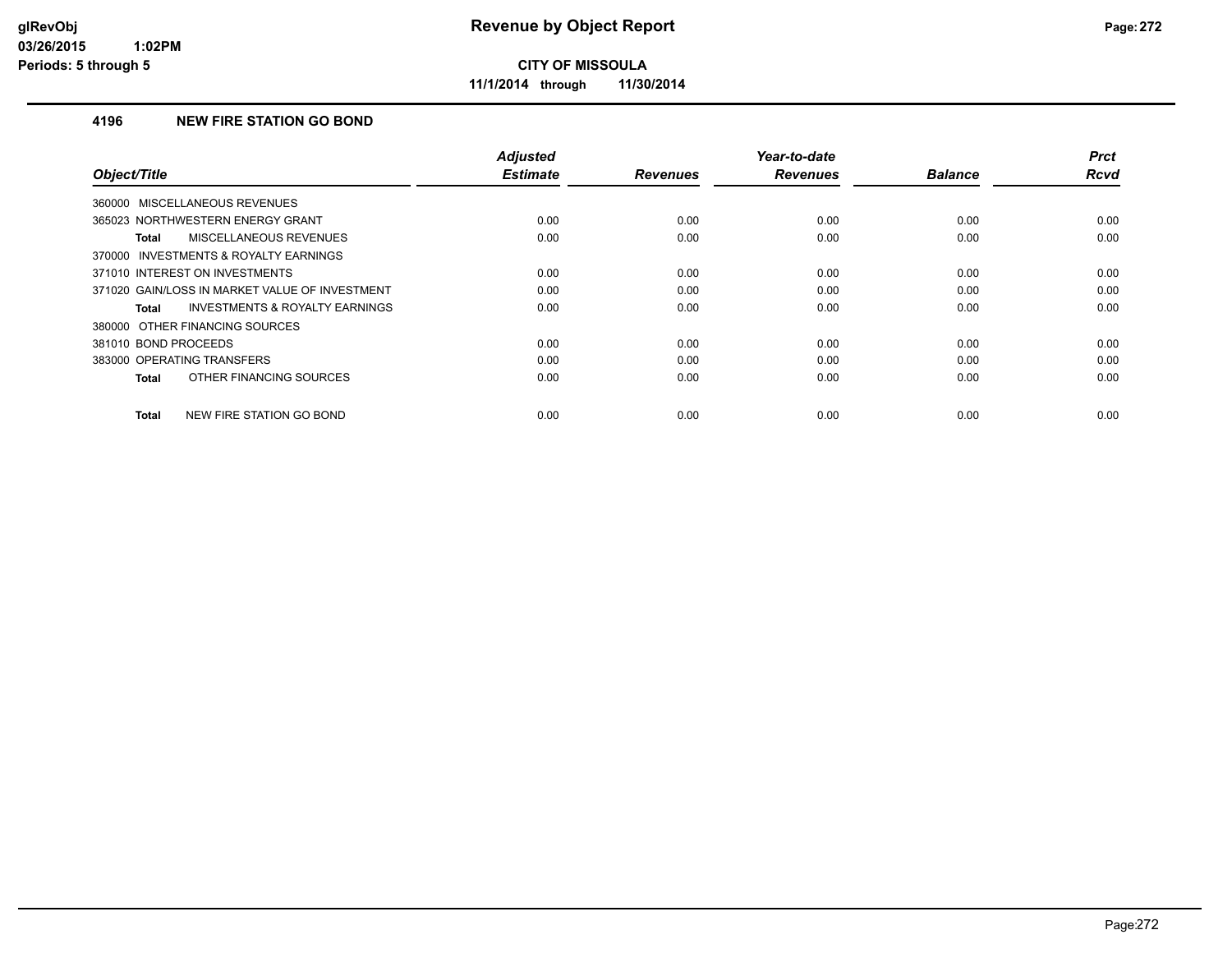**CITY OF MISSOULA**

**11/1/2014 through 11/30/2014**

### 4196 NEW FIRE STATION GO BOND

| Object/Title | Adjusted Estimate | Revenues | Year-to-date Revenues | Balance | Prct Rcvd |
|---|---|---|---|---|---|
| 360000 MISCELLANEOUS REVENUES | | | | | |
| 365023 NORTHWESTERN ENERGY GRANT | 0.00 | 0.00 | 0.00 | 0.00 | 0.00 |
| **Total** MISCELLANEOUS REVENUES | 0.00 | 0.00 | 0.00 | 0.00 | 0.00 |
| 370000 INVESTMENTS & ROYALTY EARNINGS | | | | | |
| 371010 INTEREST ON INVESTMENTS | 0.00 | 0.00 | 0.00 | 0.00 | 0.00 |
| 371020 GAIN/LOSS IN MARKET VALUE OF INVESTMENT | 0.00 | 0.00 | 0.00 | 0.00 | 0.00 |
| **Total** INVESTMENTS & ROYALTY EARNINGS | 0.00 | 0.00 | 0.00 | 0.00 | 0.00 |
| 380000 OTHER FINANCING SOURCES | | | | | |
| 381010 BOND PROCEEDS | 0.00 | 0.00 | 0.00 | 0.00 | 0.00 |
| 383000 OPERATING TRANSFERS | 0.00 | 0.00 | 0.00 | 0.00 | 0.00 |
| **Total** OTHER FINANCING SOURCES | 0.00 | 0.00 | 0.00 | 0.00 | 0.00 |
| **Total** NEW FIRE STATION GO BOND | 0.00 | 0.00 | 0.00 | 0.00 | 0.00 |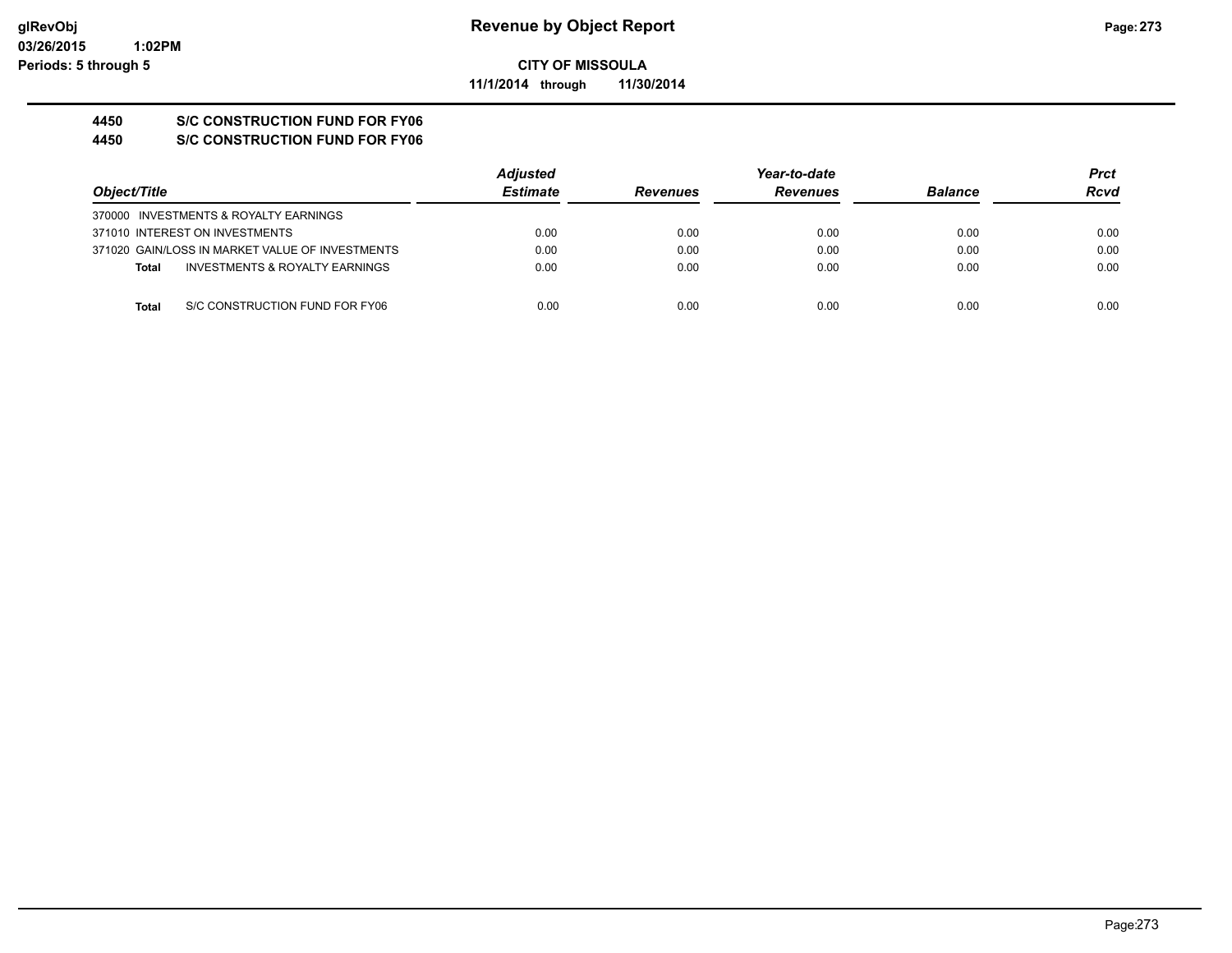glRevObj
03/26/2015 1:02PM
Periods: 5 through 5

# Revenue by Object Report

**CITY OF MISSOULA**

**11/1/2014 through 11/30/2014**

**4450 S/C CONSTRUCTION FUND FOR FY06**
**4450 S/C CONSTRUCTION FUND FOR FY06**

| Object/Title | Adjusted Estimate | Revenues | Year-to-date Revenues | Balance | Prct Rcvd |
|---|---|---|---|---|---|
| 370000 INVESTMENTS & ROYALTY EARNINGS | | | | | |
| 371010 INTEREST ON INVESTMENTS | 0.00 | 0.00 | 0.00 | 0.00 | 0.00 |
| 371020 GAIN/LOSS IN MARKET VALUE OF INVESTMENTS | 0.00 | 0.00 | 0.00 | 0.00 | 0.00 |
| **Total** INVESTMENTS & ROYALTY EARNINGS | 0.00 | 0.00 | 0.00 | 0.00 | 0.00 |
| **Total** S/C CONSTRUCTION FUND FOR FY06 | 0.00 | 0.00 | 0.00 | 0.00 | 0.00 |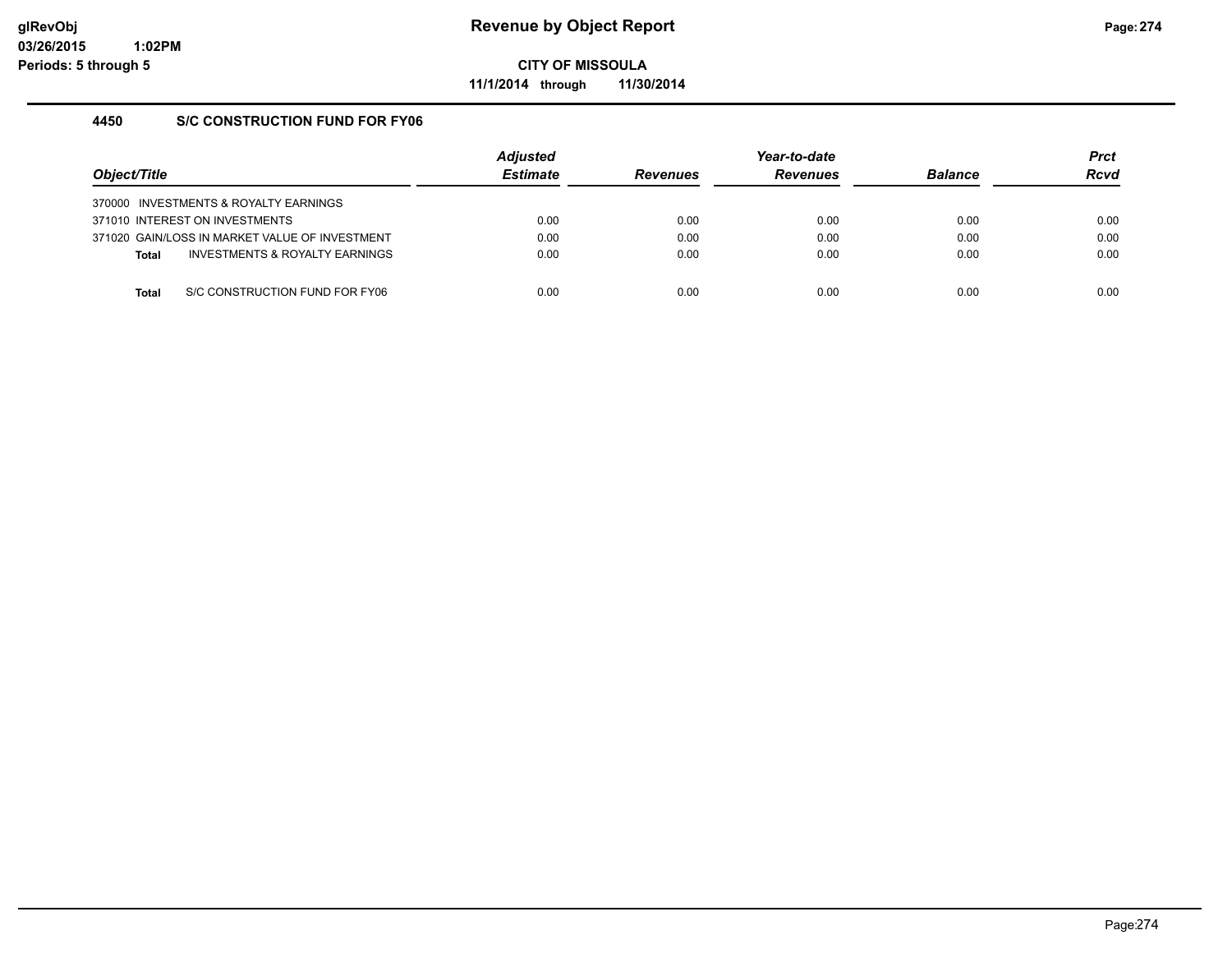# Revenue by Object Report

glRevObj
03/26/2015 1:02PM
Periods: 5 through 5

**CITY OF MISSOULA**

**11/1/2014 through 11/30/2014**

## 4450 S/C CONSTRUCTION FUND FOR FY06

| Object/Title | Adjusted Estimate | Revenues | Year-to-date Revenues | Balance | Prct Rcvd |
|---|---|---|---|---|---|
| 370000 INVESTMENTS & ROYALTY EARNINGS | | | | | |
| 371010 INTEREST ON INVESTMENTS | 0.00 | 0.00 | 0.00 | 0.00 | 0.00 |
| 371020 GAIN/LOSS IN MARKET VALUE OF INVESTMENT | 0.00 | 0.00 | 0.00 | 0.00 | 0.00 |
| **Total** INVESTMENTS & ROYALTY EARNINGS | 0.00 | 0.00 | 0.00 | 0.00 | 0.00 |
| | | | | | |
| **Total** S/C CONSTRUCTION FUND FOR FY06 | 0.00 | 0.00 | 0.00 | 0.00 | 0.00 |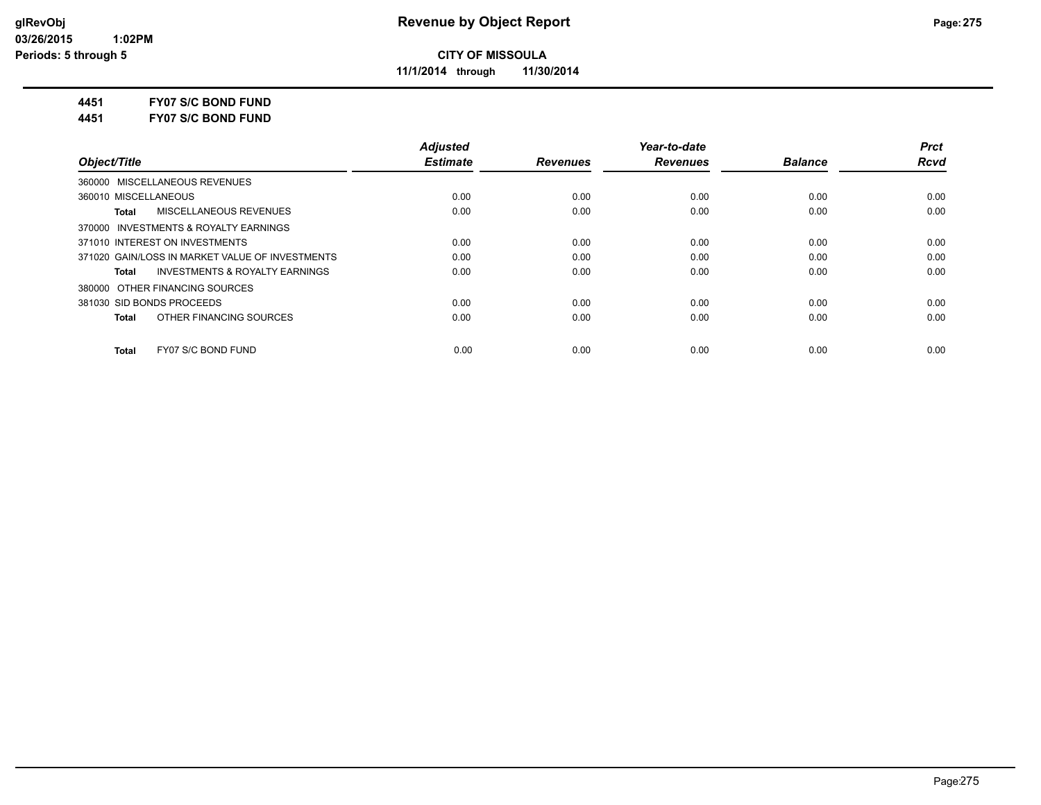**Revenue by Object Report**

**CITY OF MISSOULA**

**11/1/2014 through 11/30/2014**

glRevObj
03/26/2015 1:02PM
Periods: 5 through 5

**4451 FY07 S/C BOND FUND**

**4451 FY07 S/C BOND FUND**

| Object/Title | Adjusted Estimate | Revenues | Year-to-date Revenues | Balance | Prct Rcvd |
|---|---|---|---|---|---|
| 360000 MISCELLANEOUS REVENUES | | | | | |
| 360010 MISCELLANEOUS | 0.00 | 0.00 | 0.00 | 0.00 | 0.00 |
| **Total** MISCELLANEOUS REVENUES | 0.00 | 0.00 | 0.00 | 0.00 | 0.00 |
| 370000 INVESTMENTS & ROYALTY EARNINGS | | | | | |
| 371010 INTEREST ON INVESTMENTS | 0.00 | 0.00 | 0.00 | 0.00 | 0.00 |
| 371020 GAIN/LOSS IN MARKET VALUE OF INVESTMENTS | 0.00 | 0.00 | 0.00 | 0.00 | 0.00 |
| **Total** INVESTMENTS & ROYALTY EARNINGS | 0.00 | 0.00 | 0.00 | 0.00 | 0.00 |
| 380000 OTHER FINANCING SOURCES | | | | | |
| 381030 SID BONDS PROCEEDS | 0.00 | 0.00 | 0.00 | 0.00 | 0.00 |
| **Total** OTHER FINANCING SOURCES | 0.00 | 0.00 | 0.00 | 0.00 | 0.00 |
| **Total** FY07 S/C BOND FUND | 0.00 | 0.00 | 0.00 | 0.00 | 0.00 |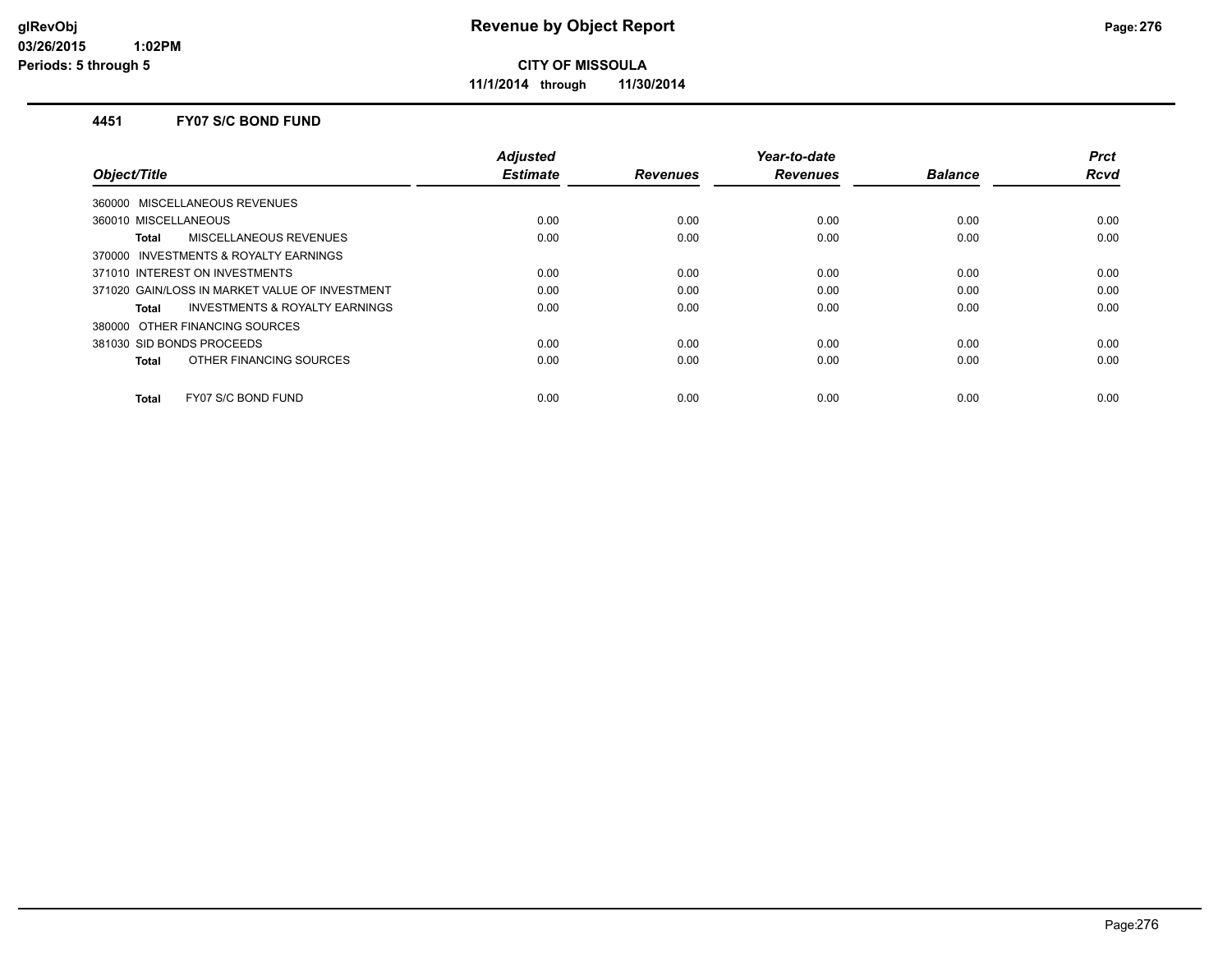# Revenue by Object Report

**CITY OF MISSOULA**

**11/1/2014 through 11/30/2014**

glRevObj
03/26/2015 1:02PM
Periods: 5 through 5

## 4451 FY07 S/C BOND FUND

| Object/Title | Adjusted Estimate | Revenues | Year-to-date Revenues | Balance | Prct Rcvd |
|---|---|---|---|---|---|
| 360000 MISCELLANEOUS REVENUES | | | | | |
| 360010 MISCELLANEOUS | 0.00 | 0.00 | 0.00 | 0.00 | 0.00 |
| **Total** MISCELLANEOUS REVENUES | 0.00 | 0.00 | 0.00 | 0.00 | 0.00 |
| 370000 INVESTMENTS & ROYALTY EARNINGS | | | | | |
| 371010 INTEREST ON INVESTMENTS | 0.00 | 0.00 | 0.00 | 0.00 | 0.00 |
| 371020 GAIN/LOSS IN MARKET VALUE OF INVESTMENT | 0.00 | 0.00 | 0.00 | 0.00 | 0.00 |
| **Total** INVESTMENTS & ROYALTY EARNINGS | 0.00 | 0.00 | 0.00 | 0.00 | 0.00 |
| 380000 OTHER FINANCING SOURCES | | | | | |
| 381030 SID BONDS PROCEEDS | 0.00 | 0.00 | 0.00 | 0.00 | 0.00 |
| **Total** OTHER FINANCING SOURCES | 0.00 | 0.00 | 0.00 | 0.00 | 0.00 |
| **Total** FY07 S/C BOND FUND | 0.00 | 0.00 | 0.00 | 0.00 | 0.00 |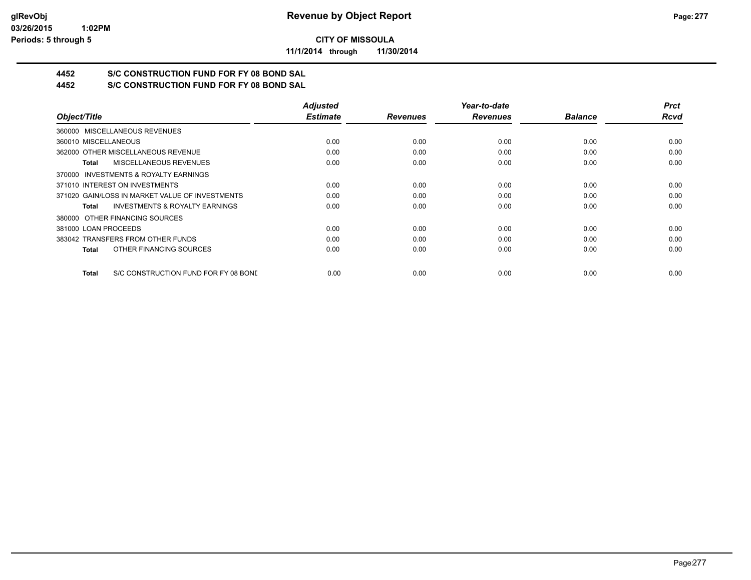**CITY OF MISSOULA**

**11/1/2014 through 11/30/2014**

## 4452 S/C CONSTRUCTION FUND FOR FY 08 BOND SAL

## 4452 S/C CONSTRUCTION FUND FOR FY 08 BOND SAL

| Object/Title | Adjusted Estimate | Revenues | Year-to-date Revenues | Balance | Prct Rcvd |
|---|---|---|---|---|---|
| 360000 MISCELLANEOUS REVENUES | | | | | |
| 360010 MISCELLANEOUS | 0.00 | 0.00 | 0.00 | 0.00 | 0.00 |
| 362000 OTHER MISCELLANEOUS REVENUE | 0.00 | 0.00 | 0.00 | 0.00 | 0.00 |
| **Total** MISCELLANEOUS REVENUES | 0.00 | 0.00 | 0.00 | 0.00 | 0.00 |
| 370000 INVESTMENTS & ROYALTY EARNINGS | | | | | |
| 371010 INTEREST ON INVESTMENTS | 0.00 | 0.00 | 0.00 | 0.00 | 0.00 |
| 371020 GAIN/LOSS IN MARKET VALUE OF INVESTMENTS | 0.00 | 0.00 | 0.00 | 0.00 | 0.00 |
| **Total** INVESTMENTS & ROYALTY EARNINGS | 0.00 | 0.00 | 0.00 | 0.00 | 0.00 |
| 380000 OTHER FINANCING SOURCES | | | | | |
| 381000 LOAN PROCEEDS | 0.00 | 0.00 | 0.00 | 0.00 | 0.00 |
| 383042 TRANSFERS FROM OTHER FUNDS | 0.00 | 0.00 | 0.00 | 0.00 | 0.00 |
| **Total** OTHER FINANCING SOURCES | 0.00 | 0.00 | 0.00 | 0.00 | 0.00 |
| **Total** S/C CONSTRUCTION FUND FOR FY 08 BONE | 0.00 | 0.00 | 0.00 | 0.00 | 0.00 |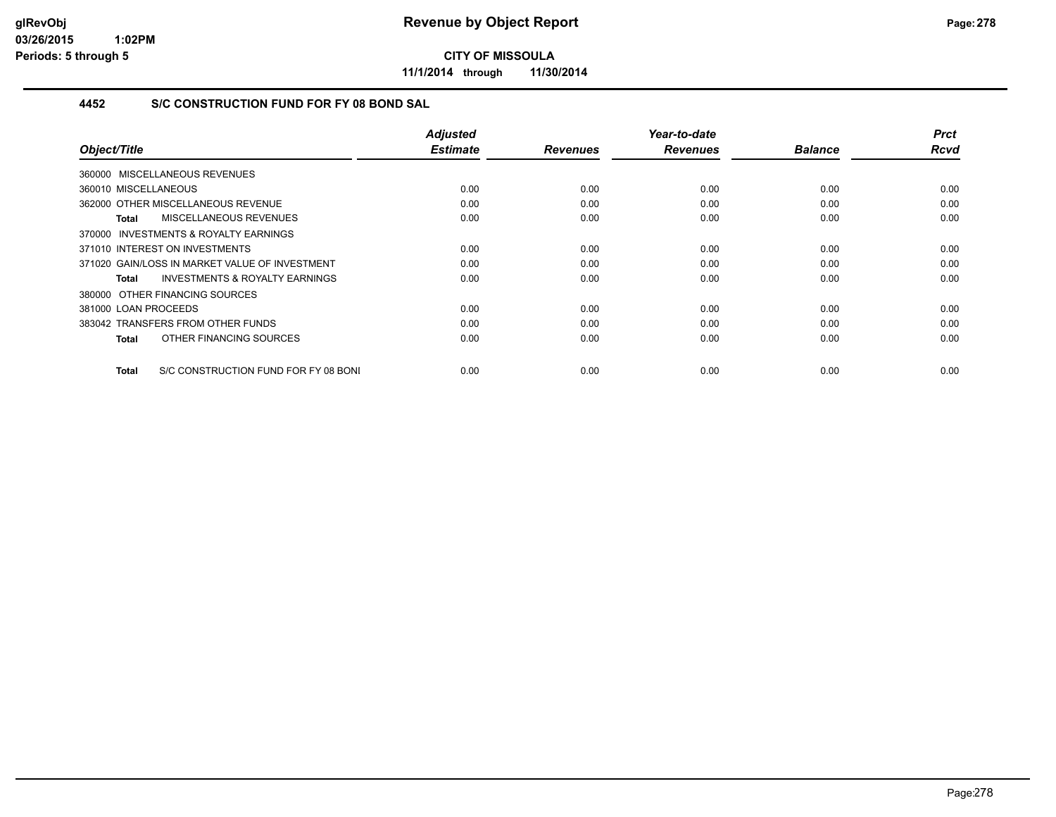**CITY OF MISSOULA**

**11/1/2014 through 11/30/2014**

### 4452 S/C CONSTRUCTION FUND FOR FY 08 BOND SAL

| Object/Title | Adjusted Estimate | Revenues | Year-to-date Revenues | Balance | Prct Rcvd |
|---|---|---|---|---|---|
| 360000 MISCELLANEOUS REVENUES | | | | | |
| 360010 MISCELLANEOUS | 0.00 | 0.00 | 0.00 | 0.00 | 0.00 |
| 362000 OTHER MISCELLANEOUS REVENUE | 0.00 | 0.00 | 0.00 | 0.00 | 0.00 |
| **Total** MISCELLANEOUS REVENUES | 0.00 | 0.00 | 0.00 | 0.00 | 0.00 |
| 370000 INVESTMENTS & ROYALTY EARNINGS | | | | | |
| 371010 INTEREST ON INVESTMENTS | 0.00 | 0.00 | 0.00 | 0.00 | 0.00 |
| 371020 GAIN/LOSS IN MARKET VALUE OF INVESTMENT | 0.00 | 0.00 | 0.00 | 0.00 | 0.00 |
| **Total** INVESTMENTS & ROYALTY EARNINGS | 0.00 | 0.00 | 0.00 | 0.00 | 0.00 |
| 380000 OTHER FINANCING SOURCES | | | | | |
| 381000 LOAN PROCEEDS | 0.00 | 0.00 | 0.00 | 0.00 | 0.00 |
| 383042 TRANSFERS FROM OTHER FUNDS | 0.00 | 0.00 | 0.00 | 0.00 | 0.00 |
| **Total** OTHER FINANCING SOURCES | 0.00 | 0.00 | 0.00 | 0.00 | 0.00 |
| **Total** S/C CONSTRUCTION FUND FOR FY 08 BONI | 0.00 | 0.00 | 0.00 | 0.00 | 0.00 |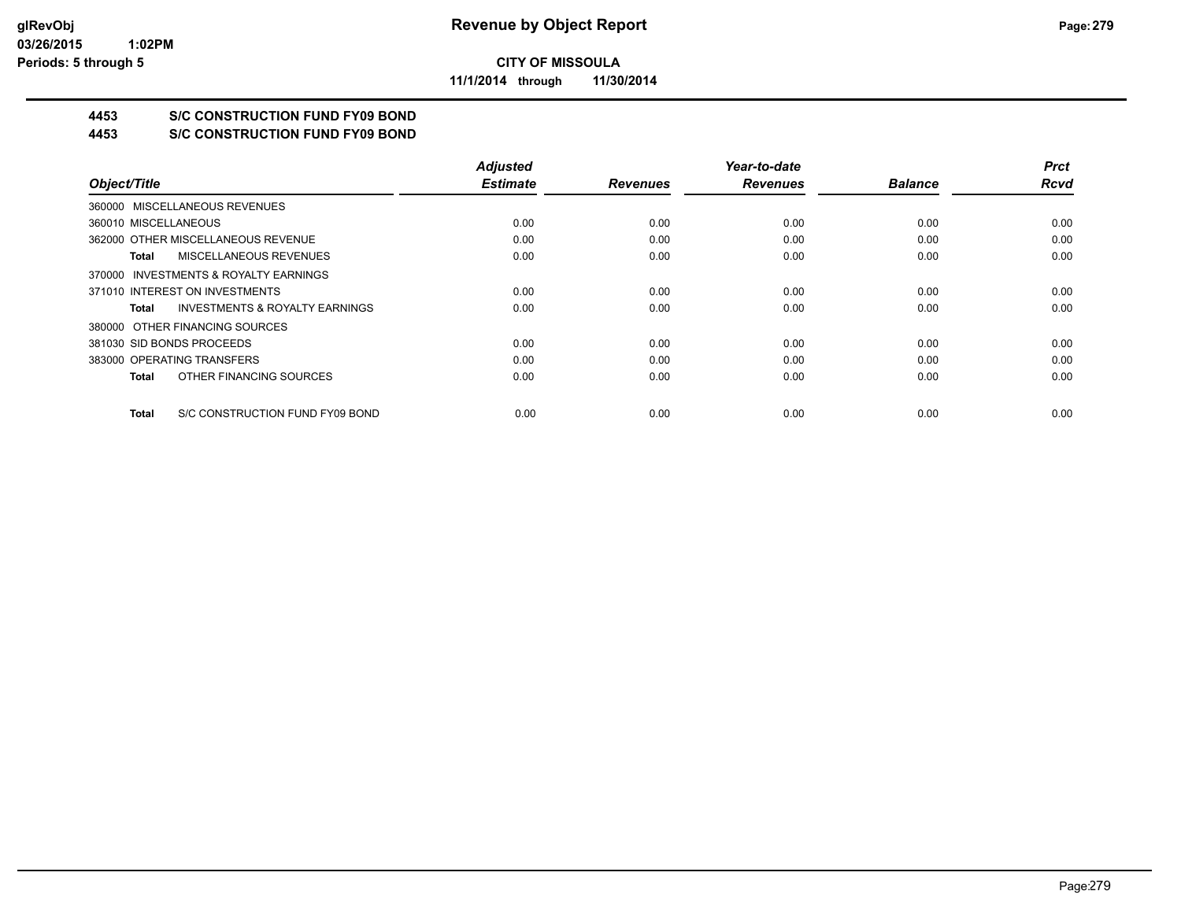**CITY OF MISSOULA**

**11/1/2014 through 11/30/2014**

## 4453 S/C CONSTRUCTION FUND FY09 BOND

## 4453 S/C CONSTRUCTION FUND FY09 BOND

| Object/Title | Adjusted Estimate | Revenues | Year-to-date Revenues | Balance | Prct Rcvd |
|---|---|---|---|---|---|
| 360000 MISCELLANEOUS REVENUES | | | | | |
| 360010 MISCELLANEOUS | 0.00 | 0.00 | 0.00 | 0.00 | 0.00 |
| 362000 OTHER MISCELLANEOUS REVENUE | 0.00 | 0.00 | 0.00 | 0.00 | 0.00 |
| **Total** MISCELLANEOUS REVENUES | 0.00 | 0.00 | 0.00 | 0.00 | 0.00 |
| 370000 INVESTMENTS & ROYALTY EARNINGS | | | | | |
| 371010 INTEREST ON INVESTMENTS | 0.00 | 0.00 | 0.00 | 0.00 | 0.00 |
| **Total** INVESTMENTS & ROYALTY EARNINGS | 0.00 | 0.00 | 0.00 | 0.00 | 0.00 |
| 380000 OTHER FINANCING SOURCES | | | | | |
| 381030 SID BONDS PROCEEDS | 0.00 | 0.00 | 0.00 | 0.00 | 0.00 |
| 383000 OPERATING TRANSFERS | 0.00 | 0.00 | 0.00 | 0.00 | 0.00 |
| **Total** OTHER FINANCING SOURCES | 0.00 | 0.00 | 0.00 | 0.00 | 0.00 |
| **Total** S/C CONSTRUCTION FUND FY09 BOND | 0.00 | 0.00 | 0.00 | 0.00 | 0.00 |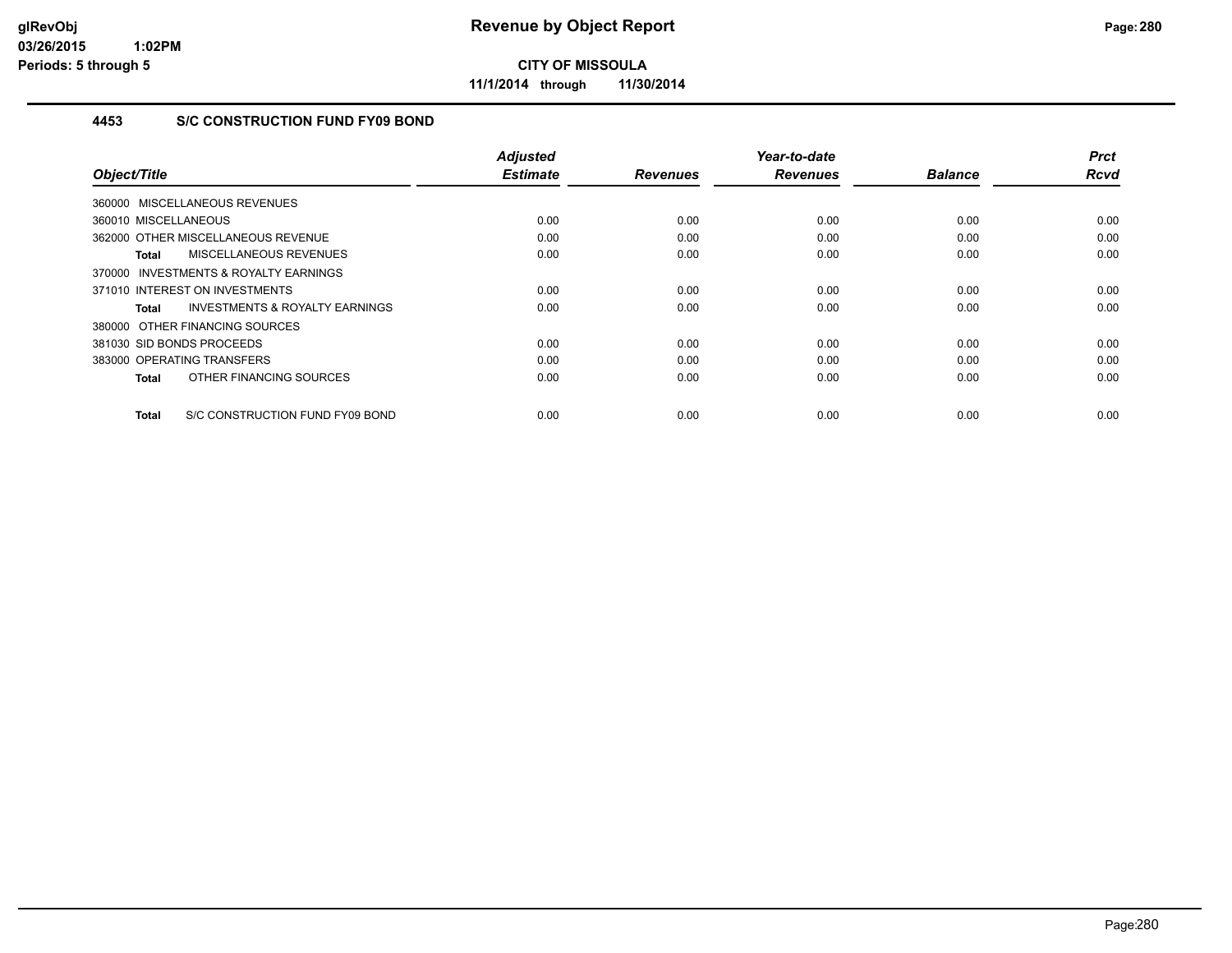# Revenue by Object Report

**CITY OF MISSOULA**

**11/1/2014 through 11/30/2014**

glRevObj
03/26/2015 1:02PM
Periods: 5 through 5

## 4453 S/C CONSTRUCTION FUND FY09 BOND

| Object/Title | Adjusted Estimate | Revenues | Year-to-date Revenues | Balance | Prct Rcvd |
|---|---|---|---|---|---|
| 360000 MISCELLANEOUS REVENUES | | | | | |
| 360010 MISCELLANEOUS | 0.00 | 0.00 | 0.00 | 0.00 | 0.00 |
| 362000 OTHER MISCELLANEOUS REVENUE | 0.00 | 0.00 | 0.00 | 0.00 | 0.00 |
| **Total** MISCELLANEOUS REVENUES | 0.00 | 0.00 | 0.00 | 0.00 | 0.00 |
| 370000 INVESTMENTS & ROYALTY EARNINGS | | | | | |
| 371010 INTEREST ON INVESTMENTS | 0.00 | 0.00 | 0.00 | 0.00 | 0.00 |
| **Total** INVESTMENTS & ROYALTY EARNINGS | 0.00 | 0.00 | 0.00 | 0.00 | 0.00 |
| 380000 OTHER FINANCING SOURCES | | | | | |
| 381030 SID BONDS PROCEEDS | 0.00 | 0.00 | 0.00 | 0.00 | 0.00 |
| 383000 OPERATING TRANSFERS | 0.00 | 0.00 | 0.00 | 0.00 | 0.00 |
| **Total** OTHER FINANCING SOURCES | 0.00 | 0.00 | 0.00 | 0.00 | 0.00 |
| **Total** S/C CONSTRUCTION FUND FY09 BOND | 0.00 | 0.00 | 0.00 | 0.00 | 0.00 |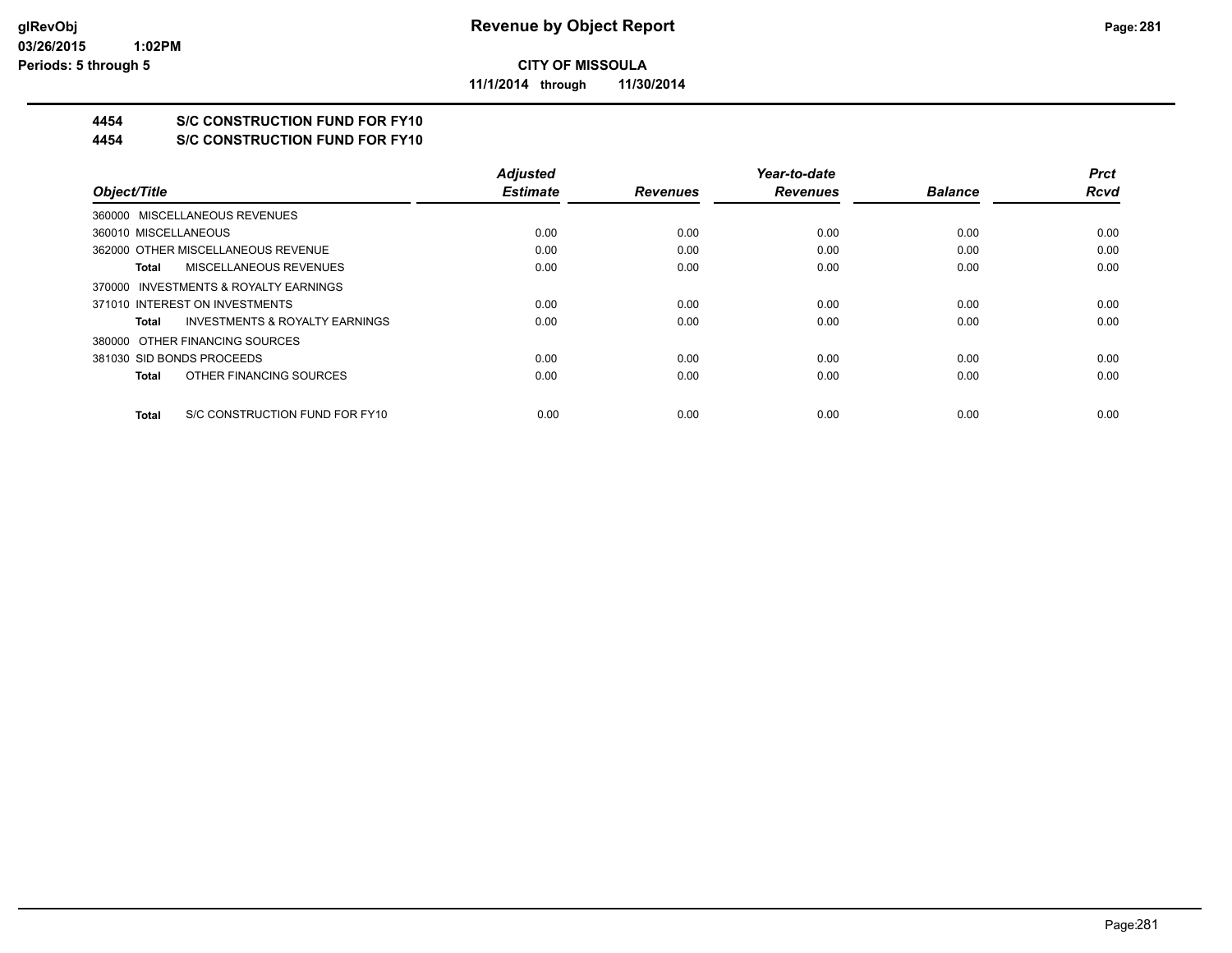**CITY OF MISSOULA**

**11/1/2014 through 11/30/2014**

## 4454 S/C CONSTRUCTION FUND FOR FY10

## 4454 S/C CONSTRUCTION FUND FOR FY10

| Object/Title | Adjusted Estimate | Revenues | Year-to-date Revenues | Balance | Prct Rcvd |
|---|---|---|---|---|---|
| 360000 MISCELLANEOUS REVENUES | | | | | |
| 360010 MISCELLANEOUS | 0.00 | 0.00 | 0.00 | 0.00 | 0.00 |
| 362000 OTHER MISCELLANEOUS REVENUE | 0.00 | 0.00 | 0.00 | 0.00 | 0.00 |
| **Total** MISCELLANEOUS REVENUES | 0.00 | 0.00 | 0.00 | 0.00 | 0.00 |
| 370000 INVESTMENTS & ROYALTY EARNINGS | | | | | |
| 371010 INTEREST ON INVESTMENTS | 0.00 | 0.00 | 0.00 | 0.00 | 0.00 |
| **Total** INVESTMENTS & ROYALTY EARNINGS | 0.00 | 0.00 | 0.00 | 0.00 | 0.00 |
| 380000 OTHER FINANCING SOURCES | | | | | |
| 381030 SID BONDS PROCEEDS | 0.00 | 0.00 | 0.00 | 0.00 | 0.00 |
| **Total** OTHER FINANCING SOURCES | 0.00 | 0.00 | 0.00 | 0.00 | 0.00 |
| **Total** S/C CONSTRUCTION FUND FOR FY10 | 0.00 | 0.00 | 0.00 | 0.00 | 0.00 |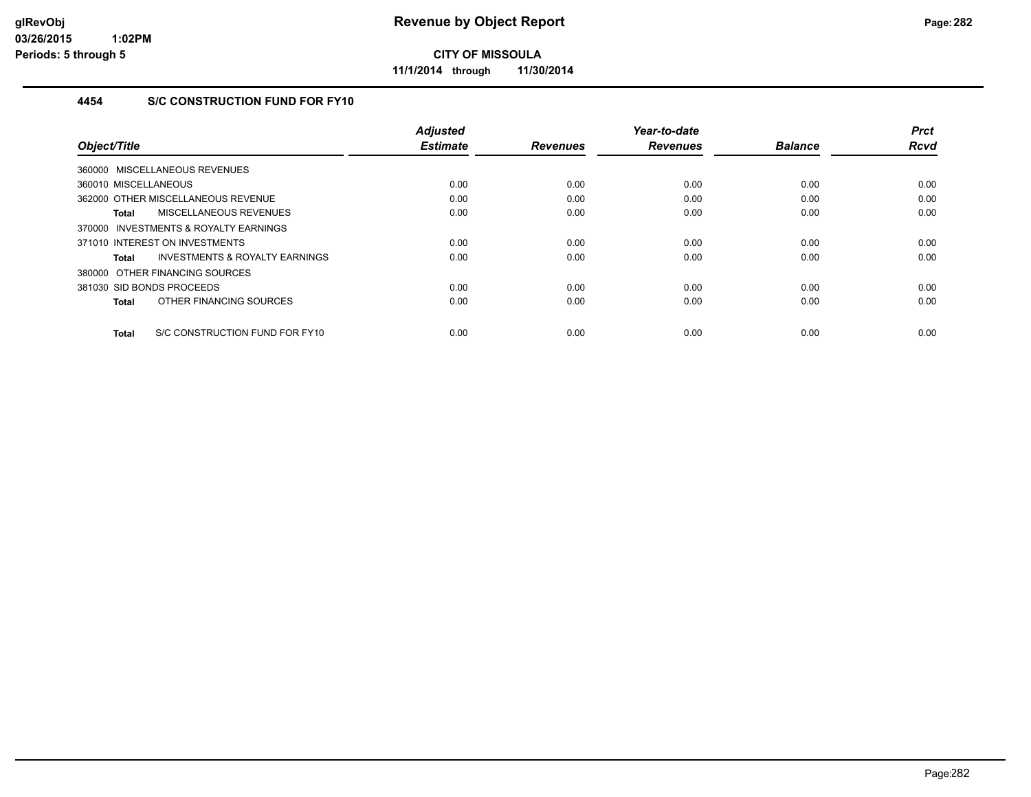# Revenue by Object Report

**CITY OF MISSOULA**

**11/1/2014 through 11/30/2014**

glRevObj
03/26/2015 1:02PM
Periods: 5 through 5

### 4454 S/C CONSTRUCTION FUND FOR FY10

| Object/Title | Adjusted Estimate | Revenues | Year-to-date Revenues | Balance | Prct Rcvd |
|---|---|---|---|---|---|
| 360000 MISCELLANEOUS REVENUES | | | | | |
| 360010 MISCELLANEOUS | 0.00 | 0.00 | 0.00 | 0.00 | 0.00 |
| 362000 OTHER MISCELLANEOUS REVENUE | 0.00 | 0.00 | 0.00 | 0.00 | 0.00 |
| **Total** MISCELLANEOUS REVENUES | 0.00 | 0.00 | 0.00 | 0.00 | 0.00 |
| 370000 INVESTMENTS & ROYALTY EARNINGS | | | | | |
| 371010 INTEREST ON INVESTMENTS | 0.00 | 0.00 | 0.00 | 0.00 | 0.00 |
| **Total** INVESTMENTS & ROYALTY EARNINGS | 0.00 | 0.00 | 0.00 | 0.00 | 0.00 |
| 380000 OTHER FINANCING SOURCES | | | | | |
| 381030 SID BONDS PROCEEDS | 0.00 | 0.00 | 0.00 | 0.00 | 0.00 |
| **Total** OTHER FINANCING SOURCES | 0.00 | 0.00 | 0.00 | 0.00 | 0.00 |
| **Total** S/C CONSTRUCTION FUND FOR FY10 | 0.00 | 0.00 | 0.00 | 0.00 | 0.00 |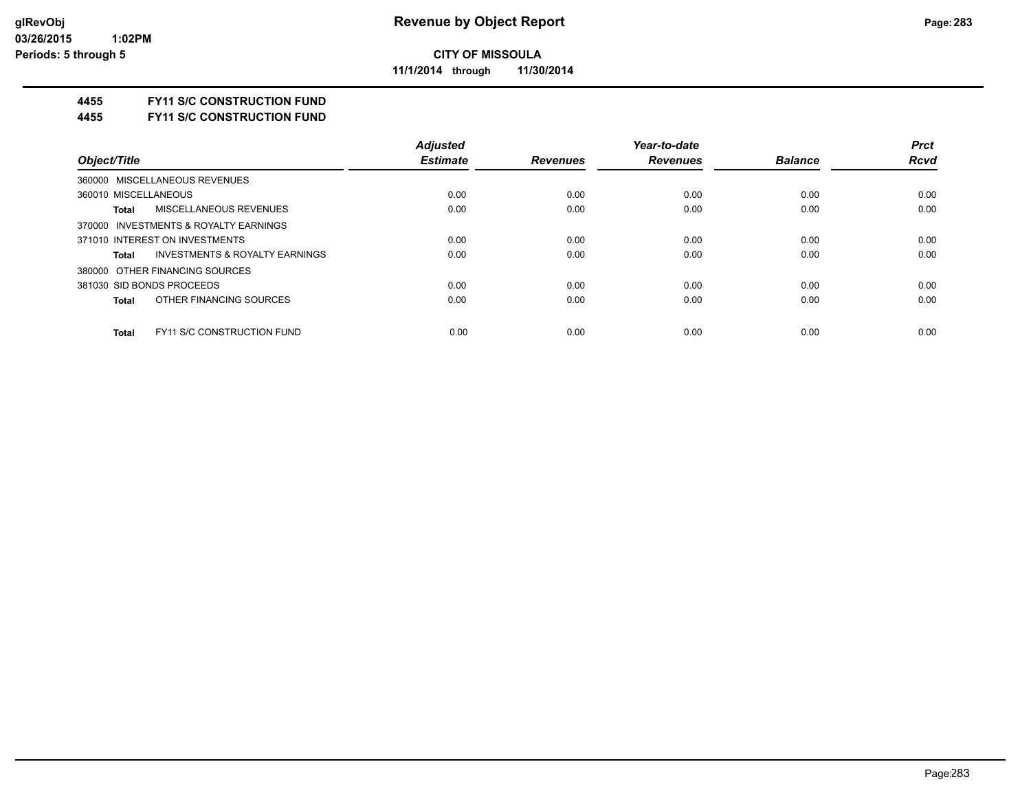# Revenue by Object Report

**CITY OF MISSOULA**

**11/1/2014 through 11/30/2014**

glRevObj
03/26/2015 1:02PM
Periods: 5 through 5

**4455 FY11 S/C CONSTRUCTION FUND**

**4455 FY11 S/C CONSTRUCTION FUND**

| Object/Title | Adjusted Estimate | Revenues | Year-to-date Revenues | Balance | Prct Rcvd |
|---|---|---|---|---|---|
| 360000 MISCELLANEOUS REVENUES | | | | | |
| 360010 MISCELLANEOUS | 0.00 | 0.00 | 0.00 | 0.00 | 0.00 |
| **Total** MISCELLANEOUS REVENUES | 0.00 | 0.00 | 0.00 | 0.00 | 0.00 |
| 370000 INVESTMENTS & ROYALTY EARNINGS | | | | | |
| 371010 INTEREST ON INVESTMENTS | 0.00 | 0.00 | 0.00 | 0.00 | 0.00 |
| **Total** INVESTMENTS & ROYALTY EARNINGS | 0.00 | 0.00 | 0.00 | 0.00 | 0.00 |
| 380000 OTHER FINANCING SOURCES | | | | | |
| 381030 SID BONDS PROCEEDS | 0.00 | 0.00 | 0.00 | 0.00 | 0.00 |
| **Total** OTHER FINANCING SOURCES | 0.00 | 0.00 | 0.00 | 0.00 | 0.00 |
| **Total** FY11 S/C CONSTRUCTION FUND | 0.00 | 0.00 | 0.00 | 0.00 | 0.00 |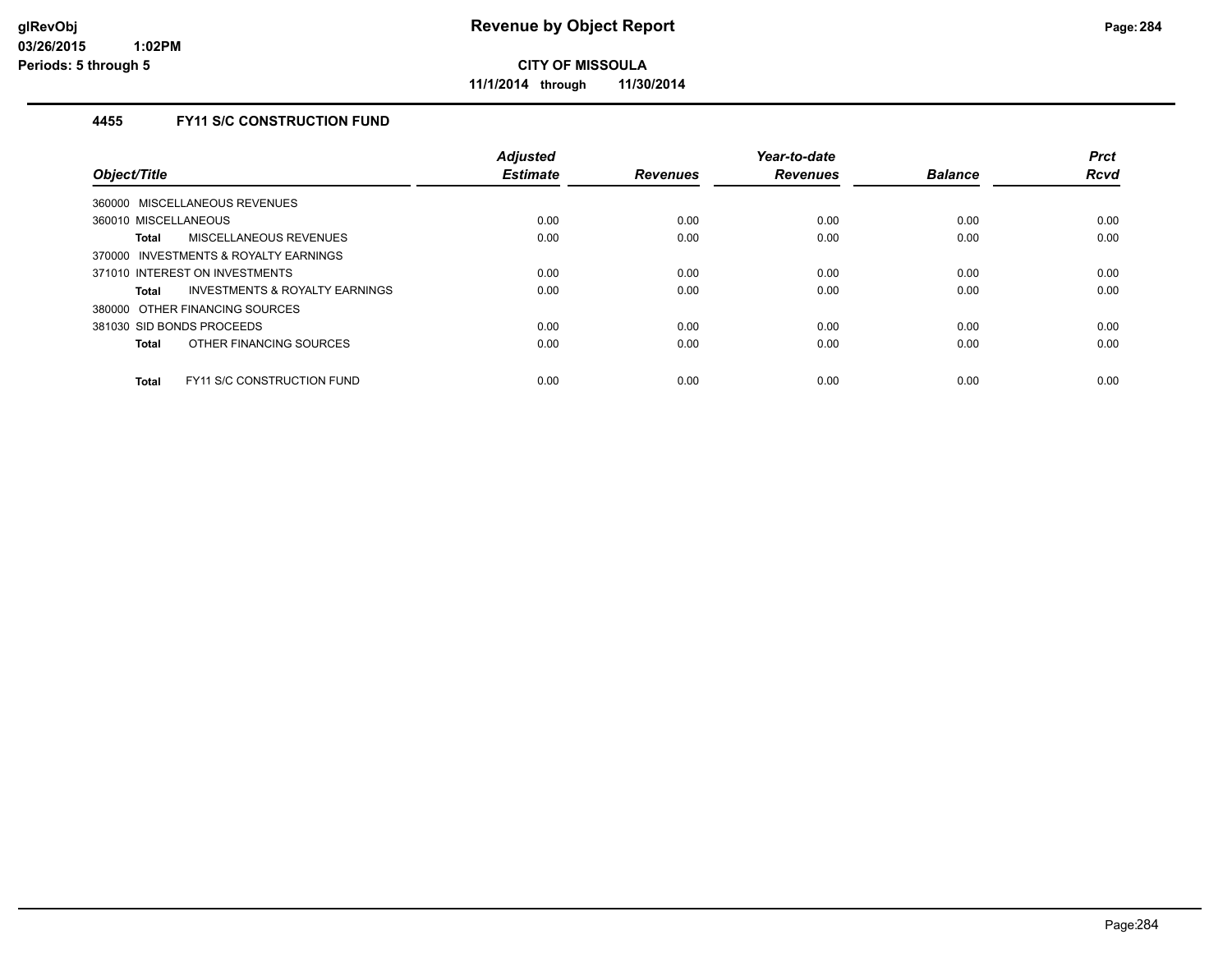# Revenue by Object Report

**CITY OF MISSOULA**

**11/1/2014 through 11/30/2014**

glRevObj
03/26/2015 1:02PM
Periods: 5 through 5

## 4455 FY11 S/C CONSTRUCTION FUND

| Object/Title | Adjusted Estimate | Revenues | Year-to-date Revenues | Balance | Prct Rcvd |
|---|---|---|---|---|---|
| 360000 MISCELLANEOUS REVENUES | | | | | |
| 360010 MISCELLANEOUS | 0.00 | 0.00 | 0.00 | 0.00 | 0.00 |
| **Total** MISCELLANEOUS REVENUES | 0.00 | 0.00 | 0.00 | 0.00 | 0.00 |
| 370000 INVESTMENTS & ROYALTY EARNINGS | | | | | |
| 371010 INTEREST ON INVESTMENTS | 0.00 | 0.00 | 0.00 | 0.00 | 0.00 |
| **Total** INVESTMENTS & ROYALTY EARNINGS | 0.00 | 0.00 | 0.00 | 0.00 | 0.00 |
| 380000 OTHER FINANCING SOURCES | | | | | |
| 381030 SID BONDS PROCEEDS | 0.00 | 0.00 | 0.00 | 0.00 | 0.00 |
| **Total** OTHER FINANCING SOURCES | 0.00 | 0.00 | 0.00 | 0.00 | 0.00 |
| **Total** FY11 S/C CONSTRUCTION FUND | 0.00 | 0.00 | 0.00 | 0.00 | 0.00 |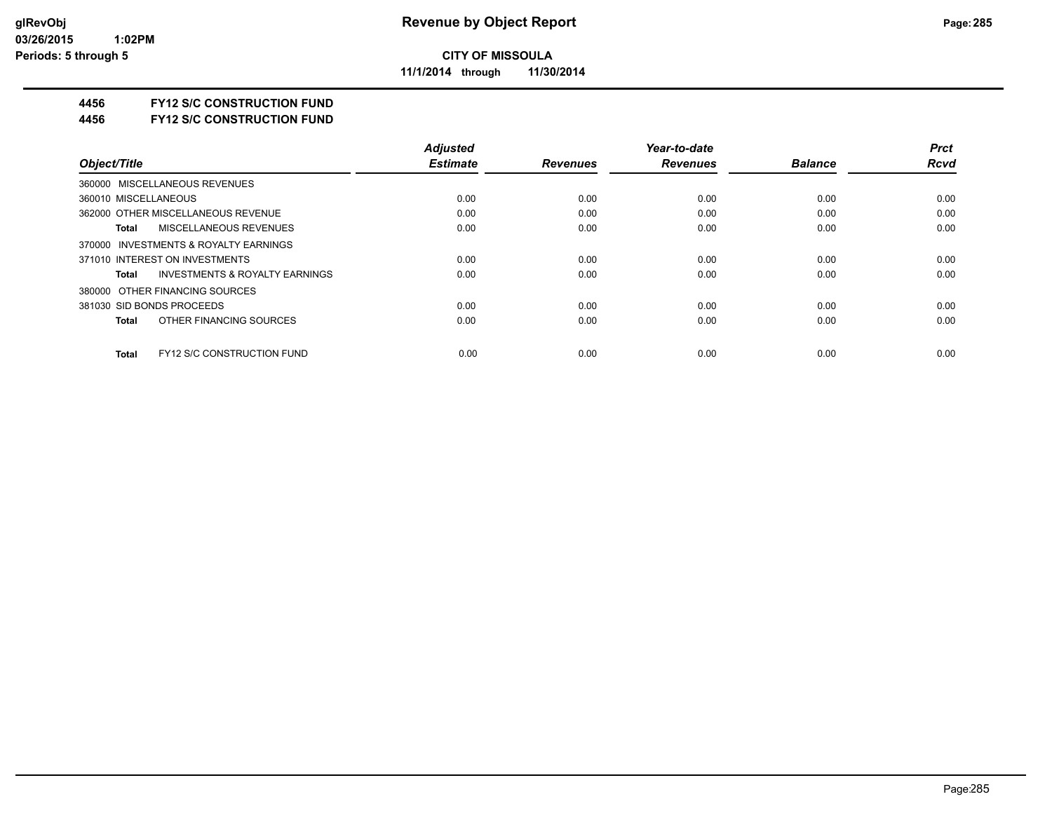# Revenue by Object Report

**CITY OF MISSOULA**

**11/1/2014 through 11/30/2014**

glRevObj
03/26/2015 1:02PM
Periods: 5 through 5

**4456 FY12 S/C CONSTRUCTION FUND**

**4456 FY12 S/C CONSTRUCTION FUND**

| Object/Title | Adjusted Estimate | Revenues | Year-to-date Revenues | Balance | Prct Rcvd |
|---|---|---|---|---|---|
| 360000 MISCELLANEOUS REVENUES | | | | | |
| 360010 MISCELLANEOUS | 0.00 | 0.00 | 0.00 | 0.00 | 0.00 |
| 362000 OTHER MISCELLANEOUS REVENUE | 0.00 | 0.00 | 0.00 | 0.00 | 0.00 |
| **Total** MISCELLANEOUS REVENUES | 0.00 | 0.00 | 0.00 | 0.00 | 0.00 |
| 370000 INVESTMENTS & ROYALTY EARNINGS | | | | | |
| 371010 INTEREST ON INVESTMENTS | 0.00 | 0.00 | 0.00 | 0.00 | 0.00 |
| **Total** INVESTMENTS & ROYALTY EARNINGS | 0.00 | 0.00 | 0.00 | 0.00 | 0.00 |
| 380000 OTHER FINANCING SOURCES | | | | | |
| 381030 SID BONDS PROCEEDS | 0.00 | 0.00 | 0.00 | 0.00 | 0.00 |
| **Total** OTHER FINANCING SOURCES | 0.00 | 0.00 | 0.00 | 0.00 | 0.00 |
| **Total** FY12 S/C CONSTRUCTION FUND | 0.00 | 0.00 | 0.00 | 0.00 | 0.00 |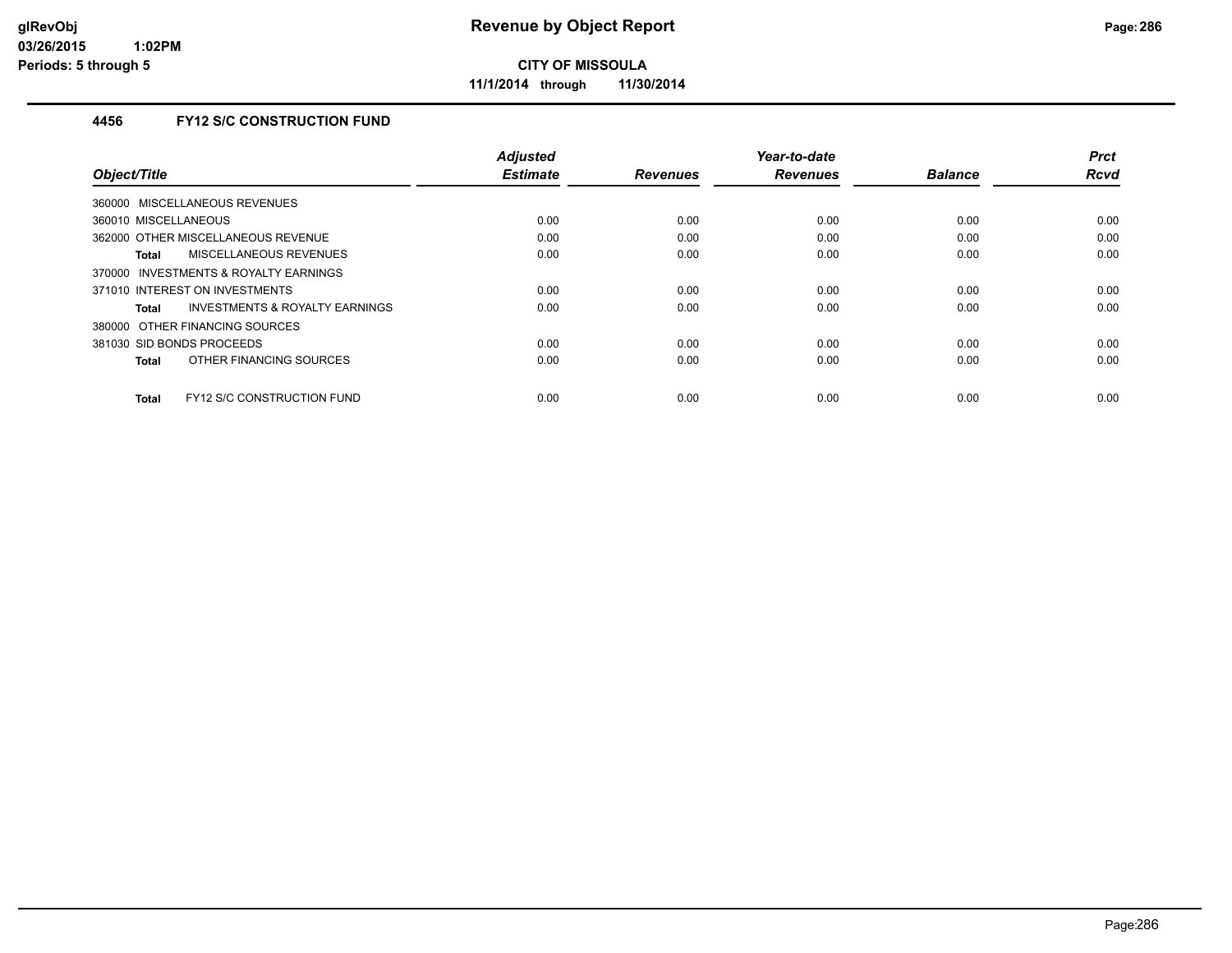**CITY OF MISSOULA**

**11/1/2014 through 11/30/2014**

### 4456 FY12 S/C CONSTRUCTION FUND

| Object/Title | Adjusted Estimate | Revenues | Year-to-date Revenues | Balance | Prct Rcvd |
|---|---|---|---|---|---|
| 360000 MISCELLANEOUS REVENUES | | | | | |
| 360010 MISCELLANEOUS | 0.00 | 0.00 | 0.00 | 0.00 | 0.00 |
| 362000 OTHER MISCELLANEOUS REVENUE | 0.00 | 0.00 | 0.00 | 0.00 | 0.00 |
| **Total** MISCELLANEOUS REVENUES | 0.00 | 0.00 | 0.00 | 0.00 | 0.00 |
| 370000 INVESTMENTS & ROYALTY EARNINGS | | | | | |
| 371010 INTEREST ON INVESTMENTS | 0.00 | 0.00 | 0.00 | 0.00 | 0.00 |
| **Total** INVESTMENTS & ROYALTY EARNINGS | 0.00 | 0.00 | 0.00 | 0.00 | 0.00 |
| 380000 OTHER FINANCING SOURCES | | | | | |
| 381030 SID BONDS PROCEEDS | 0.00 | 0.00 | 0.00 | 0.00 | 0.00 |
| **Total** OTHER FINANCING SOURCES | 0.00 | 0.00 | 0.00 | 0.00 | 0.00 |
| **Total** FY12 S/C CONSTRUCTION FUND | 0.00 | 0.00 | 0.00 | 0.00 | 0.00 |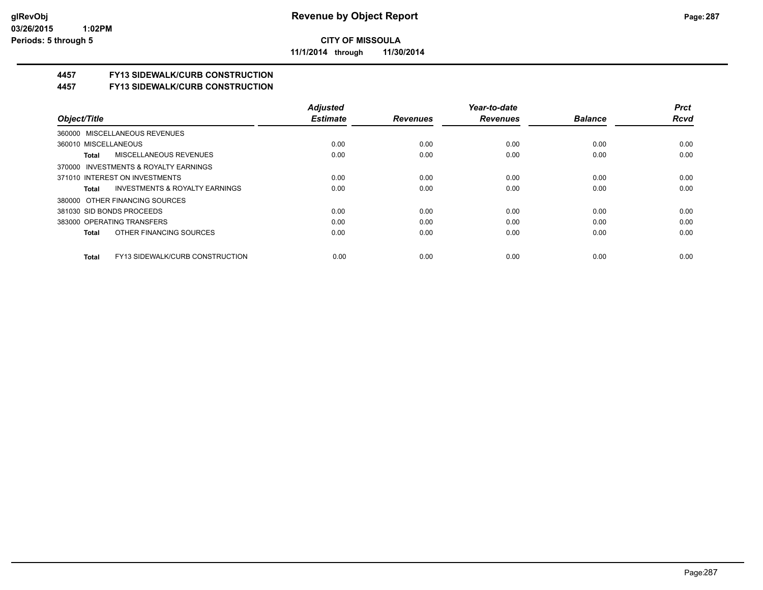**CITY OF MISSOULA**

**11/1/2014 through 11/30/2014**

**4457 FY13 SIDEWALK/CURB CONSTRUCTION**

**4457 FY13 SIDEWALK/CURB CONSTRUCTION**

| Object/Title | Adjusted Estimate | Revenues | Year-to-date Revenues | Balance | Prct Rcvd |
|---|---|---|---|---|---|
| 360000 MISCELLANEOUS REVENUES | | | | | |
| 360010 MISCELLANEOUS | 0.00 | 0.00 | 0.00 | 0.00 | 0.00 |
| **Total** MISCELLANEOUS REVENUES | 0.00 | 0.00 | 0.00 | 0.00 | 0.00 |
| 370000 INVESTMENTS & ROYALTY EARNINGS | | | | | |
| 371010 INTEREST ON INVESTMENTS | 0.00 | 0.00 | 0.00 | 0.00 | 0.00 |
| **Total** INVESTMENTS & ROYALTY EARNINGS | 0.00 | 0.00 | 0.00 | 0.00 | 0.00 |
| 380000 OTHER FINANCING SOURCES | | | | | |
| 381030 SID BONDS PROCEEDS | 0.00 | 0.00 | 0.00 | 0.00 | 0.00 |
| 383000 OPERATING TRANSFERS | 0.00 | 0.00 | 0.00 | 0.00 | 0.00 |
| **Total** OTHER FINANCING SOURCES | 0.00 | 0.00 | 0.00 | 0.00 | 0.00 |
| **Total** FY13 SIDEWALK/CURB CONSTRUCTION | 0.00 | 0.00 | 0.00 | 0.00 | 0.00 |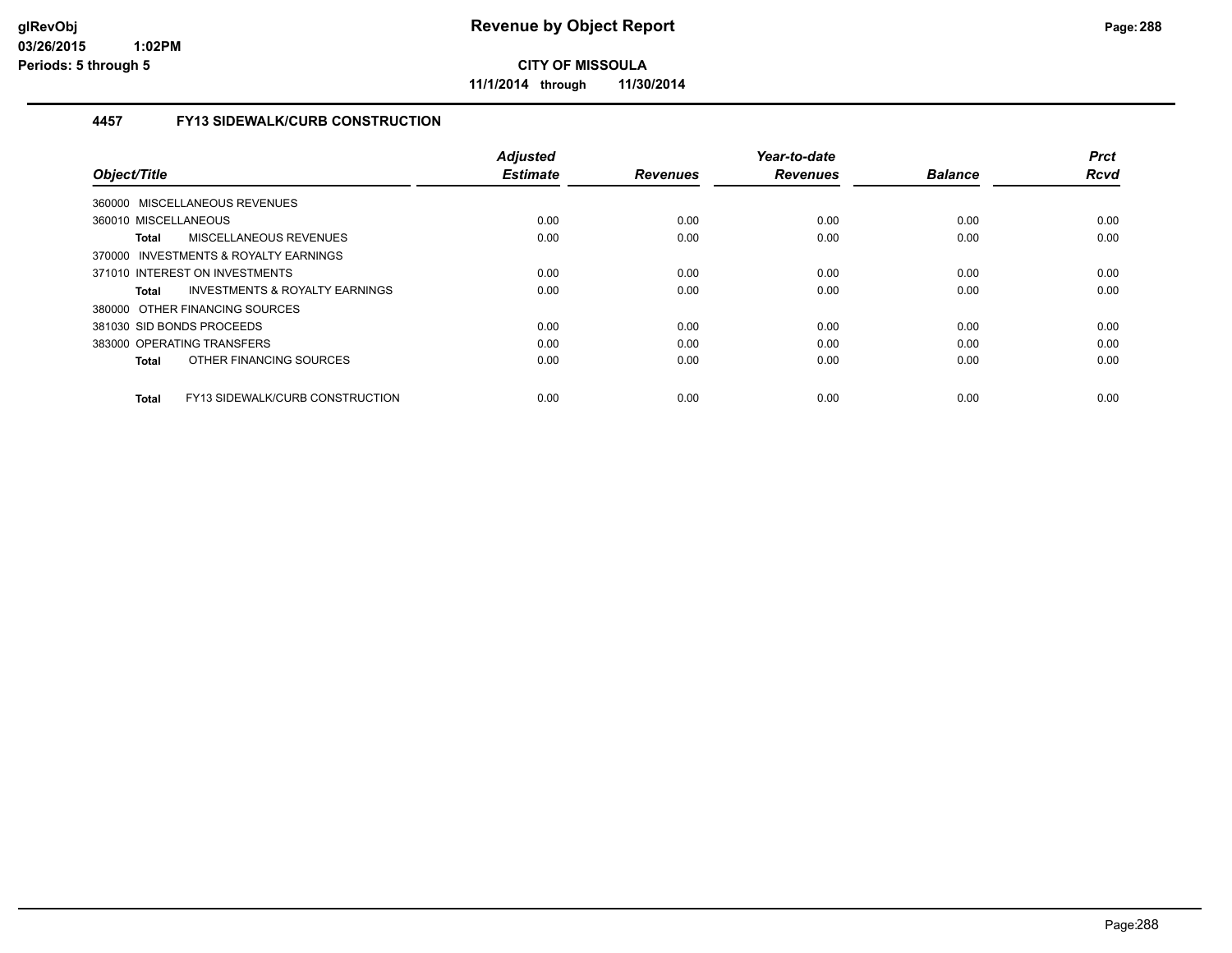# Revenue by Object Report

**CITY OF MISSOULA**

**11/1/2014 through 11/30/2014**

glRevObj
03/26/2015 1:02PM
Periods: 5 through 5

### 4457 FY13 SIDEWALK/CURB CONSTRUCTION

| Object/Title | Adjusted Estimate | Revenues | Year-to-date Revenues | Balance | Prct Rcvd |
|---|---|---|---|---|---|
| 360000 MISCELLANEOUS REVENUES | | | | | |
| 360010 MISCELLANEOUS | 0.00 | 0.00 | 0.00 | 0.00 | 0.00 |
| **Total** MISCELLANEOUS REVENUES | 0.00 | 0.00 | 0.00 | 0.00 | 0.00 |
| 370000 INVESTMENTS & ROYALTY EARNINGS | | | | | |
| 371010 INTEREST ON INVESTMENTS | 0.00 | 0.00 | 0.00 | 0.00 | 0.00 |
| **Total** INVESTMENTS & ROYALTY EARNINGS | 0.00 | 0.00 | 0.00 | 0.00 | 0.00 |
| 380000 OTHER FINANCING SOURCES | | | | | |
| 381030 SID BONDS PROCEEDS | 0.00 | 0.00 | 0.00 | 0.00 | 0.00 |
| 383000 OPERATING TRANSFERS | 0.00 | 0.00 | 0.00 | 0.00 | 0.00 |
| **Total** OTHER FINANCING SOURCES | 0.00 | 0.00 | 0.00 | 0.00 | 0.00 |
| **Total** FY13 SIDEWALK/CURB CONSTRUCTION | 0.00 | 0.00 | 0.00 | 0.00 | 0.00 |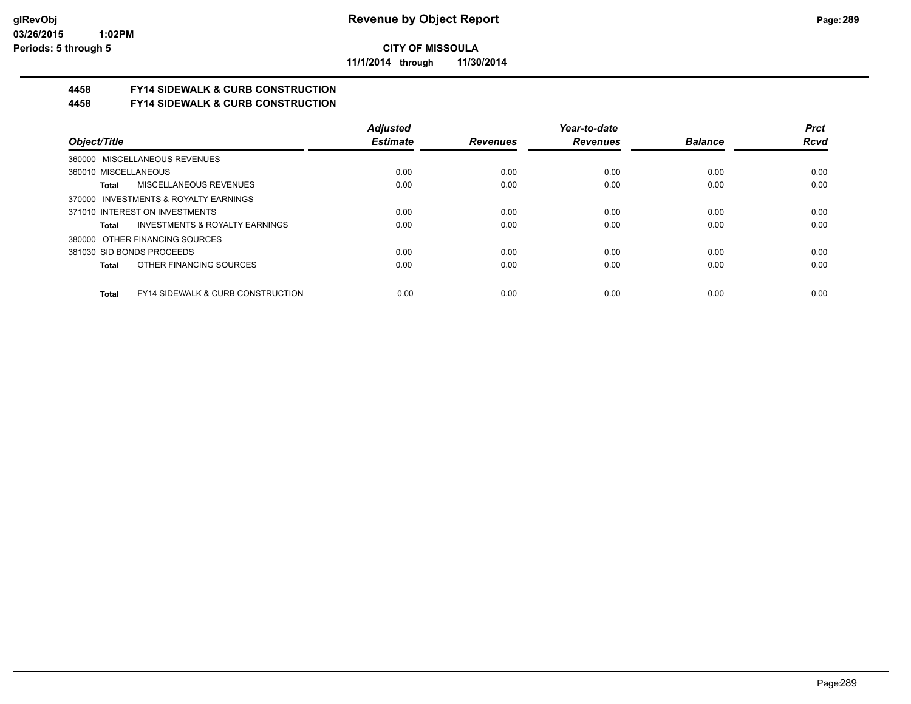**CITY OF MISSOULA**

**11/1/2014 through 11/30/2014**

## 4458 FY14 SIDEWALK & CURB CONSTRUCTION
## 4458 FY14 SIDEWALK & CURB CONSTRUCTION

| Object/Title | Adjusted Estimate | Revenues | Year-to-date Revenues | Balance | Prct Rcvd |
|---|---|---|---|---|---|
| 360000 MISCELLANEOUS REVENUES | | | | | |
| 360010 MISCELLANEOUS | 0.00 | 0.00 | 0.00 | 0.00 | 0.00 |
| **Total** MISCELLANEOUS REVENUES | 0.00 | 0.00 | 0.00 | 0.00 | 0.00 |
| 370000 INVESTMENTS & ROYALTY EARNINGS | | | | | |
| 371010 INTEREST ON INVESTMENTS | 0.00 | 0.00 | 0.00 | 0.00 | 0.00 |
| **Total** INVESTMENTS & ROYALTY EARNINGS | 0.00 | 0.00 | 0.00 | 0.00 | 0.00 |
| 380000 OTHER FINANCING SOURCES | | | | | |
| 381030 SID BONDS PROCEEDS | 0.00 | 0.00 | 0.00 | 0.00 | 0.00 |
| **Total** OTHER FINANCING SOURCES | 0.00 | 0.00 | 0.00 | 0.00 | 0.00 |
| **Total** FY14 SIDEWALK & CURB CONSTRUCTION | 0.00 | 0.00 | 0.00 | 0.00 | 0.00 |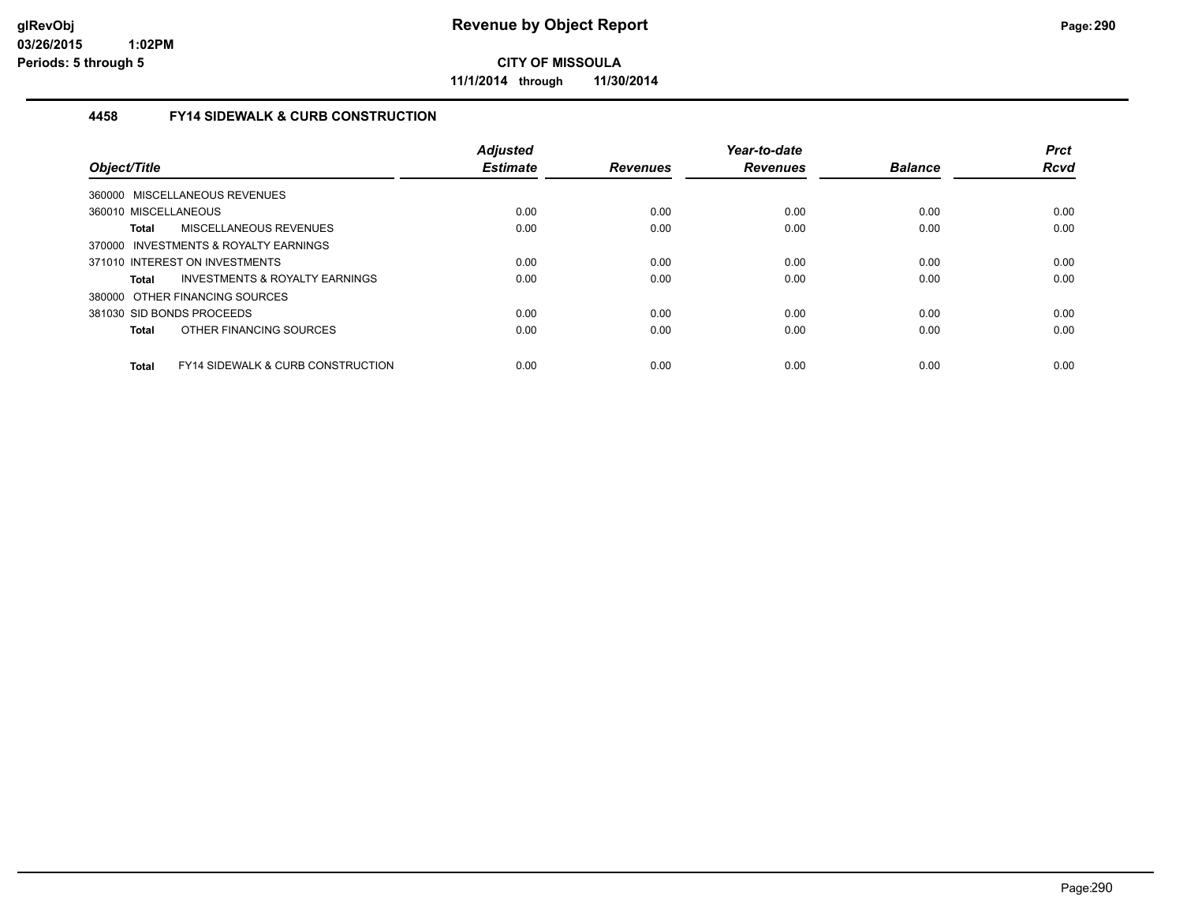# Revenue by Object Report

**CITY OF MISSOULA**

**11/1/2014 through 11/30/2014**

glRevObj
03/26/2015 1:02PM
Periods: 5 through 5

## 4458 FY14 SIDEWALK & CURB CONSTRUCTION

| Object/Title | Adjusted Estimate | Revenues | Year-to-date Revenues | Balance | Prct Rcvd |
|---|---|---|---|---|---|
| 360000 MISCELLANEOUS REVENUES | | | | | |
| 360010 MISCELLANEOUS | 0.00 | 0.00 | 0.00 | 0.00 | 0.00 |
| **Total** MISCELLANEOUS REVENUES | 0.00 | 0.00 | 0.00 | 0.00 | 0.00 |
| 370000 INVESTMENTS & ROYALTY EARNINGS | | | | | |
| 371010 INTEREST ON INVESTMENTS | 0.00 | 0.00 | 0.00 | 0.00 | 0.00 |
| **Total** INVESTMENTS & ROYALTY EARNINGS | 0.00 | 0.00 | 0.00 | 0.00 | 0.00 |
| 380000 OTHER FINANCING SOURCES | | | | | |
| 381030 SID BONDS PROCEEDS | 0.00 | 0.00 | 0.00 | 0.00 | 0.00 |
| **Total** OTHER FINANCING SOURCES | 0.00 | 0.00 | 0.00 | 0.00 | 0.00 |
| **Total** FY14 SIDEWALK & CURB CONSTRUCTION | 0.00 | 0.00 | 0.00 | 0.00 | 0.00 |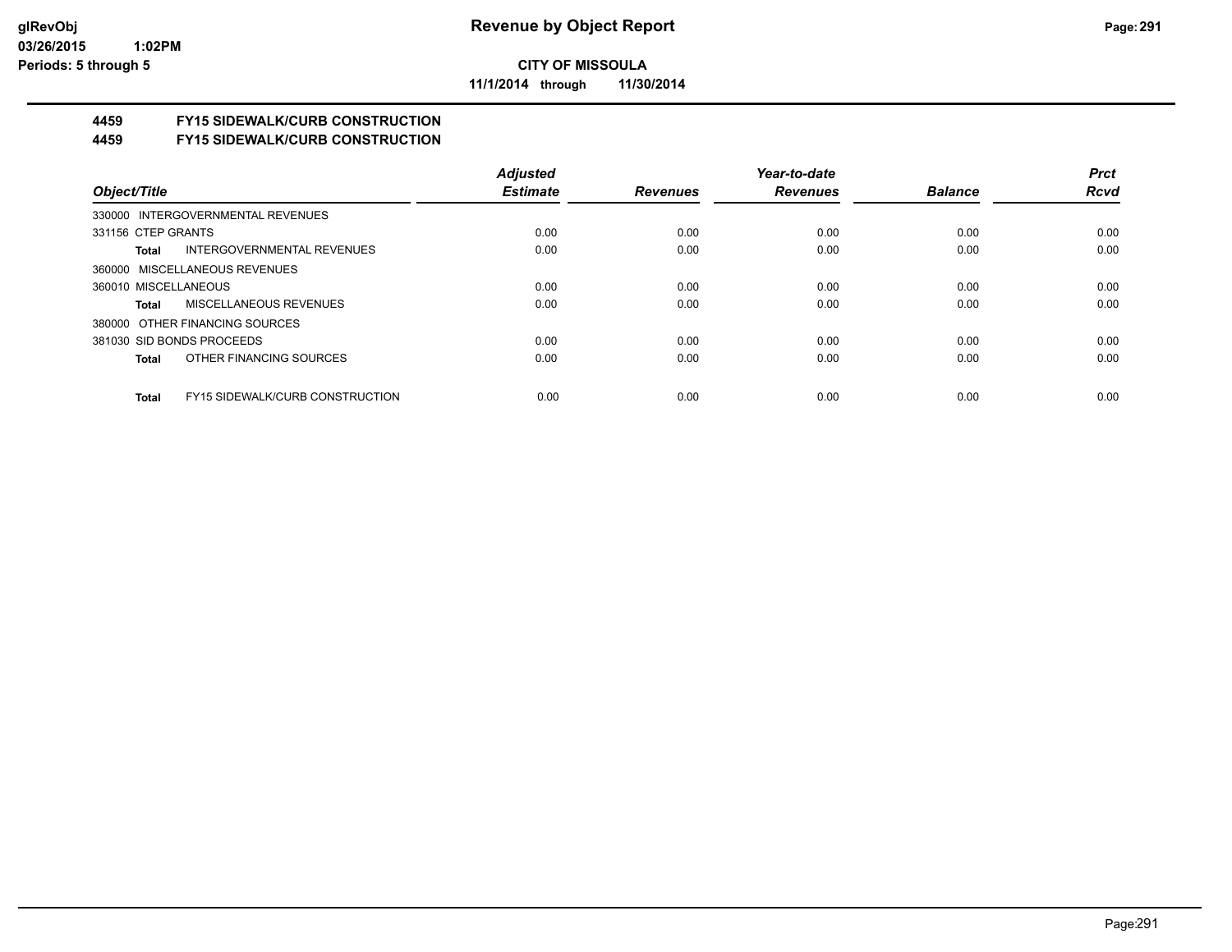# Revenue by Object Report

**CITY OF MISSOULA**

**11/1/2014 through 11/30/2014**

glRevObj
03/26/2015 1:02PM
Periods: 5 through 5

## 4459 FY15 SIDEWALK/CURB CONSTRUCTION
## 4459 FY15 SIDEWALK/CURB CONSTRUCTION

| Object/Title | Adjusted Estimate | Revenues | Year-to-date Revenues | Balance | Prct Rcvd |
|---|---|---|---|---|---|
| 330000 INTERGOVERNMENTAL REVENUES | | | | | |
| 331156 CTEP GRANTS | 0.00 | 0.00 | 0.00 | 0.00 | 0.00 |
| **Total** INTERGOVERNMENTAL REVENUES | 0.00 | 0.00 | 0.00 | 0.00 | 0.00 |
| 360000 MISCELLANEOUS REVENUES | | | | | |
| 360010 MISCELLANEOUS | 0.00 | 0.00 | 0.00 | 0.00 | 0.00 |
| **Total** MISCELLANEOUS REVENUES | 0.00 | 0.00 | 0.00 | 0.00 | 0.00 |
| 380000 OTHER FINANCING SOURCES | | | | | |
| 381030 SID BONDS PROCEEDS | 0.00 | 0.00 | 0.00 | 0.00 | 0.00 |
| **Total** OTHER FINANCING SOURCES | 0.00 | 0.00 | 0.00 | 0.00 | 0.00 |
| **Total** FY15 SIDEWALK/CURB CONSTRUCTION | 0.00 | 0.00 | 0.00 | 0.00 | 0.00 |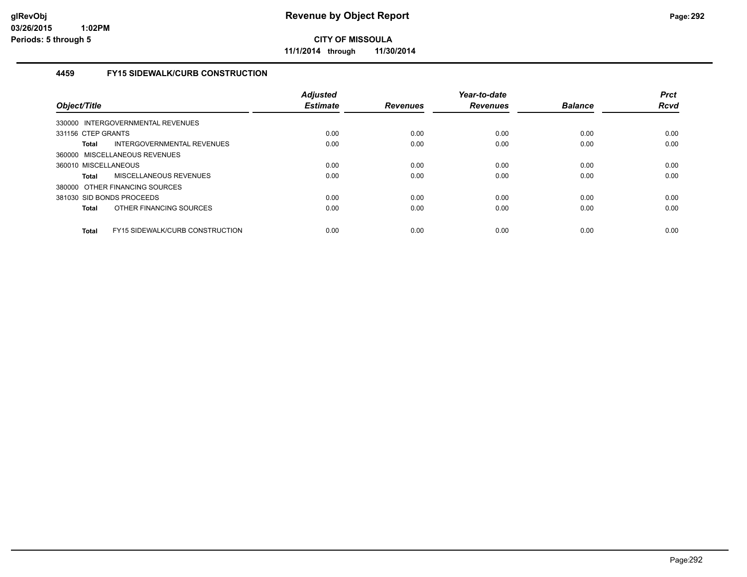# Revenue by Object Report

**CITY OF MISSOULA**

**11/1/2014 through 11/30/2014**

glRevObj
03/26/2015 1:02PM
Periods: 5 through 5

### 4459 FY15 SIDEWALK/CURB CONSTRUCTION

| Object/Title | Adjusted Estimate | Revenues | Year-to-date Revenues | Balance | Prct Rcvd |
|---|---|---|---|---|---|
| 330000 INTERGOVERNMENTAL REVENUES | | | | | |
| 331156 CTEP GRANTS | 0.00 | 0.00 | 0.00 | 0.00 | 0.00 |
| **Total** INTERGOVERNMENTAL REVENUES | 0.00 | 0.00 | 0.00 | 0.00 | 0.00 |
| 360000 MISCELLANEOUS REVENUES | | | | | |
| 360010 MISCELLANEOUS | 0.00 | 0.00 | 0.00 | 0.00 | 0.00 |
| **Total** MISCELLANEOUS REVENUES | 0.00 | 0.00 | 0.00 | 0.00 | 0.00 |
| 380000 OTHER FINANCING SOURCES | | | | | |
| 381030 SID BONDS PROCEEDS | 0.00 | 0.00 | 0.00 | 0.00 | 0.00 |
| **Total** OTHER FINANCING SOURCES | 0.00 | 0.00 | 0.00 | 0.00 | 0.00 |
| **Total** FY15 SIDEWALK/CURB CONSTRUCTION | 0.00 | 0.00 | 0.00 | 0.00 | 0.00 |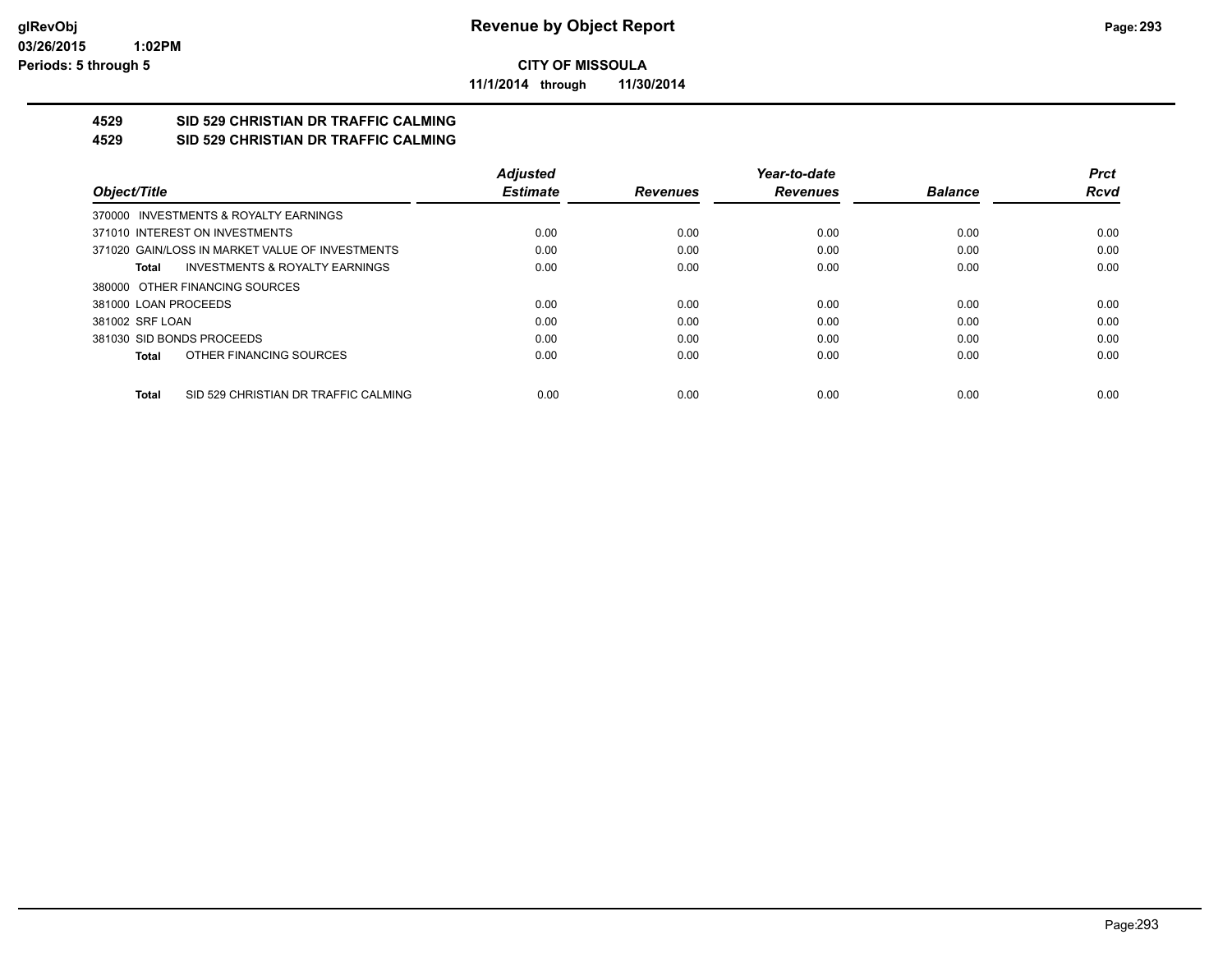**CITY OF MISSOULA**

**11/1/2014 through 11/30/2014**

## 4529 SID 529 CHRISTIAN DR TRAFFIC CALMING
## 4529 SID 529 CHRISTIAN DR TRAFFIC CALMING

| *Object/Title* | *Adjusted Estimate* | *Revenues* | *Year-to-date Revenues* | *Balance* | *Prct Rcvd* |
|---|---|---|---|---|---|
| 370000 INVESTMENTS & ROYALTY EARNINGS | | | | | |
| 371010 INTEREST ON INVESTMENTS | 0.00 | 0.00 | 0.00 | 0.00 | 0.00 |
| 371020 GAIN/LOSS IN MARKET VALUE OF INVESTMENTS | 0.00 | 0.00 | 0.00 | 0.00 | 0.00 |
| **Total** INVESTMENTS & ROYALTY EARNINGS | 0.00 | 0.00 | 0.00 | 0.00 | 0.00 |
| 380000 OTHER FINANCING SOURCES | | | | | |
| 381000 LOAN PROCEEDS | 0.00 | 0.00 | 0.00 | 0.00 | 0.00 |
| 381002 SRF LOAN | 0.00 | 0.00 | 0.00 | 0.00 | 0.00 |
| 381030 SID BONDS PROCEEDS | 0.00 | 0.00 | 0.00 | 0.00 | 0.00 |
| **Total** OTHER FINANCING SOURCES | 0.00 | 0.00 | 0.00 | 0.00 | 0.00 |
| **Total** SID 529 CHRISTIAN DR TRAFFIC CALMING | 0.00 | 0.00 | 0.00 | 0.00 | 0.00 |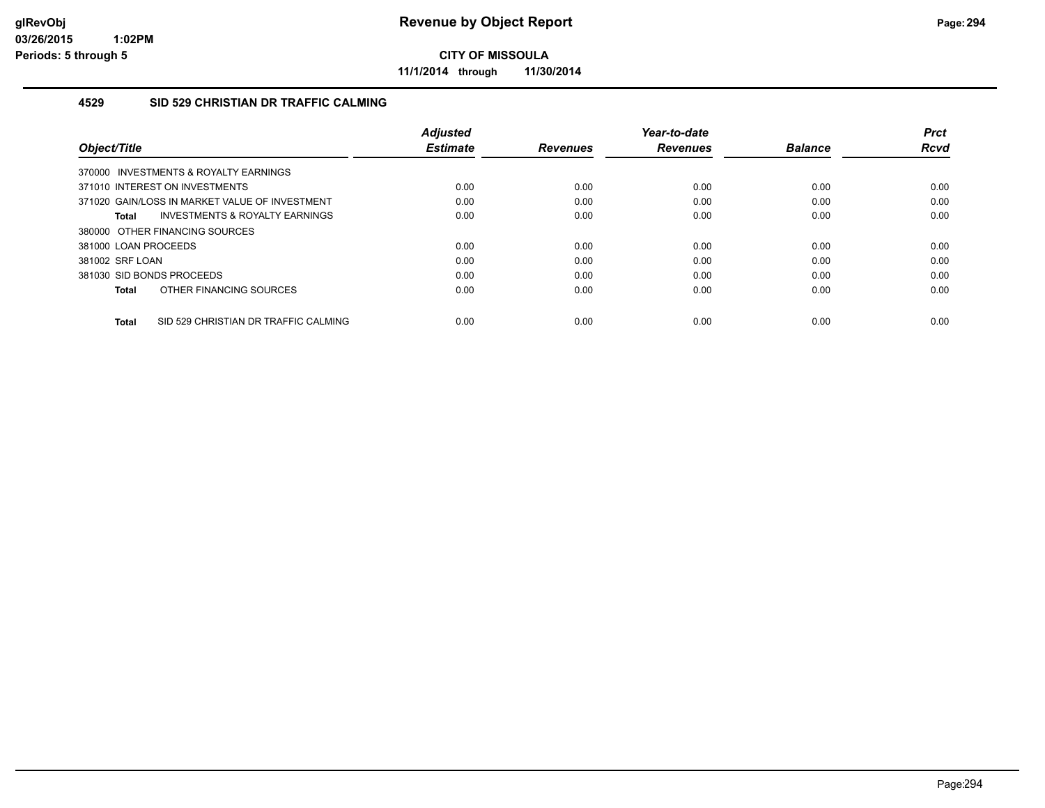# Revenue by Object Report

**CITY OF MISSOULA**

**11/1/2014 through 11/30/2014**

glRevObj
03/26/2015 1:02PM
Periods: 5 through 5

## 4529 SID 529 CHRISTIAN DR TRAFFIC CALMING

| *Object/Title* | *Adjusted Estimate* | *Revenues* | *Year-to-date Revenues* | *Balance* | *Prct Rcvd* |
|---|---|---|---|---|---|
| 370000 INVESTMENTS & ROYALTY EARNINGS | | | | | |
| 371010 INTEREST ON INVESTMENTS | 0.00 | 0.00 | 0.00 | 0.00 | 0.00 |
| 371020 GAIN/LOSS IN MARKET VALUE OF INVESTMENT | 0.00 | 0.00 | 0.00 | 0.00 | 0.00 |
| **Total** INVESTMENTS & ROYALTY EARNINGS | 0.00 | 0.00 | 0.00 | 0.00 | 0.00 |
| 380000 OTHER FINANCING SOURCES | | | | | |
| 381000 LOAN PROCEEDS | 0.00 | 0.00 | 0.00 | 0.00 | 0.00 |
| 381002 SRF LOAN | 0.00 | 0.00 | 0.00 | 0.00 | 0.00 |
| 381030 SID BONDS PROCEEDS | 0.00 | 0.00 | 0.00 | 0.00 | 0.00 |
| **Total** OTHER FINANCING SOURCES | 0.00 | 0.00 | 0.00 | 0.00 | 0.00 |
| **Total** SID 529 CHRISTIAN DR TRAFFIC CALMING | 0.00 | 0.00 | 0.00 | 0.00 | 0.00 |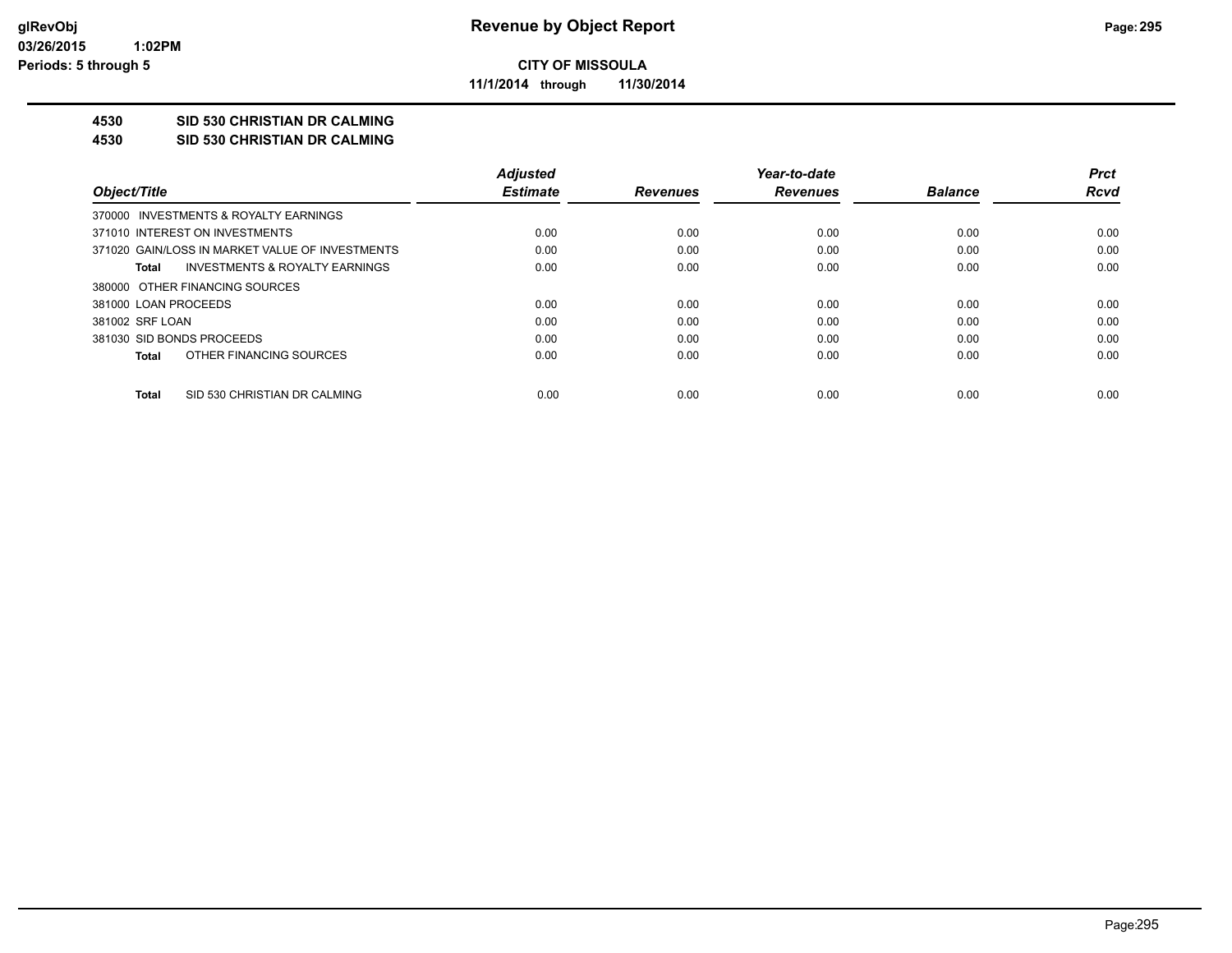**CITY OF MISSOULA**

**11/1/2014 through 11/30/2014**

## 4530 SID 530 CHRISTIAN DR CALMING
## 4530 SID 530 CHRISTIAN DR CALMING

| Object/Title | Adjusted Estimate | Revenues | Year-to-date Revenues | Balance | Prct Rcvd |
|---|---|---|---|---|---|
| 370000 INVESTMENTS & ROYALTY EARNINGS | | | | | |
| 371010 INTEREST ON INVESTMENTS | 0.00 | 0.00 | 0.00 | 0.00 | 0.00 |
| 371020 GAIN/LOSS IN MARKET VALUE OF INVESTMENTS | 0.00 | 0.00 | 0.00 | 0.00 | 0.00 |
| **Total** INVESTMENTS & ROYALTY EARNINGS | 0.00 | 0.00 | 0.00 | 0.00 | 0.00 |
| 380000 OTHER FINANCING SOURCES | | | | | |
| 381000 LOAN PROCEEDS | 0.00 | 0.00 | 0.00 | 0.00 | 0.00 |
| 381002 SRF LOAN | 0.00 | 0.00 | 0.00 | 0.00 | 0.00 |
| 381030 SID BONDS PROCEEDS | 0.00 | 0.00 | 0.00 | 0.00 | 0.00 |
| **Total** OTHER FINANCING SOURCES | 0.00 | 0.00 | 0.00 | 0.00 | 0.00 |
| **Total** SID 530 CHRISTIAN DR CALMING | 0.00 | 0.00 | 0.00 | 0.00 | 0.00 |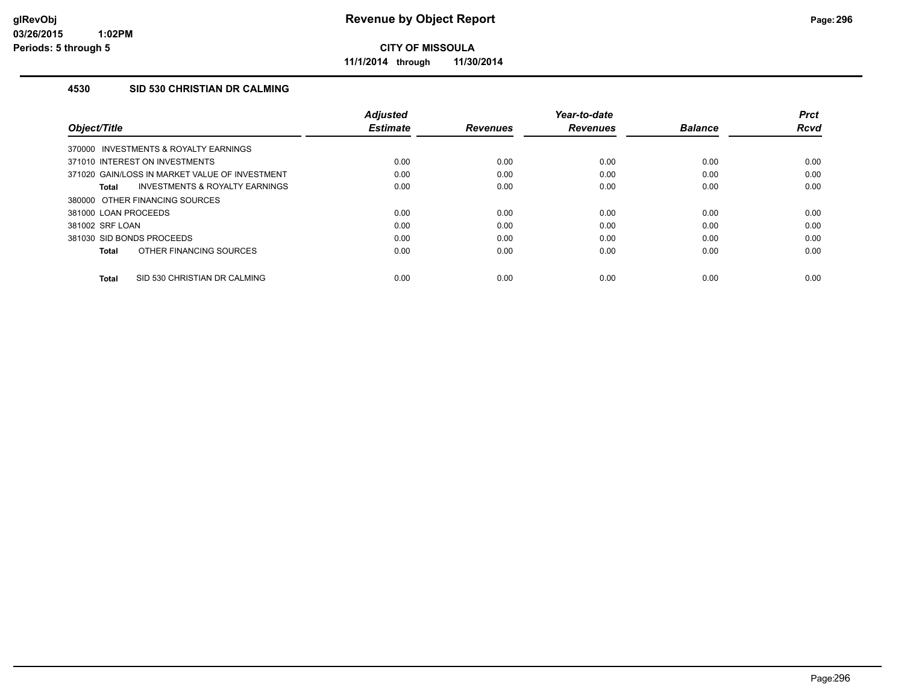# Revenue by Object Report

**CITY OF MISSOULA**

**11/1/2014 through 11/30/2014**

glRevObj
03/26/2015 1:02PM
Periods: 5 through 5

### 4530 SID 530 CHRISTIAN DR CALMING

| Object/Title | Adjusted Estimate | Revenues | Year-to-date Revenues | Balance | Prct Rcvd |
|---|---|---|---|---|---|
| 370000 INVESTMENTS & ROYALTY EARNINGS | | | | | |
| 371010 INTEREST ON INVESTMENTS | 0.00 | 0.00 | 0.00 | 0.00 | 0.00 |
| 371020 GAIN/LOSS IN MARKET VALUE OF INVESTMENT | 0.00 | 0.00 | 0.00 | 0.00 | 0.00 |
| **Total** INVESTMENTS & ROYALTY EARNINGS | 0.00 | 0.00 | 0.00 | 0.00 | 0.00 |
| 380000 OTHER FINANCING SOURCES | | | | | |
| 381000 LOAN PROCEEDS | 0.00 | 0.00 | 0.00 | 0.00 | 0.00 |
| 381002 SRF LOAN | 0.00 | 0.00 | 0.00 | 0.00 | 0.00 |
| 381030 SID BONDS PROCEEDS | 0.00 | 0.00 | 0.00 | 0.00 | 0.00 |
| **Total** OTHER FINANCING SOURCES | 0.00 | 0.00 | 0.00 | 0.00 | 0.00 |
| **Total** SID 530 CHRISTIAN DR CALMING | 0.00 | 0.00 | 0.00 | 0.00 | 0.00 |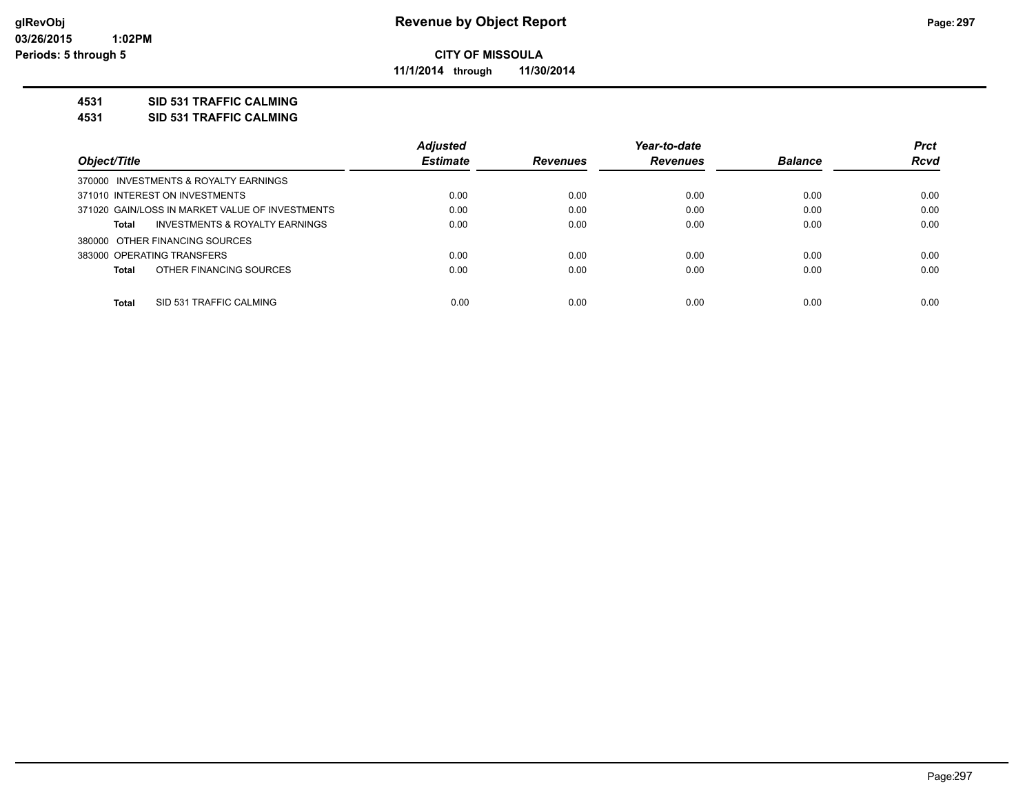**glRevObj**
**03/26/2015 1:02PM**
**Periods: 5 through 5**

# Revenue by Object Report

**CITY OF MISSOULA**

**11/1/2014 through 11/30/2014**

## 4531 SID 531 TRAFFIC CALMING
## 4531 SID 531 TRAFFIC CALMING

| Object/Title | Adjusted Estimate | Revenues | Year-to-date Revenues | Balance | Prct Rcvd |
|---|---|---|---|---|---|
| 370000 INVESTMENTS & ROYALTY EARNINGS | | | | | |
| 371010 INTEREST ON INVESTMENTS | 0.00 | 0.00 | 0.00 | 0.00 | 0.00 |
| 371020 GAIN/LOSS IN MARKET VALUE OF INVESTMENTS | 0.00 | 0.00 | 0.00 | 0.00 | 0.00 |
| **Total** INVESTMENTS & ROYALTY EARNINGS | 0.00 | 0.00 | 0.00 | 0.00 | 0.00 |
| 380000 OTHER FINANCING SOURCES | | | | | |
| 383000 OPERATING TRANSFERS | 0.00 | 0.00 | 0.00 | 0.00 | 0.00 |
| **Total** OTHER FINANCING SOURCES | 0.00 | 0.00 | 0.00 | 0.00 | 0.00 |
| **Total** SID 531 TRAFFIC CALMING | 0.00 | 0.00 | 0.00 | 0.00 | 0.00 |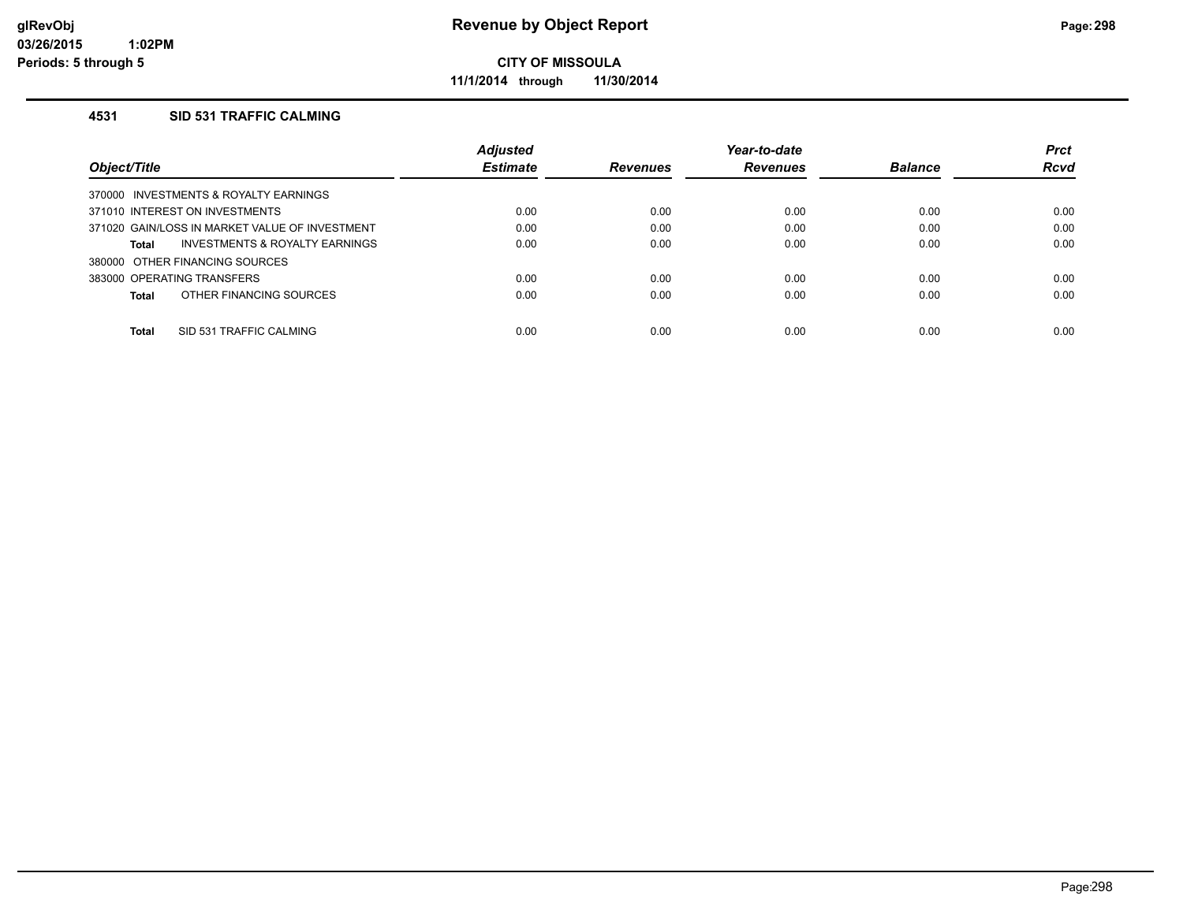# Revenue by Object Report

glRevObj
03/26/2015 1:02PM
Periods: 5 through 5

**CITY OF MISSOULA**

**11/1/2014 through 11/30/2014**

### 4531 SID 531 TRAFFIC CALMING

| Object/Title | Adjusted Estimate | Revenues | Year-to-date Revenues | Balance | Prct Rcvd |
|---|---|---|---|---|---|
| 370000 INVESTMENTS & ROYALTY EARNINGS | | | | | |
| 371010 INTEREST ON INVESTMENTS | 0.00 | 0.00 | 0.00 | 0.00 | 0.00 |
| 371020 GAIN/LOSS IN MARKET VALUE OF INVESTMENT | 0.00 | 0.00 | 0.00 | 0.00 | 0.00 |
| **Total** INVESTMENTS & ROYALTY EARNINGS | 0.00 | 0.00 | 0.00 | 0.00 | 0.00 |
| 380000 OTHER FINANCING SOURCES | | | | | |
| 383000 OPERATING TRANSFERS | 0.00 | 0.00 | 0.00 | 0.00 | 0.00 |
| **Total** OTHER FINANCING SOURCES | 0.00 | 0.00 | 0.00 | 0.00 | 0.00 |
| **Total** SID 531 TRAFFIC CALMING | 0.00 | 0.00 | 0.00 | 0.00 | 0.00 |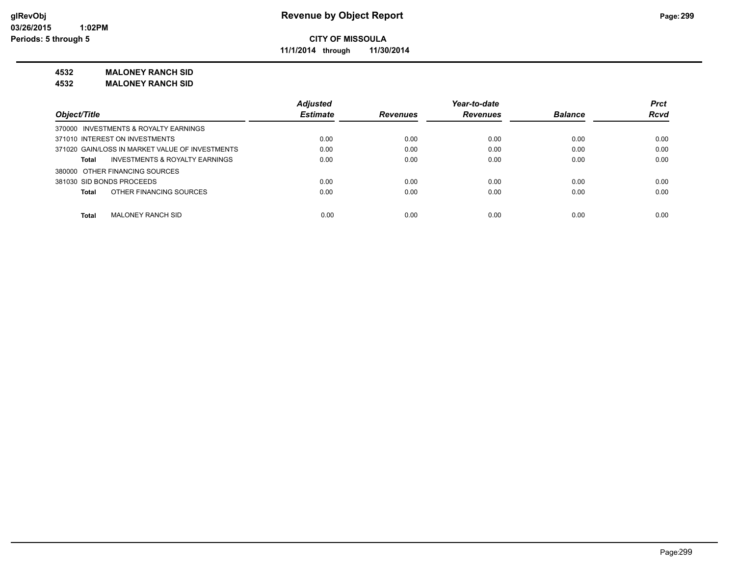**CITY OF MISSOULA**

**11/1/2014 through 11/30/2014**

## 4532 MALONEY RANCH SID

## 4532 MALONEY RANCH SID

| Object/Title | Adjusted Estimate | Revenues | Year-to-date Revenues | Balance | Prct Rcvd |
|---|---|---|---|---|---|
| 370000 INVESTMENTS & ROYALTY EARNINGS | | | | | |
| 371010 INTEREST ON INVESTMENTS | 0.00 | 0.00 | 0.00 | 0.00 | 0.00 |
| 371020 GAIN/LOSS IN MARKET VALUE OF INVESTMENTS | 0.00 | 0.00 | 0.00 | 0.00 | 0.00 |
| **Total** INVESTMENTS & ROYALTY EARNINGS | 0.00 | 0.00 | 0.00 | 0.00 | 0.00 |
| 380000 OTHER FINANCING SOURCES | | | | | |
| 381030 SID BONDS PROCEEDS | 0.00 | 0.00 | 0.00 | 0.00 | 0.00 |
| **Total** OTHER FINANCING SOURCES | 0.00 | 0.00 | 0.00 | 0.00 | 0.00 |
| **Total** MALONEY RANCH SID | 0.00 | 0.00 | 0.00 | 0.00 | 0.00 |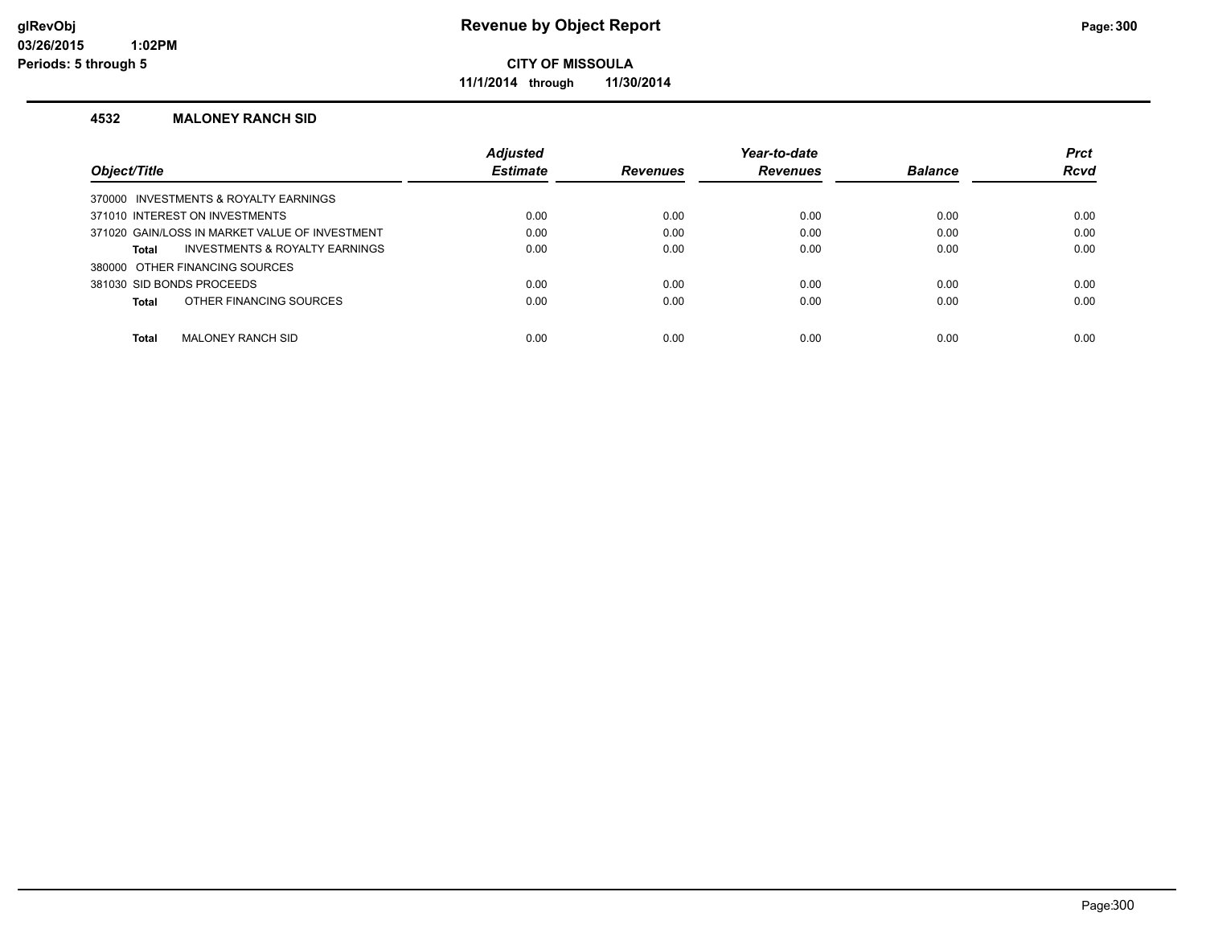# Revenue by Object Report

**CITY OF MISSOULA**

**11/1/2014 through 11/30/2014**

glRevObj
03/26/2015 1:02PM
Periods: 5 through 5

### 4532 MALONEY RANCH SID

| Object/Title | Adjusted Estimate | Revenues | Year-to-date Revenues | Balance | Prct Rcvd |
|---|---|---|---|---|---|
| 370000 INVESTMENTS & ROYALTY EARNINGS | | | | | |
| 371010 INTEREST ON INVESTMENTS | 0.00 | 0.00 | 0.00 | 0.00 | 0.00 |
| 371020 GAIN/LOSS IN MARKET VALUE OF INVESTMENT | 0.00 | 0.00 | 0.00 | 0.00 | 0.00 |
| **Total** INVESTMENTS & ROYALTY EARNINGS | 0.00 | 0.00 | 0.00 | 0.00 | 0.00 |
| 380000 OTHER FINANCING SOURCES | | | | | |
| 381030 SID BONDS PROCEEDS | 0.00 | 0.00 | 0.00 | 0.00 | 0.00 |
| **Total** OTHER FINANCING SOURCES | 0.00 | 0.00 | 0.00 | 0.00 | 0.00 |
| **Total** MALONEY RANCH SID | 0.00 | 0.00 | 0.00 | 0.00 | 0.00 |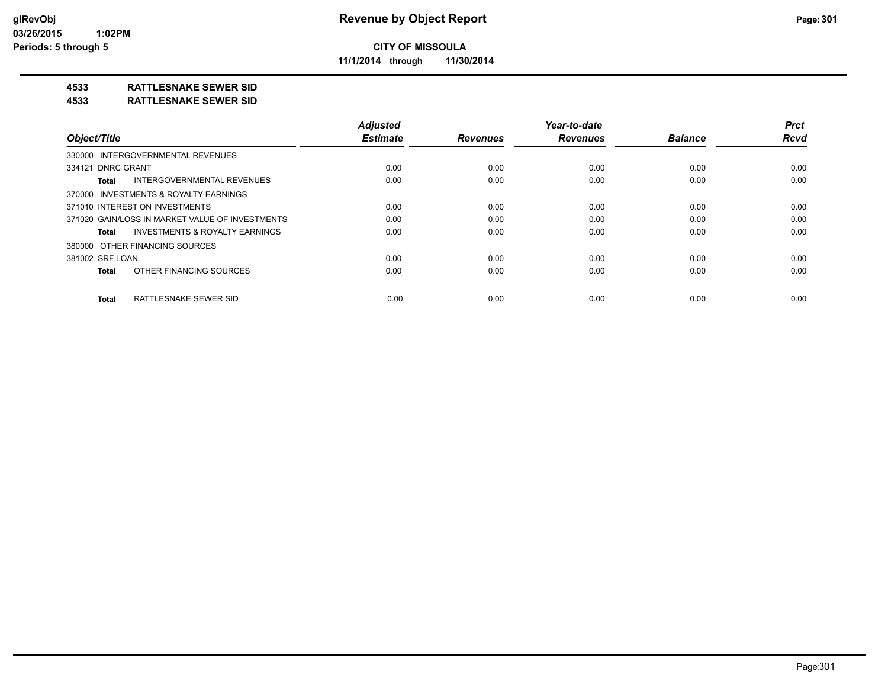**CITY OF MISSOULA**

**11/1/2014 through 11/30/2014**

**4533 RATTLESNAKE SEWER SID**

**4533 RATTLESNAKE SEWER SID**

| Object/Title | Adjusted Estimate | Revenues | Year-to-date Revenues | Balance | Prct Rcvd |
|---|---|---|---|---|---|
| 330000 INTERGOVERNMENTAL REVENUES | | | | | |
| 334121 DNRC GRANT | 0.00 | 0.00 | 0.00 | 0.00 | 0.00 |
| **Total** INTERGOVERNMENTAL REVENUES | 0.00 | 0.00 | 0.00 | 0.00 | 0.00 |
| 370000 INVESTMENTS & ROYALTY EARNINGS | | | | | |
| 371010 INTEREST ON INVESTMENTS | 0.00 | 0.00 | 0.00 | 0.00 | 0.00 |
| 371020 GAIN/LOSS IN MARKET VALUE OF INVESTMENTS | 0.00 | 0.00 | 0.00 | 0.00 | 0.00 |
| **Total** INVESTMENTS & ROYALTY EARNINGS | 0.00 | 0.00 | 0.00 | 0.00 | 0.00 |
| 380000 OTHER FINANCING SOURCES | | | | | |
| 381002 SRF LOAN | 0.00 | 0.00 | 0.00 | 0.00 | 0.00 |
| **Total** OTHER FINANCING SOURCES | 0.00 | 0.00 | 0.00 | 0.00 | 0.00 |
| **Total** RATTLESNAKE SEWER SID | 0.00 | 0.00 | 0.00 | 0.00 | 0.00 |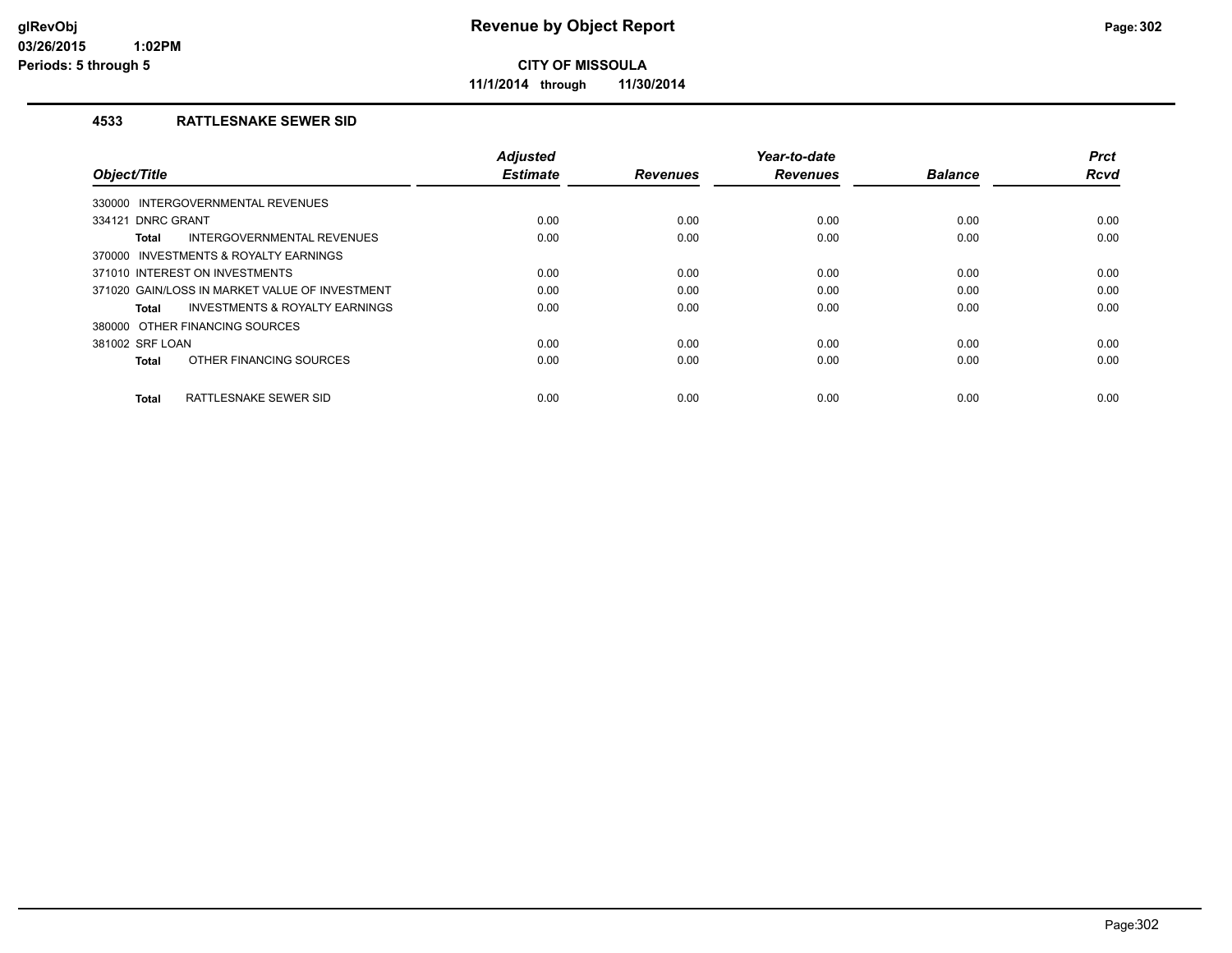glRevObj
03/26/2015 1:02PM
Periods: 5 through 5

# Revenue by Object Report

**CITY OF MISSOULA**

**11/1/2014 through 11/30/2014**

## 4533 RATTLESNAKE SEWER SID

| Object/Title | Adjusted Estimate | Revenues | Year-to-date Revenues | Balance | Prct Rcvd |
|---|---|---|---|---|---|
| 330000 INTERGOVERNMENTAL REVENUES | | | | | |
| 334121 DNRC GRANT | 0.00 | 0.00 | 0.00 | 0.00 | 0.00 |
| **Total** INTERGOVERNMENTAL REVENUES | 0.00 | 0.00 | 0.00 | 0.00 | 0.00 |
| 370000 INVESTMENTS & ROYALTY EARNINGS | | | | | |
| 371010 INTEREST ON INVESTMENTS | 0.00 | 0.00 | 0.00 | 0.00 | 0.00 |
| 371020 GAIN/LOSS IN MARKET VALUE OF INVESTMENT | 0.00 | 0.00 | 0.00 | 0.00 | 0.00 |
| **Total** INVESTMENTS & ROYALTY EARNINGS | 0.00 | 0.00 | 0.00 | 0.00 | 0.00 |
| 380000 OTHER FINANCING SOURCES | | | | | |
| 381002 SRF LOAN | 0.00 | 0.00 | 0.00 | 0.00 | 0.00 |
| **Total** OTHER FINANCING SOURCES | 0.00 | 0.00 | 0.00 | 0.00 | 0.00 |
| **Total** RATTLESNAKE SEWER SID | 0.00 | 0.00 | 0.00 | 0.00 | 0.00 |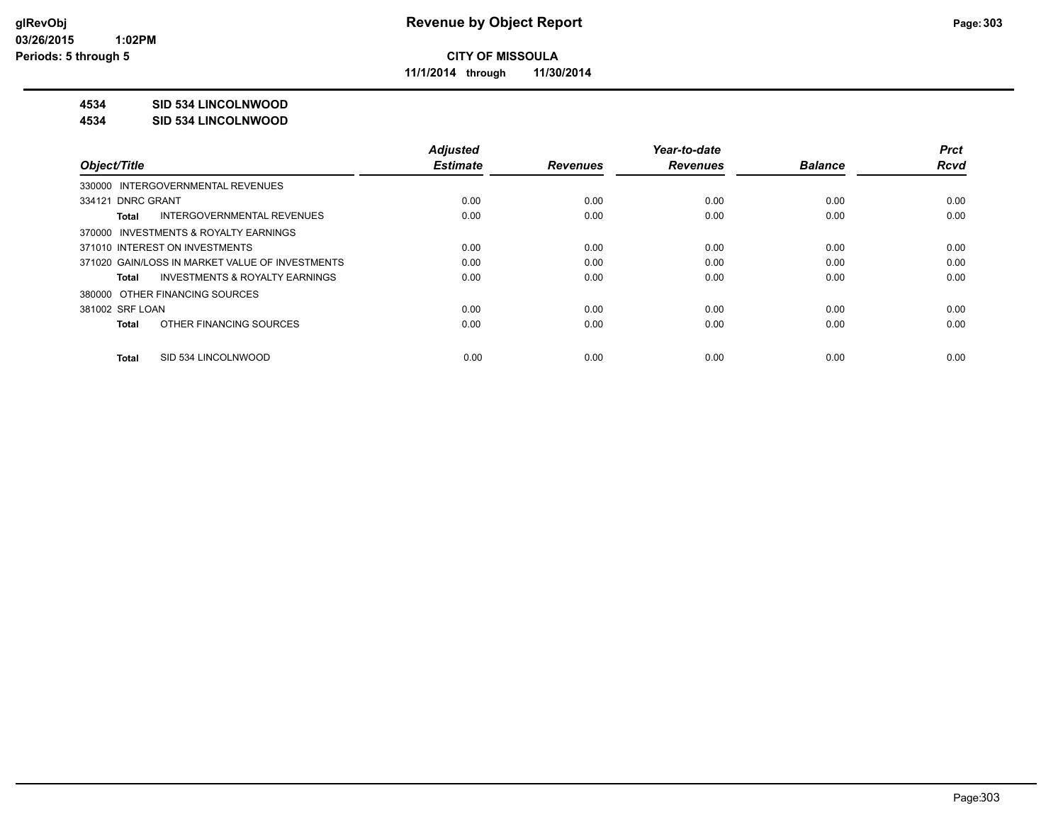# Revenue by Object Report

**CITY OF MISSOULA**

**11/1/2014 through 11/30/2014**

**glRevObj**
**03/26/2015 1:02PM**
**Periods: 5 through 5**

**4534 SID 534 LINCOLNWOOD**
**4534 SID 534 LINCOLNWOOD**

| Object/Title | Adjusted Estimate | Revenues | Year-to-date Revenues | Balance | Prct Rcvd |
|---|---|---|---|---|---|
| 330000 INTERGOVERNMENTAL REVENUES | | | | | |
| 334121 DNRC GRANT | 0.00 | 0.00 | 0.00 | 0.00 | 0.00 |
| **Total** INTERGOVERNMENTAL REVENUES | 0.00 | 0.00 | 0.00 | 0.00 | 0.00 |
| 370000 INVESTMENTS & ROYALTY EARNINGS | | | | | |
| 371010 INTEREST ON INVESTMENTS | 0.00 | 0.00 | 0.00 | 0.00 | 0.00 |
| 371020 GAIN/LOSS IN MARKET VALUE OF INVESTMENTS | 0.00 | 0.00 | 0.00 | 0.00 | 0.00 |
| **Total** INVESTMENTS & ROYALTY EARNINGS | 0.00 | 0.00 | 0.00 | 0.00 | 0.00 |
| 380000 OTHER FINANCING SOURCES | | | | | |
| 381002 SRF LOAN | 0.00 | 0.00 | 0.00 | 0.00 | 0.00 |
| **Total** OTHER FINANCING SOURCES | 0.00 | 0.00 | 0.00 | 0.00 | 0.00 |
| **Total** SID 534 LINCOLNWOOD | 0.00 | 0.00 | 0.00 | 0.00 | 0.00 |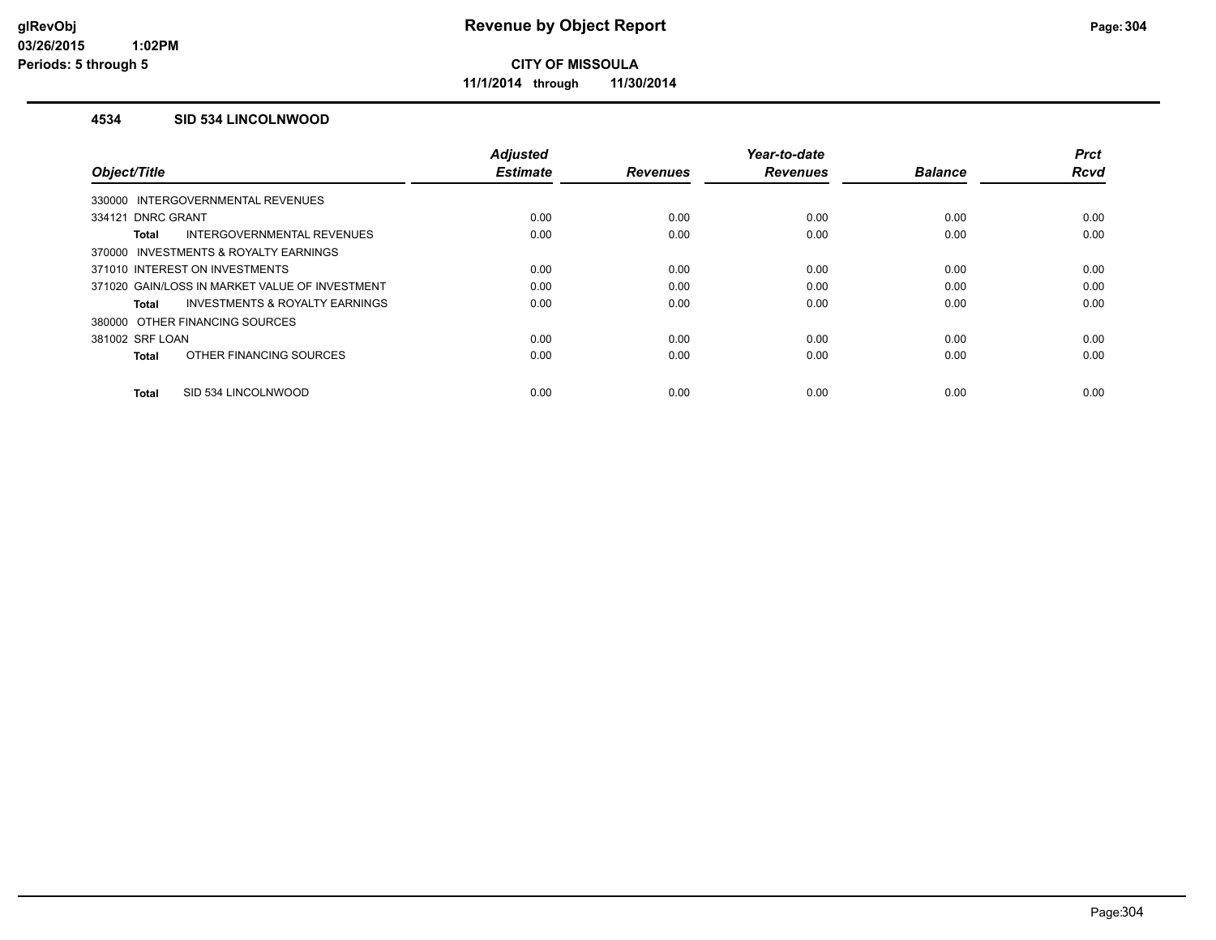**glRevObj**
**03/26/2015 1:02PM**
**Periods: 5 through 5**

# Revenue by Object Report

**CITY OF MISSOULA**

**11/1/2014 through 11/30/2014**

## 4534 SID 534 LINCOLNWOOD

| Object/Title | Adjusted Estimate | Revenues | Year-to-date Revenues | Balance | Prct Rcvd |
|---|---|---|---|---|---|
| 330000 INTERGOVERNMENTAL REVENUES | | | | | |
| 334121 DNRC GRANT | 0.00 | 0.00 | 0.00 | 0.00 | 0.00 |
| **Total** INTERGOVERNMENTAL REVENUES | 0.00 | 0.00 | 0.00 | 0.00 | 0.00 |
| 370000 INVESTMENTS & ROYALTY EARNINGS | | | | | |
| 371010 INTEREST ON INVESTMENTS | 0.00 | 0.00 | 0.00 | 0.00 | 0.00 |
| 371020 GAIN/LOSS IN MARKET VALUE OF INVESTMENT | 0.00 | 0.00 | 0.00 | 0.00 | 0.00 |
| **Total** INVESTMENTS & ROYALTY EARNINGS | 0.00 | 0.00 | 0.00 | 0.00 | 0.00 |
| 380000 OTHER FINANCING SOURCES | | | | | |
| 381002 SRF LOAN | 0.00 | 0.00 | 0.00 | 0.00 | 0.00 |
| **Total** OTHER FINANCING SOURCES | 0.00 | 0.00 | 0.00 | 0.00 | 0.00 |
| **Total** SID 534 LINCOLNWOOD | 0.00 | 0.00 | 0.00 | 0.00 | 0.00 |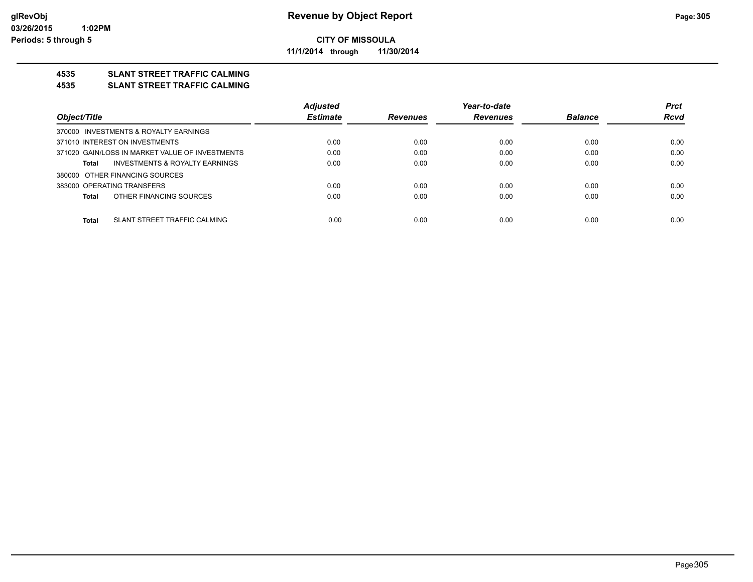**Revenue by Object Report**

**CITY OF MISSOULA**

**11/1/2014 through 11/30/2014**

## 4535 SLANT STREET TRAFFIC CALMING
## 4535 SLANT STREET TRAFFIC CALMING

| Object/Title | Adjusted Estimate | Revenues | Year-to-date Revenues | Balance | Prct Rcvd |
|---|---|---|---|---|---|
| 370000 INVESTMENTS & ROYALTY EARNINGS | | | | | |
| 371010 INTEREST ON INVESTMENTS | 0.00 | 0.00 | 0.00 | 0.00 | 0.00 |
| 371020 GAIN/LOSS IN MARKET VALUE OF INVESTMENTS | 0.00 | 0.00 | 0.00 | 0.00 | 0.00 |
| **Total** INVESTMENTS & ROYALTY EARNINGS | 0.00 | 0.00 | 0.00 | 0.00 | 0.00 |
| 380000 OTHER FINANCING SOURCES | | | | | |
| 383000 OPERATING TRANSFERS | 0.00 | 0.00 | 0.00 | 0.00 | 0.00 |
| **Total** OTHER FINANCING SOURCES | 0.00 | 0.00 | 0.00 | 0.00 | 0.00 |
| **Total** SLANT STREET TRAFFIC CALMING | 0.00 | 0.00 | 0.00 | 0.00 | 0.00 |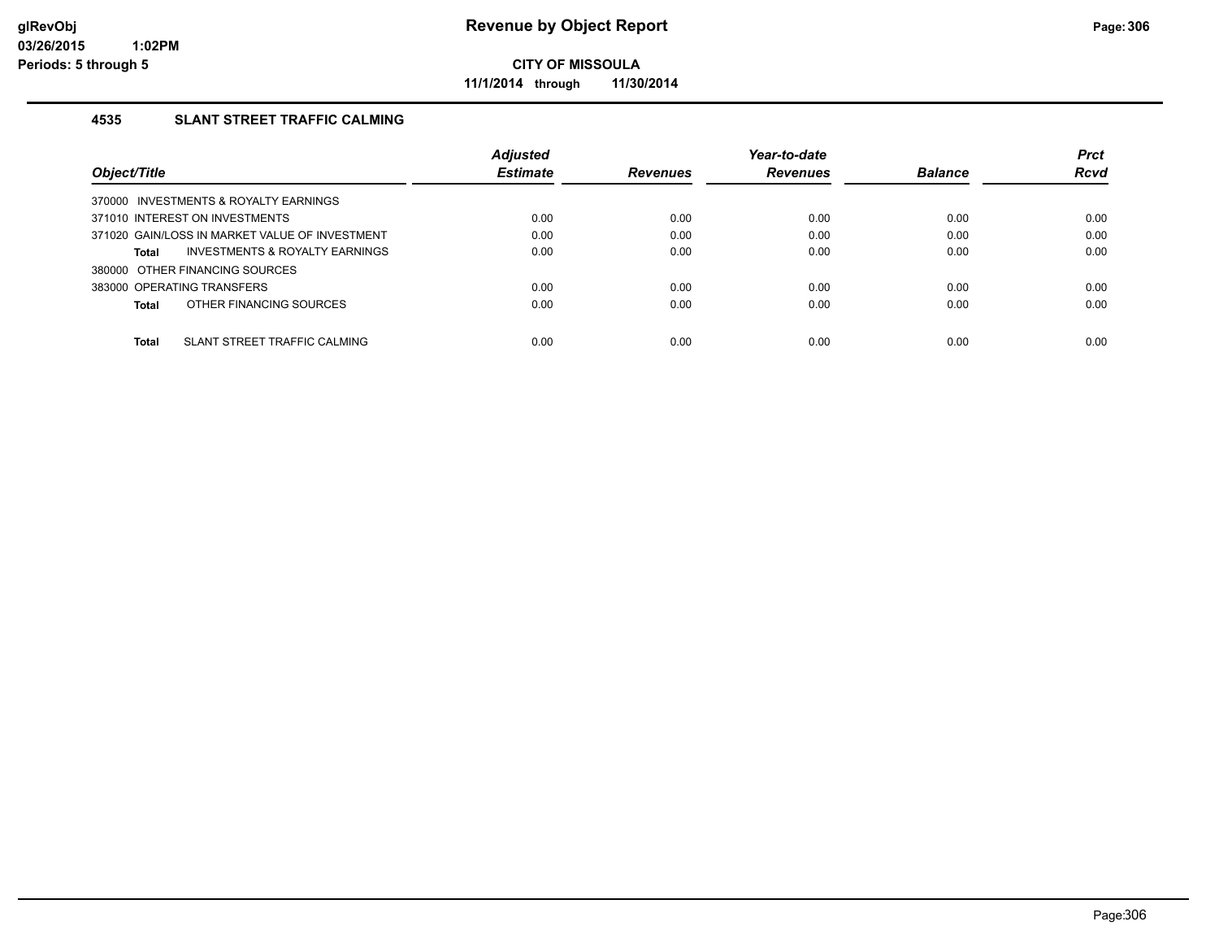# Revenue by Object Report

**CITY OF MISSOULA**

**11/1/2014 through 11/30/2014**

glRevObj
03/26/2015 1:02PM
Periods: 5 through 5

## 4535 SLANT STREET TRAFFIC CALMING

| Object/Title | Adjusted Estimate | Revenues | Year-to-date Revenues | Balance | Prct Rcvd |
|---|---|---|---|---|---|
| 370000 INVESTMENTS & ROYALTY EARNINGS | | | | | |
| 371010 INTEREST ON INVESTMENTS | 0.00 | 0.00 | 0.00 | 0.00 | 0.00 |
| 371020 GAIN/LOSS IN MARKET VALUE OF INVESTMENT | 0.00 | 0.00 | 0.00 | 0.00 | 0.00 |
| **Total** INVESTMENTS & ROYALTY EARNINGS | 0.00 | 0.00 | 0.00 | 0.00 | 0.00 |
| 380000 OTHER FINANCING SOURCES | | | | | |
| 383000 OPERATING TRANSFERS | 0.00 | 0.00 | 0.00 | 0.00 | 0.00 |
| **Total** OTHER FINANCING SOURCES | 0.00 | 0.00 | 0.00 | 0.00 | 0.00 |
| **Total** SLANT STREET TRAFFIC CALMING | 0.00 | 0.00 | 0.00 | 0.00 | 0.00 |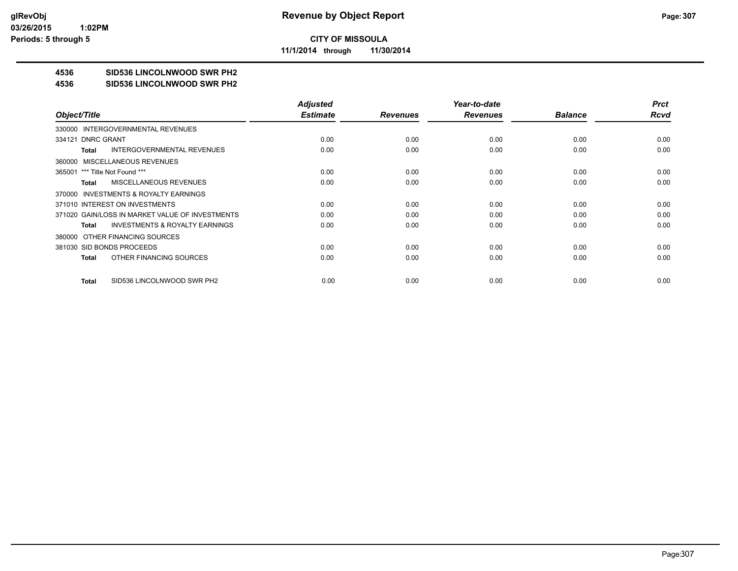**CITY OF MISSOULA**

**11/1/2014 through 11/30/2014**

**4536 SID536 LINCOLNWOOD SWR PH2**

**4536 SID536 LINCOLNWOOD SWR PH2**

| Object/Title | Adjusted Estimate | Revenues | Year-to-date Revenues | Balance | Prct Rcvd |
|---|---|---|---|---|---|
| 330000 INTERGOVERNMENTAL REVENUES | | | | | |
| 334121 DNRC GRANT | 0.00 | 0.00 | 0.00 | 0.00 | 0.00 |
| **Total** INTERGOVERNMENTAL REVENUES | 0.00 | 0.00 | 0.00 | 0.00 | 0.00 |
| 360000 MISCELLANEOUS REVENUES | | | | | |
| 365001 *** Title Not Found *** | 0.00 | 0.00 | 0.00 | 0.00 | 0.00 |
| **Total** MISCELLANEOUS REVENUES | 0.00 | 0.00 | 0.00 | 0.00 | 0.00 |
| 370000 INVESTMENTS & ROYALTY EARNINGS | | | | | |
| 371010 INTEREST ON INVESTMENTS | 0.00 | 0.00 | 0.00 | 0.00 | 0.00 |
| 371020 GAIN/LOSS IN MARKET VALUE OF INVESTMENTS | 0.00 | 0.00 | 0.00 | 0.00 | 0.00 |
| **Total** INVESTMENTS & ROYALTY EARNINGS | 0.00 | 0.00 | 0.00 | 0.00 | 0.00 |
| 380000 OTHER FINANCING SOURCES | | | | | |
| 381030 SID BONDS PROCEEDS | 0.00 | 0.00 | 0.00 | 0.00 | 0.00 |
| **Total** OTHER FINANCING SOURCES | 0.00 | 0.00 | 0.00 | 0.00 | 0.00 |
| **Total** SID536 LINCOLNWOOD SWR PH2 | 0.00 | 0.00 | 0.00 | 0.00 | 0.00 |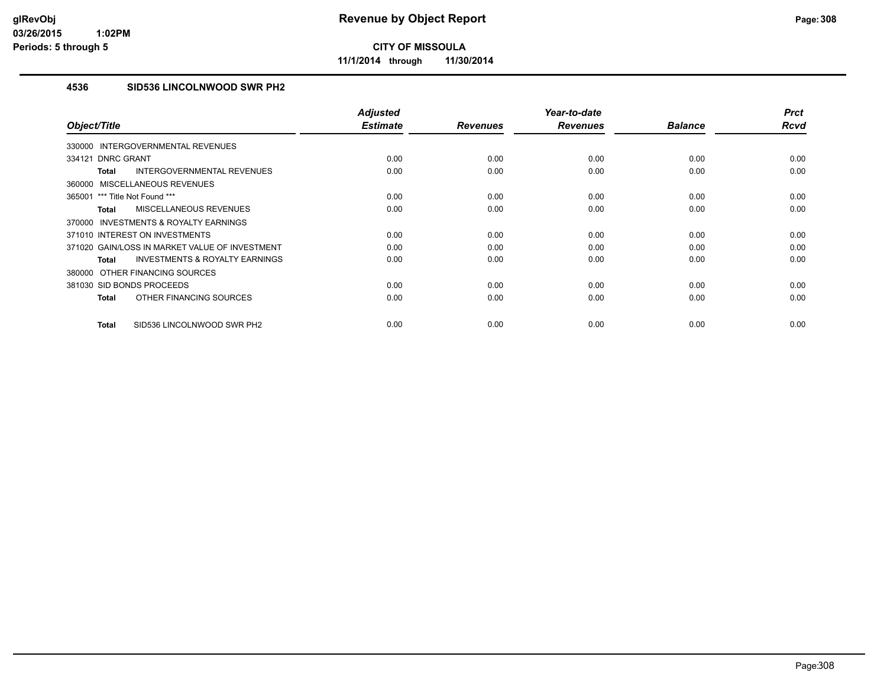# Revenue by Object Report

**CITY OF MISSOULA**

**11/1/2014 through 11/30/2014**

glRevObj
03/26/2015 1:02PM
Periods: 5 through 5

## 4536 SID536 LINCOLNWOOD SWR PH2

| Object/Title | Adjusted Estimate | Revenues | Year-to-date Revenues | Balance | Prct Rcvd |
|---|---|---|---|---|---|
| 330000 INTERGOVERNMENTAL REVENUES | | | | | |
| 334121 DNRC GRANT | 0.00 | 0.00 | 0.00 | 0.00 | 0.00 |
| **Total** INTERGOVERNMENTAL REVENUES | 0.00 | 0.00 | 0.00 | 0.00 | 0.00 |
| 360000 MISCELLANEOUS REVENUES | | | | | |
| 365001 *** Title Not Found *** | 0.00 | 0.00 | 0.00 | 0.00 | 0.00 |
| **Total** MISCELLANEOUS REVENUES | 0.00 | 0.00 | 0.00 | 0.00 | 0.00 |
| 370000 INVESTMENTS & ROYALTY EARNINGS | | | | | |
| 371010 INTEREST ON INVESTMENTS | 0.00 | 0.00 | 0.00 | 0.00 | 0.00 |
| 371020 GAIN/LOSS IN MARKET VALUE OF INVESTMENT | 0.00 | 0.00 | 0.00 | 0.00 | 0.00 |
| **Total** INVESTMENTS & ROYALTY EARNINGS | 0.00 | 0.00 | 0.00 | 0.00 | 0.00 |
| 380000 OTHER FINANCING SOURCES | | | | | |
| 381030 SID BONDS PROCEEDS | 0.00 | 0.00 | 0.00 | 0.00 | 0.00 |
| **Total** OTHER FINANCING SOURCES | 0.00 | 0.00 | 0.00 | 0.00 | 0.00 |
| **Total** SID536 LINCOLNWOOD SWR PH2 | 0.00 | 0.00 | 0.00 | 0.00 | 0.00 |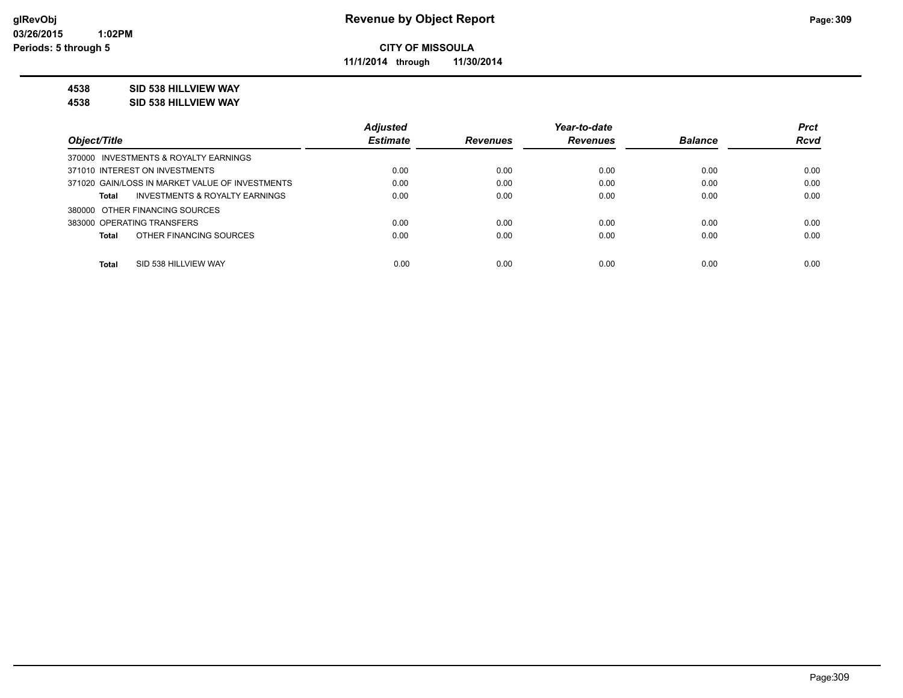**CITY OF MISSOULA**

**11/1/2014 through 11/30/2014**

**4538 SID 538 HILLVIEW WAY**

**4538 SID 538 HILLVIEW WAY**

| Object/Title | Adjusted Estimate | Revenues | Year-to-date Revenues | Balance | Prct Rcvd |
|---|---|---|---|---|---|
| 370000 INVESTMENTS & ROYALTY EARNINGS | | | | | |
| 371010 INTEREST ON INVESTMENTS | 0.00 | 0.00 | 0.00 | 0.00 | 0.00 |
| 371020 GAIN/LOSS IN MARKET VALUE OF INVESTMENTS | 0.00 | 0.00 | 0.00 | 0.00 | 0.00 |
| **Total** INVESTMENTS & ROYALTY EARNINGS | 0.00 | 0.00 | 0.00 | 0.00 | 0.00 |
| 380000 OTHER FINANCING SOURCES | | | | | |
| 383000 OPERATING TRANSFERS | 0.00 | 0.00 | 0.00 | 0.00 | 0.00 |
| **Total** OTHER FINANCING SOURCES | 0.00 | 0.00 | 0.00 | 0.00 | 0.00 |
| **Total** SID 538 HILLVIEW WAY | 0.00 | 0.00 | 0.00 | 0.00 | 0.00 |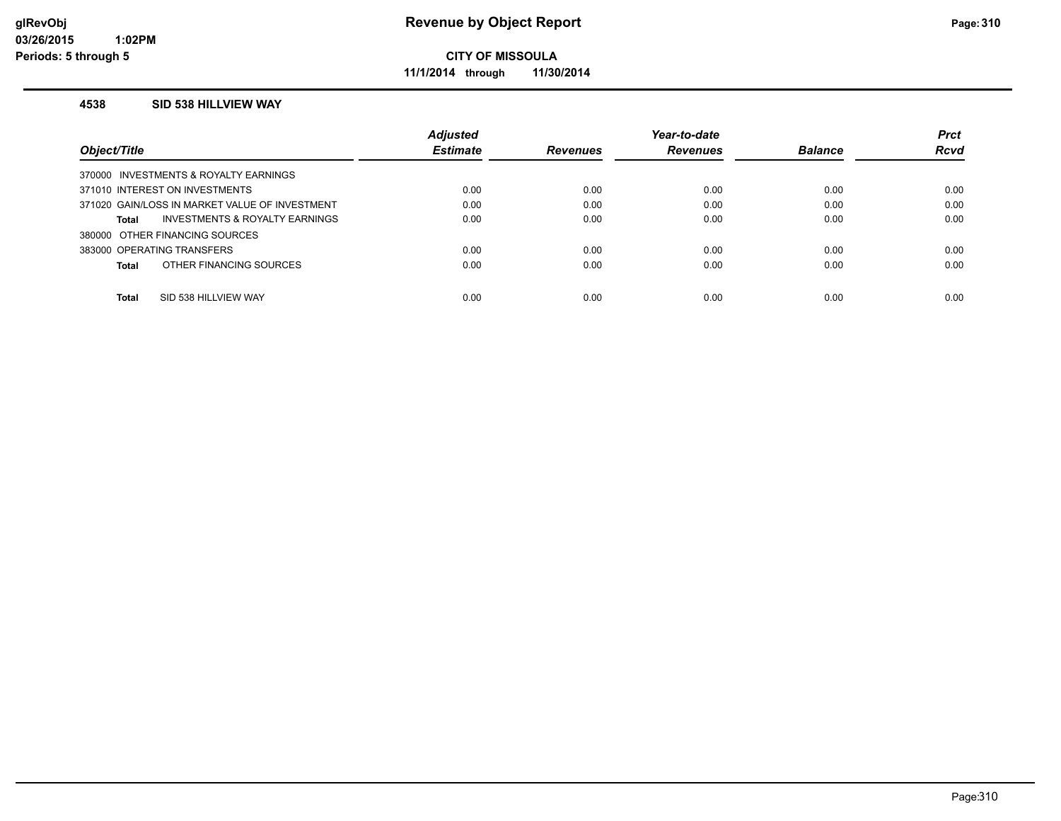**glRevObj**
**03/26/2015 1:02PM**
**Periods: 5 through 5**

# Revenue by Object Report

**CITY OF MISSOULA**

**11/1/2014 through 11/30/2014**

### 4538 SID 538 HILLVIEW WAY

| Object/Title | Adjusted Estimate | Revenues | Year-to-date Revenues | Balance | Prct Rcvd |
|---|---|---|---|---|---|
| 370000 INVESTMENTS & ROYALTY EARNINGS | | | | | |
| 371010 INTEREST ON INVESTMENTS | 0.00 | 0.00 | 0.00 | 0.00 | 0.00 |
| 371020 GAIN/LOSS IN MARKET VALUE OF INVESTMENT | 0.00 | 0.00 | 0.00 | 0.00 | 0.00 |
| **Total** INVESTMENTS & ROYALTY EARNINGS | 0.00 | 0.00 | 0.00 | 0.00 | 0.00 |
| 380000 OTHER FINANCING SOURCES | | | | | |
| 383000 OPERATING TRANSFERS | 0.00 | 0.00 | 0.00 | 0.00 | 0.00 |
| **Total** OTHER FINANCING SOURCES | 0.00 | 0.00 | 0.00 | 0.00 | 0.00 |
| **Total** SID 538 HILLVIEW WAY | 0.00 | 0.00 | 0.00 | 0.00 | 0.00 |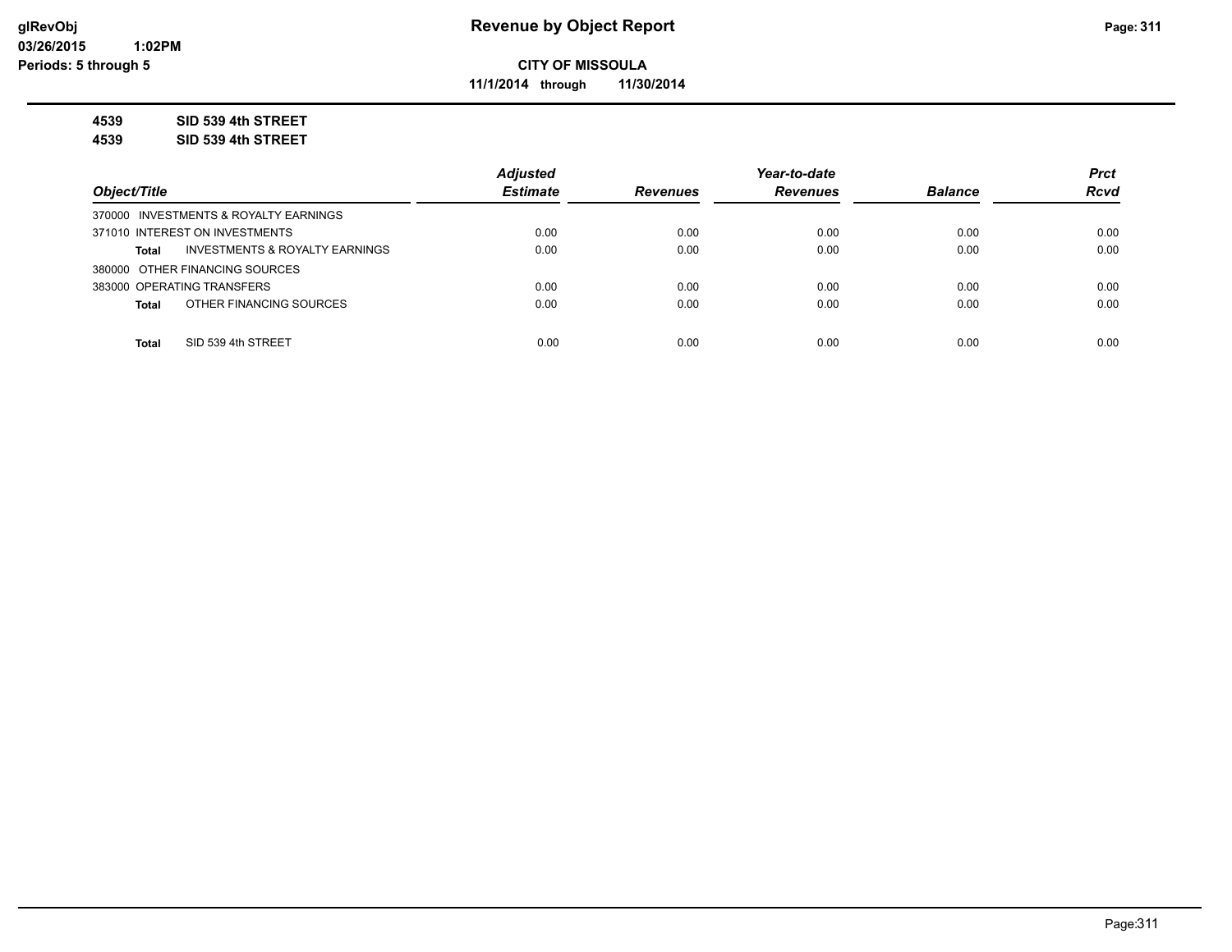**CITY OF MISSOULA**

**11/1/2014 through 11/30/2014**

**4539 SID 539 4th STREET**

**4539 SID 539 4th STREET**

| Object/Title | | Adjusted Estimate | Revenues | Year-to-date Revenues | Balance | Prct Rcvd |
|---|---|---|---|---|---|---|
| 370000 INVESTMENTS & ROYALTY EARNINGS | | | | | | |
| 371010 INTEREST ON INVESTMENTS | | 0.00 | 0.00 | 0.00 | 0.00 | 0.00 |
| **Total** | INVESTMENTS & ROYALTY EARNINGS | 0.00 | 0.00 | 0.00 | 0.00 | 0.00 |
| 380000 OTHER FINANCING SOURCES | | | | | | |
| 383000 OPERATING TRANSFERS | | 0.00 | 0.00 | 0.00 | 0.00 | 0.00 |
| **Total** | OTHER FINANCING SOURCES | 0.00 | 0.00 | 0.00 | 0.00 | 0.00 |
| **Total** | SID 539 4th STREET | 0.00 | 0.00 | 0.00 | 0.00 | 0.00 |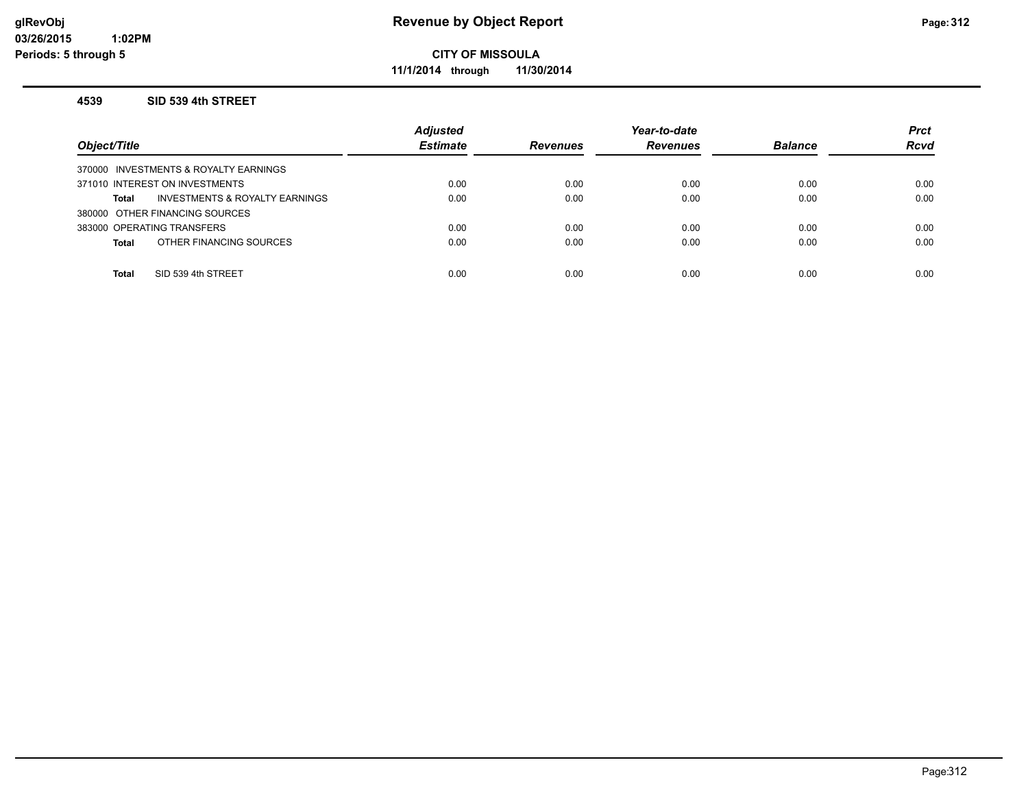# Revenue by Object Report

**CITY OF MISSOULA**

**11/1/2014 through 11/30/2014**

glRevObj
03/26/2015 1:02PM
Periods: 5 through 5

### 4539 SID 539 4th STREET

| Object/Title | Adjusted Estimate | Revenues | Year-to-date Revenues | Balance | Prct Rcvd |
|---|---|---|---|---|---|
| 370000 INVESTMENTS & ROYALTY EARNINGS | | | | | |
| 371010 INTEREST ON INVESTMENTS | 0.00 | 0.00 | 0.00 | 0.00 | 0.00 |
| **Total** INVESTMENTS & ROYALTY EARNINGS | 0.00 | 0.00 | 0.00 | 0.00 | 0.00 |
| 380000 OTHER FINANCING SOURCES | | | | | |
| 383000 OPERATING TRANSFERS | 0.00 | 0.00 | 0.00 | 0.00 | 0.00 |
| **Total** OTHER FINANCING SOURCES | 0.00 | 0.00 | 0.00 | 0.00 | 0.00 |
| **Total** SID 539 4th STREET | 0.00 | 0.00 | 0.00 | 0.00 | 0.00 |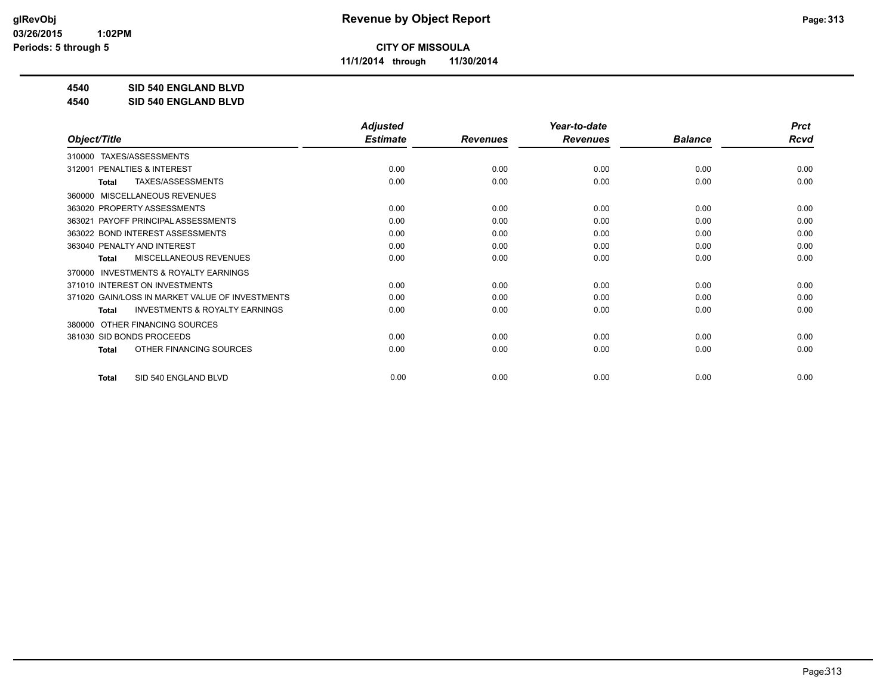# Revenue by Object Report

**CITY OF MISSOULA**

**11/1/2014 through 11/30/2014**

**4540 SID 540 ENGLAND BLVD**

**4540 SID 540 ENGLAND BLVD**

| Object/Title | Adjusted Estimate | Revenues | Year-to-date Revenues | Balance | Prct Rcvd |
|---|---|---|---|---|---|
| 310000 TAXES/ASSESSMENTS | | | | | |
| 312001 PENALTIES & INTEREST | 0.00 | 0.00 | 0.00 | 0.00 | 0.00 |
| **Total** TAXES/ASSESSMENTS | 0.00 | 0.00 | 0.00 | 0.00 | 0.00 |
| 360000 MISCELLANEOUS REVENUES | | | | | |
| 363020 PROPERTY ASSESSMENTS | 0.00 | 0.00 | 0.00 | 0.00 | 0.00 |
| 363021 PAYOFF PRINCIPAL ASSESSMENTS | 0.00 | 0.00 | 0.00 | 0.00 | 0.00 |
| 363022 BOND INTEREST ASSESSMENTS | 0.00 | 0.00 | 0.00 | 0.00 | 0.00 |
| 363040 PENALTY AND INTEREST | 0.00 | 0.00 | 0.00 | 0.00 | 0.00 |
| **Total** MISCELLANEOUS REVENUES | 0.00 | 0.00 | 0.00 | 0.00 | 0.00 |
| 370000 INVESTMENTS & ROYALTY EARNINGS | | | | | |
| 371010 INTEREST ON INVESTMENTS | 0.00 | 0.00 | 0.00 | 0.00 | 0.00 |
| 371020 GAIN/LOSS IN MARKET VALUE OF INVESTMENTS | 0.00 | 0.00 | 0.00 | 0.00 | 0.00 |
| **Total** INVESTMENTS & ROYALTY EARNINGS | 0.00 | 0.00 | 0.00 | 0.00 | 0.00 |
| 380000 OTHER FINANCING SOURCES | | | | | |
| 381030 SID BONDS PROCEEDS | 0.00 | 0.00 | 0.00 | 0.00 | 0.00 |
| **Total** OTHER FINANCING SOURCES | 0.00 | 0.00 | 0.00 | 0.00 | 0.00 |
| **Total** SID 540 ENGLAND BLVD | 0.00 | 0.00 | 0.00 | 0.00 | 0.00 |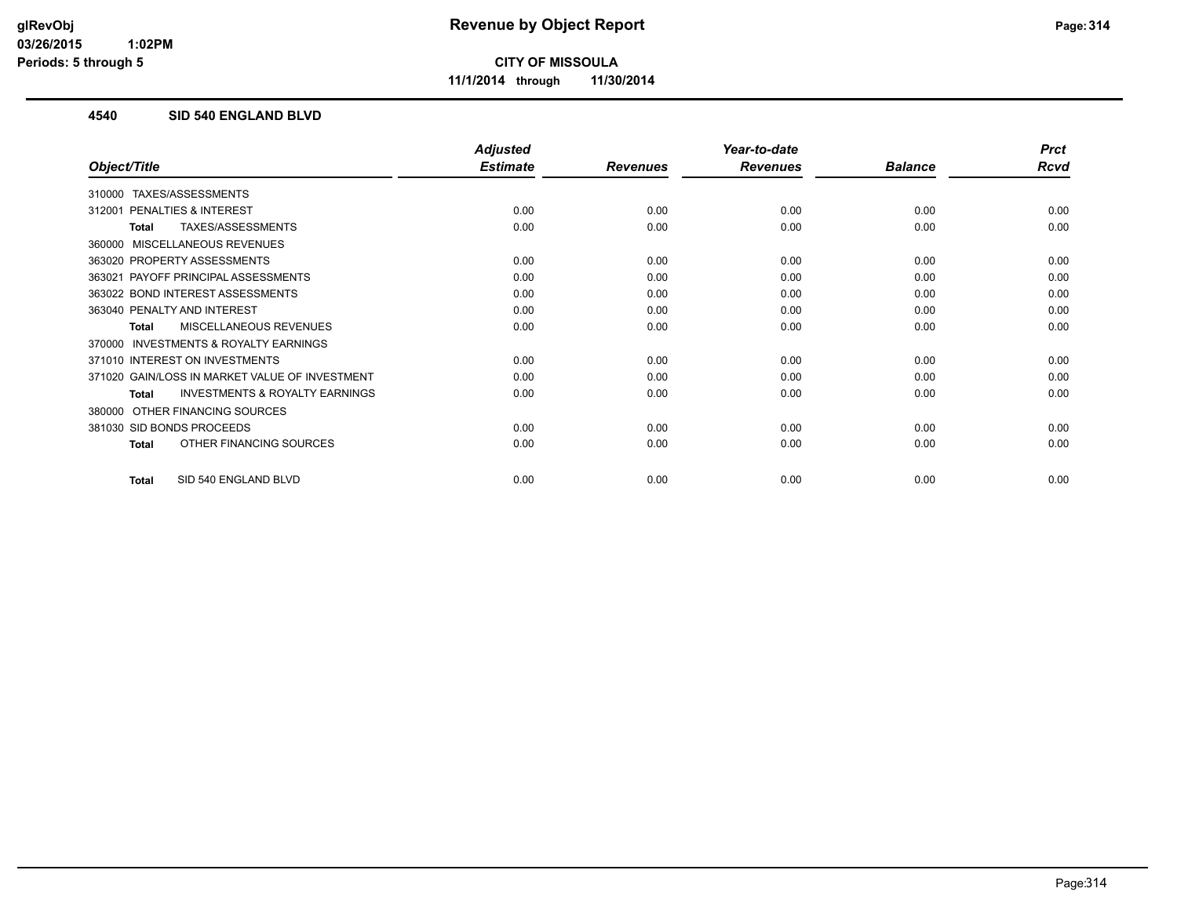# Revenue by Object Report

**CITY OF MISSOULA**

**11/1/2014 through 11/30/2014**

glRevObj
03/26/2015 1:02PM
Periods: 5 through 5

## 4540 SID 540 ENGLAND BLVD

| Object/Title | Adjusted Estimate | Revenues | Year-to-date Revenues | Balance | Prct Rcvd |
|---|---|---|---|---|---|
| 310000 TAXES/ASSESSMENTS | | | | | |
| 312001 PENALTIES & INTEREST | 0.00 | 0.00 | 0.00 | 0.00 | 0.00 |
| **Total** TAXES/ASSESSMENTS | 0.00 | 0.00 | 0.00 | 0.00 | 0.00 |
| 360000 MISCELLANEOUS REVENUES | | | | | |
| 363020 PROPERTY ASSESSMENTS | 0.00 | 0.00 | 0.00 | 0.00 | 0.00 |
| 363021 PAYOFF PRINCIPAL ASSESSMENTS | 0.00 | 0.00 | 0.00 | 0.00 | 0.00 |
| 363022 BOND INTEREST ASSESSMENTS | 0.00 | 0.00 | 0.00 | 0.00 | 0.00 |
| 363040 PENALTY AND INTEREST | 0.00 | 0.00 | 0.00 | 0.00 | 0.00 |
| **Total** MISCELLANEOUS REVENUES | 0.00 | 0.00 | 0.00 | 0.00 | 0.00 |
| 370000 INVESTMENTS & ROYALTY EARNINGS | | | | | |
| 371010 INTEREST ON INVESTMENTS | 0.00 | 0.00 | 0.00 | 0.00 | 0.00 |
| 371020 GAIN/LOSS IN MARKET VALUE OF INVESTMENT | 0.00 | 0.00 | 0.00 | 0.00 | 0.00 |
| **Total** INVESTMENTS & ROYALTY EARNINGS | 0.00 | 0.00 | 0.00 | 0.00 | 0.00 |
| 380000 OTHER FINANCING SOURCES | | | | | |
| 381030 SID BONDS PROCEEDS | 0.00 | 0.00 | 0.00 | 0.00 | 0.00 |
| **Total** OTHER FINANCING SOURCES | 0.00 | 0.00 | 0.00 | 0.00 | 0.00 |
| **Total** SID 540 ENGLAND BLVD | 0.00 | 0.00 | 0.00 | 0.00 | 0.00 |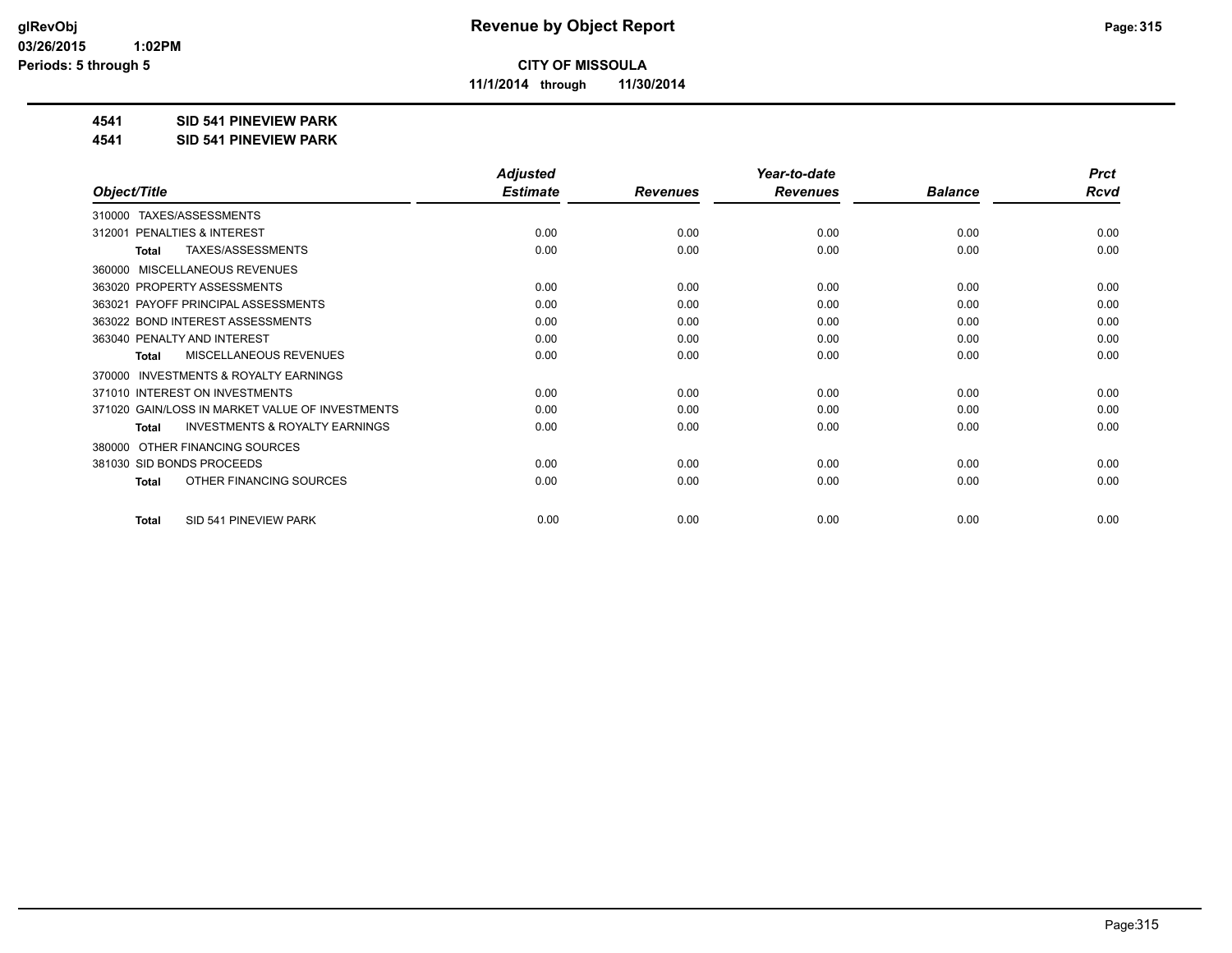# Revenue by Object Report

**CITY OF MISSOULA**

**11/1/2014 through 11/30/2014**

glRevObj
03/26/2015 1:02PM
Periods: 5 through 5

**4541 SID 541 PINEVIEW PARK**

**4541 SID 541 PINEVIEW PARK**

| Object/Title | Adjusted Estimate | Revenues | Year-to-date Revenues | Balance | Prct Rcvd |
|---|---|---|---|---|---|
| 310000 TAXES/ASSESSMENTS | | | | | |
| 312001 PENALTIES & INTEREST | 0.00 | 0.00 | 0.00 | 0.00 | 0.00 |
| **Total** TAXES/ASSESSMENTS | 0.00 | 0.00 | 0.00 | 0.00 | 0.00 |
| 360000 MISCELLANEOUS REVENUES | | | | | |
| 363020 PROPERTY ASSESSMENTS | 0.00 | 0.00 | 0.00 | 0.00 | 0.00 |
| 363021 PAYOFF PRINCIPAL ASSESSMENTS | 0.00 | 0.00 | 0.00 | 0.00 | 0.00 |
| 363022 BOND INTEREST ASSESSMENTS | 0.00 | 0.00 | 0.00 | 0.00 | 0.00 |
| 363040 PENALTY AND INTEREST | 0.00 | 0.00 | 0.00 | 0.00 | 0.00 |
| **Total** MISCELLANEOUS REVENUES | 0.00 | 0.00 | 0.00 | 0.00 | 0.00 |
| 370000 INVESTMENTS & ROYALTY EARNINGS | | | | | |
| 371010 INTEREST ON INVESTMENTS | 0.00 | 0.00 | 0.00 | 0.00 | 0.00 |
| 371020 GAIN/LOSS IN MARKET VALUE OF INVESTMENTS | 0.00 | 0.00 | 0.00 | 0.00 | 0.00 |
| **Total** INVESTMENTS & ROYALTY EARNINGS | 0.00 | 0.00 | 0.00 | 0.00 | 0.00 |
| 380000 OTHER FINANCING SOURCES | | | | | |
| 381030 SID BONDS PROCEEDS | 0.00 | 0.00 | 0.00 | 0.00 | 0.00 |
| **Total** OTHER FINANCING SOURCES | 0.00 | 0.00 | 0.00 | 0.00 | 0.00 |
| **Total** SID 541 PINEVIEW PARK | 0.00 | 0.00 | 0.00 | 0.00 | 0.00 |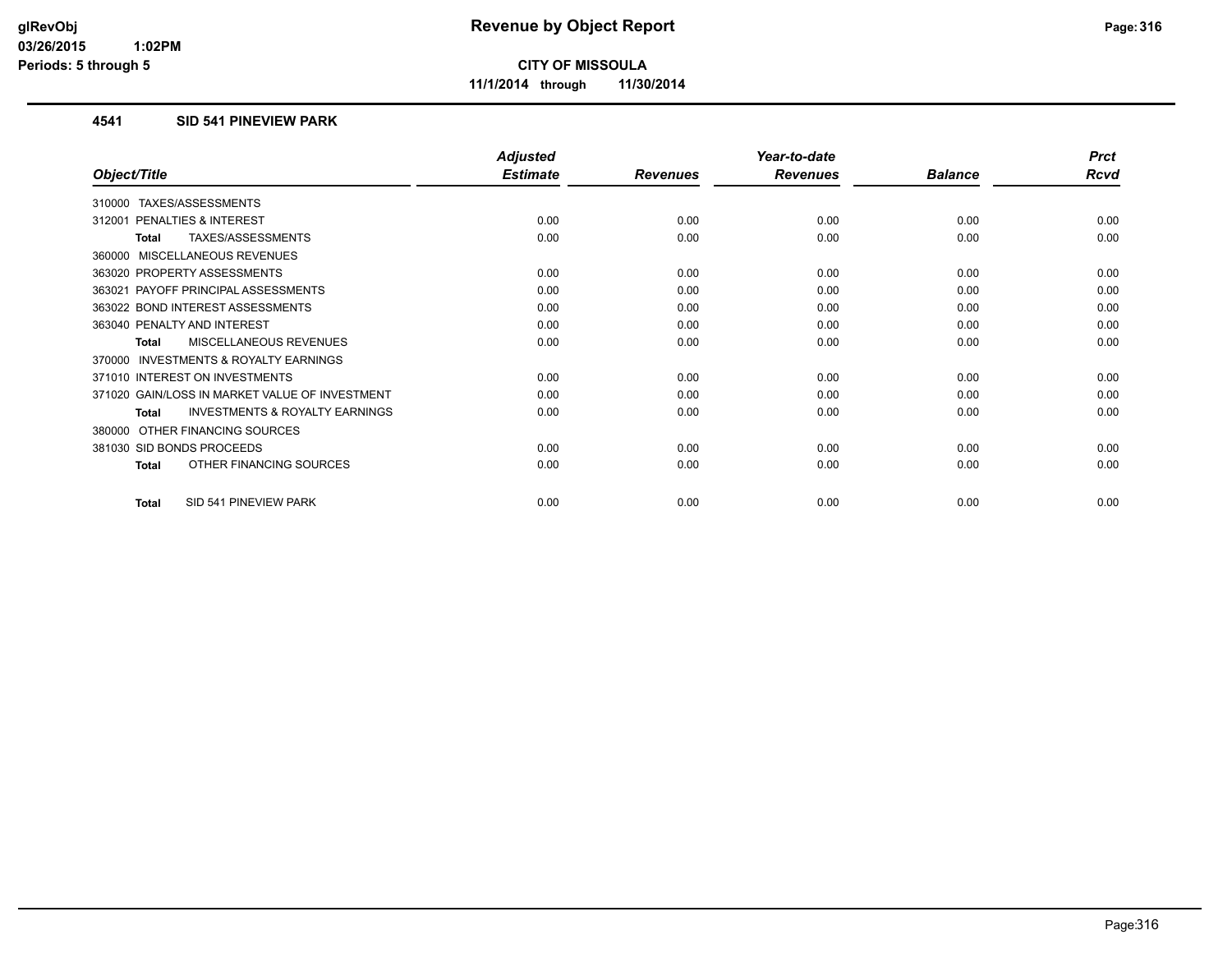# Revenue by Object Report

**CITY OF MISSOULA**

**11/1/2014 through 11/30/2014**

glRevObj
03/26/2015 1:02PM
Periods: 5 through 5

## 4541 SID 541 PINEVIEW PARK

| Object/Title | Adjusted Estimate | Revenues | Year-to-date Revenues | Balance | Prct Rcvd |
|---|---|---|---|---|---|
| 310000 TAXES/ASSESSMENTS | | | | | |
| 312001 PENALTIES & INTEREST | 0.00 | 0.00 | 0.00 | 0.00 | 0.00 |
| **Total** TAXES/ASSESSMENTS | 0.00 | 0.00 | 0.00 | 0.00 | 0.00 |
| 360000 MISCELLANEOUS REVENUES | | | | | |
| 363020 PROPERTY ASSESSMENTS | 0.00 | 0.00 | 0.00 | 0.00 | 0.00 |
| 363021 PAYOFF PRINCIPAL ASSESSMENTS | 0.00 | 0.00 | 0.00 | 0.00 | 0.00 |
| 363022 BOND INTEREST ASSESSMENTS | 0.00 | 0.00 | 0.00 | 0.00 | 0.00 |
| 363040 PENALTY AND INTEREST | 0.00 | 0.00 | 0.00 | 0.00 | 0.00 |
| **Total** MISCELLANEOUS REVENUES | 0.00 | 0.00 | 0.00 | 0.00 | 0.00 |
| 370000 INVESTMENTS & ROYALTY EARNINGS | | | | | |
| 371010 INTEREST ON INVESTMENTS | 0.00 | 0.00 | 0.00 | 0.00 | 0.00 |
| 371020 GAIN/LOSS IN MARKET VALUE OF INVESTMENT | 0.00 | 0.00 | 0.00 | 0.00 | 0.00 |
| **Total** INVESTMENTS & ROYALTY EARNINGS | 0.00 | 0.00 | 0.00 | 0.00 | 0.00 |
| 380000 OTHER FINANCING SOURCES | | | | | |
| 381030 SID BONDS PROCEEDS | 0.00 | 0.00 | 0.00 | 0.00 | 0.00 |
| **Total** OTHER FINANCING SOURCES | 0.00 | 0.00 | 0.00 | 0.00 | 0.00 |
| **Total** SID 541 PINEVIEW PARK | 0.00 | 0.00 | 0.00 | 0.00 | 0.00 |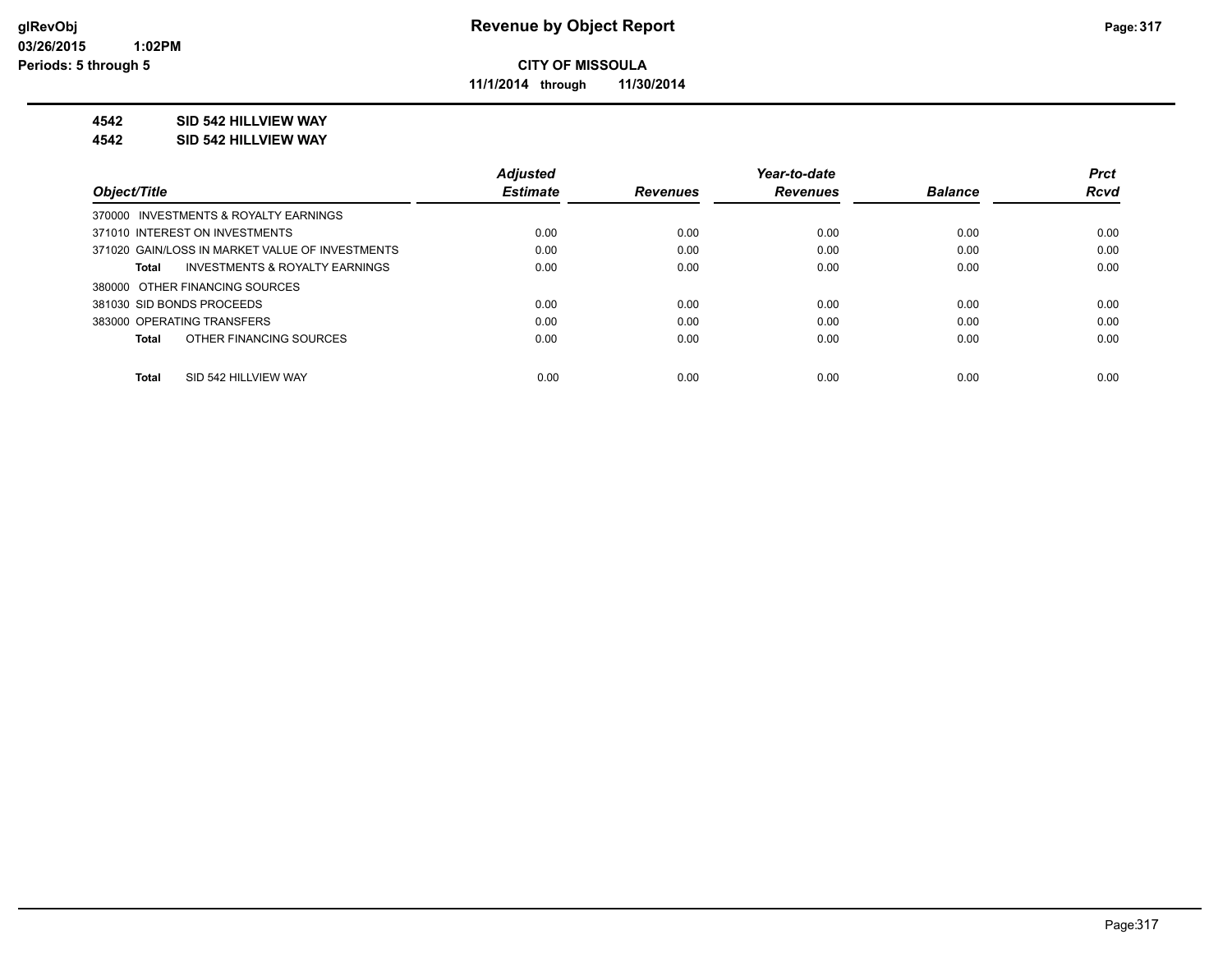**CITY OF MISSOULA**

**11/1/2014 through 11/30/2014**

**4542 SID 542 HILLVIEW WAY**

**4542 SID 542 HILLVIEW WAY**

| Object/Title | Adjusted Estimate | Revenues | Year-to-date Revenues | Balance | Prct Rcvd |
|---|---|---|---|---|---|
| 370000 INVESTMENTS & ROYALTY EARNINGS | | | | | |
| 371010 INTEREST ON INVESTMENTS | 0.00 | 0.00 | 0.00 | 0.00 | 0.00 |
| 371020 GAIN/LOSS IN MARKET VALUE OF INVESTMENTS | 0.00 | 0.00 | 0.00 | 0.00 | 0.00 |
| **Total** INVESTMENTS & ROYALTY EARNINGS | 0.00 | 0.00 | 0.00 | 0.00 | 0.00 |
| 380000 OTHER FINANCING SOURCES | | | | | |
| 381030 SID BONDS PROCEEDS | 0.00 | 0.00 | 0.00 | 0.00 | 0.00 |
| 383000 OPERATING TRANSFERS | 0.00 | 0.00 | 0.00 | 0.00 | 0.00 |
| **Total** OTHER FINANCING SOURCES | 0.00 | 0.00 | 0.00 | 0.00 | 0.00 |
| **Total** SID 542 HILLVIEW WAY | 0.00 | 0.00 | 0.00 | 0.00 | 0.00 |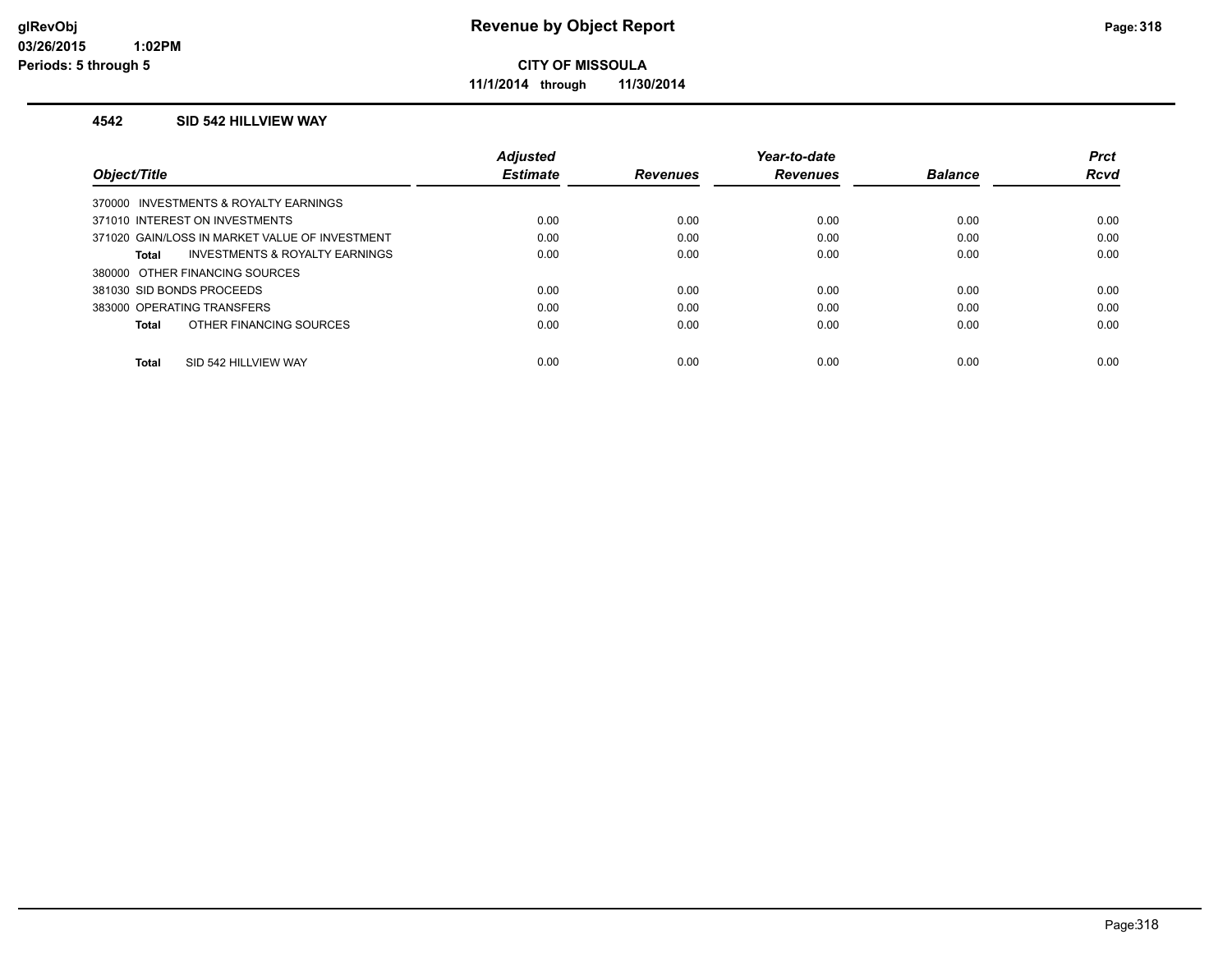# Revenue by Object Report

**CITY OF MISSOULA**

**11/1/2014 through 11/30/2014**

glRevObj
03/26/2015 1:02PM
Periods: 5 through 5

## 4542 SID 542 HILLVIEW WAY

| Object/Title | Adjusted Estimate | Revenues | Year-to-date Revenues | Balance | Prct Rcvd |
|---|---|---|---|---|---|
| 370000 INVESTMENTS & ROYALTY EARNINGS | | | | | |
| 371010 INTEREST ON INVESTMENTS | 0.00 | 0.00 | 0.00 | 0.00 | 0.00 |
| 371020 GAIN/LOSS IN MARKET VALUE OF INVESTMENT | 0.00 | 0.00 | 0.00 | 0.00 | 0.00 |
| **Total** INVESTMENTS & ROYALTY EARNINGS | 0.00 | 0.00 | 0.00 | 0.00 | 0.00 |
| 380000 OTHER FINANCING SOURCES | | | | | |
| 381030 SID BONDS PROCEEDS | 0.00 | 0.00 | 0.00 | 0.00 | 0.00 |
| 383000 OPERATING TRANSFERS | 0.00 | 0.00 | 0.00 | 0.00 | 0.00 |
| **Total** OTHER FINANCING SOURCES | 0.00 | 0.00 | 0.00 | 0.00 | 0.00 |
| **Total** SID 542 HILLVIEW WAY | 0.00 | 0.00 | 0.00 | 0.00 | 0.00 |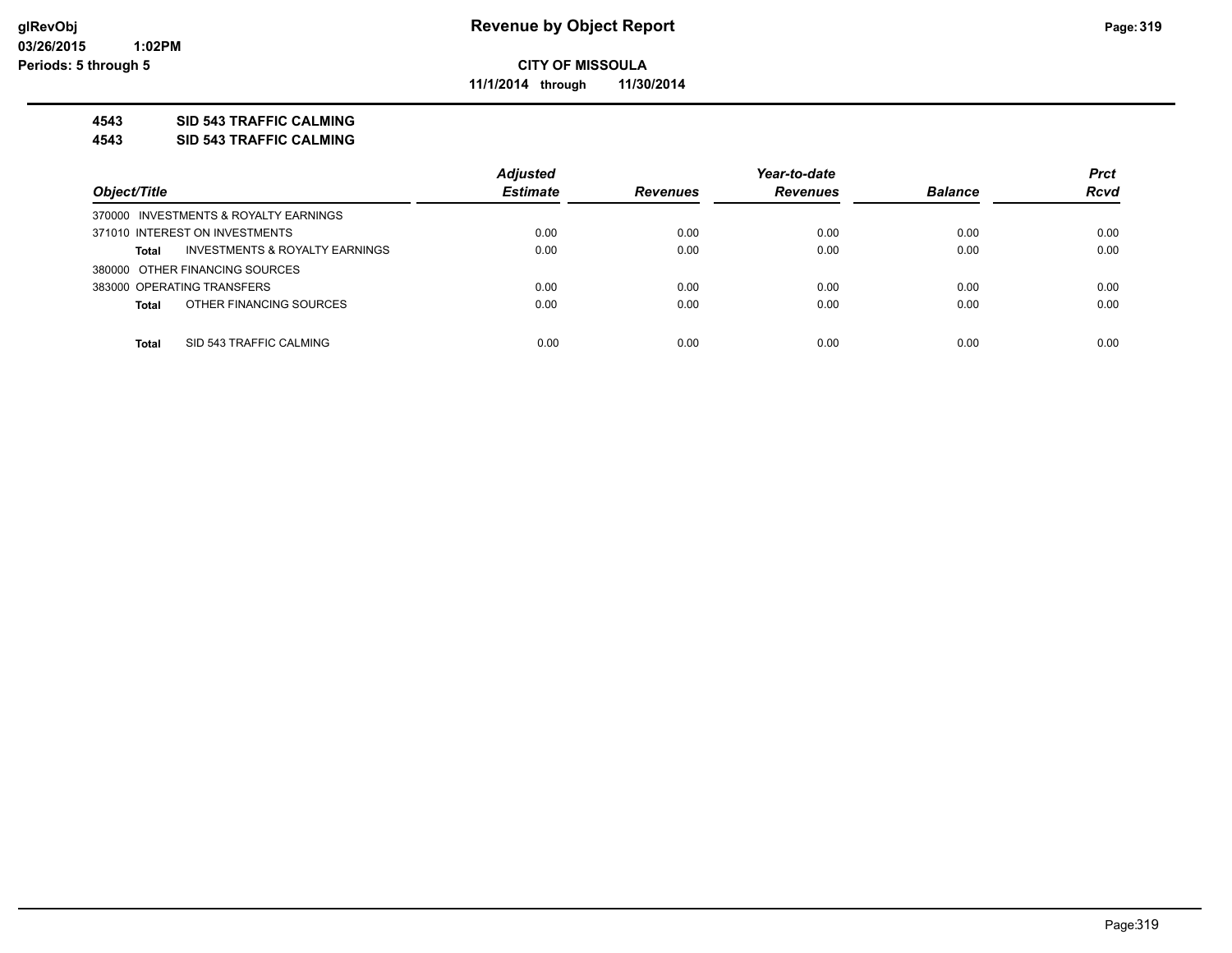# Revenue by Object Report

**CITY OF MISSOULA**

**11/1/2014 through 11/30/2014**

glRevObj
03/26/2015 1:02PM
Periods: 5 through 5

**4543 SID 543 TRAFFIC CALMING**
**4543 SID 543 TRAFFIC CALMING**

| Object/Title | Adjusted Estimate | Revenues | Year-to-date Revenues | Balance | Prct Rcvd |
|---|---|---|---|---|---|
| 370000 INVESTMENTS & ROYALTY EARNINGS | | | | | |
| 371010 INTEREST ON INVESTMENTS | 0.00 | 0.00 | 0.00 | 0.00 | 0.00 |
| **Total** INVESTMENTS & ROYALTY EARNINGS | 0.00 | 0.00 | 0.00 | 0.00 | 0.00 |
| 380000 OTHER FINANCING SOURCES | | | | | |
| 383000 OPERATING TRANSFERS | 0.00 | 0.00 | 0.00 | 0.00 | 0.00 |
| **Total** OTHER FINANCING SOURCES | 0.00 | 0.00 | 0.00 | 0.00 | 0.00 |
| **Total** SID 543 TRAFFIC CALMING | 0.00 | 0.00 | 0.00 | 0.00 | 0.00 |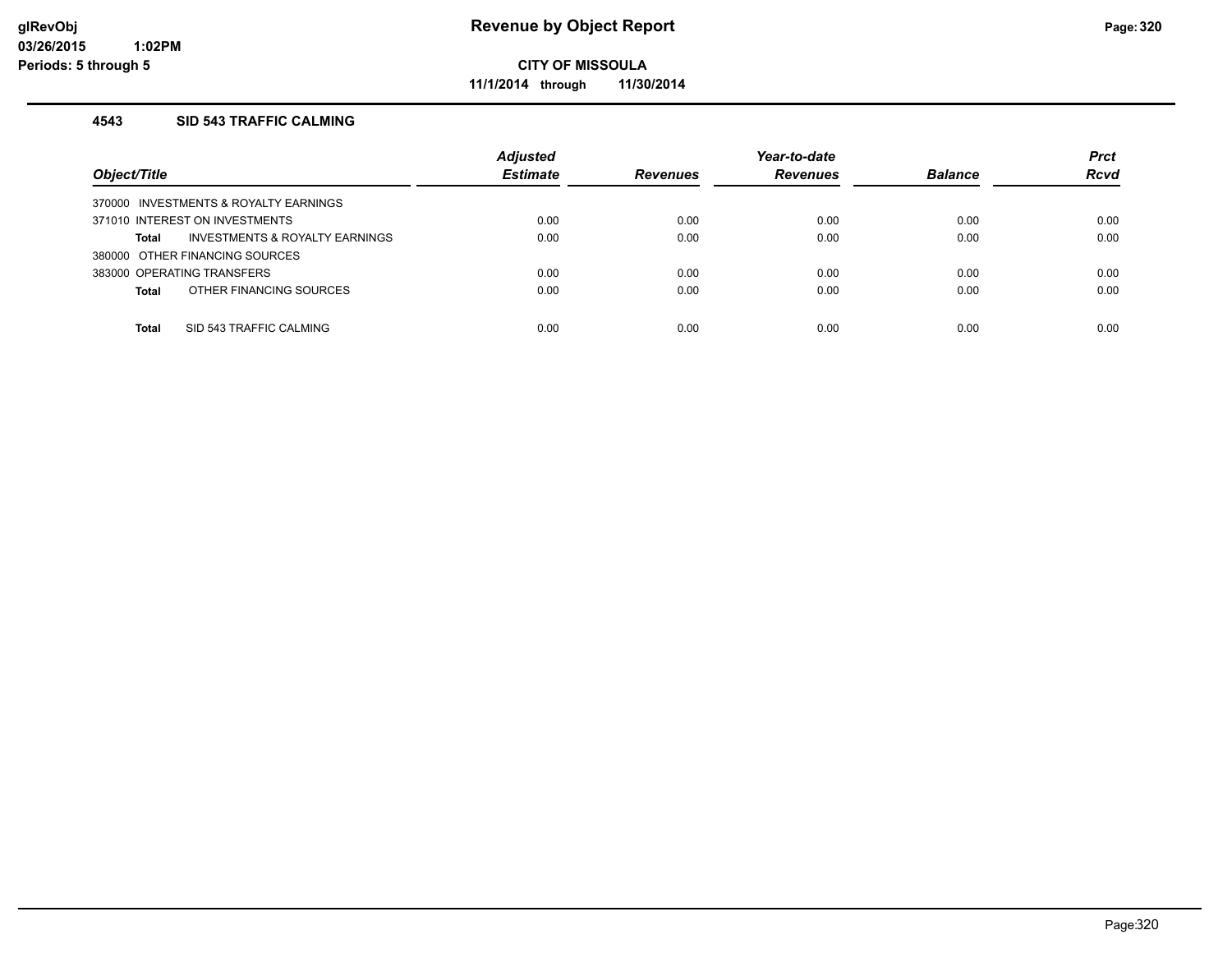# Revenue by Object Report

**CITY OF MISSOULA**

**11/1/2014 through 11/30/2014**

glRevObj
03/26/2015 1:02PM
Periods: 5 through 5

## 4543 SID 543 TRAFFIC CALMING

| Object/Title | Adjusted Estimate | Revenues | Year-to-date Revenues | Balance | Prct Rcvd |
|---|---|---|---|---|---|
| 370000 INVESTMENTS & ROYALTY EARNINGS | | | | | |
| 371010 INTEREST ON INVESTMENTS | 0.00 | 0.00 | 0.00 | 0.00 | 0.00 |
| **Total** INVESTMENTS & ROYALTY EARNINGS | 0.00 | 0.00 | 0.00 | 0.00 | 0.00 |
| 380000 OTHER FINANCING SOURCES | | | | | |
| 383000 OPERATING TRANSFERS | 0.00 | 0.00 | 0.00 | 0.00 | 0.00 |
| **Total** OTHER FINANCING SOURCES | 0.00 | 0.00 | 0.00 | 0.00 | 0.00 |
| **Total** SID 543 TRAFFIC CALMING | 0.00 | 0.00 | 0.00 | 0.00 | 0.00 |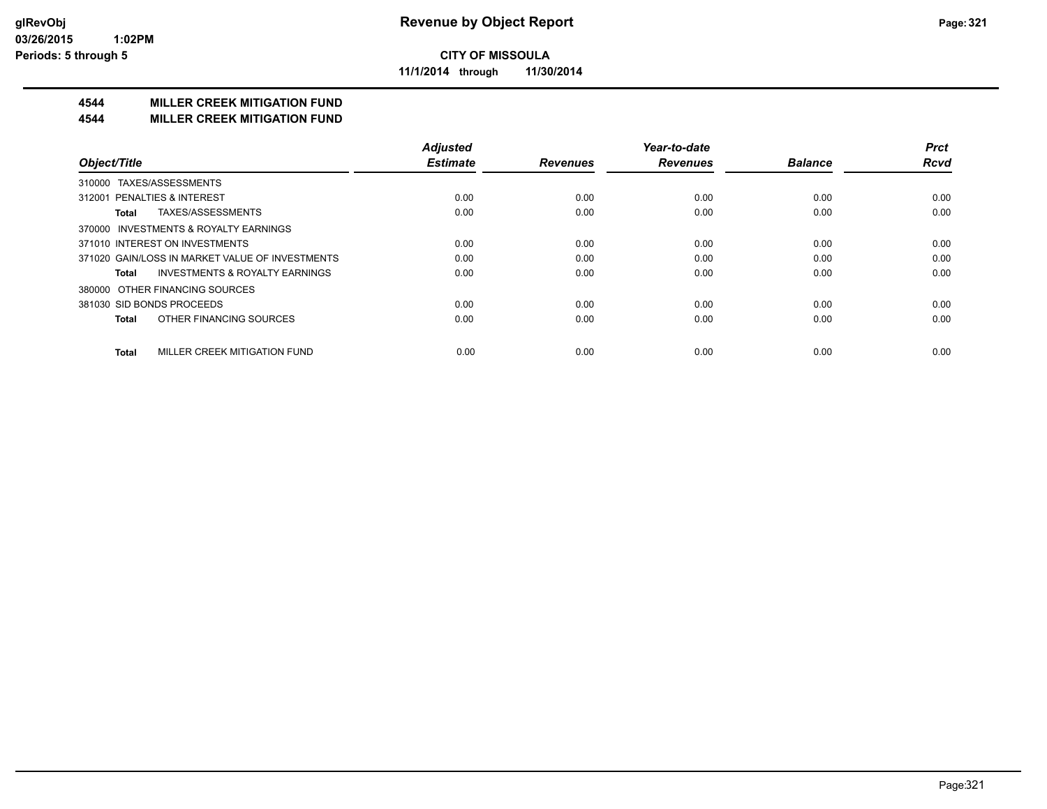**CITY OF MISSOULA**

**11/1/2014 through 11/30/2014**

## 4544 MILLER CREEK MITIGATION FUND
## 4544 MILLER CREEK MITIGATION FUND

| Object/Title | Adjusted Estimate | Revenues | Year-to-date Revenues | Balance | Prct Rcvd |
|---|---|---|---|---|---|
| 310000 TAXES/ASSESSMENTS | | | | | |
| 312001 PENALTIES & INTEREST | 0.00 | 0.00 | 0.00 | 0.00 | 0.00 |
| **Total** TAXES/ASSESSMENTS | 0.00 | 0.00 | 0.00 | 0.00 | 0.00 |
| 370000 INVESTMENTS & ROYALTY EARNINGS | | | | | |
| 371010 INTEREST ON INVESTMENTS | 0.00 | 0.00 | 0.00 | 0.00 | 0.00 |
| 371020 GAIN/LOSS IN MARKET VALUE OF INVESTMENTS | 0.00 | 0.00 | 0.00 | 0.00 | 0.00 |
| **Total** INVESTMENTS & ROYALTY EARNINGS | 0.00 | 0.00 | 0.00 | 0.00 | 0.00 |
| 380000 OTHER FINANCING SOURCES | | | | | |
| 381030 SID BONDS PROCEEDS | 0.00 | 0.00 | 0.00 | 0.00 | 0.00 |
| **Total** OTHER FINANCING SOURCES | 0.00 | 0.00 | 0.00 | 0.00 | 0.00 |
| **Total** MILLER CREEK MITIGATION FUND | 0.00 | 0.00 | 0.00 | 0.00 | 0.00 |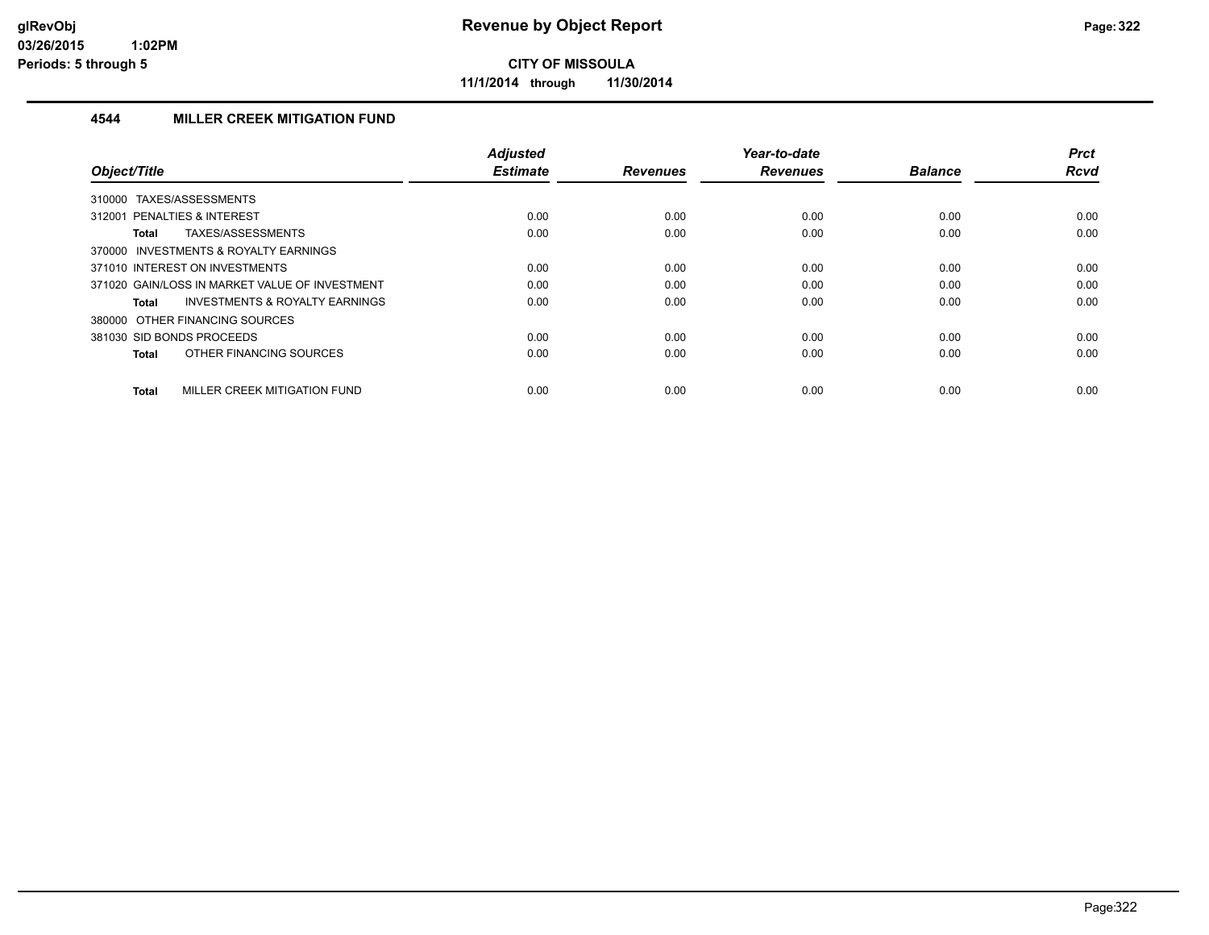# Revenue by Object Report

**CITY OF MISSOULA**

**11/1/2014 through 11/30/2014**

glRevObj
03/26/2015 1:02PM
Periods: 5 through 5

## 4544 MILLER CREEK MITIGATION FUND

| Object/Title | Adjusted Estimate | Revenues | Year-to-date Revenues | Balance | Prct Rcvd |
|---|---|---|---|---|---|
| 310000 TAXES/ASSESSMENTS | | | | | |
| 312001 PENALTIES & INTEREST | 0.00 | 0.00 | 0.00 | 0.00 | 0.00 |
| **Total** TAXES/ASSESSMENTS | 0.00 | 0.00 | 0.00 | 0.00 | 0.00 |
| 370000 INVESTMENTS & ROYALTY EARNINGS | | | | | |
| 371010 INTEREST ON INVESTMENTS | 0.00 | 0.00 | 0.00 | 0.00 | 0.00 |
| 371020 GAIN/LOSS IN MARKET VALUE OF INVESTMENT | 0.00 | 0.00 | 0.00 | 0.00 | 0.00 |
| **Total** INVESTMENTS & ROYALTY EARNINGS | 0.00 | 0.00 | 0.00 | 0.00 | 0.00 |
| 380000 OTHER FINANCING SOURCES | | | | | |
| 381030 SID BONDS PROCEEDS | 0.00 | 0.00 | 0.00 | 0.00 | 0.00 |
| **Total** OTHER FINANCING SOURCES | 0.00 | 0.00 | 0.00 | 0.00 | 0.00 |
| **Total** MILLER CREEK MITIGATION FUND | 0.00 | 0.00 | 0.00 | 0.00 | 0.00 |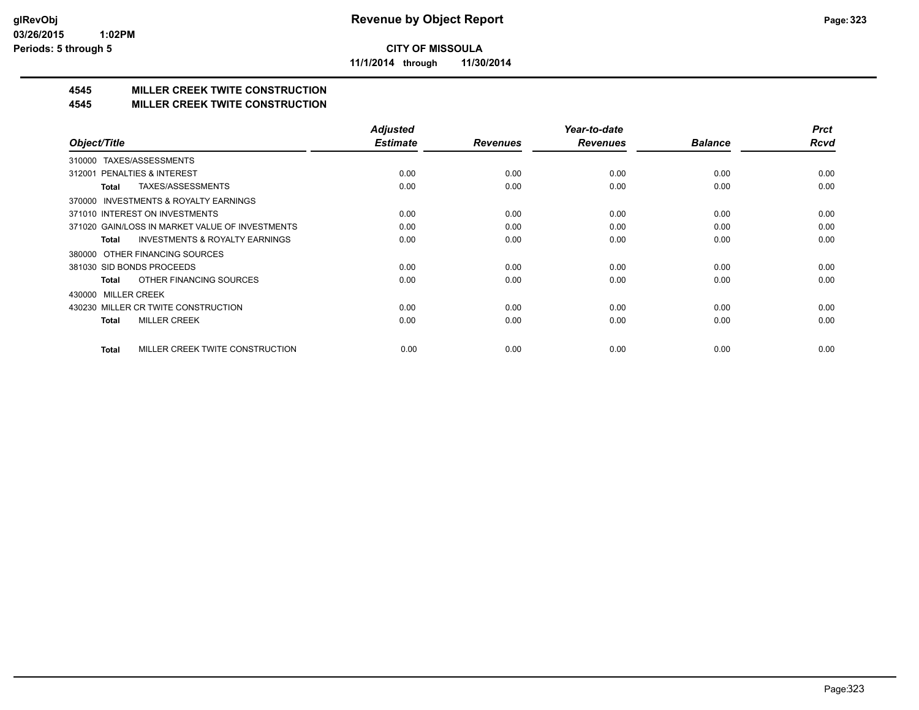# Revenue by Object Report

**CITY OF MISSOULA**

**11/1/2014 through 11/30/2014**

glRevObj
03/26/2015 1:02PM
Periods: 5 through 5

## 4545 MILLER CREEK TWITE CONSTRUCTION
## 4545 MILLER CREEK TWITE CONSTRUCTION

| Object/Title | Adjusted Estimate | Revenues | Year-to-date Revenues | Balance | Prct Rcvd |
|---|---|---|---|---|---|
| 310000 TAXES/ASSESSMENTS | | | | | |
| 312001 PENALTIES & INTEREST | 0.00 | 0.00 | 0.00 | 0.00 | 0.00 |
| **Total** TAXES/ASSESSMENTS | 0.00 | 0.00 | 0.00 | 0.00 | 0.00 |
| 370000 INVESTMENTS & ROYALTY EARNINGS | | | | | |
| 371010 INTEREST ON INVESTMENTS | 0.00 | 0.00 | 0.00 | 0.00 | 0.00 |
| 371020 GAIN/LOSS IN MARKET VALUE OF INVESTMENTS | 0.00 | 0.00 | 0.00 | 0.00 | 0.00 |
| **Total** INVESTMENTS & ROYALTY EARNINGS | 0.00 | 0.00 | 0.00 | 0.00 | 0.00 |
| 380000 OTHER FINANCING SOURCES | | | | | |
| 381030 SID BONDS PROCEEDS | 0.00 | 0.00 | 0.00 | 0.00 | 0.00 |
| **Total** OTHER FINANCING SOURCES | 0.00 | 0.00 | 0.00 | 0.00 | 0.00 |
| 430000 MILLER CREEK | | | | | |
| 430230 MILLER CR TWITE CONSTRUCTION | 0.00 | 0.00 | 0.00 | 0.00 | 0.00 |
| **Total** MILLER CREEK | 0.00 | 0.00 | 0.00 | 0.00 | 0.00 |
| **Total** MILLER CREEK TWITE CONSTRUCTION | 0.00 | 0.00 | 0.00 | 0.00 | 0.00 |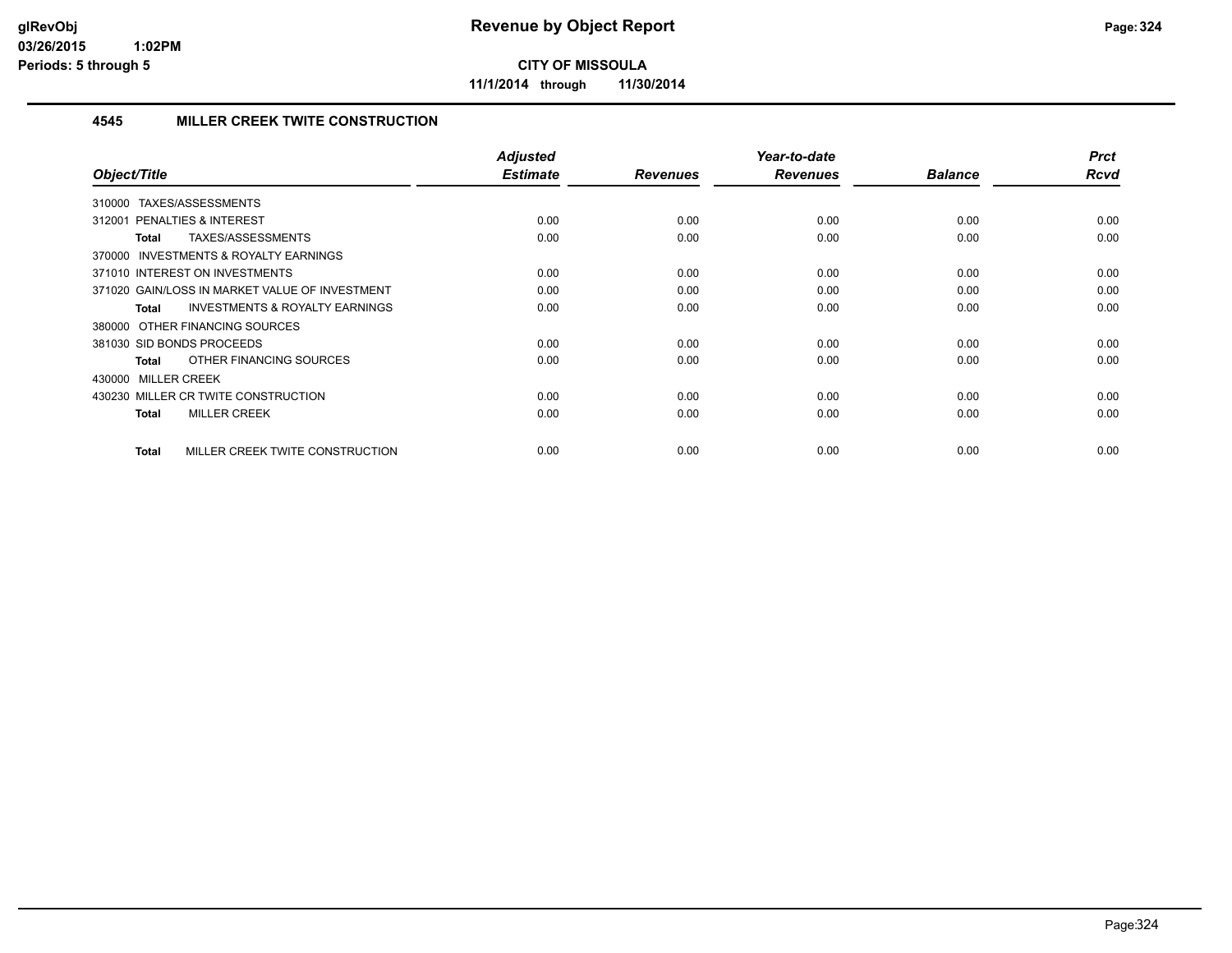# CITY OF MISSOULA

**11/1/2014 through 11/30/2014**

## 4545 MILLER CREEK TWITE CONSTRUCTION

| Object/Title | Adjusted Estimate | Revenues | Year-to-date Revenues | Balance | Prct Rcvd |
|---|---|---|---|---|---|
| 310000 TAXES/ASSESSMENTS | | | | | |
| 312001 PENALTIES & INTEREST | 0.00 | 0.00 | 0.00 | 0.00 | 0.00 |
| **Total** TAXES/ASSESSMENTS | 0.00 | 0.00 | 0.00 | 0.00 | 0.00 |
| 370000 INVESTMENTS & ROYALTY EARNINGS | | | | | |
| 371010 INTEREST ON INVESTMENTS | 0.00 | 0.00 | 0.00 | 0.00 | 0.00 |
| 371020 GAIN/LOSS IN MARKET VALUE OF INVESTMENT | 0.00 | 0.00 | 0.00 | 0.00 | 0.00 |
| **Total** INVESTMENTS & ROYALTY EARNINGS | 0.00 | 0.00 | 0.00 | 0.00 | 0.00 |
| 380000 OTHER FINANCING SOURCES | | | | | |
| 381030 SID BONDS PROCEEDS | 0.00 | 0.00 | 0.00 | 0.00 | 0.00 |
| **Total** OTHER FINANCING SOURCES | 0.00 | 0.00 | 0.00 | 0.00 | 0.00 |
| 430000 MILLER CREEK | | | | | |
| 430230 MILLER CR TWITE CONSTRUCTION | 0.00 | 0.00 | 0.00 | 0.00 | 0.00 |
| **Total** MILLER CREEK | 0.00 | 0.00 | 0.00 | 0.00 | 0.00 |
| **Total** MILLER CREEK TWITE CONSTRUCTION | 0.00 | 0.00 | 0.00 | 0.00 | 0.00 |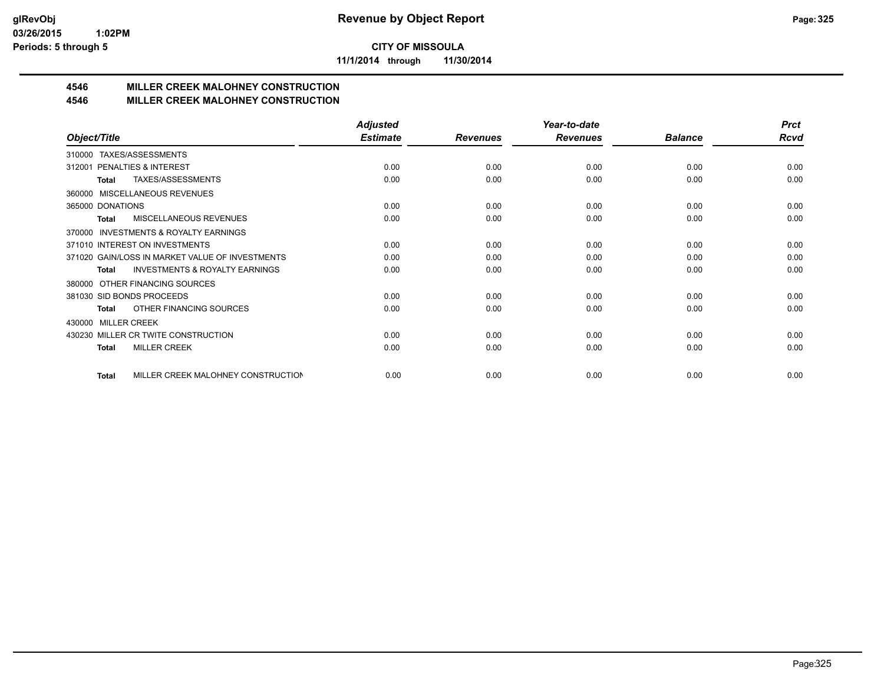**glRevObj**
**03/26/2015 1:02PM**
**Periods: 5 through 5**

# Revenue by Object Report

**CITY OF MISSOULA**

**11/1/2014 through 11/30/2014**

## 4546 MILLER CREEK MALOHNEY CONSTRUCTION
## 4546 MILLER CREEK MALOHNEY CONSTRUCTION

| Object/Title | Adjusted Estimate | Revenues | Year-to-date Revenues | Balance | Prct Rcvd |
|---|---|---|---|---|---|
| 310000 TAXES/ASSESSMENTS | | | | | |
| 312001 PENALTIES & INTEREST | 0.00 | 0.00 | 0.00 | 0.00 | 0.00 |
| **Total** TAXES/ASSESSMENTS | 0.00 | 0.00 | 0.00 | 0.00 | 0.00 |
| 360000 MISCELLANEOUS REVENUES | | | | | |
| 365000 DONATIONS | 0.00 | 0.00 | 0.00 | 0.00 | 0.00 |
| **Total** MISCELLANEOUS REVENUES | 0.00 | 0.00 | 0.00 | 0.00 | 0.00 |
| 370000 INVESTMENTS & ROYALTY EARNINGS | | | | | |
| 371010 INTEREST ON INVESTMENTS | 0.00 | 0.00 | 0.00 | 0.00 | 0.00 |
| 371020 GAIN/LOSS IN MARKET VALUE OF INVESTMENTS | 0.00 | 0.00 | 0.00 | 0.00 | 0.00 |
| **Total** INVESTMENTS & ROYALTY EARNINGS | 0.00 | 0.00 | 0.00 | 0.00 | 0.00 |
| 380000 OTHER FINANCING SOURCES | | | | | |
| 381030 SID BONDS PROCEEDS | 0.00 | 0.00 | 0.00 | 0.00 | 0.00 |
| **Total** OTHER FINANCING SOURCES | 0.00 | 0.00 | 0.00 | 0.00 | 0.00 |
| 430000 MILLER CREEK | | | | | |
| 430230 MILLER CR TWITE CONSTRUCTION | 0.00 | 0.00 | 0.00 | 0.00 | 0.00 |
| **Total** MILLER CREEK | 0.00 | 0.00 | 0.00 | 0.00 | 0.00 |
| **Total** MILLER CREEK MALOHNEY CONSTRUCTION | 0.00 | 0.00 | 0.00 | 0.00 | 0.00 |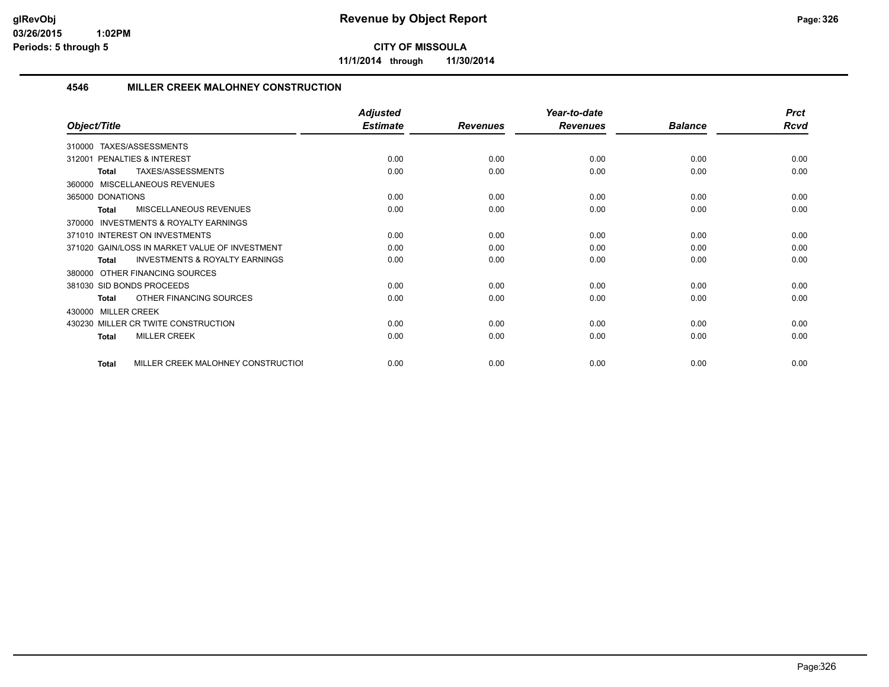**CITY OF MISSOULA**

**11/1/2014 through 11/30/2014**

## 4546 MILLER CREEK MALOHNEY CONSTRUCTION

| Object/Title | Adjusted Estimate | Revenues | Year-to-date Revenues | Balance | Prct Rcvd |
|---|---|---|---|---|---|
| 310000 TAXES/ASSESSMENTS | | | | | |
| 312001 PENALTIES & INTEREST | 0.00 | 0.00 | 0.00 | 0.00 | 0.00 |
| **Total** TAXES/ASSESSMENTS | 0.00 | 0.00 | 0.00 | 0.00 | 0.00 |
| 360000 MISCELLANEOUS REVENUES | | | | | |
| 365000 DONATIONS | 0.00 | 0.00 | 0.00 | 0.00 | 0.00 |
| **Total** MISCELLANEOUS REVENUES | 0.00 | 0.00 | 0.00 | 0.00 | 0.00 |
| 370000 INVESTMENTS & ROYALTY EARNINGS | | | | | |
| 371010 INTEREST ON INVESTMENTS | 0.00 | 0.00 | 0.00 | 0.00 | 0.00 |
| 371020 GAIN/LOSS IN MARKET VALUE OF INVESTMENT | 0.00 | 0.00 | 0.00 | 0.00 | 0.00 |
| **Total** INVESTMENTS & ROYALTY EARNINGS | 0.00 | 0.00 | 0.00 | 0.00 | 0.00 |
| 380000 OTHER FINANCING SOURCES | | | | | |
| 381030 SID BONDS PROCEEDS | 0.00 | 0.00 | 0.00 | 0.00 | 0.00 |
| **Total** OTHER FINANCING SOURCES | 0.00 | 0.00 | 0.00 | 0.00 | 0.00 |
| 430000 MILLER CREEK | | | | | |
| 430230 MILLER CR TWITE CONSTRUCTION | 0.00 | 0.00 | 0.00 | 0.00 | 0.00 |
| **Total** MILLER CREEK | 0.00 | 0.00 | 0.00 | 0.00 | 0.00 |
| **Total** MILLER CREEK MALOHNEY CONSTRUCTIOI | 0.00 | 0.00 | 0.00 | 0.00 | 0.00 |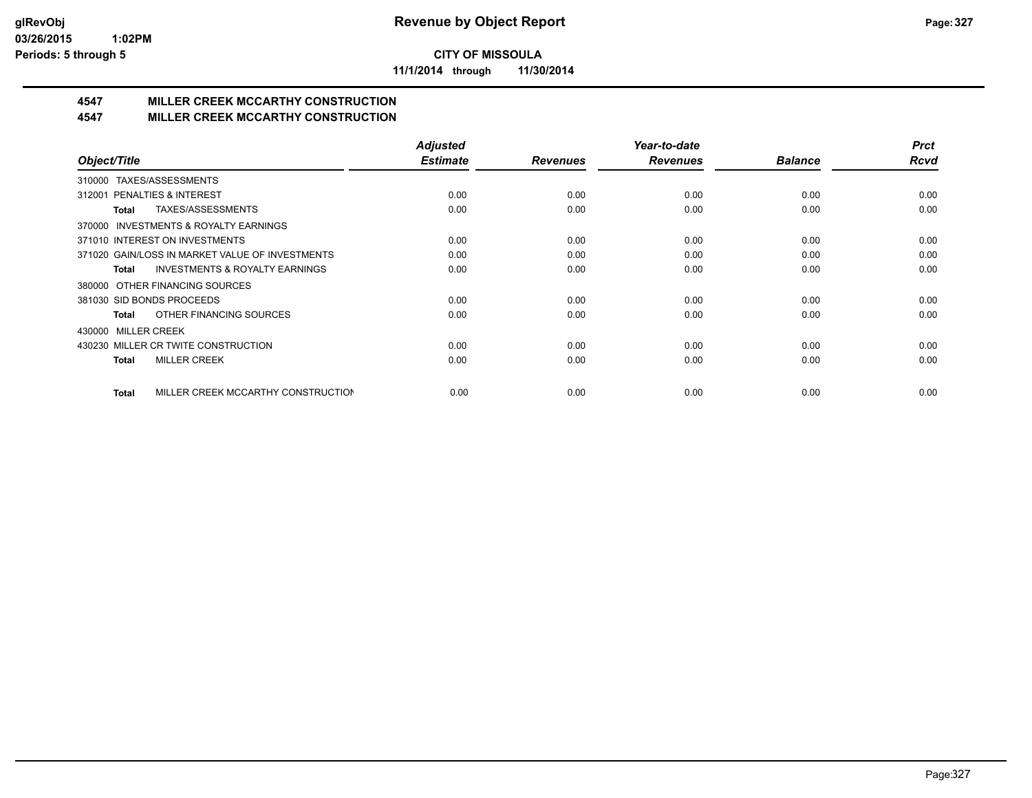**CITY OF MISSOULA**

**11/1/2014 through 11/30/2014**

# 4547 MILLER CREEK MCCARTHY CONSTRUCTION

## 4547 MILLER CREEK MCCARTHY CONSTRUCTION

| Object/Title | Adjusted Estimate | Revenues | Year-to-date Revenues | Balance | Prct Rcvd |
|---|---|---|---|---|---|
| 310000 TAXES/ASSESSMENTS | | | | | |
| 312001 PENALTIES & INTEREST | 0.00 | 0.00 | 0.00 | 0.00 | 0.00 |
| **Total** TAXES/ASSESSMENTS | 0.00 | 0.00 | 0.00 | 0.00 | 0.00 |
| 370000 INVESTMENTS & ROYALTY EARNINGS | | | | | |
| 371010 INTEREST ON INVESTMENTS | 0.00 | 0.00 | 0.00 | 0.00 | 0.00 |
| 371020 GAIN/LOSS IN MARKET VALUE OF INVESTMENTS | 0.00 | 0.00 | 0.00 | 0.00 | 0.00 |
| **Total** INVESTMENTS & ROYALTY EARNINGS | 0.00 | 0.00 | 0.00 | 0.00 | 0.00 |
| 380000 OTHER FINANCING SOURCES | | | | | |
| 381030 SID BONDS PROCEEDS | 0.00 | 0.00 | 0.00 | 0.00 | 0.00 |
| **Total** OTHER FINANCING SOURCES | 0.00 | 0.00 | 0.00 | 0.00 | 0.00 |
| 430000 MILLER CREEK | | | | | |
| 430230 MILLER CR TWITE CONSTRUCTION | 0.00 | 0.00 | 0.00 | 0.00 | 0.00 |
| **Total** MILLER CREEK | 0.00 | 0.00 | 0.00 | 0.00 | 0.00 |
| **Total** MILLER CREEK MCCARTHY CONSTRUCTION | 0.00 | 0.00 | 0.00 | 0.00 | 0.00 |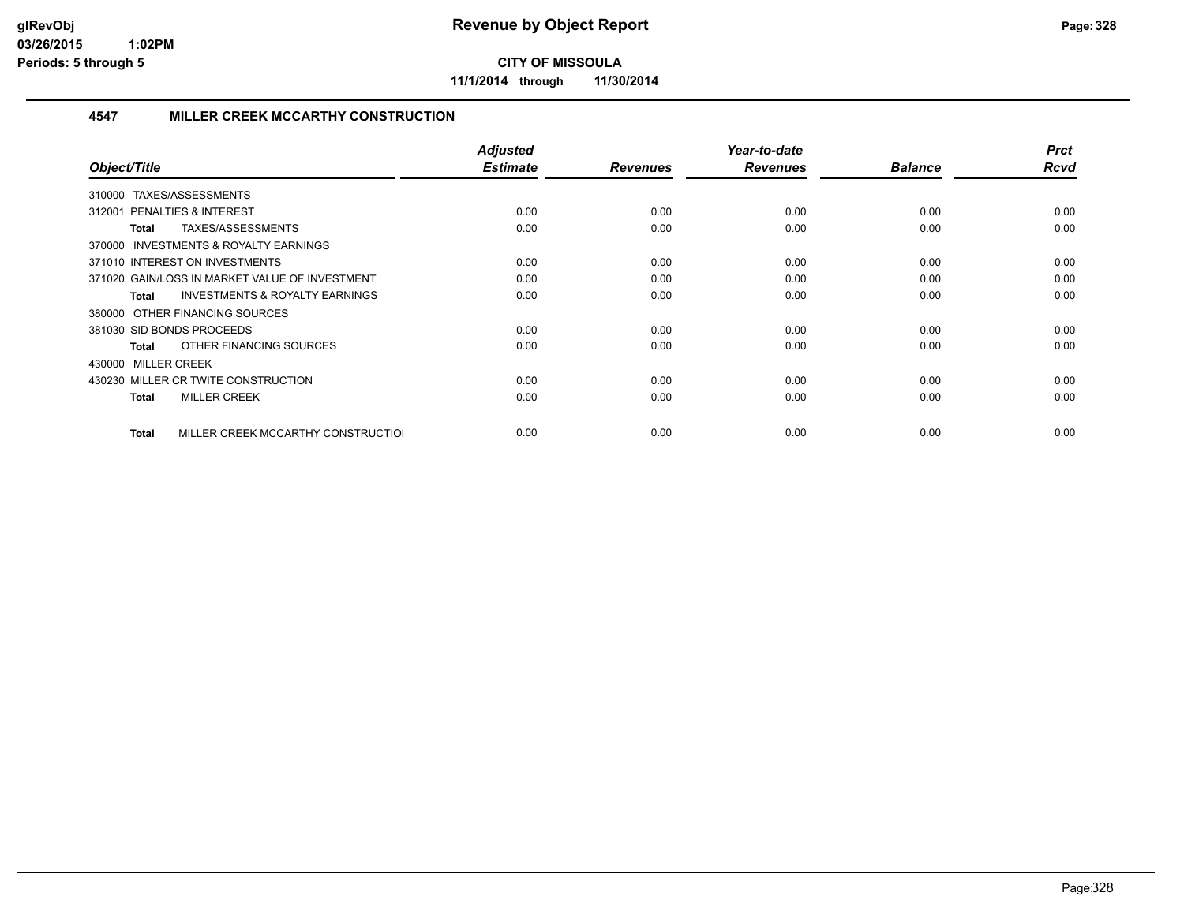# Revenue by Object Report

**CITY OF MISSOULA**

**11/1/2014 through 11/30/2014**

glRevObj
03/26/2015 1:02PM
Periods: 5 through 5

## 4547 MILLER CREEK MCCARTHY CONSTRUCTION

| Object/Title | Adjusted Estimate | Revenues | Year-to-date Revenues | Balance | Prct Rcvd |
|---|---|---|---|---|---|
| 310000 TAXES/ASSESSMENTS | | | | | |
| 312001 PENALTIES & INTEREST | 0.00 | 0.00 | 0.00 | 0.00 | 0.00 |
| **Total** TAXES/ASSESSMENTS | 0.00 | 0.00 | 0.00 | 0.00 | 0.00 |
| 370000 INVESTMENTS & ROYALTY EARNINGS | | | | | |
| 371010 INTEREST ON INVESTMENTS | 0.00 | 0.00 | 0.00 | 0.00 | 0.00 |
| 371020 GAIN/LOSS IN MARKET VALUE OF INVESTMENT | 0.00 | 0.00 | 0.00 | 0.00 | 0.00 |
| **Total** INVESTMENTS & ROYALTY EARNINGS | 0.00 | 0.00 | 0.00 | 0.00 | 0.00 |
| 380000 OTHER FINANCING SOURCES | | | | | |
| 381030 SID BONDS PROCEEDS | 0.00 | 0.00 | 0.00 | 0.00 | 0.00 |
| **Total** OTHER FINANCING SOURCES | 0.00 | 0.00 | 0.00 | 0.00 | 0.00 |
| 430000 MILLER CREEK | | | | | |
| 430230 MILLER CR TWITE CONSTRUCTION | 0.00 | 0.00 | 0.00 | 0.00 | 0.00 |
| **Total** MILLER CREEK | 0.00 | 0.00 | 0.00 | 0.00 | 0.00 |
| **Total** MILLER CREEK MCCARTHY CONSTRUCTIOI | 0.00 | 0.00 | 0.00 | 0.00 | 0.00 |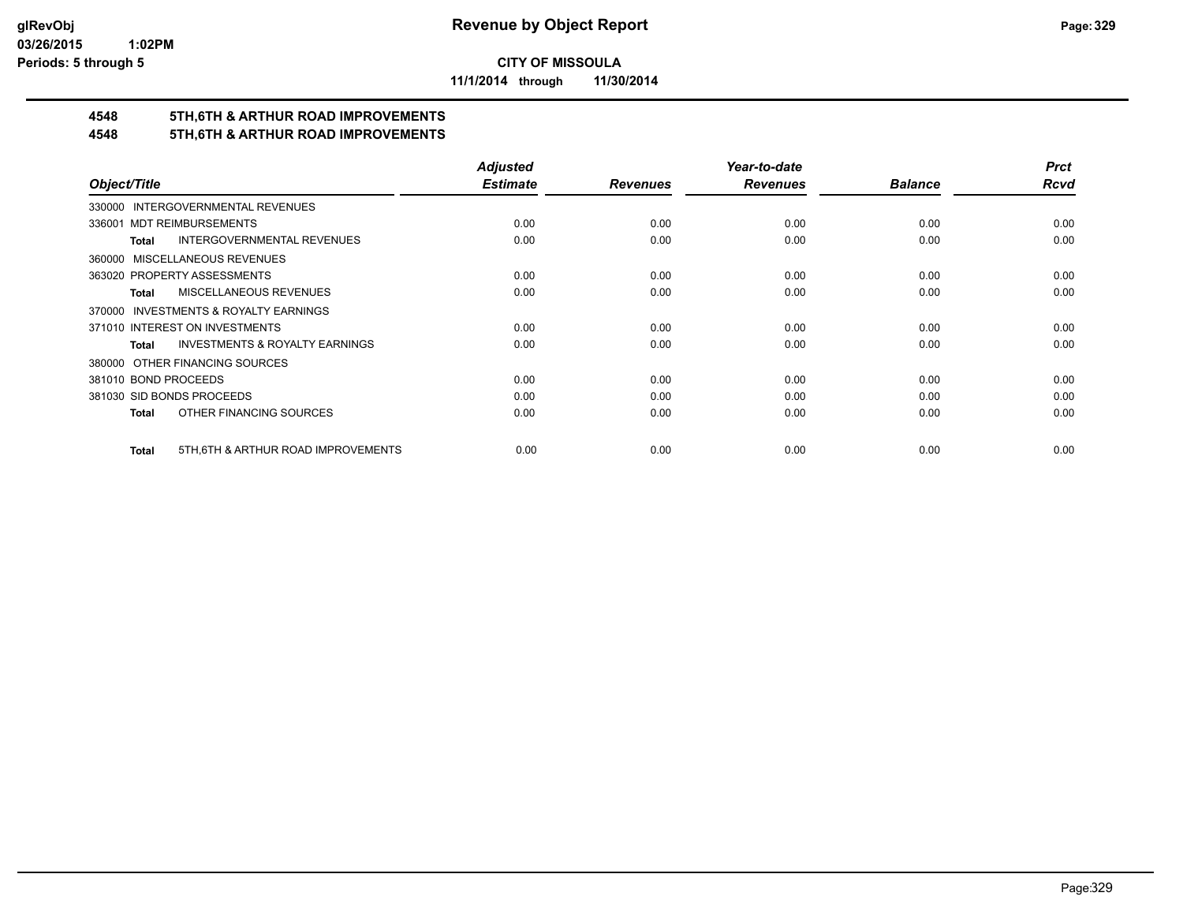**CITY OF MISSOULA**

**11/1/2014 through 11/30/2014**

## 4548 5TH,6TH & ARTHUR ROAD IMPROVEMENTS
## 4548 5TH,6TH & ARTHUR ROAD IMPROVEMENTS

| Object/Title | *Adjusted Estimate* | *Revenues* | *Year-to-date Revenues* | *Balance* | *Prct Rcvd* |
|---|---|---|---|---|---|
| 330000 INTERGOVERNMENTAL REVENUES | | | | | |
| 336001 MDT REIMBURSEMENTS | 0.00 | 0.00 | 0.00 | 0.00 | 0.00 |
| **Total** INTERGOVERNMENTAL REVENUES | 0.00 | 0.00 | 0.00 | 0.00 | 0.00 |
| 360000 MISCELLANEOUS REVENUES | | | | | |
| 363020 PROPERTY ASSESSMENTS | 0.00 | 0.00 | 0.00 | 0.00 | 0.00 |
| **Total** MISCELLANEOUS REVENUES | 0.00 | 0.00 | 0.00 | 0.00 | 0.00 |
| 370000 INVESTMENTS & ROYALTY EARNINGS | | | | | |
| 371010 INTEREST ON INVESTMENTS | 0.00 | 0.00 | 0.00 | 0.00 | 0.00 |
| **Total** INVESTMENTS & ROYALTY EARNINGS | 0.00 | 0.00 | 0.00 | 0.00 | 0.00 |
| 380000 OTHER FINANCING SOURCES | | | | | |
| 381010 BOND PROCEEDS | 0.00 | 0.00 | 0.00 | 0.00 | 0.00 |
| 381030 SID BONDS PROCEEDS | 0.00 | 0.00 | 0.00 | 0.00 | 0.00 |
| **Total** OTHER FINANCING SOURCES | 0.00 | 0.00 | 0.00 | 0.00 | 0.00 |
| **Total** 5TH,6TH & ARTHUR ROAD IMPROVEMENTS | 0.00 | 0.00 | 0.00 | 0.00 | 0.00 |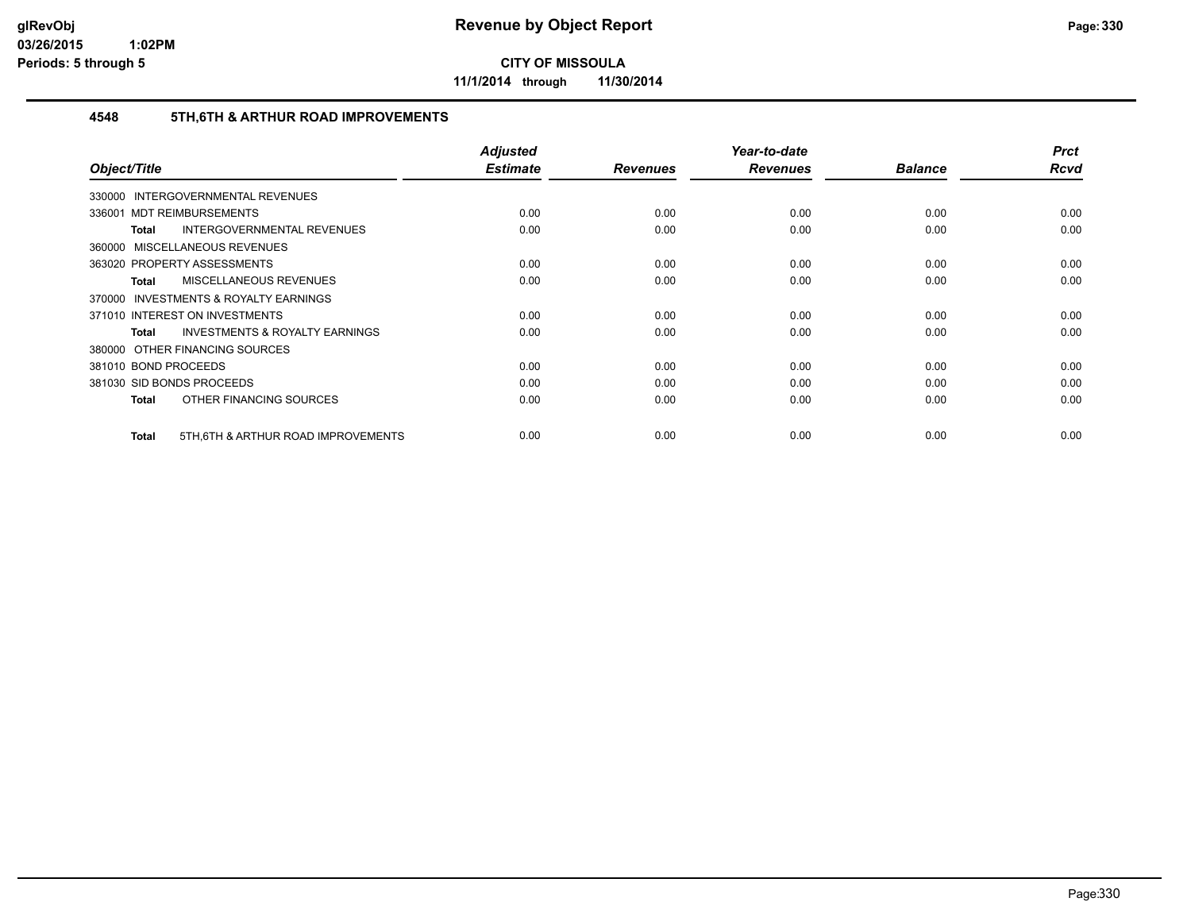**CITY OF MISSOULA**

**11/1/2014 through 11/30/2014**

## 4548 5TH,6TH & ARTHUR ROAD IMPROVEMENTS

| Object/Title | Adjusted Estimate | Revenues | Year-to-date Revenues | Balance | Prct Rcvd |
|---|---|---|---|---|---|
| 330000 INTERGOVERNMENTAL REVENUES | | | | | |
| 336001 MDT REIMBURSEMENTS | 0.00 | 0.00 | 0.00 | 0.00 | 0.00 |
| **Total** INTERGOVERNMENTAL REVENUES | 0.00 | 0.00 | 0.00 | 0.00 | 0.00 |
| 360000 MISCELLANEOUS REVENUES | | | | | |
| 363020 PROPERTY ASSESSMENTS | 0.00 | 0.00 | 0.00 | 0.00 | 0.00 |
| **Total** MISCELLANEOUS REVENUES | 0.00 | 0.00 | 0.00 | 0.00 | 0.00 |
| 370000 INVESTMENTS & ROYALTY EARNINGS | | | | | |
| 371010 INTEREST ON INVESTMENTS | 0.00 | 0.00 | 0.00 | 0.00 | 0.00 |
| **Total** INVESTMENTS & ROYALTY EARNINGS | 0.00 | 0.00 | 0.00 | 0.00 | 0.00 |
| 380000 OTHER FINANCING SOURCES | | | | | |
| 381010 BOND PROCEEDS | 0.00 | 0.00 | 0.00 | 0.00 | 0.00 |
| 381030 SID BONDS PROCEEDS | 0.00 | 0.00 | 0.00 | 0.00 | 0.00 |
| **Total** OTHER FINANCING SOURCES | 0.00 | 0.00 | 0.00 | 0.00 | 0.00 |
| **Total** 5TH,6TH & ARTHUR ROAD IMPROVEMENTS | 0.00 | 0.00 | 0.00 | 0.00 | 0.00 |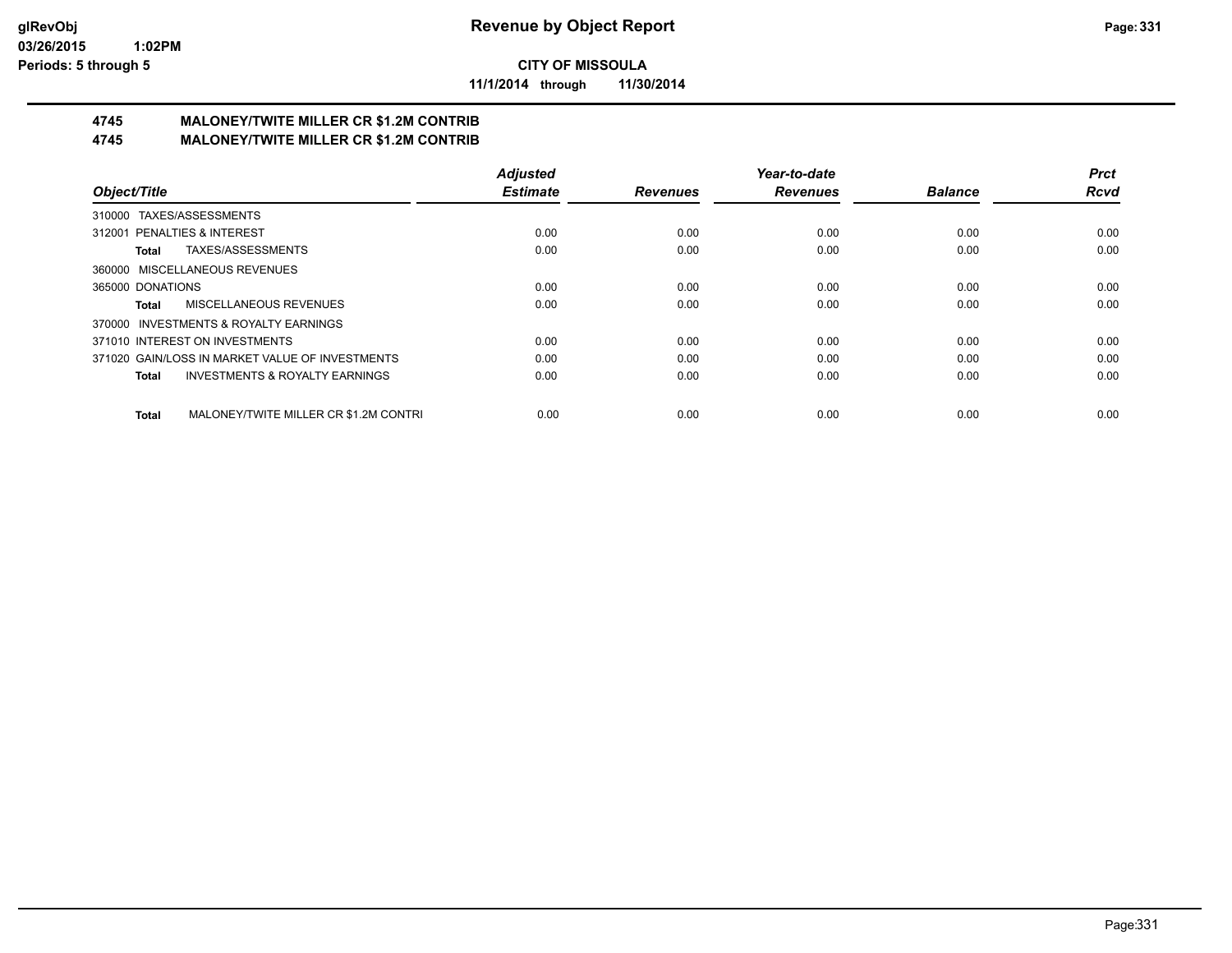**Revenue by Object Report**

**CITY OF MISSOULA**

**11/1/2014 through 11/30/2014**

glRevObj
03/26/2015 1:02PM
Periods: 5 through 5

## 4745 MALONEY/TWITE MILLER CR $1.2M CONTRIB
## 4745 MALONEY/TWITE MILLER CR $1.2M CONTRIB

| Object/Title | Adjusted Estimate | Revenues | Year-to-date Revenues | Balance | Prct Rcvd |
|---|---|---|---|---|---|
| 310000 TAXES/ASSESSMENTS | | | | | |
| 312001 PENALTIES & INTEREST | 0.00 | 0.00 | 0.00 | 0.00 | 0.00 |
| **Total** TAXES/ASSESSMENTS | 0.00 | 0.00 | 0.00 | 0.00 | 0.00 |
| 360000 MISCELLANEOUS REVENUES | | | | | |
| 365000 DONATIONS | 0.00 | 0.00 | 0.00 | 0.00 | 0.00 |
| **Total** MISCELLANEOUS REVENUES | 0.00 | 0.00 | 0.00 | 0.00 | 0.00 |
| 370000 INVESTMENTS & ROYALTY EARNINGS | | | | | |
| 371010 INTEREST ON INVESTMENTS | 0.00 | 0.00 | 0.00 | 0.00 | 0.00 |
| 371020 GAIN/LOSS IN MARKET VALUE OF INVESTMENTS | 0.00 | 0.00 | 0.00 | 0.00 | 0.00 |
| **Total** INVESTMENTS & ROYALTY EARNINGS | 0.00 | 0.00 | 0.00 | 0.00 | 0.00 |
| **Total** MALONEY/TWITE MILLER CR $1.2M CONTRI | 0.00 | 0.00 | 0.00 | 0.00 | 0.00 |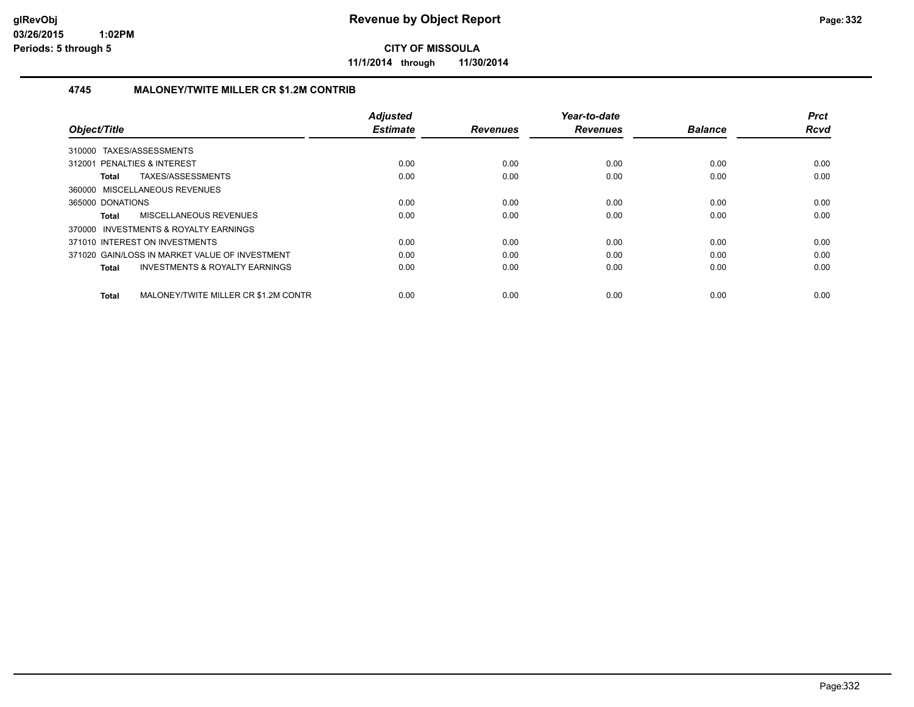**CITY OF MISSOULA**

**11/1/2014 through 11/30/2014**

### 4745 MALONEY/TWITE MILLER CR $1.2M CONTRIB

| Object/Title | Adjusted Estimate | Revenues | Year-to-date Revenues | Balance | Prct Rcvd |
|---|---|---|---|---|---|
| 310000 TAXES/ASSESSMENTS | | | | | |
| 312001 PENALTIES & INTEREST | 0.00 | 0.00 | 0.00 | 0.00 | 0.00 |
| **Total** TAXES/ASSESSMENTS | 0.00 | 0.00 | 0.00 | 0.00 | 0.00 |
| 360000 MISCELLANEOUS REVENUES | | | | | |
| 365000 DONATIONS | 0.00 | 0.00 | 0.00 | 0.00 | 0.00 |
| **Total** MISCELLANEOUS REVENUES | 0.00 | 0.00 | 0.00 | 0.00 | 0.00 |
| 370000 INVESTMENTS & ROYALTY EARNINGS | | | | | |
| 371010 INTEREST ON INVESTMENTS | 0.00 | 0.00 | 0.00 | 0.00 | 0.00 |
| 371020 GAIN/LOSS IN MARKET VALUE OF INVESTMENT | 0.00 | 0.00 | 0.00 | 0.00 | 0.00 |
| **Total** INVESTMENTS & ROYALTY EARNINGS | 0.00 | 0.00 | 0.00 | 0.00 | 0.00 |
| **Total** MALONEY/TWITE MILLER CR $1.2M CONTR | 0.00 | 0.00 | 0.00 | 0.00 | 0.00 |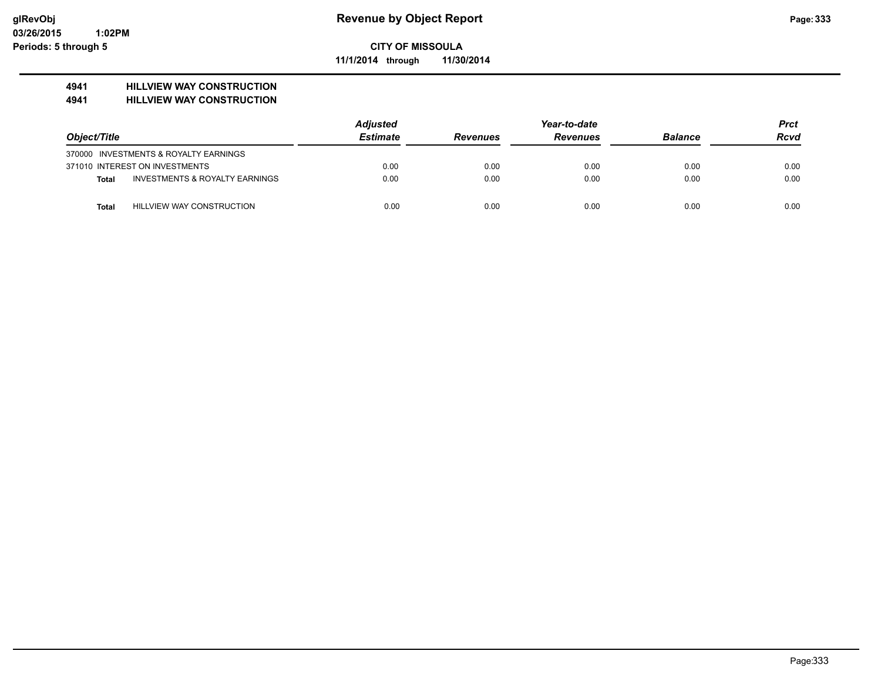**CITY OF MISSOULA**

**11/1/2014 through 11/30/2014**

**4941 HILLVIEW WAY CONSTRUCTION**
**4941 HILLVIEW WAY CONSTRUCTION**

| Object/Title | | Adjusted Estimate | Revenues | Year-to-date Revenues | Balance | Prct Rcvd |
|---|---|---|---|---|---|---|
| 370000 INVESTMENTS & ROYALTY EARNINGS | | | | | | |
| 371010 INTEREST ON INVESTMENTS | | 0.00 | 0.00 | 0.00 | 0.00 | 0.00 |
| **Total** | INVESTMENTS & ROYALTY EARNINGS | 0.00 | 0.00 | 0.00 | 0.00 | 0.00 |
| **Total** | HILLVIEW WAY CONSTRUCTION | 0.00 | 0.00 | 0.00 | 0.00 | 0.00 |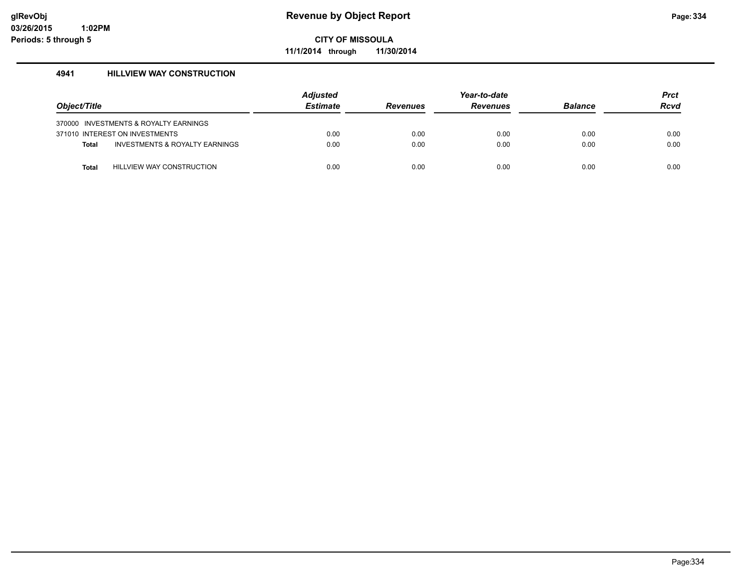# Revenue by Object Report

glRevObj
03/26/2015 1:02PM
Periods: 5 through 5

**CITY OF MISSOULA**

**11/1/2014 through 11/30/2014**

### 4941 HILLVIEW WAY CONSTRUCTION

| Object/Title | Adjusted Estimate | Revenues | Year-to-date Revenues | Balance | Prct Rcvd |
|---|---|---|---|---|---|
| 370000 INVESTMENTS & ROYALTY EARNINGS | | | | | |
| 371010 INTEREST ON INVESTMENTS | 0.00 | 0.00 | 0.00 | 0.00 | 0.00 |
| **Total** INVESTMENTS & ROYALTY EARNINGS | 0.00 | 0.00 | 0.00 | 0.00 | 0.00 |
| **Total** HILLVIEW WAY CONSTRUCTION | 0.00 | 0.00 | 0.00 | 0.00 | 0.00 |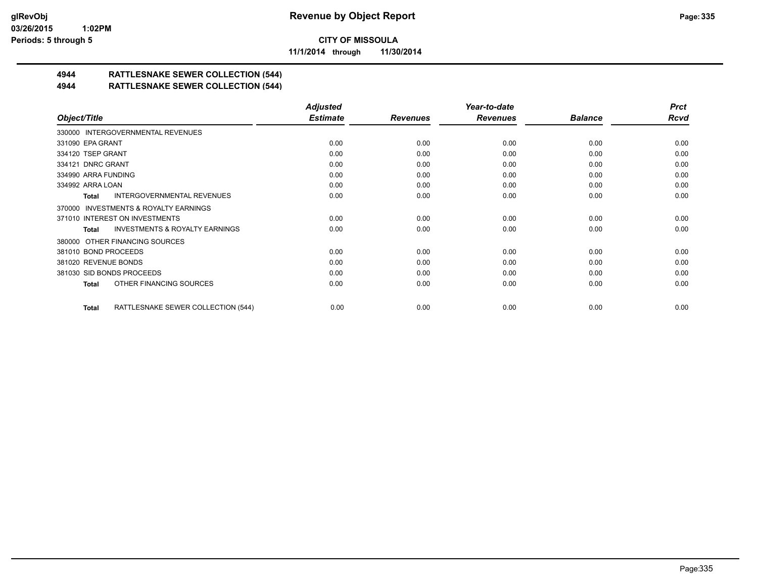**CITY OF MISSOULA**

**11/1/2014 through 11/30/2014**

## 4944 RATTLESNAKE SEWER COLLECTION (544)

## 4944 RATTLESNAKE SEWER COLLECTION (544)

| Object/Title | Adjusted Estimate | Revenues | Year-to-date Revenues | Balance | Prct Rcvd |
|---|---|---|---|---|---|
| 330000 INTERGOVERNMENTAL REVENUES | | | | | |
| 331090 EPA GRANT | 0.00 | 0.00 | 0.00 | 0.00 | 0.00 |
| 334120 TSEP GRANT | 0.00 | 0.00 | 0.00 | 0.00 | 0.00 |
| 334121 DNRC GRANT | 0.00 | 0.00 | 0.00 | 0.00 | 0.00 |
| 334990 ARRA FUNDING | 0.00 | 0.00 | 0.00 | 0.00 | 0.00 |
| 334992 ARRA LOAN | 0.00 | 0.00 | 0.00 | 0.00 | 0.00 |
| **Total** INTERGOVERNMENTAL REVENUES | 0.00 | 0.00 | 0.00 | 0.00 | 0.00 |
| 370000 INVESTMENTS & ROYALTY EARNINGS | | | | | |
| 371010 INTEREST ON INVESTMENTS | 0.00 | 0.00 | 0.00 | 0.00 | 0.00 |
| **Total** INVESTMENTS & ROYALTY EARNINGS | 0.00 | 0.00 | 0.00 | 0.00 | 0.00 |
| 380000 OTHER FINANCING SOURCES | | | | | |
| 381010 BOND PROCEEDS | 0.00 | 0.00 | 0.00 | 0.00 | 0.00 |
| 381020 REVENUE BONDS | 0.00 | 0.00 | 0.00 | 0.00 | 0.00 |
| 381030 SID BONDS PROCEEDS | 0.00 | 0.00 | 0.00 | 0.00 | 0.00 |
| **Total** OTHER FINANCING SOURCES | 0.00 | 0.00 | 0.00 | 0.00 | 0.00 |
| **Total** RATTLESNAKE SEWER COLLECTION (544) | 0.00 | 0.00 | 0.00 | 0.00 | 0.00 |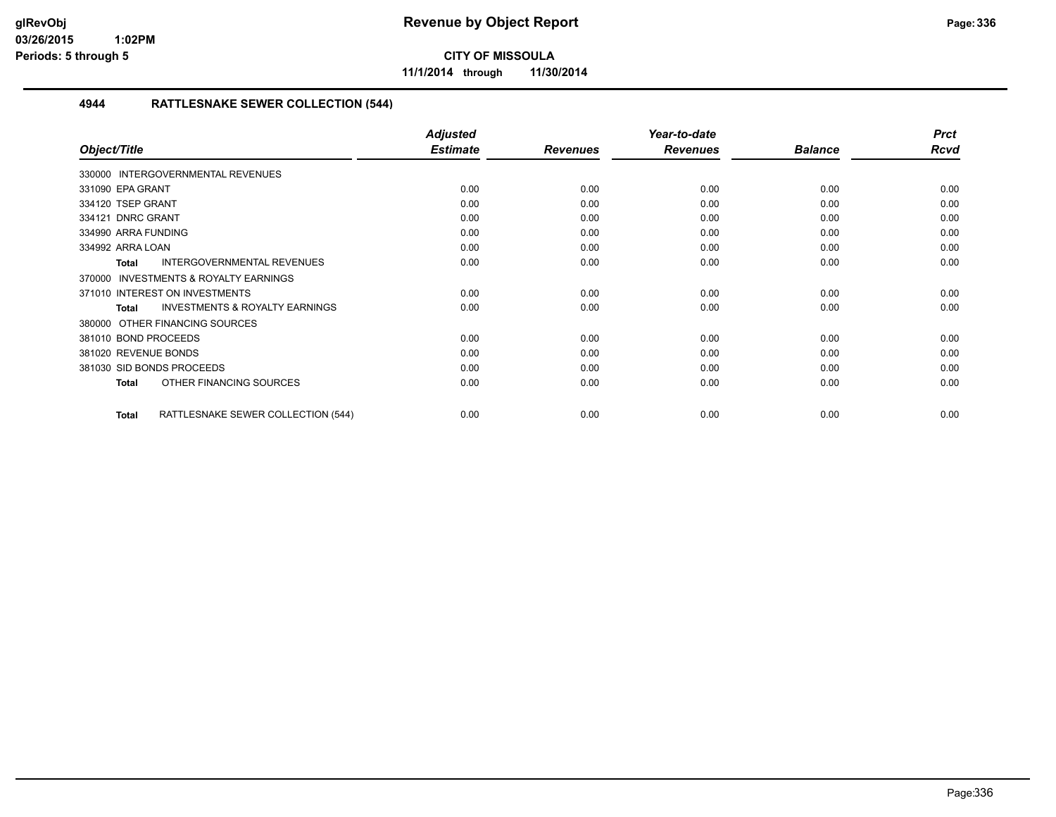CITY OF MISSOULA

11/1/2014 through 11/30/2014

## 4944 RATTLESNAKE SEWER COLLECTION (544)

| Object/Title | Adjusted Estimate | Revenues | Year-to-date Revenues | Balance | Prct Rcvd |
|---|---|---|---|---|---|
| 330000 INTERGOVERNMENTAL REVENUES | | | | | |
| 331090 EPA GRANT | 0.00 | 0.00 | 0.00 | 0.00 | 0.00 |
| 334120 TSEP GRANT | 0.00 | 0.00 | 0.00 | 0.00 | 0.00 |
| 334121 DNRC GRANT | 0.00 | 0.00 | 0.00 | 0.00 | 0.00 |
| 334990 ARRA FUNDING | 0.00 | 0.00 | 0.00 | 0.00 | 0.00 |
| 334992 ARRA LOAN | 0.00 | 0.00 | 0.00 | 0.00 | 0.00 |
| **Total** INTERGOVERNMENTAL REVENUES | 0.00 | 0.00 | 0.00 | 0.00 | 0.00 |
| 370000 INVESTMENTS & ROYALTY EARNINGS | | | | | |
| 371010 INTEREST ON INVESTMENTS | 0.00 | 0.00 | 0.00 | 0.00 | 0.00 |
| **Total** INVESTMENTS & ROYALTY EARNINGS | 0.00 | 0.00 | 0.00 | 0.00 | 0.00 |
| 380000 OTHER FINANCING SOURCES | | | | | |
| 381010 BOND PROCEEDS | 0.00 | 0.00 | 0.00 | 0.00 | 0.00 |
| 381020 REVENUE BONDS | 0.00 | 0.00 | 0.00 | 0.00 | 0.00 |
| 381030 SID BONDS PROCEEDS | 0.00 | 0.00 | 0.00 | 0.00 | 0.00 |
| **Total** OTHER FINANCING SOURCES | 0.00 | 0.00 | 0.00 | 0.00 | 0.00 |
| **Total** RATTLESNAKE SEWER COLLECTION (544) | 0.00 | 0.00 | 0.00 | 0.00 | 0.00 |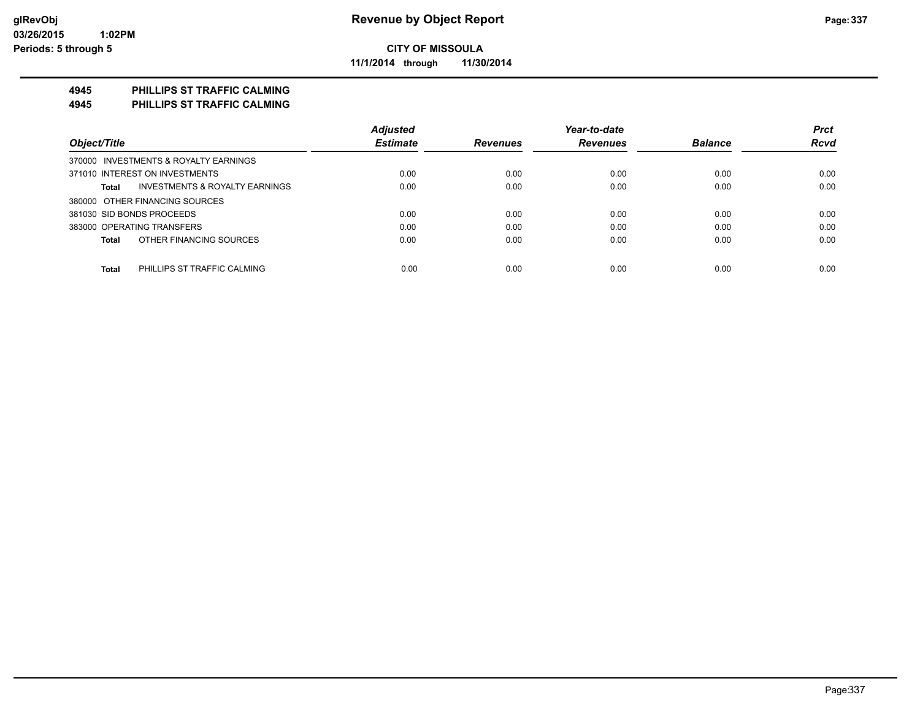# Revenue by Object Report

**CITY OF MISSOULA**

**11/1/2014 through 11/30/2014**

glRevObj
03/26/2015 1:02PM
Periods: 5 through 5

## 4945 PHILLIPS ST TRAFFIC CALMING
## 4945 PHILLIPS ST TRAFFIC CALMING

| Object/Title | Adjusted Estimate | Revenues | Year-to-date Revenues | Balance | Prct Rcvd |
|---|---|---|---|---|---|
| 370000 INVESTMENTS & ROYALTY EARNINGS | | | | | |
| 371010 INTEREST ON INVESTMENTS | 0.00 | 0.00 | 0.00 | 0.00 | 0.00 |
| **Total** INVESTMENTS & ROYALTY EARNINGS | 0.00 | 0.00 | 0.00 | 0.00 | 0.00 |
| 380000 OTHER FINANCING SOURCES | | | | | |
| 381030 SID BONDS PROCEEDS | 0.00 | 0.00 | 0.00 | 0.00 | 0.00 |
| 383000 OPERATING TRANSFERS | 0.00 | 0.00 | 0.00 | 0.00 | 0.00 |
| **Total** OTHER FINANCING SOURCES | 0.00 | 0.00 | 0.00 | 0.00 | 0.00 |
| **Total** PHILLIPS ST TRAFFIC CALMING | 0.00 | 0.00 | 0.00 | 0.00 | 0.00 |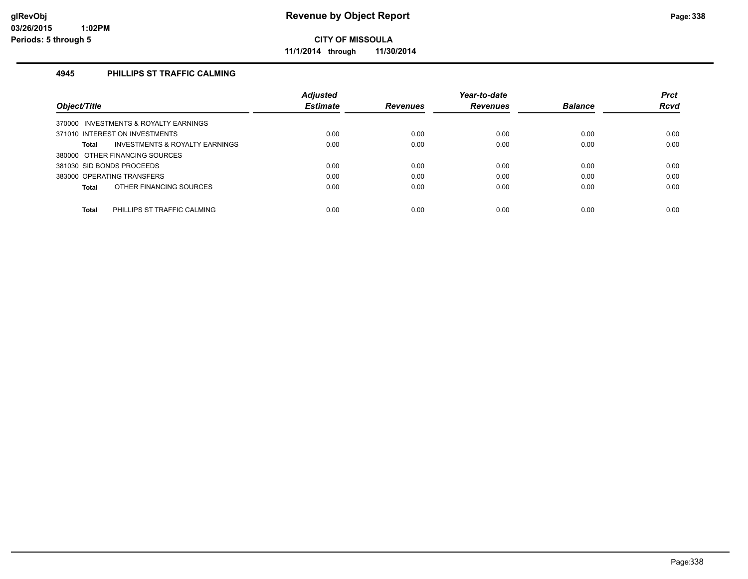# Revenue by Object Report

glRevObj
03/26/2015 1:02PM
Periods: 5 through 5

**CITY OF MISSOULA**

**11/1/2014 through 11/30/2014**

### 4945 PHILLIPS ST TRAFFIC CALMING

| Object/Title | Adjusted Estimate | Revenues | Year-to-date Revenues | Balance | Prct Rcvd |
|---|---|---|---|---|---|
| 370000 INVESTMENTS & ROYALTY EARNINGS | | | | | |
| 371010 INTEREST ON INVESTMENTS | 0.00 | 0.00 | 0.00 | 0.00 | 0.00 |
| **Total** INVESTMENTS & ROYALTY EARNINGS | 0.00 | 0.00 | 0.00 | 0.00 | 0.00 |
| 380000 OTHER FINANCING SOURCES | | | | | |
| 381030 SID BONDS PROCEEDS | 0.00 | 0.00 | 0.00 | 0.00 | 0.00 |
| 383000 OPERATING TRANSFERS | 0.00 | 0.00 | 0.00 | 0.00 | 0.00 |
| **Total** OTHER FINANCING SOURCES | 0.00 | 0.00 | 0.00 | 0.00 | 0.00 |
| **Total** PHILLIPS ST TRAFFIC CALMING | 0.00 | 0.00 | 0.00 | 0.00 | 0.00 |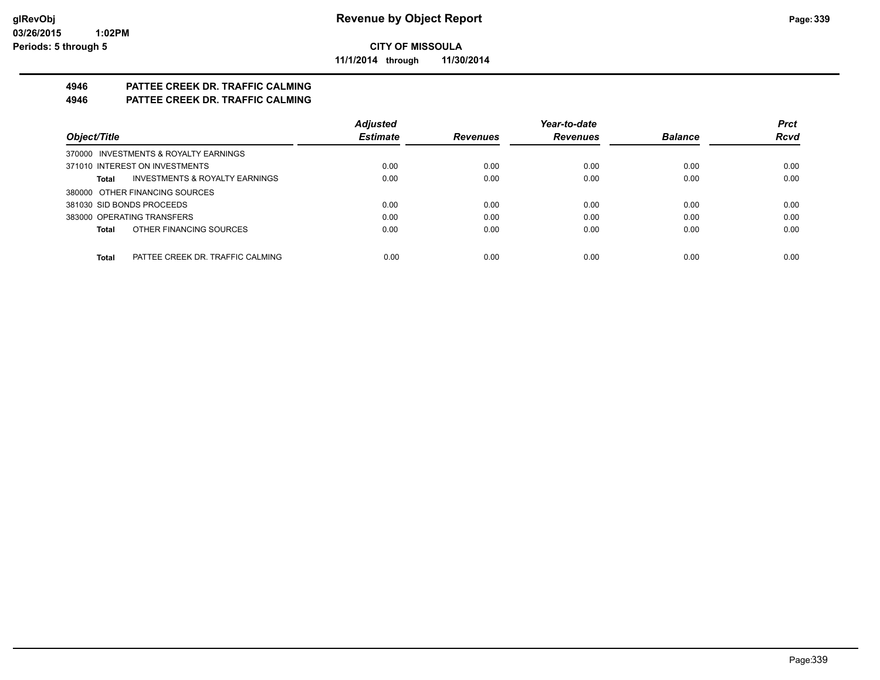**CITY OF MISSOULA**

**11/1/2014 through 11/30/2014**

**4946 PATTEE CREEK DR. TRAFFIC CALMING**

**4946 PATTEE CREEK DR. TRAFFIC CALMING**

| Object/Title | Adjusted Estimate | Revenues | Year-to-date Revenues | Balance | Prct Rcvd |
|---|---|---|---|---|---|
| 370000 INVESTMENTS & ROYALTY EARNINGS | | | | | |
| 371010 INTEREST ON INVESTMENTS | 0.00 | 0.00 | 0.00 | 0.00 | 0.00 |
| **Total** INVESTMENTS & ROYALTY EARNINGS | 0.00 | 0.00 | 0.00 | 0.00 | 0.00 |
| 380000 OTHER FINANCING SOURCES | | | | | |
| 381030 SID BONDS PROCEEDS | 0.00 | 0.00 | 0.00 | 0.00 | 0.00 |
| 383000 OPERATING TRANSFERS | 0.00 | 0.00 | 0.00 | 0.00 | 0.00 |
| **Total** OTHER FINANCING SOURCES | 0.00 | 0.00 | 0.00 | 0.00 | 0.00 |
| **Total** PATTEE CREEK DR. TRAFFIC CALMING | 0.00 | 0.00 | 0.00 | 0.00 | 0.00 |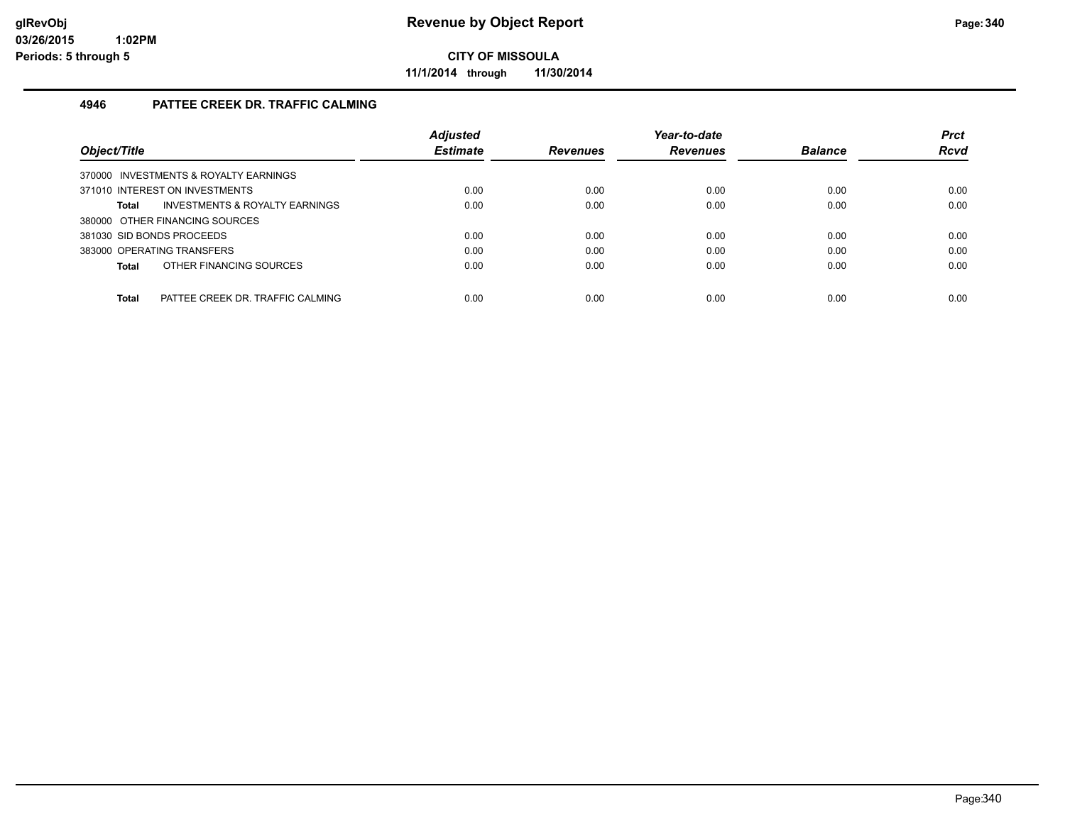# Revenue by Object Report

**CITY OF MISSOULA**

**11/1/2014 through 11/30/2014**

glRevObj
03/26/2015 1:02PM
Periods: 5 through 5

## 4946 PATTEE CREEK DR. TRAFFIC CALMING

| Object/Title | Adjusted Estimate | Revenues | Year-to-date Revenues | Balance | Prct Rcvd |
|---|---|---|---|---|---|
| 370000 INVESTMENTS & ROYALTY EARNINGS | | | | | |
| 371010 INTEREST ON INVESTMENTS | 0.00 | 0.00 | 0.00 | 0.00 | 0.00 |
| **Total** INVESTMENTS & ROYALTY EARNINGS | 0.00 | 0.00 | 0.00 | 0.00 | 0.00 |
| 380000 OTHER FINANCING SOURCES | | | | | |
| 381030 SID BONDS PROCEEDS | 0.00 | 0.00 | 0.00 | 0.00 | 0.00 |
| 383000 OPERATING TRANSFERS | 0.00 | 0.00 | 0.00 | 0.00 | 0.00 |
| **Total** OTHER FINANCING SOURCES | 0.00 | 0.00 | 0.00 | 0.00 | 0.00 |
| **Total** PATTEE CREEK DR. TRAFFIC CALMING | 0.00 | 0.00 | 0.00 | 0.00 | 0.00 |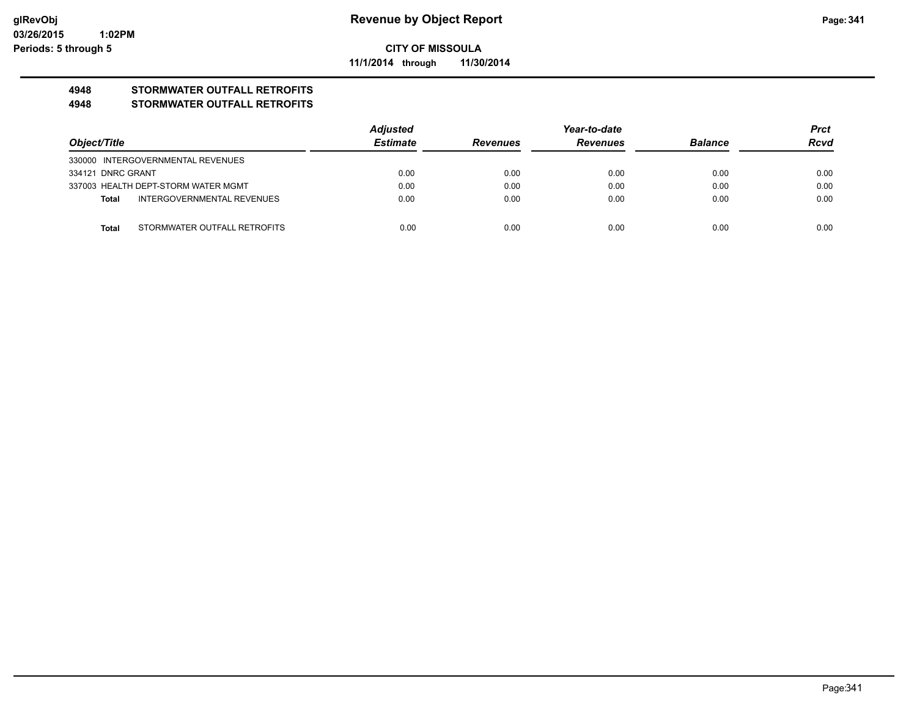**Revenue by Object Report**

**CITY OF MISSOULA**

**11/1/2014 through 11/30/2014**

**4948 STORMWATER OUTFALL RETROFITS**

**4948 STORMWATER OUTFALL RETROFITS**

| Object/Title | Adjusted Estimate | Revenues | Year-to-date Revenues | Balance | Prct Rcvd |
|---|---|---|---|---|---|
| 330000 INTERGOVERNMENTAL REVENUES | | | | | |
| 334121 DNRC GRANT | 0.00 | 0.00 | 0.00 | 0.00 | 0.00 |
| 337003 HEALTH DEPT-STORM WATER MGMT | 0.00 | 0.00 | 0.00 | 0.00 | 0.00 |
| **Total** INTERGOVERNMENTAL REVENUES | 0.00 | 0.00 | 0.00 | 0.00 | 0.00 |
| **Total** STORMWATER OUTFALL RETROFITS | 0.00 | 0.00 | 0.00 | 0.00 | 0.00 |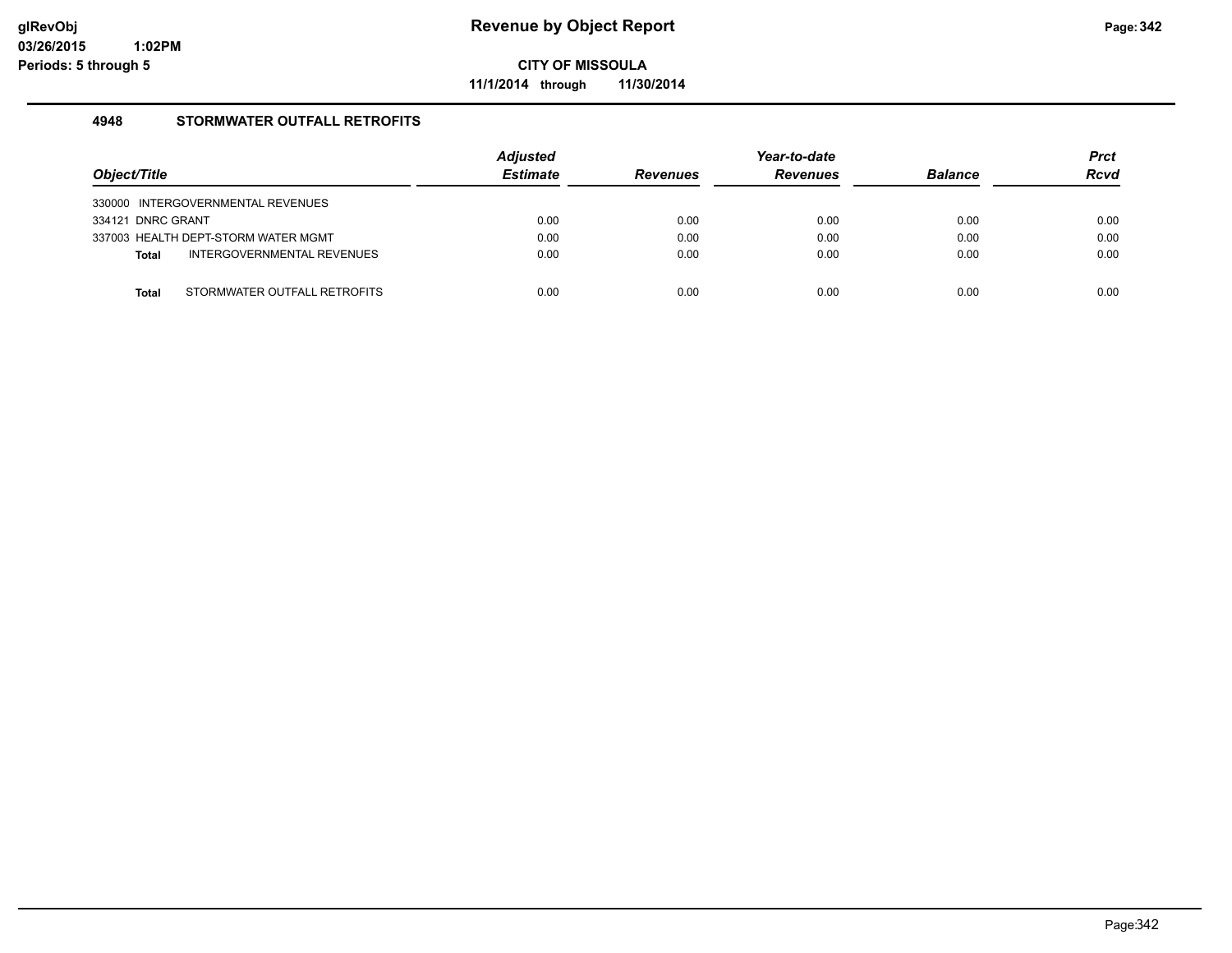# Revenue by Object Report

**CITY OF MISSOULA**

**11/1/2014 through 11/30/2014**

glRevObj
03/26/2015 1:02PM
Periods: 5 through 5

### 4948 STORMWATER OUTFALL RETROFITS

| Object/Title | Adjusted Estimate | Revenues | Year-to-date Revenues | Balance | Prct Rcvd |
|---|---|---|---|---|---|
| 330000 INTERGOVERNMENTAL REVENUES | | | | | |
| 334121 DNRC GRANT | 0.00 | 0.00 | 0.00 | 0.00 | 0.00 |
| 337003 HEALTH DEPT-STORM WATER MGMT | 0.00 | 0.00 | 0.00 | 0.00 | 0.00 |
| **Total** INTERGOVERNMENTAL REVENUES | 0.00 | 0.00 | 0.00 | 0.00 | 0.00 |
| **Total** STORMWATER OUTFALL RETROFITS | 0.00 | 0.00 | 0.00 | 0.00 | 0.00 |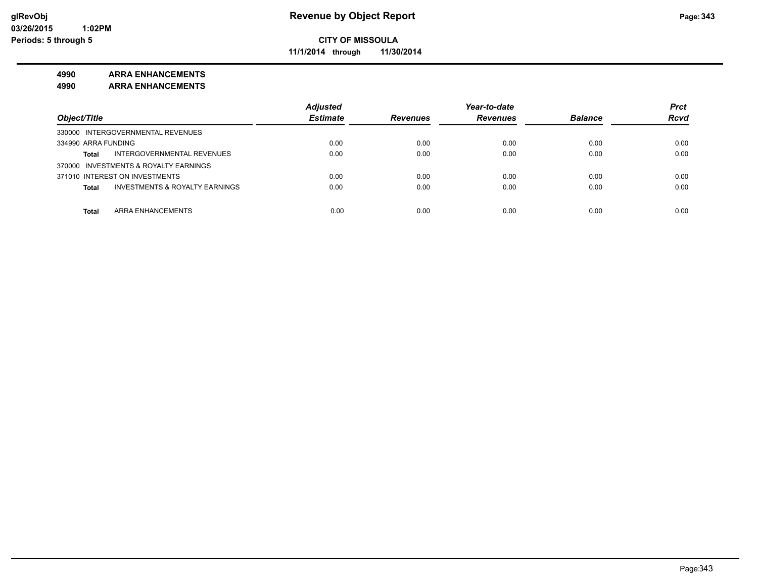# Revenue by Object Report

**CITY OF MISSOULA**

**11/1/2014 through 11/30/2014**

glRevObj
03/26/2015 1:02PM
Periods: 5 through 5

**4990 ARRA ENHANCEMENTS**

**4990 ARRA ENHANCEMENTS**

| Object/Title | Adjusted Estimate | Revenues | Year-to-date Revenues | Balance | Prct Rcvd |
|---|---|---|---|---|---|
| 330000 INTERGOVERNMENTAL REVENUES | | | | | |
| 334990 ARRA FUNDING | 0.00 | 0.00 | 0.00 | 0.00 | 0.00 |
| **Total** INTERGOVERNMENTAL REVENUES | 0.00 | 0.00 | 0.00 | 0.00 | 0.00 |
| 370000 INVESTMENTS & ROYALTY EARNINGS | | | | | |
| 371010 INTEREST ON INVESTMENTS | 0.00 | 0.00 | 0.00 | 0.00 | 0.00 |
| **Total** INVESTMENTS & ROYALTY EARNINGS | 0.00 | 0.00 | 0.00 | 0.00 | 0.00 |
| **Total** ARRA ENHANCEMENTS | 0.00 | 0.00 | 0.00 | 0.00 | 0.00 |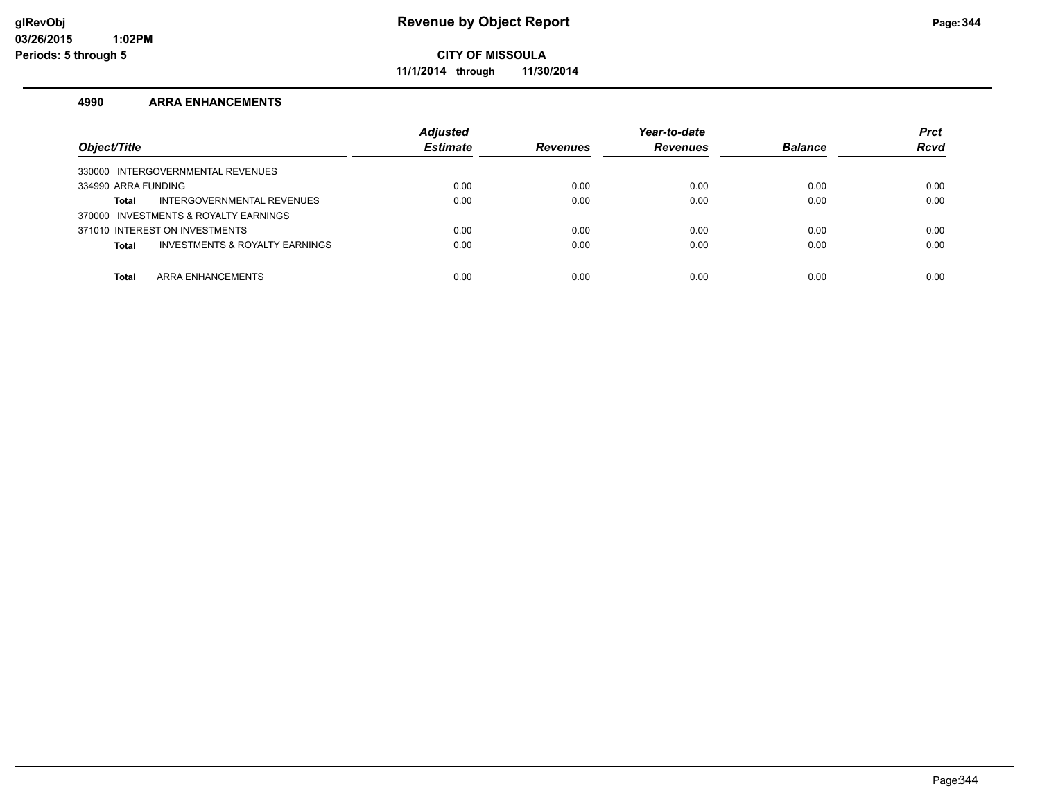# Revenue by Object Report

glRevObj
03/26/2015 1:02PM
Periods: 5 through 5

**CITY OF MISSOULA**

**11/1/2014 through 11/30/2014**

## 4990 ARRA ENHANCEMENTS

| Object/Title | Adjusted Estimate | Revenues | Year-to-date Revenues | Balance | Prct Rcvd |
|---|---|---|---|---|---|
| 330000 INTERGOVERNMENTAL REVENUES | | | | | |
| 334990 ARRA FUNDING | 0.00 | 0.00 | 0.00 | 0.00 | 0.00 |
| **Total** INTERGOVERNMENTAL REVENUES | 0.00 | 0.00 | 0.00 | 0.00 | 0.00 |
| 370000 INVESTMENTS & ROYALTY EARNINGS | | | | | |
| 371010 INTEREST ON INVESTMENTS | 0.00 | 0.00 | 0.00 | 0.00 | 0.00 |
| **Total** INVESTMENTS & ROYALTY EARNINGS | 0.00 | 0.00 | 0.00 | 0.00 | 0.00 |
| **Total** ARRA ENHANCEMENTS | 0.00 | 0.00 | 0.00 | 0.00 | 0.00 |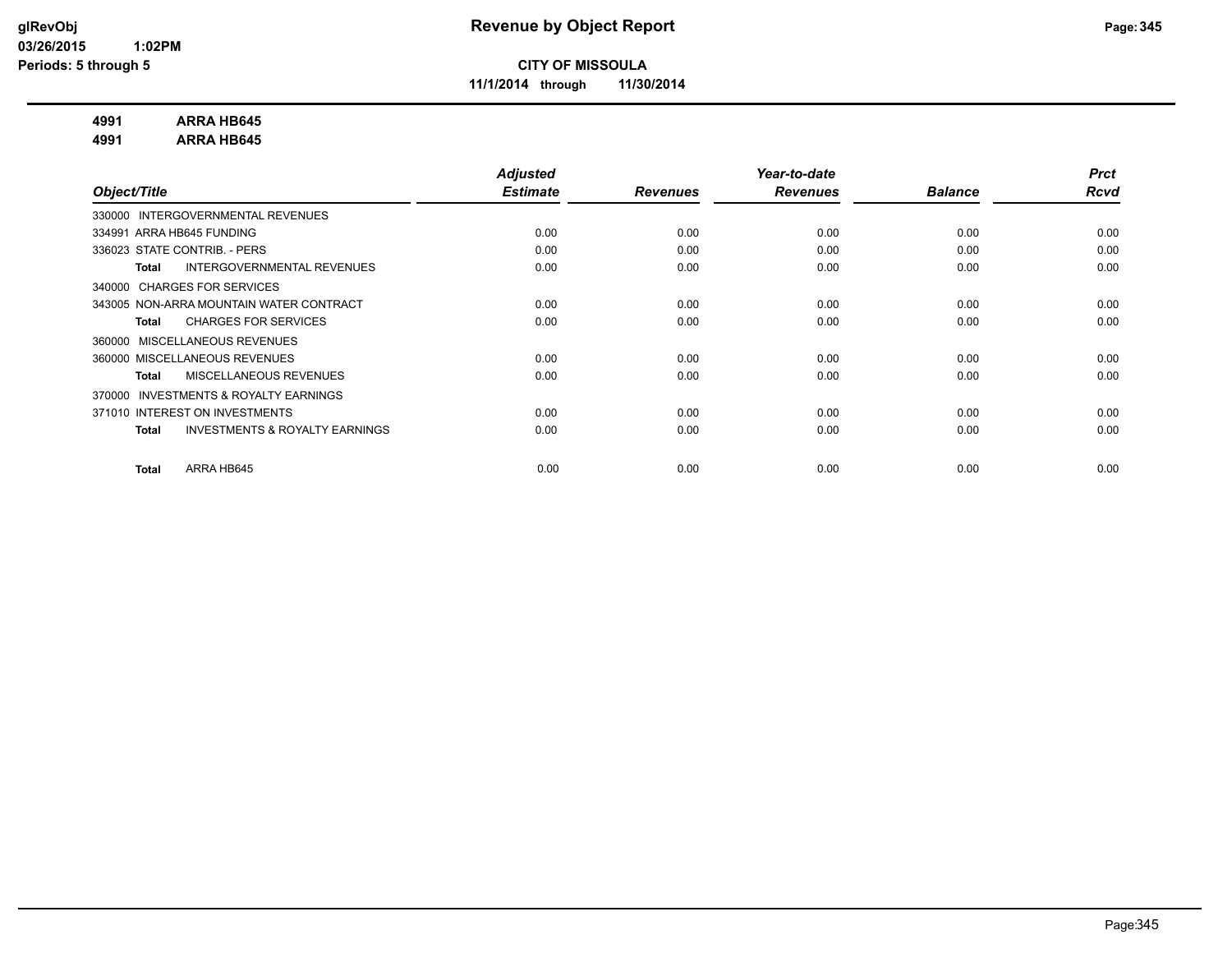# Revenue by Object Report

**CITY OF MISSOULA**

**11/1/2014 through 11/30/2014**

glRevObj
03/26/2015 1:02PM
Periods: 5 through 5

**4991 ARRA HB645**
**4991 ARRA HB645**

| Object/Title | Adjusted Estimate | Revenues | Year-to-date Revenues | Balance | Prct Rcvd |
|---|---|---|---|---|---|
| 330000 INTERGOVERNMENTAL REVENUES | | | | | |
| 334991 ARRA HB645 FUNDING | 0.00 | 0.00 | 0.00 | 0.00 | 0.00 |
| 336023 STATE CONTRIB. - PERS | 0.00 | 0.00 | 0.00 | 0.00 | 0.00 |
| **Total** INTERGOVERNMENTAL REVENUES | 0.00 | 0.00 | 0.00 | 0.00 | 0.00 |
| 340000 CHARGES FOR SERVICES | | | | | |
| 343005 NON-ARRA MOUNTAIN WATER CONTRACT | 0.00 | 0.00 | 0.00 | 0.00 | 0.00 |
| **Total** CHARGES FOR SERVICES | 0.00 | 0.00 | 0.00 | 0.00 | 0.00 |
| 360000 MISCELLANEOUS REVENUES | | | | | |
| 360000 MISCELLANEOUS REVENUES | 0.00 | 0.00 | 0.00 | 0.00 | 0.00 |
| **Total** MISCELLANEOUS REVENUES | 0.00 | 0.00 | 0.00 | 0.00 | 0.00 |
| 370000 INVESTMENTS & ROYALTY EARNINGS | | | | | |
| 371010 INTEREST ON INVESTMENTS | 0.00 | 0.00 | 0.00 | 0.00 | 0.00 |
| **Total** INVESTMENTS & ROYALTY EARNINGS | 0.00 | 0.00 | 0.00 | 0.00 | 0.00 |
| **Total** ARRA HB645 | 0.00 | 0.00 | 0.00 | 0.00 | 0.00 |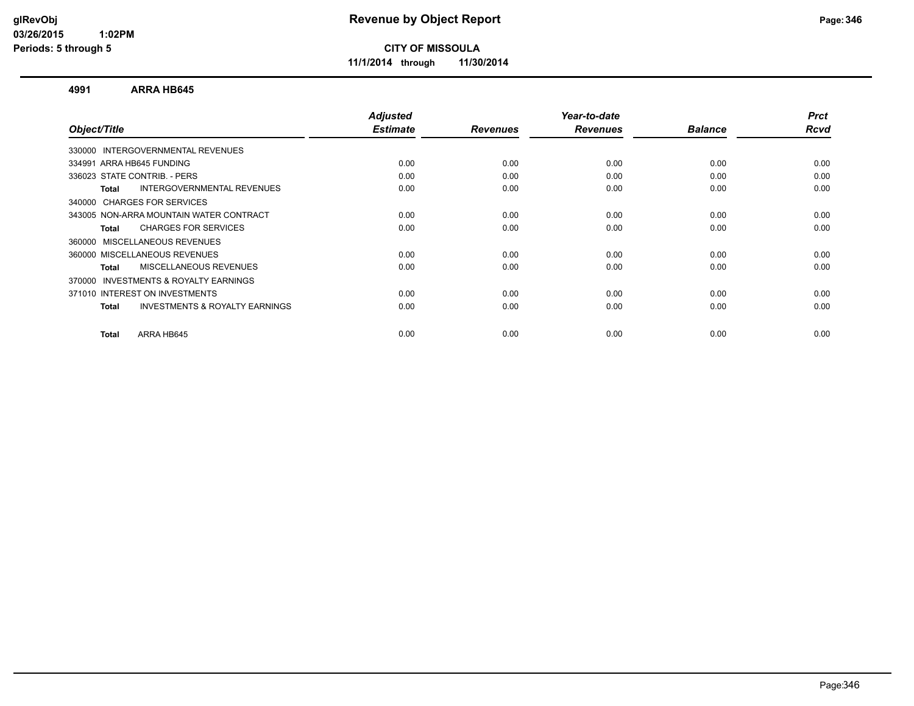# Revenue by Object Report

**CITY OF MISSOULA**

**11/1/2014 through 11/30/2014**

glRevObj
03/26/2015 1:02PM
Periods: 5 through 5

## 4991 ARRA HB645

| Object/Title | Adjusted Estimate | Revenues | Year-to-date Revenues | Balance | Prct Rcvd |
|---|---|---|---|---|---|
| 330000 INTERGOVERNMENTAL REVENUES | | | | | |
| 334991 ARRA HB645 FUNDING | 0.00 | 0.00 | 0.00 | 0.00 | 0.00 |
| 336023 STATE CONTRIB. - PERS | 0.00 | 0.00 | 0.00 | 0.00 | 0.00 |
| **Total** INTERGOVERNMENTAL REVENUES | 0.00 | 0.00 | 0.00 | 0.00 | 0.00 |
| 340000 CHARGES FOR SERVICES | | | | | |
| 343005 NON-ARRA MOUNTAIN WATER CONTRACT | 0.00 | 0.00 | 0.00 | 0.00 | 0.00 |
| **Total** CHARGES FOR SERVICES | 0.00 | 0.00 | 0.00 | 0.00 | 0.00 |
| 360000 MISCELLANEOUS REVENUES | | | | | |
| 360000 MISCELLANEOUS REVENUES | 0.00 | 0.00 | 0.00 | 0.00 | 0.00 |
| **Total** MISCELLANEOUS REVENUES | 0.00 | 0.00 | 0.00 | 0.00 | 0.00 |
| 370000 INVESTMENTS & ROYALTY EARNINGS | | | | | |
| 371010 INTEREST ON INVESTMENTS | 0.00 | 0.00 | 0.00 | 0.00 | 0.00 |
| **Total** INVESTMENTS & ROYALTY EARNINGS | 0.00 | 0.00 | 0.00 | 0.00 | 0.00 |
| **Total** ARRA HB645 | 0.00 | 0.00 | 0.00 | 0.00 | 0.00 |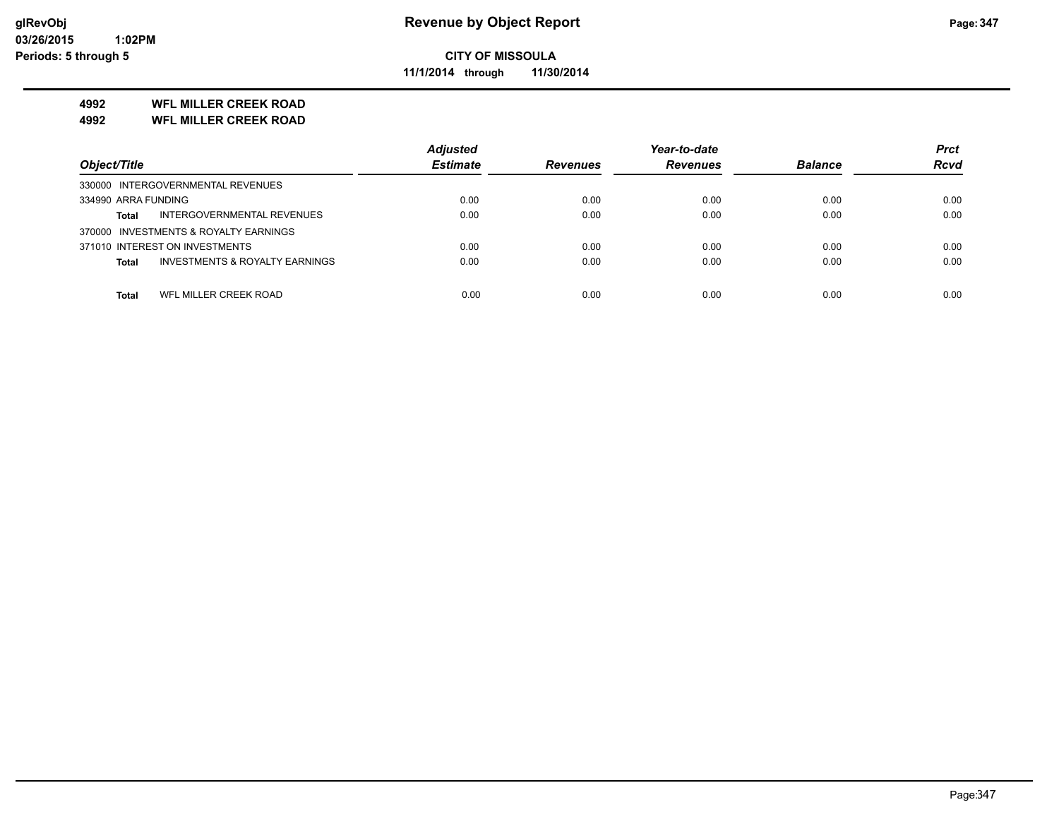# Revenue by Object Report

**CITY OF MISSOULA**

**11/1/2014 through 11/30/2014**

glRevObj
03/26/2015 1:02PM
Periods: 5 through 5

**4992 WFL MILLER CREEK ROAD**

**4992 WFL MILLER CREEK ROAD**

| Object/Title | Adjusted Estimate | Revenues | Year-to-date Revenues | Balance | Prct Rcvd |
|---|---|---|---|---|---|
| 330000 INTERGOVERNMENTAL REVENUES | | | | | |
| 334990 ARRA FUNDING | 0.00 | 0.00 | 0.00 | 0.00 | 0.00 |
| **Total** INTERGOVERNMENTAL REVENUES | 0.00 | 0.00 | 0.00 | 0.00 | 0.00 |
| 370000 INVESTMENTS & ROYALTY EARNINGS | | | | | |
| 371010 INTEREST ON INVESTMENTS | 0.00 | 0.00 | 0.00 | 0.00 | 0.00 |
| **Total** INVESTMENTS & ROYALTY EARNINGS | 0.00 | 0.00 | 0.00 | 0.00 | 0.00 |
| **Total** WFL MILLER CREEK ROAD | 0.00 | 0.00 | 0.00 | 0.00 | 0.00 |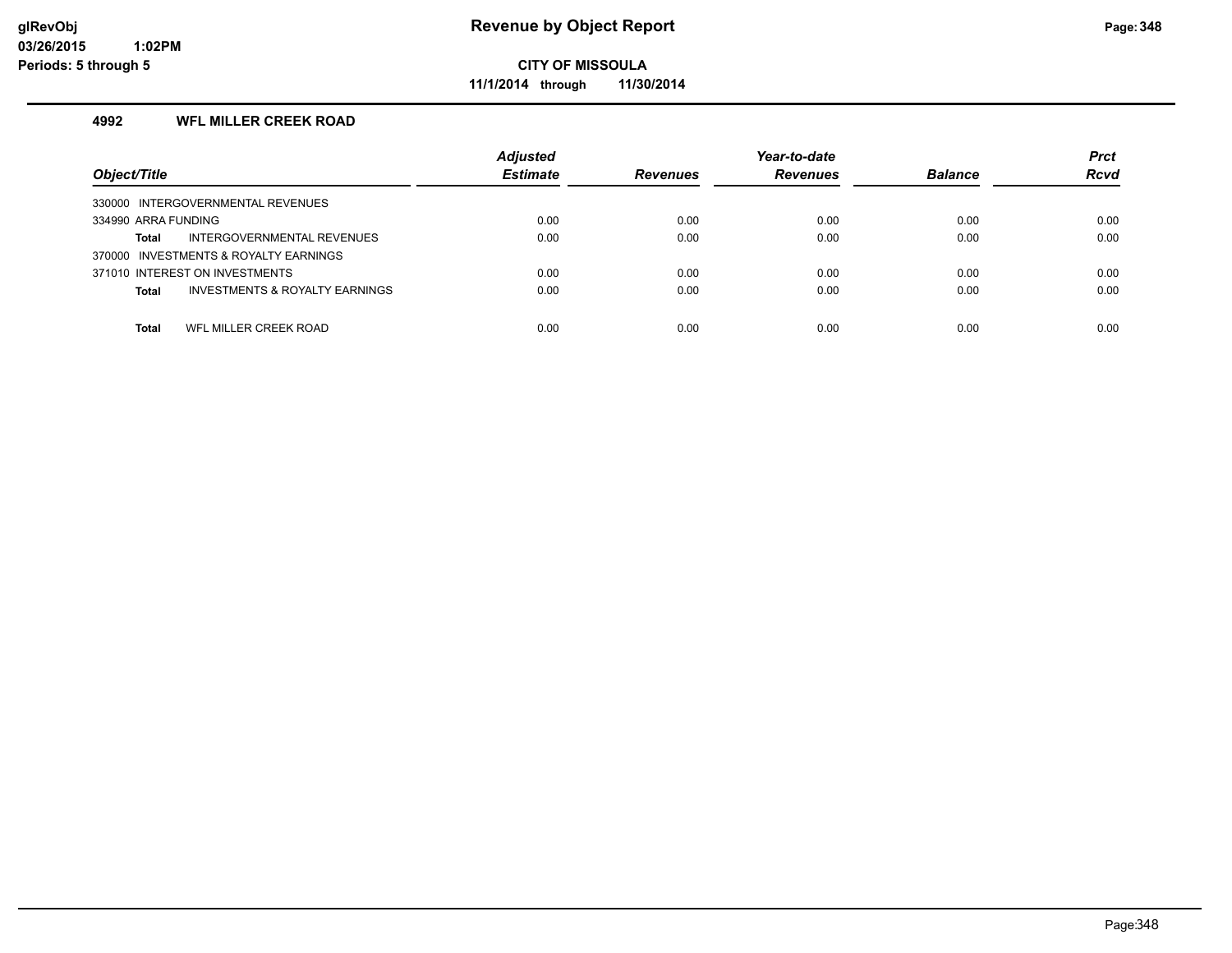# Revenue by Object Report

**CITY OF MISSOULA**

**11/1/2014 through 11/30/2014**

glRevObj
03/26/2015 1:02PM
Periods: 5 through 5

## 4992 WFL MILLER CREEK ROAD

| Object/Title | Adjusted Estimate | Revenues | Year-to-date Revenues | Balance | Prct Rcvd |
|---|---|---|---|---|---|
| 330000 INTERGOVERNMENTAL REVENUES | | | | | |
| 334990 ARRA FUNDING | 0.00 | 0.00 | 0.00 | 0.00 | 0.00 |
| **Total** INTERGOVERNMENTAL REVENUES | 0.00 | 0.00 | 0.00 | 0.00 | 0.00 |
| 370000 INVESTMENTS & ROYALTY EARNINGS | | | | | |
| 371010 INTEREST ON INVESTMENTS | 0.00 | 0.00 | 0.00 | 0.00 | 0.00 |
| **Total** INVESTMENTS & ROYALTY EARNINGS | 0.00 | 0.00 | 0.00 | 0.00 | 0.00 |
| **Total** WFL MILLER CREEK ROAD | 0.00 | 0.00 | 0.00 | 0.00 | 0.00 |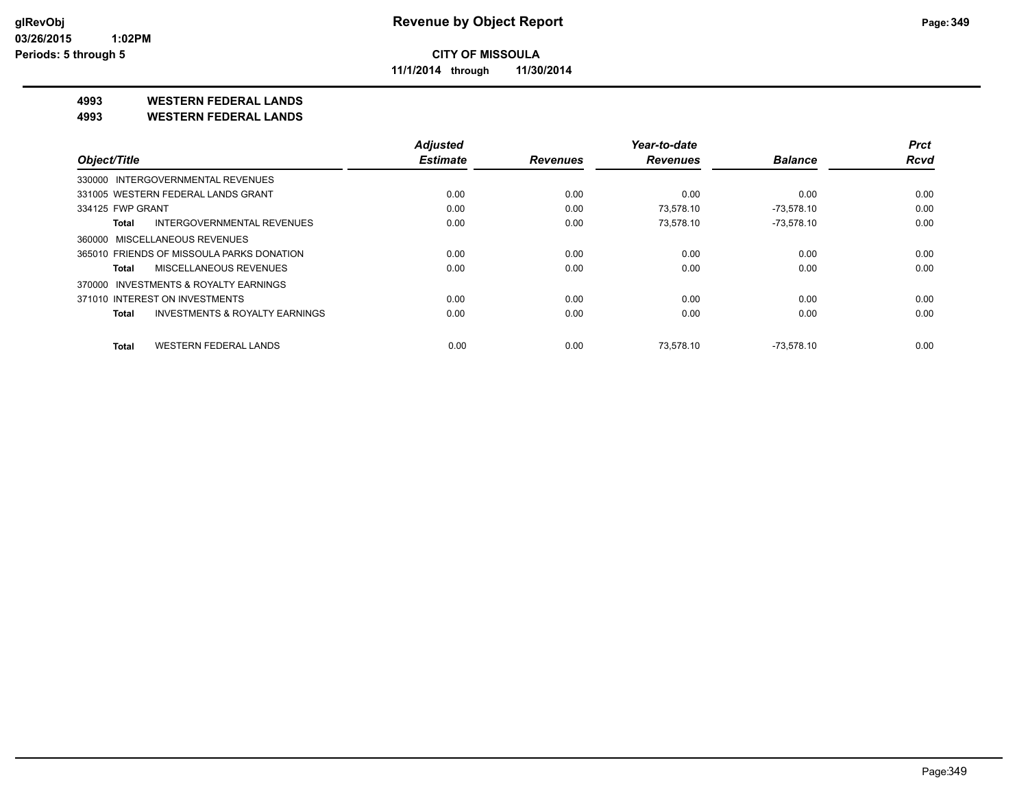**CITY OF MISSOULA**

**11/1/2014 through 11/30/2014**

**4993 WESTERN FEDERAL LANDS**

**4993 WESTERN FEDERAL LANDS**

| Object/Title | Adjusted Estimate | Revenues | Year-to-date Revenues | Balance | Prct Rcvd |
|---|---|---|---|---|---|
| 330000 INTERGOVERNMENTAL REVENUES | | | | | |
| 331005 WESTERN FEDERAL LANDS GRANT | 0.00 | 0.00 | 0.00 | 0.00 | 0.00 |
| 334125 FWP GRANT | 0.00 | 0.00 | 73,578.10 | -73,578.10 | 0.00 |
| **Total** INTERGOVERNMENTAL REVENUES | 0.00 | 0.00 | 73,578.10 | -73,578.10 | 0.00 |
| 360000 MISCELLANEOUS REVENUES | | | | | |
| 365010 FRIENDS OF MISSOULA PARKS DONATION | 0.00 | 0.00 | 0.00 | 0.00 | 0.00 |
| **Total** MISCELLANEOUS REVENUES | 0.00 | 0.00 | 0.00 | 0.00 | 0.00 |
| 370000 INVESTMENTS & ROYALTY EARNINGS | | | | | |
| 371010 INTEREST ON INVESTMENTS | 0.00 | 0.00 | 0.00 | 0.00 | 0.00 |
| **Total** INVESTMENTS & ROYALTY EARNINGS | 0.00 | 0.00 | 0.00 | 0.00 | 0.00 |
| **Total** WESTERN FEDERAL LANDS | 0.00 | 0.00 | 73,578.10 | -73,578.10 | 0.00 |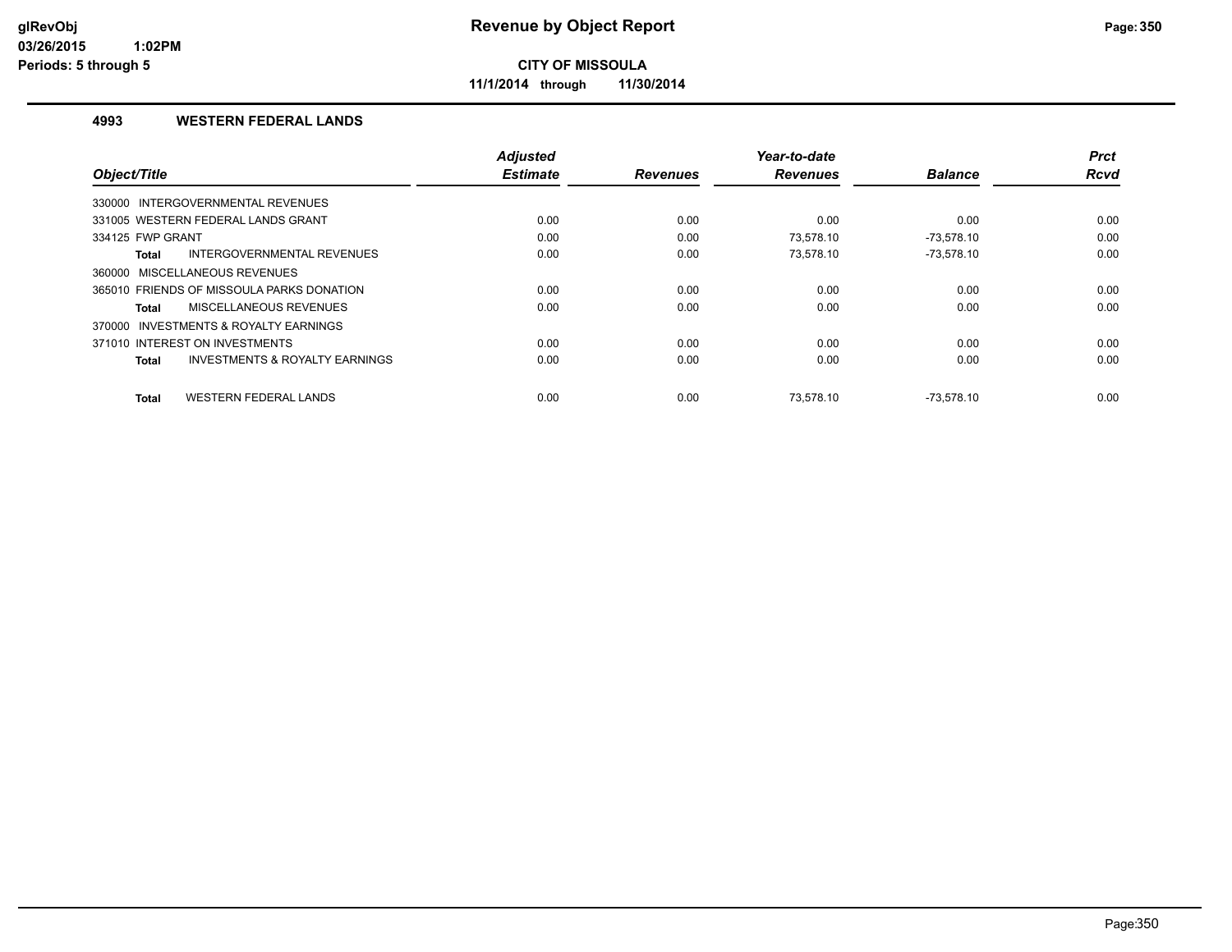# CITY OF MISSOULA

**11/1/2014 through 11/30/2014**

## 4993 WESTERN FEDERAL LANDS

| Object/Title | Adjusted Estimate | Revenues | Year-to-date Revenues | Balance | Prct Rcvd |
|---|---|---|---|---|---|
| 330000 INTERGOVERNMENTAL REVENUES | | | | | |
| 331005 WESTERN FEDERAL LANDS GRANT | 0.00 | 0.00 | 0.00 | 0.00 | 0.00 |
| 334125 FWP GRANT | 0.00 | 0.00 | 73,578.10 | -73,578.10 | 0.00 |
| **Total** INTERGOVERNMENTAL REVENUES | 0.00 | 0.00 | 73,578.10 | -73,578.10 | 0.00 |
| 360000 MISCELLANEOUS REVENUES | | | | | |
| 365010 FRIENDS OF MISSOULA PARKS DONATION | 0.00 | 0.00 | 0.00 | 0.00 | 0.00 |
| **Total** MISCELLANEOUS REVENUES | 0.00 | 0.00 | 0.00 | 0.00 | 0.00 |
| 370000 INVESTMENTS & ROYALTY EARNINGS | | | | | |
| 371010 INTEREST ON INVESTMENTS | 0.00 | 0.00 | 0.00 | 0.00 | 0.00 |
| **Total** INVESTMENTS & ROYALTY EARNINGS | 0.00 | 0.00 | 0.00 | 0.00 | 0.00 |
| **Total** WESTERN FEDERAL LANDS | 0.00 | 0.00 | 73,578.10 | -73,578.10 | 0.00 |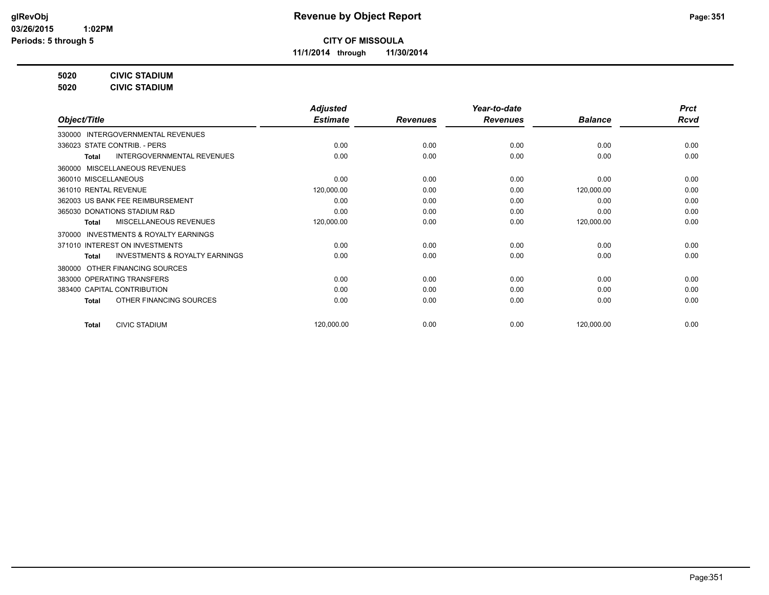# Revenue by Object Report

**CITY OF MISSOULA**

**11/1/2014 through 11/30/2014**

glRevObj
03/26/2015 1:02PM
Periods: 5 through 5

**5020 CIVIC STADIUM**
**5020 CIVIC STADIUM**

| Object/Title | Adjusted Estimate | Revenues | Year-to-date Revenues | Balance | Prct Rcvd |
|---|---|---|---|---|---|
| 330000 INTERGOVERNMENTAL REVENUES | | | | | |
| 336023 STATE CONTRIB. - PERS | 0.00 | 0.00 | 0.00 | 0.00 | 0.00 |
| **Total** INTERGOVERNMENTAL REVENUES | 0.00 | 0.00 | 0.00 | 0.00 | 0.00 |
| 360000 MISCELLANEOUS REVENUES | | | | | |
| 360010 MISCELLANEOUS | 0.00 | 0.00 | 0.00 | 0.00 | 0.00 |
| 361010 RENTAL REVENUE | 120,000.00 | 0.00 | 0.00 | 120,000.00 | 0.00 |
| 362003 US BANK FEE REIMBURSEMENT | 0.00 | 0.00 | 0.00 | 0.00 | 0.00 |
| 365030 DONATIONS STADIUM R&D | 0.00 | 0.00 | 0.00 | 0.00 | 0.00 |
| **Total** MISCELLANEOUS REVENUES | 120,000.00 | 0.00 | 0.00 | 120,000.00 | 0.00 |
| 370000 INVESTMENTS & ROYALTY EARNINGS | | | | | |
| 371010 INTEREST ON INVESTMENTS | 0.00 | 0.00 | 0.00 | 0.00 | 0.00 |
| **Total** INVESTMENTS & ROYALTY EARNINGS | 0.00 | 0.00 | 0.00 | 0.00 | 0.00 |
| 380000 OTHER FINANCING SOURCES | | | | | |
| 383000 OPERATING TRANSFERS | 0.00 | 0.00 | 0.00 | 0.00 | 0.00 |
| 383400 CAPITAL CONTRIBUTION | 0.00 | 0.00 | 0.00 | 0.00 | 0.00 |
| **Total** OTHER FINANCING SOURCES | 0.00 | 0.00 | 0.00 | 0.00 | 0.00 |
| **Total** CIVIC STADIUM | 120,000.00 | 0.00 | 0.00 | 120,000.00 | 0.00 |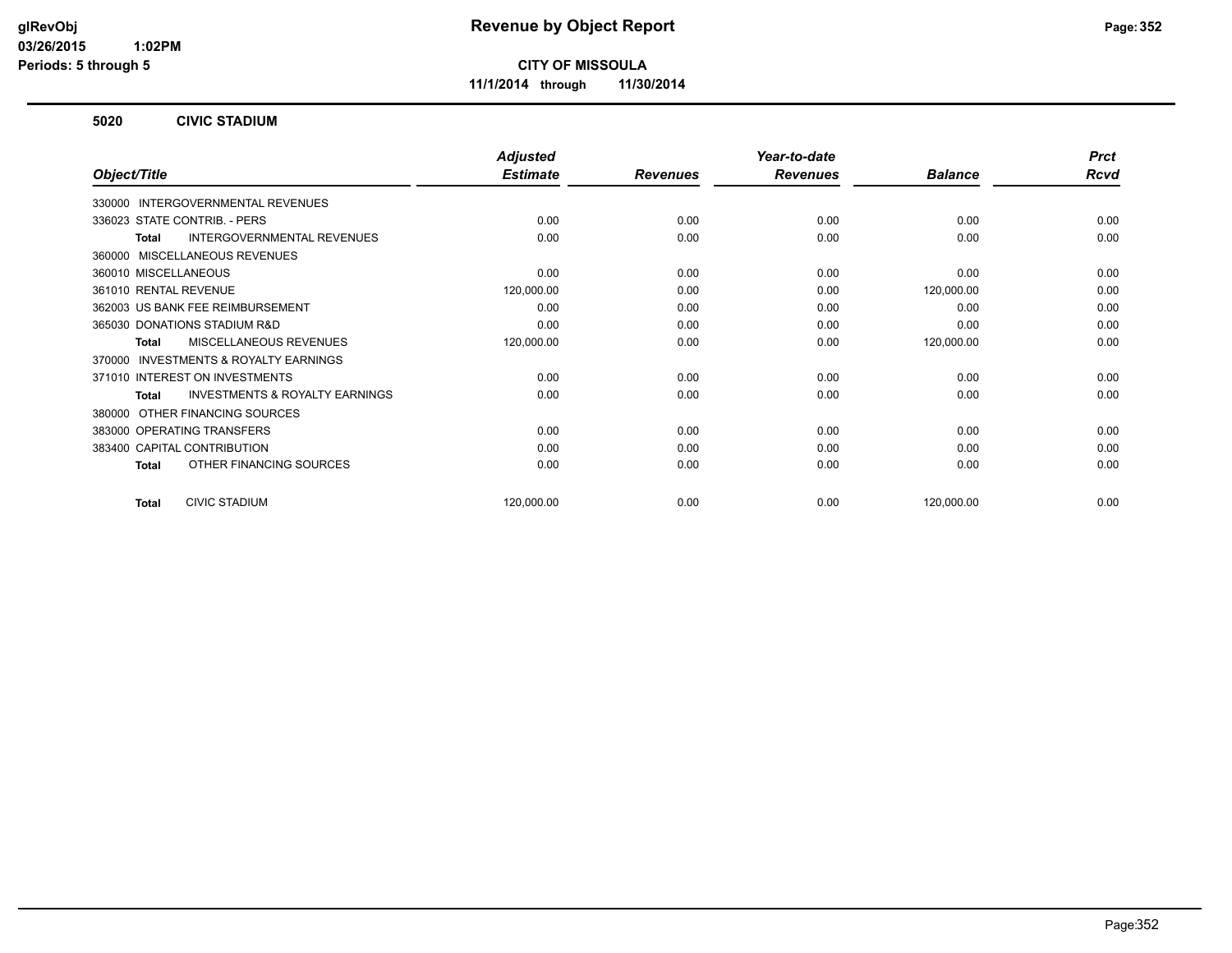**CITY OF MISSOULA**

**11/1/2014 through 11/30/2014**

## 5020 CIVIC STADIUM

| Object/Title | Adjusted Estimate | Revenues | Year-to-date Revenues | Balance | Prct Rcvd |
|---|---|---|---|---|---|
| 330000 INTERGOVERNMENTAL REVENUES | | | | | |
| 336023 STATE CONTRIB. - PERS | 0.00 | 0.00 | 0.00 | 0.00 | 0.00 |
| **Total** INTERGOVERNMENTAL REVENUES | 0.00 | 0.00 | 0.00 | 0.00 | 0.00 |
| 360000 MISCELLANEOUS REVENUES | | | | | |
| 360010 MISCELLANEOUS | 0.00 | 0.00 | 0.00 | 0.00 | 0.00 |
| 361010 RENTAL REVENUE | 120,000.00 | 0.00 | 0.00 | 120,000.00 | 0.00 |
| 362003 US BANK FEE REIMBURSEMENT | 0.00 | 0.00 | 0.00 | 0.00 | 0.00 |
| 365030 DONATIONS STADIUM R&D | 0.00 | 0.00 | 0.00 | 0.00 | 0.00 |
| **Total** MISCELLANEOUS REVENUES | 120,000.00 | 0.00 | 0.00 | 120,000.00 | 0.00 |
| 370000 INVESTMENTS & ROYALTY EARNINGS | | | | | |
| 371010 INTEREST ON INVESTMENTS | 0.00 | 0.00 | 0.00 | 0.00 | 0.00 |
| **Total** INVESTMENTS & ROYALTY EARNINGS | 0.00 | 0.00 | 0.00 | 0.00 | 0.00 |
| 380000 OTHER FINANCING SOURCES | | | | | |
| 383000 OPERATING TRANSFERS | 0.00 | 0.00 | 0.00 | 0.00 | 0.00 |
| 383400 CAPITAL CONTRIBUTION | 0.00 | 0.00 | 0.00 | 0.00 | 0.00 |
| **Total** OTHER FINANCING SOURCES | 0.00 | 0.00 | 0.00 | 0.00 | 0.00 |
| **Total** CIVIC STADIUM | 120,000.00 | 0.00 | 0.00 | 120,000.00 | 0.00 |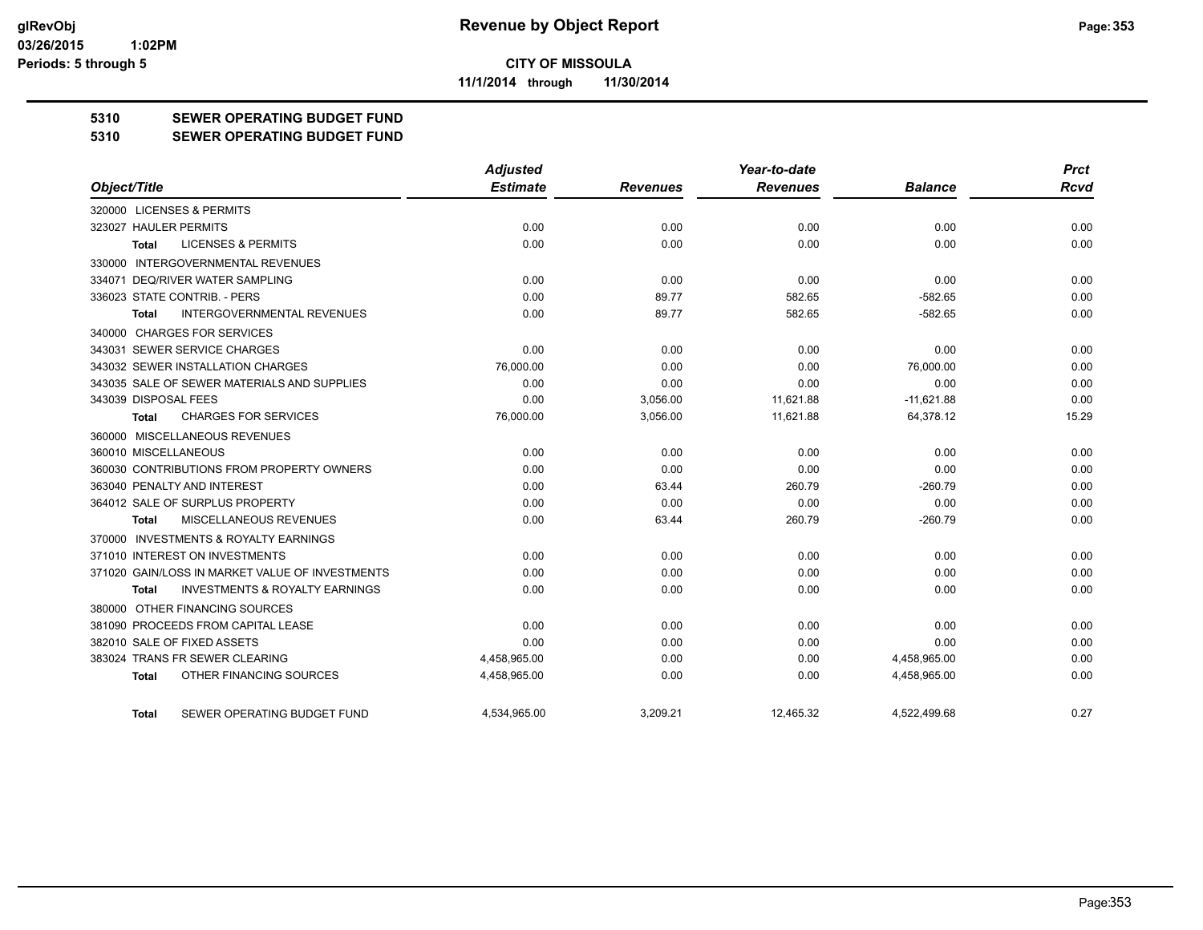**Revenue by Object Report**

**CITY OF MISSOULA**

**11/1/2014 through 11/30/2014**

glRevObj
03/26/2015 1:02PM
Periods: 5 through 5

## 5310 SEWER OPERATING BUDGET FUND
## 5310 SEWER OPERATING BUDGET FUND

| Object/Title | Adjusted Estimate | Revenues | Year-to-date Revenues | Balance | Prct Rcvd |
|---|---|---|---|---|---|
| 320000 LICENSES & PERMITS | | | | | |
| 323027 HAULER PERMITS | 0.00 | 0.00 | 0.00 | 0.00 | 0.00 |
| Total LICENSES & PERMITS | 0.00 | 0.00 | 0.00 | 0.00 | 0.00 |
| 330000 INTERGOVERNMENTAL REVENUES | | | | | |
| 334071 DEQ/RIVER WATER SAMPLING | 0.00 | 0.00 | 0.00 | 0.00 | 0.00 |
| 336023 STATE CONTRIB. - PERS | 0.00 | 89.77 | 582.65 | -582.65 | 0.00 |
| Total INTERGOVERNMENTAL REVENUES | 0.00 | 89.77 | 582.65 | -582.65 | 0.00 |
| 340000 CHARGES FOR SERVICES | | | | | |
| 343031 SEWER SERVICE CHARGES | 0.00 | 0.00 | 0.00 | 0.00 | 0.00 |
| 343032 SEWER INSTALLATION CHARGES | 76,000.00 | 0.00 | 0.00 | 76,000.00 | 0.00 |
| 343035 SALE OF SEWER MATERIALS AND SUPPLIES | 0.00 | 0.00 | 0.00 | 0.00 | 0.00 |
| 343039 DISPOSAL FEES | 0.00 | 3,056.00 | 11,621.88 | -11,621.88 | 0.00 |
| Total CHARGES FOR SERVICES | 76,000.00 | 3,056.00 | 11,621.88 | 64,378.12 | 15.29 |
| 360000 MISCELLANEOUS REVENUES | | | | | |
| 360010 MISCELLANEOUS | 0.00 | 0.00 | 0.00 | 0.00 | 0.00 |
| 360030 CONTRIBUTIONS FROM PROPERTY OWNERS | 0.00 | 0.00 | 0.00 | 0.00 | 0.00 |
| 363040 PENALTY AND INTEREST | 0.00 | 63.44 | 260.79 | -260.79 | 0.00 |
| 364012 SALE OF SURPLUS PROPERTY | 0.00 | 0.00 | 0.00 | 0.00 | 0.00 |
| Total MISCELLANEOUS REVENUES | 0.00 | 63.44 | 260.79 | -260.79 | 0.00 |
| 370000 INVESTMENTS & ROYALTY EARNINGS | | | | | |
| 371010 INTEREST ON INVESTMENTS | 0.00 | 0.00 | 0.00 | 0.00 | 0.00 |
| 371020 GAIN/LOSS IN MARKET VALUE OF INVESTMENTS | 0.00 | 0.00 | 0.00 | 0.00 | 0.00 |
| Total INVESTMENTS & ROYALTY EARNINGS | 0.00 | 0.00 | 0.00 | 0.00 | 0.00 |
| 380000 OTHER FINANCING SOURCES | | | | | |
| 381090 PROCEEDS FROM CAPITAL LEASE | 0.00 | 0.00 | 0.00 | 0.00 | 0.00 |
| 382010 SALE OF FIXED ASSETS | 0.00 | 0.00 | 0.00 | 0.00 | 0.00 |
| 383024 TRANS FR SEWER CLEARING | 4,458,965.00 | 0.00 | 0.00 | 4,458,965.00 | 0.00 |
| Total OTHER FINANCING SOURCES | 4,458,965.00 | 0.00 | 0.00 | 4,458,965.00 | 0.00 |
| Total SEWER OPERATING BUDGET FUND | 4,534,965.00 | 3,209.21 | 12,465.32 | 4,522,499.68 | 0.27 |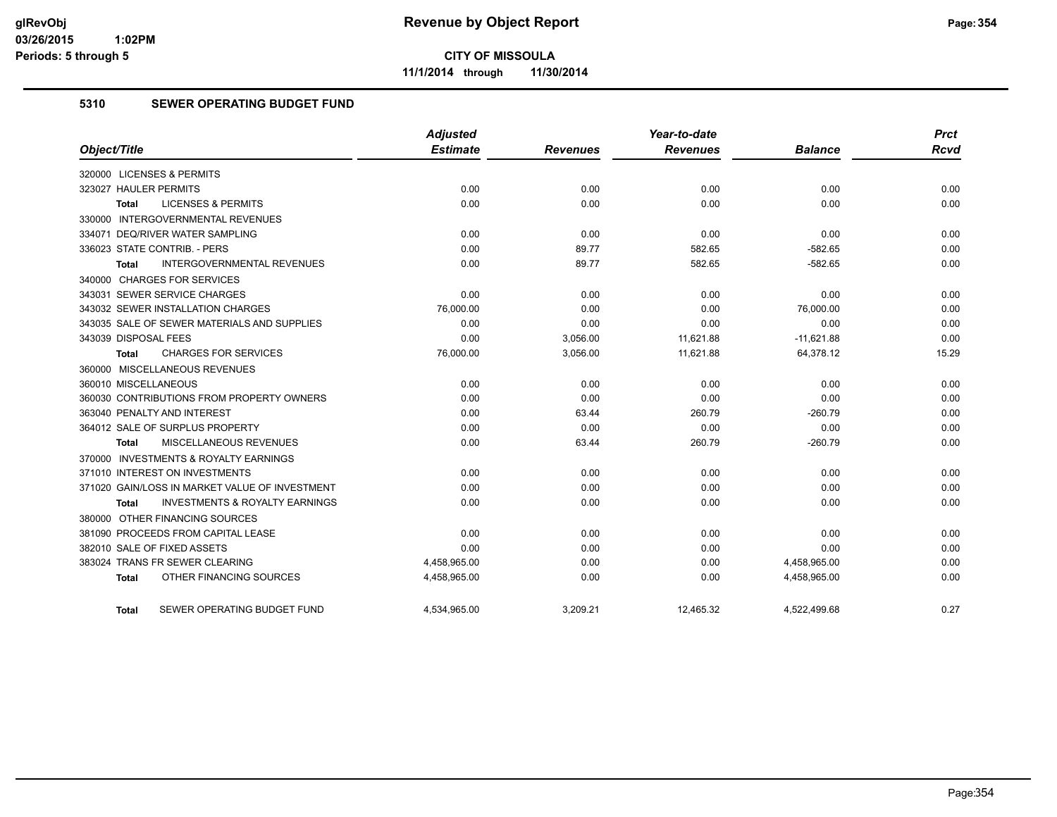# Revenue by Object Report

**CITY OF MISSOULA**

**11/1/2014 through 11/30/2014**

glRevObj
03/26/2015 1:02PM
Periods: 5 through 5

## 5310 SEWER OPERATING BUDGET FUND

| Object/Title | Adjusted Estimate | Revenues | Year-to-date Revenues | Balance | Prct Rcvd |
|---|---|---|---|---|---|
| 320000 LICENSES & PERMITS | | | | | |
| 323027 HAULER PERMITS | 0.00 | 0.00 | 0.00 | 0.00 | 0.00 |
| Total LICENSES & PERMITS | 0.00 | 0.00 | 0.00 | 0.00 | 0.00 |
| 330000 INTERGOVERNMENTAL REVENUES | | | | | |
| 334071 DEQ/RIVER WATER SAMPLING | 0.00 | 0.00 | 0.00 | 0.00 | 0.00 |
| 336023 STATE CONTRIB. - PERS | 0.00 | 89.77 | 582.65 | -582.65 | 0.00 |
| Total INTERGOVERNMENTAL REVENUES | 0.00 | 89.77 | 582.65 | -582.65 | 0.00 |
| 340000 CHARGES FOR SERVICES | | | | | |
| 343031 SEWER SERVICE CHARGES | 0.00 | 0.00 | 0.00 | 0.00 | 0.00 |
| 343032 SEWER INSTALLATION CHARGES | 76,000.00 | 0.00 | 0.00 | 76,000.00 | 0.00 |
| 343035 SALE OF SEWER MATERIALS AND SUPPLIES | 0.00 | 0.00 | 0.00 | 0.00 | 0.00 |
| 343039 DISPOSAL FEES | 0.00 | 3,056.00 | 11,621.88 | -11,621.88 | 0.00 |
| Total CHARGES FOR SERVICES | 76,000.00 | 3,056.00 | 11,621.88 | 64,378.12 | 15.29 |
| 360000 MISCELLANEOUS REVENUES | | | | | |
| 360010 MISCELLANEOUS | 0.00 | 0.00 | 0.00 | 0.00 | 0.00 |
| 360030 CONTRIBUTIONS FROM PROPERTY OWNERS | 0.00 | 0.00 | 0.00 | 0.00 | 0.00 |
| 363040 PENALTY AND INTEREST | 0.00 | 63.44 | 260.79 | -260.79 | 0.00 |
| 364012 SALE OF SURPLUS PROPERTY | 0.00 | 0.00 | 0.00 | 0.00 | 0.00 |
| Total MISCELLANEOUS REVENUES | 0.00 | 63.44 | 260.79 | -260.79 | 0.00 |
| 370000 INVESTMENTS & ROYALTY EARNINGS | | | | | |
| 371010 INTEREST ON INVESTMENTS | 0.00 | 0.00 | 0.00 | 0.00 | 0.00 |
| 371020 GAIN/LOSS IN MARKET VALUE OF INVESTMENT | 0.00 | 0.00 | 0.00 | 0.00 | 0.00 |
| Total INVESTMENTS & ROYALTY EARNINGS | 0.00 | 0.00 | 0.00 | 0.00 | 0.00 |
| 380000 OTHER FINANCING SOURCES | | | | | |
| 381090 PROCEEDS FROM CAPITAL LEASE | 0.00 | 0.00 | 0.00 | 0.00 | 0.00 |
| 382010 SALE OF FIXED ASSETS | 0.00 | 0.00 | 0.00 | 0.00 | 0.00 |
| 383024 TRANS FR SEWER CLEARING | 4,458,965.00 | 0.00 | 0.00 | 4,458,965.00 | 0.00 |
| Total OTHER FINANCING SOURCES | 4,458,965.00 | 0.00 | 0.00 | 4,458,965.00 | 0.00 |
| Total SEWER OPERATING BUDGET FUND | 4,534,965.00 | 3,209.21 | 12,465.32 | 4,522,499.68 | 0.27 |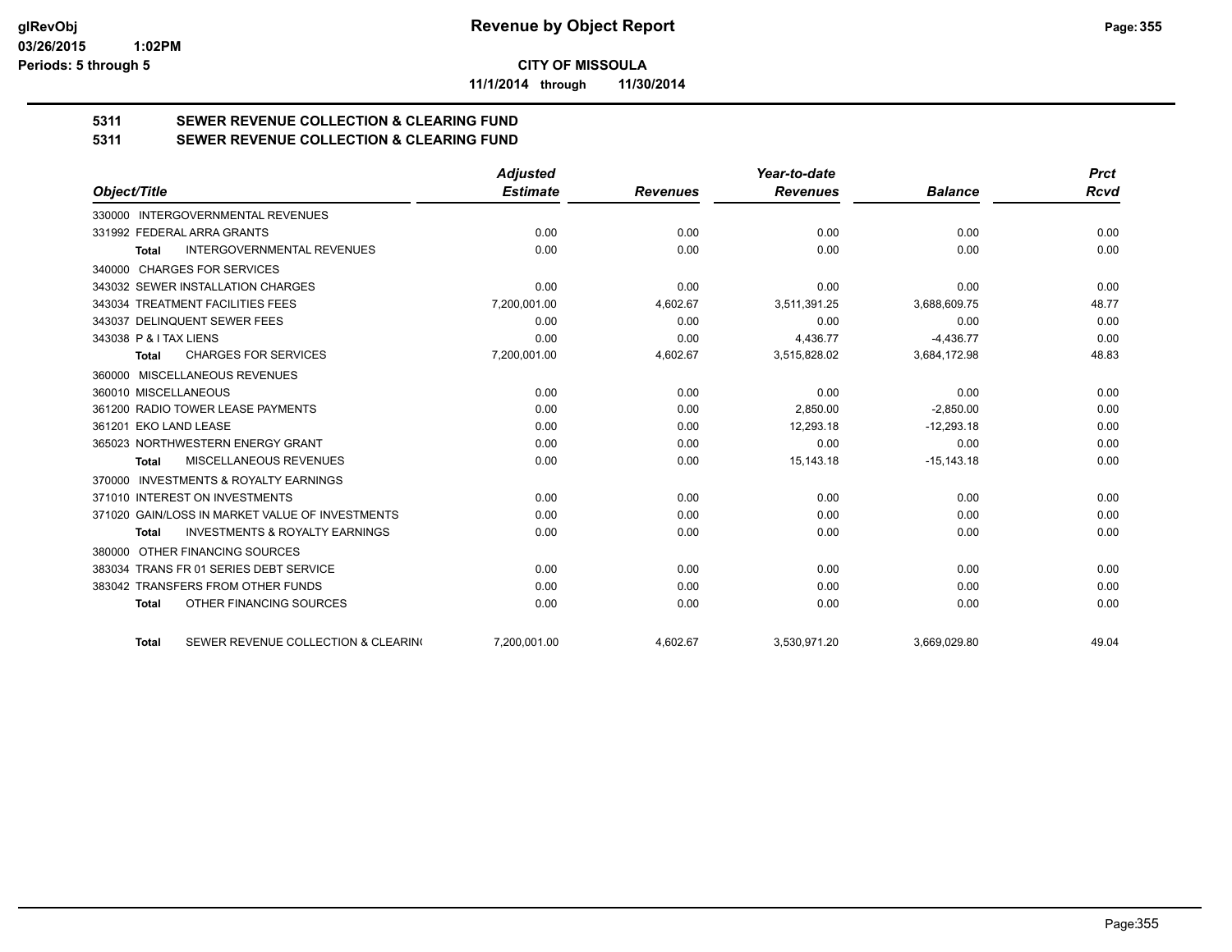**CITY OF MISSOULA**

**11/1/2014 through 11/30/2014**

## 5311 SEWER REVENUE COLLECTION & CLEARING FUND

## 5311 SEWER REVENUE COLLECTION & CLEARING FUND

| Object/Title | Adjusted Estimate | Revenues | Year-to-date Revenues | Balance | Prct Rcvd |
|---|---|---|---|---|---|
| 330000 INTERGOVERNMENTAL REVENUES | | | | | |
| 331992 FEDERAL ARRA GRANTS | 0.00 | 0.00 | 0.00 | 0.00 | 0.00 |
| **Total** INTERGOVERNMENTAL REVENUES | 0.00 | 0.00 | 0.00 | 0.00 | 0.00 |
| 340000 CHARGES FOR SERVICES | | | | | |
| 343032 SEWER INSTALLATION CHARGES | 0.00 | 0.00 | 0.00 | 0.00 | 0.00 |
| 343034 TREATMENT FACILITIES FEES | 7,200,001.00 | 4,602.67 | 3,511,391.25 | 3,688,609.75 | 48.77 |
| 343037 DELINQUENT SEWER FEES | 0.00 | 0.00 | 0.00 | 0.00 | 0.00 |
| 343038 P & I TAX LIENS | 0.00 | 0.00 | 4,436.77 | -4,436.77 | 0.00 |
| **Total** CHARGES FOR SERVICES | 7,200,001.00 | 4,602.67 | 3,515,828.02 | 3,684,172.98 | 48.83 |
| 360000 MISCELLANEOUS REVENUES | | | | | |
| 360010 MISCELLANEOUS | 0.00 | 0.00 | 0.00 | 0.00 | 0.00 |
| 361200 RADIO TOWER LEASE PAYMENTS | 0.00 | 0.00 | 2,850.00 | -2,850.00 | 0.00 |
| 361201 EKO LAND LEASE | 0.00 | 0.00 | 12,293.18 | -12,293.18 | 0.00 |
| 365023 NORTHWESTERN ENERGY GRANT | 0.00 | 0.00 | 0.00 | 0.00 | 0.00 |
| **Total** MISCELLANEOUS REVENUES | 0.00 | 0.00 | 15,143.18 | -15,143.18 | 0.00 |
| 370000 INVESTMENTS & ROYALTY EARNINGS | | | | | |
| 371010 INTEREST ON INVESTMENTS | 0.00 | 0.00 | 0.00 | 0.00 | 0.00 |
| 371020 GAIN/LOSS IN MARKET VALUE OF INVESTMENTS | 0.00 | 0.00 | 0.00 | 0.00 | 0.00 |
| **Total** INVESTMENTS & ROYALTY EARNINGS | 0.00 | 0.00 | 0.00 | 0.00 | 0.00 |
| 380000 OTHER FINANCING SOURCES | | | | | |
| 383034 TRANS FR 01 SERIES DEBT SERVICE | 0.00 | 0.00 | 0.00 | 0.00 | 0.00 |
| 383042 TRANSFERS FROM OTHER FUNDS | 0.00 | 0.00 | 0.00 | 0.00 | 0.00 |
| **Total** OTHER FINANCING SOURCES | 0.00 | 0.00 | 0.00 | 0.00 | 0.00 |
| **Total** SEWER REVENUE COLLECTION & CLEARIN( | 7,200,001.00 | 4,602.67 | 3,530,971.20 | 3,669,029.80 | 49.04 |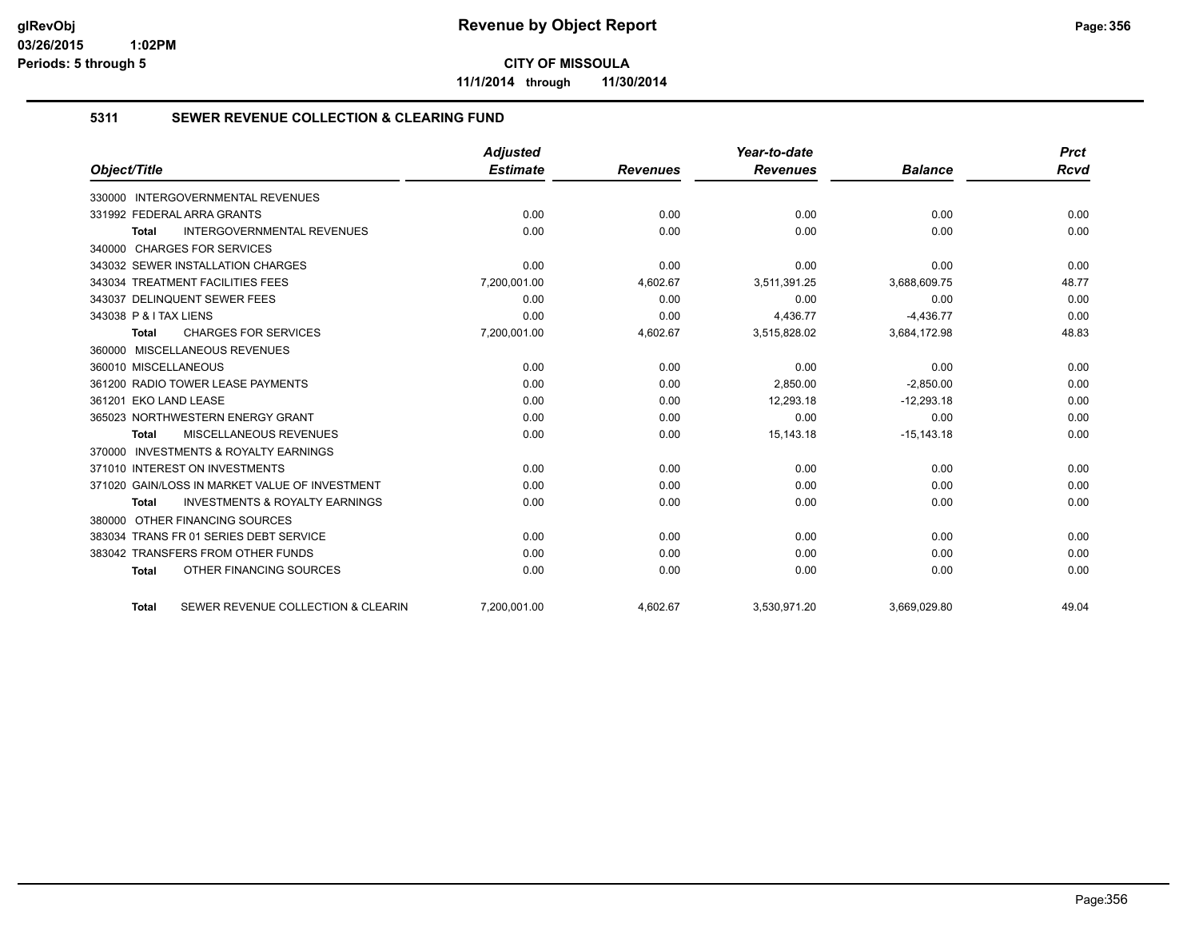**Revenue by Object Report**

**CITY OF MISSOULA**

**11/1/2014 through 11/30/2014**

glRevObj
03/26/2015 1:02PM
Periods: 5 through 5

## 5311 SEWER REVENUE COLLECTION & CLEARING FUND

| Object/Title | Adjusted Estimate | Revenues | Year-to-date Revenues | Balance | Prct Rcvd |
|---|---|---|---|---|---|
| 330000 INTERGOVERNMENTAL REVENUES | | | | | |
| 331992 FEDERAL ARRA GRANTS | 0.00 | 0.00 | 0.00 | 0.00 | 0.00 |
| **Total** INTERGOVERNMENTAL REVENUES | 0.00 | 0.00 | 0.00 | 0.00 | 0.00 |
| 340000 CHARGES FOR SERVICES | | | | | |
| 343032 SEWER INSTALLATION CHARGES | 0.00 | 0.00 | 0.00 | 0.00 | 0.00 |
| 343034 TREATMENT FACILITIES FEES | 7,200,001.00 | 4,602.67 | 3,511,391.25 | 3,688,609.75 | 48.77 |
| 343037 DELINQUENT SEWER FEES | 0.00 | 0.00 | 0.00 | 0.00 | 0.00 |
| 343038 P & I TAX LIENS | 0.00 | 0.00 | 4,436.77 | -4,436.77 | 0.00 |
| **Total** CHARGES FOR SERVICES | 7,200,001.00 | 4,602.67 | 3,515,828.02 | 3,684,172.98 | 48.83 |
| 360000 MISCELLANEOUS REVENUES | | | | | |
| 360010 MISCELLANEOUS | 0.00 | 0.00 | 0.00 | 0.00 | 0.00 |
| 361200 RADIO TOWER LEASE PAYMENTS | 0.00 | 0.00 | 2,850.00 | -2,850.00 | 0.00 |
| 361201 EKO LAND LEASE | 0.00 | 0.00 | 12,293.18 | -12,293.18 | 0.00 |
| 365023 NORTHWESTERN ENERGY GRANT | 0.00 | 0.00 | 0.00 | 0.00 | 0.00 |
| **Total** MISCELLANEOUS REVENUES | 0.00 | 0.00 | 15,143.18 | -15,143.18 | 0.00 |
| 370000 INVESTMENTS & ROYALTY EARNINGS | | | | | |
| 371010 INTEREST ON INVESTMENTS | 0.00 | 0.00 | 0.00 | 0.00 | 0.00 |
| 371020 GAIN/LOSS IN MARKET VALUE OF INVESTMENT | 0.00 | 0.00 | 0.00 | 0.00 | 0.00 |
| **Total** INVESTMENTS & ROYALTY EARNINGS | 0.00 | 0.00 | 0.00 | 0.00 | 0.00 |
| 380000 OTHER FINANCING SOURCES | | | | | |
| 383034 TRANS FR 01 SERIES DEBT SERVICE | 0.00 | 0.00 | 0.00 | 0.00 | 0.00 |
| 383042 TRANSFERS FROM OTHER FUNDS | 0.00 | 0.00 | 0.00 | 0.00 | 0.00 |
| **Total** OTHER FINANCING SOURCES | 0.00 | 0.00 | 0.00 | 0.00 | 0.00 |
| **Total** SEWER REVENUE COLLECTION & CLEARIN | 7,200,001.00 | 4,602.67 | 3,530,971.20 | 3,669,029.80 | 49.04 |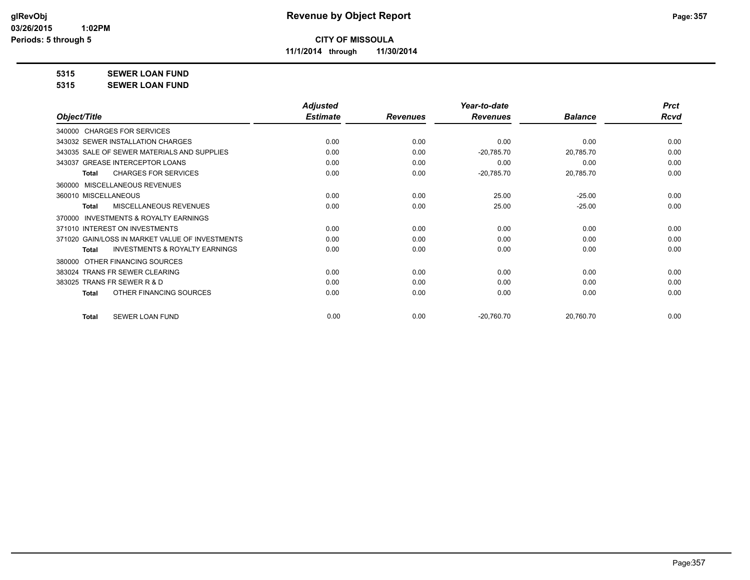**CITY OF MISSOULA**

**11/1/2014 through 11/30/2014**

**5315 SEWER LOAN FUND**

**5315 SEWER LOAN FUND**

| Object/Title | Adjusted Estimate | Revenues | Year-to-date Revenues | Balance | Prct Rcvd |
|---|---|---|---|---|---|
| 340000 CHARGES FOR SERVICES | | | | | |
| 343032 SEWER INSTALLATION CHARGES | 0.00 | 0.00 | 0.00 | 0.00 | 0.00 |
| 343035 SALE OF SEWER MATERIALS AND SUPPLIES | 0.00 | 0.00 | -20,785.70 | 20,785.70 | 0.00 |
| 343037 GREASE INTERCEPTOR LOANS | 0.00 | 0.00 | 0.00 | 0.00 | 0.00 |
| **Total** CHARGES FOR SERVICES | 0.00 | 0.00 | -20,785.70 | 20,785.70 | 0.00 |
| 360000 MISCELLANEOUS REVENUES | | | | | |
| 360010 MISCELLANEOUS | 0.00 | 0.00 | 25.00 | -25.00 | 0.00 |
| **Total** MISCELLANEOUS REVENUES | 0.00 | 0.00 | 25.00 | -25.00 | 0.00 |
| 370000 INVESTMENTS & ROYALTY EARNINGS | | | | | |
| 371010 INTEREST ON INVESTMENTS | 0.00 | 0.00 | 0.00 | 0.00 | 0.00 |
| 371020 GAIN/LOSS IN MARKET VALUE OF INVESTMENTS | 0.00 | 0.00 | 0.00 | 0.00 | 0.00 |
| **Total** INVESTMENTS & ROYALTY EARNINGS | 0.00 | 0.00 | 0.00 | 0.00 | 0.00 |
| 380000 OTHER FINANCING SOURCES | | | | | |
| 383024 TRANS FR SEWER CLEARING | 0.00 | 0.00 | 0.00 | 0.00 | 0.00 |
| 383025 TRANS FR SEWER R & D | 0.00 | 0.00 | 0.00 | 0.00 | 0.00 |
| **Total** OTHER FINANCING SOURCES | 0.00 | 0.00 | 0.00 | 0.00 | 0.00 |
| **Total** SEWER LOAN FUND | 0.00 | 0.00 | -20,760.70 | 20,760.70 | 0.00 |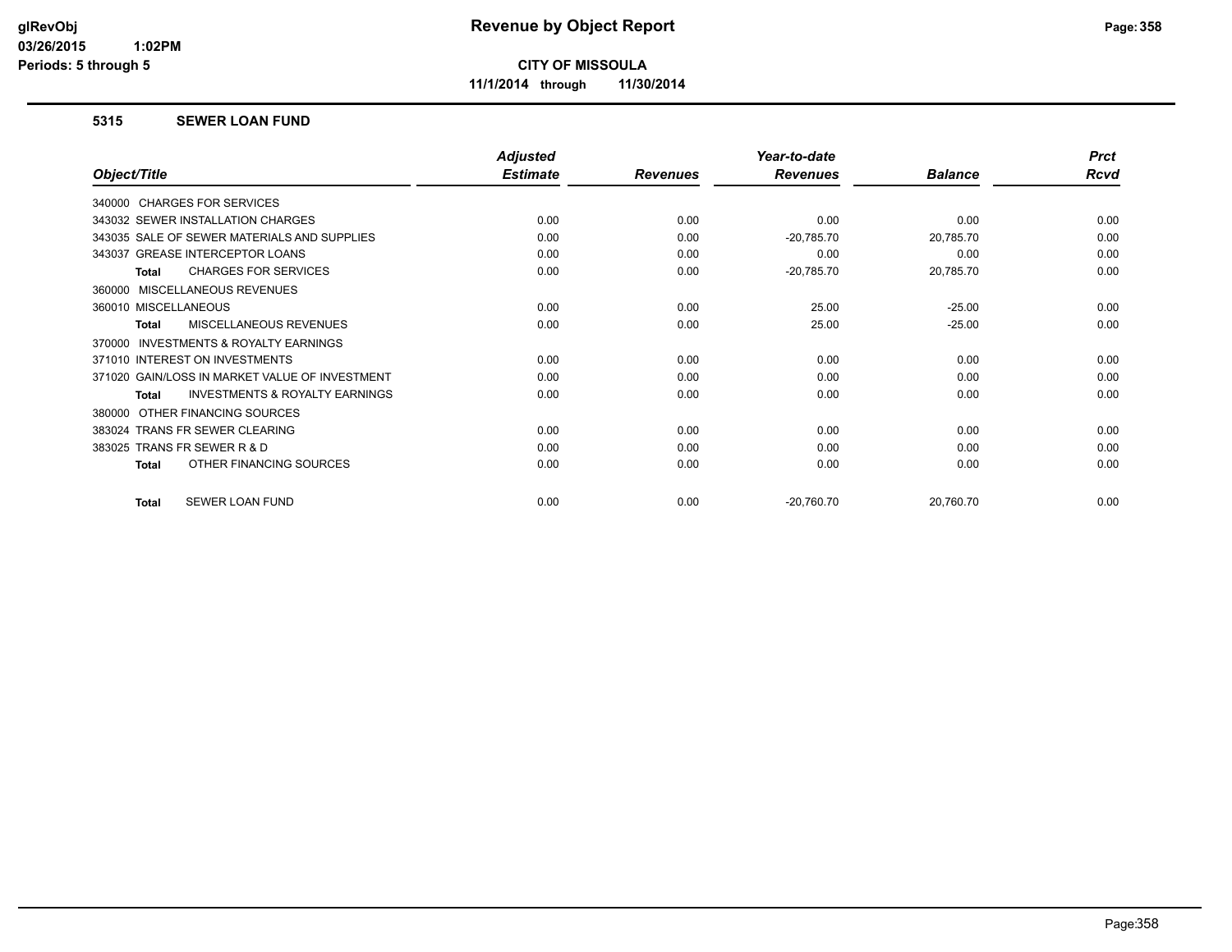# Revenue by Object Report

**CITY OF MISSOULA**

**11/1/2014 through 11/30/2014**

glRevObj
03/26/2015 1:02PM
Periods: 5 through 5

### 5315 SEWER LOAN FUND

| Object/Title | Adjusted Estimate | Revenues | Year-to-date Revenues | Balance | Prct Rcvd |
|---|---|---|---|---|---|
| 340000 CHARGES FOR SERVICES | | | | | |
| 343032 SEWER INSTALLATION CHARGES | 0.00 | 0.00 | 0.00 | 0.00 | 0.00 |
| 343035 SALE OF SEWER MATERIALS AND SUPPLIES | 0.00 | 0.00 | -20,785.70 | 20,785.70 | 0.00 |
| 343037 GREASE INTERCEPTOR LOANS | 0.00 | 0.00 | 0.00 | 0.00 | 0.00 |
| **Total** CHARGES FOR SERVICES | 0.00 | 0.00 | -20,785.70 | 20,785.70 | 0.00 |
| 360000 MISCELLANEOUS REVENUES | | | | | |
| 360010 MISCELLANEOUS | 0.00 | 0.00 | 25.00 | -25.00 | 0.00 |
| **Total** MISCELLANEOUS REVENUES | 0.00 | 0.00 | 25.00 | -25.00 | 0.00 |
| 370000 INVESTMENTS & ROYALTY EARNINGS | | | | | |
| 371010 INTEREST ON INVESTMENTS | 0.00 | 0.00 | 0.00 | 0.00 | 0.00 |
| 371020 GAIN/LOSS IN MARKET VALUE OF INVESTMENT | 0.00 | 0.00 | 0.00 | 0.00 | 0.00 |
| **Total** INVESTMENTS & ROYALTY EARNINGS | 0.00 | 0.00 | 0.00 | 0.00 | 0.00 |
| 380000 OTHER FINANCING SOURCES | | | | | |
| 383024 TRANS FR SEWER CLEARING | 0.00 | 0.00 | 0.00 | 0.00 | 0.00 |
| 383025 TRANS FR SEWER R & D | 0.00 | 0.00 | 0.00 | 0.00 | 0.00 |
| **Total** OTHER FINANCING SOURCES | 0.00 | 0.00 | 0.00 | 0.00 | 0.00 |
| **Total** SEWER LOAN FUND | 0.00 | 0.00 | -20,760.70 | 20,760.70 | 0.00 |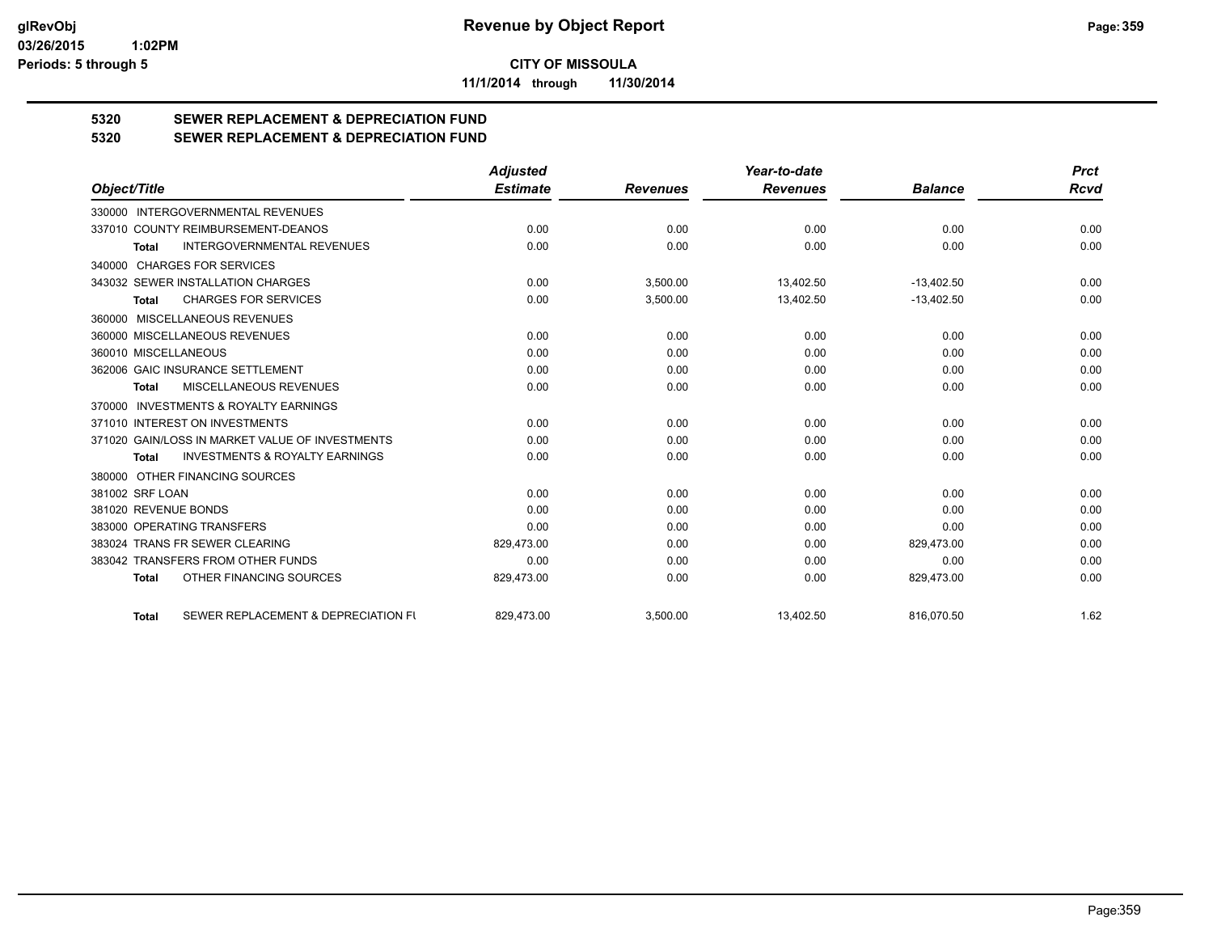**Revenue by Object Report**

**CITY OF MISSOULA**

**11/1/2014 through 11/30/2014**

## 5320 SEWER REPLACEMENT & DEPRECIATION FUND
## 5320 SEWER REPLACEMENT & DEPRECIATION FUND

| Object/Title | Adjusted Estimate | Revenues | Year-to-date Revenues | Balance | Prct Rcvd |
|---|---|---|---|---|---|
| 330000 INTERGOVERNMENTAL REVENUES | | | | | |
| 337010 COUNTY REIMBURSEMENT-DEANOS | 0.00 | 0.00 | 0.00 | 0.00 | 0.00 |
| **Total** INTERGOVERNMENTAL REVENUES | 0.00 | 0.00 | 0.00 | 0.00 | 0.00 |
| 340000 CHARGES FOR SERVICES | | | | | |
| 343032 SEWER INSTALLATION CHARGES | 0.00 | 3,500.00 | 13,402.50 | -13,402.50 | 0.00 |
| **Total** CHARGES FOR SERVICES | 0.00 | 3,500.00 | 13,402.50 | -13,402.50 | 0.00 |
| 360000 MISCELLANEOUS REVENUES | | | | | |
| 360000 MISCELLANEOUS REVENUES | 0.00 | 0.00 | 0.00 | 0.00 | 0.00 |
| 360010 MISCELLANEOUS | 0.00 | 0.00 | 0.00 | 0.00 | 0.00 |
| 362006 GAIC INSURANCE SETTLEMENT | 0.00 | 0.00 | 0.00 | 0.00 | 0.00 |
| **Total** MISCELLANEOUS REVENUES | 0.00 | 0.00 | 0.00 | 0.00 | 0.00 |
| 370000 INVESTMENTS & ROYALTY EARNINGS | | | | | |
| 371010 INTEREST ON INVESTMENTS | 0.00 | 0.00 | 0.00 | 0.00 | 0.00 |
| 371020 GAIN/LOSS IN MARKET VALUE OF INVESTMENTS | 0.00 | 0.00 | 0.00 | 0.00 | 0.00 |
| **Total** INVESTMENTS & ROYALTY EARNINGS | 0.00 | 0.00 | 0.00 | 0.00 | 0.00 |
| 380000 OTHER FINANCING SOURCES | | | | | |
| 381002 SRF LOAN | 0.00 | 0.00 | 0.00 | 0.00 | 0.00 |
| 381020 REVENUE BONDS | 0.00 | 0.00 | 0.00 | 0.00 | 0.00 |
| 383000 OPERATING TRANSFERS | 0.00 | 0.00 | 0.00 | 0.00 | 0.00 |
| 383024 TRANS FR SEWER CLEARING | 829,473.00 | 0.00 | 0.00 | 829,473.00 | 0.00 |
| 383042 TRANSFERS FROM OTHER FUNDS | 0.00 | 0.00 | 0.00 | 0.00 | 0.00 |
| **Total** OTHER FINANCING SOURCES | 829,473.00 | 0.00 | 0.00 | 829,473.00 | 0.00 |
| **Total** SEWER REPLACEMENT & DEPRECIATION FU | 829,473.00 | 3,500.00 | 13,402.50 | 816,070.50 | 1.62 |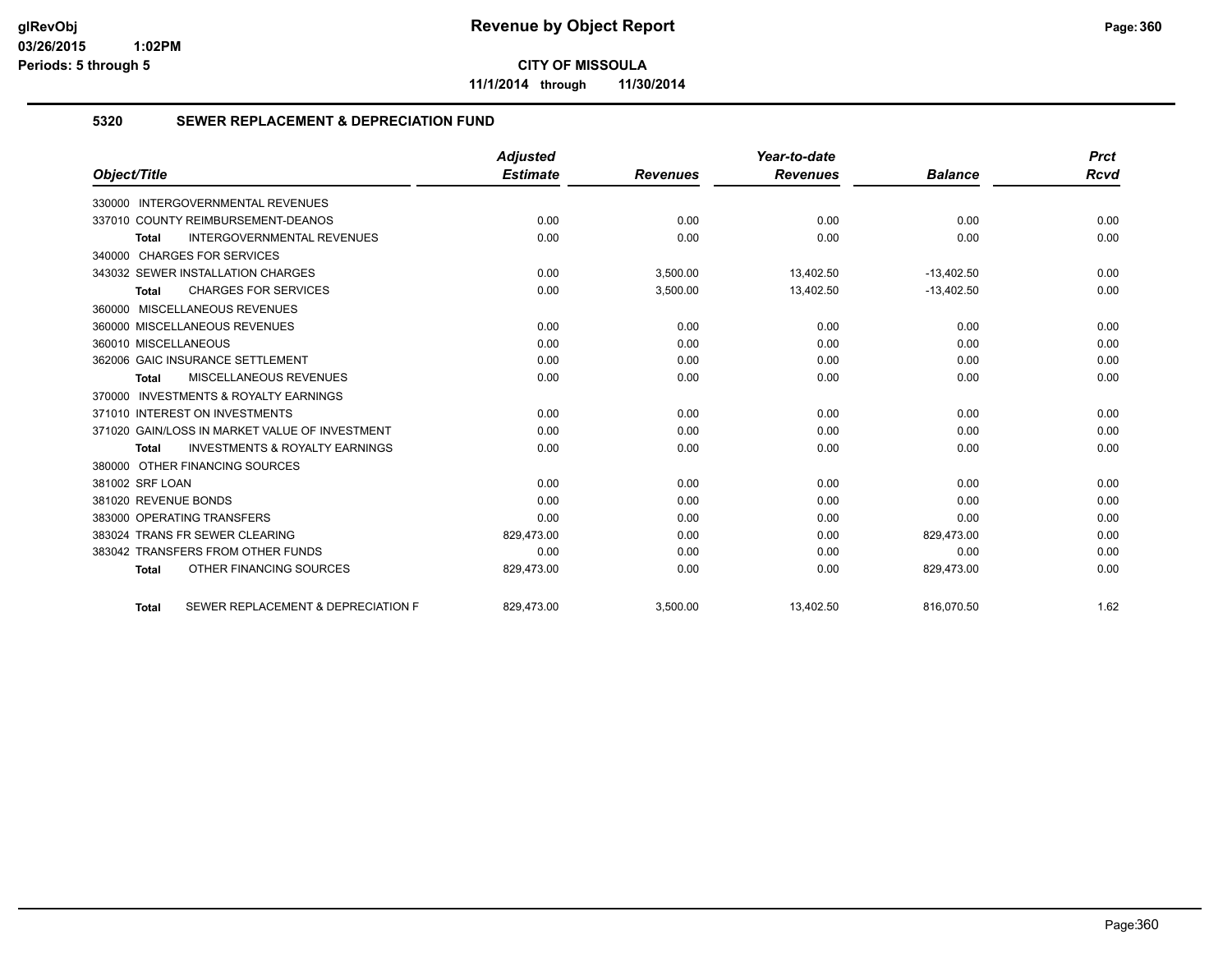**CITY OF MISSOULA**

**11/1/2014 through 11/30/2014**

## 5320 SEWER REPLACEMENT & DEPRECIATION FUND

| Object/Title | Adjusted Estimate | Revenues | Year-to-date Revenues | Balance | Prct Rcvd |
|---|---|---|---|---|---|
| 330000 INTERGOVERNMENTAL REVENUES | | | | | |
| 337010 COUNTY REIMBURSEMENT-DEANOS | 0.00 | 0.00 | 0.00 | 0.00 | 0.00 |
| Total INTERGOVERNMENTAL REVENUES | 0.00 | 0.00 | 0.00 | 0.00 | 0.00 |
| 340000 CHARGES FOR SERVICES | | | | | |
| 343032 SEWER INSTALLATION CHARGES | 0.00 | 3,500.00 | 13,402.50 | -13,402.50 | 0.00 |
| Total CHARGES FOR SERVICES | 0.00 | 3,500.00 | 13,402.50 | -13,402.50 | 0.00 |
| 360000 MISCELLANEOUS REVENUES | | | | | |
| 360000 MISCELLANEOUS REVENUES | 0.00 | 0.00 | 0.00 | 0.00 | 0.00 |
| 360010 MISCELLANEOUS | 0.00 | 0.00 | 0.00 | 0.00 | 0.00 |
| 362006 GAIC INSURANCE SETTLEMENT | 0.00 | 0.00 | 0.00 | 0.00 | 0.00 |
| Total MISCELLANEOUS REVENUES | 0.00 | 0.00 | 0.00 | 0.00 | 0.00 |
| 370000 INVESTMENTS & ROYALTY EARNINGS | | | | | |
| 371010 INTEREST ON INVESTMENTS | 0.00 | 0.00 | 0.00 | 0.00 | 0.00 |
| 371020 GAIN/LOSS IN MARKET VALUE OF INVESTMENT | 0.00 | 0.00 | 0.00 | 0.00 | 0.00 |
| Total INVESTMENTS & ROYALTY EARNINGS | 0.00 | 0.00 | 0.00 | 0.00 | 0.00 |
| 380000 OTHER FINANCING SOURCES | | | | | |
| 381002 SRF LOAN | 0.00 | 0.00 | 0.00 | 0.00 | 0.00 |
| 381020 REVENUE BONDS | 0.00 | 0.00 | 0.00 | 0.00 | 0.00 |
| 383000 OPERATING TRANSFERS | 0.00 | 0.00 | 0.00 | 0.00 | 0.00 |
| 383024 TRANS FR SEWER CLEARING | 829,473.00 | 0.00 | 0.00 | 829,473.00 | 0.00 |
| 383042 TRANSFERS FROM OTHER FUNDS | 0.00 | 0.00 | 0.00 | 0.00 | 0.00 |
| Total OTHER FINANCING SOURCES | 829,473.00 | 0.00 | 0.00 | 829,473.00 | 0.00 |
| Total SEWER REPLACEMENT & DEPRECIATION F | 829,473.00 | 3,500.00 | 13,402.50 | 816,070.50 | 1.62 |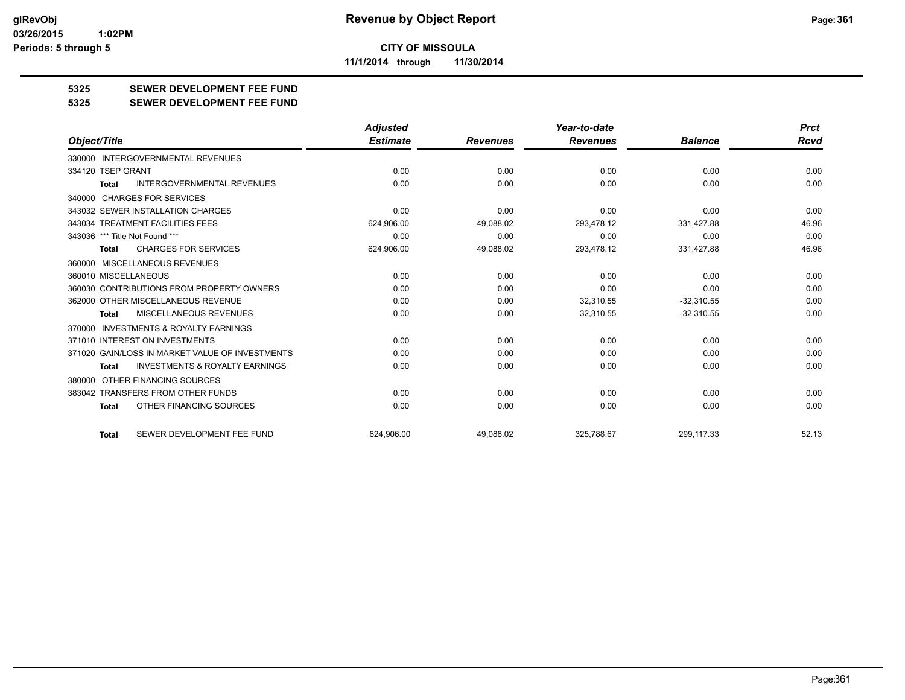**Revenue by Object Report**

**CITY OF MISSOULA**

**11/1/2014 through 11/30/2014**

glRevObj
03/26/2015 1:02PM
Periods: 5 through 5

## 5325 SEWER DEVELOPMENT FEE FUND
## 5325 SEWER DEVELOPMENT FEE FUND

| Object/Title | Adjusted Estimate | Revenues | Year-to-date Revenues | Balance | Prct Rcvd |
|---|---|---|---|---|---|
| 330000 INTERGOVERNMENTAL REVENUES | | | | | |
| 334120 TSEP GRANT | 0.00 | 0.00 | 0.00 | 0.00 | 0.00 |
| **Total** INTERGOVERNMENTAL REVENUES | 0.00 | 0.00 | 0.00 | 0.00 | 0.00 |
| 340000 CHARGES FOR SERVICES | | | | | |
| 343032 SEWER INSTALLATION CHARGES | 0.00 | 0.00 | 0.00 | 0.00 | 0.00 |
| 343034 TREATMENT FACILITIES FEES | 624,906.00 | 49,088.02 | 293,478.12 | 331,427.88 | 46.96 |
| 343036 *** Title Not Found *** | 0.00 | 0.00 | 0.00 | 0.00 | 0.00 |
| **Total** CHARGES FOR SERVICES | 624,906.00 | 49,088.02 | 293,478.12 | 331,427.88 | 46.96 |
| 360000 MISCELLANEOUS REVENUES | | | | | |
| 360010 MISCELLANEOUS | 0.00 | 0.00 | 0.00 | 0.00 | 0.00 |
| 360030 CONTRIBUTIONS FROM PROPERTY OWNERS | 0.00 | 0.00 | 0.00 | 0.00 | 0.00 |
| 362000 OTHER MISCELLANEOUS REVENUE | 0.00 | 0.00 | 32,310.55 | -32,310.55 | 0.00 |
| **Total** MISCELLANEOUS REVENUES | 0.00 | 0.00 | 32,310.55 | -32,310.55 | 0.00 |
| 370000 INVESTMENTS & ROYALTY EARNINGS | | | | | |
| 371010 INTEREST ON INVESTMENTS | 0.00 | 0.00 | 0.00 | 0.00 | 0.00 |
| 371020 GAIN/LOSS IN MARKET VALUE OF INVESTMENTS | 0.00 | 0.00 | 0.00 | 0.00 | 0.00 |
| **Total** INVESTMENTS & ROYALTY EARNINGS | 0.00 | 0.00 | 0.00 | 0.00 | 0.00 |
| 380000 OTHER FINANCING SOURCES | | | | | |
| 383042 TRANSFERS FROM OTHER FUNDS | 0.00 | 0.00 | 0.00 | 0.00 | 0.00 |
| **Total** OTHER FINANCING SOURCES | 0.00 | 0.00 | 0.00 | 0.00 | 0.00 |
| **Total** SEWER DEVELOPMENT FEE FUND | 624,906.00 | 49,088.02 | 325,788.67 | 299,117.33 | 52.13 |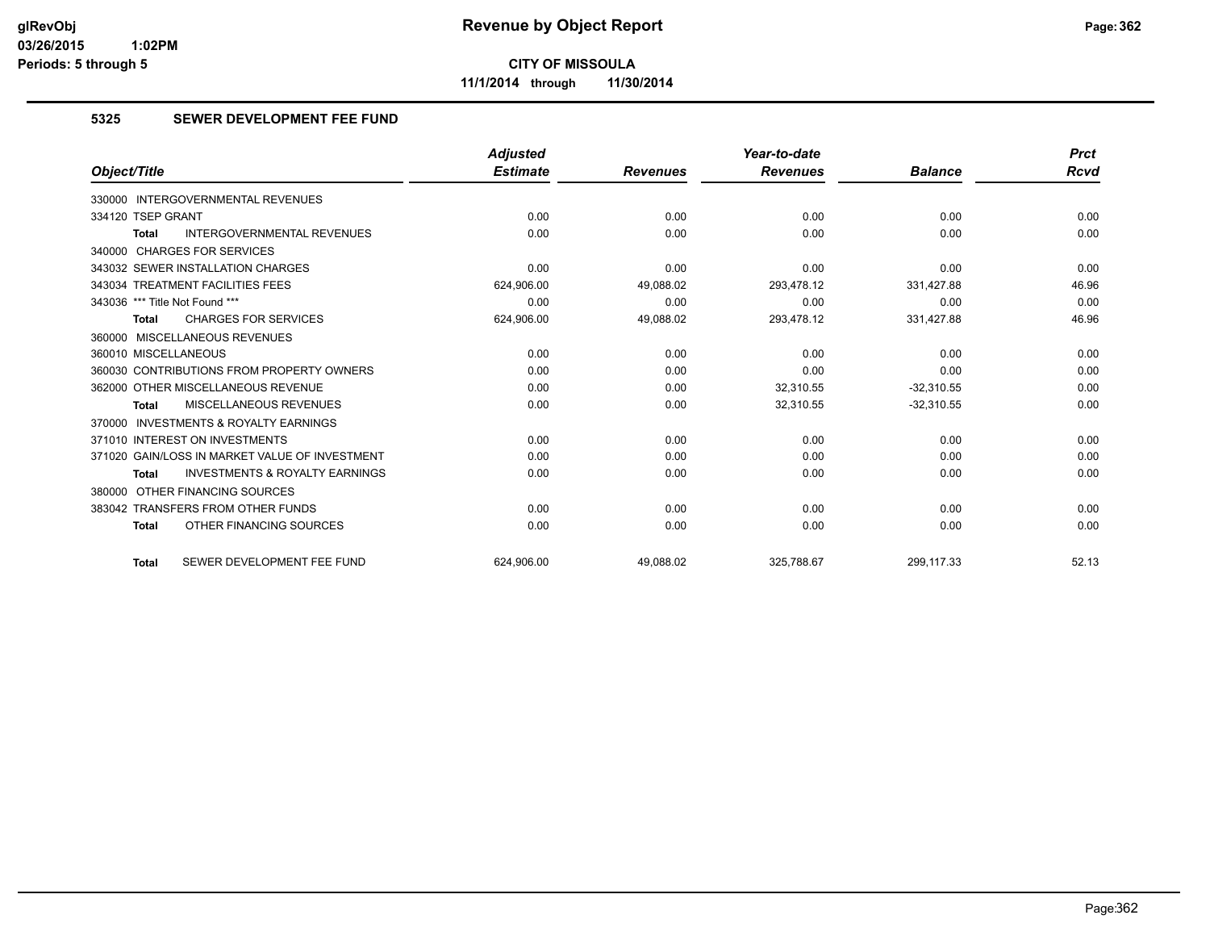**glRevObj** **Revenue by Object Report**

**03/26/2015 1:02PM**

**Periods: 5 through 5**

**CITY OF MISSOULA**

**11/1/2014 through 11/30/2014**

### 5325 SEWER DEVELOPMENT FEE FUND

| Object/Title | Adjusted Estimate | Revenues | Year-to-date Revenues | Balance | Prct Rcvd |
|---|---|---|---|---|---|
| 330000 INTERGOVERNMENTAL REVENUES | | | | | |
| 334120 TSEP GRANT | 0.00 | 0.00 | 0.00 | 0.00 | 0.00 |
| **Total** INTERGOVERNMENTAL REVENUES | 0.00 | 0.00 | 0.00 | 0.00 | 0.00 |
| 340000 CHARGES FOR SERVICES | | | | | |
| 343032 SEWER INSTALLATION CHARGES | 0.00 | 0.00 | 0.00 | 0.00 | 0.00 |
| 343034 TREATMENT FACILITIES FEES | 624,906.00 | 49,088.02 | 293,478.12 | 331,427.88 | 46.96 |
| 343036 *** Title Not Found *** | 0.00 | 0.00 | 0.00 | 0.00 | 0.00 |
| **Total** CHARGES FOR SERVICES | 624,906.00 | 49,088.02 | 293,478.12 | 331,427.88 | 46.96 |
| 360000 MISCELLANEOUS REVENUES | | | | | |
| 360010 MISCELLANEOUS | 0.00 | 0.00 | 0.00 | 0.00 | 0.00 |
| 360030 CONTRIBUTIONS FROM PROPERTY OWNERS | 0.00 | 0.00 | 0.00 | 0.00 | 0.00 |
| 362000 OTHER MISCELLANEOUS REVENUE | 0.00 | 0.00 | 32,310.55 | -32,310.55 | 0.00 |
| **Total** MISCELLANEOUS REVENUES | 0.00 | 0.00 | 32,310.55 | -32,310.55 | 0.00 |
| 370000 INVESTMENTS & ROYALTY EARNINGS | | | | | |
| 371010 INTEREST ON INVESTMENTS | 0.00 | 0.00 | 0.00 | 0.00 | 0.00 |
| 371020 GAIN/LOSS IN MARKET VALUE OF INVESTMENT | 0.00 | 0.00 | 0.00 | 0.00 | 0.00 |
| **Total** INVESTMENTS & ROYALTY EARNINGS | 0.00 | 0.00 | 0.00 | 0.00 | 0.00 |
| 380000 OTHER FINANCING SOURCES | | | | | |
| 383042 TRANSFERS FROM OTHER FUNDS | 0.00 | 0.00 | 0.00 | 0.00 | 0.00 |
| **Total** OTHER FINANCING SOURCES | 0.00 | 0.00 | 0.00 | 0.00 | 0.00 |
| **Total** SEWER DEVELOPMENT FEE FUND | 624,906.00 | 49,088.02 | 325,788.67 | 299,117.33 | 52.13 |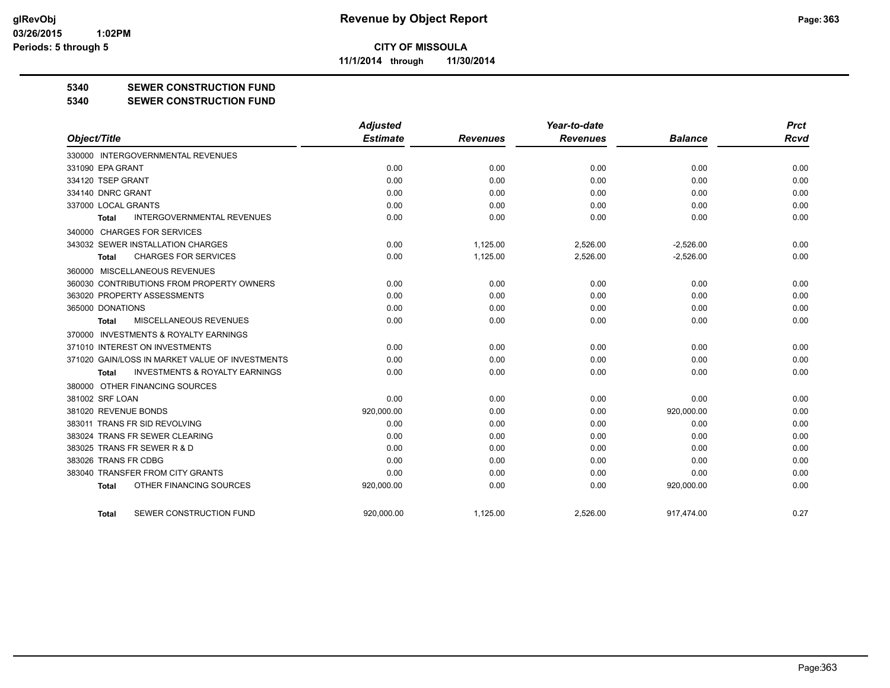# Revenue by Object Report

**CITY OF MISSOULA**

**11/1/2014 through 11/30/2014**

glRevObj
03/26/2015 1:02PM
Periods: 5 through 5

## 5340 SEWER CONSTRUCTION FUND
## 5340 SEWER CONSTRUCTION FUND

| Object/Title | Adjusted Estimate | Revenues | Year-to-date Revenues | Balance | Prct Rcvd |
|---|---|---|---|---|---|
| 330000 INTERGOVERNMENTAL REVENUES | | | | | |
| 331090 EPA GRANT | 0.00 | 0.00 | 0.00 | 0.00 | 0.00 |
| 334120 TSEP GRANT | 0.00 | 0.00 | 0.00 | 0.00 | 0.00 |
| 334140 DNRC GRANT | 0.00 | 0.00 | 0.00 | 0.00 | 0.00 |
| 337000 LOCAL GRANTS | 0.00 | 0.00 | 0.00 | 0.00 | 0.00 |
| **Total** INTERGOVERNMENTAL REVENUES | 0.00 | 0.00 | 0.00 | 0.00 | 0.00 |
| 340000 CHARGES FOR SERVICES | | | | | |
| 343032 SEWER INSTALLATION CHARGES | 0.00 | 1,125.00 | 2,526.00 | -2,526.00 | 0.00 |
| **Total** CHARGES FOR SERVICES | 0.00 | 1,125.00 | 2,526.00 | -2,526.00 | 0.00 |
| 360000 MISCELLANEOUS REVENUES | | | | | |
| 360030 CONTRIBUTIONS FROM PROPERTY OWNERS | 0.00 | 0.00 | 0.00 | 0.00 | 0.00 |
| 363020 PROPERTY ASSESSMENTS | 0.00 | 0.00 | 0.00 | 0.00 | 0.00 |
| 365000 DONATIONS | 0.00 | 0.00 | 0.00 | 0.00 | 0.00 |
| **Total** MISCELLANEOUS REVENUES | 0.00 | 0.00 | 0.00 | 0.00 | 0.00 |
| 370000 INVESTMENTS & ROYALTY EARNINGS | | | | | |
| 371010 INTEREST ON INVESTMENTS | 0.00 | 0.00 | 0.00 | 0.00 | 0.00 |
| 371020 GAIN/LOSS IN MARKET VALUE OF INVESTMENTS | 0.00 | 0.00 | 0.00 | 0.00 | 0.00 |
| **Total** INVESTMENTS & ROYALTY EARNINGS | 0.00 | 0.00 | 0.00 | 0.00 | 0.00 |
| 380000 OTHER FINANCING SOURCES | | | | | |
| 381002 SRF LOAN | 0.00 | 0.00 | 0.00 | 0.00 | 0.00 |
| 381020 REVENUE BONDS | 920,000.00 | 0.00 | 0.00 | 920,000.00 | 0.00 |
| 383011 TRANS FR SID REVOLVING | 0.00 | 0.00 | 0.00 | 0.00 | 0.00 |
| 383024 TRANS FR SEWER CLEARING | 0.00 | 0.00 | 0.00 | 0.00 | 0.00 |
| 383025 TRANS FR SEWER R & D | 0.00 | 0.00 | 0.00 | 0.00 | 0.00 |
| 383026 TRANS FR CDBG | 0.00 | 0.00 | 0.00 | 0.00 | 0.00 |
| 383040 TRANSFER FROM CITY GRANTS | 0.00 | 0.00 | 0.00 | 0.00 | 0.00 |
| **Total** OTHER FINANCING SOURCES | 920,000.00 | 0.00 | 0.00 | 920,000.00 | 0.00 |
| **Total** SEWER CONSTRUCTION FUND | 920,000.00 | 1,125.00 | 2,526.00 | 917,474.00 | 0.27 |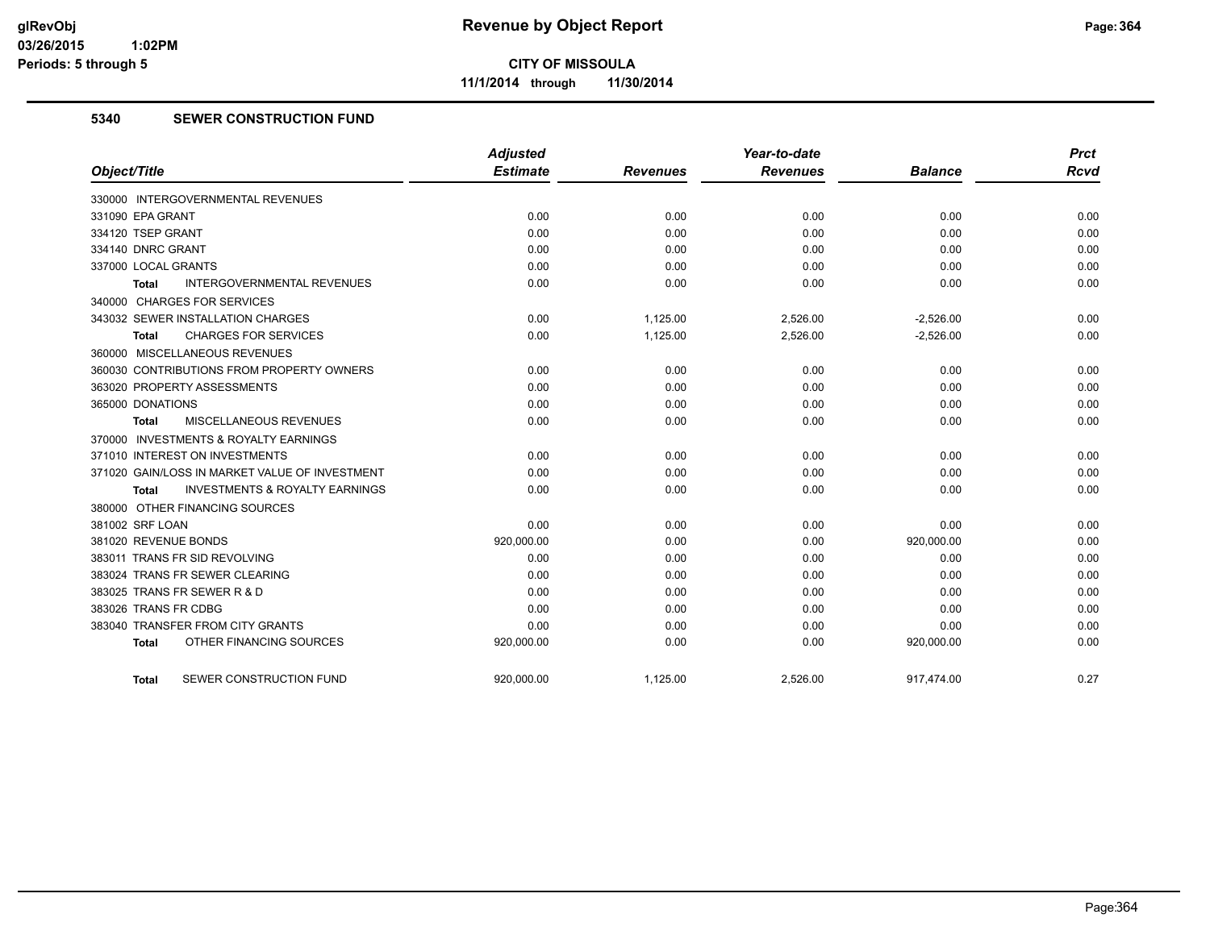**CITY OF MISSOULA**

**11/1/2014 through 11/30/2014**

## 5340 SEWER CONSTRUCTION FUND

| Object/Title | Adjusted Estimate | Revenues | Year-to-date Revenues | Balance | Prct Rcvd |
|---|---|---|---|---|---|
| 330000 INTERGOVERNMENTAL REVENUES | | | | | |
| 331090 EPA GRANT | 0.00 | 0.00 | 0.00 | 0.00 | 0.00 |
| 334120 TSEP GRANT | 0.00 | 0.00 | 0.00 | 0.00 | 0.00 |
| 334140 DNRC GRANT | 0.00 | 0.00 | 0.00 | 0.00 | 0.00 |
| 337000 LOCAL GRANTS | 0.00 | 0.00 | 0.00 | 0.00 | 0.00 |
| **Total** INTERGOVERNMENTAL REVENUES | 0.00 | 0.00 | 0.00 | 0.00 | 0.00 |
| 340000 CHARGES FOR SERVICES | | | | | |
| 343032 SEWER INSTALLATION CHARGES | 0.00 | 1,125.00 | 2,526.00 | -2,526.00 | 0.00 |
| **Total** CHARGES FOR SERVICES | 0.00 | 1,125.00 | 2,526.00 | -2,526.00 | 0.00 |
| 360000 MISCELLANEOUS REVENUES | | | | | |
| 360030 CONTRIBUTIONS FROM PROPERTY OWNERS | 0.00 | 0.00 | 0.00 | 0.00 | 0.00 |
| 363020 PROPERTY ASSESSMENTS | 0.00 | 0.00 | 0.00 | 0.00 | 0.00 |
| 365000 DONATIONS | 0.00 | 0.00 | 0.00 | 0.00 | 0.00 |
| **Total** MISCELLANEOUS REVENUES | 0.00 | 0.00 | 0.00 | 0.00 | 0.00 |
| 370000 INVESTMENTS & ROYALTY EARNINGS | | | | | |
| 371010 INTEREST ON INVESTMENTS | 0.00 | 0.00 | 0.00 | 0.00 | 0.00 |
| 371020 GAIN/LOSS IN MARKET VALUE OF INVESTMENT | 0.00 | 0.00 | 0.00 | 0.00 | 0.00 |
| **Total** INVESTMENTS & ROYALTY EARNINGS | 0.00 | 0.00 | 0.00 | 0.00 | 0.00 |
| 380000 OTHER FINANCING SOURCES | | | | | |
| 381002 SRF LOAN | 0.00 | 0.00 | 0.00 | 0.00 | 0.00 |
| 381020 REVENUE BONDS | 920,000.00 | 0.00 | 0.00 | 920,000.00 | 0.00 |
| 383011 TRANS FR SID REVOLVING | 0.00 | 0.00 | 0.00 | 0.00 | 0.00 |
| 383024 TRANS FR SEWER CLEARING | 0.00 | 0.00 | 0.00 | 0.00 | 0.00 |
| 383025 TRANS FR SEWER R & D | 0.00 | 0.00 | 0.00 | 0.00 | 0.00 |
| 383026 TRANS FR CDBG | 0.00 | 0.00 | 0.00 | 0.00 | 0.00 |
| 383040 TRANSFER FROM CITY GRANTS | 0.00 | 0.00 | 0.00 | 0.00 | 0.00 |
| **Total** OTHER FINANCING SOURCES | 920,000.00 | 0.00 | 0.00 | 920,000.00 | 0.00 |
| **Total** SEWER CONSTRUCTION FUND | 920,000.00 | 1,125.00 | 2,526.00 | 917,474.00 | 0.27 |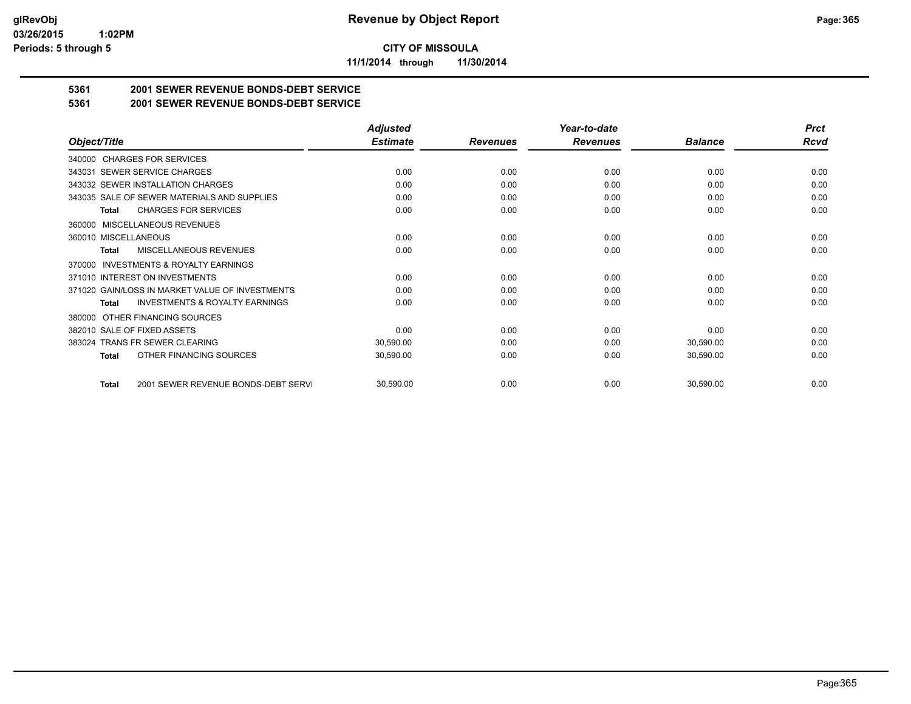**glRevObj**
**03/26/2015 1:02PM**
**Periods: 5 through 5**

# Revenue by Object Report

**CITY OF MISSOULA**

**11/1/2014 through 11/30/2014**

## 5361 2001 SEWER REVENUE BONDS-DEBT SERVICE
## 5361 2001 SEWER REVENUE BONDS-DEBT SERVICE

| Object/Title | Adjusted Estimate | Revenues | Year-to-date Revenues | Balance | Prct Rcvd |
|---|---|---|---|---|---|
| 340000 CHARGES FOR SERVICES | | | | | |
| 343031 SEWER SERVICE CHARGES | 0.00 | 0.00 | 0.00 | 0.00 | 0.00 |
| 343032 SEWER INSTALLATION CHARGES | 0.00 | 0.00 | 0.00 | 0.00 | 0.00 |
| 343035 SALE OF SEWER MATERIALS AND SUPPLIES | 0.00 | 0.00 | 0.00 | 0.00 | 0.00 |
| **Total** CHARGES FOR SERVICES | 0.00 | 0.00 | 0.00 | 0.00 | 0.00 |
| 360000 MISCELLANEOUS REVENUES | | | | | |
| 360010 MISCELLANEOUS | 0.00 | 0.00 | 0.00 | 0.00 | 0.00 |
| **Total** MISCELLANEOUS REVENUES | 0.00 | 0.00 | 0.00 | 0.00 | 0.00 |
| 370000 INVESTMENTS & ROYALTY EARNINGS | | | | | |
| 371010 INTEREST ON INVESTMENTS | 0.00 | 0.00 | 0.00 | 0.00 | 0.00 |
| 371020 GAIN/LOSS IN MARKET VALUE OF INVESTMENTS | 0.00 | 0.00 | 0.00 | 0.00 | 0.00 |
| **Total** INVESTMENTS & ROYALTY EARNINGS | 0.00 | 0.00 | 0.00 | 0.00 | 0.00 |
| 380000 OTHER FINANCING SOURCES | | | | | |
| 382010 SALE OF FIXED ASSETS | 0.00 | 0.00 | 0.00 | 0.00 | 0.00 |
| 383024 TRANS FR SEWER CLEARING | 30,590.00 | 0.00 | 0.00 | 30,590.00 | 0.00 |
| **Total** OTHER FINANCING SOURCES | 30,590.00 | 0.00 | 0.00 | 30,590.00 | 0.00 |
| **Total** 2001 SEWER REVENUE BONDS-DEBT SERVI | 30,590.00 | 0.00 | 0.00 | 30,590.00 | 0.00 |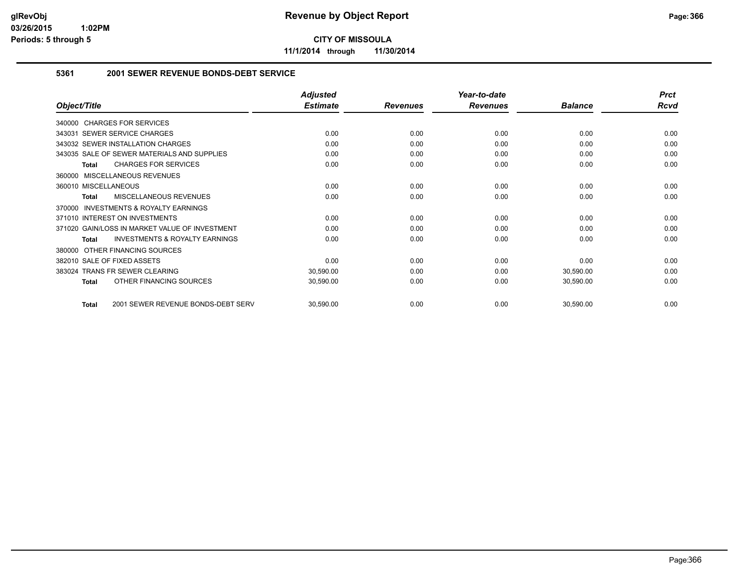**glRevObj**
**03/26/2015 1:02PM**
**Periods: 5 through 5**

# Revenue by Object Report

**CITY OF MISSOULA**

**11/1/2014 through 11/30/2014**

## 5361 2001 SEWER REVENUE BONDS-DEBT SERVICE

| Object/Title | Adjusted Estimate | Revenues | Year-to-date Revenues | Balance | Prct Rcvd |
|---|---|---|---|---|---|
| 340000 CHARGES FOR SERVICES | | | | | |
| 343031 SEWER SERVICE CHARGES | 0.00 | 0.00 | 0.00 | 0.00 | 0.00 |
| 343032 SEWER INSTALLATION CHARGES | 0.00 | 0.00 | 0.00 | 0.00 | 0.00 |
| 343035 SALE OF SEWER MATERIALS AND SUPPLIES | 0.00 | 0.00 | 0.00 | 0.00 | 0.00 |
| **Total** CHARGES FOR SERVICES | 0.00 | 0.00 | 0.00 | 0.00 | 0.00 |
| 360000 MISCELLANEOUS REVENUES | | | | | |
| 360010 MISCELLANEOUS | 0.00 | 0.00 | 0.00 | 0.00 | 0.00 |
| **Total** MISCELLANEOUS REVENUES | 0.00 | 0.00 | 0.00 | 0.00 | 0.00 |
| 370000 INVESTMENTS & ROYALTY EARNINGS | | | | | |
| 371010 INTEREST ON INVESTMENTS | 0.00 | 0.00 | 0.00 | 0.00 | 0.00 |
| 371020 GAIN/LOSS IN MARKET VALUE OF INVESTMENT | 0.00 | 0.00 | 0.00 | 0.00 | 0.00 |
| **Total** INVESTMENTS & ROYALTY EARNINGS | 0.00 | 0.00 | 0.00 | 0.00 | 0.00 |
| 380000 OTHER FINANCING SOURCES | | | | | |
| 382010 SALE OF FIXED ASSETS | 0.00 | 0.00 | 0.00 | 0.00 | 0.00 |
| 383024 TRANS FR SEWER CLEARING | 30,590.00 | 0.00 | 0.00 | 30,590.00 | 0.00 |
| **Total** OTHER FINANCING SOURCES | 30,590.00 | 0.00 | 0.00 | 30,590.00 | 0.00 |
| **Total** 2001 SEWER REVENUE BONDS-DEBT SERV | 30,590.00 | 0.00 | 0.00 | 30,590.00 | 0.00 |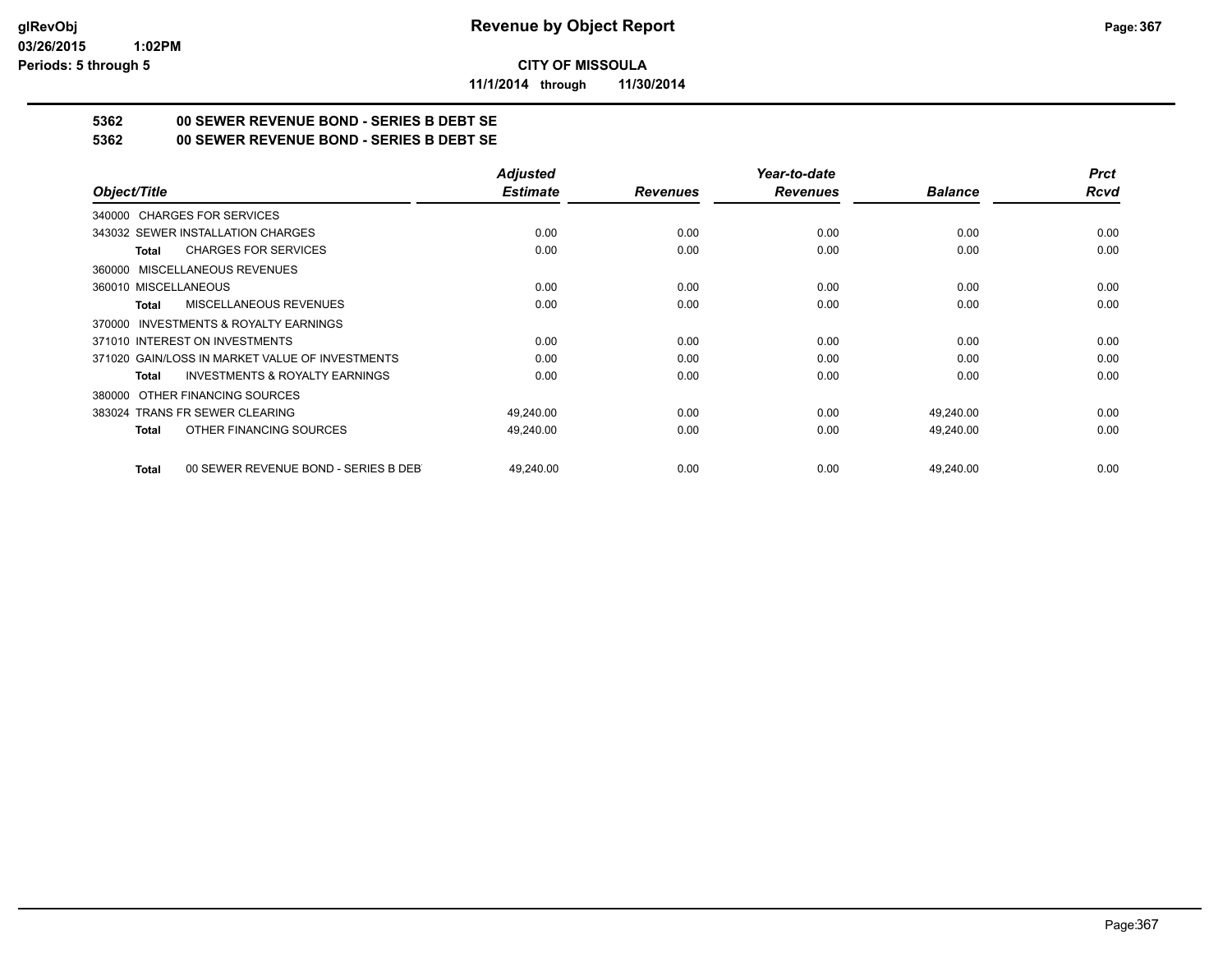**Revenue by Object Report**

**CITY OF MISSOULA**

**11/1/2014 through 11/30/2014**

glRevObj
03/26/2015 1:02PM
Periods: 5 through 5

## 5362 00 SEWER REVENUE BOND - SERIES B DEBT SE

## 5362 00 SEWER REVENUE BOND - SERIES B DEBT SE

| Object/Title | Adjusted Estimate | Revenues | Year-to-date Revenues | Balance | Prct Rcvd |
|---|---|---|---|---|---|
| 340000 CHARGES FOR SERVICES | | | | | |
| 343032 SEWER INSTALLATION CHARGES | 0.00 | 0.00 | 0.00 | 0.00 | 0.00 |
| **Total** CHARGES FOR SERVICES | 0.00 | 0.00 | 0.00 | 0.00 | 0.00 |
| 360000 MISCELLANEOUS REVENUES | | | | | |
| 360010 MISCELLANEOUS | 0.00 | 0.00 | 0.00 | 0.00 | 0.00 |
| **Total** MISCELLANEOUS REVENUES | 0.00 | 0.00 | 0.00 | 0.00 | 0.00 |
| 370000 INVESTMENTS & ROYALTY EARNINGS | | | | | |
| 371010 INTEREST ON INVESTMENTS | 0.00 | 0.00 | 0.00 | 0.00 | 0.00 |
| 371020 GAIN/LOSS IN MARKET VALUE OF INVESTMENTS | 0.00 | 0.00 | 0.00 | 0.00 | 0.00 |
| **Total** INVESTMENTS & ROYALTY EARNINGS | 0.00 | 0.00 | 0.00 | 0.00 | 0.00 |
| 380000 OTHER FINANCING SOURCES | | | | | |
| 383024 TRANS FR SEWER CLEARING | 49,240.00 | 0.00 | 0.00 | 49,240.00 | 0.00 |
| **Total** OTHER FINANCING SOURCES | 49,240.00 | 0.00 | 0.00 | 49,240.00 | 0.00 |
| **Total** 00 SEWER REVENUE BOND - SERIES B DEBT | 49,240.00 | 0.00 | 0.00 | 49,240.00 | 0.00 |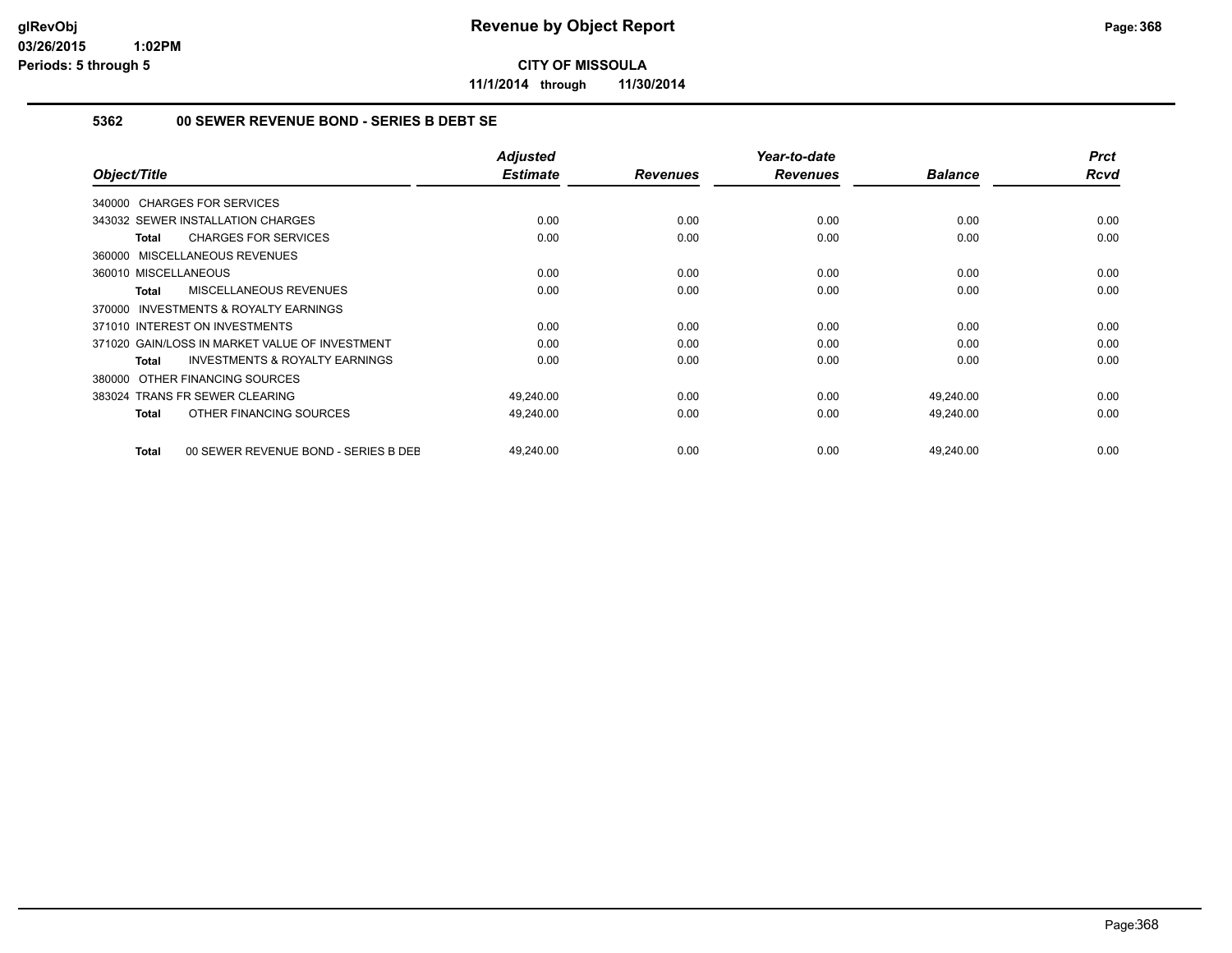**CITY OF MISSOULA**

**11/1/2014 through 11/30/2014**

### 5362 00 SEWER REVENUE BOND - SERIES B DEBT SE

| Object/Title | Adjusted Estimate | Revenues | Year-to-date Revenues | Balance | Prct Rcvd |
|---|---|---|---|---|---|
| 340000 CHARGES FOR SERVICES | | | | | |
| 343032 SEWER INSTALLATION CHARGES | 0.00 | 0.00 | 0.00 | 0.00 | 0.00 |
| **Total** CHARGES FOR SERVICES | 0.00 | 0.00 | 0.00 | 0.00 | 0.00 |
| 360000 MISCELLANEOUS REVENUES | | | | | |
| 360010 MISCELLANEOUS | 0.00 | 0.00 | 0.00 | 0.00 | 0.00 |
| **Total** MISCELLANEOUS REVENUES | 0.00 | 0.00 | 0.00 | 0.00 | 0.00 |
| 370000 INVESTMENTS & ROYALTY EARNINGS | | | | | |
| 371010 INTEREST ON INVESTMENTS | 0.00 | 0.00 | 0.00 | 0.00 | 0.00 |
| 371020 GAIN/LOSS IN MARKET VALUE OF INVESTMENT | 0.00 | 0.00 | 0.00 | 0.00 | 0.00 |
| **Total** INVESTMENTS & ROYALTY EARNINGS | 0.00 | 0.00 | 0.00 | 0.00 | 0.00 |
| 380000 OTHER FINANCING SOURCES | | | | | |
| 383024 TRANS FR SEWER CLEARING | 49,240.00 | 0.00 | 0.00 | 49,240.00 | 0.00 |
| **Total** OTHER FINANCING SOURCES | 49,240.00 | 0.00 | 0.00 | 49,240.00 | 0.00 |
| **Total** 00 SEWER REVENUE BOND - SERIES B DEB | 49,240.00 | 0.00 | 0.00 | 49,240.00 | 0.00 |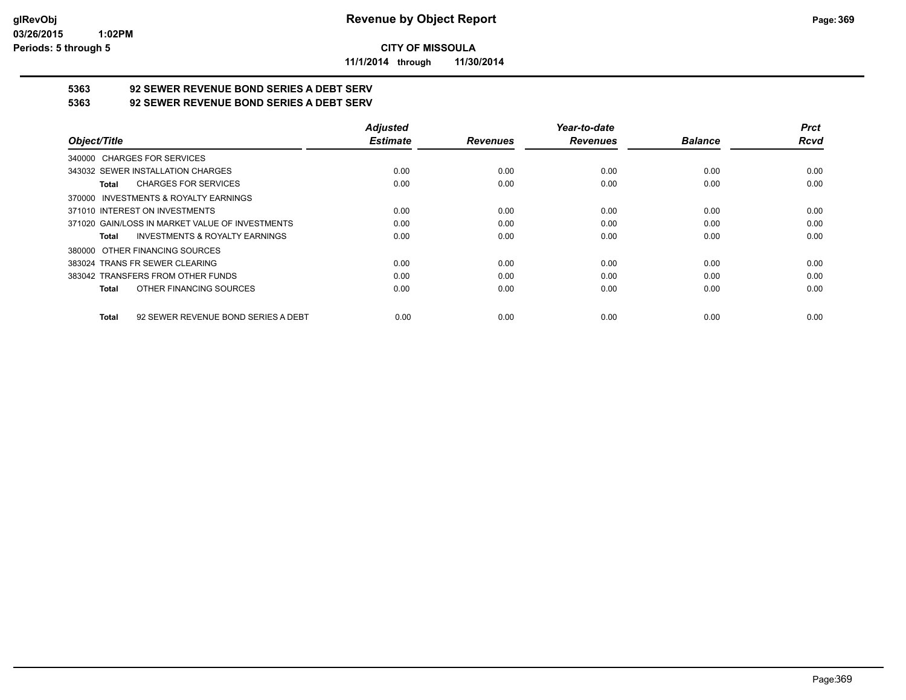**CITY OF MISSOULA**

**11/1/2014 through 11/30/2014**

## 5363 92 SEWER REVENUE BOND SERIES A DEBT SERV

## 5363 92 SEWER REVENUE BOND SERIES A DEBT SERV

| Object/Title | Adjusted Estimate | Revenues | Year-to-date Revenues | Balance | Prct Rcvd |
|---|---|---|---|---|---|
| 340000 CHARGES FOR SERVICES | | | | | |
| 343032 SEWER INSTALLATION CHARGES | 0.00 | 0.00 | 0.00 | 0.00 | 0.00 |
| **Total** CHARGES FOR SERVICES | 0.00 | 0.00 | 0.00 | 0.00 | 0.00 |
| 370000 INVESTMENTS & ROYALTY EARNINGS | | | | | |
| 371010 INTEREST ON INVESTMENTS | 0.00 | 0.00 | 0.00 | 0.00 | 0.00 |
| 371020 GAIN/LOSS IN MARKET VALUE OF INVESTMENTS | 0.00 | 0.00 | 0.00 | 0.00 | 0.00 |
| **Total** INVESTMENTS & ROYALTY EARNINGS | 0.00 | 0.00 | 0.00 | 0.00 | 0.00 |
| 380000 OTHER FINANCING SOURCES | | | | | |
| 383024 TRANS FR SEWER CLEARING | 0.00 | 0.00 | 0.00 | 0.00 | 0.00 |
| 383042 TRANSFERS FROM OTHER FUNDS | 0.00 | 0.00 | 0.00 | 0.00 | 0.00 |
| **Total** OTHER FINANCING SOURCES | 0.00 | 0.00 | 0.00 | 0.00 | 0.00 |
| **Total** 92 SEWER REVENUE BOND SERIES A DEBT | 0.00 | 0.00 | 0.00 | 0.00 | 0.00 |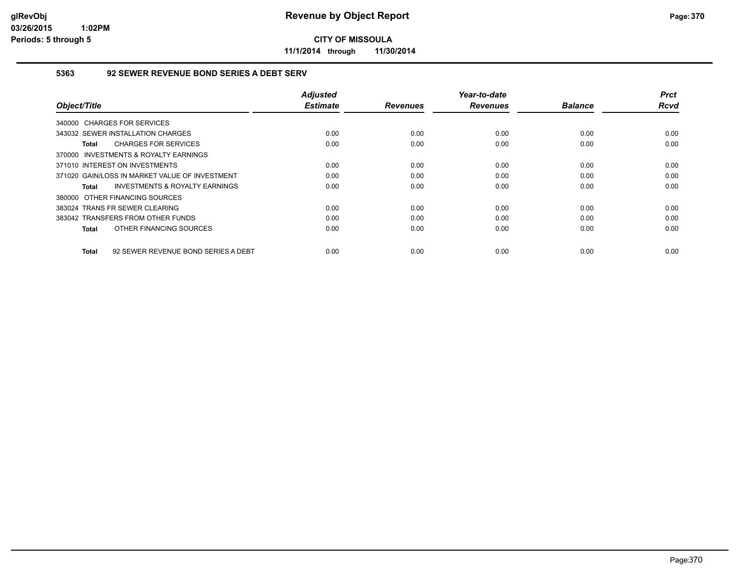**CITY OF MISSOULA**

**11/1/2014 through 11/30/2014**

### 5363 92 SEWER REVENUE BOND SERIES A DEBT SERV

| Object/Title | Adjusted Estimate | Revenues | Year-to-date Revenues | Balance | Prct Rcvd |
|---|---|---|---|---|---|
| 340000 CHARGES FOR SERVICES | | | | | |
| 343032 SEWER INSTALLATION CHARGES | 0.00 | 0.00 | 0.00 | 0.00 | 0.00 |
| **Total** CHARGES FOR SERVICES | 0.00 | 0.00 | 0.00 | 0.00 | 0.00 |
| 370000 INVESTMENTS & ROYALTY EARNINGS | | | | | |
| 371010 INTEREST ON INVESTMENTS | 0.00 | 0.00 | 0.00 | 0.00 | 0.00 |
| 371020 GAIN/LOSS IN MARKET VALUE OF INVESTMENT | 0.00 | 0.00 | 0.00 | 0.00 | 0.00 |
| **Total** INVESTMENTS & ROYALTY EARNINGS | 0.00 | 0.00 | 0.00 | 0.00 | 0.00 |
| 380000 OTHER FINANCING SOURCES | | | | | |
| 383024 TRANS FR SEWER CLEARING | 0.00 | 0.00 | 0.00 | 0.00 | 0.00 |
| 383042 TRANSFERS FROM OTHER FUNDS | 0.00 | 0.00 | 0.00 | 0.00 | 0.00 |
| **Total** OTHER FINANCING SOURCES | 0.00 | 0.00 | 0.00 | 0.00 | 0.00 |
| **Total** 92 SEWER REVENUE BOND SERIES A DEBT | 0.00 | 0.00 | 0.00 | 0.00 | 0.00 |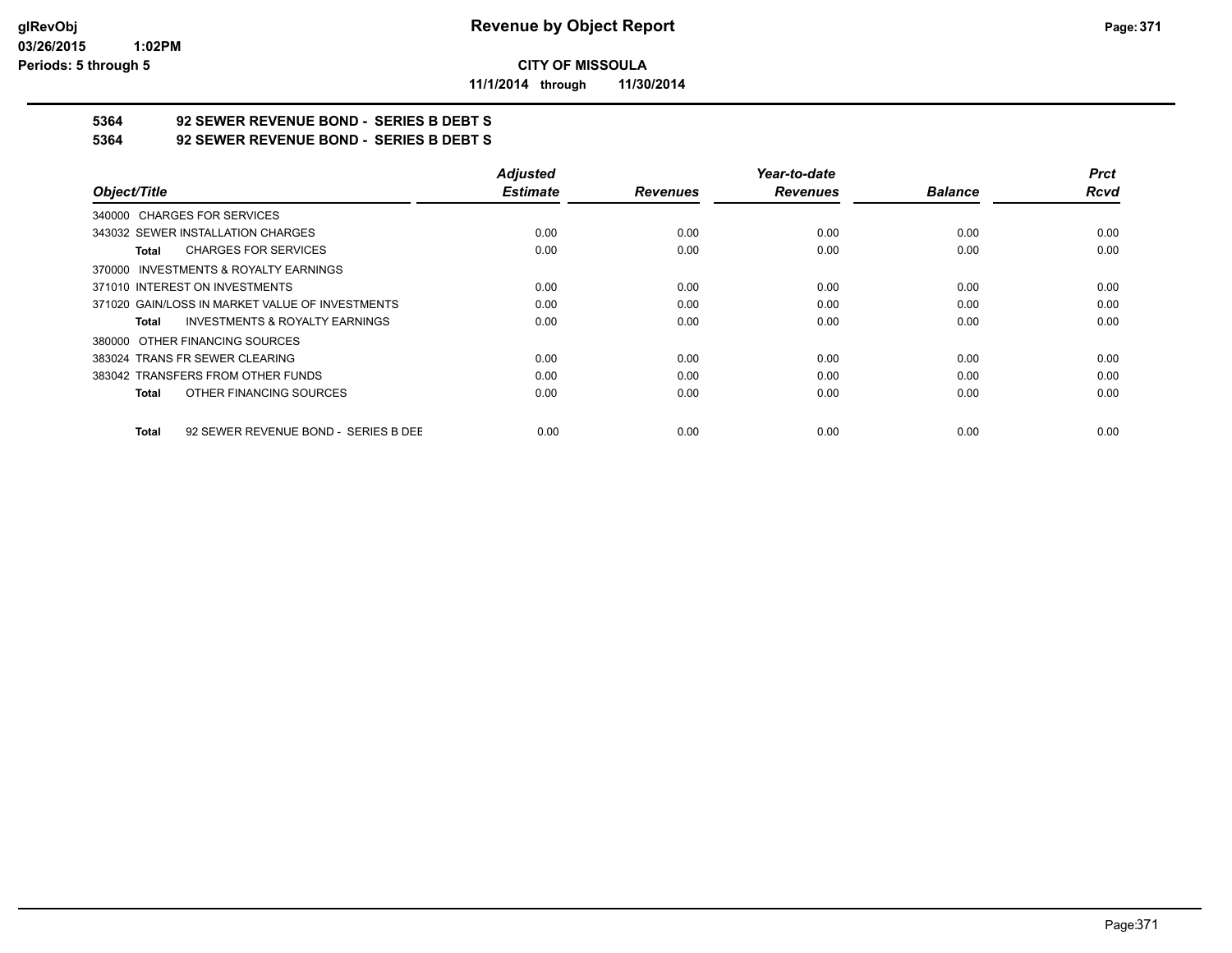CITY OF MISSOULA

11/1/2014 through 11/30/2014

**5364 92 SEWER REVENUE BOND - SERIES B DEBT S**

**5364 92 SEWER REVENUE BOND - SERIES B DEBT S**

| Object/Title | Adjusted Estimate | Revenues | Year-to-date Revenues | Balance | Prct Rcvd |
|---|---|---|---|---|---|
| 340000 CHARGES FOR SERVICES | | | | | |
| 343032 SEWER INSTALLATION CHARGES | 0.00 | 0.00 | 0.00 | 0.00 | 0.00 |
| **Total** CHARGES FOR SERVICES | 0.00 | 0.00 | 0.00 | 0.00 | 0.00 |
| 370000 INVESTMENTS & ROYALTY EARNINGS | | | | | |
| 371010 INTEREST ON INVESTMENTS | 0.00 | 0.00 | 0.00 | 0.00 | 0.00 |
| 371020 GAIN/LOSS IN MARKET VALUE OF INVESTMENTS | 0.00 | 0.00 | 0.00 | 0.00 | 0.00 |
| **Total** INVESTMENTS & ROYALTY EARNINGS | 0.00 | 0.00 | 0.00 | 0.00 | 0.00 |
| 380000 OTHER FINANCING SOURCES | | | | | |
| 383024 TRANS FR SEWER CLEARING | 0.00 | 0.00 | 0.00 | 0.00 | 0.00 |
| 383042 TRANSFERS FROM OTHER FUNDS | 0.00 | 0.00 | 0.00 | 0.00 | 0.00 |
| **Total** OTHER FINANCING SOURCES | 0.00 | 0.00 | 0.00 | 0.00 | 0.00 |
| **Total** 92 SEWER REVENUE BOND - SERIES B DEE | 0.00 | 0.00 | 0.00 | 0.00 | 0.00 |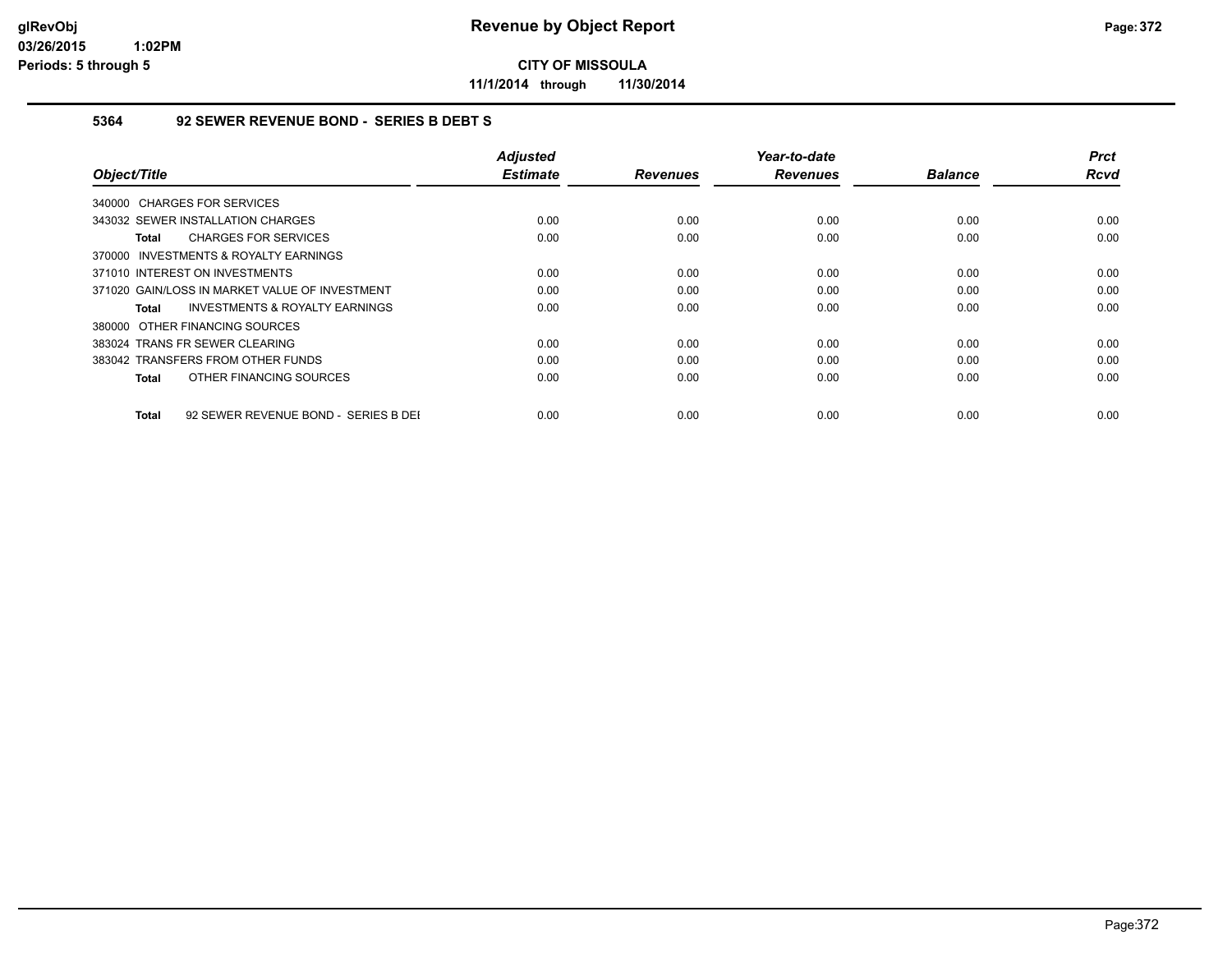# Revenue by Object Report

**CITY OF MISSOULA**

**11/1/2014 through 11/30/2014**

glRevObj
03/26/2015 1:02PM
Periods: 5 through 5

### 5364 92 SEWER REVENUE BOND - SERIES B DEBT S

| Object/Title | Adjusted Estimate | Revenues | Year-to-date Revenues | Balance | Prct Rcvd |
|---|---|---|---|---|---|
| 340000 CHARGES FOR SERVICES | | | | | |
| 343032 SEWER INSTALLATION CHARGES | 0.00 | 0.00 | 0.00 | 0.00 | 0.00 |
| **Total** CHARGES FOR SERVICES | 0.00 | 0.00 | 0.00 | 0.00 | 0.00 |
| 370000 INVESTMENTS & ROYALTY EARNINGS | | | | | |
| 371010 INTEREST ON INVESTMENTS | 0.00 | 0.00 | 0.00 | 0.00 | 0.00 |
| 371020 GAIN/LOSS IN MARKET VALUE OF INVESTMENT | 0.00 | 0.00 | 0.00 | 0.00 | 0.00 |
| **Total** INVESTMENTS & ROYALTY EARNINGS | 0.00 | 0.00 | 0.00 | 0.00 | 0.00 |
| 380000 OTHER FINANCING SOURCES | | | | | |
| 383024 TRANS FR SEWER CLEARING | 0.00 | 0.00 | 0.00 | 0.00 | 0.00 |
| 383042 TRANSFERS FROM OTHER FUNDS | 0.00 | 0.00 | 0.00 | 0.00 | 0.00 |
| **Total** OTHER FINANCING SOURCES | 0.00 | 0.00 | 0.00 | 0.00 | 0.00 |
| **Total** 92 SEWER REVENUE BOND - SERIES B DEI | 0.00 | 0.00 | 0.00 | 0.00 | 0.00 |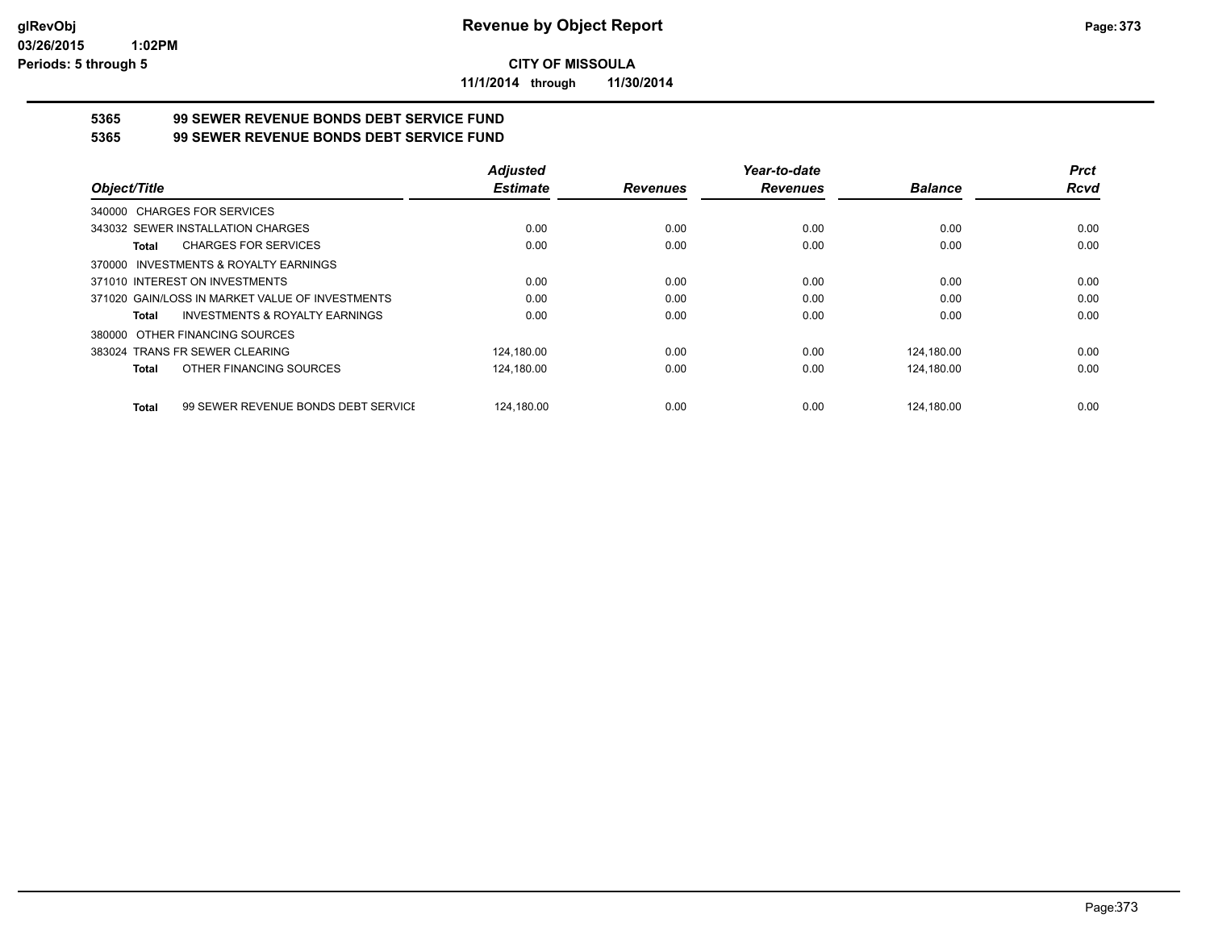glRevObj
03/26/2015 1:02PM
Periods: 5 through 5

# Revenue by Object Report

**CITY OF MISSOULA**

**11/1/2014 through 11/30/2014**

## 5365 99 SEWER REVENUE BONDS DEBT SERVICE FUND
## 5365 99 SEWER REVENUE BONDS DEBT SERVICE FUND

| Object/Title | Adjusted Estimate | Revenues | Year-to-date Revenues | Balance | Prct Rcvd |
|---|---|---|---|---|---|
| 340000 CHARGES FOR SERVICES | | | | | |
| 343032 SEWER INSTALLATION CHARGES | 0.00 | 0.00 | 0.00 | 0.00 | 0.00 |
| **Total** CHARGES FOR SERVICES | 0.00 | 0.00 | 0.00 | 0.00 | 0.00 |
| 370000 INVESTMENTS & ROYALTY EARNINGS | | | | | |
| 371010 INTEREST ON INVESTMENTS | 0.00 | 0.00 | 0.00 | 0.00 | 0.00 |
| 371020 GAIN/LOSS IN MARKET VALUE OF INVESTMENTS | 0.00 | 0.00 | 0.00 | 0.00 | 0.00 |
| **Total** INVESTMENTS & ROYALTY EARNINGS | 0.00 | 0.00 | 0.00 | 0.00 | 0.00 |
| 380000 OTHER FINANCING SOURCES | | | | | |
| 383024 TRANS FR SEWER CLEARING | 124,180.00 | 0.00 | 0.00 | 124,180.00 | 0.00 |
| **Total** OTHER FINANCING SOURCES | 124,180.00 | 0.00 | 0.00 | 124,180.00 | 0.00 |
| **Total** 99 SEWER REVENUE BONDS DEBT SERVICE | 124,180.00 | 0.00 | 0.00 | 124,180.00 | 0.00 |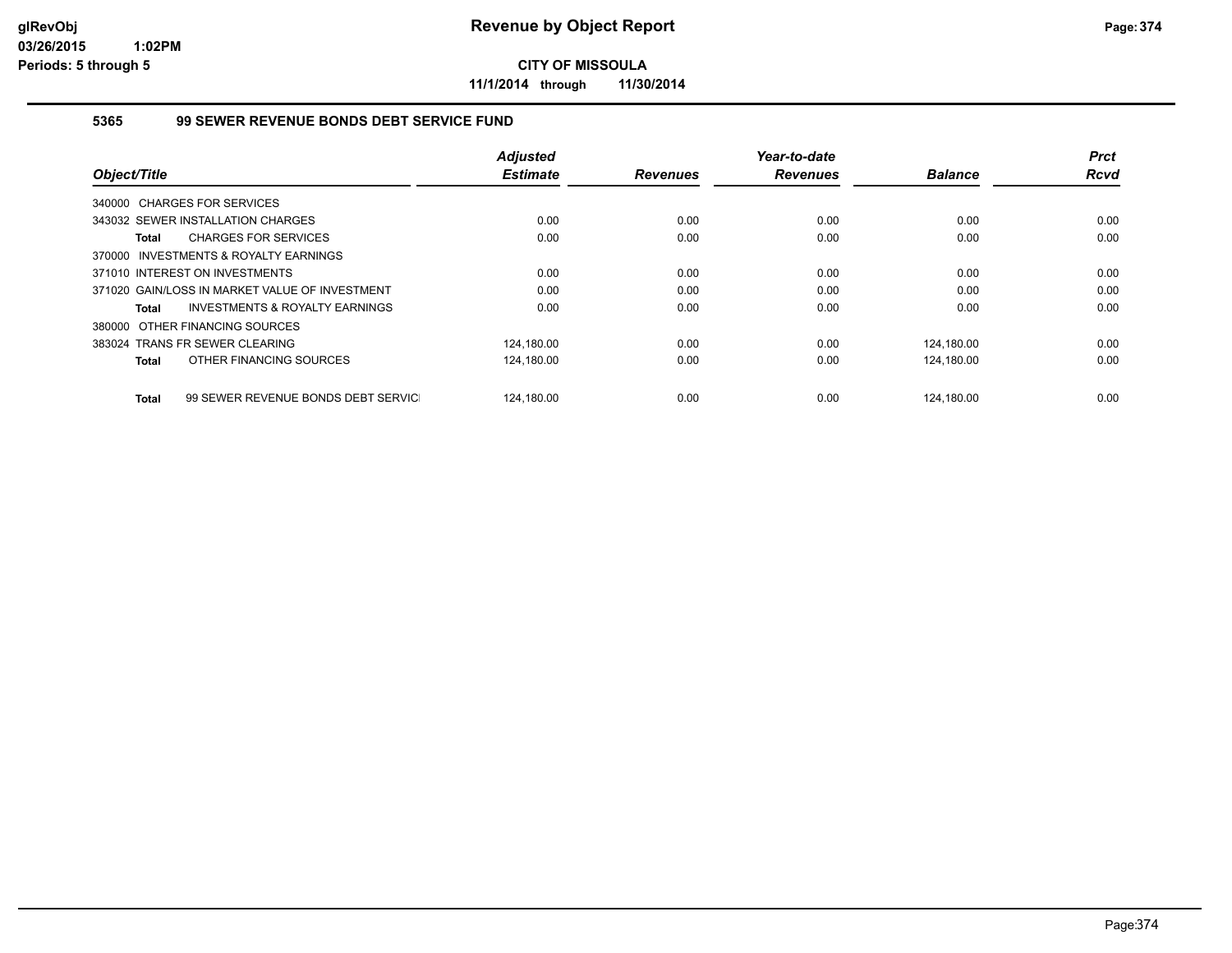# Revenue by Object Report

glRevObj
03/26/2015 1:02PM
Periods: 5 through 5

**CITY OF MISSOULA**

**11/1/2014 through 11/30/2014**

### 5365 99 SEWER REVENUE BONDS DEBT SERVICE FUND

| Object/Title | Adjusted Estimate | Revenues | Year-to-date Revenues | Balance | Prct Rcvd |
|---|---|---|---|---|---|
| 340000 CHARGES FOR SERVICES | | | | | |
| 343032 SEWER INSTALLATION CHARGES | 0.00 | 0.00 | 0.00 | 0.00 | 0.00 |
| **Total** CHARGES FOR SERVICES | 0.00 | 0.00 | 0.00 | 0.00 | 0.00 |
| 370000 INVESTMENTS & ROYALTY EARNINGS | | | | | |
| 371010 INTEREST ON INVESTMENTS | 0.00 | 0.00 | 0.00 | 0.00 | 0.00 |
| 371020 GAIN/LOSS IN MARKET VALUE OF INVESTMENT | 0.00 | 0.00 | 0.00 | 0.00 | 0.00 |
| **Total** INVESTMENTS & ROYALTY EARNINGS | 0.00 | 0.00 | 0.00 | 0.00 | 0.00 |
| 380000 OTHER FINANCING SOURCES | | | | | |
| 383024 TRANS FR SEWER CLEARING | 124,180.00 | 0.00 | 0.00 | 124,180.00 | 0.00 |
| **Total** OTHER FINANCING SOURCES | 124,180.00 | 0.00 | 0.00 | 124,180.00 | 0.00 |
| **Total** 99 SEWER REVENUE BONDS DEBT SERVICI | 124,180.00 | 0.00 | 0.00 | 124,180.00 | 0.00 |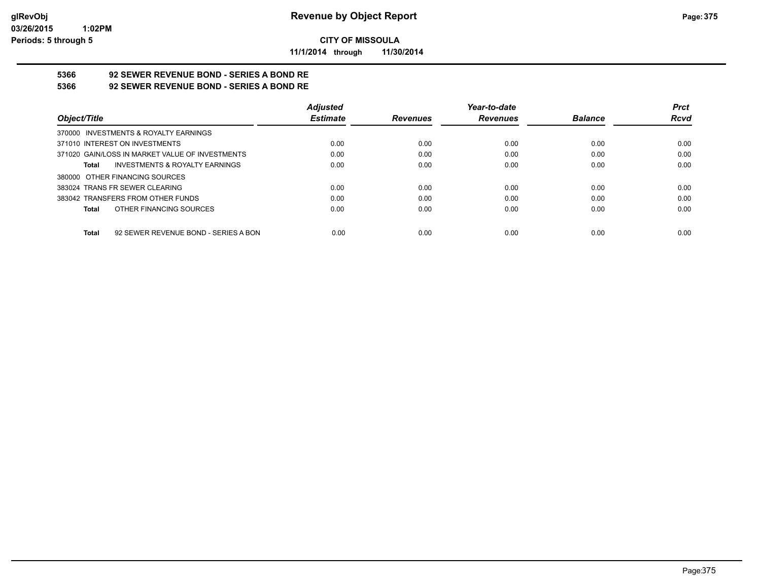**CITY OF MISSOULA**

**11/1/2014 through 11/30/2014**

## 5366 92 SEWER REVENUE BOND - SERIES A BOND RE

## 5366 92 SEWER REVENUE BOND - SERIES A BOND RE

| Object/Title | Adjusted Estimate | Revenues | Year-to-date Revenues | Balance | Prct Rcvd |
|---|---|---|---|---|---|
| 370000 INVESTMENTS & ROYALTY EARNINGS | | | | | |
| 371010 INTEREST ON INVESTMENTS | 0.00 | 0.00 | 0.00 | 0.00 | 0.00 |
| 371020 GAIN/LOSS IN MARKET VALUE OF INVESTMENTS | 0.00 | 0.00 | 0.00 | 0.00 | 0.00 |
| **Total** INVESTMENTS & ROYALTY EARNINGS | 0.00 | 0.00 | 0.00 | 0.00 | 0.00 |
| 380000 OTHER FINANCING SOURCES | | | | | |
| 383024 TRANS FR SEWER CLEARING | 0.00 | 0.00 | 0.00 | 0.00 | 0.00 |
| 383042 TRANSFERS FROM OTHER FUNDS | 0.00 | 0.00 | 0.00 | 0.00 | 0.00 |
| **Total** OTHER FINANCING SOURCES | 0.00 | 0.00 | 0.00 | 0.00 | 0.00 |
| **Total** 92 SEWER REVENUE BOND - SERIES A BON | 0.00 | 0.00 | 0.00 | 0.00 | 0.00 |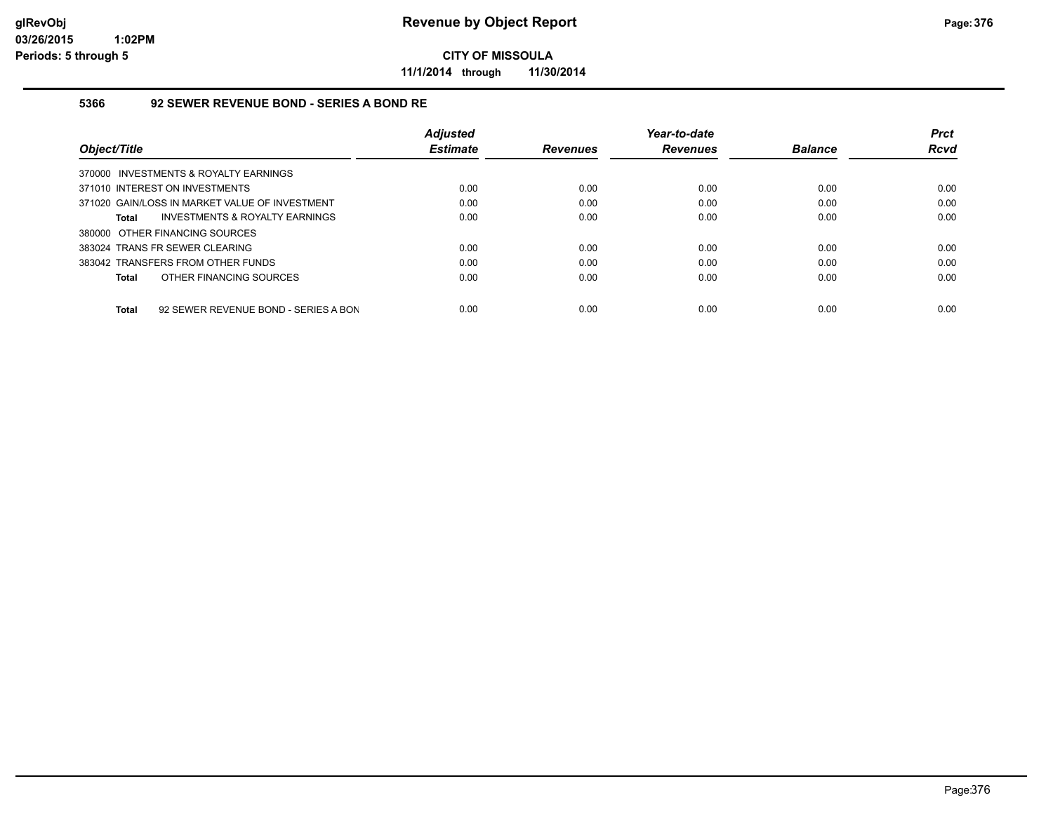# Revenue by Object Report

**CITY OF MISSOULA**

**11/1/2014 through 11/30/2014**

glRevObj
03/26/2015 1:02PM
Periods: 5 through 5

### 5366 92 SEWER REVENUE BOND - SERIES A BOND RE

| Object/Title | Adjusted Estimate | Revenues | Year-to-date Revenues | Balance | Prct Rcvd |
|---|---|---|---|---|---|
| 370000 INVESTMENTS & ROYALTY EARNINGS | | | | | |
| 371010 INTEREST ON INVESTMENTS | 0.00 | 0.00 | 0.00 | 0.00 | 0.00 |
| 371020 GAIN/LOSS IN MARKET VALUE OF INVESTMENT | 0.00 | 0.00 | 0.00 | 0.00 | 0.00 |
| **Total** INVESTMENTS & ROYALTY EARNINGS | 0.00 | 0.00 | 0.00 | 0.00 | 0.00 |
| 380000 OTHER FINANCING SOURCES | | | | | |
| 383024 TRANS FR SEWER CLEARING | 0.00 | 0.00 | 0.00 | 0.00 | 0.00 |
| 383042 TRANSFERS FROM OTHER FUNDS | 0.00 | 0.00 | 0.00 | 0.00 | 0.00 |
| **Total** OTHER FINANCING SOURCES | 0.00 | 0.00 | 0.00 | 0.00 | 0.00 |
| **Total** 92 SEWER REVENUE BOND - SERIES A BON | 0.00 | 0.00 | 0.00 | 0.00 | 0.00 |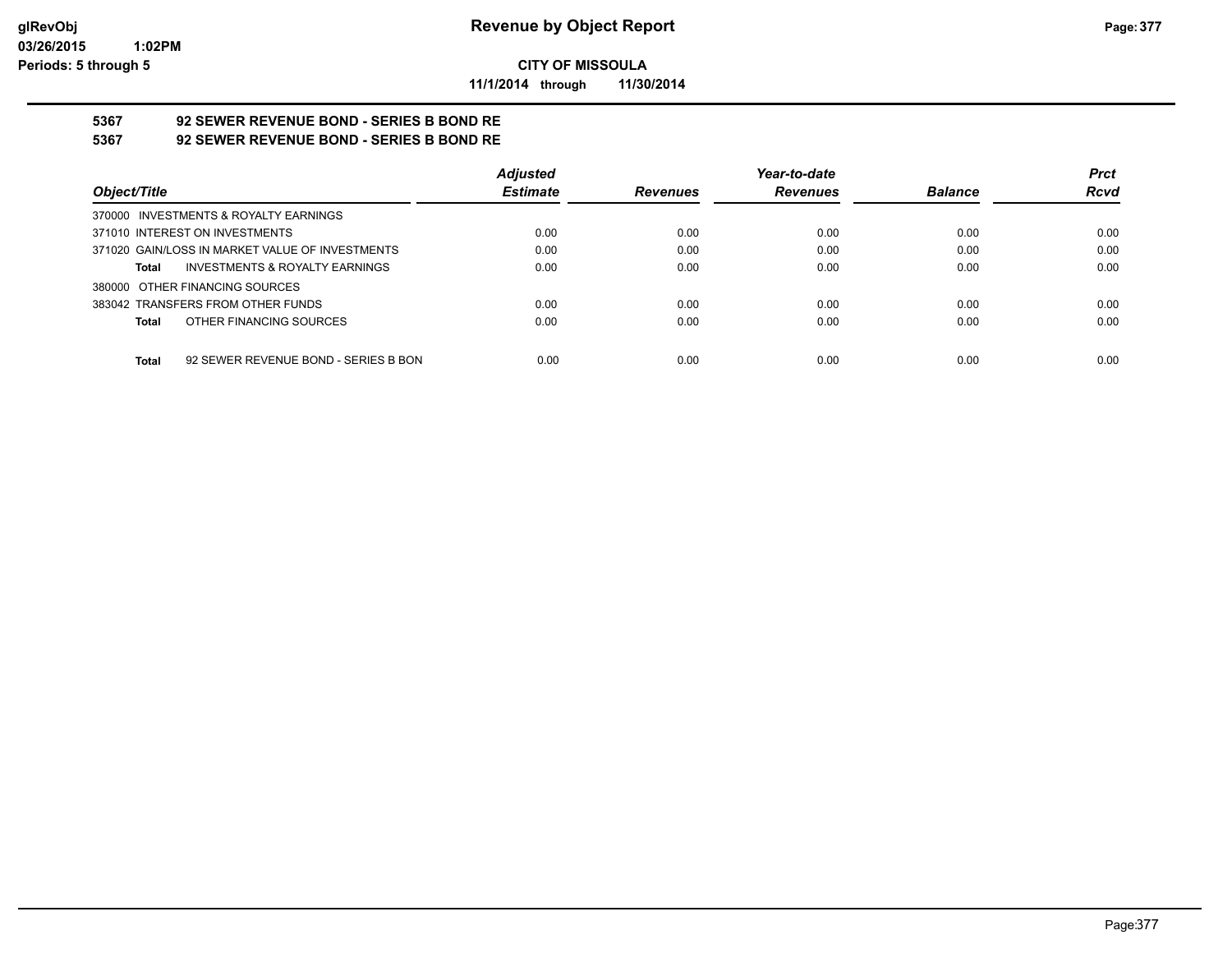# Revenue by Object Report

**CITY OF MISSOULA**

**11/1/2014 through 11/30/2014**

**5367 92 SEWER REVENUE BOND - SERIES B BOND RE**

**5367 92 SEWER REVENUE BOND - SERIES B BOND RE**

| Object/Title | Adjusted Estimate | Revenues | Year-to-date Revenues | Balance | Prct Rcvd |
|---|---|---|---|---|---|
| 370000 INVESTMENTS & ROYALTY EARNINGS | | | | | |
| 371010 INTEREST ON INVESTMENTS | 0.00 | 0.00 | 0.00 | 0.00 | 0.00 |
| 371020 GAIN/LOSS IN MARKET VALUE OF INVESTMENTS | 0.00 | 0.00 | 0.00 | 0.00 | 0.00 |
| **Total** INVESTMENTS & ROYALTY EARNINGS | 0.00 | 0.00 | 0.00 | 0.00 | 0.00 |
| 380000 OTHER FINANCING SOURCES | | | | | |
| 383042 TRANSFERS FROM OTHER FUNDS | 0.00 | 0.00 | 0.00 | 0.00 | 0.00 |
| **Total** OTHER FINANCING SOURCES | 0.00 | 0.00 | 0.00 | 0.00 | 0.00 |
| **Total** 92 SEWER REVENUE BOND - SERIES B BON | 0.00 | 0.00 | 0.00 | 0.00 | 0.00 |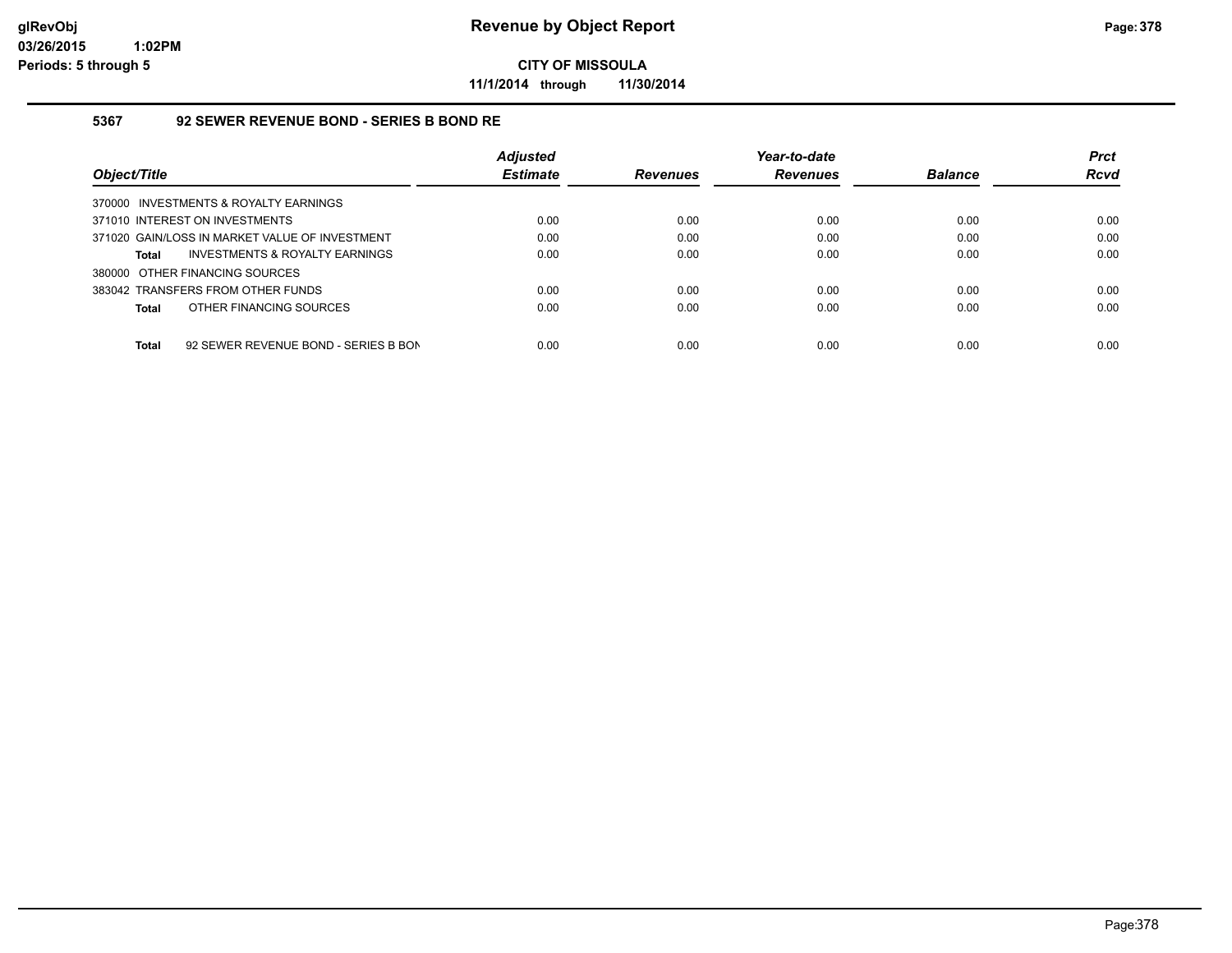# Revenue by Object Report

**CITY OF MISSOULA**

**11/1/2014 through 11/30/2014**

glRevObj
03/26/2015 1:02PM
Periods: 5 through 5

## 5367 92 SEWER REVENUE BOND - SERIES B BOND RE

| Object/Title | Adjusted Estimate | Revenues | Year-to-date Revenues | Balance | Prct Rcvd |
|---|---|---|---|---|---|
| 370000 INVESTMENTS & ROYALTY EARNINGS | | | | | |
| 371010 INTEREST ON INVESTMENTS | 0.00 | 0.00 | 0.00 | 0.00 | 0.00 |
| 371020 GAIN/LOSS IN MARKET VALUE OF INVESTMENT | 0.00 | 0.00 | 0.00 | 0.00 | 0.00 |
| **Total** INVESTMENTS & ROYALTY EARNINGS | 0.00 | 0.00 | 0.00 | 0.00 | 0.00 |
| 380000 OTHER FINANCING SOURCES | | | | | |
| 383042 TRANSFERS FROM OTHER FUNDS | 0.00 | 0.00 | 0.00 | 0.00 | 0.00 |
| **Total** OTHER FINANCING SOURCES | 0.00 | 0.00 | 0.00 | 0.00 | 0.00 |
| **Total** 92 SEWER REVENUE BOND - SERIES B BON | 0.00 | 0.00 | 0.00 | 0.00 | 0.00 |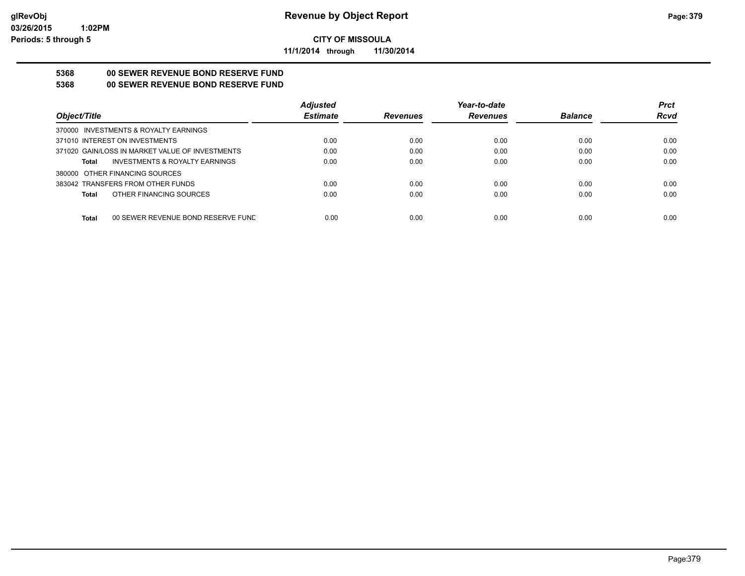**CITY OF MISSOULA**

**11/1/2014 through 11/30/2014**

## 5368 00 SEWER REVENUE BOND RESERVE FUND

## 5368 00 SEWER REVENUE BOND RESERVE FUND

| Object/Title | Adjusted Estimate | Revenues | Year-to-date Revenues | Balance | Prct Rcvd |
|---|---|---|---|---|---|
| 370000 INVESTMENTS & ROYALTY EARNINGS | | | | | |
| 371010 INTEREST ON INVESTMENTS | 0.00 | 0.00 | 0.00 | 0.00 | 0.00 |
| 371020 GAIN/LOSS IN MARKET VALUE OF INVESTMENTS | 0.00 | 0.00 | 0.00 | 0.00 | 0.00 |
| **Total** INVESTMENTS & ROYALTY EARNINGS | 0.00 | 0.00 | 0.00 | 0.00 | 0.00 |
| 380000 OTHER FINANCING SOURCES | | | | | |
| 383042 TRANSFERS FROM OTHER FUNDS | 0.00 | 0.00 | 0.00 | 0.00 | 0.00 |
| **Total** OTHER FINANCING SOURCES | 0.00 | 0.00 | 0.00 | 0.00 | 0.00 |
| **Total** 00 SEWER REVENUE BOND RESERVE FUND | 0.00 | 0.00 | 0.00 | 0.00 | 0.00 |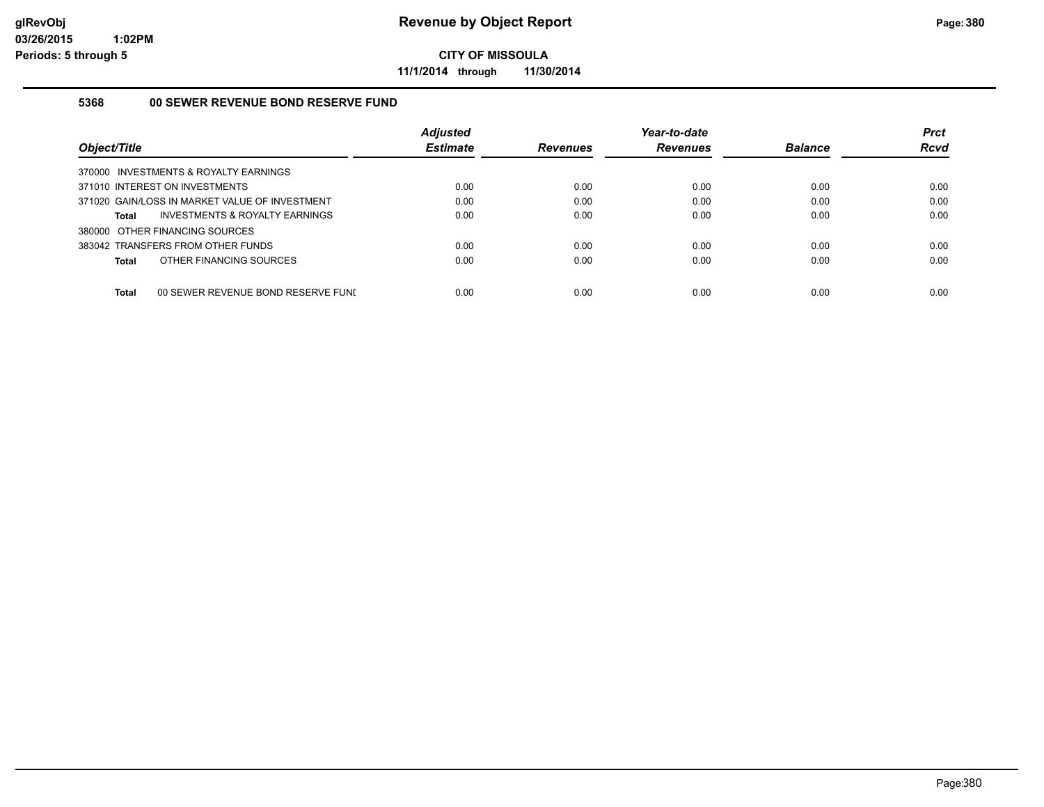# Revenue by Object Report

**CITY OF MISSOULA**

**11/1/2014 through 11/30/2014**

glRevObj
03/26/2015 1:02PM
Periods: 5 through 5

### 5368 00 SEWER REVENUE BOND RESERVE FUND

| Object/Title | Adjusted Estimate | Revenues | Year-to-date Revenues | Balance | Prct Rcvd |
|---|---|---|---|---|---|
| 370000 INVESTMENTS & ROYALTY EARNINGS | | | | | |
| 371010 INTEREST ON INVESTMENTS | 0.00 | 0.00 | 0.00 | 0.00 | 0.00 |
| 371020 GAIN/LOSS IN MARKET VALUE OF INVESTMENT | 0.00 | 0.00 | 0.00 | 0.00 | 0.00 |
| **Total** INVESTMENTS & ROYALTY EARNINGS | 0.00 | 0.00 | 0.00 | 0.00 | 0.00 |
| 380000 OTHER FINANCING SOURCES | | | | | |
| 383042 TRANSFERS FROM OTHER FUNDS | 0.00 | 0.00 | 0.00 | 0.00 | 0.00 |
| **Total** OTHER FINANCING SOURCES | 0.00 | 0.00 | 0.00 | 0.00 | 0.00 |
| **Total** 00 SEWER REVENUE BOND RESERVE FUNI | 0.00 | 0.00 | 0.00 | 0.00 | 0.00 |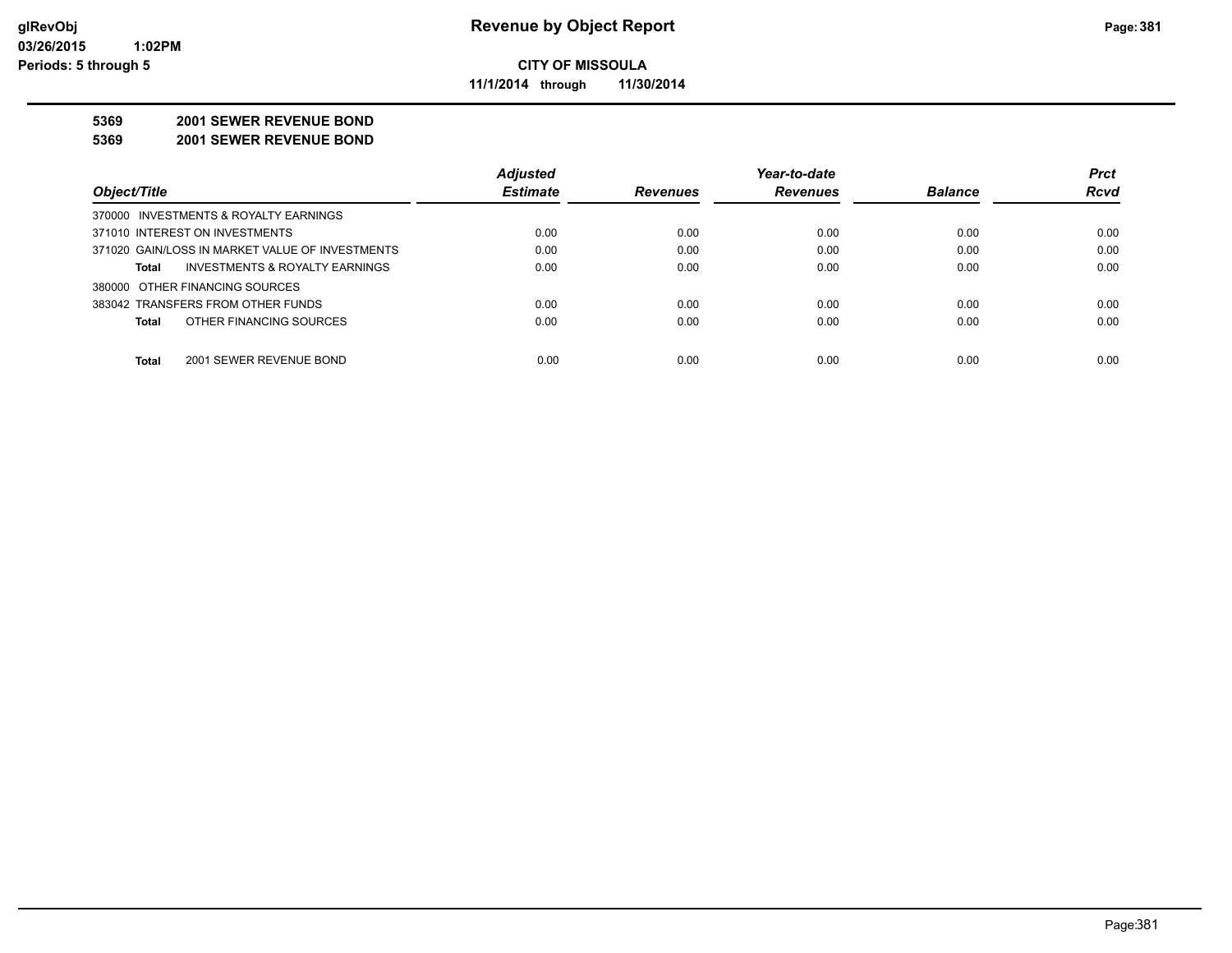**glRevObj**
**03/26/2015 1:02PM**
**Periods: 5 through 5**

# Revenue by Object Report

**CITY OF MISSOULA**

**11/1/2014 through 11/30/2014**

**5369 2001 SEWER REVENUE BOND**

**5369 2001 SEWER REVENUE BOND**

| Object/Title | Adjusted Estimate | Revenues | Year-to-date Revenues | Balance | Prct Rcvd |
|---|---|---|---|---|---|
| 370000 INVESTMENTS & ROYALTY EARNINGS | | | | | |
| 371010 INTEREST ON INVESTMENTS | 0.00 | 0.00 | 0.00 | 0.00 | 0.00 |
| 371020 GAIN/LOSS IN MARKET VALUE OF INVESTMENTS | 0.00 | 0.00 | 0.00 | 0.00 | 0.00 |
| **Total** INVESTMENTS & ROYALTY EARNINGS | 0.00 | 0.00 | 0.00 | 0.00 | 0.00 |
| 380000 OTHER FINANCING SOURCES | | | | | |
| 383042 TRANSFERS FROM OTHER FUNDS | 0.00 | 0.00 | 0.00 | 0.00 | 0.00 |
| **Total** OTHER FINANCING SOURCES | 0.00 | 0.00 | 0.00 | 0.00 | 0.00 |
| **Total** 2001 SEWER REVENUE BOND | 0.00 | 0.00 | 0.00 | 0.00 | 0.00 |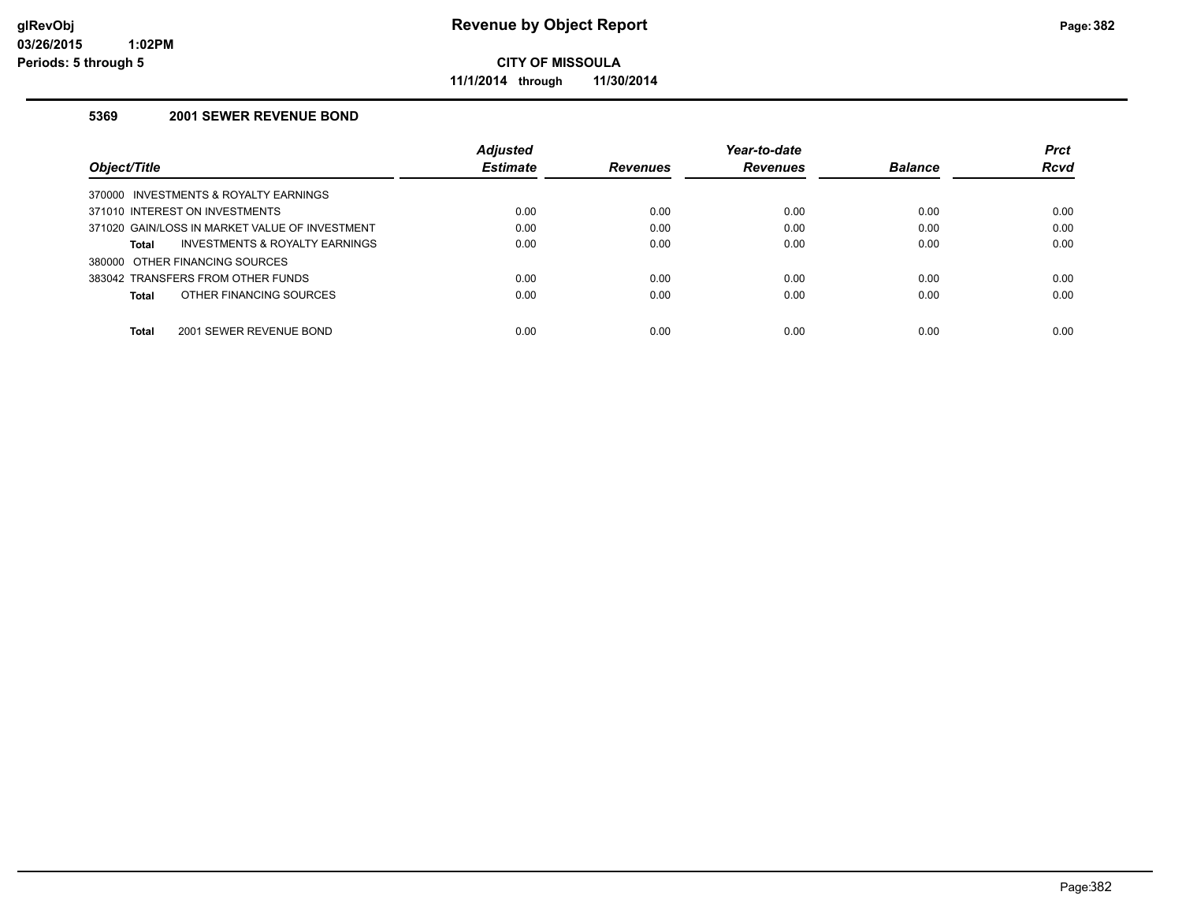# Revenue by Object Report

**CITY OF MISSOULA**

**11/1/2014 through 11/30/2014**

glRevObj
03/26/2015 1:02PM
Periods: 5 through 5

### 5369 2001 SEWER REVENUE BOND

| Object/Title | Adjusted Estimate | Revenues | Year-to-date Revenues | Balance | Prct Rcvd |
|---|---|---|---|---|---|
| 370000 INVESTMENTS & ROYALTY EARNINGS | | | | | |
| 371010 INTEREST ON INVESTMENTS | 0.00 | 0.00 | 0.00 | 0.00 | 0.00 |
| 371020 GAIN/LOSS IN MARKET VALUE OF INVESTMENT | 0.00 | 0.00 | 0.00 | 0.00 | 0.00 |
| **Total** INVESTMENTS & ROYALTY EARNINGS | 0.00 | 0.00 | 0.00 | 0.00 | 0.00 |
| 380000 OTHER FINANCING SOURCES | | | | | |
| 383042 TRANSFERS FROM OTHER FUNDS | 0.00 | 0.00 | 0.00 | 0.00 | 0.00 |
| **Total** OTHER FINANCING SOURCES | 0.00 | 0.00 | 0.00 | 0.00 | 0.00 |
| **Total** 2001 SEWER REVENUE BOND | 0.00 | 0.00 | 0.00 | 0.00 | 0.00 |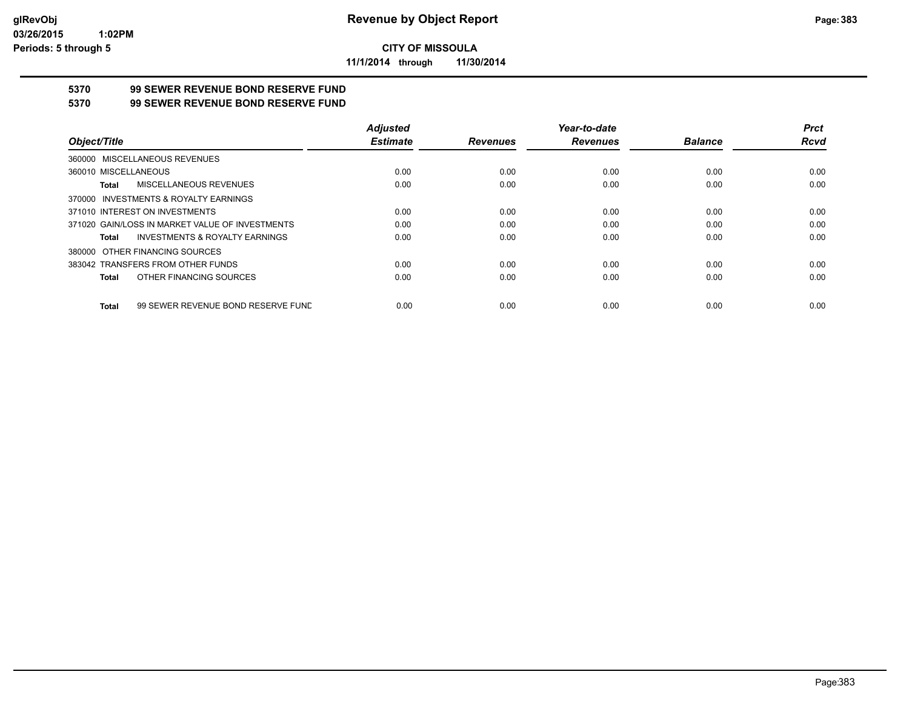**CITY OF MISSOULA**

**11/1/2014 through 11/30/2014**

**5370 99 SEWER REVENUE BOND RESERVE FUND**

**5370 99 SEWER REVENUE BOND RESERVE FUND**

| Object/Title | Adjusted Estimate | Revenues | Year-to-date Revenues | Balance | Prct Rcvd |
|---|---|---|---|---|---|
| 360000 MISCELLANEOUS REVENUES | | | | | |
| 360010 MISCELLANEOUS | 0.00 | 0.00 | 0.00 | 0.00 | 0.00 |
| **Total** MISCELLANEOUS REVENUES | 0.00 | 0.00 | 0.00 | 0.00 | 0.00 |
| 370000 INVESTMENTS & ROYALTY EARNINGS | | | | | |
| 371010 INTEREST ON INVESTMENTS | 0.00 | 0.00 | 0.00 | 0.00 | 0.00 |
| 371020 GAIN/LOSS IN MARKET VALUE OF INVESTMENTS | 0.00 | 0.00 | 0.00 | 0.00 | 0.00 |
| **Total** INVESTMENTS & ROYALTY EARNINGS | 0.00 | 0.00 | 0.00 | 0.00 | 0.00 |
| 380000 OTHER FINANCING SOURCES | | | | | |
| 383042 TRANSFERS FROM OTHER FUNDS | 0.00 | 0.00 | 0.00 | 0.00 | 0.00 |
| **Total** OTHER FINANCING SOURCES | 0.00 | 0.00 | 0.00 | 0.00 | 0.00 |
| **Total** 99 SEWER REVENUE BOND RESERVE FUND | 0.00 | 0.00 | 0.00 | 0.00 | 0.00 |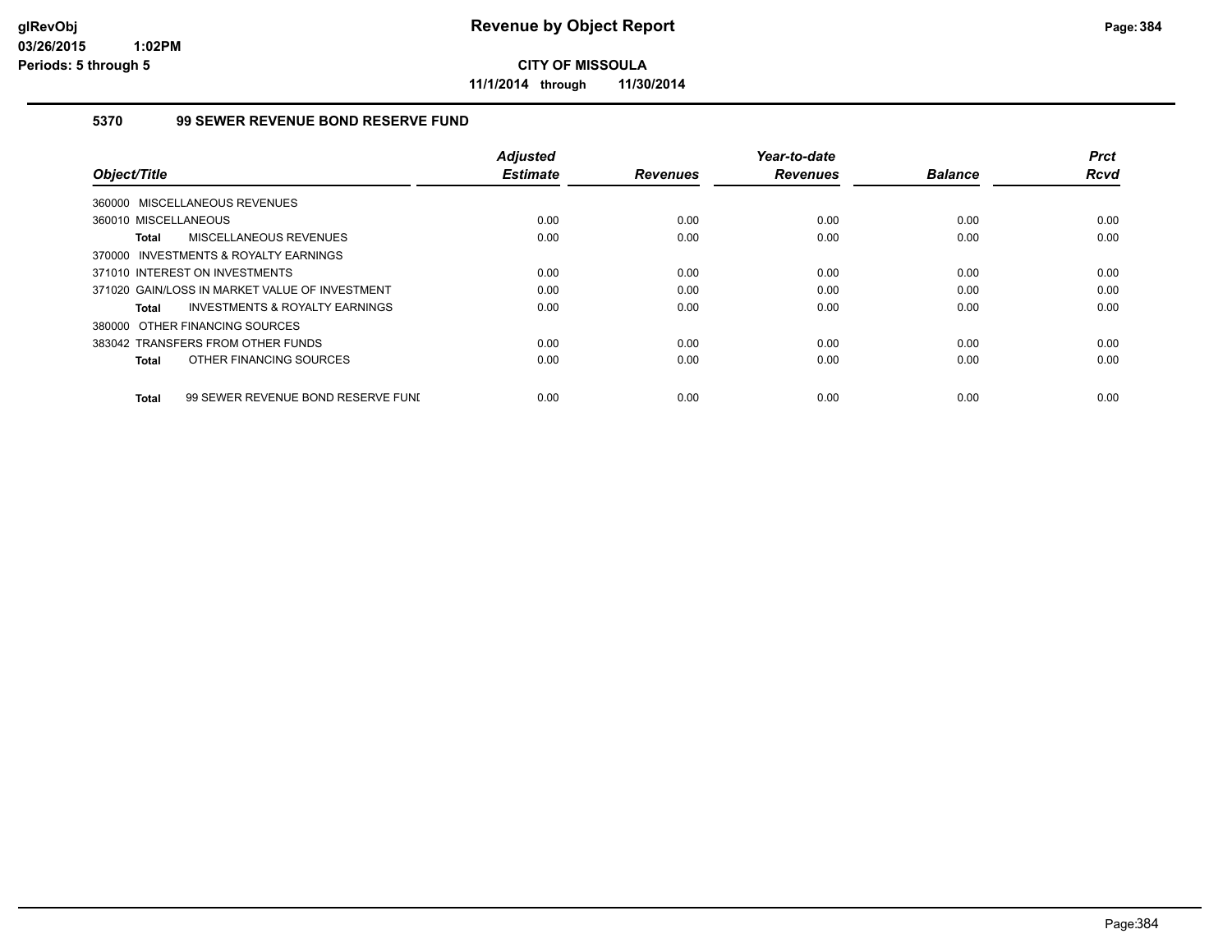# Revenue by Object Report

**CITY OF MISSOULA**

**11/1/2014 through 11/30/2014**

glRevObj
03/26/2015 1:02PM
Periods: 5 through 5

## 5370 99 SEWER REVENUE BOND RESERVE FUND

| Object/Title | Adjusted Estimate | Revenues | Year-to-date Revenues | Balance | Prct Rcvd |
|---|---|---|---|---|---|
| 360000 MISCELLANEOUS REVENUES | | | | | |
| 360010 MISCELLANEOUS | 0.00 | 0.00 | 0.00 | 0.00 | 0.00 |
| **Total** MISCELLANEOUS REVENUES | 0.00 | 0.00 | 0.00 | 0.00 | 0.00 |
| 370000 INVESTMENTS & ROYALTY EARNINGS | | | | | |
| 371010 INTEREST ON INVESTMENTS | 0.00 | 0.00 | 0.00 | 0.00 | 0.00 |
| 371020 GAIN/LOSS IN MARKET VALUE OF INVESTMENT | 0.00 | 0.00 | 0.00 | 0.00 | 0.00 |
| **Total** INVESTMENTS & ROYALTY EARNINGS | 0.00 | 0.00 | 0.00 | 0.00 | 0.00 |
| 380000 OTHER FINANCING SOURCES | | | | | |
| 383042 TRANSFERS FROM OTHER FUNDS | 0.00 | 0.00 | 0.00 | 0.00 | 0.00 |
| **Total** OTHER FINANCING SOURCES | 0.00 | 0.00 | 0.00 | 0.00 | 0.00 |
| **Total** 99 SEWER REVENUE BOND RESERVE FUNI | 0.00 | 0.00 | 0.00 | 0.00 | 0.00 |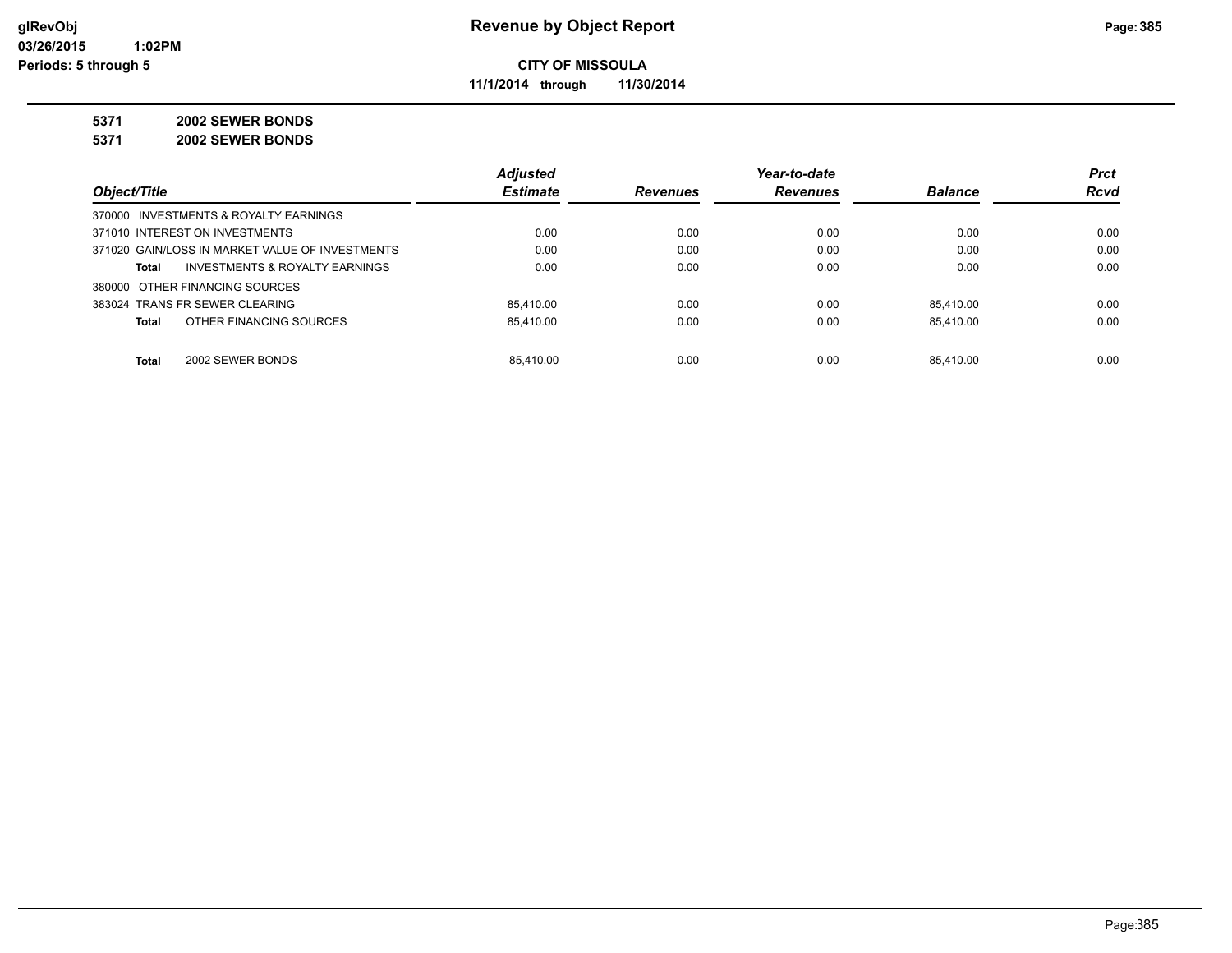**Revenue by Object Report**

**CITY OF MISSOULA**

**11/1/2014 through 11/30/2014**

glRevObj
03/26/2015 1:02PM
Periods: 5 through 5

**5371 2002 SEWER BONDS**

**5371 2002 SEWER BONDS**

| Object/Title | Adjusted Estimate | Revenues | Year-to-date Revenues | Balance | Prct Rcvd |
|---|---|---|---|---|---|
| 370000 INVESTMENTS & ROYALTY EARNINGS | | | | | |
| 371010 INTEREST ON INVESTMENTS | 0.00 | 0.00 | 0.00 | 0.00 | 0.00 |
| 371020 GAIN/LOSS IN MARKET VALUE OF INVESTMENTS | 0.00 | 0.00 | 0.00 | 0.00 | 0.00 |
| **Total** INVESTMENTS & ROYALTY EARNINGS | 0.00 | 0.00 | 0.00 | 0.00 | 0.00 |
| 380000 OTHER FINANCING SOURCES | | | | | |
| 383024 TRANS FR SEWER CLEARING | 85,410.00 | 0.00 | 0.00 | 85,410.00 | 0.00 |
| **Total** OTHER FINANCING SOURCES | 85,410.00 | 0.00 | 0.00 | 85,410.00 | 0.00 |
| **Total** 2002 SEWER BONDS | 85,410.00 | 0.00 | 0.00 | 85,410.00 | 0.00 |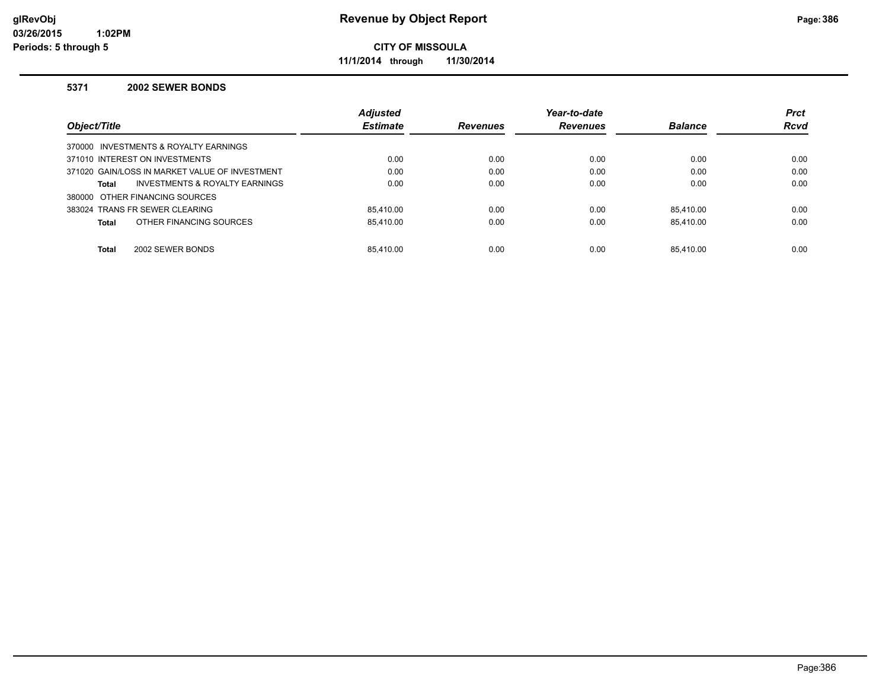# Revenue by Object Report

**CITY OF MISSOULA**

**11/1/2014 through 11/30/2014**

glRevObj
03/26/2015 1:02PM
Periods: 5 through 5

### 5371 2002 SEWER BONDS

| Object/Title | Adjusted Estimate | Revenues | Year-to-date Revenues | Balance | Prct Rcvd |
|---|---|---|---|---|---|
| 370000 INVESTMENTS & ROYALTY EARNINGS | | | | | |
| 371010 INTEREST ON INVESTMENTS | 0.00 | 0.00 | 0.00 | 0.00 | 0.00 |
| 371020 GAIN/LOSS IN MARKET VALUE OF INVESTMENT | 0.00 | 0.00 | 0.00 | 0.00 | 0.00 |
| **Total** INVESTMENTS & ROYALTY EARNINGS | 0.00 | 0.00 | 0.00 | 0.00 | 0.00 |
| 380000 OTHER FINANCING SOURCES | | | | | |
| 383024 TRANS FR SEWER CLEARING | 85,410.00 | 0.00 | 0.00 | 85,410.00 | 0.00 |
| **Total** OTHER FINANCING SOURCES | 85,410.00 | 0.00 | 0.00 | 85,410.00 | 0.00 |
| **Total** 2002 SEWER BONDS | 85,410.00 | 0.00 | 0.00 | 85,410.00 | 0.00 |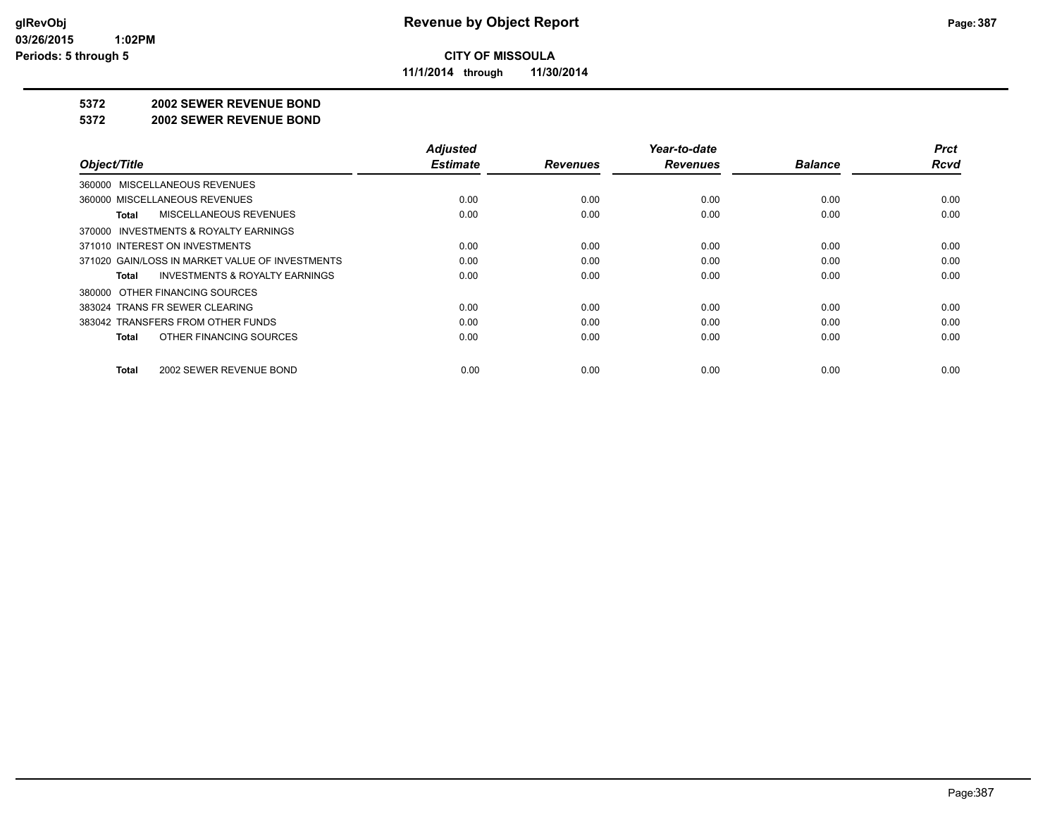glRevObj
03/26/2015 1:02PM
Periods: 5 through 5

# Revenue by Object Report

**CITY OF MISSOULA**

**11/1/2014 through 11/30/2014**

**5372 2002 SEWER REVENUE BOND**

**5372 2002 SEWER REVENUE BOND**

| Object/Title | Adjusted Estimate | Revenues | Year-to-date Revenues | Balance | Prct Rcvd |
|---|---|---|---|---|---|
| 360000 MISCELLANEOUS REVENUES | | | | | |
| 360000 MISCELLANEOUS REVENUES | 0.00 | 0.00 | 0.00 | 0.00 | 0.00 |
| **Total** MISCELLANEOUS REVENUES | 0.00 | 0.00 | 0.00 | 0.00 | 0.00 |
| 370000 INVESTMENTS & ROYALTY EARNINGS | | | | | |
| 371010 INTEREST ON INVESTMENTS | 0.00 | 0.00 | 0.00 | 0.00 | 0.00 |
| 371020 GAIN/LOSS IN MARKET VALUE OF INVESTMENTS | 0.00 | 0.00 | 0.00 | 0.00 | 0.00 |
| **Total** INVESTMENTS & ROYALTY EARNINGS | 0.00 | 0.00 | 0.00 | 0.00 | 0.00 |
| 380000 OTHER FINANCING SOURCES | | | | | |
| 383024 TRANS FR SEWER CLEARING | 0.00 | 0.00 | 0.00 | 0.00 | 0.00 |
| 383042 TRANSFERS FROM OTHER FUNDS | 0.00 | 0.00 | 0.00 | 0.00 | 0.00 |
| **Total** OTHER FINANCING SOURCES | 0.00 | 0.00 | 0.00 | 0.00 | 0.00 |
| **Total** 2002 SEWER REVENUE BOND | 0.00 | 0.00 | 0.00 | 0.00 | 0.00 |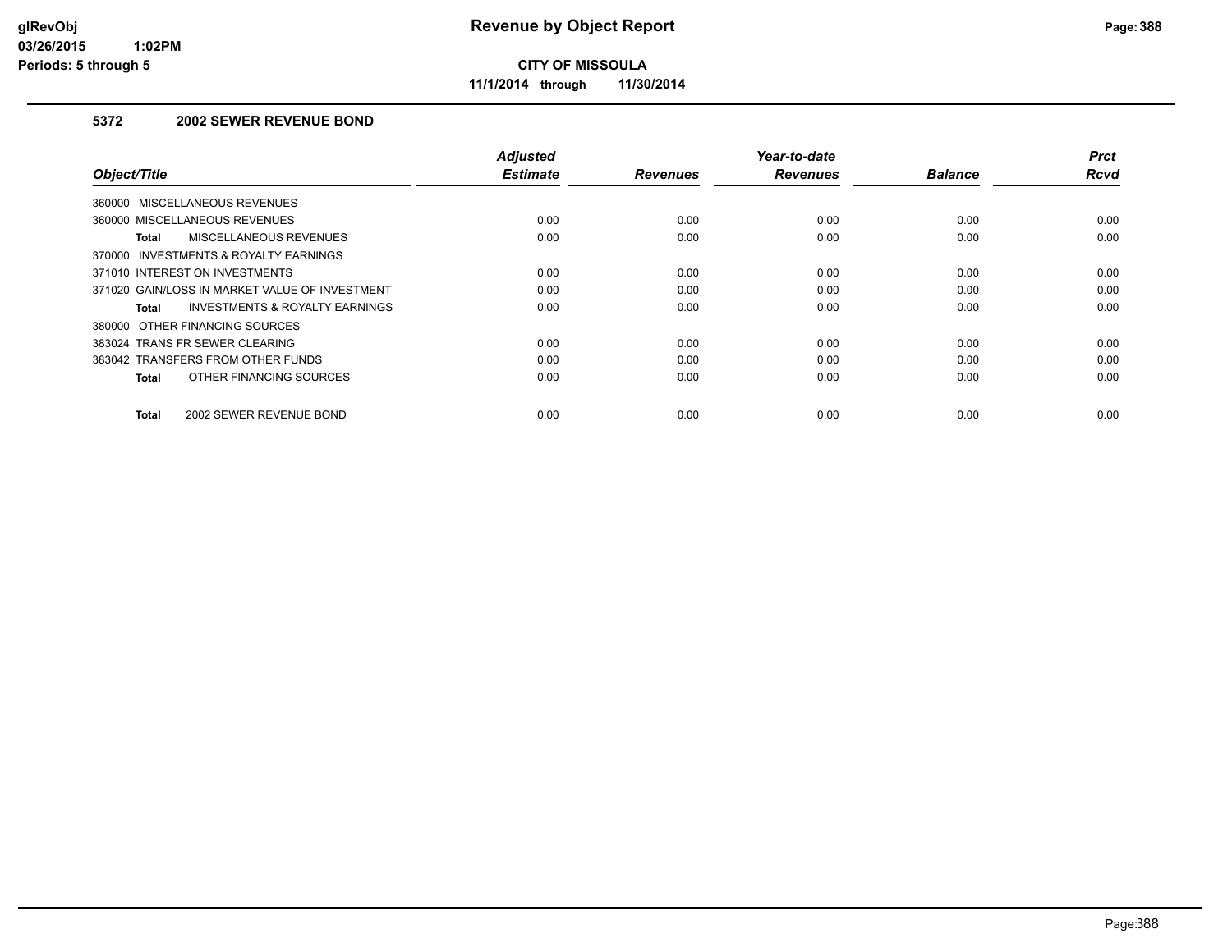**CITY OF MISSOULA**

**11/1/2014 through 11/30/2014**

### 5372 2002 SEWER REVENUE BOND

| Object/Title | Adjusted Estimate | Revenues | Year-to-date Revenues | Balance | Prct Rcvd |
|---|---|---|---|---|---|
| 360000 MISCELLANEOUS REVENUES | | | | | |
| 360000 MISCELLANEOUS REVENUES | 0.00 | 0.00 | 0.00 | 0.00 | 0.00 |
| **Total** MISCELLANEOUS REVENUES | 0.00 | 0.00 | 0.00 | 0.00 | 0.00 |
| 370000 INVESTMENTS & ROYALTY EARNINGS | | | | | |
| 371010 INTEREST ON INVESTMENTS | 0.00 | 0.00 | 0.00 | 0.00 | 0.00 |
| 371020 GAIN/LOSS IN MARKET VALUE OF INVESTMENT | 0.00 | 0.00 | 0.00 | 0.00 | 0.00 |
| **Total** INVESTMENTS & ROYALTY EARNINGS | 0.00 | 0.00 | 0.00 | 0.00 | 0.00 |
| 380000 OTHER FINANCING SOURCES | | | | | |
| 383024 TRANS FR SEWER CLEARING | 0.00 | 0.00 | 0.00 | 0.00 | 0.00 |
| 383042 TRANSFERS FROM OTHER FUNDS | 0.00 | 0.00 | 0.00 | 0.00 | 0.00 |
| **Total** OTHER FINANCING SOURCES | 0.00 | 0.00 | 0.00 | 0.00 | 0.00 |
| **Total** 2002 SEWER REVENUE BOND | 0.00 | 0.00 | 0.00 | 0.00 | 0.00 |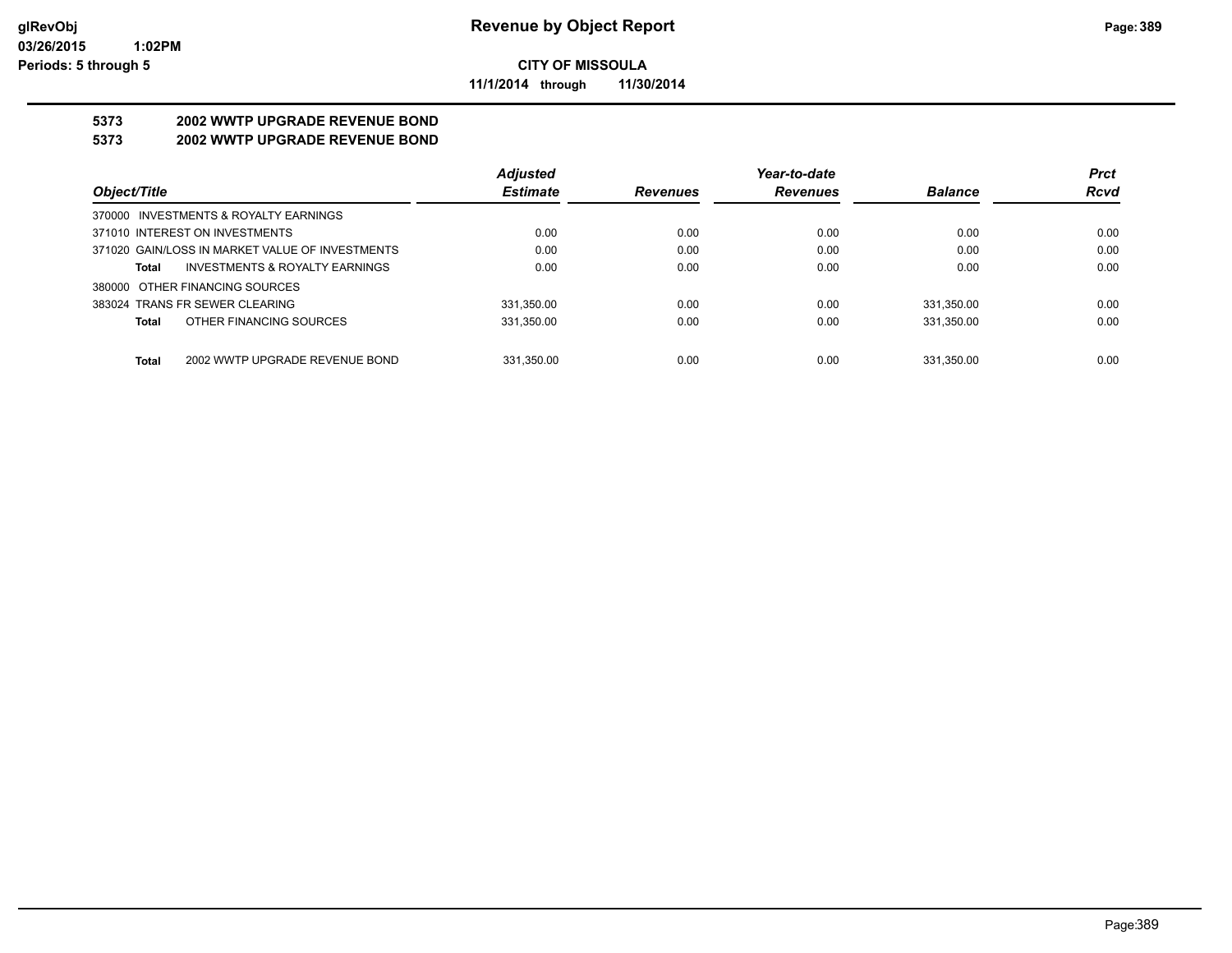**CITY OF MISSOULA**

**11/1/2014 through 11/30/2014**

**5373 2002 WWTP UPGRADE REVENUE BOND**

**5373 2002 WWTP UPGRADE REVENUE BOND**

| Object/Title | Adjusted Estimate | Revenues | Year-to-date Revenues | Balance | Prct Rcvd |
|---|---|---|---|---|---|
| 370000 INVESTMENTS & ROYALTY EARNINGS | | | | | |
| 371010 INTEREST ON INVESTMENTS | 0.00 | 0.00 | 0.00 | 0.00 | 0.00 |
| 371020 GAIN/LOSS IN MARKET VALUE OF INVESTMENTS | 0.00 | 0.00 | 0.00 | 0.00 | 0.00 |
| **Total** INVESTMENTS & ROYALTY EARNINGS | 0.00 | 0.00 | 0.00 | 0.00 | 0.00 |
| 380000 OTHER FINANCING SOURCES | | | | | |
| 383024 TRANS FR SEWER CLEARING | 331,350.00 | 0.00 | 0.00 | 331,350.00 | 0.00 |
| **Total** OTHER FINANCING SOURCES | 331,350.00 | 0.00 | 0.00 | 331,350.00 | 0.00 |
| **Total** 2002 WWTP UPGRADE REVENUE BOND | 331,350.00 | 0.00 | 0.00 | 331,350.00 | 0.00 |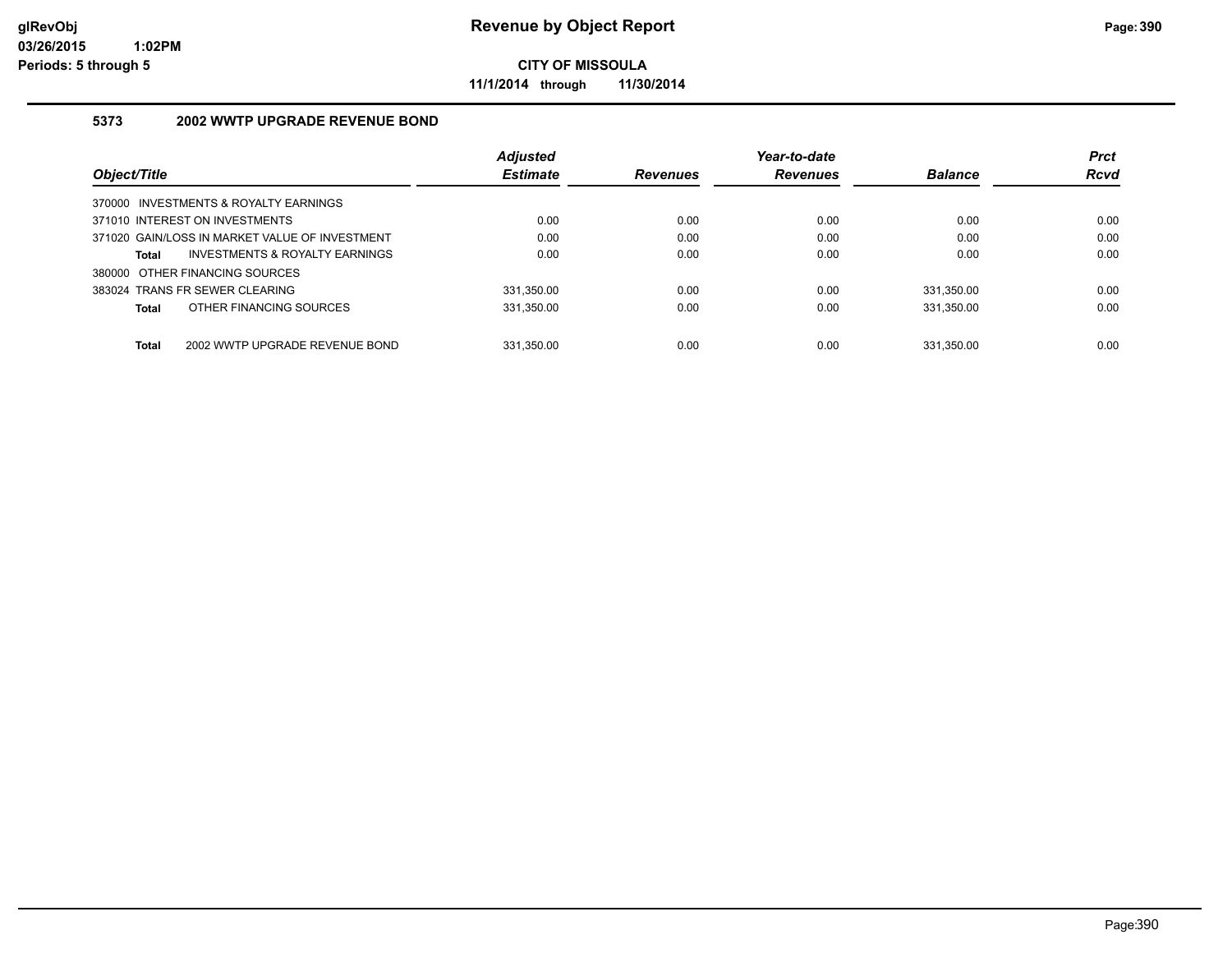# Revenue by Object Report

**CITY OF MISSOULA**

**11/1/2014 through 11/30/2014**

glRevObj
03/26/2015 1:02PM
Periods: 5 through 5

### 5373 2002 WWTP UPGRADE REVENUE BOND

| Object/Title | Adjusted Estimate | Revenues | Year-to-date Revenues | Balance | Prct Rcvd |
|---|---|---|---|---|---|
| 370000 INVESTMENTS & ROYALTY EARNINGS | | | | | |
| 371010 INTEREST ON INVESTMENTS | 0.00 | 0.00 | 0.00 | 0.00 | 0.00 |
| 371020 GAIN/LOSS IN MARKET VALUE OF INVESTMENT | 0.00 | 0.00 | 0.00 | 0.00 | 0.00 |
| **Total** INVESTMENTS & ROYALTY EARNINGS | 0.00 | 0.00 | 0.00 | 0.00 | 0.00 |
| 380000 OTHER FINANCING SOURCES | | | | | |
| 383024 TRANS FR SEWER CLEARING | 331,350.00 | 0.00 | 0.00 | 331,350.00 | 0.00 |
| **Total** OTHER FINANCING SOURCES | 331,350.00 | 0.00 | 0.00 | 331,350.00 | 0.00 |
| **Total** 2002 WWTP UPGRADE REVENUE BOND | 331,350.00 | 0.00 | 0.00 | 331,350.00 | 0.00 |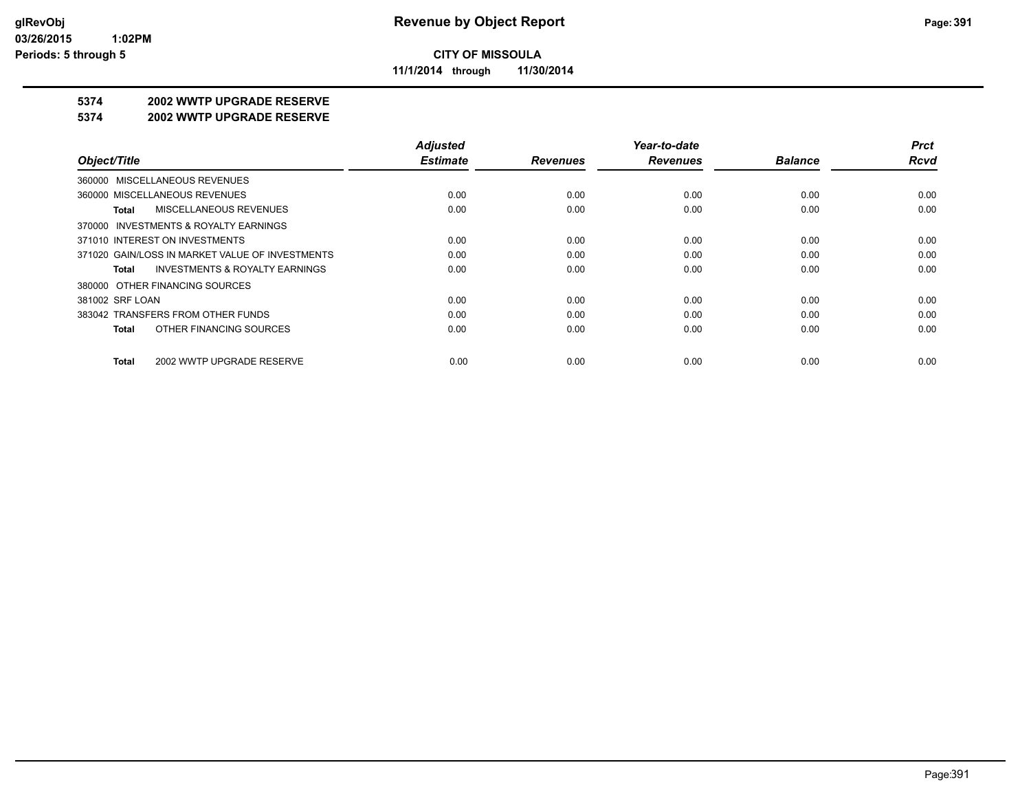**glRevObj**
**03/26/2015 1:02PM**
**Periods: 5 through 5**

# Revenue by Object Report

**CITY OF MISSOULA**

**11/1/2014 through 11/30/2014**

## 5374 2002 WWTP UPGRADE RESERVE
## 5374 2002 WWTP UPGRADE RESERVE

| Object/Title | Adjusted Estimate | Revenues | Year-to-date Revenues | Balance | Prct Rcvd |
|---|---|---|---|---|---|
| 360000 MISCELLANEOUS REVENUES | | | | | |
| 360000 MISCELLANEOUS REVENUES | 0.00 | 0.00 | 0.00 | 0.00 | 0.00 |
| **Total** MISCELLANEOUS REVENUES | 0.00 | 0.00 | 0.00 | 0.00 | 0.00 |
| 370000 INVESTMENTS & ROYALTY EARNINGS | | | | | |
| 371010 INTEREST ON INVESTMENTS | 0.00 | 0.00 | 0.00 | 0.00 | 0.00 |
| 371020 GAIN/LOSS IN MARKET VALUE OF INVESTMENTS | 0.00 | 0.00 | 0.00 | 0.00 | 0.00 |
| **Total** INVESTMENTS & ROYALTY EARNINGS | 0.00 | 0.00 | 0.00 | 0.00 | 0.00 |
| 380000 OTHER FINANCING SOURCES | | | | | |
| 381002 SRF LOAN | 0.00 | 0.00 | 0.00 | 0.00 | 0.00 |
| 383042 TRANSFERS FROM OTHER FUNDS | 0.00 | 0.00 | 0.00 | 0.00 | 0.00 |
| **Total** OTHER FINANCING SOURCES | 0.00 | 0.00 | 0.00 | 0.00 | 0.00 |
| **Total** 2002 WWTP UPGRADE RESERVE | 0.00 | 0.00 | 0.00 | 0.00 | 0.00 |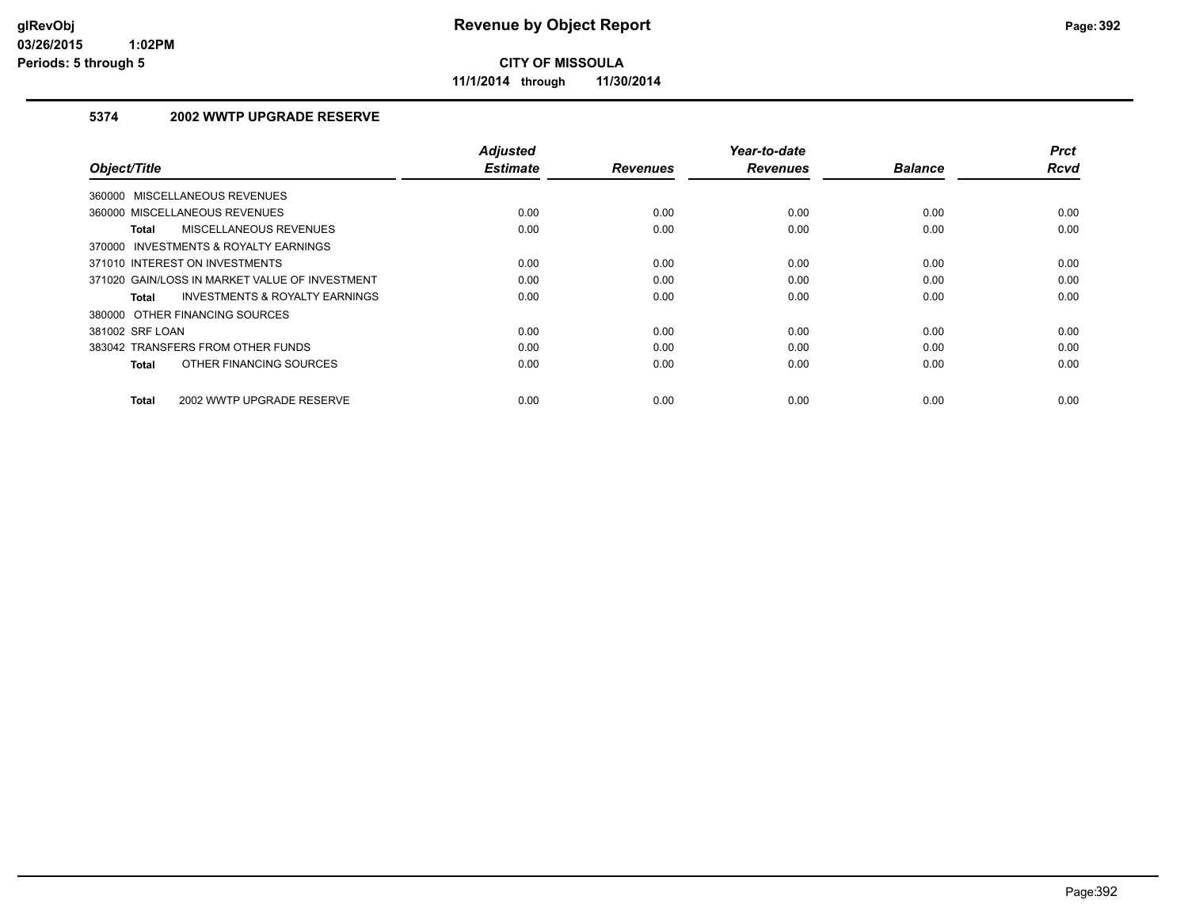# Revenue by Object Report

**CITY OF MISSOULA**

**11/1/2014 through 11/30/2014**

### 5374 2002 WWTP UPGRADE RESERVE

| Object/Title | Adjusted Estimate | Revenues | Year-to-date Revenues | Balance | Prct Rcvd |
|---|---|---|---|---|---|
| 360000 MISCELLANEOUS REVENUES | | | | | |
| 360000 MISCELLANEOUS REVENUES | 0.00 | 0.00 | 0.00 | 0.00 | 0.00 |
| **Total** MISCELLANEOUS REVENUES | 0.00 | 0.00 | 0.00 | 0.00 | 0.00 |
| 370000 INVESTMENTS & ROYALTY EARNINGS | | | | | |
| 371010 INTEREST ON INVESTMENTS | 0.00 | 0.00 | 0.00 | 0.00 | 0.00 |
| 371020 GAIN/LOSS IN MARKET VALUE OF INVESTMENT | 0.00 | 0.00 | 0.00 | 0.00 | 0.00 |
| **Total** INVESTMENTS & ROYALTY EARNINGS | 0.00 | 0.00 | 0.00 | 0.00 | 0.00 |
| 380000 OTHER FINANCING SOURCES | | | | | |
| 381002 SRF LOAN | 0.00 | 0.00 | 0.00 | 0.00 | 0.00 |
| 383042 TRANSFERS FROM OTHER FUNDS | 0.00 | 0.00 | 0.00 | 0.00 | 0.00 |
| **Total** OTHER FINANCING SOURCES | 0.00 | 0.00 | 0.00 | 0.00 | 0.00 |
| **Total** 2002 WWTP UPGRADE RESERVE | 0.00 | 0.00 | 0.00 | 0.00 | 0.00 |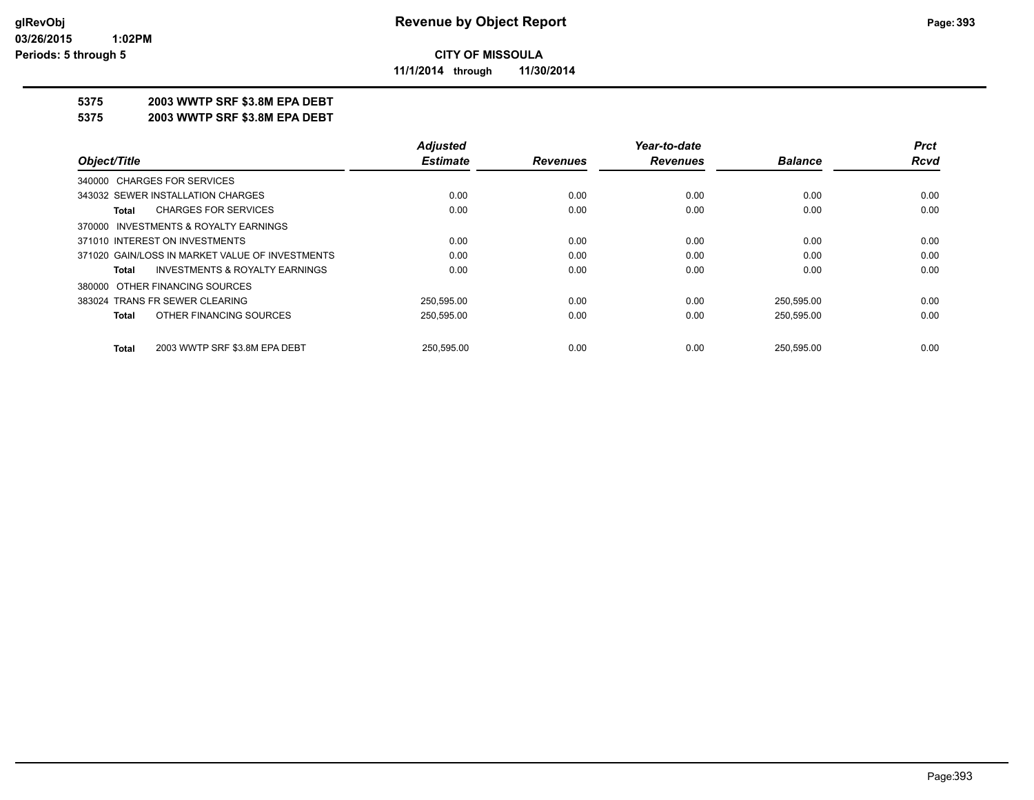**CITY OF MISSOULA**

**11/1/2014 through 11/30/2014**

## 5375 2003 WWTP SRF $3.8M EPA DEBT

## 5375 2003 WWTP SRF $3.8M EPA DEBT

| Object/Title | Adjusted Estimate | Revenues | Year-to-date Revenues | Balance | Prct Rcvd |
|---|---|---|---|---|---|
| 340000 CHARGES FOR SERVICES | | | | | |
| 343032 SEWER INSTALLATION CHARGES | 0.00 | 0.00 | 0.00 | 0.00 | 0.00 |
| **Total** CHARGES FOR SERVICES | 0.00 | 0.00 | 0.00 | 0.00 | 0.00 |
| 370000 INVESTMENTS & ROYALTY EARNINGS | | | | | |
| 371010 INTEREST ON INVESTMENTS | 0.00 | 0.00 | 0.00 | 0.00 | 0.00 |
| 371020 GAIN/LOSS IN MARKET VALUE OF INVESTMENTS | 0.00 | 0.00 | 0.00 | 0.00 | 0.00 |
| **Total** INVESTMENTS & ROYALTY EARNINGS | 0.00 | 0.00 | 0.00 | 0.00 | 0.00 |
| 380000 OTHER FINANCING SOURCES | | | | | |
| 383024 TRANS FR SEWER CLEARING | 250,595.00 | 0.00 | 0.00 | 250,595.00 | 0.00 |
| **Total** OTHER FINANCING SOURCES | 250,595.00 | 0.00 | 0.00 | 250,595.00 | 0.00 |
| **Total** 2003 WWTP SRF $3.8M EPA DEBT | 250,595.00 | 0.00 | 0.00 | 250,595.00 | 0.00 |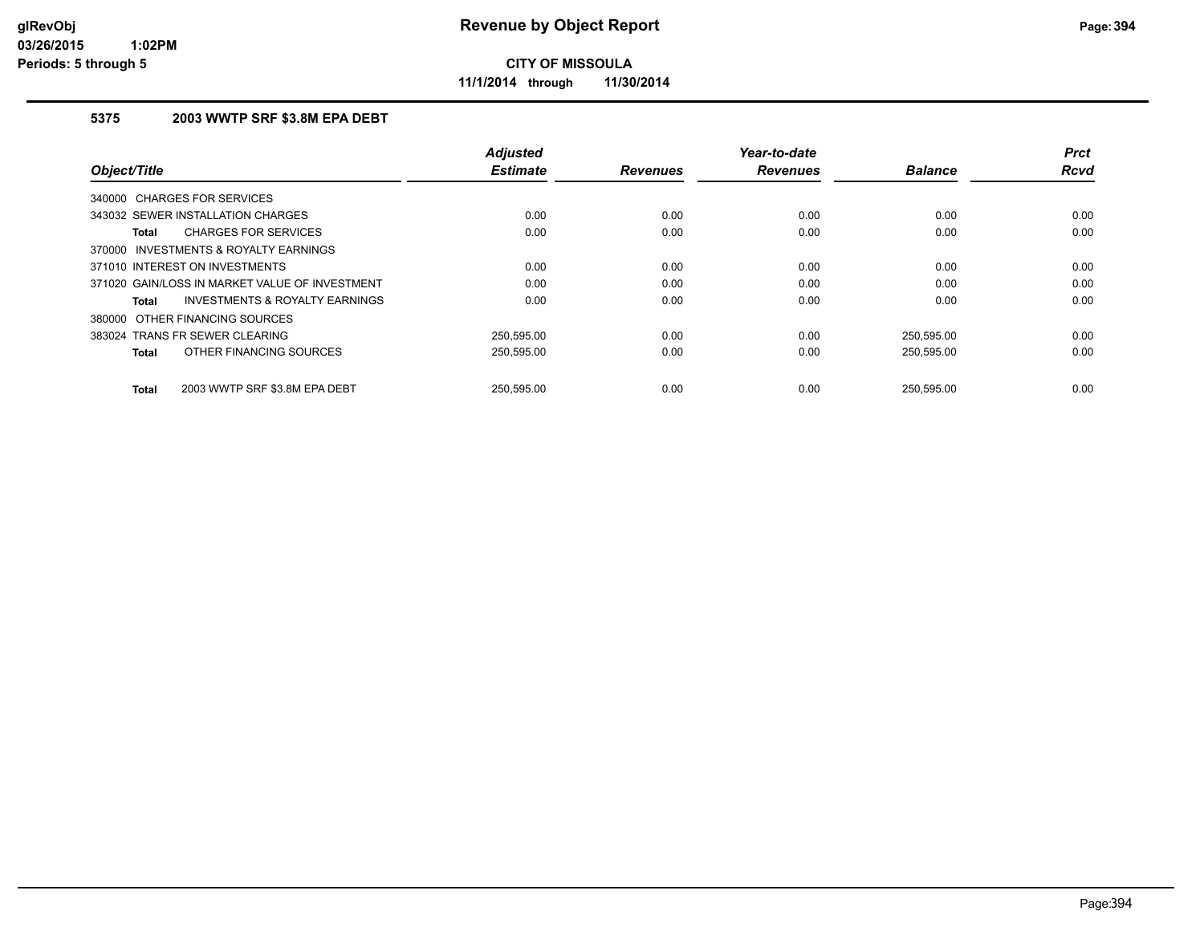# Revenue by Object Report

**CITY OF MISSOULA**

**11/1/2014 through 11/30/2014**

glRevObj
03/26/2015 1:02PM
Periods: 5 through 5

### 5375 2003 WWTP SRF $3.8M EPA DEBT

| Object/Title | Adjusted Estimate | Revenues | Year-to-date Revenues | Balance | Prct Rcvd |
|---|---|---|---|---|---|
| 340000 CHARGES FOR SERVICES | | | | | |
| 343032 SEWER INSTALLATION CHARGES | 0.00 | 0.00 | 0.00 | 0.00 | 0.00 |
| **Total** CHARGES FOR SERVICES | 0.00 | 0.00 | 0.00 | 0.00 | 0.00 |
| 370000 INVESTMENTS & ROYALTY EARNINGS | | | | | |
| 371010 INTEREST ON INVESTMENTS | 0.00 | 0.00 | 0.00 | 0.00 | 0.00 |
| 371020 GAIN/LOSS IN MARKET VALUE OF INVESTMENT | 0.00 | 0.00 | 0.00 | 0.00 | 0.00 |
| **Total** INVESTMENTS & ROYALTY EARNINGS | 0.00 | 0.00 | 0.00 | 0.00 | 0.00 |
| 380000 OTHER FINANCING SOURCES | | | | | |
| 383024 TRANS FR SEWER CLEARING | 250,595.00 | 0.00 | 0.00 | 250,595.00 | 0.00 |
| **Total** OTHER FINANCING SOURCES | 250,595.00 | 0.00 | 0.00 | 250,595.00 | 0.00 |
| **Total** 2003 WWTP SRF $3.8M EPA DEBT | 250,595.00 | 0.00 | 0.00 | 250,595.00 | 0.00 |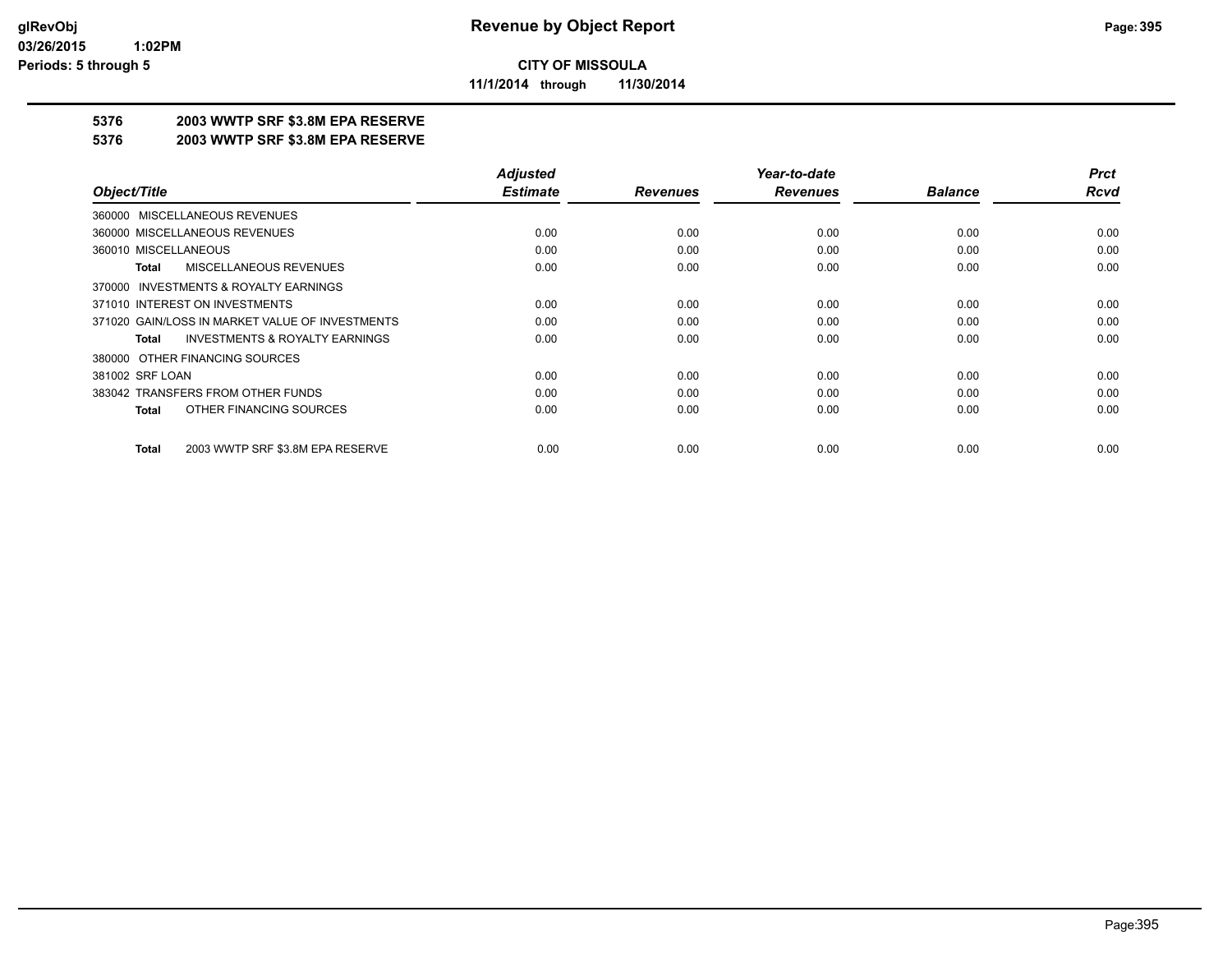**CITY OF MISSOULA**

**11/1/2014 through 11/30/2014**

## 5376 2003 WWTP SRF $3.8M EPA RESERVE

## 5376 2003 WWTP SRF $3.8M EPA RESERVE

| Object/Title | Adjusted Estimate | Revenues | Year-to-date Revenues | Balance | Prct Rcvd |
|---|---|---|---|---|---|
| 360000 MISCELLANEOUS REVENUES | | | | | |
| 360000 MISCELLANEOUS REVENUES | 0.00 | 0.00 | 0.00 | 0.00 | 0.00 |
| 360010 MISCELLANEOUS | 0.00 | 0.00 | 0.00 | 0.00 | 0.00 |
| **Total** MISCELLANEOUS REVENUES | 0.00 | 0.00 | 0.00 | 0.00 | 0.00 |
| 370000 INVESTMENTS & ROYALTY EARNINGS | | | | | |
| 371010 INTEREST ON INVESTMENTS | 0.00 | 0.00 | 0.00 | 0.00 | 0.00 |
| 371020 GAIN/LOSS IN MARKET VALUE OF INVESTMENTS | 0.00 | 0.00 | 0.00 | 0.00 | 0.00 |
| **Total** INVESTMENTS & ROYALTY EARNINGS | 0.00 | 0.00 | 0.00 | 0.00 | 0.00 |
| 380000 OTHER FINANCING SOURCES | | | | | |
| 381002 SRF LOAN | 0.00 | 0.00 | 0.00 | 0.00 | 0.00 |
| 383042 TRANSFERS FROM OTHER FUNDS | 0.00 | 0.00 | 0.00 | 0.00 | 0.00 |
| **Total** OTHER FINANCING SOURCES | 0.00 | 0.00 | 0.00 | 0.00 | 0.00 |
| **Total** 2003 WWTP SRF $3.8M EPA RESERVE | 0.00 | 0.00 | 0.00 | 0.00 | 0.00 |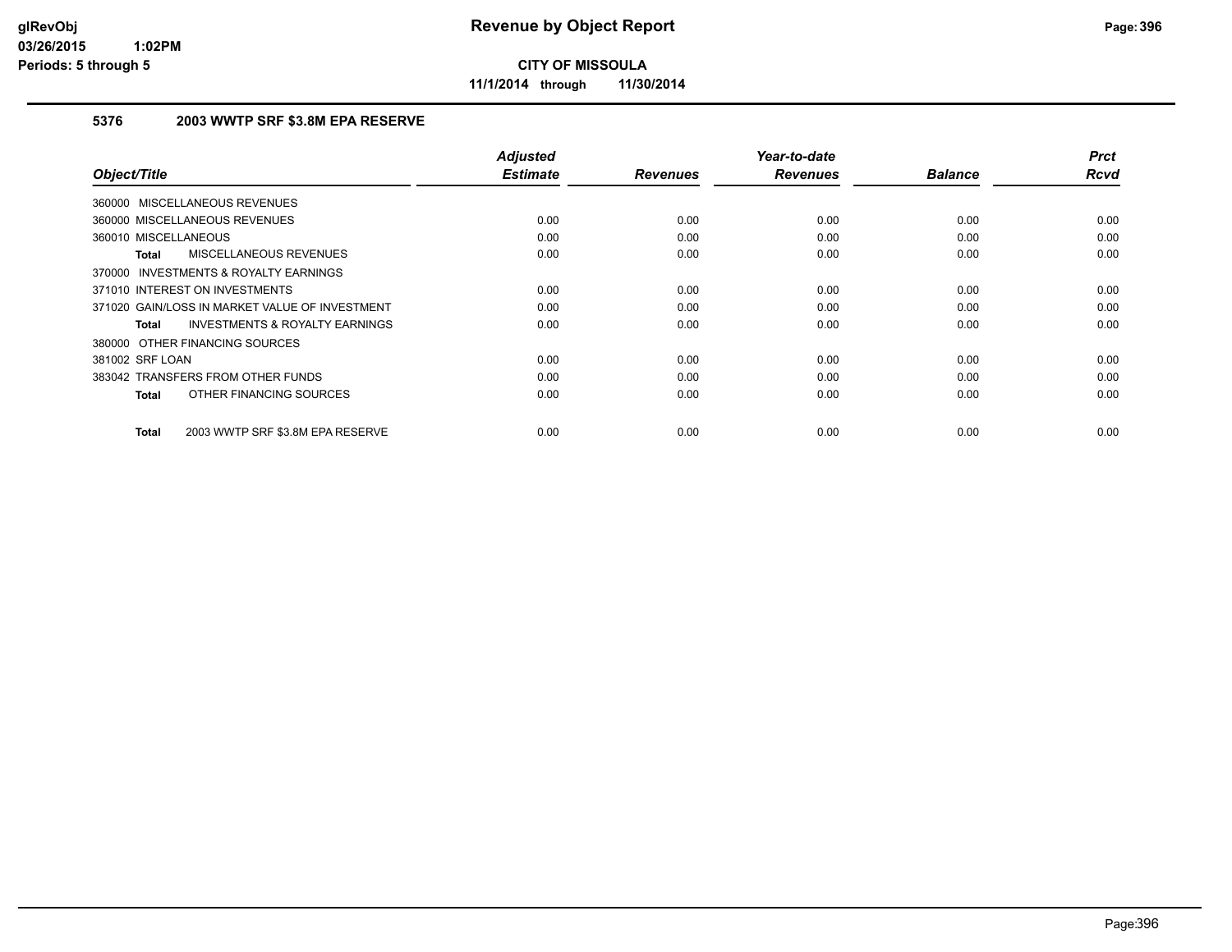# Revenue by Object Report

**CITY OF MISSOULA**

**11/1/2014 through 11/30/2014**

glRevObj
03/26/2015 1:02PM
Periods: 5 through 5

### 5376 2003 WWTP SRF $3.8M EPA RESERVE

| Object/Title | Adjusted Estimate | Revenues | Year-to-date Revenues | Balance | Prct Rcvd |
|---|---|---|---|---|---|
| 360000 MISCELLANEOUS REVENUES | | | | | |
| 360000 MISCELLANEOUS REVENUES | 0.00 | 0.00 | 0.00 | 0.00 | 0.00 |
| 360010 MISCELLANEOUS | 0.00 | 0.00 | 0.00 | 0.00 | 0.00 |
| **Total** MISCELLANEOUS REVENUES | 0.00 | 0.00 | 0.00 | 0.00 | 0.00 |
| 370000 INVESTMENTS & ROYALTY EARNINGS | | | | | |
| 371010 INTEREST ON INVESTMENTS | 0.00 | 0.00 | 0.00 | 0.00 | 0.00 |
| 371020 GAIN/LOSS IN MARKET VALUE OF INVESTMENT | 0.00 | 0.00 | 0.00 | 0.00 | 0.00 |
| **Total** INVESTMENTS & ROYALTY EARNINGS | 0.00 | 0.00 | 0.00 | 0.00 | 0.00 |
| 380000 OTHER FINANCING SOURCES | | | | | |
| 381002 SRF LOAN | 0.00 | 0.00 | 0.00 | 0.00 | 0.00 |
| 383042 TRANSFERS FROM OTHER FUNDS | 0.00 | 0.00 | 0.00 | 0.00 | 0.00 |
| **Total** OTHER FINANCING SOURCES | 0.00 | 0.00 | 0.00 | 0.00 | 0.00 |
| **Total** 2003 WWTP SRF $3.8M EPA RESERVE | 0.00 | 0.00 | 0.00 | 0.00 | 0.00 |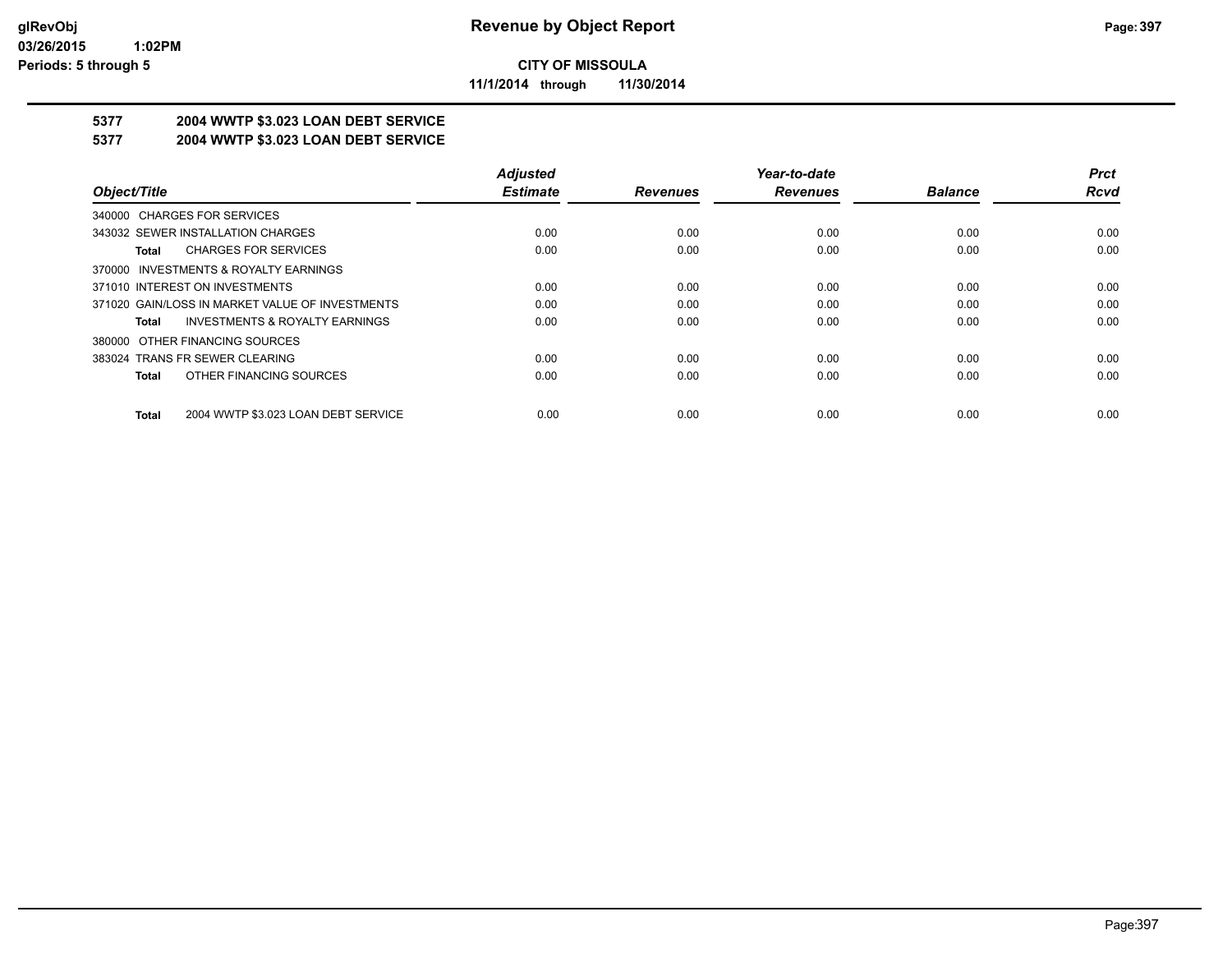**CITY OF MISSOULA**

**11/1/2014 through 11/30/2014**

**5377 2004 WWTP $3.023 LOAN DEBT SERVICE**

**5377 2004 WWTP $3.023 LOAN DEBT SERVICE**

| Object/Title | Adjusted Estimate | Revenues | Year-to-date Revenues | Balance | Prct Rcvd |
|---|---|---|---|---|---|
| 340000 CHARGES FOR SERVICES | | | | | |
| 343032 SEWER INSTALLATION CHARGES | 0.00 | 0.00 | 0.00 | 0.00 | 0.00 |
| **Total** CHARGES FOR SERVICES | 0.00 | 0.00 | 0.00 | 0.00 | 0.00 |
| 370000 INVESTMENTS & ROYALTY EARNINGS | | | | | |
| 371010 INTEREST ON INVESTMENTS | 0.00 | 0.00 | 0.00 | 0.00 | 0.00 |
| 371020 GAIN/LOSS IN MARKET VALUE OF INVESTMENTS | 0.00 | 0.00 | 0.00 | 0.00 | 0.00 |
| **Total** INVESTMENTS & ROYALTY EARNINGS | 0.00 | 0.00 | 0.00 | 0.00 | 0.00 |
| 380000 OTHER FINANCING SOURCES | | | | | |
| 383024 TRANS FR SEWER CLEARING | 0.00 | 0.00 | 0.00 | 0.00 | 0.00 |
| **Total** OTHER FINANCING SOURCES | 0.00 | 0.00 | 0.00 | 0.00 | 0.00 |
| **Total** 2004 WWTP $3.023 LOAN DEBT SERVICE | 0.00 | 0.00 | 0.00 | 0.00 | 0.00 |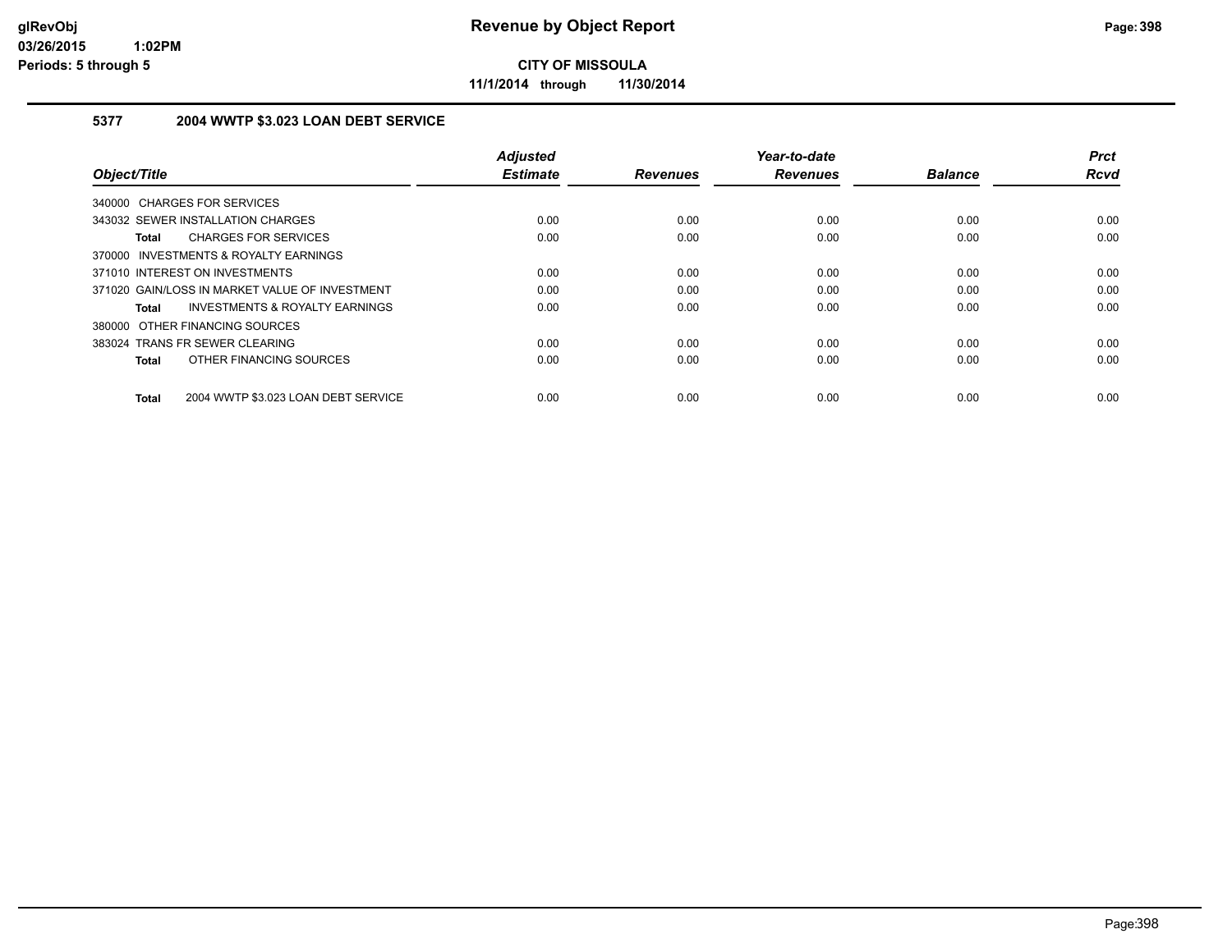**CITY OF MISSOULA**

**11/1/2014 through 11/30/2014**

### 5377 2004 WWTP $3.023 LOAN DEBT SERVICE

| Object/Title | Adjusted Estimate | Revenues | Year-to-date Revenues | Balance | Prct Rcvd |
|---|---|---|---|---|---|
| 340000 CHARGES FOR SERVICES | | | | | |
| 343032 SEWER INSTALLATION CHARGES | 0.00 | 0.00 | 0.00 | 0.00 | 0.00 |
| **Total** CHARGES FOR SERVICES | 0.00 | 0.00 | 0.00 | 0.00 | 0.00 |
| 370000 INVESTMENTS & ROYALTY EARNINGS | | | | | |
| 371010 INTEREST ON INVESTMENTS | 0.00 | 0.00 | 0.00 | 0.00 | 0.00 |
| 371020 GAIN/LOSS IN MARKET VALUE OF INVESTMENT | 0.00 | 0.00 | 0.00 | 0.00 | 0.00 |
| **Total** INVESTMENTS & ROYALTY EARNINGS | 0.00 | 0.00 | 0.00 | 0.00 | 0.00 |
| 380000 OTHER FINANCING SOURCES | | | | | |
| 383024 TRANS FR SEWER CLEARING | 0.00 | 0.00 | 0.00 | 0.00 | 0.00 |
| **Total** OTHER FINANCING SOURCES | 0.00 | 0.00 | 0.00 | 0.00 | 0.00 |
| **Total** 2004 WWTP $3.023 LOAN DEBT SERVICE | 0.00 | 0.00 | 0.00 | 0.00 | 0.00 |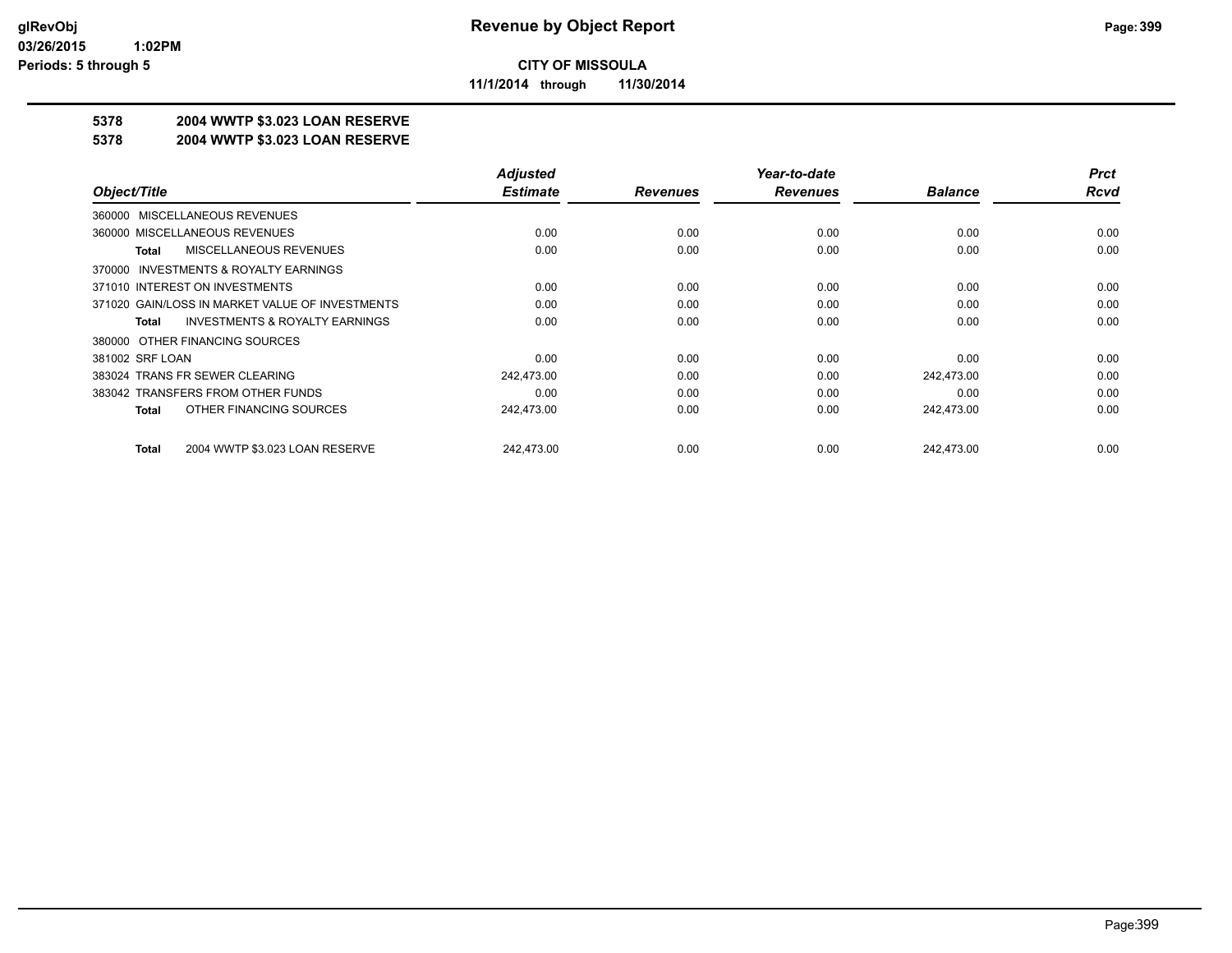# Revenue by Object Report

**CITY OF MISSOULA**

**11/1/2014 through 11/30/2014**

glRevObj
03/26/2015 1:02PM
Periods: 5 through 5

## 5378 2004 WWTP $3.023 LOAN RESERVE

## 5378 2004 WWTP $3.023 LOAN RESERVE

| Object/Title | Adjusted Estimate | Revenues | Year-to-date Revenues | Balance | Prct Rcvd |
|---|---|---|---|---|---|
| 360000 MISCELLANEOUS REVENUES | | | | | |
| 360000 MISCELLANEOUS REVENUES | 0.00 | 0.00 | 0.00 | 0.00 | 0.00 |
| **Total** MISCELLANEOUS REVENUES | 0.00 | 0.00 | 0.00 | 0.00 | 0.00 |
| 370000 INVESTMENTS & ROYALTY EARNINGS | | | | | |
| 371010 INTEREST ON INVESTMENTS | 0.00 | 0.00 | 0.00 | 0.00 | 0.00 |
| 371020 GAIN/LOSS IN MARKET VALUE OF INVESTMENTS | 0.00 | 0.00 | 0.00 | 0.00 | 0.00 |
| **Total** INVESTMENTS & ROYALTY EARNINGS | 0.00 | 0.00 | 0.00 | 0.00 | 0.00 |
| 380000 OTHER FINANCING SOURCES | | | | | |
| 381002 SRF LOAN | 0.00 | 0.00 | 0.00 | 0.00 | 0.00 |
| 383024 TRANS FR SEWER CLEARING | 242,473.00 | 0.00 | 0.00 | 242,473.00 | 0.00 |
| 383042 TRANSFERS FROM OTHER FUNDS | 0.00 | 0.00 | 0.00 | 0.00 | 0.00 |
| **Total** OTHER FINANCING SOURCES | 242,473.00 | 0.00 | 0.00 | 242,473.00 | 0.00 |
| **Total** 2004 WWTP $3.023 LOAN RESERVE | 242,473.00 | 0.00 | 0.00 | 242,473.00 | 0.00 |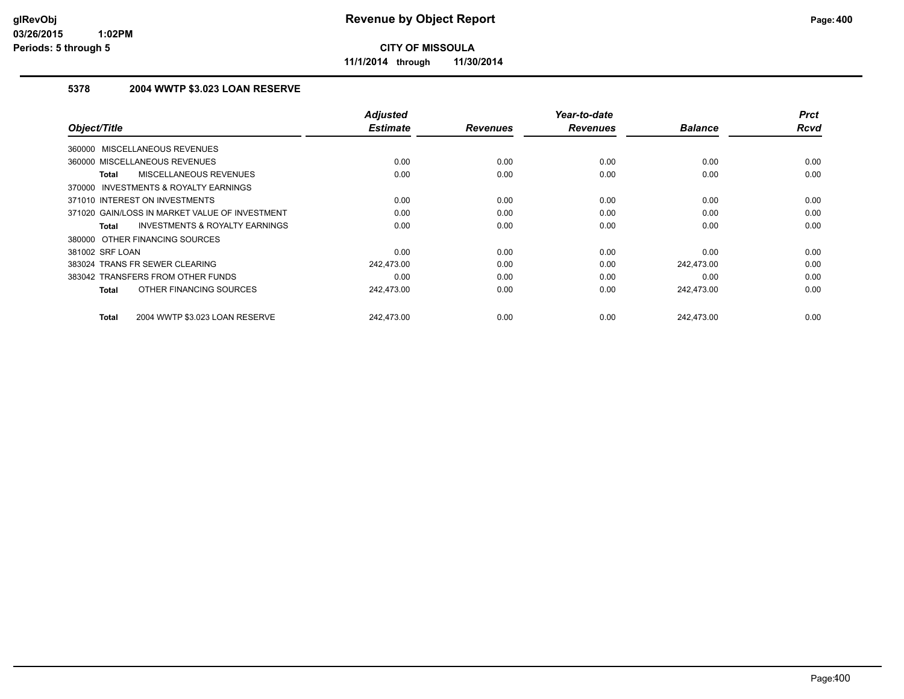# Revenue by Object Report

**CITY OF MISSOULA**

**11/1/2014 through 11/30/2014**

glRevObj
03/26/2015 1:02PM
Periods: 5 through 5

## 5378 2004 WWTP $3.023 LOAN RESERVE

| Object/Title | Adjusted Estimate | Revenues | Year-to-date Revenues | Balance | Prct Rcvd |
|---|---|---|---|---|---|
| 360000 MISCELLANEOUS REVENUES | | | | | |
| 360000 MISCELLANEOUS REVENUES | 0.00 | 0.00 | 0.00 | 0.00 | 0.00 |
| **Total** MISCELLANEOUS REVENUES | 0.00 | 0.00 | 0.00 | 0.00 | 0.00 |
| 370000 INVESTMENTS & ROYALTY EARNINGS | | | | | |
| 371010 INTEREST ON INVESTMENTS | 0.00 | 0.00 | 0.00 | 0.00 | 0.00 |
| 371020 GAIN/LOSS IN MARKET VALUE OF INVESTMENT | 0.00 | 0.00 | 0.00 | 0.00 | 0.00 |
| **Total** INVESTMENTS & ROYALTY EARNINGS | 0.00 | 0.00 | 0.00 | 0.00 | 0.00 |
| 380000 OTHER FINANCING SOURCES | | | | | |
| 381002 SRF LOAN | 0.00 | 0.00 | 0.00 | 0.00 | 0.00 |
| 383024 TRANS FR SEWER CLEARING | 242,473.00 | 0.00 | 0.00 | 242,473.00 | 0.00 |
| 383042 TRANSFERS FROM OTHER FUNDS | 0.00 | 0.00 | 0.00 | 0.00 | 0.00 |
| **Total** OTHER FINANCING SOURCES | 242,473.00 | 0.00 | 0.00 | 242,473.00 | 0.00 |
| **Total** 2004 WWTP $3.023 LOAN RESERVE | 242,473.00 | 0.00 | 0.00 | 242,473.00 | 0.00 |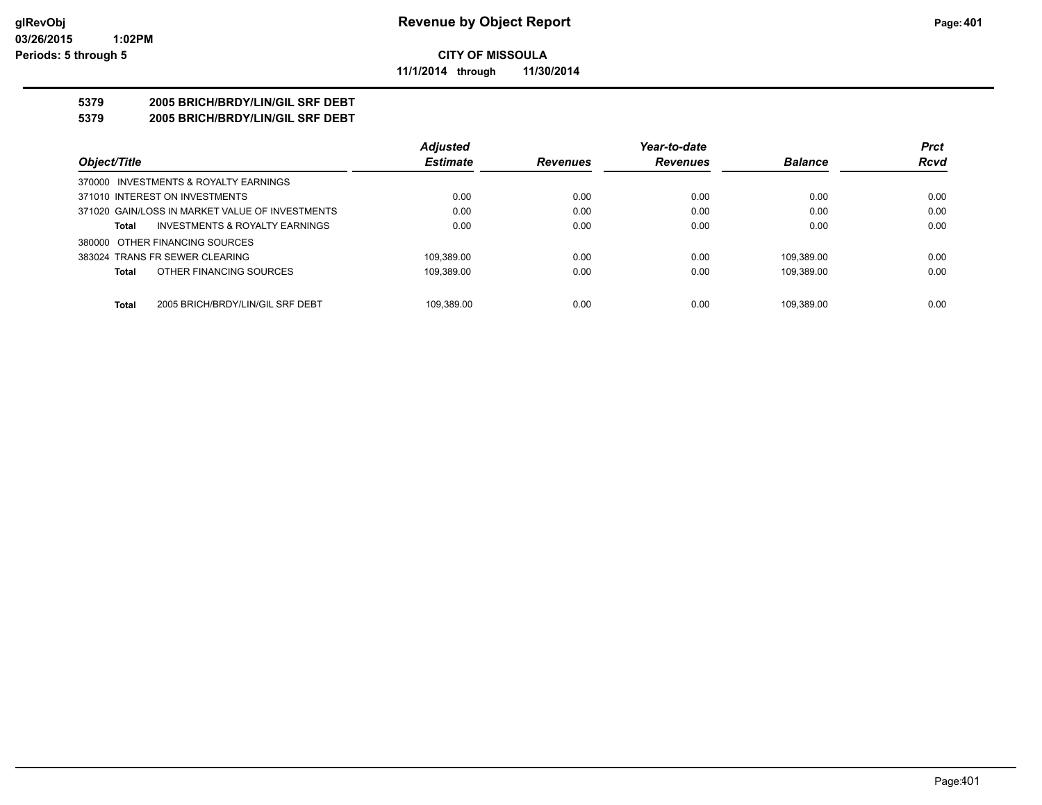# Revenue by Object Report

**CITY OF MISSOULA**

**11/1/2014 through 11/30/2014**

**5379 2005 BRICH/BRDY/LIN/GIL SRF DEBT**

**5379 2005 BRICH/BRDY/LIN/GIL SRF DEBT**

| Object/Title | Adjusted Estimate | Revenues | Year-to-date Revenues | Balance | Prct Rcvd |
|---|---|---|---|---|---|
| 370000 INVESTMENTS & ROYALTY EARNINGS | | | | | |
| 371010 INTEREST ON INVESTMENTS | 0.00 | 0.00 | 0.00 | 0.00 | 0.00 |
| 371020 GAIN/LOSS IN MARKET VALUE OF INVESTMENTS | 0.00 | 0.00 | 0.00 | 0.00 | 0.00 |
| **Total** INVESTMENTS & ROYALTY EARNINGS | 0.00 | 0.00 | 0.00 | 0.00 | 0.00 |
| 380000 OTHER FINANCING SOURCES | | | | | |
| 383024 TRANS FR SEWER CLEARING | 109,389.00 | 0.00 | 0.00 | 109,389.00 | 0.00 |
| **Total** OTHER FINANCING SOURCES | 109,389.00 | 0.00 | 0.00 | 109,389.00 | 0.00 |
| **Total** 2005 BRICH/BRDY/LIN/GIL SRF DEBT | 109,389.00 | 0.00 | 0.00 | 109,389.00 | 0.00 |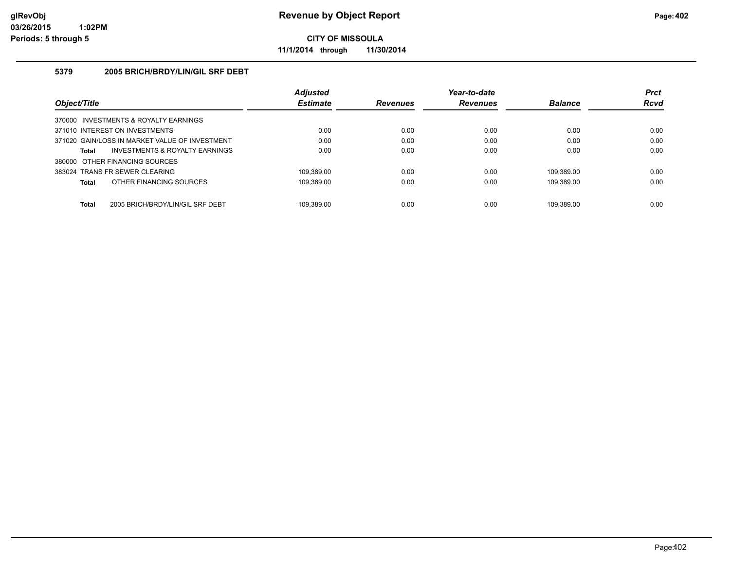# Revenue by Object Report

**CITY OF MISSOULA**

**11/1/2014 through 11/30/2014**

glRevObj
03/26/2015 1:02PM
Periods: 5 through 5

## 5379 2005 BRICH/BRDY/LIN/GIL SRF DEBT

| Object/Title | Adjusted Estimate | Revenues | Year-to-date Revenues | Balance | Prct Rcvd |
|---|---|---|---|---|---|
| 370000 INVESTMENTS & ROYALTY EARNINGS | | | | | |
| 371010 INTEREST ON INVESTMENTS | 0.00 | 0.00 | 0.00 | 0.00 | 0.00 |
| 371020 GAIN/LOSS IN MARKET VALUE OF INVESTMENT | 0.00 | 0.00 | 0.00 | 0.00 | 0.00 |
| **Total** INVESTMENTS & ROYALTY EARNINGS | 0.00 | 0.00 | 0.00 | 0.00 | 0.00 |
| 380000 OTHER FINANCING SOURCES | | | | | |
| 383024 TRANS FR SEWER CLEARING | 109,389.00 | 0.00 | 0.00 | 109,389.00 | 0.00 |
| **Total** OTHER FINANCING SOURCES | 109,389.00 | 0.00 | 0.00 | 109,389.00 | 0.00 |
| **Total** 2005 BRICH/BRDY/LIN/GIL SRF DEBT | 109,389.00 | 0.00 | 0.00 | 109,389.00 | 0.00 |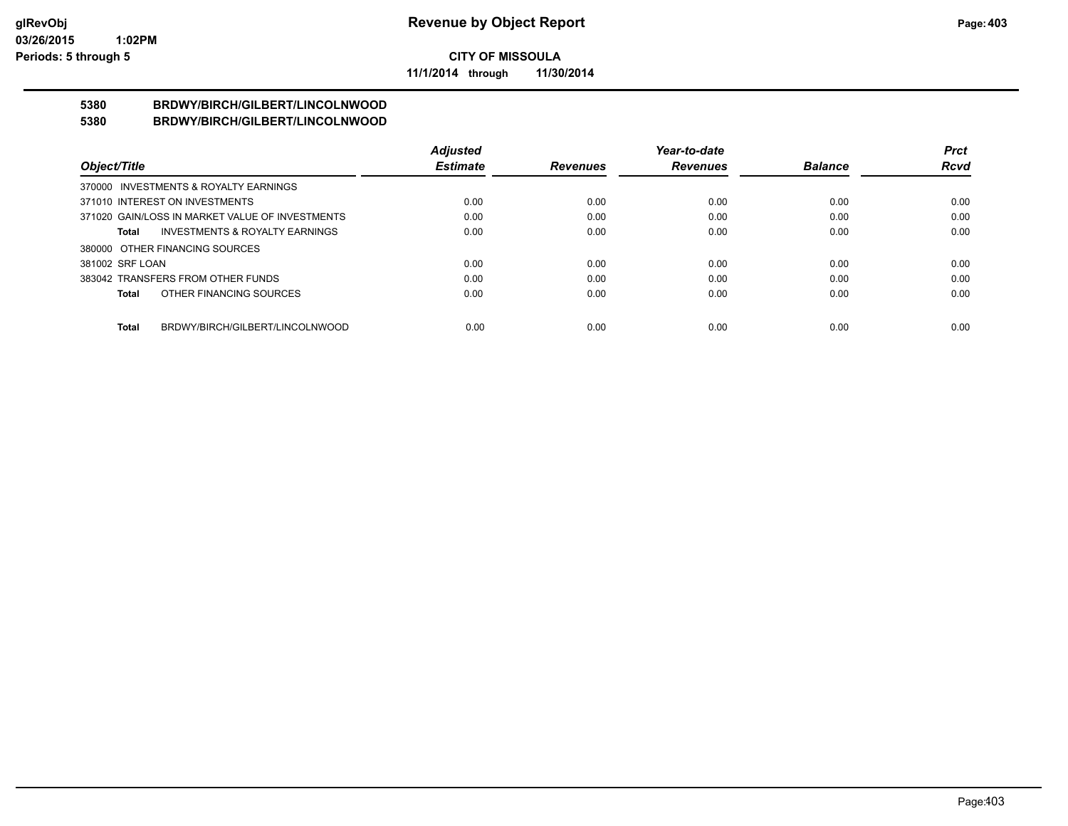**CITY OF MISSOULA**

**11/1/2014 through 11/30/2014**

## 5380 BRDWY/BIRCH/GILBERT/LINCOLNWOOD
## 5380 BRDWY/BIRCH/GILBERT/LINCOLNWOOD

| Object/Title | Adjusted Estimate | Revenues | Year-to-date Revenues | Balance | Prct Rcvd |
|---|---|---|---|---|---|
| 370000 INVESTMENTS & ROYALTY EARNINGS | | | | | |
| 371010 INTEREST ON INVESTMENTS | 0.00 | 0.00 | 0.00 | 0.00 | 0.00 |
| 371020 GAIN/LOSS IN MARKET VALUE OF INVESTMENTS | 0.00 | 0.00 | 0.00 | 0.00 | 0.00 |
| **Total** INVESTMENTS & ROYALTY EARNINGS | 0.00 | 0.00 | 0.00 | 0.00 | 0.00 |
| 380000 OTHER FINANCING SOURCES | | | | | |
| 381002 SRF LOAN | 0.00 | 0.00 | 0.00 | 0.00 | 0.00 |
| 383042 TRANSFERS FROM OTHER FUNDS | 0.00 | 0.00 | 0.00 | 0.00 | 0.00 |
| **Total** OTHER FINANCING SOURCES | 0.00 | 0.00 | 0.00 | 0.00 | 0.00 |
| **Total** BRDWY/BIRCH/GILBERT/LINCOLNWOOD | 0.00 | 0.00 | 0.00 | 0.00 | 0.00 |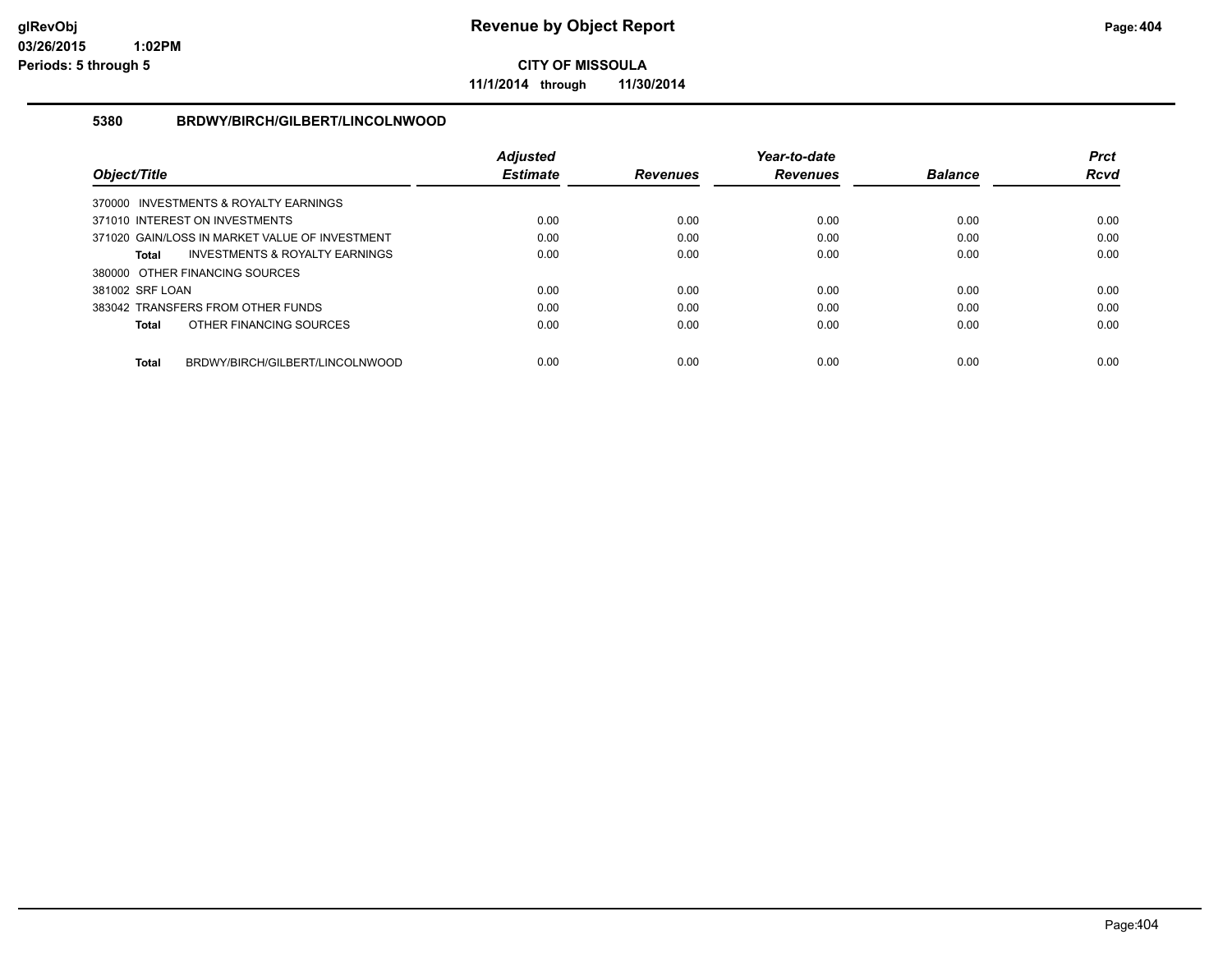# Revenue by Object Report

**CITY OF MISSOULA**

**11/1/2014 through 11/30/2014**

glRevObj
03/26/2015 1:02PM
Periods: 5 through 5

## 5380 BRDWY/BIRCH/GILBERT/LINCOLNWOOD

| Object/Title | Adjusted Estimate | Revenues | Year-to-date Revenues | Balance | Prct Rcvd |
|---|---|---|---|---|---|
| 370000 INVESTMENTS & ROYALTY EARNINGS | | | | | |
| 371010 INTEREST ON INVESTMENTS | 0.00 | 0.00 | 0.00 | 0.00 | 0.00 |
| 371020 GAIN/LOSS IN MARKET VALUE OF INVESTMENT | 0.00 | 0.00 | 0.00 | 0.00 | 0.00 |
| **Total** INVESTMENTS & ROYALTY EARNINGS | 0.00 | 0.00 | 0.00 | 0.00 | 0.00 |
| 380000 OTHER FINANCING SOURCES | | | | | |
| 381002 SRF LOAN | 0.00 | 0.00 | 0.00 | 0.00 | 0.00 |
| 383042 TRANSFERS FROM OTHER FUNDS | 0.00 | 0.00 | 0.00 | 0.00 | 0.00 |
| **Total** OTHER FINANCING SOURCES | 0.00 | 0.00 | 0.00 | 0.00 | 0.00 |
| **Total** BRDWY/BIRCH/GILBERT/LINCOLNWOOD | 0.00 | 0.00 | 0.00 | 0.00 | 0.00 |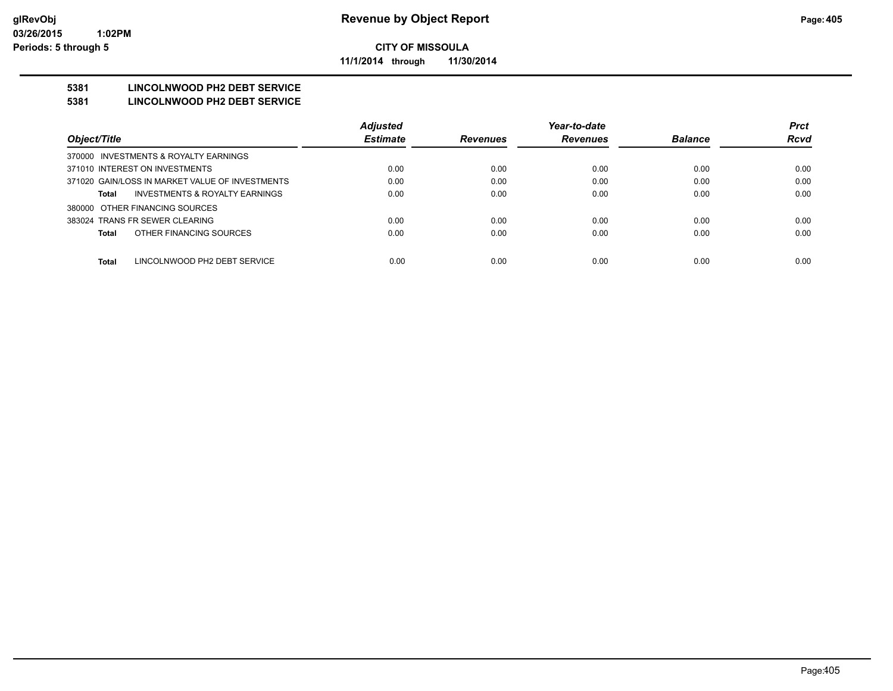# Revenue by Object Report

**CITY OF MISSOULA**

**11/1/2014 through 11/30/2014**

glRevObj
03/26/2015 1:02PM
Periods: 5 through 5

## 5381 LINCOLNWOOD PH2 DEBT SERVICE
## 5381 LINCOLNWOOD PH2 DEBT SERVICE

| Object/Title | Adjusted Estimate | Revenues | Year-to-date Revenues | Balance | Prct Rcvd |
|---|---|---|---|---|---|
| 370000 INVESTMENTS & ROYALTY EARNINGS | | | | | |
| 371010 INTEREST ON INVESTMENTS | 0.00 | 0.00 | 0.00 | 0.00 | 0.00 |
| 371020 GAIN/LOSS IN MARKET VALUE OF INVESTMENTS | 0.00 | 0.00 | 0.00 | 0.00 | 0.00 |
| **Total** INVESTMENTS & ROYALTY EARNINGS | 0.00 | 0.00 | 0.00 | 0.00 | 0.00 |
| 380000 OTHER FINANCING SOURCES | | | | | |
| 383024 TRANS FR SEWER CLEARING | 0.00 | 0.00 | 0.00 | 0.00 | 0.00 |
| **Total** OTHER FINANCING SOURCES | 0.00 | 0.00 | 0.00 | 0.00 | 0.00 |
| **Total** LINCOLNWOOD PH2 DEBT SERVICE | 0.00 | 0.00 | 0.00 | 0.00 | 0.00 |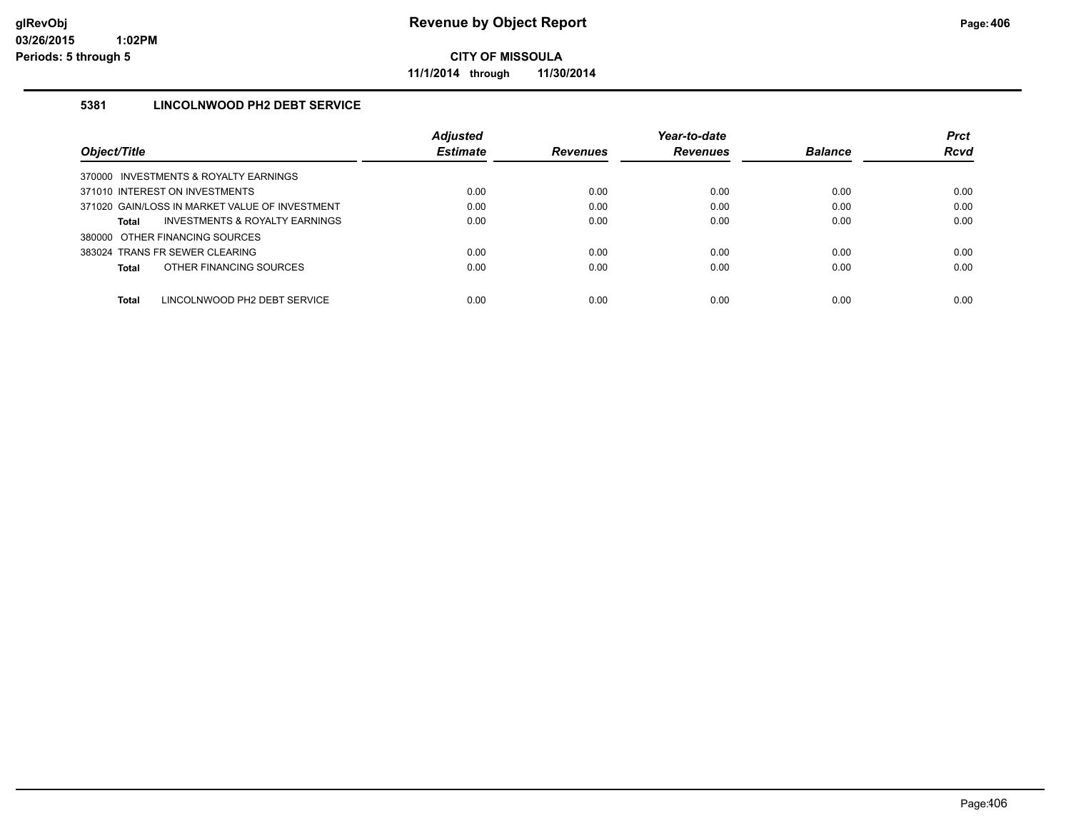# Revenue by Object Report

glRevObj
03/26/2015 1:02PM
Periods: 5 through 5

**CITY OF MISSOULA**

**11/1/2014 through 11/30/2014**

### 5381 LINCOLNWOOD PH2 DEBT SERVICE

| Object/Title | Adjusted Estimate | Revenues | Year-to-date Revenues | Balance | Prct Rcvd |
|---|---|---|---|---|---|
| 370000 INVESTMENTS & ROYALTY EARNINGS | | | | | |
| 371010 INTEREST ON INVESTMENTS | 0.00 | 0.00 | 0.00 | 0.00 | 0.00 |
| 371020 GAIN/LOSS IN MARKET VALUE OF INVESTMENT | 0.00 | 0.00 | 0.00 | 0.00 | 0.00 |
| **Total** INVESTMENTS & ROYALTY EARNINGS | 0.00 | 0.00 | 0.00 | 0.00 | 0.00 |
| 380000 OTHER FINANCING SOURCES | | | | | |
| 383024 TRANS FR SEWER CLEARING | 0.00 | 0.00 | 0.00 | 0.00 | 0.00 |
| **Total** OTHER FINANCING SOURCES | 0.00 | 0.00 | 0.00 | 0.00 | 0.00 |
| **Total** LINCOLNWOOD PH2 DEBT SERVICE | 0.00 | 0.00 | 0.00 | 0.00 | 0.00 |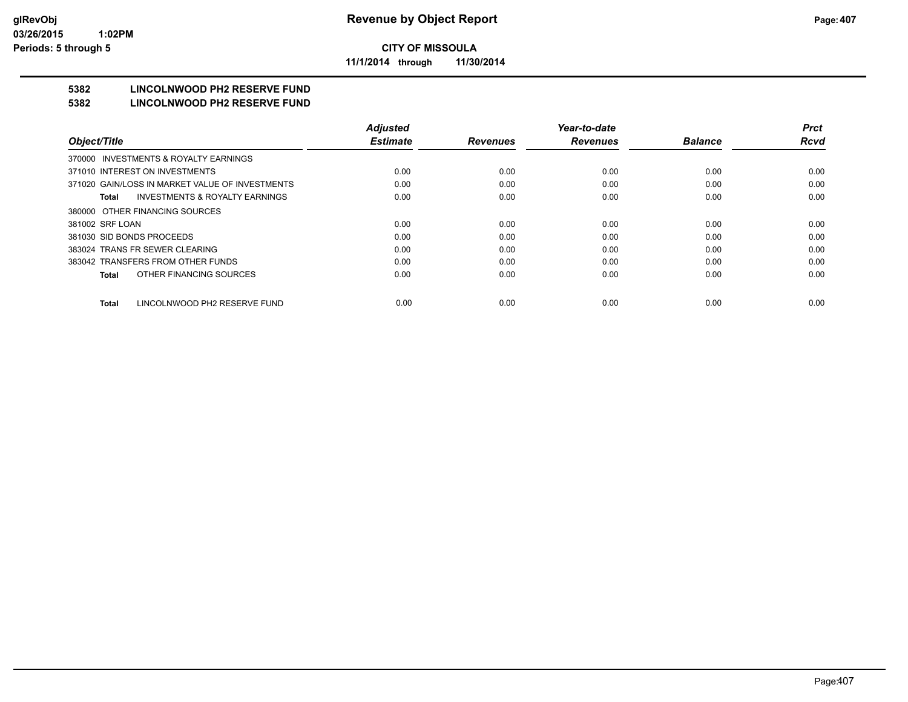**CITY OF MISSOULA**

**11/1/2014 through 11/30/2014**

## 5382 LINCOLNWOOD PH2 RESERVE FUND
## 5382 LINCOLNWOOD PH2 RESERVE FUND

| Object/Title | Adjusted Estimate | Revenues | Year-to-date Revenues | Balance | Prct Rcvd |
|---|---|---|---|---|---|
| 370000 INVESTMENTS & ROYALTY EARNINGS | | | | | |
| 371010 INTEREST ON INVESTMENTS | 0.00 | 0.00 | 0.00 | 0.00 | 0.00 |
| 371020 GAIN/LOSS IN MARKET VALUE OF INVESTMENTS | 0.00 | 0.00 | 0.00 | 0.00 | 0.00 |
| **Total** INVESTMENTS & ROYALTY EARNINGS | 0.00 | 0.00 | 0.00 | 0.00 | 0.00 |
| 380000 OTHER FINANCING SOURCES | | | | | |
| 381002 SRF LOAN | 0.00 | 0.00 | 0.00 | 0.00 | 0.00 |
| 381030 SID BONDS PROCEEDS | 0.00 | 0.00 | 0.00 | 0.00 | 0.00 |
| 383024 TRANS FR SEWER CLEARING | 0.00 | 0.00 | 0.00 | 0.00 | 0.00 |
| 383042 TRANSFERS FROM OTHER FUNDS | 0.00 | 0.00 | 0.00 | 0.00 | 0.00 |
| **Total** OTHER FINANCING SOURCES | 0.00 | 0.00 | 0.00 | 0.00 | 0.00 |
| **Total** LINCOLNWOOD PH2 RESERVE FUND | 0.00 | 0.00 | 0.00 | 0.00 | 0.00 |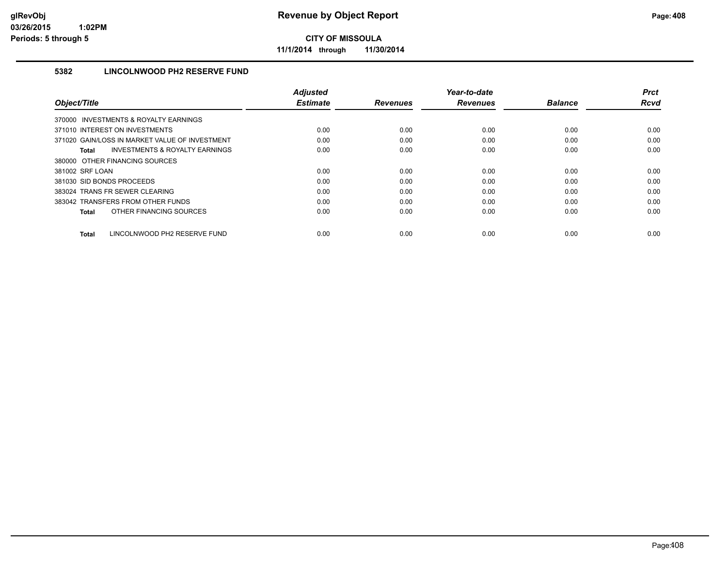# Revenue by Object Report

**CITY OF MISSOULA**

**11/1/2014 through 11/30/2014**

glRevObj
03/26/2015 1:02PM
Periods: 5 through 5

## 5382 LINCOLNWOOD PH2 RESERVE FUND

| Object/Title | Adjusted Estimate | Revenues | Year-to-date Revenues | Balance | Prct Rcvd |
|---|---|---|---|---|---|
| 370000 INVESTMENTS & ROYALTY EARNINGS | | | | | |
| 371010 INTEREST ON INVESTMENTS | 0.00 | 0.00 | 0.00 | 0.00 | 0.00 |
| 371020 GAIN/LOSS IN MARKET VALUE OF INVESTMENT | 0.00 | 0.00 | 0.00 | 0.00 | 0.00 |
| **Total** INVESTMENTS & ROYALTY EARNINGS | 0.00 | 0.00 | 0.00 | 0.00 | 0.00 |
| 380000 OTHER FINANCING SOURCES | | | | | |
| 381002 SRF LOAN | 0.00 | 0.00 | 0.00 | 0.00 | 0.00 |
| 381030 SID BONDS PROCEEDS | 0.00 | 0.00 | 0.00 | 0.00 | 0.00 |
| 383024 TRANS FR SEWER CLEARING | 0.00 | 0.00 | 0.00 | 0.00 | 0.00 |
| 383042 TRANSFERS FROM OTHER FUNDS | 0.00 | 0.00 | 0.00 | 0.00 | 0.00 |
| **Total** OTHER FINANCING SOURCES | 0.00 | 0.00 | 0.00 | 0.00 | 0.00 |
| **Total** LINCOLNWOOD PH2 RESERVE FUND | 0.00 | 0.00 | 0.00 | 0.00 | 0.00 |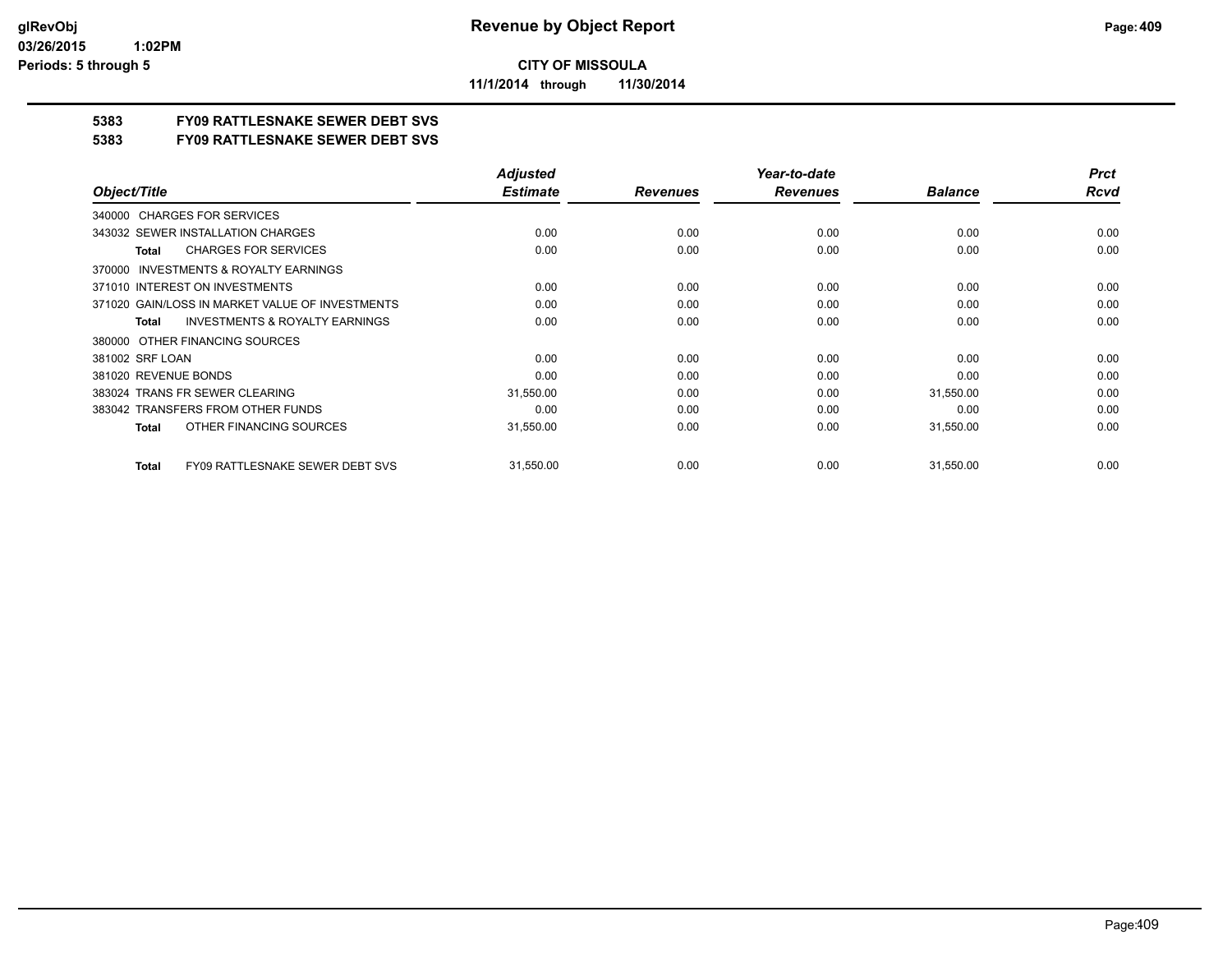**CITY OF MISSOULA**

**11/1/2014 through 11/30/2014**

## 5383 FY09 RATTLESNAKE SEWER DEBT SVS

## 5383 FY09 RATTLESNAKE SEWER DEBT SVS

| Object/Title | Adjusted Estimate | Revenues | Year-to-date Revenues | Balance | Prct Rcvd |
|---|---|---|---|---|---|
| 340000 CHARGES FOR SERVICES | | | | | |
| 343032 SEWER INSTALLATION CHARGES | 0.00 | 0.00 | 0.00 | 0.00 | 0.00 |
| **Total** CHARGES FOR SERVICES | 0.00 | 0.00 | 0.00 | 0.00 | 0.00 |
| 370000 INVESTMENTS & ROYALTY EARNINGS | | | | | |
| 371010 INTEREST ON INVESTMENTS | 0.00 | 0.00 | 0.00 | 0.00 | 0.00 |
| 371020 GAIN/LOSS IN MARKET VALUE OF INVESTMENTS | 0.00 | 0.00 | 0.00 | 0.00 | 0.00 |
| **Total** INVESTMENTS & ROYALTY EARNINGS | 0.00 | 0.00 | 0.00 | 0.00 | 0.00 |
| 380000 OTHER FINANCING SOURCES | | | | | |
| 381002 SRF LOAN | 0.00 | 0.00 | 0.00 | 0.00 | 0.00 |
| 381020 REVENUE BONDS | 0.00 | 0.00 | 0.00 | 0.00 | 0.00 |
| 383024 TRANS FR SEWER CLEARING | 31,550.00 | 0.00 | 0.00 | 31,550.00 | 0.00 |
| 383042 TRANSFERS FROM OTHER FUNDS | 0.00 | 0.00 | 0.00 | 0.00 | 0.00 |
| **Total** OTHER FINANCING SOURCES | 31,550.00 | 0.00 | 0.00 | 31,550.00 | 0.00 |
| **Total** FY09 RATTLESNAKE SEWER DEBT SVS | 31,550.00 | 0.00 | 0.00 | 31,550.00 | 0.00 |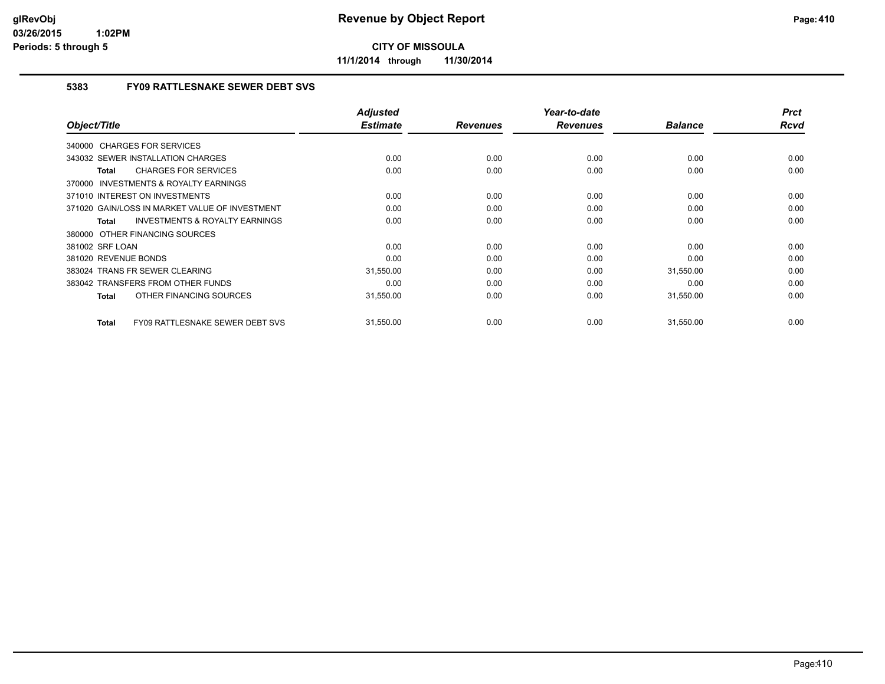# Revenue by Object Report

**CITY OF MISSOULA**

**11/1/2014 through 11/30/2014**

glRevObj
03/26/2015 1:02PM
Periods: 5 through 5

### 5383 FY09 RATTLESNAKE SEWER DEBT SVS

| Object/Title | Adjusted Estimate | Revenues | Year-to-date Revenues | Balance | Prct Rcvd |
|---|---|---|---|---|---|
| 340000 CHARGES FOR SERVICES | | | | | |
| 343032 SEWER INSTALLATION CHARGES | 0.00 | 0.00 | 0.00 | 0.00 | 0.00 |
| **Total** CHARGES FOR SERVICES | 0.00 | 0.00 | 0.00 | 0.00 | 0.00 |
| 370000 INVESTMENTS & ROYALTY EARNINGS | | | | | |
| 371010 INTEREST ON INVESTMENTS | 0.00 | 0.00 | 0.00 | 0.00 | 0.00 |
| 371020 GAIN/LOSS IN MARKET VALUE OF INVESTMENT | 0.00 | 0.00 | 0.00 | 0.00 | 0.00 |
| **Total** INVESTMENTS & ROYALTY EARNINGS | 0.00 | 0.00 | 0.00 | 0.00 | 0.00 |
| 380000 OTHER FINANCING SOURCES | | | | | |
| 381002 SRF LOAN | 0.00 | 0.00 | 0.00 | 0.00 | 0.00 |
| 381020 REVENUE BONDS | 0.00 | 0.00 | 0.00 | 0.00 | 0.00 |
| 383024 TRANS FR SEWER CLEARING | 31,550.00 | 0.00 | 0.00 | 31,550.00 | 0.00 |
| 383042 TRANSFERS FROM OTHER FUNDS | 0.00 | 0.00 | 0.00 | 0.00 | 0.00 |
| **Total** OTHER FINANCING SOURCES | 31,550.00 | 0.00 | 0.00 | 31,550.00 | 0.00 |
| **Total** FY09 RATTLESNAKE SEWER DEBT SVS | 31,550.00 | 0.00 | 0.00 | 31,550.00 | 0.00 |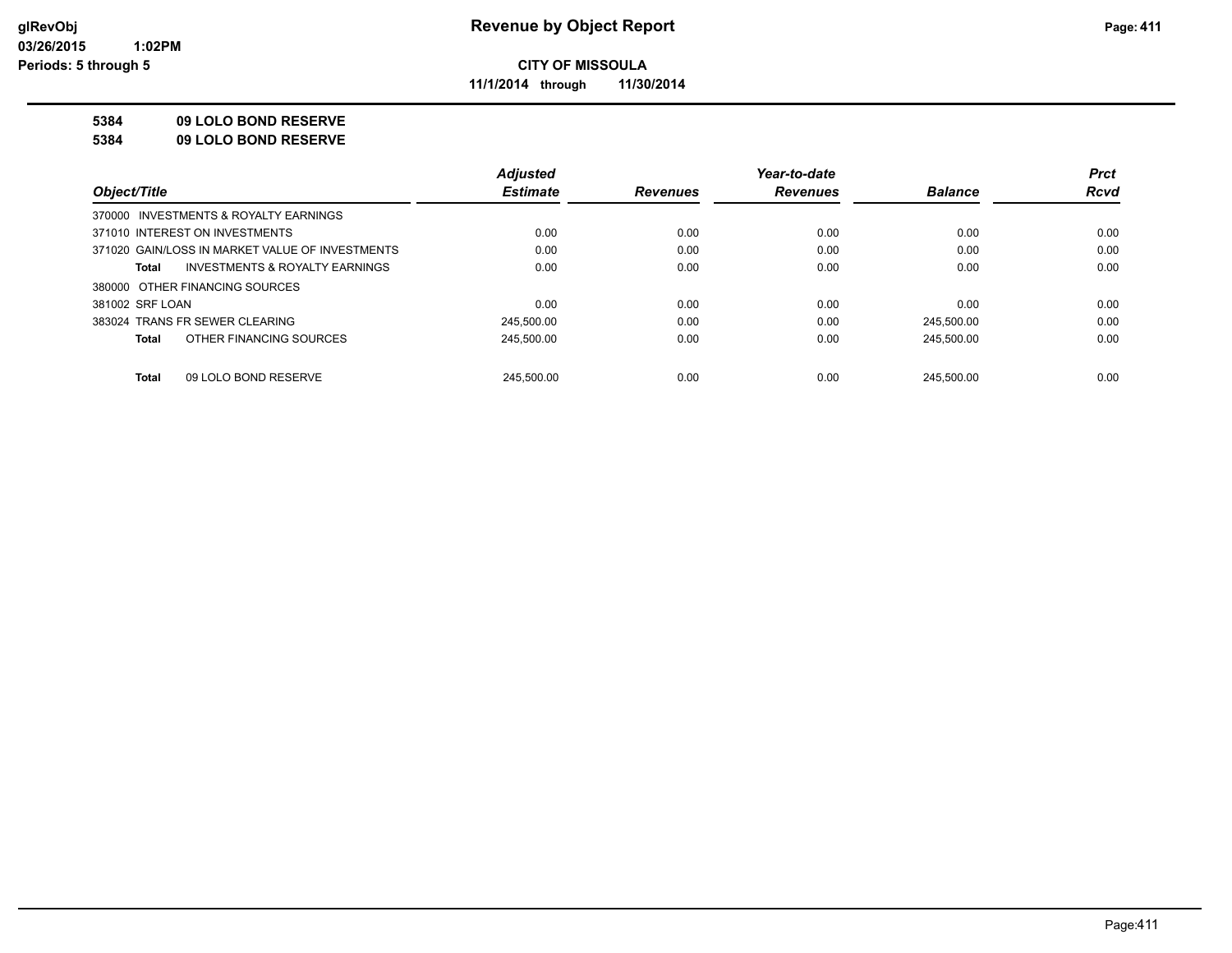**Revenue by Object Report**

**CITY OF MISSOULA**

**11/1/2014 through 11/30/2014**

glRevObj
03/26/2015 1:02PM
Periods: 5 through 5

**5384 09 LOLO BOND RESERVE**

**5384 09 LOLO BOND RESERVE**

| Object/Title | Adjusted Estimate | Revenues | Year-to-date Revenues | Balance | Prct Rcvd |
|---|---|---|---|---|---|
| 370000 INVESTMENTS & ROYALTY EARNINGS | | | | | |
| 371010 INTEREST ON INVESTMENTS | 0.00 | 0.00 | 0.00 | 0.00 | 0.00 |
| 371020 GAIN/LOSS IN MARKET VALUE OF INVESTMENTS | 0.00 | 0.00 | 0.00 | 0.00 | 0.00 |
| **Total** INVESTMENTS & ROYALTY EARNINGS | 0.00 | 0.00 | 0.00 | 0.00 | 0.00 |
| 380000 OTHER FINANCING SOURCES | | | | | |
| 381002 SRF LOAN | 0.00 | 0.00 | 0.00 | 0.00 | 0.00 |
| 383024 TRANS FR SEWER CLEARING | 245,500.00 | 0.00 | 0.00 | 245,500.00 | 0.00 |
| **Total** OTHER FINANCING SOURCES | 245,500.00 | 0.00 | 0.00 | 245,500.00 | 0.00 |
| **Total** 09 LOLO BOND RESERVE | 245,500.00 | 0.00 | 0.00 | 245,500.00 | 0.00 |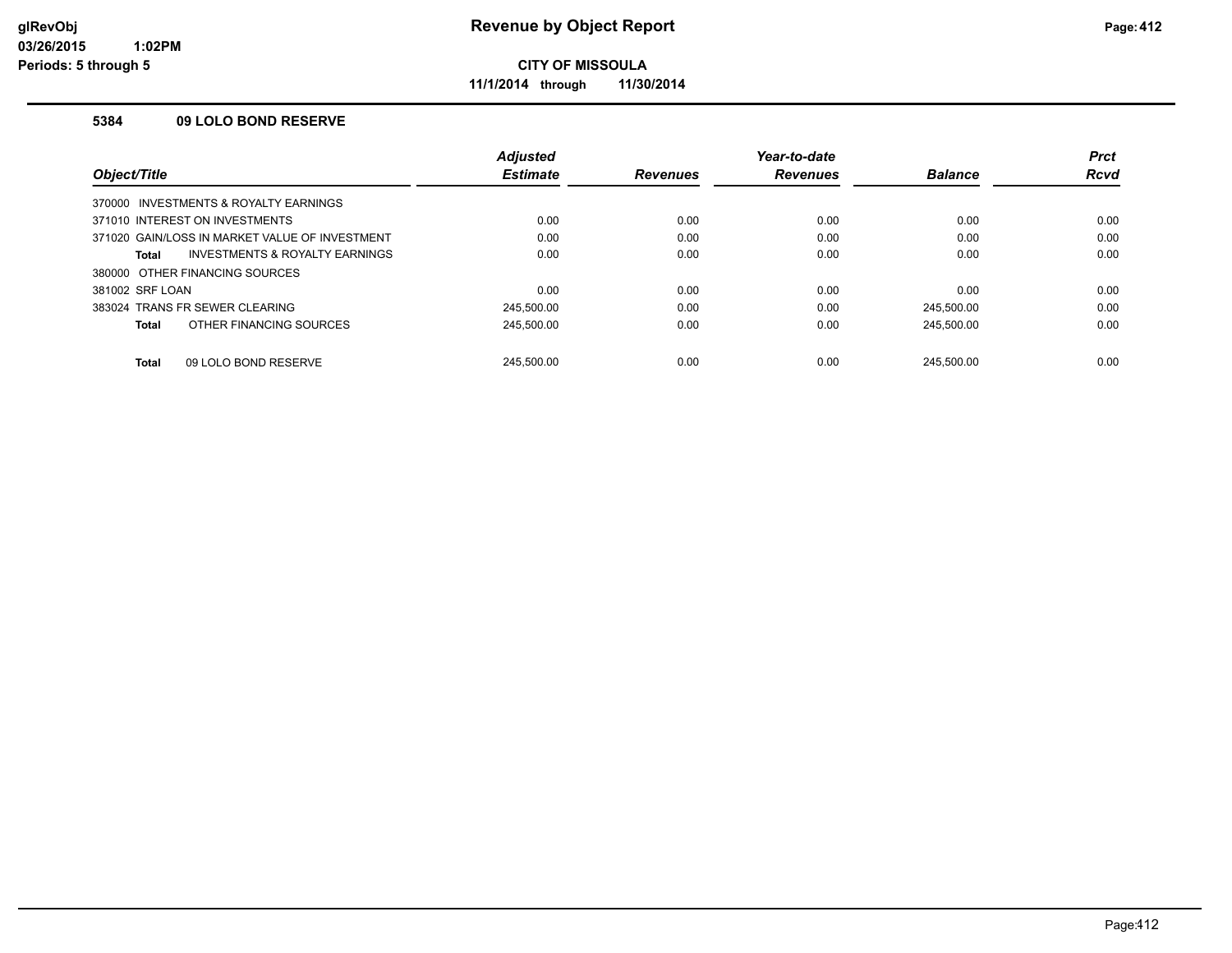**CITY OF MISSOULA**

**11/1/2014 through 11/30/2014**

### 5384 09 LOLO BOND RESERVE

| Object/Title | Adjusted Estimate | Revenues | Year-to-date Revenues | Balance | Prct Rcvd |
|---|---|---|---|---|---|
| 370000 INVESTMENTS & ROYALTY EARNINGS | | | | | |
| 371010 INTEREST ON INVESTMENTS | 0.00 | 0.00 | 0.00 | 0.00 | 0.00 |
| 371020 GAIN/LOSS IN MARKET VALUE OF INVESTMENT | 0.00 | 0.00 | 0.00 | 0.00 | 0.00 |
| **Total** INVESTMENTS & ROYALTY EARNINGS | 0.00 | 0.00 | 0.00 | 0.00 | 0.00 |
| 380000 OTHER FINANCING SOURCES | | | | | |
| 381002 SRF LOAN | 0.00 | 0.00 | 0.00 | 0.00 | 0.00 |
| 383024 TRANS FR SEWER CLEARING | 245,500.00 | 0.00 | 0.00 | 245,500.00 | 0.00 |
| **Total** OTHER FINANCING SOURCES | 245,500.00 | 0.00 | 0.00 | 245,500.00 | 0.00 |
| **Total** 09 LOLO BOND RESERVE | 245,500.00 | 0.00 | 0.00 | 245,500.00 | 0.00 |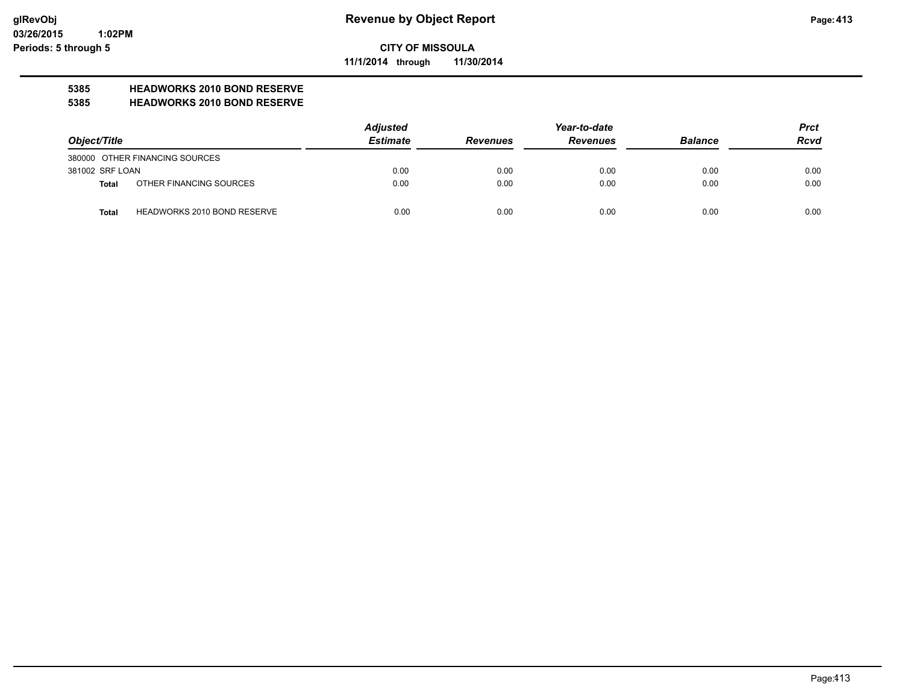**Revenue by Object Report**

**CITY OF MISSOULA**

**11/1/2014 through 11/30/2014**

glRevObj
03/26/2015 1:02PM
Periods: 5 through 5

## 5385 HEADWORKS 2010 BOND RESERVE
## 5385 HEADWORKS 2010 BOND RESERVE

| Object/Title | | Adjusted Estimate | Revenues | Year-to-date Revenues | Balance | Prct Rcvd |
|---|---|---|---|---|---|---|
| 380000 OTHER FINANCING SOURCES | | | | | | |
| 381002 SRF LOAN | | 0.00 | 0.00 | 0.00 | 0.00 | 0.00 |
| **Total** | OTHER FINANCING SOURCES | 0.00 | 0.00 | 0.00 | 0.00 | 0.00 |
| **Total** | HEADWORKS 2010 BOND RESERVE | 0.00 | 0.00 | 0.00 | 0.00 | 0.00 |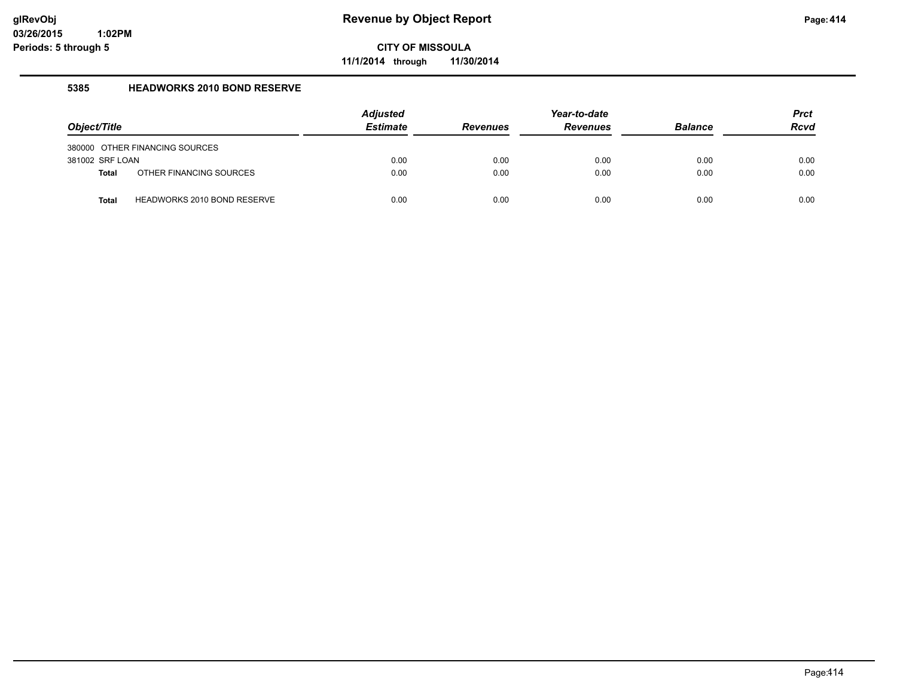**glRevObj**
**03/26/2015 1:02PM**
**Periods: 5 through 5**

# Revenue by Object Report

**CITY OF MISSOULA**

**11/1/2014 through 11/30/2014**

## 5385 HEADWORKS 2010 BOND RESERVE

| Object/Title | Adjusted Estimate | Revenues | Year-to-date Revenues | Balance | Prct Rcvd |
|---|---|---|---|---|---|
| 380000 OTHER FINANCING SOURCES | | | | | |
| 381002 SRF LOAN | 0.00 | 0.00 | 0.00 | 0.00 | 0.00 |
| **Total** OTHER FINANCING SOURCES | 0.00 | 0.00 | 0.00 | 0.00 | 0.00 |
| **Total** HEADWORKS 2010 BOND RESERVE | 0.00 | 0.00 | 0.00 | 0.00 | 0.00 |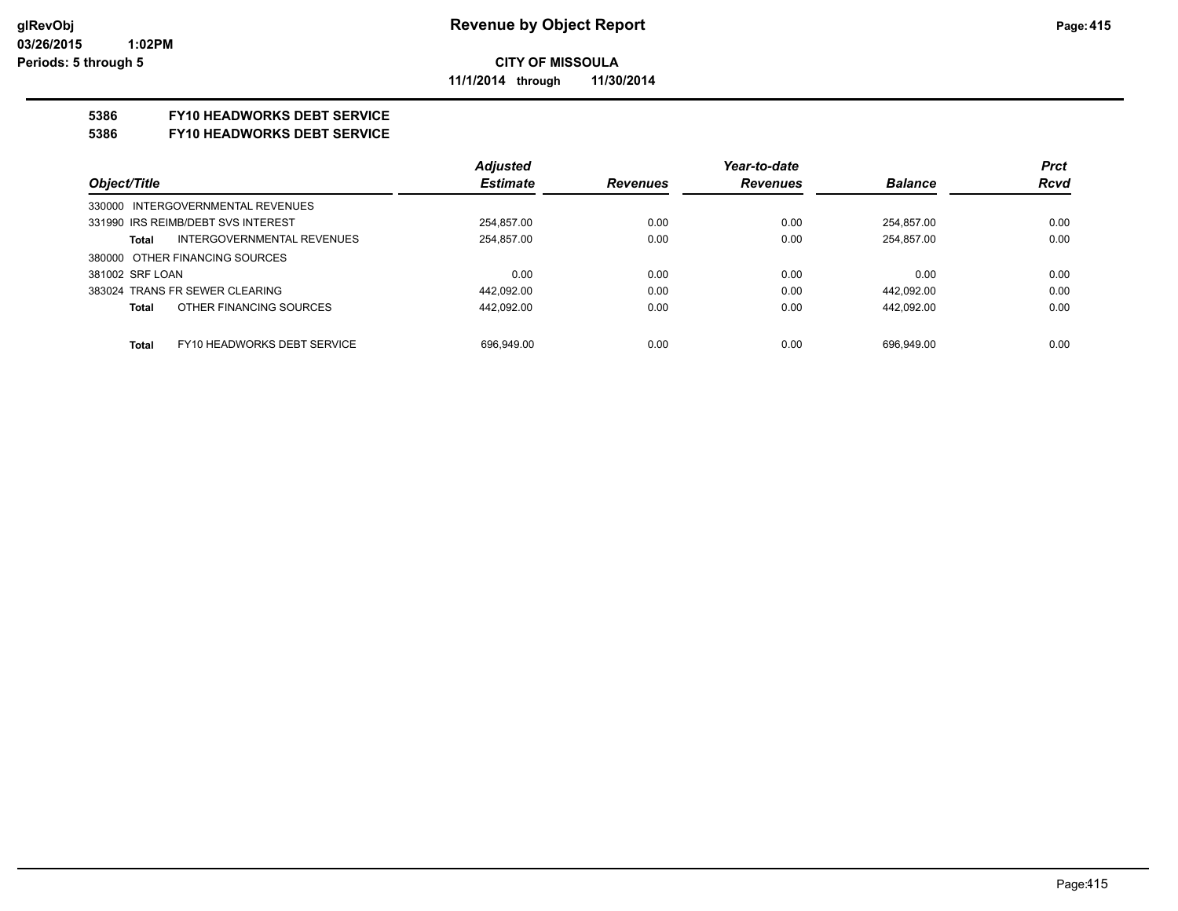# Revenue by Object Report

**CITY OF MISSOULA**

**11/1/2014 through 11/30/2014**

glRevObj
03/26/2015 1:02PM
Periods: 5 through 5

## 5386 FY10 HEADWORKS DEBT SERVICE
## 5386 FY10 HEADWORKS DEBT SERVICE

| Object/Title | Adjusted Estimate | Revenues | Year-to-date Revenues | Balance | Prct Rcvd |
|---|---|---|---|---|---|
| 330000 INTERGOVERNMENTAL REVENUES | | | | | |
| 331990 IRS REIMB/DEBT SVS INTEREST | 254,857.00 | 0.00 | 0.00 | 254,857.00 | 0.00 |
| **Total** INTERGOVERNMENTAL REVENUES | 254,857.00 | 0.00 | 0.00 | 254,857.00 | 0.00 |
| 380000 OTHER FINANCING SOURCES | | | | | |
| 381002 SRF LOAN | 0.00 | 0.00 | 0.00 | 0.00 | 0.00 |
| 383024 TRANS FR SEWER CLEARING | 442,092.00 | 0.00 | 0.00 | 442,092.00 | 0.00 |
| **Total** OTHER FINANCING SOURCES | 442,092.00 | 0.00 | 0.00 | 442,092.00 | 0.00 |
| **Total** FY10 HEADWORKS DEBT SERVICE | 696,949.00 | 0.00 | 0.00 | 696,949.00 | 0.00 |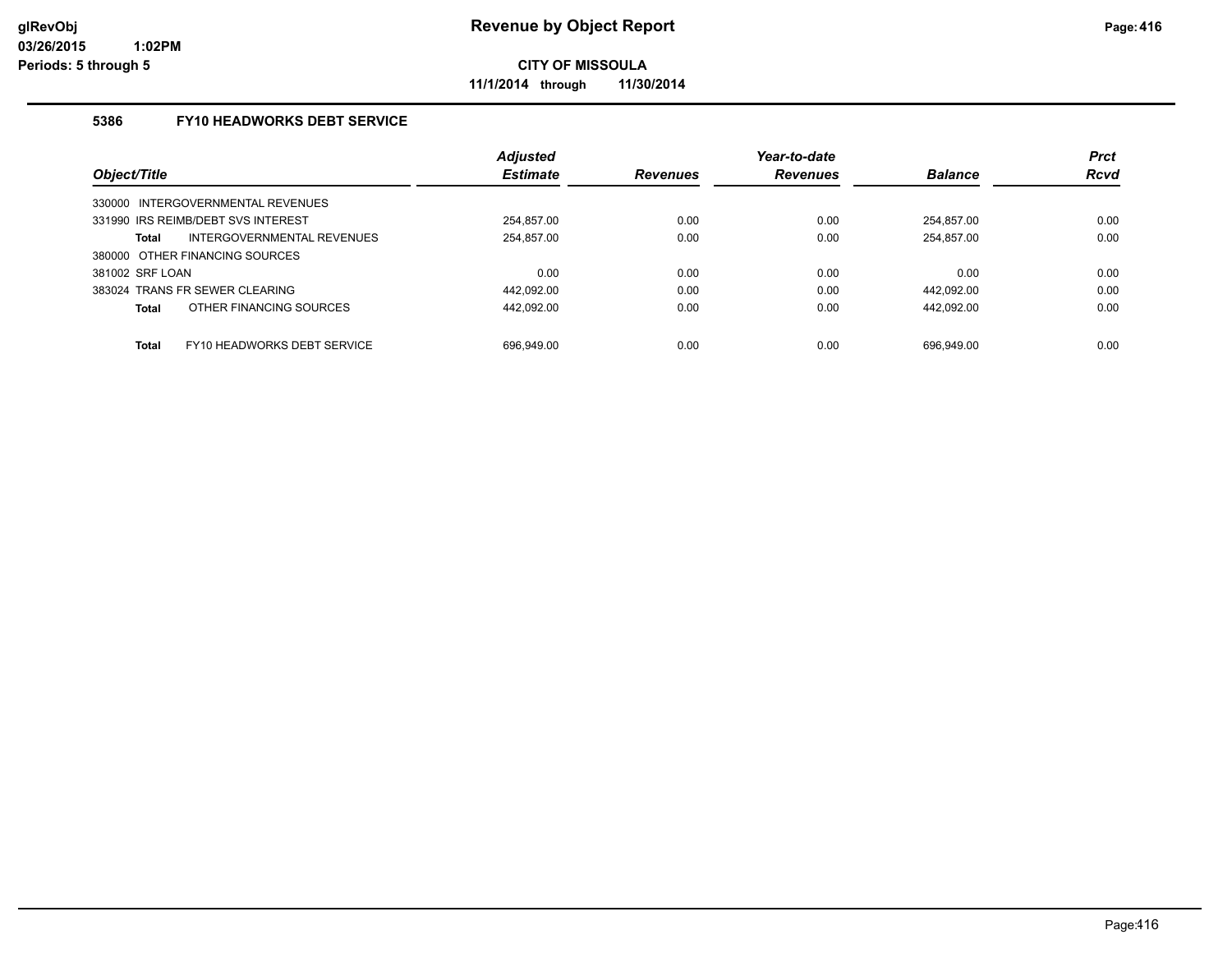# Revenue by Object Report

**CITY OF MISSOULA**

**11/1/2014 through 11/30/2014**

glRevObj
03/26/2015 1:02PM
Periods: 5 through 5

## 5386 FY10 HEADWORKS DEBT SERVICE

| Object/Title | Adjusted Estimate | Revenues | Year-to-date Revenues | Balance | Prct Rcvd |
|---|---|---|---|---|---|
| 330000 INTERGOVERNMENTAL REVENUES | | | | | |
| 331990 IRS REIMB/DEBT SVS INTEREST | 254,857.00 | 0.00 | 0.00 | 254,857.00 | 0.00 |
| **Total** INTERGOVERNMENTAL REVENUES | 254,857.00 | 0.00 | 0.00 | 254,857.00 | 0.00 |
| 380000 OTHER FINANCING SOURCES | | | | | |
| 381002 SRF LOAN | 0.00 | 0.00 | 0.00 | 0.00 | 0.00 |
| 383024 TRANS FR SEWER CLEARING | 442,092.00 | 0.00 | 0.00 | 442,092.00 | 0.00 |
| **Total** OTHER FINANCING SOURCES | 442,092.00 | 0.00 | 0.00 | 442,092.00 | 0.00 |
| **Total** FY10 HEADWORKS DEBT SERVICE | 696,949.00 | 0.00 | 0.00 | 696,949.00 | 0.00 |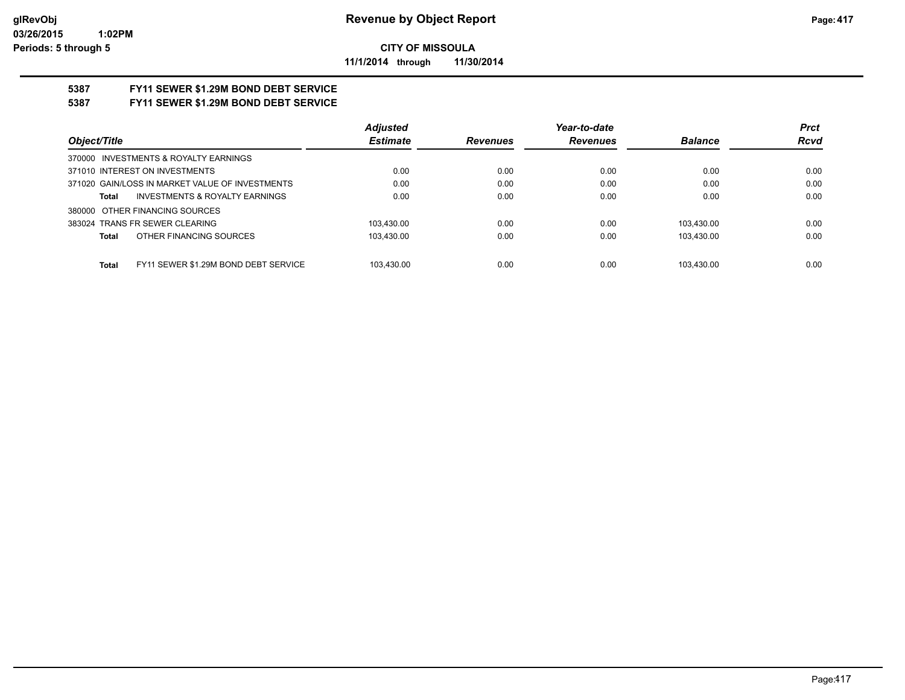**Revenue by Object Report**

**CITY OF MISSOULA**

**11/1/2014 through 11/30/2014**

## 5387 FY11 SEWER $1.29M BOND DEBT SERVICE

## 5387 FY11 SEWER $1.29M BOND DEBT SERVICE

| Object/Title | Adjusted Estimate | Revenues | Year-to-date Revenues | Balance | Prct Rcvd |
|---|---|---|---|---|---|
| 370000 INVESTMENTS & ROYALTY EARNINGS | | | | | |
| 371010 INTEREST ON INVESTMENTS | 0.00 | 0.00 | 0.00 | 0.00 | 0.00 |
| 371020 GAIN/LOSS IN MARKET VALUE OF INVESTMENTS | 0.00 | 0.00 | 0.00 | 0.00 | 0.00 |
| **Total** INVESTMENTS & ROYALTY EARNINGS | 0.00 | 0.00 | 0.00 | 0.00 | 0.00 |
| 380000 OTHER FINANCING SOURCES | | | | | |
| 383024 TRANS FR SEWER CLEARING | 103,430.00 | 0.00 | 0.00 | 103,430.00 | 0.00 |
| **Total** OTHER FINANCING SOURCES | 103,430.00 | 0.00 | 0.00 | 103,430.00 | 0.00 |
| **Total** FY11 SEWER $1.29M BOND DEBT SERVICE | 103,430.00 | 0.00 | 0.00 | 103,430.00 | 0.00 |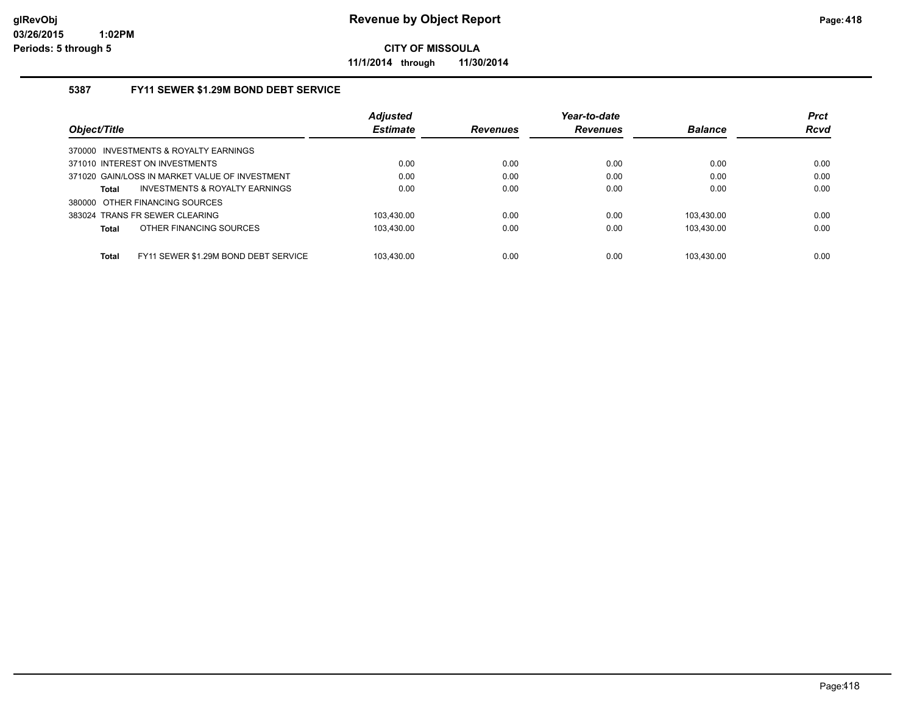# Revenue by Object Report

**CITY OF MISSOULA**

**11/1/2014 through 11/30/2014**

glRevObj
03/26/2015 1:02PM
Periods: 5 through 5

### 5387 FY11 SEWER $1.29M BOND DEBT SERVICE

| Object/Title | Adjusted Estimate | Revenues | Year-to-date Revenues | Balance | Prct Rcvd |
|---|---|---|---|---|---|
| 370000 INVESTMENTS & ROYALTY EARNINGS | | | | | |
| 371010 INTEREST ON INVESTMENTS | 0.00 | 0.00 | 0.00 | 0.00 | 0.00 |
| 371020 GAIN/LOSS IN MARKET VALUE OF INVESTMENT | 0.00 | 0.00 | 0.00 | 0.00 | 0.00 |
| **Total** INVESTMENTS & ROYALTY EARNINGS | 0.00 | 0.00 | 0.00 | 0.00 | 0.00 |
| 380000 OTHER FINANCING SOURCES | | | | | |
| 383024 TRANS FR SEWER CLEARING | 103,430.00 | 0.00 | 0.00 | 103,430.00 | 0.00 |
| **Total** OTHER FINANCING SOURCES | 103,430.00 | 0.00 | 0.00 | 103,430.00 | 0.00 |
| **Total** FY11 SEWER $1.29M BOND DEBT SERVICE | 103,430.00 | 0.00 | 0.00 | 103,430.00 | 0.00 |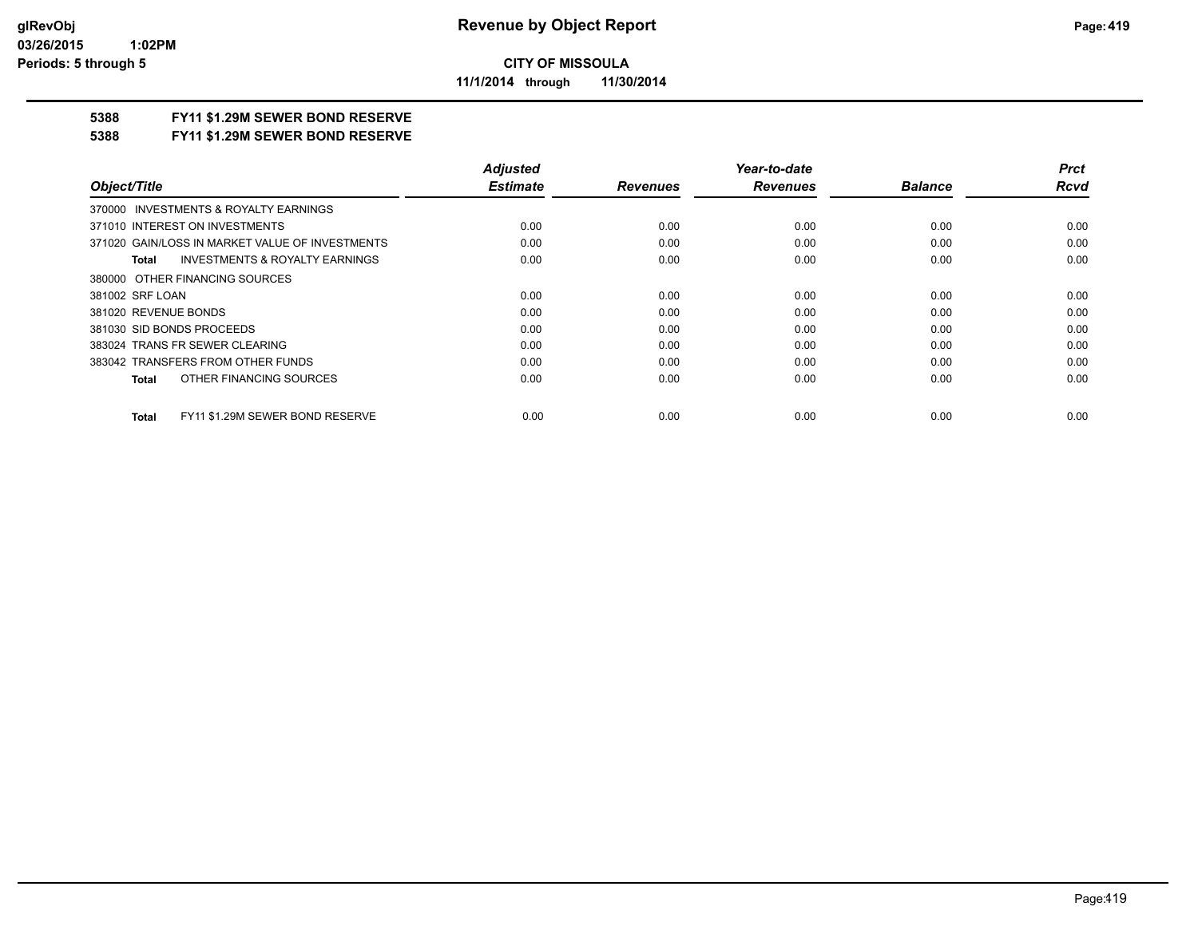**Revenue by Object Report**

**CITY OF MISSOULA**

**11/1/2014 through 11/30/2014**

**5388 FY11 $1.29M SEWER BOND RESERVE**

**5388 FY11 $1.29M SEWER BOND RESERVE**

| Object/Title | Adjusted Estimate | Revenues | Year-to-date Revenues | Balance | Prct Rcvd |
|---|---|---|---|---|---|
| 370000 INVESTMENTS & ROYALTY EARNINGS | | | | | |
| 371010 INTEREST ON INVESTMENTS | 0.00 | 0.00 | 0.00 | 0.00 | 0.00 |
| 371020 GAIN/LOSS IN MARKET VALUE OF INVESTMENTS | 0.00 | 0.00 | 0.00 | 0.00 | 0.00 |
| **Total** INVESTMENTS & ROYALTY EARNINGS | 0.00 | 0.00 | 0.00 | 0.00 | 0.00 |
| 380000 OTHER FINANCING SOURCES | | | | | |
| 381002 SRF LOAN | 0.00 | 0.00 | 0.00 | 0.00 | 0.00 |
| 381020 REVENUE BONDS | 0.00 | 0.00 | 0.00 | 0.00 | 0.00 |
| 381030 SID BONDS PROCEEDS | 0.00 | 0.00 | 0.00 | 0.00 | 0.00 |
| 383024 TRANS FR SEWER CLEARING | 0.00 | 0.00 | 0.00 | 0.00 | 0.00 |
| 383042 TRANSFERS FROM OTHER FUNDS | 0.00 | 0.00 | 0.00 | 0.00 | 0.00 |
| **Total** OTHER FINANCING SOURCES | 0.00 | 0.00 | 0.00 | 0.00 | 0.00 |
| **Total** FY11 $1.29M SEWER BOND RESERVE | 0.00 | 0.00 | 0.00 | 0.00 | 0.00 |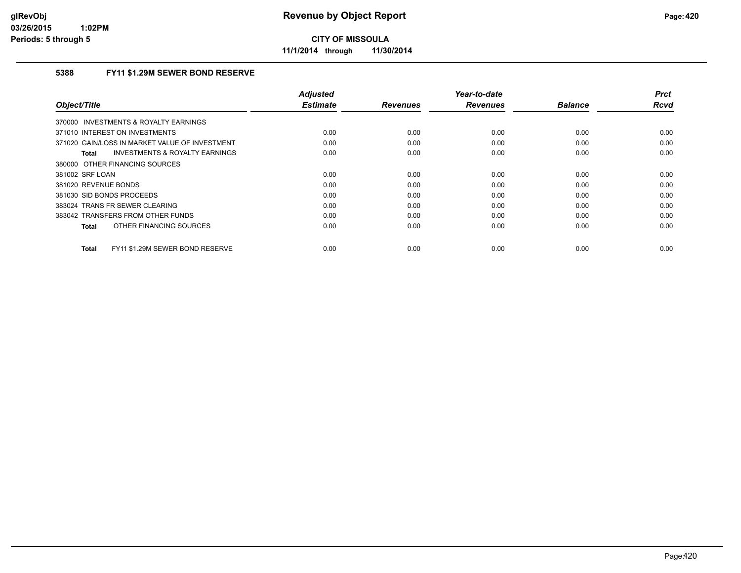# Revenue by Object Report

**CITY OF MISSOULA**

**11/1/2014 through 11/30/2014**

glRevObj
03/26/2015 1:02PM
Periods: 5 through 5

## 5388 FY11 $1.29M SEWER BOND RESERVE

| Object/Title | Adjusted Estimate | Revenues | Year-to-date Revenues | Balance | Prct Rcvd |
|---|---|---|---|---|---|
| 370000 INVESTMENTS & ROYALTY EARNINGS | | | | | |
| 371010 INTEREST ON INVESTMENTS | 0.00 | 0.00 | 0.00 | 0.00 | 0.00 |
| 371020 GAIN/LOSS IN MARKET VALUE OF INVESTMENT | 0.00 | 0.00 | 0.00 | 0.00 | 0.00 |
| **Total** INVESTMENTS & ROYALTY EARNINGS | 0.00 | 0.00 | 0.00 | 0.00 | 0.00 |
| 380000 OTHER FINANCING SOURCES | | | | | |
| 381002 SRF LOAN | 0.00 | 0.00 | 0.00 | 0.00 | 0.00 |
| 381020 REVENUE BONDS | 0.00 | 0.00 | 0.00 | 0.00 | 0.00 |
| 381030 SID BONDS PROCEEDS | 0.00 | 0.00 | 0.00 | 0.00 | 0.00 |
| 383024 TRANS FR SEWER CLEARING | 0.00 | 0.00 | 0.00 | 0.00 | 0.00 |
| 383042 TRANSFERS FROM OTHER FUNDS | 0.00 | 0.00 | 0.00 | 0.00 | 0.00 |
| **Total** OTHER FINANCING SOURCES | 0.00 | 0.00 | 0.00 | 0.00 | 0.00 |
| **Total** FY11 $1.29M SEWER BOND RESERVE | 0.00 | 0.00 | 0.00 | 0.00 | 0.00 |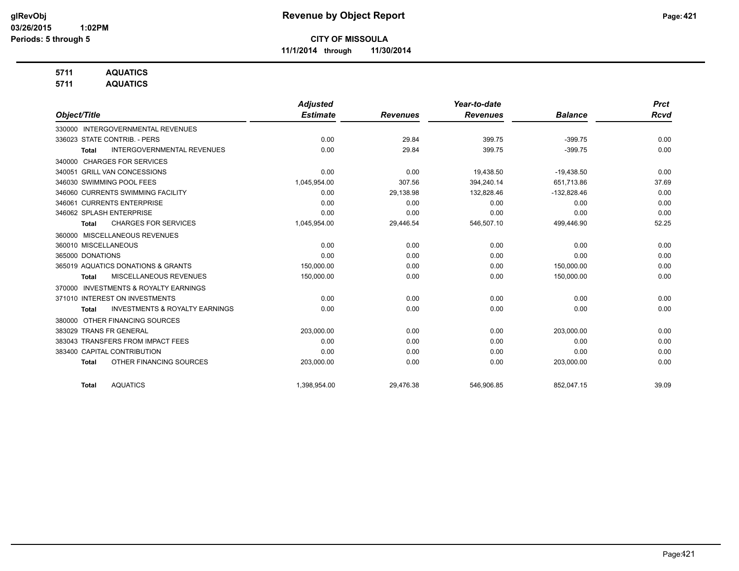**Revenue by Object Report**

**CITY OF MISSOULA**

**11/1/2014 through 11/30/2014**

glRevObj
03/26/2015 1:02PM
Periods: 5 through 5

**5711 AQUATICS**
**5711 AQUATICS**

| Object/Title | Adjusted Estimate | Revenues | Year-to-date Revenues | Balance | Prct Rcvd |
|---|---|---|---|---|---|
| 330000 INTERGOVERNMENTAL REVENUES | | | | | |
| 336023 STATE CONTRIB. - PERS | 0.00 | 29.84 | 399.75 | -399.75 | 0.00 |
| **Total** INTERGOVERNMENTAL REVENUES | 0.00 | 29.84 | 399.75 | -399.75 | 0.00 |
| 340000 CHARGES FOR SERVICES | | | | | |
| 340051 GRILL VAN CONCESSIONS | 0.00 | 0.00 | 19,438.50 | -19,438.50 | 0.00 |
| 346030 SWIMMING POOL FEES | 1,045,954.00 | 307.56 | 394,240.14 | 651,713.86 | 37.69 |
| 346060 CURRENTS SWIMMING FACILITY | 0.00 | 29,138.98 | 132,828.46 | -132,828.46 | 0.00 |
| 346061 CURRENTS ENTERPRISE | 0.00 | 0.00 | 0.00 | 0.00 | 0.00 |
| 346062 SPLASH ENTERPRISE | 0.00 | 0.00 | 0.00 | 0.00 | 0.00 |
| **Total** CHARGES FOR SERVICES | 1,045,954.00 | 29,446.54 | 546,507.10 | 499,446.90 | 52.25 |
| 360000 MISCELLANEOUS REVENUES | | | | | |
| 360010 MISCELLANEOUS | 0.00 | 0.00 | 0.00 | 0.00 | 0.00 |
| 365000 DONATIONS | 0.00 | 0.00 | 0.00 | 0.00 | 0.00 |
| 365019 AQUATICS DONATIONS & GRANTS | 150,000.00 | 0.00 | 0.00 | 150,000.00 | 0.00 |
| **Total** MISCELLANEOUS REVENUES | 150,000.00 | 0.00 | 0.00 | 150,000.00 | 0.00 |
| 370000 INVESTMENTS & ROYALTY EARNINGS | | | | | |
| 371010 INTEREST ON INVESTMENTS | 0.00 | 0.00 | 0.00 | 0.00 | 0.00 |
| **Total** INVESTMENTS & ROYALTY EARNINGS | 0.00 | 0.00 | 0.00 | 0.00 | 0.00 |
| 380000 OTHER FINANCING SOURCES | | | | | |
| 383029 TRANS FR GENERAL | 203,000.00 | 0.00 | 0.00 | 203,000.00 | 0.00 |
| 383043 TRANSFERS FROM IMPACT FEES | 0.00 | 0.00 | 0.00 | 0.00 | 0.00 |
| 383400 CAPITAL CONTRIBUTION | 0.00 | 0.00 | 0.00 | 0.00 | 0.00 |
| **Total** OTHER FINANCING SOURCES | 203,000.00 | 0.00 | 0.00 | 203,000.00 | 0.00 |
| **Total** AQUATICS | 1,398,954.00 | 29,476.38 | 546,906.85 | 852,047.15 | 39.09 |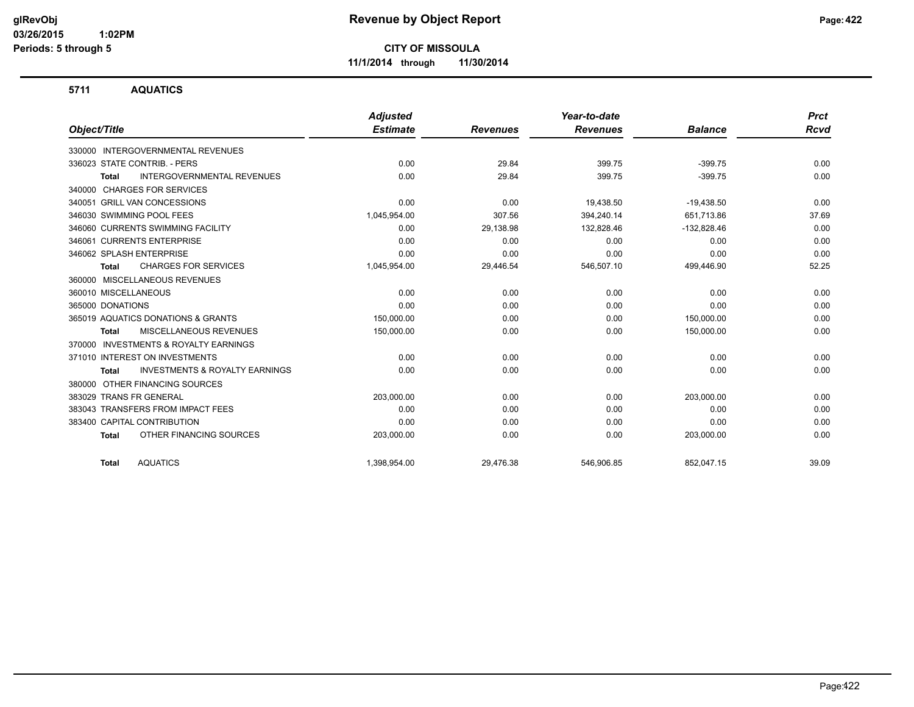# Revenue by Object Report

**CITY OF MISSOULA**

**11/1/2014 through 11/30/2014**

glRevObj
03/26/2015 1:02PM
Periods: 5 through 5

## 5711 AQUATICS

| Object/Title | Adjusted Estimate | Revenues | Year-to-date Revenues | Balance | Prct Rcvd |
|---|---|---|---|---|---|
| 330000 INTERGOVERNMENTAL REVENUES | | | | | |
| 336023 STATE CONTRIB. - PERS | 0.00 | 29.84 | 399.75 | -399.75 | 0.00 |
| **Total** INTERGOVERNMENTAL REVENUES | 0.00 | 29.84 | 399.75 | -399.75 | 0.00 |
| 340000 CHARGES FOR SERVICES | | | | | |
| 340051 GRILL VAN CONCESSIONS | 0.00 | 0.00 | 19,438.50 | -19,438.50 | 0.00 |
| 346030 SWIMMING POOL FEES | 1,045,954.00 | 307.56 | 394,240.14 | 651,713.86 | 37.69 |
| 346060 CURRENTS SWIMMING FACILITY | 0.00 | 29,138.98 | 132,828.46 | -132,828.46 | 0.00 |
| 346061 CURRENTS ENTERPRISE | 0.00 | 0.00 | 0.00 | 0.00 | 0.00 |
| 346062 SPLASH ENTERPRISE | 0.00 | 0.00 | 0.00 | 0.00 | 0.00 |
| **Total** CHARGES FOR SERVICES | 1,045,954.00 | 29,446.54 | 546,507.10 | 499,446.90 | 52.25 |
| 360000 MISCELLANEOUS REVENUES | | | | | |
| 360010 MISCELLANEOUS | 0.00 | 0.00 | 0.00 | 0.00 | 0.00 |
| 365000 DONATIONS | 0.00 | 0.00 | 0.00 | 0.00 | 0.00 |
| 365019 AQUATICS DONATIONS & GRANTS | 150,000.00 | 0.00 | 0.00 | 150,000.00 | 0.00 |
| **Total** MISCELLANEOUS REVENUES | 150,000.00 | 0.00 | 0.00 | 150,000.00 | 0.00 |
| 370000 INVESTMENTS & ROYALTY EARNINGS | | | | | |
| 371010 INTEREST ON INVESTMENTS | 0.00 | 0.00 | 0.00 | 0.00 | 0.00 |
| **Total** INVESTMENTS & ROYALTY EARNINGS | 0.00 | 0.00 | 0.00 | 0.00 | 0.00 |
| 380000 OTHER FINANCING SOURCES | | | | | |
| 383029 TRANS FR GENERAL | 203,000.00 | 0.00 | 0.00 | 203,000.00 | 0.00 |
| 383043 TRANSFERS FROM IMPACT FEES | 0.00 | 0.00 | 0.00 | 0.00 | 0.00 |
| 383400 CAPITAL CONTRIBUTION | 0.00 | 0.00 | 0.00 | 0.00 | 0.00 |
| **Total** OTHER FINANCING SOURCES | 203,000.00 | 0.00 | 0.00 | 203,000.00 | 0.00 |
| **Total** AQUATICS | 1,398,954.00 | 29,476.38 | 546,906.85 | 852,047.15 | 39.09 |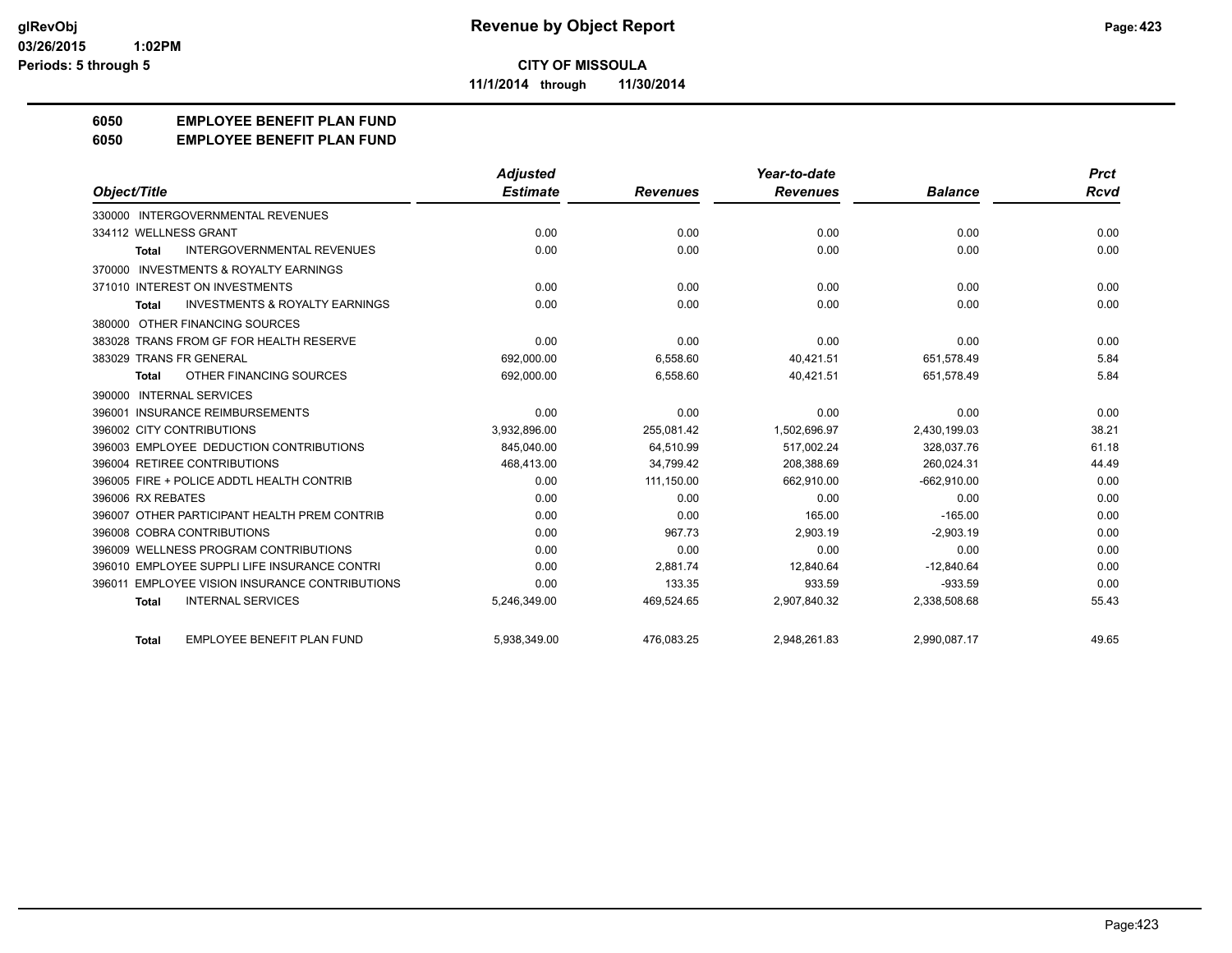**Revenue by Object Report**

**CITY OF MISSOULA**

**11/1/2014 through 11/30/2014**

glRevObj
03/26/2015 1:02PM
Periods: 5 through 5

## 6050 EMPLOYEE BENEFIT PLAN FUND
## 6050 EMPLOYEE BENEFIT PLAN FUND

| Object/Title | Adjusted Estimate | Revenues | Year-to-date Revenues | Balance | Prct Rcvd |
|---|---|---|---|---|---|
| 330000 INTERGOVERNMENTAL REVENUES | | | | | |
| 334112 WELLNESS GRANT | 0.00 | 0.00 | 0.00 | 0.00 | 0.00 |
| **Total** INTERGOVERNMENTAL REVENUES | 0.00 | 0.00 | 0.00 | 0.00 | 0.00 |
| 370000 INVESTMENTS & ROYALTY EARNINGS | | | | | |
| 371010 INTEREST ON INVESTMENTS | 0.00 | 0.00 | 0.00 | 0.00 | 0.00 |
| **Total** INVESTMENTS & ROYALTY EARNINGS | 0.00 | 0.00 | 0.00 | 0.00 | 0.00 |
| 380000 OTHER FINANCING SOURCES | | | | | |
| 383028 TRANS FROM GF FOR HEALTH RESERVE | 0.00 | 0.00 | 0.00 | 0.00 | 0.00 |
| 383029 TRANS FR GENERAL | 692,000.00 | 6,558.60 | 40,421.51 | 651,578.49 | 5.84 |
| **Total** OTHER FINANCING SOURCES | 692,000.00 | 6,558.60 | 40,421.51 | 651,578.49 | 5.84 |
| 390000 INTERNAL SERVICES | | | | | |
| 396001 INSURANCE REIMBURSEMENTS | 0.00 | 0.00 | 0.00 | 0.00 | 0.00 |
| 396002 CITY CONTRIBUTIONS | 3,932,896.00 | 255,081.42 | 1,502,696.97 | 2,430,199.03 | 38.21 |
| 396003 EMPLOYEE DEDUCTION CONTRIBUTIONS | 845,040.00 | 64,510.99 | 517,002.24 | 328,037.76 | 61.18 |
| 396004 RETIREE CONTRIBUTIONS | 468,413.00 | 34,799.42 | 208,388.69 | 260,024.31 | 44.49 |
| 396005 FIRE + POLICE ADDTL HEALTH CONTRIB | 0.00 | 111,150.00 | 662,910.00 | -662,910.00 | 0.00 |
| 396006 RX REBATES | 0.00 | 0.00 | 0.00 | 0.00 | 0.00 |
| 396007 OTHER PARTICIPANT HEALTH PREM CONTRIB | 0.00 | 0.00 | 165.00 | -165.00 | 0.00 |
| 396008 COBRA CONTRIBUTIONS | 0.00 | 967.73 | 2,903.19 | -2,903.19 | 0.00 |
| 396009 WELLNESS PROGRAM CONTRIBUTIONS | 0.00 | 0.00 | 0.00 | 0.00 | 0.00 |
| 396010 EMPLOYEE SUPPLI LIFE INSURANCE CONTRI | 0.00 | 2,881.74 | 12,840.64 | -12,840.64 | 0.00 |
| 396011 EMPLOYEE VISION INSURANCE CONTRIBUTIONS | 0.00 | 133.35 | 933.59 | -933.59 | 0.00 |
| **Total** INTERNAL SERVICES | 5,246,349.00 | 469,524.65 | 2,907,840.32 | 2,338,508.68 | 55.43 |
| | | | | | |
| **Total** EMPLOYEE BENEFIT PLAN FUND | 5,938,349.00 | 476,083.25 | 2,948,261.83 | 2,990,087.17 | 49.65 |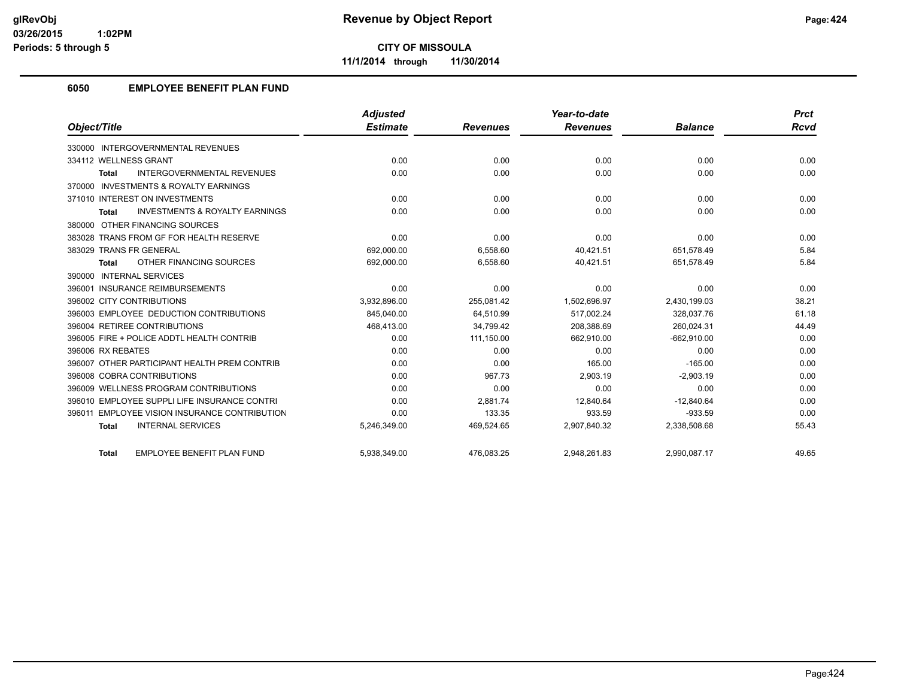# Revenue by Object Report

**CITY OF MISSOULA**

**11/1/2014 through 11/30/2014**

glRevObj
03/26/2015 1:02PM
Periods: 5 through 5

## 6050 EMPLOYEE BENEFIT PLAN FUND

| Object/Title | Adjusted Estimate | Revenues | Year-to-date Revenues | Balance | Prct Rcvd |
|---|---|---|---|---|---|
| 330000 INTERGOVERNMENTAL REVENUES | | | | | |
| 334112 WELLNESS GRANT | 0.00 | 0.00 | 0.00 | 0.00 | 0.00 |
| **Total** INTERGOVERNMENTAL REVENUES | 0.00 | 0.00 | 0.00 | 0.00 | 0.00 |
| 370000 INVESTMENTS & ROYALTY EARNINGS | | | | | |
| 371010 INTEREST ON INVESTMENTS | 0.00 | 0.00 | 0.00 | 0.00 | 0.00 |
| **Total** INVESTMENTS & ROYALTY EARNINGS | 0.00 | 0.00 | 0.00 | 0.00 | 0.00 |
| 380000 OTHER FINANCING SOURCES | | | | | |
| 383028 TRANS FROM GF FOR HEALTH RESERVE | 0.00 | 0.00 | 0.00 | 0.00 | 0.00 |
| 383029 TRANS FR GENERAL | 692,000.00 | 6,558.60 | 40,421.51 | 651,578.49 | 5.84 |
| **Total** OTHER FINANCING SOURCES | 692,000.00 | 6,558.60 | 40,421.51 | 651,578.49 | 5.84 |
| 390000 INTERNAL SERVICES | | | | | |
| 396001 INSURANCE REIMBURSEMENTS | 0.00 | 0.00 | 0.00 | 0.00 | 0.00 |
| 396002 CITY CONTRIBUTIONS | 3,932,896.00 | 255,081.42 | 1,502,696.97 | 2,430,199.03 | 38.21 |
| 396003 EMPLOYEE DEDUCTION CONTRIBUTIONS | 845,040.00 | 64,510.99 | 517,002.24 | 328,037.76 | 61.18 |
| 396004 RETIREE CONTRIBUTIONS | 468,413.00 | 34,799.42 | 208,388.69 | 260,024.31 | 44.49 |
| 396005 FIRE + POLICE ADDTL HEALTH CONTRIB | 0.00 | 111,150.00 | 662,910.00 | -662,910.00 | 0.00 |
| 396006 RX REBATES | 0.00 | 0.00 | 0.00 | 0.00 | 0.00 |
| 396007 OTHER PARTICIPANT HEALTH PREM CONTRIB | 0.00 | 0.00 | 165.00 | -165.00 | 0.00 |
| 396008 COBRA CONTRIBUTIONS | 0.00 | 967.73 | 2,903.19 | -2,903.19 | 0.00 |
| 396009 WELLNESS PROGRAM CONTRIBUTIONS | 0.00 | 0.00 | 0.00 | 0.00 | 0.00 |
| 396010 EMPLOYEE SUPPLI LIFE INSURANCE CONTRI | 0.00 | 2,881.74 | 12,840.64 | -12,840.64 | 0.00 |
| 396011 EMPLOYEE VISION INSURANCE CONTRIBUTION | 0.00 | 133.35 | 933.59 | -933.59 | 0.00 |
| **Total** INTERNAL SERVICES | 5,246,349.00 | 469,524.65 | 2,907,840.32 | 2,338,508.68 | 55.43 |
| **Total** EMPLOYEE BENEFIT PLAN FUND | 5,938,349.00 | 476,083.25 | 2,948,261.83 | 2,990,087.17 | 49.65 |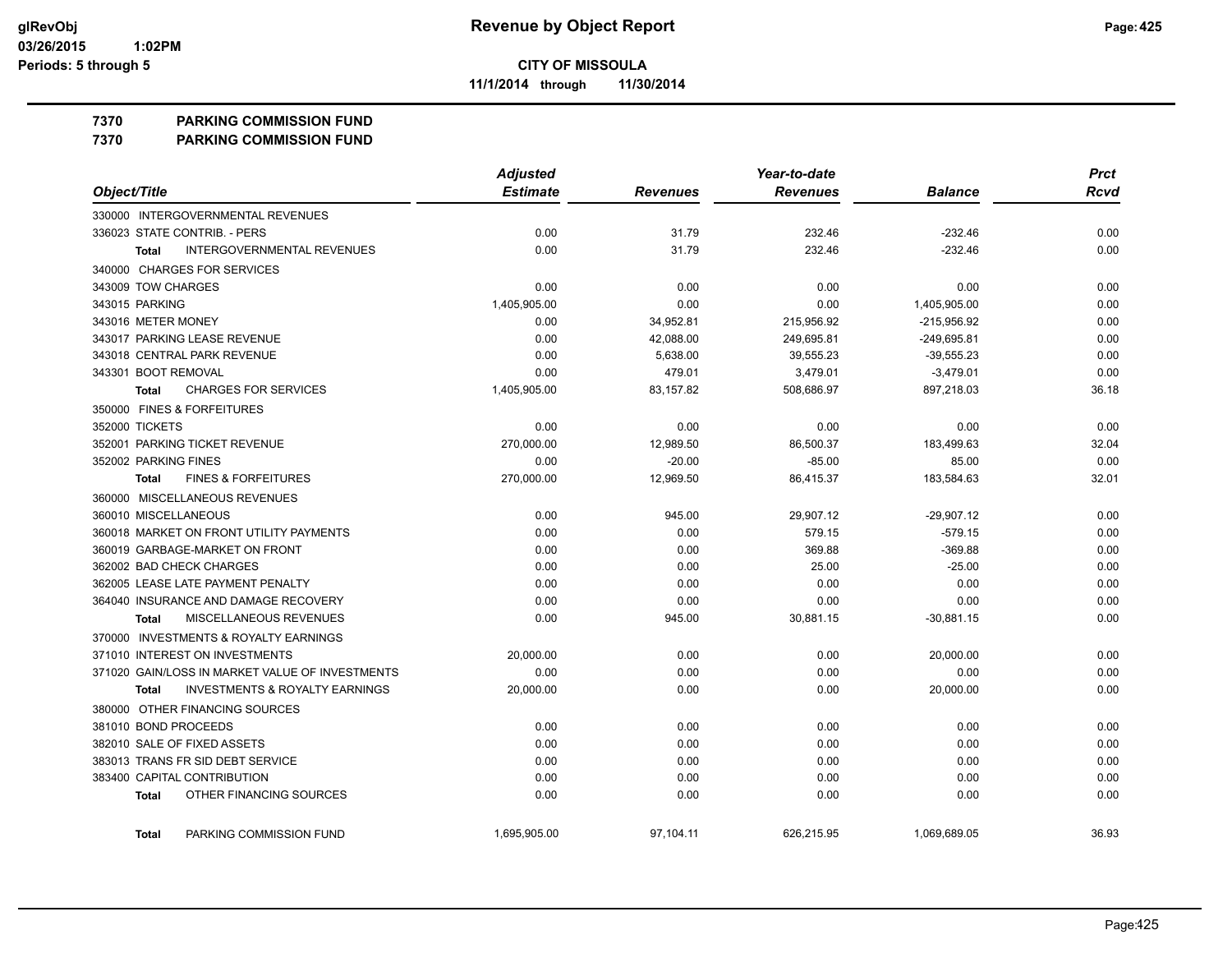# Revenue by Object Report

**CITY OF MISSOULA**

**11/1/2014 through 11/30/2014**

glRevObj
03/26/2015 1:02PM
Periods: 5 through 5

**7370 PARKING COMMISSION FUND**
**7370 PARKING COMMISSION FUND**

| Object/Title | Adjusted Estimate | Revenues | Year-to-date Revenues | Balance | Prct Rcvd |
|---|---|---|---|---|---|
| 330000 INTERGOVERNMENTAL REVENUES | | | | | |
| 336023 STATE CONTRIB. - PERS | 0.00 | 31.79 | 232.46 | -232.46 | 0.00 |
| **Total** INTERGOVERNMENTAL REVENUES | 0.00 | 31.79 | 232.46 | -232.46 | 0.00 |
| 340000 CHARGES FOR SERVICES | | | | | |
| 343009 TOW CHARGES | 0.00 | 0.00 | 0.00 | 0.00 | 0.00 |
| 343015 PARKING | 1,405,905.00 | 0.00 | 0.00 | 1,405,905.00 | 0.00 |
| 343016 METER MONEY | 0.00 | 34,952.81 | 215,956.92 | -215,956.92 | 0.00 |
| 343017 PARKING LEASE REVENUE | 0.00 | 42,088.00 | 249,695.81 | -249,695.81 | 0.00 |
| 343018 CENTRAL PARK REVENUE | 0.00 | 5,638.00 | 39,555.23 | -39,555.23 | 0.00 |
| 343301 BOOT REMOVAL | 0.00 | 479.01 | 3,479.01 | -3,479.01 | 0.00 |
| **Total** CHARGES FOR SERVICES | 1,405,905.00 | 83,157.82 | 508,686.97 | 897,218.03 | 36.18 |
| 350000 FINES & FORFEITURES | | | | | |
| 352000 TICKETS | 0.00 | 0.00 | 0.00 | 0.00 | 0.00 |
| 352001 PARKING TICKET REVENUE | 270,000.00 | 12,989.50 | 86,500.37 | 183,499.63 | 32.04 |
| 352002 PARKING FINES | 0.00 | -20.00 | -85.00 | 85.00 | 0.00 |
| **Total** FINES & FORFEITURES | 270,000.00 | 12,969.50 | 86,415.37 | 183,584.63 | 32.01 |
| 360000 MISCELLANEOUS REVENUES | | | | | |
| 360010 MISCELLANEOUS | 0.00 | 945.00 | 29,907.12 | -29,907.12 | 0.00 |
| 360018 MARKET ON FRONT UTILITY PAYMENTS | 0.00 | 0.00 | 579.15 | -579.15 | 0.00 |
| 360019 GARBAGE-MARKET ON FRONT | 0.00 | 0.00 | 369.88 | -369.88 | 0.00 |
| 362002 BAD CHECK CHARGES | 0.00 | 0.00 | 25.00 | -25.00 | 0.00 |
| 362005 LEASE LATE PAYMENT PENALTY | 0.00 | 0.00 | 0.00 | 0.00 | 0.00 |
| 364040 INSURANCE AND DAMAGE RECOVERY | 0.00 | 0.00 | 0.00 | 0.00 | 0.00 |
| **Total** MISCELLANEOUS REVENUES | 0.00 | 945.00 | 30,881.15 | -30,881.15 | 0.00 |
| 370000 INVESTMENTS & ROYALTY EARNINGS | | | | | |
| 371010 INTEREST ON INVESTMENTS | 20,000.00 | 0.00 | 0.00 | 20,000.00 | 0.00 |
| 371020 GAIN/LOSS IN MARKET VALUE OF INVESTMENTS | 0.00 | 0.00 | 0.00 | 0.00 | 0.00 |
| **Total** INVESTMENTS & ROYALTY EARNINGS | 20,000.00 | 0.00 | 0.00 | 20,000.00 | 0.00 |
| 380000 OTHER FINANCING SOURCES | | | | | |
| 381010 BOND PROCEEDS | 0.00 | 0.00 | 0.00 | 0.00 | 0.00 |
| 382010 SALE OF FIXED ASSETS | 0.00 | 0.00 | 0.00 | 0.00 | 0.00 |
| 383013 TRANS FR SID DEBT SERVICE | 0.00 | 0.00 | 0.00 | 0.00 | 0.00 |
| 383400 CAPITAL CONTRIBUTION | 0.00 | 0.00 | 0.00 | 0.00 | 0.00 |
| **Total** OTHER FINANCING SOURCES | 0.00 | 0.00 | 0.00 | 0.00 | 0.00 |
| **Total** PARKING COMMISSION FUND | 1,695,905.00 | 97,104.11 | 626,215.95 | 1,069,689.05 | 36.93 |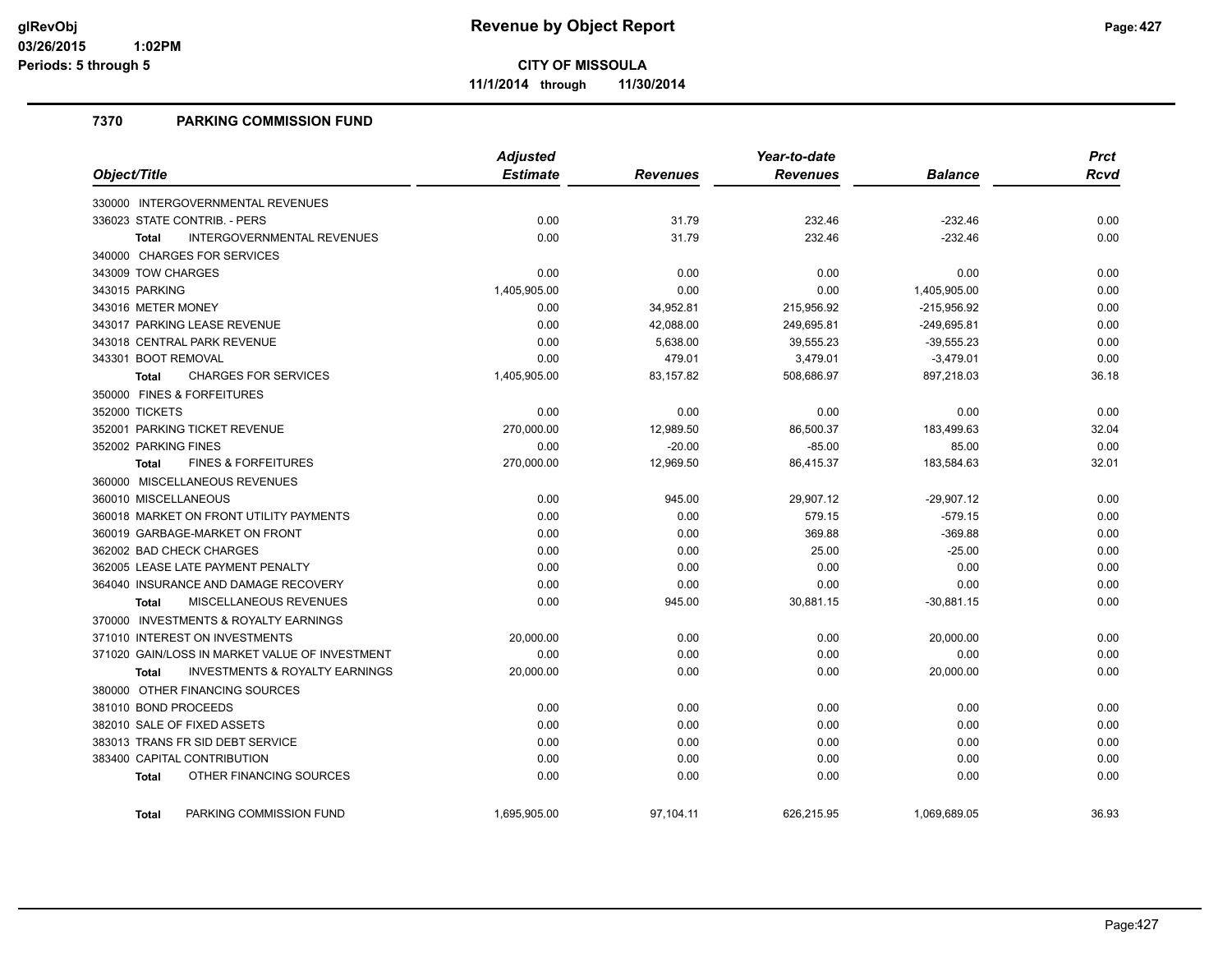# Revenue by Object Report

**CITY OF MISSOULA**

**11/1/2014 through 11/30/2014**

glRevObj
03/26/2015 1:02PM
Periods: 5 through 5

## 7370 PARKING COMMISSION FUND

| Object/Title | Adjusted Estimate | Revenues | Year-to-date Revenues | Balance | Prct Rcvd |
|---|---|---|---|---|---|
| 330000 INTERGOVERNMENTAL REVENUES | | | | | |
| 336023 STATE CONTRIB. - PERS | 0.00 | 31.79 | 232.46 | -232.46 | 0.00 |
| **Total** INTERGOVERNMENTAL REVENUES | 0.00 | 31.79 | 232.46 | -232.46 | 0.00 |
| 340000 CHARGES FOR SERVICES | | | | | |
| 343009 TOW CHARGES | 0.00 | 0.00 | 0.00 | 0.00 | 0.00 |
| 343015 PARKING | 1,405,905.00 | 0.00 | 0.00 | 1,405,905.00 | 0.00 |
| 343016 METER MONEY | 0.00 | 34,952.81 | 215,956.92 | -215,956.92 | 0.00 |
| 343017 PARKING LEASE REVENUE | 0.00 | 42,088.00 | 249,695.81 | -249,695.81 | 0.00 |
| 343018 CENTRAL PARK REVENUE | 0.00 | 5,638.00 | 39,555.23 | -39,555.23 | 0.00 |
| 343301 BOOT REMOVAL | 0.00 | 479.01 | 3,479.01 | -3,479.01 | 0.00 |
| **Total** CHARGES FOR SERVICES | 1,405,905.00 | 83,157.82 | 508,686.97 | 897,218.03 | 36.18 |
| 350000 FINES & FORFEITURES | | | | | |
| 352000 TICKETS | 0.00 | 0.00 | 0.00 | 0.00 | 0.00 |
| 352001 PARKING TICKET REVENUE | 270,000.00 | 12,989.50 | 86,500.37 | 183,499.63 | 32.04 |
| 352002 PARKING FINES | 0.00 | -20.00 | -85.00 | 85.00 | 0.00 |
| **Total** FINES & FORFEITURES | 270,000.00 | 12,969.50 | 86,415.37 | 183,584.63 | 32.01 |
| 360000 MISCELLANEOUS REVENUES | | | | | |
| 360010 MISCELLANEOUS | 0.00 | 945.00 | 29,907.12 | -29,907.12 | 0.00 |
| 360018 MARKET ON FRONT UTILITY PAYMENTS | 0.00 | 0.00 | 579.15 | -579.15 | 0.00 |
| 360019 GARBAGE-MARKET ON FRONT | 0.00 | 0.00 | 369.88 | -369.88 | 0.00 |
| 362002 BAD CHECK CHARGES | 0.00 | 0.00 | 25.00 | -25.00 | 0.00 |
| 362005 LEASE LATE PAYMENT PENALTY | 0.00 | 0.00 | 0.00 | 0.00 | 0.00 |
| 364040 INSURANCE AND DAMAGE RECOVERY | 0.00 | 0.00 | 0.00 | 0.00 | 0.00 |
| **Total** MISCELLANEOUS REVENUES | 0.00 | 945.00 | 30,881.15 | -30,881.15 | 0.00 |
| 370000 INVESTMENTS & ROYALTY EARNINGS | | | | | |
| 371010 INTEREST ON INVESTMENTS | 20,000.00 | 0.00 | 0.00 | 20,000.00 | 0.00 |
| 371020 GAIN/LOSS IN MARKET VALUE OF INVESTMENT | 0.00 | 0.00 | 0.00 | 0.00 | 0.00 |
| **Total** INVESTMENTS & ROYALTY EARNINGS | 20,000.00 | 0.00 | 0.00 | 20,000.00 | 0.00 |
| 380000 OTHER FINANCING SOURCES | | | | | |
| 381010 BOND PROCEEDS | 0.00 | 0.00 | 0.00 | 0.00 | 0.00 |
| 382010 SALE OF FIXED ASSETS | 0.00 | 0.00 | 0.00 | 0.00 | 0.00 |
| 383013 TRANS FR SID DEBT SERVICE | 0.00 | 0.00 | 0.00 | 0.00 | 0.00 |
| 383400 CAPITAL CONTRIBUTION | 0.00 | 0.00 | 0.00 | 0.00 | 0.00 |
| **Total** OTHER FINANCING SOURCES | 0.00 | 0.00 | 0.00 | 0.00 | 0.00 |
| **Total** PARKING COMMISSION FUND | 1,695,905.00 | 97,104.11 | 626,215.95 | 1,069,689.05 | 36.93 |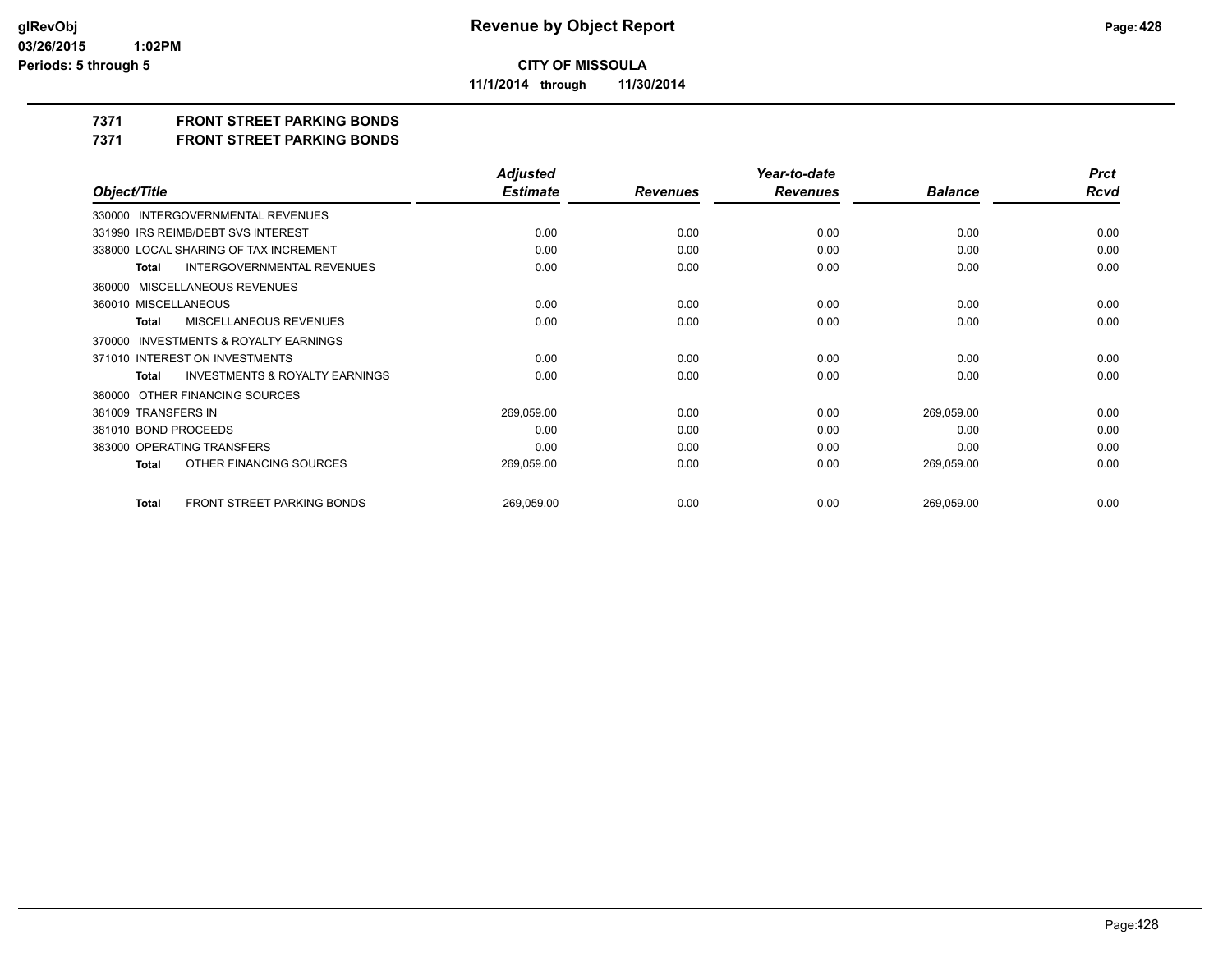**CITY OF MISSOULA**

**11/1/2014 through 11/30/2014**

# 7371 FRONT STREET PARKING BONDS

## 7371 FRONT STREET PARKING BONDS

| Object/Title | Adjusted Estimate | Revenues | Year-to-date Revenues | Balance | Prct Rcvd |
|---|---|---|---|---|---|
| 330000 INTERGOVERNMENTAL REVENUES | | | | | |
| 331990 IRS REIMB/DEBT SVS INTEREST | 0.00 | 0.00 | 0.00 | 0.00 | 0.00 |
| 338000 LOCAL SHARING OF TAX INCREMENT | 0.00 | 0.00 | 0.00 | 0.00 | 0.00 |
| **Total** INTERGOVERNMENTAL REVENUES | 0.00 | 0.00 | 0.00 | 0.00 | 0.00 |
| 360000 MISCELLANEOUS REVENUES | | | | | |
| 360010 MISCELLANEOUS | 0.00 | 0.00 | 0.00 | 0.00 | 0.00 |
| **Total** MISCELLANEOUS REVENUES | 0.00 | 0.00 | 0.00 | 0.00 | 0.00 |
| 370000 INVESTMENTS & ROYALTY EARNINGS | | | | | |
| 371010 INTEREST ON INVESTMENTS | 0.00 | 0.00 | 0.00 | 0.00 | 0.00 |
| **Total** INVESTMENTS & ROYALTY EARNINGS | 0.00 | 0.00 | 0.00 | 0.00 | 0.00 |
| 380000 OTHER FINANCING SOURCES | | | | | |
| 381009 TRANSFERS IN | 269,059.00 | 0.00 | 0.00 | 269,059.00 | 0.00 |
| 381010 BOND PROCEEDS | 0.00 | 0.00 | 0.00 | 0.00 | 0.00 |
| 383000 OPERATING TRANSFERS | 0.00 | 0.00 | 0.00 | 0.00 | 0.00 |
| **Total** OTHER FINANCING SOURCES | 269,059.00 | 0.00 | 0.00 | 269,059.00 | 0.00 |
| **Total** FRONT STREET PARKING BONDS | 269,059.00 | 0.00 | 0.00 | 269,059.00 | 0.00 |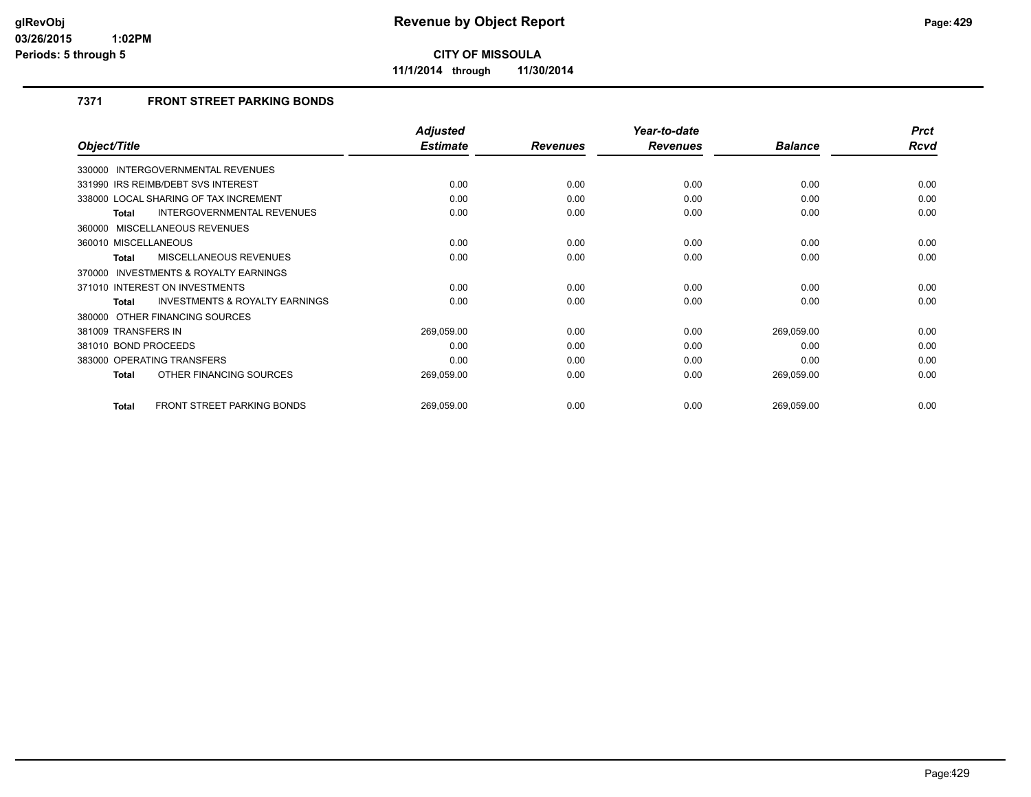# CITY OF MISSOULA

**11/1/2014 through 11/30/2014**

## 7371 FRONT STREET PARKING BONDS

| Object/Title | Adjusted Estimate | Revenues | Year-to-date Revenues | Balance | Prct Rcvd |
|---|---|---|---|---|---|
| 330000 INTERGOVERNMENTAL REVENUES | | | | | |
| 331990 IRS REIMB/DEBT SVS INTEREST | 0.00 | 0.00 | 0.00 | 0.00 | 0.00 |
| 338000 LOCAL SHARING OF TAX INCREMENT | 0.00 | 0.00 | 0.00 | 0.00 | 0.00 |
| **Total** INTERGOVERNMENTAL REVENUES | 0.00 | 0.00 | 0.00 | 0.00 | 0.00 |
| 360000 MISCELLANEOUS REVENUES | | | | | |
| 360010 MISCELLANEOUS | 0.00 | 0.00 | 0.00 | 0.00 | 0.00 |
| **Total** MISCELLANEOUS REVENUES | 0.00 | 0.00 | 0.00 | 0.00 | 0.00 |
| 370000 INVESTMENTS & ROYALTY EARNINGS | | | | | |
| 371010 INTEREST ON INVESTMENTS | 0.00 | 0.00 | 0.00 | 0.00 | 0.00 |
| **Total** INVESTMENTS & ROYALTY EARNINGS | 0.00 | 0.00 | 0.00 | 0.00 | 0.00 |
| 380000 OTHER FINANCING SOURCES | | | | | |
| 381009 TRANSFERS IN | 269,059.00 | 0.00 | 0.00 | 269,059.00 | 0.00 |
| 381010 BOND PROCEEDS | 0.00 | 0.00 | 0.00 | 0.00 | 0.00 |
| 383000 OPERATING TRANSFERS | 0.00 | 0.00 | 0.00 | 0.00 | 0.00 |
| **Total** OTHER FINANCING SOURCES | 269,059.00 | 0.00 | 0.00 | 269,059.00 | 0.00 |
| **Total** FRONT STREET PARKING BONDS | 269,059.00 | 0.00 | 0.00 | 269,059.00 | 0.00 |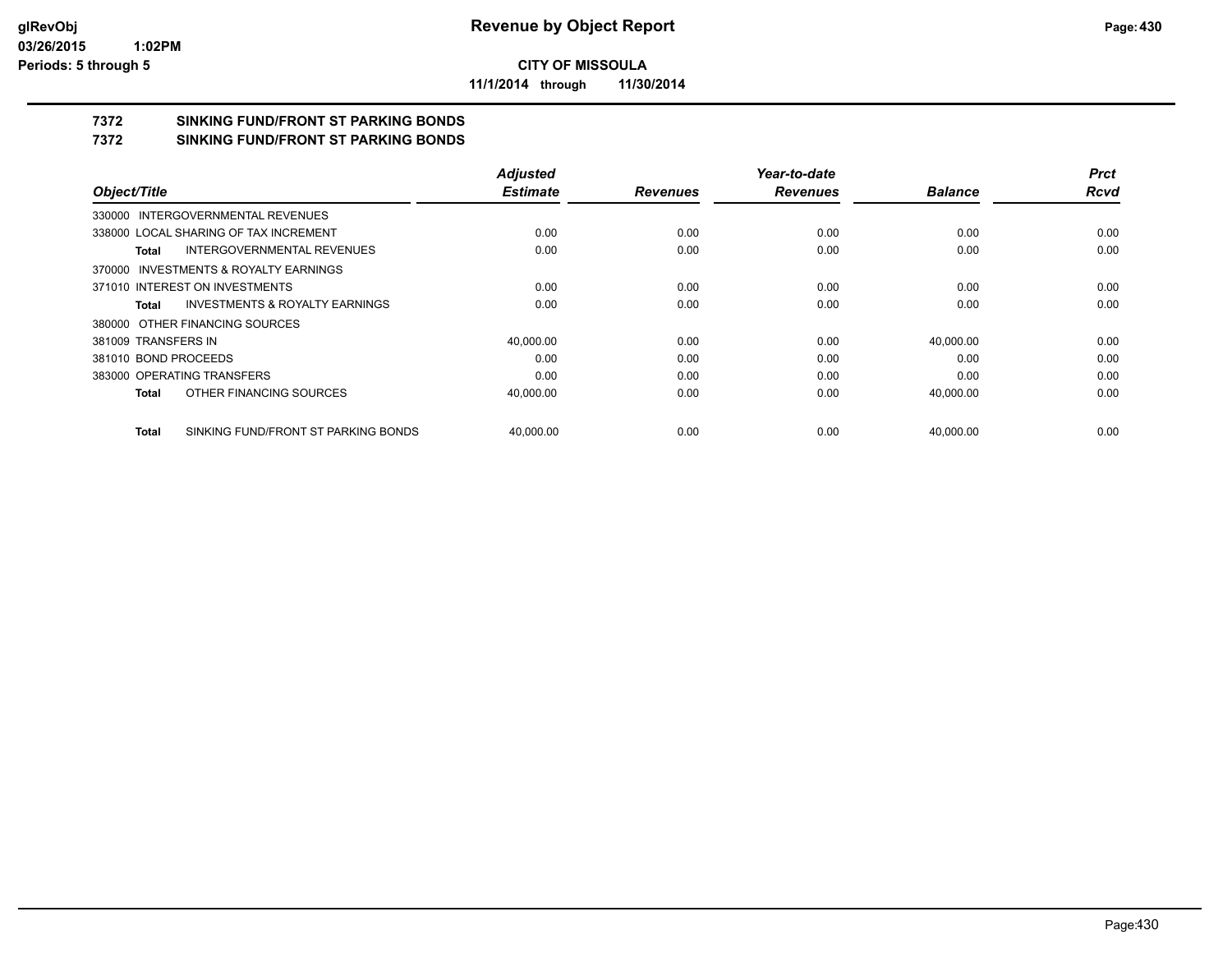**Revenue by Object Report**

**CITY OF MISSOULA**

**11/1/2014 through 11/30/2014**

# 7372 SINKING FUND/FRONT ST PARKING BONDS

## 7372 SINKING FUND/FRONT ST PARKING BONDS

| Object/Title | Adjusted Estimate | Revenues | Year-to-date Revenues | Balance | Prct Rcvd |
|---|---|---|---|---|---|
| 330000 INTERGOVERNMENTAL REVENUES | | | | | |
| 338000 LOCAL SHARING OF TAX INCREMENT | 0.00 | 0.00 | 0.00 | 0.00 | 0.00 |
| **Total** INTERGOVERNMENTAL REVENUES | 0.00 | 0.00 | 0.00 | 0.00 | 0.00 |
| 370000 INVESTMENTS & ROYALTY EARNINGS | | | | | |
| 371010 INTEREST ON INVESTMENTS | 0.00 | 0.00 | 0.00 | 0.00 | 0.00 |
| **Total** INVESTMENTS & ROYALTY EARNINGS | 0.00 | 0.00 | 0.00 | 0.00 | 0.00 |
| 380000 OTHER FINANCING SOURCES | | | | | |
| 381009 TRANSFERS IN | 40,000.00 | 0.00 | 0.00 | 40,000.00 | 0.00 |
| 381010 BOND PROCEEDS | 0.00 | 0.00 | 0.00 | 0.00 | 0.00 |
| 383000 OPERATING TRANSFERS | 0.00 | 0.00 | 0.00 | 0.00 | 0.00 |
| **Total** OTHER FINANCING SOURCES | 40,000.00 | 0.00 | 0.00 | 40,000.00 | 0.00 |
| **Total** SINKING FUND/FRONT ST PARKING BONDS | 40,000.00 | 0.00 | 0.00 | 40,000.00 | 0.00 |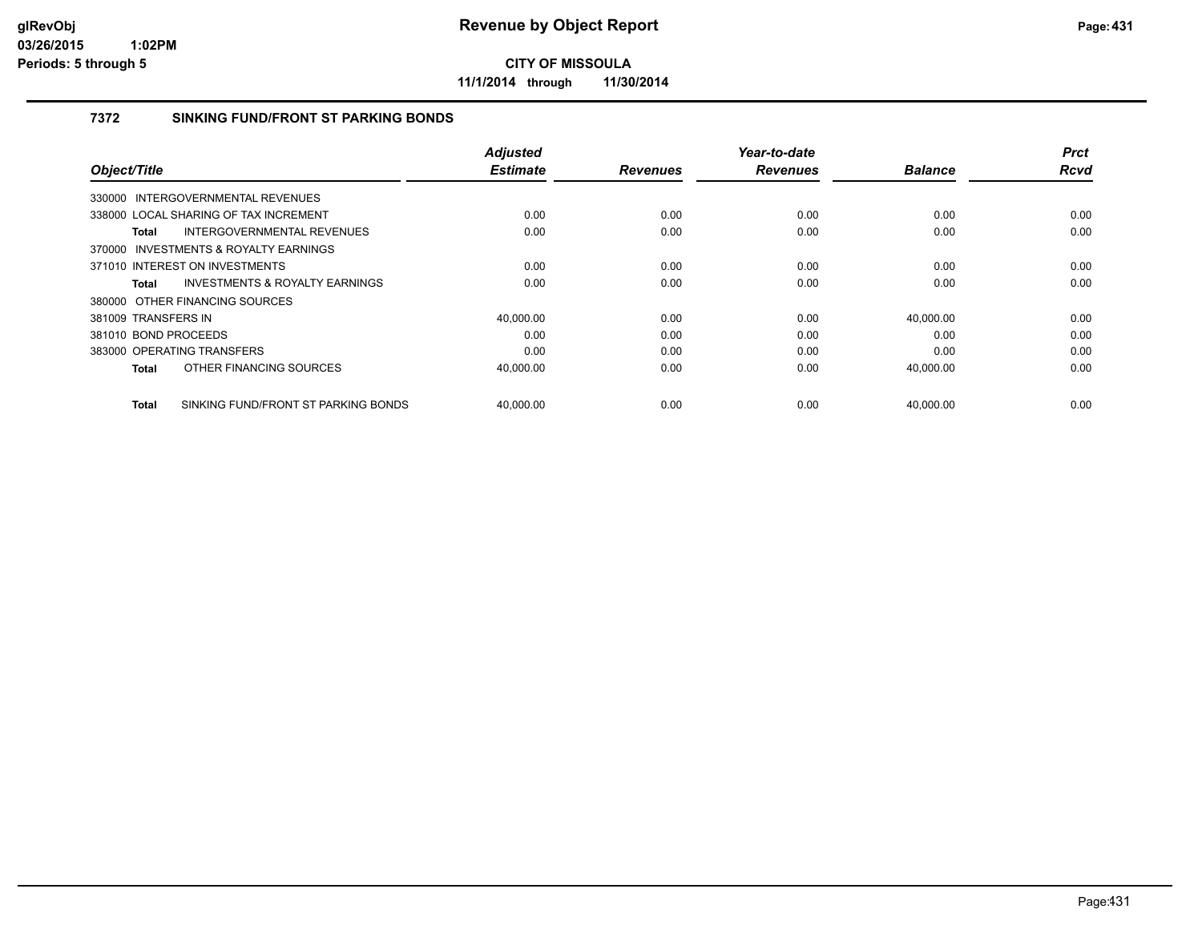**CITY OF MISSOULA**

**11/1/2014 through 11/30/2014**

### 7372 SINKING FUND/FRONT ST PARKING BONDS

| *Object/Title* | *Adjusted Estimate* | *Revenues* | *Year-to-date Revenues* | *Balance* | *Prct Rcvd* |
|---|---|---|---|---|---|
| 330000 INTERGOVERNMENTAL REVENUES | | | | | |
| 338000 LOCAL SHARING OF TAX INCREMENT | 0.00 | 0.00 | 0.00 | 0.00 | 0.00 |
| **Total** INTERGOVERNMENTAL REVENUES | 0.00 | 0.00 | 0.00 | 0.00 | 0.00 |
| 370000 INVESTMENTS & ROYALTY EARNINGS | | | | | |
| 371010 INTEREST ON INVESTMENTS | 0.00 | 0.00 | 0.00 | 0.00 | 0.00 |
| **Total** INVESTMENTS & ROYALTY EARNINGS | 0.00 | 0.00 | 0.00 | 0.00 | 0.00 |
| 380000 OTHER FINANCING SOURCES | | | | | |
| 381009 TRANSFERS IN | 40,000.00 | 0.00 | 0.00 | 40,000.00 | 0.00 |
| 381010 BOND PROCEEDS | 0.00 | 0.00 | 0.00 | 0.00 | 0.00 |
| 383000 OPERATING TRANSFERS | 0.00 | 0.00 | 0.00 | 0.00 | 0.00 |
| **Total** OTHER FINANCING SOURCES | 40,000.00 | 0.00 | 0.00 | 40,000.00 | 0.00 |
| **Total** SINKING FUND/FRONT ST PARKING BONDS | 40,000.00 | 0.00 | 0.00 | 40,000.00 | 0.00 |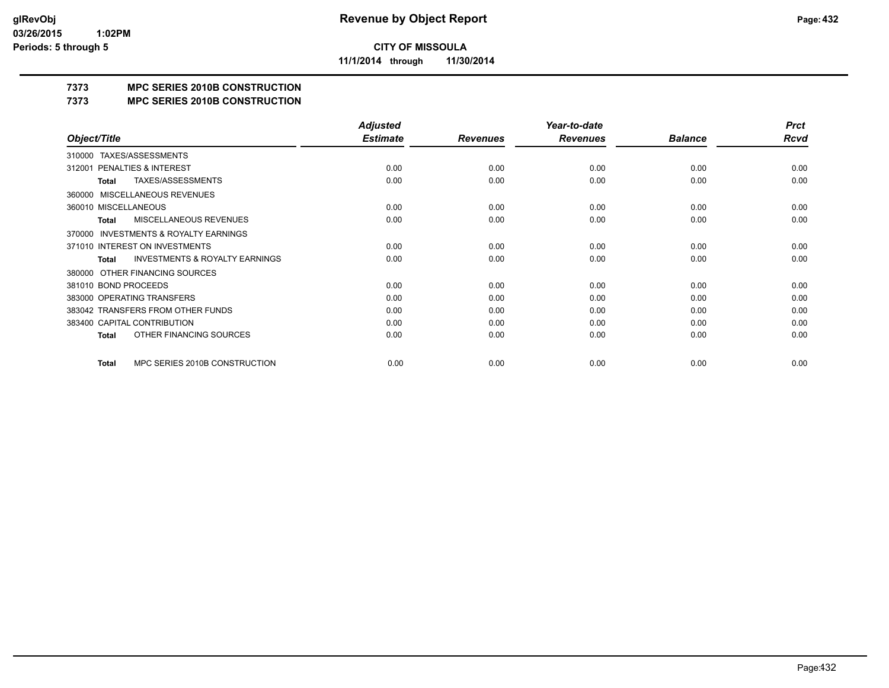**CITY OF MISSOULA**

**11/1/2014 through 11/30/2014**

# 7373 MPC SERIES 2010B CONSTRUCTION

## 7373 MPC SERIES 2010B CONSTRUCTION

| Object/Title | Adjusted Estimate | Revenues | Year-to-date Revenues | Balance | Prct Rcvd |
|---|---|---|---|---|---|
| 310000 TAXES/ASSESSMENTS | | | | | |
| 312001 PENALTIES & INTEREST | 0.00 | 0.00 | 0.00 | 0.00 | 0.00 |
| **Total** TAXES/ASSESSMENTS | 0.00 | 0.00 | 0.00 | 0.00 | 0.00 |
| 360000 MISCELLANEOUS REVENUES | | | | | |
| 360010 MISCELLANEOUS | 0.00 | 0.00 | 0.00 | 0.00 | 0.00 |
| **Total** MISCELLANEOUS REVENUES | 0.00 | 0.00 | 0.00 | 0.00 | 0.00 |
| 370000 INVESTMENTS & ROYALTY EARNINGS | | | | | |
| 371010 INTEREST ON INVESTMENTS | 0.00 | 0.00 | 0.00 | 0.00 | 0.00 |
| **Total** INVESTMENTS & ROYALTY EARNINGS | 0.00 | 0.00 | 0.00 | 0.00 | 0.00 |
| 380000 OTHER FINANCING SOURCES | | | | | |
| 381010 BOND PROCEEDS | 0.00 | 0.00 | 0.00 | 0.00 | 0.00 |
| 383000 OPERATING TRANSFERS | 0.00 | 0.00 | 0.00 | 0.00 | 0.00 |
| 383042 TRANSFERS FROM OTHER FUNDS | 0.00 | 0.00 | 0.00 | 0.00 | 0.00 |
| 383400 CAPITAL CONTRIBUTION | 0.00 | 0.00 | 0.00 | 0.00 | 0.00 |
| **Total** OTHER FINANCING SOURCES | 0.00 | 0.00 | 0.00 | 0.00 | 0.00 |
| **Total** MPC SERIES 2010B CONSTRUCTION | 0.00 | 0.00 | 0.00 | 0.00 | 0.00 |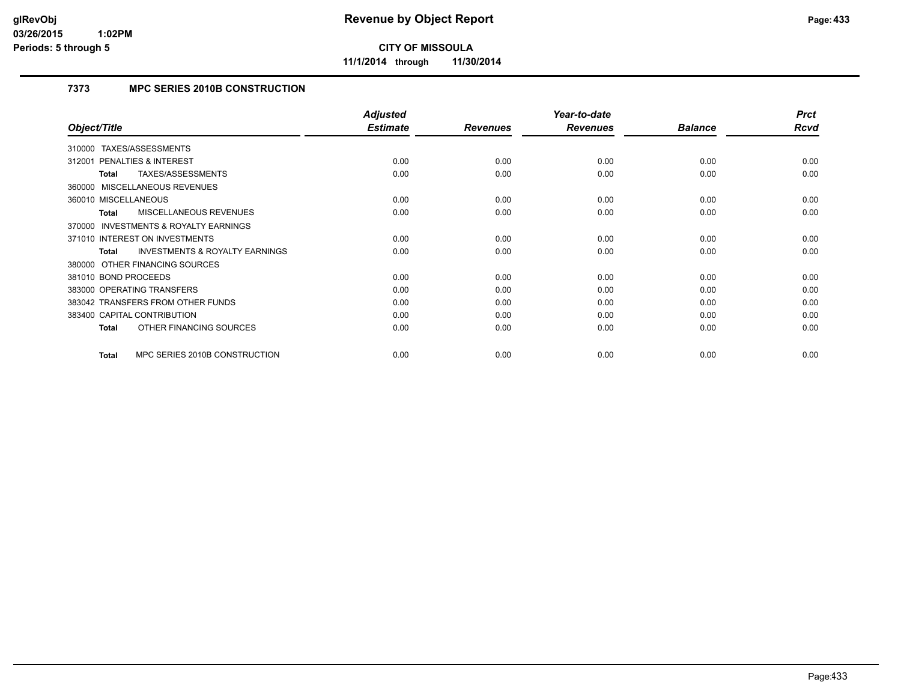# Revenue by Object Report

**CITY OF MISSOULA**

**11/1/2014 through 11/30/2014**

glRevObj
03/26/2015 1:02PM
Periods: 5 through 5

## 7373 MPC SERIES 2010B CONSTRUCTION

| Object/Title | Adjusted Estimate | Revenues | Year-to-date Revenues | Balance | Prct Rcvd |
|---|---|---|---|---|---|
| 310000 TAXES/ASSESSMENTS | | | | | |
| 312001 PENALTIES & INTEREST | 0.00 | 0.00 | 0.00 | 0.00 | 0.00 |
| **Total** TAXES/ASSESSMENTS | 0.00 | 0.00 | 0.00 | 0.00 | 0.00 |
| 360000 MISCELLANEOUS REVENUES | | | | | |
| 360010 MISCELLANEOUS | 0.00 | 0.00 | 0.00 | 0.00 | 0.00 |
| **Total** MISCELLANEOUS REVENUES | 0.00 | 0.00 | 0.00 | 0.00 | 0.00 |
| 370000 INVESTMENTS & ROYALTY EARNINGS | | | | | |
| 371010 INTEREST ON INVESTMENTS | 0.00 | 0.00 | 0.00 | 0.00 | 0.00 |
| **Total** INVESTMENTS & ROYALTY EARNINGS | 0.00 | 0.00 | 0.00 | 0.00 | 0.00 |
| 380000 OTHER FINANCING SOURCES | | | | | |
| 381010 BOND PROCEEDS | 0.00 | 0.00 | 0.00 | 0.00 | 0.00 |
| 383000 OPERATING TRANSFERS | 0.00 | 0.00 | 0.00 | 0.00 | 0.00 |
| 383042 TRANSFERS FROM OTHER FUNDS | 0.00 | 0.00 | 0.00 | 0.00 | 0.00 |
| 383400 CAPITAL CONTRIBUTION | 0.00 | 0.00 | 0.00 | 0.00 | 0.00 |
| **Total** OTHER FINANCING SOURCES | 0.00 | 0.00 | 0.00 | 0.00 | 0.00 |
| **Total** MPC SERIES 2010B CONSTRUCTION | 0.00 | 0.00 | 0.00 | 0.00 | 0.00 |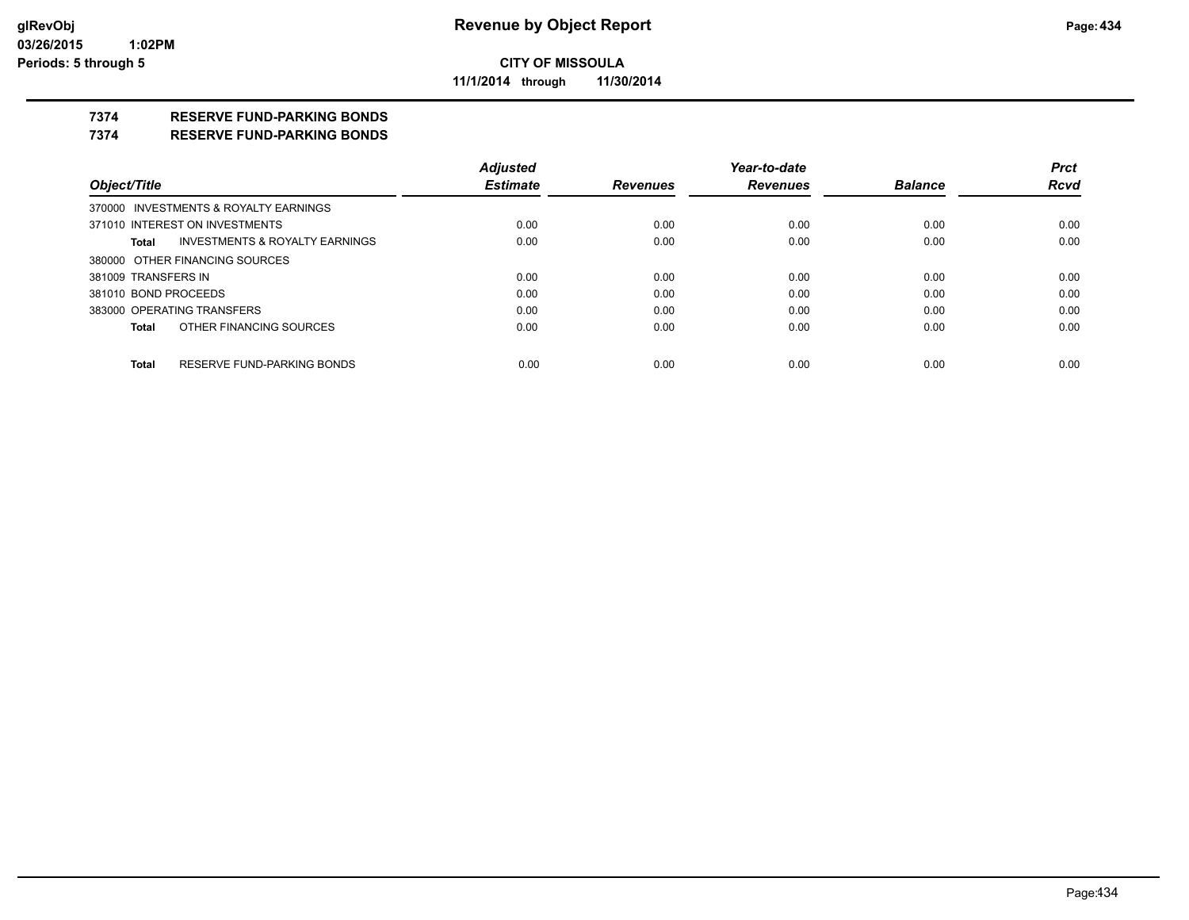# Revenue by Object Report

**CITY OF MISSOULA**

**11/1/2014 through 11/30/2014**

glRevObj
03/26/2015 1:02PM
Periods: 5 through 5

## 7374 RESERVE FUND-PARKING BONDS

### 7374 RESERVE FUND-PARKING BONDS

| Object/Title | Adjusted Estimate | Revenues | Year-to-date Revenues | Balance | Prct Rcvd |
|---|---|---|---|---|---|
| 370000 INVESTMENTS & ROYALTY EARNINGS | | | | | |
| 371010 INTEREST ON INVESTMENTS | 0.00 | 0.00 | 0.00 | 0.00 | 0.00 |
| **Total** INVESTMENTS & ROYALTY EARNINGS | 0.00 | 0.00 | 0.00 | 0.00 | 0.00 |
| 380000 OTHER FINANCING SOURCES | | | | | |
| 381009 TRANSFERS IN | 0.00 | 0.00 | 0.00 | 0.00 | 0.00 |
| 381010 BOND PROCEEDS | 0.00 | 0.00 | 0.00 | 0.00 | 0.00 |
| 383000 OPERATING TRANSFERS | 0.00 | 0.00 | 0.00 | 0.00 | 0.00 |
| **Total** OTHER FINANCING SOURCES | 0.00 | 0.00 | 0.00 | 0.00 | 0.00 |
| **Total** RESERVE FUND-PARKING BONDS | 0.00 | 0.00 | 0.00 | 0.00 | 0.00 |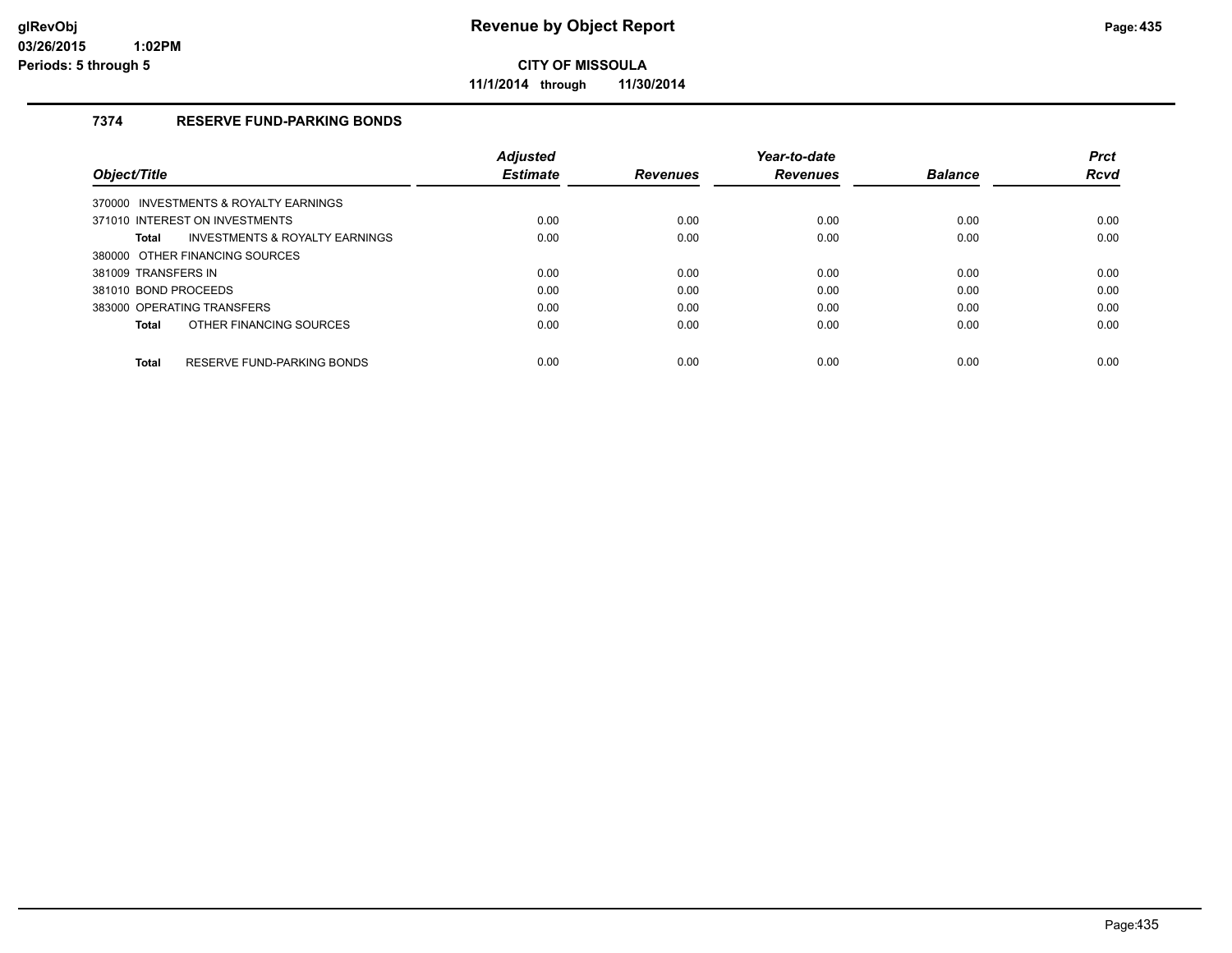# Revenue by Object Report

**CITY OF MISSOULA**

**11/1/2014 through 11/30/2014**

glRevObj
03/26/2015 1:02PM
Periods: 5 through 5

## 7374 RESERVE FUND-PARKING BONDS

| Object/Title | Adjusted Estimate | Revenues | Year-to-date Revenues | Balance | Prct Rcvd |
|---|---|---|---|---|---|
| 370000 INVESTMENTS & ROYALTY EARNINGS | | | | | |
| 371010 INTEREST ON INVESTMENTS | 0.00 | 0.00 | 0.00 | 0.00 | 0.00 |
| **Total** INVESTMENTS & ROYALTY EARNINGS | 0.00 | 0.00 | 0.00 | 0.00 | 0.00 |
| 380000 OTHER FINANCING SOURCES | | | | | |
| 381009 TRANSFERS IN | 0.00 | 0.00 | 0.00 | 0.00 | 0.00 |
| 381010 BOND PROCEEDS | 0.00 | 0.00 | 0.00 | 0.00 | 0.00 |
| 383000 OPERATING TRANSFERS | 0.00 | 0.00 | 0.00 | 0.00 | 0.00 |
| **Total** OTHER FINANCING SOURCES | 0.00 | 0.00 | 0.00 | 0.00 | 0.00 |
| **Total** RESERVE FUND-PARKING BONDS | 0.00 | 0.00 | 0.00 | 0.00 | 0.00 |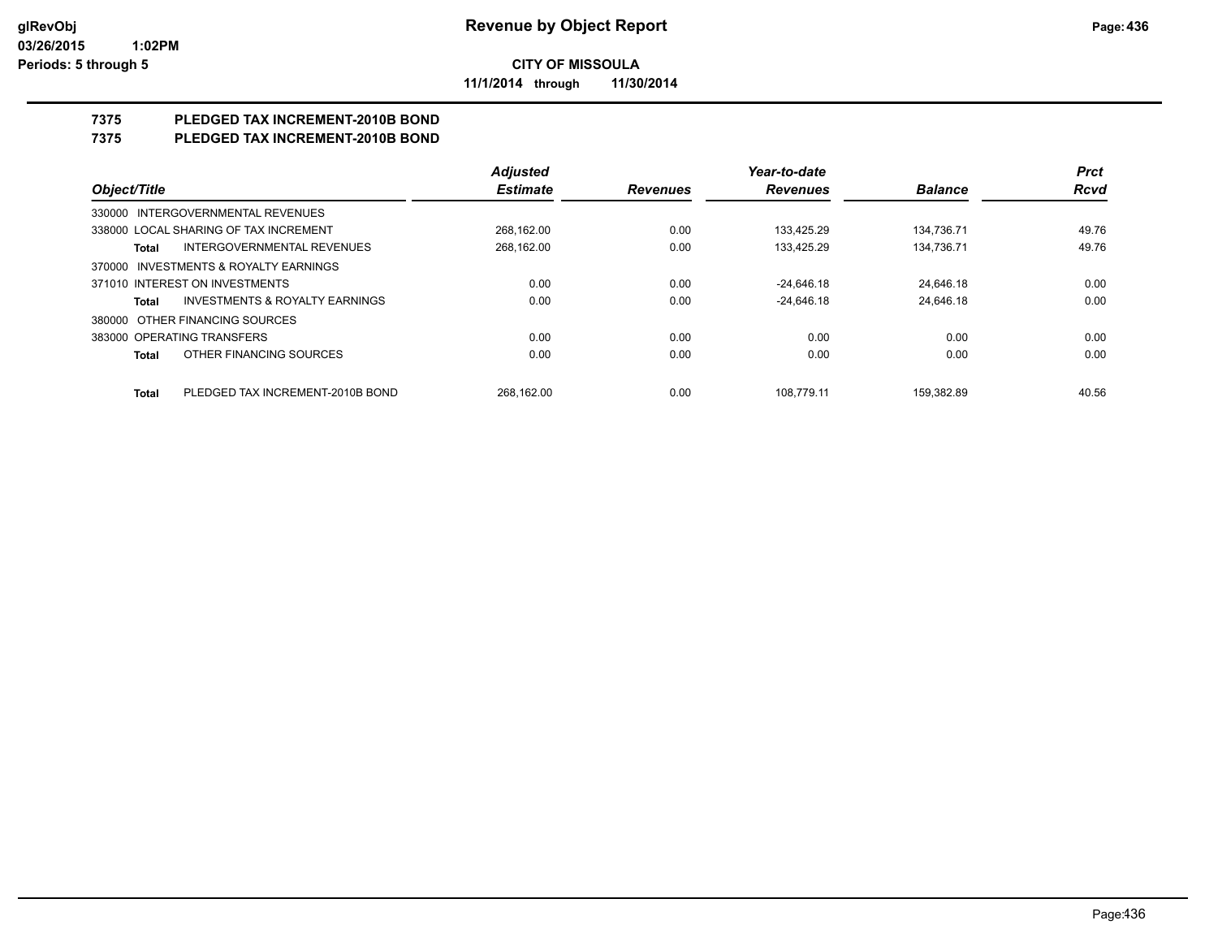**glRevObj**
**03/26/2015 1:02PM**
**Periods: 5 through 5**

# Revenue by Object Report

**CITY OF MISSOULA**

**11/1/2014 through 11/30/2014**

## 7375 PLEDGED TAX INCREMENT-2010B BOND
## 7375 PLEDGED TAX INCREMENT-2010B BOND

| Object/Title | Adjusted Estimate | Revenues | Year-to-date Revenues | Balance | Prct Rcvd |
|---|---|---|---|---|---|
| 330000 INTERGOVERNMENTAL REVENUES | | | | | |
| 338000 LOCAL SHARING OF TAX INCREMENT | 268,162.00 | 0.00 | 133,425.29 | 134,736.71 | 49.76 |
| **Total** INTERGOVERNMENTAL REVENUES | 268,162.00 | 0.00 | 133,425.29 | 134,736.71 | 49.76 |
| 370000 INVESTMENTS & ROYALTY EARNINGS | | | | | |
| 371010 INTEREST ON INVESTMENTS | 0.00 | 0.00 | -24,646.18 | 24,646.18 | 0.00 |
| **Total** INVESTMENTS & ROYALTY EARNINGS | 0.00 | 0.00 | -24,646.18 | 24,646.18 | 0.00 |
| 380000 OTHER FINANCING SOURCES | | | | | |
| 383000 OPERATING TRANSFERS | 0.00 | 0.00 | 0.00 | 0.00 | 0.00 |
| **Total** OTHER FINANCING SOURCES | 0.00 | 0.00 | 0.00 | 0.00 | 0.00 |
| **Total** PLEDGED TAX INCREMENT-2010B BOND | 268,162.00 | 0.00 | 108,779.11 | 159,382.89 | 40.56 |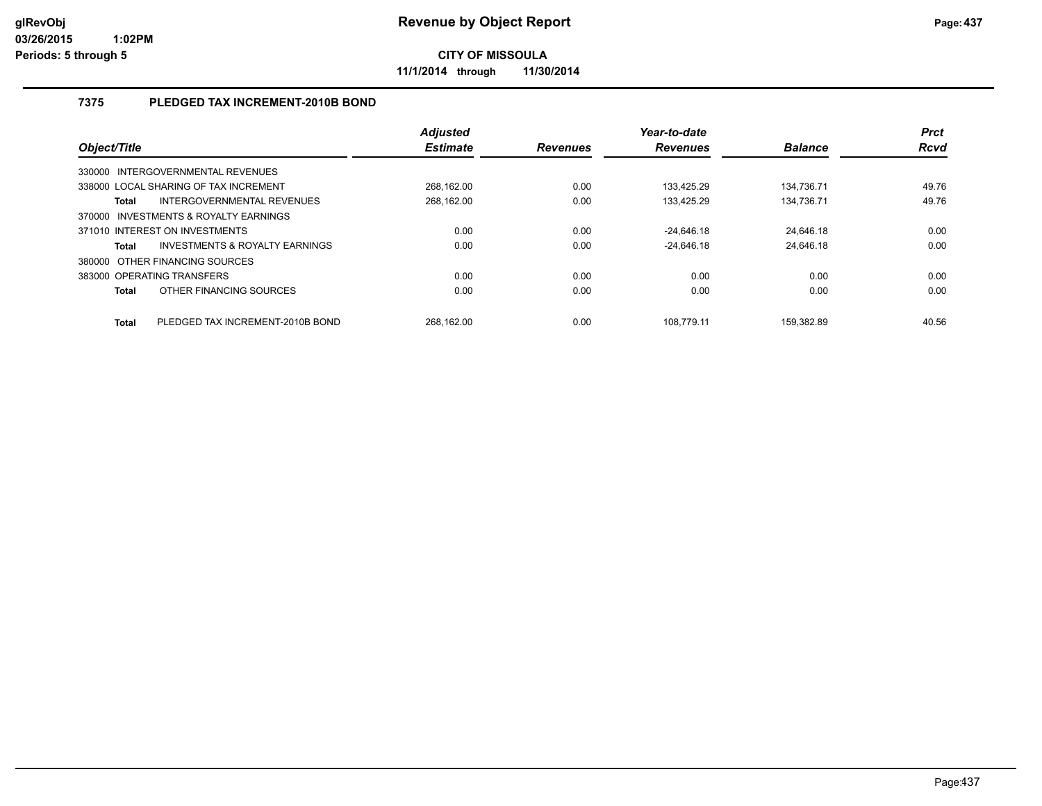# Revenue by Object Report

**CITY OF MISSOULA**

**11/1/2014 through 11/30/2014**

glRevObj
03/26/2015 1:02PM
Periods: 5 through 5

## 7375 PLEDGED TAX INCREMENT-2010B BOND

| Object/Title | | Adjusted Estimate | Revenues | Year-to-date Revenues | Balance | Prct Rcvd |
|---|---|---|---|---|---|---|
| 330000 INTERGOVERNMENTAL REVENUES | | | | | | |
| 338000 LOCAL SHARING OF TAX INCREMENT | | 268,162.00 | 0.00 | 133,425.29 | 134,736.71 | 49.76 |
| **Total** | INTERGOVERNMENTAL REVENUES | 268,162.00 | 0.00 | 133,425.29 | 134,736.71 | 49.76 |
| 370000 INVESTMENTS & ROYALTY EARNINGS | | | | | | |
| 371010 INTEREST ON INVESTMENTS | | 0.00 | 0.00 | -24,646.18 | 24,646.18 | 0.00 |
| **Total** | INVESTMENTS & ROYALTY EARNINGS | 0.00 | 0.00 | -24,646.18 | 24,646.18 | 0.00 |
| 380000 OTHER FINANCING SOURCES | | | | | | |
| 383000 OPERATING TRANSFERS | | 0.00 | 0.00 | 0.00 | 0.00 | 0.00 |
| **Total** | OTHER FINANCING SOURCES | 0.00 | 0.00 | 0.00 | 0.00 | 0.00 |
| **Total** | PLEDGED TAX INCREMENT-2010B BOND | 268,162.00 | 0.00 | 108,779.11 | 159,382.89 | 40.56 |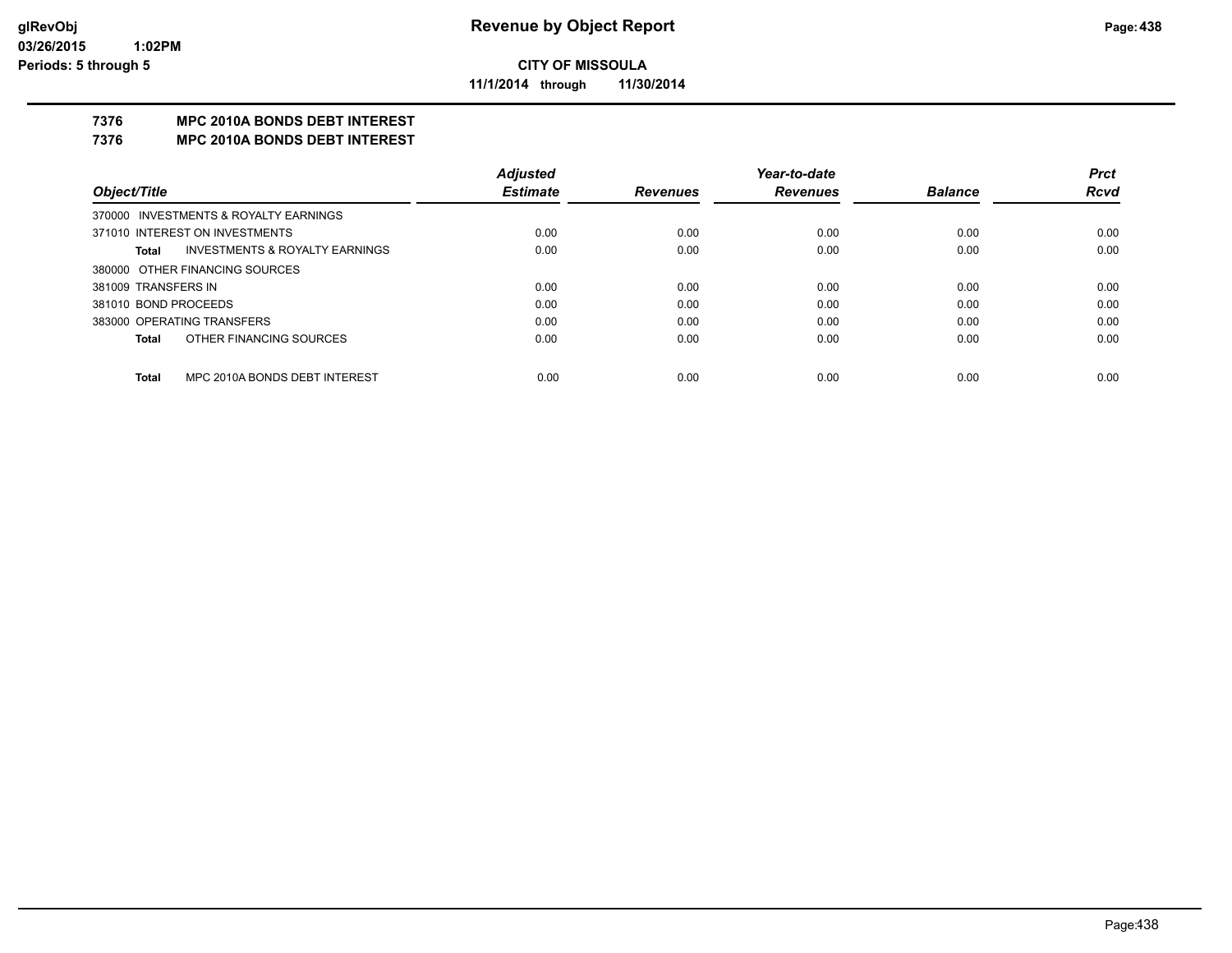**CITY OF MISSOULA**

**11/1/2014 through 11/30/2014**

## 7376 MPC 2010A BONDS DEBT INTEREST
## 7376 MPC 2010A BONDS DEBT INTEREST

| Object/Title | Adjusted Estimate | Revenues | Year-to-date Revenues | Balance | Prct Rcvd |
|---|---|---|---|---|---|
| 370000 INVESTMENTS & ROYALTY EARNINGS | | | | | |
| 371010 INTEREST ON INVESTMENTS | 0.00 | 0.00 | 0.00 | 0.00 | 0.00 |
| **Total** INVESTMENTS & ROYALTY EARNINGS | 0.00 | 0.00 | 0.00 | 0.00 | 0.00 |
| 380000 OTHER FINANCING SOURCES | | | | | |
| 381009 TRANSFERS IN | 0.00 | 0.00 | 0.00 | 0.00 | 0.00 |
| 381010 BOND PROCEEDS | 0.00 | 0.00 | 0.00 | 0.00 | 0.00 |
| 383000 OPERATING TRANSFERS | 0.00 | 0.00 | 0.00 | 0.00 | 0.00 |
| **Total** OTHER FINANCING SOURCES | 0.00 | 0.00 | 0.00 | 0.00 | 0.00 |
| **Total** MPC 2010A BONDS DEBT INTEREST | 0.00 | 0.00 | 0.00 | 0.00 | 0.00 |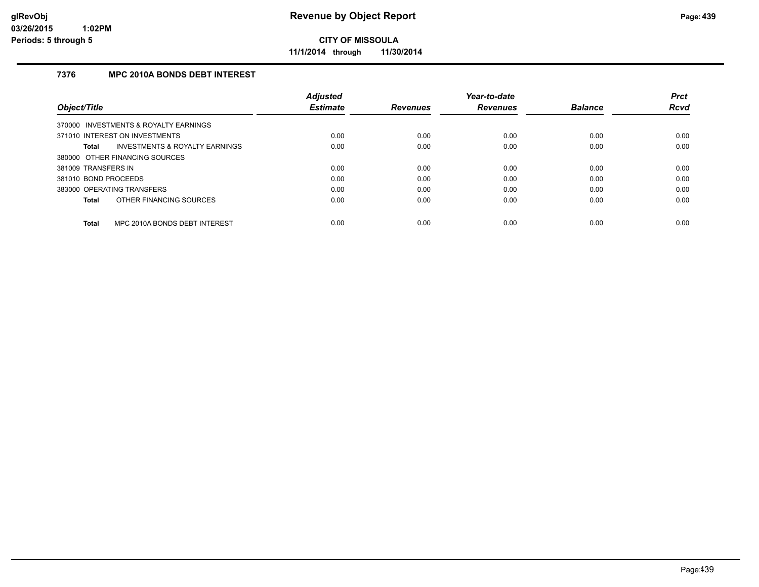# Revenue by Object Report

**CITY OF MISSOULA**

**11/1/2014 through 11/30/2014**

glRevObj
03/26/2015 1:02PM
Periods: 5 through 5

## 7376 MPC 2010A BONDS DEBT INTEREST

| Object/Title | Adjusted Estimate | Revenues | Year-to-date Revenues | Balance | Prct Rcvd |
|---|---|---|---|---|---|
| 370000 INVESTMENTS & ROYALTY EARNINGS | | | | | |
| 371010 INTEREST ON INVESTMENTS | 0.00 | 0.00 | 0.00 | 0.00 | 0.00 |
| **Total** INVESTMENTS & ROYALTY EARNINGS | 0.00 | 0.00 | 0.00 | 0.00 | 0.00 |
| 380000 OTHER FINANCING SOURCES | | | | | |
| 381009 TRANSFERS IN | 0.00 | 0.00 | 0.00 | 0.00 | 0.00 |
| 381010 BOND PROCEEDS | 0.00 | 0.00 | 0.00 | 0.00 | 0.00 |
| 383000 OPERATING TRANSFERS | 0.00 | 0.00 | 0.00 | 0.00 | 0.00 |
| **Total** OTHER FINANCING SOURCES | 0.00 | 0.00 | 0.00 | 0.00 | 0.00 |
| **Total** MPC 2010A BONDS DEBT INTEREST | 0.00 | 0.00 | 0.00 | 0.00 | 0.00 |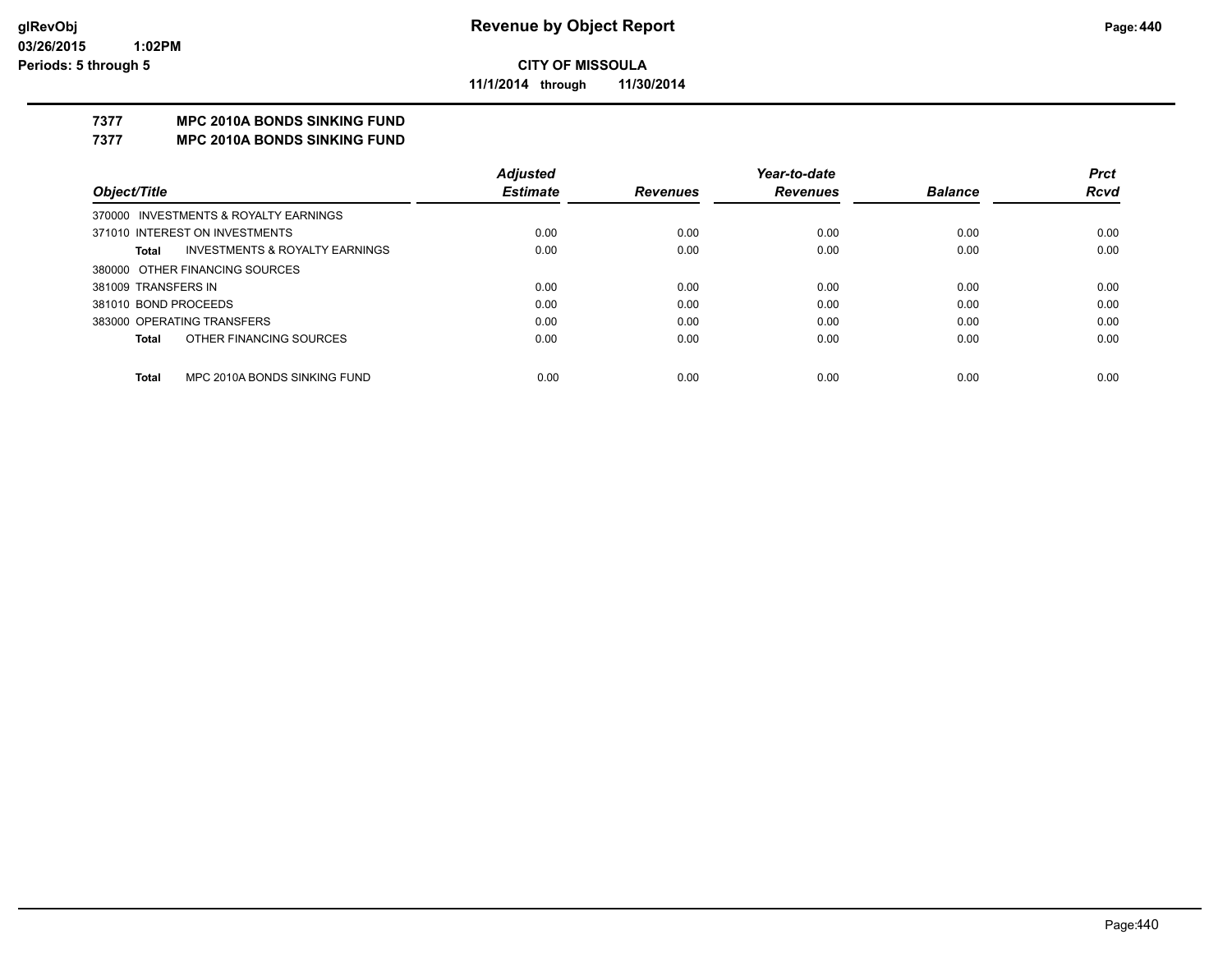# Revenue by Object Report

**CITY OF MISSOULA**

**11/1/2014 through 11/30/2014**

glRevObj
03/26/2015 1:02PM
Periods: 5 through 5

**7377 MPC 2010A BONDS SINKING FUND**

**7377 MPC 2010A BONDS SINKING FUND**

| Object/Title | | Adjusted Estimate | Revenues | Year-to-date Revenues | Balance | Prct Rcvd |
|---|---|---|---|---|---|---|
| 370000 INVESTMENTS & ROYALTY EARNINGS | | | | | | |
| 371010 INTEREST ON INVESTMENTS | | 0.00 | 0.00 | 0.00 | 0.00 | 0.00 |
| **Total** | INVESTMENTS & ROYALTY EARNINGS | 0.00 | 0.00 | 0.00 | 0.00 | 0.00 |
| 380000 OTHER FINANCING SOURCES | | | | | | |
| 381009 TRANSFERS IN | | 0.00 | 0.00 | 0.00 | 0.00 | 0.00 |
| 381010 BOND PROCEEDS | | 0.00 | 0.00 | 0.00 | 0.00 | 0.00 |
| 383000 OPERATING TRANSFERS | | 0.00 | 0.00 | 0.00 | 0.00 | 0.00 |
| **Total** | OTHER FINANCING SOURCES | 0.00 | 0.00 | 0.00 | 0.00 | 0.00 |
| **Total** | MPC 2010A BONDS SINKING FUND | 0.00 | 0.00 | 0.00 | 0.00 | 0.00 |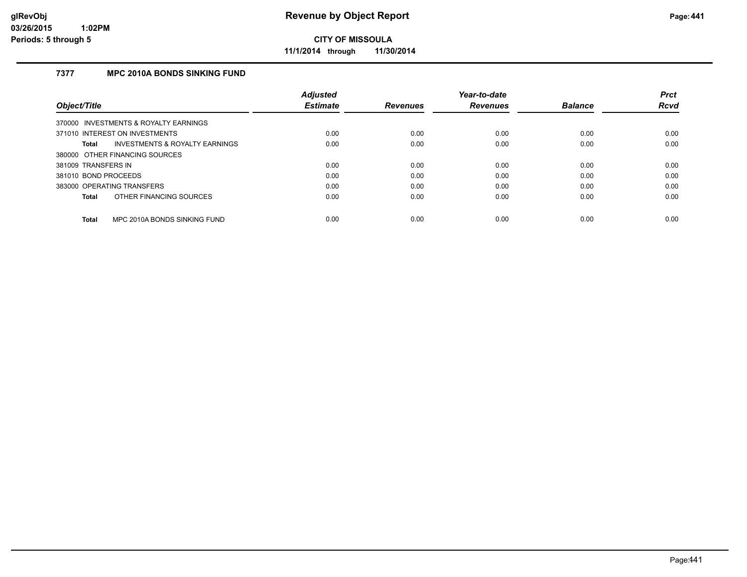**CITY OF MISSOULA**

**11/1/2014 through 11/30/2014**

## 7377 MPC 2010A BONDS SINKING FUND

| Object/Title | Adjusted Estimate | Revenues | Year-to-date Revenues | Balance | Prct Rcvd |
|---|---|---|---|---|---|
| 370000 INVESTMENTS & ROYALTY EARNINGS | | | | | |
| 371010 INTEREST ON INVESTMENTS | 0.00 | 0.00 | 0.00 | 0.00 | 0.00 |
| **Total** INVESTMENTS & ROYALTY EARNINGS | 0.00 | 0.00 | 0.00 | 0.00 | 0.00 |
| 380000 OTHER FINANCING SOURCES | | | | | |
| 381009 TRANSFERS IN | 0.00 | 0.00 | 0.00 | 0.00 | 0.00 |
| 381010 BOND PROCEEDS | 0.00 | 0.00 | 0.00 | 0.00 | 0.00 |
| 383000 OPERATING TRANSFERS | 0.00 | 0.00 | 0.00 | 0.00 | 0.00 |
| **Total** OTHER FINANCING SOURCES | 0.00 | 0.00 | 0.00 | 0.00 | 0.00 |
| **Total** MPC 2010A BONDS SINKING FUND | 0.00 | 0.00 | 0.00 | 0.00 | 0.00 |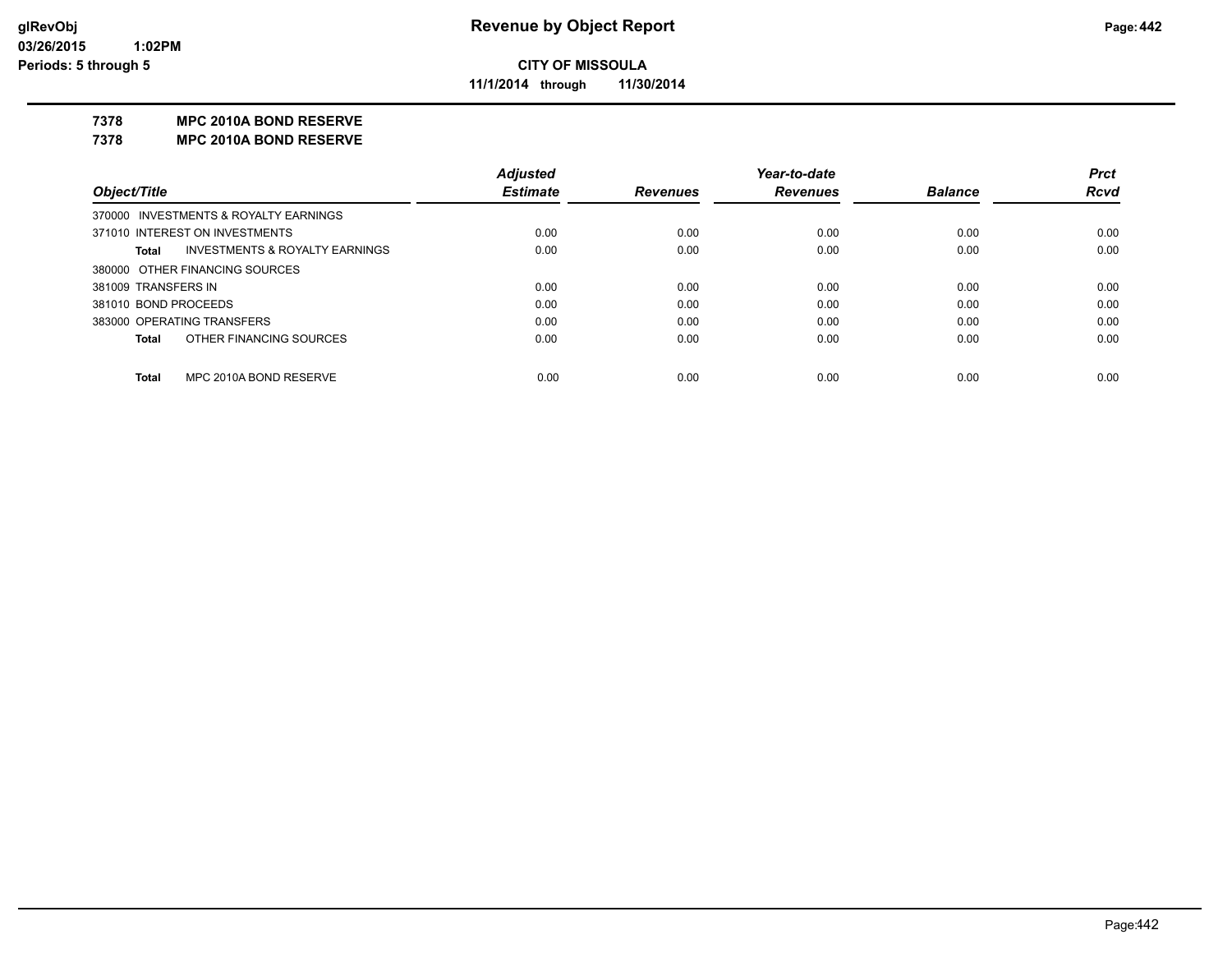# Revenue by Object Report

**CITY OF MISSOULA**

**11/1/2014 through 11/30/2014**

glRevObj
03/26/2015 1:02PM
Periods: 5 through 5

## 7378 MPC 2010A BOND RESERVE
## 7378 MPC 2010A BOND RESERVE

| Object/Title | Adjusted Estimate | Revenues | Year-to-date Revenues | Balance | Prct Rcvd |
|---|---|---|---|---|---|
| 370000 INVESTMENTS & ROYALTY EARNINGS | | | | | |
| 371010 INTEREST ON INVESTMENTS | 0.00 | 0.00 | 0.00 | 0.00 | 0.00 |
| **Total** INVESTMENTS & ROYALTY EARNINGS | 0.00 | 0.00 | 0.00 | 0.00 | 0.00 |
| 380000 OTHER FINANCING SOURCES | | | | | |
| 381009 TRANSFERS IN | 0.00 | 0.00 | 0.00 | 0.00 | 0.00 |
| 381010 BOND PROCEEDS | 0.00 | 0.00 | 0.00 | 0.00 | 0.00 |
| 383000 OPERATING TRANSFERS | 0.00 | 0.00 | 0.00 | 0.00 | 0.00 |
| **Total** OTHER FINANCING SOURCES | 0.00 | 0.00 | 0.00 | 0.00 | 0.00 |
| **Total** MPC 2010A BOND RESERVE | 0.00 | 0.00 | 0.00 | 0.00 | 0.00 |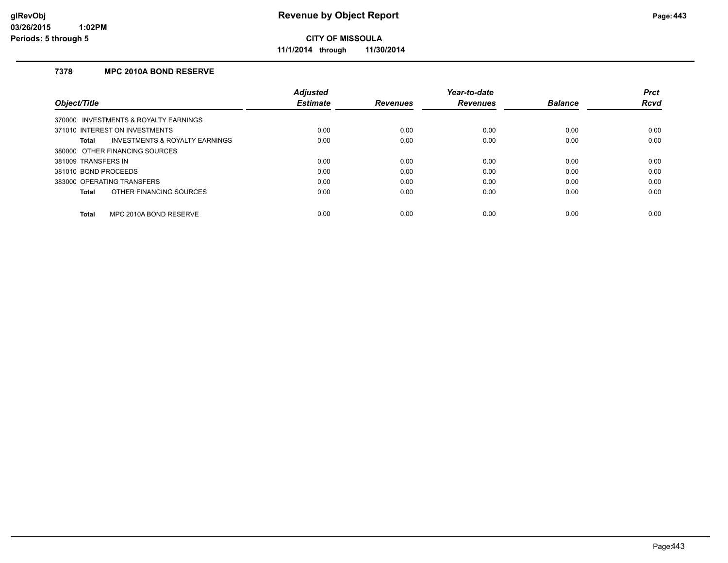**Revenue by Object Report**

**CITY OF MISSOULA**

**11/1/2014 through 11/30/2014**

glRevObj
03/26/2015 1:02PM
Periods: 5 through 5

### 7378 MPC 2010A BOND RESERVE

| Object/Title | Adjusted Estimate | Revenues | Year-to-date Revenues | Balance | Prct Rcvd |
|---|---|---|---|---|---|
| 370000 INVESTMENTS & ROYALTY EARNINGS | | | | | |
| 371010 INTEREST ON INVESTMENTS | 0.00 | 0.00 | 0.00 | 0.00 | 0.00 |
| **Total** INVESTMENTS & ROYALTY EARNINGS | 0.00 | 0.00 | 0.00 | 0.00 | 0.00 |
| 380000 OTHER FINANCING SOURCES | | | | | |
| 381009 TRANSFERS IN | 0.00 | 0.00 | 0.00 | 0.00 | 0.00 |
| 381010 BOND PROCEEDS | 0.00 | 0.00 | 0.00 | 0.00 | 0.00 |
| 383000 OPERATING TRANSFERS | 0.00 | 0.00 | 0.00 | 0.00 | 0.00 |
| **Total** OTHER FINANCING SOURCES | 0.00 | 0.00 | 0.00 | 0.00 | 0.00 |
| **Total** MPC 2010A BOND RESERVE | 0.00 | 0.00 | 0.00 | 0.00 | 0.00 |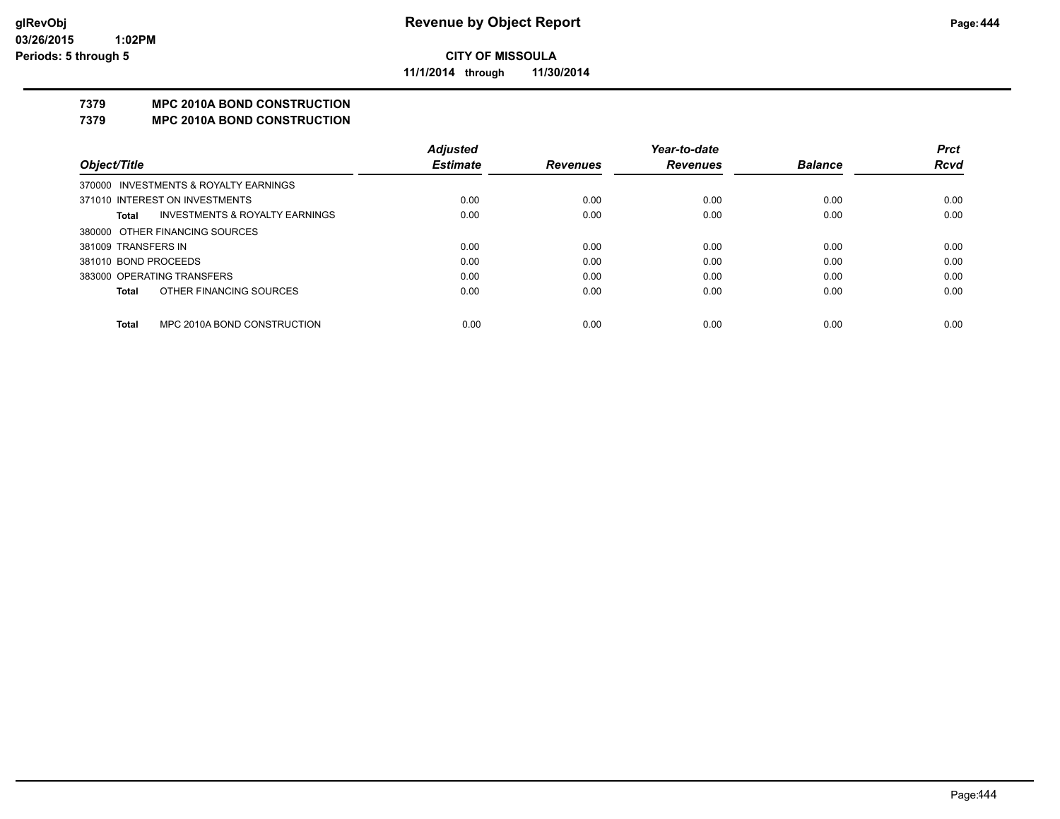# Revenue by Object Report

**CITY OF MISSOULA**

**11/1/2014 through 11/30/2014**

glRevObj
03/26/2015 1:02PM
Periods: 5 through 5

## 7379 MPC 2010A BOND CONSTRUCTION
## 7379 MPC 2010A BOND CONSTRUCTION

| Object/Title | Adjusted Estimate | Revenues | Year-to-date Revenues | Balance | Prct Rcvd |
|---|---|---|---|---|---|
| 370000 INVESTMENTS & ROYALTY EARNINGS | | | | | |
| 371010 INTEREST ON INVESTMENTS | 0.00 | 0.00 | 0.00 | 0.00 | 0.00 |
| **Total** INVESTMENTS & ROYALTY EARNINGS | 0.00 | 0.00 | 0.00 | 0.00 | 0.00 |
| 380000 OTHER FINANCING SOURCES | | | | | |
| 381009 TRANSFERS IN | 0.00 | 0.00 | 0.00 | 0.00 | 0.00 |
| 381010 BOND PROCEEDS | 0.00 | 0.00 | 0.00 | 0.00 | 0.00 |
| 383000 OPERATING TRANSFERS | 0.00 | 0.00 | 0.00 | 0.00 | 0.00 |
| **Total** OTHER FINANCING SOURCES | 0.00 | 0.00 | 0.00 | 0.00 | 0.00 |
| **Total** MPC 2010A BOND CONSTRUCTION | 0.00 | 0.00 | 0.00 | 0.00 | 0.00 |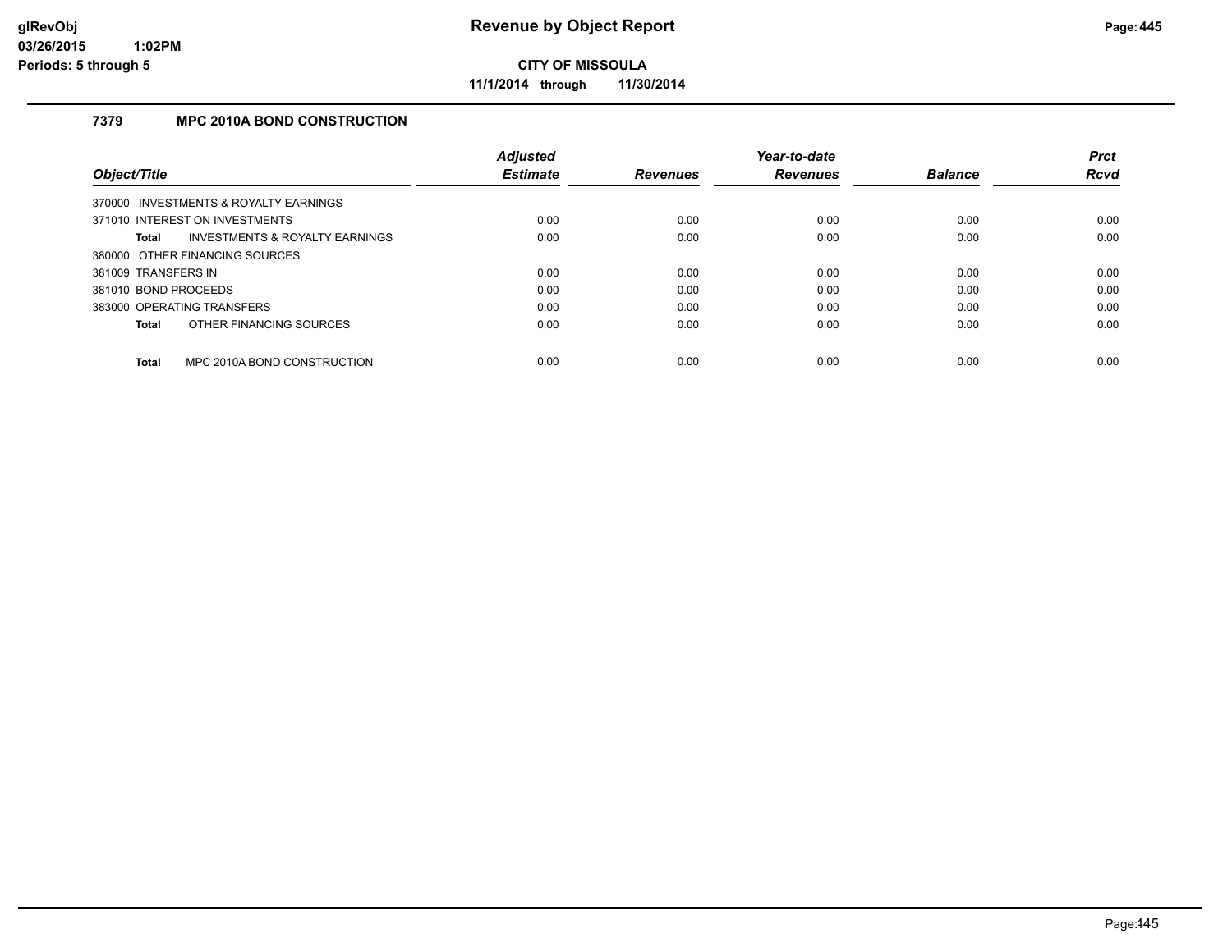# CITY OF MISSOULA

**11/1/2014 through 11/30/2014**

## 7379 MPC 2010A BOND CONSTRUCTION

| Object/Title | Adjusted Estimate | Revenues | Year-to-date Revenues | Balance | Prct Rcvd |
|---|---|---|---|---|---|
| 370000 INVESTMENTS & ROYALTY EARNINGS | | | | | |
| 371010 INTEREST ON INVESTMENTS | 0.00 | 0.00 | 0.00 | 0.00 | 0.00 |
| **Total** INVESTMENTS & ROYALTY EARNINGS | 0.00 | 0.00 | 0.00 | 0.00 | 0.00 |
| 380000 OTHER FINANCING SOURCES | | | | | |
| 381009 TRANSFERS IN | 0.00 | 0.00 | 0.00 | 0.00 | 0.00 |
| 381010 BOND PROCEEDS | 0.00 | 0.00 | 0.00 | 0.00 | 0.00 |
| 383000 OPERATING TRANSFERS | 0.00 | 0.00 | 0.00 | 0.00 | 0.00 |
| **Total** OTHER FINANCING SOURCES | 0.00 | 0.00 | 0.00 | 0.00 | 0.00 |
| **Total** MPC 2010A BOND CONSTRUCTION | 0.00 | 0.00 | 0.00 | 0.00 | 0.00 |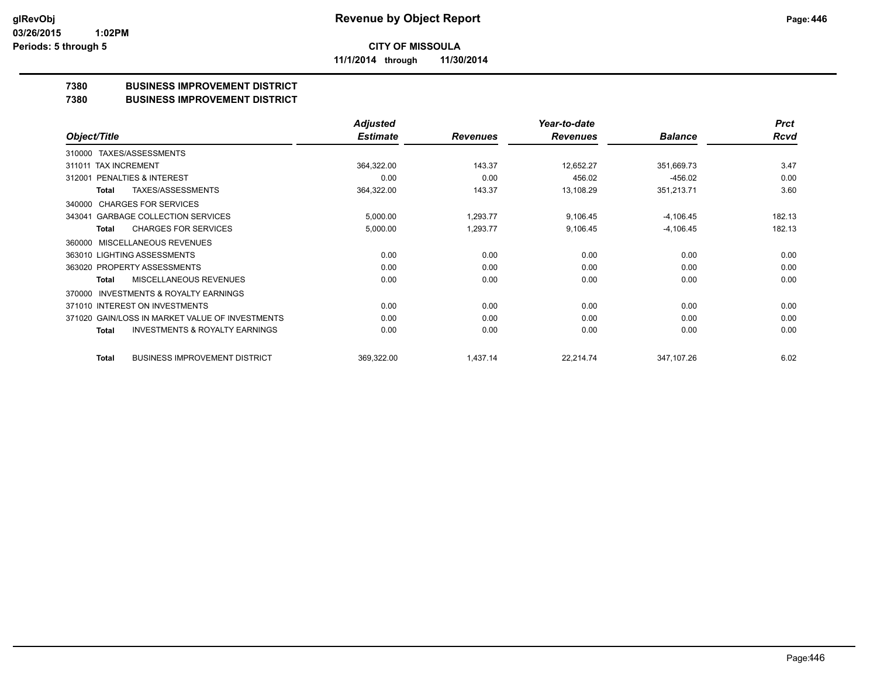**CITY OF MISSOULA**

**11/1/2014 through 11/30/2014**

**7380 BUSINESS IMPROVEMENT DISTRICT**

**7380 BUSINESS IMPROVEMENT DISTRICT**

| Object/Title | Adjusted Estimate | Revenues | Year-to-date Revenues | Balance | Prct Rcvd |
|---|---|---|---|---|---|
| 310000 TAXES/ASSESSMENTS | | | | | |
| 311011 TAX INCREMENT | 364,322.00 | 143.37 | 12,652.27 | 351,669.73 | 3.47 |
| 312001 PENALTIES & INTEREST | 0.00 | 0.00 | 456.02 | -456.02 | 0.00 |
| **Total** TAXES/ASSESSMENTS | 364,322.00 | 143.37 | 13,108.29 | 351,213.71 | 3.60 |
| 340000 CHARGES FOR SERVICES | | | | | |
| 343041 GARBAGE COLLECTION SERVICES | 5,000.00 | 1,293.77 | 9,106.45 | -4,106.45 | 182.13 |
| **Total** CHARGES FOR SERVICES | 5,000.00 | 1,293.77 | 9,106.45 | -4,106.45 | 182.13 |
| 360000 MISCELLANEOUS REVENUES | | | | | |
| 363010 LIGHTING ASSESSMENTS | 0.00 | 0.00 | 0.00 | 0.00 | 0.00 |
| 363020 PROPERTY ASSESSMENTS | 0.00 | 0.00 | 0.00 | 0.00 | 0.00 |
| **Total** MISCELLANEOUS REVENUES | 0.00 | 0.00 | 0.00 | 0.00 | 0.00 |
| 370000 INVESTMENTS & ROYALTY EARNINGS | | | | | |
| 371010 INTEREST ON INVESTMENTS | 0.00 | 0.00 | 0.00 | 0.00 | 0.00 |
| 371020 GAIN/LOSS IN MARKET VALUE OF INVESTMENTS | 0.00 | 0.00 | 0.00 | 0.00 | 0.00 |
| **Total** INVESTMENTS & ROYALTY EARNINGS | 0.00 | 0.00 | 0.00 | 0.00 | 0.00 |
| **Total** BUSINESS IMPROVEMENT DISTRICT | 369,322.00 | 1,437.14 | 22,214.74 | 347,107.26 | 6.02 |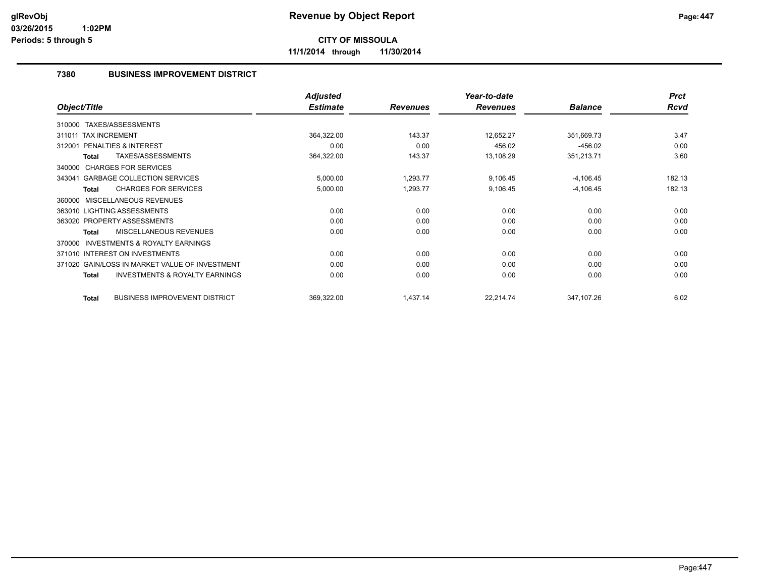# Revenue by Object Report

**CITY OF MISSOULA**

**11/1/2014 through 11/30/2014**

glRevObj
03/26/2015 1:02PM
Periods: 5 through 5

## 7380 BUSINESS IMPROVEMENT DISTRICT

| Object/Title | Adjusted Estimate | Revenues | Year-to-date Revenues | Balance | Prct Rcvd |
|---|---|---|---|---|---|
| 310000 TAXES/ASSESSMENTS | | | | | |
| 311011 TAX INCREMENT | 364,322.00 | 143.37 | 12,652.27 | 351,669.73 | 3.47 |
| 312001 PENALTIES & INTEREST | 0.00 | 0.00 | 456.02 | -456.02 | 0.00 |
| **Total** TAXES/ASSESSMENTS | 364,322.00 | 143.37 | 13,108.29 | 351,213.71 | 3.60 |
| 340000 CHARGES FOR SERVICES | | | | | |
| 343041 GARBAGE COLLECTION SERVICES | 5,000.00 | 1,293.77 | 9,106.45 | -4,106.45 | 182.13 |
| **Total** CHARGES FOR SERVICES | 5,000.00 | 1,293.77 | 9,106.45 | -4,106.45 | 182.13 |
| 360000 MISCELLANEOUS REVENUES | | | | | |
| 363010 LIGHTING ASSESSMENTS | 0.00 | 0.00 | 0.00 | 0.00 | 0.00 |
| 363020 PROPERTY ASSESSMENTS | 0.00 | 0.00 | 0.00 | 0.00 | 0.00 |
| **Total** MISCELLANEOUS REVENUES | 0.00 | 0.00 | 0.00 | 0.00 | 0.00 |
| 370000 INVESTMENTS & ROYALTY EARNINGS | | | | | |
| 371010 INTEREST ON INVESTMENTS | 0.00 | 0.00 | 0.00 | 0.00 | 0.00 |
| 371020 GAIN/LOSS IN MARKET VALUE OF INVESTMENT | 0.00 | 0.00 | 0.00 | 0.00 | 0.00 |
| **Total** INVESTMENTS & ROYALTY EARNINGS | 0.00 | 0.00 | 0.00 | 0.00 | 0.00 |
| **Total** BUSINESS IMPROVEMENT DISTRICT | 369,322.00 | 1,437.14 | 22,214.74 | 347,107.26 | 6.02 |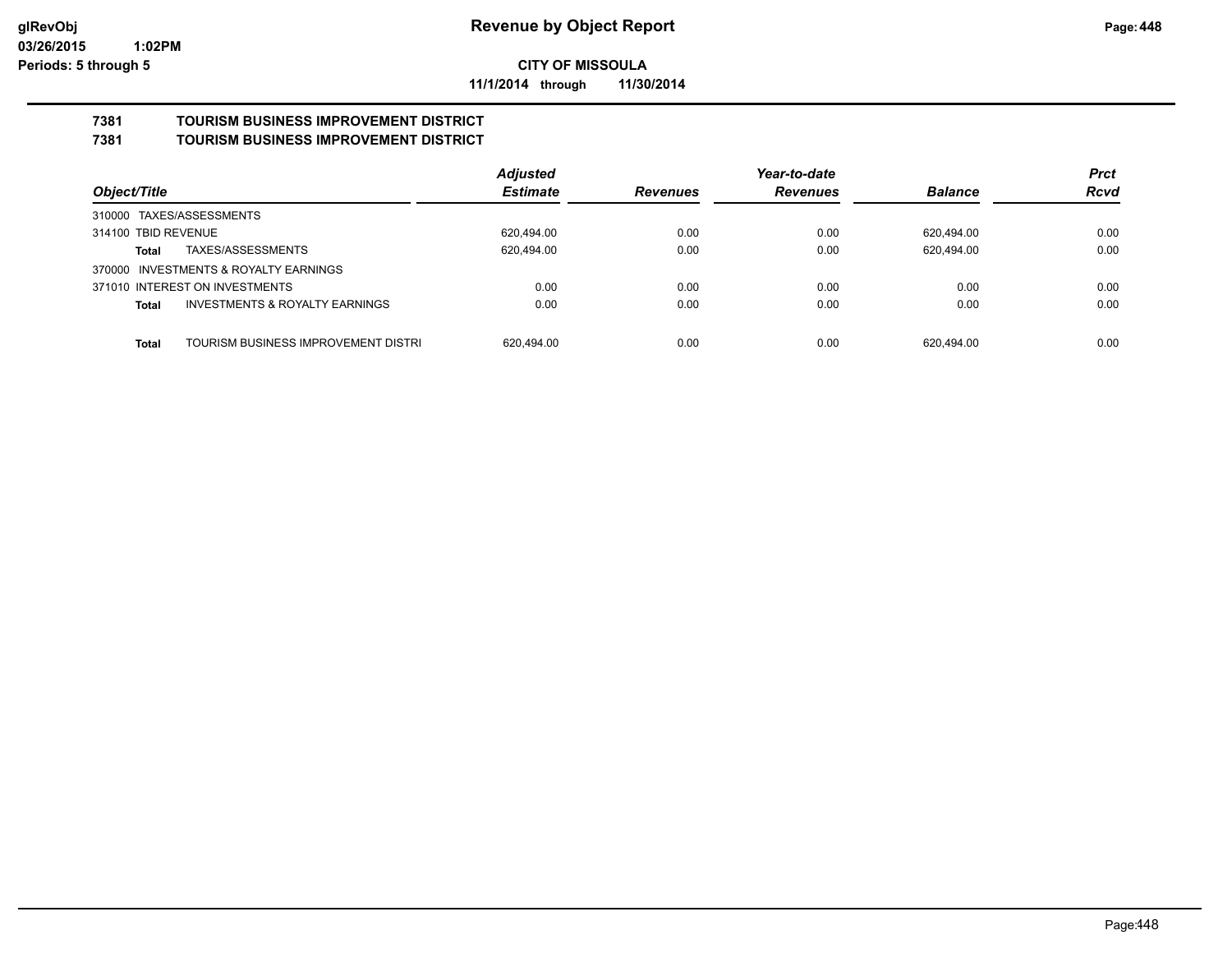# Revenue by Object Report

**CITY OF MISSOULA**

**11/1/2014 through 11/30/2014**

glRevObj
03/26/2015 1:02PM
Periods: 5 through 5

## 7381 TOURISM BUSINESS IMPROVEMENT DISTRICT
## 7381 TOURISM BUSINESS IMPROVEMENT DISTRICT

| Object/Title | | Adjusted Estimate | Revenues | Year-to-date Revenues | Balance | Prct Rcvd |
|---|---|---|---|---|---|---|
| 310000 TAXES/ASSESSMENTS | | | | | | |
| 314100 TBID REVENUE | | 620,494.00 | 0.00 | 0.00 | 620,494.00 | 0.00 |
| **Total** | TAXES/ASSESSMENTS | 620,494.00 | 0.00 | 0.00 | 620,494.00 | 0.00 |
| 370000 INVESTMENTS & ROYALTY EARNINGS | | | | | | |
| 371010 INTEREST ON INVESTMENTS | | 0.00 | 0.00 | 0.00 | 0.00 | 0.00 |
| **Total** | INVESTMENTS & ROYALTY EARNINGS | 0.00 | 0.00 | 0.00 | 0.00 | 0.00 |
| **Total** | TOURISM BUSINESS IMPROVEMENT DISTRI | 620,494.00 | 0.00 | 0.00 | 620,494.00 | 0.00 |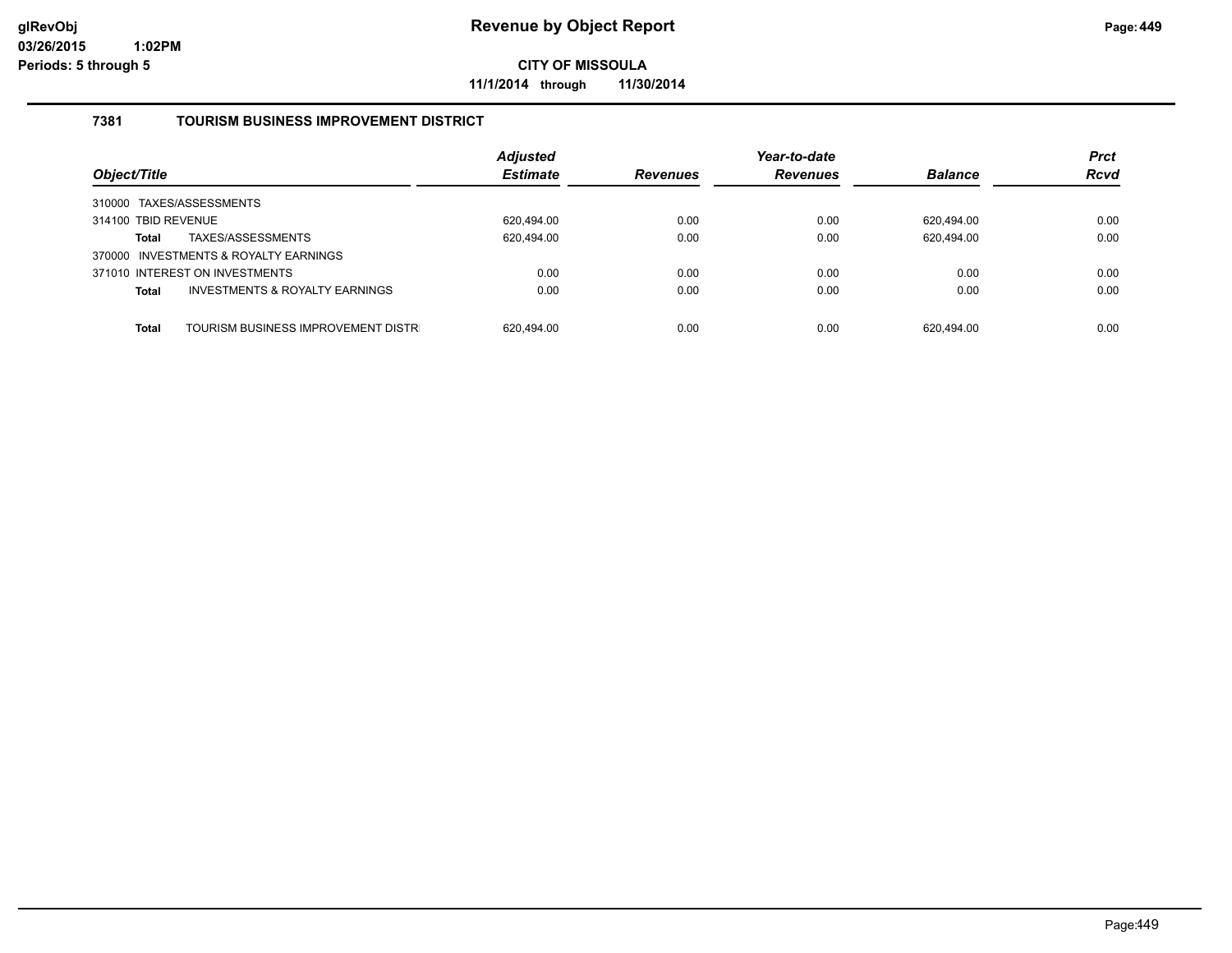# Revenue by Object Report

**CITY OF MISSOULA**

**11/1/2014 through 11/30/2014**

glRevObj
03/26/2015 1:02PM
Periods: 5 through 5

## 7381 TOURISM BUSINESS IMPROVEMENT DISTRICT

| Object/Title | Adjusted Estimate | Revenues | Year-to-date Revenues | Balance | Prct Rcvd |
|---|---|---|---|---|---|
| 310000 TAXES/ASSESSMENTS | | | | | |
| 314100 TBID REVENUE | 620,494.00 | 0.00 | 0.00 | 620,494.00 | 0.00 |
| **Total** TAXES/ASSESSMENTS | 620,494.00 | 0.00 | 0.00 | 620,494.00 | 0.00 |
| 370000 INVESTMENTS & ROYALTY EARNINGS | | | | | |
| 371010 INTEREST ON INVESTMENTS | 0.00 | 0.00 | 0.00 | 0.00 | 0.00 |
| **Total** INVESTMENTS & ROYALTY EARNINGS | 0.00 | 0.00 | 0.00 | 0.00 | 0.00 |
| **Total** TOURISM BUSINESS IMPROVEMENT DISTR | 620,494.00 | 0.00 | 0.00 | 620,494.00 | 0.00 |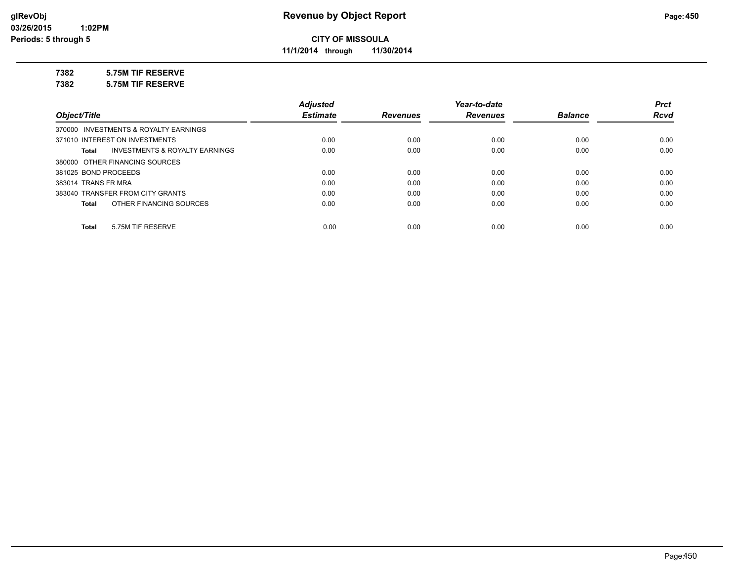# Revenue by Object Report

**CITY OF MISSOULA**

**11/1/2014 through 11/30/2014**

glRevObj
03/26/2015 1:02PM
Periods: 5 through 5

**7382 5.75M TIF RESERVE**

**7382 5.75M TIF RESERVE**

| Object/Title | Adjusted Estimate | Revenues | Year-to-date Revenues | Balance | Prct Rcvd |
|---|---|---|---|---|---|
| 370000 INVESTMENTS & ROYALTY EARNINGS | | | | | |
| 371010 INTEREST ON INVESTMENTS | 0.00 | 0.00 | 0.00 | 0.00 | 0.00 |
| **Total** INVESTMENTS & ROYALTY EARNINGS | 0.00 | 0.00 | 0.00 | 0.00 | 0.00 |
| 380000 OTHER FINANCING SOURCES | | | | | |
| 381025 BOND PROCEEDS | 0.00 | 0.00 | 0.00 | 0.00 | 0.00 |
| 383014 TRANS FR MRA | 0.00 | 0.00 | 0.00 | 0.00 | 0.00 |
| 383040 TRANSFER FROM CITY GRANTS | 0.00 | 0.00 | 0.00 | 0.00 | 0.00 |
| **Total** OTHER FINANCING SOURCES | 0.00 | 0.00 | 0.00 | 0.00 | 0.00 |
| **Total** 5.75M TIF RESERVE | 0.00 | 0.00 | 0.00 | 0.00 | 0.00 |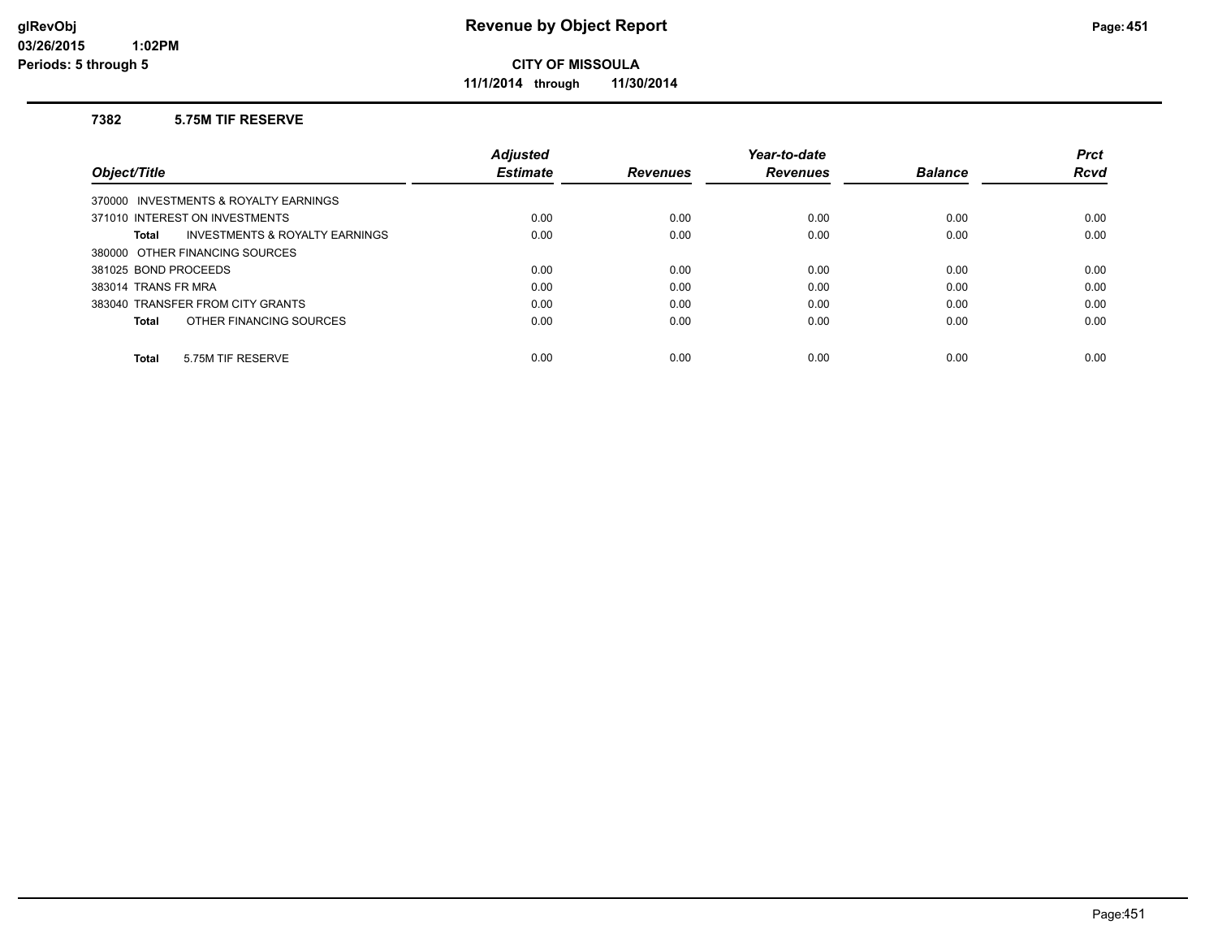# Revenue by Object Report

glRevObj
03/26/2015 1:02PM
Periods: 5 through 5

**CITY OF MISSOULA**

**11/1/2014 through 11/30/2014**

### 7382 5.75M TIF RESERVE

| Object/Title | Adjusted Estimate | Revenues | Year-to-date Revenues | Balance | Prct Rcvd |
|---|---|---|---|---|---|
| 370000 INVESTMENTS & ROYALTY EARNINGS | | | | | |
| 371010 INTEREST ON INVESTMENTS | 0.00 | 0.00 | 0.00 | 0.00 | 0.00 |
| **Total** INVESTMENTS & ROYALTY EARNINGS | 0.00 | 0.00 | 0.00 | 0.00 | 0.00 |
| 380000 OTHER FINANCING SOURCES | | | | | |
| 381025 BOND PROCEEDS | 0.00 | 0.00 | 0.00 | 0.00 | 0.00 |
| 383014 TRANS FR MRA | 0.00 | 0.00 | 0.00 | 0.00 | 0.00 |
| 383040 TRANSFER FROM CITY GRANTS | 0.00 | 0.00 | 0.00 | 0.00 | 0.00 |
| **Total** OTHER FINANCING SOURCES | 0.00 | 0.00 | 0.00 | 0.00 | 0.00 |
| **Total** 5.75M TIF RESERVE | 0.00 | 0.00 | 0.00 | 0.00 | 0.00 |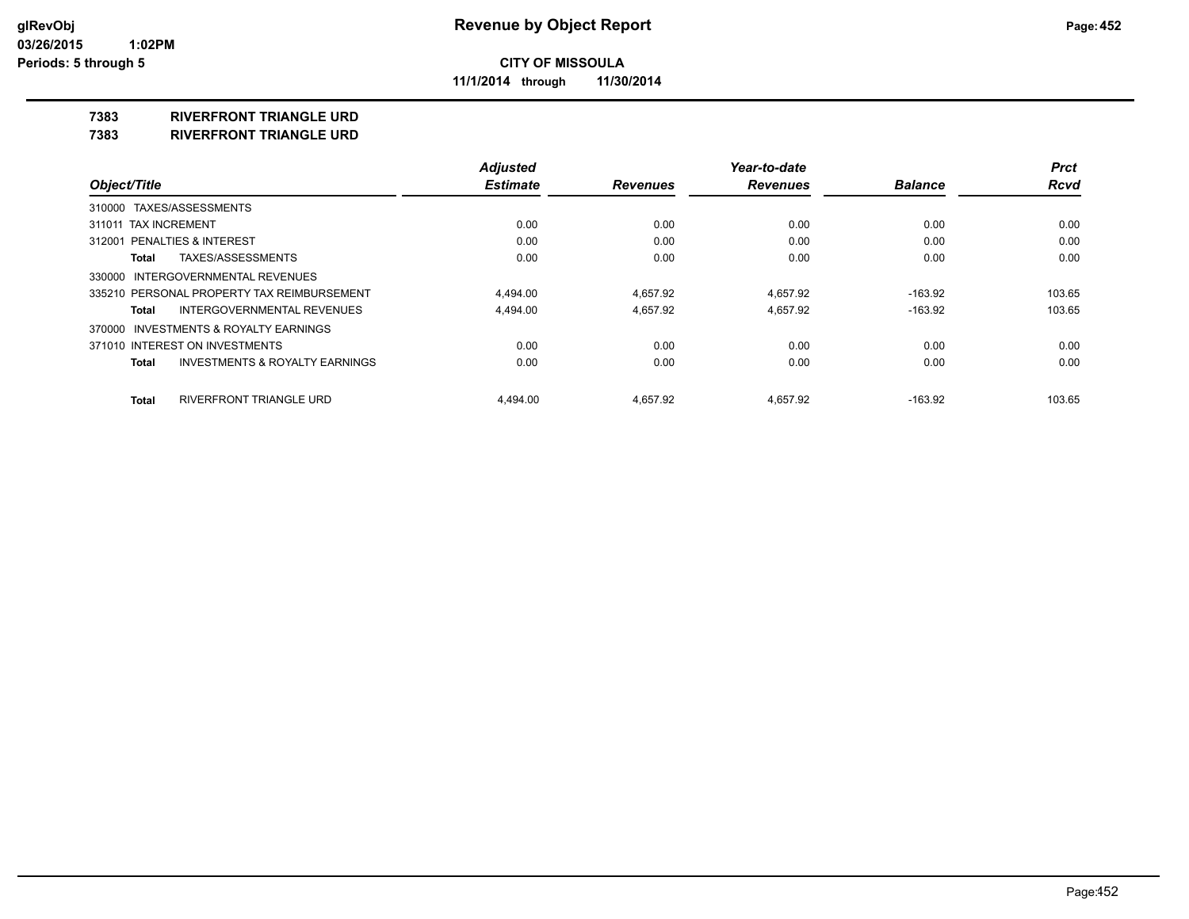# Revenue by Object Report

**CITY OF MISSOULA**

**11/1/2014 through 11/30/2014**

glRevObj
03/26/2015 1:02PM
Periods: 5 through 5

## 7383 RIVERFRONT TRIANGLE URD
## 7383 RIVERFRONT TRIANGLE URD

| Object/Title | Adjusted Estimate | Revenues | Year-to-date Revenues | Balance | Prct Rcvd |
|---|---|---|---|---|---|
| 310000 TAXES/ASSESSMENTS | | | | | |
| 311011 TAX INCREMENT | 0.00 | 0.00 | 0.00 | 0.00 | 0.00 |
| 312001 PENALTIES & INTEREST | 0.00 | 0.00 | 0.00 | 0.00 | 0.00 |
| **Total** TAXES/ASSESSMENTS | 0.00 | 0.00 | 0.00 | 0.00 | 0.00 |
| 330000 INTERGOVERNMENTAL REVENUES | | | | | |
| 335210 PERSONAL PROPERTY TAX REIMBURSEMENT | 4,494.00 | 4,657.92 | 4,657.92 | -163.92 | 103.65 |
| **Total** INTERGOVERNMENTAL REVENUES | 4,494.00 | 4,657.92 | 4,657.92 | -163.92 | 103.65 |
| 370000 INVESTMENTS & ROYALTY EARNINGS | | | | | |
| 371010 INTEREST ON INVESTMENTS | 0.00 | 0.00 | 0.00 | 0.00 | 0.00 |
| **Total** INVESTMENTS & ROYALTY EARNINGS | 0.00 | 0.00 | 0.00 | 0.00 | 0.00 |
| **Total** RIVERFRONT TRIANGLE URD | 4,494.00 | 4,657.92 | 4,657.92 | -163.92 | 103.65 |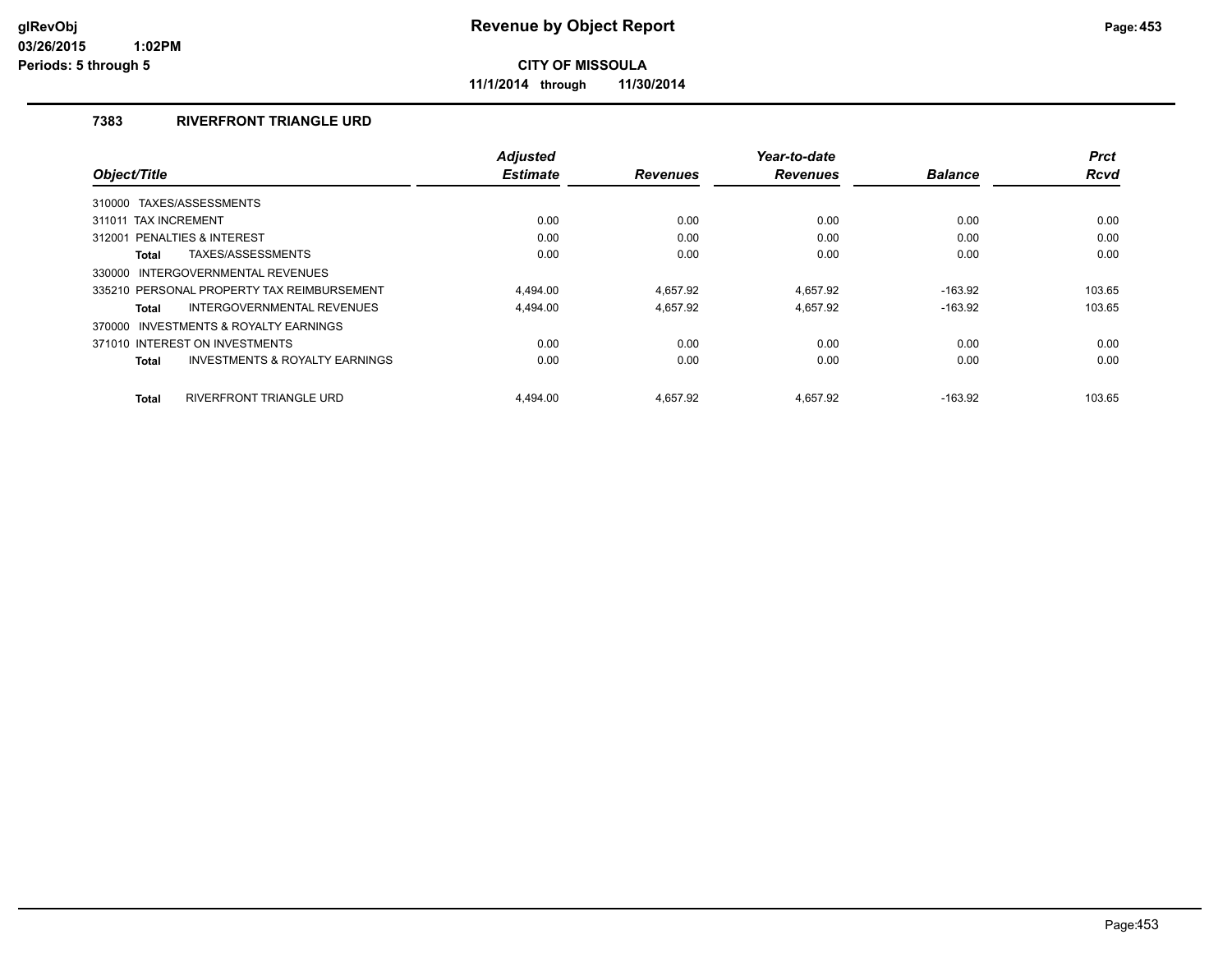# Revenue by Object Report

**CITY OF MISSOULA**

**11/1/2014 through 11/30/2014**

glRevObj
03/26/2015 1:02PM
Periods: 5 through 5

## 7383 RIVERFRONT TRIANGLE URD

| Object/Title | Adjusted Estimate | Revenues | Year-to-date Revenues | Balance | Prct Rcvd |
|---|---|---|---|---|---|
| 310000 TAXES/ASSESSMENTS | | | | | |
| 311011 TAX INCREMENT | 0.00 | 0.00 | 0.00 | 0.00 | 0.00 |
| 312001 PENALTIES & INTEREST | 0.00 | 0.00 | 0.00 | 0.00 | 0.00 |
| **Total** TAXES/ASSESSMENTS | 0.00 | 0.00 | 0.00 | 0.00 | 0.00 |
| 330000 INTERGOVERNMENTAL REVENUES | | | | | |
| 335210 PERSONAL PROPERTY TAX REIMBURSEMENT | 4,494.00 | 4,657.92 | 4,657.92 | -163.92 | 103.65 |
| **Total** INTERGOVERNMENTAL REVENUES | 4,494.00 | 4,657.92 | 4,657.92 | -163.92 | 103.65 |
| 370000 INVESTMENTS & ROYALTY EARNINGS | | | | | |
| 371010 INTEREST ON INVESTMENTS | 0.00 | 0.00 | 0.00 | 0.00 | 0.00 |
| **Total** INVESTMENTS & ROYALTY EARNINGS | 0.00 | 0.00 | 0.00 | 0.00 | 0.00 |
| **Total** RIVERFRONT TRIANGLE URD | 4,494.00 | 4,657.92 | 4,657.92 | -163.92 | 103.65 |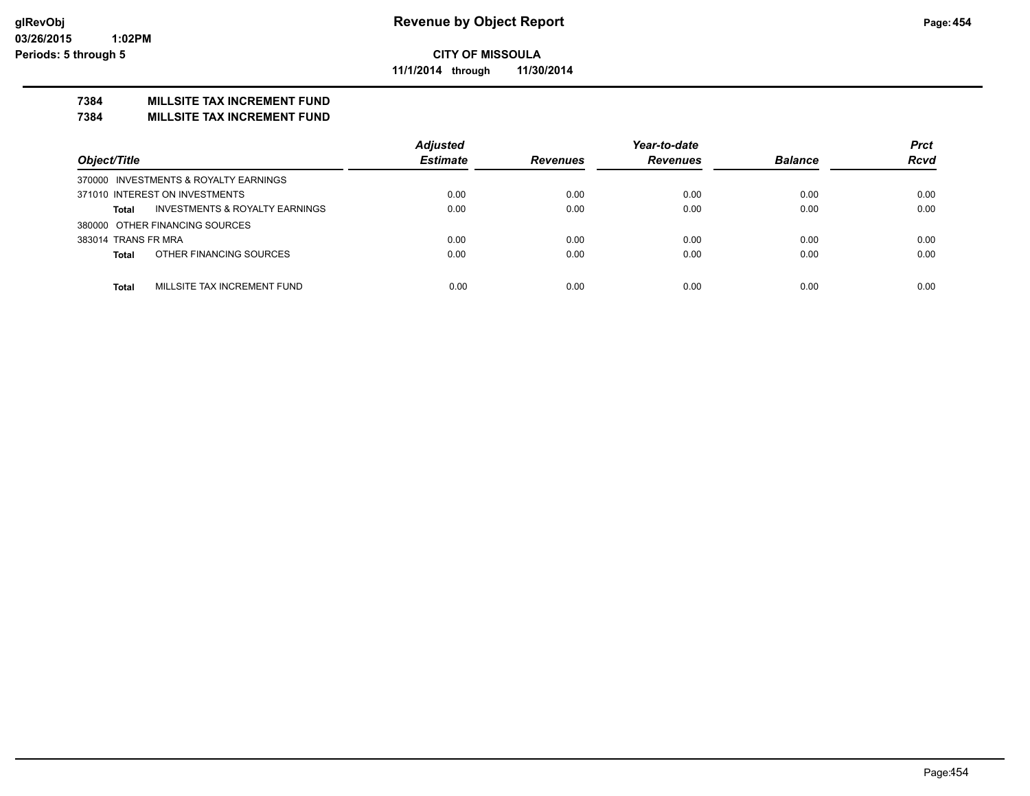# Revenue by Object Report

**CITY OF MISSOULA**

**11/1/2014 through 11/30/2014**

glRevObj
03/26/2015 1:02PM
Periods: 5 through 5

**7384 MILLSITE TAX INCREMENT FUND**
**7384 MILLSITE TAX INCREMENT FUND**

| Object/Title | Adjusted Estimate | Revenues | Year-to-date Revenues | Balance | Prct Rcvd |
|---|---|---|---|---|---|
| 370000 INVESTMENTS & ROYALTY EARNINGS | | | | | |
| 371010 INTEREST ON INVESTMENTS | 0.00 | 0.00 | 0.00 | 0.00 | 0.00 |
| **Total** INVESTMENTS & ROYALTY EARNINGS | 0.00 | 0.00 | 0.00 | 0.00 | 0.00 |
| 380000 OTHER FINANCING SOURCES | | | | | |
| 383014 TRANS FR MRA | 0.00 | 0.00 | 0.00 | 0.00 | 0.00 |
| **Total** OTHER FINANCING SOURCES | 0.00 | 0.00 | 0.00 | 0.00 | 0.00 |
| **Total** MILLSITE TAX INCREMENT FUND | 0.00 | 0.00 | 0.00 | 0.00 | 0.00 |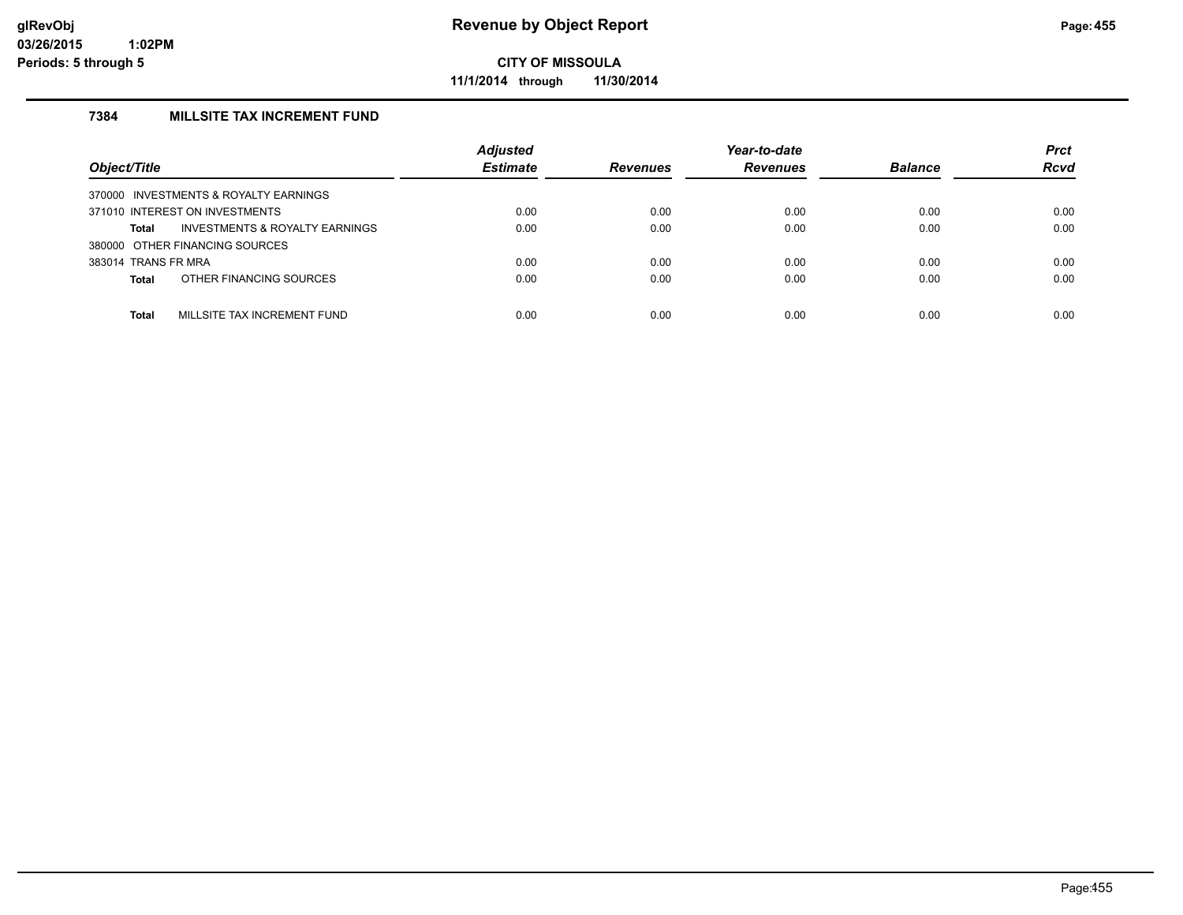# Revenue by Object Report

**CITY OF MISSOULA**

**11/1/2014 through 11/30/2014**

glRevObj
03/26/2015 1:02PM
Periods: 5 through 5

### 7384 MILLSITE TAX INCREMENT FUND

| Object/Title | Adjusted Estimate | Revenues | Year-to-date Revenues | Balance | Prct Rcvd |
|---|---|---|---|---|---|
| 370000 INVESTMENTS & ROYALTY EARNINGS | | | | | |
| 371010 INTEREST ON INVESTMENTS | 0.00 | 0.00 | 0.00 | 0.00 | 0.00 |
| **Total** INVESTMENTS & ROYALTY EARNINGS | 0.00 | 0.00 | 0.00 | 0.00 | 0.00 |
| 380000 OTHER FINANCING SOURCES | | | | | |
| 383014 TRANS FR MRA | 0.00 | 0.00 | 0.00 | 0.00 | 0.00 |
| **Total** OTHER FINANCING SOURCES | 0.00 | 0.00 | 0.00 | 0.00 | 0.00 |
| **Total** MILLSITE TAX INCREMENT FUND | 0.00 | 0.00 | 0.00 | 0.00 | 0.00 |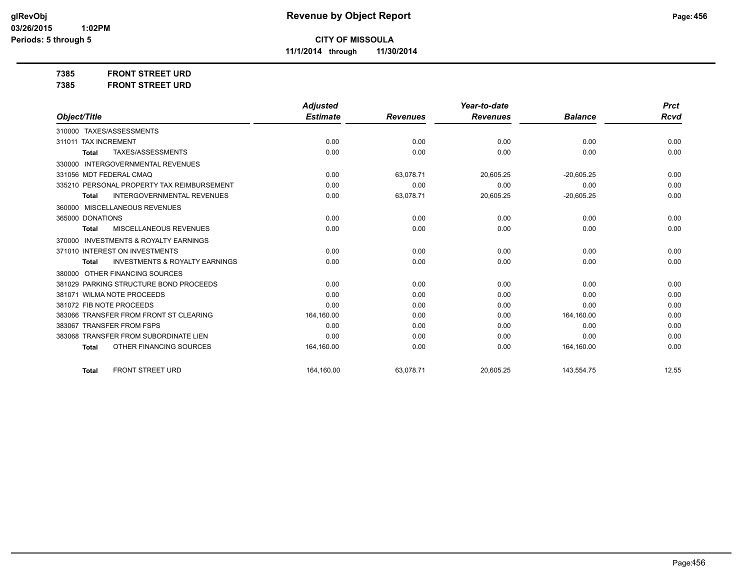# Revenue by Object Report

**CITY OF MISSOULA**

**11/1/2014 through 11/30/2014**

glRevObj
03/26/2015 1:02PM
Periods: 5 through 5

**7385 FRONT STREET URD**

**7385 FRONT STREET URD**

| Object/Title | Adjusted Estimate | Revenues | Year-to-date Revenues | Balance | Prct Rcvd |
|---|---|---|---|---|---|
| 310000 TAXES/ASSESSMENTS | | | | | |
| 311011 TAX INCREMENT | 0.00 | 0.00 | 0.00 | 0.00 | 0.00 |
| **Total** TAXES/ASSESSMENTS | 0.00 | 0.00 | 0.00 | 0.00 | 0.00 |
| 330000 INTERGOVERNMENTAL REVENUES | | | | | |
| 331056 MDT FEDERAL CMAQ | 0.00 | 63,078.71 | 20,605.25 | -20,605.25 | 0.00 |
| 335210 PERSONAL PROPERTY TAX REIMBURSEMENT | 0.00 | 0.00 | 0.00 | 0.00 | 0.00 |
| **Total** INTERGOVERNMENTAL REVENUES | 0.00 | 63,078.71 | 20,605.25 | -20,605.25 | 0.00 |
| 360000 MISCELLANEOUS REVENUES | | | | | |
| 365000 DONATIONS | 0.00 | 0.00 | 0.00 | 0.00 | 0.00 |
| **Total** MISCELLANEOUS REVENUES | 0.00 | 0.00 | 0.00 | 0.00 | 0.00 |
| 370000 INVESTMENTS & ROYALTY EARNINGS | | | | | |
| 371010 INTEREST ON INVESTMENTS | 0.00 | 0.00 | 0.00 | 0.00 | 0.00 |
| **Total** INVESTMENTS & ROYALTY EARNINGS | 0.00 | 0.00 | 0.00 | 0.00 | 0.00 |
| 380000 OTHER FINANCING SOURCES | | | | | |
| 381029 PARKING STRUCTURE BOND PROCEEDS | 0.00 | 0.00 | 0.00 | 0.00 | 0.00 |
| 381071 WILMA NOTE PROCEEDS | 0.00 | 0.00 | 0.00 | 0.00 | 0.00 |
| 381072 FIB NOTE PROCEEDS | 0.00 | 0.00 | 0.00 | 0.00 | 0.00 |
| 383066 TRANSFER FROM FRONT ST CLEARING | 164,160.00 | 0.00 | 0.00 | 164,160.00 | 0.00 |
| 383067 TRANSFER FROM FSPS | 0.00 | 0.00 | 0.00 | 0.00 | 0.00 |
| 383068 TRANSFER FROM SUBORDINATE LIEN | 0.00 | 0.00 | 0.00 | 0.00 | 0.00 |
| **Total** OTHER FINANCING SOURCES | 164,160.00 | 0.00 | 0.00 | 164,160.00 | 0.00 |
| **Total** FRONT STREET URD | 164,160.00 | 63,078.71 | 20,605.25 | 143,554.75 | 12.55 |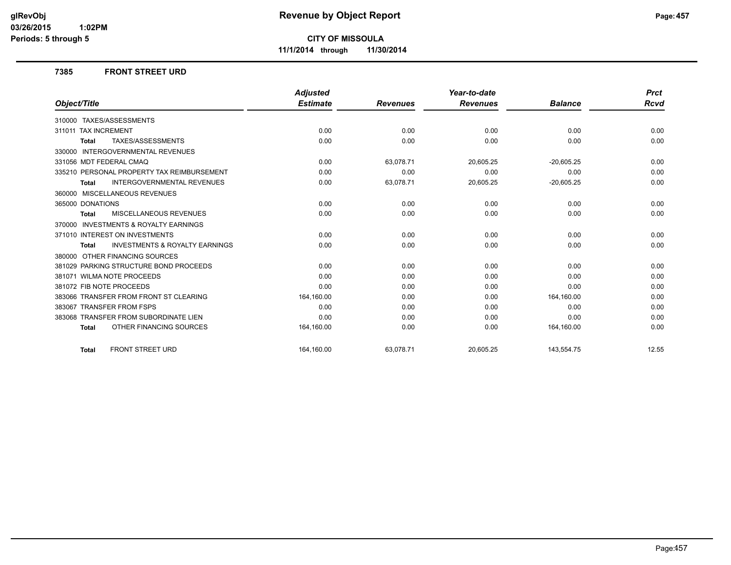# Revenue by Object Report

**CITY OF MISSOULA**

**11/1/2014 through 11/30/2014**

glRevObj
03/26/2015 1:02PM
Periods: 5 through 5

## 7385 FRONT STREET URD

| Object/Title | Adjusted Estimate | Revenues | Year-to-date Revenues | Balance | Prct Rcvd |
|---|---|---|---|---|---|
| 310000 TAXES/ASSESSMENTS | | | | | |
| 311011 TAX INCREMENT | 0.00 | 0.00 | 0.00 | 0.00 | 0.00 |
| **Total** TAXES/ASSESSMENTS | 0.00 | 0.00 | 0.00 | 0.00 | 0.00 |
| 330000 INTERGOVERNMENTAL REVENUES | | | | | |
| 331056 MDT FEDERAL CMAQ | 0.00 | 63,078.71 | 20,605.25 | -20,605.25 | 0.00 |
| 335210 PERSONAL PROPERTY TAX REIMBURSEMENT | 0.00 | 0.00 | 0.00 | 0.00 | 0.00 |
| **Total** INTERGOVERNMENTAL REVENUES | 0.00 | 63,078.71 | 20,605.25 | -20,605.25 | 0.00 |
| 360000 MISCELLANEOUS REVENUES | | | | | |
| 365000 DONATIONS | 0.00 | 0.00 | 0.00 | 0.00 | 0.00 |
| **Total** MISCELLANEOUS REVENUES | 0.00 | 0.00 | 0.00 | 0.00 | 0.00 |
| 370000 INVESTMENTS & ROYALTY EARNINGS | | | | | |
| 371010 INTEREST ON INVESTMENTS | 0.00 | 0.00 | 0.00 | 0.00 | 0.00 |
| **Total** INVESTMENTS & ROYALTY EARNINGS | 0.00 | 0.00 | 0.00 | 0.00 | 0.00 |
| 380000 OTHER FINANCING SOURCES | | | | | |
| 381029 PARKING STRUCTURE BOND PROCEEDS | 0.00 | 0.00 | 0.00 | 0.00 | 0.00 |
| 381071 WILMA NOTE PROCEEDS | 0.00 | 0.00 | 0.00 | 0.00 | 0.00 |
| 381072 FIB NOTE PROCEEDS | 0.00 | 0.00 | 0.00 | 0.00 | 0.00 |
| 383066 TRANSFER FROM FRONT ST CLEARING | 164,160.00 | 0.00 | 0.00 | 164,160.00 | 0.00 |
| 383067 TRANSFER FROM FSPS | 0.00 | 0.00 | 0.00 | 0.00 | 0.00 |
| 383068 TRANSFER FROM SUBORDINATE LIEN | 0.00 | 0.00 | 0.00 | 0.00 | 0.00 |
| **Total** OTHER FINANCING SOURCES | 164,160.00 | 0.00 | 0.00 | 164,160.00 | 0.00 |
| **Total** FRONT STREET URD | 164,160.00 | 63,078.71 | 20,605.25 | 143,554.75 | 12.55 |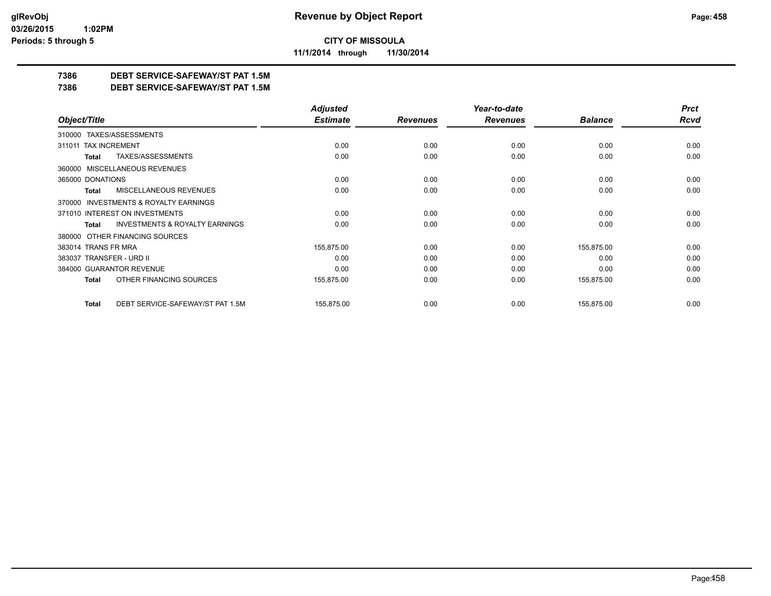# Revenue by Object Report

**CITY OF MISSOULA**

**11/1/2014 through 11/30/2014**

glRevObj
03/26/2015 1:02PM
Periods: 5 through 5

**7386 DEBT SERVICE-SAFEWAY/ST PAT 1.5M**

**7386 DEBT SERVICE-SAFEWAY/ST PAT 1.5M**

| Object/Title | Adjusted Estimate | Revenues | Year-to-date Revenues | Balance | Prct Rcvd |
|---|---|---|---|---|---|
| 310000 TAXES/ASSESSMENTS | | | | | |
| 311011 TAX INCREMENT | 0.00 | 0.00 | 0.00 | 0.00 | 0.00 |
| **Total** TAXES/ASSESSMENTS | 0.00 | 0.00 | 0.00 | 0.00 | 0.00 |
| 360000 MISCELLANEOUS REVENUES | | | | | |
| 365000 DONATIONS | 0.00 | 0.00 | 0.00 | 0.00 | 0.00 |
| **Total** MISCELLANEOUS REVENUES | 0.00 | 0.00 | 0.00 | 0.00 | 0.00 |
| 370000 INVESTMENTS & ROYALTY EARNINGS | | | | | |
| 371010 INTEREST ON INVESTMENTS | 0.00 | 0.00 | 0.00 | 0.00 | 0.00 |
| **Total** INVESTMENTS & ROYALTY EARNINGS | 0.00 | 0.00 | 0.00 | 0.00 | 0.00 |
| 380000 OTHER FINANCING SOURCES | | | | | |
| 383014 TRANS FR MRA | 155,875.00 | 0.00 | 0.00 | 155,875.00 | 0.00 |
| 383037 TRANSFER - URD II | 0.00 | 0.00 | 0.00 | 0.00 | 0.00 |
| 384000 GUARANTOR REVENUE | 0.00 | 0.00 | 0.00 | 0.00 | 0.00 |
| **Total** OTHER FINANCING SOURCES | 155,875.00 | 0.00 | 0.00 | 155,875.00 | 0.00 |
| **Total** DEBT SERVICE-SAFEWAY/ST PAT 1.5M | 155,875.00 | 0.00 | 0.00 | 155,875.00 | 0.00 |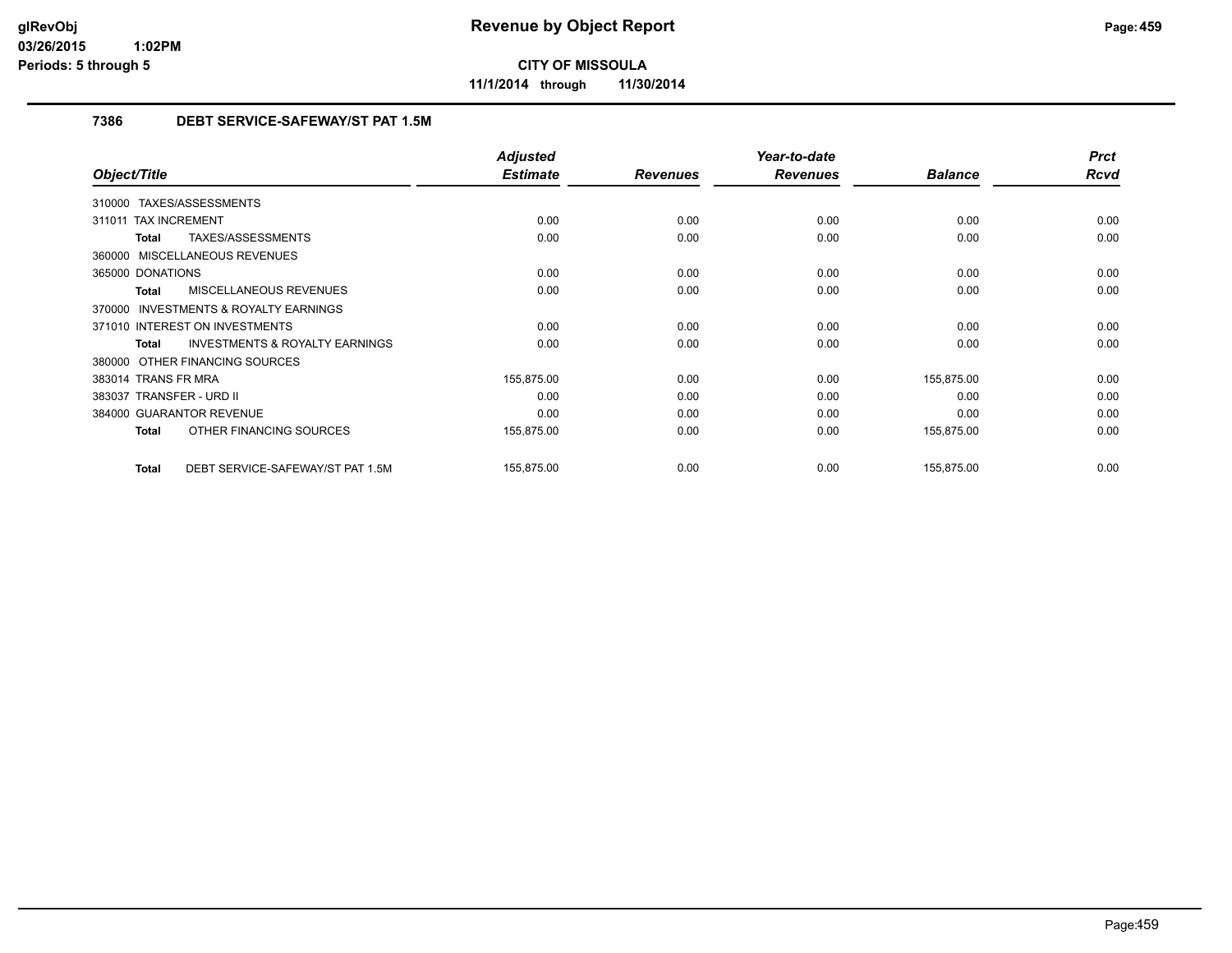# Revenue by Object Report

**CITY OF MISSOULA**

**11/1/2014 through 11/30/2014**

glRevObj
03/26/2015 1:02PM
Periods: 5 through 5

### 7386 DEBT SERVICE-SAFEWAY/ST PAT 1.5M

| Object/Title | Adjusted Estimate | Revenues | Year-to-date Revenues | Balance | Prct Rcvd |
|---|---|---|---|---|---|
| 310000 TAXES/ASSESSMENTS | | | | | |
| 311011 TAX INCREMENT | 0.00 | 0.00 | 0.00 | 0.00 | 0.00 |
| **Total** TAXES/ASSESSMENTS | 0.00 | 0.00 | 0.00 | 0.00 | 0.00 |
| 360000 MISCELLANEOUS REVENUES | | | | | |
| 365000 DONATIONS | 0.00 | 0.00 | 0.00 | 0.00 | 0.00 |
| **Total** MISCELLANEOUS REVENUES | 0.00 | 0.00 | 0.00 | 0.00 | 0.00 |
| 370000 INVESTMENTS & ROYALTY EARNINGS | | | | | |
| 371010 INTEREST ON INVESTMENTS | 0.00 | 0.00 | 0.00 | 0.00 | 0.00 |
| **Total** INVESTMENTS & ROYALTY EARNINGS | 0.00 | 0.00 | 0.00 | 0.00 | 0.00 |
| 380000 OTHER FINANCING SOURCES | | | | | |
| 383014 TRANS FR MRA | 155,875.00 | 0.00 | 0.00 | 155,875.00 | 0.00 |
| 383037 TRANSFER - URD II | 0.00 | 0.00 | 0.00 | 0.00 | 0.00 |
| 384000 GUARANTOR REVENUE | 0.00 | 0.00 | 0.00 | 0.00 | 0.00 |
| **Total** OTHER FINANCING SOURCES | 155,875.00 | 0.00 | 0.00 | 155,875.00 | 0.00 |
| **Total** DEBT SERVICE-SAFEWAY/ST PAT 1.5M | 155,875.00 | 0.00 | 0.00 | 155,875.00 | 0.00 |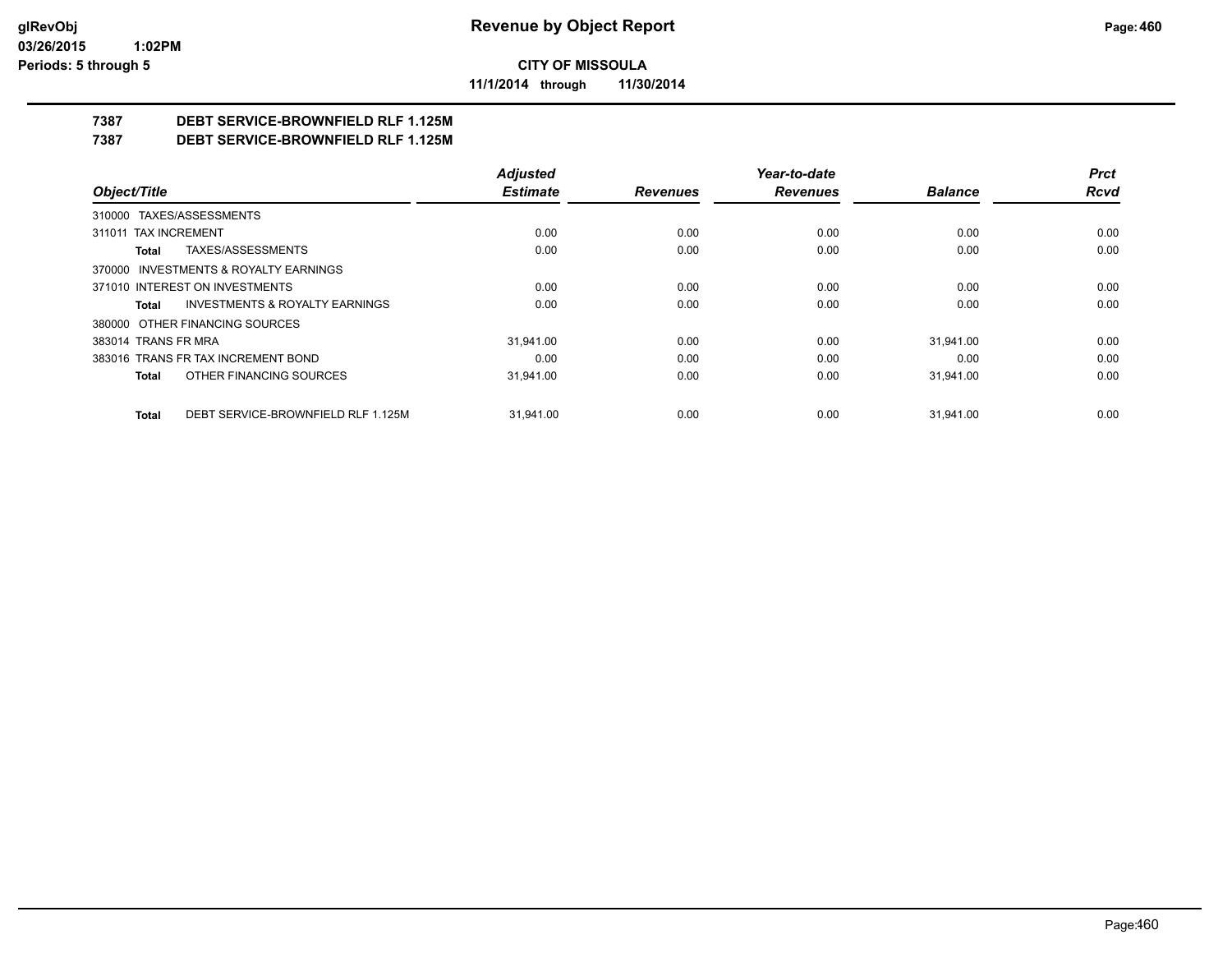**Revenue by Object Report**

**CITY OF MISSOULA**

**11/1/2014 through 11/30/2014**

glRevObj
03/26/2015 1:02PM
Periods: 5 through 5

## 7387 DEBT SERVICE-BROWNFIELD RLF 1.125M
## 7387 DEBT SERVICE-BROWNFIELD RLF 1.125M

| Object/Title | Adjusted Estimate | Revenues | Year-to-date Revenues | Balance | Prct Rcvd |
|---|---|---|---|---|---|
| 310000 TAXES/ASSESSMENTS | | | | | |
| 311011 TAX INCREMENT | 0.00 | 0.00 | 0.00 | 0.00 | 0.00 |
| **Total** TAXES/ASSESSMENTS | 0.00 | 0.00 | 0.00 | 0.00 | 0.00 |
| 370000 INVESTMENTS & ROYALTY EARNINGS | | | | | |
| 371010 INTEREST ON INVESTMENTS | 0.00 | 0.00 | 0.00 | 0.00 | 0.00 |
| **Total** INVESTMENTS & ROYALTY EARNINGS | 0.00 | 0.00 | 0.00 | 0.00 | 0.00 |
| 380000 OTHER FINANCING SOURCES | | | | | |
| 383014 TRANS FR MRA | 31,941.00 | 0.00 | 0.00 | 31,941.00 | 0.00 |
| 383016 TRANS FR TAX INCREMENT BOND | 0.00 | 0.00 | 0.00 | 0.00 | 0.00 |
| **Total** OTHER FINANCING SOURCES | 31,941.00 | 0.00 | 0.00 | 31,941.00 | 0.00 |
| **Total** DEBT SERVICE-BROWNFIELD RLF 1.125M | 31,941.00 | 0.00 | 0.00 | 31,941.00 | 0.00 |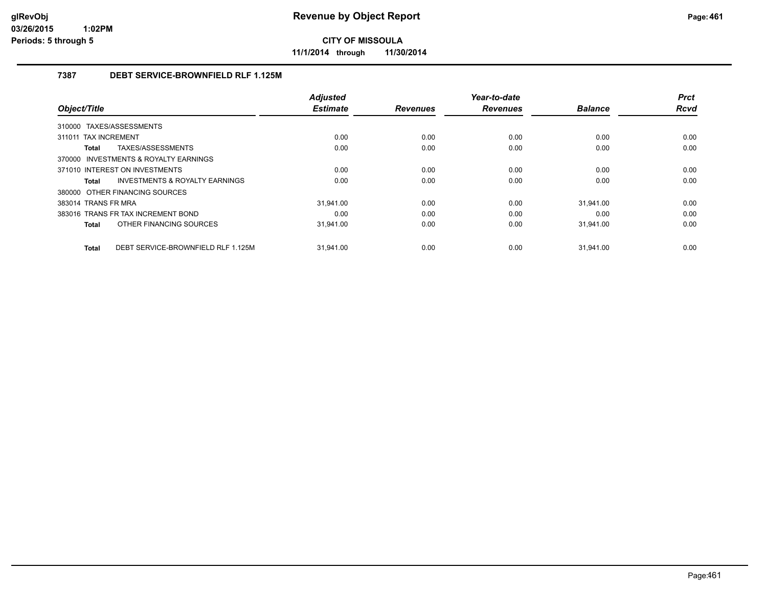# Revenue by Object Report

**CITY OF MISSOULA**

**11/1/2014 through 11/30/2014**

glRevObj
03/26/2015 1:02PM
Periods: 5 through 5

## 7387 DEBT SERVICE-BROWNFIELD RLF 1.125M

| Object/Title | Adjusted Estimate | Revenues | Year-to-date Revenues | Balance | Prct Rcvd |
|---|---|---|---|---|---|
| 310000 TAXES/ASSESSMENTS | | | | | |
| 311011 TAX INCREMENT | 0.00 | 0.00 | 0.00 | 0.00 | 0.00 |
| **Total** TAXES/ASSESSMENTS | 0.00 | 0.00 | 0.00 | 0.00 | 0.00 |
| 370000 INVESTMENTS & ROYALTY EARNINGS | | | | | |
| 371010 INTEREST ON INVESTMENTS | 0.00 | 0.00 | 0.00 | 0.00 | 0.00 |
| **Total** INVESTMENTS & ROYALTY EARNINGS | 0.00 | 0.00 | 0.00 | 0.00 | 0.00 |
| 380000 OTHER FINANCING SOURCES | | | | | |
| 383014 TRANS FR MRA | 31,941.00 | 0.00 | 0.00 | 31,941.00 | 0.00 |
| 383016 TRANS FR TAX INCREMENT BOND | 0.00 | 0.00 | 0.00 | 0.00 | 0.00 |
| **Total** OTHER FINANCING SOURCES | 31,941.00 | 0.00 | 0.00 | 31,941.00 | 0.00 |
| **Total** DEBT SERVICE-BROWNFIELD RLF 1.125M | 31,941.00 | 0.00 | 0.00 | 31,941.00 | 0.00 |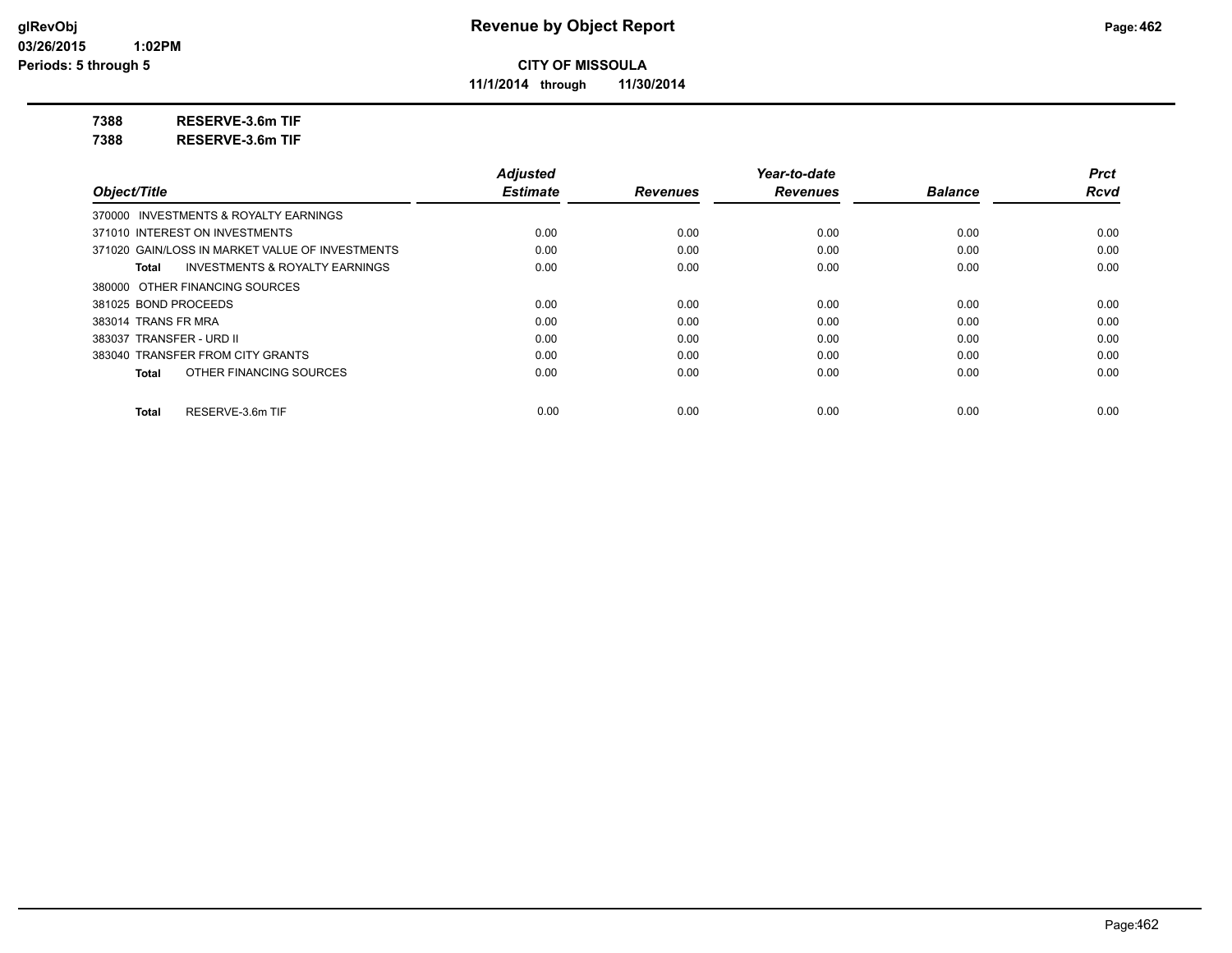**CITY OF MISSOULA**

**11/1/2014 through 11/30/2014**

**7388 RESERVE-3.6m TIF**

**7388 RESERVE-3.6m TIF**

| Object/Title | Adjusted Estimate | Revenues | Year-to-date Revenues | Balance | Prct Rcvd |
|---|---|---|---|---|---|
| 370000 INVESTMENTS & ROYALTY EARNINGS | | | | | |
| 371010 INTEREST ON INVESTMENTS | 0.00 | 0.00 | 0.00 | 0.00 | 0.00 |
| 371020 GAIN/LOSS IN MARKET VALUE OF INVESTMENTS | 0.00 | 0.00 | 0.00 | 0.00 | 0.00 |
| **Total** INVESTMENTS & ROYALTY EARNINGS | 0.00 | 0.00 | 0.00 | 0.00 | 0.00 |
| 380000 OTHER FINANCING SOURCES | | | | | |
| 381025 BOND PROCEEDS | 0.00 | 0.00 | 0.00 | 0.00 | 0.00 |
| 383014 TRANS FR MRA | 0.00 | 0.00 | 0.00 | 0.00 | 0.00 |
| 383037 TRANSFER - URD II | 0.00 | 0.00 | 0.00 | 0.00 | 0.00 |
| 383040 TRANSFER FROM CITY GRANTS | 0.00 | 0.00 | 0.00 | 0.00 | 0.00 |
| **Total** OTHER FINANCING SOURCES | 0.00 | 0.00 | 0.00 | 0.00 | 0.00 |
| **Total** RESERVE-3.6m TIF | 0.00 | 0.00 | 0.00 | 0.00 | 0.00 |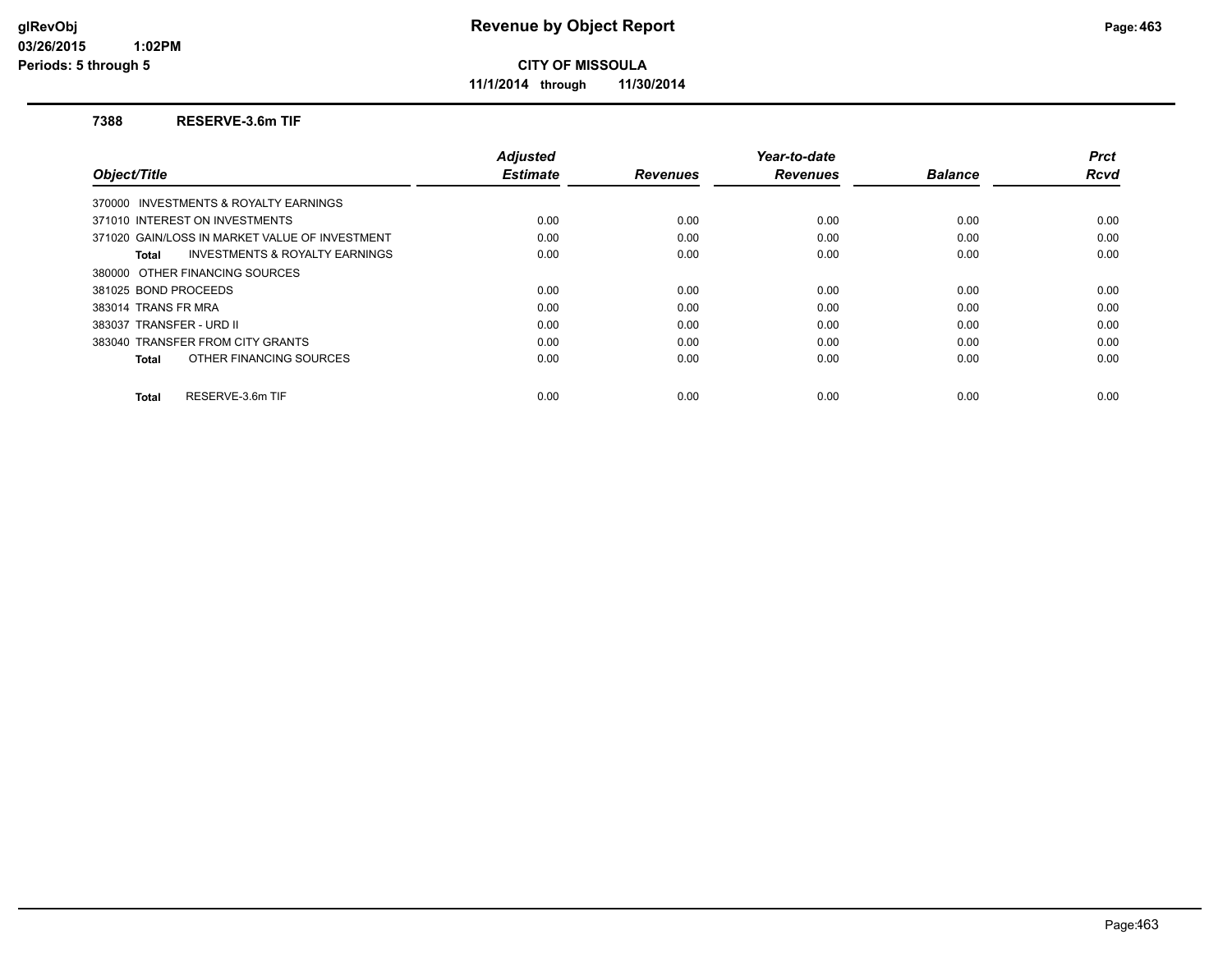# Revenue by Object Report

**CITY OF MISSOULA**

**11/1/2014 through 11/30/2014**

glRevObj
03/26/2015 1:02PM
Periods: 5 through 5

### 7388 RESERVE-3.6m TIF

| Object/Title | Adjusted Estimate | Revenues | Year-to-date Revenues | Balance | Prct Rcvd |
|---|---|---|---|---|---|
| 370000 INVESTMENTS & ROYALTY EARNINGS | | | | | |
| 371010 INTEREST ON INVESTMENTS | 0.00 | 0.00 | 0.00 | 0.00 | 0.00 |
| 371020 GAIN/LOSS IN MARKET VALUE OF INVESTMENT | 0.00 | 0.00 | 0.00 | 0.00 | 0.00 |
| **Total** INVESTMENTS & ROYALTY EARNINGS | 0.00 | 0.00 | 0.00 | 0.00 | 0.00 |
| 380000 OTHER FINANCING SOURCES | | | | | |
| 381025 BOND PROCEEDS | 0.00 | 0.00 | 0.00 | 0.00 | 0.00 |
| 383014 TRANS FR MRA | 0.00 | 0.00 | 0.00 | 0.00 | 0.00 |
| 383037 TRANSFER - URD II | 0.00 | 0.00 | 0.00 | 0.00 | 0.00 |
| 383040 TRANSFER FROM CITY GRANTS | 0.00 | 0.00 | 0.00 | 0.00 | 0.00 |
| **Total** OTHER FINANCING SOURCES | 0.00 | 0.00 | 0.00 | 0.00 | 0.00 |
| **Total** RESERVE-3.6m TIF | 0.00 | 0.00 | 0.00 | 0.00 | 0.00 |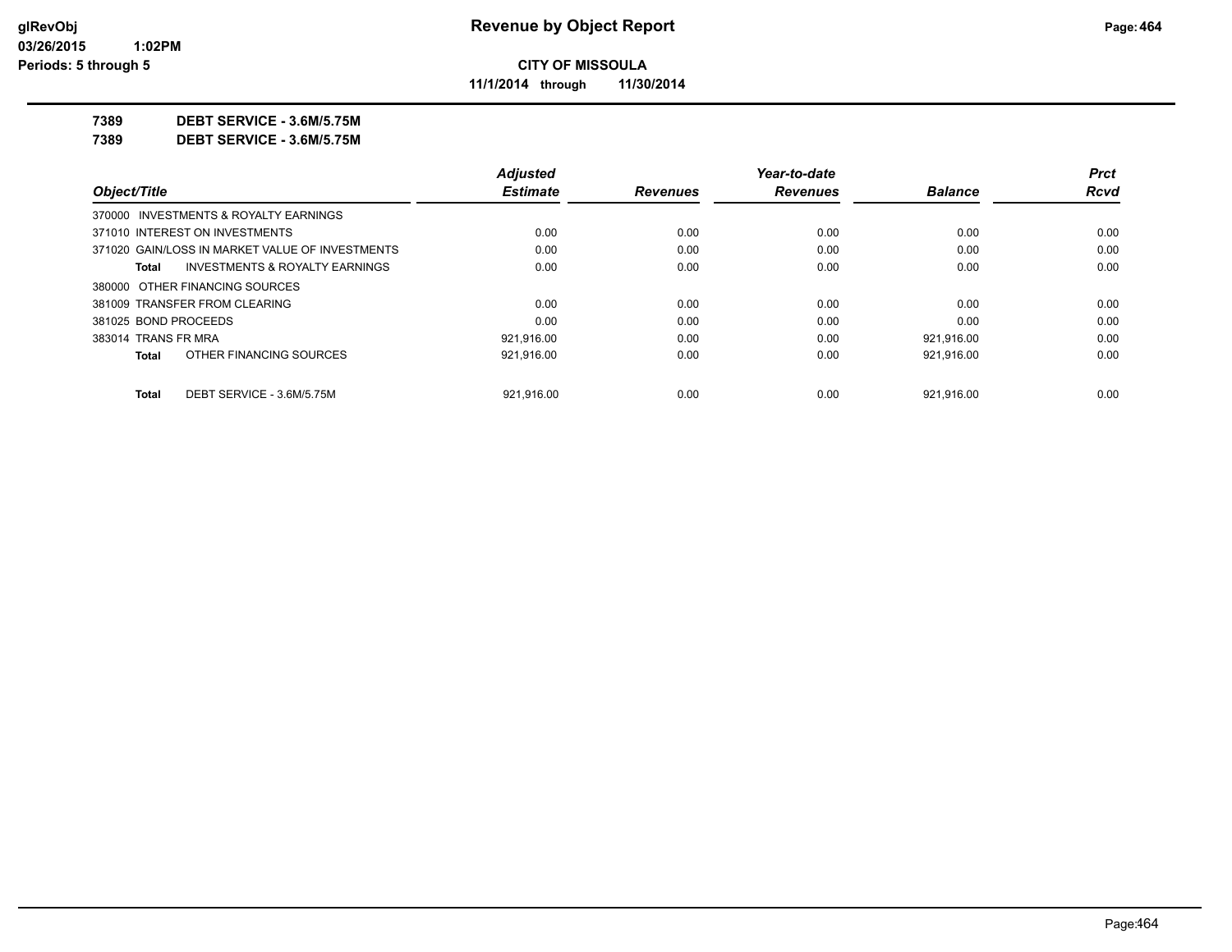# Revenue by Object Report

**CITY OF MISSOULA**

**11/1/2014 through 11/30/2014**

glRevObj
03/26/2015 1:02PM
Periods: 5 through 5

**7389 DEBT SERVICE - 3.6M/5.75M**

**7389 DEBT SERVICE - 3.6M/5.75M**

| Object/Title | Adjusted Estimate | Revenues | Year-to-date Revenues | Balance | Prct Rcvd |
|---|---|---|---|---|---|
| 370000 INVESTMENTS & ROYALTY EARNINGS | | | | | |
| 371010 INTEREST ON INVESTMENTS | 0.00 | 0.00 | 0.00 | 0.00 | 0.00 |
| 371020 GAIN/LOSS IN MARKET VALUE OF INVESTMENTS | 0.00 | 0.00 | 0.00 | 0.00 | 0.00 |
| **Total** INVESTMENTS & ROYALTY EARNINGS | 0.00 | 0.00 | 0.00 | 0.00 | 0.00 |
| 380000 OTHER FINANCING SOURCES | | | | | |
| 381009 TRANSFER FROM CLEARING | 0.00 | 0.00 | 0.00 | 0.00 | 0.00 |
| 381025 BOND PROCEEDS | 0.00 | 0.00 | 0.00 | 0.00 | 0.00 |
| 383014 TRANS FR MRA | 921,916.00 | 0.00 | 0.00 | 921,916.00 | 0.00 |
| **Total** OTHER FINANCING SOURCES | 921,916.00 | 0.00 | 0.00 | 921,916.00 | 0.00 |
| **Total** DEBT SERVICE - 3.6M/5.75M | 921,916.00 | 0.00 | 0.00 | 921,916.00 | 0.00 |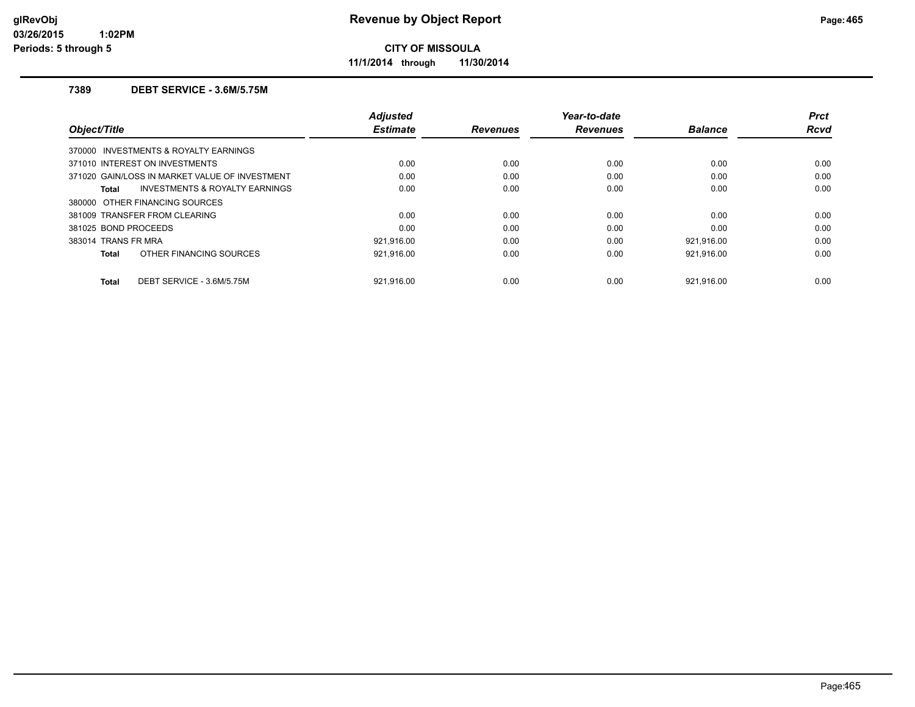**Revenue by Object Report**

**CITY OF MISSOULA**

**11/1/2014 through 11/30/2014**

glRevObj
03/26/2015 1:02PM
Periods: 5 through 5

## 7389 DEBT SERVICE - 3.6M/5.75M

| Object/Title | Adjusted Estimate | Revenues | Year-to-date Revenues | Balance | Prct Rcvd |
|---|---|---|---|---|---|
| 370000 INVESTMENTS & ROYALTY EARNINGS | | | | | |
| 371010 INTEREST ON INVESTMENTS | 0.00 | 0.00 | 0.00 | 0.00 | 0.00 |
| 371020 GAIN/LOSS IN MARKET VALUE OF INVESTMENT | 0.00 | 0.00 | 0.00 | 0.00 | 0.00 |
| **Total** INVESTMENTS & ROYALTY EARNINGS | 0.00 | 0.00 | 0.00 | 0.00 | 0.00 |
| 380000 OTHER FINANCING SOURCES | | | | | |
| 381009 TRANSFER FROM CLEARING | 0.00 | 0.00 | 0.00 | 0.00 | 0.00 |
| 381025 BOND PROCEEDS | 0.00 | 0.00 | 0.00 | 0.00 | 0.00 |
| 383014 TRANS FR MRA | 921,916.00 | 0.00 | 0.00 | 921,916.00 | 0.00 |
| **Total** OTHER FINANCING SOURCES | 921,916.00 | 0.00 | 0.00 | 921,916.00 | 0.00 |
| **Total** DEBT SERVICE - 3.6M/5.75M | 921,916.00 | 0.00 | 0.00 | 921,916.00 | 0.00 |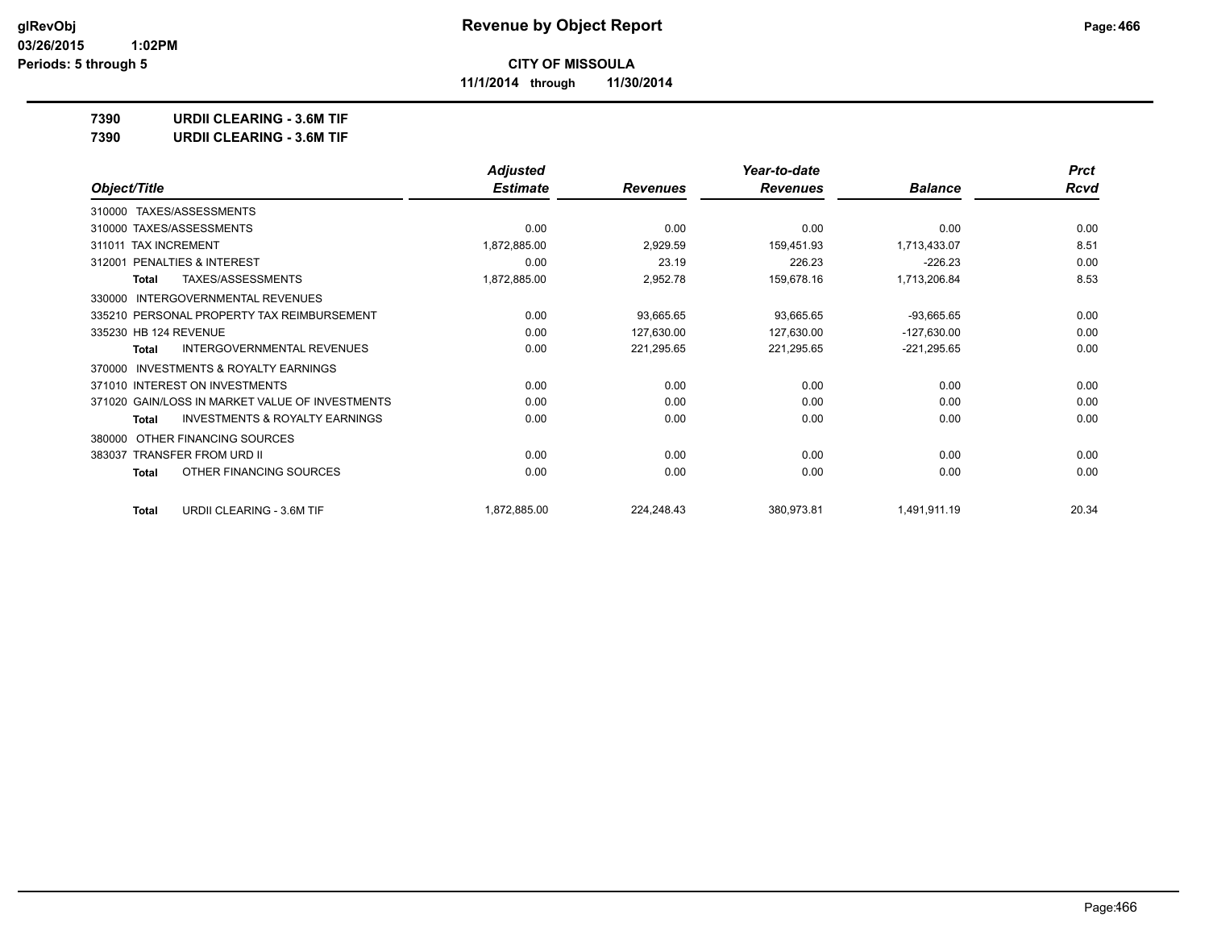# Revenue by Object Report

**CITY OF MISSOULA**

**11/1/2014 through 11/30/2014**

glRevObj
03/26/2015 1:02PM
Periods: 5 through 5

**7390 URDII CLEARING - 3.6M TIF**

**7390 URDII CLEARING - 3.6M TIF**

| Object/Title | Adjusted Estimate | Revenues | Year-to-date Revenues | Balance | Prct Rcvd |
|---|---|---|---|---|---|
| 310000 TAXES/ASSESSMENTS | | | | | |
| 310000 TAXES/ASSESSMENTS | 0.00 | 0.00 | 0.00 | 0.00 | 0.00 |
| 311011 TAX INCREMENT | 1,872,885.00 | 2,929.59 | 159,451.93 | 1,713,433.07 | 8.51 |
| 312001 PENALTIES & INTEREST | 0.00 | 23.19 | 226.23 | -226.23 | 0.00 |
| **Total** TAXES/ASSESSMENTS | 1,872,885.00 | 2,952.78 | 159,678.16 | 1,713,206.84 | 8.53 |
| 330000 INTERGOVERNMENTAL REVENUES | | | | | |
| 335210 PERSONAL PROPERTY TAX REIMBURSEMENT | 0.00 | 93,665.65 | 93,665.65 | -93,665.65 | 0.00 |
| 335230 HB 124 REVENUE | 0.00 | 127,630.00 | 127,630.00 | -127,630.00 | 0.00 |
| **Total** INTERGOVERNMENTAL REVENUES | 0.00 | 221,295.65 | 221,295.65 | -221,295.65 | 0.00 |
| 370000 INVESTMENTS & ROYALTY EARNINGS | | | | | |
| 371010 INTEREST ON INVESTMENTS | 0.00 | 0.00 | 0.00 | 0.00 | 0.00 |
| 371020 GAIN/LOSS IN MARKET VALUE OF INVESTMENTS | 0.00 | 0.00 | 0.00 | 0.00 | 0.00 |
| **Total** INVESTMENTS & ROYALTY EARNINGS | 0.00 | 0.00 | 0.00 | 0.00 | 0.00 |
| 380000 OTHER FINANCING SOURCES | | | | | |
| 383037 TRANSFER FROM URD II | 0.00 | 0.00 | 0.00 | 0.00 | 0.00 |
| **Total** OTHER FINANCING SOURCES | 0.00 | 0.00 | 0.00 | 0.00 | 0.00 |
| **Total** URDII CLEARING - 3.6M TIF | 1,872,885.00 | 224,248.43 | 380,973.81 | 1,491,911.19 | 20.34 |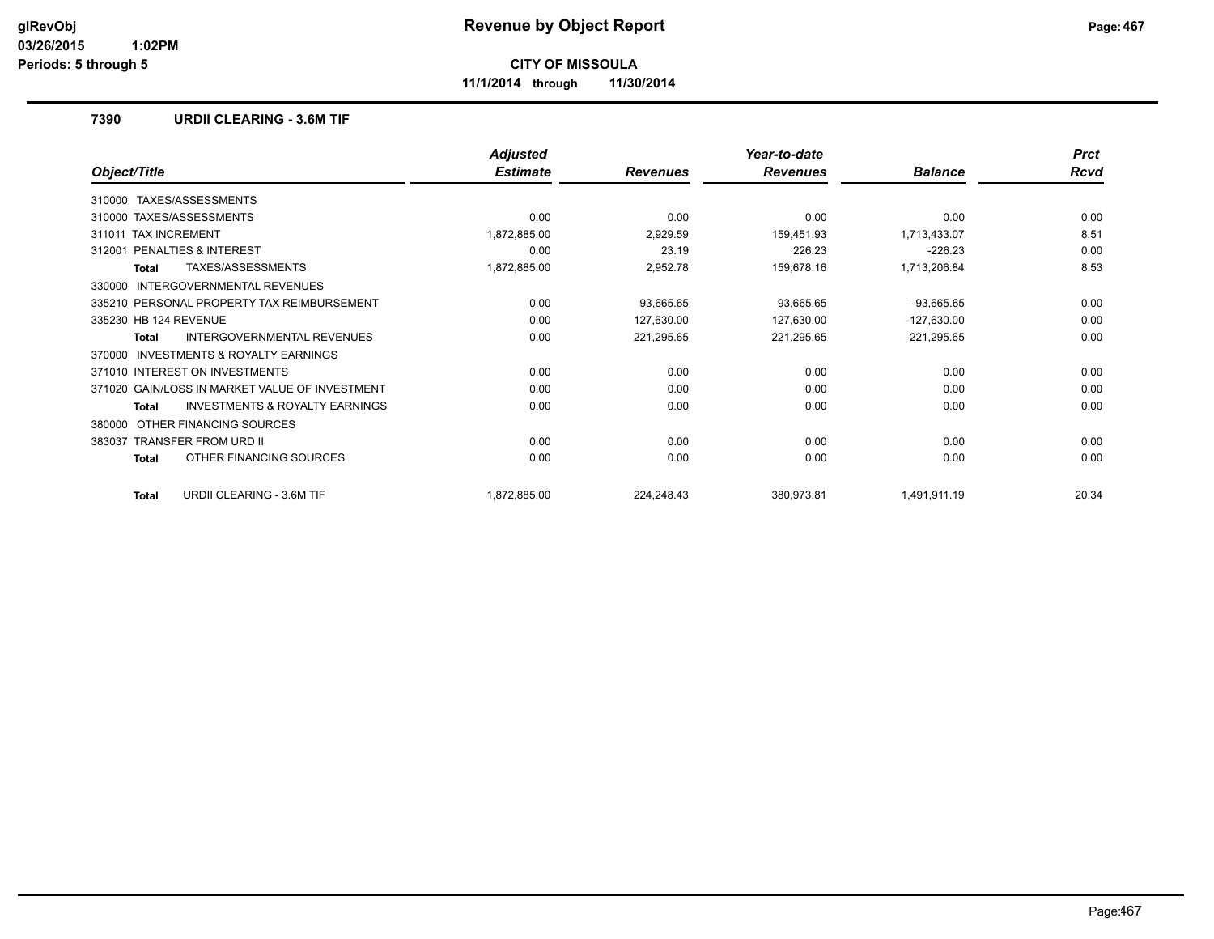**CITY OF MISSOULA**

**11/1/2014 through 11/30/2014**

## 7390 URDII CLEARING - 3.6M TIF

| Object/Title | Adjusted Estimate | Revenues | Year-to-date Revenues | Balance | Prct Rcvd |
|---|---|---|---|---|---|
| 310000 TAXES/ASSESSMENTS | | | | | |
| 310000 TAXES/ASSESSMENTS | 0.00 | 0.00 | 0.00 | 0.00 | 0.00 |
| 311011 TAX INCREMENT | 1,872,885.00 | 2,929.59 | 159,451.93 | 1,713,433.07 | 8.51 |
| 312001 PENALTIES & INTEREST | 0.00 | 23.19 | 226.23 | -226.23 | 0.00 |
| **Total** TAXES/ASSESSMENTS | 1,872,885.00 | 2,952.78 | 159,678.16 | 1,713,206.84 | 8.53 |
| 330000 INTERGOVERNMENTAL REVENUES | | | | | |
| 335210 PERSONAL PROPERTY TAX REIMBURSEMENT | 0.00 | 93,665.65 | 93,665.65 | -93,665.65 | 0.00 |
| 335230 HB 124 REVENUE | 0.00 | 127,630.00 | 127,630.00 | -127,630.00 | 0.00 |
| **Total** INTERGOVERNMENTAL REVENUES | 0.00 | 221,295.65 | 221,295.65 | -221,295.65 | 0.00 |
| 370000 INVESTMENTS & ROYALTY EARNINGS | | | | | |
| 371010 INTEREST ON INVESTMENTS | 0.00 | 0.00 | 0.00 | 0.00 | 0.00 |
| 371020 GAIN/LOSS IN MARKET VALUE OF INVESTMENT | 0.00 | 0.00 | 0.00 | 0.00 | 0.00 |
| **Total** INVESTMENTS & ROYALTY EARNINGS | 0.00 | 0.00 | 0.00 | 0.00 | 0.00 |
| 380000 OTHER FINANCING SOURCES | | | | | |
| 383037 TRANSFER FROM URD II | 0.00 | 0.00 | 0.00 | 0.00 | 0.00 |
| **Total** OTHER FINANCING SOURCES | 0.00 | 0.00 | 0.00 | 0.00 | 0.00 |
| **Total** URDII CLEARING - 3.6M TIF | 1,872,885.00 | 224,248.43 | 380,973.81 | 1,491,911.19 | 20.34 |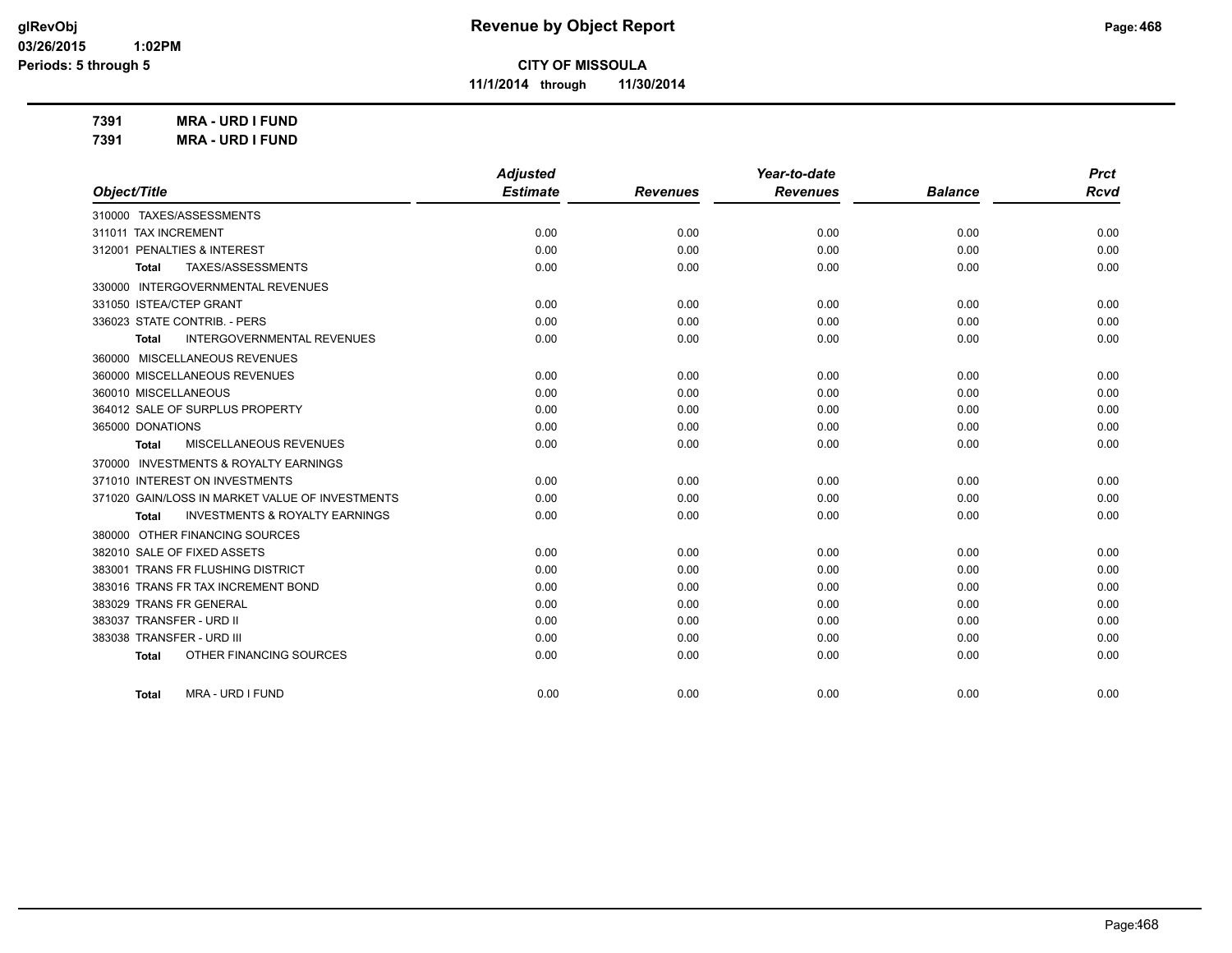# Revenue by Object Report

**CITY OF MISSOULA**

**11/1/2014 through 11/30/2014**

glRevObj
03/26/2015 1:02PM
Periods: 5 through 5

**7391 MRA - URD I FUND**

**7391 MRA - URD I FUND**

| Object/Title | Adjusted Estimate | Revenues | Year-to-date Revenues | Balance | Prct Rcvd |
|---|---|---|---|---|---|
| 310000 TAXES/ASSESSMENTS | | | | | |
| 311011 TAX INCREMENT | 0.00 | 0.00 | 0.00 | 0.00 | 0.00 |
| 312001 PENALTIES & INTEREST | 0.00 | 0.00 | 0.00 | 0.00 | 0.00 |
| **Total** TAXES/ASSESSMENTS | 0.00 | 0.00 | 0.00 | 0.00 | 0.00 |
| 330000 INTERGOVERNMENTAL REVENUES | | | | | |
| 331050 ISTEA/CTEP GRANT | 0.00 | 0.00 | 0.00 | 0.00 | 0.00 |
| 336023 STATE CONTRIB. - PERS | 0.00 | 0.00 | 0.00 | 0.00 | 0.00 |
| **Total** INTERGOVERNMENTAL REVENUES | 0.00 | 0.00 | 0.00 | 0.00 | 0.00 |
| 360000 MISCELLANEOUS REVENUES | | | | | |
| 360000 MISCELLANEOUS REVENUES | 0.00 | 0.00 | 0.00 | 0.00 | 0.00 |
| 360010 MISCELLANEOUS | 0.00 | 0.00 | 0.00 | 0.00 | 0.00 |
| 364012 SALE OF SURPLUS PROPERTY | 0.00 | 0.00 | 0.00 | 0.00 | 0.00 |
| 365000 DONATIONS | 0.00 | 0.00 | 0.00 | 0.00 | 0.00 |
| **Total** MISCELLANEOUS REVENUES | 0.00 | 0.00 | 0.00 | 0.00 | 0.00 |
| 370000 INVESTMENTS & ROYALTY EARNINGS | | | | | |
| 371010 INTEREST ON INVESTMENTS | 0.00 | 0.00 | 0.00 | 0.00 | 0.00 |
| 371020 GAIN/LOSS IN MARKET VALUE OF INVESTMENTS | 0.00 | 0.00 | 0.00 | 0.00 | 0.00 |
| **Total** INVESTMENTS & ROYALTY EARNINGS | 0.00 | 0.00 | 0.00 | 0.00 | 0.00 |
| 380000 OTHER FINANCING SOURCES | | | | | |
| 382010 SALE OF FIXED ASSETS | 0.00 | 0.00 | 0.00 | 0.00 | 0.00 |
| 383001 TRANS FR FLUSHING DISTRICT | 0.00 | 0.00 | 0.00 | 0.00 | 0.00 |
| 383016 TRANS FR TAX INCREMENT BOND | 0.00 | 0.00 | 0.00 | 0.00 | 0.00 |
| 383029 TRANS FR GENERAL | 0.00 | 0.00 | 0.00 | 0.00 | 0.00 |
| 383037 TRANSFER - URD II | 0.00 | 0.00 | 0.00 | 0.00 | 0.00 |
| 383038 TRANSFER - URD III | 0.00 | 0.00 | 0.00 | 0.00 | 0.00 |
| **Total** OTHER FINANCING SOURCES | 0.00 | 0.00 | 0.00 | 0.00 | 0.00 |
| **Total** MRA - URD I FUND | 0.00 | 0.00 | 0.00 | 0.00 | 0.00 |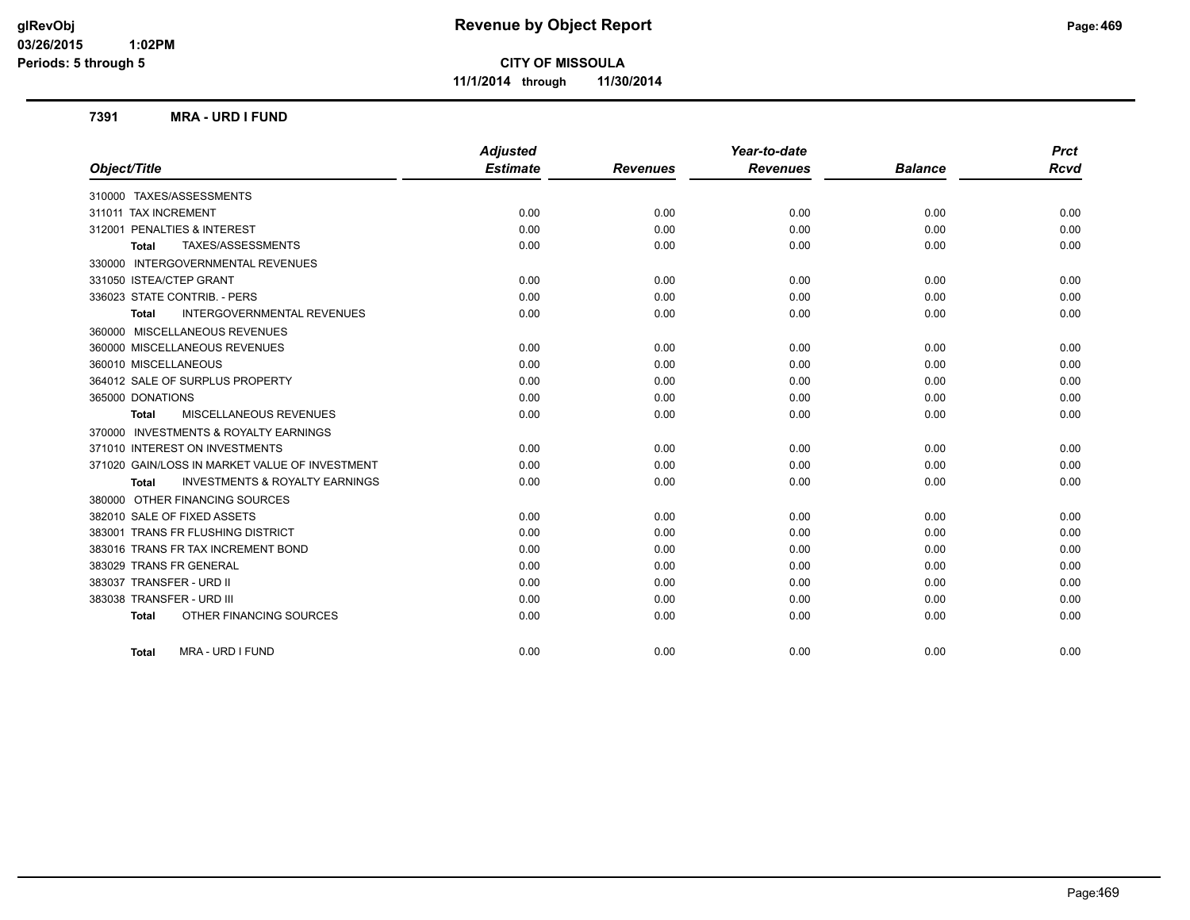**CITY OF MISSOULA**

**11/1/2014 through 11/30/2014**

### 7391 MRA - URD I FUND

| Object/Title | Adjusted Estimate | Revenues | Year-to-date Revenues | Balance | Prct Rcvd |
|---|---|---|---|---|---|
| 310000 TAXES/ASSESSMENTS | | | | | |
| 311011 TAX INCREMENT | 0.00 | 0.00 | 0.00 | 0.00 | 0.00 |
| 312001 PENALTIES & INTEREST | 0.00 | 0.00 | 0.00 | 0.00 | 0.00 |
| **Total** TAXES/ASSESSMENTS | 0.00 | 0.00 | 0.00 | 0.00 | 0.00 |
| 330000 INTERGOVERNMENTAL REVENUES | | | | | |
| 331050 ISTEA/CTEP GRANT | 0.00 | 0.00 | 0.00 | 0.00 | 0.00 |
| 336023 STATE CONTRIB. - PERS | 0.00 | 0.00 | 0.00 | 0.00 | 0.00 |
| **Total** INTERGOVERNMENTAL REVENUES | 0.00 | 0.00 | 0.00 | 0.00 | 0.00 |
| 360000 MISCELLANEOUS REVENUES | | | | | |
| 360000 MISCELLANEOUS REVENUES | 0.00 | 0.00 | 0.00 | 0.00 | 0.00 |
| 360010 MISCELLANEOUS | 0.00 | 0.00 | 0.00 | 0.00 | 0.00 |
| 364012 SALE OF SURPLUS PROPERTY | 0.00 | 0.00 | 0.00 | 0.00 | 0.00 |
| 365000 DONATIONS | 0.00 | 0.00 | 0.00 | 0.00 | 0.00 |
| **Total** MISCELLANEOUS REVENUES | 0.00 | 0.00 | 0.00 | 0.00 | 0.00 |
| 370000 INVESTMENTS & ROYALTY EARNINGS | | | | | |
| 371010 INTEREST ON INVESTMENTS | 0.00 | 0.00 | 0.00 | 0.00 | 0.00 |
| 371020 GAIN/LOSS IN MARKET VALUE OF INVESTMENT | 0.00 | 0.00 | 0.00 | 0.00 | 0.00 |
| **Total** INVESTMENTS & ROYALTY EARNINGS | 0.00 | 0.00 | 0.00 | 0.00 | 0.00 |
| 380000 OTHER FINANCING SOURCES | | | | | |
| 382010 SALE OF FIXED ASSETS | 0.00 | 0.00 | 0.00 | 0.00 | 0.00 |
| 383001 TRANS FR FLUSHING DISTRICT | 0.00 | 0.00 | 0.00 | 0.00 | 0.00 |
| 383016 TRANS FR TAX INCREMENT BOND | 0.00 | 0.00 | 0.00 | 0.00 | 0.00 |
| 383029 TRANS FR GENERAL | 0.00 | 0.00 | 0.00 | 0.00 | 0.00 |
| 383037 TRANSFER - URD II | 0.00 | 0.00 | 0.00 | 0.00 | 0.00 |
| 383038 TRANSFER - URD III | 0.00 | 0.00 | 0.00 | 0.00 | 0.00 |
| **Total** OTHER FINANCING SOURCES | 0.00 | 0.00 | 0.00 | 0.00 | 0.00 |
| **Total** MRA - URD I FUND | 0.00 | 0.00 | 0.00 | 0.00 | 0.00 |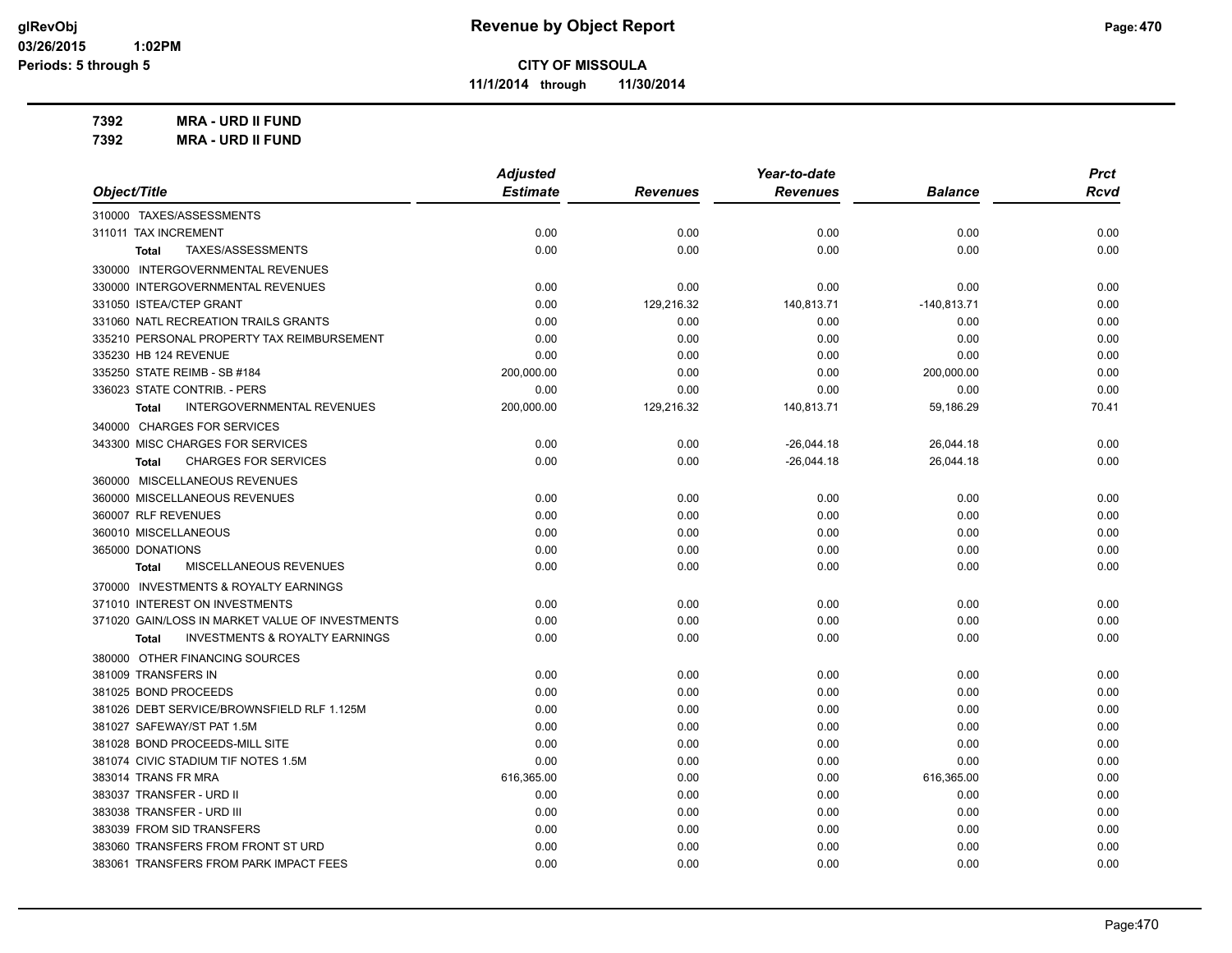# Revenue by Object Report

**CITY OF MISSOULA**

**11/1/2014 through 11/30/2014**

glRevObj
03/26/2015 1:02PM
Periods: 5 through 5

**7392 MRA - URD II FUND**
**7392 MRA - URD II FUND**

| Object/Title | Adjusted Estimate | Revenues | Year-to-date Revenues | Balance | Prct Rcvd |
|---|---|---|---|---|---|
| 310000 TAXES/ASSESSMENTS | | | | | |
| 311011 TAX INCREMENT | 0.00 | 0.00 | 0.00 | 0.00 | 0.00 |
| Total TAXES/ASSESSMENTS | 0.00 | 0.00 | 0.00 | 0.00 | 0.00 |
| 330000 INTERGOVERNMENTAL REVENUES | | | | | |
| 330000 INTERGOVERNMENTAL REVENUES | 0.00 | 0.00 | 0.00 | 0.00 | 0.00 |
| 331050 ISTEA/CTEP GRANT | 0.00 | 129,216.32 | 140,813.71 | -140,813.71 | 0.00 |
| 331060 NATL RECREATION TRAILS GRANTS | 0.00 | 0.00 | 0.00 | 0.00 | 0.00 |
| 335210 PERSONAL PROPERTY TAX REIMBURSEMENT | 0.00 | 0.00 | 0.00 | 0.00 | 0.00 |
| 335230 HB 124 REVENUE | 0.00 | 0.00 | 0.00 | 0.00 | 0.00 |
| 335250 STATE REIMB - SB #184 | 200,000.00 | 0.00 | 0.00 | 200,000.00 | 0.00 |
| 336023 STATE CONTRIB. - PERS | 0.00 | 0.00 | 0.00 | 0.00 | 0.00 |
| Total INTERGOVERNMENTAL REVENUES | 200,000.00 | 129,216.32 | 140,813.71 | 59,186.29 | 70.41 |
| 340000 CHARGES FOR SERVICES | | | | | |
| 343300 MISC CHARGES FOR SERVICES | 0.00 | 0.00 | -26,044.18 | 26,044.18 | 0.00 |
| Total CHARGES FOR SERVICES | 0.00 | 0.00 | -26,044.18 | 26,044.18 | 0.00 |
| 360000 MISCELLANEOUS REVENUES | | | | | |
| 360000 MISCELLANEOUS REVENUES | 0.00 | 0.00 | 0.00 | 0.00 | 0.00 |
| 360007 RLF REVENUES | 0.00 | 0.00 | 0.00 | 0.00 | 0.00 |
| 360010 MISCELLANEOUS | 0.00 | 0.00 | 0.00 | 0.00 | 0.00 |
| 365000 DONATIONS | 0.00 | 0.00 | 0.00 | 0.00 | 0.00 |
| Total MISCELLANEOUS REVENUES | 0.00 | 0.00 | 0.00 | 0.00 | 0.00 |
| 370000 INVESTMENTS & ROYALTY EARNINGS | | | | | |
| 371010 INTEREST ON INVESTMENTS | 0.00 | 0.00 | 0.00 | 0.00 | 0.00 |
| 371020 GAIN/LOSS IN MARKET VALUE OF INVESTMENTS | 0.00 | 0.00 | 0.00 | 0.00 | 0.00 |
| Total INVESTMENTS & ROYALTY EARNINGS | 0.00 | 0.00 | 0.00 | 0.00 | 0.00 |
| 380000 OTHER FINANCING SOURCES | | | | | |
| 381009 TRANSFERS IN | 0.00 | 0.00 | 0.00 | 0.00 | 0.00 |
| 381025 BOND PROCEEDS | 0.00 | 0.00 | 0.00 | 0.00 | 0.00 |
| 381026 DEBT SERVICE/BROWNSFIELD RLF 1.125M | 0.00 | 0.00 | 0.00 | 0.00 | 0.00 |
| 381027 SAFEWAY/ST PAT 1.5M | 0.00 | 0.00 | 0.00 | 0.00 | 0.00 |
| 381028 BOND PROCEEDS-MILL SITE | 0.00 | 0.00 | 0.00 | 0.00 | 0.00 |
| 381074 CIVIC STADIUM TIF NOTES 1.5M | 0.00 | 0.00 | 0.00 | 0.00 | 0.00 |
| 383014 TRANS FR MRA | 616,365.00 | 0.00 | 0.00 | 616,365.00 | 0.00 |
| 383037 TRANSFER - URD II | 0.00 | 0.00 | 0.00 | 0.00 | 0.00 |
| 383038 TRANSFER - URD III | 0.00 | 0.00 | 0.00 | 0.00 | 0.00 |
| 383039 FROM SID TRANSFERS | 0.00 | 0.00 | 0.00 | 0.00 | 0.00 |
| 383060 TRANSFERS FROM FRONT ST URD | 0.00 | 0.00 | 0.00 | 0.00 | 0.00 |
| 383061 TRANSFERS FROM PARK IMPACT FEES | 0.00 | 0.00 | 0.00 | 0.00 | 0.00 |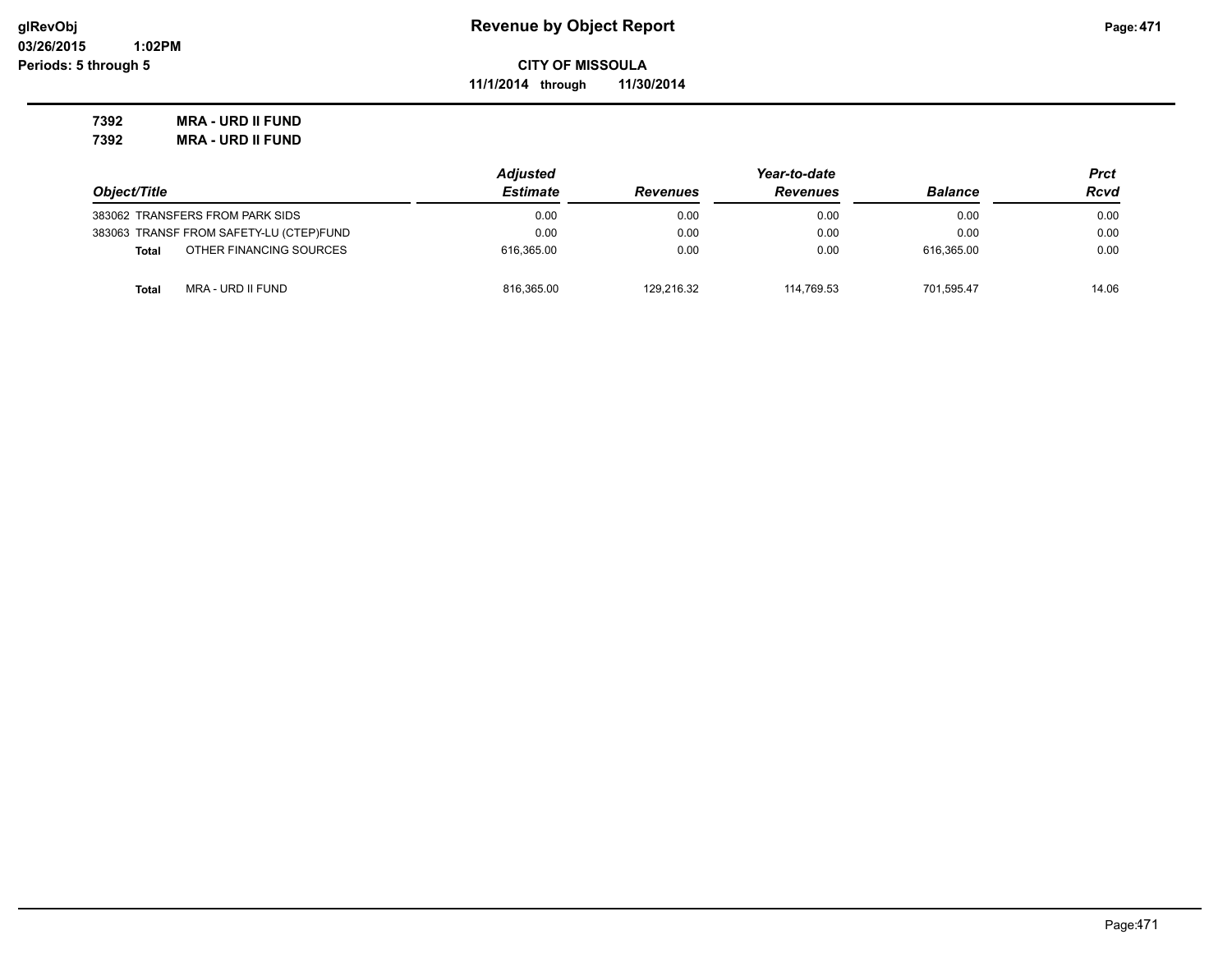**CITY OF MISSOULA**

**11/1/2014 through 11/30/2014**

**7392 MRA - URD II FUND**

**7392 MRA - URD II FUND**

| Object/Title | Adjusted Estimate | Revenues | Year-to-date Revenues | Balance | Prct Rcvd |
|---|---|---|---|---|---|
| 383062 TRANSFERS FROM PARK SIDS | 0.00 | 0.00 | 0.00 | 0.00 | 0.00 |
| 383063 TRANSF FROM SAFETY-LU (CTEP)FUND | 0.00 | 0.00 | 0.00 | 0.00 | 0.00 |
| **Total** OTHER FINANCING SOURCES | 616,365.00 | 0.00 | 0.00 | 616,365.00 | 0.00 |
| **Total** MRA - URD II FUND | 816,365.00 | 129,216.32 | 114,769.53 | 701,595.47 | 14.06 |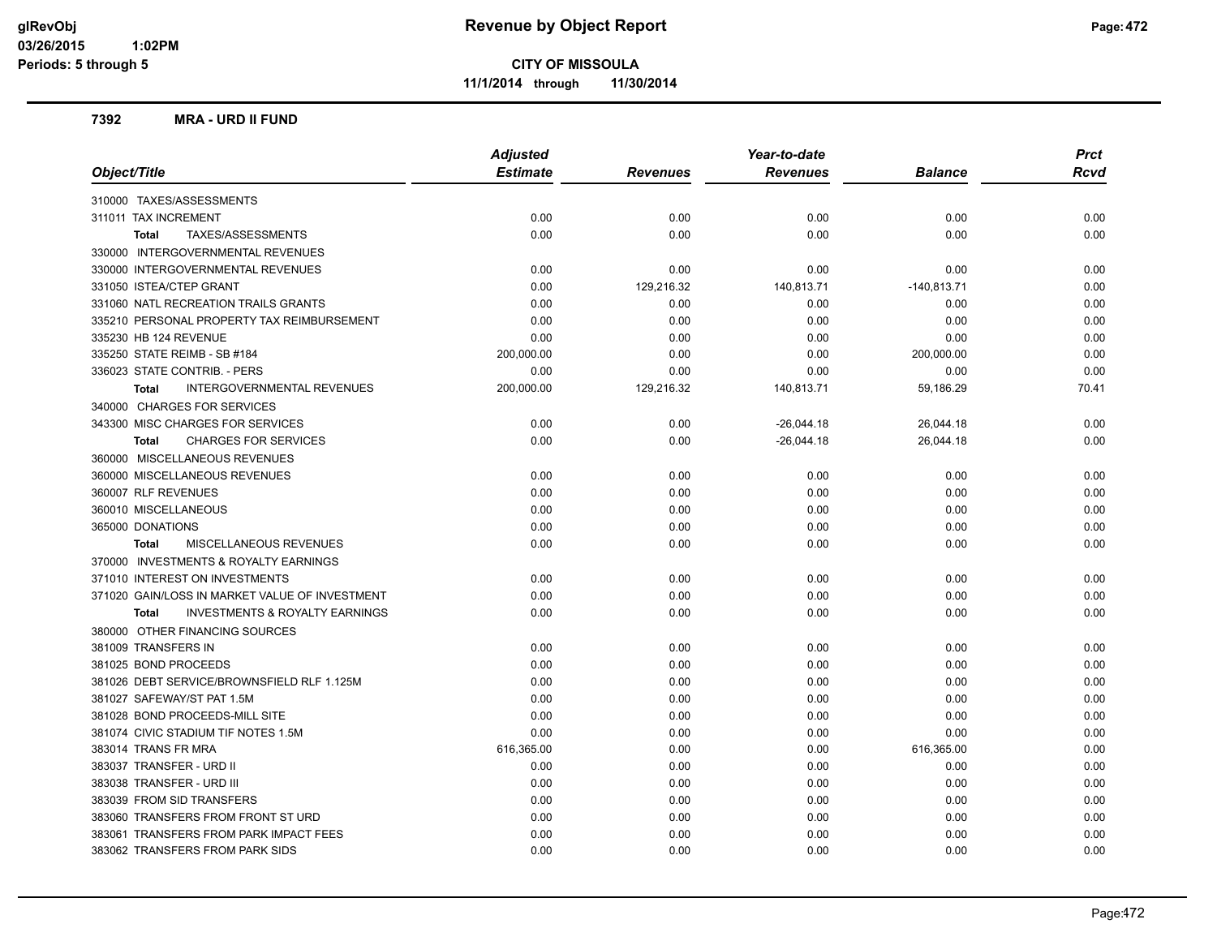**CITY OF MISSOULA**

**11/1/2014 through 11/30/2014**

**Revenue by Object Report**

glRevObj
03/26/2015 1:02PM
Periods: 5 through 5

### 7392 MRA - URD II FUND

| Object/Title | Adjusted Estimate | Revenues | Year-to-date Revenues | Balance | Prct Rcvd |
|---|---|---|---|---|---|
| 310000 TAXES/ASSESSMENTS | | | | | |
| 311011 TAX INCREMENT | 0.00 | 0.00 | 0.00 | 0.00 | 0.00 |
| **Total** TAXES/ASSESSMENTS | 0.00 | 0.00 | 0.00 | 0.00 | 0.00 |
| 330000 INTERGOVERNMENTAL REVENUES | | | | | |
| 330000 INTERGOVERNMENTAL REVENUES | 0.00 | 0.00 | 0.00 | 0.00 | 0.00 |
| 331050 ISTEA/CTEP GRANT | 0.00 | 129,216.32 | 140,813.71 | -140,813.71 | 0.00 |
| 331060 NATL RECREATION TRAILS GRANTS | 0.00 | 0.00 | 0.00 | 0.00 | 0.00 |
| 335210 PERSONAL PROPERTY TAX REIMBURSEMENT | 0.00 | 0.00 | 0.00 | 0.00 | 0.00 |
| 335230 HB 124 REVENUE | 0.00 | 0.00 | 0.00 | 0.00 | 0.00 |
| 335250 STATE REIMB - SB #184 | 200,000.00 | 0.00 | 0.00 | 200,000.00 | 0.00 |
| 336023 STATE CONTRIB. - PERS | 0.00 | 0.00 | 0.00 | 0.00 | 0.00 |
| **Total** INTERGOVERNMENTAL REVENUES | 200,000.00 | 129,216.32 | 140,813.71 | 59,186.29 | 70.41 |
| 340000 CHARGES FOR SERVICES | | | | | |
| 343300 MISC CHARGES FOR SERVICES | 0.00 | 0.00 | -26,044.18 | 26,044.18 | 0.00 |
| **Total** CHARGES FOR SERVICES | 0.00 | 0.00 | -26,044.18 | 26,044.18 | 0.00 |
| 360000 MISCELLANEOUS REVENUES | | | | | |
| 360000 MISCELLANEOUS REVENUES | 0.00 | 0.00 | 0.00 | 0.00 | 0.00 |
| 360007 RLF REVENUES | 0.00 | 0.00 | 0.00 | 0.00 | 0.00 |
| 360010 MISCELLANEOUS | 0.00 | 0.00 | 0.00 | 0.00 | 0.00 |
| 365000 DONATIONS | 0.00 | 0.00 | 0.00 | 0.00 | 0.00 |
| **Total** MISCELLANEOUS REVENUES | 0.00 | 0.00 | 0.00 | 0.00 | 0.00 |
| 370000 INVESTMENTS & ROYALTY EARNINGS | | | | | |
| 371010 INTEREST ON INVESTMENTS | 0.00 | 0.00 | 0.00 | 0.00 | 0.00 |
| 371020 GAIN/LOSS IN MARKET VALUE OF INVESTMENT | 0.00 | 0.00 | 0.00 | 0.00 | 0.00 |
| **Total** INVESTMENTS & ROYALTY EARNINGS | 0.00 | 0.00 | 0.00 | 0.00 | 0.00 |
| 380000 OTHER FINANCING SOURCES | | | | | |
| 381009 TRANSFERS IN | 0.00 | 0.00 | 0.00 | 0.00 | 0.00 |
| 381025 BOND PROCEEDS | 0.00 | 0.00 | 0.00 | 0.00 | 0.00 |
| 381026 DEBT SERVICE/BROWNSFIELD RLF 1.125M | 0.00 | 0.00 | 0.00 | 0.00 | 0.00 |
| 381027 SAFEWAY/ST PAT 1.5M | 0.00 | 0.00 | 0.00 | 0.00 | 0.00 |
| 381028 BOND PROCEEDS-MILL SITE | 0.00 | 0.00 | 0.00 | 0.00 | 0.00 |
| 381074 CIVIC STADIUM TIF NOTES 1.5M | 0.00 | 0.00 | 0.00 | 0.00 | 0.00 |
| 383014 TRANS FR MRA | 616,365.00 | 0.00 | 0.00 | 616,365.00 | 0.00 |
| 383037 TRANSFER - URD II | 0.00 | 0.00 | 0.00 | 0.00 | 0.00 |
| 383038 TRANSFER - URD III | 0.00 | 0.00 | 0.00 | 0.00 | 0.00 |
| 383039 FROM SID TRANSFERS | 0.00 | 0.00 | 0.00 | 0.00 | 0.00 |
| 383060 TRANSFERS FROM FRONT ST URD | 0.00 | 0.00 | 0.00 | 0.00 | 0.00 |
| 383061 TRANSFERS FROM PARK IMPACT FEES | 0.00 | 0.00 | 0.00 | 0.00 | 0.00 |
| 383062 TRANSFERS FROM PARK SIDS | 0.00 | 0.00 | 0.00 | 0.00 | 0.00 |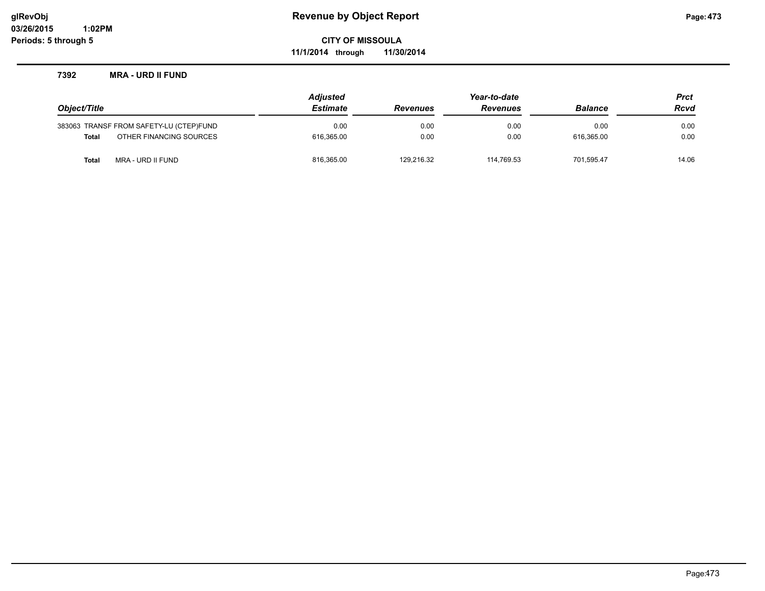**glRevObj**
**03/26/2015 1:02PM**
**Periods: 5 through 5**

# Revenue by Object Report

**CITY OF MISSOULA**
**11/1/2014 through 11/30/2014**

### 7392 MRA - URD II FUND

| Object/Title | Adjusted Estimate | Revenues | Year-to-date Revenues | Balance | Prct Rcvd |
|---|---|---|---|---|---|
| 383063 TRANSF FROM SAFETY-LU (CTEP)FUND | 0.00 | 0.00 | 0.00 | 0.00 | 0.00 |
| **Total** OTHER FINANCING SOURCES | 616,365.00 | 0.00 | 0.00 | 616,365.00 | 0.00 |
| **Total** MRA - URD II FUND | 816,365.00 | 129,216.32 | 114,769.53 | 701,595.47 | 14.06 |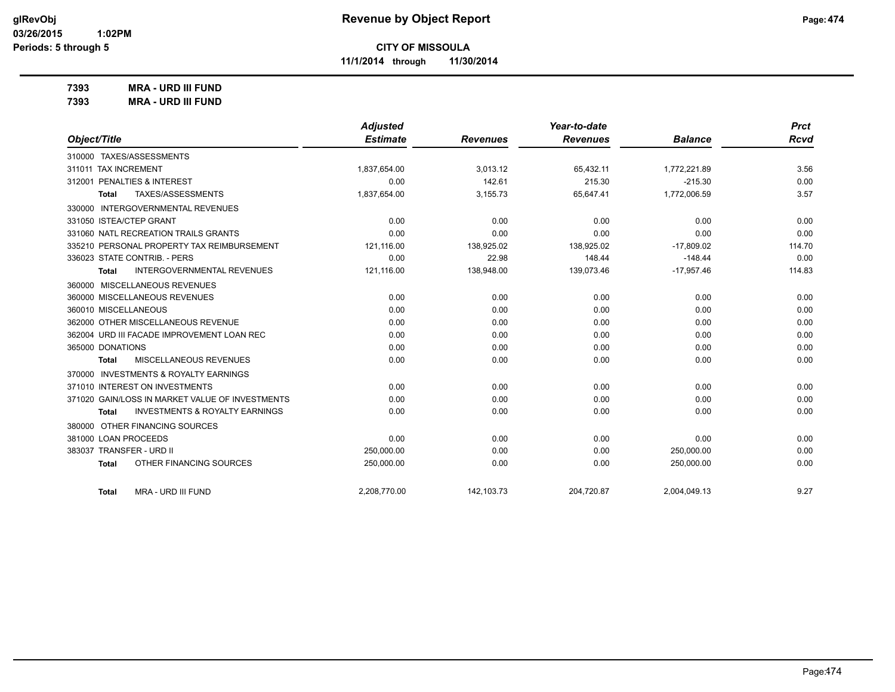**CITY OF MISSOULA**

**11/1/2014 through 11/30/2014**

**7393 MRA - URD III FUND**

**7393 MRA - URD III FUND**

| Object/Title | Adjusted Estimate | Revenues | Year-to-date Revenues | Balance | Prct Rcvd |
|---|---|---|---|---|---|
| 310000 TAXES/ASSESSMENTS | | | | | |
| 311011 TAX INCREMENT | 1,837,654.00 | 3,013.12 | 65,432.11 | 1,772,221.89 | 3.56 |
| 312001 PENALTIES & INTEREST | 0.00 | 142.61 | 215.30 | -215.30 | 0.00 |
| Total TAXES/ASSESSMENTS | 1,837,654.00 | 3,155.73 | 65,647.41 | 1,772,006.59 | 3.57 |
| 330000 INTERGOVERNMENTAL REVENUES | | | | | |
| 331050 ISTEA/CTEP GRANT | 0.00 | 0.00 | 0.00 | 0.00 | 0.00 |
| 331060 NATL RECREATION TRAILS GRANTS | 0.00 | 0.00 | 0.00 | 0.00 | 0.00 |
| 335210 PERSONAL PROPERTY TAX REIMBURSEMENT | 121,116.00 | 138,925.02 | 138,925.02 | -17,809.02 | 114.70 |
| 336023 STATE CONTRIB. - PERS | 0.00 | 22.98 | 148.44 | -148.44 | 0.00 |
| Total INTERGOVERNMENTAL REVENUES | 121,116.00 | 138,948.00 | 139,073.46 | -17,957.46 | 114.83 |
| 360000 MISCELLANEOUS REVENUES | | | | | |
| 360000 MISCELLANEOUS REVENUES | 0.00 | 0.00 | 0.00 | 0.00 | 0.00 |
| 360010 MISCELLANEOUS | 0.00 | 0.00 | 0.00 | 0.00 | 0.00 |
| 362000 OTHER MISCELLANEOUS REVENUE | 0.00 | 0.00 | 0.00 | 0.00 | 0.00 |
| 362004 URD III FACADE IMPROVEMENT LOAN REC | 0.00 | 0.00 | 0.00 | 0.00 | 0.00 |
| 365000 DONATIONS | 0.00 | 0.00 | 0.00 | 0.00 | 0.00 |
| Total MISCELLANEOUS REVENUES | 0.00 | 0.00 | 0.00 | 0.00 | 0.00 |
| 370000 INVESTMENTS & ROYALTY EARNINGS | | | | | |
| 371010 INTEREST ON INVESTMENTS | 0.00 | 0.00 | 0.00 | 0.00 | 0.00 |
| 371020 GAIN/LOSS IN MARKET VALUE OF INVESTMENTS | 0.00 | 0.00 | 0.00 | 0.00 | 0.00 |
| Total INVESTMENTS & ROYALTY EARNINGS | 0.00 | 0.00 | 0.00 | 0.00 | 0.00 |
| 380000 OTHER FINANCING SOURCES | | | | | |
| 381000 LOAN PROCEEDS | 0.00 | 0.00 | 0.00 | 0.00 | 0.00 |
| 383037 TRANSFER - URD II | 250,000.00 | 0.00 | 0.00 | 250,000.00 | 0.00 |
| Total OTHER FINANCING SOURCES | 250,000.00 | 0.00 | 0.00 | 250,000.00 | 0.00 |
| Total MRA - URD III FUND | 2,208,770.00 | 142,103.73 | 204,720.87 | 2,004,049.13 | 9.27 |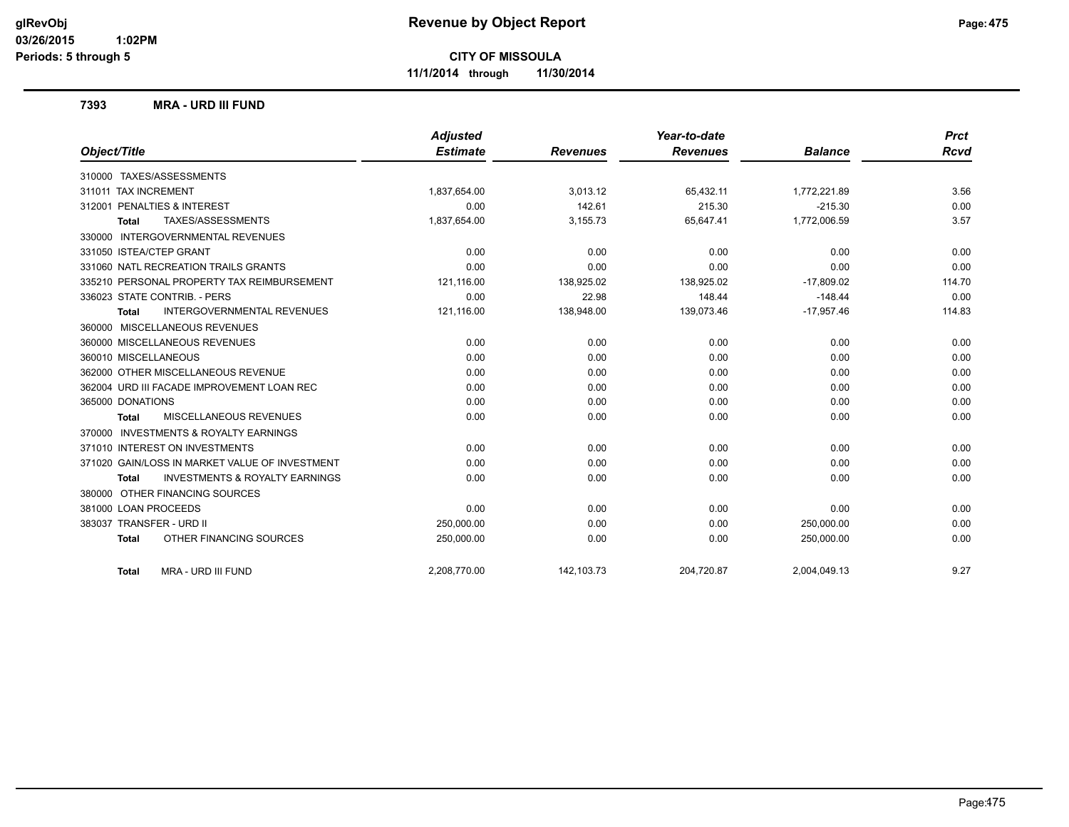**CITY OF MISSOULA**

**11/1/2014 through 11/30/2014**

## 7393 MRA - URD III FUND

| Object/Title | Adjusted Estimate | Revenues | Year-to-date Revenues | Balance | Prct Rcvd |
|---|---|---|---|---|---|
| 310000 TAXES/ASSESSMENTS | | | | | |
| 311011 TAX INCREMENT | 1,837,654.00 | 3,013.12 | 65,432.11 | 1,772,221.89 | 3.56 |
| 312001 PENALTIES & INTEREST | 0.00 | 142.61 | 215.30 | -215.30 | 0.00 |
| **Total** TAXES/ASSESSMENTS | 1,837,654.00 | 3,155.73 | 65,647.41 | 1,772,006.59 | 3.57 |
| 330000 INTERGOVERNMENTAL REVENUES | | | | | |
| 331050 ISTEA/CTEP GRANT | 0.00 | 0.00 | 0.00 | 0.00 | 0.00 |
| 331060 NATL RECREATION TRAILS GRANTS | 0.00 | 0.00 | 0.00 | 0.00 | 0.00 |
| 335210 PERSONAL PROPERTY TAX REIMBURSEMENT | 121,116.00 | 138,925.02 | 138,925.02 | -17,809.02 | 114.70 |
| 336023 STATE CONTRIB. - PERS | 0.00 | 22.98 | 148.44 | -148.44 | 0.00 |
| **Total** INTERGOVERNMENTAL REVENUES | 121,116.00 | 138,948.00 | 139,073.46 | -17,957.46 | 114.83 |
| 360000 MISCELLANEOUS REVENUES | | | | | |
| 360000 MISCELLANEOUS REVENUES | 0.00 | 0.00 | 0.00 | 0.00 | 0.00 |
| 360010 MISCELLANEOUS | 0.00 | 0.00 | 0.00 | 0.00 | 0.00 |
| 362000 OTHER MISCELLANEOUS REVENUE | 0.00 | 0.00 | 0.00 | 0.00 | 0.00 |
| 362004 URD III FACADE IMPROVEMENT LOAN REC | 0.00 | 0.00 | 0.00 | 0.00 | 0.00 |
| 365000 DONATIONS | 0.00 | 0.00 | 0.00 | 0.00 | 0.00 |
| **Total** MISCELLANEOUS REVENUES | 0.00 | 0.00 | 0.00 | 0.00 | 0.00 |
| 370000 INVESTMENTS & ROYALTY EARNINGS | | | | | |
| 371010 INTEREST ON INVESTMENTS | 0.00 | 0.00 | 0.00 | 0.00 | 0.00 |
| 371020 GAIN/LOSS IN MARKET VALUE OF INVESTMENT | 0.00 | 0.00 | 0.00 | 0.00 | 0.00 |
| **Total** INVESTMENTS & ROYALTY EARNINGS | 0.00 | 0.00 | 0.00 | 0.00 | 0.00 |
| 380000 OTHER FINANCING SOURCES | | | | | |
| 381000 LOAN PROCEEDS | 0.00 | 0.00 | 0.00 | 0.00 | 0.00 |
| 383037 TRANSFER - URD II | 250,000.00 | 0.00 | 0.00 | 250,000.00 | 0.00 |
| **Total** OTHER FINANCING SOURCES | 250,000.00 | 0.00 | 0.00 | 250,000.00 | 0.00 |
| **Total** MRA - URD III FUND | 2,208,770.00 | 142,103.73 | 204,720.87 | 2,004,049.13 | 9.27 |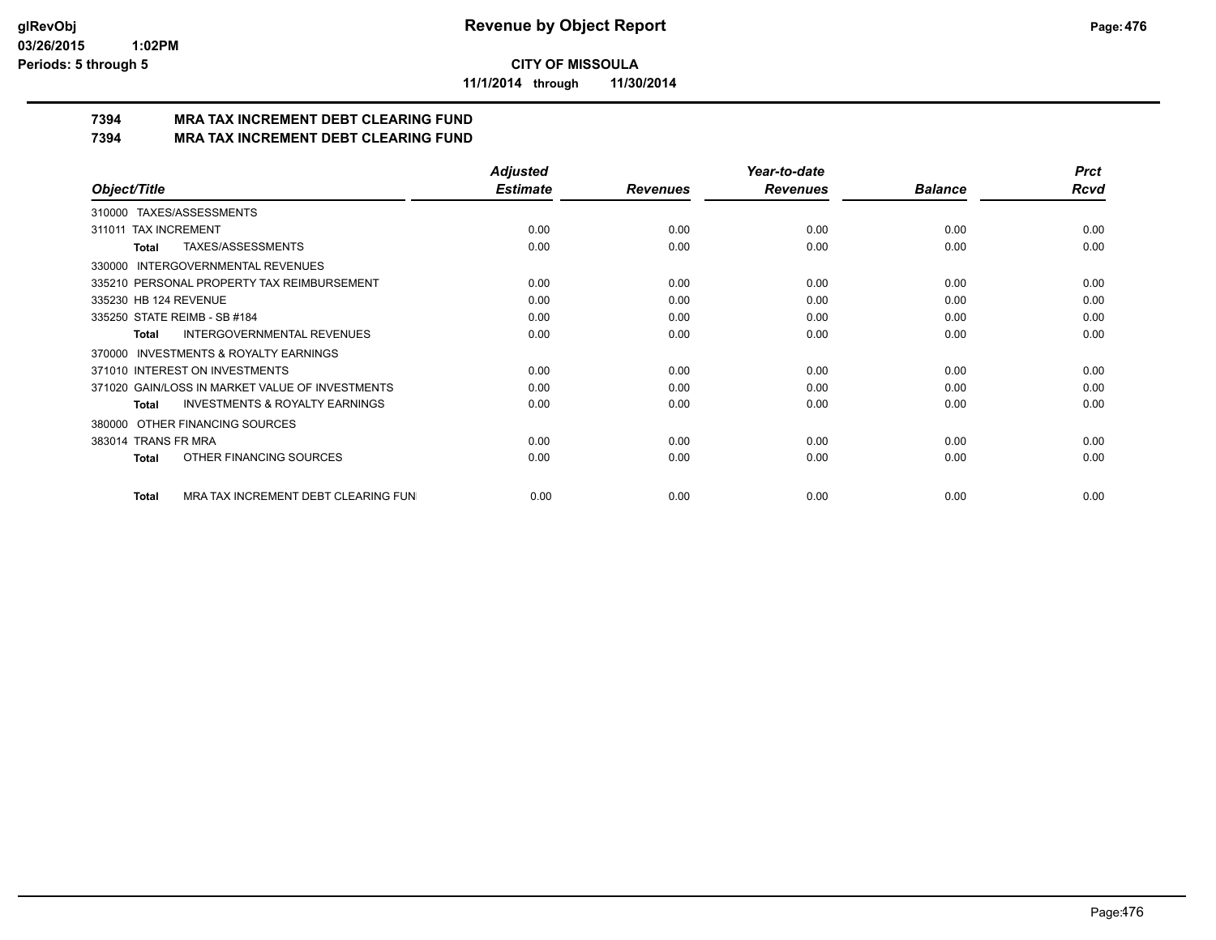**CITY OF MISSOULA**

**11/1/2014 through 11/30/2014**

## 7394 MRA TAX INCREMENT DEBT CLEARING FUND
## 7394 MRA TAX INCREMENT DEBT CLEARING FUND

| Object/Title | Adjusted Estimate | Revenues | Year-to-date Revenues | Balance | Prct Rcvd |
|---|---|---|---|---|---|
| 310000 TAXES/ASSESSMENTS | | | | | |
| 311011 TAX INCREMENT | 0.00 | 0.00 | 0.00 | 0.00 | 0.00 |
| **Total** TAXES/ASSESSMENTS | 0.00 | 0.00 | 0.00 | 0.00 | 0.00 |
| 330000 INTERGOVERNMENTAL REVENUES | | | | | |
| 335210 PERSONAL PROPERTY TAX REIMBURSEMENT | 0.00 | 0.00 | 0.00 | 0.00 | 0.00 |
| 335230 HB 124 REVENUE | 0.00 | 0.00 | 0.00 | 0.00 | 0.00 |
| 335250 STATE REIMB - SB #184 | 0.00 | 0.00 | 0.00 | 0.00 | 0.00 |
| **Total** INTERGOVERNMENTAL REVENUES | 0.00 | 0.00 | 0.00 | 0.00 | 0.00 |
| 370000 INVESTMENTS & ROYALTY EARNINGS | | | | | |
| 371010 INTEREST ON INVESTMENTS | 0.00 | 0.00 | 0.00 | 0.00 | 0.00 |
| 371020 GAIN/LOSS IN MARKET VALUE OF INVESTMENTS | 0.00 | 0.00 | 0.00 | 0.00 | 0.00 |
| **Total** INVESTMENTS & ROYALTY EARNINGS | 0.00 | 0.00 | 0.00 | 0.00 | 0.00 |
| 380000 OTHER FINANCING SOURCES | | | | | |
| 383014 TRANS FR MRA | 0.00 | 0.00 | 0.00 | 0.00 | 0.00 |
| **Total** OTHER FINANCING SOURCES | 0.00 | 0.00 | 0.00 | 0.00 | 0.00 |
| **Total** MRA TAX INCREMENT DEBT CLEARING FUN | 0.00 | 0.00 | 0.00 | 0.00 | 0.00 |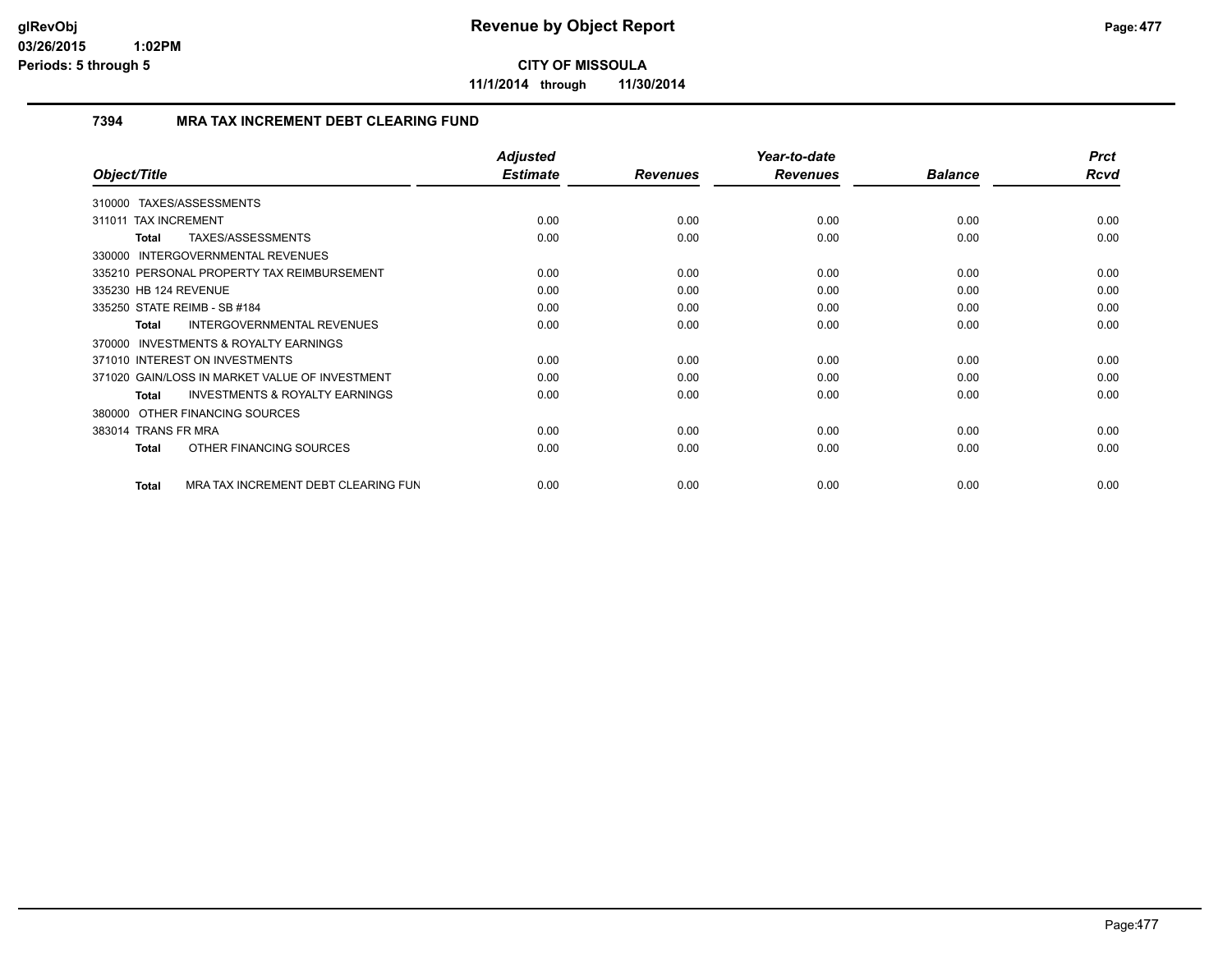# Revenue by Object Report

**CITY OF MISSOULA**

**11/1/2014 through 11/30/2014**

glRevObj
03/26/2015 1:02PM
Periods: 5 through 5

## 7394 MRA TAX INCREMENT DEBT CLEARING FUND

| Object/Title | Adjusted Estimate | Revenues | Year-to-date Revenues | Balance | Prct Rcvd |
|---|---|---|---|---|---|
| 310000 TAXES/ASSESSMENTS | | | | | |
| 311011 TAX INCREMENT | 0.00 | 0.00 | 0.00 | 0.00 | 0.00 |
| **Total** TAXES/ASSESSMENTS | 0.00 | 0.00 | 0.00 | 0.00 | 0.00 |
| 330000 INTERGOVERNMENTAL REVENUES | | | | | |
| 335210 PERSONAL PROPERTY TAX REIMBURSEMENT | 0.00 | 0.00 | 0.00 | 0.00 | 0.00 |
| 335230 HB 124 REVENUE | 0.00 | 0.00 | 0.00 | 0.00 | 0.00 |
| 335250 STATE REIMB - SB #184 | 0.00 | 0.00 | 0.00 | 0.00 | 0.00 |
| **Total** INTERGOVERNMENTAL REVENUES | 0.00 | 0.00 | 0.00 | 0.00 | 0.00 |
| 370000 INVESTMENTS & ROYALTY EARNINGS | | | | | |
| 371010 INTEREST ON INVESTMENTS | 0.00 | 0.00 | 0.00 | 0.00 | 0.00 |
| 371020 GAIN/LOSS IN MARKET VALUE OF INVESTMENT | 0.00 | 0.00 | 0.00 | 0.00 | 0.00 |
| **Total** INVESTMENTS & ROYALTY EARNINGS | 0.00 | 0.00 | 0.00 | 0.00 | 0.00 |
| 380000 OTHER FINANCING SOURCES | | | | | |
| 383014 TRANS FR MRA | 0.00 | 0.00 | 0.00 | 0.00 | 0.00 |
| **Total** OTHER FINANCING SOURCES | 0.00 | 0.00 | 0.00 | 0.00 | 0.00 |
| **Total** MRA TAX INCREMENT DEBT CLEARING FUN | 0.00 | 0.00 | 0.00 | 0.00 | 0.00 |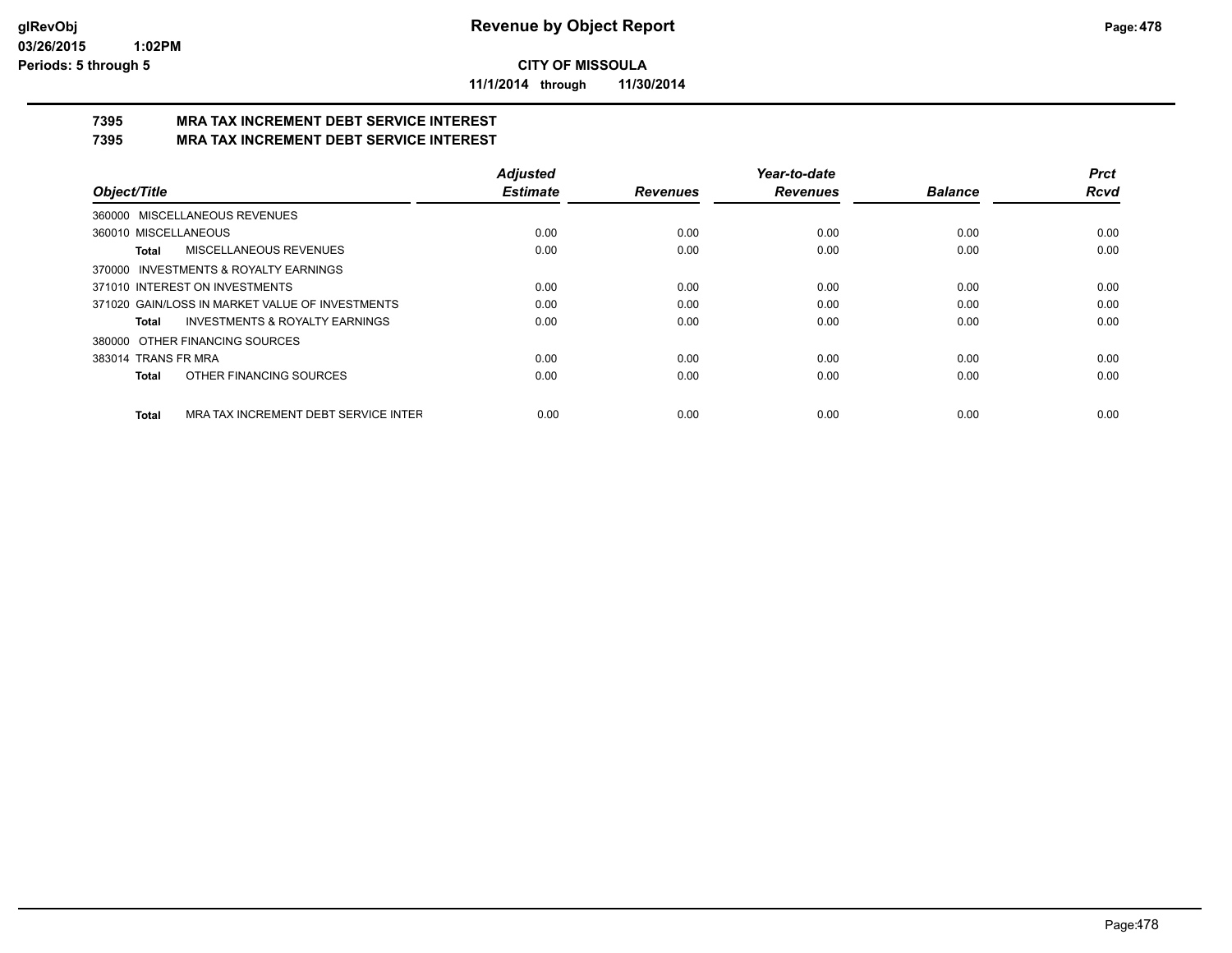**CITY OF MISSOULA**

**11/1/2014 through 11/30/2014**

## 7395 MRA TAX INCREMENT DEBT SERVICE INTEREST

## 7395 MRA TAX INCREMENT DEBT SERVICE INTEREST

| Object/Title | Adjusted Estimate | Revenues | Year-to-date Revenues | Balance | Prct Rcvd |
|---|---|---|---|---|---|
| 360000 MISCELLANEOUS REVENUES | | | | | |
| 360010 MISCELLANEOUS | 0.00 | 0.00 | 0.00 | 0.00 | 0.00 |
| **Total** MISCELLANEOUS REVENUES | 0.00 | 0.00 | 0.00 | 0.00 | 0.00 |
| 370000 INVESTMENTS & ROYALTY EARNINGS | | | | | |
| 371010 INTEREST ON INVESTMENTS | 0.00 | 0.00 | 0.00 | 0.00 | 0.00 |
| 371020 GAIN/LOSS IN MARKET VALUE OF INVESTMENTS | 0.00 | 0.00 | 0.00 | 0.00 | 0.00 |
| **Total** INVESTMENTS & ROYALTY EARNINGS | 0.00 | 0.00 | 0.00 | 0.00 | 0.00 |
| 380000 OTHER FINANCING SOURCES | | | | | |
| 383014 TRANS FR MRA | 0.00 | 0.00 | 0.00 | 0.00 | 0.00 |
| **Total** OTHER FINANCING SOURCES | 0.00 | 0.00 | 0.00 | 0.00 | 0.00 |
| **Total** MRA TAX INCREMENT DEBT SERVICE INTER | 0.00 | 0.00 | 0.00 | 0.00 | 0.00 |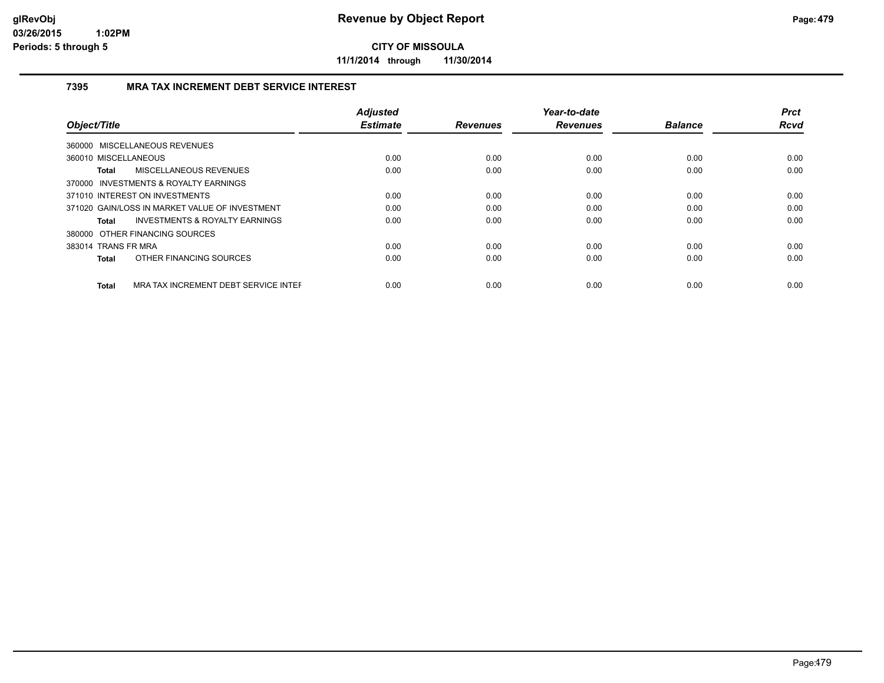# Revenue by Object Report

**CITY OF MISSOULA**

**11/1/2014 through 11/30/2014**

glRevObj
03/26/2015 1:02PM
Periods: 5 through 5

## 7395 MRA TAX INCREMENT DEBT SERVICE INTEREST

| Object/Title | Adjusted Estimate | Revenues | Year-to-date Revenues | Balance | Prct Rcvd |
|---|---|---|---|---|---|
| 360000 MISCELLANEOUS REVENUES | | | | | |
| 360010 MISCELLANEOUS | 0.00 | 0.00 | 0.00 | 0.00 | 0.00 |
| **Total** MISCELLANEOUS REVENUES | 0.00 | 0.00 | 0.00 | 0.00 | 0.00 |
| 370000 INVESTMENTS & ROYALTY EARNINGS | | | | | |
| 371010 INTEREST ON INVESTMENTS | 0.00 | 0.00 | 0.00 | 0.00 | 0.00 |
| 371020 GAIN/LOSS IN MARKET VALUE OF INVESTMENT | 0.00 | 0.00 | 0.00 | 0.00 | 0.00 |
| **Total** INVESTMENTS & ROYALTY EARNINGS | 0.00 | 0.00 | 0.00 | 0.00 | 0.00 |
| 380000 OTHER FINANCING SOURCES | | | | | |
| 383014 TRANS FR MRA | 0.00 | 0.00 | 0.00 | 0.00 | 0.00 |
| **Total** OTHER FINANCING SOURCES | 0.00 | 0.00 | 0.00 | 0.00 | 0.00 |
| **Total** MRA TAX INCREMENT DEBT SERVICE INTEF | 0.00 | 0.00 | 0.00 | 0.00 | 0.00 |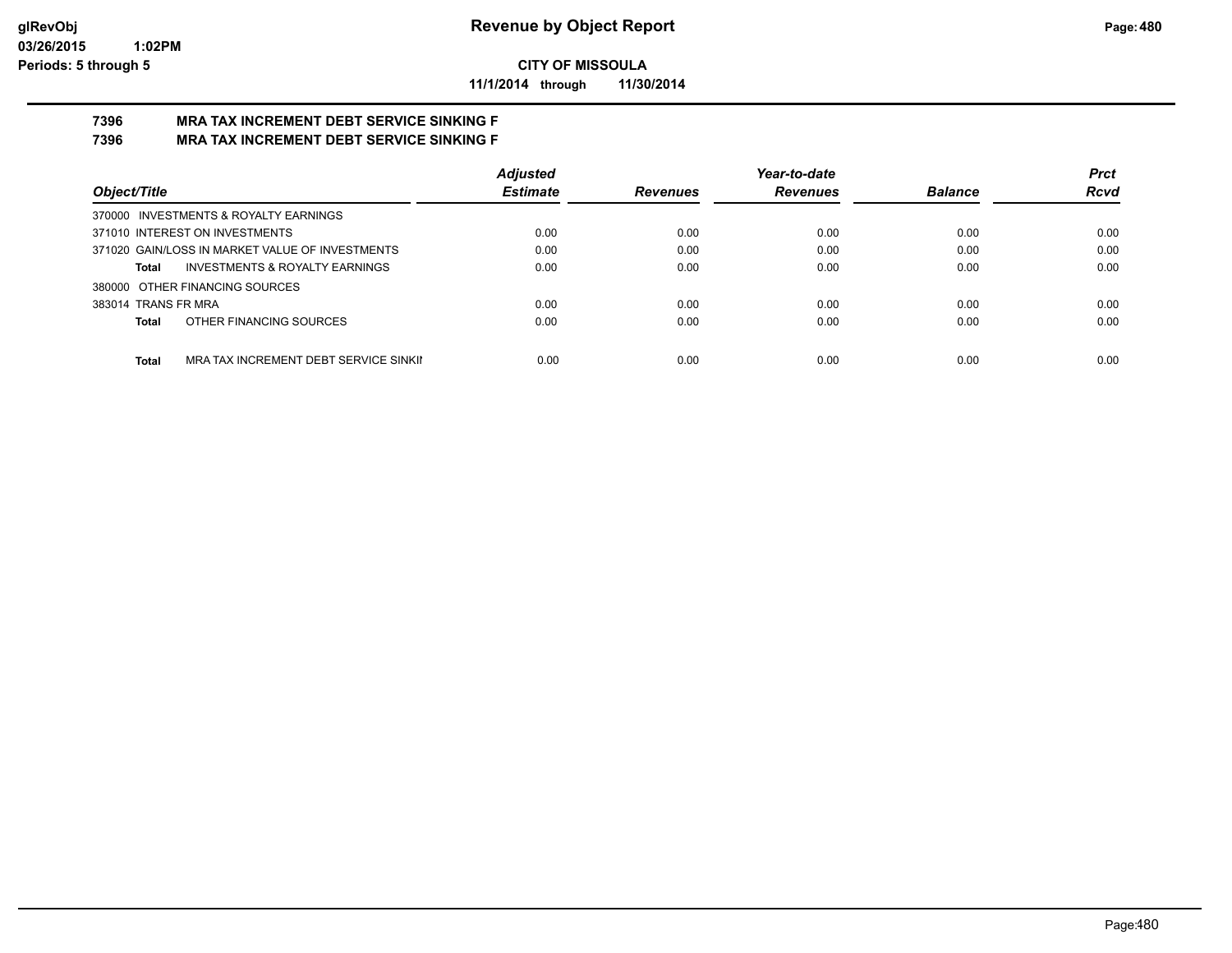# Revenue by Object Report

**CITY OF MISSOULA**

**11/1/2014 through 11/30/2014**

**7396 MRA TAX INCREMENT DEBT SERVICE SINKING F**

**7396 MRA TAX INCREMENT DEBT SERVICE SINKING F**

| Object/Title | Adjusted Estimate | Revenues | Year-to-date Revenues | Balance | Prct Rcvd |
|---|---|---|---|---|---|
| 370000 INVESTMENTS & ROYALTY EARNINGS | | | | | |
| 371010 INTEREST ON INVESTMENTS | 0.00 | 0.00 | 0.00 | 0.00 | 0.00 |
| 371020 GAIN/LOSS IN MARKET VALUE OF INVESTMENTS | 0.00 | 0.00 | 0.00 | 0.00 | 0.00 |
| **Total** INVESTMENTS & ROYALTY EARNINGS | 0.00 | 0.00 | 0.00 | 0.00 | 0.00 |
| 380000 OTHER FINANCING SOURCES | | | | | |
| 383014 TRANS FR MRA | 0.00 | 0.00 | 0.00 | 0.00 | 0.00 |
| **Total** OTHER FINANCING SOURCES | 0.00 | 0.00 | 0.00 | 0.00 | 0.00 |
| **Total** MRA TAX INCREMENT DEBT SERVICE SINKII | 0.00 | 0.00 | 0.00 | 0.00 | 0.00 |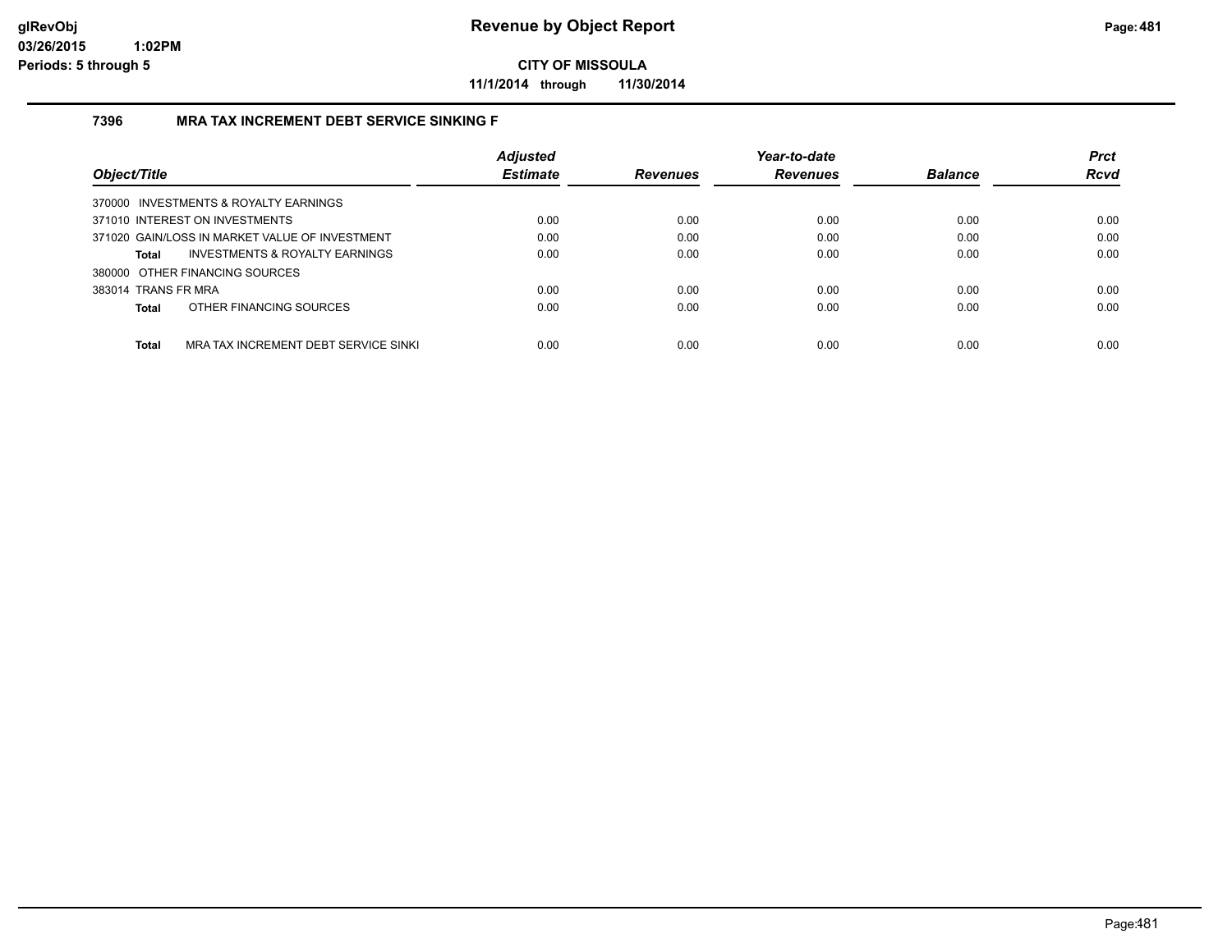# Revenue by Object Report

**CITY OF MISSOULA**

**11/1/2014 through 11/30/2014**

glRevObj
03/26/2015 1:02PM
Periods: 5 through 5

## 7396 MRA TAX INCREMENT DEBT SERVICE SINKING F

| Object/Title | Adjusted Estimate | Revenues | Year-to-date Revenues | Balance | Prct Rcvd |
|---|---|---|---|---|---|
| 370000 INVESTMENTS & ROYALTY EARNINGS | | | | | |
| 371010 INTEREST ON INVESTMENTS | 0.00 | 0.00 | 0.00 | 0.00 | 0.00 |
| 371020 GAIN/LOSS IN MARKET VALUE OF INVESTMENT | 0.00 | 0.00 | 0.00 | 0.00 | 0.00 |
| **Total** INVESTMENTS & ROYALTY EARNINGS | 0.00 | 0.00 | 0.00 | 0.00 | 0.00 |
| 380000 OTHER FINANCING SOURCES | | | | | |
| 383014 TRANS FR MRA | 0.00 | 0.00 | 0.00 | 0.00 | 0.00 |
| **Total** OTHER FINANCING SOURCES | 0.00 | 0.00 | 0.00 | 0.00 | 0.00 |
| **Total** MRA TAX INCREMENT DEBT SERVICE SINKI | 0.00 | 0.00 | 0.00 | 0.00 | 0.00 |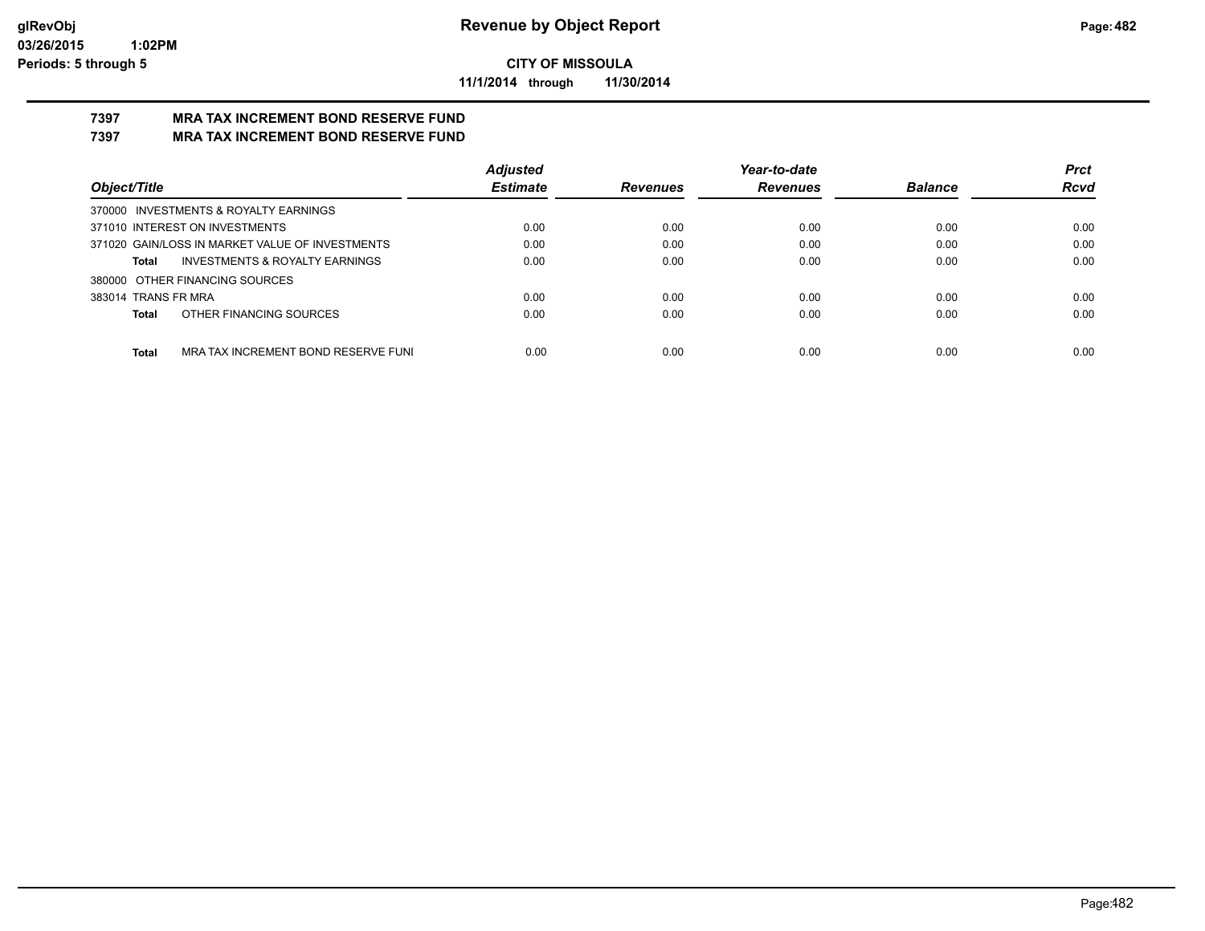# Revenue by Object Report

**CITY OF MISSOULA**

**11/1/2014 through 11/30/2014**

glRevObj
03/26/2015 1:02PM
Periods: 5 through 5

## 7397 MRA TAX INCREMENT BOND RESERVE FUND
## 7397 MRA TAX INCREMENT BOND RESERVE FUND

| Object/Title | Adjusted Estimate | Revenues | Year-to-date Revenues | Balance | Prct Rcvd |
|---|---|---|---|---|---|
| 370000 INVESTMENTS & ROYALTY EARNINGS | | | | | |
| 371010 INTEREST ON INVESTMENTS | 0.00 | 0.00 | 0.00 | 0.00 | 0.00 |
| 371020 GAIN/LOSS IN MARKET VALUE OF INVESTMENTS | 0.00 | 0.00 | 0.00 | 0.00 | 0.00 |
| **Total** INVESTMENTS & ROYALTY EARNINGS | 0.00 | 0.00 | 0.00 | 0.00 | 0.00 |
| 380000 OTHER FINANCING SOURCES | | | | | |
| 383014 TRANS FR MRA | 0.00 | 0.00 | 0.00 | 0.00 | 0.00 |
| **Total** OTHER FINANCING SOURCES | 0.00 | 0.00 | 0.00 | 0.00 | 0.00 |
| **Total** MRA TAX INCREMENT BOND RESERVE FUNI | 0.00 | 0.00 | 0.00 | 0.00 | 0.00 |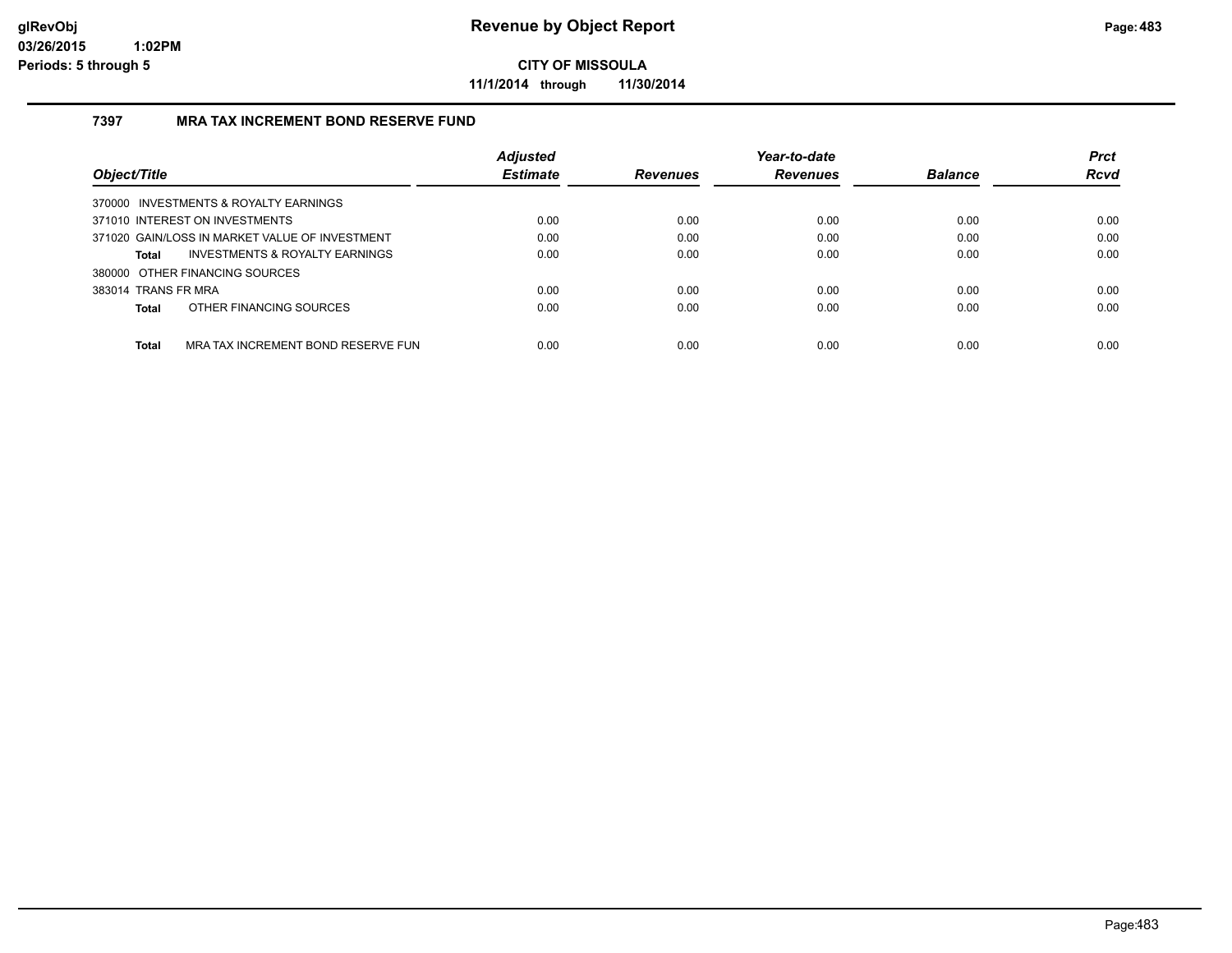# Revenue by Object Report

**CITY OF MISSOULA**

**11/1/2014 through 11/30/2014**

glRevObj
03/26/2015 1:02PM
Periods: 5 through 5

## 7397 MRA TAX INCREMENT BOND RESERVE FUND

| Object/Title | Adjusted Estimate | Revenues | Year-to-date Revenues | Balance | Prct Rcvd |
|---|---|---|---|---|---|
| 370000 INVESTMENTS & ROYALTY EARNINGS | | | | | |
| 371010 INTEREST ON INVESTMENTS | 0.00 | 0.00 | 0.00 | 0.00 | 0.00 |
| 371020 GAIN/LOSS IN MARKET VALUE OF INVESTMENT | 0.00 | 0.00 | 0.00 | 0.00 | 0.00 |
| **Total** INVESTMENTS & ROYALTY EARNINGS | 0.00 | 0.00 | 0.00 | 0.00 | 0.00 |
| 380000 OTHER FINANCING SOURCES | | | | | |
| 383014 TRANS FR MRA | 0.00 | 0.00 | 0.00 | 0.00 | 0.00 |
| **Total** OTHER FINANCING SOURCES | 0.00 | 0.00 | 0.00 | 0.00 | 0.00 |
| **Total** MRA TAX INCREMENT BOND RESERVE FUN | 0.00 | 0.00 | 0.00 | 0.00 | 0.00 |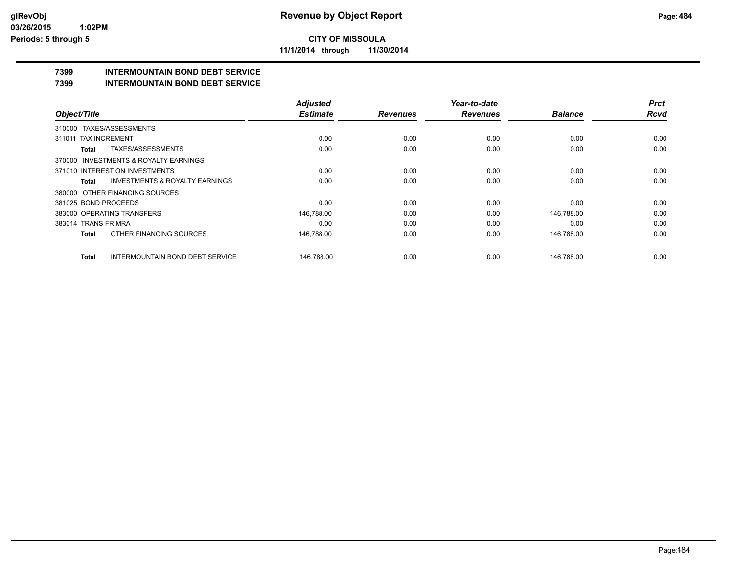**glRevObj**
**03/26/2015 1:02PM**
**Periods: 5 through 5**

# Revenue by Object Report

**CITY OF MISSOULA**

**11/1/2014 through 11/30/2014**

## 7399 INTERMOUNTAIN BOND DEBT SERVICE
## 7399 INTERMOUNTAIN BOND DEBT SERVICE

| Object/Title | Adjusted Estimate | Revenues | Year-to-date Revenues | Balance | Prct Rcvd |
|---|---|---|---|---|---|
| 310000 TAXES/ASSESSMENTS | | | | | |
| 311011 TAX INCREMENT | 0.00 | 0.00 | 0.00 | 0.00 | 0.00 |
| **Total** TAXES/ASSESSMENTS | 0.00 | 0.00 | 0.00 | 0.00 | 0.00 |
| 370000 INVESTMENTS & ROYALTY EARNINGS | | | | | |
| 371010 INTEREST ON INVESTMENTS | 0.00 | 0.00 | 0.00 | 0.00 | 0.00 |
| **Total** INVESTMENTS & ROYALTY EARNINGS | 0.00 | 0.00 | 0.00 | 0.00 | 0.00 |
| 380000 OTHER FINANCING SOURCES | | | | | |
| 381025 BOND PROCEEDS | 0.00 | 0.00 | 0.00 | 0.00 | 0.00 |
| 383000 OPERATING TRANSFERS | 146,788.00 | 0.00 | 0.00 | 146,788.00 | 0.00 |
| 383014 TRANS FR MRA | 0.00 | 0.00 | 0.00 | 0.00 | 0.00 |
| **Total** OTHER FINANCING SOURCES | 146,788.00 | 0.00 | 0.00 | 146,788.00 | 0.00 |
| **Total** INTERMOUNTAIN BOND DEBT SERVICE | 146,788.00 | 0.00 | 0.00 | 146,788.00 | 0.00 |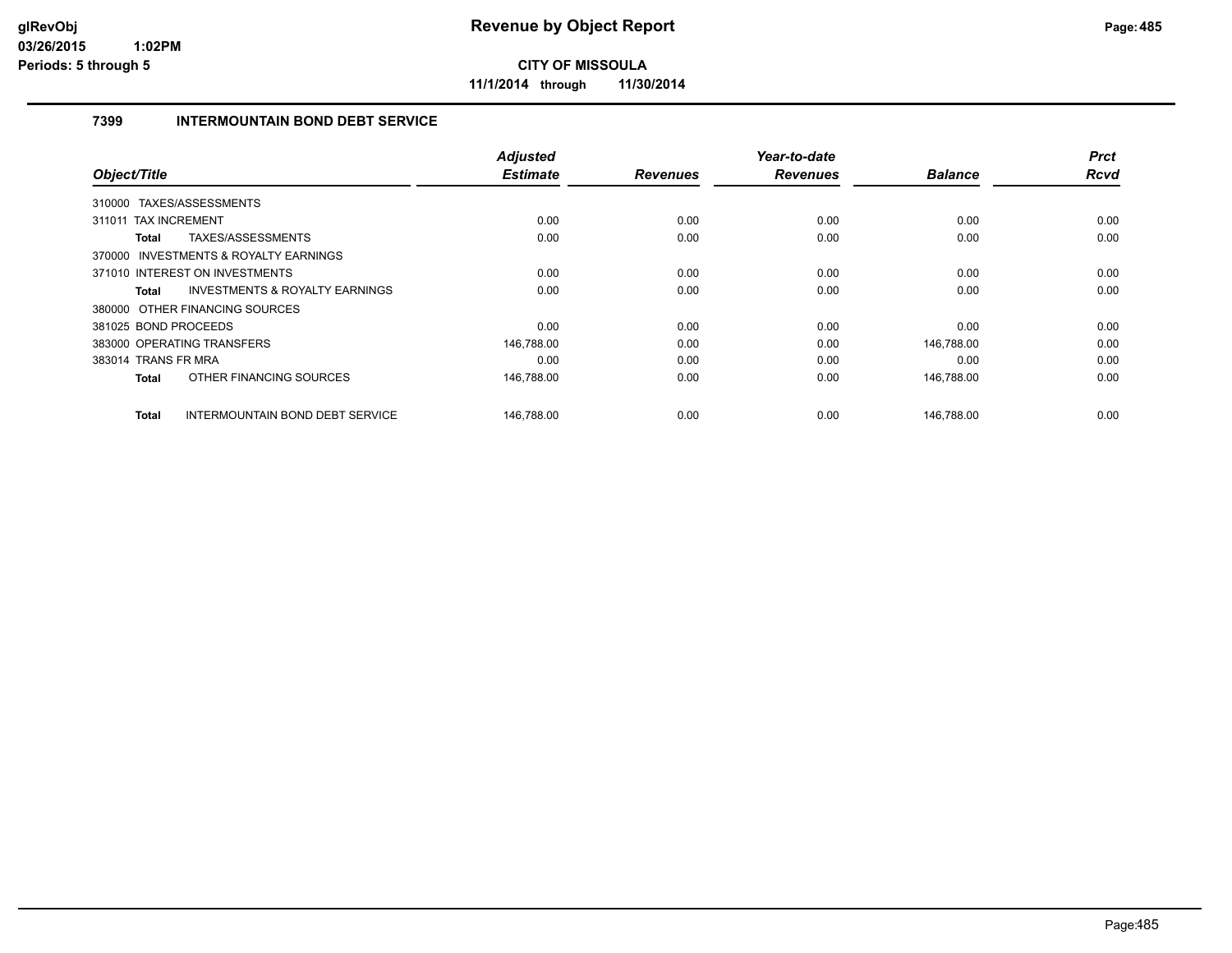# Revenue by Object Report

**CITY OF MISSOULA**

**11/1/2014 through 11/30/2014**

glRevObj
03/26/2015 1:02PM
Periods: 5 through 5

## 7399 INTERMOUNTAIN BOND DEBT SERVICE

| Object/Title | Adjusted Estimate | Revenues | Year-to-date Revenues | Balance | Prct Rcvd |
|---|---|---|---|---|---|
| 310000 TAXES/ASSESSMENTS | | | | | |
| 311011 TAX INCREMENT | 0.00 | 0.00 | 0.00 | 0.00 | 0.00 |
| **Total** TAXES/ASSESSMENTS | 0.00 | 0.00 | 0.00 | 0.00 | 0.00 |
| 370000 INVESTMENTS & ROYALTY EARNINGS | | | | | |
| 371010 INTEREST ON INVESTMENTS | 0.00 | 0.00 | 0.00 | 0.00 | 0.00 |
| **Total** INVESTMENTS & ROYALTY EARNINGS | 0.00 | 0.00 | 0.00 | 0.00 | 0.00 |
| 380000 OTHER FINANCING SOURCES | | | | | |
| 381025 BOND PROCEEDS | 0.00 | 0.00 | 0.00 | 0.00 | 0.00 |
| 383000 OPERATING TRANSFERS | 146,788.00 | 0.00 | 0.00 | 146,788.00 | 0.00 |
| 383014 TRANS FR MRA | 0.00 | 0.00 | 0.00 | 0.00 | 0.00 |
| **Total** OTHER FINANCING SOURCES | 146,788.00 | 0.00 | 0.00 | 146,788.00 | 0.00 |
| **Total** INTERMOUNTAIN BOND DEBT SERVICE | 146,788.00 | 0.00 | 0.00 | 146,788.00 | 0.00 |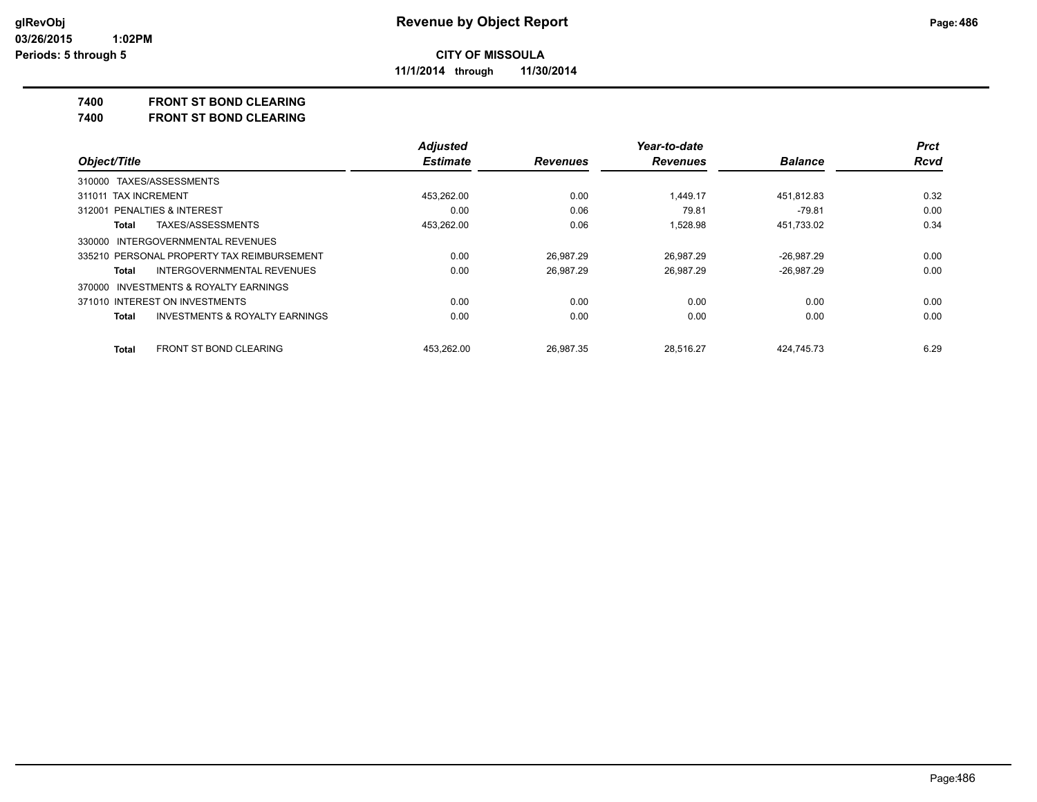**glRevObj**
**03/26/2015 1:02PM**
**Periods: 5 through 5**

# Revenue by Object Report

**CITY OF MISSOULA**

**11/1/2014 through 11/30/2014**

## 7400 FRONT ST BOND CLEARING
## 7400 FRONT ST BOND CLEARING

| Object/Title | Adjusted Estimate | Revenues | Year-to-date Revenues | Balance | Prct Rcvd |
|---|---|---|---|---|---|
| 310000 TAXES/ASSESSMENTS | | | | | |
| 311011 TAX INCREMENT | 453,262.00 | 0.00 | 1,449.17 | 451,812.83 | 0.32 |
| 312001 PENALTIES & INTEREST | 0.00 | 0.06 | 79.81 | -79.81 | 0.00 |
| **Total** TAXES/ASSESSMENTS | 453,262.00 | 0.06 | 1,528.98 | 451,733.02 | 0.34 |
| 330000 INTERGOVERNMENTAL REVENUES | | | | | |
| 335210 PERSONAL PROPERTY TAX REIMBURSEMENT | 0.00 | 26,987.29 | 26,987.29 | -26,987.29 | 0.00 |
| **Total** INTERGOVERNMENTAL REVENUES | 0.00 | 26,987.29 | 26,987.29 | -26,987.29 | 0.00 |
| 370000 INVESTMENTS & ROYALTY EARNINGS | | | | | |
| 371010 INTEREST ON INVESTMENTS | 0.00 | 0.00 | 0.00 | 0.00 | 0.00 |
| **Total** INVESTMENTS & ROYALTY EARNINGS | 0.00 | 0.00 | 0.00 | 0.00 | 0.00 |
| **Total** FRONT ST BOND CLEARING | 453,262.00 | 26,987.35 | 28,516.27 | 424,745.73 | 6.29 |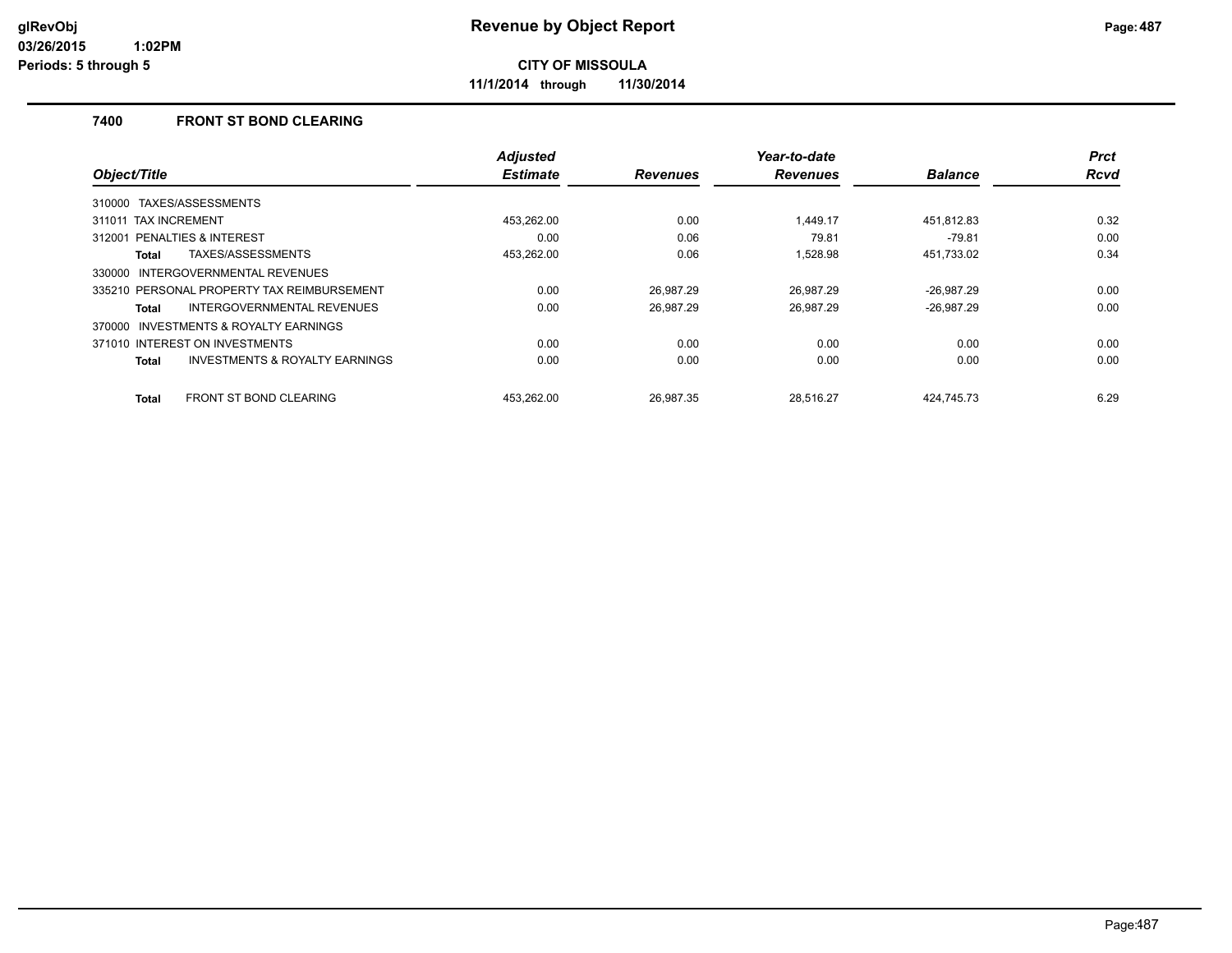# Revenue by Object Report

**CITY OF MISSOULA**

**11/1/2014 through 11/30/2014**

glRevObj
03/26/2015 1:02PM
Periods: 5 through 5

## 7400 FRONT ST BOND CLEARING

| Object/Title | Adjusted Estimate | Revenues | Year-to-date Revenues | Balance | Prct Rcvd |
|---|---|---|---|---|---|
| 310000 TAXES/ASSESSMENTS | | | | | |
| 311011 TAX INCREMENT | 453,262.00 | 0.00 | 1,449.17 | 451,812.83 | 0.32 |
| 312001 PENALTIES & INTEREST | 0.00 | 0.06 | 79.81 | -79.81 | 0.00 |
| **Total** TAXES/ASSESSMENTS | 453,262.00 | 0.06 | 1,528.98 | 451,733.02 | 0.34 |
| 330000 INTERGOVERNMENTAL REVENUES | | | | | |
| 335210 PERSONAL PROPERTY TAX REIMBURSEMENT | 0.00 | 26,987.29 | 26,987.29 | -26,987.29 | 0.00 |
| **Total** INTERGOVERNMENTAL REVENUES | 0.00 | 26,987.29 | 26,987.29 | -26,987.29 | 0.00 |
| 370000 INVESTMENTS & ROYALTY EARNINGS | | | | | |
| 371010 INTEREST ON INVESTMENTS | 0.00 | 0.00 | 0.00 | 0.00 | 0.00 |
| **Total** INVESTMENTS & ROYALTY EARNINGS | 0.00 | 0.00 | 0.00 | 0.00 | 0.00 |
| **Total** FRONT ST BOND CLEARING | 453,262.00 | 26,987.35 | 28,516.27 | 424,745.73 | 6.29 |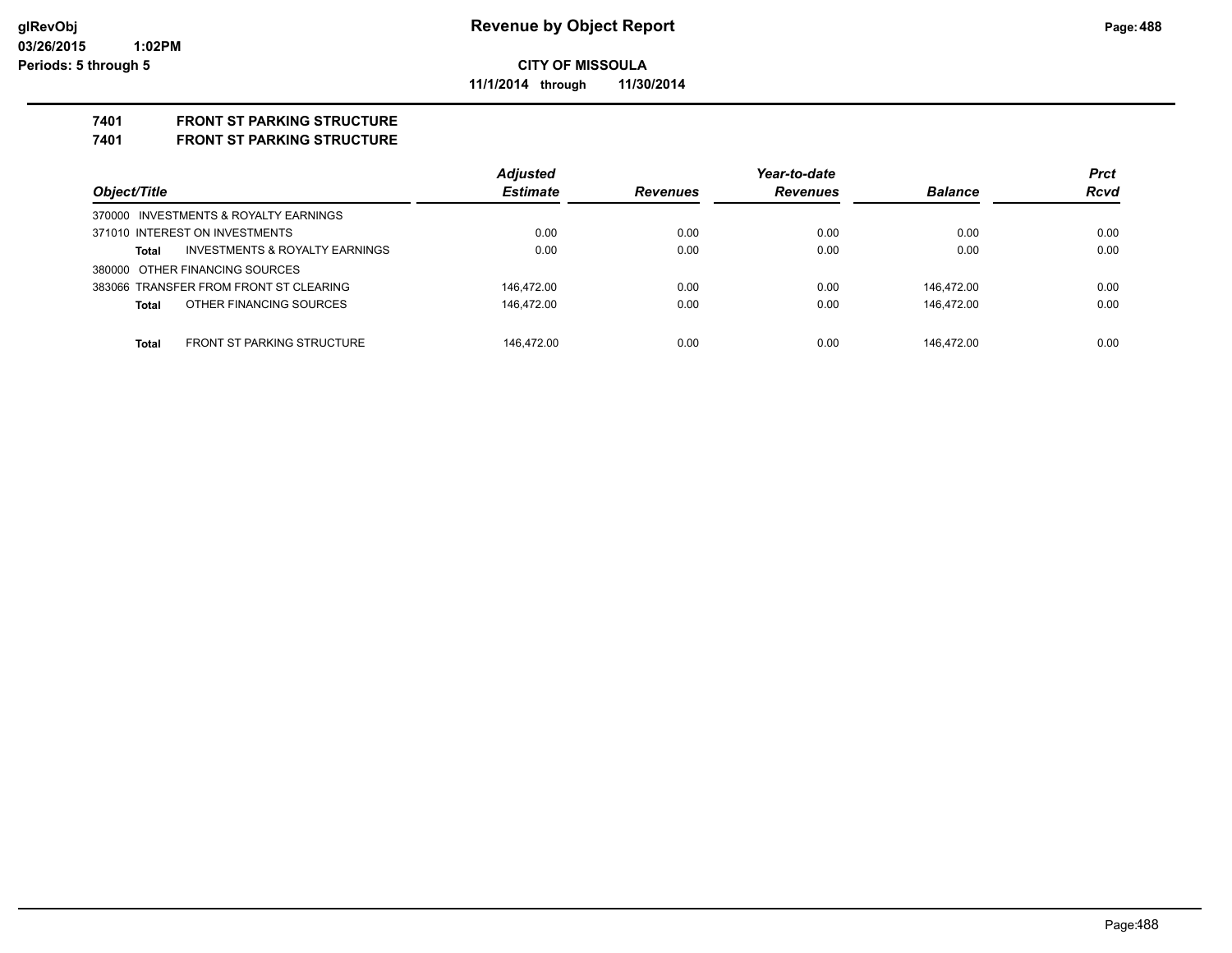**CITY OF MISSOULA**

**11/1/2014 through 11/30/2014**

## 7401 FRONT ST PARKING STRUCTURE

## 7401 FRONT ST PARKING STRUCTURE

| Object/Title | Adjusted Estimate | Revenues | Year-to-date Revenues | Balance | Prct Rcvd |
|---|---|---|---|---|---|
| 370000 INVESTMENTS & ROYALTY EARNINGS | | | | | |
| 371010 INTEREST ON INVESTMENTS | 0.00 | 0.00 | 0.00 | 0.00 | 0.00 |
| **Total** INVESTMENTS & ROYALTY EARNINGS | 0.00 | 0.00 | 0.00 | 0.00 | 0.00 |
| 380000 OTHER FINANCING SOURCES | | | | | |
| 383066 TRANSFER FROM FRONT ST CLEARING | 146,472.00 | 0.00 | 0.00 | 146,472.00 | 0.00 |
| **Total** OTHER FINANCING SOURCES | 146,472.00 | 0.00 | 0.00 | 146,472.00 | 0.00 |
| **Total** FRONT ST PARKING STRUCTURE | 146,472.00 | 0.00 | 0.00 | 146,472.00 | 0.00 |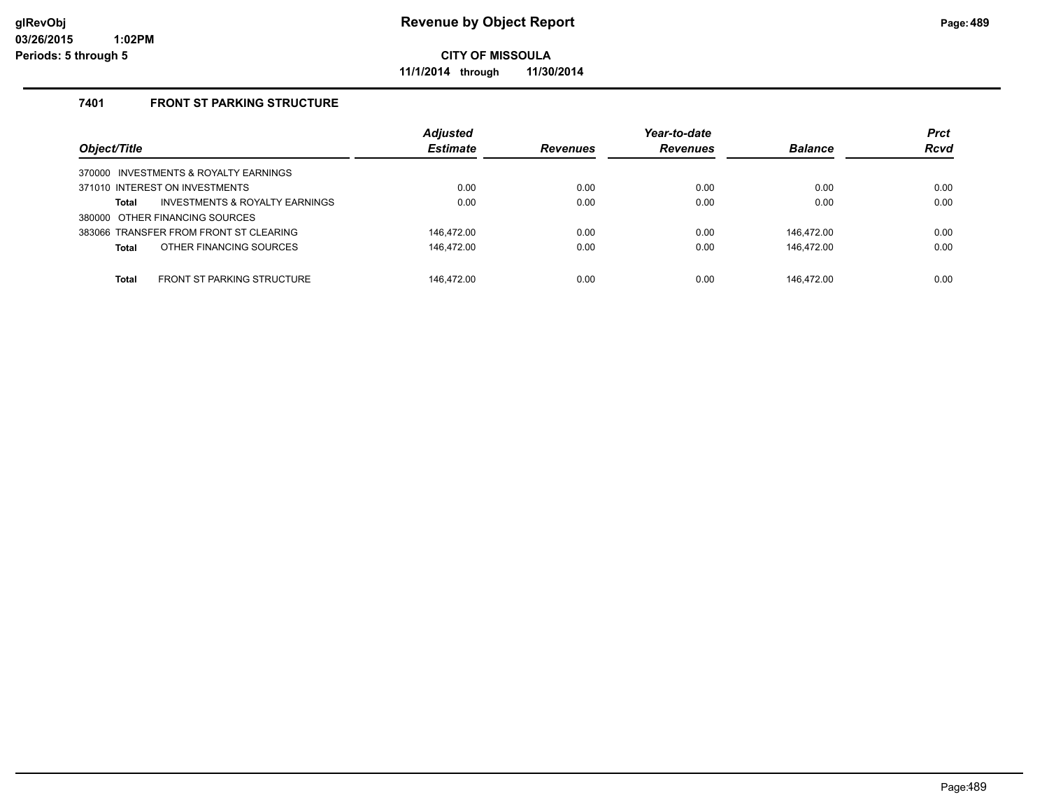# Revenue by Object Report

**CITY OF MISSOULA**

**11/1/2014 through 11/30/2014**

glRevObj
03/26/2015 1:02PM
Periods: 5 through 5

## 7401 FRONT ST PARKING STRUCTURE

| Object/Title | Adjusted Estimate | Revenues | Year-to-date Revenues | Balance | Prct Rcvd |
|---|---|---|---|---|---|
| 370000 INVESTMENTS & ROYALTY EARNINGS | | | | | |
| 371010 INTEREST ON INVESTMENTS | 0.00 | 0.00 | 0.00 | 0.00 | 0.00 |
| **Total** INVESTMENTS & ROYALTY EARNINGS | 0.00 | 0.00 | 0.00 | 0.00 | 0.00 |
| 380000 OTHER FINANCING SOURCES | | | | | |
| 383066 TRANSFER FROM FRONT ST CLEARING | 146,472.00 | 0.00 | 0.00 | 146,472.00 | 0.00 |
| **Total** OTHER FINANCING SOURCES | 146,472.00 | 0.00 | 0.00 | 146,472.00 | 0.00 |
| **Total** FRONT ST PARKING STRUCTURE | 146,472.00 | 0.00 | 0.00 | 146,472.00 | 0.00 |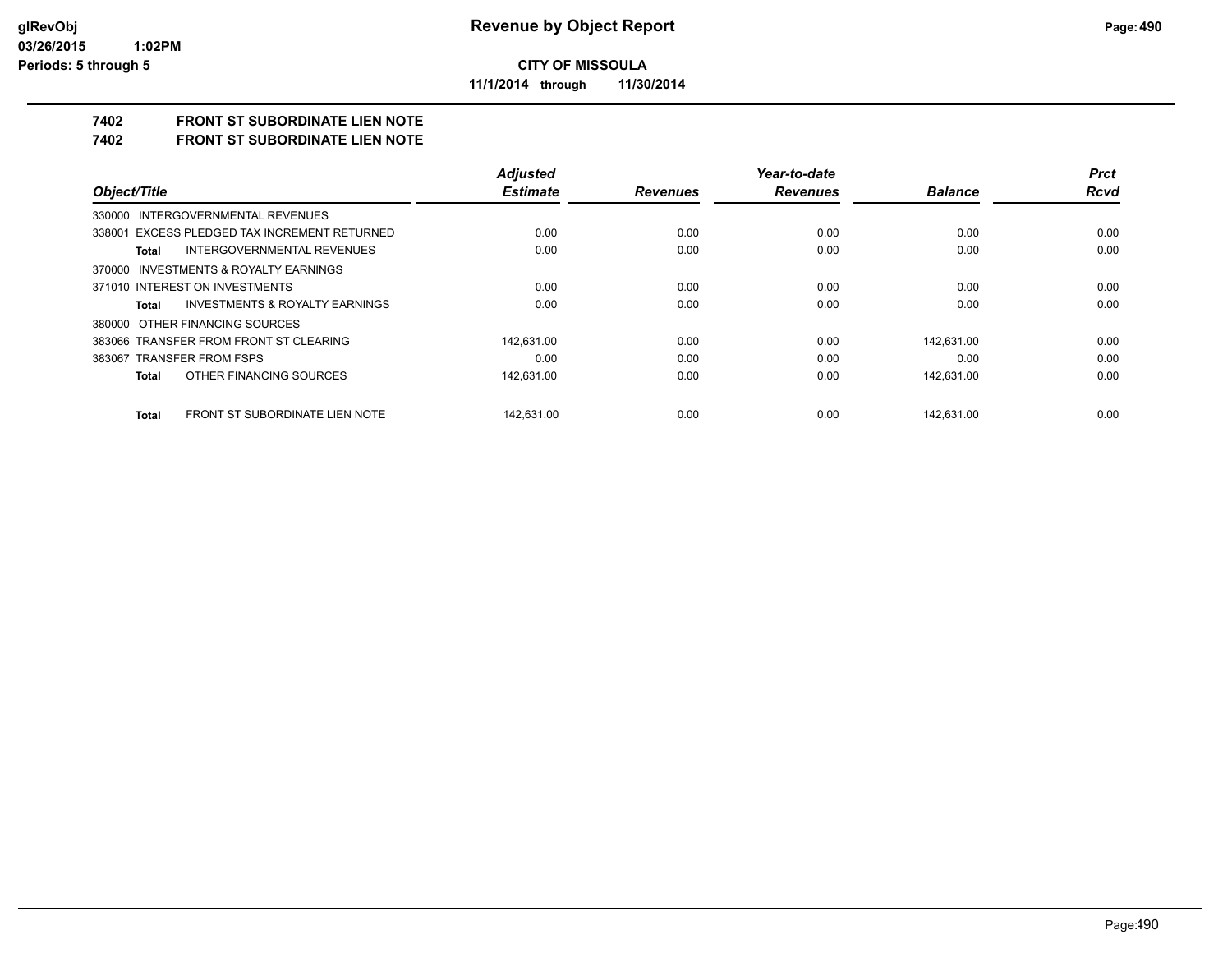# Revenue by Object Report

**CITY OF MISSOULA**

**11/1/2014 through 11/30/2014**

glRevObj
03/26/2015 1:02PM
Periods: 5 through 5

## 7402 FRONT ST SUBORDINATE LIEN NOTE
## 7402 FRONT ST SUBORDINATE LIEN NOTE

| Object/Title | Adjusted Estimate | Revenues | Year-to-date Revenues | Balance | Prct Rcvd |
|---|---|---|---|---|---|
| 330000 INTERGOVERNMENTAL REVENUES | | | | | |
| 338001 EXCESS PLEDGED TAX INCREMENT RETURNED | 0.00 | 0.00 | 0.00 | 0.00 | 0.00 |
| **Total** INTERGOVERNMENTAL REVENUES | 0.00 | 0.00 | 0.00 | 0.00 | 0.00 |
| 370000 INVESTMENTS & ROYALTY EARNINGS | | | | | |
| 371010 INTEREST ON INVESTMENTS | 0.00 | 0.00 | 0.00 | 0.00 | 0.00 |
| **Total** INVESTMENTS & ROYALTY EARNINGS | 0.00 | 0.00 | 0.00 | 0.00 | 0.00 |
| 380000 OTHER FINANCING SOURCES | | | | | |
| 383066 TRANSFER FROM FRONT ST CLEARING | 142,631.00 | 0.00 | 0.00 | 142,631.00 | 0.00 |
| 383067 TRANSFER FROM FSPS | 0.00 | 0.00 | 0.00 | 0.00 | 0.00 |
| **Total** OTHER FINANCING SOURCES | 142,631.00 | 0.00 | 0.00 | 142,631.00 | 0.00 |
| **Total** FRONT ST SUBORDINATE LIEN NOTE | 142,631.00 | 0.00 | 0.00 | 142,631.00 | 0.00 |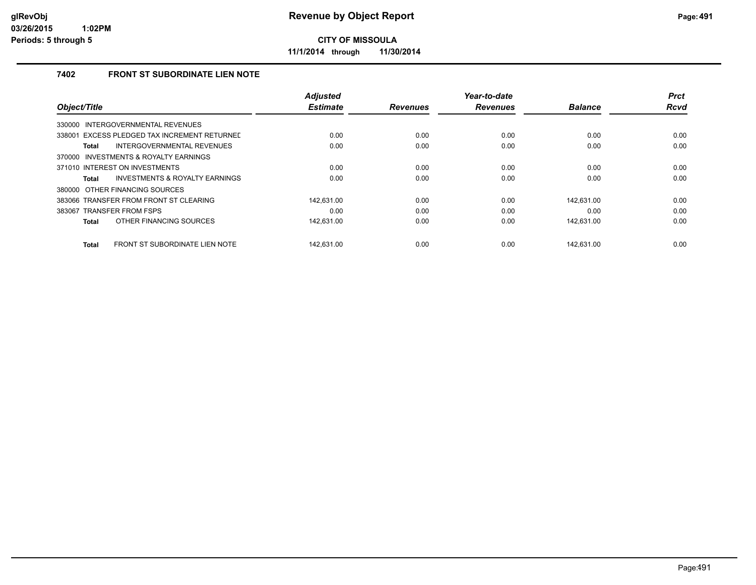# Revenue by Object Report

**CITY OF MISSOULA**

**11/1/2014 through 11/30/2014**

### 7402 FRONT ST SUBORDINATE LIEN NOTE

| Object/Title | Adjusted Estimate | Revenues | Year-to-date Revenues | Balance | Prct Rcvd |
|---|---|---|---|---|---|
| 330000 INTERGOVERNMENTAL REVENUES | | | | | |
| 338001 EXCESS PLEDGED TAX INCREMENT RETURNED | 0.00 | 0.00 | 0.00 | 0.00 | 0.00 |
| **Total** INTERGOVERNMENTAL REVENUES | 0.00 | 0.00 | 0.00 | 0.00 | 0.00 |
| 370000 INVESTMENTS & ROYALTY EARNINGS | | | | | |
| 371010 INTEREST ON INVESTMENTS | 0.00 | 0.00 | 0.00 | 0.00 | 0.00 |
| **Total** INVESTMENTS & ROYALTY EARNINGS | 0.00 | 0.00 | 0.00 | 0.00 | 0.00 |
| 380000 OTHER FINANCING SOURCES | | | | | |
| 383066 TRANSFER FROM FRONT ST CLEARING | 142,631.00 | 0.00 | 0.00 | 142,631.00 | 0.00 |
| 383067 TRANSFER FROM FSPS | 0.00 | 0.00 | 0.00 | 0.00 | 0.00 |
| **Total** OTHER FINANCING SOURCES | 142,631.00 | 0.00 | 0.00 | 142,631.00 | 0.00 |
| **Total** FRONT ST SUBORDINATE LIEN NOTE | 142,631.00 | 0.00 | 0.00 | 142,631.00 | 0.00 |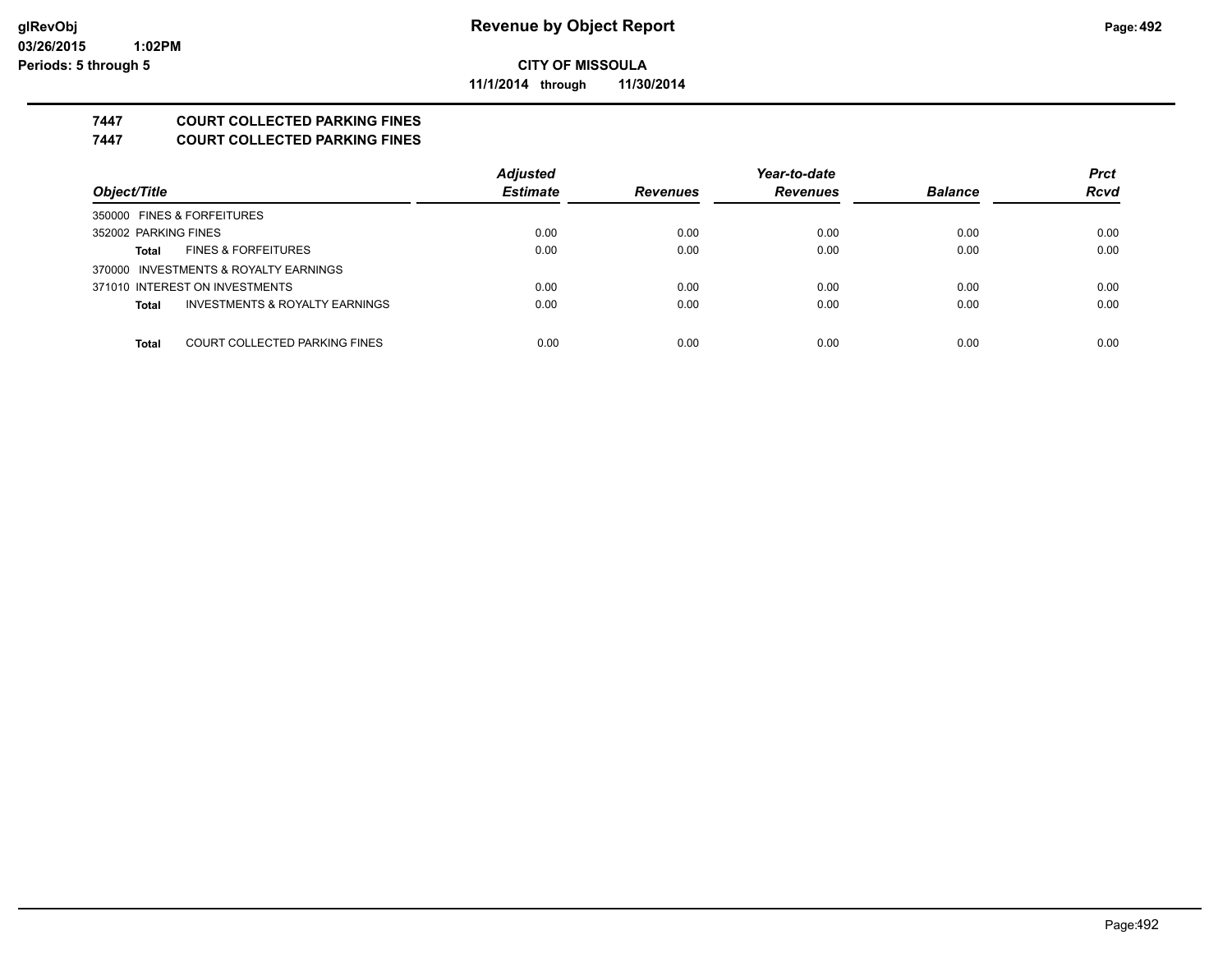# Revenue by Object Report

**CITY OF MISSOULA**

**11/1/2014 through 11/30/2014**

glRevObj
03/26/2015 1:02PM
Periods: 5 through 5

## 7447 COURT COLLECTED PARKING FINES
## 7447 COURT COLLECTED PARKING FINES

| Object/Title | Adjusted Estimate | Revenues | Year-to-date Revenues | Balance | Prct Rcvd |
|---|---|---|---|---|---|
| 350000 FINES & FORFEITURES | | | | | |
| 352002 PARKING FINES | 0.00 | 0.00 | 0.00 | 0.00 | 0.00 |
| **Total** FINES & FORFEITURES | 0.00 | 0.00 | 0.00 | 0.00 | 0.00 |
| 370000 INVESTMENTS & ROYALTY EARNINGS | | | | | |
| 371010 INTEREST ON INVESTMENTS | 0.00 | 0.00 | 0.00 | 0.00 | 0.00 |
| **Total** INVESTMENTS & ROYALTY EARNINGS | 0.00 | 0.00 | 0.00 | 0.00 | 0.00 |
| **Total** COURT COLLECTED PARKING FINES | 0.00 | 0.00 | 0.00 | 0.00 | 0.00 |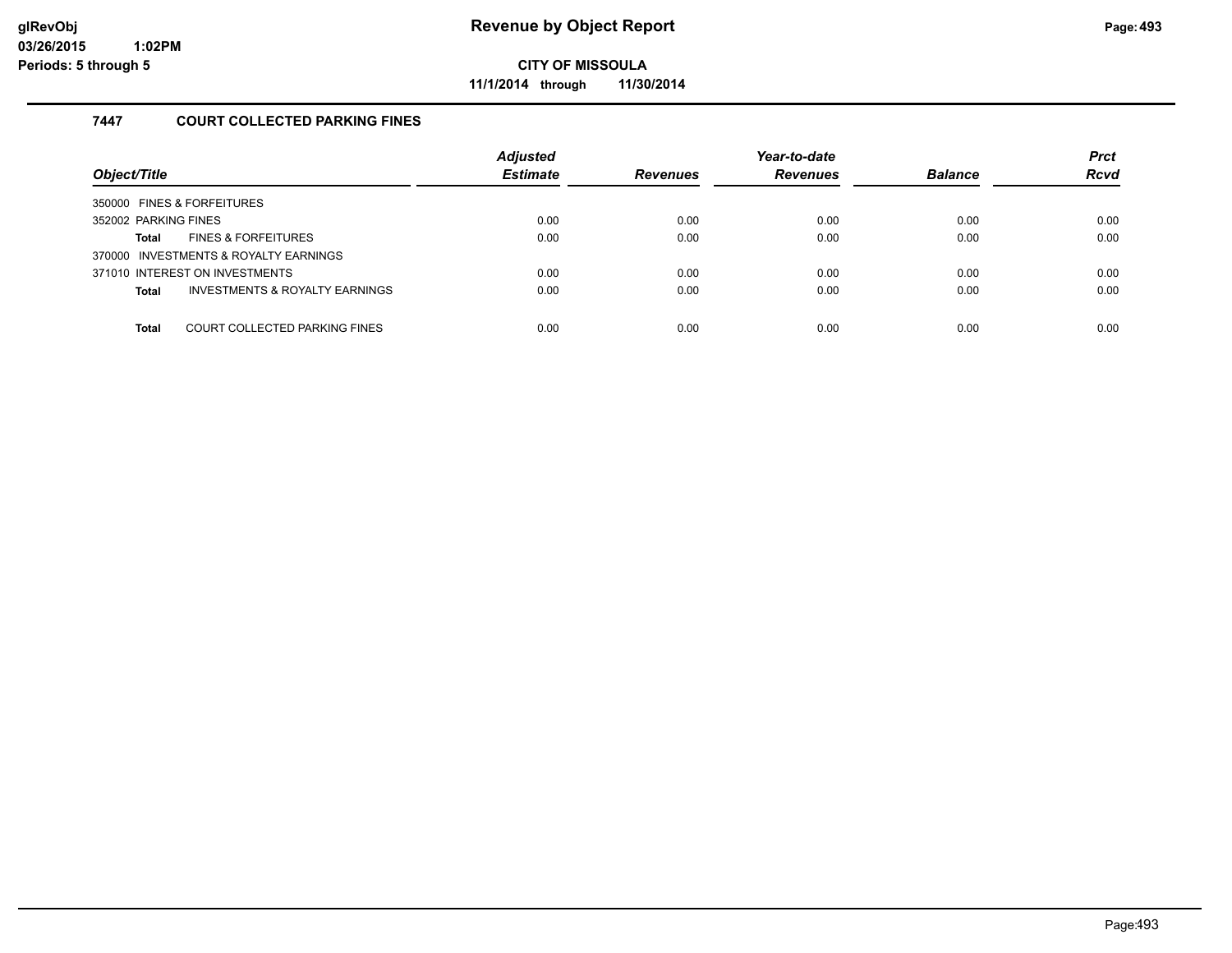# Revenue by Object Report

**CITY OF MISSOULA**

**11/1/2014 through 11/30/2014**

### 7447 COURT COLLECTED PARKING FINES

| Object/Title | Adjusted Estimate | Revenues | Year-to-date Revenues | Balance | Prct Rcvd |
|---|---|---|---|---|---|
| 350000 FINES & FORFEITURES | | | | | |
| 352002 PARKING FINES | 0.00 | 0.00 | 0.00 | 0.00 | 0.00 |
| **Total** FINES & FORFEITURES | 0.00 | 0.00 | 0.00 | 0.00 | 0.00 |
| 370000 INVESTMENTS & ROYALTY EARNINGS | | | | | |
| 371010 INTEREST ON INVESTMENTS | 0.00 | 0.00 | 0.00 | 0.00 | 0.00 |
| **Total** INVESTMENTS & ROYALTY EARNINGS | 0.00 | 0.00 | 0.00 | 0.00 | 0.00 |
| **Total** COURT COLLECTED PARKING FINES | 0.00 | 0.00 | 0.00 | 0.00 | 0.00 |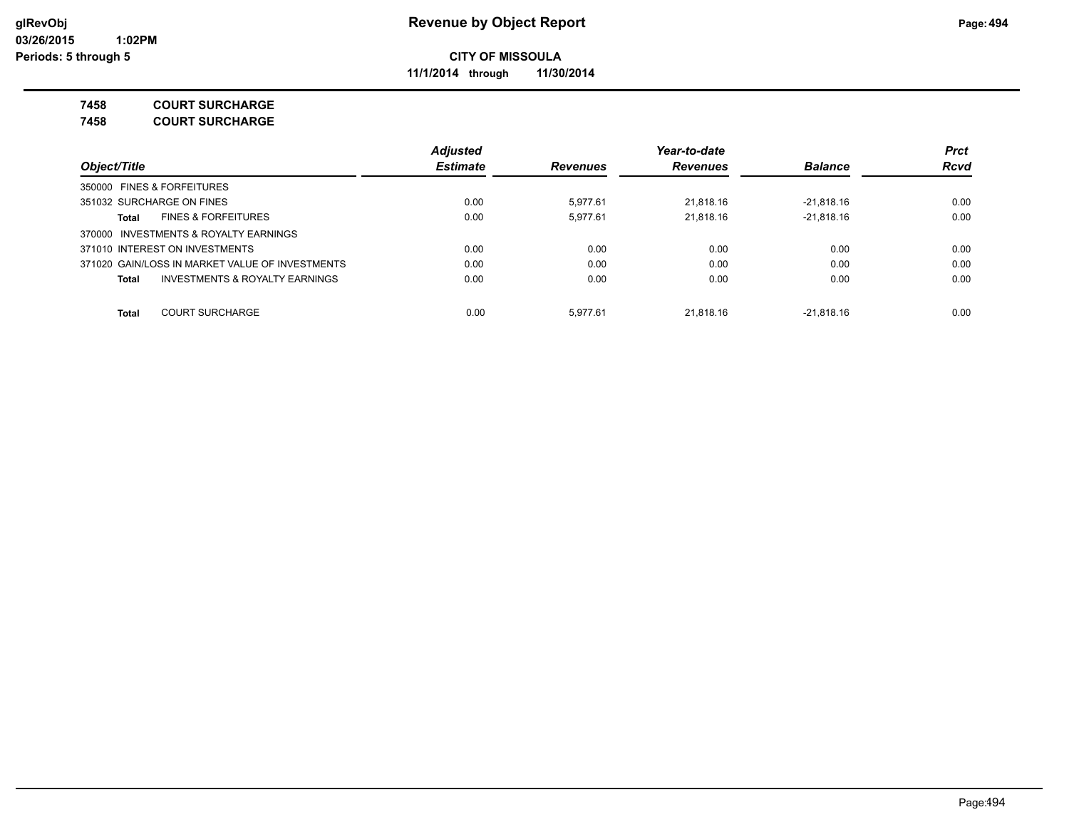# Revenue by Object Report

**CITY OF MISSOULA**

**11/1/2014 through 11/30/2014**

glRevObj
03/26/2015 1:02PM
Periods: 5 through 5

**7458 COURT SURCHARGE**

**7458 COURT SURCHARGE**

| Object/Title | Adjusted Estimate | Revenues | Year-to-date Revenues | Balance | Prct Rcvd |
|---|---|---|---|---|---|
| 350000 FINES & FORFEITURES | | | | | |
| 351032 SURCHARGE ON FINES | 0.00 | 5,977.61 | 21,818.16 | -21,818.16 | 0.00 |
| **Total** FINES & FORFEITURES | 0.00 | 5,977.61 | 21,818.16 | -21,818.16 | 0.00 |
| 370000 INVESTMENTS & ROYALTY EARNINGS | | | | | |
| 371010 INTEREST ON INVESTMENTS | 0.00 | 0.00 | 0.00 | 0.00 | 0.00 |
| 371020 GAIN/LOSS IN MARKET VALUE OF INVESTMENTS | 0.00 | 0.00 | 0.00 | 0.00 | 0.00 |
| **Total** INVESTMENTS & ROYALTY EARNINGS | 0.00 | 0.00 | 0.00 | 0.00 | 0.00 |
| **Total** COURT SURCHARGE | 0.00 | 5,977.61 | 21,818.16 | -21,818.16 | 0.00 |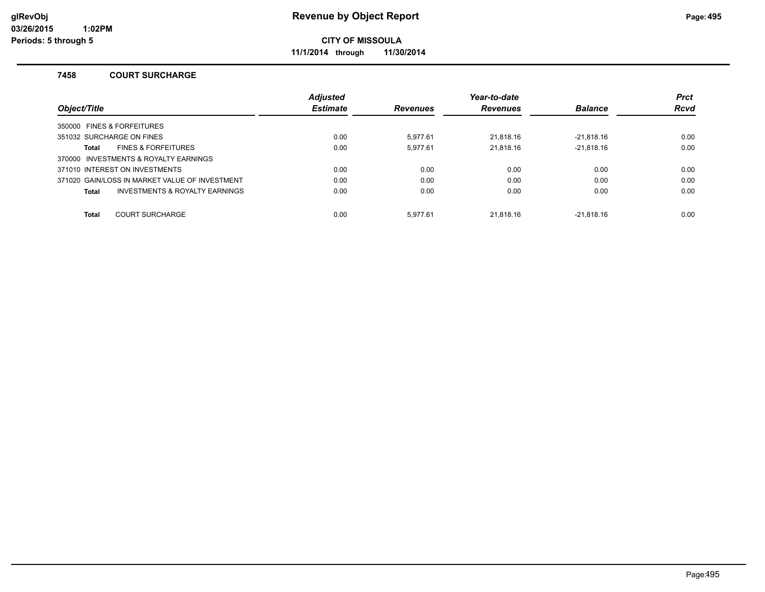# Revenue by Object Report

**CITY OF MISSOULA**

**11/1/2014 through 11/30/2014**

glRevObj
03/26/2015 1:02PM
Periods: 5 through 5

## 7458 COURT SURCHARGE

| Object/Title | Adjusted Estimate | Revenues | Year-to-date Revenues | Balance | Prct Rcvd |
|---|---|---|---|---|---|
| 350000 FINES & FORFEITURES | | | | | |
| 351032 SURCHARGE ON FINES | 0.00 | 5,977.61 | 21,818.16 | -21,818.16 | 0.00 |
| **Total** FINES & FORFEITURES | 0.00 | 5,977.61 | 21,818.16 | -21,818.16 | 0.00 |
| 370000 INVESTMENTS & ROYALTY EARNINGS | | | | | |
| 371010 INTEREST ON INVESTMENTS | 0.00 | 0.00 | 0.00 | 0.00 | 0.00 |
| 371020 GAIN/LOSS IN MARKET VALUE OF INVESTMENT | 0.00 | 0.00 | 0.00 | 0.00 | 0.00 |
| **Total** INVESTMENTS & ROYALTY EARNINGS | 0.00 | 0.00 | 0.00 | 0.00 | 0.00 |
| **Total** COURT SURCHARGE | 0.00 | 5,977.61 | 21,818.16 | -21,818.16 | 0.00 |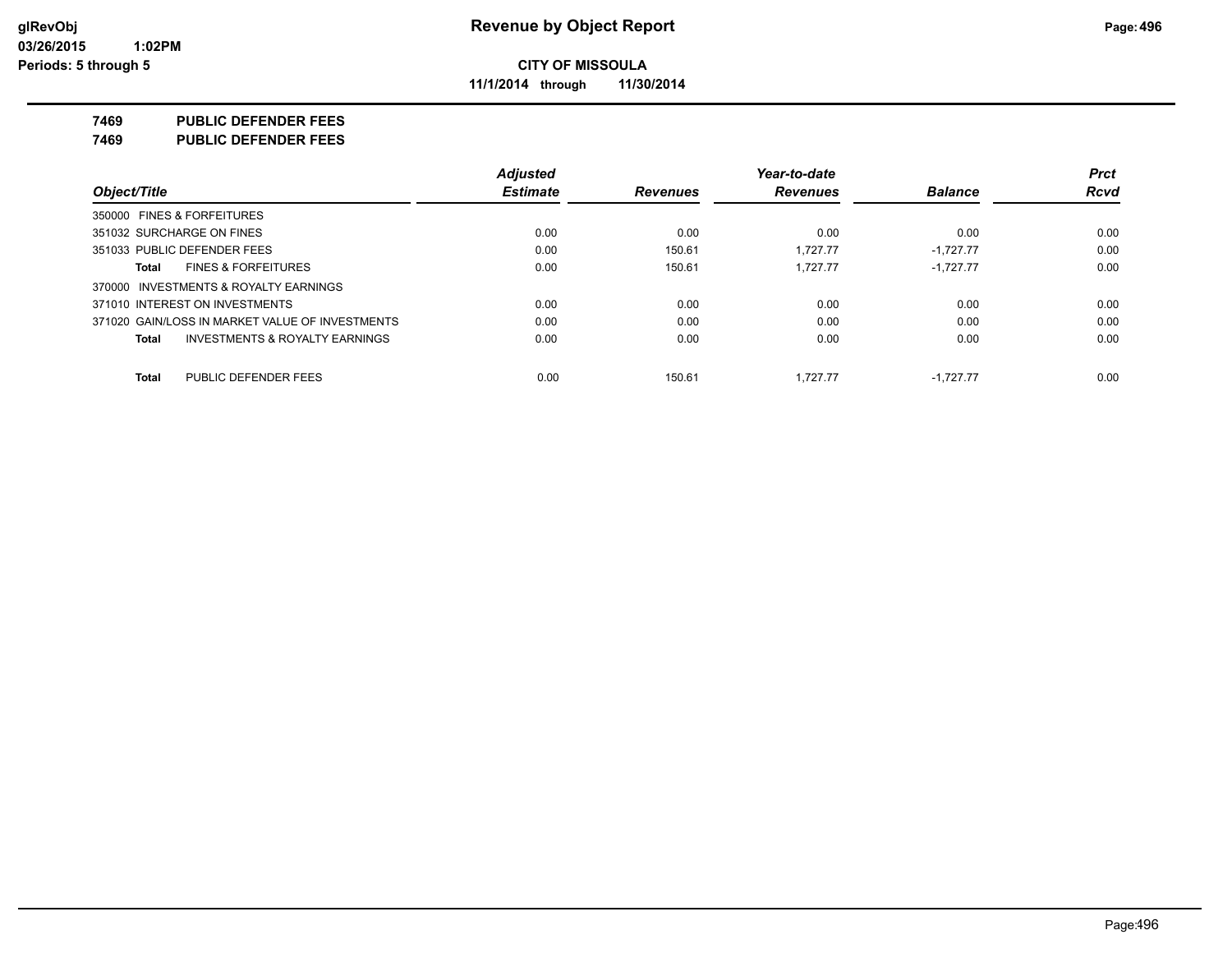**glRevObj**
**03/26/2015 1:02PM**
**Periods: 5 through 5**

# Revenue by Object Report

**CITY OF MISSOULA**

**11/1/2014 through 11/30/2014**

## 7469 PUBLIC DEFENDER FEES

## 7469 PUBLIC DEFENDER FEES

| Object/Title | Adjusted Estimate | Revenues | Year-to-date Revenues | Balance | Prct Rcvd |
|---|---|---|---|---|---|
| 350000 FINES & FORFEITURES | | | | | |
| 351032 SURCHARGE ON FINES | 0.00 | 0.00 | 0.00 | 0.00 | 0.00 |
| 351033 PUBLIC DEFENDER FEES | 0.00 | 150.61 | 1,727.77 | -1,727.77 | 0.00 |
| **Total** FINES & FORFEITURES | 0.00 | 150.61 | 1,727.77 | -1,727.77 | 0.00 |
| 370000 INVESTMENTS & ROYALTY EARNINGS | | | | | |
| 371010 INTEREST ON INVESTMENTS | 0.00 | 0.00 | 0.00 | 0.00 | 0.00 |
| 371020 GAIN/LOSS IN MARKET VALUE OF INVESTMENTS | 0.00 | 0.00 | 0.00 | 0.00 | 0.00 |
| **Total** INVESTMENTS & ROYALTY EARNINGS | 0.00 | 0.00 | 0.00 | 0.00 | 0.00 |
| **Total** PUBLIC DEFENDER FEES | 0.00 | 150.61 | 1,727.77 | -1,727.77 | 0.00 |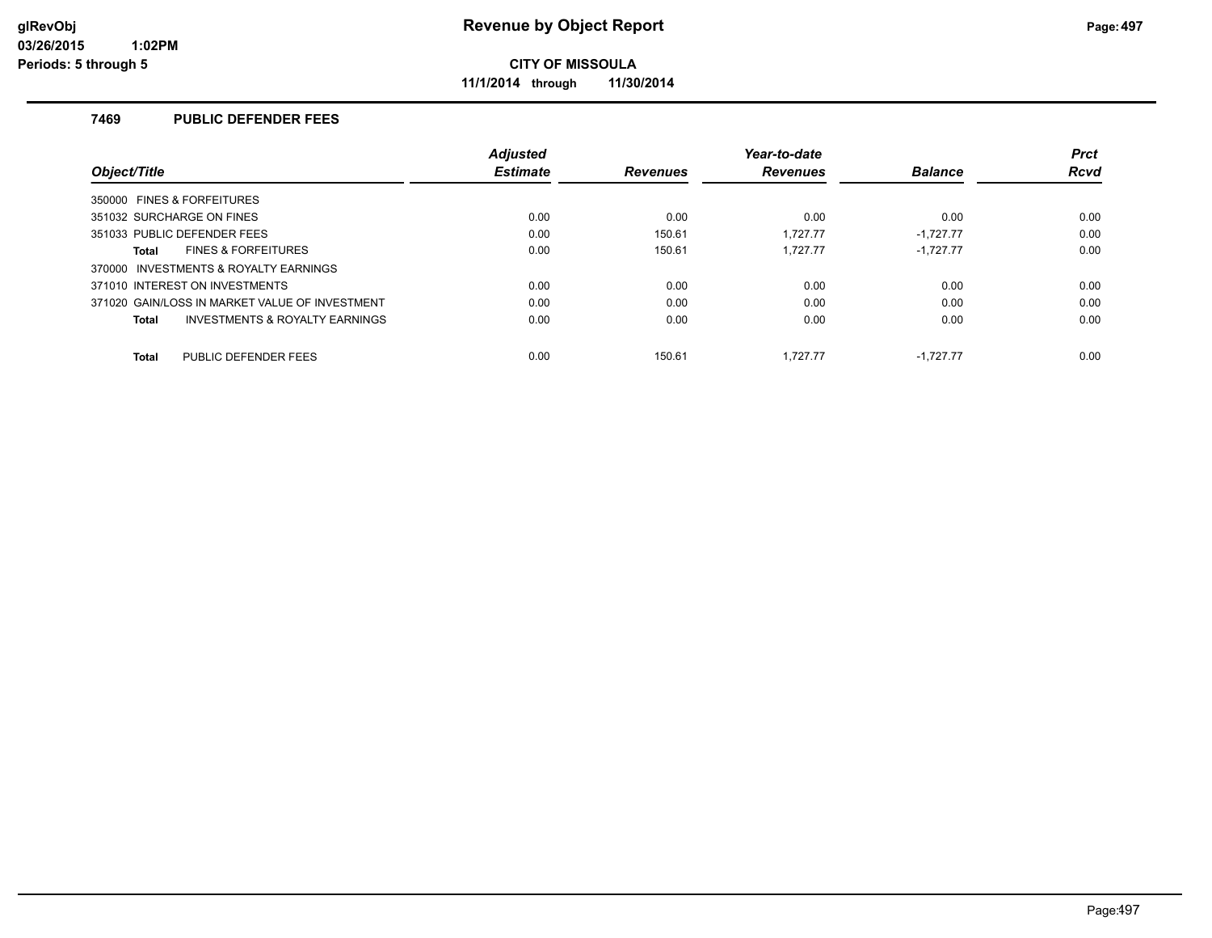# Revenue by Object Report

**CITY OF MISSOULA**

**11/1/2014 through 11/30/2014**

### 7469 PUBLIC DEFENDER FEES

| Object/Title | Adjusted Estimate | Revenues | Year-to-date Revenues | Balance | Prct Rcvd |
|---|---|---|---|---|---|
| 350000 FINES & FORFEITURES | | | | | |
| 351032 SURCHARGE ON FINES | 0.00 | 0.00 | 0.00 | 0.00 | 0.00 |
| 351033 PUBLIC DEFENDER FEES | 0.00 | 150.61 | 1,727.77 | -1,727.77 | 0.00 |
| **Total** FINES & FORFEITURES | 0.00 | 150.61 | 1,727.77 | -1,727.77 | 0.00 |
| 370000 INVESTMENTS & ROYALTY EARNINGS | | | | | |
| 371010 INTEREST ON INVESTMENTS | 0.00 | 0.00 | 0.00 | 0.00 | 0.00 |
| 371020 GAIN/LOSS IN MARKET VALUE OF INVESTMENT | 0.00 | 0.00 | 0.00 | 0.00 | 0.00 |
| **Total** INVESTMENTS & ROYALTY EARNINGS | 0.00 | 0.00 | 0.00 | 0.00 | 0.00 |
| **Total** PUBLIC DEFENDER FEES | 0.00 | 150.61 | 1,727.77 | -1,727.77 | 0.00 |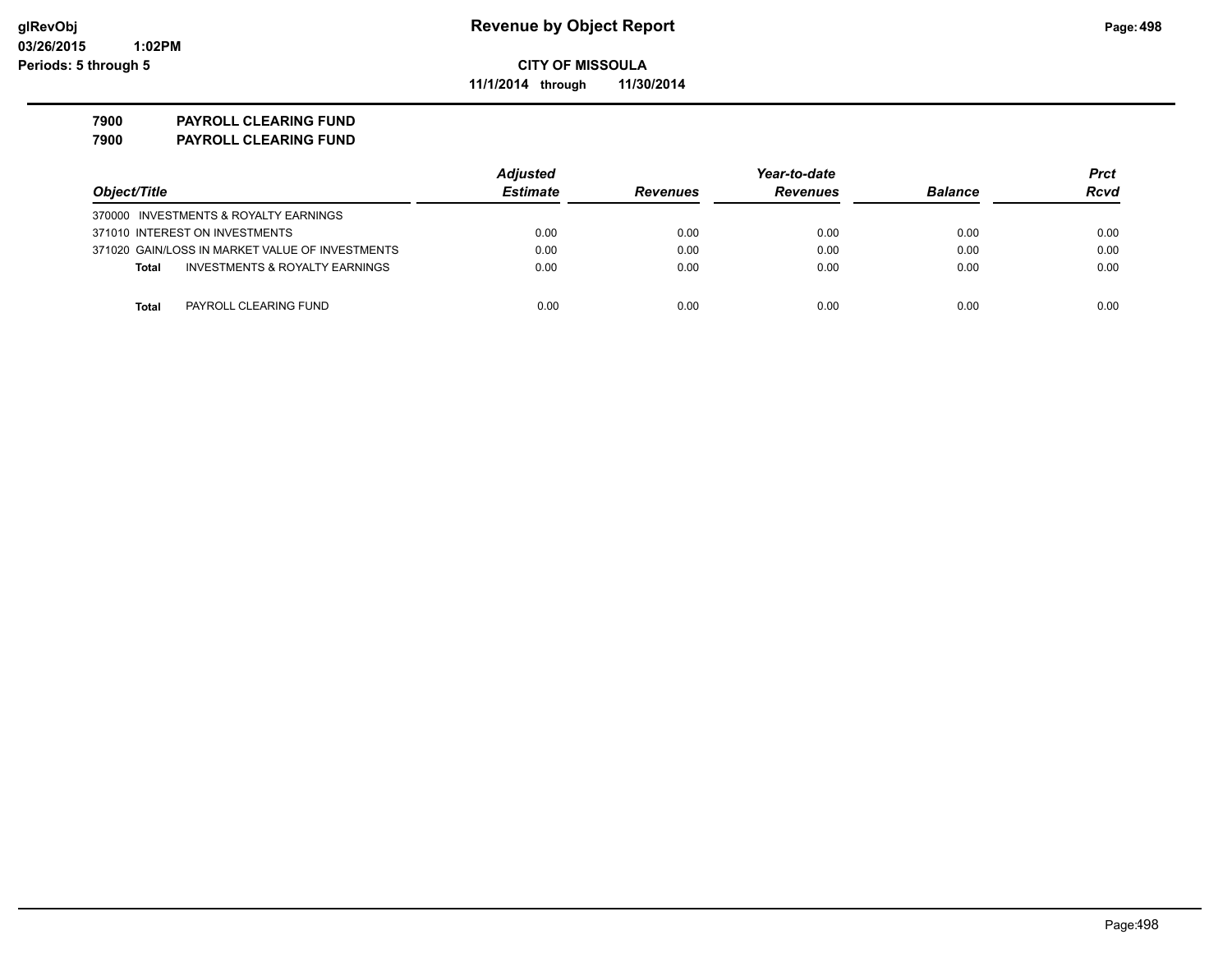# Revenue by Object Report

**CITY OF MISSOULA**

**11/1/2014 through 11/30/2014**

glRevObj
03/26/2015 1:02PM
Periods: 5 through 5

**7900 PAYROLL CLEARING FUND**
**7900 PAYROLL CLEARING FUND**

| Object/Title | Adjusted Estimate | Revenues | Year-to-date Revenues | Balance | Prct Rcvd |
|---|---|---|---|---|---|
| 370000 INVESTMENTS & ROYALTY EARNINGS | | | | | |
| 371010 INTEREST ON INVESTMENTS | 0.00 | 0.00 | 0.00 | 0.00 | 0.00 |
| 371020 GAIN/LOSS IN MARKET VALUE OF INVESTMENTS | 0.00 | 0.00 | 0.00 | 0.00 | 0.00 |
| **Total** INVESTMENTS & ROYALTY EARNINGS | 0.00 | 0.00 | 0.00 | 0.00 | 0.00 |
| **Total** PAYROLL CLEARING FUND | 0.00 | 0.00 | 0.00 | 0.00 | 0.00 |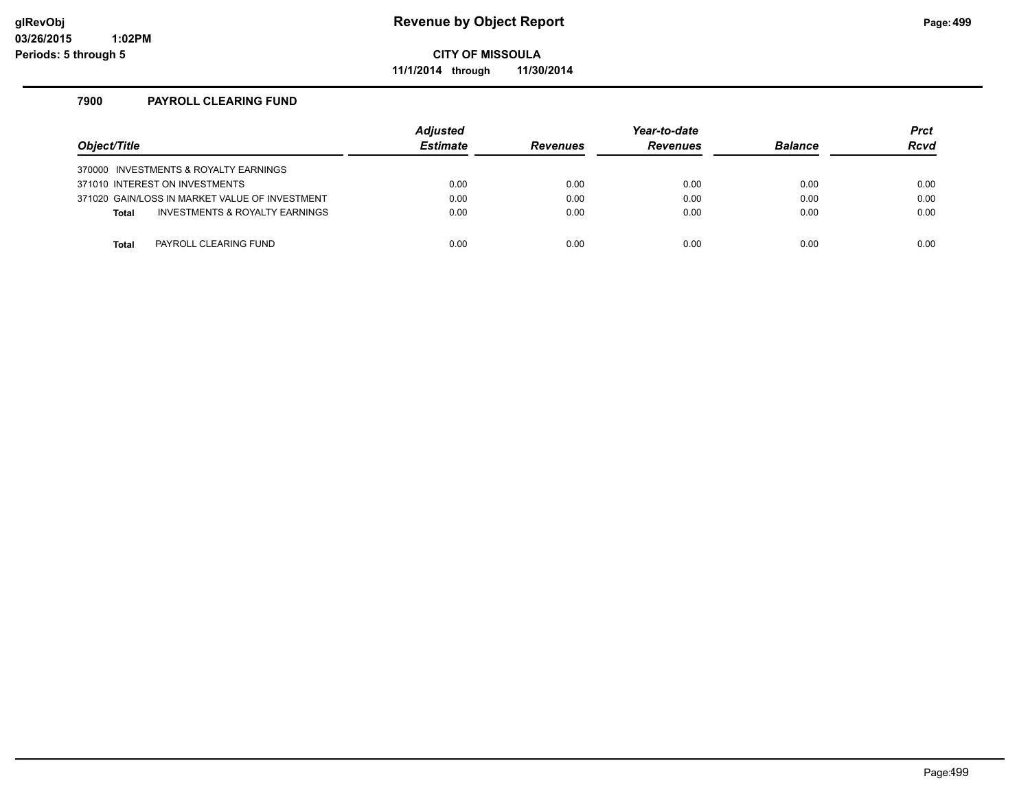# Revenue by Object Report

**CITY OF MISSOULA**

**11/1/2014 through 11/30/2014**

glRevObj
03/26/2015 1:02PM
Periods: 5 through 5

## 7900 PAYROLL CLEARING FUND

| Object/Title | Adjusted Estimate | Revenues | Year-to-date Revenues | Balance | Prct Rcvd |
|---|---|---|---|---|---|
| 370000 INVESTMENTS & ROYALTY EARNINGS | | | | | |
| 371010 INTEREST ON INVESTMENTS | 0.00 | 0.00 | 0.00 | 0.00 | 0.00 |
| 371020 GAIN/LOSS IN MARKET VALUE OF INVESTMENT | 0.00 | 0.00 | 0.00 | 0.00 | 0.00 |
| **Total** INVESTMENTS & ROYALTY EARNINGS | 0.00 | 0.00 | 0.00 | 0.00 | 0.00 |
| **Total** PAYROLL CLEARING FUND | 0.00 | 0.00 | 0.00 | 0.00 | 0.00 |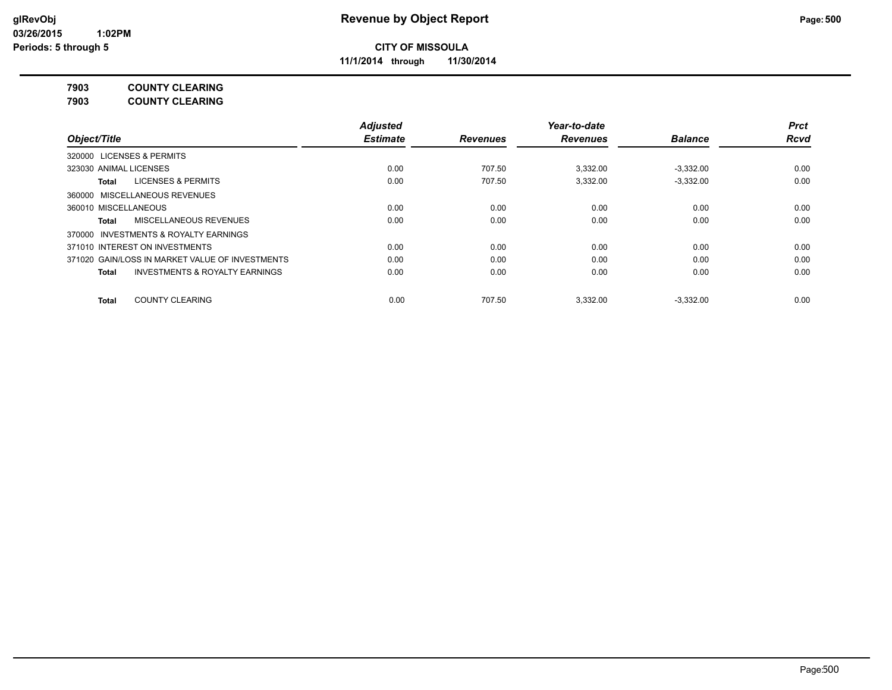# Revenue by Object Report

**CITY OF MISSOULA**

**11/1/2014 through 11/30/2014**

glRevObj
03/26/2015 1:02PM
Periods: 5 through 5

**7903 COUNTY CLEARING**

**7903 COUNTY CLEARING**

| Object/Title | Adjusted Estimate | Revenues | Year-to-date Revenues | Balance | Prct Rcvd |
|---|---|---|---|---|---|
| 320000 LICENSES & PERMITS | | | | | |
| 323030 ANIMAL LICENSES | 0.00 | 707.50 | 3,332.00 | -3,332.00 | 0.00 |
| **Total** LICENSES & PERMITS | 0.00 | 707.50 | 3,332.00 | -3,332.00 | 0.00 |
| 360000 MISCELLANEOUS REVENUES | | | | | |
| 360010 MISCELLANEOUS | 0.00 | 0.00 | 0.00 | 0.00 | 0.00 |
| **Total** MISCELLANEOUS REVENUES | 0.00 | 0.00 | 0.00 | 0.00 | 0.00 |
| 370000 INVESTMENTS & ROYALTY EARNINGS | | | | | |
| 371010 INTEREST ON INVESTMENTS | 0.00 | 0.00 | 0.00 | 0.00 | 0.00 |
| 371020 GAIN/LOSS IN MARKET VALUE OF INVESTMENTS | 0.00 | 0.00 | 0.00 | 0.00 | 0.00 |
| **Total** INVESTMENTS & ROYALTY EARNINGS | 0.00 | 0.00 | 0.00 | 0.00 | 0.00 |
| **Total** COUNTY CLEARING | 0.00 | 707.50 | 3,332.00 | -3,332.00 | 0.00 |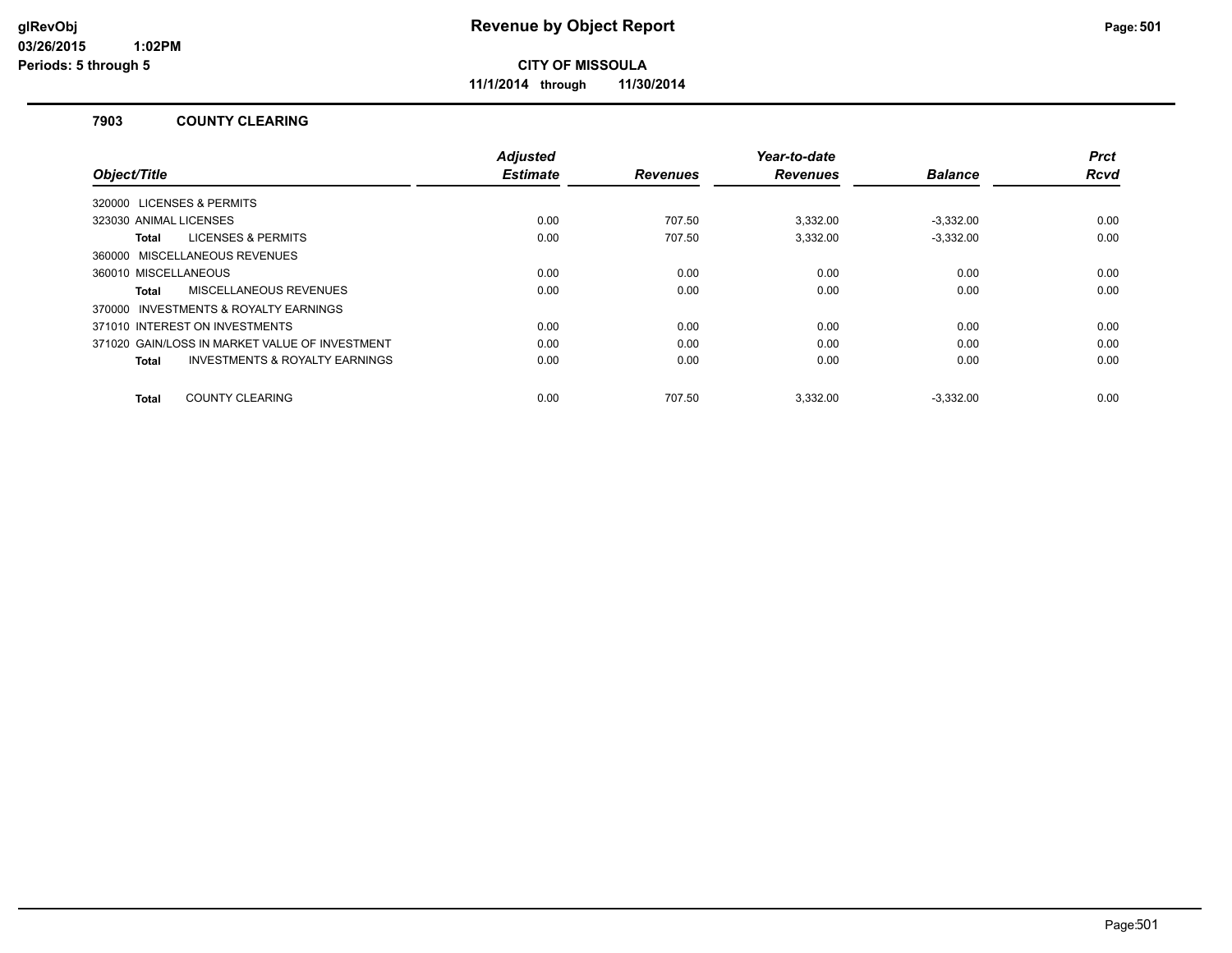# Revenue by Object Report

**CITY OF MISSOULA**

**11/1/2014 through 11/30/2014**

### 7903 COUNTY CLEARING

| Object/Title | Adjusted Estimate | Revenues | Year-to-date Revenues | Balance | Prct Rcvd |
|---|---|---|---|---|---|
| 320000 LICENSES & PERMITS | | | | | |
| 323030 ANIMAL LICENSES | 0.00 | 707.50 | 3,332.00 | -3,332.00 | 0.00 |
| **Total** LICENSES & PERMITS | 0.00 | 707.50 | 3,332.00 | -3,332.00 | 0.00 |
| 360000 MISCELLANEOUS REVENUES | | | | | |
| 360010 MISCELLANEOUS | 0.00 | 0.00 | 0.00 | 0.00 | 0.00 |
| **Total** MISCELLANEOUS REVENUES | 0.00 | 0.00 | 0.00 | 0.00 | 0.00 |
| 370000 INVESTMENTS & ROYALTY EARNINGS | | | | | |
| 371010 INTEREST ON INVESTMENTS | 0.00 | 0.00 | 0.00 | 0.00 | 0.00 |
| 371020 GAIN/LOSS IN MARKET VALUE OF INVESTMENT | 0.00 | 0.00 | 0.00 | 0.00 | 0.00 |
| **Total** INVESTMENTS & ROYALTY EARNINGS | 0.00 | 0.00 | 0.00 | 0.00 | 0.00 |
| **Total** COUNTY CLEARING | 0.00 | 707.50 | 3,332.00 | -3,332.00 | 0.00 |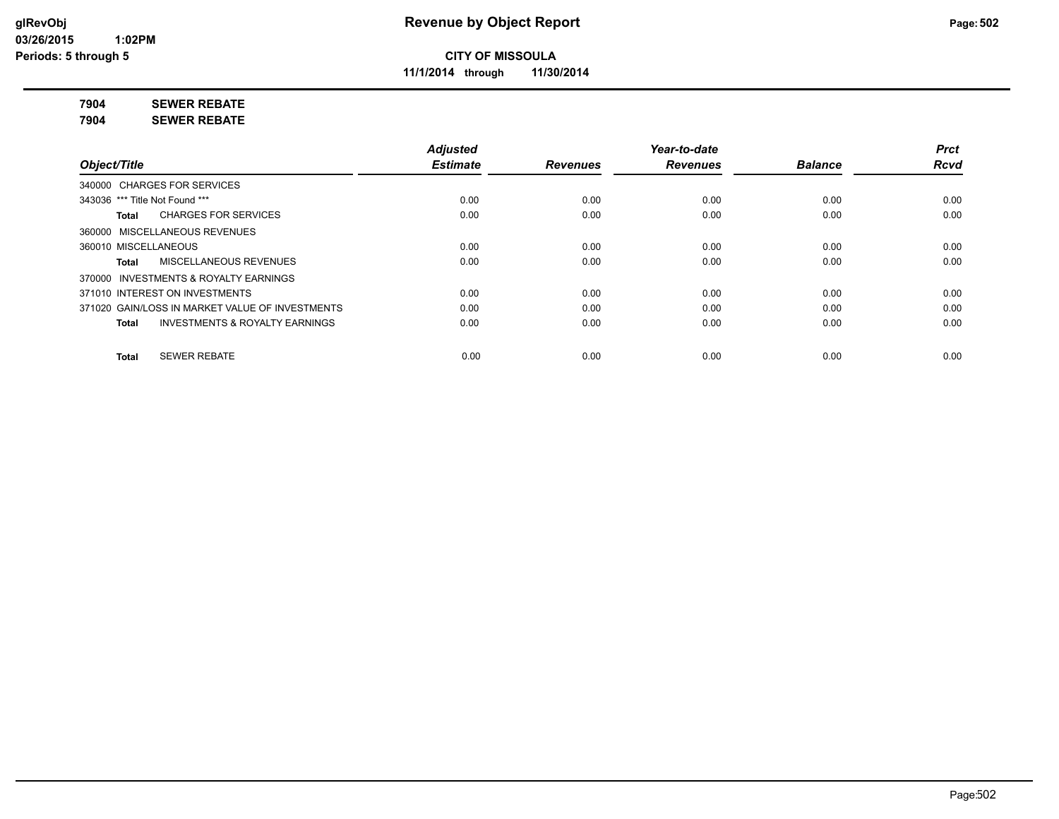# Revenue by Object Report

**CITY OF MISSOULA**

**11/1/2014 through 11/30/2014**

glRevObj
03/26/2015 1:02PM
Periods: 5 through 5

**7904 SEWER REBATE**

**7904 SEWER REBATE**

| Object/Title | Adjusted Estimate | Revenues | Year-to-date Revenues | Balance | Prct Rcvd |
|---|---|---|---|---|---|
| 340000 CHARGES FOR SERVICES | | | | | |
| 343036 *** Title Not Found *** | 0.00 | 0.00 | 0.00 | 0.00 | 0.00 |
| **Total** CHARGES FOR SERVICES | 0.00 | 0.00 | 0.00 | 0.00 | 0.00 |
| 360000 MISCELLANEOUS REVENUES | | | | | |
| 360010 MISCELLANEOUS | 0.00 | 0.00 | 0.00 | 0.00 | 0.00 |
| **Total** MISCELLANEOUS REVENUES | 0.00 | 0.00 | 0.00 | 0.00 | 0.00 |
| 370000 INVESTMENTS & ROYALTY EARNINGS | | | | | |
| 371010 INTEREST ON INVESTMENTS | 0.00 | 0.00 | 0.00 | 0.00 | 0.00 |
| 371020 GAIN/LOSS IN MARKET VALUE OF INVESTMENTS | 0.00 | 0.00 | 0.00 | 0.00 | 0.00 |
| **Total** INVESTMENTS & ROYALTY EARNINGS | 0.00 | 0.00 | 0.00 | 0.00 | 0.00 |
| **Total** SEWER REBATE | 0.00 | 0.00 | 0.00 | 0.00 | 0.00 |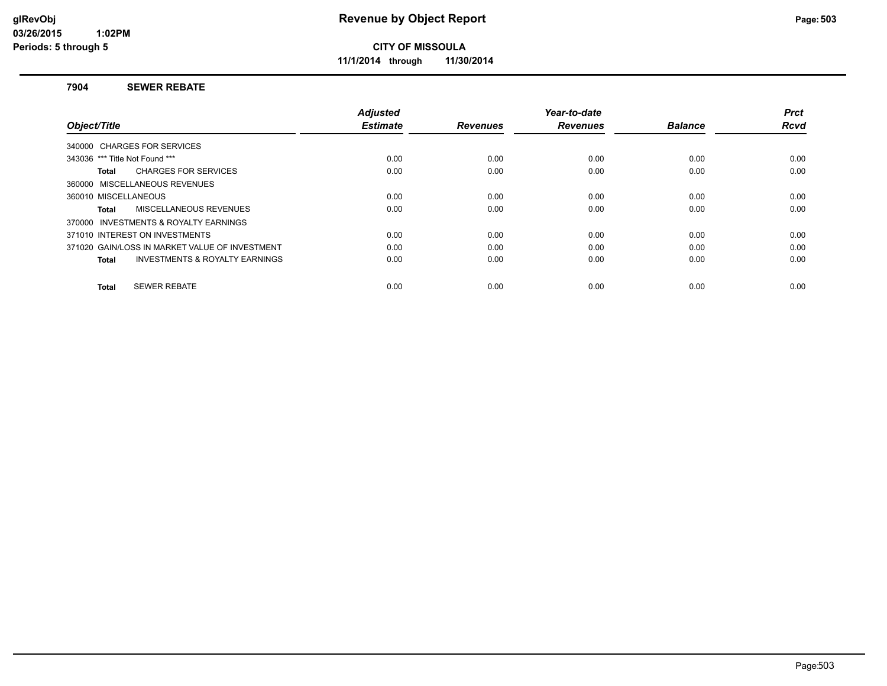# Revenue by Object Report

glRevObj
03/26/2015 1:02PM
Periods: 5 through 5

**CITY OF MISSOULA**

**11/1/2014 through 11/30/2014**

## 7904 SEWER REBATE

| Object/Title | Adjusted Estimate | Revenues | Year-to-date Revenues | Balance | Prct Rcvd |
|---|---|---|---|---|---|
| 340000 CHARGES FOR SERVICES | | | | | |
| 343036 *** Title Not Found *** | 0.00 | 0.00 | 0.00 | 0.00 | 0.00 |
| **Total** CHARGES FOR SERVICES | 0.00 | 0.00 | 0.00 | 0.00 | 0.00 |
| 360000 MISCELLANEOUS REVENUES | | | | | |
| 360010 MISCELLANEOUS | 0.00 | 0.00 | 0.00 | 0.00 | 0.00 |
| **Total** MISCELLANEOUS REVENUES | 0.00 | 0.00 | 0.00 | 0.00 | 0.00 |
| 370000 INVESTMENTS & ROYALTY EARNINGS | | | | | |
| 371010 INTEREST ON INVESTMENTS | 0.00 | 0.00 | 0.00 | 0.00 | 0.00 |
| 371020 GAIN/LOSS IN MARKET VALUE OF INVESTMENT | 0.00 | 0.00 | 0.00 | 0.00 | 0.00 |
| **Total** INVESTMENTS & ROYALTY EARNINGS | 0.00 | 0.00 | 0.00 | 0.00 | 0.00 |
| **Total** SEWER REBATE | 0.00 | 0.00 | 0.00 | 0.00 | 0.00 |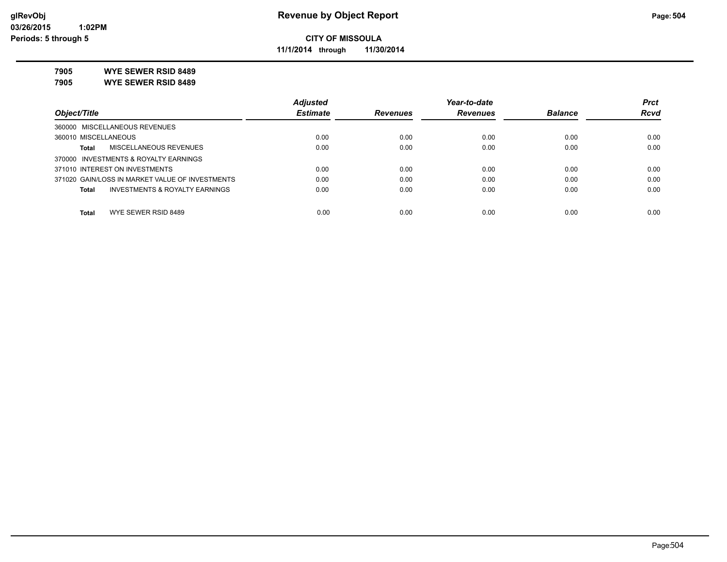**glRevObj**
**03/26/2015 1:02PM**
**Periods: 5 through 5**

# Revenue by Object Report

**CITY OF MISSOULA**
**11/1/2014 through 11/30/2014**

**7905 WYE SEWER RSID 8489**
**7905 WYE SEWER RSID 8489**

| Object/Title | Adjusted Estimate | Revenues | Year-to-date Revenues | Balance | Prct Rcvd |
|---|---|---|---|---|---|
| 360000 MISCELLANEOUS REVENUES | | | | | |
| 360010 MISCELLANEOUS | 0.00 | 0.00 | 0.00 | 0.00 | 0.00 |
| **Total** MISCELLANEOUS REVENUES | 0.00 | 0.00 | 0.00 | 0.00 | 0.00 |
| 370000 INVESTMENTS & ROYALTY EARNINGS | | | | | |
| 371010 INTEREST ON INVESTMENTS | 0.00 | 0.00 | 0.00 | 0.00 | 0.00 |
| 371020 GAIN/LOSS IN MARKET VALUE OF INVESTMENTS | 0.00 | 0.00 | 0.00 | 0.00 | 0.00 |
| **Total** INVESTMENTS & ROYALTY EARNINGS | 0.00 | 0.00 | 0.00 | 0.00 | 0.00 |
| **Total** WYE SEWER RSID 8489 | 0.00 | 0.00 | 0.00 | 0.00 | 0.00 |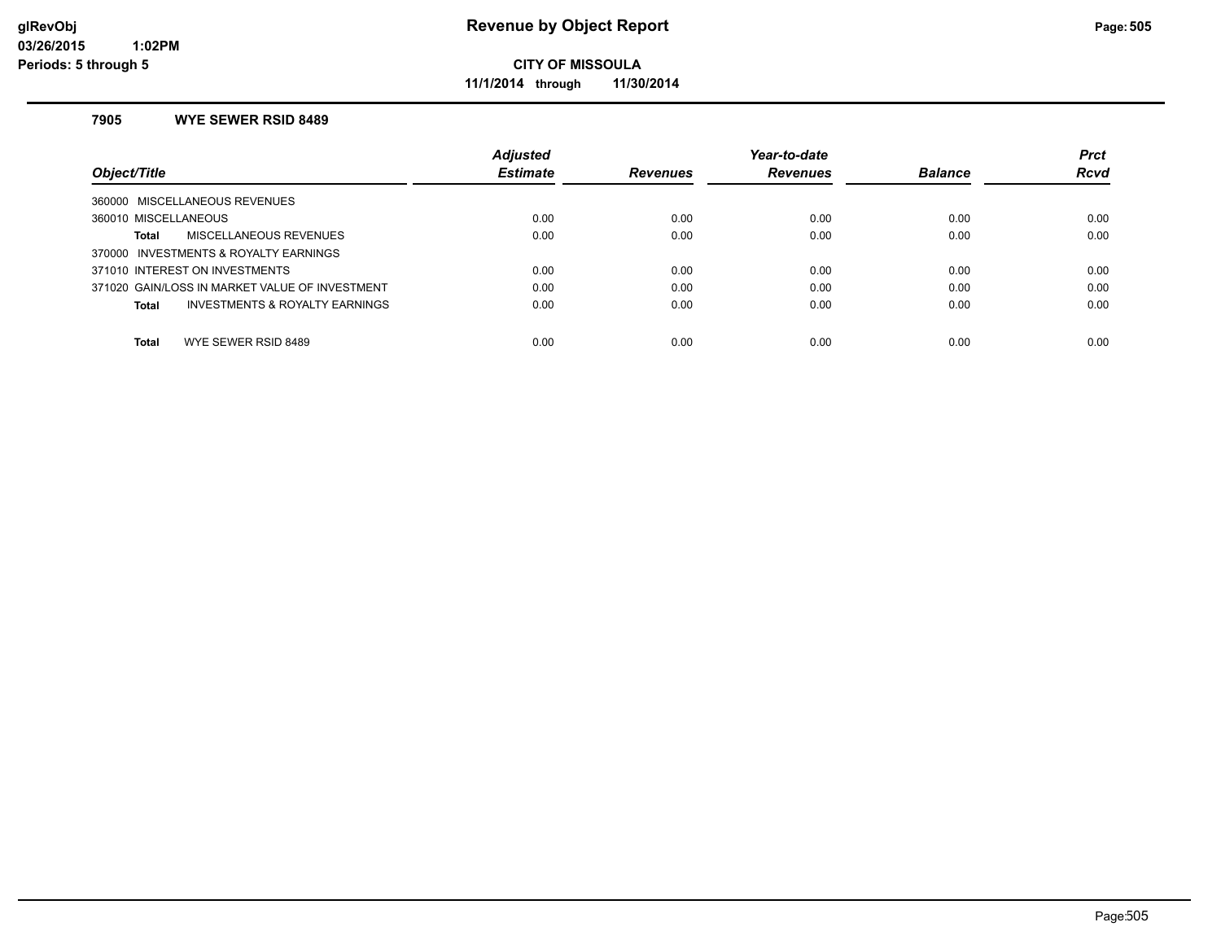**glRevObj**
**03/26/2015 1:02PM**
**Periods: 5 through 5**

# Revenue by Object Report

**CITY OF MISSOULA**

**11/1/2014 through 11/30/2014**

### 7905 WYE SEWER RSID 8489

| Object/Title | Adjusted Estimate | Revenues | Year-to-date Revenues | Balance | Prct Rcvd |
|---|---|---|---|---|---|
| 360000 MISCELLANEOUS REVENUES | | | | | |
| 360010 MISCELLANEOUS | 0.00 | 0.00 | 0.00 | 0.00 | 0.00 |
| **Total** MISCELLANEOUS REVENUES | 0.00 | 0.00 | 0.00 | 0.00 | 0.00 |
| 370000 INVESTMENTS & ROYALTY EARNINGS | | | | | |
| 371010 INTEREST ON INVESTMENTS | 0.00 | 0.00 | 0.00 | 0.00 | 0.00 |
| 371020 GAIN/LOSS IN MARKET VALUE OF INVESTMENT | 0.00 | 0.00 | 0.00 | 0.00 | 0.00 |
| **Total** INVESTMENTS & ROYALTY EARNINGS | 0.00 | 0.00 | 0.00 | 0.00 | 0.00 |
| **Total** WYE SEWER RSID 8489 | 0.00 | 0.00 | 0.00 | 0.00 | 0.00 |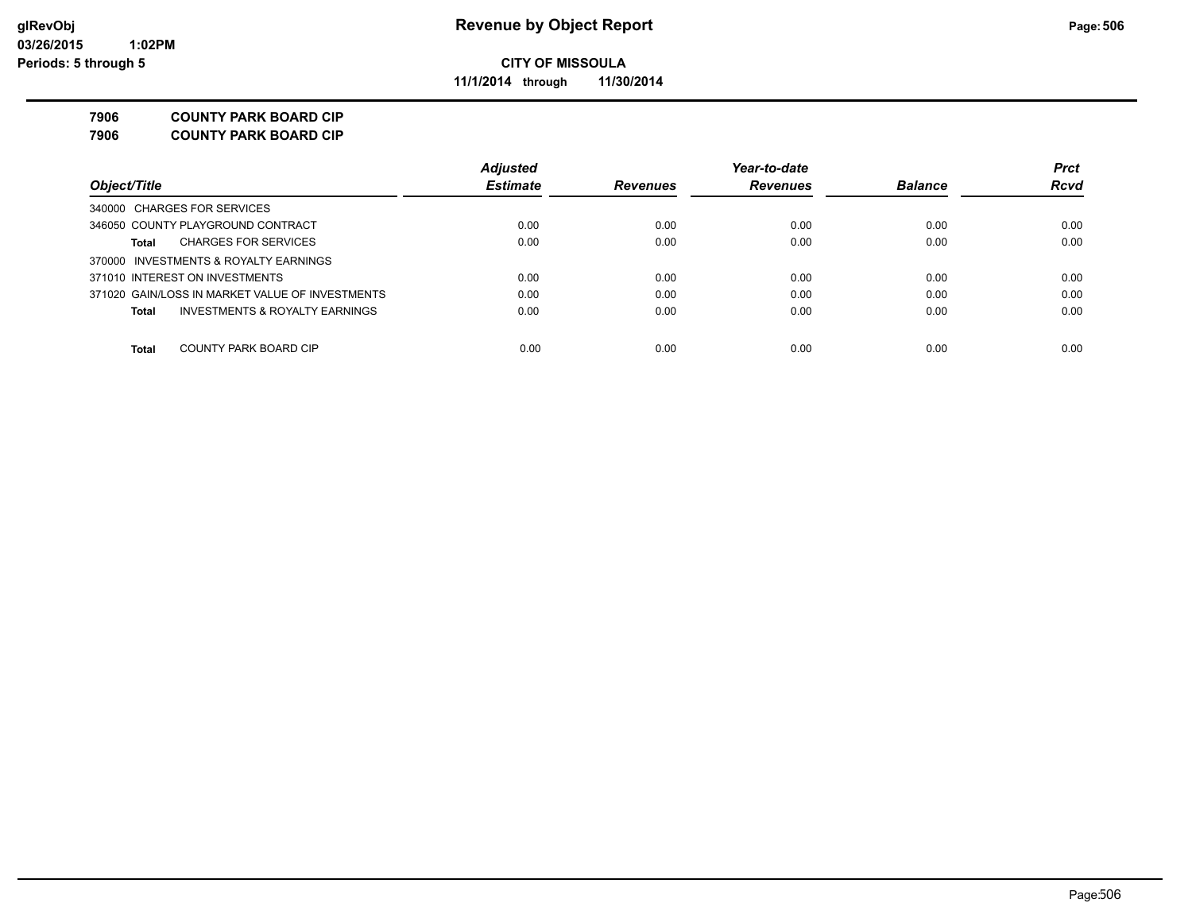glRevObj
03/26/2015 1:02PM
Periods: 5 through 5

# Revenue by Object Report

**CITY OF MISSOULA**

**11/1/2014 through 11/30/2014**

**7906 COUNTY PARK BOARD CIP**
**7906 COUNTY PARK BOARD CIP**

| Object/Title | Adjusted Estimate | Revenues | Year-to-date Revenues | Balance | Prct Rcvd |
|---|---|---|---|---|---|
| 340000 CHARGES FOR SERVICES | | | | | |
| 346050 COUNTY PLAYGROUND CONTRACT | 0.00 | 0.00 | 0.00 | 0.00 | 0.00 |
| **Total** CHARGES FOR SERVICES | 0.00 | 0.00 | 0.00 | 0.00 | 0.00 |
| 370000 INVESTMENTS & ROYALTY EARNINGS | | | | | |
| 371010 INTEREST ON INVESTMENTS | 0.00 | 0.00 | 0.00 | 0.00 | 0.00 |
| 371020 GAIN/LOSS IN MARKET VALUE OF INVESTMENTS | 0.00 | 0.00 | 0.00 | 0.00 | 0.00 |
| **Total** INVESTMENTS & ROYALTY EARNINGS | 0.00 | 0.00 | 0.00 | 0.00 | 0.00 |
| **Total** COUNTY PARK BOARD CIP | 0.00 | 0.00 | 0.00 | 0.00 | 0.00 |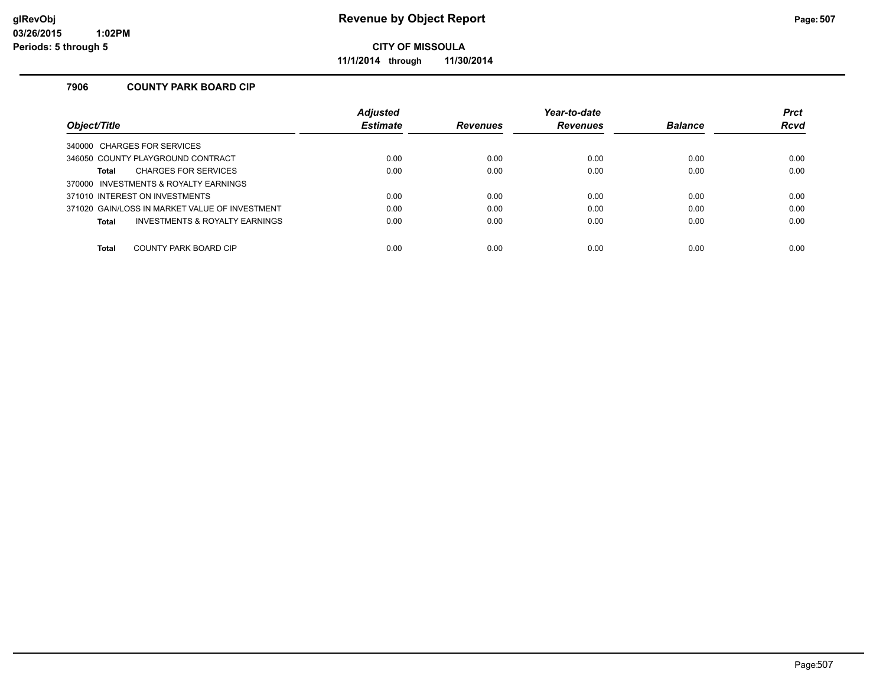**Revenue by Object Report**

**CITY OF MISSOULA**

**11/1/2014 through 11/30/2014**

### 7906 COUNTY PARK BOARD CIP

| Object/Title | Adjusted Estimate | Revenues | Year-to-date Revenues | Balance | Prct Rcvd |
|---|---|---|---|---|---|
| 340000 CHARGES FOR SERVICES | | | | | |
| 346050 COUNTY PLAYGROUND CONTRACT | 0.00 | 0.00 | 0.00 | 0.00 | 0.00 |
| **Total** CHARGES FOR SERVICES | 0.00 | 0.00 | 0.00 | 0.00 | 0.00 |
| 370000 INVESTMENTS & ROYALTY EARNINGS | | | | | |
| 371010 INTEREST ON INVESTMENTS | 0.00 | 0.00 | 0.00 | 0.00 | 0.00 |
| 371020 GAIN/LOSS IN MARKET VALUE OF INVESTMENT | 0.00 | 0.00 | 0.00 | 0.00 | 0.00 |
| **Total** INVESTMENTS & ROYALTY EARNINGS | 0.00 | 0.00 | 0.00 | 0.00 | 0.00 |
| **Total** COUNTY PARK BOARD CIP | 0.00 | 0.00 | 0.00 | 0.00 | 0.00 |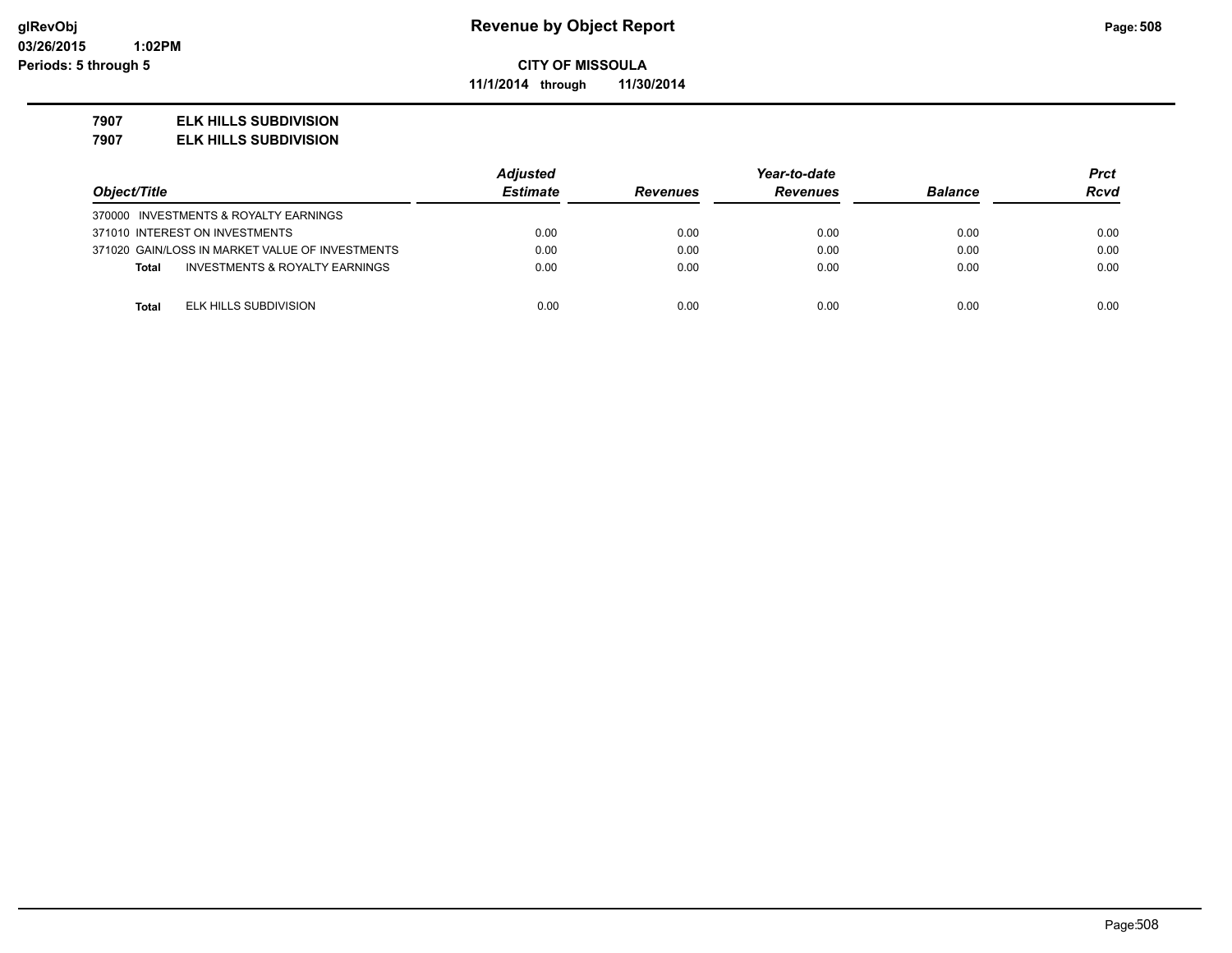glRevObj
03/26/2015 1:02PM
Periods: 5 through 5

# Revenue by Object Report

**CITY OF MISSOULA**

**11/1/2014 through 11/30/2014**

**7907 ELK HILLS SUBDIVISION**
**7907 ELK HILLS SUBDIVISION**

| Object/Title | Adjusted Estimate | Revenues | Year-to-date Revenues | Balance | Prct Rcvd |
|---|---|---|---|---|---|
| 370000 INVESTMENTS & ROYALTY EARNINGS | | | | | |
| 371010 INTEREST ON INVESTMENTS | 0.00 | 0.00 | 0.00 | 0.00 | 0.00 |
| 371020 GAIN/LOSS IN MARKET VALUE OF INVESTMENTS | 0.00 | 0.00 | 0.00 | 0.00 | 0.00 |
| **Total** INVESTMENTS & ROYALTY EARNINGS | 0.00 | 0.00 | 0.00 | 0.00 | 0.00 |
| **Total** ELK HILLS SUBDIVISION | 0.00 | 0.00 | 0.00 | 0.00 | 0.00 |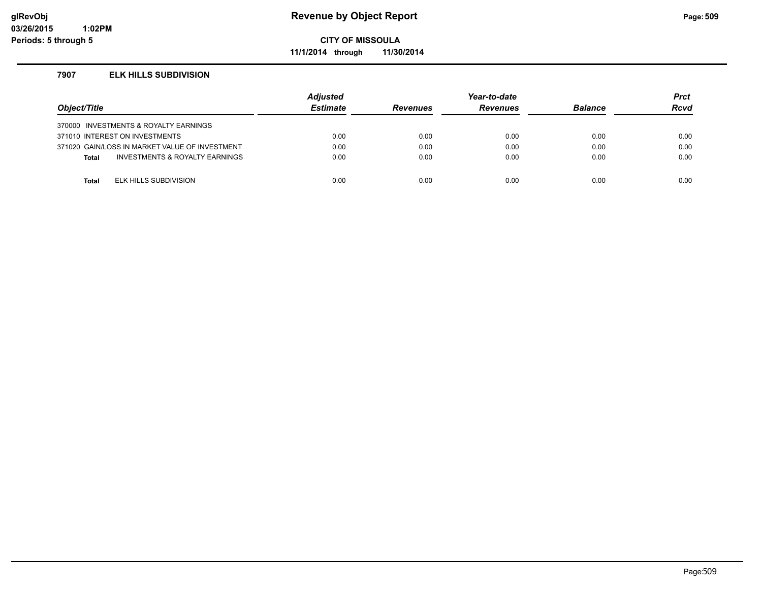**Revenue by Object Report**

**CITY OF MISSOULA**

**11/1/2014 through 11/30/2014**

glRevObj
03/26/2015 1:02PM
Periods: 5 through 5

### 7907 ELK HILLS SUBDIVISION

| Object/Title | | Adjusted Estimate | Revenues | Year-to-date Revenues | Balance | Prct Rcvd |
|---|---|---|---|---|---|---|
| 370000 INVESTMENTS & ROYALTY EARNINGS | | | | | | |
| 371010 INTEREST ON INVESTMENTS | | 0.00 | 0.00 | 0.00 | 0.00 | 0.00 |
| 371020 GAIN/LOSS IN MARKET VALUE OF INVESTMENT | | 0.00 | 0.00 | 0.00 | 0.00 | 0.00 |
| **Total** | INVESTMENTS & ROYALTY EARNINGS | 0.00 | 0.00 | 0.00 | 0.00 | 0.00 |
| **Total** | ELK HILLS SUBDIVISION | 0.00 | 0.00 | 0.00 | 0.00 | 0.00 |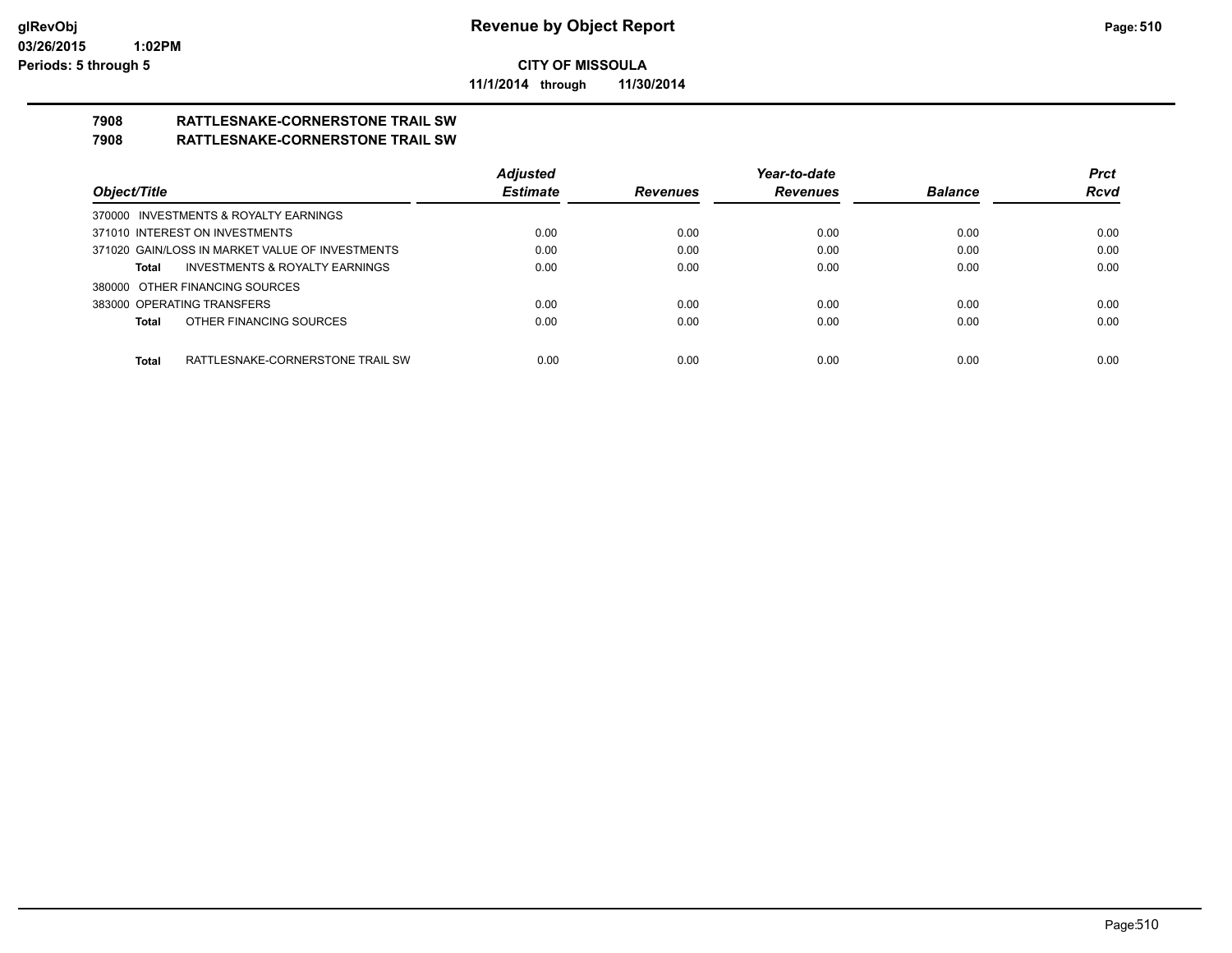**CITY OF MISSOULA**

**11/1/2014 through 11/30/2014**

# 7908 RATTLESNAKE-CORNERSTONE TRAIL SW
# 7908 RATTLESNAKE-CORNERSTONE TRAIL SW

| Object/Title | Adjusted Estimate | Revenues | Year-to-date Revenues | Balance | Prct Rcvd |
|---|---|---|---|---|---|
| 370000 INVESTMENTS & ROYALTY EARNINGS | | | | | |
| 371010 INTEREST ON INVESTMENTS | 0.00 | 0.00 | 0.00 | 0.00 | 0.00 |
| 371020 GAIN/LOSS IN MARKET VALUE OF INVESTMENTS | 0.00 | 0.00 | 0.00 | 0.00 | 0.00 |
| **Total** INVESTMENTS & ROYALTY EARNINGS | 0.00 | 0.00 | 0.00 | 0.00 | 0.00 |
| 380000 OTHER FINANCING SOURCES | | | | | |
| 383000 OPERATING TRANSFERS | 0.00 | 0.00 | 0.00 | 0.00 | 0.00 |
| **Total** OTHER FINANCING SOURCES | 0.00 | 0.00 | 0.00 | 0.00 | 0.00 |
| **Total** RATTLESNAKE-CORNERSTONE TRAIL SW | 0.00 | 0.00 | 0.00 | 0.00 | 0.00 |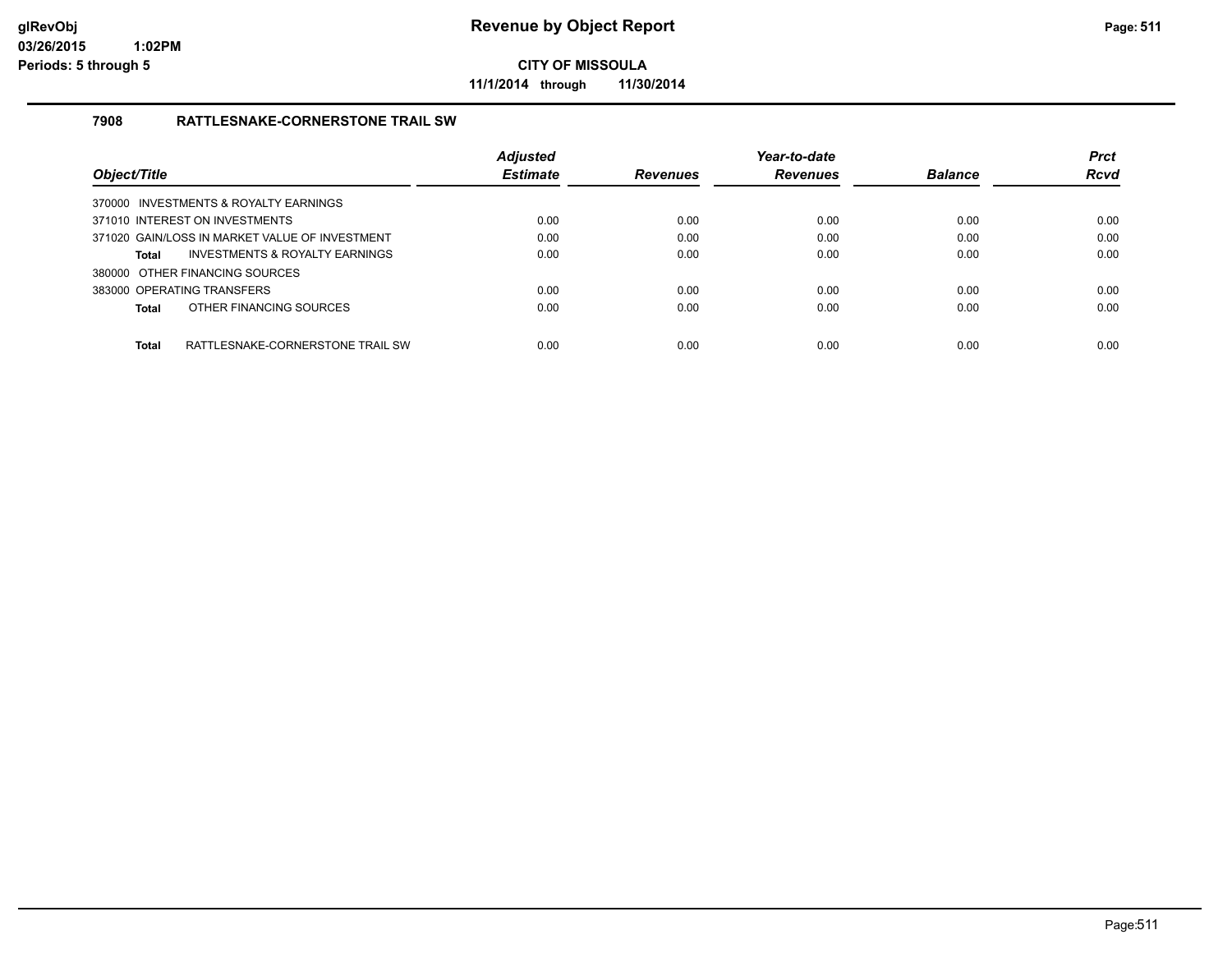**Revenue by Object Report**

**CITY OF MISSOULA**

**11/1/2014 through 11/30/2014**

glRevObj
03/26/2015 1:02PM
Periods: 5 through 5

### 7908 RATTLESNAKE-CORNERSTONE TRAIL SW

| Object/Title | Adjusted Estimate | Revenues | Year-to-date Revenues | Balance | Prct Rcvd |
|---|---|---|---|---|---|
| 370000 INVESTMENTS & ROYALTY EARNINGS | | | | | |
| 371010 INTEREST ON INVESTMENTS | 0.00 | 0.00 | 0.00 | 0.00 | 0.00 |
| 371020 GAIN/LOSS IN MARKET VALUE OF INVESTMENT | 0.00 | 0.00 | 0.00 | 0.00 | 0.00 |
| **Total** INVESTMENTS & ROYALTY EARNINGS | 0.00 | 0.00 | 0.00 | 0.00 | 0.00 |
| 380000 OTHER FINANCING SOURCES | | | | | |
| 383000 OPERATING TRANSFERS | 0.00 | 0.00 | 0.00 | 0.00 | 0.00 |
| **Total** OTHER FINANCING SOURCES | 0.00 | 0.00 | 0.00 | 0.00 | 0.00 |
| **Total** RATTLESNAKE-CORNERSTONE TRAIL SW | 0.00 | 0.00 | 0.00 | 0.00 | 0.00 |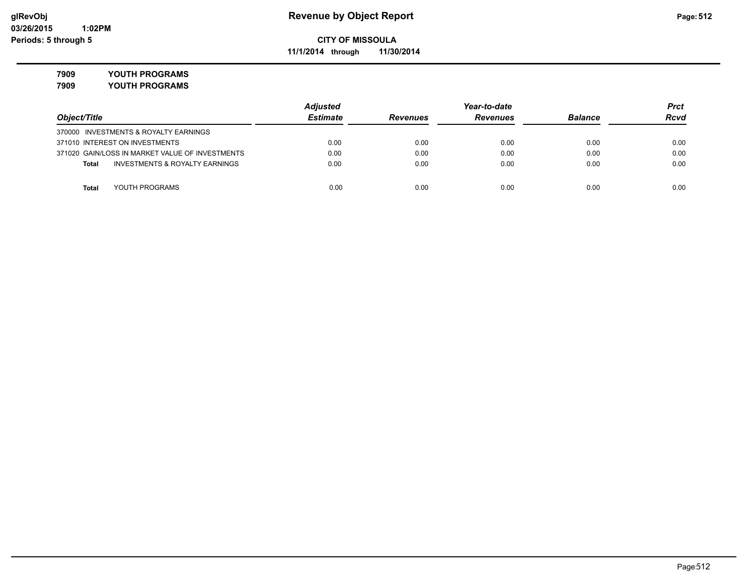# Revenue by Object Report

**CITY OF MISSOULA**

**11/1/2014 through 11/30/2014**

**7909 YOUTH PROGRAMS**

**7909 YOUTH PROGRAMS**

| Object/Title | Adjusted Estimate | Revenues | Year-to-date Revenues | Balance | Prct Rcvd |
|---|---|---|---|---|---|
| 370000 INVESTMENTS & ROYALTY EARNINGS | | | | | |
| 371010 INTEREST ON INVESTMENTS | 0.00 | 0.00 | 0.00 | 0.00 | 0.00 |
| 371020 GAIN/LOSS IN MARKET VALUE OF INVESTMENTS | 0.00 | 0.00 | 0.00 | 0.00 | 0.00 |
| **Total** INVESTMENTS & ROYALTY EARNINGS | 0.00 | 0.00 | 0.00 | 0.00 | 0.00 |
| **Total** YOUTH PROGRAMS | 0.00 | 0.00 | 0.00 | 0.00 | 0.00 |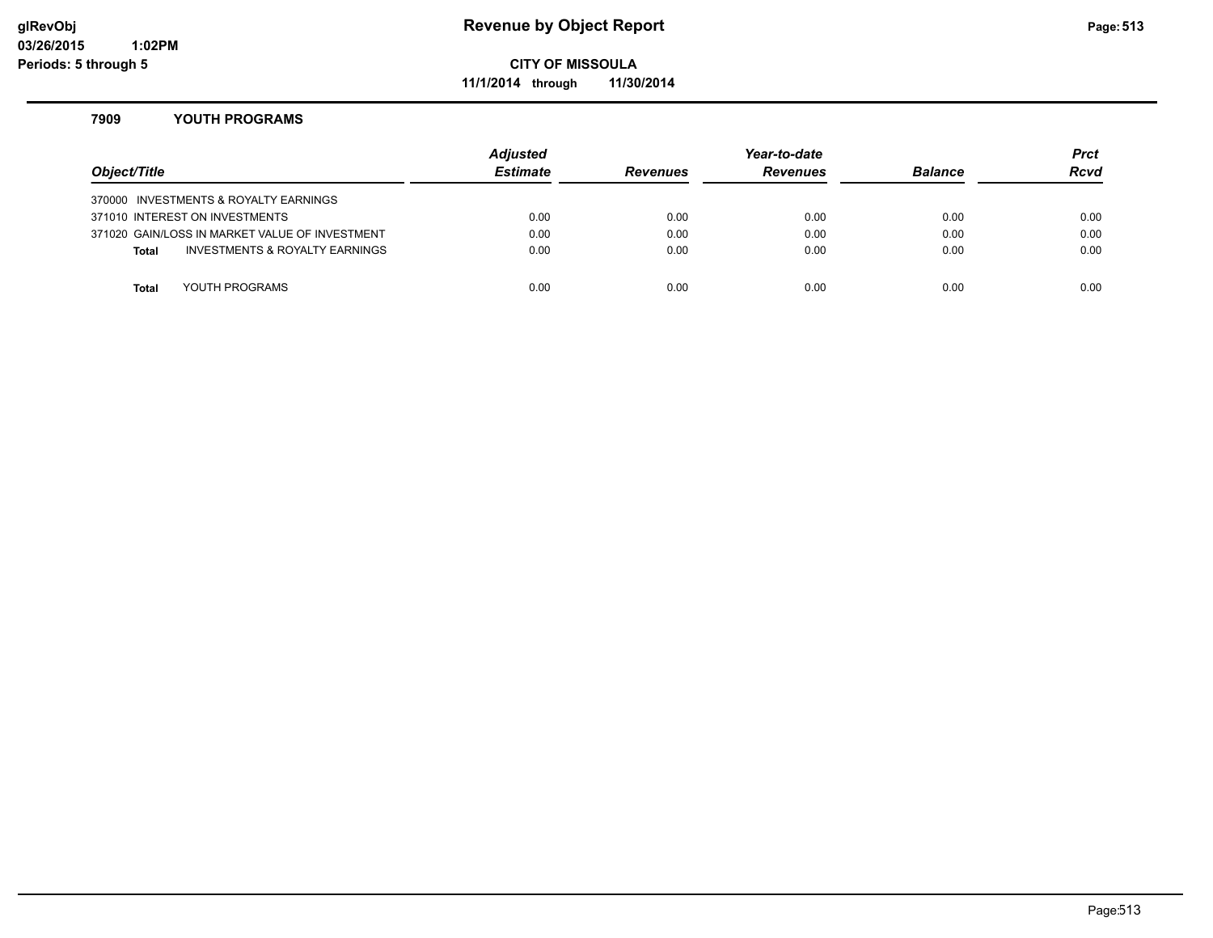**glRevObj**
**03/26/2015 1:02PM**
**Periods: 5 through 5**

# Revenue by Object Report

**CITY OF MISSOULA**

**11/1/2014 through 11/30/2014**

## 7909 YOUTH PROGRAMS

| Object/Title | Adjusted Estimate | Revenues | Year-to-date Revenues | Balance | Prct Rcvd |
|---|---|---|---|---|---|
| 370000 INVESTMENTS & ROYALTY EARNINGS | | | | | |
| 371010 INTEREST ON INVESTMENTS | 0.00 | 0.00 | 0.00 | 0.00 | 0.00 |
| 371020 GAIN/LOSS IN MARKET VALUE OF INVESTMENT | 0.00 | 0.00 | 0.00 | 0.00 | 0.00 |
| **Total** INVESTMENTS & ROYALTY EARNINGS | 0.00 | 0.00 | 0.00 | 0.00 | 0.00 |
| **Total** YOUTH PROGRAMS | 0.00 | 0.00 | 0.00 | 0.00 | 0.00 |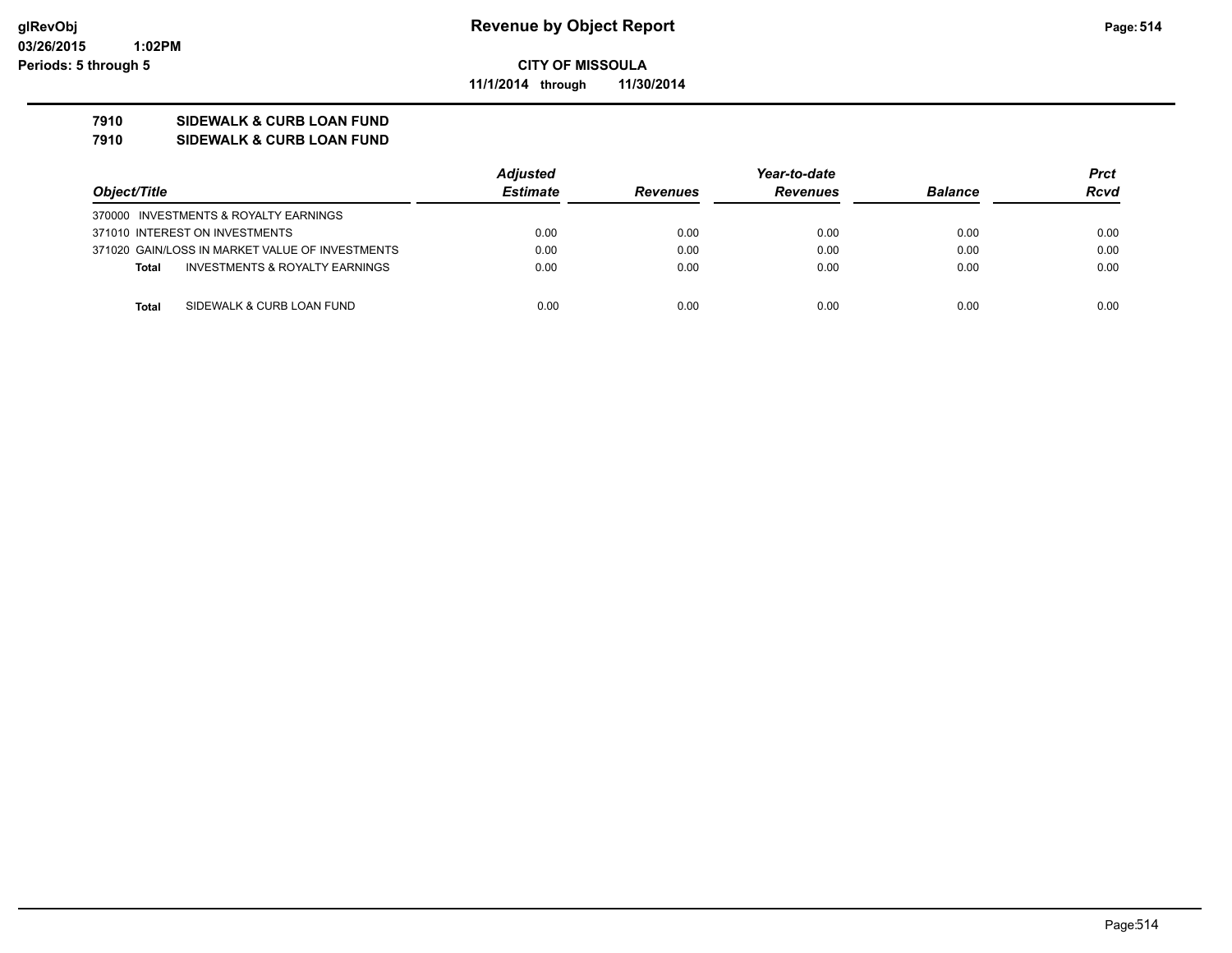**glRevObj**
**03/26/2015 1:02PM**
**Periods: 5 through 5**

# Revenue by Object Report

**CITY OF MISSOULA**

**11/1/2014 through 11/30/2014**

**7910 SIDEWALK & CURB LOAN FUND**
**7910 SIDEWALK & CURB LOAN FUND**

| Object/Title | Adjusted Estimate | Revenues | Year-to-date Revenues | Balance | Prct Rcvd |
|---|---|---|---|---|---|
| 370000 INVESTMENTS & ROYALTY EARNINGS | | | | | |
| 371010 INTEREST ON INVESTMENTS | 0.00 | 0.00 | 0.00 | 0.00 | 0.00 |
| 371020 GAIN/LOSS IN MARKET VALUE OF INVESTMENTS | 0.00 | 0.00 | 0.00 | 0.00 | 0.00 |
| **Total** INVESTMENTS & ROYALTY EARNINGS | 0.00 | 0.00 | 0.00 | 0.00 | 0.00 |
| **Total** SIDEWALK & CURB LOAN FUND | 0.00 | 0.00 | 0.00 | 0.00 | 0.00 |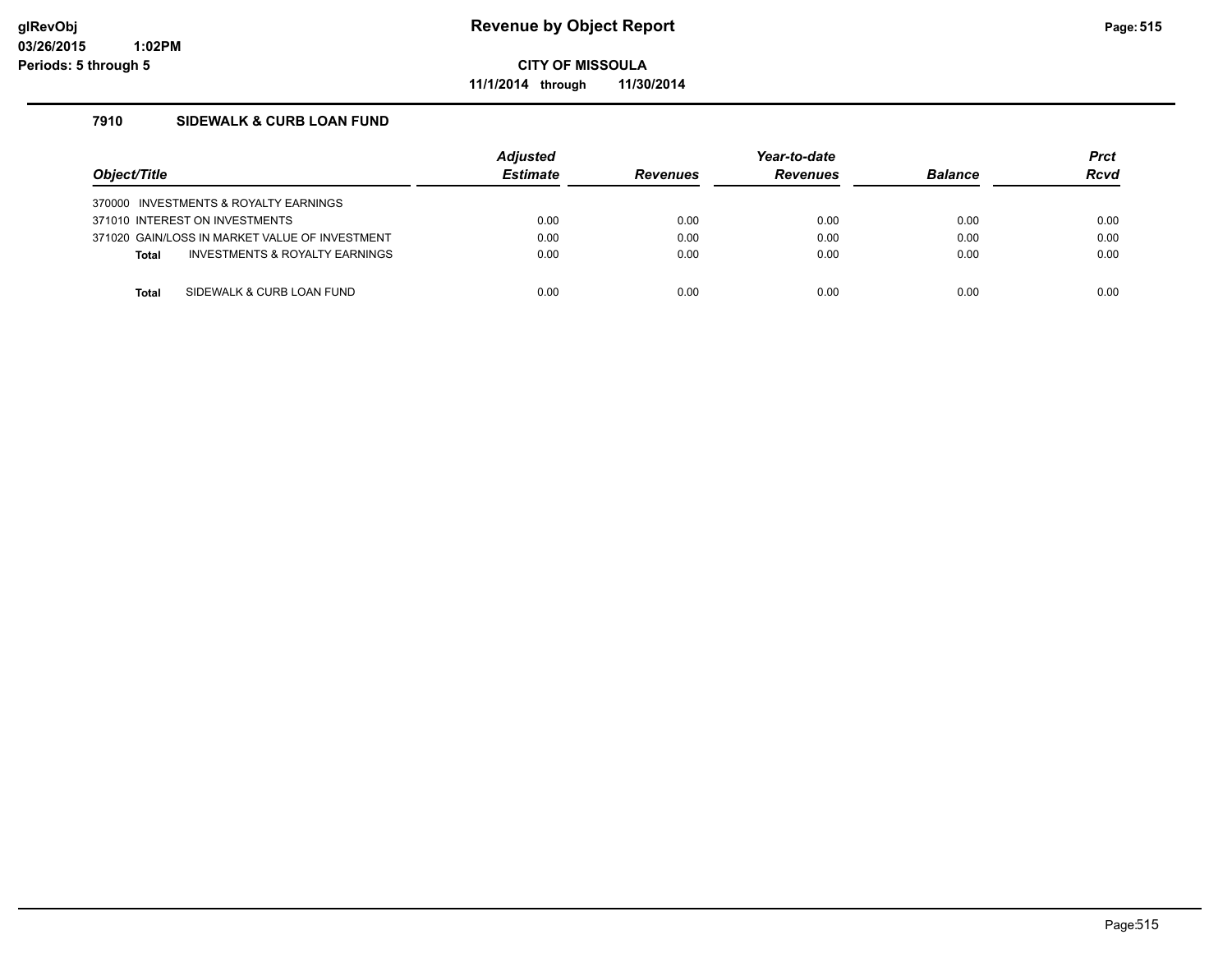glRevObj
03/26/2015 1:02PM
Periods: 5 through 5

# Revenue by Object Report

**CITY OF MISSOULA**

**11/1/2014 through 11/30/2014**

## 7910 SIDEWALK & CURB LOAN FUND

| Object/Title | Adjusted Estimate | Revenues | Year-to-date Revenues | Balance | Prct Rcvd |
|---|---|---|---|---|---|
| 370000 INVESTMENTS & ROYALTY EARNINGS | | | | | |
| 371010 INTEREST ON INVESTMENTS | 0.00 | 0.00 | 0.00 | 0.00 | 0.00 |
| 371020 GAIN/LOSS IN MARKET VALUE OF INVESTMENT | 0.00 | 0.00 | 0.00 | 0.00 | 0.00 |
| **Total** INVESTMENTS & ROYALTY EARNINGS | 0.00 | 0.00 | 0.00 | 0.00 | 0.00 |
| **Total** SIDEWALK & CURB LOAN FUND | 0.00 | 0.00 | 0.00 | 0.00 | 0.00 |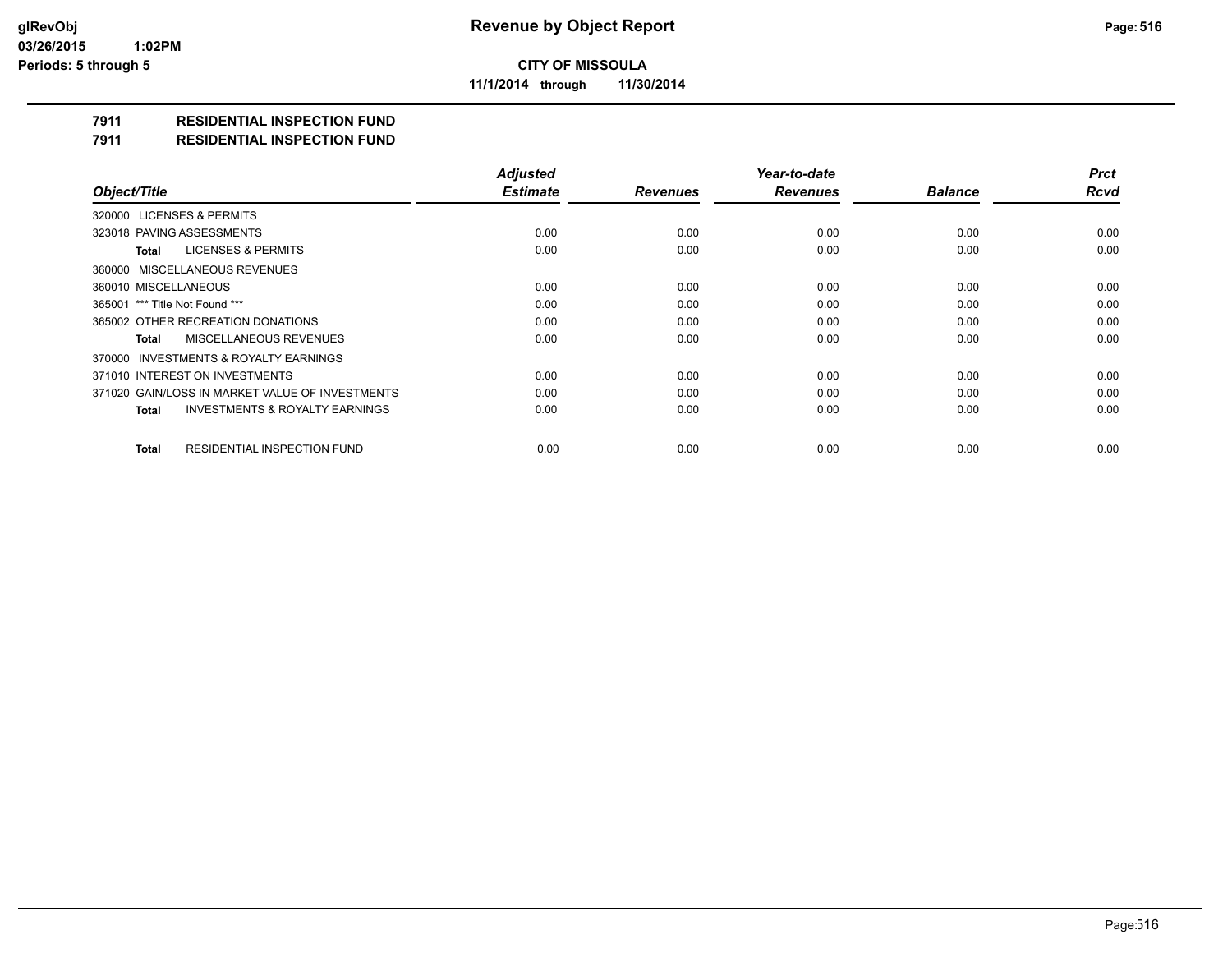**CITY OF MISSOULA**

**11/1/2014 through 11/30/2014**

# Revenue by Object Report

glRevObj
03/26/2015 1:02PM
Periods: 5 through 5

## 7911 RESIDENTIAL INSPECTION FUND
## 7911 RESIDENTIAL INSPECTION FUND

| Object/Title | Adjusted Estimate | Revenues | Year-to-date Revenues | Balance | Prct Rcvd |
|---|---|---|---|---|---|
| 320000 LICENSES & PERMITS | | | | | |
| 323018 PAVING ASSESSMENTS | 0.00 | 0.00 | 0.00 | 0.00 | 0.00 |
| **Total** LICENSES & PERMITS | 0.00 | 0.00 | 0.00 | 0.00 | 0.00 |
| 360000 MISCELLANEOUS REVENUES | | | | | |
| 360010 MISCELLANEOUS | 0.00 | 0.00 | 0.00 | 0.00 | 0.00 |
| 365001 *** Title Not Found *** | 0.00 | 0.00 | 0.00 | 0.00 | 0.00 |
| 365002 OTHER RECREATION DONATIONS | 0.00 | 0.00 | 0.00 | 0.00 | 0.00 |
| **Total** MISCELLANEOUS REVENUES | 0.00 | 0.00 | 0.00 | 0.00 | 0.00 |
| 370000 INVESTMENTS & ROYALTY EARNINGS | | | | | |
| 371010 INTEREST ON INVESTMENTS | 0.00 | 0.00 | 0.00 | 0.00 | 0.00 |
| 371020 GAIN/LOSS IN MARKET VALUE OF INVESTMENTS | 0.00 | 0.00 | 0.00 | 0.00 | 0.00 |
| **Total** INVESTMENTS & ROYALTY EARNINGS | 0.00 | 0.00 | 0.00 | 0.00 | 0.00 |
| **Total** RESIDENTIAL INSPECTION FUND | 0.00 | 0.00 | 0.00 | 0.00 | 0.00 |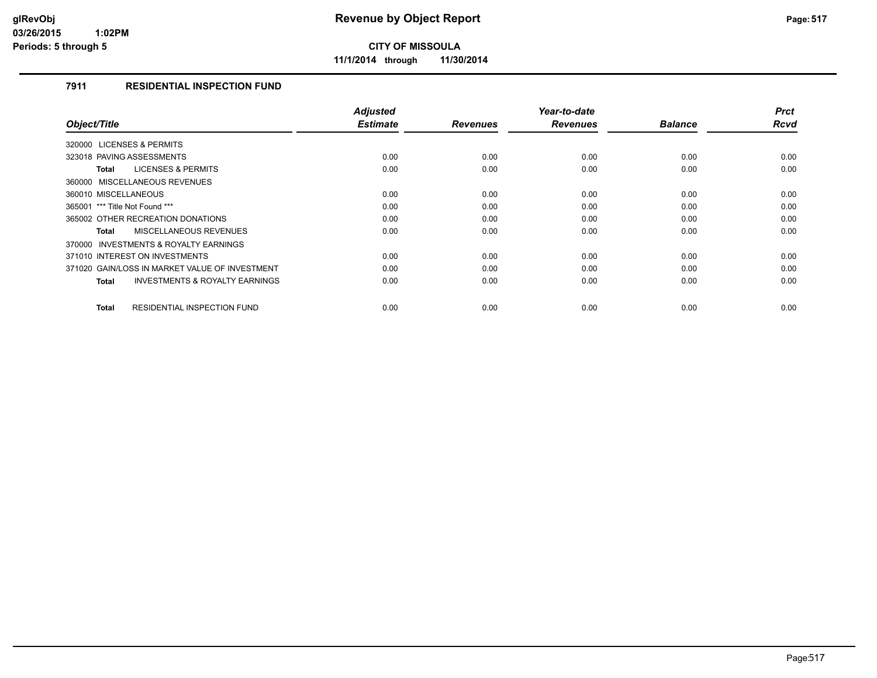**CITY OF MISSOULA**

**11/1/2014 through 11/30/2014**

### 7911 RESIDENTIAL INSPECTION FUND

| Object/Title | Adjusted Estimate | Revenues | Year-to-date Revenues | Balance | Prct Rcvd |
|---|---|---|---|---|---|
| 320000 LICENSES & PERMITS | | | | | |
| 323018 PAVING ASSESSMENTS | 0.00 | 0.00 | 0.00 | 0.00 | 0.00 |
| **Total** LICENSES & PERMITS | 0.00 | 0.00 | 0.00 | 0.00 | 0.00 |
| 360000 MISCELLANEOUS REVENUES | | | | | |
| 360010 MISCELLANEOUS | 0.00 | 0.00 | 0.00 | 0.00 | 0.00 |
| 365001 *** Title Not Found *** | 0.00 | 0.00 | 0.00 | 0.00 | 0.00 |
| 365002 OTHER RECREATION DONATIONS | 0.00 | 0.00 | 0.00 | 0.00 | 0.00 |
| **Total** MISCELLANEOUS REVENUES | 0.00 | 0.00 | 0.00 | 0.00 | 0.00 |
| 370000 INVESTMENTS & ROYALTY EARNINGS | | | | | |
| 371010 INTEREST ON INVESTMENTS | 0.00 | 0.00 | 0.00 | 0.00 | 0.00 |
| 371020 GAIN/LOSS IN MARKET VALUE OF INVESTMENT | 0.00 | 0.00 | 0.00 | 0.00 | 0.00 |
| **Total** INVESTMENTS & ROYALTY EARNINGS | 0.00 | 0.00 | 0.00 | 0.00 | 0.00 |
| **Total** RESIDENTIAL INSPECTION FUND | 0.00 | 0.00 | 0.00 | 0.00 | 0.00 |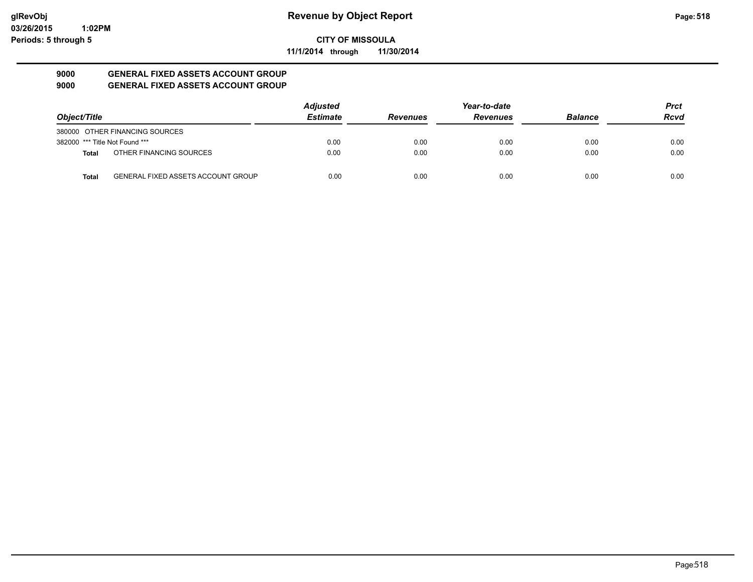**glRevObj**
**03/26/2015 1:02PM**
**Periods: 5 through 5**

# Revenue by Object Report

**CITY OF MISSOULA**

**11/1/2014 through 11/30/2014**

## 9000 GENERAL FIXED ASSETS ACCOUNT GROUP
## 9000 GENERAL FIXED ASSETS ACCOUNT GROUP

| Object/Title | | Adjusted Estimate | Revenues | Year-to-date Revenues | Balance | Prct Rcvd |
|---|---|---|---|---|---|---|
| 380000 OTHER FINANCING SOURCES | | | | | | |
| 382000 *** Title Not Found *** | | 0.00 | 0.00 | 0.00 | 0.00 | 0.00 |
| **Total** | OTHER FINANCING SOURCES | 0.00 | 0.00 | 0.00 | 0.00 | 0.00 |
| **Total** | GENERAL FIXED ASSETS ACCOUNT GROUP | 0.00 | 0.00 | 0.00 | 0.00 | 0.00 |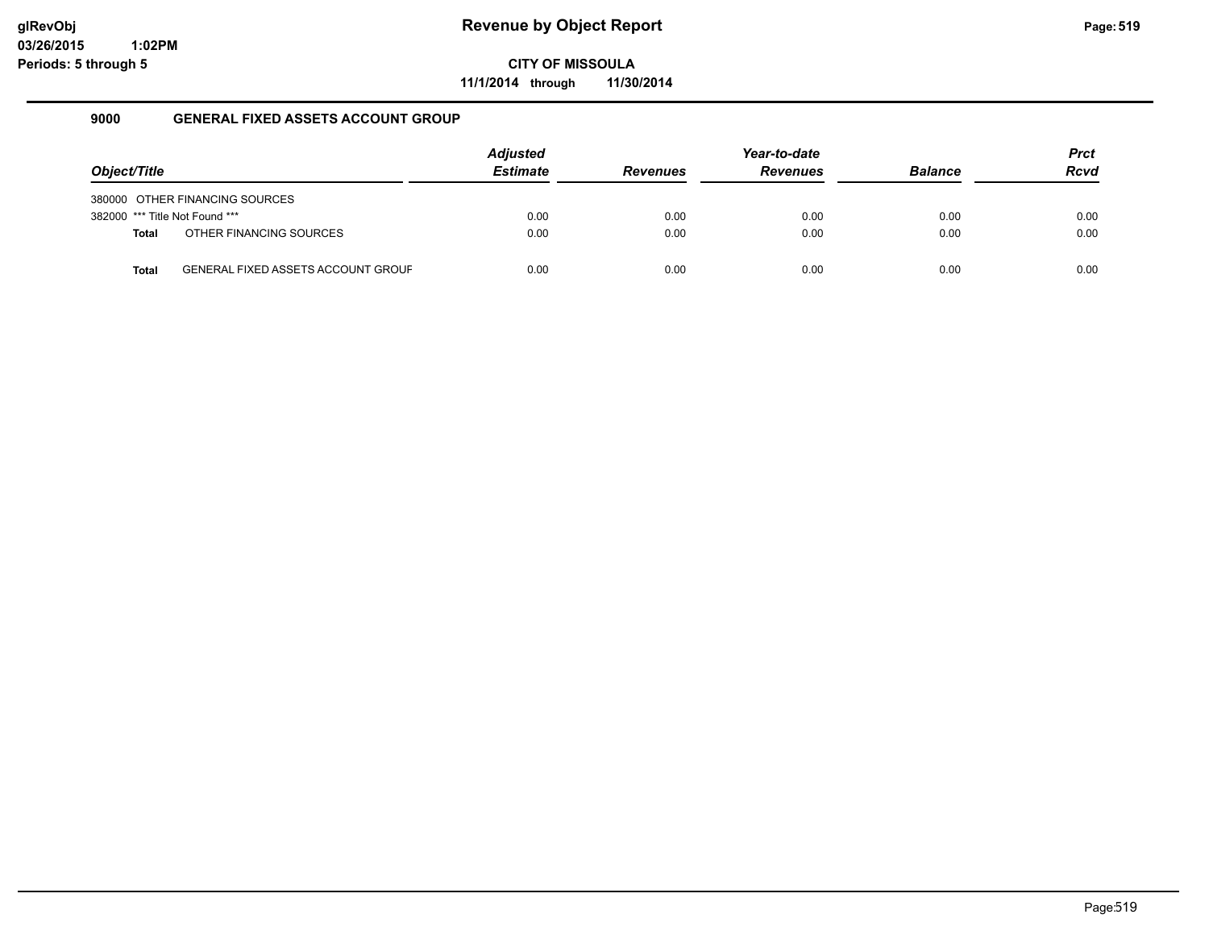# Revenue by Object Report

**CITY OF MISSOULA**

**11/1/2014 through 11/30/2014**

glRevObj
03/26/2015 1:02PM
Periods: 5 through 5

## 9000 GENERAL FIXED ASSETS ACCOUNT GROUP

| Object/Title | | Adjusted Estimate | Revenues | Year-to-date Revenues | Balance | Prct Rcvd |
|---|---|---|---|---|---|---|
| 380000 | OTHER FINANCING SOURCES | | | | | |
| 382000 | *** Title Not Found *** | 0.00 | 0.00 | 0.00 | 0.00 | 0.00 |
| **Total** | OTHER FINANCING SOURCES | 0.00 | 0.00 | 0.00 | 0.00 | 0.00 |
| **Total** | GENERAL FIXED ASSETS ACCOUNT GROUF | 0.00 | 0.00 | 0.00 | 0.00 | 0.00 |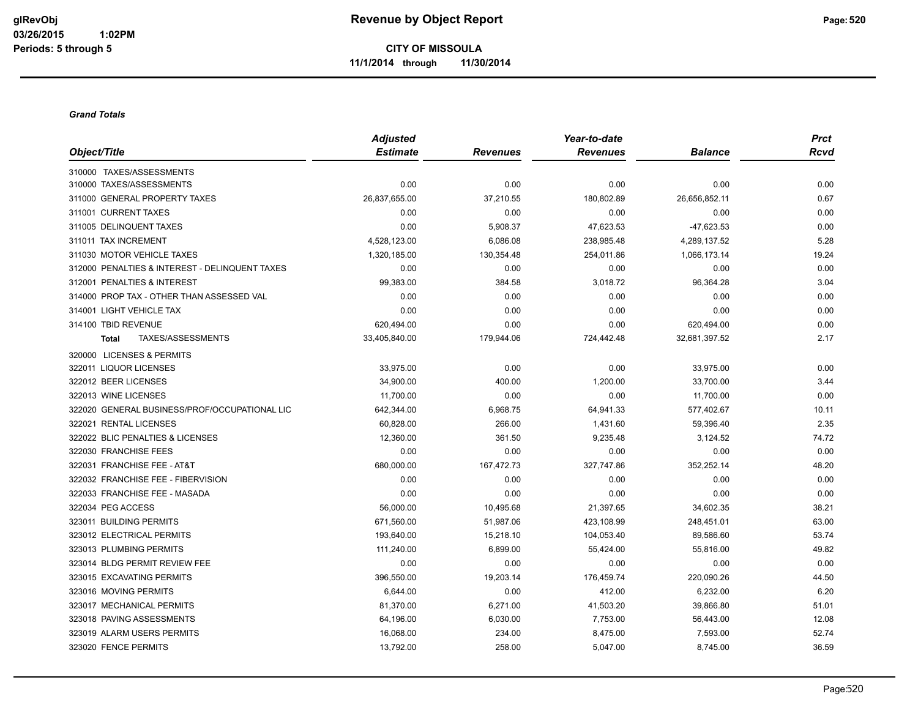# Revenue by Object Report

**CITY OF MISSOULA**

**11/1/2014 through 11/30/2014**

glRevObj
03/26/2015 1:02PM
Periods: 5 through 5

***Grand Totals***

| Object/Title | Adjusted Estimate | Revenues | Year-to-date Revenues | Balance | Prct Rcvd |
|---|---|---|---|---|---|
| 310000 TAXES/ASSESSMENTS | | | | | |
| 310000 TAXES/ASSESSMENTS | 0.00 | 0.00 | 0.00 | 0.00 | 0.00 |
| 311000 GENERAL PROPERTY TAXES | 26,837,655.00 | 37,210.55 | 180,802.89 | 26,656,852.11 | 0.67 |
| 311001 CURRENT TAXES | 0.00 | 0.00 | 0.00 | 0.00 | 0.00 |
| 311005 DELINQUENT TAXES | 0.00 | 5,908.37 | 47,623.53 | -47,623.53 | 0.00 |
| 311011 TAX INCREMENT | 4,528,123.00 | 6,086.08 | 238,985.48 | 4,289,137.52 | 5.28 |
| 311030 MOTOR VEHICLE TAXES | 1,320,185.00 | 130,354.48 | 254,011.86 | 1,066,173.14 | 19.24 |
| 312000 PENALTIES & INTEREST - DELINQUENT TAXES | 0.00 | 0.00 | 0.00 | 0.00 | 0.00 |
| 312001 PENALTIES & INTEREST | 99,383.00 | 384.58 | 3,018.72 | 96,364.28 | 3.04 |
| 314000 PROP TAX - OTHER THAN ASSESSED VAL | 0.00 | 0.00 | 0.00 | 0.00 | 0.00 |
| 314001 LIGHT VEHICLE TAX | 0.00 | 0.00 | 0.00 | 0.00 | 0.00 |
| 314100 TBID REVENUE | 620,494.00 | 0.00 | 0.00 | 620,494.00 | 0.00 |
| **Total** TAXES/ASSESSMENTS | 33,405,840.00 | 179,944.06 | 724,442.48 | 32,681,397.52 | 2.17 |
| 320000 LICENSES & PERMITS | | | | | |
| 322011 LIQUOR LICENSES | 33,975.00 | 0.00 | 0.00 | 33,975.00 | 0.00 |
| 322012 BEER LICENSES | 34,900.00 | 400.00 | 1,200.00 | 33,700.00 | 3.44 |
| 322013 WINE LICENSES | 11,700.00 | 0.00 | 0.00 | 11,700.00 | 0.00 |
| 322020 GENERAL BUSINESS/PROF/OCCUPATIONAL LIC | 642,344.00 | 6,968.75 | 64,941.33 | 577,402.67 | 10.11 |
| 322021 RENTAL LICENSES | 60,828.00 | 266.00 | 1,431.60 | 59,396.40 | 2.35 |
| 322022 BLIC PENALTIES & LICENSES | 12,360.00 | 361.50 | 9,235.48 | 3,124.52 | 74.72 |
| 322030 FRANCHISE FEES | 0.00 | 0.00 | 0.00 | 0.00 | 0.00 |
| 322031 FRANCHISE FEE - AT&T | 680,000.00 | 167,472.73 | 327,747.86 | 352,252.14 | 48.20 |
| 322032 FRANCHISE FEE - FIBERVISION | 0.00 | 0.00 | 0.00 | 0.00 | 0.00 |
| 322033 FRANCHISE FEE - MASADA | 0.00 | 0.00 | 0.00 | 0.00 | 0.00 |
| 322034 PEG ACCESS | 56,000.00 | 10,495.68 | 21,397.65 | 34,602.35 | 38.21 |
| 323011 BUILDING PERMITS | 671,560.00 | 51,987.06 | 423,108.99 | 248,451.01 | 63.00 |
| 323012 ELECTRICAL PERMITS | 193,640.00 | 15,218.10 | 104,053.40 | 89,586.60 | 53.74 |
| 323013 PLUMBING PERMITS | 111,240.00 | 6,899.00 | 55,424.00 | 55,816.00 | 49.82 |
| 323014 BLDG PERMIT REVIEW FEE | 0.00 | 0.00 | 0.00 | 0.00 | 0.00 |
| 323015 EXCAVATING PERMITS | 396,550.00 | 19,203.14 | 176,459.74 | 220,090.26 | 44.50 |
| 323016 MOVING PERMITS | 6,644.00 | 0.00 | 412.00 | 6,232.00 | 6.20 |
| 323017 MECHANICAL PERMITS | 81,370.00 | 6,271.00 | 41,503.20 | 39,866.80 | 51.01 |
| 323018 PAVING ASSESSMENTS | 64,196.00 | 6,030.00 | 7,753.00 | 56,443.00 | 12.08 |
| 323019 ALARM USERS PERMITS | 16,068.00 | 234.00 | 8,475.00 | 7,593.00 | 52.74 |
| 323020 FENCE PERMITS | 13,792.00 | 258.00 | 5,047.00 | 8,745.00 | 36.59 |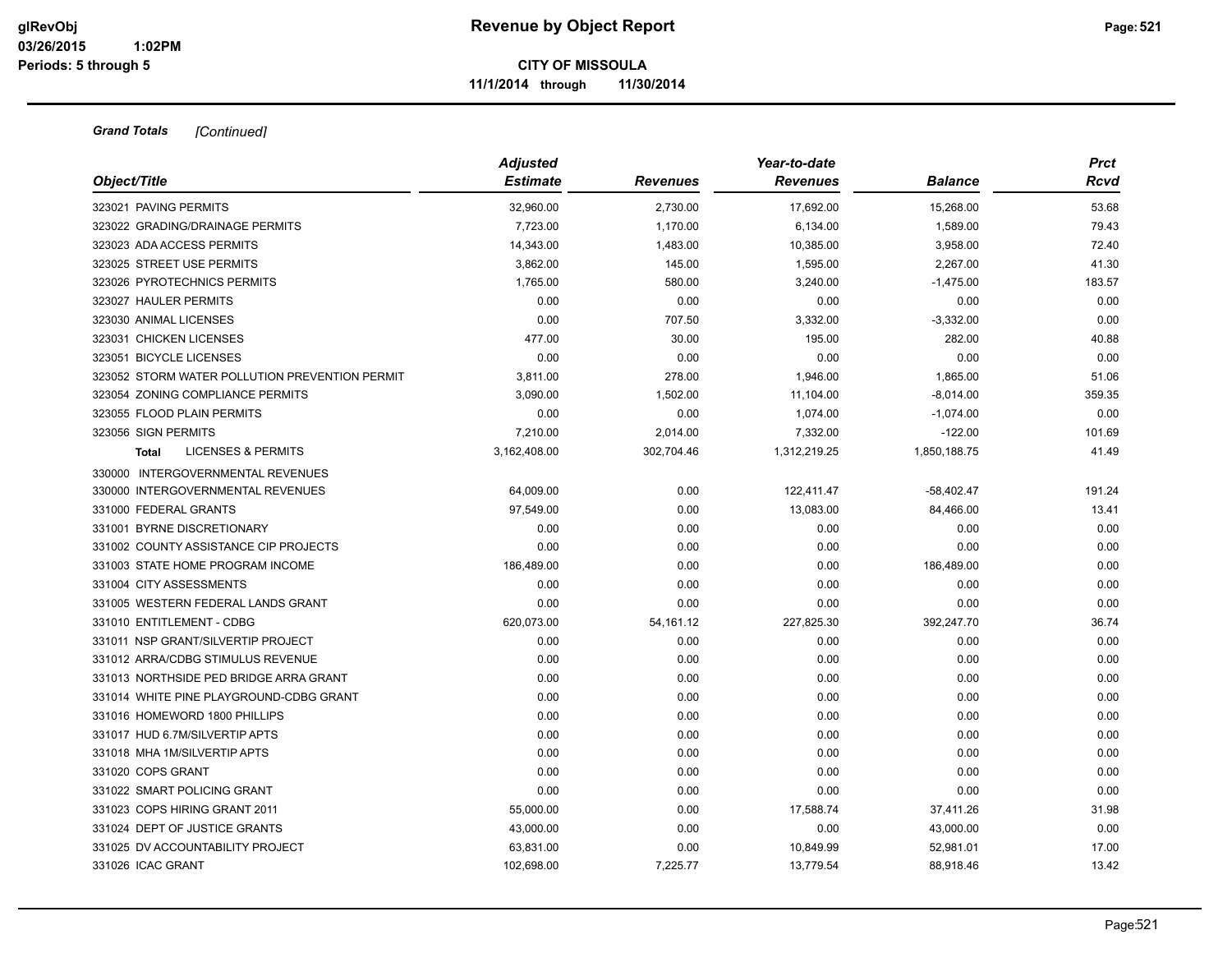**Revenue by Object Report**

**CITY OF MISSOULA**

**11/1/2014 through 11/30/2014**

***Grand Totals*** *[Continued]*

| *Object/Title* | *Adjusted Estimate* | *Revenues* | *Year-to-date Revenues* | *Balance* | *Prct Rcvd* |
|---|---|---|---|---|---|
| 323021 PAVING PERMITS | 32,960.00 | 2,730.00 | 17,692.00 | 15,268.00 | 53.68 |
| 323022 GRADING/DRAINAGE PERMITS | 7,723.00 | 1,170.00 | 6,134.00 | 1,589.00 | 79.43 |
| 323023 ADA ACCESS PERMITS | 14,343.00 | 1,483.00 | 10,385.00 | 3,958.00 | 72.40 |
| 323025 STREET USE PERMITS | 3,862.00 | 145.00 | 1,595.00 | 2,267.00 | 41.30 |
| 323026 PYROTECHNICS PERMITS | 1,765.00 | 580.00 | 3,240.00 | -1,475.00 | 183.57 |
| 323027 HAULER PERMITS | 0.00 | 0.00 | 0.00 | 0.00 | 0.00 |
| 323030 ANIMAL LICENSES | 0.00 | 707.50 | 3,332.00 | -3,332.00 | 0.00 |
| 323031 CHICKEN LICENSES | 477.00 | 30.00 | 195.00 | 282.00 | 40.88 |
| 323051 BICYCLE LICENSES | 0.00 | 0.00 | 0.00 | 0.00 | 0.00 |
| 323052 STORM WATER POLLUTION PREVENTION PERMIT | 3,811.00 | 278.00 | 1,946.00 | 1,865.00 | 51.06 |
| 323054 ZONING COMPLIANCE PERMITS | 3,090.00 | 1,502.00 | 11,104.00 | -8,014.00 | 359.35 |
| 323055 FLOOD PLAIN PERMITS | 0.00 | 0.00 | 1,074.00 | -1,074.00 | 0.00 |
| 323056 SIGN PERMITS | 7,210.00 | 2,014.00 | 7,332.00 | -122.00 | 101.69 |
| **Total** LICENSES & PERMITS | 3,162,408.00 | 302,704.46 | 1,312,219.25 | 1,850,188.75 | 41.49 |
| 330000 INTERGOVERNMENTAL REVENUES | | | | | |
| 330000 INTERGOVERNMENTAL REVENUES | 64,009.00 | 0.00 | 122,411.47 | -58,402.47 | 191.24 |
| 331000 FEDERAL GRANTS | 97,549.00 | 0.00 | 13,083.00 | 84,466.00 | 13.41 |
| 331001 BYRNE DISCRETIONARY | 0.00 | 0.00 | 0.00 | 0.00 | 0.00 |
| 331002 COUNTY ASSISTANCE CIP PROJECTS | 0.00 | 0.00 | 0.00 | 0.00 | 0.00 |
| 331003 STATE HOME PROGRAM INCOME | 186,489.00 | 0.00 | 0.00 | 186,489.00 | 0.00 |
| 331004 CITY ASSESSMENTS | 0.00 | 0.00 | 0.00 | 0.00 | 0.00 |
| 331005 WESTERN FEDERAL LANDS GRANT | 0.00 | 0.00 | 0.00 | 0.00 | 0.00 |
| 331010 ENTITLEMENT - CDBG | 620,073.00 | 54,161.12 | 227,825.30 | 392,247.70 | 36.74 |
| 331011 NSP GRANT/SILVERTIP PROJECT | 0.00 | 0.00 | 0.00 | 0.00 | 0.00 |
| 331012 ARRA/CDBG STIMULUS REVENUE | 0.00 | 0.00 | 0.00 | 0.00 | 0.00 |
| 331013 NORTHSIDE PED BRIDGE ARRA GRANT | 0.00 | 0.00 | 0.00 | 0.00 | 0.00 |
| 331014 WHITE PINE PLAYGROUND-CDBG GRANT | 0.00 | 0.00 | 0.00 | 0.00 | 0.00 |
| 331016 HOMEWORD 1800 PHILLIPS | 0.00 | 0.00 | 0.00 | 0.00 | 0.00 |
| 331017 HUD 6.7M/SILVERTIP APTS | 0.00 | 0.00 | 0.00 | 0.00 | 0.00 |
| 331018 MHA 1M/SILVERTIP APTS | 0.00 | 0.00 | 0.00 | 0.00 | 0.00 |
| 331020 COPS GRANT | 0.00 | 0.00 | 0.00 | 0.00 | 0.00 |
| 331022 SMART POLICING GRANT | 0.00 | 0.00 | 0.00 | 0.00 | 0.00 |
| 331023 COPS HIRING GRANT 2011 | 55,000.00 | 0.00 | 17,588.74 | 37,411.26 | 31.98 |
| 331024 DEPT OF JUSTICE GRANTS | 43,000.00 | 0.00 | 0.00 | 43,000.00 | 0.00 |
| 331025 DV ACCOUNTABILITY PROJECT | 63,831.00 | 0.00 | 10,849.99 | 52,981.01 | 17.00 |
| 331026 ICAC GRANT | 102,698.00 | 7,225.77 | 13,779.54 | 88,918.46 | 13.42 |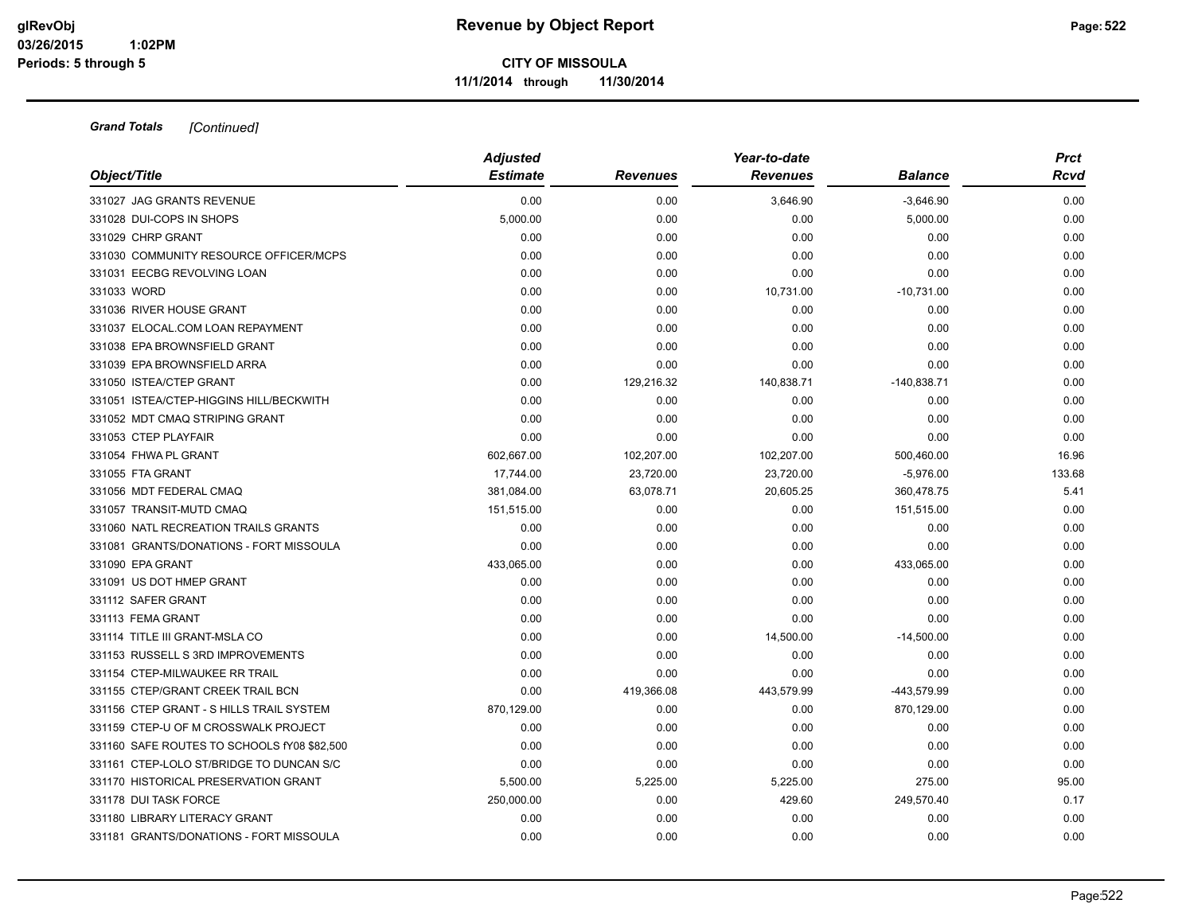**Grand Totals** *[Continued]*

| Object/Title | Adjusted Estimate | Revenues | Year-to-date Revenues | Balance | Prct Rcvd |
|---|---|---|---|---|---|
| 331027 JAG GRANTS REVENUE | 0.00 | 0.00 | 3,646.90 | -3,646.90 | 0.00 |
| 331028 DUI-COPS IN SHOPS | 5,000.00 | 0.00 | 0.00 | 5,000.00 | 0.00 |
| 331029 CHRP GRANT | 0.00 | 0.00 | 0.00 | 0.00 | 0.00 |
| 331030 COMMUNITY RESOURCE OFFICER/MCPS | 0.00 | 0.00 | 0.00 | 0.00 | 0.00 |
| 331031 EECBG REVOLVING LOAN | 0.00 | 0.00 | 0.00 | 0.00 | 0.00 |
| 331033 WORD | 0.00 | 0.00 | 10,731.00 | -10,731.00 | 0.00 |
| 331036 RIVER HOUSE GRANT | 0.00 | 0.00 | 0.00 | 0.00 | 0.00 |
| 331037 ELOCAL.COM LOAN REPAYMENT | 0.00 | 0.00 | 0.00 | 0.00 | 0.00 |
| 331038 EPA BROWNSFIELD GRANT | 0.00 | 0.00 | 0.00 | 0.00 | 0.00 |
| 331039 EPA BROWNSFIELD ARRA | 0.00 | 0.00 | 0.00 | 0.00 | 0.00 |
| 331050 ISTEA/CTEP GRANT | 0.00 | 129,216.32 | 140,838.71 | -140,838.71 | 0.00 |
| 331051 ISTEA/CTEP-HIGGINS HILL/BECKWITH | 0.00 | 0.00 | 0.00 | 0.00 | 0.00 |
| 331052 MDT CMAQ STRIPING GRANT | 0.00 | 0.00 | 0.00 | 0.00 | 0.00 |
| 331053 CTEP PLAYFAIR | 0.00 | 0.00 | 0.00 | 0.00 | 0.00 |
| 331054 FHWA PL GRANT | 602,667.00 | 102,207.00 | 102,207.00 | 500,460.00 | 16.96 |
| 331055 FTA GRANT | 17,744.00 | 23,720.00 | 23,720.00 | -5,976.00 | 133.68 |
| 331056 MDT FEDERAL CMAQ | 381,084.00 | 63,078.71 | 20,605.25 | 360,478.75 | 5.41 |
| 331057 TRANSIT-MUTD CMAQ | 151,515.00 | 0.00 | 0.00 | 151,515.00 | 0.00 |
| 331060 NATL RECREATION TRAILS GRANTS | 0.00 | 0.00 | 0.00 | 0.00 | 0.00 |
| 331081 GRANTS/DONATIONS - FORT MISSOULA | 0.00 | 0.00 | 0.00 | 0.00 | 0.00 |
| 331090 EPA GRANT | 433,065.00 | 0.00 | 0.00 | 433,065.00 | 0.00 |
| 331091 US DOT HMEP GRANT | 0.00 | 0.00 | 0.00 | 0.00 | 0.00 |
| 331112 SAFER GRANT | 0.00 | 0.00 | 0.00 | 0.00 | 0.00 |
| 331113 FEMA GRANT | 0.00 | 0.00 | 0.00 | 0.00 | 0.00 |
| 331114 TITLE III GRANT-MSLA CO | 0.00 | 0.00 | 14,500.00 | -14,500.00 | 0.00 |
| 331153 RUSSELL S 3RD IMPROVEMENTS | 0.00 | 0.00 | 0.00 | 0.00 | 0.00 |
| 331154 CTEP-MILWAUKEE RR TRAIL | 0.00 | 0.00 | 0.00 | 0.00 | 0.00 |
| 331155 CTEP/GRANT CREEK TRAIL BCN | 0.00 | 419,366.08 | 443,579.99 | -443,579.99 | 0.00 |
| 331156 CTEP GRANT - S HILLS TRAIL SYSTEM | 870,129.00 | 0.00 | 0.00 | 870,129.00 | 0.00 |
| 331159 CTEP-U OF M CROSSWALK PROJECT | 0.00 | 0.00 | 0.00 | 0.00 | 0.00 |
| 331160 SAFE ROUTES TO SCHOOLS fY08 $82,500 | 0.00 | 0.00 | 0.00 | 0.00 | 0.00 |
| 331161 CTEP-LOLO ST/BRIDGE TO DUNCAN S/C | 0.00 | 0.00 | 0.00 | 0.00 | 0.00 |
| 331170 HISTORICAL PRESERVATION GRANT | 5,500.00 | 5,225.00 | 5,225.00 | 275.00 | 95.00 |
| 331178 DUI TASK FORCE | 250,000.00 | 0.00 | 429.60 | 249,570.40 | 0.17 |
| 331180 LIBRARY LITERACY GRANT | 0.00 | 0.00 | 0.00 | 0.00 | 0.00 |
| 331181 GRANTS/DONATIONS - FORT MISSOULA | 0.00 | 0.00 | 0.00 | 0.00 | 0.00 |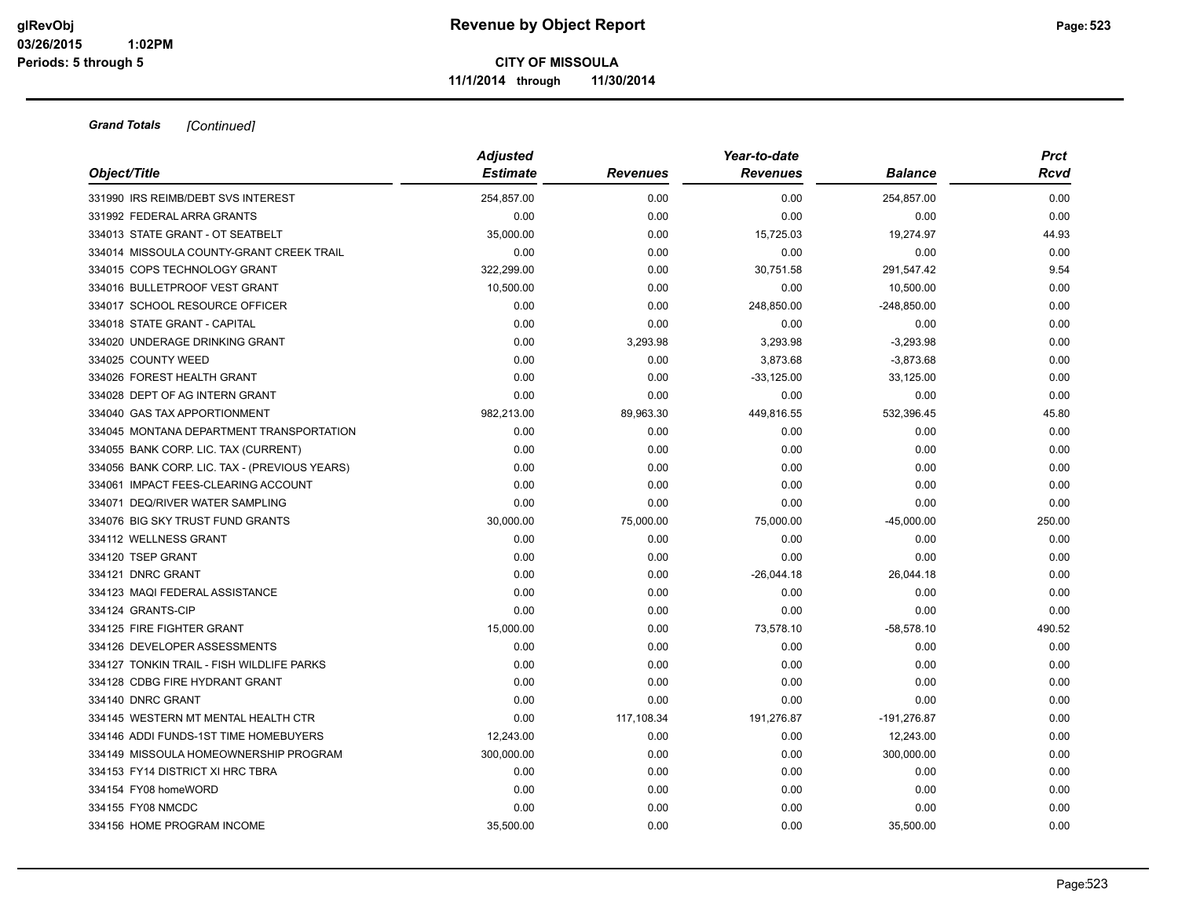**Grand Totals** *[Continued]*

| Object/Title | Adjusted Estimate | Revenues | Year-to-date Revenues | Balance | Prct Rcvd |
|---|---|---|---|---|---|
| 331990 IRS REIMB/DEBT SVS INTEREST | 254,857.00 | 0.00 | 0.00 | 254,857.00 | 0.00 |
| 331992 FEDERAL ARRA GRANTS | 0.00 | 0.00 | 0.00 | 0.00 | 0.00 |
| 334013 STATE GRANT - OT SEATBELT | 35,000.00 | 0.00 | 15,725.03 | 19,274.97 | 44.93 |
| 334014 MISSOULA COUNTY-GRANT CREEK TRAIL | 0.00 | 0.00 | 0.00 | 0.00 | 0.00 |
| 334015 COPS TECHNOLOGY GRANT | 322,299.00 | 0.00 | 30,751.58 | 291,547.42 | 9.54 |
| 334016 BULLETPROOF VEST GRANT | 10,500.00 | 0.00 | 0.00 | 10,500.00 | 0.00 |
| 334017 SCHOOL RESOURCE OFFICER | 0.00 | 0.00 | 248,850.00 | -248,850.00 | 0.00 |
| 334018 STATE GRANT - CAPITAL | 0.00 | 0.00 | 0.00 | 0.00 | 0.00 |
| 334020 UNDERAGE DRINKING GRANT | 0.00 | 3,293.98 | 3,293.98 | -3,293.98 | 0.00 |
| 334025 COUNTY WEED | 0.00 | 0.00 | 3,873.68 | -3,873.68 | 0.00 |
| 334026 FOREST HEALTH GRANT | 0.00 | 0.00 | -33,125.00 | 33,125.00 | 0.00 |
| 334028 DEPT OF AG INTERN GRANT | 0.00 | 0.00 | 0.00 | 0.00 | 0.00 |
| 334040 GAS TAX APPORTIONMENT | 982,213.00 | 89,963.30 | 449,816.55 | 532,396.45 | 45.80 |
| 334045 MONTANA DEPARTMENT TRANSPORTATION | 0.00 | 0.00 | 0.00 | 0.00 | 0.00 |
| 334055 BANK CORP. LIC. TAX (CURRENT) | 0.00 | 0.00 | 0.00 | 0.00 | 0.00 |
| 334056 BANK CORP. LIC. TAX - (PREVIOUS YEARS) | 0.00 | 0.00 | 0.00 | 0.00 | 0.00 |
| 334061 IMPACT FEES-CLEARING ACCOUNT | 0.00 | 0.00 | 0.00 | 0.00 | 0.00 |
| 334071 DEQ/RIVER WATER SAMPLING | 0.00 | 0.00 | 0.00 | 0.00 | 0.00 |
| 334076 BIG SKY TRUST FUND GRANTS | 30,000.00 | 75,000.00 | 75,000.00 | -45,000.00 | 250.00 |
| 334112 WELLNESS GRANT | 0.00 | 0.00 | 0.00 | 0.00 | 0.00 |
| 334120 TSEP GRANT | 0.00 | 0.00 | 0.00 | 0.00 | 0.00 |
| 334121 DNRC GRANT | 0.00 | 0.00 | -26,044.18 | 26,044.18 | 0.00 |
| 334123 MAQI FEDERAL ASSISTANCE | 0.00 | 0.00 | 0.00 | 0.00 | 0.00 |
| 334124 GRANTS-CIP | 0.00 | 0.00 | 0.00 | 0.00 | 0.00 |
| 334125 FIRE FIGHTER GRANT | 15,000.00 | 0.00 | 73,578.10 | -58,578.10 | 490.52 |
| 334126 DEVELOPER ASSESSMENTS | 0.00 | 0.00 | 0.00 | 0.00 | 0.00 |
| 334127 TONKIN TRAIL - FISH WILDLIFE PARKS | 0.00 | 0.00 | 0.00 | 0.00 | 0.00 |
| 334128 CDBG FIRE HYDRANT GRANT | 0.00 | 0.00 | 0.00 | 0.00 | 0.00 |
| 334140 DNRC GRANT | 0.00 | 0.00 | 0.00 | 0.00 | 0.00 |
| 334145 WESTERN MT MENTAL HEALTH CTR | 0.00 | 117,108.34 | 191,276.87 | -191,276.87 | 0.00 |
| 334146 ADDI FUNDS-1ST TIME HOMEBUYERS | 12,243.00 | 0.00 | 0.00 | 12,243.00 | 0.00 |
| 334149 MISSOULA HOMEOWNERSHIP PROGRAM | 300,000.00 | 0.00 | 0.00 | 300,000.00 | 0.00 |
| 334153 FY14 DISTRICT XI HRC TBRA | 0.00 | 0.00 | 0.00 | 0.00 | 0.00 |
| 334154 FY08 homeWORD | 0.00 | 0.00 | 0.00 | 0.00 | 0.00 |
| 334155 FY08 NMCDC | 0.00 | 0.00 | 0.00 | 0.00 | 0.00 |
| 334156 HOME PROGRAM INCOME | 35,500.00 | 0.00 | 0.00 | 35,500.00 | 0.00 |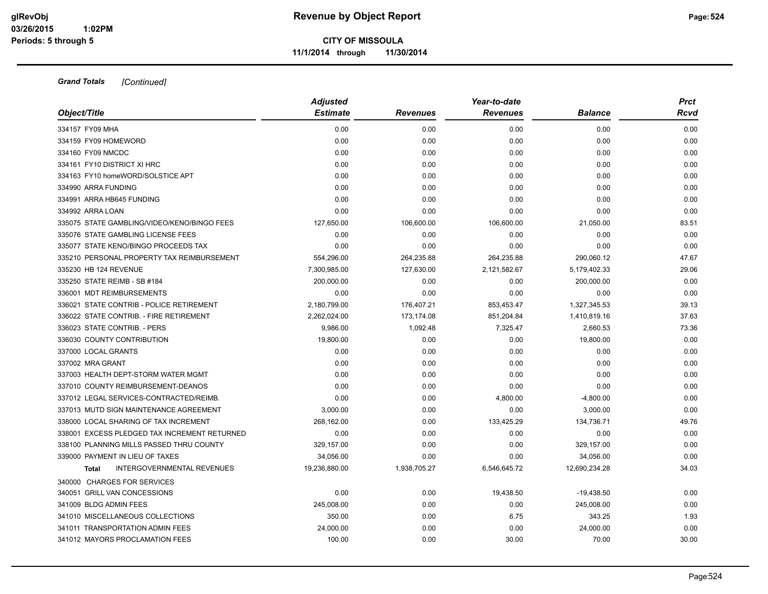**CITY OF MISSOULA**

**11/1/2014 through 11/30/2014**

***Grand Totals*** *[Continued]*

| Object/Title | Adjusted Estimate | Revenues | Year-to-date Revenues | Balance | Prct Rcvd |
|---|---|---|---|---|---|
| 334157 FY09 MHA | 0.00 | 0.00 | 0.00 | 0.00 | 0.00 |
| 334159 FY09 HOMEWORD | 0.00 | 0.00 | 0.00 | 0.00 | 0.00 |
| 334160 FY09 NMCDC | 0.00 | 0.00 | 0.00 | 0.00 | 0.00 |
| 334161 FY10 DISTRICT XI HRC | 0.00 | 0.00 | 0.00 | 0.00 | 0.00 |
| 334163 FY10 homeWORD/SOLSTICE APT | 0.00 | 0.00 | 0.00 | 0.00 | 0.00 |
| 334990 ARRA FUNDING | 0.00 | 0.00 | 0.00 | 0.00 | 0.00 |
| 334991 ARRA HB645 FUNDING | 0.00 | 0.00 | 0.00 | 0.00 | 0.00 |
| 334992 ARRA LOAN | 0.00 | 0.00 | 0.00 | 0.00 | 0.00 |
| 335075 STATE GAMBLING/VIDEO/KENO/BINGO FEES | 127,650.00 | 106,600.00 | 106,600.00 | 21,050.00 | 83.51 |
| 335076 STATE GAMBLING LICENSE FEES | 0.00 | 0.00 | 0.00 | 0.00 | 0.00 |
| 335077 STATE KENO/BINGO PROCEEDS TAX | 0.00 | 0.00 | 0.00 | 0.00 | 0.00 |
| 335210 PERSONAL PROPERTY TAX REIMBURSEMENT | 554,296.00 | 264,235.88 | 264,235.88 | 290,060.12 | 47.67 |
| 335230 HB 124 REVENUE | 7,300,985.00 | 127,630.00 | 2,121,582.67 | 5,179,402.33 | 29.06 |
| 335250 STATE REIMB - SB #184 | 200,000.00 | 0.00 | 0.00 | 200,000.00 | 0.00 |
| 336001 MDT REIMBURSEMENTS | 0.00 | 0.00 | 0.00 | 0.00 | 0.00 |
| 336021 STATE CONTRIB - POLICE RETIREMENT | 2,180,799.00 | 176,407.21 | 853,453.47 | 1,327,345.53 | 39.13 |
| 336022 STATE CONTRIB. - FIRE RETIREMENT | 2,262,024.00 | 173,174.08 | 851,204.84 | 1,410,819.16 | 37.63 |
| 336023 STATE CONTRIB. - PERS | 9,986.00 | 1,092.48 | 7,325.47 | 2,660.53 | 73.36 |
| 336030 COUNTY CONTRIBUTION | 19,800.00 | 0.00 | 0.00 | 19,800.00 | 0.00 |
| 337000 LOCAL GRANTS | 0.00 | 0.00 | 0.00 | 0.00 | 0.00 |
| 337002 MRA GRANT | 0.00 | 0.00 | 0.00 | 0.00 | 0.00 |
| 337003 HEALTH DEPT-STORM WATER MGMT | 0.00 | 0.00 | 0.00 | 0.00 | 0.00 |
| 337010 COUNTY REIMBURSEMENT-DEANOS | 0.00 | 0.00 | 0.00 | 0.00 | 0.00 |
| 337012 LEGAL SERVICES-CONTRACTED/REIMB. | 0.00 | 0.00 | 4,800.00 | -4,800.00 | 0.00 |
| 337013 MUTD SIGN MAINTENANCE AGREEMENT | 3,000.00 | 0.00 | 0.00 | 3,000.00 | 0.00 |
| 338000 LOCAL SHARING OF TAX INCREMENT | 268,162.00 | 0.00 | 133,425.29 | 134,736.71 | 49.76 |
| 338001 EXCESS PLEDGED TAX INCREMENT RETURNED | 0.00 | 0.00 | 0.00 | 0.00 | 0.00 |
| 338100 PLANNING MILLS PASSED THRU COUNTY | 329,157.00 | 0.00 | 0.00 | 329,157.00 | 0.00 |
| 339000 PAYMENT IN LIEU OF TAXES | 34,056.00 | 0.00 | 0.00 | 34,056.00 | 0.00 |
| **Total** INTERGOVERNMENTAL REVENUES | 19,236,880.00 | 1,938,705.27 | 6,546,645.72 | 12,690,234.28 | 34.03 |
| 340000 CHARGES FOR SERVICES | | | | | |
| 340051 GRILL VAN CONCESSIONS | 0.00 | 0.00 | 19,438.50 | -19,438.50 | 0.00 |
| 341009 BLDG ADMIN FEES | 245,008.00 | 0.00 | 0.00 | 245,008.00 | 0.00 |
| 341010 MISCELLANEOUS COLLECTIONS | 350.00 | 0.00 | 6.75 | 343.25 | 1.93 |
| 341011 TRANSPORTATION ADMIN FEES | 24,000.00 | 0.00 | 0.00 | 24,000.00 | 0.00 |
| 341012 MAYORS PROCLAMATION FEES | 100.00 | 0.00 | 30.00 | 70.00 | 30.00 |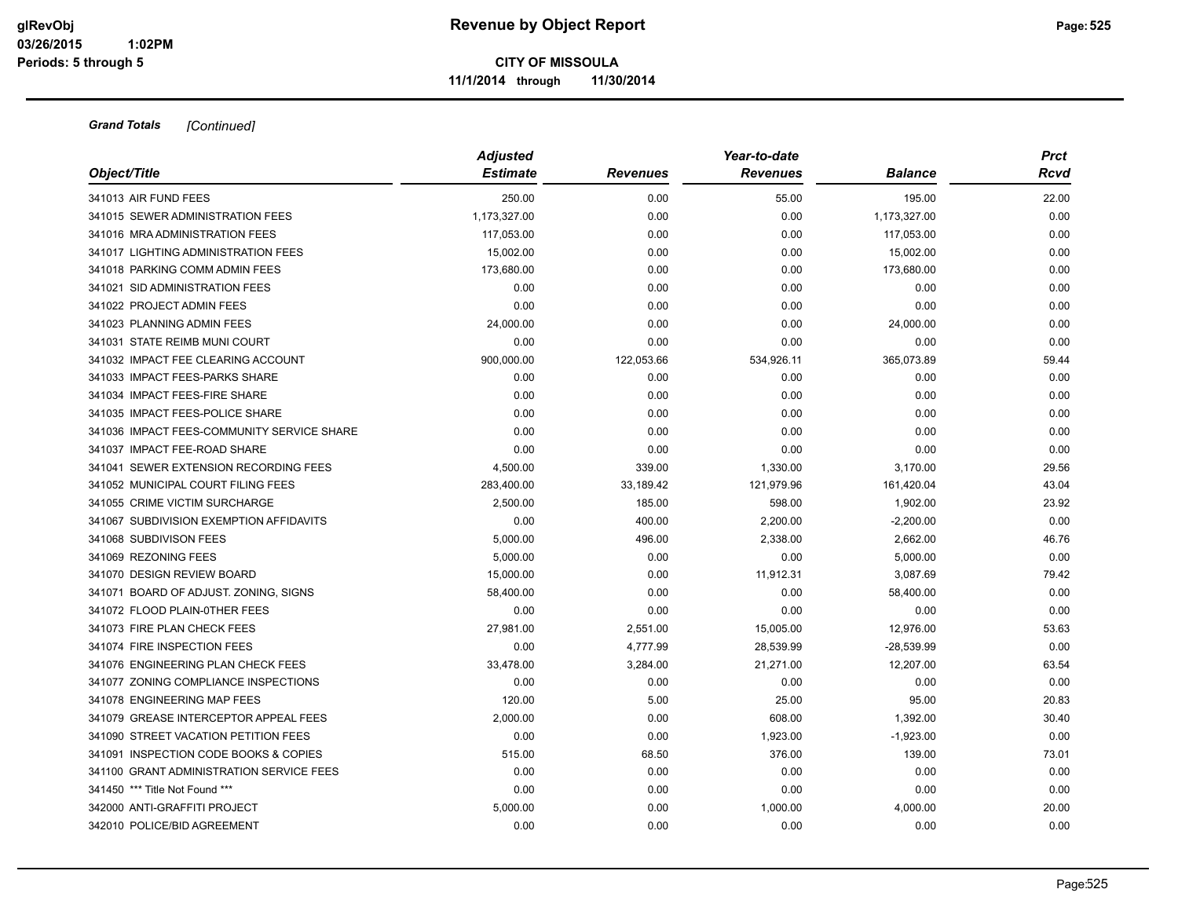**CITY OF MISSOULA**

**11/1/2014 through 11/30/2014**

***Grand Totals*** *[Continued]*

| *Object/Title* | *Adjusted Estimate* | *Revenues* | *Year-to-date Revenues* | *Balance* | *Prct Rcvd* |
|---|---|---|---|---|---|
| 341013 AIR FUND FEES | 250.00 | 0.00 | 55.00 | 195.00 | 22.00 |
| 341015 SEWER ADMINISTRATION FEES | 1,173,327.00 | 0.00 | 0.00 | 1,173,327.00 | 0.00 |
| 341016 MRA ADMINISTRATION FEES | 117,053.00 | 0.00 | 0.00 | 117,053.00 | 0.00 |
| 341017 LIGHTING ADMINISTRATION FEES | 15,002.00 | 0.00 | 0.00 | 15,002.00 | 0.00 |
| 341018 PARKING COMM ADMIN FEES | 173,680.00 | 0.00 | 0.00 | 173,680.00 | 0.00 |
| 341021 SID ADMINISTRATION FEES | 0.00 | 0.00 | 0.00 | 0.00 | 0.00 |
| 341022 PROJECT ADMIN FEES | 0.00 | 0.00 | 0.00 | 0.00 | 0.00 |
| 341023 PLANNING ADMIN FEES | 24,000.00 | 0.00 | 0.00 | 24,000.00 | 0.00 |
| 341031 STATE REIMB MUNI COURT | 0.00 | 0.00 | 0.00 | 0.00 | 0.00 |
| 341032 IMPACT FEE CLEARING ACCOUNT | 900,000.00 | 122,053.66 | 534,926.11 | 365,073.89 | 59.44 |
| 341033 IMPACT FEES-PARKS SHARE | 0.00 | 0.00 | 0.00 | 0.00 | 0.00 |
| 341034 IMPACT FEES-FIRE SHARE | 0.00 | 0.00 | 0.00 | 0.00 | 0.00 |
| 341035 IMPACT FEES-POLICE SHARE | 0.00 | 0.00 | 0.00 | 0.00 | 0.00 |
| 341036 IMPACT FEES-COMMUNITY SERVICE SHARE | 0.00 | 0.00 | 0.00 | 0.00 | 0.00 |
| 341037 IMPACT FEE-ROAD SHARE | 0.00 | 0.00 | 0.00 | 0.00 | 0.00 |
| 341041 SEWER EXTENSION RECORDING FEES | 4,500.00 | 339.00 | 1,330.00 | 3,170.00 | 29.56 |
| 341052 MUNICIPAL COURT FILING FEES | 283,400.00 | 33,189.42 | 121,979.96 | 161,420.04 | 43.04 |
| 341055 CRIME VICTIM SURCHARGE | 2,500.00 | 185.00 | 598.00 | 1,902.00 | 23.92 |
| 341067 SUBDIVISION EXEMPTION AFFIDAVITS | 0.00 | 400.00 | 2,200.00 | -2,200.00 | 0.00 |
| 341068 SUBDIVISON FEES | 5,000.00 | 496.00 | 2,338.00 | 2,662.00 | 46.76 |
| 341069 REZONING FEES | 5,000.00 | 0.00 | 0.00 | 5,000.00 | 0.00 |
| 341070 DESIGN REVIEW BOARD | 15,000.00 | 0.00 | 11,912.31 | 3,087.69 | 79.42 |
| 341071 BOARD OF ADJUST. ZONING, SIGNS | 58,400.00 | 0.00 | 0.00 | 58,400.00 | 0.00 |
| 341072 FLOOD PLAIN-0THER FEES | 0.00 | 0.00 | 0.00 | 0.00 | 0.00 |
| 341073 FIRE PLAN CHECK FEES | 27,981.00 | 2,551.00 | 15,005.00 | 12,976.00 | 53.63 |
| 341074 FIRE INSPECTION FEES | 0.00 | 4,777.99 | 28,539.99 | -28,539.99 | 0.00 |
| 341076 ENGINEERING PLAN CHECK FEES | 33,478.00 | 3,284.00 | 21,271.00 | 12,207.00 | 63.54 |
| 341077 ZONING COMPLIANCE INSPECTIONS | 0.00 | 0.00 | 0.00 | 0.00 | 0.00 |
| 341078 ENGINEERING MAP FEES | 120.00 | 5.00 | 25.00 | 95.00 | 20.83 |
| 341079 GREASE INTERCEPTOR APPEAL FEES | 2,000.00 | 0.00 | 608.00 | 1,392.00 | 30.40 |
| 341090 STREET VACATION PETITION FEES | 0.00 | 0.00 | 1,923.00 | -1,923.00 | 0.00 |
| 341091 INSPECTION CODE BOOKS & COPIES | 515.00 | 68.50 | 376.00 | 139.00 | 73.01 |
| 341100 GRANT ADMINISTRATION SERVICE FEES | 0.00 | 0.00 | 0.00 | 0.00 | 0.00 |
| 341450 *** Title Not Found *** | 0.00 | 0.00 | 0.00 | 0.00 | 0.00 |
| 342000 ANTI-GRAFFITI PROJECT | 5,000.00 | 0.00 | 1,000.00 | 4,000.00 | 20.00 |
| 342010 POLICE/BID AGREEMENT | 0.00 | 0.00 | 0.00 | 0.00 | 0.00 |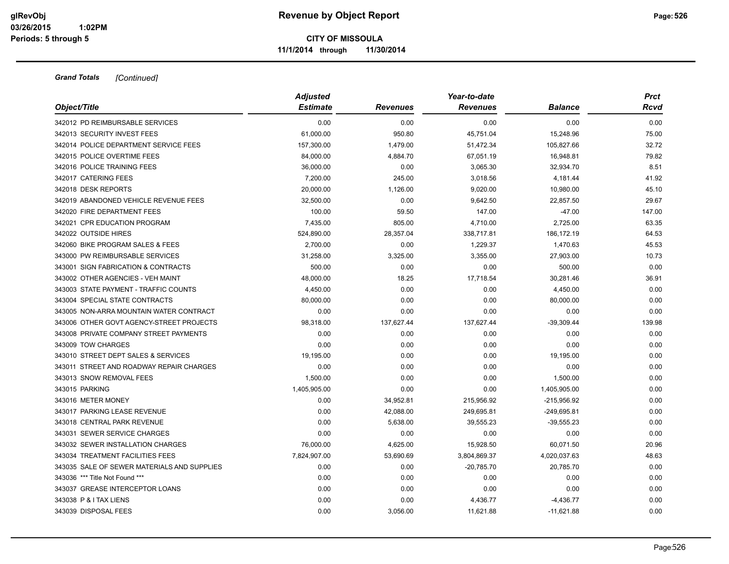**Grand Totals** *[Continued]*

| Object/Title | Adjusted Estimate | Revenues | Year-to-date Revenues | Balance | Prct Rcvd |
|---|---|---|---|---|---|
| 342012 PD REIMBURSABLE SERVICES | 0.00 | 0.00 | 0.00 | 0.00 | 0.00 |
| 342013 SECURITY INVEST FEES | 61,000.00 | 950.80 | 45,751.04 | 15,248.96 | 75.00 |
| 342014 POLICE DEPARTMENT SERVICE FEES | 157,300.00 | 1,479.00 | 51,472.34 | 105,827.66 | 32.72 |
| 342015 POLICE OVERTIME FEES | 84,000.00 | 4,884.70 | 67,051.19 | 16,948.81 | 79.82 |
| 342016 POLICE TRAINING FEES | 36,000.00 | 0.00 | 3,065.30 | 32,934.70 | 8.51 |
| 342017 CATERING FEES | 7,200.00 | 245.00 | 3,018.56 | 4,181.44 | 41.92 |
| 342018 DESK REPORTS | 20,000.00 | 1,126.00 | 9,020.00 | 10,980.00 | 45.10 |
| 342019 ABANDONED VEHICLE REVENUE FEES | 32,500.00 | 0.00 | 9,642.50 | 22,857.50 | 29.67 |
| 342020 FIRE DEPARTMENT FEES | 100.00 | 59.50 | 147.00 | -47.00 | 147.00 |
| 342021 CPR EDUCATION PROGRAM | 7,435.00 | 805.00 | 4,710.00 | 2,725.00 | 63.35 |
| 342022 OUTSIDE HIRES | 524,890.00 | 28,357.04 | 338,717.81 | 186,172.19 | 64.53 |
| 342060 BIKE PROGRAM SALES & FEES | 2,700.00 | 0.00 | 1,229.37 | 1,470.63 | 45.53 |
| 343000 PW REIMBURSABLE SERVICES | 31,258.00 | 3,325.00 | 3,355.00 | 27,903.00 | 10.73 |
| 343001 SIGN FABRICATION & CONTRACTS | 500.00 | 0.00 | 0.00 | 500.00 | 0.00 |
| 343002 OTHER AGENCIES - VEH MAINT | 48,000.00 | 18.25 | 17,718.54 | 30,281.46 | 36.91 |
| 343003 STATE PAYMENT - TRAFFIC COUNTS | 4,450.00 | 0.00 | 0.00 | 4,450.00 | 0.00 |
| 343004 SPECIAL STATE CONTRACTS | 80,000.00 | 0.00 | 0.00 | 80,000.00 | 0.00 |
| 343005 NON-ARRA MOUNTAIN WATER CONTRACT | 0.00 | 0.00 | 0.00 | 0.00 | 0.00 |
| 343006 OTHER GOVT AGENCY-STREET PROJECTS | 98,318.00 | 137,627.44 | 137,627.44 | -39,309.44 | 139.98 |
| 343008 PRIVATE COMPANY STREET PAYMENTS | 0.00 | 0.00 | 0.00 | 0.00 | 0.00 |
| 343009 TOW CHARGES | 0.00 | 0.00 | 0.00 | 0.00 | 0.00 |
| 343010 STREET DEPT SALES & SERVICES | 19,195.00 | 0.00 | 0.00 | 19,195.00 | 0.00 |
| 343011 STREET AND ROADWAY REPAIR CHARGES | 0.00 | 0.00 | 0.00 | 0.00 | 0.00 |
| 343013 SNOW REMOVAL FEES | 1,500.00 | 0.00 | 0.00 | 1,500.00 | 0.00 |
| 343015 PARKING | 1,405,905.00 | 0.00 | 0.00 | 1,405,905.00 | 0.00 |
| 343016 METER MONEY | 0.00 | 34,952.81 | 215,956.92 | -215,956.92 | 0.00 |
| 343017 PARKING LEASE REVENUE | 0.00 | 42,088.00 | 249,695.81 | -249,695.81 | 0.00 |
| 343018 CENTRAL PARK REVENUE | 0.00 | 5,638.00 | 39,555.23 | -39,555.23 | 0.00 |
| 343031 SEWER SERVICE CHARGES | 0.00 | 0.00 | 0.00 | 0.00 | 0.00 |
| 343032 SEWER INSTALLATION CHARGES | 76,000.00 | 4,625.00 | 15,928.50 | 60,071.50 | 20.96 |
| 343034 TREATMENT FACILITIES FEES | 7,824,907.00 | 53,690.69 | 3,804,869.37 | 4,020,037.63 | 48.63 |
| 343035 SALE OF SEWER MATERIALS AND SUPPLIES | 0.00 | 0.00 | -20,785.70 | 20,785.70 | 0.00 |
| 343036 *** Title Not Found *** | 0.00 | 0.00 | 0.00 | 0.00 | 0.00 |
| 343037 GREASE INTERCEPTOR LOANS | 0.00 | 0.00 | 0.00 | 0.00 | 0.00 |
| 343038 P & I TAX LIENS | 0.00 | 0.00 | 4,436.77 | -4,436.77 | 0.00 |
| 343039 DISPOSAL FEES | 0.00 | 3,056.00 | 11,621.88 | -11,621.88 | 0.00 |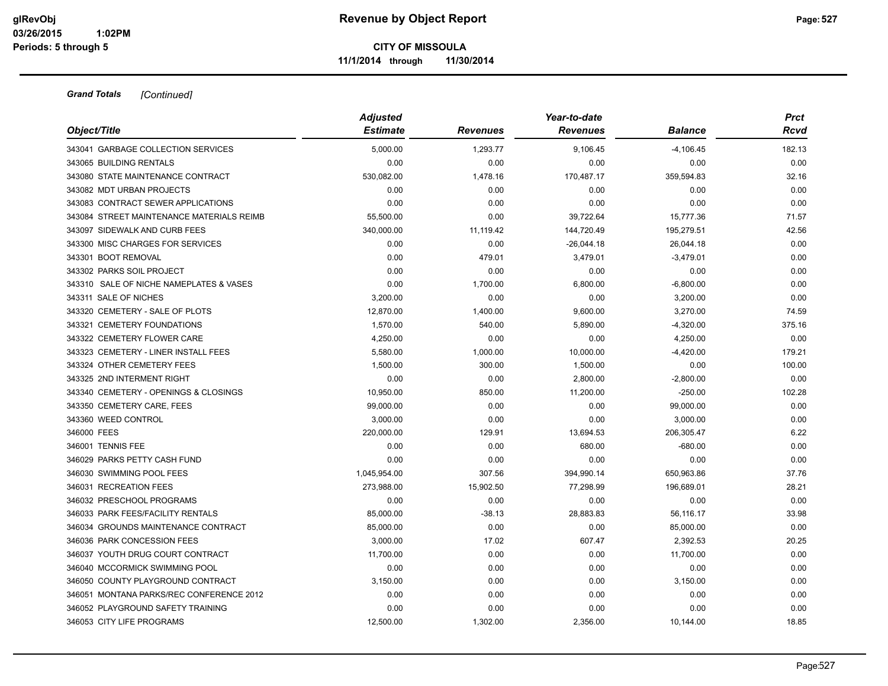**CITY OF MISSOULA**

**11/1/2014 through 11/30/2014**

***Grand Totals*** *[Continued]*

| Object/Title | Adjusted Estimate | Revenues | Year-to-date Revenues | Balance | Prct Rcvd |
|---|---|---|---|---|---|
| 343041 GARBAGE COLLECTION SERVICES | 5,000.00 | 1,293.77 | 9,106.45 | -4,106.45 | 182.13 |
| 343065 BUILDING RENTALS | 0.00 | 0.00 | 0.00 | 0.00 | 0.00 |
| 343080 STATE MAINTENANCE CONTRACT | 530,082.00 | 1,478.16 | 170,487.17 | 359,594.83 | 32.16 |
| 343082 MDT URBAN PROJECTS | 0.00 | 0.00 | 0.00 | 0.00 | 0.00 |
| 343083 CONTRACT SEWER APPLICATIONS | 0.00 | 0.00 | 0.00 | 0.00 | 0.00 |
| 343084 STREET MAINTENANCE MATERIALS REIMB | 55,500.00 | 0.00 | 39,722.64 | 15,777.36 | 71.57 |
| 343097 SIDEWALK AND CURB FEES | 340,000.00 | 11,119.42 | 144,720.49 | 195,279.51 | 42.56 |
| 343300 MISC CHARGES FOR SERVICES | 0.00 | 0.00 | -26,044.18 | 26,044.18 | 0.00 |
| 343301 BOOT REMOVAL | 0.00 | 479.01 | 3,479.01 | -3,479.01 | 0.00 |
| 343302 PARKS SOIL PROJECT | 0.00 | 0.00 | 0.00 | 0.00 | 0.00 |
| 343310 SALE OF NICHE NAMEPLATES & VASES | 0.00 | 1,700.00 | 6,800.00 | -6,800.00 | 0.00 |
| 343311 SALE OF NICHES | 3,200.00 | 0.00 | 0.00 | 3,200.00 | 0.00 |
| 343320 CEMETERY - SALE OF PLOTS | 12,870.00 | 1,400.00 | 9,600.00 | 3,270.00 | 74.59 |
| 343321 CEMETERY FOUNDATIONS | 1,570.00 | 540.00 | 5,890.00 | -4,320.00 | 375.16 |
| 343322 CEMETERY FLOWER CARE | 4,250.00 | 0.00 | 0.00 | 4,250.00 | 0.00 |
| 343323 CEMETERY - LINER INSTALL FEES | 5,580.00 | 1,000.00 | 10,000.00 | -4,420.00 | 179.21 |
| 343324 OTHER CEMETERY FEES | 1,500.00 | 300.00 | 1,500.00 | 0.00 | 100.00 |
| 343325 2ND INTERMENT RIGHT | 0.00 | 0.00 | 2,800.00 | -2,800.00 | 0.00 |
| 343340 CEMETERY - OPENINGS & CLOSINGS | 10,950.00 | 850.00 | 11,200.00 | -250.00 | 102.28 |
| 343350 CEMETERY CARE, FEES | 99,000.00 | 0.00 | 0.00 | 99,000.00 | 0.00 |
| 343360 WEED CONTROL | 3,000.00 | 0.00 | 0.00 | 3,000.00 | 0.00 |
| 346000 FEES | 220,000.00 | 129.91 | 13,694.53 | 206,305.47 | 6.22 |
| 346001 TENNIS FEE | 0.00 | 0.00 | 680.00 | -680.00 | 0.00 |
| 346029 PARKS PETTY CASH FUND | 0.00 | 0.00 | 0.00 | 0.00 | 0.00 |
| 346030 SWIMMING POOL FEES | 1,045,954.00 | 307.56 | 394,990.14 | 650,963.86 | 37.76 |
| 346031 RECREATION FEES | 273,988.00 | 15,902.50 | 77,298.99 | 196,689.01 | 28.21 |
| 346032 PRESCHOOL PROGRAMS | 0.00 | 0.00 | 0.00 | 0.00 | 0.00 |
| 346033 PARK FEES/FACILITY RENTALS | 85,000.00 | -38.13 | 28,883.83 | 56,116.17 | 33.98 |
| 346034 GROUNDS MAINTENANCE CONTRACT | 85,000.00 | 0.00 | 0.00 | 85,000.00 | 0.00 |
| 346036 PARK CONCESSION FEES | 3,000.00 | 17.02 | 607.47 | 2,392.53 | 20.25 |
| 346037 YOUTH DRUG COURT CONTRACT | 11,700.00 | 0.00 | 0.00 | 11,700.00 | 0.00 |
| 346040 MCCORMICK SWIMMING POOL | 0.00 | 0.00 | 0.00 | 0.00 | 0.00 |
| 346050 COUNTY PLAYGROUND CONTRACT | 3,150.00 | 0.00 | 0.00 | 3,150.00 | 0.00 |
| 346051 MONTANA PARKS/REC CONFERENCE 2012 | 0.00 | 0.00 | 0.00 | 0.00 | 0.00 |
| 346052 PLAYGROUND SAFETY TRAINING | 0.00 | 0.00 | 0.00 | 0.00 | 0.00 |
| 346053 CITY LIFE PROGRAMS | 12,500.00 | 1,302.00 | 2,356.00 | 10,144.00 | 18.85 |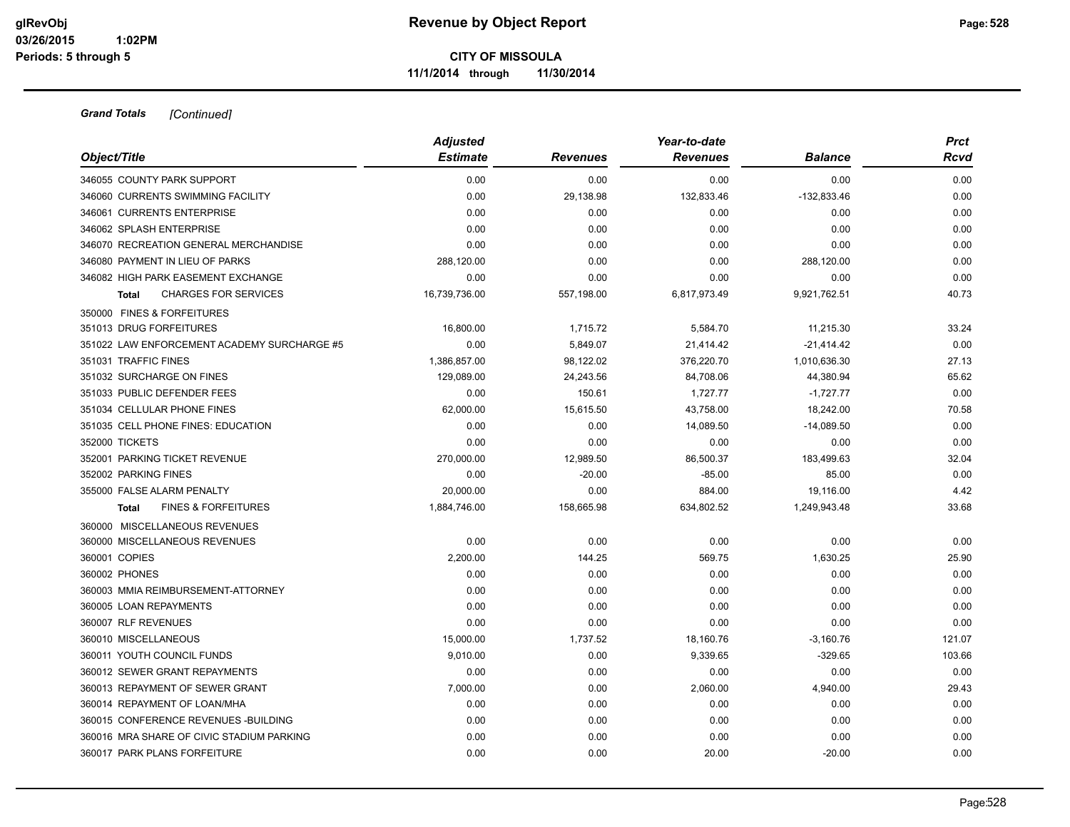# Revenue by Object Report

**CITY OF MISSOULA**

**11/1/2014 through 11/30/2014**

glRevObj
03/26/2015 1:02PM
Periods: 5 through 5

***Grand Totals*** *[Continued]*

| Object/Title | Adjusted Estimate | Revenues | Year-to-date Revenues | Balance | Prct Rcvd |
|---|---|---|---|---|---|
| 346055 COUNTY PARK SUPPORT | 0.00 | 0.00 | 0.00 | 0.00 | 0.00 |
| 346060 CURRENTS SWIMMING FACILITY | 0.00 | 29,138.98 | 132,833.46 | -132,833.46 | 0.00 |
| 346061 CURRENTS ENTERPRISE | 0.00 | 0.00 | 0.00 | 0.00 | 0.00 |
| 346062 SPLASH ENTERPRISE | 0.00 | 0.00 | 0.00 | 0.00 | 0.00 |
| 346070 RECREATION GENERAL MERCHANDISE | 0.00 | 0.00 | 0.00 | 0.00 | 0.00 |
| 346080 PAYMENT IN LIEU OF PARKS | 288,120.00 | 0.00 | 0.00 | 288,120.00 | 0.00 |
| 346082 HIGH PARK EASEMENT EXCHANGE | 0.00 | 0.00 | 0.00 | 0.00 | 0.00 |
| **Total** CHARGES FOR SERVICES | 16,739,736.00 | 557,198.00 | 6,817,973.49 | 9,921,762.51 | 40.73 |
| 350000 FINES & FORFEITURES | | | | | |
| 351013 DRUG FORFEITURES | 16,800.00 | 1,715.72 | 5,584.70 | 11,215.30 | 33.24 |
| 351022 LAW ENFORCEMENT ACADEMY SURCHARGE #5 | 0.00 | 5,849.07 | 21,414.42 | -21,414.42 | 0.00 |
| 351031 TRAFFIC FINES | 1,386,857.00 | 98,122.02 | 376,220.70 | 1,010,636.30 | 27.13 |
| 351032 SURCHARGE ON FINES | 129,089.00 | 24,243.56 | 84,708.06 | 44,380.94 | 65.62 |
| 351033 PUBLIC DEFENDER FEES | 0.00 | 150.61 | 1,727.77 | -1,727.77 | 0.00 |
| 351034 CELLULAR PHONE FINES | 62,000.00 | 15,615.50 | 43,758.00 | 18,242.00 | 70.58 |
| 351035 CELL PHONE FINES: EDUCATION | 0.00 | 0.00 | 14,089.50 | -14,089.50 | 0.00 |
| 352000 TICKETS | 0.00 | 0.00 | 0.00 | 0.00 | 0.00 |
| 352001 PARKING TICKET REVENUE | 270,000.00 | 12,989.50 | 86,500.37 | 183,499.63 | 32.04 |
| 352002 PARKING FINES | 0.00 | -20.00 | -85.00 | 85.00 | 0.00 |
| 355000 FALSE ALARM PENALTY | 20,000.00 | 0.00 | 884.00 | 19,116.00 | 4.42 |
| **Total** FINES & FORFEITURES | 1,884,746.00 | 158,665.98 | 634,802.52 | 1,249,943.48 | 33.68 |
| 360000 MISCELLANEOUS REVENUES | | | | | |
| 360000 MISCELLANEOUS REVENUES | 0.00 | 0.00 | 0.00 | 0.00 | 0.00 |
| 360001 COPIES | 2,200.00 | 144.25 | 569.75 | 1,630.25 | 25.90 |
| 360002 PHONES | 0.00 | 0.00 | 0.00 | 0.00 | 0.00 |
| 360003 MMIA REIMBURSEMENT-ATTORNEY | 0.00 | 0.00 | 0.00 | 0.00 | 0.00 |
| 360005 LOAN REPAYMENTS | 0.00 | 0.00 | 0.00 | 0.00 | 0.00 |
| 360007 RLF REVENUES | 0.00 | 0.00 | 0.00 | 0.00 | 0.00 |
| 360010 MISCELLANEOUS | 15,000.00 | 1,737.52 | 18,160.76 | -3,160.76 | 121.07 |
| 360011 YOUTH COUNCIL FUNDS | 9,010.00 | 0.00 | 9,339.65 | -329.65 | 103.66 |
| 360012 SEWER GRANT REPAYMENTS | 0.00 | 0.00 | 0.00 | 0.00 | 0.00 |
| 360013 REPAYMENT OF SEWER GRANT | 7,000.00 | 0.00 | 2,060.00 | 4,940.00 | 29.43 |
| 360014 REPAYMENT OF LOAN/MHA | 0.00 | 0.00 | 0.00 | 0.00 | 0.00 |
| 360015 CONFERENCE REVENUES -BUILDING | 0.00 | 0.00 | 0.00 | 0.00 | 0.00 |
| 360016 MRA SHARE OF CIVIC STADIUM PARKING | 0.00 | 0.00 | 0.00 | 0.00 | 0.00 |
| 360017 PARK PLANS FORFEITURE | 0.00 | 0.00 | 20.00 | -20.00 | 0.00 |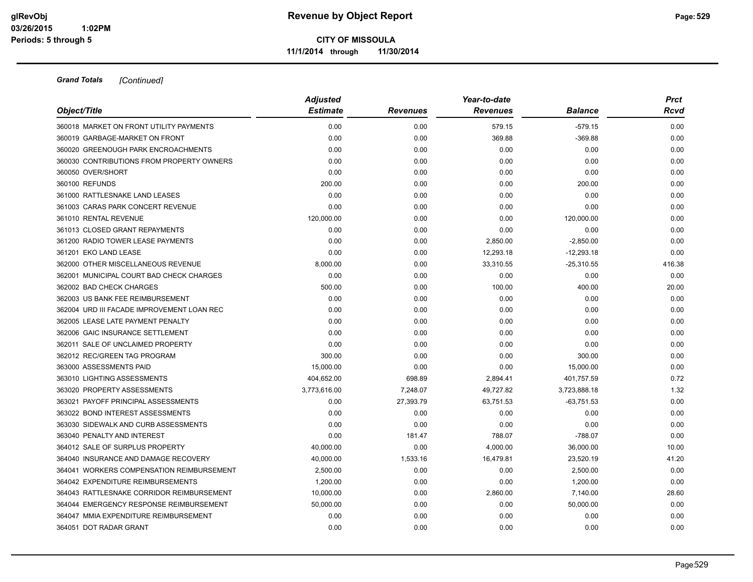**Grand Totals** *[Continued]*

| Object/Title | Adjusted Estimate | Revenues | Year-to-date Revenues | Balance | Prct Rcvd |
|---|---|---|---|---|---|
| 360018 MARKET ON FRONT UTILITY PAYMENTS | 0.00 | 0.00 | 579.15 | -579.15 | 0.00 |
| 360019 GARBAGE-MARKET ON FRONT | 0.00 | 0.00 | 369.88 | -369.88 | 0.00 |
| 360020 GREENOUGH PARK ENCROACHMENTS | 0.00 | 0.00 | 0.00 | 0.00 | 0.00 |
| 360030 CONTRIBUTIONS FROM PROPERTY OWNERS | 0.00 | 0.00 | 0.00 | 0.00 | 0.00 |
| 360050 OVER/SHORT | 0.00 | 0.00 | 0.00 | 0.00 | 0.00 |
| 360100 REFUNDS | 200.00 | 0.00 | 0.00 | 200.00 | 0.00 |
| 361000 RATTLESNAKE LAND LEASES | 0.00 | 0.00 | 0.00 | 0.00 | 0.00 |
| 361003 CARAS PARK CONCERT REVENUE | 0.00 | 0.00 | 0.00 | 0.00 | 0.00 |
| 361010 RENTAL REVENUE | 120,000.00 | 0.00 | 0.00 | 120,000.00 | 0.00 |
| 361013 CLOSED GRANT REPAYMENTS | 0.00 | 0.00 | 0.00 | 0.00 | 0.00 |
| 361200 RADIO TOWER LEASE PAYMENTS | 0.00 | 0.00 | 2,850.00 | -2,850.00 | 0.00 |
| 361201 EKO LAND LEASE | 0.00 | 0.00 | 12,293.18 | -12,293.18 | 0.00 |
| 362000 OTHER MISCELLANEOUS REVENUE | 8,000.00 | 0.00 | 33,310.55 | -25,310.55 | 416.38 |
| 362001 MUNICIPAL COURT BAD CHECK CHARGES | 0.00 | 0.00 | 0.00 | 0.00 | 0.00 |
| 362002 BAD CHECK CHARGES | 500.00 | 0.00 | 100.00 | 400.00 | 20.00 |
| 362003 US BANK FEE REIMBURSEMENT | 0.00 | 0.00 | 0.00 | 0.00 | 0.00 |
| 362004 URD III FACADE IMPROVEMENT LOAN REC | 0.00 | 0.00 | 0.00 | 0.00 | 0.00 |
| 362005 LEASE LATE PAYMENT PENALTY | 0.00 | 0.00 | 0.00 | 0.00 | 0.00 |
| 362006 GAIC INSURANCE SETTLEMENT | 0.00 | 0.00 | 0.00 | 0.00 | 0.00 |
| 362011 SALE OF UNCLAIMED PROPERTY | 0.00 | 0.00 | 0.00 | 0.00 | 0.00 |
| 362012 REC/GREEN TAG PROGRAM | 300.00 | 0.00 | 0.00 | 300.00 | 0.00 |
| 363000 ASSESSMENTS PAID | 15,000.00 | 0.00 | 0.00 | 15,000.00 | 0.00 |
| 363010 LIGHTING ASSESSMENTS | 404,652.00 | 698.89 | 2,894.41 | 401,757.59 | 0.72 |
| 363020 PROPERTY ASSESSMENTS | 3,773,616.00 | 7,248.07 | 49,727.82 | 3,723,888.18 | 1.32 |
| 363021 PAYOFF PRINCIPAL ASSESSMENTS | 0.00 | 27,393.79 | 63,751.53 | -63,751.53 | 0.00 |
| 363022 BOND INTEREST ASSESSMENTS | 0.00 | 0.00 | 0.00 | 0.00 | 0.00 |
| 363030 SIDEWALK AND CURB ASSESSMENTS | 0.00 | 0.00 | 0.00 | 0.00 | 0.00 |
| 363040 PENALTY AND INTEREST | 0.00 | 181.47 | 788.07 | -788.07 | 0.00 |
| 364012 SALE OF SURPLUS PROPERTY | 40,000.00 | 0.00 | 4,000.00 | 36,000.00 | 10.00 |
| 364040 INSURANCE AND DAMAGE RECOVERY | 40,000.00 | 1,533.16 | 16,479.81 | 23,520.19 | 41.20 |
| 364041 WORKERS COMPENSATION REIMBURSEMENT | 2,500.00 | 0.00 | 0.00 | 2,500.00 | 0.00 |
| 364042 EXPENDITURE REIMBURSEMENTS | 1,200.00 | 0.00 | 0.00 | 1,200.00 | 0.00 |
| 364043 RATTLESNAKE CORRIDOR REIMBURSEMENT | 10,000.00 | 0.00 | 2,860.00 | 7,140.00 | 28.60 |
| 364044 EMERGENCY RESPONSE REIMBURSEMENT | 50,000.00 | 0.00 | 0.00 | 50,000.00 | 0.00 |
| 364047 MMIA EXPENDITURE REIMBURSEMENT | 0.00 | 0.00 | 0.00 | 0.00 | 0.00 |
| 364051 DOT RADAR GRANT | 0.00 | 0.00 | 0.00 | 0.00 | 0.00 |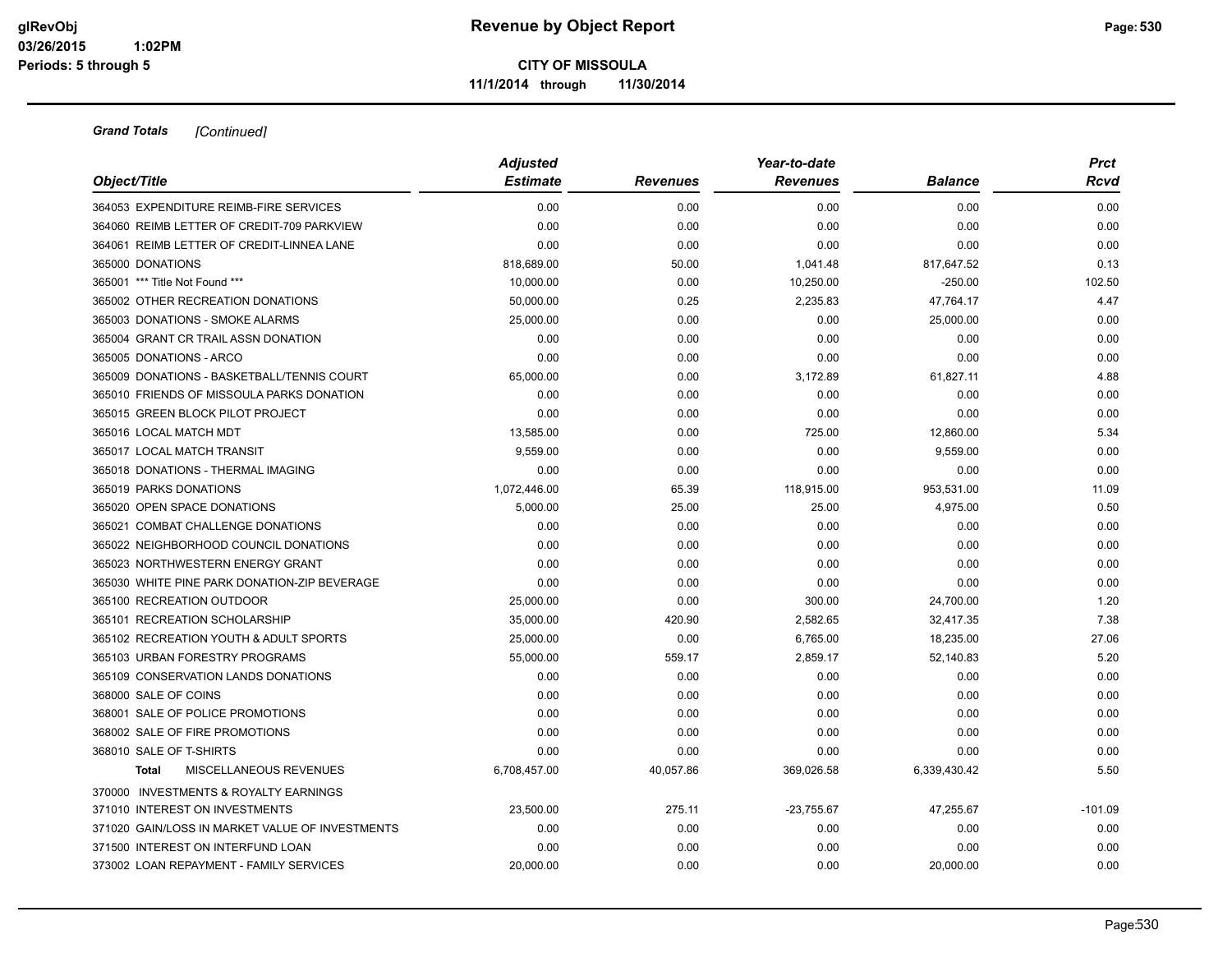# Revenue by Object Report

**CITY OF MISSOULA**

**11/1/2014 through 11/30/2014**

glRevObj
03/26/2015 1:02PM
Periods: 5 through 5

***Grand Totals*** *[Continued]*

| Object/Title | Adjusted Estimate | Revenues | Year-to-date Revenues | Balance | Prct Rcvd |
|---|---|---|---|---|---|
| 364053 EXPENDITURE REIMB-FIRE SERVICES | 0.00 | 0.00 | 0.00 | 0.00 | 0.00 |
| 364060 REIMB LETTER OF CREDIT-709 PARKVIEW | 0.00 | 0.00 | 0.00 | 0.00 | 0.00 |
| 364061 REIMB LETTER OF CREDIT-LINNEA LANE | 0.00 | 0.00 | 0.00 | 0.00 | 0.00 |
| 365000 DONATIONS | 818,689.00 | 50.00 | 1,041.48 | 817,647.52 | 0.13 |
| 365001 *** Title Not Found *** | 10,000.00 | 0.00 | 10,250.00 | -250.00 | 102.50 |
| 365002 OTHER RECREATION DONATIONS | 50,000.00 | 0.25 | 2,235.83 | 47,764.17 | 4.47 |
| 365003 DONATIONS - SMOKE ALARMS | 25,000.00 | 0.00 | 0.00 | 25,000.00 | 0.00 |
| 365004 GRANT CR TRAIL ASSN DONATION | 0.00 | 0.00 | 0.00 | 0.00 | 0.00 |
| 365005 DONATIONS - ARCO | 0.00 | 0.00 | 0.00 | 0.00 | 0.00 |
| 365009 DONATIONS - BASKETBALL/TENNIS COURT | 65,000.00 | 0.00 | 3,172.89 | 61,827.11 | 4.88 |
| 365010 FRIENDS OF MISSOULA PARKS DONATION | 0.00 | 0.00 | 0.00 | 0.00 | 0.00 |
| 365015 GREEN BLOCK PILOT PROJECT | 0.00 | 0.00 | 0.00 | 0.00 | 0.00 |
| 365016 LOCAL MATCH MDT | 13,585.00 | 0.00 | 725.00 | 12,860.00 | 5.34 |
| 365017 LOCAL MATCH TRANSIT | 9,559.00 | 0.00 | 0.00 | 9,559.00 | 0.00 |
| 365018 DONATIONS - THERMAL IMAGING | 0.00 | 0.00 | 0.00 | 0.00 | 0.00 |
| 365019 PARKS DONATIONS | 1,072,446.00 | 65.39 | 118,915.00 | 953,531.00 | 11.09 |
| 365020 OPEN SPACE DONATIONS | 5,000.00 | 25.00 | 25.00 | 4,975.00 | 0.50 |
| 365021 COMBAT CHALLENGE DONATIONS | 0.00 | 0.00 | 0.00 | 0.00 | 0.00 |
| 365022 NEIGHBORHOOD COUNCIL DONATIONS | 0.00 | 0.00 | 0.00 | 0.00 | 0.00 |
| 365023 NORTHWESTERN ENERGY GRANT | 0.00 | 0.00 | 0.00 | 0.00 | 0.00 |
| 365030 WHITE PINE PARK DONATION-ZIP BEVERAGE | 0.00 | 0.00 | 0.00 | 0.00 | 0.00 |
| 365100 RECREATION OUTDOOR | 25,000.00 | 0.00 | 300.00 | 24,700.00 | 1.20 |
| 365101 RECREATION SCHOLARSHIP | 35,000.00 | 420.90 | 2,582.65 | 32,417.35 | 7.38 |
| 365102 RECREATION YOUTH & ADULT SPORTS | 25,000.00 | 0.00 | 6,765.00 | 18,235.00 | 27.06 |
| 365103 URBAN FORESTRY PROGRAMS | 55,000.00 | 559.17 | 2,859.17 | 52,140.83 | 5.20 |
| 365109 CONSERVATION LANDS DONATIONS | 0.00 | 0.00 | 0.00 | 0.00 | 0.00 |
| 368000 SALE OF COINS | 0.00 | 0.00 | 0.00 | 0.00 | 0.00 |
| 368001 SALE OF POLICE PROMOTIONS | 0.00 | 0.00 | 0.00 | 0.00 | 0.00 |
| 368002 SALE OF FIRE PROMOTIONS | 0.00 | 0.00 | 0.00 | 0.00 | 0.00 |
| 368010 SALE OF T-SHIRTS | 0.00 | 0.00 | 0.00 | 0.00 | 0.00 |
| **Total** MISCELLANEOUS REVENUES | 6,708,457.00 | 40,057.86 | 369,026.58 | 6,339,430.42 | 5.50 |
| 370000 INVESTMENTS & ROYALTY EARNINGS | | | | | |
| 371010 INTEREST ON INVESTMENTS | 23,500.00 | 275.11 | -23,755.67 | 47,255.67 | -101.09 |
| 371020 GAIN/LOSS IN MARKET VALUE OF INVESTMENTS | 0.00 | 0.00 | 0.00 | 0.00 | 0.00 |
| 371500 INTEREST ON INTERFUND LOAN | 0.00 | 0.00 | 0.00 | 0.00 | 0.00 |
| 373002 LOAN REPAYMENT - FAMILY SERVICES | 20,000.00 | 0.00 | 0.00 | 20,000.00 | 0.00 |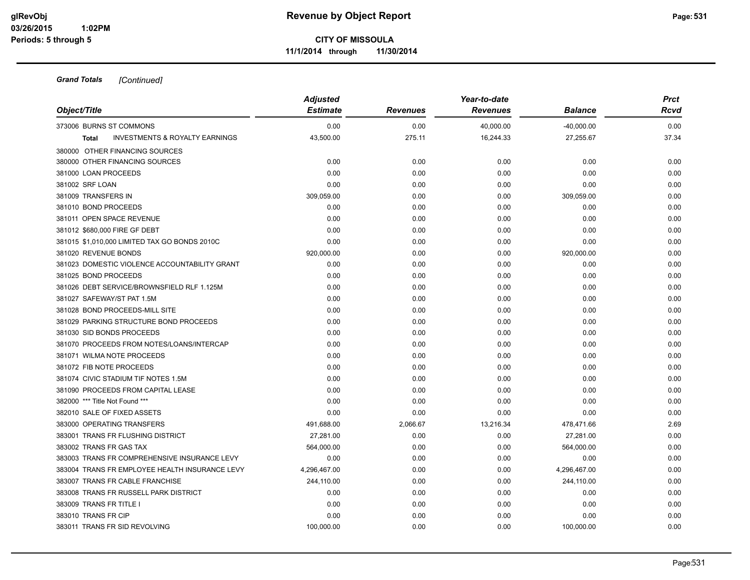**Grand Totals** *[Continued]*

| Object/Title | Adjusted Estimate | Revenues | Year-to-date Revenues | Balance | Prct Rcvd |
|---|---|---|---|---|---|
| 373006 BURNS ST COMMONS | 0.00 | 0.00 | 40,000.00 | -40,000.00 | 0.00 |
| **Total** INVESTMENTS & ROYALTY EARNINGS | 43,500.00 | 275.11 | 16,244.33 | 27,255.67 | 37.34 |
| 380000 OTHER FINANCING SOURCES | | | | | |
| 380000 OTHER FINANCING SOURCES | 0.00 | 0.00 | 0.00 | 0.00 | 0.00 |
| 381000 LOAN PROCEEDS | 0.00 | 0.00 | 0.00 | 0.00 | 0.00 |
| 381002 SRF LOAN | 0.00 | 0.00 | 0.00 | 0.00 | 0.00 |
| 381009 TRANSFERS IN | 309,059.00 | 0.00 | 0.00 | 309,059.00 | 0.00 |
| 381010 BOND PROCEEDS | 0.00 | 0.00 | 0.00 | 0.00 | 0.00 |
| 381011 OPEN SPACE REVENUE | 0.00 | 0.00 | 0.00 | 0.00 | 0.00 |
| 381012 $680,000 FIRE GF DEBT | 0.00 | 0.00 | 0.00 | 0.00 | 0.00 |
| 381015 $1,010,000 LIMITED TAX GO BONDS 2010C | 0.00 | 0.00 | 0.00 | 0.00 | 0.00 |
| 381020 REVENUE BONDS | 920,000.00 | 0.00 | 0.00 | 920,000.00 | 0.00 |
| 381023 DOMESTIC VIOLENCE ACCOUNTABILITY GRANT | 0.00 | 0.00 | 0.00 | 0.00 | 0.00 |
| 381025 BOND PROCEEDS | 0.00 | 0.00 | 0.00 | 0.00 | 0.00 |
| 381026 DEBT SERVICE/BROWNSFIELD RLF 1.125M | 0.00 | 0.00 | 0.00 | 0.00 | 0.00 |
| 381027 SAFEWAY/ST PAT 1.5M | 0.00 | 0.00 | 0.00 | 0.00 | 0.00 |
| 381028 BOND PROCEEDS-MILL SITE | 0.00 | 0.00 | 0.00 | 0.00 | 0.00 |
| 381029 PARKING STRUCTURE BOND PROCEEDS | 0.00 | 0.00 | 0.00 | 0.00 | 0.00 |
| 381030 SID BONDS PROCEEDS | 0.00 | 0.00 | 0.00 | 0.00 | 0.00 |
| 381070 PROCEEDS FROM NOTES/LOANS/INTERCAP | 0.00 | 0.00 | 0.00 | 0.00 | 0.00 |
| 381071 WILMA NOTE PROCEEDS | 0.00 | 0.00 | 0.00 | 0.00 | 0.00 |
| 381072 FIB NOTE PROCEEDS | 0.00 | 0.00 | 0.00 | 0.00 | 0.00 |
| 381074 CIVIC STADIUM TIF NOTES 1.5M | 0.00 | 0.00 | 0.00 | 0.00 | 0.00 |
| 381090 PROCEEDS FROM CAPITAL LEASE | 0.00 | 0.00 | 0.00 | 0.00 | 0.00 |
| 382000 *** Title Not Found *** | 0.00 | 0.00 | 0.00 | 0.00 | 0.00 |
| 382010 SALE OF FIXED ASSETS | 0.00 | 0.00 | 0.00 | 0.00 | 0.00 |
| 383000 OPERATING TRANSFERS | 491,688.00 | 2,066.67 | 13,216.34 | 478,471.66 | 2.69 |
| 383001 TRANS FR FLUSHING DISTRICT | 27,281.00 | 0.00 | 0.00 | 27,281.00 | 0.00 |
| 383002 TRANS FR GAS TAX | 564,000.00 | 0.00 | 0.00 | 564,000.00 | 0.00 |
| 383003 TRANS FR COMPREHENSIVE INSURANCE LEVY | 0.00 | 0.00 | 0.00 | 0.00 | 0.00 |
| 383004 TRANS FR EMPLOYEE HEALTH INSURANCE LEVY | 4,296,467.00 | 0.00 | 0.00 | 4,296,467.00 | 0.00 |
| 383007 TRANS FR CABLE FRANCHISE | 244,110.00 | 0.00 | 0.00 | 244,110.00 | 0.00 |
| 383008 TRANS FR RUSSELL PARK DISTRICT | 0.00 | 0.00 | 0.00 | 0.00 | 0.00 |
| 383009 TRANS FR TITLE I | 0.00 | 0.00 | 0.00 | 0.00 | 0.00 |
| 383010 TRANS FR CIP | 0.00 | 0.00 | 0.00 | 0.00 | 0.00 |
| 383011 TRANS FR SID REVOLVING | 100,000.00 | 0.00 | 0.00 | 100,000.00 | 0.00 |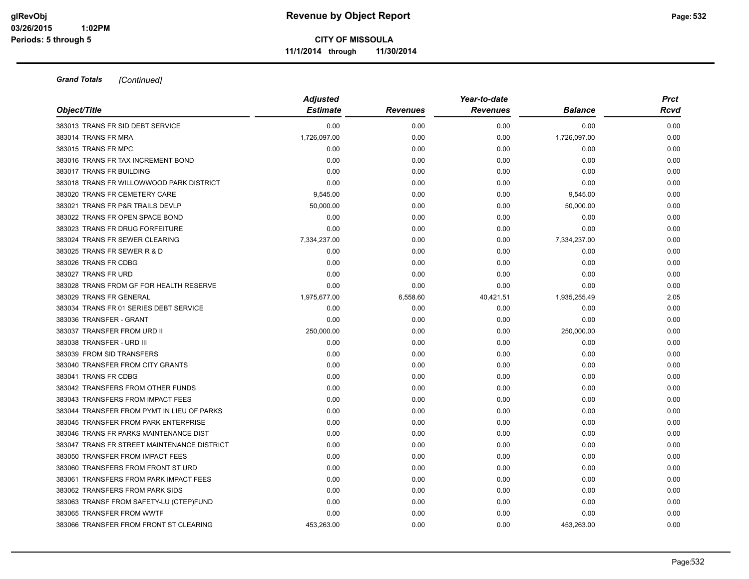# Revenue by Object Report

**CITY OF MISSOULA**

**11/1/2014 through 11/30/2014**

glRevObj
03/26/2015 1:02PM
Periods: 5 through 5

***Grand Totals*** *[Continued]*

| Object/Title | Adjusted Estimate | Revenues | Year-to-date Revenues | Balance | Prct Rcvd |
|---|---|---|---|---|---|
| 383013 TRANS FR SID DEBT SERVICE | 0.00 | 0.00 | 0.00 | 0.00 | 0.00 |
| 383014 TRANS FR MRA | 1,726,097.00 | 0.00 | 0.00 | 1,726,097.00 | 0.00 |
| 383015 TRANS FR MPC | 0.00 | 0.00 | 0.00 | 0.00 | 0.00 |
| 383016 TRANS FR TAX INCREMENT BOND | 0.00 | 0.00 | 0.00 | 0.00 | 0.00 |
| 383017 TRANS FR BUILDING | 0.00 | 0.00 | 0.00 | 0.00 | 0.00 |
| 383018 TRANS FR WILLOWWOOD PARK DISTRICT | 0.00 | 0.00 | 0.00 | 0.00 | 0.00 |
| 383020 TRANS FR CEMETERY CARE | 9,545.00 | 0.00 | 0.00 | 9,545.00 | 0.00 |
| 383021 TRANS FR P&R TRAILS DEVLP | 50,000.00 | 0.00 | 0.00 | 50,000.00 | 0.00 |
| 383022 TRANS FR OPEN SPACE BOND | 0.00 | 0.00 | 0.00 | 0.00 | 0.00 |
| 383023 TRANS FR DRUG FORFEITURE | 0.00 | 0.00 | 0.00 | 0.00 | 0.00 |
| 383024 TRANS FR SEWER CLEARING | 7,334,237.00 | 0.00 | 0.00 | 7,334,237.00 | 0.00 |
| 383025 TRANS FR SEWER R & D | 0.00 | 0.00 | 0.00 | 0.00 | 0.00 |
| 383026 TRANS FR CDBG | 0.00 | 0.00 | 0.00 | 0.00 | 0.00 |
| 383027 TRANS FR URD | 0.00 | 0.00 | 0.00 | 0.00 | 0.00 |
| 383028 TRANS FROM GF FOR HEALTH RESERVE | 0.00 | 0.00 | 0.00 | 0.00 | 0.00 |
| 383029 TRANS FR GENERAL | 1,975,677.00 | 6,558.60 | 40,421.51 | 1,935,255.49 | 2.05 |
| 383034 TRANS FR 01 SERIES DEBT SERVICE | 0.00 | 0.00 | 0.00 | 0.00 | 0.00 |
| 383036 TRANSFER - GRANT | 0.00 | 0.00 | 0.00 | 0.00 | 0.00 |
| 383037 TRANSFER FROM URD II | 250,000.00 | 0.00 | 0.00 | 250,000.00 | 0.00 |
| 383038 TRANSFER - URD III | 0.00 | 0.00 | 0.00 | 0.00 | 0.00 |
| 383039 FROM SID TRANSFERS | 0.00 | 0.00 | 0.00 | 0.00 | 0.00 |
| 383040 TRANSFER FROM CITY GRANTS | 0.00 | 0.00 | 0.00 | 0.00 | 0.00 |
| 383041 TRANS FR CDBG | 0.00 | 0.00 | 0.00 | 0.00 | 0.00 |
| 383042 TRANSFERS FROM OTHER FUNDS | 0.00 | 0.00 | 0.00 | 0.00 | 0.00 |
| 383043 TRANSFERS FROM IMPACT FEES | 0.00 | 0.00 | 0.00 | 0.00 | 0.00 |
| 383044 TRANSFER FROM PYMT IN LIEU OF PARKS | 0.00 | 0.00 | 0.00 | 0.00 | 0.00 |
| 383045 TRANSFER FROM PARK ENTERPRISE | 0.00 | 0.00 | 0.00 | 0.00 | 0.00 |
| 383046 TRANS FR PARKS MAINTENANCE DIST | 0.00 | 0.00 | 0.00 | 0.00 | 0.00 |
| 383047 TRANS FR STREET MAINTENANCE DISTRICT | 0.00 | 0.00 | 0.00 | 0.00 | 0.00 |
| 383050 TRANSFER FROM IMPACT FEES | 0.00 | 0.00 | 0.00 | 0.00 | 0.00 |
| 383060 TRANSFERS FROM FRONT ST URD | 0.00 | 0.00 | 0.00 | 0.00 | 0.00 |
| 383061 TRANSFERS FROM PARK IMPACT FEES | 0.00 | 0.00 | 0.00 | 0.00 | 0.00 |
| 383062 TRANSFERS FROM PARK SIDS | 0.00 | 0.00 | 0.00 | 0.00 | 0.00 |
| 383063 TRANSF FROM SAFETY-LU (CTEP)FUND | 0.00 | 0.00 | 0.00 | 0.00 | 0.00 |
| 383065 TRANSFER FROM WWTF | 0.00 | 0.00 | 0.00 | 0.00 | 0.00 |
| 383066 TRANSFER FROM FRONT ST CLEARING | 453,263.00 | 0.00 | 0.00 | 453,263.00 | 0.00 |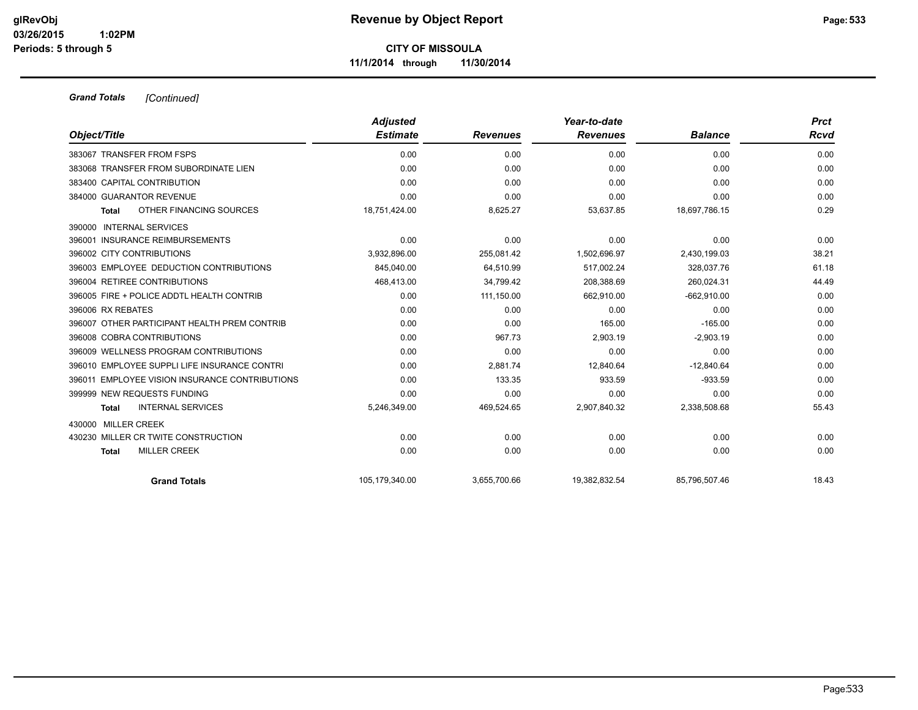**Grand Totals** *[Continued]*

| Object/Title | Adjusted Estimate | Revenues | Year-to-date Revenues | Balance | Prct Rcvd |
|---|---|---|---|---|---|
| 383067 TRANSFER FROM FSPS | 0.00 | 0.00 | 0.00 | 0.00 | 0.00 |
| 383068 TRANSFER FROM SUBORDINATE LIEN | 0.00 | 0.00 | 0.00 | 0.00 | 0.00 |
| 383400 CAPITAL CONTRIBUTION | 0.00 | 0.00 | 0.00 | 0.00 | 0.00 |
| 384000 GUARANTOR REVENUE | 0.00 | 0.00 | 0.00 | 0.00 | 0.00 |
| **Total** OTHER FINANCING SOURCES | 18,751,424.00 | 8,625.27 | 53,637.85 | 18,697,786.15 | 0.29 |
| 390000 INTERNAL SERVICES | | | | | |
| 396001 INSURANCE REIMBURSEMENTS | 0.00 | 0.00 | 0.00 | 0.00 | 0.00 |
| 396002 CITY CONTRIBUTIONS | 3,932,896.00 | 255,081.42 | 1,502,696.97 | 2,430,199.03 | 38.21 |
| 396003 EMPLOYEE DEDUCTION CONTRIBUTIONS | 845,040.00 | 64,510.99 | 517,002.24 | 328,037.76 | 61.18 |
| 396004 RETIREE CONTRIBUTIONS | 468,413.00 | 34,799.42 | 208,388.69 | 260,024.31 | 44.49 |
| 396005 FIRE + POLICE ADDTL HEALTH CONTRIB | 0.00 | 111,150.00 | 662,910.00 | -662,910.00 | 0.00 |
| 396006 RX REBATES | 0.00 | 0.00 | 0.00 | 0.00 | 0.00 |
| 396007 OTHER PARTICIPANT HEALTH PREM CONTRIB | 0.00 | 0.00 | 165.00 | -165.00 | 0.00 |
| 396008 COBRA CONTRIBUTIONS | 0.00 | 967.73 | 2,903.19 | -2,903.19 | 0.00 |
| 396009 WELLNESS PROGRAM CONTRIBUTIONS | 0.00 | 0.00 | 0.00 | 0.00 | 0.00 |
| 396010 EMPLOYEE SUPPLI LIFE INSURANCE CONTRI | 0.00 | 2,881.74 | 12,840.64 | -12,840.64 | 0.00 |
| 396011 EMPLOYEE VISION INSURANCE CONTRIBUTIONS | 0.00 | 133.35 | 933.59 | -933.59 | 0.00 |
| 399999 NEW REQUESTS FUNDING | 0.00 | 0.00 | 0.00 | 0.00 | 0.00 |
| **Total** INTERNAL SERVICES | 5,246,349.00 | 469,524.65 | 2,907,840.32 | 2,338,508.68 | 55.43 |
| 430000 MILLER CREEK | | | | | |
| 430230 MILLER CR TWITE CONSTRUCTION | 0.00 | 0.00 | 0.00 | 0.00 | 0.00 |
| **Total** MILLER CREEK | 0.00 | 0.00 | 0.00 | 0.00 | 0.00 |
| **Grand Totals** | 105,179,340.00 | 3,655,700.66 | 19,382,832.54 | 85,796,507.46 | 18.43 |